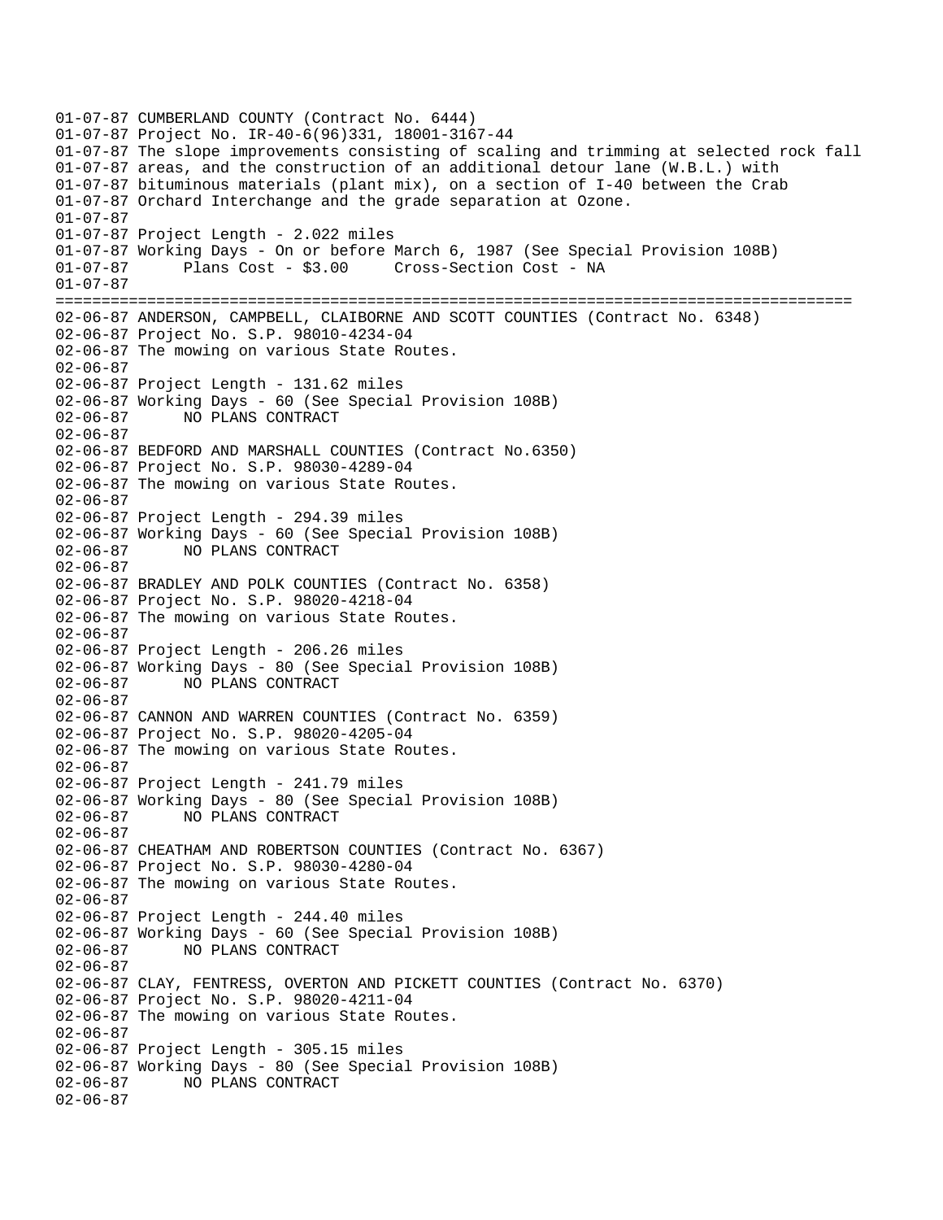```
01-07-87 CUMBERLAND COUNTY (Contract No. 6444)
01-07-87 Project No. IR-40-6(96)331, 18001-3167-44
01-07-87 The slope improvements consisting of scaling and trimming at selected rock fall
01-07-87 areas, and the construction of an additional detour lane (W.B.L.) with
01-07-87 bituminous materials (plant mix), on a section of I-40 between the Crab
01-07-87 Orchard Interchange and the grade separation at Ozone.
01-07-87
01-07-87 Project Length - 2.022 miles
01-07-87 Working Days - On or before March 6, 1987 (See Special Provision 108B)
01-07-87      Plans Cost - $3.00     Cross-Section Cost - NA
01-07-87
================================================================================
02-06-87 ANDERSON, CAMPBELL, CLAIBORNE AND SCOTT COUNTIES (Contract No. 6348)
02-06-87 Project No. S.P. 98010-4234-04
02-06-87 The mowing on various State Routes.
02-06-87
02-06-87 Project Length - 131.62 miles
02-06-87 Working Days - 60 (See Special Provision 108B)
02-06-87      NO PLANS CONTRACT
02-06-87
02-06-87 BEDFORD AND MARSHALL COUNTIES (Contract No.6350)
02-06-87 Project No. S.P. 98030-4289-04
02-06-87 The mowing on various State Routes.
02-06-87
02-06-87 Project Length - 294.39 miles
02-06-87 Working Days - 60 (See Special Provision 108B)
02-06-87      NO PLANS CONTRACT
02-06-87
02-06-87 BRADLEY AND POLK COUNTIES (Contract No. 6358)
02-06-87 Project No. S.P. 98020-4218-04
02-06-87 The mowing on various State Routes.
02-06-87
02-06-87 Project Length - 206.26 miles
02-06-87 Working Days - 80 (See Special Provision 108B)
02-06-87      NO PLANS CONTRACT
02-06-87
02-06-87 CANNON AND WARREN COUNTIES (Contract No. 6359)
02-06-87 Project No. S.P. 98020-4205-04
02-06-87 The mowing on various State Routes.
02-06-87
02-06-87 Project Length - 241.79 miles
02-06-87 Working Days - 80 (See Special Provision 108B)
02-06-87      NO PLANS CONTRACT
02-06-87
02-06-87 CHEATHAM AND ROBERTSON COUNTIES (Contract No. 6367)
02-06-87 Project No. S.P. 98030-4280-04
02-06-87 The mowing on various State Routes.
02-06-87
02-06-87 Project Length - 244.40 miles
02-06-87 Working Days - 60 (See Special Provision 108B)
02-06-87      NO PLANS CONTRACT
02-06-87
02-06-87 CLAY, FENTRESS, OVERTON AND PICKETT COUNTIES (Contract No. 6370)
02-06-87 Project No. S.P. 98020-4211-04
02-06-87 The mowing on various State Routes.
02-06-87
02-06-87 Project Length - 305.15 miles
02-06-87 Working Days - 80 (See Special Provision 108B)
02-06-87      NO PLANS CONTRACT
02-06-87
```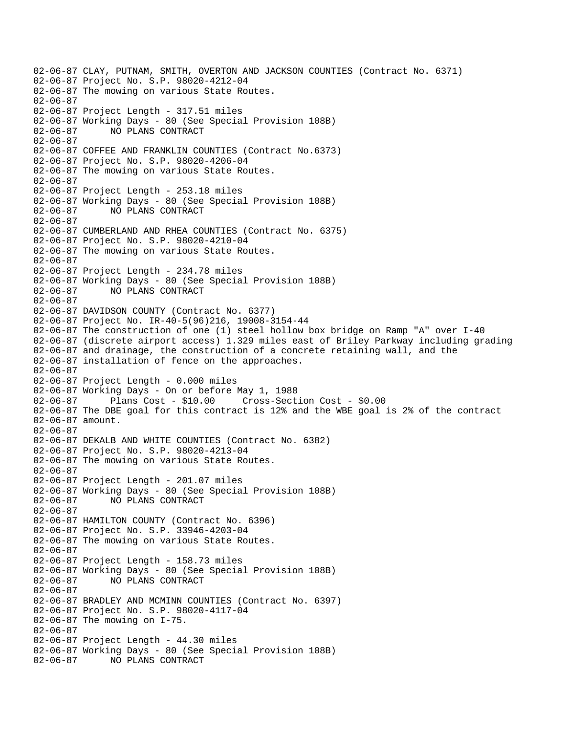```
02-06-87 CLAY, PUTNAM, SMITH, OVERTON AND JACKSON COUNTIES (Contract No. 6371)
02-06-87 Project No. S.P. 98020-4212-04
02-06-87 The mowing on various State Routes.
02-06-87
02-06-87 Project Length - 317.51 miles
02-06-87 Working Days - 80 (See Special Provision 108B)
02-06-87      NO PLANS CONTRACT
02-06-87
02-06-87 COFFEE AND FRANKLIN COUNTIES (Contract No.6373)
02-06-87 Project No. S.P. 98020-4206-04
02-06-87 The mowing on various State Routes.
02-06-87
02-06-87 Project Length - 253.18 miles
02-06-87 Working Days - 80 (See Special Provision 108B)
02-06-87      NO PLANS CONTRACT
02-06-87
02-06-87 CUMBERLAND AND RHEA COUNTIES (Contract No. 6375)
02-06-87 Project No. S.P. 98020-4210-04
02-06-87 The mowing on various State Routes.
02-06-87
02-06-87 Project Length - 234.78 miles
02-06-87 Working Days - 80 (See Special Provision 108B)
02-06-87      NO PLANS CONTRACT
02-06-87
02-06-87 DAVIDSON COUNTY (Contract No. 6377)
02-06-87 Project No. IR-40-5(96)216, 19008-3154-44
02-06-87 The construction of one (1) steel hollow box bridge on Ramp "A" over I-40
02-06-87 (discrete airport access) 1.329 miles east of Briley Parkway including grading
02-06-87 and drainage, the construction of a concrete retaining wall, and the
02-06-87 installation of fence on the approaches.
02-06-87
02-06-87 Project Length - 0.000 miles
02-06-87 Working Days - On or before May 1, 1988
02-06-87      Plans Cost - $10.00     Cross-Section Cost - $0.00
02-06-87 The DBE goal for this contract is 12% and the WBE goal is 2% of the contract
02-06-87 amount.
02-06-87
02-06-87 DEKALB AND WHITE COUNTIES (Contract No. 6382)
02-06-87 Project No. S.P. 98020-4213-04
02-06-87 The mowing on various State Routes.
02-06-87
02-06-87 Project Length - 201.07 miles
02-06-87 Working Days - 80 (See Special Provision 108B)
02-06-87      NO PLANS CONTRACT
02-06-87
02-06-87 HAMILTON COUNTY (Contract No. 6396)
02-06-87 Project No. S.P. 33946-4203-04
02-06-87 The mowing on various State Routes.
02-06-87
02-06-87 Project Length - 158.73 miles
02-06-87 Working Days - 80 (See Special Provision 108B)
02-06-87      NO PLANS CONTRACT
02-06-87
02-06-87 BRADLEY AND MCMINN COUNTIES (Contract No. 6397)
02-06-87 Project No. S.P. 98020-4117-04
02-06-87 The mowing on I-75.
02-06-87
02-06-87 Project Length - 44.30 miles
02-06-87 Working Days - 80 (See Special Provision 108B)
02-06-87      NO PLANS CONTRACT
```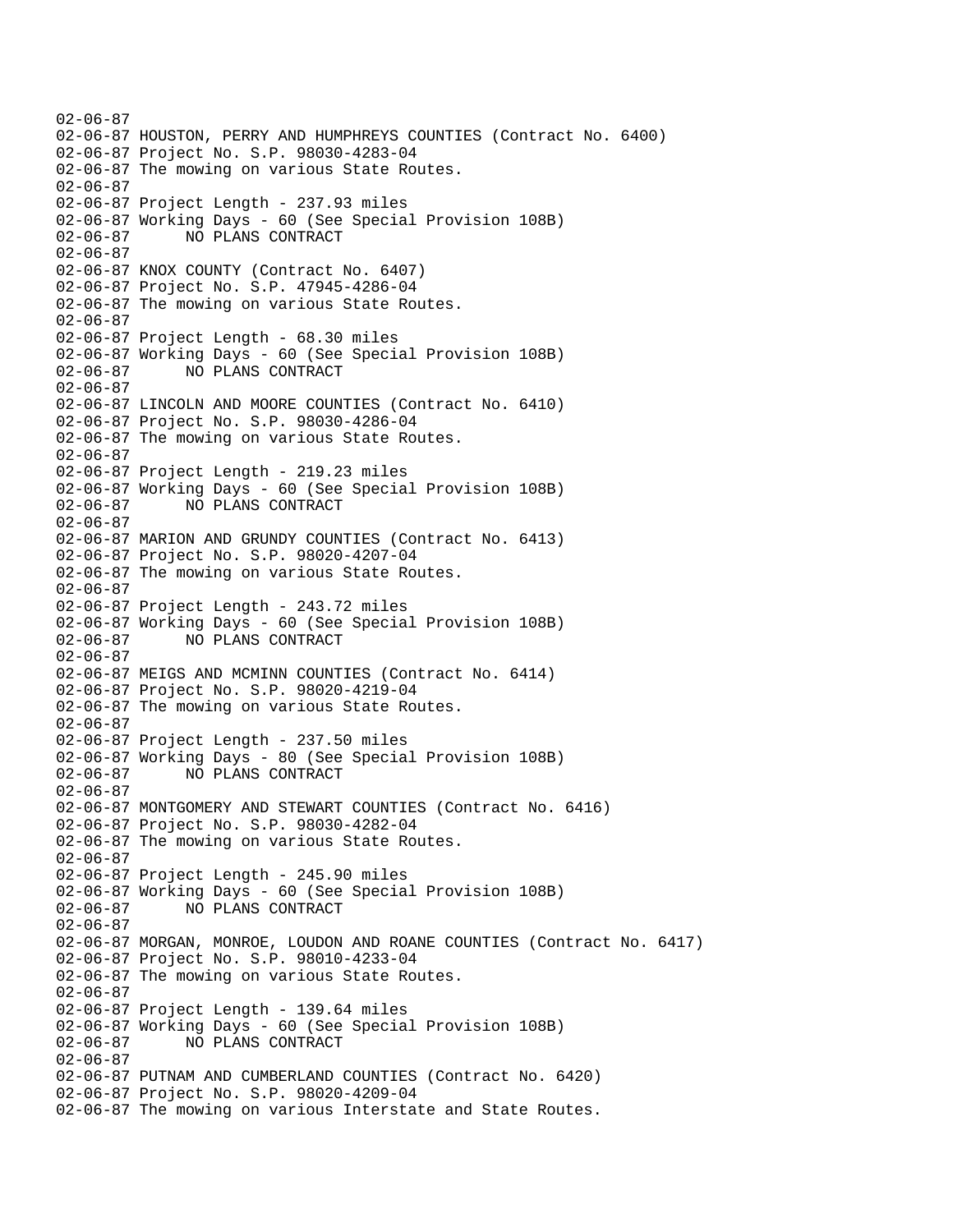02-06-87
02-06-87 HOUSTON, PERRY AND HUMPHREYS COUNTIES (Contract No. 6400)
02-06-87 Project No. S.P. 98030-4283-04
02-06-87 The mowing on various State Routes.
02-06-87
02-06-87 Project Length - 237.93 miles
02-06-87 Working Days - 60 (See Special Provision 108B)
02-06-87 NO PLANS CONTRACT
02-06-87
02-06-87 KNOX COUNTY (Contract No. 6407)
02-06-87 Project No. S.P. 47945-4286-04
02-06-87 The mowing on various State Routes.
02-06-87
02-06-87 Project Length - 68.30 miles
02-06-87 Working Days - 60 (See Special Provision 108B)
02-06-87 NO PLANS CONTRACT
02-06-87
02-06-87 LINCOLN AND MOORE COUNTIES (Contract No. 6410)
02-06-87 Project No. S.P. 98030-4286-04
02-06-87 The mowing on various State Routes.
02-06-87
02-06-87 Project Length - 219.23 miles
02-06-87 Working Days - 60 (See Special Provision 108B)
02-06-87 NO PLANS CONTRACT
02-06-87
02-06-87 MARION AND GRUNDY COUNTIES (Contract No. 6413)
02-06-87 Project No. S.P. 98020-4207-04
02-06-87 The mowing on various State Routes.
02-06-87
02-06-87 Project Length - 243.72 miles
02-06-87 Working Days - 60 (See Special Provision 108B)
02-06-87 NO PLANS CONTRACT
02-06-87
02-06-87 MEIGS AND MCMINN COUNTIES (Contract No. 6414)
02-06-87 Project No. S.P. 98020-4219-04
02-06-87 The mowing on various State Routes.
02-06-87
02-06-87 Project Length - 237.50 miles
02-06-87 Working Days - 80 (See Special Provision 108B)
02-06-87 NO PLANS CONTRACT
02-06-87
02-06-87 MONTGOMERY AND STEWART COUNTIES (Contract No. 6416)
02-06-87 Project No. S.P. 98030-4282-04
02-06-87 The mowing on various State Routes.
02-06-87
02-06-87 Project Length - 245.90 miles
02-06-87 Working Days - 60 (See Special Provision 108B)
02-06-87 NO PLANS CONTRACT
02-06-87
02-06-87 MORGAN, MONROE, LOUDON AND ROANE COUNTIES (Contract No. 6417)
02-06-87 Project No. S.P. 98010-4233-04
02-06-87 The mowing on various State Routes.
02-06-87
02-06-87 Project Length - 139.64 miles
02-06-87 Working Days - 60 (See Special Provision 108B)
02-06-87 NO PLANS CONTRACT
02-06-87
02-06-87 PUTNAM AND CUMBERLAND COUNTIES (Contract No. 6420)
02-06-87 Project No. S.P. 98020-4209-04
02-06-87 The mowing on various Interstate and State Routes.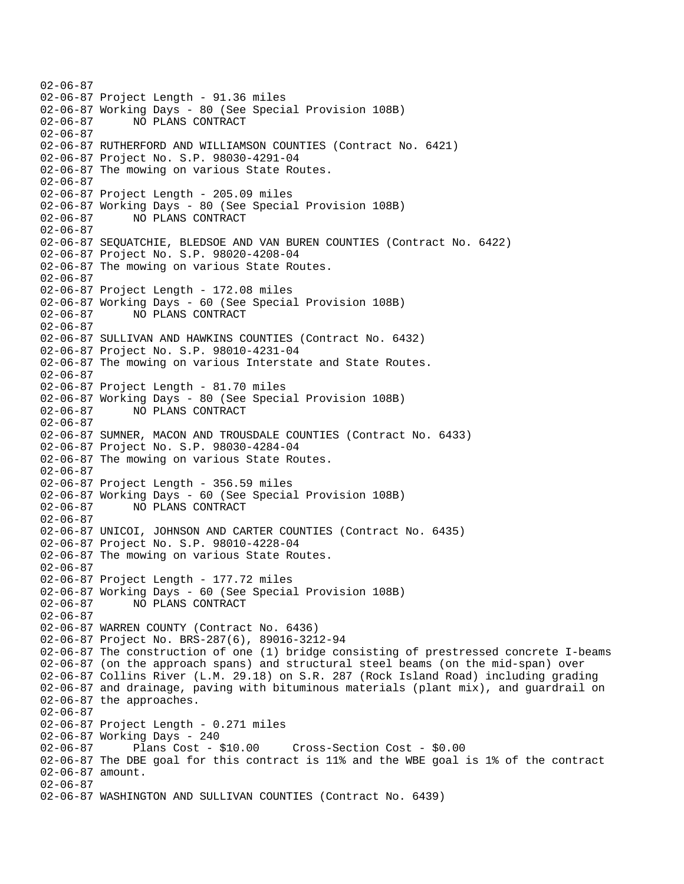```
02-06-87
02-06-87 Project Length - 91.36 miles
02-06-87 Working Days - 80 (See Special Provision 108B)
02-06-87       NO PLANS CONTRACT
02-06-87
02-06-87 RUTHERFORD AND WILLIAMSON COUNTIES (Contract No. 6421)
02-06-87 Project No. S.P. 98030-4291-04
02-06-87 The mowing on various State Routes.
02-06-87
02-06-87 Project Length - 205.09 miles
02-06-87 Working Days - 80 (See Special Provision 108B)
02-06-87       NO PLANS CONTRACT
02-06-87
02-06-87 SEQUATCHIE, BLEDSOE AND VAN BUREN COUNTIES (Contract No. 6422)
02-06-87 Project No. S.P. 98020-4208-04
02-06-87 The mowing on various State Routes.
02-06-87
02-06-87 Project Length - 172.08 miles
02-06-87 Working Days - 60 (See Special Provision 108B)
02-06-87       NO PLANS CONTRACT
02-06-87
02-06-87 SULLIVAN AND HAWKINS COUNTIES (Contract No. 6432)
02-06-87 Project No. S.P. 98010-4231-04
02-06-87 The mowing on various Interstate and State Routes.
02-06-87
02-06-87 Project Length - 81.70 miles
02-06-87 Working Days - 80 (See Special Provision 108B)
02-06-87       NO PLANS CONTRACT
02-06-87
02-06-87 SUMNER, MACON AND TROUSDALE COUNTIES (Contract No. 6433)
02-06-87 Project No. S.P. 98030-4284-04
02-06-87 The mowing on various State Routes.
02-06-87
02-06-87 Project Length - 356.59 miles
02-06-87 Working Days - 60 (See Special Provision 108B)
02-06-87       NO PLANS CONTRACT
02-06-87
02-06-87 UNICOI, JOHNSON AND CARTER COUNTIES (Contract No. 6435)
02-06-87 Project No. S.P. 98010-4228-04
02-06-87 The mowing on various State Routes.
02-06-87
02-06-87 Project Length - 177.72 miles
02-06-87 Working Days - 60 (See Special Provision 108B)
02-06-87       NO PLANS CONTRACT
02-06-87
02-06-87 WARREN COUNTY (Contract No. 6436)
02-06-87 Project No. BRS-287(6), 89016-3212-94
02-06-87 The construction of one (1) bridge consisting of prestressed concrete I-beams
02-06-87 (on the approach spans) and structural steel beams (on the mid-span) over
02-06-87 Collins River (L.M. 29.18) on S.R. 287 (Rock Island Road) including grading
02-06-87 and drainage, paving with bituminous materials (plant mix), and guardrail on
02-06-87 the approaches.
02-06-87
02-06-87 Project Length - 0.271 miles
02-06-87 Working Days - 240
02-06-87       Plans Cost - $10.00     Cross-Section Cost - $0.00
02-06-87 The DBE goal for this contract is 11% and the WBE goal is 1% of the contract
02-06-87 amount.
02-06-87
02-06-87 WASHINGTON AND SULLIVAN COUNTIES (Contract No. 6439)
```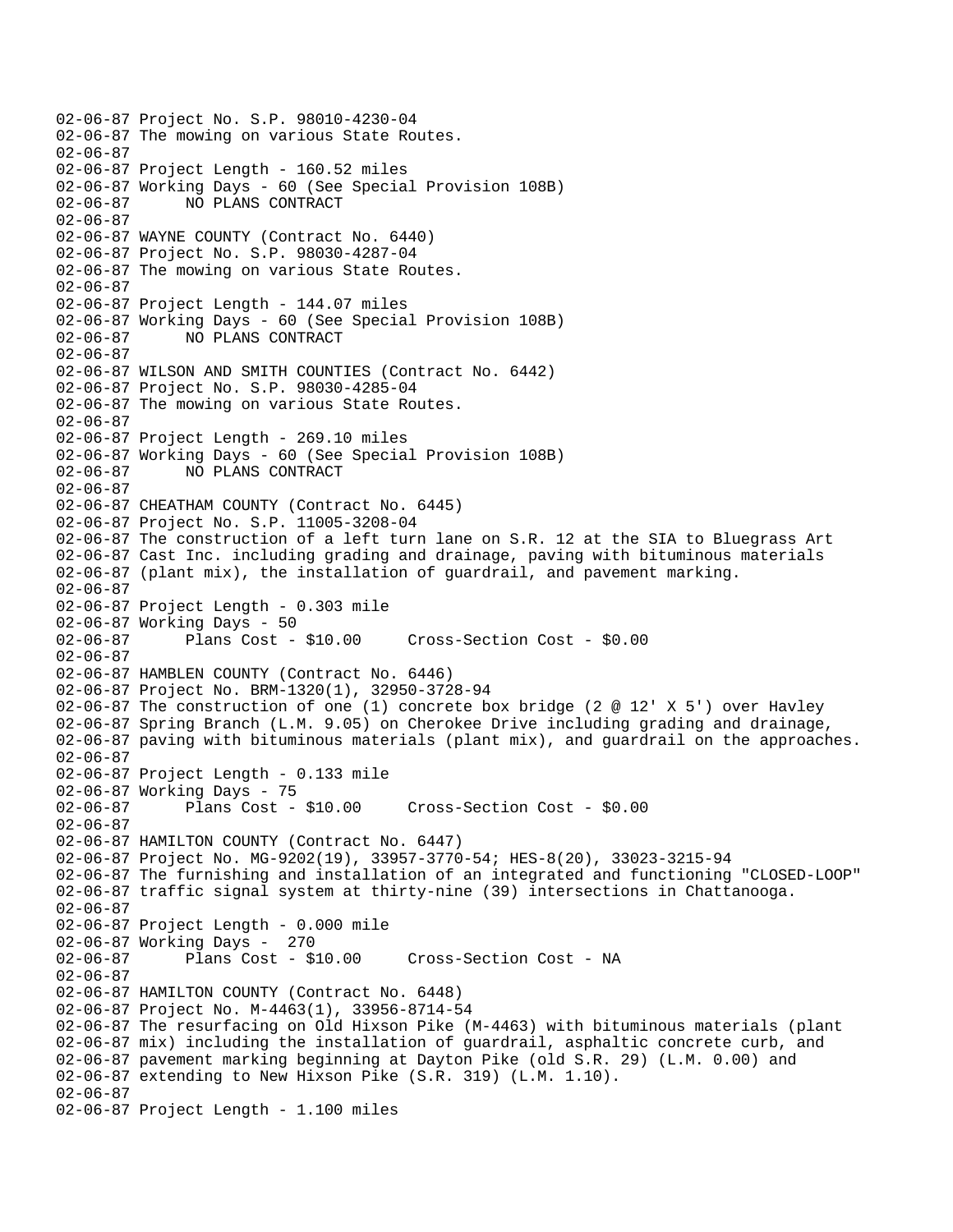02-06-87 Project No. S.P. 98010-4230-04
02-06-87 The mowing on various State Routes.
02-06-87
02-06-87 Project Length - 160.52 miles
02-06-87 Working Days - 60 (See Special Provision 108B)
02-06-87 NO PLANS CONTRACT
02-06-87
02-06-87 WAYNE COUNTY (Contract No. 6440)
02-06-87 Project No. S.P. 98030-4287-04
02-06-87 The mowing on various State Routes.
02-06-87
02-06-87 Project Length - 144.07 miles
02-06-87 Working Days - 60 (See Special Provision 108B)
02-06-87 NO PLANS CONTRACT
02-06-87
02-06-87 WILSON AND SMITH COUNTIES (Contract No. 6442)
02-06-87 Project No. S.P. 98030-4285-04
02-06-87 The mowing on various State Routes.
02-06-87
02-06-87 Project Length - 269.10 miles
02-06-87 Working Days - 60 (See Special Provision 108B)
02-06-87 NO PLANS CONTRACT
02-06-87
02-06-87 CHEATHAM COUNTY (Contract No. 6445)
02-06-87 Project No. S.P. 11005-3208-04
02-06-87 The construction of a left turn lane on S.R. 12 at the SIA to Bluegrass Art
02-06-87 Cast Inc. including grading and drainage, paving with bituminous materials
02-06-87 (plant mix), the installation of guardrail, and pavement marking.
02-06-87
02-06-87 Project Length - 0.303 mile
02-06-87 Working Days - 50
02-06-87 Plans Cost - $10.00 Cross-Section Cost - $0.00
02-06-87
02-06-87 HAMBLEN COUNTY (Contract No. 6446)
02-06-87 Project No. BRM-1320(1), 32950-3728-94
02-06-87 The construction of one (1) concrete box bridge (2 @ 12' X 5') over Havley
02-06-87 Spring Branch (L.M. 9.05) on Cherokee Drive including grading and drainage,
02-06-87 paving with bituminous materials (plant mix), and guardrail on the approaches.
02-06-87
02-06-87 Project Length - 0.133 mile
02-06-87 Working Days - 75
02-06-87 Plans Cost - $10.00 Cross-Section Cost - $0.00
02-06-87
02-06-87 HAMILTON COUNTY (Contract No. 6447)
02-06-87 Project No. MG-9202(19), 33957-3770-54; HES-8(20), 33023-3215-94
02-06-87 The furnishing and installation of an integrated and functioning "CLOSED-LOOP"
02-06-87 traffic signal system at thirty-nine (39) intersections in Chattanooga.
02-06-87
02-06-87 Project Length - 0.000 mile
02-06-87 Working Days - 270
02-06-87 Plans Cost - $10.00 Cross-Section Cost - NA
02-06-87
02-06-87 HAMILTON COUNTY (Contract No. 6448)
02-06-87 Project No. M-4463(1), 33956-8714-54
02-06-87 The resurfacing on Old Hixson Pike (M-4463) with bituminous materials (plant
02-06-87 mix) including the installation of guardrail, asphaltic concrete curb, and
02-06-87 pavement marking beginning at Dayton Pike (old S.R. 29) (L.M. 0.00) and
02-06-87 extending to New Hixson Pike (S.R. 319) (L.M. 1.10).
02-06-87
02-06-87 Project Length - 1.100 miles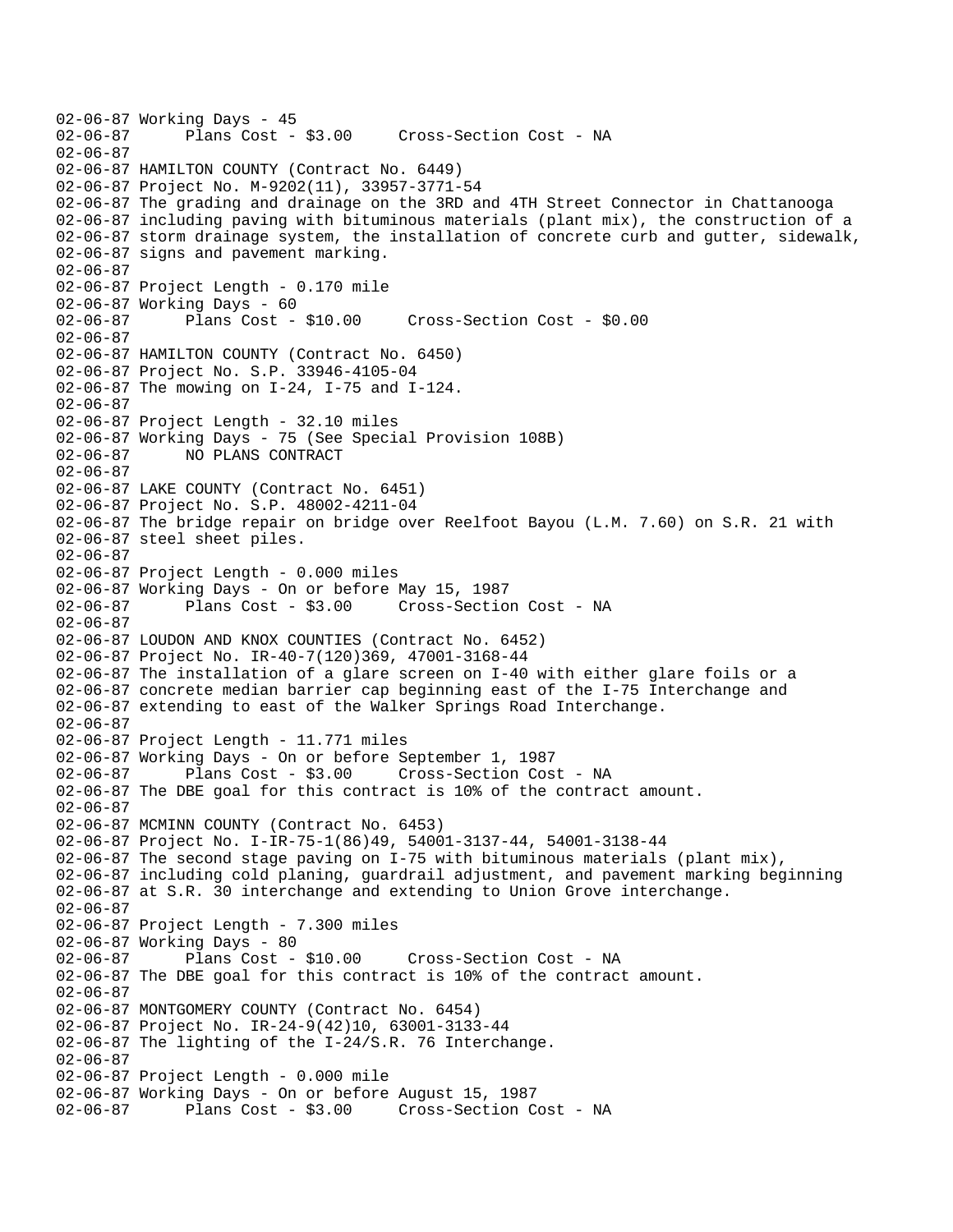```
02-06-87 Working Days - 45
02-06-87       Plans Cost - $3.00     Cross-Section Cost - NA
02-06-87
02-06-87 HAMILTON COUNTY (Contract No. 6449)
02-06-87 Project No. M-9202(11), 33957-3771-54
02-06-87 The grading and drainage on the 3RD and 4TH Street Connector in Chattanooga
02-06-87 including paving with bituminous materials (plant mix), the construction of a
02-06-87 storm drainage system, the installation of concrete curb and gutter, sidewalk,
02-06-87 signs and pavement marking.
02-06-87
02-06-87 Project Length - 0.170 mile
02-06-87 Working Days - 60
02-06-87       Plans Cost - $10.00     Cross-Section Cost - $0.00
02-06-87
02-06-87 HAMILTON COUNTY (Contract No. 6450)
02-06-87 Project No. S.P. 33946-4105-04
02-06-87 The mowing on I-24, I-75 and I-124.
02-06-87
02-06-87 Project Length - 32.10 miles
02-06-87 Working Days - 75 (See Special Provision 108B)
02-06-87       NO PLANS CONTRACT
02-06-87
02-06-87 LAKE COUNTY (Contract No. 6451)
02-06-87 Project No. S.P. 48002-4211-04
02-06-87 The bridge repair on bridge over Reelfoot Bayou (L.M. 7.60) on S.R. 21 with
02-06-87 steel sheet piles.
02-06-87
02-06-87 Project Length - 0.000 miles
02-06-87 Working Days - On or before May 15, 1987
02-06-87       Plans Cost - $3.00     Cross-Section Cost - NA
02-06-87
02-06-87 LOUDON AND KNOX COUNTIES (Contract No. 6452)
02-06-87 Project No. IR-40-7(120)369, 47001-3168-44
02-06-87 The installation of a glare screen on I-40 with either glare foils or a
02-06-87 concrete median barrier cap beginning east of the I-75 Interchange and
02-06-87 extending to east of the Walker Springs Road Interchange.
02-06-87
02-06-87 Project Length - 11.771 miles
02-06-87 Working Days - On or before September 1, 1987
02-06-87       Plans Cost - $3.00     Cross-Section Cost - NA
02-06-87 The DBE goal for this contract is 10% of the contract amount.
02-06-87
02-06-87 MCMINN COUNTY (Contract No. 6453)
02-06-87 Project No. I-IR-75-1(86)49, 54001-3137-44, 54001-3138-44
02-06-87 The second stage paving on I-75 with bituminous materials (plant mix),
02-06-87 including cold planing, guardrail adjustment, and pavement marking beginning
02-06-87 at S.R. 30 interchange and extending to Union Grove interchange.
02-06-87
02-06-87 Project Length - 7.300 miles
02-06-87 Working Days - 80
02-06-87       Plans Cost - $10.00     Cross-Section Cost - NA
02-06-87 The DBE goal for this contract is 10% of the contract amount.
02-06-87
02-06-87 MONTGOMERY COUNTY (Contract No. 6454)
02-06-87 Project No. IR-24-9(42)10, 63001-3133-44
02-06-87 The lighting of the I-24/S.R. 76 Interchange.
02-06-87
02-06-87 Project Length - 0.000 mile
02-06-87 Working Days - On or before August 15, 1987
02-06-87       Plans Cost - $3.00     Cross-Section Cost - NA
```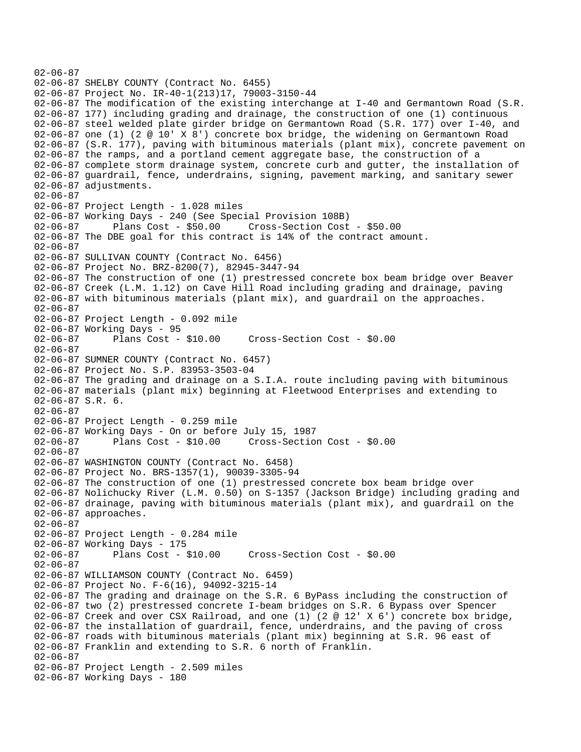02-06-87
02-06-87 SHELBY COUNTY (Contract No. 6455)
02-06-87 Project No. IR-40-1(213)17, 79003-3150-44
02-06-87 The modification of the existing interchange at I-40 and Germantown Road (S.R.
02-06-87 177) including grading and drainage, the construction of one (1) continuous
02-06-87 steel welded plate girder bridge on Germantown Road (S.R. 177) over I-40, and
02-06-87 one (1) (2 @ 10' X 8') concrete box bridge, the widening on Germantown Road
02-06-87 (S.R. 177), paving with bituminous materials (plant mix), concrete pavement on
02-06-87 the ramps, and a portland cement aggregate base, the construction of a
02-06-87 complete storm drainage system, concrete curb and gutter, the installation of
02-06-87 guardrail, fence, underdrains, signing, pavement marking, and sanitary sewer
02-06-87 adjustments.
02-06-87
02-06-87 Project Length - 1.028 miles
02-06-87 Working Days - 240 (See Special Provision 108B)
02-06-87 Plans Cost - $50.00 Cross-Section Cost - $50.00
02-06-87 The DBE goal for this contract is 14% of the contract amount.
02-06-87
02-06-87 SULLIVAN COUNTY (Contract No. 6456)
02-06-87 Project No. BRZ-8200(7), 82945-3447-94
02-06-87 The construction of one (1) prestressed concrete box beam bridge over Beaver
02-06-87 Creek (L.M. 1.12) on Cave Hill Road including grading and drainage, paving
02-06-87 with bituminous materials (plant mix), and guardrail on the approaches.
02-06-87
02-06-87 Project Length - 0.092 mile
02-06-87 Working Days - 95
02-06-87 Plans Cost - $10.00 Cross-Section Cost - $0.00
02-06-87
02-06-87 SUMNER COUNTY (Contract No. 6457)
02-06-87 Project No. S.P. 83953-3503-04
02-06-87 The grading and drainage on a S.I.A. route including paving with bituminous
02-06-87 materials (plant mix) beginning at Fleetwood Enterprises and extending to
02-06-87 S.R. 6.
02-06-87
02-06-87 Project Length - 0.259 mile
02-06-87 Working Days - On or before July 15, 1987
02-06-87 Plans Cost - $10.00 Cross-Section Cost - $0.00
02-06-87
02-06-87 WASHINGTON COUNTY (Contract No. 6458)
02-06-87 Project No. BRS-1357(1), 90039-3305-94
02-06-87 The construction of one (1) prestressed concrete box beam bridge over
02-06-87 Nolichucky River (L.M. 0.50) on S-1357 (Jackson Bridge) including grading and
02-06-87 drainage, paving with bituminous materials (plant mix), and guardrail on the
02-06-87 approaches.
02-06-87
02-06-87 Project Length - 0.284 mile
02-06-87 Working Days - 175
02-06-87 Plans Cost - $10.00 Cross-Section Cost - $0.00
02-06-87
02-06-87 WILLIAMSON COUNTY (Contract No. 6459)
02-06-87 Project No. F-6(16), 94092-3215-14
02-06-87 The grading and drainage on the S.R. 6 ByPass including the construction of
02-06-87 two (2) prestressed concrete I-beam bridges on S.R. 6 Bypass over Spencer
02-06-87 Creek and over CSX Railroad, and one (1) (2 @ 12' X 6') concrete box bridge,
02-06-87 the installation of guardrail, fence, underdrains, and the paving of cross
02-06-87 roads with bituminous materials (plant mix) beginning at S.R. 96 east of
02-06-87 Franklin and extending to S.R. 6 north of Franklin.
02-06-87
02-06-87 Project Length - 2.509 miles
02-06-87 Working Days - 180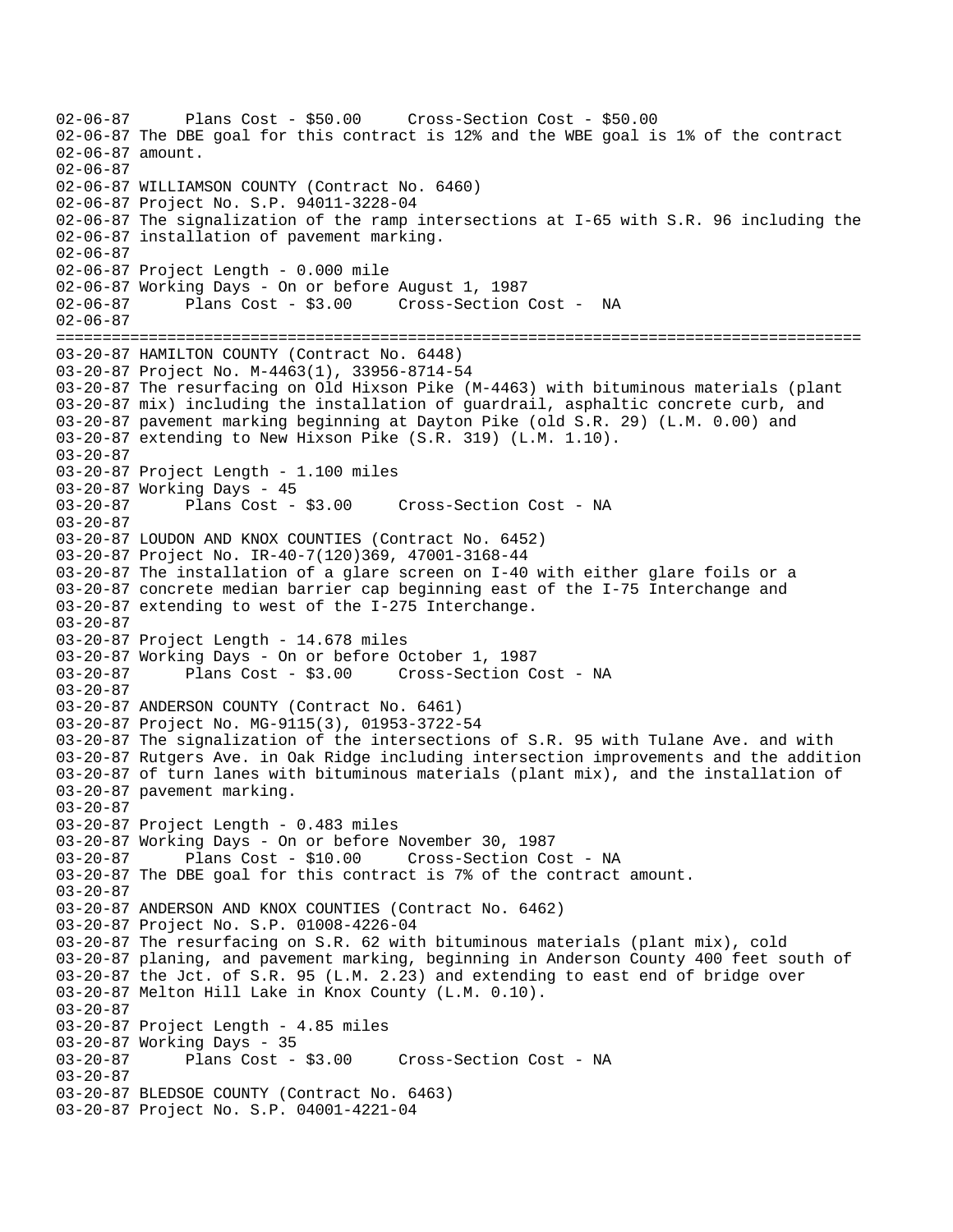```
02-06-87      Plans Cost - $50.00     Cross-Section Cost - $50.00
02-06-87 The DBE goal for this contract is 12% and the WBE goal is 1% of the contract
02-06-87 amount.
02-06-87
02-06-87 WILLIAMSON COUNTY (Contract No. 6460)
02-06-87 Project No. S.P. 94011-3228-04
02-06-87 The signalization of the ramp intersections at I-65 with S.R. 96 including the
02-06-87 installation of pavement marking.
02-06-87
02-06-87 Project Length - 0.000 mile
02-06-87 Working Days - On or before August 1, 1987
02-06-87      Plans Cost - $3.00     Cross-Section Cost -  NA
02-06-87
=====================================================================================
03-20-87 HAMILTON COUNTY (Contract No. 6448)
03-20-87 Project No. M-4463(1), 33956-8714-54
03-20-87 The resurfacing on Old Hixson Pike (M-4463) with bituminous materials (plant
03-20-87 mix) including the installation of guardrail, asphaltic concrete curb, and
03-20-87 pavement marking beginning at Dayton Pike (old S.R. 29) (L.M. 0.00) and
03-20-87 extending to New Hixson Pike (S.R. 319) (L.M. 1.10).
03-20-87
03-20-87 Project Length - 1.100 miles
03-20-87 Working Days - 45
03-20-87      Plans Cost - $3.00     Cross-Section Cost - NA
03-20-87
03-20-87 LOUDON AND KNOX COUNTIES (Contract No. 6452)
03-20-87 Project No. IR-40-7(120)369, 47001-3168-44
03-20-87 The installation of a glare screen on I-40 with either glare foils or a
03-20-87 concrete median barrier cap beginning east of the I-75 Interchange and
03-20-87 extending to west of the I-275 Interchange.
03-20-87
03-20-87 Project Length - 14.678 miles
03-20-87 Working Days - On or before October 1, 1987
03-20-87      Plans Cost - $3.00     Cross-Section Cost - NA
03-20-87
03-20-87 ANDERSON COUNTY (Contract No. 6461)
03-20-87 Project No. MG-9115(3), 01953-3722-54
03-20-87 The signalization of the intersections of S.R. 95 with Tulane Ave. and with
03-20-87 Rutgers Ave. in Oak Ridge including intersection improvements and the addition
03-20-87 of turn lanes with bituminous materials (plant mix), and the installation of
03-20-87 pavement marking.
03-20-87
03-20-87 Project Length - 0.483 miles
03-20-87 Working Days - On or before November 30, 1987
03-20-87      Plans Cost - $10.00     Cross-Section Cost - NA
03-20-87 The DBE goal for this contract is 7% of the contract amount.
03-20-87
03-20-87 ANDERSON AND KNOX COUNTIES (Contract No. 6462)
03-20-87 Project No. S.P. 01008-4226-04
03-20-87 The resurfacing on S.R. 62 with bituminous materials (plant mix), cold
03-20-87 planing, and pavement marking, beginning in Anderson County 400 feet south of
03-20-87 the Jct. of S.R. 95 (L.M. 2.23) and extending to east end of bridge over
03-20-87 Melton Hill Lake in Knox County (L.M. 0.10).
03-20-87
03-20-87 Project Length - 4.85 miles
03-20-87 Working Days - 35
03-20-87      Plans Cost - $3.00     Cross-Section Cost - NA
03-20-87
03-20-87 BLEDSOE COUNTY (Contract No. 6463)
03-20-87 Project No. S.P. 04001-4221-04
```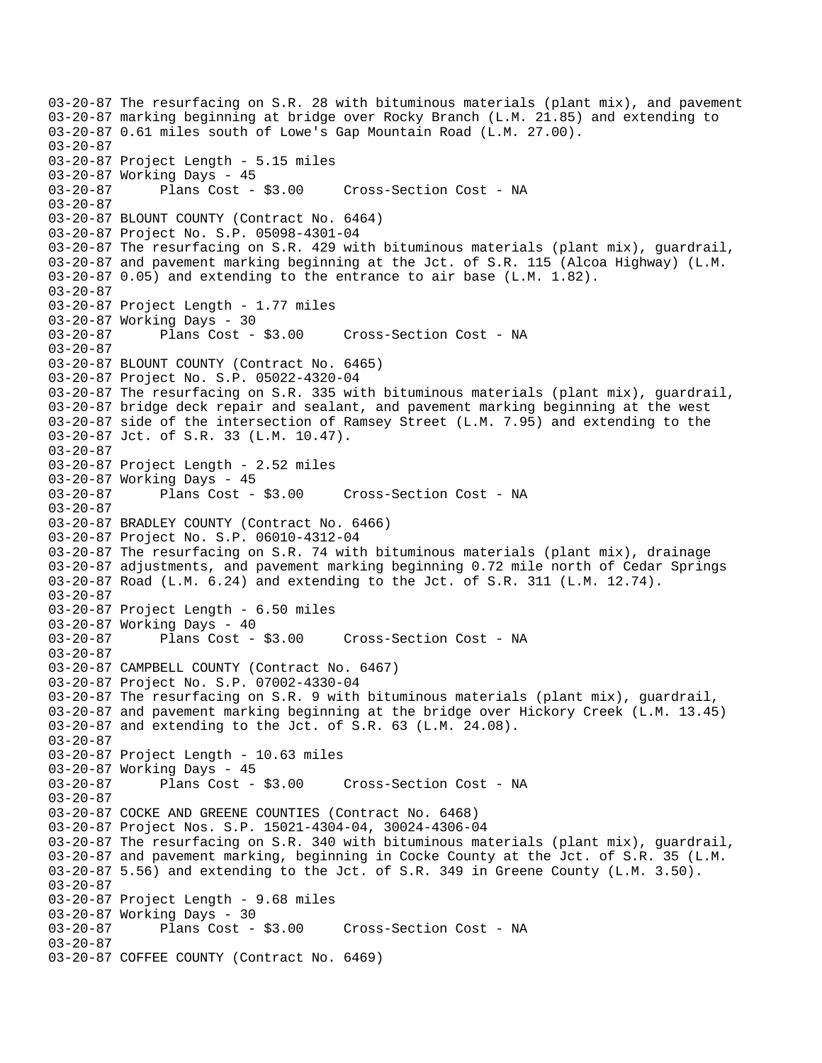03-20-87 The resurfacing on S.R. 28 with bituminous materials (plant mix), and pavement
03-20-87 marking beginning at bridge over Rocky Branch (L.M. 21.85) and extending to
03-20-87 0.61 miles south of Lowe's Gap Mountain Road (L.M. 27.00).
03-20-87
03-20-87 Project Length - 5.15 miles
03-20-87 Working Days - 45
03-20-87 Plans Cost - $3.00 Cross-Section Cost - NA
03-20-87
03-20-87 BLOUNT COUNTY (Contract No. 6464)
03-20-87 Project No. S.P. 05098-4301-04
03-20-87 The resurfacing on S.R. 429 with bituminous materials (plant mix), guardrail,
03-20-87 and pavement marking beginning at the Jct. of S.R. 115 (Alcoa Highway) (L.M.
03-20-87 0.05) and extending to the entrance to air base (L.M. 1.82).
03-20-87
03-20-87 Project Length - 1.77 miles
03-20-87 Working Days - 30
03-20-87 Plans Cost - $3.00 Cross-Section Cost - NA
03-20-87
03-20-87 BLOUNT COUNTY (Contract No. 6465)
03-20-87 Project No. S.P. 05022-4320-04
03-20-87 The resurfacing on S.R. 335 with bituminous materials (plant mix), guardrail,
03-20-87 bridge deck repair and sealant, and pavement marking beginning at the west
03-20-87 side of the intersection of Ramsey Street (L.M. 7.95) and extending to the
03-20-87 Jct. of S.R. 33 (L.M. 10.47).
03-20-87
03-20-87 Project Length - 2.52 miles
03-20-87 Working Days - 45
03-20-87 Plans Cost - $3.00 Cross-Section Cost - NA
03-20-87
03-20-87 BRADLEY COUNTY (Contract No. 6466)
03-20-87 Project No. S.P. 06010-4312-04
03-20-87 The resurfacing on S.R. 74 with bituminous materials (plant mix), drainage
03-20-87 adjustments, and pavement marking beginning 0.72 mile north of Cedar Springs
03-20-87 Road (L.M. 6.24) and extending to the Jct. of S.R. 311 (L.M. 12.74).
03-20-87
03-20-87 Project Length - 6.50 miles
03-20-87 Working Days - 40
03-20-87 Plans Cost - $3.00 Cross-Section Cost - NA
03-20-87
03-20-87 CAMPBELL COUNTY (Contract No. 6467)
03-20-87 Project No. S.P. 07002-4330-04
03-20-87 The resurfacing on S.R. 9 with bituminous materials (plant mix), guardrail,
03-20-87 and pavement marking beginning at the bridge over Hickory Creek (L.M. 13.45)
03-20-87 and extending to the Jct. of S.R. 63 (L.M. 24.08).
03-20-87
03-20-87 Project Length - 10.63 miles
03-20-87 Working Days - 45
03-20-87 Plans Cost - $3.00 Cross-Section Cost - NA
03-20-87
03-20-87 COCKE AND GREENE COUNTIES (Contract No. 6468)
03-20-87 Project Nos. S.P. 15021-4304-04, 30024-4306-04
03-20-87 The resurfacing on S.R. 340 with bituminous materials (plant mix), guardrail,
03-20-87 and pavement marking, beginning in Cocke County at the Jct. of S.R. 35 (L.M.
03-20-87 5.56) and extending to the Jct. of S.R. 349 in Greene County (L.M. 3.50).
03-20-87
03-20-87 Project Length - 9.68 miles
03-20-87 Working Days - 30
03-20-87 Plans Cost - $3.00 Cross-Section Cost - NA
03-20-87
03-20-87 COFFEE COUNTY (Contract No. 6469)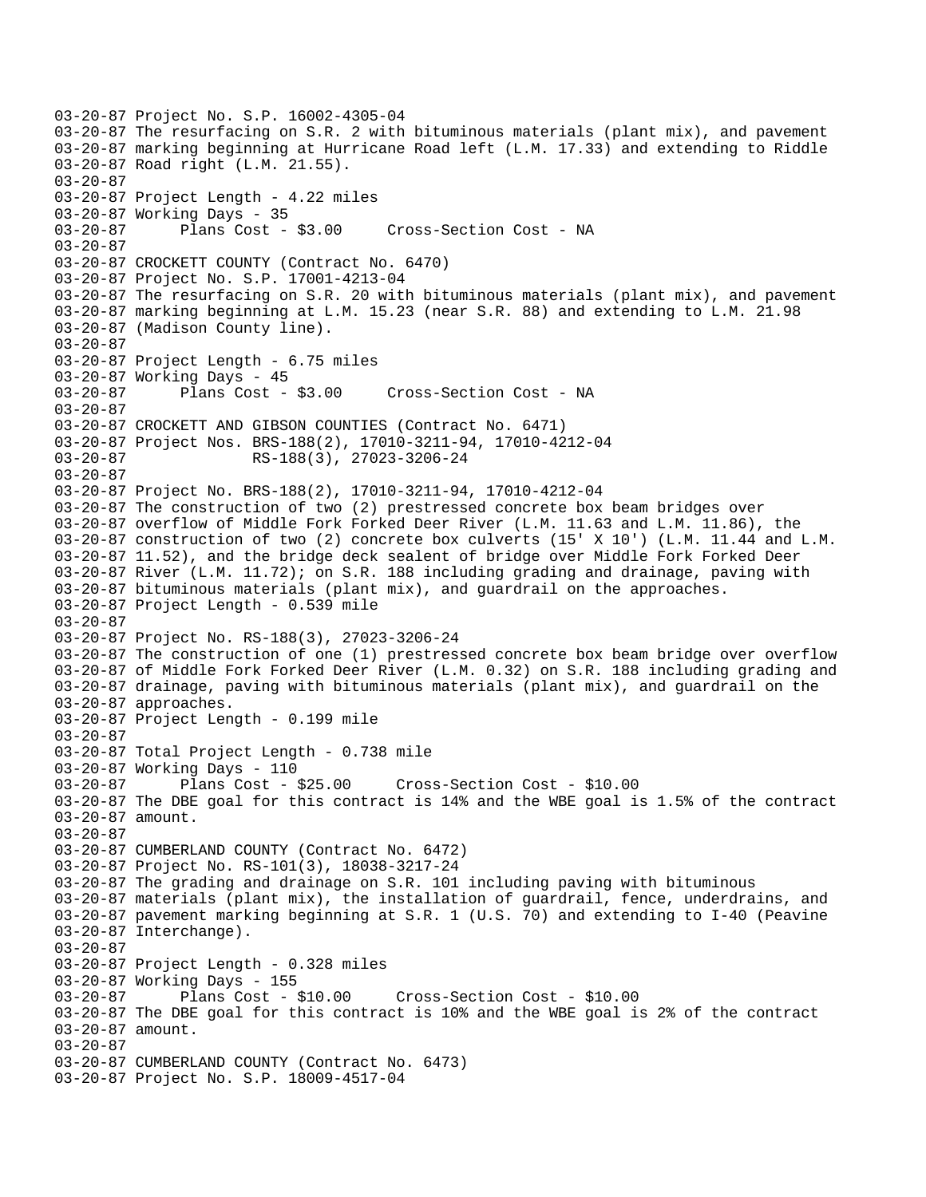```
03-20-87 Project No. S.P. 16002-4305-04
03-20-87 The resurfacing on S.R. 2 with bituminous materials (plant mix), and pavement
03-20-87 marking beginning at Hurricane Road left (L.M. 17.33) and extending to Riddle
03-20-87 Road right (L.M. 21.55).
03-20-87
03-20-87 Project Length - 4.22 miles
03-20-87 Working Days - 35
03-20-87      Plans Cost - $3.00     Cross-Section Cost - NA
03-20-87
03-20-87 CROCKETT COUNTY (Contract No. 6470)
03-20-87 Project No. S.P. 17001-4213-04
03-20-87 The resurfacing on S.R. 20 with bituminous materials (plant mix), and pavement
03-20-87 marking beginning at L.M. 15.23 (near S.R. 88) and extending to L.M. 21.98
03-20-87 (Madison County line).
03-20-87
03-20-87 Project Length - 6.75 miles
03-20-87 Working Days - 45
03-20-87      Plans Cost - $3.00     Cross-Section Cost - NA
03-20-87
03-20-87 CROCKETT AND GIBSON COUNTIES (Contract No. 6471)
03-20-87 Project Nos. BRS-188(2), 17010-3211-94, 17010-4212-04
03-20-87              RS-188(3), 27023-3206-24
03-20-87
03-20-87 Project No. BRS-188(2), 17010-3211-94, 17010-4212-04
03-20-87 The construction of two (2) prestressed concrete box beam bridges over
03-20-87 overflow of Middle Fork Forked Deer River (L.M. 11.63 and L.M. 11.86), the
03-20-87 construction of two (2) concrete box culverts (15' X 10') (L.M. 11.44 and L.M.
03-20-87 11.52), and the bridge deck sealent of bridge over Middle Fork Forked Deer
03-20-87 River (L.M. 11.72); on S.R. 188 including grading and drainage, paving with
03-20-87 bituminous materials (plant mix), and guardrail on the approaches.
03-20-87 Project Length - 0.539 mile
03-20-87
03-20-87 Project No. RS-188(3), 27023-3206-24
03-20-87 The construction of one (1) prestressed concrete box beam bridge over overflow
03-20-87 of Middle Fork Forked Deer River (L.M. 0.32) on S.R. 188 including grading and
03-20-87 drainage, paving with bituminous materials (plant mix), and guardrail on the
03-20-87 approaches.
03-20-87 Project Length - 0.199 mile
03-20-87
03-20-87 Total Project Length - 0.738 mile
03-20-87 Working Days - 110
03-20-87      Plans Cost - $25.00     Cross-Section Cost - $10.00
03-20-87 The DBE goal for this contract is 14% and the WBE goal is 1.5% of the contract
03-20-87 amount.
03-20-87
03-20-87 CUMBERLAND COUNTY (Contract No. 6472)
03-20-87 Project No. RS-101(3), 18038-3217-24
03-20-87 The grading and drainage on S.R. 101 including paving with bituminous
03-20-87 materials (plant mix), the installation of guardrail, fence, underdrains, and
03-20-87 pavement marking beginning at S.R. 1 (U.S. 70) and extending to I-40 (Peavine
03-20-87 Interchange).
03-20-87
03-20-87 Project Length - 0.328 miles
03-20-87 Working Days - 155
03-20-87      Plans Cost - $10.00     Cross-Section Cost - $10.00
03-20-87 The DBE goal for this contract is 10% and the WBE goal is 2% of the contract
03-20-87 amount.
03-20-87
03-20-87 CUMBERLAND COUNTY (Contract No. 6473)
03-20-87 Project No. S.P. 18009-4517-04
```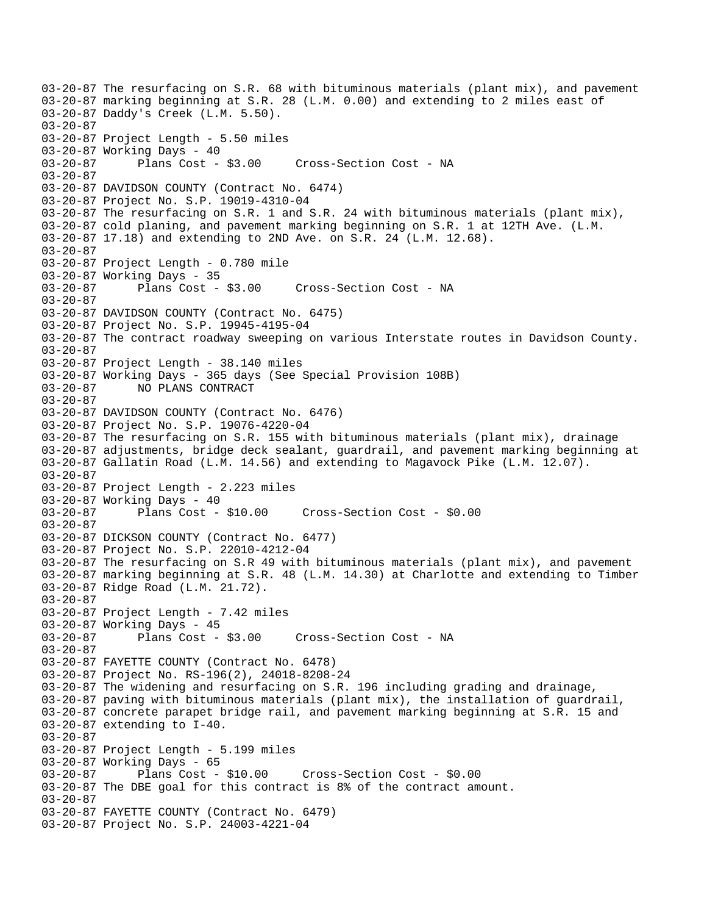03-20-87 The resurfacing on S.R. 68 with bituminous materials (plant mix), and pavement
03-20-87 marking beginning at S.R. 28 (L.M. 0.00) and extending to 2 miles east of
03-20-87 Daddy's Creek (L.M. 5.50).
03-20-87
03-20-87 Project Length - 5.50 miles
03-20-87 Working Days - 40
03-20-87 Plans Cost - $3.00 Cross-Section Cost - NA
03-20-87
03-20-87 DAVIDSON COUNTY (Contract No. 6474)
03-20-87 Project No. S.P. 19019-4310-04
03-20-87 The resurfacing on S.R. 1 and S.R. 24 with bituminous materials (plant mix),
03-20-87 cold planing, and pavement marking beginning on S.R. 1 at 12TH Ave. (L.M.
03-20-87 17.18) and extending to 2ND Ave. on S.R. 24 (L.M. 12.68).
03-20-87
03-20-87 Project Length - 0.780 mile
03-20-87 Working Days - 35
03-20-87 Plans Cost - $3.00 Cross-Section Cost - NA
03-20-87
03-20-87 DAVIDSON COUNTY (Contract No. 6475)
03-20-87 Project No. S.P. 19945-4195-04
03-20-87 The contract roadway sweeping on various Interstate routes in Davidson County.
03-20-87
03-20-87 Project Length - 38.140 miles
03-20-87 Working Days - 365 days (See Special Provision 108B)
03-20-87 NO PLANS CONTRACT
03-20-87
03-20-87 DAVIDSON COUNTY (Contract No. 6476)
03-20-87 Project No. S.P. 19076-4220-04
03-20-87 The resurfacing on S.R. 155 with bituminous materials (plant mix), drainage
03-20-87 adjustments, bridge deck sealant, guardrail, and pavement marking beginning at
03-20-87 Gallatin Road (L.M. 14.56) and extending to Magavock Pike (L.M. 12.07).
03-20-87
03-20-87 Project Length - 2.223 miles
03-20-87 Working Days - 40
03-20-87 Plans Cost - $10.00 Cross-Section Cost - $0.00
03-20-87
03-20-87 DICKSON COUNTY (Contract No. 6477)
03-20-87 Project No. S.P. 22010-4212-04
03-20-87 The resurfacing on S.R 49 with bituminous materials (plant mix), and pavement
03-20-87 marking beginning at S.R. 48 (L.M. 14.30) at Charlotte and extending to Timber
03-20-87 Ridge Road (L.M. 21.72).
03-20-87
03-20-87 Project Length - 7.42 miles
03-20-87 Working Days - 45
03-20-87 Plans Cost - $3.00 Cross-Section Cost - NA
03-20-87
03-20-87 FAYETTE COUNTY (Contract No. 6478)
03-20-87 Project No. RS-196(2), 24018-8208-24
03-20-87 The widening and resurfacing on S.R. 196 including grading and drainage,
03-20-87 paving with bituminous materials (plant mix), the installation of guardrail,
03-20-87 concrete parapet bridge rail, and pavement marking beginning at S.R. 15 and
03-20-87 extending to I-40.
03-20-87
03-20-87 Project Length - 5.199 miles
03-20-87 Working Days - 65
03-20-87 Plans Cost - $10.00 Cross-Section Cost - $0.00
03-20-87 The DBE goal for this contract is 8% of the contract amount.
03-20-87
03-20-87 FAYETTE COUNTY (Contract No. 6479)
03-20-87 Project No. S.P. 24003-4221-04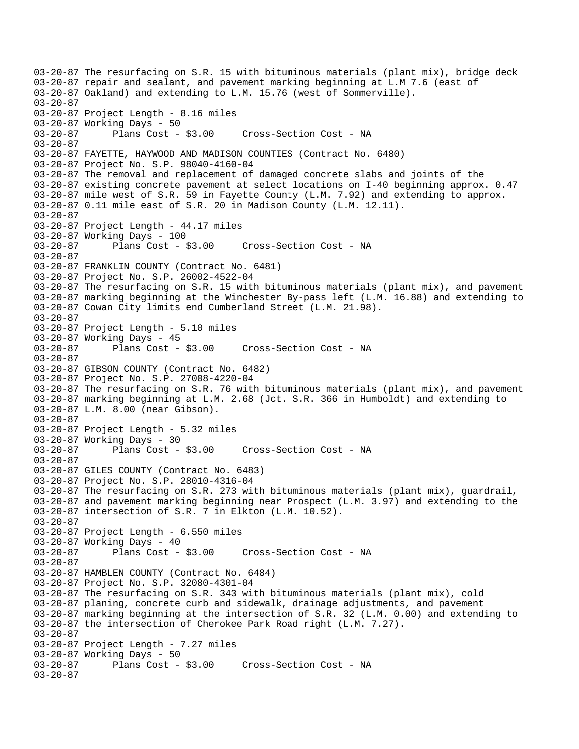```
03-20-87 The resurfacing on S.R. 15 with bituminous materials (plant mix), bridge deck
03-20-87 repair and sealant, and pavement marking beginning at L.M 7.6 (east of
03-20-87 Oakland) and extending to L.M. 15.76 (west of Sommerville).
03-20-87
03-20-87 Project Length - 8.16 miles
03-20-87 Working Days - 50
03-20-87      Plans Cost - $3.00     Cross-Section Cost - NA
03-20-87
03-20-87
03-20-87 FAYETTE, HAYWOOD AND MADISON COUNTIES (Contract No. 6480)
03-20-87 Project No. S.P. 98040-4160-04
03-20-87 The removal and replacement of damaged concrete slabs and joints of the
03-20-87 existing concrete pavement at select locations on I-40 beginning approx. 0.47
03-20-87 mile west of S.R. 59 in Fayette County (L.M. 7.92) and extending to approx.
03-20-87 0.11 mile east of S.R. 20 in Madison County (L.M. 12.11).
03-20-87
03-20-87 Project Length - 44.17 miles
03-20-87 Working Days - 100
03-20-87      Plans Cost - $3.00     Cross-Section Cost - NA
03-20-87
03-20-87
03-20-87 FRANKLIN COUNTY (Contract No. 6481)
03-20-87 Project No. S.P. 26002-4522-04
03-20-87 The resurfacing on S.R. 15 with bituminous materials (plant mix), and pavement
03-20-87 marking beginning at the Winchester By-pass left (L.M. 16.88) and extending to
03-20-87 Cowan City limits end Cumberland Street (L.M. 21.98).
03-20-87
03-20-87 Project Length - 5.10 miles
03-20-87 Working Days - 45
03-20-87      Plans Cost - $3.00     Cross-Section Cost - NA
03-20-87
03-20-87
03-20-87 GIBSON COUNTY (Contract No. 6482)
03-20-87 Project No. S.P. 27008-4220-04
03-20-87 The resurfacing on S.R. 76 with bituminous materials (plant mix), and pavement
03-20-87 marking beginning at L.M. 2.68 (Jct. S.R. 366 in Humboldt) and extending to
03-20-87 L.M. 8.00 (near Gibson).
03-20-87
03-20-87 Project Length - 5.32 miles
03-20-87 Working Days - 30
03-20-87      Plans Cost - $3.00     Cross-Section Cost - NA
03-20-87
03-20-87
03-20-87 GILES COUNTY (Contract No. 6483)
03-20-87 Project No. S.P. 28010-4316-04
03-20-87 The resurfacing on S.R. 273 with bituminous materials (plant mix), guardrail,
03-20-87 and pavement marking beginning near Prospect (L.M. 3.97) and extending to the
03-20-87 intersection of S.R. 7 in Elkton (L.M. 10.52).
03-20-87
03-20-87 Project Length - 6.550 miles
03-20-87 Working Days - 40
03-20-87      Plans Cost - $3.00     Cross-Section Cost - NA
03-20-87
03-20-87
03-20-87 HAMBLEN COUNTY (Contract No. 6484)
03-20-87 Project No. S.P. 32080-4301-04
03-20-87 The resurfacing on S.R. 343 with bituminous materials (plant mix), cold
03-20-87 planing, concrete curb and sidewalk, drainage adjustments, and pavement
03-20-87 marking beginning at the intersection of S.R. 32 (L.M. 0.00) and extending to
03-20-87 the intersection of Cherokee Park Road right (L.M. 7.27).
03-20-87
03-20-87 Project Length - 7.27 miles
03-20-87 Working Days - 50
03-20-87      Plans Cost - $3.00     Cross-Section Cost - NA
03-20-87
```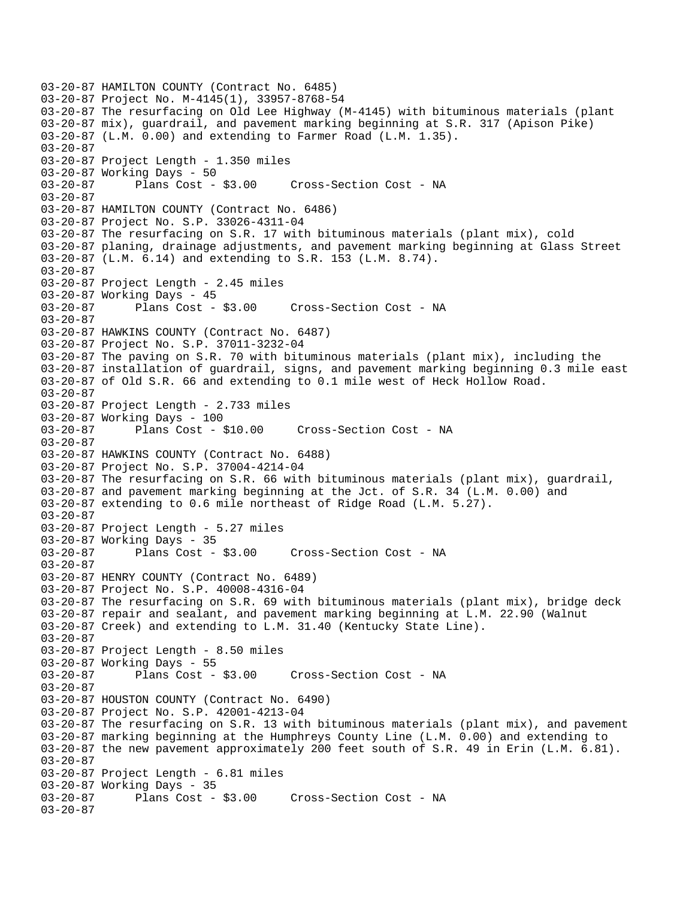03-20-87 HAMILTON COUNTY (Contract No. 6485)
03-20-87 Project No. M-4145(1), 33957-8768-54
03-20-87 The resurfacing on Old Lee Highway (M-4145) with bituminous materials (plant
03-20-87 mix), guardrail, and pavement marking beginning at S.R. 317 (Apison Pike)
03-20-87 (L.M. 0.00) and extending to Farmer Road (L.M. 1.35).
03-20-87
03-20-87 Project Length - 1.350 miles
03-20-87 Working Days - 50
03-20-87 Plans Cost - $3.00 Cross-Section Cost - NA
03-20-87
03-20-87 HAMILTON COUNTY (Contract No. 6486)
03-20-87 Project No. S.P. 33026-4311-04
03-20-87 The resurfacing on S.R. 17 with bituminous materials (plant mix), cold
03-20-87 planing, drainage adjustments, and pavement marking beginning at Glass Street
03-20-87 (L.M. 6.14) and extending to S.R. 153 (L.M. 8.74).
03-20-87
03-20-87 Project Length - 2.45 miles
03-20-87 Working Days - 45
03-20-87 Plans Cost - $3.00 Cross-Section Cost - NA
03-20-87
03-20-87 HAWKINS COUNTY (Contract No. 6487)
03-20-87 Project No. S.P. 37011-3232-04
03-20-87 The paving on S.R. 70 with bituminous materials (plant mix), including the
03-20-87 installation of guardrail, signs, and pavement marking beginning 0.3 mile east
03-20-87 of Old S.R. 66 and extending to 0.1 mile west of Heck Hollow Road.
03-20-87
03-20-87 Project Length - 2.733 miles
03-20-87 Working Days - 100
03-20-87 Plans Cost - $10.00 Cross-Section Cost - NA
03-20-87
03-20-87 HAWKINS COUNTY (Contract No. 6488)
03-20-87 Project No. S.P. 37004-4214-04
03-20-87 The resurfacing on S.R. 66 with bituminous materials (plant mix), guardrail,
03-20-87 and pavement marking beginning at the Jct. of S.R. 34 (L.M. 0.00) and
03-20-87 extending to 0.6 mile northeast of Ridge Road (L.M. 5.27).
03-20-87
03-20-87 Project Length - 5.27 miles
03-20-87 Working Days - 35
03-20-87 Plans Cost - $3.00 Cross-Section Cost - NA
03-20-87
03-20-87 HENRY COUNTY (Contract No. 6489)
03-20-87 Project No. S.P. 40008-4316-04
03-20-87 The resurfacing on S.R. 69 with bituminous materials (plant mix), bridge deck
03-20-87 repair and sealant, and pavement marking beginning at L.M. 22.90 (Walnut
03-20-87 Creek) and extending to L.M. 31.40 (Kentucky State Line).
03-20-87
03-20-87 Project Length - 8.50 miles
03-20-87 Working Days - 55
03-20-87 Plans Cost - $3.00 Cross-Section Cost - NA
03-20-87
03-20-87 HOUSTON COUNTY (Contract No. 6490)
03-20-87 Project No. S.P. 42001-4213-04
03-20-87 The resurfacing on S.R. 13 with bituminous materials (plant mix), and pavement
03-20-87 marking beginning at the Humphreys County Line (L.M. 0.00) and extending to
03-20-87 the new pavement approximately 200 feet south of S.R. 49 in Erin (L.M. 6.81).
03-20-87
03-20-87 Project Length - 6.81 miles
03-20-87 Working Days - 35
03-20-87 Plans Cost - $3.00 Cross-Section Cost - NA
03-20-87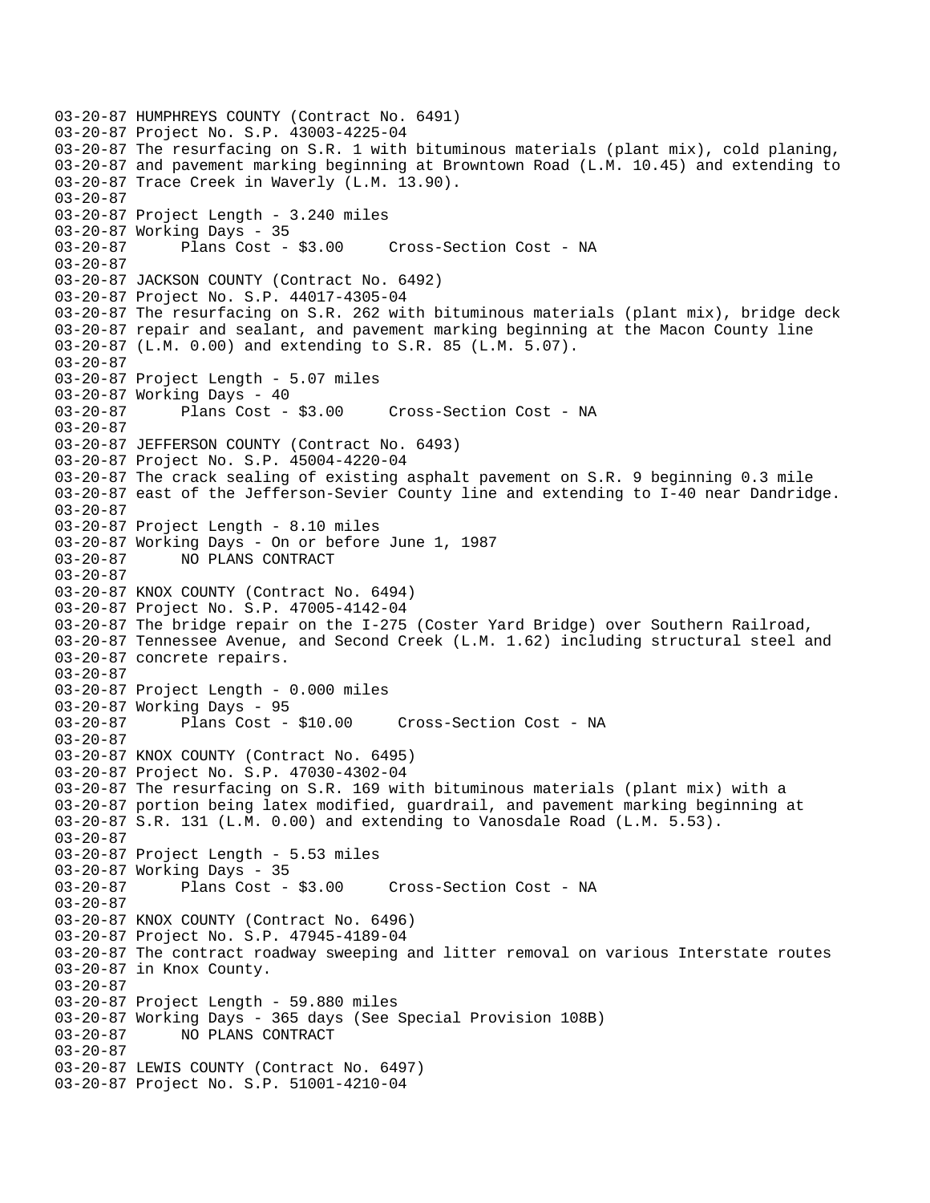```
03-20-87 HUMPHREYS COUNTY (Contract No. 6491)
03-20-87 Project No. S.P. 43003-4225-04
03-20-87 The resurfacing on S.R. 1 with bituminous materials (plant mix), cold planing,
03-20-87 and pavement marking beginning at Browntown Road (L.M. 10.45) and extending to
03-20-87 Trace Creek in Waverly (L.M. 13.90).
03-20-87
03-20-87 Project Length - 3.240 miles
03-20-87 Working Days - 35
03-20-87      Plans Cost - $3.00     Cross-Section Cost - NA
03-20-87
03-20-87 JACKSON COUNTY (Contract No. 6492)
03-20-87 Project No. S.P. 44017-4305-04
03-20-87 The resurfacing on S.R. 262 with bituminous materials (plant mix), bridge deck
03-20-87 repair and sealant, and pavement marking beginning at the Macon County line
03-20-87 (L.M. 0.00) and extending to S.R. 85 (L.M. 5.07).
03-20-87
03-20-87 Project Length - 5.07 miles
03-20-87 Working Days - 40
03-20-87      Plans Cost - $3.00     Cross-Section Cost - NA
03-20-87
03-20-87 JEFFERSON COUNTY (Contract No. 6493)
03-20-87 Project No. S.P. 45004-4220-04
03-20-87 The crack sealing of existing asphalt pavement on S.R. 9 beginning 0.3 mile
03-20-87 east of the Jefferson-Sevier County line and extending to I-40 near Dandridge.
03-20-87
03-20-87 Project Length - 8.10 miles
03-20-87 Working Days - On or before June 1, 1987
03-20-87      NO PLANS CONTRACT
03-20-87
03-20-87 KNOX COUNTY (Contract No. 6494)
03-20-87 Project No. S.P. 47005-4142-04
03-20-87 The bridge repair on the I-275 (Coster Yard Bridge) over Southern Railroad,
03-20-87 Tennessee Avenue, and Second Creek (L.M. 1.62) including structural steel and
03-20-87 concrete repairs.
03-20-87
03-20-87 Project Length - 0.000 miles
03-20-87 Working Days - 95
03-20-87      Plans Cost - $10.00     Cross-Section Cost - NA
03-20-87
03-20-87 KNOX COUNTY (Contract No. 6495)
03-20-87 Project No. S.P. 47030-4302-04
03-20-87 The resurfacing on S.R. 169 with bituminous materials (plant mix) with a
03-20-87 portion being latex modified, guardrail, and pavement marking beginning at
03-20-87 S.R. 131 (L.M. 0.00) and extending to Vanosdale Road (L.M. 5.53).
03-20-87
03-20-87 Project Length - 5.53 miles
03-20-87 Working Days - 35
03-20-87      Plans Cost - $3.00     Cross-Section Cost - NA
03-20-87
03-20-87 KNOX COUNTY (Contract No. 6496)
03-20-87 Project No. S.P. 47945-4189-04
03-20-87 The contract roadway sweeping and litter removal on various Interstate routes
03-20-87 in Knox County.
03-20-87
03-20-87 Project Length - 59.880 miles
03-20-87 Working Days - 365 days (See Special Provision 108B)
03-20-87      NO PLANS CONTRACT
03-20-87
03-20-87 LEWIS COUNTY (Contract No. 6497)
03-20-87 Project No. S.P. 51001-4210-04
```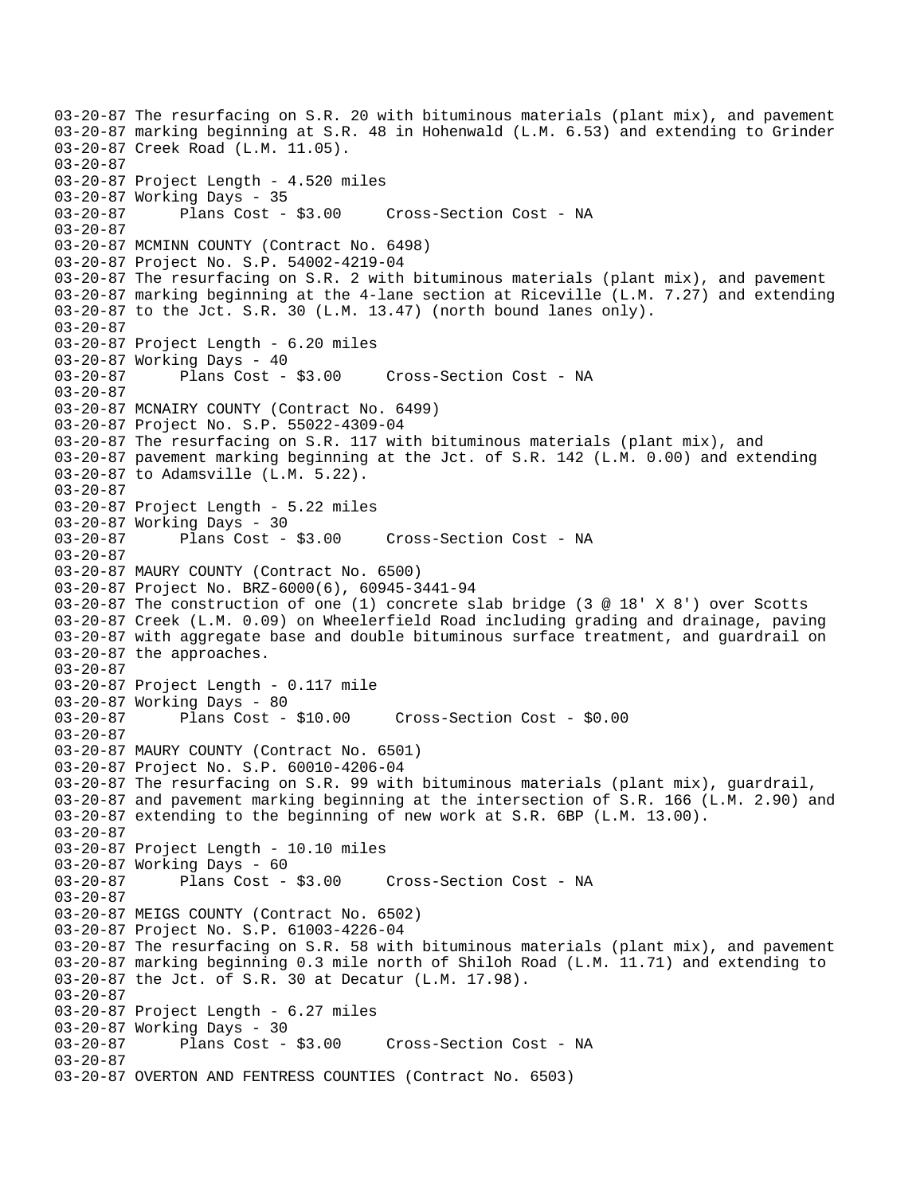03-20-87 The resurfacing on S.R. 20 with bituminous materials (plant mix), and pavement
03-20-87 marking beginning at S.R. 48 in Hohenwald (L.M. 6.53) and extending to Grinder
03-20-87 Creek Road (L.M. 11.05).
03-20-87
03-20-87 Project Length - 4.520 miles
03-20-87 Working Days - 35
03-20-87 Plans Cost - $3.00 Cross-Section Cost - NA
03-20-87
03-20-87 MCMINN COUNTY (Contract No. 6498)
03-20-87 Project No. S.P. 54002-4219-04
03-20-87 The resurfacing on S.R. 2 with bituminous materials (plant mix), and pavement
03-20-87 marking beginning at the 4-lane section at Riceville (L.M. 7.27) and extending
03-20-87 to the Jct. S.R. 30 (L.M. 13.47) (north bound lanes only).
03-20-87
03-20-87 Project Length - 6.20 miles
03-20-87 Working Days - 40
03-20-87 Plans Cost - $3.00 Cross-Section Cost - NA
03-20-87
03-20-87 MCNAIRY COUNTY (Contract No. 6499)
03-20-87 Project No. S.P. 55022-4309-04
03-20-87 The resurfacing on S.R. 117 with bituminous materials (plant mix), and
03-20-87 pavement marking beginning at the Jct. of S.R. 142 (L.M. 0.00) and extending
03-20-87 to Adamsville (L.M. 5.22).
03-20-87
03-20-87 Project Length - 5.22 miles
03-20-87 Working Days - 30
03-20-87 Plans Cost - $3.00 Cross-Section Cost - NA
03-20-87
03-20-87 MAURY COUNTY (Contract No. 6500)
03-20-87 Project No. BRZ-6000(6), 60945-3441-94
03-20-87 The construction of one (1) concrete slab bridge (3 @ 18' X 8') over Scotts
03-20-87 Creek (L.M. 0.09) on Wheelerfield Road including grading and drainage, paving
03-20-87 with aggregate base and double bituminous surface treatment, and guardrail on
03-20-87 the approaches.
03-20-87
03-20-87 Project Length - 0.117 mile
03-20-87 Working Days - 80
03-20-87 Plans Cost - $10.00 Cross-Section Cost - $0.00
03-20-87
03-20-87 MAURY COUNTY (Contract No. 6501)
03-20-87 Project No. S.P. 60010-4206-04
03-20-87 The resurfacing on S.R. 99 with bituminous materials (plant mix), guardrail,
03-20-87 and pavement marking beginning at the intersection of S.R. 166 (L.M. 2.90) and
03-20-87 extending to the beginning of new work at S.R. 6BP (L.M. 13.00).
03-20-87
03-20-87 Project Length - 10.10 miles
03-20-87 Working Days - 60
03-20-87 Plans Cost - $3.00 Cross-Section Cost - NA
03-20-87
03-20-87 MEIGS COUNTY (Contract No. 6502)
03-20-87 Project No. S.P. 61003-4226-04
03-20-87 The resurfacing on S.R. 58 with bituminous materials (plant mix), and pavement
03-20-87 marking beginning 0.3 mile north of Shiloh Road (L.M. 11.71) and extending to
03-20-87 the Jct. of S.R. 30 at Decatur (L.M. 17.98).
03-20-87
03-20-87 Project Length - 6.27 miles
03-20-87 Working Days - 30
03-20-87 Plans Cost - $3.00 Cross-Section Cost - NA
03-20-87
03-20-87 OVERTON AND FENTRESS COUNTIES (Contract No. 6503)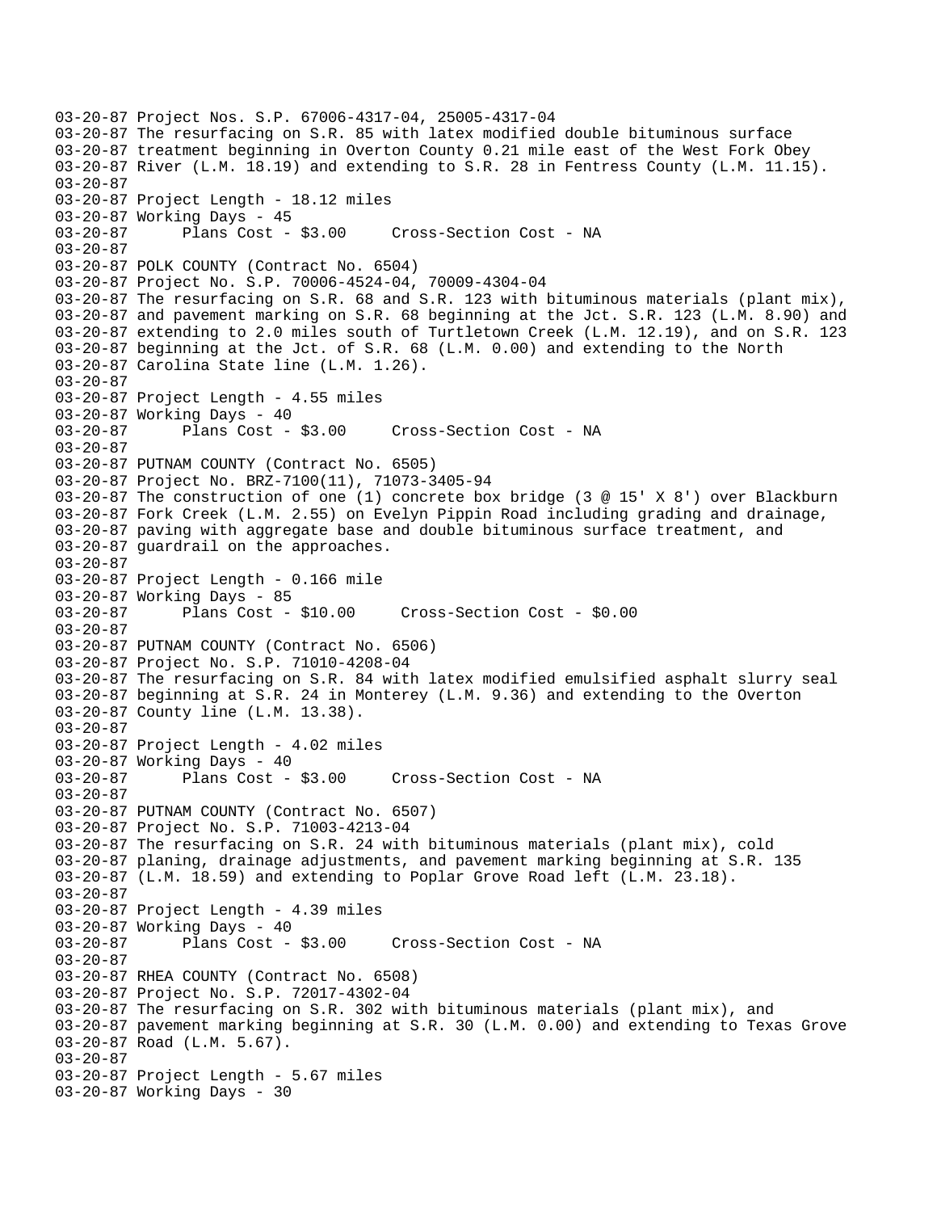```
03-20-87 Project Nos. S.P. 67006-4317-04, 25005-4317-04
03-20-87 The resurfacing on S.R. 85 with latex modified double bituminous surface
03-20-87 treatment beginning in Overton County 0.21 mile east of the West Fork Obey
03-20-87 River (L.M. 18.19) and extending to S.R. 28 in Fentress County (L.M. 11.15).
03-20-87
03-20-87 Project Length - 18.12 miles
03-20-87 Working Days - 45
03-20-87      Plans Cost - $3.00     Cross-Section Cost - NA
03-20-87
03-20-87 POLK COUNTY (Contract No. 6504)
03-20-87 Project No. S.P. 70006-4524-04, 70009-4304-04
03-20-87 The resurfacing on S.R. 68 and S.R. 123 with bituminous materials (plant mix),
03-20-87 and pavement marking on S.R. 68 beginning at the Jct. S.R. 123 (L.M. 8.90) and
03-20-87 extending to 2.0 miles south of Turtletown Creek (L.M. 12.19), and on S.R. 123
03-20-87 beginning at the Jct. of S.R. 68 (L.M. 0.00) and extending to the North
03-20-87 Carolina State line (L.M. 1.26).
03-20-87
03-20-87 Project Length - 4.55 miles
03-20-87 Working Days - 40
03-20-87      Plans Cost - $3.00     Cross-Section Cost - NA
03-20-87
03-20-87 PUTNAM COUNTY (Contract No. 6505)
03-20-87 Project No. BRZ-7100(11), 71073-3405-94
03-20-87 The construction of one (1) concrete box bridge (3 @ 15' X 8') over Blackburn
03-20-87 Fork Creek (L.M. 2.55) on Evelyn Pippin Road including grading and drainage,
03-20-87 paving with aggregate base and double bituminous surface treatment, and
03-20-87 guardrail on the approaches.
03-20-87
03-20-87 Project Length - 0.166 mile
03-20-87 Working Days - 85
03-20-87      Plans Cost - $10.00     Cross-Section Cost - $0.00
03-20-87
03-20-87 PUTNAM COUNTY (Contract No. 6506)
03-20-87 Project No. S.P. 71010-4208-04
03-20-87 The resurfacing on S.R. 84 with latex modified emulsified asphalt slurry seal
03-20-87 beginning at S.R. 24 in Monterey (L.M. 9.36) and extending to the Overton
03-20-87 County line (L.M. 13.38).
03-20-87
03-20-87 Project Length - 4.02 miles
03-20-87 Working Days - 40
03-20-87      Plans Cost - $3.00     Cross-Section Cost - NA
03-20-87
03-20-87 PUTNAM COUNTY (Contract No. 6507)
03-20-87 Project No. S.P. 71003-4213-04
03-20-87 The resurfacing on S.R. 24 with bituminous materials (plant mix), cold
03-20-87 planing, drainage adjustments, and pavement marking beginning at S.R. 135
03-20-87 (L.M. 18.59) and extending to Poplar Grove Road left (L.M. 23.18).
03-20-87
03-20-87 Project Length - 4.39 miles
03-20-87 Working Days - 40
03-20-87      Plans Cost - $3.00     Cross-Section Cost - NA
03-20-87
03-20-87 RHEA COUNTY (Contract No. 6508)
03-20-87 Project No. S.P. 72017-4302-04
03-20-87 The resurfacing on S.R. 302 with bituminous materials (plant mix), and
03-20-87 pavement marking beginning at S.R. 30 (L.M. 0.00) and extending to Texas Grove
03-20-87 Road (L.M. 5.67).
03-20-87
03-20-87 Project Length - 5.67 miles
03-20-87 Working Days - 30
```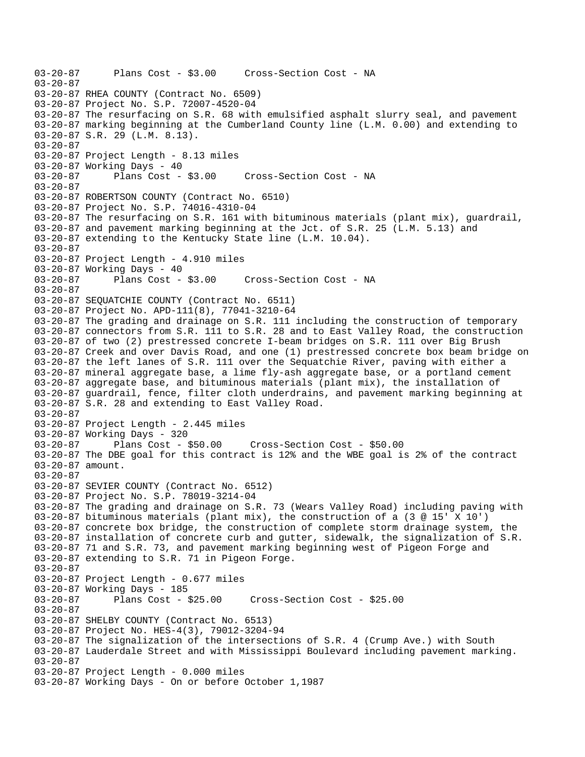```
03-20-87      Plans Cost - $3.00     Cross-Section Cost - NA
03-20-87
03-20-87 RHEA COUNTY (Contract No. 6509)
03-20-87 Project No. S.P. 72007-4520-04
03-20-87 The resurfacing on S.R. 68 with emulsified asphalt slurry seal, and pavement
03-20-87 marking beginning at the Cumberland County line (L.M. 0.00) and extending to
03-20-87 S.R. 29 (L.M. 8.13).
03-20-87
03-20-87 Project Length - 8.13 miles
03-20-87 Working Days - 40
03-20-87      Plans Cost - $3.00     Cross-Section Cost - NA
03-20-87
03-20-87 ROBERTSON COUNTY (Contract No. 6510)
03-20-87 Project No. S.P. 74016-4310-04
03-20-87 The resurfacing on S.R. 161 with bituminous materials (plant mix), guardrail,
03-20-87 and pavement marking beginning at the Jct. of S.R. 25 (L.M. 5.13) and
03-20-87 extending to the Kentucky State line (L.M. 10.04).
03-20-87
03-20-87 Project Length - 4.910 miles
03-20-87 Working Days - 40
03-20-87      Plans Cost - $3.00     Cross-Section Cost - NA
03-20-87
03-20-87 SEQUATCHIE COUNTY (Contract No. 6511)
03-20-87 Project No. APD-111(8), 77041-3210-64
03-20-87 The grading and drainage on S.R. 111 including the construction of temporary
03-20-87 connectors from S.R. 111 to S.R. 28 and to East Valley Road, the construction
03-20-87 of two (2) prestressed concrete I-beam bridges on S.R. 111 over Big Brush
03-20-87 Creek and over Davis Road, and one (1) prestressed concrete box beam bridge on
03-20-87 the left lanes of S.R. 111 over the Sequatchie River, paving with either a
03-20-87 mineral aggregate base, a lime fly-ash aggregate base, or a portland cement
03-20-87 aggregate base, and bituminous materials (plant mix), the installation of
03-20-87 guardrail, fence, filter cloth underdrains, and pavement marking beginning at
03-20-87 S.R. 28 and extending to East Valley Road.
03-20-87
03-20-87 Project Length - 2.445 miles
03-20-87 Working Days - 320
03-20-87      Plans Cost - $50.00     Cross-Section Cost - $50.00
03-20-87 The DBE goal for this contract is 12% and the WBE goal is 2% of the contract
03-20-87 amount.
03-20-87
03-20-87 SEVIER COUNTY (Contract No. 6512)
03-20-87 Project No. S.P. 78019-3214-04
03-20-87 The grading and drainage on S.R. 73 (Wears Valley Road) including paving with
03-20-87 bituminous materials (plant mix), the construction of a (3 @ 15' X 10')
03-20-87 concrete box bridge, the construction of complete storm drainage system, the
03-20-87 installation of concrete curb and gutter, sidewalk, the signalization of S.R.
03-20-87 71 and S.R. 73, and pavement marking beginning west of Pigeon Forge and
03-20-87 extending to S.R. 71 in Pigeon Forge.
03-20-87
03-20-87 Project Length - 0.677 miles
03-20-87 Working Days - 185
03-20-87      Plans Cost - $25.00     Cross-Section Cost - $25.00
03-20-87
03-20-87 SHELBY COUNTY (Contract No. 6513)
03-20-87 Project No. HES-4(3), 79012-3204-94
03-20-87 The signalization of the intersections of S.R. 4 (Crump Ave.) with South
03-20-87 Lauderdale Street and with Mississippi Boulevard including pavement marking.
03-20-87
03-20-87 Project Length - 0.000 miles
03-20-87 Working Days - On or before October 1,1987
```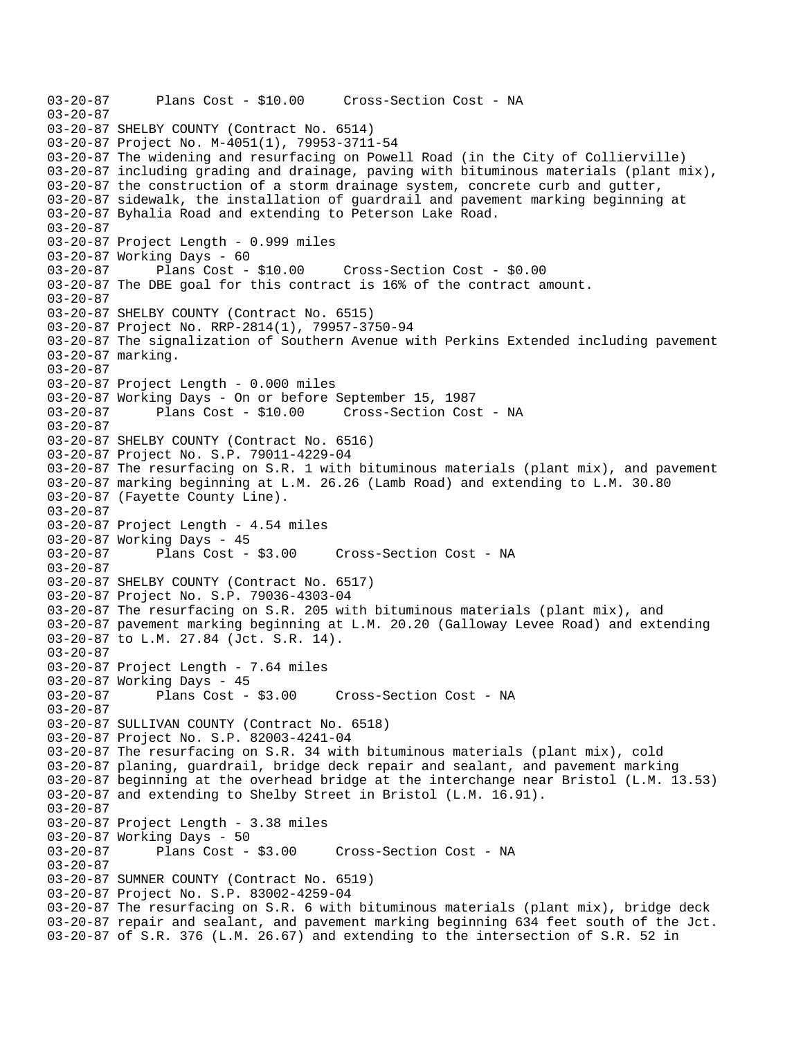```
03-20-87      Plans Cost - $10.00     Cross-Section Cost - NA
03-20-87
03-20-87 SHELBY COUNTY (Contract No. 6514)
03-20-87 Project No. M-4051(1), 79953-3711-54
03-20-87 The widening and resurfacing on Powell Road (in the City of Collierville)
03-20-87 including grading and drainage, paving with bituminous materials (plant mix),
03-20-87 the construction of a storm drainage system, concrete curb and gutter,
03-20-87 sidewalk, the installation of guardrail and pavement marking beginning at
03-20-87 Byhalia Road and extending to Peterson Lake Road.
03-20-87
03-20-87 Project Length - 0.999 miles
03-20-87 Working Days - 60
03-20-87      Plans Cost - $10.00     Cross-Section Cost - $0.00
03-20-87 The DBE goal for this contract is 16% of the contract amount.
03-20-87
03-20-87 SHELBY COUNTY (Contract No. 6515)
03-20-87 Project No. RRP-2814(1), 79957-3750-94
03-20-87 The signalization of Southern Avenue with Perkins Extended including pavement
03-20-87 marking.
03-20-87
03-20-87 Project Length - 0.000 miles
03-20-87 Working Days - On or before September 15, 1987
03-20-87      Plans Cost - $10.00     Cross-Section Cost - NA
03-20-87
03-20-87 SHELBY COUNTY (Contract No. 6516)
03-20-87 Project No. S.P. 79011-4229-04
03-20-87 The resurfacing on S.R. 1 with bituminous materials (plant mix), and pavement
03-20-87 marking beginning at L.M. 26.26 (Lamb Road) and extending to L.M. 30.80
03-20-87 (Fayette County Line).
03-20-87
03-20-87 Project Length - 4.54 miles
03-20-87 Working Days - 45
03-20-87      Plans Cost - $3.00     Cross-Section Cost - NA
03-20-87
03-20-87 SHELBY COUNTY (Contract No. 6517)
03-20-87 Project No. S.P. 79036-4303-04
03-20-87 The resurfacing on S.R. 205 with bituminous materials (plant mix), and
03-20-87 pavement marking beginning at L.M. 20.20 (Galloway Levee Road) and extending
03-20-87 to L.M. 27.84 (Jct. S.R. 14).
03-20-87
03-20-87 Project Length - 7.64 miles
03-20-87 Working Days - 45
03-20-87      Plans Cost - $3.00     Cross-Section Cost - NA
03-20-87
03-20-87 SULLIVAN COUNTY (Contract No. 6518)
03-20-87 Project No. S.P. 82003-4241-04
03-20-87 The resurfacing on S.R. 34 with bituminous materials (plant mix), cold
03-20-87 planing, guardrail, bridge deck repair and sealant, and pavement marking
03-20-87 beginning at the overhead bridge at the interchange near Bristol (L.M. 13.53)
03-20-87 and extending to Shelby Street in Bristol (L.M. 16.91).
03-20-87
03-20-87 Project Length - 3.38 miles
03-20-87 Working Days - 50
03-20-87      Plans Cost - $3.00     Cross-Section Cost - NA
03-20-87
03-20-87 SUMNER COUNTY (Contract No. 6519)
03-20-87 Project No. S.P. 83002-4259-04
03-20-87 The resurfacing on S.R. 6 with bituminous materials (plant mix), bridge deck
03-20-87 repair and sealant, and pavement marking beginning 634 feet south of the Jct.
03-20-87 of S.R. 376 (L.M. 26.67) and extending to the intersection of S.R. 52 in
```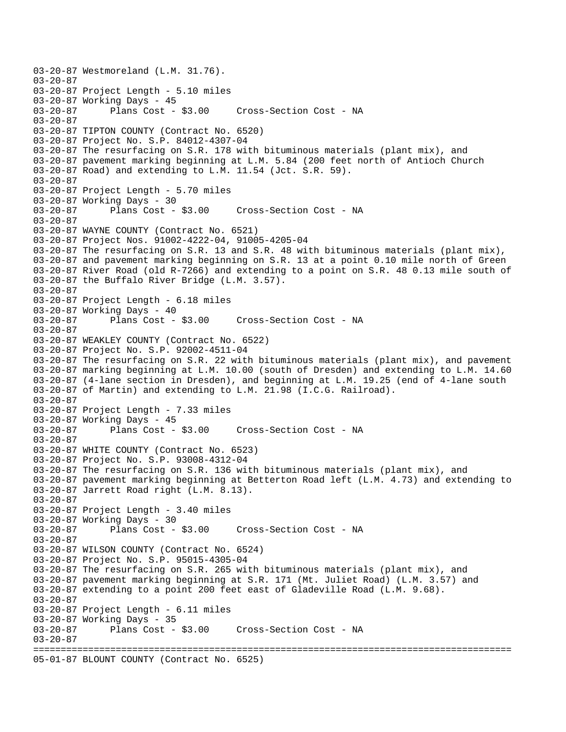```
03-20-87 Westmoreland (L.M. 31.76).
03-20-87
03-20-87 Project Length - 5.10 miles
03-20-87 Working Days - 45
03-20-87      Plans Cost - $3.00     Cross-Section Cost - NA
03-20-87
03-20-87 TIPTON COUNTY (Contract No. 6520)
03-20-87 Project No. S.P. 84012-4307-04
03-20-87 The resurfacing on S.R. 178 with bituminous materials (plant mix), and
03-20-87 pavement marking beginning at L.M. 5.84 (200 feet north of Antioch Church
03-20-87 Road) and extending to L.M. 11.54 (Jct. S.R. 59).
03-20-87
03-20-87 Project Length - 5.70 miles
03-20-87 Working Days - 30
03-20-87      Plans Cost - $3.00     Cross-Section Cost - NA
03-20-87
03-20-87 WAYNE COUNTY (Contract No. 6521)
03-20-87 Project Nos. 91002-4222-04, 91005-4205-04
03-20-87 The resurfacing on S.R. 13 and S.R. 48 with bituminous materials (plant mix),
03-20-87 and pavement marking beginning on S.R. 13 at a point 0.10 mile north of Green
03-20-87 River Road (old R-7266) and extending to a point on S.R. 48 0.13 mile south of
03-20-87 the Buffalo River Bridge (L.M. 3.57).
03-20-87
03-20-87 Project Length - 6.18 miles
03-20-87 Working Days - 40
03-20-87      Plans Cost - $3.00     Cross-Section Cost - NA
03-20-87
03-20-87 WEAKLEY COUNTY (Contract No. 6522)
03-20-87 Project No. S.P. 92002-4511-04
03-20-87 The resurfacing on S.R. 22 with bituminous materials (plant mix), and pavement
03-20-87 marking beginning at L.M. 10.00 (south of Dresden) and extending to L.M. 14.60
03-20-87 (4-lane section in Dresden), and beginning at L.M. 19.25 (end of 4-lane south
03-20-87 of Martin) and extending to L.M. 21.98 (I.C.G. Railroad).
03-20-87
03-20-87 Project Length - 7.33 miles
03-20-87 Working Days - 45
03-20-87      Plans Cost - $3.00     Cross-Section Cost - NA
03-20-87
03-20-87 WHITE COUNTY (Contract No. 6523)
03-20-87 Project No. S.P. 93008-4312-04
03-20-87 The resurfacing on S.R. 136 with bituminous materials (plant mix), and
03-20-87 pavement marking beginning at Betterton Road left (L.M. 4.73) and extending to
03-20-87 Jarrett Road right (L.M. 8.13).
03-20-87
03-20-87 Project Length - 3.40 miles
03-20-87 Working Days - 30
03-20-87      Plans Cost - $3.00     Cross-Section Cost - NA
03-20-87
03-20-87 WILSON COUNTY (Contract No. 6524)
03-20-87 Project No. S.P. 95015-4305-04
03-20-87 The resurfacing on S.R. 265 with bituminous materials (plant mix), and
03-20-87 pavement marking beginning at S.R. 171 (Mt. Juliet Road) (L.M. 3.57) and
03-20-87 extending to a point 200 feet east of Gladeville Road (L.M. 9.68).
03-20-87
03-20-87 Project Length - 6.11 miles
03-20-87 Working Days - 35
03-20-87      Plans Cost - $3.00     Cross-Section Cost - NA
03-20-87
================================================================================
05-01-87 BLOUNT COUNTY (Contract No. 6525)
```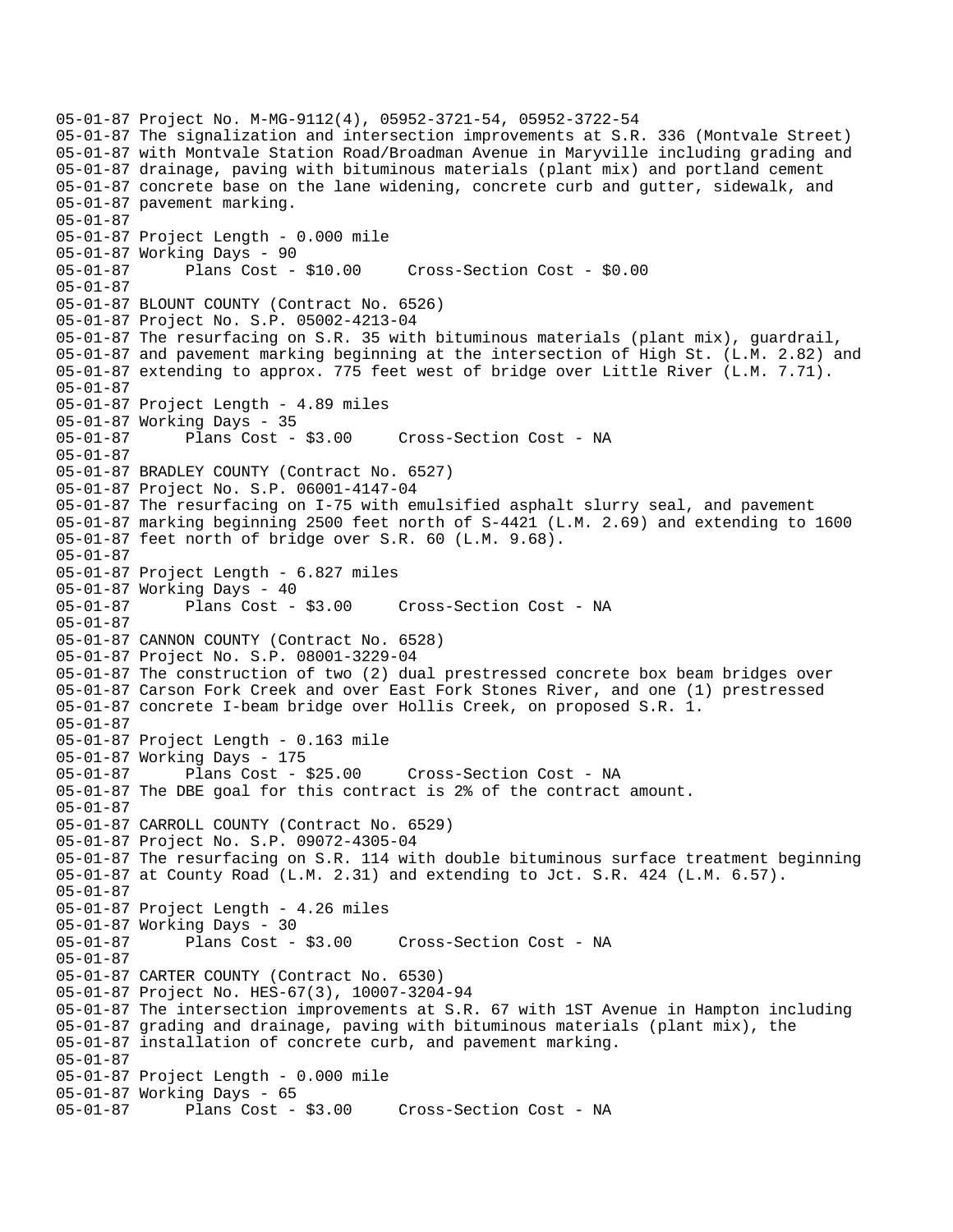```
05-01-87 Project No. M-MG-9112(4), 05952-3721-54, 05952-3722-54
05-01-87 The signalization and intersection improvements at S.R. 336 (Montvale Street)
05-01-87 with Montvale Station Road/Broadman Avenue in Maryville including grading and
05-01-87 drainage, paving with bituminous materials (plant mix) and portland cement
05-01-87 concrete base on the lane widening, concrete curb and gutter, sidewalk, and
05-01-87 pavement marking.
05-01-87
05-01-87 Project Length - 0.000 mile
05-01-87 Working Days - 90
05-01-87      Plans Cost - $10.00     Cross-Section Cost - $0.00
05-01-87
05-01-87 BLOUNT COUNTY (Contract No. 6526)
05-01-87 Project No. S.P. 05002-4213-04
05-01-87 The resurfacing on S.R. 35 with bituminous materials (plant mix), guardrail,
05-01-87 and pavement marking beginning at the intersection of High St. (L.M. 2.82) and
05-01-87 extending to approx. 775 feet west of bridge over Little River (L.M. 7.71).
05-01-87
05-01-87 Project Length - 4.89 miles
05-01-87 Working Days - 35
05-01-87      Plans Cost - $3.00     Cross-Section Cost - NA
05-01-87
05-01-87 BRADLEY COUNTY (Contract No. 6527)
05-01-87 Project No. S.P. 06001-4147-04
05-01-87 The resurfacing on I-75 with emulsified asphalt slurry seal, and pavement
05-01-87 marking beginning 2500 feet north of S-4421 (L.M. 2.69) and extending to 1600
05-01-87 feet north of bridge over S.R. 60 (L.M. 9.68).
05-01-87
05-01-87 Project Length - 6.827 miles
05-01-87 Working Days - 40
05-01-87      Plans Cost - $3.00     Cross-Section Cost - NA
05-01-87
05-01-87 CANNON COUNTY (Contract No. 6528)
05-01-87 Project No. S.P. 08001-3229-04
05-01-87 The construction of two (2) dual prestressed concrete box beam bridges over
05-01-87 Carson Fork Creek and over East Fork Stones River, and one (1) prestressed
05-01-87 concrete I-beam bridge over Hollis Creek, on proposed S.R. 1.
05-01-87
05-01-87 Project Length - 0.163 mile
05-01-87 Working Days - 175
05-01-87      Plans Cost - $25.00     Cross-Section Cost - NA
05-01-87 The DBE goal for this contract is 2% of the contract amount.
05-01-87
05-01-87 CARROLL COUNTY (Contract No. 6529)
05-01-87 Project No. S.P. 09072-4305-04
05-01-87 The resurfacing on S.R. 114 with double bituminous surface treatment beginning
05-01-87 at County Road (L.M. 2.31) and extending to Jct. S.R. 424 (L.M. 6.57).
05-01-87
05-01-87 Project Length - 4.26 miles
05-01-87 Working Days - 30
05-01-87      Plans Cost - $3.00     Cross-Section Cost - NA
05-01-87
05-01-87 CARTER COUNTY (Contract No. 6530)
05-01-87 Project No. HES-67(3), 10007-3204-94
05-01-87 The intersection improvements at S.R. 67 with 1ST Avenue in Hampton including
05-01-87 grading and drainage, paving with bituminous materials (plant mix), the
05-01-87 installation of concrete curb, and pavement marking.
05-01-87
05-01-87 Project Length - 0.000 mile
05-01-87 Working Days - 65
05-01-87      Plans Cost - $3.00     Cross-Section Cost - NA
```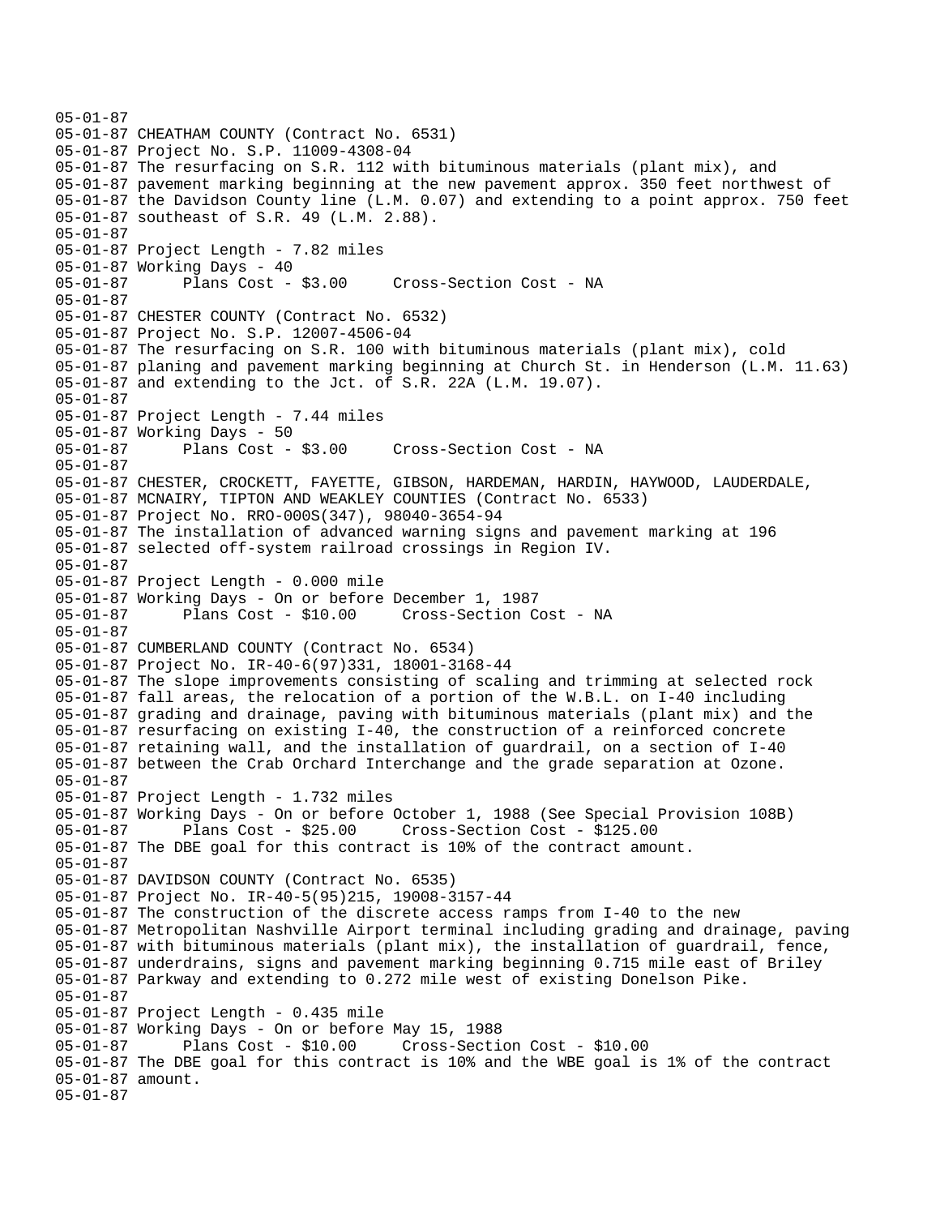05-01-87
05-01-87 CHEATHAM COUNTY (Contract No. 6531)
05-01-87 Project No. S.P. 11009-4308-04
05-01-87 The resurfacing on S.R. 112 with bituminous materials (plant mix), and
05-01-87 pavement marking beginning at the new pavement approx. 350 feet northwest of
05-01-87 the Davidson County line (L.M. 0.07) and extending to a point approx. 750 feet
05-01-87 southeast of S.R. 49 (L.M. 2.88).
05-01-87
05-01-87 Project Length - 7.82 miles
05-01-87 Working Days - 40
05-01-87 Plans Cost - $3.00 Cross-Section Cost - NA
05-01-87
05-01-87 CHESTER COUNTY (Contract No. 6532)
05-01-87 Project No. S.P. 12007-4506-04
05-01-87 The resurfacing on S.R. 100 with bituminous materials (plant mix), cold
05-01-87 planing and pavement marking beginning at Church St. in Henderson (L.M. 11.63)
05-01-87 and extending to the Jct. of S.R. 22A (L.M. 19.07).
05-01-87
05-01-87 Project Length - 7.44 miles
05-01-87 Working Days - 50
05-01-87 Plans Cost - $3.00 Cross-Section Cost - NA
05-01-87
05-01-87 CHESTER, CROCKETT, FAYETTE, GIBSON, HARDEMAN, HARDIN, HAYWOOD, LAUDERDALE,
05-01-87 MCNAIRY, TIPTON AND WEAKLEY COUNTIES (Contract No. 6533)
05-01-87 Project No. RRO-000S(347), 98040-3654-94
05-01-87 The installation of advanced warning signs and pavement marking at 196
05-01-87 selected off-system railroad crossings in Region IV.
05-01-87
05-01-87 Project Length - 0.000 mile
05-01-87 Working Days - On or before December 1, 1987
05-01-87 Plans Cost - $10.00 Cross-Section Cost - NA
05-01-87
05-01-87 CUMBERLAND COUNTY (Contract No. 6534)
05-01-87 Project No. IR-40-6(97)331, 18001-3168-44
05-01-87 The slope improvements consisting of scaling and trimming at selected rock
05-01-87 fall areas, the relocation of a portion of the W.B.L. on I-40 including
05-01-87 grading and drainage, paving with bituminous materials (plant mix) and the
05-01-87 resurfacing on existing I-40, the construction of a reinforced concrete
05-01-87 retaining wall, and the installation of guardrail, on a section of I-40
05-01-87 between the Crab Orchard Interchange and the grade separation at Ozone.
05-01-87
05-01-87 Project Length - 1.732 miles
05-01-87 Working Days - On or before October 1, 1988 (See Special Provision 108B)
05-01-87 Plans Cost - $25.00 Cross-Section Cost - $125.00
05-01-87 The DBE goal for this contract is 10% of the contract amount.
05-01-87
05-01-87 DAVIDSON COUNTY (Contract No. 6535)
05-01-87 Project No. IR-40-5(95)215, 19008-3157-44
05-01-87 The construction of the discrete access ramps from I-40 to the new
05-01-87 Metropolitan Nashville Airport terminal including grading and drainage, paving
05-01-87 with bituminous materials (plant mix), the installation of guardrail, fence,
05-01-87 underdrains, signs and pavement marking beginning 0.715 mile east of Briley
05-01-87 Parkway and extending to 0.272 mile west of existing Donelson Pike.
05-01-87
05-01-87 Project Length - 0.435 mile
05-01-87 Working Days - On or before May 15, 1988
05-01-87 Plans Cost - $10.00 Cross-Section Cost - $10.00
05-01-87 The DBE goal for this contract is 10% and the WBE goal is 1% of the contract
05-01-87 amount.
05-01-87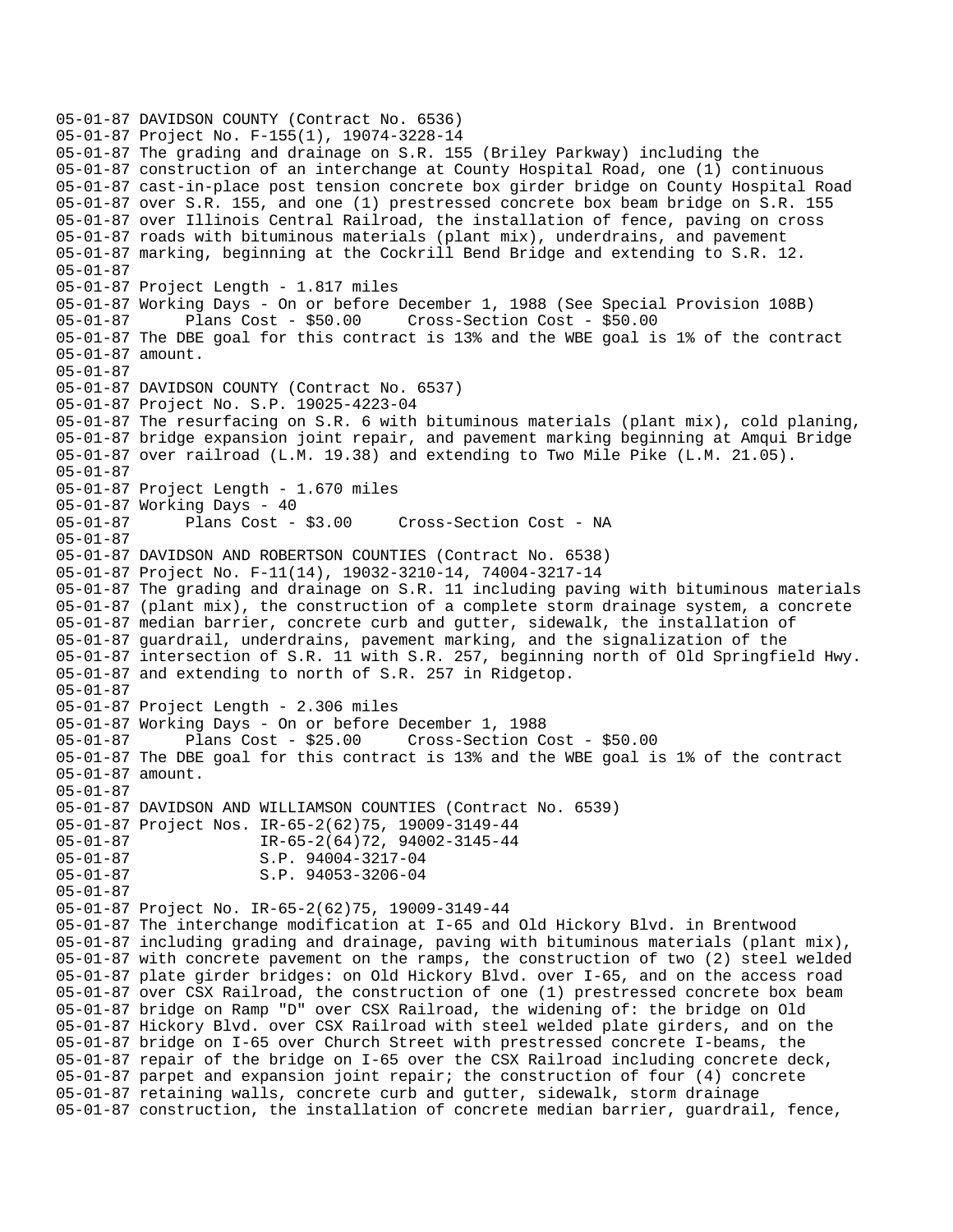```
05-01-87 DAVIDSON COUNTY (Contract No. 6536)
05-01-87 Project No. F-155(1), 19074-3228-14
05-01-87 The grading and drainage on S.R. 155 (Briley Parkway) including the
05-01-87 construction of an interchange at County Hospital Road, one (1) continuous
05-01-87 cast-in-place post tension concrete box girder bridge on County Hospital Road
05-01-87 over S.R. 155, and one (1) prestressed concrete box beam bridge on S.R. 155
05-01-87 over Illinois Central Railroad, the installation of fence, paving on cross
05-01-87 roads with bituminous materials (plant mix), underdrains, and pavement
05-01-87 marking, beginning at the Cockrill Bend Bridge and extending to S.R. 12.
05-01-87
05-01-87 Project Length - 1.817 miles
05-01-87 Working Days - On or before December 1, 1988 (See Special Provision 108B)
05-01-87       Plans Cost - $50.00     Cross-Section Cost - $50.00
05-01-87 The DBE goal for this contract is 13% and the WBE goal is 1% of the contract
05-01-87 amount.
05-01-87
05-01-87 DAVIDSON COUNTY (Contract No. 6537)
05-01-87 Project No. S.P. 19025-4223-04
05-01-87 The resurfacing on S.R. 6 with bituminous materials (plant mix), cold planing,
05-01-87 bridge expansion joint repair, and pavement marking beginning at Amqui Bridge
05-01-87 over railroad (L.M. 19.38) and extending to Two Mile Pike (L.M. 21.05).
05-01-87
05-01-87 Project Length - 1.670 miles
05-01-87 Working Days - 40
05-01-87       Plans Cost - $3.00     Cross-Section Cost - NA
05-01-87
05-01-87 DAVIDSON AND ROBERTSON COUNTIES (Contract No. 6538)
05-01-87 Project No. F-11(14), 19032-3210-14, 74004-3217-14
05-01-87 The grading and drainage on S.R. 11 including paving with bituminous materials
05-01-87 (plant mix), the construction of a complete storm drainage system, a concrete
05-01-87 median barrier, concrete curb and gutter, sidewalk, the installation of
05-01-87 guardrail, underdrains, pavement marking, and the signalization of the
05-01-87 intersection of S.R. 11 with S.R. 257, beginning north of Old Springfield Hwy.
05-01-87 and extending to north of S.R. 257 in Ridgetop.
05-01-87
05-01-87 Project Length - 2.306 miles
05-01-87 Working Days - On or before December 1, 1988
05-01-87       Plans Cost - $25.00     Cross-Section Cost - $50.00
05-01-87 The DBE goal for this contract is 13% and the WBE goal is 1% of the contract
05-01-87 amount.
05-01-87
05-01-87 DAVIDSON AND WILLIAMSON COUNTIES (Contract No. 6539)
05-01-87 Project Nos. IR-65-2(62)75, 19009-3149-44
05-01-87              IR-65-2(64)72, 94002-3145-44
05-01-87              S.P. 94004-3217-04
05-01-87              S.P. 94053-3206-04
05-01-87
05-01-87 Project No. IR-65-2(62)75, 19009-3149-44
05-01-87 The interchange modification at I-65 and Old Hickory Blvd. in Brentwood
05-01-87 including grading and drainage, paving with bituminous materials (plant mix),
05-01-87 with concrete pavement on the ramps, the construction of two (2) steel welded
05-01-87 plate girder bridges: on Old Hickory Blvd. over I-65, and on the access road
05-01-87 over CSX Railroad, the construction of one (1) prestressed concrete box beam
05-01-87 bridge on Ramp "D" over CSX Railroad, the widening of: the bridge on Old
05-01-87 Hickory Blvd. over CSX Railroad with steel welded plate girders, and on the
05-01-87 bridge on I-65 over Church Street with prestressed concrete I-beams, the
05-01-87 repair of the bridge on I-65 over the CSX Railroad including concrete deck,
05-01-87 parpet and expansion joint repair; the construction of four (4) concrete
05-01-87 retaining walls, concrete curb and gutter, sidewalk, storm drainage
05-01-87 construction, the installation of concrete median barrier, guardrail, fence,
```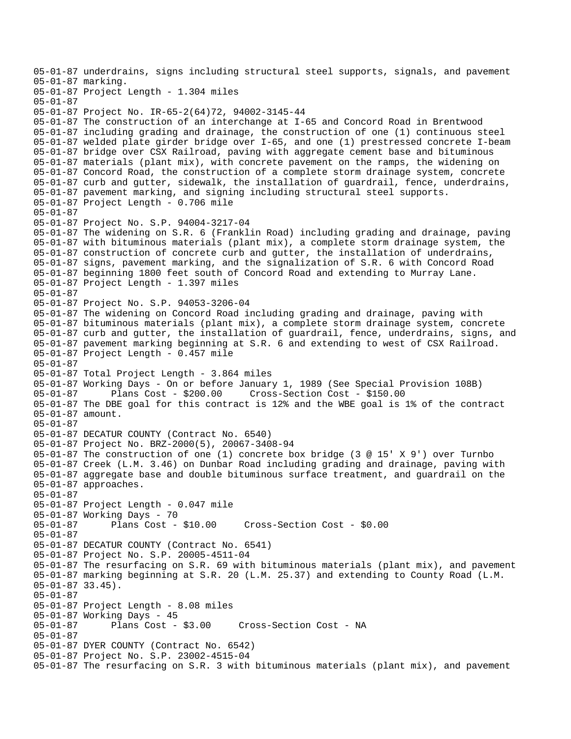```
05-01-87 underdrains, signs including structural steel supports, signals, and pavement
05-01-87 marking.
05-01-87 Project Length - 1.304 miles
05-01-87
05-01-87 Project No. IR-65-2(64)72, 94002-3145-44
05-01-87 The construction of an interchange at I-65 and Concord Road in Brentwood
05-01-87 including grading and drainage, the construction of one (1) continuous steel
05-01-87 welded plate girder bridge over I-65, and one (1) prestressed concrete I-beam
05-01-87 bridge over CSX Railroad, paving with aggregate cement base and bituminous
05-01-87 materials (plant mix), with concrete pavement on the ramps, the widening on
05-01-87 Concord Road, the construction of a complete storm drainage system, concrete
05-01-87 curb and gutter, sidewalk, the installation of guardrail, fence, underdrains,
05-01-87 pavement marking, and signing including structural steel supports.
05-01-87 Project Length - 0.706 mile
05-01-87
05-01-87 Project No. S.P. 94004-3217-04
05-01-87 The widening on S.R. 6 (Franklin Road) including grading and drainage, paving
05-01-87 with bituminous materials (plant mix), a complete storm drainage system, the
05-01-87 construction of concrete curb and gutter, the installation of underdrains,
05-01-87 signs, pavement marking, and the signalization of S.R. 6 with Concord Road
05-01-87 beginning 1800 feet south of Concord Road and extending to Murray Lane.
05-01-87 Project Length - 1.397 miles
05-01-87
05-01-87 Project No. S.P. 94053-3206-04
05-01-87 The widening on Concord Road including grading and drainage, paving with
05-01-87 bituminous materials (plant mix), a complete storm drainage system, concrete
05-01-87 curb and gutter, the installation of guardrail, fence, underdrains, signs, and
05-01-87 pavement marking beginning at S.R. 6 and extending to west of CSX Railroad.
05-01-87 Project Length - 0.457 mile
05-01-87
05-01-87 Total Project Length - 3.864 miles
05-01-87 Working Days - On or before January 1, 1989 (See Special Provision 108B)
05-01-87       Plans Cost - $200.00     Cross-Section Cost - $150.00
05-01-87 The DBE goal for this contract is 12% and the WBE goal is 1% of the contract
05-01-87 amount.
05-01-87
05-01-87 DECATUR COUNTY (Contract No. 6540)
05-01-87 Project No. BRZ-2000(5), 20067-3408-94
05-01-87 The construction of one (1) concrete box bridge (3 @ 15' X 9') over Turnbo
05-01-87 Creek (L.M. 3.46) on Dunbar Road including grading and drainage, paving with
05-01-87 aggregate base and double bituminous surface treatment, and guardrail on the
05-01-87 approaches.
05-01-87
05-01-87 Project Length - 0.047 mile
05-01-87 Working Days - 70
05-01-87       Plans Cost - $10.00     Cross-Section Cost - $0.00
05-01-87
05-01-87 DECATUR COUNTY (Contract No. 6541)
05-01-87 Project No. S.P. 20005-4511-04
05-01-87 The resurfacing on S.R. 69 with bituminous materials (plant mix), and pavement
05-01-87 marking beginning at S.R. 20 (L.M. 25.37) and extending to County Road (L.M.
05-01-87 33.45).
05-01-87
05-01-87 Project Length - 8.08 miles
05-01-87 Working Days - 45
05-01-87       Plans Cost - $3.00     Cross-Section Cost - NA
05-01-87
05-01-87 DYER COUNTY (Contract No. 6542)
05-01-87 Project No. S.P. 23002-4515-04
05-01-87 The resurfacing on S.R. 3 with bituminous materials (plant mix), and pavement
```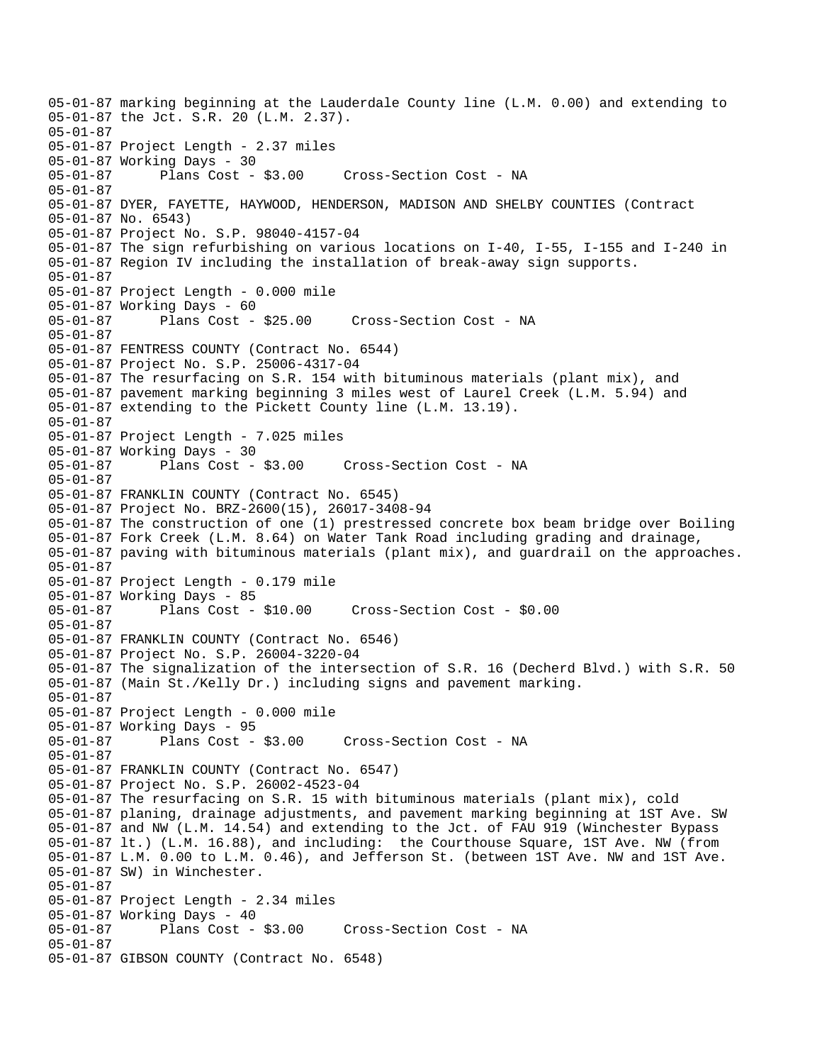```
05-01-87 marking beginning at the Lauderdale County line (L.M. 0.00) and extending to
05-01-87 the Jct. S.R. 20 (L.M. 2.37).
05-01-87
05-01-87 Project Length - 2.37 miles
05-01-87 Working Days - 30
05-01-87      Plans Cost - $3.00     Cross-Section Cost - NA
05-01-87
05-01-87 DYER, FAYETTE, HAYWOOD, HENDERSON, MADISON AND SHELBY COUNTIES (Contract
05-01-87 No. 6543)
05-01-87 Project No. S.P. 98040-4157-04
05-01-87 The sign refurbishing on various locations on I-40, I-55, I-155 and I-240 in
05-01-87 Region IV including the installation of break-away sign supports.
05-01-87
05-01-87 Project Length - 0.000 mile
05-01-87 Working Days - 60
05-01-87      Plans Cost - $25.00     Cross-Section Cost - NA
05-01-87
05-01-87 FENTRESS COUNTY (Contract No. 6544)
05-01-87 Project No. S.P. 25006-4317-04
05-01-87 The resurfacing on S.R. 154 with bituminous materials (plant mix), and
05-01-87 pavement marking beginning 3 miles west of Laurel Creek (L.M. 5.94) and
05-01-87 extending to the Pickett County line (L.M. 13.19).
05-01-87
05-01-87 Project Length - 7.025 miles
05-01-87 Working Days - 30
05-01-87      Plans Cost - $3.00     Cross-Section Cost - NA
05-01-87
05-01-87 FRANKLIN COUNTY (Contract No. 6545)
05-01-87 Project No. BRZ-2600(15), 26017-3408-94
05-01-87 The construction of one (1) prestressed concrete box beam bridge over Boiling
05-01-87 Fork Creek (L.M. 8.64) on Water Tank Road including grading and drainage,
05-01-87 paving with bituminous materials (plant mix), and guardrail on the approaches.
05-01-87
05-01-87 Project Length - 0.179 mile
05-01-87 Working Days - 85
05-01-87      Plans Cost - $10.00     Cross-Section Cost - $0.00
05-01-87
05-01-87 FRANKLIN COUNTY (Contract No. 6546)
05-01-87 Project No. S.P. 26004-3220-04
05-01-87 The signalization of the intersection of S.R. 16 (Decherd Blvd.) with S.R. 50
05-01-87 (Main St./Kelly Dr.) including signs and pavement marking.
05-01-87
05-01-87 Project Length - 0.000 mile
05-01-87 Working Days - 95
05-01-87      Plans Cost - $3.00     Cross-Section Cost - NA
05-01-87
05-01-87 FRANKLIN COUNTY (Contract No. 6547)
05-01-87 Project No. S.P. 26002-4523-04
05-01-87 The resurfacing on S.R. 15 with bituminous materials (plant mix), cold
05-01-87 planing, drainage adjustments, and pavement marking beginning at 1ST Ave. SW
05-01-87 and NW (L.M. 14.54) and extending to the Jct. of FAU 919 (Winchester Bypass
05-01-87 lt.) (L.M. 16.88), and including:  the Courthouse Square, 1ST Ave. NW (from
05-01-87 L.M. 0.00 to L.M. 0.46), and Jefferson St. (between 1ST Ave. NW and 1ST Ave.
05-01-87 SW) in Winchester.
05-01-87
05-01-87 Project Length - 2.34 miles
05-01-87 Working Days - 40
05-01-87      Plans Cost - $3.00     Cross-Section Cost - NA
05-01-87
05-01-87 GIBSON COUNTY (Contract No. 6548)
```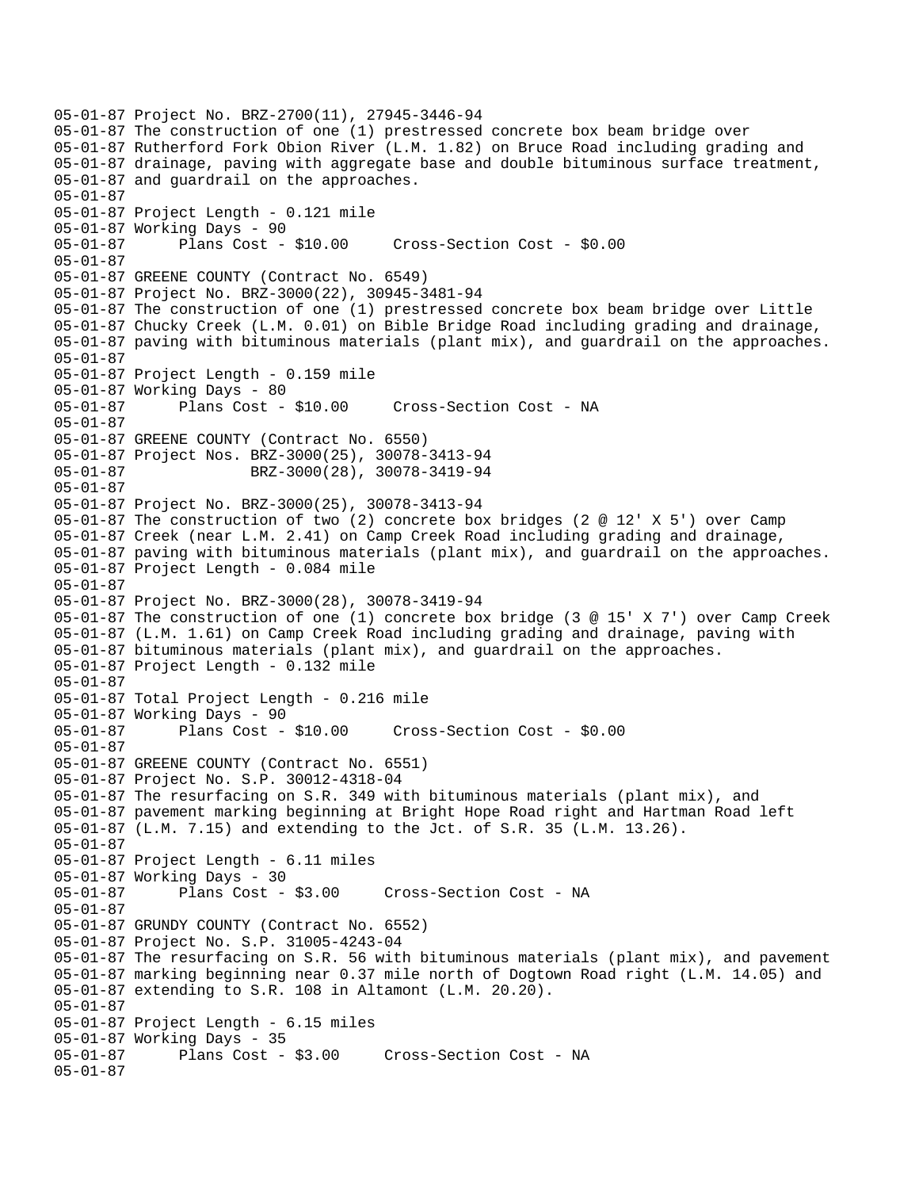```
05-01-87 Project No. BRZ-2700(11), 27945-3446-94
05-01-87 The construction of one (1) prestressed concrete box beam bridge over
05-01-87 Rutherford Fork Obion River (L.M. 1.82) on Bruce Road including grading and
05-01-87 drainage, paving with aggregate base and double bituminous surface treatment,
05-01-87 and guardrail on the approaches.
05-01-87
05-01-87 Project Length - 0.121 mile
05-01-87 Working Days - 90
05-01-87      Plans Cost - $10.00     Cross-Section Cost - $0.00
05-01-87
05-01-87 GREENE COUNTY (Contract No. 6549)
05-01-87 Project No. BRZ-3000(22), 30945-3481-94
05-01-87 The construction of one (1) prestressed concrete box beam bridge over Little
05-01-87 Chucky Creek (L.M. 0.01) on Bible Bridge Road including grading and drainage,
05-01-87 paving with bituminous materials (plant mix), and guardrail on the approaches.
05-01-87
05-01-87 Project Length - 0.159 mile
05-01-87 Working Days - 80
05-01-87      Plans Cost - $10.00     Cross-Section Cost - NA
05-01-87
05-01-87 GREENE COUNTY (Contract No. 6550)
05-01-87 Project Nos. BRZ-3000(25), 30078-3413-94
05-01-87              BRZ-3000(28), 30078-3419-94
05-01-87
05-01-87 Project No. BRZ-3000(25), 30078-3413-94
05-01-87 The construction of two (2) concrete box bridges (2 @ 12' X 5') over Camp
05-01-87 Creek (near L.M. 2.41) on Camp Creek Road including grading and drainage,
05-01-87 paving with bituminous materials (plant mix), and guardrail on the approaches.
05-01-87 Project Length - 0.084 mile
05-01-87
05-01-87 Project No. BRZ-3000(28), 30078-3419-94
05-01-87 The construction of one (1) concrete box bridge (3 @ 15' X 7') over Camp Creek
05-01-87 (L.M. 1.61) on Camp Creek Road including grading and drainage, paving with
05-01-87 bituminous materials (plant mix), and guardrail on the approaches.
05-01-87 Project Length - 0.132 mile
05-01-87
05-01-87 Total Project Length - 0.216 mile
05-01-87 Working Days - 90
05-01-87      Plans Cost - $10.00     Cross-Section Cost - $0.00
05-01-87
05-01-87 GREENE COUNTY (Contract No. 6551)
05-01-87 Project No. S.P. 30012-4318-04
05-01-87 The resurfacing on S.R. 349 with bituminous materials (plant mix), and
05-01-87 pavement marking beginning at Bright Hope Road right and Hartman Road left
05-01-87 (L.M. 7.15) and extending to the Jct. of S.R. 35 (L.M. 13.26).
05-01-87
05-01-87 Project Length - 6.11 miles
05-01-87 Working Days - 30
05-01-87      Plans Cost - $3.00     Cross-Section Cost - NA
05-01-87
05-01-87 GRUNDY COUNTY (Contract No. 6552)
05-01-87 Project No. S.P. 31005-4243-04
05-01-87 The resurfacing on S.R. 56 with bituminous materials (plant mix), and pavement
05-01-87 marking beginning near 0.37 mile north of Dogtown Road right (L.M. 14.05) and
05-01-87 extending to S.R. 108 in Altamont (L.M. 20.20).
05-01-87
05-01-87 Project Length - 6.15 miles
05-01-87 Working Days - 35
05-01-87      Plans Cost - $3.00     Cross-Section Cost - NA
05-01-87
```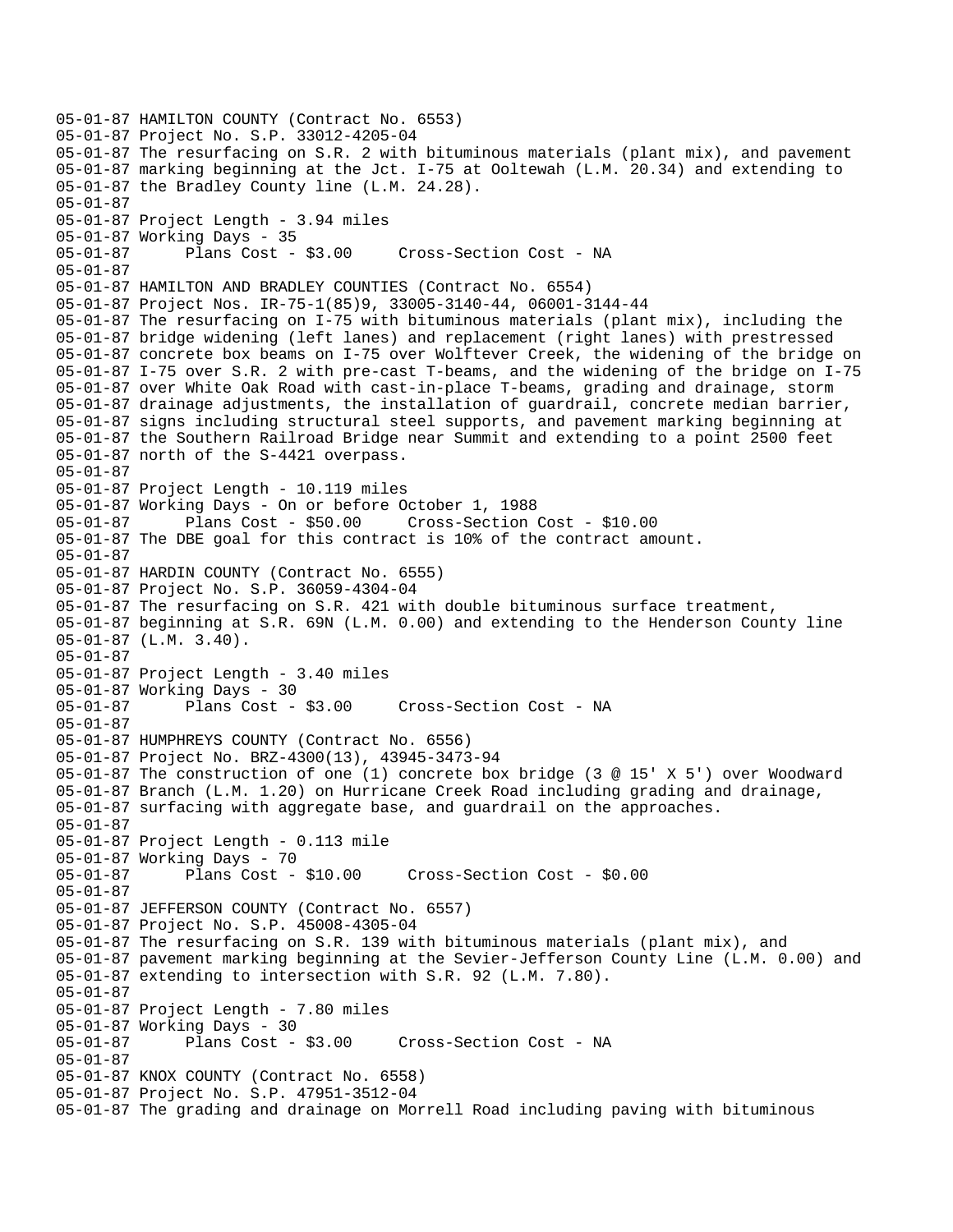05-01-87 HAMILTON COUNTY (Contract No. 6553)
05-01-87 Project No. S.P. 33012-4205-04
05-01-87 The resurfacing on S.R. 2 with bituminous materials (plant mix), and pavement
05-01-87 marking beginning at the Jct. I-75 at Ooltewah (L.M. 20.34) and extending to
05-01-87 the Bradley County line (L.M. 24.28).
05-01-87
05-01-87 Project Length - 3.94 miles
05-01-87 Working Days - 35
05-01-87       Plans Cost - $3.00     Cross-Section Cost - NA
05-01-87
05-01-87 HAMILTON AND BRADLEY COUNTIES (Contract No. 6554)
05-01-87 Project Nos. IR-75-1(85)9, 33005-3140-44, 06001-3144-44
05-01-87 The resurfacing on I-75 with bituminous materials (plant mix), including the
05-01-87 bridge widening (left lanes) and replacement (right lanes) with prestressed
05-01-87 concrete box beams on I-75 over Wolftever Creek, the widening of the bridge on
05-01-87 I-75 over S.R. 2 with pre-cast T-beams, and the widening of the bridge on I-75
05-01-87 over White Oak Road with cast-in-place T-beams, grading and drainage, storm
05-01-87 drainage adjustments, the installation of guardrail, concrete median barrier,
05-01-87 signs including structural steel supports, and pavement marking beginning at
05-01-87 the Southern Railroad Bridge near Summit and extending to a point 2500 feet
05-01-87 north of the S-4421 overpass.
05-01-87
05-01-87 Project Length - 10.119 miles
05-01-87 Working Days - On or before October 1, 1988
05-01-87       Plans Cost - $50.00     Cross-Section Cost - $10.00
05-01-87 The DBE goal for this contract is 10% of the contract amount.
05-01-87
05-01-87 HARDIN COUNTY (Contract No. 6555)
05-01-87 Project No. S.P. 36059-4304-04
05-01-87 The resurfacing on S.R. 421 with double bituminous surface treatment,
05-01-87 beginning at S.R. 69N (L.M. 0.00) and extending to the Henderson County line
05-01-87 (L.M. 3.40).
05-01-87
05-01-87 Project Length - 3.40 miles
05-01-87 Working Days - 30
05-01-87       Plans Cost - $3.00     Cross-Section Cost - NA
05-01-87
05-01-87 HUMPHREYS COUNTY (Contract No. 6556)
05-01-87 Project No. BRZ-4300(13), 43945-3473-94
05-01-87 The construction of one (1) concrete box bridge (3 @ 15' X 5') over Woodward
05-01-87 Branch (L.M. 1.20) on Hurricane Creek Road including grading and drainage,
05-01-87 surfacing with aggregate base, and guardrail on the approaches.
05-01-87
05-01-87 Project Length - 0.113 mile
05-01-87 Working Days - 70
05-01-87       Plans Cost - $10.00     Cross-Section Cost - $0.00
05-01-87
05-01-87 JEFFERSON COUNTY (Contract No. 6557)
05-01-87 Project No. S.P. 45008-4305-04
05-01-87 The resurfacing on S.R. 139 with bituminous materials (plant mix), and
05-01-87 pavement marking beginning at the Sevier-Jefferson County Line (L.M. 0.00) and
05-01-87 extending to intersection with S.R. 92 (L.M. 7.80).
05-01-87
05-01-87 Project Length - 7.80 miles
05-01-87 Working Days - 30
05-01-87       Plans Cost - $3.00     Cross-Section Cost - NA
05-01-87
05-01-87 KNOX COUNTY (Contract No. 6558)
05-01-87 Project No. S.P. 47951-3512-04
05-01-87 The grading and drainage on Morrell Road including paving with bituminous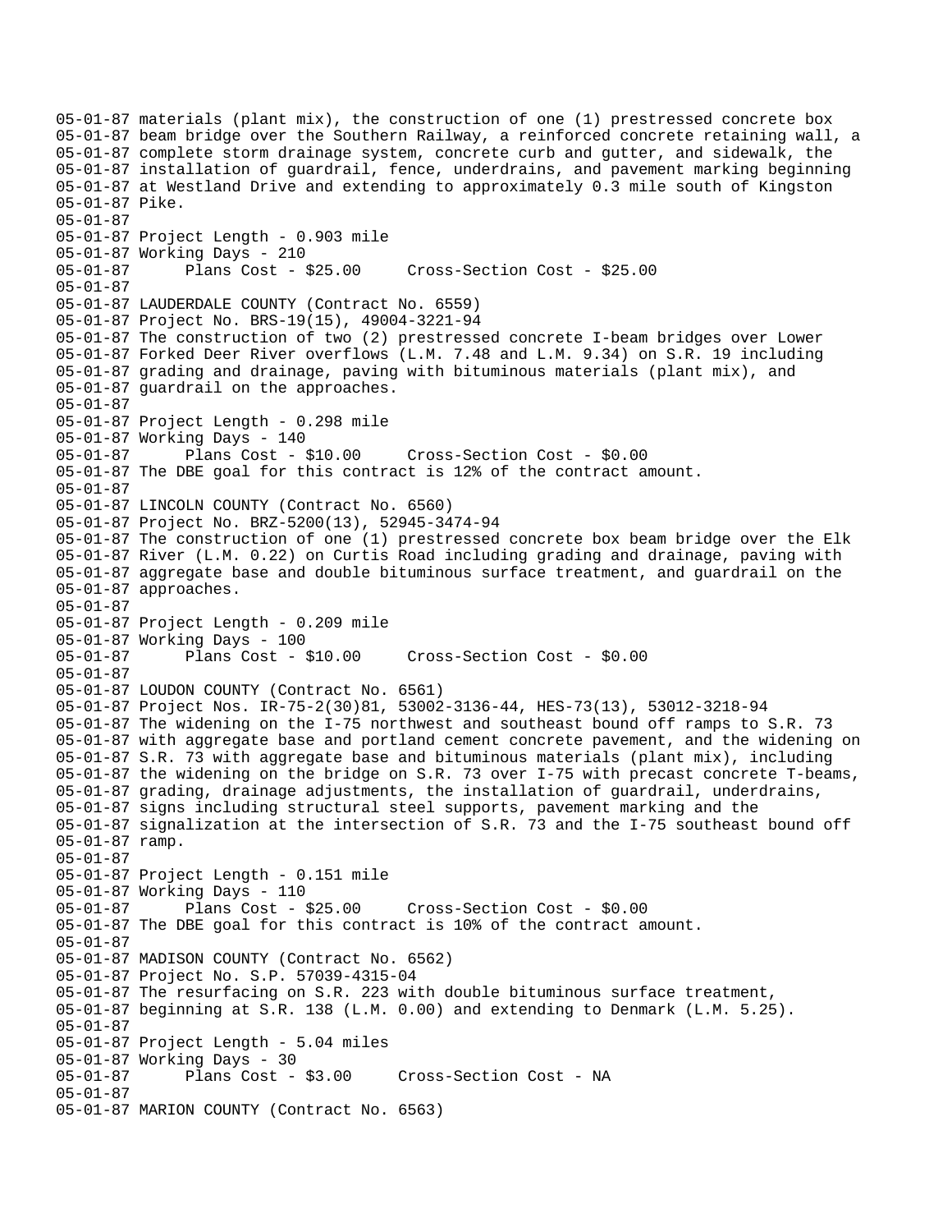05-01-87 materials (plant mix), the construction of one (1) prestressed concrete box
05-01-87 beam bridge over the Southern Railway, a reinforced concrete retaining wall, a
05-01-87 complete storm drainage system, concrete curb and gutter, and sidewalk, the
05-01-87 installation of guardrail, fence, underdrains, and pavement marking beginning
05-01-87 at Westland Drive and extending to approximately 0.3 mile south of Kingston
05-01-87 Pike.
05-01-87
05-01-87 Project Length - 0.903 mile
05-01-87 Working Days - 210
05-01-87 Plans Cost - $25.00 Cross-Section Cost - $25.00
05-01-87
05-01-87 LAUDERDALE COUNTY (Contract No. 6559)
05-01-87 Project No. BRS-19(15), 49004-3221-94
05-01-87 The construction of two (2) prestressed concrete I-beam bridges over Lower
05-01-87 Forked Deer River overflows (L.M. 7.48 and L.M. 9.34) on S.R. 19 including
05-01-87 grading and drainage, paving with bituminous materials (plant mix), and
05-01-87 guardrail on the approaches.
05-01-87
05-01-87 Project Length - 0.298 mile
05-01-87 Working Days - 140
05-01-87 Plans Cost - $10.00 Cross-Section Cost - $0.00
05-01-87 The DBE goal for this contract is 12% of the contract amount.
05-01-87
05-01-87 LINCOLN COUNTY (Contract No. 6560)
05-01-87 Project No. BRZ-5200(13), 52945-3474-94
05-01-87 The construction of one (1) prestressed concrete box beam bridge over the Elk
05-01-87 River (L.M. 0.22) on Curtis Road including grading and drainage, paving with
05-01-87 aggregate base and double bituminous surface treatment, and guardrail on the
05-01-87 approaches.
05-01-87
05-01-87 Project Length - 0.209 mile
05-01-87 Working Days - 100
05-01-87 Plans Cost - $10.00 Cross-Section Cost - $0.00
05-01-87
05-01-87 LOUDON COUNTY (Contract No. 6561)
05-01-87 Project Nos. IR-75-2(30)81, 53002-3136-44, HES-73(13), 53012-3218-94
05-01-87 The widening on the I-75 northwest and southeast bound off ramps to S.R. 73
05-01-87 with aggregate base and portland cement concrete pavement, and the widening on
05-01-87 S.R. 73 with aggregate base and bituminous materials (plant mix), including
05-01-87 the widening on the bridge on S.R. 73 over I-75 with precast concrete T-beams,
05-01-87 grading, drainage adjustments, the installation of guardrail, underdrains,
05-01-87 signs including structural steel supports, pavement marking and the
05-01-87 signalization at the intersection of S.R. 73 and the I-75 southeast bound off
05-01-87 ramp.
05-01-87
05-01-87 Project Length - 0.151 mile
05-01-87 Working Days - 110
05-01-87 Plans Cost - $25.00 Cross-Section Cost - $0.00
05-01-87 The DBE goal for this contract is 10% of the contract amount.
05-01-87
05-01-87 MADISON COUNTY (Contract No. 6562)
05-01-87 Project No. S.P. 57039-4315-04
05-01-87 The resurfacing on S.R. 223 with double bituminous surface treatment,
05-01-87 beginning at S.R. 138 (L.M. 0.00) and extending to Denmark (L.M. 5.25).
05-01-87
05-01-87 Project Length - 5.04 miles
05-01-87 Working Days - 30
05-01-87 Plans Cost - $3.00 Cross-Section Cost - NA
05-01-87
05-01-87 MARION COUNTY (Contract No. 6563)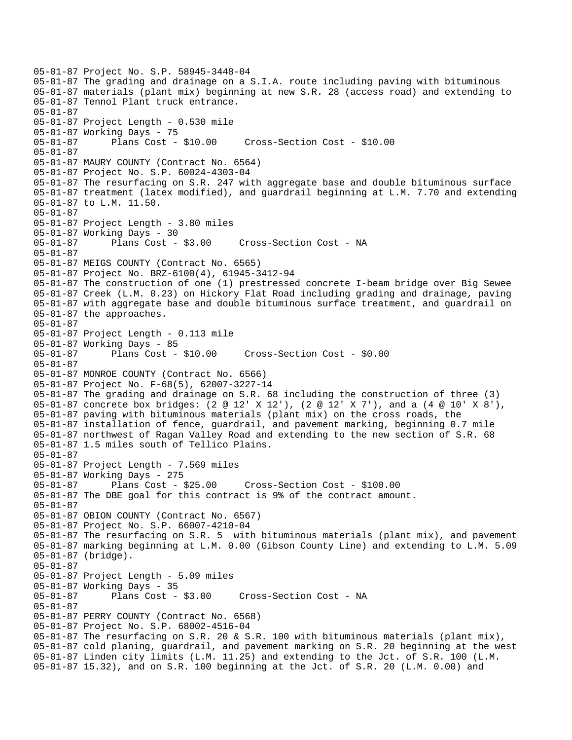```
05-01-87 Project No. S.P. 58945-3448-04
05-01-87 The grading and drainage on a S.I.A. route including paving with bituminous
05-01-87 materials (plant mix) beginning at new S.R. 28 (access road) and extending to
05-01-87 Tennol Plant truck entrance.
05-01-87
05-01-87 Project Length - 0.530 mile
05-01-87 Working Days - 75
05-01-87       Plans Cost - $10.00     Cross-Section Cost - $10.00
05-01-87
05-01-87 MAURY COUNTY (Contract No. 6564)
05-01-87 Project No. S.P. 60024-4303-04
05-01-87 The resurfacing on S.R. 247 with aggregate base and double bituminous surface
05-01-87 treatment (latex modified), and guardrail beginning at L.M. 7.70 and extending
05-01-87 to L.M. 11.50.
05-01-87
05-01-87 Project Length - 3.80 miles
05-01-87 Working Days - 30
05-01-87       Plans Cost - $3.00     Cross-Section Cost - NA
05-01-87
05-01-87 MEIGS COUNTY (Contract No. 6565)
05-01-87 Project No. BRZ-6100(4), 61945-3412-94
05-01-87 The construction of one (1) prestressed concrete I-beam bridge over Big Sewee
05-01-87 Creek (L.M. 0.23) on Hickory Flat Road including grading and drainage, paving
05-01-87 with aggregate base and double bituminous surface treatment, and guardrail on
05-01-87 the approaches.
05-01-87
05-01-87 Project Length - 0.113 mile
05-01-87 Working Days - 85
05-01-87       Plans Cost - $10.00     Cross-Section Cost - $0.00
05-01-87
05-01-87 MONROE COUNTY (Contract No. 6566)
05-01-87 Project No. F-68(5), 62007-3227-14
05-01-87 The grading and drainage on S.R. 68 including the construction of three (3)
05-01-87 concrete box bridges: (2 @ 12' X 12'), (2 @ 12' X 7'), and a (4 @ 10' X 8'),
05-01-87 paving with bituminous materials (plant mix) on the cross roads, the
05-01-87 installation of fence, guardrail, and pavement marking, beginning 0.7 mile
05-01-87 northwest of Ragan Valley Road and extending to the new section of S.R. 68
05-01-87 1.5 miles south of Tellico Plains.
05-01-87
05-01-87 Project Length - 7.569 miles
05-01-87 Working Days - 275
05-01-87       Plans Cost - $25.00     Cross-Section Cost - $100.00
05-01-87 The DBE goal for this contract is 9% of the contract amount.
05-01-87
05-01-87 OBION COUNTY (Contract No. 6567)
05-01-87 Project No. S.P. 66007-4210-04
05-01-87 The resurfacing on S.R. 5  with bituminous materials (plant mix), and pavement
05-01-87 marking beginning at L.M. 0.00 (Gibson County Line) and extending to L.M. 5.09
05-01-87 (bridge).
05-01-87
05-01-87 Project Length - 5.09 miles
05-01-87 Working Days - 35
05-01-87       Plans Cost - $3.00     Cross-Section Cost - NA
05-01-87
05-01-87 PERRY COUNTY (Contract No. 6568)
05-01-87 Project No. 68002-4516-04
05-01-87 The resurfacing on S.R. 20 & S.R. 100 with bituminous materials (plant mix),
05-01-87 cold planing, guardrail, and pavement marking on S.R. 20 beginning at the west
05-01-87 Linden city limits (L.M. 11.25) and extending to the Jct. of S.R. 100 (L.M.
05-01-87 15.32), and on S.R. 100 beginning at the Jct. of S.R. 20 (L.M. 0.00) and
```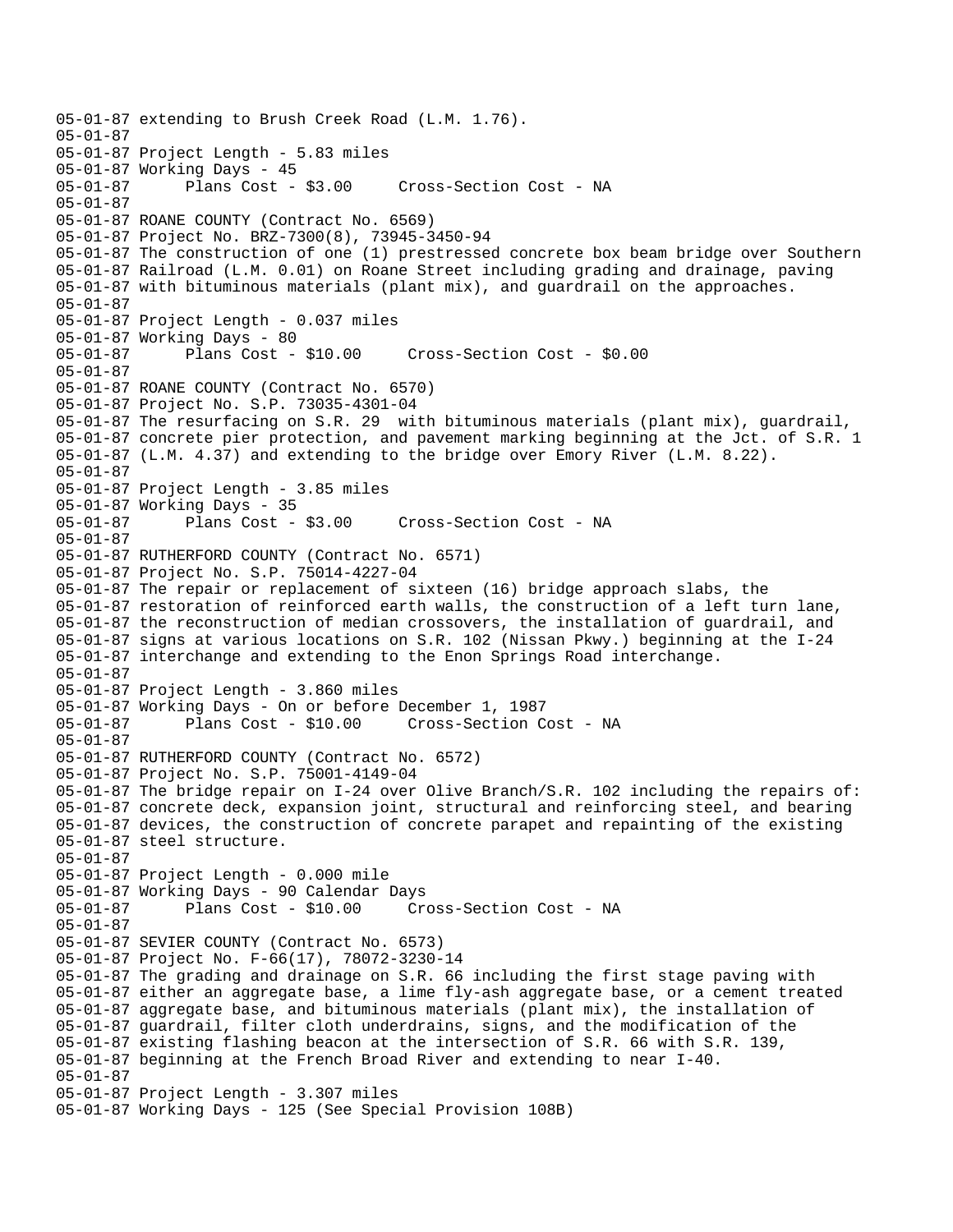```
05-01-87 extending to Brush Creek Road (L.M. 1.76).
05-01-87
05-01-87 Project Length - 5.83 miles
05-01-87 Working Days - 45
05-01-87      Plans Cost - $3.00     Cross-Section Cost - NA
05-01-87
05-01-87 ROANE COUNTY (Contract No. 6569)
05-01-87 Project No. BRZ-7300(8), 73945-3450-94
05-01-87 The construction of one (1) prestressed concrete box beam bridge over Southern
05-01-87 Railroad (L.M. 0.01) on Roane Street including grading and drainage, paving
05-01-87 with bituminous materials (plant mix), and guardrail on the approaches.
05-01-87
05-01-87 Project Length - 0.037 miles
05-01-87 Working Days - 80
05-01-87      Plans Cost - $10.00     Cross-Section Cost - $0.00
05-01-87
05-01-87 ROANE COUNTY (Contract No. 6570)
05-01-87 Project No. S.P. 73035-4301-04
05-01-87 The resurfacing on S.R. 29  with bituminous materials (plant mix), guardrail,
05-01-87 concrete pier protection, and pavement marking beginning at the Jct. of S.R. 1
05-01-87 (L.M. 4.37) and extending to the bridge over Emory River (L.M. 8.22).
05-01-87
05-01-87 Project Length - 3.85 miles
05-01-87 Working Days - 35
05-01-87      Plans Cost - $3.00     Cross-Section Cost - NA
05-01-87
05-01-87 RUTHERFORD COUNTY (Contract No. 6571)
05-01-87 Project No. S.P. 75014-4227-04
05-01-87 The repair or replacement of sixteen (16) bridge approach slabs, the
05-01-87 restoration of reinforced earth walls, the construction of a left turn lane,
05-01-87 the reconstruction of median crossovers, the installation of guardrail, and
05-01-87 signs at various locations on S.R. 102 (Nissan Pkwy.) beginning at the I-24
05-01-87 interchange and extending to the Enon Springs Road interchange.
05-01-87
05-01-87 Project Length - 3.860 miles
05-01-87 Working Days - On or before December 1, 1987
05-01-87      Plans Cost - $10.00     Cross-Section Cost - NA
05-01-87
05-01-87 RUTHERFORD COUNTY (Contract No. 6572)
05-01-87 Project No. S.P. 75001-4149-04
05-01-87 The bridge repair on I-24 over Olive Branch/S.R. 102 including the repairs of:
05-01-87 concrete deck, expansion joint, structural and reinforcing steel, and bearing
05-01-87 devices, the construction of concrete parapet and repainting of the existing
05-01-87 steel structure.
05-01-87
05-01-87 Project Length - 0.000 mile
05-01-87 Working Days - 90 Calendar Days
05-01-87      Plans Cost - $10.00     Cross-Section Cost - NA
05-01-87
05-01-87 SEVIER COUNTY (Contract No. 6573)
05-01-87 Project No. F-66(17), 78072-3230-14
05-01-87 The grading and drainage on S.R. 66 including the first stage paving with
05-01-87 either an aggregate base, a lime fly-ash aggregate base, or a cement treated
05-01-87 aggregate base, and bituminous materials (plant mix), the installation of
05-01-87 guardrail, filter cloth underdrains, signs, and the modification of the
05-01-87 existing flashing beacon at the intersection of S.R. 66 with S.R. 139,
05-01-87 beginning at the French Broad River and extending to near I-40.
05-01-87
05-01-87 Project Length - 3.307 miles
05-01-87 Working Days - 125 (See Special Provision 108B)
```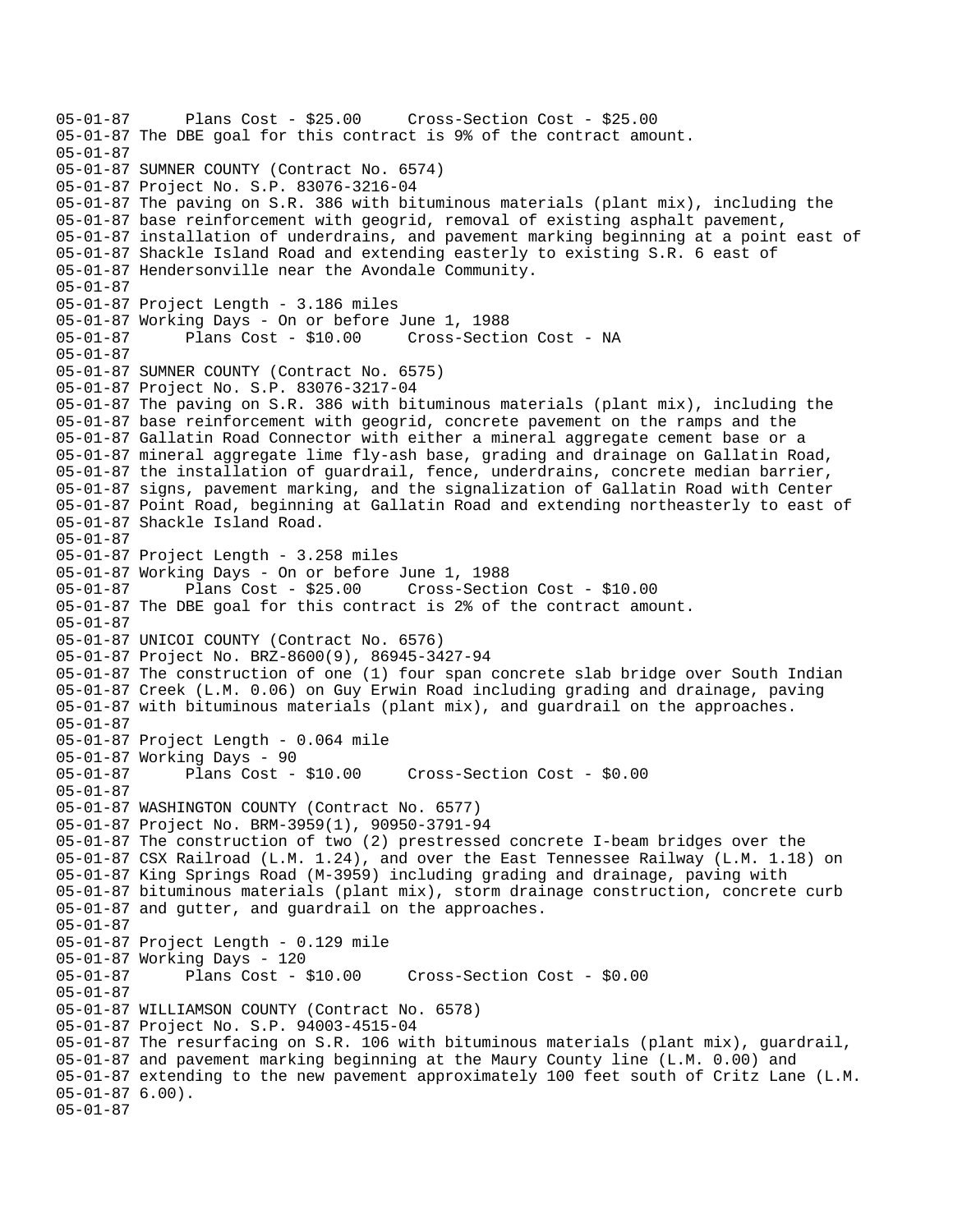```
05-01-87      Plans Cost - $25.00     Cross-Section Cost - $25.00
05-01-87 The DBE goal for this contract is 9% of the contract amount.
05-01-87
05-01-87 SUMNER COUNTY (Contract No. 6574)
05-01-87 Project No. S.P. 83076-3216-04
05-01-87 The paving on S.R. 386 with bituminous materials (plant mix), including the
05-01-87 base reinforcement with geogrid, removal of existing asphalt pavement,
05-01-87 installation of underdrains, and pavement marking beginning at a point east of
05-01-87 Shackle Island Road and extending easterly to existing S.R. 6 east of
05-01-87 Hendersonville near the Avondale Community.
05-01-87
05-01-87 Project Length - 3.186 miles
05-01-87 Working Days - On or before June 1, 1988
05-01-87      Plans Cost - $10.00     Cross-Section Cost - NA
05-01-87
05-01-87 SUMNER COUNTY (Contract No. 6575)
05-01-87 Project No. S.P. 83076-3217-04
05-01-87 The paving on S.R. 386 with bituminous materials (plant mix), including the
05-01-87 base reinforcement with geogrid, concrete pavement on the ramps and the
05-01-87 Gallatin Road Connector with either a mineral aggregate cement base or a
05-01-87 mineral aggregate lime fly-ash base, grading and drainage on Gallatin Road,
05-01-87 the installation of guardrail, fence, underdrains, concrete median barrier,
05-01-87 signs, pavement marking, and the signalization of Gallatin Road with Center
05-01-87 Point Road, beginning at Gallatin Road and extending northeasterly to east of
05-01-87 Shackle Island Road.
05-01-87
05-01-87 Project Length - 3.258 miles
05-01-87 Working Days - On or before June 1, 1988
05-01-87      Plans Cost - $25.00     Cross-Section Cost - $10.00
05-01-87 The DBE goal for this contract is 2% of the contract amount.
05-01-87
05-01-87 UNICOI COUNTY (Contract No. 6576)
05-01-87 Project No. BRZ-8600(9), 86945-3427-94
05-01-87 The construction of one (1) four span concrete slab bridge over South Indian
05-01-87 Creek (L.M. 0.06) on Guy Erwin Road including grading and drainage, paving
05-01-87 with bituminous materials (plant mix), and guardrail on the approaches.
05-01-87
05-01-87 Project Length - 0.064 mile
05-01-87 Working Days - 90
05-01-87      Plans Cost - $10.00     Cross-Section Cost - $0.00
05-01-87
05-01-87 WASHINGTON COUNTY (Contract No. 6577)
05-01-87 Project No. BRM-3959(1), 90950-3791-94
05-01-87 The construction of two (2) prestressed concrete I-beam bridges over the
05-01-87 CSX Railroad (L.M. 1.24), and over the East Tennessee Railway (L.M. 1.18) on
05-01-87 King Springs Road (M-3959) including grading and drainage, paving with
05-01-87 bituminous materials (plant mix), storm drainage construction, concrete curb
05-01-87 and gutter, and guardrail on the approaches.
05-01-87
05-01-87 Project Length - 0.129 mile
05-01-87 Working Days - 120
05-01-87      Plans Cost - $10.00     Cross-Section Cost - $0.00
05-01-87
05-01-87 WILLIAMSON COUNTY (Contract No. 6578)
05-01-87 Project No. S.P. 94003-4515-04
05-01-87 The resurfacing on S.R. 106 with bituminous materials (plant mix), guardrail,
05-01-87 and pavement marking beginning at the Maury County line (L.M. 0.00) and
05-01-87 extending to the new pavement approximately 100 feet south of Critz Lane (L.M.
05-01-87 6.00).
05-01-87
```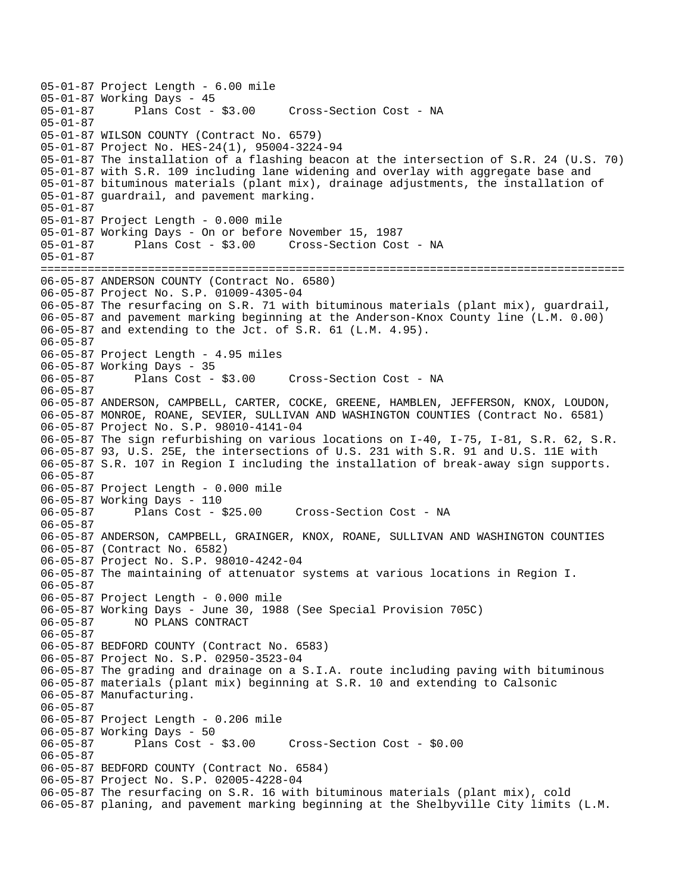```
05-01-87 Project Length - 6.00 mile
05-01-87 Working Days - 45
05-01-87       Plans Cost - $3.00     Cross-Section Cost - NA
05-01-87
05-01-87 WILSON COUNTY (Contract No. 6579)
05-01-87 Project No. HES-24(1), 95004-3224-94
05-01-87 The installation of a flashing beacon at the intersection of S.R. 24 (U.S. 70)
05-01-87 with S.R. 109 including lane widening and overlay with aggregate base and
05-01-87 bituminous materials (plant mix), drainage adjustments, the installation of
05-01-87 guardrail, and pavement marking.
05-01-87
05-01-87 Project Length - 0.000 mile
05-01-87 Working Days - On or before November 15, 1987
05-01-87       Plans Cost - $3.00     Cross-Section Cost - NA
05-01-87
==================================================================================
06-05-87 ANDERSON COUNTY (Contract No. 6580)
06-05-87 Project No. S.P. 01009-4305-04
06-05-87 The resurfacing on S.R. 71 with bituminous materials (plant mix), guardrail,
06-05-87 and pavement marking beginning at the Anderson-Knox County line (L.M. 0.00)
06-05-87 and extending to the Jct. of S.R. 61 (L.M. 4.95).
06-05-87
06-05-87 Project Length - 4.95 miles
06-05-87 Working Days - 35
06-05-87       Plans Cost - $3.00     Cross-Section Cost - NA
06-05-87
06-05-87 ANDERSON, CAMPBELL, CARTER, COCKE, GREENE, HAMBLEN, JEFFERSON, KNOX, LOUDON,
06-05-87 MONROE, ROANE, SEVIER, SULLIVAN AND WASHINGTON COUNTIES (Contract No. 6581)
06-05-87 Project No. S.P. 98010-4141-04
06-05-87 The sign refurbishing on various locations on I-40, I-75, I-81, S.R. 62, S.R.
06-05-87 93, U.S. 25E, the intersections of U.S. 231 with S.R. 91 and U.S. 11E with
06-05-87 S.R. 107 in Region I including the installation of break-away sign supports.
06-05-87
06-05-87 Project Length - 0.000 mile
06-05-87 Working Days - 110
06-05-87       Plans Cost - $25.00     Cross-Section Cost - NA
06-05-87
06-05-87 ANDERSON, CAMPBELL, GRAINGER, KNOX, ROANE, SULLIVAN AND WASHINGTON COUNTIES
06-05-87 (Contract No. 6582)
06-05-87 Project No. S.P. 98010-4242-04
06-05-87 The maintaining of attenuator systems at various locations in Region I.
06-05-87
06-05-87 Project Length - 0.000 mile
06-05-87 Working Days - June 30, 1988 (See Special Provision 705C)
06-05-87       NO PLANS CONTRACT
06-05-87
06-05-87 BEDFORD COUNTY (Contract No. 6583)
06-05-87 Project No. S.P. 02950-3523-04
06-05-87 The grading and drainage on a S.I.A. route including paving with bituminous
06-05-87 materials (plant mix) beginning at S.R. 10 and extending to Calsonic
06-05-87 Manufacturing.
06-05-87
06-05-87 Project Length - 0.206 mile
06-05-87 Working Days - 50
06-05-87       Plans Cost - $3.00     Cross-Section Cost - $0.00
06-05-87
06-05-87 BEDFORD COUNTY (Contract No. 6584)
06-05-87 Project No. S.P. 02005-4228-04
06-05-87 The resurfacing on S.R. 16 with bituminous materials (plant mix), cold
06-05-87 planing, and pavement marking beginning at the Shelbyville City limits (L.M.
```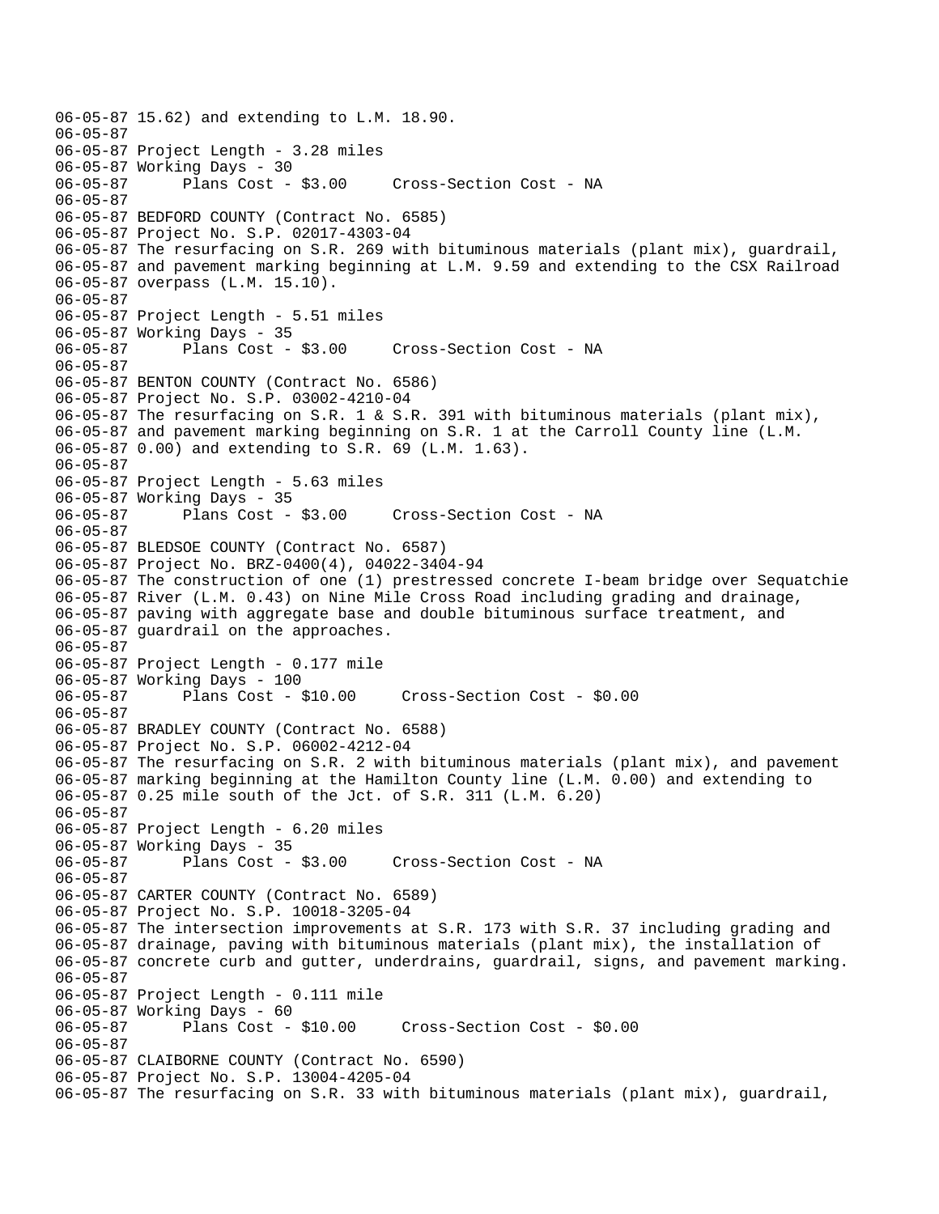```
06-05-87 15.62) and extending to L.M. 18.90.
06-05-87
06-05-87 Project Length - 3.28 miles
06-05-87 Working Days - 30
06-05-87      Plans Cost - $3.00     Cross-Section Cost - NA
06-05-87
06-05-87 BEDFORD COUNTY (Contract No. 6585)
06-05-87 Project No. S.P. 02017-4303-04
06-05-87 The resurfacing on S.R. 269 with bituminous materials (plant mix), guardrail,
06-05-87 and pavement marking beginning at L.M. 9.59 and extending to the CSX Railroad
06-05-87 overpass (L.M. 15.10).
06-05-87
06-05-87 Project Length - 5.51 miles
06-05-87 Working Days - 35
06-05-87      Plans Cost - $3.00     Cross-Section Cost - NA
06-05-87
06-05-87 BENTON COUNTY (Contract No. 6586)
06-05-87 Project No. S.P. 03002-4210-04
06-05-87 The resurfacing on S.R. 1 & S.R. 391 with bituminous materials (plant mix),
06-05-87 and pavement marking beginning on S.R. 1 at the Carroll County line (L.M.
06-05-87 0.00) and extending to S.R. 69 (L.M. 1.63).
06-05-87
06-05-87 Project Length - 5.63 miles
06-05-87 Working Days - 35
06-05-87      Plans Cost - $3.00     Cross-Section Cost - NA
06-05-87
06-05-87 BLEDSOE COUNTY (Contract No. 6587)
06-05-87 Project No. BRZ-0400(4), 04022-3404-94
06-05-87 The construction of one (1) prestressed concrete I-beam bridge over Sequatchie
06-05-87 River (L.M. 0.43) on Nine Mile Cross Road including grading and drainage,
06-05-87 paving with aggregate base and double bituminous surface treatment, and
06-05-87 guardrail on the approaches.
06-05-87
06-05-87 Project Length - 0.177 mile
06-05-87 Working Days - 100
06-05-87      Plans Cost - $10.00     Cross-Section Cost - $0.00
06-05-87
06-05-87 BRADLEY COUNTY (Contract No. 6588)
06-05-87 Project No. S.P. 06002-4212-04
06-05-87 The resurfacing on S.R. 2 with bituminous materials (plant mix), and pavement
06-05-87 marking beginning at the Hamilton County line (L.M. 0.00) and extending to
06-05-87 0.25 mile south of the Jct. of S.R. 311 (L.M. 6.20)
06-05-87
06-05-87 Project Length - 6.20 miles
06-05-87 Working Days - 35
06-05-87      Plans Cost - $3.00     Cross-Section Cost - NA
06-05-87
06-05-87 CARTER COUNTY (Contract No. 6589)
06-05-87 Project No. S.P. 10018-3205-04
06-05-87 The intersection improvements at S.R. 173 with S.R. 37 including grading and
06-05-87 drainage, paving with bituminous materials (plant mix), the installation of
06-05-87 concrete curb and gutter, underdrains, guardrail, signs, and pavement marking.
06-05-87
06-05-87 Project Length - 0.111 mile
06-05-87 Working Days - 60
06-05-87      Plans Cost - $10.00     Cross-Section Cost - $0.00
06-05-87
06-05-87 CLAIBORNE COUNTY (Contract No. 6590)
06-05-87 Project No. S.P. 13004-4205-04
06-05-87 The resurfacing on S.R. 33 with bituminous materials (plant mix), guardrail,
```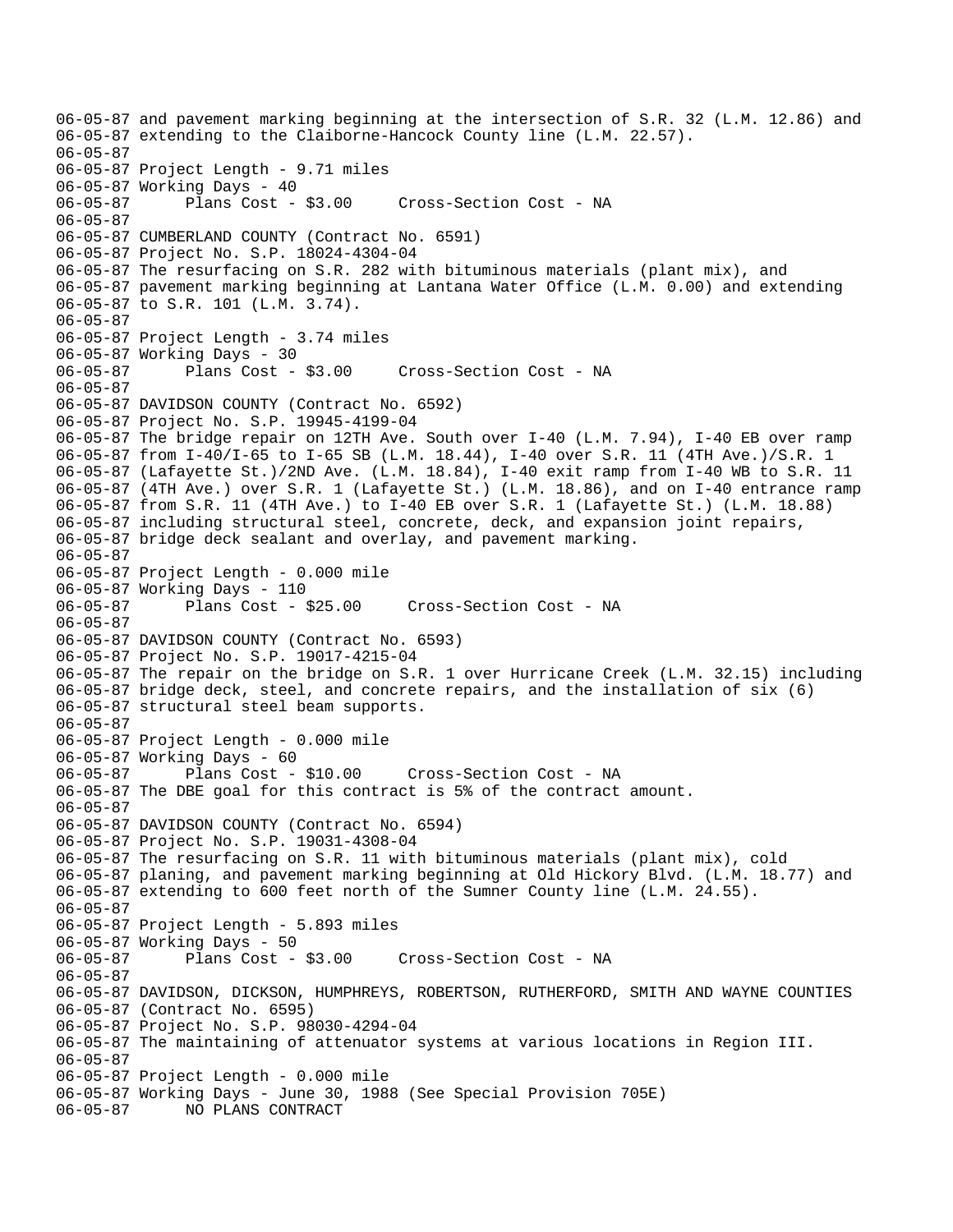06-05-87 and pavement marking beginning at the intersection of S.R. 32 (L.M. 12.86) and
06-05-87 extending to the Claiborne-Hancock County line (L.M. 22.57).
06-05-87
06-05-87 Project Length - 9.71 miles
06-05-87 Working Days - 40
06-05-87 Plans Cost - $3.00 Cross-Section Cost - NA
06-05-87
06-05-87 CUMBERLAND COUNTY (Contract No. 6591)
06-05-87 Project No. S.P. 18024-4304-04
06-05-87 The resurfacing on S.R. 282 with bituminous materials (plant mix), and
06-05-87 pavement marking beginning at Lantana Water Office (L.M. 0.00) and extending
06-05-87 to S.R. 101 (L.M. 3.74).
06-05-87
06-05-87 Project Length - 3.74 miles
06-05-87 Working Days - 30
06-05-87 Plans Cost - $3.00 Cross-Section Cost - NA
06-05-87
06-05-87 DAVIDSON COUNTY (Contract No. 6592)
06-05-87 Project No. S.P. 19945-4199-04
06-05-87 The bridge repair on 12TH Ave. South over I-40 (L.M. 7.94), I-40 EB over ramp
06-05-87 from I-40/I-65 to I-65 SB (L.M. 18.44), I-40 over S.R. 11 (4TH Ave.)/S.R. 1
06-05-87 (Lafayette St.)/2ND Ave. (L.M. 18.84), I-40 exit ramp from I-40 WB to S.R. 11
06-05-87 (4TH Ave.) over S.R. 1 (Lafayette St.) (L.M. 18.86), and on I-40 entrance ramp
06-05-87 from S.R. 11 (4TH Ave.) to I-40 EB over S.R. 1 (Lafayette St.) (L.M. 18.88)
06-05-87 including structural steel, concrete, deck, and expansion joint repairs,
06-05-87 bridge deck sealant and overlay, and pavement marking.
06-05-87
06-05-87 Project Length - 0.000 mile
06-05-87 Working Days - 110
06-05-87 Plans Cost - $25.00 Cross-Section Cost - NA
06-05-87
06-05-87 DAVIDSON COUNTY (Contract No. 6593)
06-05-87 Project No. S.P. 19017-4215-04
06-05-87 The repair on the bridge on S.R. 1 over Hurricane Creek (L.M. 32.15) including
06-05-87 bridge deck, steel, and concrete repairs, and the installation of six (6)
06-05-87 structural steel beam supports.
06-05-87
06-05-87 Project Length - 0.000 mile
06-05-87 Working Days - 60
06-05-87 Plans Cost - $10.00 Cross-Section Cost - NA
06-05-87 The DBE goal for this contract is 5% of the contract amount.
06-05-87
06-05-87 DAVIDSON COUNTY (Contract No. 6594)
06-05-87 Project No. S.P. 19031-4308-04
06-05-87 The resurfacing on S.R. 11 with bituminous materials (plant mix), cold
06-05-87 planing, and pavement marking beginning at Old Hickory Blvd. (L.M. 18.77) and
06-05-87 extending to 600 feet north of the Sumner County line (L.M. 24.55).
06-05-87
06-05-87 Project Length - 5.893 miles
06-05-87 Working Days - 50
06-05-87 Plans Cost - $3.00 Cross-Section Cost - NA
06-05-87
06-05-87 DAVIDSON, DICKSON, HUMPHREYS, ROBERTSON, RUTHERFORD, SMITH AND WAYNE COUNTIES
06-05-87 (Contract No. 6595)
06-05-87 Project No. S.P. 98030-4294-04
06-05-87 The maintaining of attenuator systems at various locations in Region III.
06-05-87
06-05-87 Project Length - 0.000 mile
06-05-87 Working Days - June 30, 1988 (See Special Provision 705E)
06-05-87 NO PLANS CONTRACT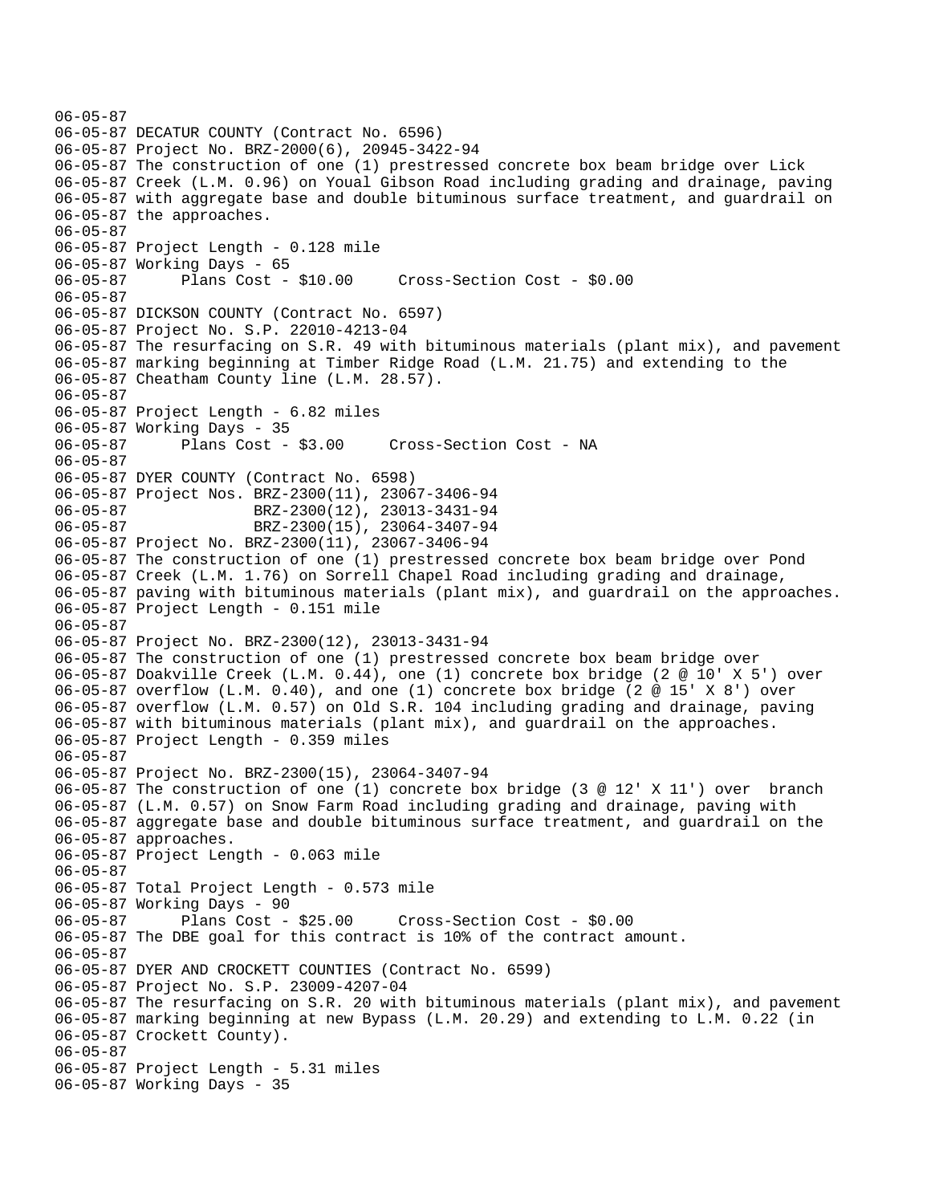```
06-05-87
06-05-87 DECATUR COUNTY (Contract No. 6596)
06-05-87 Project No. BRZ-2000(6), 20945-3422-94
06-05-87 The construction of one (1) prestressed concrete box beam bridge over Lick
06-05-87 Creek (L.M. 0.96) on Youal Gibson Road including grading and drainage, paving
06-05-87 with aggregate base and double bituminous surface treatment, and guardrail on
06-05-87 the approaches.
06-05-87
06-05-87 Project Length - 0.128 mile
06-05-87 Working Days - 65
06-05-87      Plans Cost - $10.00     Cross-Section Cost - $0.00
06-05-87
06-05-87 DICKSON COUNTY (Contract No. 6597)
06-05-87 Project No. S.P. 22010-4213-04
06-05-87 The resurfacing on S.R. 49 with bituminous materials (plant mix), and pavement
06-05-87 marking beginning at Timber Ridge Road (L.M. 21.75) and extending to the
06-05-87 Cheatham County line (L.M. 28.57).
06-05-87
06-05-87 Project Length - 6.82 miles
06-05-87 Working Days - 35
06-05-87      Plans Cost - $3.00     Cross-Section Cost - NA
06-05-87
06-05-87 DYER COUNTY (Contract No. 6598)
06-05-87 Project Nos. BRZ-2300(11), 23067-3406-94
06-05-87              BRZ-2300(12), 23013-3431-94
06-05-87              BRZ-2300(15), 23064-3407-94
06-05-87 Project No. BRZ-2300(11), 23067-3406-94
06-05-87 The construction of one (1) prestressed concrete box beam bridge over Pond
06-05-87 Creek (L.M. 1.76) on Sorrell Chapel Road including grading and drainage,
06-05-87 paving with bituminous materials (plant mix), and guardrail on the approaches.
06-05-87 Project Length - 0.151 mile
06-05-87
06-05-87 Project No. BRZ-2300(12), 23013-3431-94
06-05-87 The construction of one (1) prestressed concrete box beam bridge over
06-05-87 Doakville Creek (L.M. 0.44), one (1) concrete box bridge (2 @ 10' X 5') over
06-05-87 overflow (L.M. 0.40), and one (1) concrete box bridge (2 @ 15' X 8') over
06-05-87 overflow (L.M. 0.57) on Old S.R. 104 including grading and drainage, paving
06-05-87 with bituminous materials (plant mix), and guardrail on the approaches.
06-05-87 Project Length - 0.359 miles
06-05-87
06-05-87 Project No. BRZ-2300(15), 23064-3407-94
06-05-87 The construction of one (1) concrete box bridge (3 @ 12' X 11') over  branch
06-05-87 (L.M. 0.57) on Snow Farm Road including grading and drainage, paving with
06-05-87 aggregate base and double bituminous surface treatment, and guardrail on the
06-05-87 approaches.
06-05-87 Project Length - 0.063 mile
06-05-87
06-05-87 Total Project Length - 0.573 mile
06-05-87 Working Days - 90
06-05-87      Plans Cost - $25.00     Cross-Section Cost - $0.00
06-05-87 The DBE goal for this contract is 10% of the contract amount.
06-05-87
06-05-87 DYER AND CROCKETT COUNTIES (Contract No. 6599)
06-05-87 Project No. S.P. 23009-4207-04
06-05-87 The resurfacing on S.R. 20 with bituminous materials (plant mix), and pavement
06-05-87 marking beginning at new Bypass (L.M. 20.29) and extending to L.M. 0.22 (in
06-05-87 Crockett County).
06-05-87
06-05-87 Project Length - 5.31 miles
06-05-87 Working Days - 35
```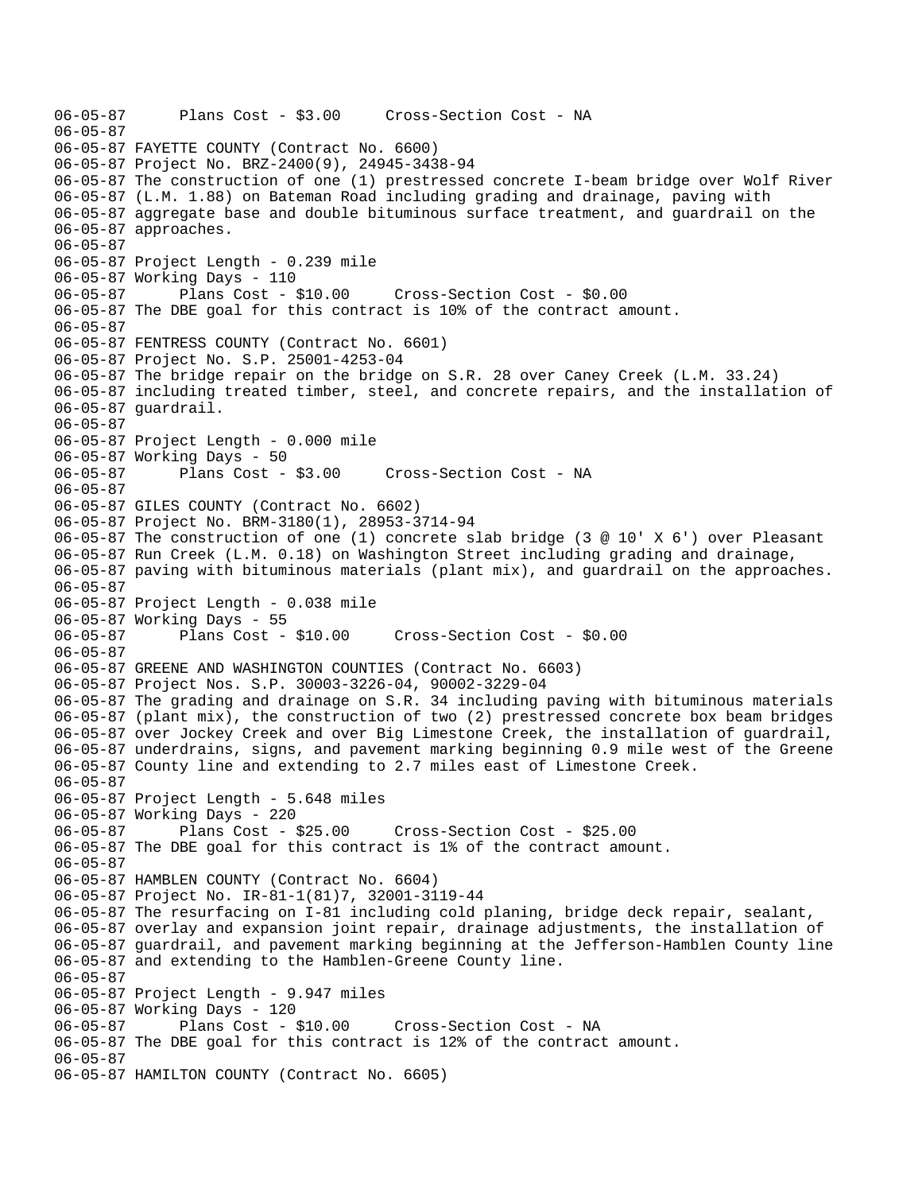```
06-05-87      Plans Cost - $3.00     Cross-Section Cost - NA
06-05-87
06-05-87 FAYETTE COUNTY (Contract No. 6600)
06-05-87 Project No. BRZ-2400(9), 24945-3438-94
06-05-87 The construction of one (1) prestressed concrete I-beam bridge over Wolf River
06-05-87 (L.M. 1.88) on Bateman Road including grading and drainage, paving with
06-05-87 aggregate base and double bituminous surface treatment, and guardrail on the
06-05-87 approaches.
06-05-87
06-05-87 Project Length - 0.239 mile
06-05-87 Working Days - 110
06-05-87      Plans Cost - $10.00     Cross-Section Cost - $0.00
06-05-87 The DBE goal for this contract is 10% of the contract amount.
06-05-87
06-05-87 FENTRESS COUNTY (Contract No. 6601)
06-05-87 Project No. S.P. 25001-4253-04
06-05-87 The bridge repair on the bridge on S.R. 28 over Caney Creek (L.M. 33.24)
06-05-87 including treated timber, steel, and concrete repairs, and the installation of
06-05-87 guardrail.
06-05-87
06-05-87 Project Length - 0.000 mile
06-05-87 Working Days - 50
06-05-87      Plans Cost - $3.00     Cross-Section Cost - NA
06-05-87
06-05-87 GILES COUNTY (Contract No. 6602)
06-05-87 Project No. BRM-3180(1), 28953-3714-94
06-05-87 The construction of one (1) concrete slab bridge (3 @ 10' X 6') over Pleasant
06-05-87 Run Creek (L.M. 0.18) on Washington Street including grading and drainage,
06-05-87 paving with bituminous materials (plant mix), and guardrail on the approaches.
06-05-87
06-05-87 Project Length - 0.038 mile
06-05-87 Working Days - 55
06-05-87      Plans Cost - $10.00     Cross-Section Cost - $0.00
06-05-87
06-05-87 GREENE AND WASHINGTON COUNTIES (Contract No. 6603)
06-05-87 Project Nos. S.P. 30003-3226-04, 90002-3229-04
06-05-87 The grading and drainage on S.R. 34 including paving with bituminous materials
06-05-87 (plant mix), the construction of two (2) prestressed concrete box beam bridges
06-05-87 over Jockey Creek and over Big Limestone Creek, the installation of guardrail,
06-05-87 underdrains, signs, and pavement marking beginning 0.9 mile west of the Greene
06-05-87 County line and extending to 2.7 miles east of Limestone Creek.
06-05-87
06-05-87 Project Length - 5.648 miles
06-05-87 Working Days - 220
06-05-87      Plans Cost - $25.00     Cross-Section Cost - $25.00
06-05-87 The DBE goal for this contract is 1% of the contract amount.
06-05-87
06-05-87 HAMBLEN COUNTY (Contract No. 6604)
06-05-87 Project No. IR-81-1(81)7, 32001-3119-44
06-05-87 The resurfacing on I-81 including cold planing, bridge deck repair, sealant,
06-05-87 overlay and expansion joint repair, drainage adjustments, the installation of
06-05-87 guardrail, and pavement marking beginning at the Jefferson-Hamblen County line
06-05-87 and extending to the Hamblen-Greene County line.
06-05-87
06-05-87 Project Length - 9.947 miles
06-05-87 Working Days - 120
06-05-87      Plans Cost - $10.00     Cross-Section Cost - NA
06-05-87 The DBE goal for this contract is 12% of the contract amount.
06-05-87
06-05-87 HAMILTON COUNTY (Contract No. 6605)
```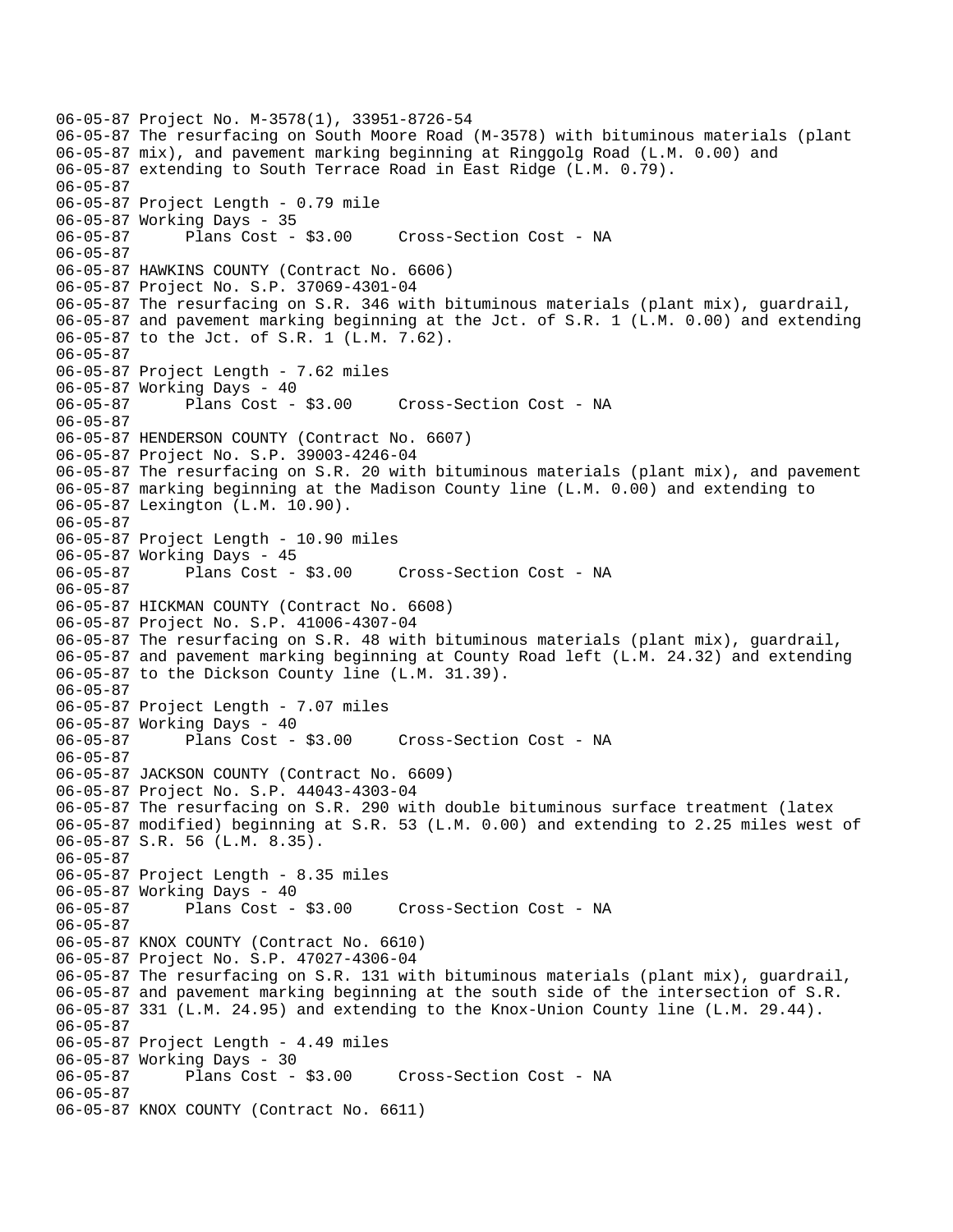06-05-87 Project No. M-3578(1), 33951-8726-54
06-05-87 The resurfacing on South Moore Road (M-3578) with bituminous materials (plant
06-05-87 mix), and pavement marking beginning at Ringgolg Road (L.M. 0.00) and
06-05-87 extending to South Terrace Road in East Ridge (L.M. 0.79).
06-05-87
06-05-87 Project Length - 0.79 mile
06-05-87 Working Days - 35
06-05-87 Plans Cost - $3.00 Cross-Section Cost - NA
06-05-87
06-05-87 HAWKINS COUNTY (Contract No. 6606)
06-05-87 Project No. S.P. 37069-4301-04
06-05-87 The resurfacing on S.R. 346 with bituminous materials (plant mix), guardrail,
06-05-87 and pavement marking beginning at the Jct. of S.R. 1 (L.M. 0.00) and extending
06-05-87 to the Jct. of S.R. 1 (L.M. 7.62).
06-05-87
06-05-87 Project Length - 7.62 miles
06-05-87 Working Days - 40
06-05-87 Plans Cost - $3.00 Cross-Section Cost - NA
06-05-87
06-05-87 HENDERSON COUNTY (Contract No. 6607)
06-05-87 Project No. S.P. 39003-4246-04
06-05-87 The resurfacing on S.R. 20 with bituminous materials (plant mix), and pavement
06-05-87 marking beginning at the Madison County line (L.M. 0.00) and extending to
06-05-87 Lexington (L.M. 10.90).
06-05-87
06-05-87 Project Length - 10.90 miles
06-05-87 Working Days - 45
06-05-87 Plans Cost - $3.00 Cross-Section Cost - NA
06-05-87
06-05-87 HICKMAN COUNTY (Contract No. 6608)
06-05-87 Project No. S.P. 41006-4307-04
06-05-87 The resurfacing on S.R. 48 with bituminous materials (plant mix), guardrail,
06-05-87 and pavement marking beginning at County Road left (L.M. 24.32) and extending
06-05-87 to the Dickson County line (L.M. 31.39).
06-05-87
06-05-87 Project Length - 7.07 miles
06-05-87 Working Days - 40
06-05-87 Plans Cost - $3.00 Cross-Section Cost - NA
06-05-87
06-05-87 JACKSON COUNTY (Contract No. 6609)
06-05-87 Project No. S.P. 44043-4303-04
06-05-87 The resurfacing on S.R. 290 with double bituminous surface treatment (latex
06-05-87 modified) beginning at S.R. 53 (L.M. 0.00) and extending to 2.25 miles west of
06-05-87 S.R. 56 (L.M. 8.35).
06-05-87
06-05-87 Project Length - 8.35 miles
06-05-87 Working Days - 40
06-05-87 Plans Cost - $3.00 Cross-Section Cost - NA
06-05-87
06-05-87 KNOX COUNTY (Contract No. 6610)
06-05-87 Project No. S.P. 47027-4306-04
06-05-87 The resurfacing on S.R. 131 with bituminous materials (plant mix), guardrail,
06-05-87 and pavement marking beginning at the south side of the intersection of S.R.
06-05-87 331 (L.M. 24.95) and extending to the Knox-Union County line (L.M. 29.44).
06-05-87
06-05-87 Project Length - 4.49 miles
06-05-87 Working Days - 30
06-05-87 Plans Cost - $3.00 Cross-Section Cost - NA
06-05-87
06-05-87 KNOX COUNTY (Contract No. 6611)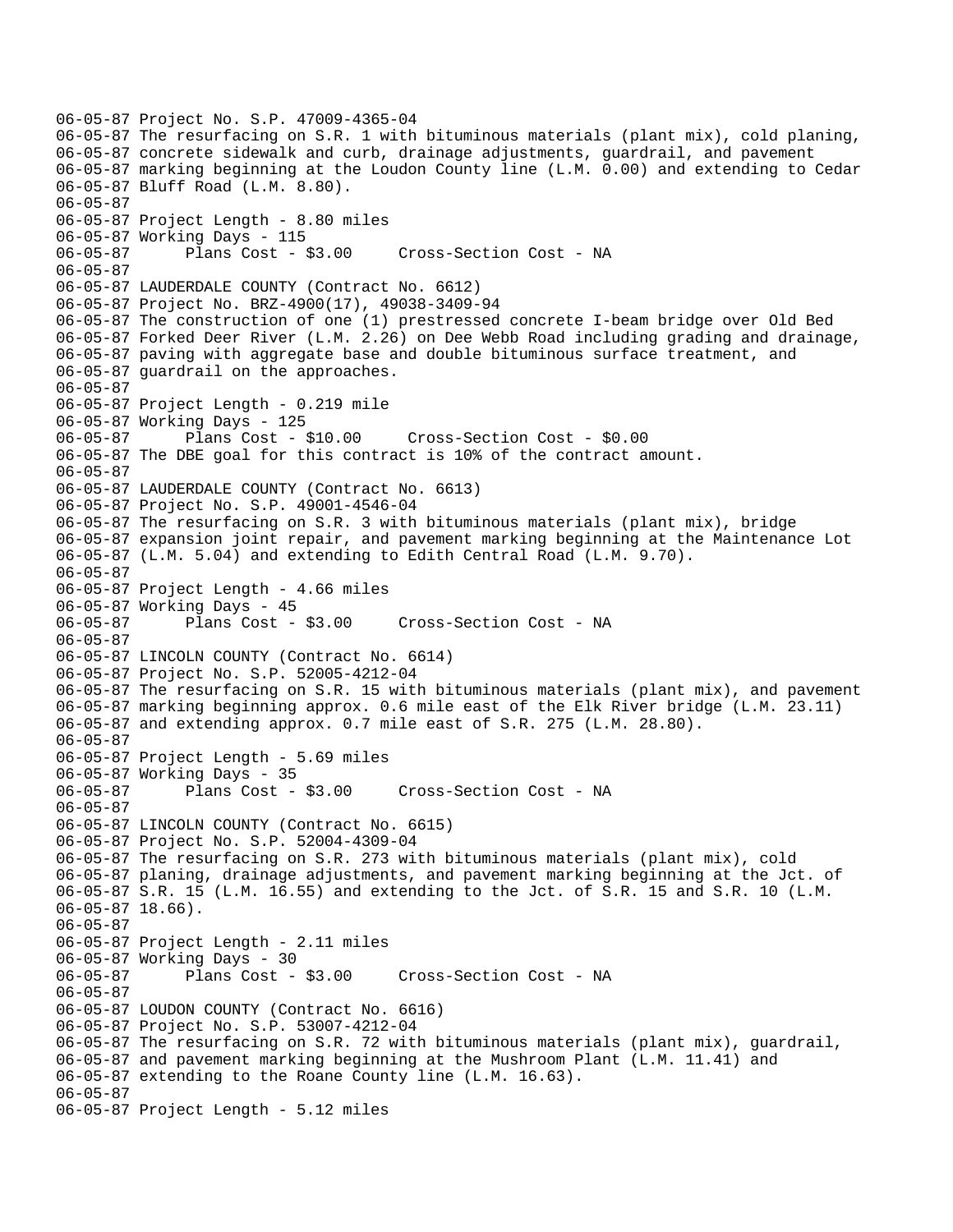06-05-87 Project No. S.P. 47009-4365-04
06-05-87 The resurfacing on S.R. 1 with bituminous materials (plant mix), cold planing,
06-05-87 concrete sidewalk and curb, drainage adjustments, guardrail, and pavement
06-05-87 marking beginning at the Loudon County line (L.M. 0.00) and extending to Cedar
06-05-87 Bluff Road (L.M. 8.80).
06-05-87
06-05-87 Project Length - 8.80 miles
06-05-87 Working Days - 115
06-05-87 Plans Cost - $3.00 Cross-Section Cost - NA
06-05-87
06-05-87 LAUDERDALE COUNTY (Contract No. 6612)
06-05-87 Project No. BRZ-4900(17), 49038-3409-94
06-05-87 The construction of one (1) prestressed concrete I-beam bridge over Old Bed
06-05-87 Forked Deer River (L.M. 2.26) on Dee Webb Road including grading and drainage,
06-05-87 paving with aggregate base and double bituminous surface treatment, and
06-05-87 guardrail on the approaches.
06-05-87
06-05-87 Project Length - 0.219 mile
06-05-87 Working Days - 125
06-05-87 Plans Cost - $10.00 Cross-Section Cost - $0.00
06-05-87 The DBE goal for this contract is 10% of the contract amount.
06-05-87
06-05-87 LAUDERDALE COUNTY (Contract No. 6613)
06-05-87 Project No. S.P. 49001-4546-04
06-05-87 The resurfacing on S.R. 3 with bituminous materials (plant mix), bridge
06-05-87 expansion joint repair, and pavement marking beginning at the Maintenance Lot
06-05-87 (L.M. 5.04) and extending to Edith Central Road (L.M. 9.70).
06-05-87
06-05-87 Project Length - 4.66 miles
06-05-87 Working Days - 45
06-05-87 Plans Cost - $3.00 Cross-Section Cost - NA
06-05-87
06-05-87 LINCOLN COUNTY (Contract No. 6614)
06-05-87 Project No. S.P. 52005-4212-04
06-05-87 The resurfacing on S.R. 15 with bituminous materials (plant mix), and pavement
06-05-87 marking beginning approx. 0.6 mile east of the Elk River bridge (L.M. 23.11)
06-05-87 and extending approx. 0.7 mile east of S.R. 275 (L.M. 28.80).
06-05-87
06-05-87 Project Length - 5.69 miles
06-05-87 Working Days - 35
06-05-87 Plans Cost - $3.00 Cross-Section Cost - NA
06-05-87
06-05-87 LINCOLN COUNTY (Contract No. 6615)
06-05-87 Project No. S.P. 52004-4309-04
06-05-87 The resurfacing on S.R. 273 with bituminous materials (plant mix), cold
06-05-87 planing, drainage adjustments, and pavement marking beginning at the Jct. of
06-05-87 S.R. 15 (L.M. 16.55) and extending to the Jct. of S.R. 15 and S.R. 10 (L.M.
06-05-87 18.66).
06-05-87
06-05-87 Project Length - 2.11 miles
06-05-87 Working Days - 30
06-05-87 Plans Cost - $3.00 Cross-Section Cost - NA
06-05-87
06-05-87 LOUDON COUNTY (Contract No. 6616)
06-05-87 Project No. S.P. 53007-4212-04
06-05-87 The resurfacing on S.R. 72 with bituminous materials (plant mix), guardrail,
06-05-87 and pavement marking beginning at the Mushroom Plant (L.M. 11.41) and
06-05-87 extending to the Roane County line (L.M. 16.63).
06-05-87
06-05-87 Project Length - 5.12 miles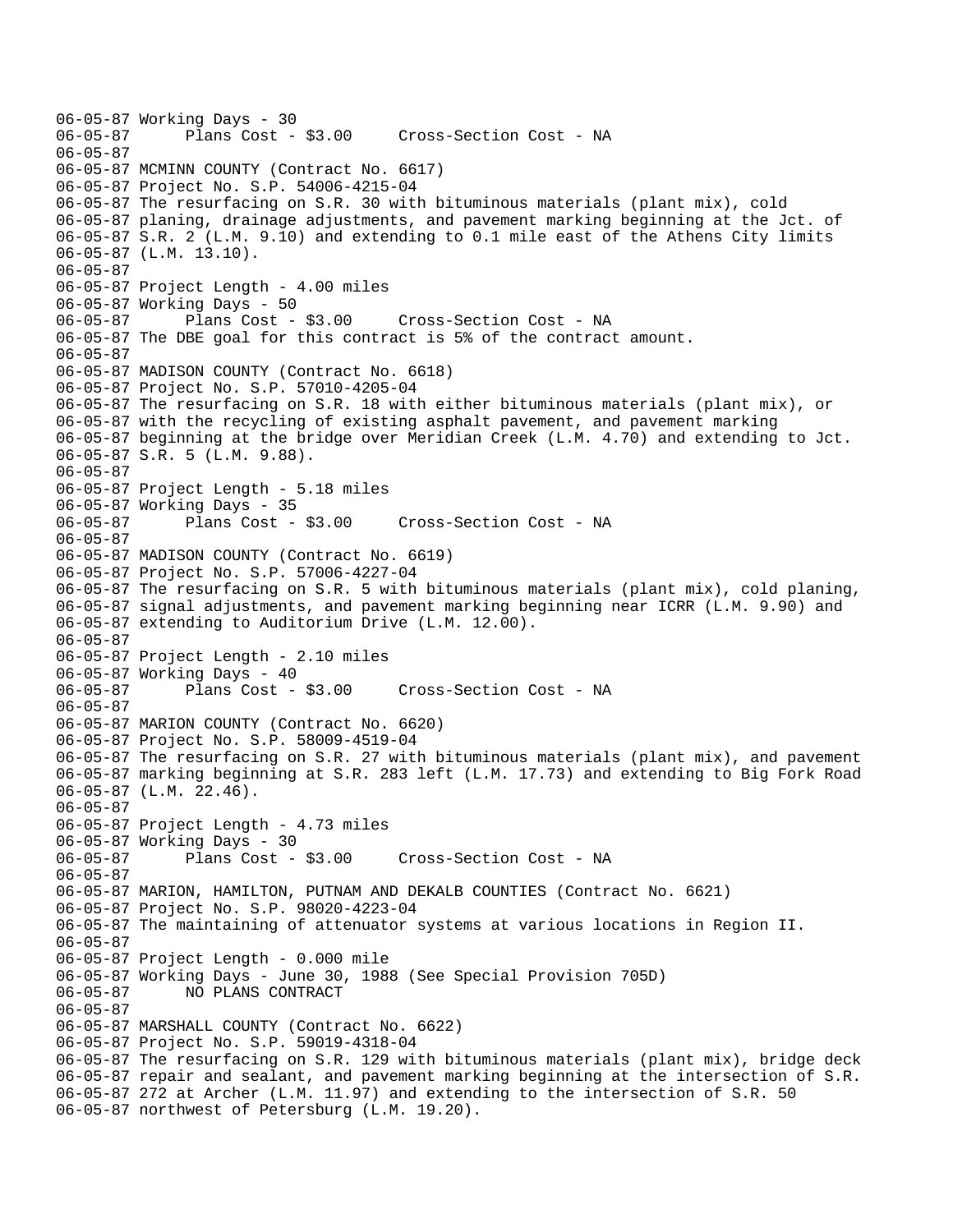```
06-05-87 Working Days - 30
06-05-87       Plans Cost - $3.00     Cross-Section Cost - NA
06-05-87
06-05-87 MCMINN COUNTY (Contract No. 6617)
06-05-87 Project No. S.P. 54006-4215-04
06-05-87 The resurfacing on S.R. 30 with bituminous materials (plant mix), cold
06-05-87 planing, drainage adjustments, and pavement marking beginning at the Jct. of
06-05-87 S.R. 2 (L.M. 9.10) and extending to 0.1 mile east of the Athens City limits
06-05-87 (L.M. 13.10).
06-05-87
06-05-87 Project Length - 4.00 miles
06-05-87 Working Days - 50
06-05-87       Plans Cost - $3.00     Cross-Section Cost - NA
06-05-87 The DBE goal for this contract is 5% of the contract amount.
06-05-87
06-05-87 MADISON COUNTY (Contract No. 6618)
06-05-87 Project No. S.P. 57010-4205-04
06-05-87 The resurfacing on S.R. 18 with either bituminous materials (plant mix), or
06-05-87 with the recycling of existing asphalt pavement, and pavement marking
06-05-87 beginning at the bridge over Meridian Creek (L.M. 4.70) and extending to Jct.
06-05-87 S.R. 5 (L.M. 9.88).
06-05-87
06-05-87 Project Length - 5.18 miles
06-05-87 Working Days - 35
06-05-87       Plans Cost - $3.00     Cross-Section Cost - NA
06-05-87
06-05-87 MADISON COUNTY (Contract No. 6619)
06-05-87 Project No. S.P. 57006-4227-04
06-05-87 The resurfacing on S.R. 5 with bituminous materials (plant mix), cold planing,
06-05-87 signal adjustments, and pavement marking beginning near ICRR (L.M. 9.90) and
06-05-87 extending to Auditorium Drive (L.M. 12.00).
06-05-87
06-05-87 Project Length - 2.10 miles
06-05-87 Working Days - 40
06-05-87       Plans Cost - $3.00     Cross-Section Cost - NA
06-05-87
06-05-87 MARION COUNTY (Contract No. 6620)
06-05-87 Project No. S.P. 58009-4519-04
06-05-87 The resurfacing on S.R. 27 with bituminous materials (plant mix), and pavement
06-05-87 marking beginning at S.R. 283 left (L.M. 17.73) and extending to Big Fork Road
06-05-87 (L.M. 22.46).
06-05-87
06-05-87 Project Length - 4.73 miles
06-05-87 Working Days - 30
06-05-87       Plans Cost - $3.00     Cross-Section Cost - NA
06-05-87
06-05-87 MARION, HAMILTON, PUTNAM AND DEKALB COUNTIES (Contract No. 6621)
06-05-87 Project No. S.P. 98020-4223-04
06-05-87 The maintaining of attenuator systems at various locations in Region II.
06-05-87
06-05-87 Project Length - 0.000 mile
06-05-87 Working Days - June 30, 1988 (See Special Provision 705D)
06-05-87       NO PLANS CONTRACT
06-05-87
06-05-87 MARSHALL COUNTY (Contract No. 6622)
06-05-87 Project No. S.P. 59019-4318-04
06-05-87 The resurfacing on S.R. 129 with bituminous materials (plant mix), bridge deck
06-05-87 repair and sealant, and pavement marking beginning at the intersection of S.R.
06-05-87 272 at Archer (L.M. 11.97) and extending to the intersection of S.R. 50
06-05-87 northwest of Petersburg (L.M. 19.20).
```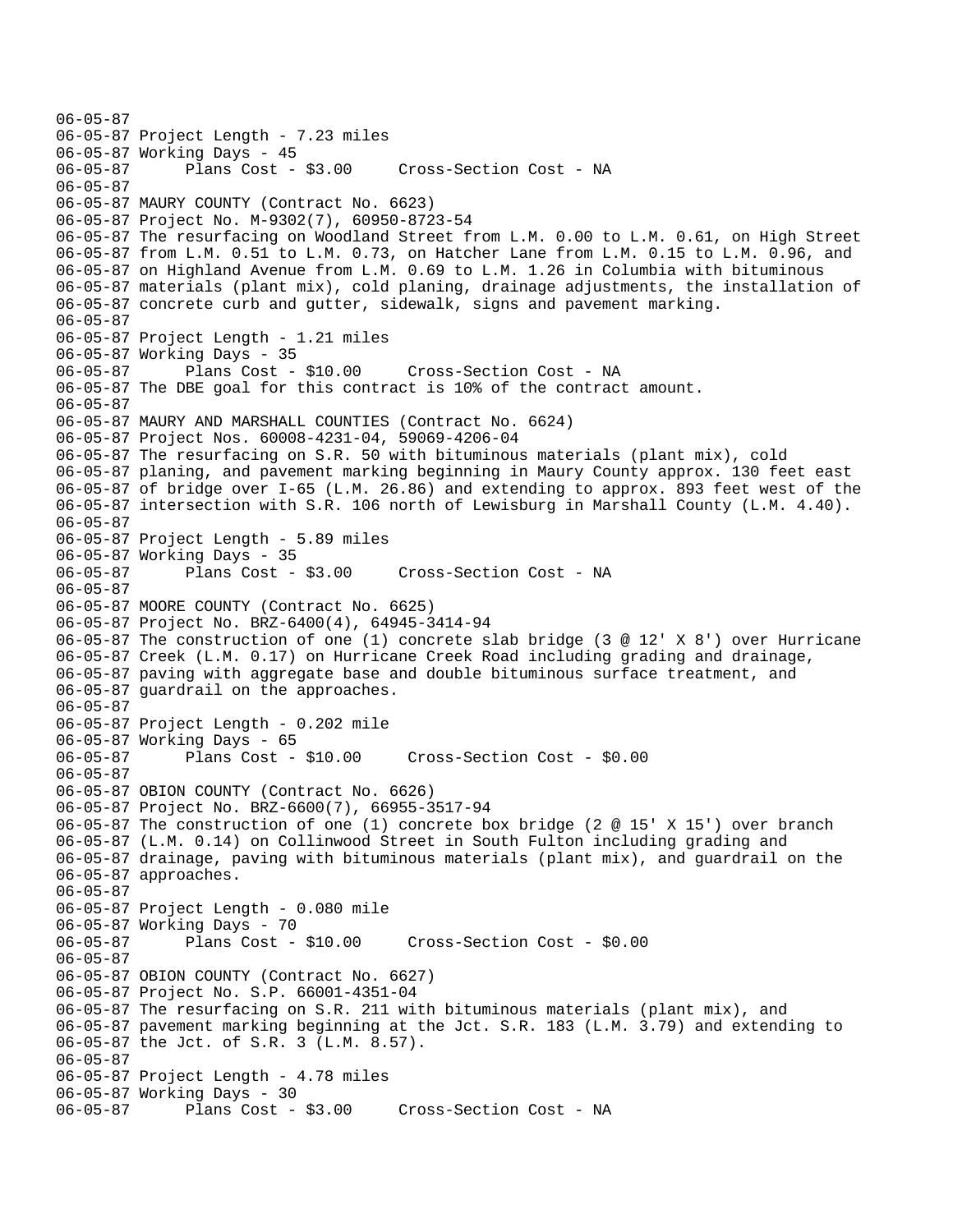06-05-87
06-05-87 Project Length - 7.23 miles
06-05-87 Working Days - 45
06-05-87 Plans Cost - $3.00 Cross-Section Cost - NA
06-05-87
06-05-87 MAURY COUNTY (Contract No. 6623)
06-05-87 Project No. M-9302(7), 60950-8723-54
06-05-87 The resurfacing on Woodland Street from L.M. 0.00 to L.M. 0.61, on High Street
06-05-87 from L.M. 0.51 to L.M. 0.73, on Hatcher Lane from L.M. 0.15 to L.M. 0.96, and
06-05-87 on Highland Avenue from L.M. 0.69 to L.M. 1.26 in Columbia with bituminous
06-05-87 materials (plant mix), cold planing, drainage adjustments, the installation of
06-05-87 concrete curb and gutter, sidewalk, signs and pavement marking.
06-05-87
06-05-87 Project Length - 1.21 miles
06-05-87 Working Days - 35
06-05-87 Plans Cost - $10.00 Cross-Section Cost - NA
06-05-87 The DBE goal for this contract is 10% of the contract amount.
06-05-87
06-05-87 MAURY AND MARSHALL COUNTIES (Contract No. 6624)
06-05-87 Project Nos. 60008-4231-04, 59069-4206-04
06-05-87 The resurfacing on S.R. 50 with bituminous materials (plant mix), cold
06-05-87 planing, and pavement marking beginning in Maury County approx. 130 feet east
06-05-87 of bridge over I-65 (L.M. 26.86) and extending to approx. 893 feet west of the
06-05-87 intersection with S.R. 106 north of Lewisburg in Marshall County (L.M. 4.40).
06-05-87
06-05-87 Project Length - 5.89 miles
06-05-87 Working Days - 35
06-05-87 Plans Cost - $3.00 Cross-Section Cost - NA
06-05-87
06-05-87 MOORE COUNTY (Contract No. 6625)
06-05-87 Project No. BRZ-6400(4), 64945-3414-94
06-05-87 The construction of one (1) concrete slab bridge (3 @ 12' X 8') over Hurricane
06-05-87 Creek (L.M. 0.17) on Hurricane Creek Road including grading and drainage,
06-05-87 paving with aggregate base and double bituminous surface treatment, and
06-05-87 guardrail on the approaches.
06-05-87
06-05-87 Project Length - 0.202 mile
06-05-87 Working Days - 65
06-05-87 Plans Cost - $10.00 Cross-Section Cost - $0.00
06-05-87
06-05-87 OBION COUNTY (Contract No. 6626)
06-05-87 Project No. BRZ-6600(7), 66955-3517-94
06-05-87 The construction of one (1) concrete box bridge (2 @ 15' X 15') over branch
06-05-87 (L.M. 0.14) on Collinwood Street in South Fulton including grading and
06-05-87 drainage, paving with bituminous materials (plant mix), and guardrail on the
06-05-87 approaches.
06-05-87
06-05-87 Project Length - 0.080 mile
06-05-87 Working Days - 70
06-05-87 Plans Cost - $10.00 Cross-Section Cost - $0.00
06-05-87
06-05-87 OBION COUNTY (Contract No. 6627)
06-05-87 Project No. S.P. 66001-4351-04
06-05-87 The resurfacing on S.R. 211 with bituminous materials (plant mix), and
06-05-87 pavement marking beginning at the Jct. S.R. 183 (L.M. 3.79) and extending to
06-05-87 the Jct. of S.R. 3 (L.M. 8.57).
06-05-87
06-05-87 Project Length - 4.78 miles
06-05-87 Working Days - 30
06-05-87 Plans Cost - $3.00 Cross-Section Cost - NA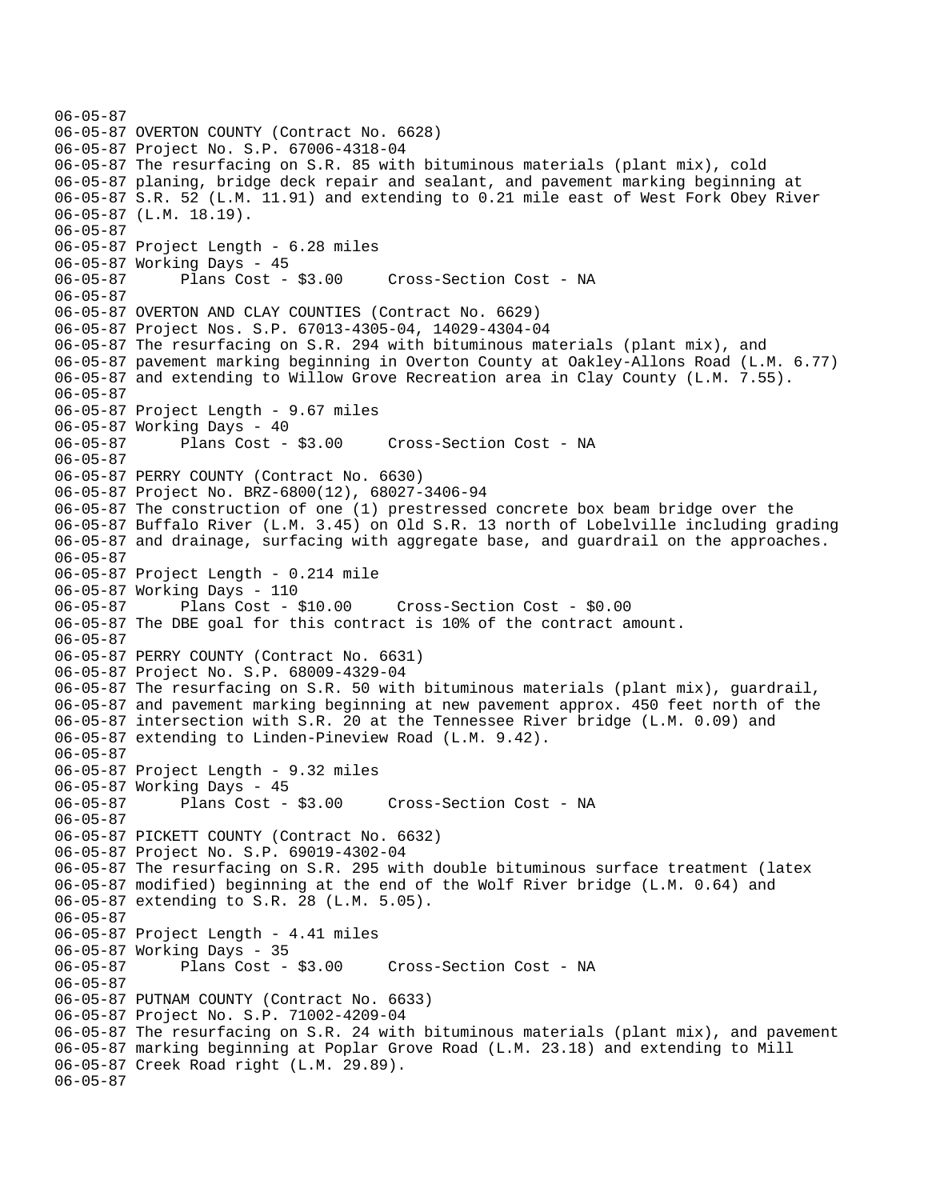06-05-87
06-05-87 OVERTON COUNTY (Contract No. 6628)
06-05-87 Project No. S.P. 67006-4318-04
06-05-87 The resurfacing on S.R. 85 with bituminous materials (plant mix), cold
06-05-87 planing, bridge deck repair and sealant, and pavement marking beginning at
06-05-87 S.R. 52 (L.M. 11.91) and extending to 0.21 mile east of West Fork Obey River
06-05-87 (L.M. 18.19).
06-05-87
06-05-87 Project Length - 6.28 miles
06-05-87 Working Days - 45
06-05-87 Plans Cost - $3.00 Cross-Section Cost - NA
06-05-87
06-05-87 OVERTON AND CLAY COUNTIES (Contract No. 6629)
06-05-87 Project Nos. S.P. 67013-4305-04, 14029-4304-04
06-05-87 The resurfacing on S.R. 294 with bituminous materials (plant mix), and
06-05-87 pavement marking beginning in Overton County at Oakley-Allons Road (L.M. 6.77)
06-05-87 and extending to Willow Grove Recreation area in Clay County (L.M. 7.55).
06-05-87
06-05-87 Project Length - 9.67 miles
06-05-87 Working Days - 40
06-05-87 Plans Cost - $3.00 Cross-Section Cost - NA
06-05-87
06-05-87 PERRY COUNTY (Contract No. 6630)
06-05-87 Project No. BRZ-6800(12), 68027-3406-94
06-05-87 The construction of one (1) prestressed concrete box beam bridge over the
06-05-87 Buffalo River (L.M. 3.45) on Old S.R. 13 north of Lobelville including grading
06-05-87 and drainage, surfacing with aggregate base, and guardrail on the approaches.
06-05-87
06-05-87 Project Length - 0.214 mile
06-05-87 Working Days - 110
06-05-87 Plans Cost - $10.00 Cross-Section Cost - $0.00
06-05-87 The DBE goal for this contract is 10% of the contract amount.
06-05-87
06-05-87 PERRY COUNTY (Contract No. 6631)
06-05-87 Project No. S.P. 68009-4329-04
06-05-87 The resurfacing on S.R. 50 with bituminous materials (plant mix), guardrail,
06-05-87 and pavement marking beginning at new pavement approx. 450 feet north of the
06-05-87 intersection with S.R. 20 at the Tennessee River bridge (L.M. 0.09) and
06-05-87 extending to Linden-Pineview Road (L.M. 9.42).
06-05-87
06-05-87 Project Length - 9.32 miles
06-05-87 Working Days - 45
06-05-87 Plans Cost - $3.00 Cross-Section Cost - NA
06-05-87
06-05-87 PICKETT COUNTY (Contract No. 6632)
06-05-87 Project No. S.P. 69019-4302-04
06-05-87 The resurfacing on S.R. 295 with double bituminous surface treatment (latex
06-05-87 modified) beginning at the end of the Wolf River bridge (L.M. 0.64) and
06-05-87 extending to S.R. 28 (L.M. 5.05).
06-05-87
06-05-87 Project Length - 4.41 miles
06-05-87 Working Days - 35
06-05-87 Plans Cost - $3.00 Cross-Section Cost - NA
06-05-87
06-05-87 PUTNAM COUNTY (Contract No. 6633)
06-05-87 Project No. S.P. 71002-4209-04
06-05-87 The resurfacing on S.R. 24 with bituminous materials (plant mix), and pavement
06-05-87 marking beginning at Poplar Grove Road (L.M. 23.18) and extending to Mill
06-05-87 Creek Road right (L.M. 29.89).
06-05-87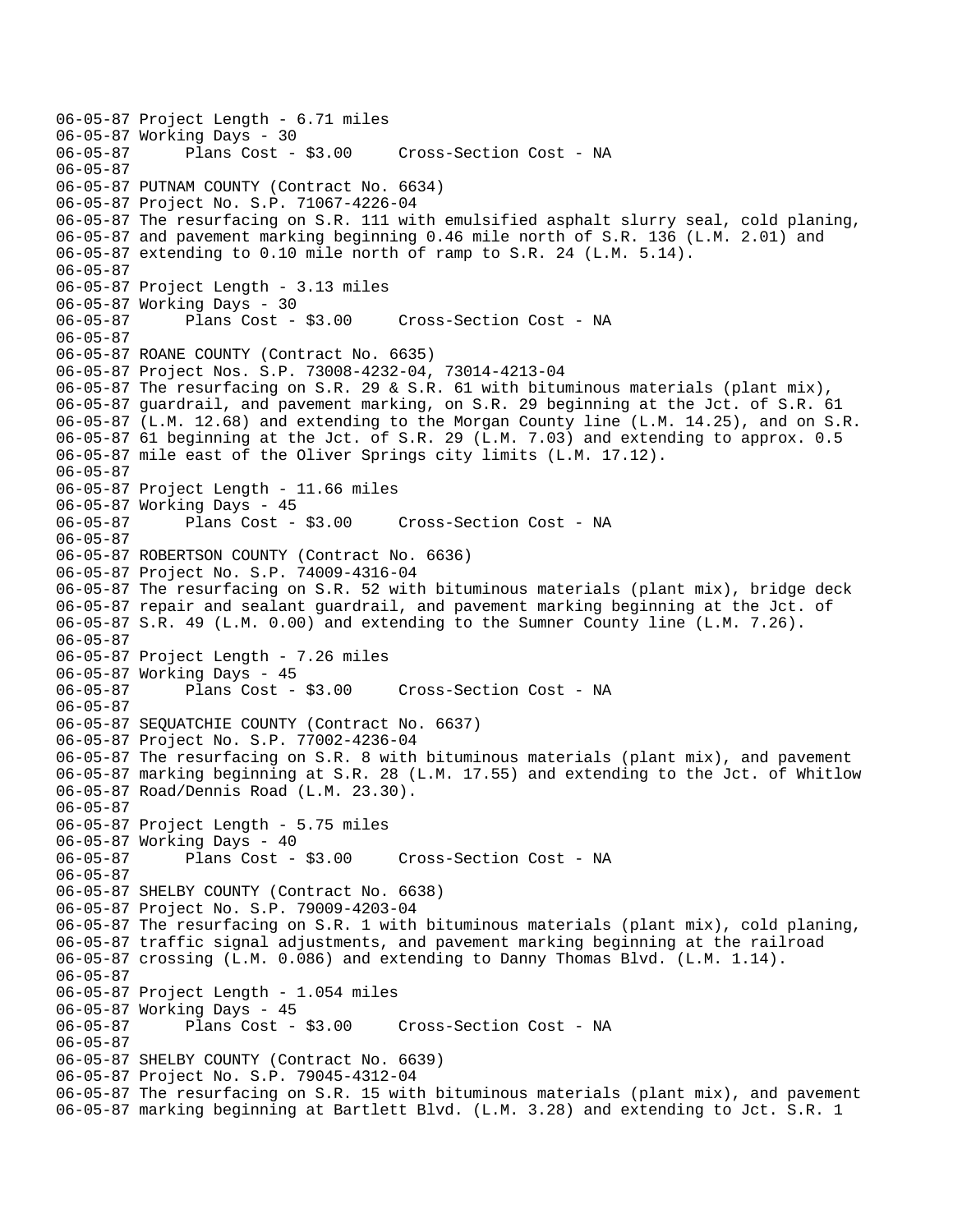```
06-05-87 Project Length - 6.71 miles
06-05-87 Working Days - 30
06-05-87       Plans Cost - $3.00     Cross-Section Cost - NA
06-05-87
06-05-87 PUTNAM COUNTY (Contract No. 6634)
06-05-87 Project No. S.P. 71067-4226-04
06-05-87 The resurfacing on S.R. 111 with emulsified asphalt slurry seal, cold planing,
06-05-87 and pavement marking beginning 0.46 mile north of S.R. 136 (L.M. 2.01) and
06-05-87 extending to 0.10 mile north of ramp to S.R. 24 (L.M. 5.14).
06-05-87
06-05-87 Project Length - 3.13 miles
06-05-87 Working Days - 30
06-05-87       Plans Cost - $3.00     Cross-Section Cost - NA
06-05-87
06-05-87 ROANE COUNTY (Contract No. 6635)
06-05-87 Project Nos. S.P. 73008-4232-04, 73014-4213-04
06-05-87 The resurfacing on S.R. 29 & S.R. 61 with bituminous materials (plant mix),
06-05-87 guardrail, and pavement marking, on S.R. 29 beginning at the Jct. of S.R. 61
06-05-87 (L.M. 12.68) and extending to the Morgan County line (L.M. 14.25), and on S.R.
06-05-87 61 beginning at the Jct. of S.R. 29 (L.M. 7.03) and extending to approx. 0.5
06-05-87 mile east of the Oliver Springs city limits (L.M. 17.12).
06-05-87
06-05-87 Project Length - 11.66 miles
06-05-87 Working Days - 45
06-05-87       Plans Cost - $3.00     Cross-Section Cost - NA
06-05-87
06-05-87 ROBERTSON COUNTY (Contract No. 6636)
06-05-87 Project No. S.P. 74009-4316-04
06-05-87 The resurfacing on S.R. 52 with bituminous materials (plant mix), bridge deck
06-05-87 repair and sealant guardrail, and pavement marking beginning at the Jct. of
06-05-87 S.R. 49 (L.M. 0.00) and extending to the Sumner County line (L.M. 7.26).
06-05-87
06-05-87 Project Length - 7.26 miles
06-05-87 Working Days - 45
06-05-87       Plans Cost - $3.00     Cross-Section Cost - NA
06-05-87
06-05-87 SEQUATCHIE COUNTY (Contract No. 6637)
06-05-87 Project No. S.P. 77002-4236-04
06-05-87 The resurfacing on S.R. 8 with bituminous materials (plant mix), and pavement
06-05-87 marking beginning at S.R. 28 (L.M. 17.55) and extending to the Jct. of Whitlow
06-05-87 Road/Dennis Road (L.M. 23.30).
06-05-87
06-05-87 Project Length - 5.75 miles
06-05-87 Working Days - 40
06-05-87       Plans Cost - $3.00     Cross-Section Cost - NA
06-05-87
06-05-87 SHELBY COUNTY (Contract No. 6638)
06-05-87 Project No. S.P. 79009-4203-04
06-05-87 The resurfacing on S.R. 1 with bituminous materials (plant mix), cold planing,
06-05-87 traffic signal adjustments, and pavement marking beginning at the railroad
06-05-87 crossing (L.M. 0.086) and extending to Danny Thomas Blvd. (L.M. 1.14).
06-05-87
06-05-87 Project Length - 1.054 miles
06-05-87 Working Days - 45
06-05-87       Plans Cost - $3.00     Cross-Section Cost - NA
06-05-87
06-05-87 SHELBY COUNTY (Contract No. 6639)
06-05-87 Project No. S.P. 79045-4312-04
06-05-87 The resurfacing on S.R. 15 with bituminous materials (plant mix), and pavement
06-05-87 marking beginning at Bartlett Blvd. (L.M. 3.28) and extending to Jct. S.R. 1
```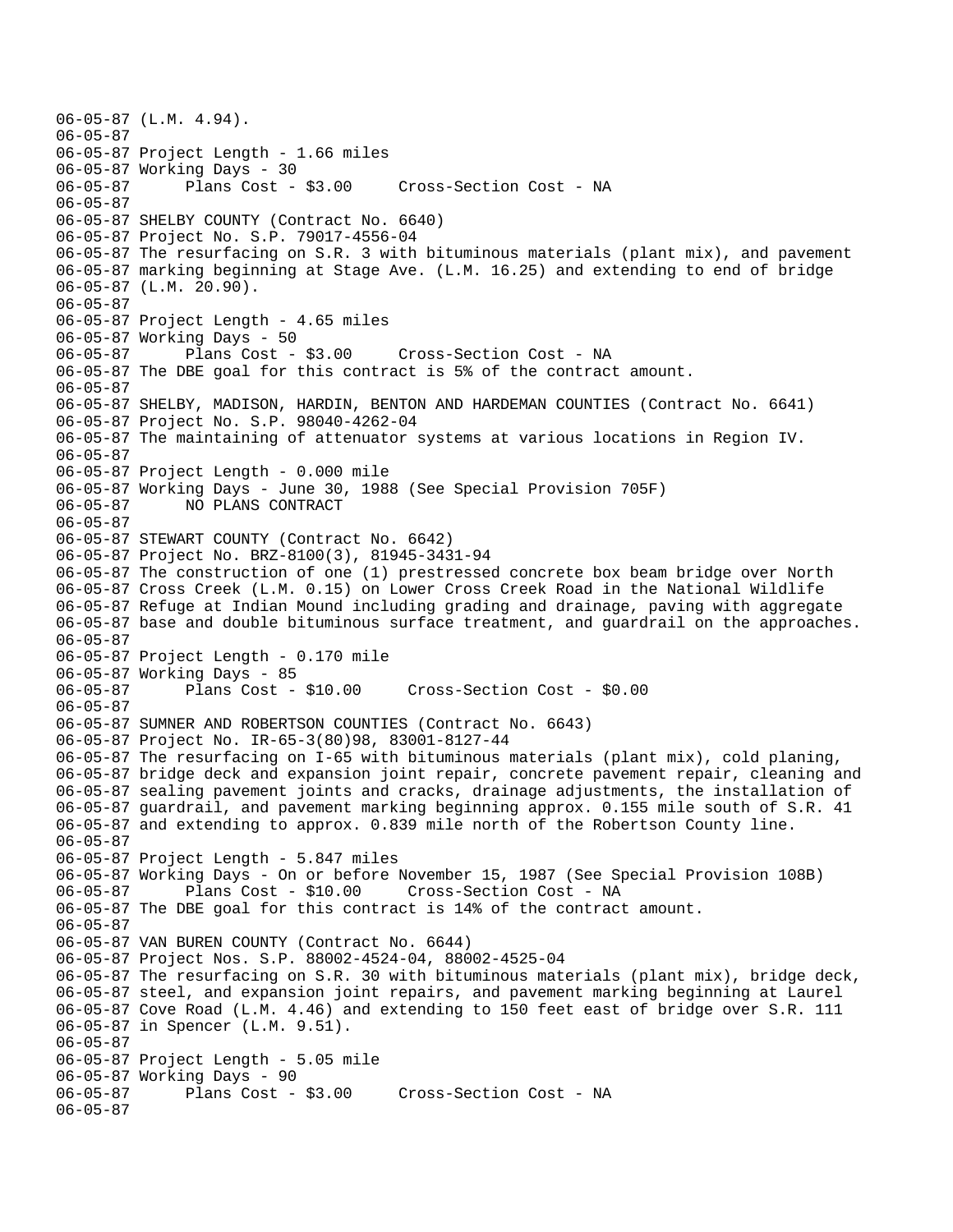```
06-05-87 (L.M. 4.94).
06-05-87
06-05-87 Project Length - 1.66 miles
06-05-87 Working Days - 30
06-05-87      Plans Cost - $3.00     Cross-Section Cost - NA
06-05-87
06-05-87 SHELBY COUNTY (Contract No. 6640)
06-05-87 Project No. S.P. 79017-4556-04
06-05-87 The resurfacing on S.R. 3 with bituminous materials (plant mix), and pavement
06-05-87 marking beginning at Stage Ave. (L.M. 16.25) and extending to end of bridge
06-05-87 (L.M. 20.90).
06-05-87
06-05-87 Project Length - 4.65 miles
06-05-87 Working Days - 50
06-05-87      Plans Cost - $3.00     Cross-Section Cost - NA
06-05-87 The DBE goal for this contract is 5% of the contract amount.
06-05-87
06-05-87 SHELBY, MADISON, HARDIN, BENTON AND HARDEMAN COUNTIES (Contract No. 6641)
06-05-87 Project No. S.P. 98040-4262-04
06-05-87 The maintaining of attenuator systems at various locations in Region IV.
06-05-87
06-05-87 Project Length - 0.000 mile
06-05-87 Working Days - June 30, 1988 (See Special Provision 705F)
06-05-87      NO PLANS CONTRACT
06-05-87
06-05-87 STEWART COUNTY (Contract No. 6642)
06-05-87 Project No. BRZ-8100(3), 81945-3431-94
06-05-87 The construction of one (1) prestressed concrete box beam bridge over North
06-05-87 Cross Creek (L.M. 0.15) on Lower Cross Creek Road in the National Wildlife
06-05-87 Refuge at Indian Mound including grading and drainage, paving with aggregate
06-05-87 base and double bituminous surface treatment, and guardrail on the approaches.
06-05-87
06-05-87 Project Length - 0.170 mile
06-05-87 Working Days - 85
06-05-87      Plans Cost - $10.00     Cross-Section Cost - $0.00
06-05-87
06-05-87 SUMNER AND ROBERTSON COUNTIES (Contract No. 6643)
06-05-87 Project No. IR-65-3(80)98, 83001-8127-44
06-05-87 The resurfacing on I-65 with bituminous materials (plant mix), cold planing,
06-05-87 bridge deck and expansion joint repair, concrete pavement repair, cleaning and
06-05-87 sealing pavement joints and cracks, drainage adjustments, the installation of
06-05-87 guardrail, and pavement marking beginning approx. 0.155 mile south of S.R. 41
06-05-87 and extending to approx. 0.839 mile north of the Robertson County line.
06-05-87
06-05-87 Project Length - 5.847 miles
06-05-87 Working Days - On or before November 15, 1987 (See Special Provision 108B)
06-05-87      Plans Cost - $10.00     Cross-Section Cost - NA
06-05-87 The DBE goal for this contract is 14% of the contract amount.
06-05-87
06-05-87 VAN BUREN COUNTY (Contract No. 6644)
06-05-87 Project Nos. S.P. 88002-4524-04, 88002-4525-04
06-05-87 The resurfacing on S.R. 30 with bituminous materials (plant mix), bridge deck,
06-05-87 steel, and expansion joint repairs, and pavement marking beginning at Laurel
06-05-87 Cove Road (L.M. 4.46) and extending to 150 feet east of bridge over S.R. 111
06-05-87 in Spencer (L.M. 9.51).
06-05-87
06-05-87 Project Length - 5.05 mile
06-05-87 Working Days - 90
06-05-87      Plans Cost - $3.00     Cross-Section Cost - NA
06-05-87
```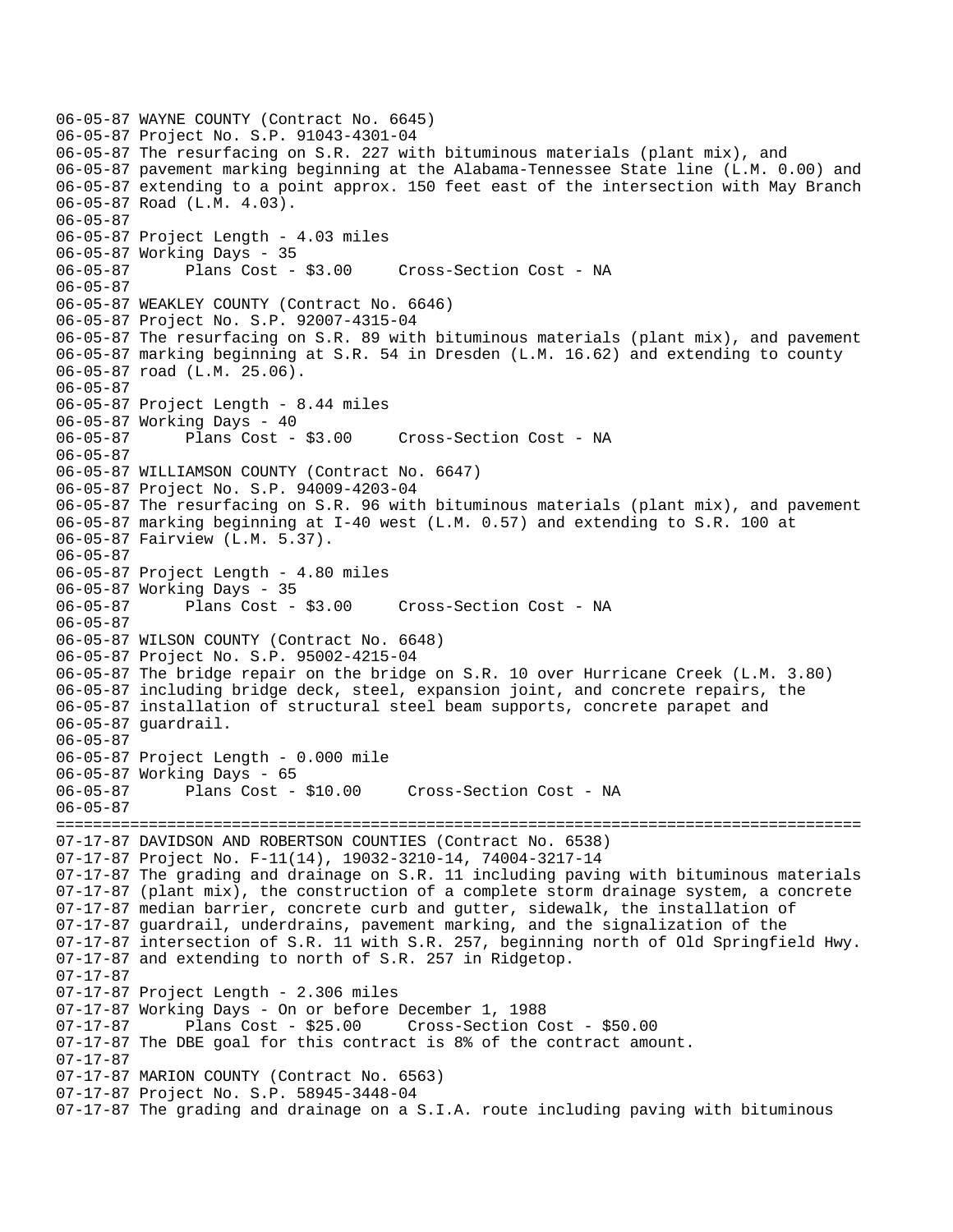```
06-05-87 WAYNE COUNTY (Contract No. 6645)
06-05-87 Project No. S.P. 91043-4301-04
06-05-87 The resurfacing on S.R. 227 with bituminous materials (plant mix), and
06-05-87 pavement marking beginning at the Alabama-Tennessee State line (L.M. 0.00) and
06-05-87 extending to a point approx. 150 feet east of the intersection with May Branch
06-05-87 Road (L.M. 4.03).
06-05-87
06-05-87 Project Length - 4.03 miles
06-05-87 Working Days - 35
06-05-87      Plans Cost - $3.00     Cross-Section Cost - NA
06-05-87
06-05-87 WEAKLEY COUNTY (Contract No. 6646)
06-05-87 Project No. S.P. 92007-4315-04
06-05-87 The resurfacing on S.R. 89 with bituminous materials (plant mix), and pavement
06-05-87 marking beginning at S.R. 54 in Dresden (L.M. 16.62) and extending to county
06-05-87 road (L.M. 25.06).
06-05-87
06-05-87 Project Length - 8.44 miles
06-05-87 Working Days - 40
06-05-87      Plans Cost - $3.00     Cross-Section Cost - NA
06-05-87
06-05-87 WILLIAMSON COUNTY (Contract No. 6647)
06-05-87 Project No. S.P. 94009-4203-04
06-05-87 The resurfacing on S.R. 96 with bituminous materials (plant mix), and pavement
06-05-87 marking beginning at I-40 west (L.M. 0.57) and extending to S.R. 100 at
06-05-87 Fairview (L.M. 5.37).
06-05-87
06-05-87 Project Length - 4.80 miles
06-05-87 Working Days - 35
06-05-87      Plans Cost - $3.00     Cross-Section Cost - NA
06-05-87
06-05-87 WILSON COUNTY (Contract No. 6648)
06-05-87 Project No. S.P. 95002-4215-04
06-05-87 The bridge repair on the bridge on S.R. 10 over Hurricane Creek (L.M. 3.80)
06-05-87 including bridge deck, steel, expansion joint, and concrete repairs, the
06-05-87 installation of structural steel beam supports, concrete parapet and
06-05-87 guardrail.
06-05-87
06-05-87 Project Length - 0.000 mile
06-05-87 Working Days - 65
06-05-87      Plans Cost - $10.00     Cross-Section Cost - NA
06-05-87
================================================================================
07-17-87 DAVIDSON AND ROBERTSON COUNTIES (Contract No. 6538)
07-17-87 Project No. F-11(14), 19032-3210-14, 74004-3217-14
07-17-87 The grading and drainage on S.R. 11 including paving with bituminous materials
07-17-87 (plant mix), the construction of a complete storm drainage system, a concrete
07-17-87 median barrier, concrete curb and gutter, sidewalk, the installation of
07-17-87 guardrail, underdrains, pavement marking, and the signalization of the
07-17-87 intersection of S.R. 11 with S.R. 257, beginning north of Old Springfield Hwy.
07-17-87 and extending to north of S.R. 257 in Ridgetop.
07-17-87
07-17-87 Project Length - 2.306 miles
07-17-87 Working Days - On or before December 1, 1988
07-17-87      Plans Cost - $25.00     Cross-Section Cost - $50.00
07-17-87 The DBE goal for this contract is 8% of the contract amount.
07-17-87
07-17-87 MARION COUNTY (Contract No. 6563)
07-17-87 Project No. S.P. 58945-3448-04
07-17-87 The grading and drainage on a S.I.A. route including paving with bituminous
```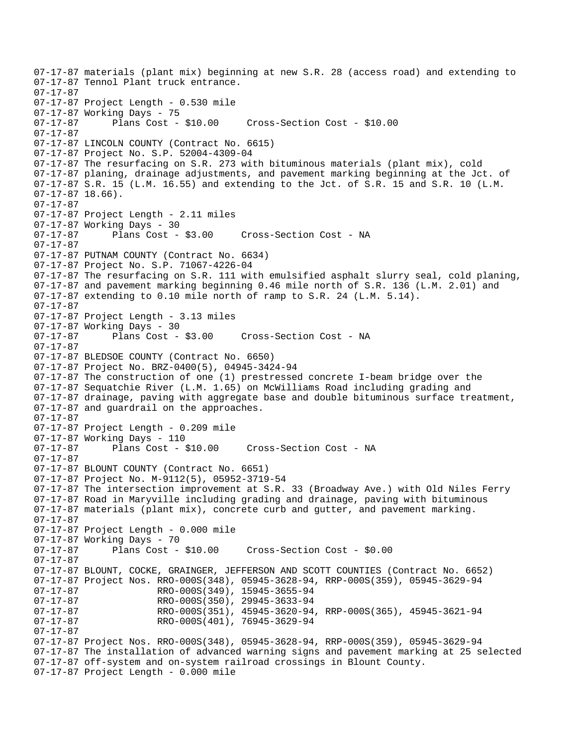```
07-17-87 materials (plant mix) beginning at new S.R. 28 (access road) and extending to
07-17-87 Tennol Plant truck entrance.
07-17-87
07-17-87 Project Length - 0.530 mile
07-17-87 Working Days - 75
07-17-87      Plans Cost - $10.00     Cross-Section Cost - $10.00
07-17-87
07-17-87 LINCOLN COUNTY (Contract No. 6615)
07-17-87 Project No. S.P. 52004-4309-04
07-17-87 The resurfacing on S.R. 273 with bituminous materials (plant mix), cold
07-17-87 planing, drainage adjustments, and pavement marking beginning at the Jct. of
07-17-87 S.R. 15 (L.M. 16.55) and extending to the Jct. of S.R. 15 and S.R. 10 (L.M.
07-17-87 18.66).
07-17-87
07-17-87 Project Length - 2.11 miles
07-17-87 Working Days - 30
07-17-87      Plans Cost - $3.00     Cross-Section Cost - NA
07-17-87
07-17-87 PUTNAM COUNTY (Contract No. 6634)
07-17-87 Project No. S.P. 71067-4226-04
07-17-87 The resurfacing on S.R. 111 with emulsified asphalt slurry seal, cold planing,
07-17-87 and pavement marking beginning 0.46 mile north of S.R. 136 (L.M. 2.01) and
07-17-87 extending to 0.10 mile north of ramp to S.R. 24 (L.M. 5.14).
07-17-87
07-17-87 Project Length - 3.13 miles
07-17-87 Working Days - 30
07-17-87      Plans Cost - $3.00     Cross-Section Cost - NA
07-17-87
07-17-87 BLEDSOE COUNTY (Contract No. 6650)
07-17-87 Project No. BRZ-0400(5), 04945-3424-94
07-17-87 The construction of one (1) prestressed concrete I-beam bridge over the
07-17-87 Sequatchie River (L.M. 1.65) on McWilliams Road including grading and
07-17-87 drainage, paving with aggregate base and double bituminous surface treatment,
07-17-87 and guardrail on the approaches.
07-17-87
07-17-87 Project Length - 0.209 mile
07-17-87 Working Days - 110
07-17-87      Plans Cost - $10.00     Cross-Section Cost - NA
07-17-87
07-17-87 BLOUNT COUNTY (Contract No. 6651)
07-17-87 Project No. M-9112(5), 05952-3719-54
07-17-87 The intersection improvement at S.R. 33 (Broadway Ave.) with Old Niles Ferry
07-17-87 Road in Maryville including grading and drainage, paving with bituminous
07-17-87 materials (plant mix), concrete curb and gutter, and pavement marking.
07-17-87
07-17-87 Project Length - 0.000 mile
07-17-87 Working Days - 70
07-17-87      Plans Cost - $10.00     Cross-Section Cost - $0.00
07-17-87
07-17-87 BLOUNT, COCKE, GRAINGER, JEFFERSON AND SCOTT COUNTIES (Contract No. 6652)
07-17-87 Project Nos. RRO-000S(348), 05945-3628-94, RRP-000S(359), 05945-3629-94
07-17-87              RRO-000S(349), 15945-3655-94
07-17-87              RRO-000S(350), 29945-3633-94
07-17-87              RRO-000S(351), 45945-3620-94, RRP-000S(365), 45945-3621-94
07-17-87              RRO-000S(401), 76945-3629-94
07-17-87
07-17-87 Project Nos. RRO-000S(348), 05945-3628-94, RRP-000S(359), 05945-3629-94
07-17-87 The installation of advanced warning signs and pavement marking at 25 selected
07-17-87 off-system and on-system railroad crossings in Blount County.
07-17-87 Project Length - 0.000 mile
```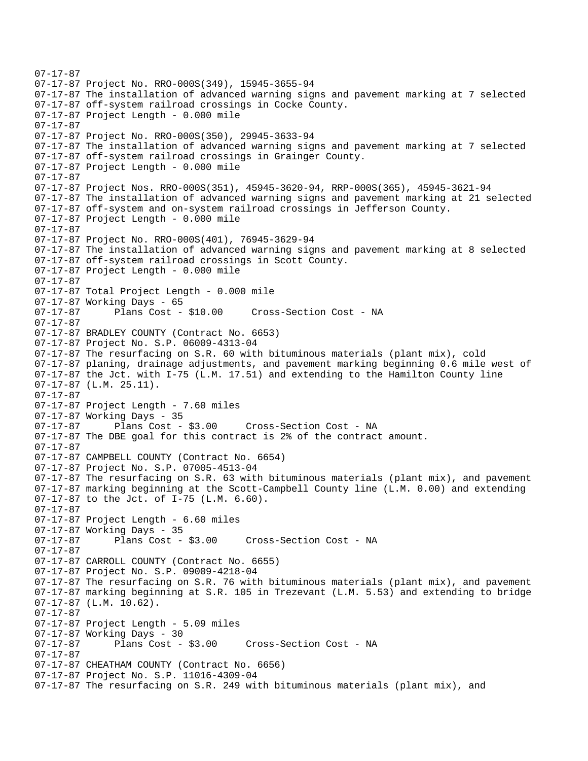```
07-17-87
07-17-87 Project No. RRO-000S(349), 15945-3655-94
07-17-87 The installation of advanced warning signs and pavement marking at 7 selected
07-17-87 off-system railroad crossings in Cocke County.
07-17-87 Project Length - 0.000 mile
07-17-87
07-17-87 Project No. RRO-000S(350), 29945-3633-94
07-17-87 The installation of advanced warning signs and pavement marking at 7 selected
07-17-87 off-system railroad crossings in Grainger County.
07-17-87 Project Length - 0.000 mile
07-17-87
07-17-87 Project Nos. RRO-000S(351), 45945-3620-94, RRP-000S(365), 45945-3621-94
07-17-87 The installation of advanced warning signs and pavement marking at 21 selected
07-17-87 off-system and on-system railroad crossings in Jefferson County.
07-17-87 Project Length - 0.000 mile
07-17-87
07-17-87 Project No. RRO-000S(401), 76945-3629-94
07-17-87 The installation of advanced warning signs and pavement marking at 8 selected
07-17-87 off-system railroad crossings in Scott County.
07-17-87 Project Length - 0.000 mile
07-17-87
07-17-87 Total Project Length - 0.000 mile
07-17-87 Working Days - 65
07-17-87      Plans Cost - $10.00     Cross-Section Cost - NA
07-17-87
07-17-87 BRADLEY COUNTY (Contract No. 6653)
07-17-87 Project No. S.P. 06009-4313-04
07-17-87 The resurfacing on S.R. 60 with bituminous materials (plant mix), cold
07-17-87 planing, drainage adjustments, and pavement marking beginning 0.6 mile west of
07-17-87 the Jct. with I-75 (L.M. 17.51) and extending to the Hamilton County line
07-17-87 (L.M. 25.11).
07-17-87
07-17-87 Project Length - 7.60 miles
07-17-87 Working Days - 35
07-17-87      Plans Cost - $3.00     Cross-Section Cost - NA
07-17-87 The DBE goal for this contract is 2% of the contract amount.
07-17-87
07-17-87 CAMPBELL COUNTY (Contract No. 6654)
07-17-87 Project No. S.P. 07005-4513-04
07-17-87 The resurfacing on S.R. 63 with bituminous materials (plant mix), and pavement
07-17-87 marking beginning at the Scott-Campbell County line (L.M. 0.00) and extending
07-17-87 to the Jct. of I-75 (L.M. 6.60).
07-17-87
07-17-87 Project Length - 6.60 miles
07-17-87 Working Days - 35
07-17-87      Plans Cost - $3.00     Cross-Section Cost - NA
07-17-87
07-17-87 CARROLL COUNTY (Contract No. 6655)
07-17-87 Project No. S.P. 09009-4218-04
07-17-87 The resurfacing on S.R. 76 with bituminous materials (plant mix), and pavement
07-17-87 marking beginning at S.R. 105 in Trezevant (L.M. 5.53) and extending to bridge
07-17-87 (L.M. 10.62).
07-17-87
07-17-87 Project Length - 5.09 miles
07-17-87 Working Days - 30
07-17-87      Plans Cost - $3.00     Cross-Section Cost - NA
07-17-87
07-17-87 CHEATHAM COUNTY (Contract No. 6656)
07-17-87 Project No. S.P. 11016-4309-04
07-17-87 The resurfacing on S.R. 249 with bituminous materials (plant mix), and
```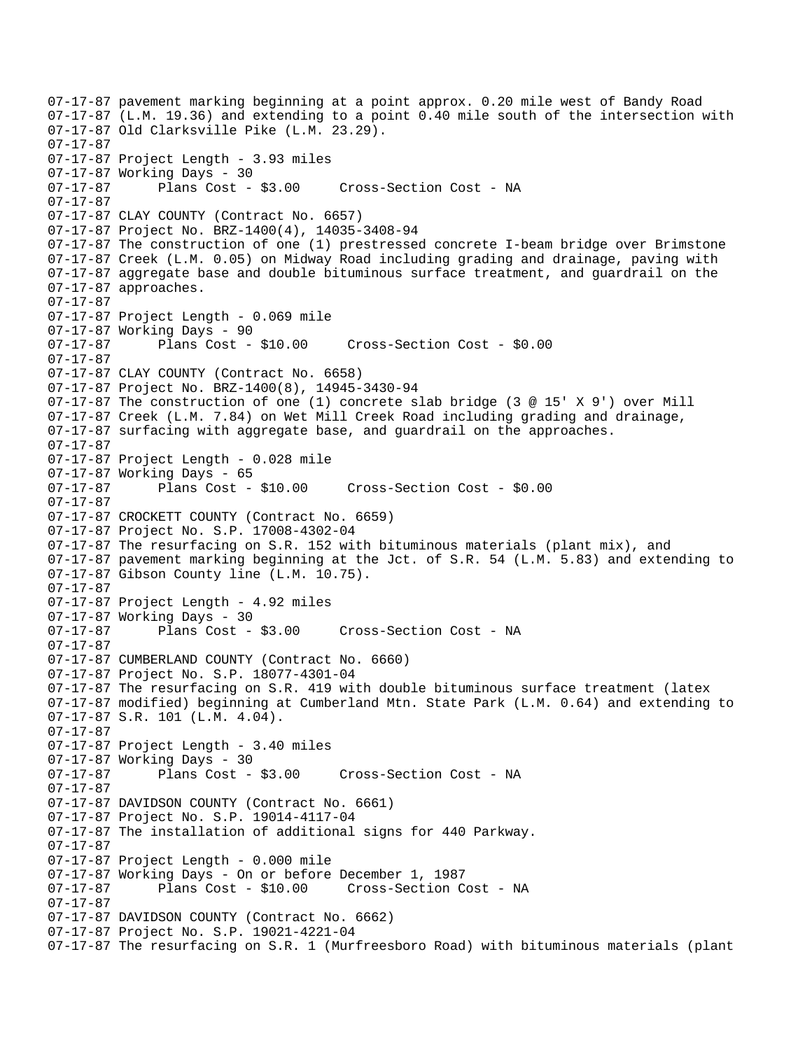```
07-17-87 pavement marking beginning at a point approx. 0.20 mile west of Bandy Road
07-17-87 (L.M. 19.36) and extending to a point 0.40 mile south of the intersection with
07-17-87 Old Clarksville Pike (L.M. 23.29).
07-17-87
07-17-87 Project Length - 3.93 miles
07-17-87 Working Days - 30
07-17-87      Plans Cost - $3.00     Cross-Section Cost - NA
07-17-87
07-17-87 CLAY COUNTY (Contract No. 6657)
07-17-87 Project No. BRZ-1400(4), 14035-3408-94
07-17-87 The construction of one (1) prestressed concrete I-beam bridge over Brimstone
07-17-87 Creek (L.M. 0.05) on Midway Road including grading and drainage, paving with
07-17-87 aggregate base and double bituminous surface treatment, and guardrail on the
07-17-87 approaches.
07-17-87
07-17-87 Project Length - 0.069 mile
07-17-87 Working Days - 90
07-17-87      Plans Cost - $10.00     Cross-Section Cost - $0.00
07-17-87
07-17-87 CLAY COUNTY (Contract No. 6658)
07-17-87 Project No. BRZ-1400(8), 14945-3430-94
07-17-87 The construction of one (1) concrete slab bridge (3 @ 15' X 9') over Mill
07-17-87 Creek (L.M. 7.84) on Wet Mill Creek Road including grading and drainage,
07-17-87 surfacing with aggregate base, and guardrail on the approaches.
07-17-87
07-17-87 Project Length - 0.028 mile
07-17-87 Working Days - 65
07-17-87      Plans Cost - $10.00     Cross-Section Cost - $0.00
07-17-87
07-17-87 CROCKETT COUNTY (Contract No. 6659)
07-17-87 Project No. S.P. 17008-4302-04
07-17-87 The resurfacing on S.R. 152 with bituminous materials (plant mix), and
07-17-87 pavement marking beginning at the Jct. of S.R. 54 (L.M. 5.83) and extending to
07-17-87 Gibson County line (L.M. 10.75).
07-17-87
07-17-87 Project Length - 4.92 miles
07-17-87 Working Days - 30
07-17-87      Plans Cost - $3.00     Cross-Section Cost - NA
07-17-87
07-17-87 CUMBERLAND COUNTY (Contract No. 6660)
07-17-87 Project No. S.P. 18077-4301-04
07-17-87 The resurfacing on S.R. 419 with double bituminous surface treatment (latex
07-17-87 modified) beginning at Cumberland Mtn. State Park (L.M. 0.64) and extending to
07-17-87 S.R. 101 (L.M. 4.04).
07-17-87
07-17-87 Project Length - 3.40 miles
07-17-87 Working Days - 30
07-17-87      Plans Cost - $3.00     Cross-Section Cost - NA
07-17-87
07-17-87 DAVIDSON COUNTY (Contract No. 6661)
07-17-87 Project No. S.P. 19014-4117-04
07-17-87 The installation of additional signs for 440 Parkway.
07-17-87
07-17-87 Project Length - 0.000 mile
07-17-87 Working Days - On or before December 1, 1987
07-17-87      Plans Cost - $10.00     Cross-Section Cost - NA
07-17-87
07-17-87 DAVIDSON COUNTY (Contract No. 6662)
07-17-87 Project No. S.P. 19021-4221-04
07-17-87 The resurfacing on S.R. 1 (Murfreesboro Road) with bituminous materials (plant
```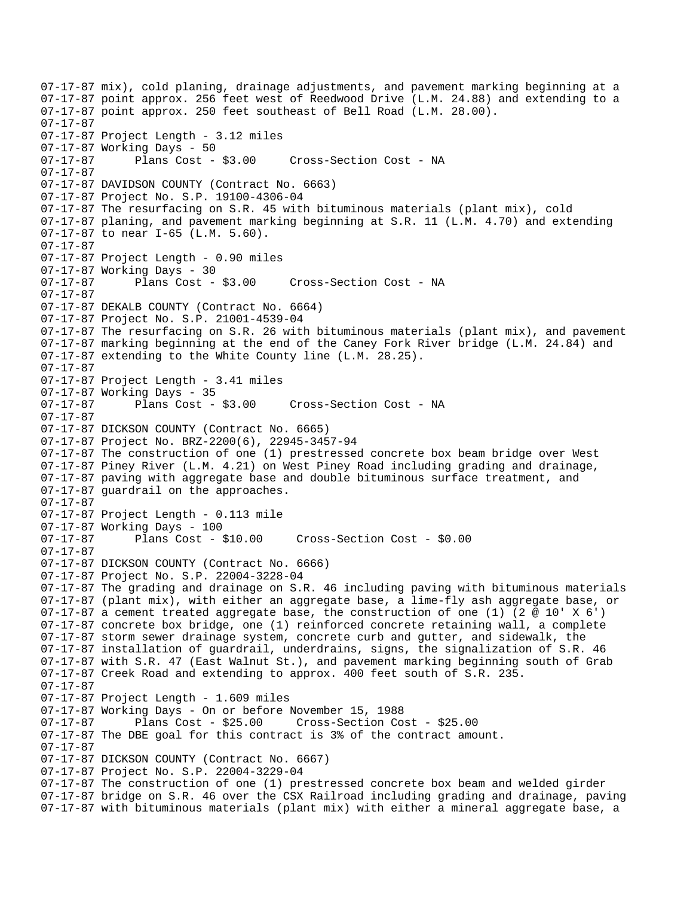07-17-87 mix), cold planing, drainage adjustments, and pavement marking beginning at a
07-17-87 point approx. 256 feet west of Reedwood Drive (L.M. 24.88) and extending to a
07-17-87 point approx. 250 feet southeast of Bell Road (L.M. 28.00).
07-17-87
07-17-87 Project Length - 3.12 miles
07-17-87 Working Days - 50
07-17-87 Plans Cost - $3.00 Cross-Section Cost - NA
07-17-87
07-17-87 DAVIDSON COUNTY (Contract No. 6663)
07-17-87 Project No. S.P. 19100-4306-04
07-17-87 The resurfacing on S.R. 45 with bituminous materials (plant mix), cold
07-17-87 planing, and pavement marking beginning at S.R. 11 (L.M. 4.70) and extending
07-17-87 to near I-65 (L.M. 5.60).
07-17-87
07-17-87 Project Length - 0.90 miles
07-17-87 Working Days - 30
07-17-87 Plans Cost - $3.00 Cross-Section Cost - NA
07-17-87
07-17-87 DEKALB COUNTY (Contract No. 6664)
07-17-87 Project No. S.P. 21001-4539-04
07-17-87 The resurfacing on S.R. 26 with bituminous materials (plant mix), and pavement
07-17-87 marking beginning at the end of the Caney Fork River bridge (L.M. 24.84) and
07-17-87 extending to the White County line (L.M. 28.25).
07-17-87
07-17-87 Project Length - 3.41 miles
07-17-87 Working Days - 35
07-17-87 Plans Cost - $3.00 Cross-Section Cost - NA
07-17-87
07-17-87 DICKSON COUNTY (Contract No. 6665)
07-17-87 Project No. BRZ-2200(6), 22945-3457-94
07-17-87 The construction of one (1) prestressed concrete box beam bridge over West
07-17-87 Piney River (L.M. 4.21) on West Piney Road including grading and drainage,
07-17-87 paving with aggregate base and double bituminous surface treatment, and
07-17-87 guardrail on the approaches.
07-17-87
07-17-87 Project Length - 0.113 mile
07-17-87 Working Days - 100
07-17-87 Plans Cost - $10.00 Cross-Section Cost - $0.00
07-17-87
07-17-87 DICKSON COUNTY (Contract No. 6666)
07-17-87 Project No. S.P. 22004-3228-04
07-17-87 The grading and drainage on S.R. 46 including paving with bituminous materials
07-17-87 (plant mix), with either an aggregate base, a lime-fly ash aggregate base, or
07-17-87 a cement treated aggregate base, the construction of one (1) (2 @ 10' X 6')
07-17-87 concrete box bridge, one (1) reinforced concrete retaining wall, a complete
07-17-87 storm sewer drainage system, concrete curb and gutter, and sidewalk, the
07-17-87 installation of guardrail, underdrains, signs, the signalization of S.R. 46
07-17-87 with S.R. 47 (East Walnut St.), and pavement marking beginning south of Grab
07-17-87 Creek Road and extending to approx. 400 feet south of S.R. 235.
07-17-87
07-17-87 Project Length - 1.609 miles
07-17-87 Working Days - On or before November 15, 1988
07-17-87 Plans Cost - $25.00 Cross-Section Cost - $25.00
07-17-87 The DBE goal for this contract is 3% of the contract amount.
07-17-87
07-17-87 DICKSON COUNTY (Contract No. 6667)
07-17-87 Project No. S.P. 22004-3229-04
07-17-87 The construction of one (1) prestressed concrete box beam and welded girder
07-17-87 bridge on S.R. 46 over the CSX Railroad including grading and drainage, paving
07-17-87 with bituminous materials (plant mix) with either a mineral aggregate base, a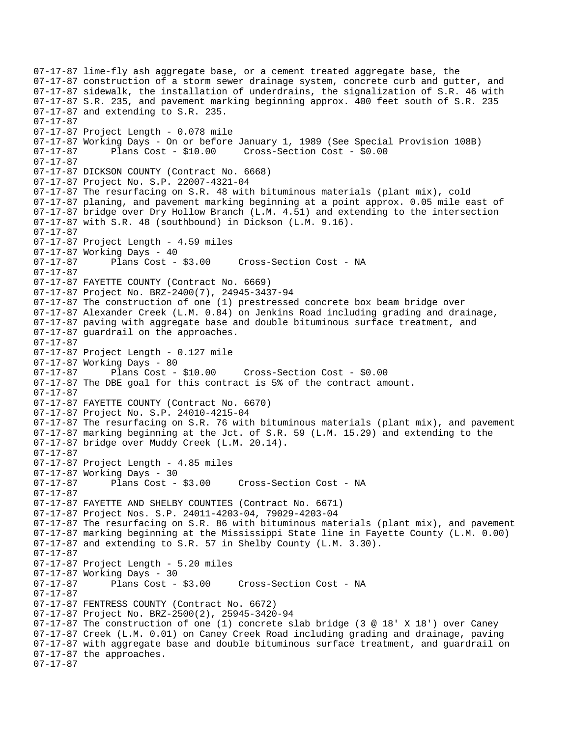```
07-17-87 lime-fly ash aggregate base, or a cement treated aggregate base, the
07-17-87 construction of a storm sewer drainage system, concrete curb and gutter, and
07-17-87 sidewalk, the installation of underdrains, the signalization of S.R. 46 with
07-17-87 S.R. 235, and pavement marking beginning approx. 400 feet south of S.R. 235
07-17-87 and extending to S.R. 235.
07-17-87
07-17-87 Project Length - 0.078 mile
07-17-87 Working Days - On or before January 1, 1989 (See Special Provision 108B)
07-17-87      Plans Cost - $10.00     Cross-Section Cost - $0.00
07-17-87
07-17-87 DICKSON COUNTY (Contract No. 6668)
07-17-87 Project No. S.P. 22007-4321-04
07-17-87 The resurfacing on S.R. 48 with bituminous materials (plant mix), cold
07-17-87 planing, and pavement marking beginning at a point approx. 0.05 mile east of
07-17-87 bridge over Dry Hollow Branch (L.M. 4.51) and extending to the intersection
07-17-87 with S.R. 48 (southbound) in Dickson (L.M. 9.16).
07-17-87
07-17-87 Project Length - 4.59 miles
07-17-87 Working Days - 40
07-17-87      Plans Cost - $3.00     Cross-Section Cost - NA
07-17-87
07-17-87 FAYETTE COUNTY (Contract No. 6669)
07-17-87 Project No. BRZ-2400(7), 24945-3437-94
07-17-87 The construction of one (1) prestressed concrete box beam bridge over
07-17-87 Alexander Creek (L.M. 0.84) on Jenkins Road including grading and drainage,
07-17-87 paving with aggregate base and double bituminous surface treatment, and
07-17-87 guardrail on the approaches.
07-17-87
07-17-87 Project Length - 0.127 mile
07-17-87 Working Days - 80
07-17-87      Plans Cost - $10.00     Cross-Section Cost - $0.00
07-17-87 The DBE goal for this contract is 5% of the contract amount.
07-17-87
07-17-87 FAYETTE COUNTY (Contract No. 6670)
07-17-87 Project No. S.P. 24010-4215-04
07-17-87 The resurfacing on S.R. 76 with bituminous materials (plant mix), and pavement
07-17-87 marking beginning at the Jct. of S.R. 59 (L.M. 15.29) and extending to the
07-17-87 bridge over Muddy Creek (L.M. 20.14).
07-17-87
07-17-87 Project Length - 4.85 miles
07-17-87 Working Days - 30
07-17-87      Plans Cost - $3.00     Cross-Section Cost - NA
07-17-87
07-17-87 FAYETTE AND SHELBY COUNTIES (Contract No. 6671)
07-17-87 Project Nos. S.P. 24011-4203-04, 79029-4203-04
07-17-87 The resurfacing on S.R. 86 with bituminous materials (plant mix), and pavement
07-17-87 marking beginning at the Mississippi State line in Fayette County (L.M. 0.00)
07-17-87 and extending to S.R. 57 in Shelby County (L.M. 3.30).
07-17-87
07-17-87 Project Length - 5.20 miles
07-17-87 Working Days - 30
07-17-87      Plans Cost - $3.00     Cross-Section Cost - NA
07-17-87
07-17-87 FENTRESS COUNTY (Contract No. 6672)
07-17-87 Project No. BRZ-2500(2), 25945-3420-94
07-17-87 The construction of one (1) concrete slab bridge (3 @ 18' X 18') over Caney
07-17-87 Creek (L.M. 0.01) on Caney Creek Road including grading and drainage, paving
07-17-87 with aggregate base and double bituminous surface treatment, and guardrail on
07-17-87 the approaches.
07-17-87
```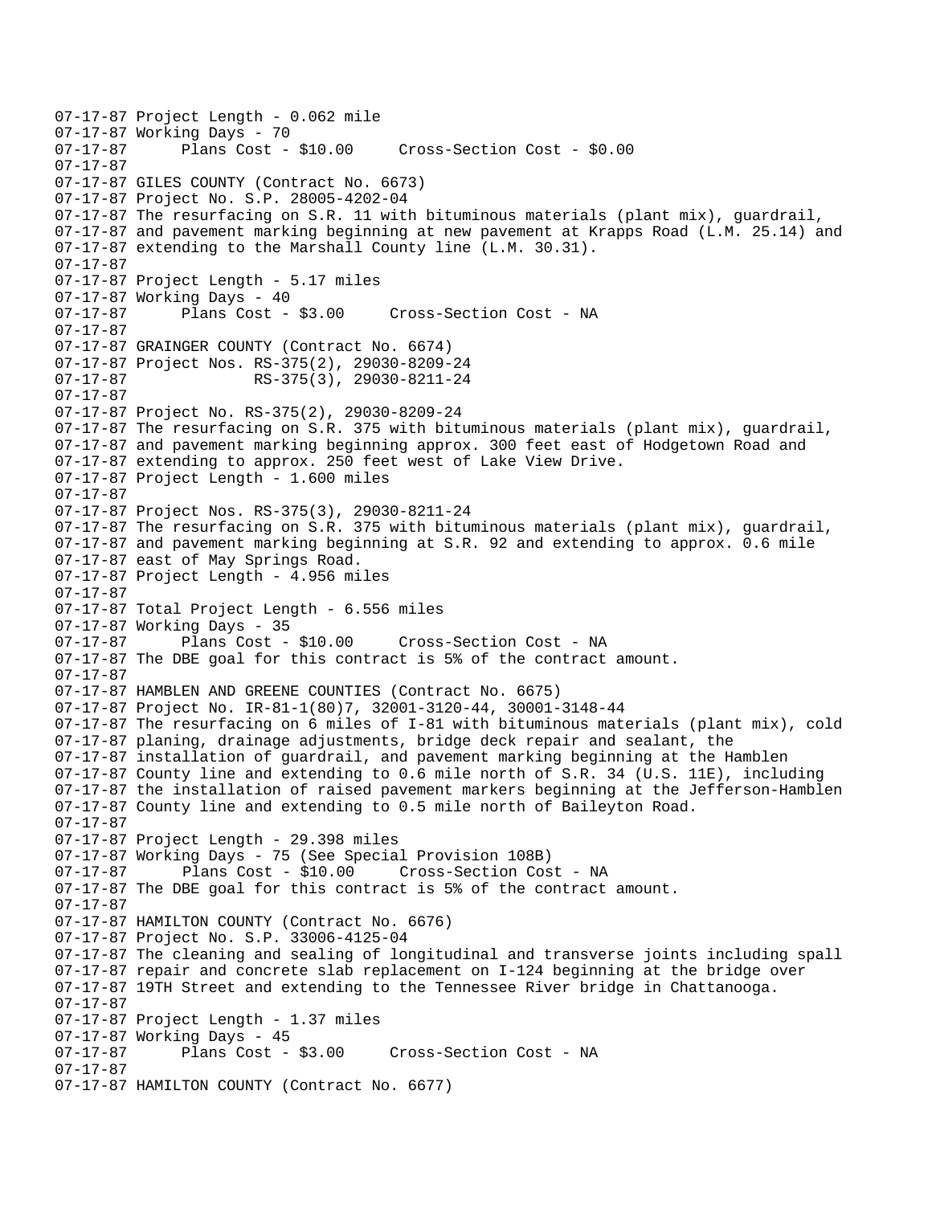```
07-17-87 Project Length - 0.062 mile
07-17-87 Working Days - 70
07-17-87       Plans Cost - $10.00     Cross-Section Cost - $0.00
07-17-87
07-17-87 GILES COUNTY (Contract No. 6673)
07-17-87 Project No. S.P. 28005-4202-04
07-17-87 The resurfacing on S.R. 11 with bituminous materials (plant mix), guardrail,
07-17-87 and pavement marking beginning at new pavement at Krapps Road (L.M. 25.14) and
07-17-87 extending to the Marshall County line (L.M. 30.31).
07-17-87
07-17-87 Project Length - 5.17 miles
07-17-87 Working Days - 40
07-17-87       Plans Cost - $3.00     Cross-Section Cost - NA
07-17-87
07-17-87 GRAINGER COUNTY (Contract No. 6674)
07-17-87 Project Nos. RS-375(2), 29030-8209-24
07-17-87              RS-375(3), 29030-8211-24
07-17-87
07-17-87 Project No. RS-375(2), 29030-8209-24
07-17-87 The resurfacing on S.R. 375 with bituminous materials (plant mix), guardrail,
07-17-87 and pavement marking beginning approx. 300 feet east of Hodgetown Road and
07-17-87 extending to approx. 250 feet west of Lake View Drive.
07-17-87 Project Length - 1.600 miles
07-17-87
07-17-87 Project Nos. RS-375(3), 29030-8211-24
07-17-87 The resurfacing on S.R. 375 with bituminous materials (plant mix), guardrail,
07-17-87 and pavement marking beginning at S.R. 92 and extending to approx. 0.6 mile
07-17-87 east of May Springs Road.
07-17-87 Project Length - 4.956 miles
07-17-87
07-17-87 Total Project Length - 6.556 miles
07-17-87 Working Days - 35
07-17-87       Plans Cost - $10.00     Cross-Section Cost - NA
07-17-87 The DBE goal for this contract is 5% of the contract amount.
07-17-87
07-17-87 HAMBLEN AND GREENE COUNTIES (Contract No. 6675)
07-17-87 Project No. IR-81-1(80)7, 32001-3120-44, 30001-3148-44
07-17-87 The resurfacing on 6 miles of I-81 with bituminous materials (plant mix), cold
07-17-87 planing, drainage adjustments, bridge deck repair and sealant, the
07-17-87 installation of guardrail, and pavement marking beginning at the Hamblen
07-17-87 County line and extending to 0.6 mile north of S.R. 34 (U.S. 11E), including
07-17-87 the installation of raised pavement markers beginning at the Jefferson-Hamblen
07-17-87 County line and extending to 0.5 mile north of Baileyton Road.
07-17-87
07-17-87 Project Length - 29.398 miles
07-17-87 Working Days - 75 (See Special Provision 108B)
07-17-87       Plans Cost - $10.00     Cross-Section Cost - NA
07-17-87 The DBE goal for this contract is 5% of the contract amount.
07-17-87
07-17-87 HAMILTON COUNTY (Contract No. 6676)
07-17-87 Project No. S.P. 33006-4125-04
07-17-87 The cleaning and sealing of longitudinal and transverse joints including spall
07-17-87 repair and concrete slab replacement on I-124 beginning at the bridge over
07-17-87 19TH Street and extending to the Tennessee River bridge in Chattanooga.
07-17-87
07-17-87 Project Length - 1.37 miles
07-17-87 Working Days - 45
07-17-87       Plans Cost - $3.00     Cross-Section Cost - NA
07-17-87
07-17-87 HAMILTON COUNTY (Contract No. 6677)
```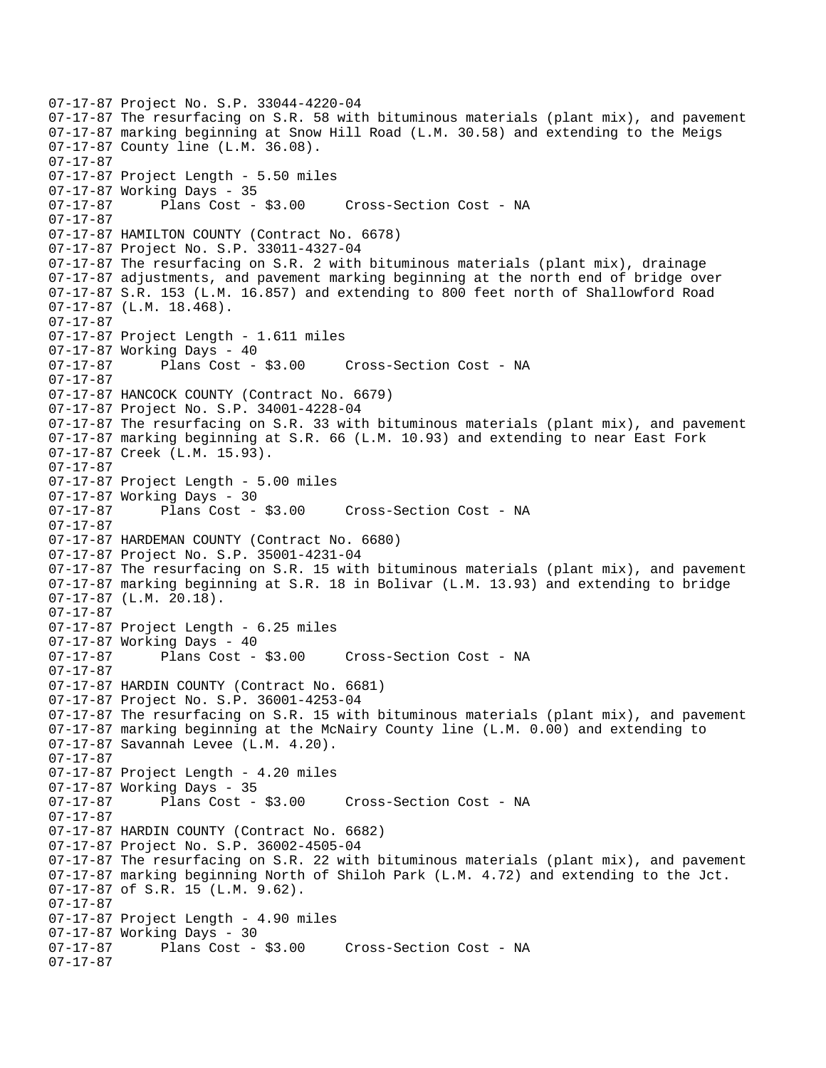07-17-87 Project No. S.P. 33044-4220-04
07-17-87 The resurfacing on S.R. 58 with bituminous materials (plant mix), and pavement
07-17-87 marking beginning at Snow Hill Road (L.M. 30.58) and extending to the Meigs
07-17-87 County line (L.M. 36.08).
07-17-87
07-17-87 Project Length - 5.50 miles
07-17-87 Working Days - 35
07-17-87 Plans Cost - $3.00 Cross-Section Cost - NA
07-17-87
07-17-87 HAMILTON COUNTY (Contract No. 6678)
07-17-87 Project No. S.P. 33011-4327-04
07-17-87 The resurfacing on S.R. 2 with bituminous materials (plant mix), drainage
07-17-87 adjustments, and pavement marking beginning at the north end of bridge over
07-17-87 S.R. 153 (L.M. 16.857) and extending to 800 feet north of Shallowford Road
07-17-87 (L.M. 18.468).
07-17-87
07-17-87 Project Length - 1.611 miles
07-17-87 Working Days - 40
07-17-87 Plans Cost - $3.00 Cross-Section Cost - NA
07-17-87
07-17-87 HANCOCK COUNTY (Contract No. 6679)
07-17-87 Project No. S.P. 34001-4228-04
07-17-87 The resurfacing on S.R. 33 with bituminous materials (plant mix), and pavement
07-17-87 marking beginning at S.R. 66 (L.M. 10.93) and extending to near East Fork
07-17-87 Creek (L.M. 15.93).
07-17-87
07-17-87 Project Length - 5.00 miles
07-17-87 Working Days - 30
07-17-87 Plans Cost - $3.00 Cross-Section Cost - NA
07-17-87
07-17-87 HARDEMAN COUNTY (Contract No. 6680)
07-17-87 Project No. S.P. 35001-4231-04
07-17-87 The resurfacing on S.R. 15 with bituminous materials (plant mix), and pavement
07-17-87 marking beginning at S.R. 18 in Bolivar (L.M. 13.93) and extending to bridge
07-17-87 (L.M. 20.18).
07-17-87
07-17-87 Project Length - 6.25 miles
07-17-87 Working Days - 40
07-17-87 Plans Cost - $3.00 Cross-Section Cost - NA
07-17-87
07-17-87 HARDIN COUNTY (Contract No. 6681)
07-17-87 Project No. S.P. 36001-4253-04
07-17-87 The resurfacing on S.R. 15 with bituminous materials (plant mix), and pavement
07-17-87 marking beginning at the McNairy County line (L.M. 0.00) and extending to
07-17-87 Savannah Levee (L.M. 4.20).
07-17-87
07-17-87 Project Length - 4.20 miles
07-17-87 Working Days - 35
07-17-87 Plans Cost - $3.00 Cross-Section Cost - NA
07-17-87
07-17-87 HARDIN COUNTY (Contract No. 6682)
07-17-87 Project No. S.P. 36002-4505-04
07-17-87 The resurfacing on S.R. 22 with bituminous materials (plant mix), and pavement
07-17-87 marking beginning North of Shiloh Park (L.M. 4.72) and extending to the Jct.
07-17-87 of S.R. 15 (L.M. 9.62).
07-17-87
07-17-87 Project Length - 4.90 miles
07-17-87 Working Days - 30
07-17-87 Plans Cost - $3.00 Cross-Section Cost - NA
07-17-87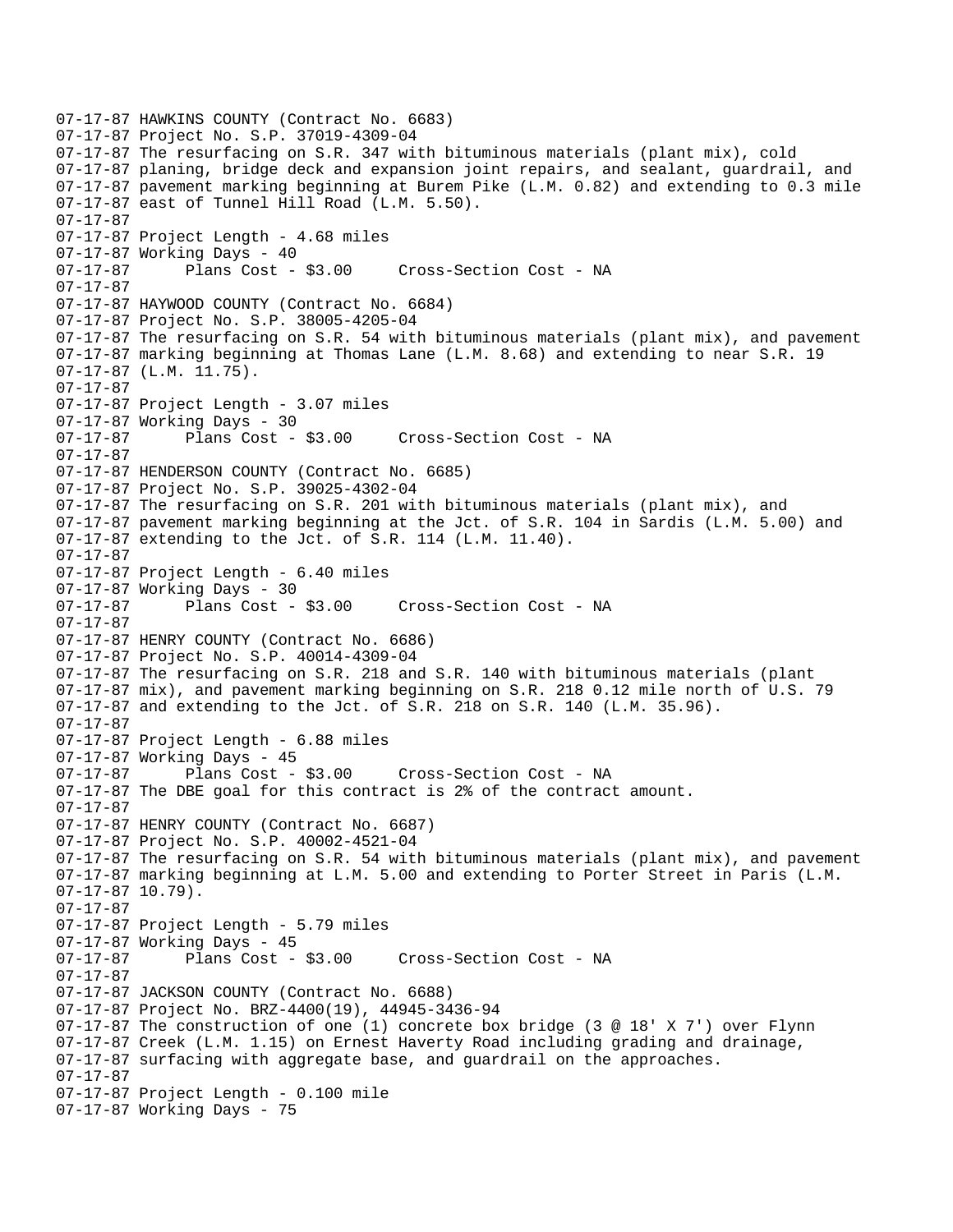```
07-17-87 HAWKINS COUNTY (Contract No. 6683)
07-17-87 Project No. S.P. 37019-4309-04
07-17-87 The resurfacing on S.R. 347 with bituminous materials (plant mix), cold
07-17-87 planing, bridge deck and expansion joint repairs, and sealant, guardrail, and
07-17-87 pavement marking beginning at Burem Pike (L.M. 0.82) and extending to 0.3 mile
07-17-87 east of Tunnel Hill Road (L.M. 5.50).
07-17-87
07-17-87 Project Length - 4.68 miles
07-17-87 Working Days - 40
07-17-87      Plans Cost - $3.00     Cross-Section Cost - NA
07-17-87
07-17-87 HAYWOOD COUNTY (Contract No. 6684)
07-17-87 Project No. S.P. 38005-4205-04
07-17-87 The resurfacing on S.R. 54 with bituminous materials (plant mix), and pavement
07-17-87 marking beginning at Thomas Lane (L.M. 8.68) and extending to near S.R. 19
07-17-87 (L.M. 11.75).
07-17-87
07-17-87 Project Length - 3.07 miles
07-17-87 Working Days - 30
07-17-87      Plans Cost - $3.00     Cross-Section Cost - NA
07-17-87
07-17-87 HENDERSON COUNTY (Contract No. 6685)
07-17-87 Project No. S.P. 39025-4302-04
07-17-87 The resurfacing on S.R. 201 with bituminous materials (plant mix), and
07-17-87 pavement marking beginning at the Jct. of S.R. 104 in Sardis (L.M. 5.00) and
07-17-87 extending to the Jct. of S.R. 114 (L.M. 11.40).
07-17-87
07-17-87 Project Length - 6.40 miles
07-17-87 Working Days - 30
07-17-87      Plans Cost - $3.00     Cross-Section Cost - NA
07-17-87
07-17-87 HENRY COUNTY (Contract No. 6686)
07-17-87 Project No. S.P. 40014-4309-04
07-17-87 The resurfacing on S.R. 218 and S.R. 140 with bituminous materials (plant
07-17-87 mix), and pavement marking beginning on S.R. 218 0.12 mile north of U.S. 79
07-17-87 and extending to the Jct. of S.R. 218 on S.R. 140 (L.M. 35.96).
07-17-87
07-17-87 Project Length - 6.88 miles
07-17-87 Working Days - 45
07-17-87      Plans Cost - $3.00     Cross-Section Cost - NA
07-17-87 The DBE goal for this contract is 2% of the contract amount.
07-17-87
07-17-87 HENRY COUNTY (Contract No. 6687)
07-17-87 Project No. S.P. 40002-4521-04
07-17-87 The resurfacing on S.R. 54 with bituminous materials (plant mix), and pavement
07-17-87 marking beginning at L.M. 5.00 and extending to Porter Street in Paris (L.M.
07-17-87 10.79).
07-17-87
07-17-87 Project Length - 5.79 miles
07-17-87 Working Days - 45
07-17-87      Plans Cost - $3.00     Cross-Section Cost - NA
07-17-87
07-17-87 JACKSON COUNTY (Contract No. 6688)
07-17-87 Project No. BRZ-4400(19), 44945-3436-94
07-17-87 The construction of one (1) concrete box bridge (3 @ 18' X 7') over Flynn
07-17-87 Creek (L.M. 1.15) on Ernest Haverty Road including grading and drainage,
07-17-87 surfacing with aggregate base, and guardrail on the approaches.
07-17-87
07-17-87 Project Length - 0.100 mile
07-17-87 Working Days - 75
```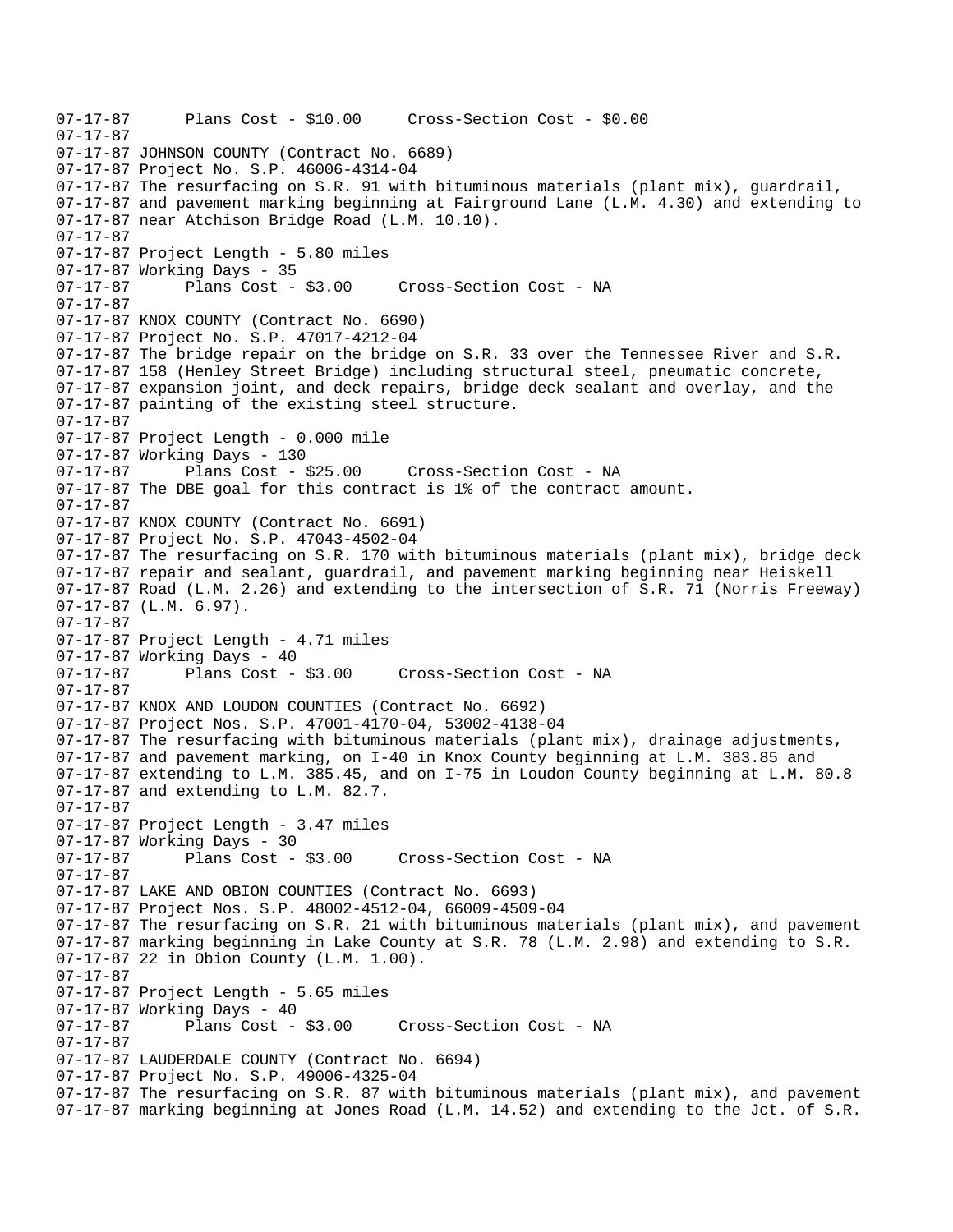```
07-17-87      Plans Cost - $10.00     Cross-Section Cost - $0.00
07-17-87
07-17-87 JOHNSON COUNTY (Contract No. 6689)
07-17-87 Project No. S.P. 46006-4314-04
07-17-87 The resurfacing on S.R. 91 with bituminous materials (plant mix), guardrail,
07-17-87 and pavement marking beginning at Fairground Lane (L.M. 4.30) and extending to
07-17-87 near Atchison Bridge Road (L.M. 10.10).
07-17-87
07-17-87 Project Length - 5.80 miles
07-17-87 Working Days - 35
07-17-87      Plans Cost - $3.00     Cross-Section Cost - NA
07-17-87
07-17-87 KNOX COUNTY (Contract No. 6690)
07-17-87 Project No. S.P. 47017-4212-04
07-17-87 The bridge repair on the bridge on S.R. 33 over the Tennessee River and S.R.
07-17-87 158 (Henley Street Bridge) including structural steel, pneumatic concrete,
07-17-87 expansion joint, and deck repairs, bridge deck sealant and overlay, and the
07-17-87 painting of the existing steel structure.
07-17-87
07-17-87 Project Length - 0.000 mile
07-17-87 Working Days - 130
07-17-87      Plans Cost - $25.00     Cross-Section Cost - NA
07-17-87 The DBE goal for this contract is 1% of the contract amount.
07-17-87
07-17-87 KNOX COUNTY (Contract No. 6691)
07-17-87 Project No. S.P. 47043-4502-04
07-17-87 The resurfacing on S.R. 170 with bituminous materials (plant mix), bridge deck
07-17-87 repair and sealant, guardrail, and pavement marking beginning near Heiskell
07-17-87 Road (L.M. 2.26) and extending to the intersection of S.R. 71 (Norris Freeway)
07-17-87 (L.M. 6.97).
07-17-87
07-17-87 Project Length - 4.71 miles
07-17-87 Working Days - 40
07-17-87      Plans Cost - $3.00     Cross-Section Cost - NA
07-17-87
07-17-87 KNOX AND LOUDON COUNTIES (Contract No. 6692)
07-17-87 Project Nos. S.P. 47001-4170-04, 53002-4138-04
07-17-87 The resurfacing with bituminous materials (plant mix), drainage adjustments,
07-17-87 and pavement marking, on I-40 in Knox County beginning at L.M. 383.85 and
07-17-87 extending to L.M. 385.45, and on I-75 in Loudon County beginning at L.M. 80.8
07-17-87 and extending to L.M. 82.7.
07-17-87
07-17-87 Project Length - 3.47 miles
07-17-87 Working Days - 30
07-17-87      Plans Cost - $3.00     Cross-Section Cost - NA
07-17-87
07-17-87 LAKE AND OBION COUNTIES (Contract No. 6693)
07-17-87 Project Nos. S.P. 48002-4512-04, 66009-4509-04
07-17-87 The resurfacing on S.R. 21 with bituminous materials (plant mix), and pavement
07-17-87 marking beginning in Lake County at S.R. 78 (L.M. 2.98) and extending to S.R.
07-17-87 22 in Obion County (L.M. 1.00).
07-17-87
07-17-87 Project Length - 5.65 miles
07-17-87 Working Days - 40
07-17-87      Plans Cost - $3.00     Cross-Section Cost - NA
07-17-87
07-17-87 LAUDERDALE COUNTY (Contract No. 6694)
07-17-87 Project No. S.P. 49006-4325-04
07-17-87 The resurfacing on S.R. 87 with bituminous materials (plant mix), and pavement
07-17-87 marking beginning at Jones Road (L.M. 14.52) and extending to the Jct. of S.R.
```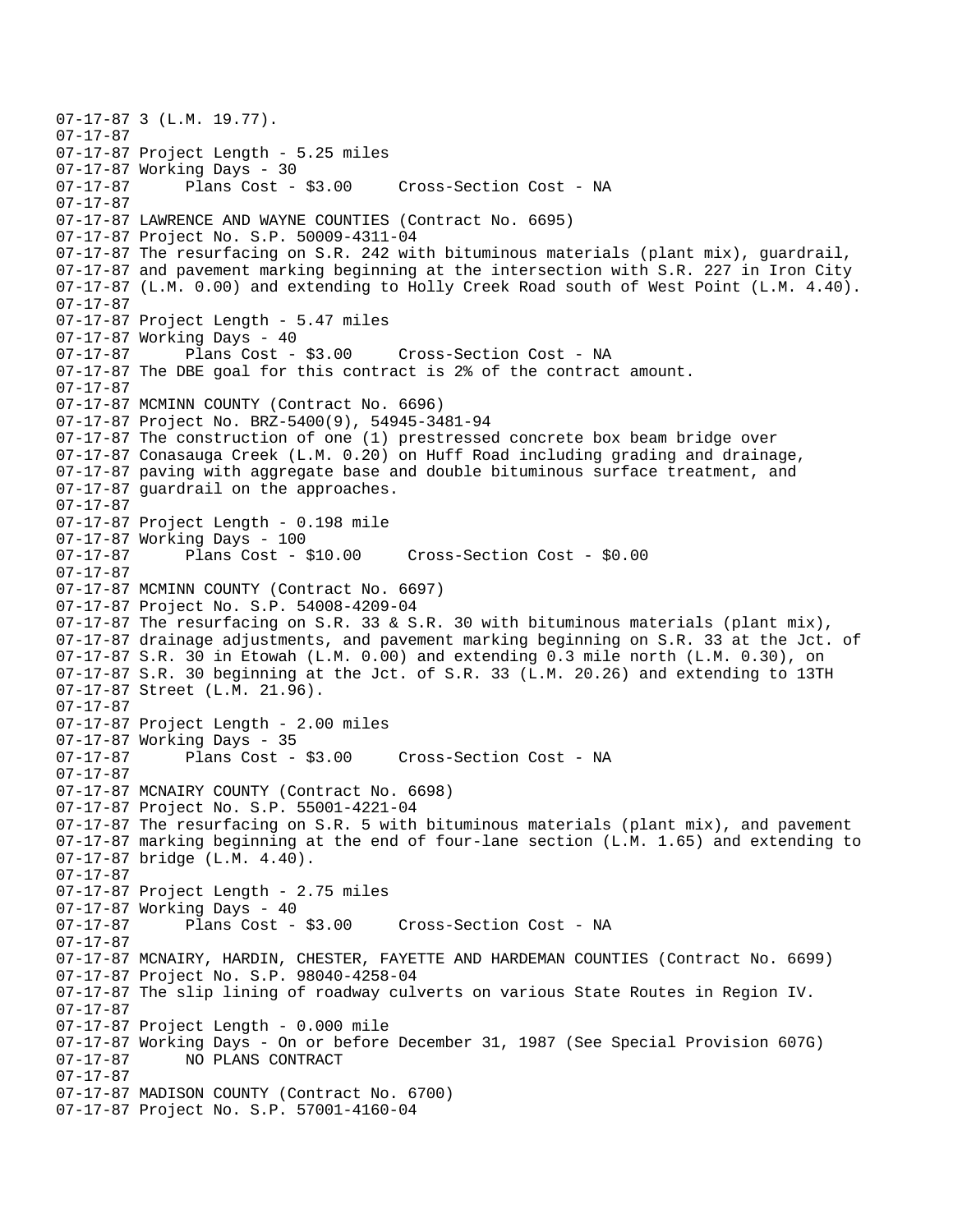```
07-17-87 3 (L.M. 19.77).
07-17-87
07-17-87 Project Length - 5.25 miles
07-17-87 Working Days - 30
07-17-87      Plans Cost - $3.00     Cross-Section Cost - NA
07-17-87
07-17-87 LAWRENCE AND WAYNE COUNTIES (Contract No. 6695)
07-17-87 Project No. S.P. 50009-4311-04
07-17-87 The resurfacing on S.R. 242 with bituminous materials (plant mix), guardrail,
07-17-87 and pavement marking beginning at the intersection with S.R. 227 in Iron City
07-17-87 (L.M. 0.00) and extending to Holly Creek Road south of West Point (L.M. 4.40).
07-17-87
07-17-87 Project Length - 5.47 miles
07-17-87 Working Days - 40
07-17-87      Plans Cost - $3.00     Cross-Section Cost - NA
07-17-87 The DBE goal for this contract is 2% of the contract amount.
07-17-87
07-17-87 MCMINN COUNTY (Contract No. 6696)
07-17-87 Project No. BRZ-5400(9), 54945-3481-94
07-17-87 The construction of one (1) prestressed concrete box beam bridge over
07-17-87 Conasauga Creek (L.M. 0.20) on Huff Road including grading and drainage,
07-17-87 paving with aggregate base and double bituminous surface treatment, and
07-17-87 guardrail on the approaches.
07-17-87
07-17-87 Project Length - 0.198 mile
07-17-87 Working Days - 100
07-17-87      Plans Cost - $10.00     Cross-Section Cost - $0.00
07-17-87
07-17-87 MCMINN COUNTY (Contract No. 6697)
07-17-87 Project No. S.P. 54008-4209-04
07-17-87 The resurfacing on S.R. 33 & S.R. 30 with bituminous materials (plant mix),
07-17-87 drainage adjustments, and pavement marking beginning on S.R. 33 at the Jct. of
07-17-87 S.R. 30 in Etowah (L.M. 0.00) and extending 0.3 mile north (L.M. 0.30), on
07-17-87 S.R. 30 beginning at the Jct. of S.R. 33 (L.M. 20.26) and extending to 13TH
07-17-87 Street (L.M. 21.96).
07-17-87
07-17-87 Project Length - 2.00 miles
07-17-87 Working Days - 35
07-17-87      Plans Cost - $3.00     Cross-Section Cost - NA
07-17-87
07-17-87 MCNAIRY COUNTY (Contract No. 6698)
07-17-87 Project No. S.P. 55001-4221-04
07-17-87 The resurfacing on S.R. 5 with bituminous materials (plant mix), and pavement
07-17-87 marking beginning at the end of four-lane section (L.M. 1.65) and extending to
07-17-87 bridge (L.M. 4.40).
07-17-87
07-17-87 Project Length - 2.75 miles
07-17-87 Working Days - 40
07-17-87      Plans Cost - $3.00     Cross-Section Cost - NA
07-17-87
07-17-87 MCNAIRY, HARDIN, CHESTER, FAYETTE AND HARDEMAN COUNTIES (Contract No. 6699)
07-17-87 Project No. S.P. 98040-4258-04
07-17-87 The slip lining of roadway culverts on various State Routes in Region IV.
07-17-87
07-17-87 Project Length - 0.000 mile
07-17-87 Working Days - On or before December 31, 1987 (See Special Provision 607G)
07-17-87      NO PLANS CONTRACT
07-17-87
07-17-87 MADISON COUNTY (Contract No. 6700)
07-17-87 Project No. S.P. 57001-4160-04
```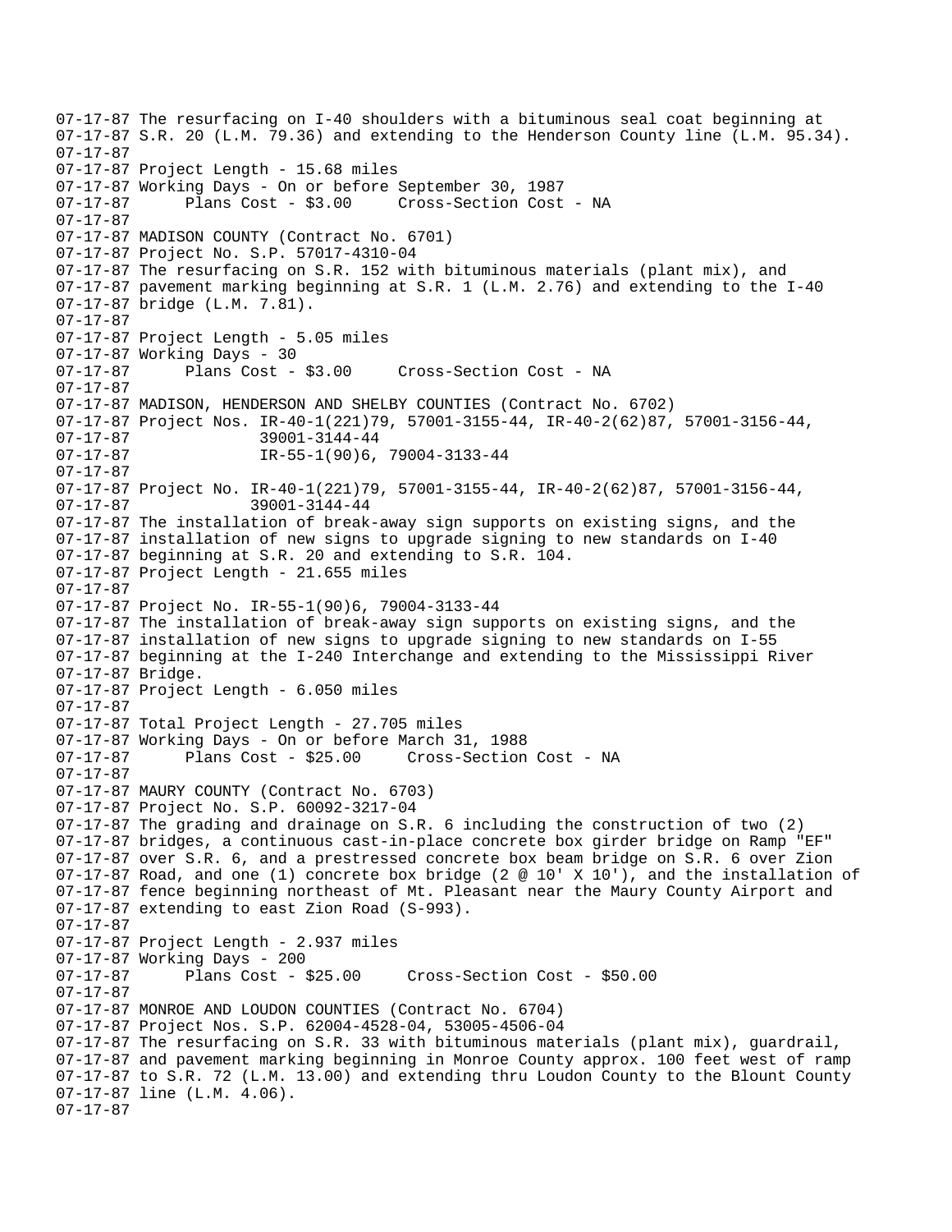```
07-17-87 The resurfacing on I-40 shoulders with a bituminous seal coat beginning at
07-17-87 S.R. 20 (L.M. 79.36) and extending to the Henderson County line (L.M. 95.34).
07-17-87
07-17-87 Project Length - 15.68 miles
07-17-87 Working Days - On or before September 30, 1987
07-17-87       Plans Cost - $3.00     Cross-Section Cost - NA
07-17-87
07-17-87 MADISON COUNTY (Contract No. 6701)
07-17-87 Project No. S.P. 57017-4310-04
07-17-87 The resurfacing on S.R. 152 with bituminous materials (plant mix), and
07-17-87 pavement marking beginning at S.R. 1 (L.M. 2.76) and extending to the I-40
07-17-87 bridge (L.M. 7.81).
07-17-87
07-17-87 Project Length - 5.05 miles
07-17-87 Working Days - 30
07-17-87       Plans Cost - $3.00     Cross-Section Cost - NA
07-17-87
07-17-87 MADISON, HENDERSON AND SHELBY COUNTIES (Contract No. 6702)
07-17-87 Project Nos. IR-40-1(221)79, 57001-3155-44, IR-40-2(62)87, 57001-3156-44,
07-17-87              39001-3144-44
07-17-87              IR-55-1(90)6, 79004-3133-44
07-17-87
07-17-87 Project No. IR-40-1(221)79, 57001-3155-44, IR-40-2(62)87, 57001-3156-44,
07-17-87             39001-3144-44
07-17-87 The installation of break-away sign supports on existing signs, and the
07-17-87 installation of new signs to upgrade signing to new standards on I-40
07-17-87 beginning at S.R. 20 and extending to S.R. 104.
07-17-87 Project Length - 21.655 miles
07-17-87
07-17-87 Project No. IR-55-1(90)6, 79004-3133-44
07-17-87 The installation of break-away sign supports on existing signs, and the
07-17-87 installation of new signs to upgrade signing to new standards on I-55
07-17-87 beginning at the I-240 Interchange and extending to the Mississippi River
07-17-87 Bridge.
07-17-87 Project Length - 6.050 miles
07-17-87
07-17-87 Total Project Length - 27.705 miles
07-17-87 Working Days - On or before March 31, 1988
07-17-87       Plans Cost - $25.00     Cross-Section Cost - NA
07-17-87
07-17-87 MAURY COUNTY (Contract No. 6703)
07-17-87 Project No. S.P. 60092-3217-04
07-17-87 The grading and drainage on S.R. 6 including the construction of two (2)
07-17-87 bridges, a continuous cast-in-place concrete box girder bridge on Ramp "EF"
07-17-87 over S.R. 6, and a prestressed concrete box beam bridge on S.R. 6 over Zion
07-17-87 Road, and one (1) concrete box bridge (2 @ 10' X 10'), and the installation of
07-17-87 fence beginning northeast of Mt. Pleasant near the Maury County Airport and
07-17-87 extending to east Zion Road (S-993).
07-17-87
07-17-87 Project Length - 2.937 miles
07-17-87 Working Days - 200
07-17-87       Plans Cost - $25.00     Cross-Section Cost - $50.00
07-17-87
07-17-87 MONROE AND LOUDON COUNTIES (Contract No. 6704)
07-17-87 Project Nos. S.P. 62004-4528-04, 53005-4506-04
07-17-87 The resurfacing on S.R. 33 with bituminous materials (plant mix), guardrail,
07-17-87 and pavement marking beginning in Monroe County approx. 100 feet west of ramp
07-17-87 to S.R. 72 (L.M. 13.00) and extending thru Loudon County to the Blount County
07-17-87 line (L.M. 4.06).
07-17-87
```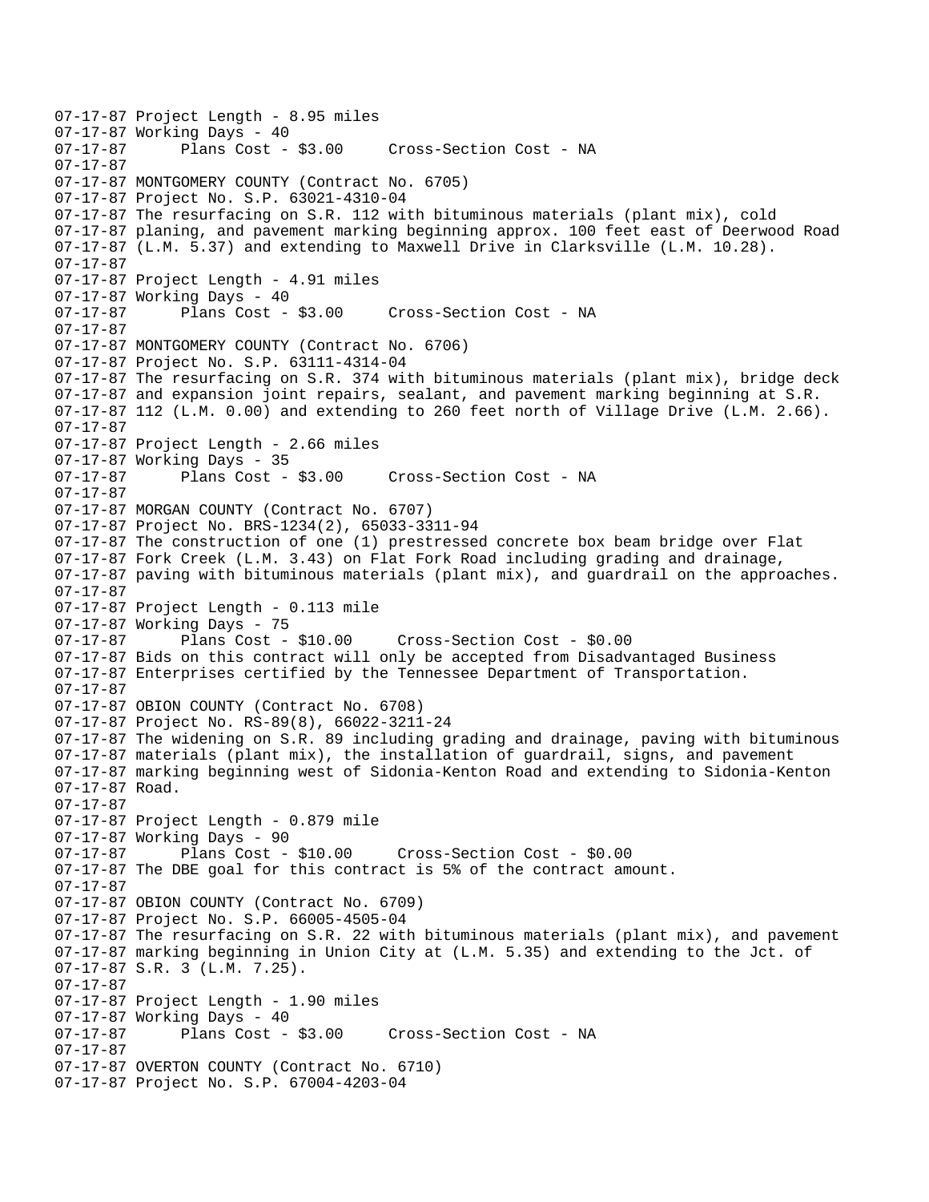```
07-17-87 Project Length - 8.95 miles
07-17-87 Working Days - 40
07-17-87      Plans Cost - $3.00     Cross-Section Cost - NA
07-17-87
07-17-87 MONTGOMERY COUNTY (Contract No. 6705)
07-17-87 Project No. S.P. 63021-4310-04
07-17-87 The resurfacing on S.R. 112 with bituminous materials (plant mix), cold
07-17-87 planing, and pavement marking beginning approx. 100 feet east of Deerwood Road
07-17-87 (L.M. 5.37) and extending to Maxwell Drive in Clarksville (L.M. 10.28).
07-17-87
07-17-87 Project Length - 4.91 miles
07-17-87 Working Days - 40
07-17-87      Plans Cost - $3.00     Cross-Section Cost - NA
07-17-87
07-17-87 MONTGOMERY COUNTY (Contract No. 6706)
07-17-87 Project No. S.P. 63111-4314-04
07-17-87 The resurfacing on S.R. 374 with bituminous materials (plant mix), bridge deck
07-17-87 and expansion joint repairs, sealant, and pavement marking beginning at S.R.
07-17-87 112 (L.M. 0.00) and extending to 260 feet north of Village Drive (L.M. 2.66).
07-17-87
07-17-87 Project Length - 2.66 miles
07-17-87 Working Days - 35
07-17-87      Plans Cost - $3.00     Cross-Section Cost - NA
07-17-87
07-17-87 MORGAN COUNTY (Contract No. 6707)
07-17-87 Project No. BRS-1234(2), 65033-3311-94
07-17-87 The construction of one (1) prestressed concrete box beam bridge over Flat
07-17-87 Fork Creek (L.M. 3.43) on Flat Fork Road including grading and drainage,
07-17-87 paving with bituminous materials (plant mix), and guardrail on the approaches.
07-17-87
07-17-87 Project Length - 0.113 mile
07-17-87 Working Days - 75
07-17-87      Plans Cost - $10.00     Cross-Section Cost - $0.00
07-17-87 Bids on this contract will only be accepted from Disadvantaged Business
07-17-87 Enterprises certified by the Tennessee Department of Transportation.
07-17-87
07-17-87 OBION COUNTY (Contract No. 6708)
07-17-87 Project No. RS-89(8), 66022-3211-24
07-17-87 The widening on S.R. 89 including grading and drainage, paving with bituminous
07-17-87 materials (plant mix), the installation of guardrail, signs, and pavement
07-17-87 marking beginning west of Sidonia-Kenton Road and extending to Sidonia-Kenton
07-17-87 Road.
07-17-87
07-17-87 Project Length - 0.879 mile
07-17-87 Working Days - 90
07-17-87      Plans Cost - $10.00     Cross-Section Cost - $0.00
07-17-87 The DBE goal for this contract is 5% of the contract amount.
07-17-87
07-17-87 OBION COUNTY (Contract No. 6709)
07-17-87 Project No. S.P. 66005-4505-04
07-17-87 The resurfacing on S.R. 22 with bituminous materials (plant mix), and pavement
07-17-87 marking beginning in Union City at (L.M. 5.35) and extending to the Jct. of
07-17-87 S.R. 3 (L.M. 7.25).
07-17-87
07-17-87 Project Length - 1.90 miles
07-17-87 Working Days - 40
07-17-87      Plans Cost - $3.00     Cross-Section Cost - NA
07-17-87
07-17-87 OVERTON COUNTY (Contract No. 6710)
07-17-87 Project No. S.P. 67004-4203-04
```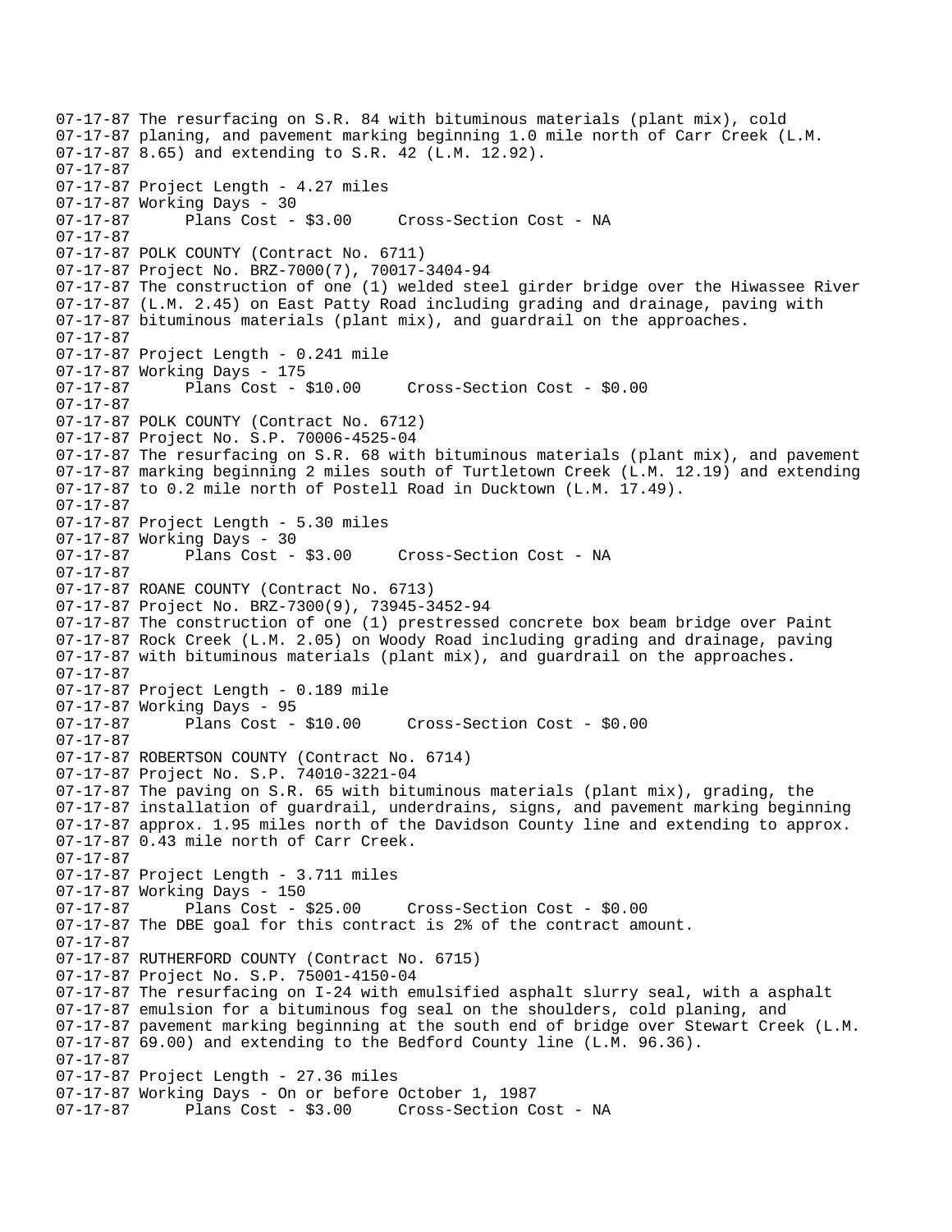```
07-17-87 The resurfacing on S.R. 84 with bituminous materials (plant mix), cold
07-17-87 planing, and pavement marking beginning 1.0 mile north of Carr Creek (L.M.
07-17-87 8.65) and extending to S.R. 42 (L.M. 12.92).
07-17-87
07-17-87 Project Length - 4.27 miles
07-17-87 Working Days - 30
07-17-87      Plans Cost - $3.00     Cross-Section Cost - NA
07-17-87
07-17-87 POLK COUNTY (Contract No. 6711)
07-17-87 Project No. BRZ-7000(7), 70017-3404-94
07-17-87 The construction of one (1) welded steel girder bridge over the Hiwassee River
07-17-87 (L.M. 2.45) on East Patty Road including grading and drainage, paving with
07-17-87 bituminous materials (plant mix), and guardrail on the approaches.
07-17-87
07-17-87 Project Length - 0.241 mile
07-17-87 Working Days - 175
07-17-87      Plans Cost - $10.00     Cross-Section Cost - $0.00
07-17-87
07-17-87 POLK COUNTY (Contract No. 6712)
07-17-87 Project No. S.P. 70006-4525-04
07-17-87 The resurfacing on S.R. 68 with bituminous materials (plant mix), and pavement
07-17-87 marking beginning 2 miles south of Turtletown Creek (L.M. 12.19) and extending
07-17-87 to 0.2 mile north of Postell Road in Ducktown (L.M. 17.49).
07-17-87
07-17-87 Project Length - 5.30 miles
07-17-87 Working Days - 30
07-17-87      Plans Cost - $3.00     Cross-Section Cost - NA
07-17-87
07-17-87 ROANE COUNTY (Contract No. 6713)
07-17-87 Project No. BRZ-7300(9), 73945-3452-94
07-17-87 The construction of one (1) prestressed concrete box beam bridge over Paint
07-17-87 Rock Creek (L.M. 2.05) on Woody Road including grading and drainage, paving
07-17-87 with bituminous materials (plant mix), and guardrail on the approaches.
07-17-87
07-17-87 Project Length - 0.189 mile
07-17-87 Working Days - 95
07-17-87      Plans Cost - $10.00     Cross-Section Cost - $0.00
07-17-87
07-17-87 ROBERTSON COUNTY (Contract No. 6714)
07-17-87 Project No. S.P. 74010-3221-04
07-17-87 The paving on S.R. 65 with bituminous materials (plant mix), grading, the
07-17-87 installation of guardrail, underdrains, signs, and pavement marking beginning
07-17-87 approx. 1.95 miles north of the Davidson County line and extending to approx.
07-17-87 0.43 mile north of Carr Creek.
07-17-87
07-17-87 Project Length - 3.711 miles
07-17-87 Working Days - 150
07-17-87      Plans Cost - $25.00     Cross-Section Cost - $0.00
07-17-87 The DBE goal for this contract is 2% of the contract amount.
07-17-87
07-17-87 RUTHERFORD COUNTY (Contract No. 6715)
07-17-87 Project No. S.P. 75001-4150-04
07-17-87 The resurfacing on I-24 with emulsified asphalt slurry seal, with a asphalt
07-17-87 emulsion for a bituminous fog seal on the shoulders, cold planing, and
07-17-87 pavement marking beginning at the south end of bridge over Stewart Creek (L.M.
07-17-87 69.00) and extending to the Bedford County line (L.M. 96.36).
07-17-87
07-17-87 Project Length - 27.36 miles
07-17-87 Working Days - On or before October 1, 1987
07-17-87      Plans Cost - $3.00     Cross-Section Cost - NA
```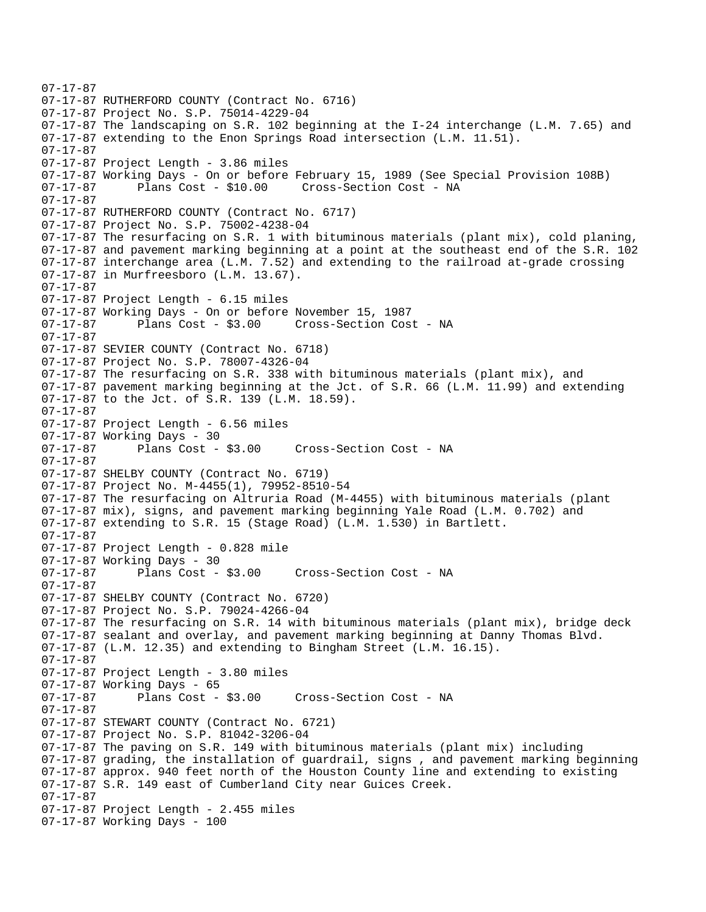07-17-87
07-17-87 RUTHERFORD COUNTY (Contract No. 6716)
07-17-87 Project No. S.P. 75014-4229-04
07-17-87 The landscaping on S.R. 102 beginning at the I-24 interchange (L.M. 7.65) and
07-17-87 extending to the Enon Springs Road intersection (L.M. 11.51).
07-17-87
07-17-87 Project Length - 3.86 miles
07-17-87 Working Days - On or before February 15, 1989 (See Special Provision 108B)
07-17-87 Plans Cost - $10.00 Cross-Section Cost - NA
07-17-87
07-17-87 RUTHERFORD COUNTY (Contract No. 6717)
07-17-87 Project No. S.P. 75002-4238-04
07-17-87 The resurfacing on S.R. 1 with bituminous materials (plant mix), cold planing,
07-17-87 and pavement marking beginning at a point at the southeast end of the S.R. 102
07-17-87 interchange area (L.M. 7.52) and extending to the railroad at-grade crossing
07-17-87 in Murfreesboro (L.M. 13.67).
07-17-87
07-17-87 Project Length - 6.15 miles
07-17-87 Working Days - On or before November 15, 1987
07-17-87 Plans Cost - $3.00 Cross-Section Cost - NA
07-17-87
07-17-87 SEVIER COUNTY (Contract No. 6718)
07-17-87 Project No. S.P. 78007-4326-04
07-17-87 The resurfacing on S.R. 338 with bituminous materials (plant mix), and
07-17-87 pavement marking beginning at the Jct. of S.R. 66 (L.M. 11.99) and extending
07-17-87 to the Jct. of S.R. 139 (L.M. 18.59).
07-17-87
07-17-87 Project Length - 6.56 miles
07-17-87 Working Days - 30
07-17-87 Plans Cost - $3.00 Cross-Section Cost - NA
07-17-87
07-17-87 SHELBY COUNTY (Contract No. 6719)
07-17-87 Project No. M-4455(1), 79952-8510-54
07-17-87 The resurfacing on Altruria Road (M-4455) with bituminous materials (plant
07-17-87 mix), signs, and pavement marking beginning Yale Road (L.M. 0.702) and
07-17-87 extending to S.R. 15 (Stage Road) (L.M. 1.530) in Bartlett.
07-17-87
07-17-87 Project Length - 0.828 mile
07-17-87 Working Days - 30
07-17-87 Plans Cost - $3.00 Cross-Section Cost - NA
07-17-87
07-17-87 SHELBY COUNTY (Contract No. 6720)
07-17-87 Project No. S.P. 79024-4266-04
07-17-87 The resurfacing on S.R. 14 with bituminous materials (plant mix), bridge deck
07-17-87 sealant and overlay, and pavement marking beginning at Danny Thomas Blvd.
07-17-87 (L.M. 12.35) and extending to Bingham Street (L.M. 16.15).
07-17-87
07-17-87 Project Length - 3.80 miles
07-17-87 Working Days - 65
07-17-87 Plans Cost - $3.00 Cross-Section Cost - NA
07-17-87
07-17-87 STEWART COUNTY (Contract No. 6721)
07-17-87 Project No. S.P. 81042-3206-04
07-17-87 The paving on S.R. 149 with bituminous materials (plant mix) including
07-17-87 grading, the installation of guardrail, signs , and pavement marking beginning
07-17-87 approx. 940 feet north of the Houston County line and extending to existing
07-17-87 S.R. 149 east of Cumberland City near Guices Creek.
07-17-87
07-17-87 Project Length - 2.455 miles
07-17-87 Working Days - 100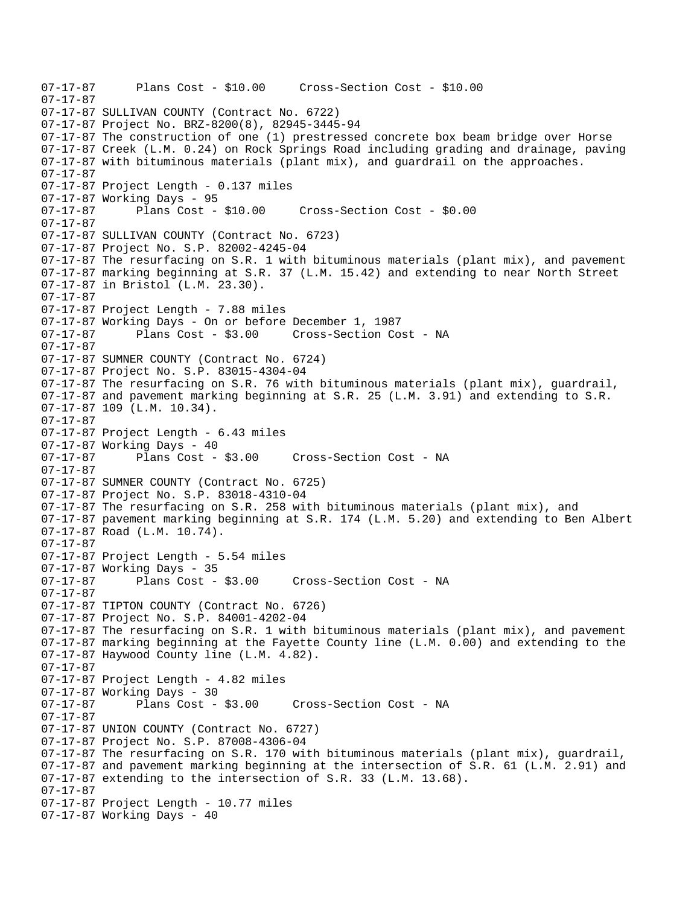```
07-17-87      Plans Cost - $10.00     Cross-Section Cost - $10.00
07-17-87
07-17-87 SULLIVAN COUNTY (Contract No. 6722)
07-17-87 Project No. BRZ-8200(8), 82945-3445-94
07-17-87 The construction of one (1) prestressed concrete box beam bridge over Horse
07-17-87 Creek (L.M. 0.24) on Rock Springs Road including grading and drainage, paving
07-17-87 with bituminous materials (plant mix), and guardrail on the approaches.
07-17-87
07-17-87 Project Length - 0.137 miles
07-17-87 Working Days - 95
07-17-87      Plans Cost - $10.00     Cross-Section Cost - $0.00
07-17-87
07-17-87 SULLIVAN COUNTY (Contract No. 6723)
07-17-87 Project No. S.P. 82002-4245-04
07-17-87 The resurfacing on S.R. 1 with bituminous materials (plant mix), and pavement
07-17-87 marking beginning at S.R. 37 (L.M. 15.42) and extending to near North Street
07-17-87 in Bristol (L.M. 23.30).
07-17-87
07-17-87 Project Length - 7.88 miles
07-17-87 Working Days - On or before December 1, 1987
07-17-87      Plans Cost - $3.00     Cross-Section Cost - NA
07-17-87
07-17-87 SUMNER COUNTY (Contract No. 6724)
07-17-87 Project No. S.P. 83015-4304-04
07-17-87 The resurfacing on S.R. 76 with bituminous materials (plant mix), guardrail,
07-17-87 and pavement marking beginning at S.R. 25 (L.M. 3.91) and extending to S.R.
07-17-87 109 (L.M. 10.34).
07-17-87
07-17-87 Project Length - 6.43 miles
07-17-87 Working Days - 40
07-17-87      Plans Cost - $3.00     Cross-Section Cost - NA
07-17-87
07-17-87 SUMNER COUNTY (Contract No. 6725)
07-17-87 Project No. S.P. 83018-4310-04
07-17-87 The resurfacing on S.R. 258 with bituminous materials (plant mix), and
07-17-87 pavement marking beginning at S.R. 174 (L.M. 5.20) and extending to Ben Albert
07-17-87 Road (L.M. 10.74).
07-17-87
07-17-87 Project Length - 5.54 miles
07-17-87 Working Days - 35
07-17-87      Plans Cost - $3.00     Cross-Section Cost - NA
07-17-87
07-17-87 TIPTON COUNTY (Contract No. 6726)
07-17-87 Project No. S.P. 84001-4202-04
07-17-87 The resurfacing on S.R. 1 with bituminous materials (plant mix), and pavement
07-17-87 marking beginning at the Fayette County line (L.M. 0.00) and extending to the
07-17-87 Haywood County line (L.M. 4.82).
07-17-87
07-17-87 Project Length - 4.82 miles
07-17-87 Working Days - 30
07-17-87      Plans Cost - $3.00     Cross-Section Cost - NA
07-17-87
07-17-87 UNION COUNTY (Contract No. 6727)
07-17-87 Project No. S.P. 87008-4306-04
07-17-87 The resurfacing on S.R. 170 with bituminous materials (plant mix), guardrail,
07-17-87 and pavement marking beginning at the intersection of S.R. 61 (L.M. 2.91) and
07-17-87 extending to the intersection of S.R. 33 (L.M. 13.68).
07-17-87
07-17-87 Project Length - 10.77 miles
07-17-87 Working Days - 40
```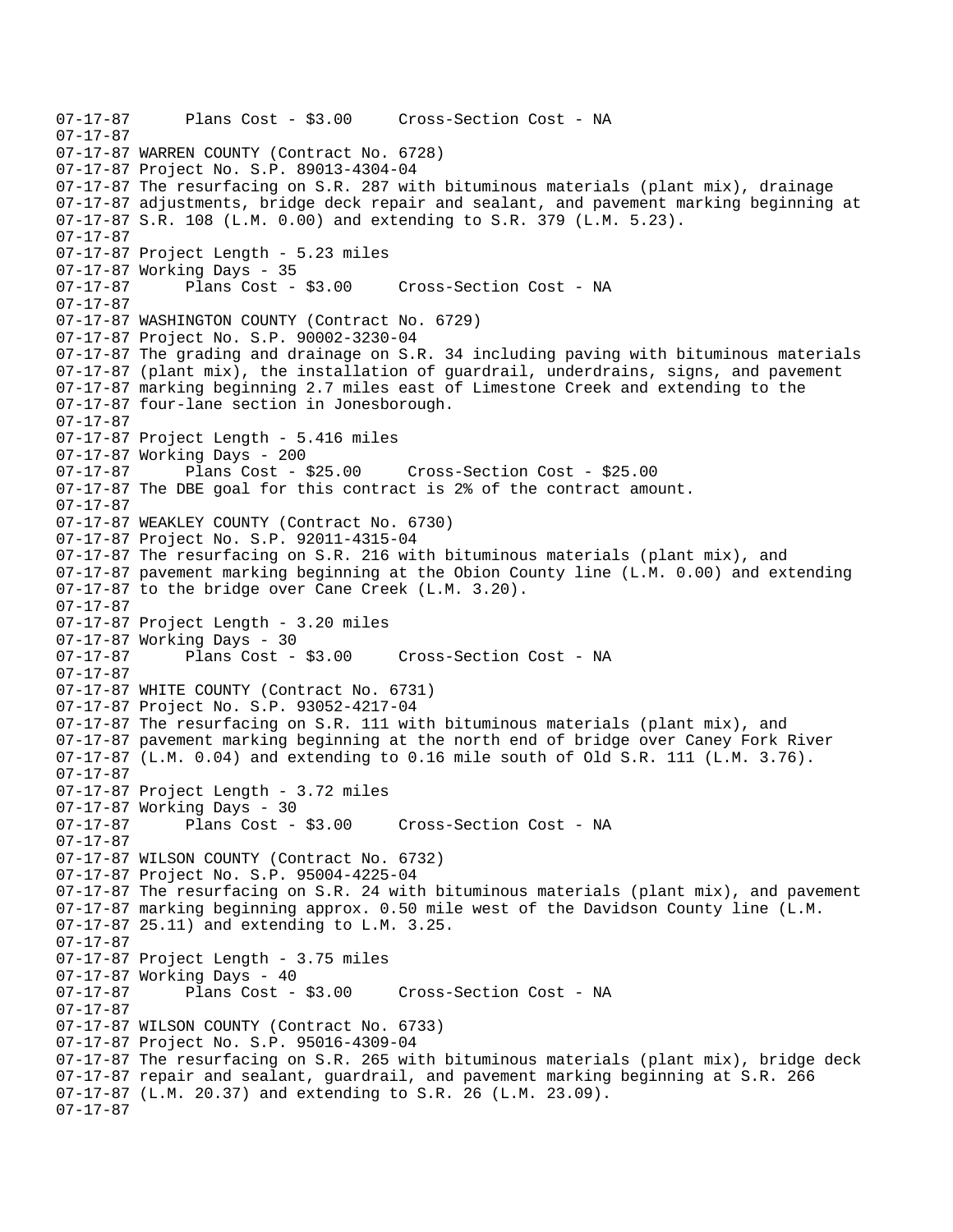07-17-87      Plans Cost - $3.00     Cross-Section Cost - NA
07-17-87
07-17-87 WARREN COUNTY (Contract No. 6728)
07-17-87 Project No. S.P. 89013-4304-04
07-17-87 The resurfacing on S.R. 287 with bituminous materials (plant mix), drainage
07-17-87 adjustments, bridge deck repair and sealant, and pavement marking beginning at
07-17-87 S.R. 108 (L.M. 0.00) and extending to S.R. 379 (L.M. 5.23).
07-17-87
07-17-87 Project Length - 5.23 miles
07-17-87 Working Days - 35
07-17-87      Plans Cost - $3.00     Cross-Section Cost - NA
07-17-87
07-17-87 WASHINGTON COUNTY (Contract No. 6729)
07-17-87 Project No. S.P. 90002-3230-04
07-17-87 The grading and drainage on S.R. 34 including paving with bituminous materials
07-17-87 (plant mix), the installation of guardrail, underdrains, signs, and pavement
07-17-87 marking beginning 2.7 miles east of Limestone Creek and extending to the
07-17-87 four-lane section in Jonesborough.
07-17-87
07-17-87 Project Length - 5.416 miles
07-17-87 Working Days - 200
07-17-87      Plans Cost - $25.00     Cross-Section Cost - $25.00
07-17-87 The DBE goal for this contract is 2% of the contract amount.
07-17-87
07-17-87 WEAKLEY COUNTY (Contract No. 6730)
07-17-87 Project No. S.P. 92011-4315-04
07-17-87 The resurfacing on S.R. 216 with bituminous materials (plant mix), and
07-17-87 pavement marking beginning at the Obion County line (L.M. 0.00) and extending
07-17-87 to the bridge over Cane Creek (L.M. 3.20).
07-17-87
07-17-87 Project Length - 3.20 miles
07-17-87 Working Days - 30
07-17-87      Plans Cost - $3.00     Cross-Section Cost - NA
07-17-87
07-17-87 WHITE COUNTY (Contract No. 6731)
07-17-87 Project No. S.P. 93052-4217-04
07-17-87 The resurfacing on S.R. 111 with bituminous materials (plant mix), and
07-17-87 pavement marking beginning at the north end of bridge over Caney Fork River
07-17-87 (L.M. 0.04) and extending to 0.16 mile south of Old S.R. 111 (L.M. 3.76).
07-17-87
07-17-87 Project Length - 3.72 miles
07-17-87 Working Days - 30
07-17-87      Plans Cost - $3.00     Cross-Section Cost - NA
07-17-87
07-17-87 WILSON COUNTY (Contract No. 6732)
07-17-87 Project No. S.P. 95004-4225-04
07-17-87 The resurfacing on S.R. 24 with bituminous materials (plant mix), and pavement
07-17-87 marking beginning approx. 0.50 mile west of the Davidson County line (L.M.
07-17-87 25.11) and extending to L.M. 3.25.
07-17-87
07-17-87 Project Length - 3.75 miles
07-17-87 Working Days - 40
07-17-87      Plans Cost - $3.00     Cross-Section Cost - NA
07-17-87
07-17-87 WILSON COUNTY (Contract No. 6733)
07-17-87 Project No. S.P. 95016-4309-04
07-17-87 The resurfacing on S.R. 265 with bituminous materials (plant mix), bridge deck
07-17-87 repair and sealant, guardrail, and pavement marking beginning at S.R. 266
07-17-87 (L.M. 20.37) and extending to S.R. 26 (L.M. 23.09).
07-17-87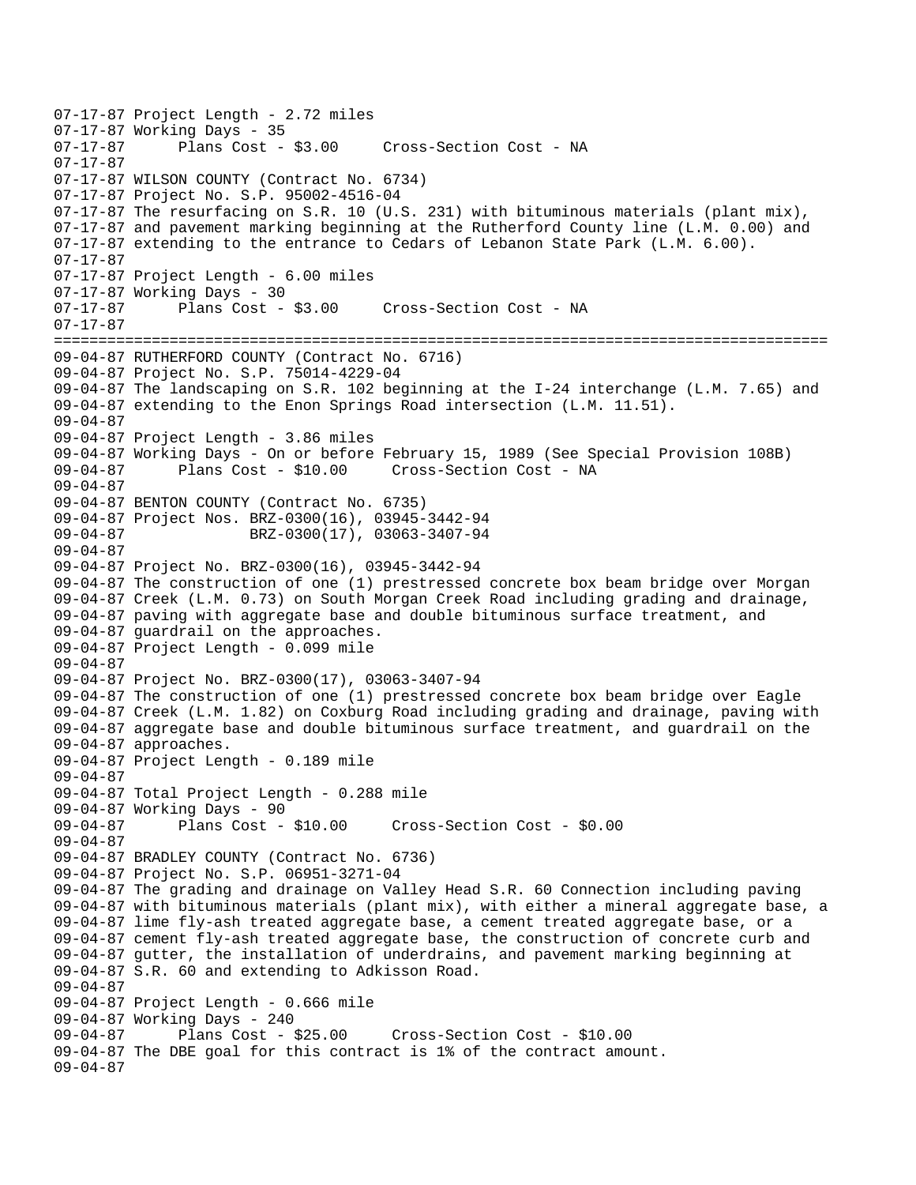```
07-17-87 Project Length - 2.72 miles
07-17-87 Working Days - 35
07-17-87       Plans Cost - $3.00     Cross-Section Cost - NA
07-17-87
07-17-87 WILSON COUNTY (Contract No. 6734)
07-17-87 Project No. S.P. 95002-4516-04
07-17-87 The resurfacing on S.R. 10 (U.S. 231) with bituminous materials (plant mix),
07-17-87 and pavement marking beginning at the Rutherford County line (L.M. 0.00) and
07-17-87 extending to the entrance to Cedars of Lebanon State Park (L.M. 6.00).
07-17-87
07-17-87 Project Length - 6.00 miles
07-17-87 Working Days - 30
07-17-87       Plans Cost - $3.00     Cross-Section Cost - NA
07-17-87
================================================================================
09-04-87 RUTHERFORD COUNTY (Contract No. 6716)
09-04-87 Project No. S.P. 75014-4229-04
09-04-87 The landscaping on S.R. 102 beginning at the I-24 interchange (L.M. 7.65) and
09-04-87 extending to the Enon Springs Road intersection (L.M. 11.51).
09-04-87
09-04-87 Project Length - 3.86 miles
09-04-87 Working Days - On or before February 15, 1989 (See Special Provision 108B)
09-04-87       Plans Cost - $10.00     Cross-Section Cost - NA
09-04-87
09-04-87 BENTON COUNTY (Contract No. 6735)
09-04-87 Project Nos. BRZ-0300(16), 03945-3442-94
09-04-87              BRZ-0300(17), 03063-3407-94
09-04-87
09-04-87 Project No. BRZ-0300(16), 03945-3442-94
09-04-87 The construction of one (1) prestressed concrete box beam bridge over Morgan
09-04-87 Creek (L.M. 0.73) on South Morgan Creek Road including grading and drainage,
09-04-87 paving with aggregate base and double bituminous surface treatment, and
09-04-87 guardrail on the approaches.
09-04-87 Project Length - 0.099 mile
09-04-87
09-04-87 Project No. BRZ-0300(17), 03063-3407-94
09-04-87 The construction of one (1) prestressed concrete box beam bridge over Eagle
09-04-87 Creek (L.M. 1.82) on Coxburg Road including grading and drainage, paving with
09-04-87 aggregate base and double bituminous surface treatment, and guardrail on the
09-04-87 approaches.
09-04-87 Project Length - 0.189 mile
09-04-87
09-04-87 Total Project Length - 0.288 mile
09-04-87 Working Days - 90
09-04-87       Plans Cost - $10.00     Cross-Section Cost - $0.00
09-04-87
09-04-87 BRADLEY COUNTY (Contract No. 6736)
09-04-87 Project No. S.P. 06951-3271-04
09-04-87 The grading and drainage on Valley Head S.R. 60 Connection including paving
09-04-87 with bituminous materials (plant mix), with either a mineral aggregate base, a
09-04-87 lime fly-ash treated aggregate base, a cement treated aggregate base, or a
09-04-87 cement fly-ash treated aggregate base, the construction of concrete curb and
09-04-87 gutter, the installation of underdrains, and pavement marking beginning at
09-04-87 S.R. 60 and extending to Adkisson Road.
09-04-87
09-04-87 Project Length - 0.666 mile
09-04-87 Working Days - 240
09-04-87       Plans Cost - $25.00     Cross-Section Cost - $10.00
09-04-87 The DBE goal for this contract is 1% of the contract amount.
09-04-87
```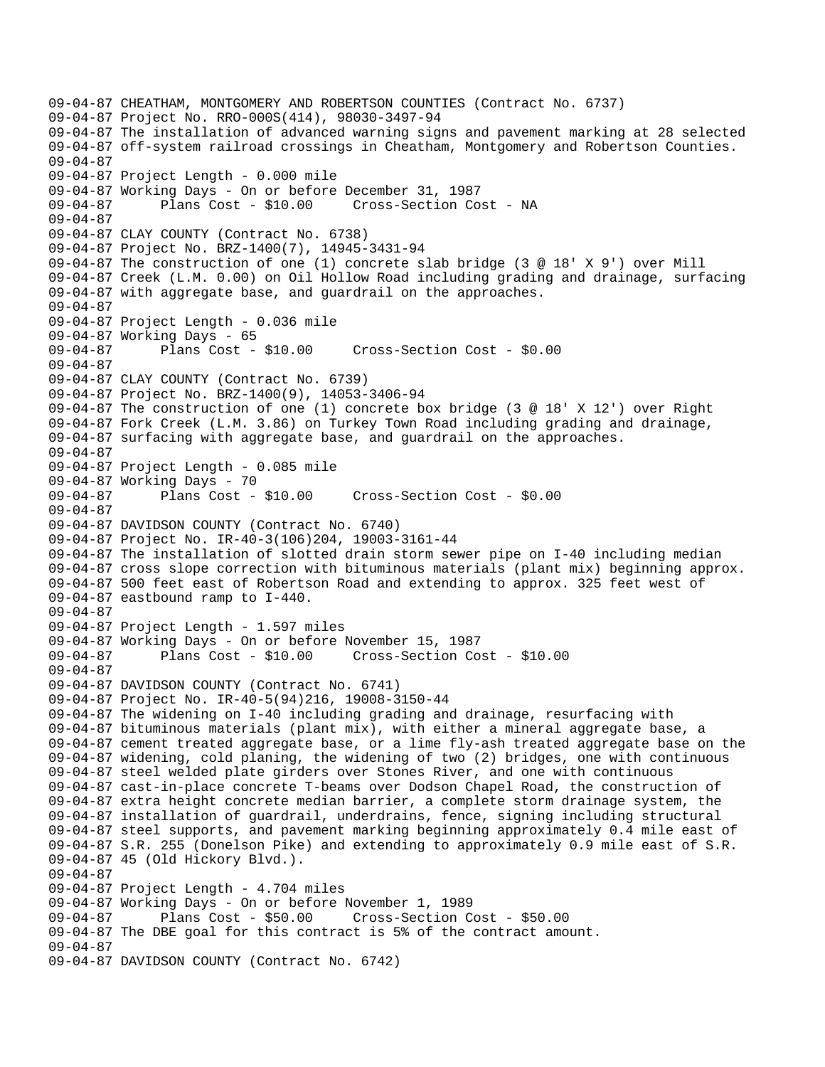```
09-04-87 CHEATHAM, MONTGOMERY AND ROBERTSON COUNTIES (Contract No. 6737)
09-04-87 Project No. RRO-000S(414), 98030-3497-94
09-04-87 The installation of advanced warning signs and pavement marking at 28 selected
09-04-87 off-system railroad crossings in Cheatham, Montgomery and Robertson Counties.
09-04-87
09-04-87 Project Length - 0.000 mile
09-04-87 Working Days - On or before December 31, 1987
09-04-87       Plans Cost - $10.00     Cross-Section Cost - NA
09-04-87
09-04-87 CLAY COUNTY (Contract No. 6738)
09-04-87 Project No. BRZ-1400(7), 14945-3431-94
09-04-87 The construction of one (1) concrete slab bridge (3 @ 18' X 9') over Mill
09-04-87 Creek (L.M. 0.00) on Oil Hollow Road including grading and drainage, surfacing
09-04-87 with aggregate base, and guardrail on the approaches.
09-04-87
09-04-87 Project Length - 0.036 mile
09-04-87 Working Days - 65
09-04-87       Plans Cost - $10.00     Cross-Section Cost - $0.00
09-04-87
09-04-87 CLAY COUNTY (Contract No. 6739)
09-04-87 Project No. BRZ-1400(9), 14053-3406-94
09-04-87 The construction of one (1) concrete box bridge (3 @ 18' X 12') over Right
09-04-87 Fork Creek (L.M. 3.86) on Turkey Town Road including grading and drainage,
09-04-87 surfacing with aggregate base, and guardrail on the approaches.
09-04-87
09-04-87 Project Length - 0.085 mile
09-04-87 Working Days - 70
09-04-87       Plans Cost - $10.00     Cross-Section Cost - $0.00
09-04-87
09-04-87 DAVIDSON COUNTY (Contract No. 6740)
09-04-87 Project No. IR-40-3(106)204, 19003-3161-44
09-04-87 The installation of slotted drain storm sewer pipe on I-40 including median
09-04-87 cross slope correction with bituminous materials (plant mix) beginning approx.
09-04-87 500 feet east of Robertson Road and extending to approx. 325 feet west of
09-04-87 eastbound ramp to I-440.
09-04-87
09-04-87 Project Length - 1.597 miles
09-04-87 Working Days - On or before November 15, 1987
09-04-87       Plans Cost - $10.00     Cross-Section Cost - $10.00
09-04-87
09-04-87 DAVIDSON COUNTY (Contract No. 6741)
09-04-87 Project No. IR-40-5(94)216, 19008-3150-44
09-04-87 The widening on I-40 including grading and drainage, resurfacing with
09-04-87 bituminous materials (plant mix), with either a mineral aggregate base, a
09-04-87 cement treated aggregate base, or a lime fly-ash treated aggregate base on the
09-04-87 widening, cold planing, the widening of two (2) bridges, one with continuous
09-04-87 steel welded plate girders over Stones River, and one with continuous
09-04-87 cast-in-place concrete T-beams over Dodson Chapel Road, the construction of
09-04-87 extra height concrete median barrier, a complete storm drainage system, the
09-04-87 installation of guardrail, underdrains, fence, signing including structural
09-04-87 steel supports, and pavement marking beginning approximately 0.4 mile east of
09-04-87 S.R. 255 (Donelson Pike) and extending to approximately 0.9 mile east of S.R.
09-04-87 45 (Old Hickory Blvd.).
09-04-87
09-04-87 Project Length - 4.704 miles
09-04-87 Working Days - On or before November 1, 1989
09-04-87       Plans Cost - $50.00     Cross-Section Cost - $50.00
09-04-87 The DBE goal for this contract is 5% of the contract amount.
09-04-87
09-04-87 DAVIDSON COUNTY (Contract No. 6742)
```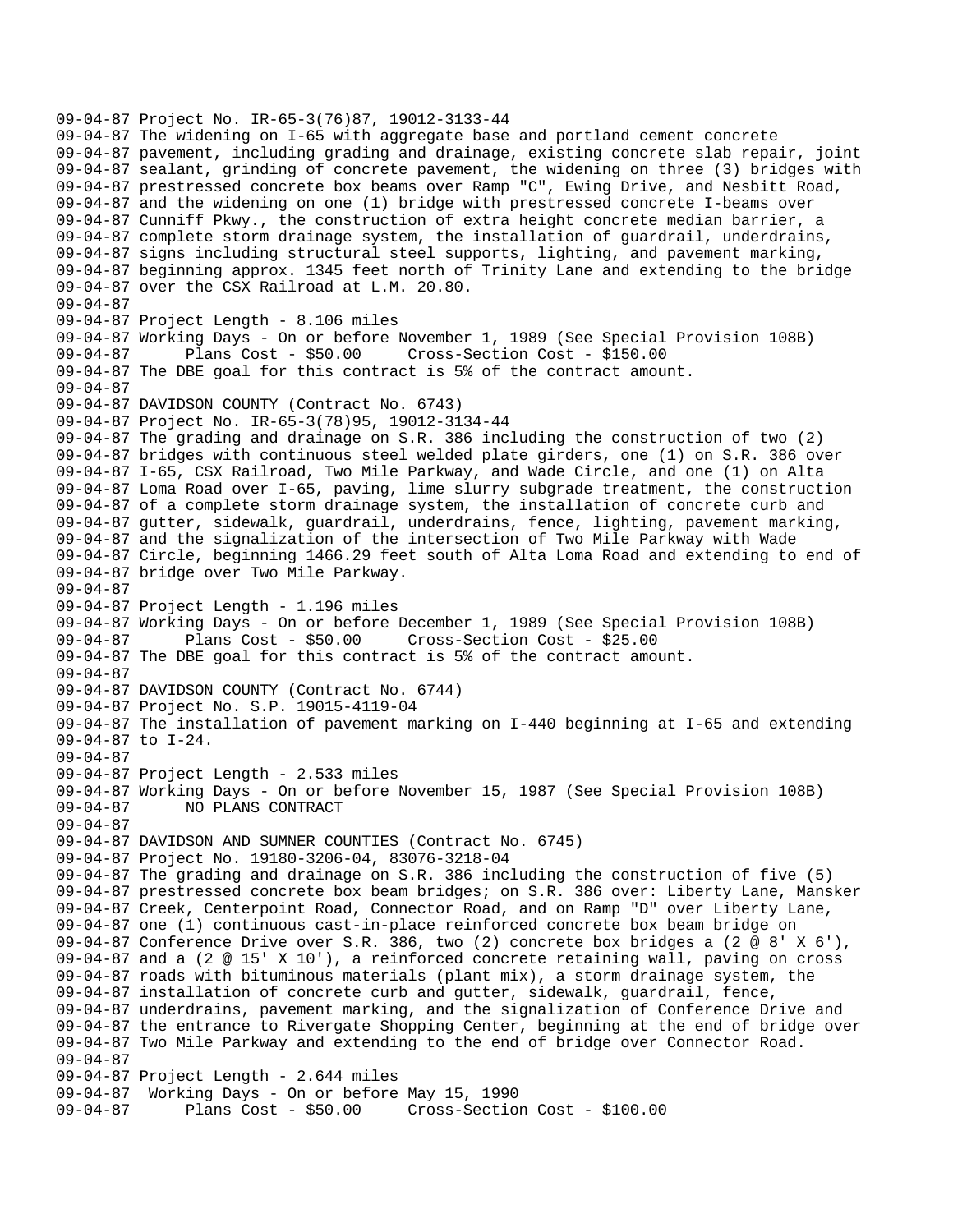```
09-04-87 Project No. IR-65-3(76)87, 19012-3133-44
09-04-87 The widening on I-65 with aggregate base and portland cement concrete
09-04-87 pavement, including grading and drainage, existing concrete slab repair, joint
09-04-87 sealant, grinding of concrete pavement, the widening on three (3) bridges with
09-04-87 prestressed concrete box beams over Ramp "C", Ewing Drive, and Nesbitt Road,
09-04-87 and the widening on one (1) bridge with prestressed concrete I-beams over
09-04-87 Cunniff Pkwy., the construction of extra height concrete median barrier, a
09-04-87 complete storm drainage system, the installation of guardrail, underdrains,
09-04-87 signs including structural steel supports, lighting, and pavement marking,
09-04-87 beginning approx. 1345 feet north of Trinity Lane and extending to the bridge
09-04-87 over the CSX Railroad at L.M. 20.80.
09-04-87
09-04-87 Project Length - 8.106 miles
09-04-87 Working Days - On or before November 1, 1989 (See Special Provision 108B)
09-04-87       Plans Cost - $50.00     Cross-Section Cost - $150.00
09-04-87 The DBE goal for this contract is 5% of the contract amount.
09-04-87
09-04-87 DAVIDSON COUNTY (Contract No. 6743)
09-04-87 Project No. IR-65-3(78)95, 19012-3134-44
09-04-87 The grading and drainage on S.R. 386 including the construction of two (2)
09-04-87 bridges with continuous steel welded plate girders, one (1) on S.R. 386 over
09-04-87 I-65, CSX Railroad, Two Mile Parkway, and Wade Circle, and one (1) on Alta
09-04-87 Loma Road over I-65, paving, lime slurry subgrade treatment, the construction
09-04-87 of a complete storm drainage system, the installation of concrete curb and
09-04-87 gutter, sidewalk, guardrail, underdrains, fence, lighting, pavement marking,
09-04-87 and the signalization of the intersection of Two Mile Parkway with Wade
09-04-87 Circle, beginning 1466.29 feet south of Alta Loma Road and extending to end of
09-04-87 bridge over Two Mile Parkway.
09-04-87
09-04-87 Project Length - 1.196 miles
09-04-87 Working Days - On or before December 1, 1989 (See Special Provision 108B)
09-04-87       Plans Cost - $50.00     Cross-Section Cost - $25.00
09-04-87 The DBE goal for this contract is 5% of the contract amount.
09-04-87
09-04-87 DAVIDSON COUNTY (Contract No. 6744)
09-04-87 Project No. S.P. 19015-4119-04
09-04-87 The installation of pavement marking on I-440 beginning at I-65 and extending
09-04-87 to I-24.
09-04-87
09-04-87 Project Length - 2.533 miles
09-04-87 Working Days - On or before November 15, 1987 (See Special Provision 108B)
09-04-87       NO PLANS CONTRACT
09-04-87
09-04-87 DAVIDSON AND SUMNER COUNTIES (Contract No. 6745)
09-04-87 Project No. 19180-3206-04, 83076-3218-04
09-04-87 The grading and drainage on S.R. 386 including the construction of five (5)
09-04-87 prestressed concrete box beam bridges; on S.R. 386 over: Liberty Lane, Mansker
09-04-87 Creek, Centerpoint Road, Connector Road, and on Ramp "D" over Liberty Lane,
09-04-87 one (1) continuous cast-in-place reinforced concrete box beam bridge on
09-04-87 Conference Drive over S.R. 386, two (2) concrete box bridges a (2 @ 8' X 6'),
09-04-87 and a (2 @ 15' X 10'), a reinforced concrete retaining wall, paving on cross
09-04-87 roads with bituminous materials (plant mix), a storm drainage system, the
09-04-87 installation of concrete curb and gutter, sidewalk, guardrail, fence,
09-04-87 underdrains, pavement marking, and the signalization of Conference Drive and
09-04-87 the entrance to Rivergate Shopping Center, beginning at the end of bridge over
09-04-87 Two Mile Parkway and extending to the end of bridge over Connector Road.
09-04-87
09-04-87 Project Length - 2.644 miles
09-04-87  Working Days - On or before May 15, 1990
09-04-87       Plans Cost - $50.00     Cross-Section Cost - $100.00
```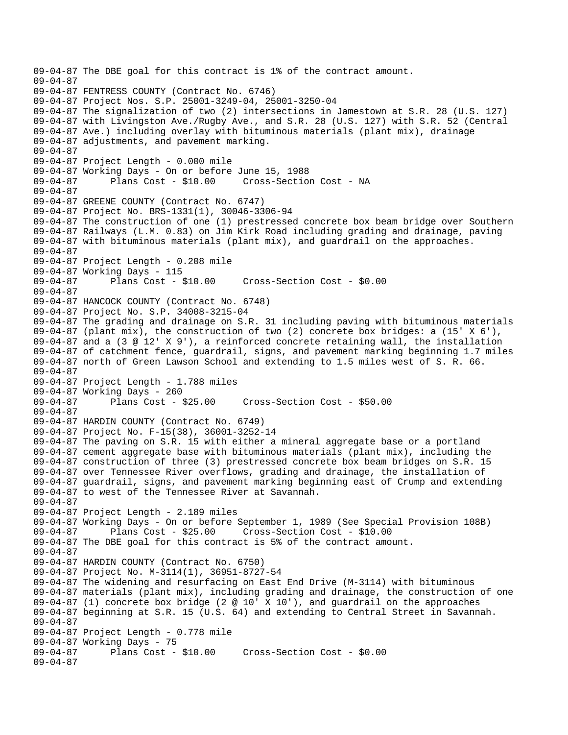```
09-04-87 The DBE goal for this contract is 1% of the contract amount.
09-04-87
09-04-87 FENTRESS COUNTY (Contract No. 6746)
09-04-87 Project Nos. S.P. 25001-3249-04, 25001-3250-04
09-04-87 The signalization of two (2) intersections in Jamestown at S.R. 28 (U.S. 127)
09-04-87 with Livingston Ave./Rugby Ave., and S.R. 28 (U.S. 127) with S.R. 52 (Central
09-04-87 Ave.) including overlay with bituminous materials (plant mix), drainage
09-04-87 adjustments, and pavement marking.
09-04-87
09-04-87 Project Length - 0.000 mile
09-04-87 Working Days - On or before June 15, 1988
09-04-87      Plans Cost - $10.00     Cross-Section Cost - NA
09-04-87
09-04-87 GREENE COUNTY (Contract No. 6747)
09-04-87 Project No. BRS-1331(1), 30046-3306-94
09-04-87 The construction of one (1) prestressed concrete box beam bridge over Southern
09-04-87 Railways (L.M. 0.83) on Jim Kirk Road including grading and drainage, paving
09-04-87 with bituminous materials (plant mix), and guardrail on the approaches.
09-04-87
09-04-87 Project Length - 0.208 mile
09-04-87 Working Days - 115
09-04-87      Plans Cost - $10.00     Cross-Section Cost - $0.00
09-04-87
09-04-87 HANCOCK COUNTY (Contract No. 6748)
09-04-87 Project No. S.P. 34008-3215-04
09-04-87 The grading and drainage on S.R. 31 including paving with bituminous materials
09-04-87 (plant mix), the construction of two (2) concrete box bridges: a (15' X 6'),
09-04-87 and a (3 @ 12' X 9'), a reinforced concrete retaining wall, the installation
09-04-87 of catchment fence, guardrail, signs, and pavement marking beginning 1.7 miles
09-04-87 north of Green Lawson School and extending to 1.5 miles west of S. R. 66.
09-04-87
09-04-87 Project Length - 1.788 miles
09-04-87 Working Days - 260
09-04-87      Plans Cost - $25.00     Cross-Section Cost - $50.00
09-04-87
09-04-87 HARDIN COUNTY (Contract No. 6749)
09-04-87 Project No. F-15(38), 36001-3252-14
09-04-87 The paving on S.R. 15 with either a mineral aggregate base or a portland
09-04-87 cement aggregate base with bituminous materials (plant mix), including the
09-04-87 construction of three (3) prestressed concrete box beam bridges on S.R. 15
09-04-87 over Tennessee River overflows, grading and drainage, the installation of
09-04-87 guardrail, signs, and pavement marking beginning east of Crump and extending
09-04-87 to west of the Tennessee River at Savannah.
09-04-87
09-04-87 Project Length - 2.189 miles
09-04-87 Working Days - On or before September 1, 1989 (See Special Provision 108B)
09-04-87      Plans Cost - $25.00     Cross-Section Cost - $10.00
09-04-87 The DBE goal for this contract is 5% of the contract amount.
09-04-87
09-04-87 HARDIN COUNTY (Contract No. 6750)
09-04-87 Project No. M-3114(1), 36951-8727-54
09-04-87 The widening and resurfacing on East End Drive (M-3114) with bituminous
09-04-87 materials (plant mix), including grading and drainage, the construction of one
09-04-87 (1) concrete box bridge (2 @ 10' X 10'), and guardrail on the approaches
09-04-87 beginning at S.R. 15 (U.S. 64) and extending to Central Street in Savannah.
09-04-87
09-04-87 Project Length - 0.778 mile
09-04-87 Working Days - 75
09-04-87      Plans Cost - $10.00     Cross-Section Cost - $0.00
09-04-87
```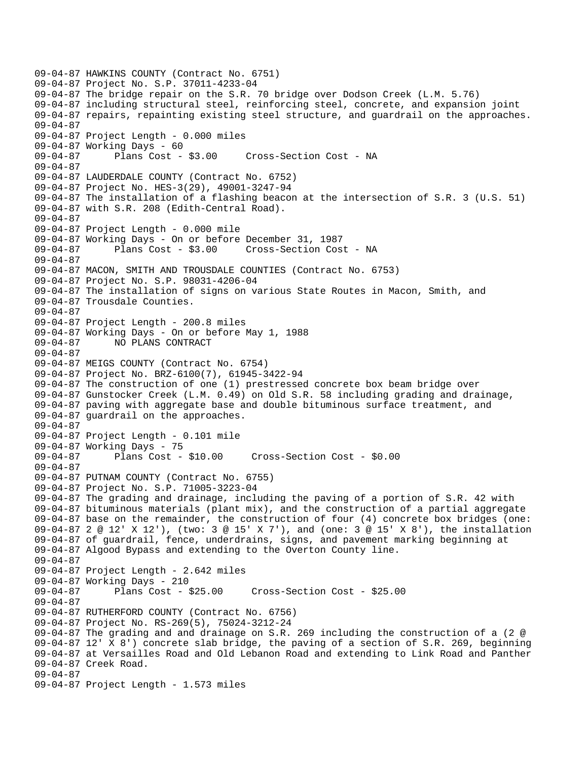09-04-87 HAWKINS COUNTY (Contract No. 6751)
09-04-87 Project No. S.P. 37011-4233-04
09-04-87 The bridge repair on the S.R. 70 bridge over Dodson Creek (L.M. 5.76)
09-04-87 including structural steel, reinforcing steel, concrete, and expansion joint
09-04-87 repairs, repainting existing steel structure, and guardrail on the approaches.
09-04-87
09-04-87 Project Length - 0.000 miles
09-04-87 Working Days - 60
09-04-87 Plans Cost - $3.00 Cross-Section Cost - NA
09-04-87
09-04-87 LAUDERDALE COUNTY (Contract No. 6752)
09-04-87 Project No. HES-3(29), 49001-3247-94
09-04-87 The installation of a flashing beacon at the intersection of S.R. 3 (U.S. 51)
09-04-87 with S.R. 208 (Edith-Central Road).
09-04-87
09-04-87 Project Length - 0.000 mile
09-04-87 Working Days - On or before December 31, 1987
09-04-87 Plans Cost - $3.00 Cross-Section Cost - NA
09-04-87
09-04-87 MACON, SMITH AND TROUSDALE COUNTIES (Contract No. 6753)
09-04-87 Project No. S.P. 98031-4206-04
09-04-87 The installation of signs on various State Routes in Macon, Smith, and
09-04-87 Trousdale Counties.
09-04-87
09-04-87 Project Length - 200.8 miles
09-04-87 Working Days - On or before May 1, 1988
09-04-87 NO PLANS CONTRACT
09-04-87
09-04-87 MEIGS COUNTY (Contract No. 6754)
09-04-87 Project No. BRZ-6100(7), 61945-3422-94
09-04-87 The construction of one (1) prestressed concrete box beam bridge over
09-04-87 Gunstocker Creek (L.M. 0.49) on Old S.R. 58 including grading and drainage,
09-04-87 paving with aggregate base and double bituminous surface treatment, and
09-04-87 guardrail on the approaches.
09-04-87
09-04-87 Project Length - 0.101 mile
09-04-87 Working Days - 75
09-04-87 Plans Cost - $10.00 Cross-Section Cost - $0.00
09-04-87
09-04-87 PUTNAM COUNTY (Contract No. 6755)
09-04-87 Project No. S.P. 71005-3223-04
09-04-87 The grading and drainage, including the paving of a portion of S.R. 42 with
09-04-87 bituminous materials (plant mix), and the construction of a partial aggregate
09-04-87 base on the remainder, the construction of four (4) concrete box bridges (one:
09-04-87 2 @ 12' X 12'), (two: 3 @ 15' X 7'), and (one: 3 @ 15' X 8'), the installation
09-04-87 of guardrail, fence, underdrains, signs, and pavement marking beginning at
09-04-87 Algood Bypass and extending to the Overton County line.
09-04-87
09-04-87 Project Length - 2.642 miles
09-04-87 Working Days - 210
09-04-87 Plans Cost - $25.00 Cross-Section Cost - $25.00
09-04-87
09-04-87 RUTHERFORD COUNTY (Contract No. 6756)
09-04-87 Project No. RS-269(5), 75024-3212-24
09-04-87 The grading and and drainage on S.R. 269 including the construction of a (2 @
09-04-87 12' X 8') concrete slab bridge, the paving of a section of S.R. 269, beginning
09-04-87 at Versailles Road and Old Lebanon Road and extending to Link Road and Panther
09-04-87 Creek Road.
09-04-87
09-04-87 Project Length - 1.573 miles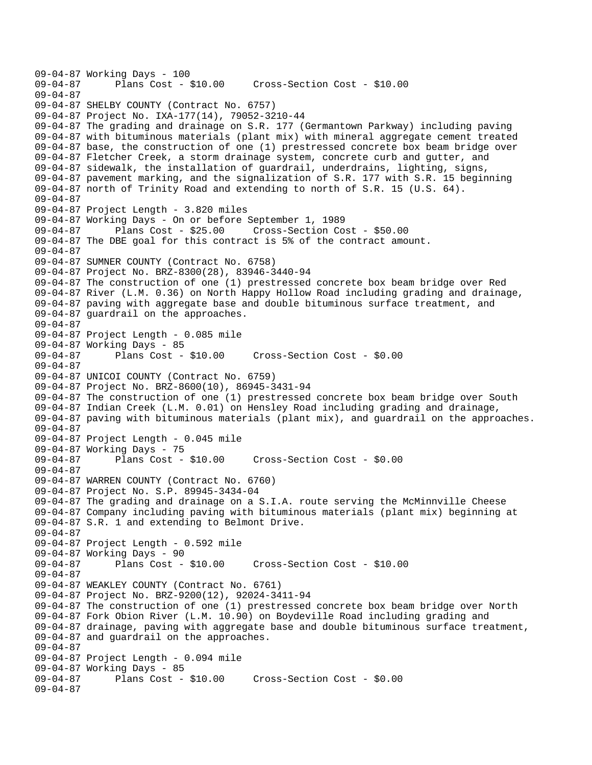```
09-04-87 Working Days - 100
09-04-87       Plans Cost - $10.00     Cross-Section Cost - $10.00
09-04-87
09-04-87 SHELBY COUNTY (Contract No. 6757)
09-04-87 Project No. IXA-177(14), 79052-3210-44
09-04-87 The grading and drainage on S.R. 177 (Germantown Parkway) including paving
09-04-87 with bituminous materials (plant mix) with mineral aggregate cement treated
09-04-87 base, the construction of one (1) prestressed concrete box beam bridge over
09-04-87 Fletcher Creek, a storm drainage system, concrete curb and gutter, and
09-04-87 sidewalk, the installation of guardrail, underdrains, lighting, signs,
09-04-87 pavement marking, and the signalization of S.R. 177 with S.R. 15 beginning
09-04-87 north of Trinity Road and extending to north of S.R. 15 (U.S. 64).
09-04-87
09-04-87 Project Length - 3.820 miles
09-04-87 Working Days - On or before September 1, 1989
09-04-87       Plans Cost - $25.00     Cross-Section Cost - $50.00
09-04-87 The DBE goal for this contract is 5% of the contract amount.
09-04-87
09-04-87 SUMNER COUNTY (Contract No. 6758)
09-04-87 Project No. BRZ-8300(28), 83946-3440-94
09-04-87 The construction of one (1) prestressed concrete box beam bridge over Red
09-04-87 River (L.M. 0.36) on North Happy Hollow Road including grading and drainage,
09-04-87 paving with aggregate base and double bituminous surface treatment, and
09-04-87 guardrail on the approaches.
09-04-87
09-04-87 Project Length - 0.085 mile
09-04-87 Working Days - 85
09-04-87       Plans Cost - $10.00     Cross-Section Cost - $0.00
09-04-87
09-04-87 UNICOI COUNTY (Contract No. 6759)
09-04-87 Project No. BRZ-8600(10), 86945-3431-94
09-04-87 The construction of one (1) prestressed concrete box beam bridge over South
09-04-87 Indian Creek (L.M. 0.01) on Hensley Road including grading and drainage,
09-04-87 paving with bituminous materials (plant mix), and guardrail on the approaches.
09-04-87
09-04-87 Project Length - 0.045 mile
09-04-87 Working Days - 75
09-04-87       Plans Cost - $10.00     Cross-Section Cost - $0.00
09-04-87
09-04-87 WARREN COUNTY (Contract No. 6760)
09-04-87 Project No. S.P. 89945-3434-04
09-04-87 The grading and drainage on a S.I.A. route serving the McMinnville Cheese
09-04-87 Company including paving with bituminous materials (plant mix) beginning at
09-04-87 S.R. 1 and extending to Belmont Drive.
09-04-87
09-04-87 Project Length - 0.592 mile
09-04-87 Working Days - 90
09-04-87       Plans Cost - $10.00     Cross-Section Cost - $10.00
09-04-87
09-04-87 WEAKLEY COUNTY (Contract No. 6761)
09-04-87 Project No. BRZ-9200(12), 92024-3411-94
09-04-87 The construction of one (1) prestressed concrete box beam bridge over North
09-04-87 Fork Obion River (L.M. 10.90) on Boydeville Road including grading and
09-04-87 drainage, paving with aggregate base and double bituminous surface treatment,
09-04-87 and guardrail on the approaches.
09-04-87
09-04-87 Project Length - 0.094 mile
09-04-87 Working Days - 85
09-04-87       Plans Cost - $10.00     Cross-Section Cost - $0.00
09-04-87
```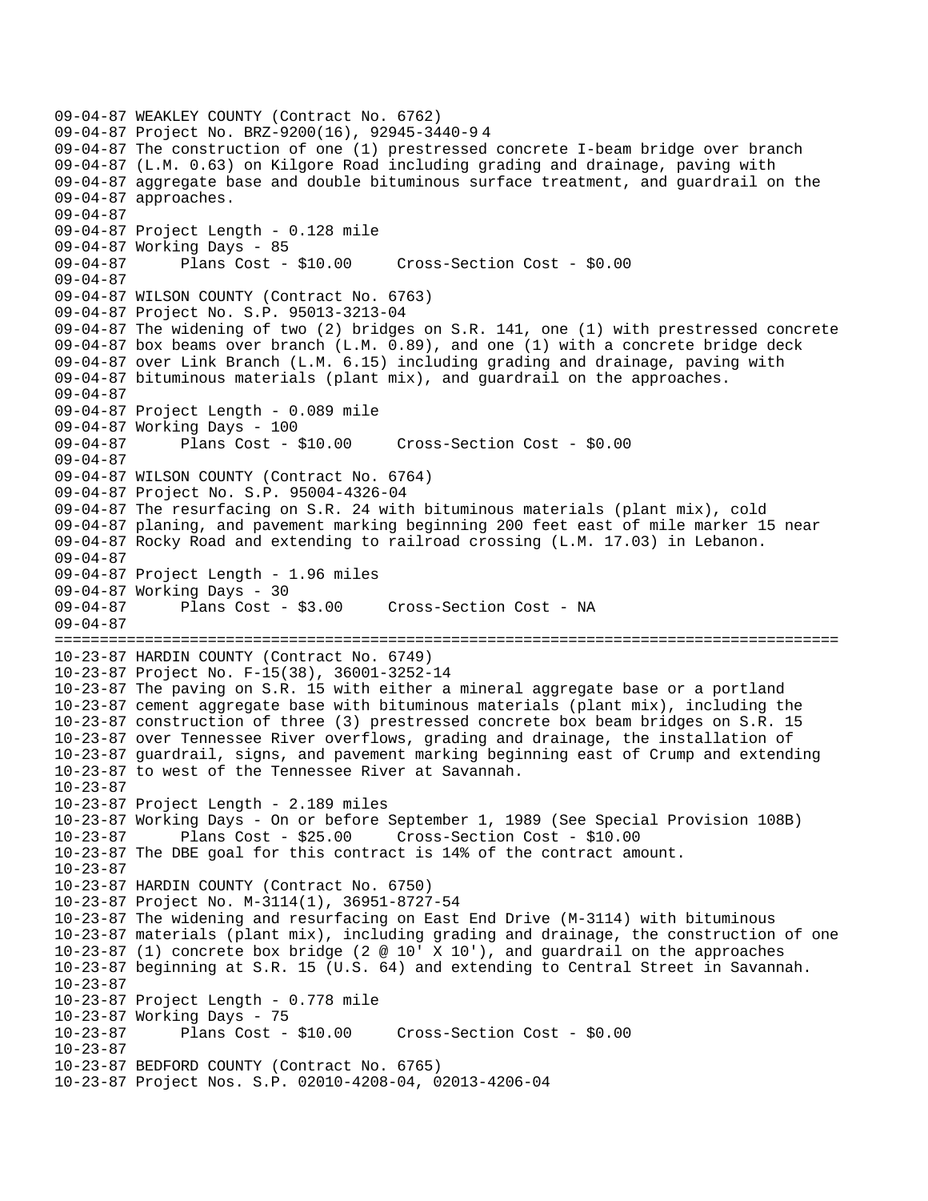```
09-04-87 WEAKLEY COUNTY (Contract No. 6762)
09-04-87 Project No. BRZ-9200(16), 92945-3440-9 4
09-04-87 The construction of one (1) prestressed concrete I-beam bridge over branch
09-04-87 (L.M. 0.63) on Kilgore Road including grading and drainage, paving with
09-04-87 aggregate base and double bituminous surface treatment, and guardrail on the
09-04-87 approaches.
09-04-87
09-04-87 Project Length - 0.128 mile
09-04-87 Working Days - 85
09-04-87      Plans Cost - $10.00     Cross-Section Cost - $0.00
09-04-87
09-04-87 WILSON COUNTY (Contract No. 6763)
09-04-87 Project No. S.P. 95013-3213-04
09-04-87 The widening of two (2) bridges on S.R. 141, one (1) with prestressed concrete
09-04-87 box beams over branch (L.M. 0.89), and one (1) with a concrete bridge deck
09-04-87 over Link Branch (L.M. 6.15) including grading and drainage, paving with
09-04-87 bituminous materials (plant mix), and guardrail on the approaches.
09-04-87
09-04-87 Project Length - 0.089 mile
09-04-87 Working Days - 100
09-04-87      Plans Cost - $10.00     Cross-Section Cost - $0.00
09-04-87
09-04-87 WILSON COUNTY (Contract No. 6764)
09-04-87 Project No. S.P. 95004-4326-04
09-04-87 The resurfacing on S.R. 24 with bituminous materials (plant mix), cold
09-04-87 planing, and pavement marking beginning 200 feet east of mile marker 15 near
09-04-87 Rocky Road and extending to railroad crossing (L.M. 17.03) in Lebanon.
09-04-87
09-04-87 Project Length - 1.96 miles
09-04-87 Working Days - 30
09-04-87      Plans Cost - $3.00     Cross-Section Cost - NA
09-04-87
================================================================================
10-23-87 HARDIN COUNTY (Contract No. 6749)
10-23-87 Project No. F-15(38), 36001-3252-14
10-23-87 The paving on S.R. 15 with either a mineral aggregate base or a portland
10-23-87 cement aggregate base with bituminous materials (plant mix), including the
10-23-87 construction of three (3) prestressed concrete box beam bridges on S.R. 15
10-23-87 over Tennessee River overflows, grading and drainage, the installation of
10-23-87 guardrail, signs, and pavement marking beginning east of Crump and extending
10-23-87 to west of the Tennessee River at Savannah.
10-23-87
10-23-87 Project Length - 2.189 miles
10-23-87 Working Days - On or before September 1, 1989 (See Special Provision 108B)
10-23-87      Plans Cost - $25.00     Cross-Section Cost - $10.00
10-23-87 The DBE goal for this contract is 14% of the contract amount.
10-23-87
10-23-87 HARDIN COUNTY (Contract No. 6750)
10-23-87 Project No. M-3114(1), 36951-8727-54
10-23-87 The widening and resurfacing on East End Drive (M-3114) with bituminous
10-23-87 materials (plant mix), including grading and drainage, the construction of one
10-23-87 (1) concrete box bridge (2 @ 10' X 10'), and guardrail on the approaches
10-23-87 beginning at S.R. 15 (U.S. 64) and extending to Central Street in Savannah.
10-23-87
10-23-87 Project Length - 0.778 mile
10-23-87 Working Days - 75
10-23-87      Plans Cost - $10.00     Cross-Section Cost - $0.00
10-23-87
10-23-87 BEDFORD COUNTY (Contract No. 6765)
10-23-87 Project Nos. S.P. 02010-4208-04, 02013-4206-04
```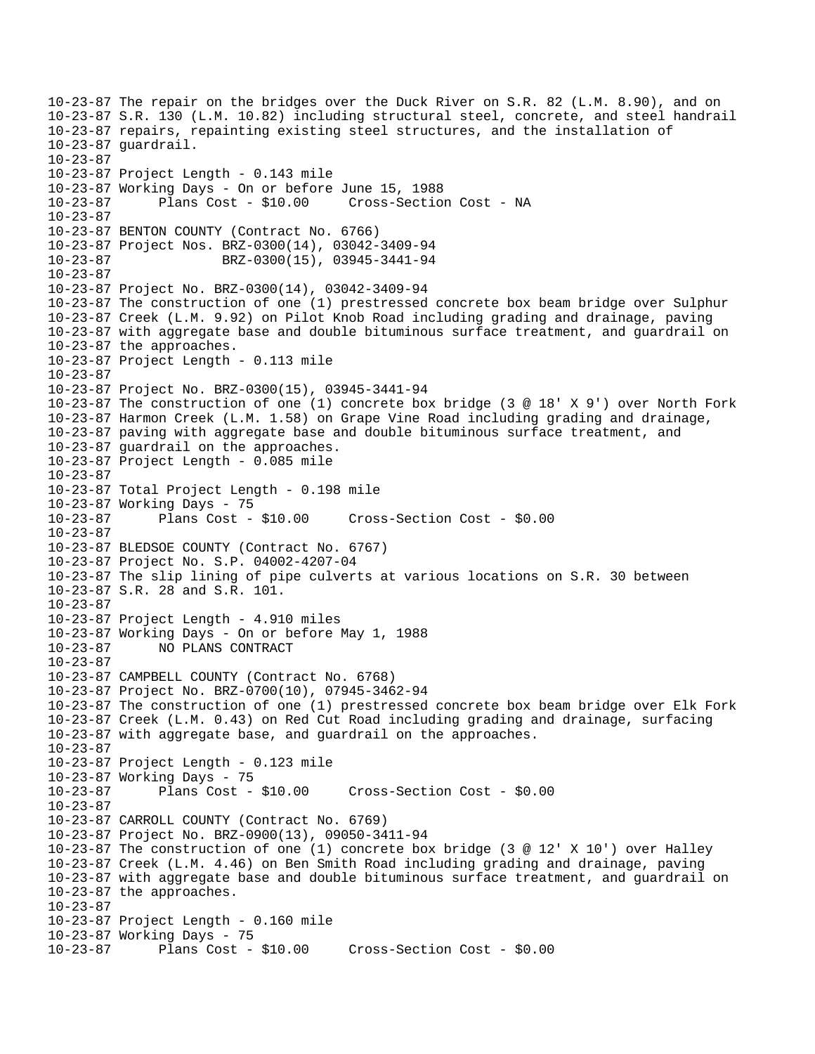10-23-87 The repair on the bridges over the Duck River on S.R. 82 (L.M. 8.90), and on
10-23-87 S.R. 130 (L.M. 10.82) including structural steel, concrete, and steel handrail
10-23-87 repairs, repainting existing steel structures, and the installation of
10-23-87 guardrail.
10-23-87
10-23-87 Project Length - 0.143 mile
10-23-87 Working Days - On or before June 15, 1988
10-23-87 Plans Cost - $10.00 Cross-Section Cost - NA
10-23-87
10-23-87 BENTON COUNTY (Contract No. 6766)
10-23-87 Project Nos. BRZ-0300(14), 03042-3409-94
10-23-87 BRZ-0300(15), 03945-3441-94
10-23-87
10-23-87 Project No. BRZ-0300(14), 03042-3409-94
10-23-87 The construction of one (1) prestressed concrete box beam bridge over Sulphur
10-23-87 Creek (L.M. 9.92) on Pilot Knob Road including grading and drainage, paving
10-23-87 with aggregate base and double bituminous surface treatment, and guardrail on
10-23-87 the approaches.
10-23-87 Project Length - 0.113 mile
10-23-87
10-23-87 Project No. BRZ-0300(15), 03945-3441-94
10-23-87 The construction of one (1) concrete box bridge (3 @ 18' X 9') over North Fork
10-23-87 Harmon Creek (L.M. 1.58) on Grape Vine Road including grading and drainage,
10-23-87 paving with aggregate base and double bituminous surface treatment, and
10-23-87 guardrail on the approaches.
10-23-87 Project Length - 0.085 mile
10-23-87
10-23-87 Total Project Length - 0.198 mile
10-23-87 Working Days - 75
10-23-87 Plans Cost - $10.00 Cross-Section Cost - $0.00
10-23-87
10-23-87 BLEDSOE COUNTY (Contract No. 6767)
10-23-87 Project No. S.P. 04002-4207-04
10-23-87 The slip lining of pipe culverts at various locations on S.R. 30 between
10-23-87 S.R. 28 and S.R. 101.
10-23-87
10-23-87 Project Length - 4.910 miles
10-23-87 Working Days - On or before May 1, 1988
10-23-87 NO PLANS CONTRACT
10-23-87
10-23-87 CAMPBELL COUNTY (Contract No. 6768)
10-23-87 Project No. BRZ-0700(10), 07945-3462-94
10-23-87 The construction of one (1) prestressed concrete box beam bridge over Elk Fork
10-23-87 Creek (L.M. 0.43) on Red Cut Road including grading and drainage, surfacing
10-23-87 with aggregate base, and guardrail on the approaches.
10-23-87
10-23-87 Project Length - 0.123 mile
10-23-87 Working Days - 75
10-23-87 Plans Cost - $10.00 Cross-Section Cost - $0.00
10-23-87
10-23-87 CARROLL COUNTY (Contract No. 6769)
10-23-87 Project No. BRZ-0900(13), 09050-3411-94
10-23-87 The construction of one (1) concrete box bridge (3 @ 12' X 10') over Halley
10-23-87 Creek (L.M. 4.46) on Ben Smith Road including grading and drainage, paving
10-23-87 with aggregate base and double bituminous surface treatment, and guardrail on
10-23-87 the approaches.
10-23-87
10-23-87 Project Length - 0.160 mile
10-23-87 Working Days - 75
10-23-87 Plans Cost - $10.00 Cross-Section Cost - $0.00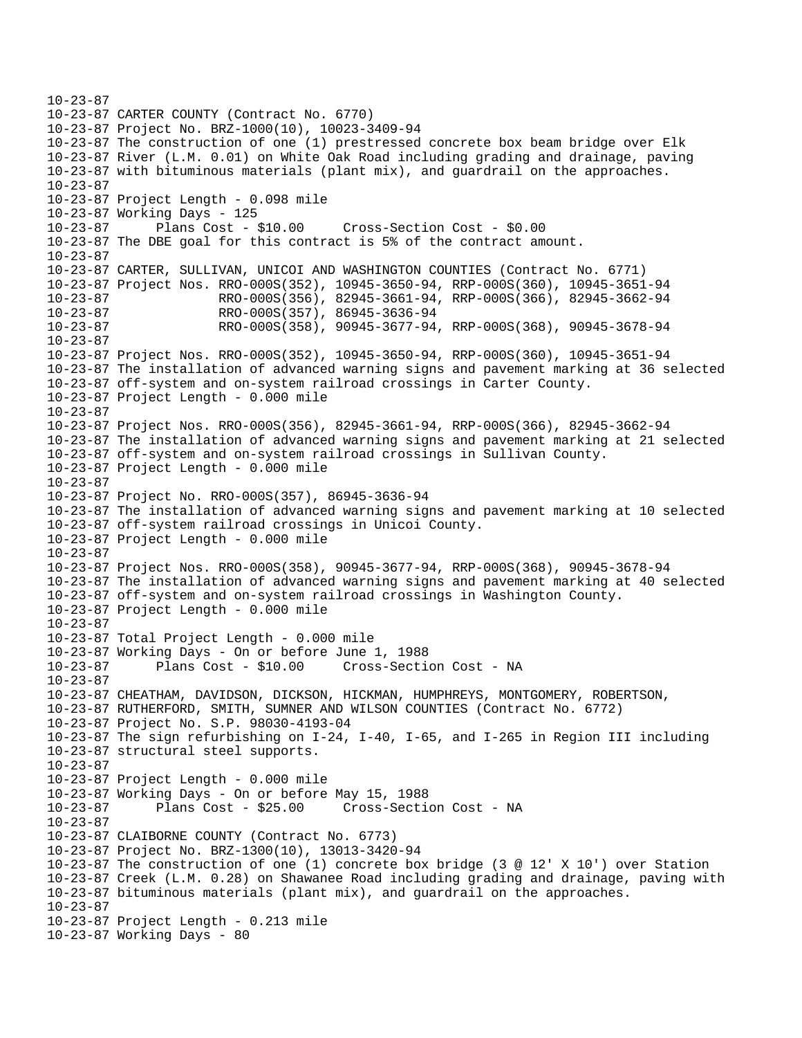10-23-87
10-23-87 CARTER COUNTY (Contract No. 6770)
10-23-87 Project No. BRZ-1000(10), 10023-3409-94
10-23-87 The construction of one (1) prestressed concrete box beam bridge over Elk
10-23-87 River (L.M. 0.01) on White Oak Road including grading and drainage, paving
10-23-87 with bituminous materials (plant mix), and guardrail on the approaches.
10-23-87
10-23-87 Project Length - 0.098 mile
10-23-87 Working Days - 125
10-23-87 Plans Cost - $10.00 Cross-Section Cost - $0.00
10-23-87 The DBE goal for this contract is 5% of the contract amount.
10-23-87
10-23-87 CARTER, SULLIVAN, UNICOI AND WASHINGTON COUNTIES (Contract No. 6771)
10-23-87 Project Nos. RRO-000S(352), 10945-3650-94, RRP-000S(360), 10945-3651-94
10-23-87 RRO-000S(356), 82945-3661-94, RRP-000S(366), 82945-3662-94
10-23-87 RRO-000S(357), 86945-3636-94
10-23-87 RRO-000S(358), 90945-3677-94, RRP-000S(368), 90945-3678-94
10-23-87
10-23-87 Project Nos. RRO-000S(352), 10945-3650-94, RRP-000S(360), 10945-3651-94
10-23-87 The installation of advanced warning signs and pavement marking at 36 selected
10-23-87 off-system and on-system railroad crossings in Carter County.
10-23-87 Project Length - 0.000 mile
10-23-87
10-23-87 Project Nos. RRO-000S(356), 82945-3661-94, RRP-000S(366), 82945-3662-94
10-23-87 The installation of advanced warning signs and pavement marking at 21 selected
10-23-87 off-system and on-system railroad crossings in Sullivan County.
10-23-87 Project Length - 0.000 mile
10-23-87
10-23-87 Project No. RRO-000S(357), 86945-3636-94
10-23-87 The installation of advanced warning signs and pavement marking at 10 selected
10-23-87 off-system railroad crossings in Unicoi County.
10-23-87 Project Length - 0.000 mile
10-23-87
10-23-87 Project Nos. RRO-000S(358), 90945-3677-94, RRP-000S(368), 90945-3678-94
10-23-87 The installation of advanced warning signs and pavement marking at 40 selected
10-23-87 off-system and on-system railroad crossings in Washington County.
10-23-87 Project Length - 0.000 mile
10-23-87
10-23-87 Total Project Length - 0.000 mile
10-23-87 Working Days - On or before June 1, 1988
10-23-87 Plans Cost - $10.00 Cross-Section Cost - NA
10-23-87
10-23-87 CHEATHAM, DAVIDSON, DICKSON, HICKMAN, HUMPHREYS, MONTGOMERY, ROBERTSON,
10-23-87 RUTHERFORD, SMITH, SUMNER AND WILSON COUNTIES (Contract No. 6772)
10-23-87 Project No. S.P. 98030-4193-04
10-23-87 The sign refurbishing on I-24, I-40, I-65, and I-265 in Region III including
10-23-87 structural steel supports.
10-23-87
10-23-87 Project Length - 0.000 mile
10-23-87 Working Days - On or before May 15, 1988
10-23-87 Plans Cost - $25.00 Cross-Section Cost - NA
10-23-87
10-23-87 CLAIBORNE COUNTY (Contract No. 6773)
10-23-87 Project No. BRZ-1300(10), 13013-3420-94
10-23-87 The construction of one (1) concrete box bridge (3 @ 12' X 10') over Station
10-23-87 Creek (L.M. 0.28) on Shawanee Road including grading and drainage, paving with
10-23-87 bituminous materials (plant mix), and guardrail on the approaches.
10-23-87
10-23-87 Project Length - 0.213 mile
10-23-87 Working Days - 80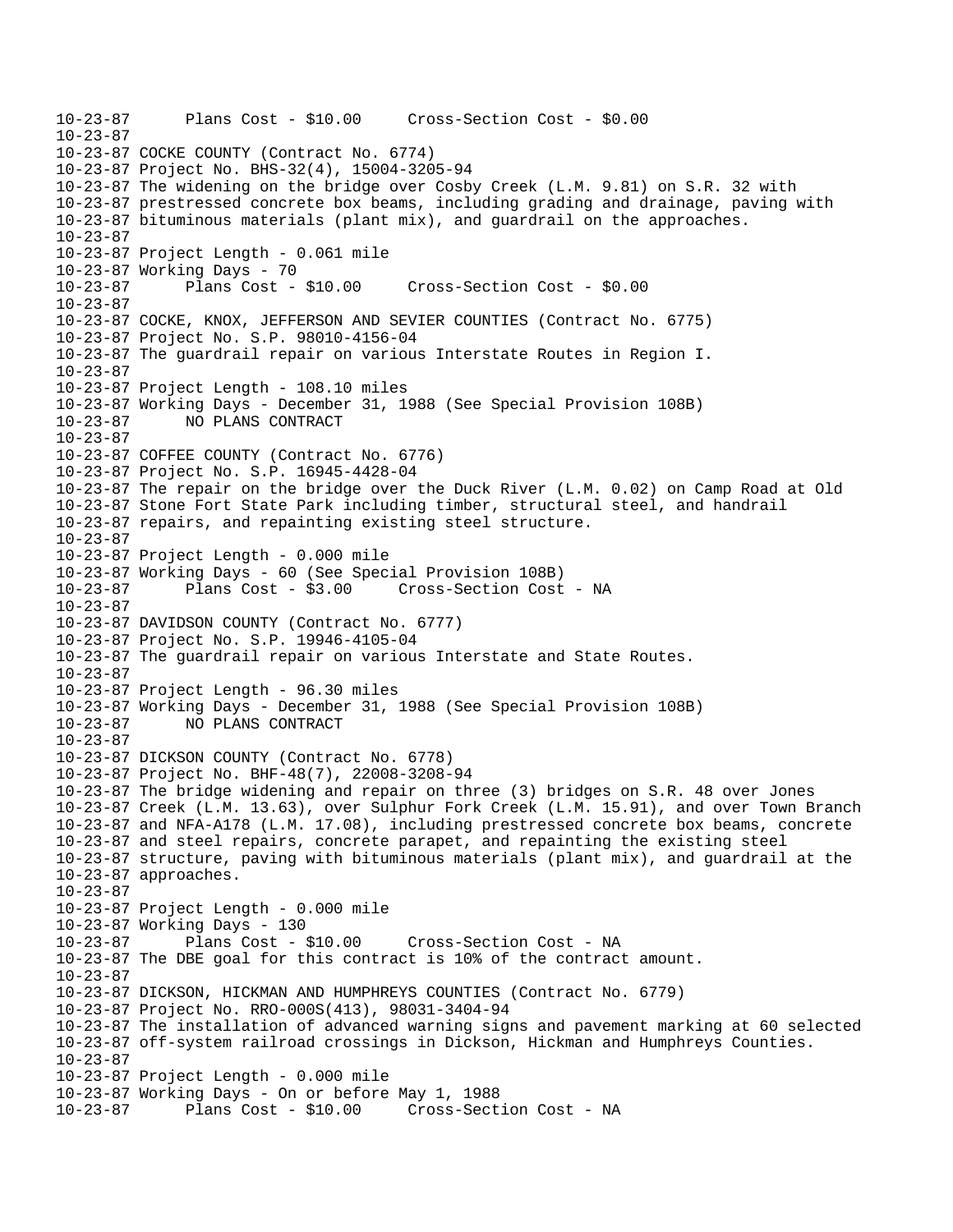10-23-87 Plans Cost - $10.00 Cross-Section Cost - $0.00
10-23-87
10-23-87 COCKE COUNTY (Contract No. 6774)
10-23-87 Project No. BHS-32(4), 15004-3205-94
10-23-87 The widening on the bridge over Cosby Creek (L.M. 9.81) on S.R. 32 with
10-23-87 prestressed concrete box beams, including grading and drainage, paving with
10-23-87 bituminous materials (plant mix), and guardrail on the approaches.
10-23-87
10-23-87 Project Length - 0.061 mile
10-23-87 Working Days - 70
10-23-87 Plans Cost - $10.00 Cross-Section Cost - $0.00
10-23-87
10-23-87 COCKE, KNOX, JEFFERSON AND SEVIER COUNTIES (Contract No. 6775)
10-23-87 Project No. S.P. 98010-4156-04
10-23-87 The guardrail repair on various Interstate Routes in Region I.
10-23-87
10-23-87 Project Length - 108.10 miles
10-23-87 Working Days - December 31, 1988 (See Special Provision 108B)
10-23-87 NO PLANS CONTRACT
10-23-87
10-23-87 COFFEE COUNTY (Contract No. 6776)
10-23-87 Project No. S.P. 16945-4428-04
10-23-87 The repair on the bridge over the Duck River (L.M. 0.02) on Camp Road at Old
10-23-87 Stone Fort State Park including timber, structural steel, and handrail
10-23-87 repairs, and repainting existing steel structure.
10-23-87
10-23-87 Project Length - 0.000 mile
10-23-87 Working Days - 60 (See Special Provision 108B)
10-23-87 Plans Cost - $3.00 Cross-Section Cost - NA
10-23-87
10-23-87 DAVIDSON COUNTY (Contract No. 6777)
10-23-87 Project No. S.P. 19946-4105-04
10-23-87 The guardrail repair on various Interstate and State Routes.
10-23-87
10-23-87 Project Length - 96.30 miles
10-23-87 Working Days - December 31, 1988 (See Special Provision 108B)
10-23-87 NO PLANS CONTRACT
10-23-87
10-23-87 DICKSON COUNTY (Contract No. 6778)
10-23-87 Project No. BHF-48(7), 22008-3208-94
10-23-87 The bridge widening and repair on three (3) bridges on S.R. 48 over Jones
10-23-87 Creek (L.M. 13.63), over Sulphur Fork Creek (L.M. 15.91), and over Town Branch
10-23-87 and NFA-A178 (L.M. 17.08), including prestressed concrete box beams, concrete
10-23-87 and steel repairs, concrete parapet, and repainting the existing steel
10-23-87 structure, paving with bituminous materials (plant mix), and guardrail at the
10-23-87 approaches.
10-23-87
10-23-87 Project Length - 0.000 mile
10-23-87 Working Days - 130
10-23-87 Plans Cost - $10.00 Cross-Section Cost - NA
10-23-87 The DBE goal for this contract is 10% of the contract amount.
10-23-87
10-23-87 DICKSON, HICKMAN AND HUMPHREYS COUNTIES (Contract No. 6779)
10-23-87 Project No. RRO-000S(413), 98031-3404-94
10-23-87 The installation of advanced warning signs and pavement marking at 60 selected
10-23-87 off-system railroad crossings in Dickson, Hickman and Humphreys Counties.
10-23-87
10-23-87 Project Length - 0.000 mile
10-23-87 Working Days - On or before May 1, 1988
10-23-87 Plans Cost - $10.00 Cross-Section Cost - NA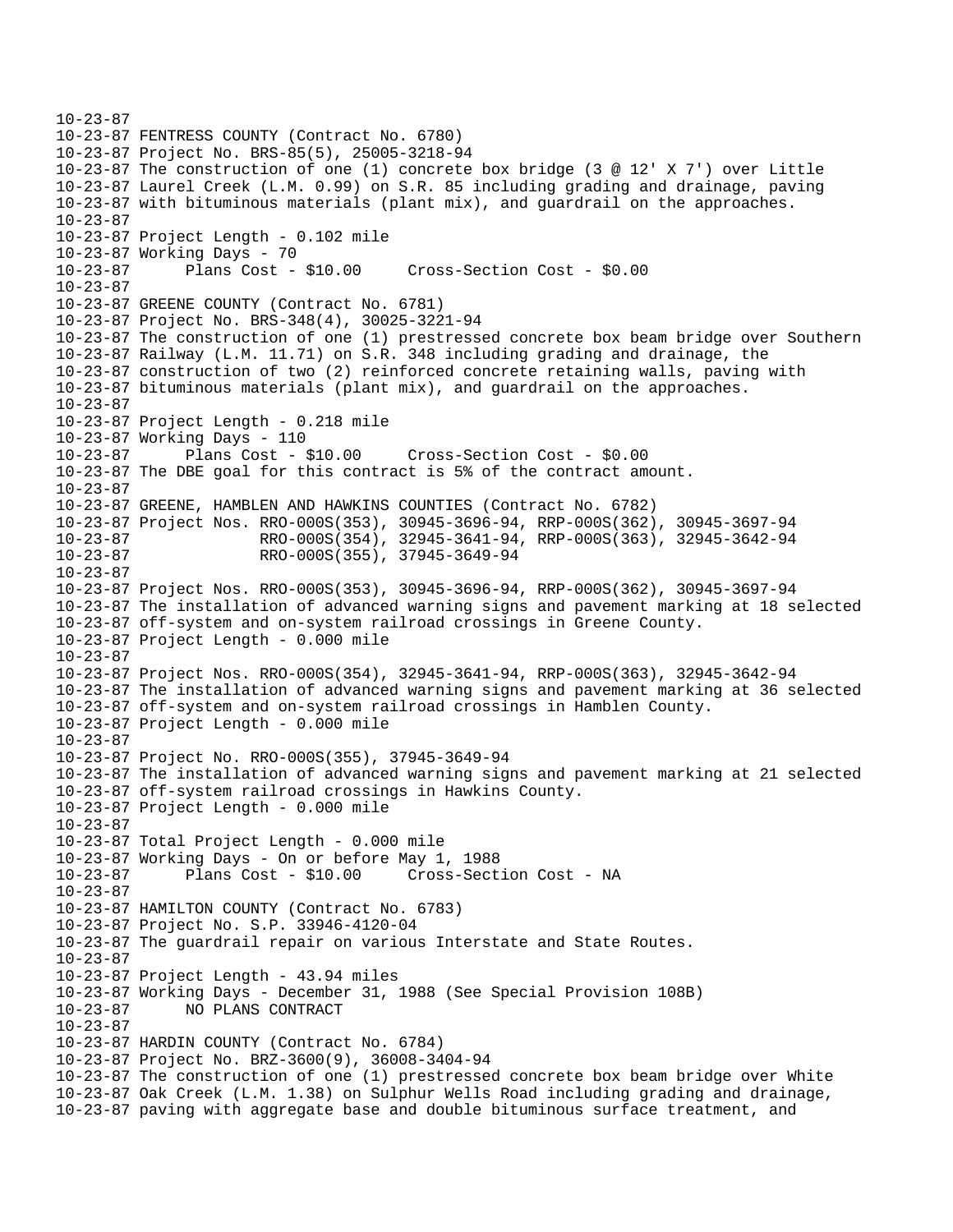```
10-23-87
10-23-87 FENTRESS COUNTY (Contract No. 6780)
10-23-87 Project No. BRS-85(5), 25005-3218-94
10-23-87 The construction of one (1) concrete box bridge (3 @ 12' X 7') over Little
10-23-87 Laurel Creek (L.M. 0.99) on S.R. 85 including grading and drainage, paving
10-23-87 with bituminous materials (plant mix), and guardrail on the approaches.
10-23-87
10-23-87 Project Length - 0.102 mile
10-23-87 Working Days - 70
10-23-87      Plans Cost - $10.00     Cross-Section Cost - $0.00
10-23-87
10-23-87 GREENE COUNTY (Contract No. 6781)
10-23-87 Project No. BRS-348(4), 30025-3221-94
10-23-87 The construction of one (1) prestressed concrete box beam bridge over Southern
10-23-87 Railway (L.M. 11.71) on S.R. 348 including grading and drainage, the
10-23-87 construction of two (2) reinforced concrete retaining walls, paving with
10-23-87 bituminous materials (plant mix), and guardrail on the approaches.
10-23-87
10-23-87 Project Length - 0.218 mile
10-23-87 Working Days - 110
10-23-87      Plans Cost - $10.00     Cross-Section Cost - $0.00
10-23-87 The DBE goal for this contract is 5% of the contract amount.
10-23-87
10-23-87 GREENE, HAMBLEN AND HAWKINS COUNTIES (Contract No. 6782)
10-23-87 Project Nos. RRO-000S(353), 30945-3696-94, RRP-000S(362), 30945-3697-94
10-23-87              RRO-000S(354), 32945-3641-94, RRP-000S(363), 32945-3642-94
10-23-87              RRO-000S(355), 37945-3649-94
10-23-87
10-23-87 Project Nos. RRO-000S(353), 30945-3696-94, RRP-000S(362), 30945-3697-94
10-23-87 The installation of advanced warning signs and pavement marking at 18 selected
10-23-87 off-system and on-system railroad crossings in Greene County.
10-23-87 Project Length - 0.000 mile
10-23-87
10-23-87 Project Nos. RRO-000S(354), 32945-3641-94, RRP-000S(363), 32945-3642-94
10-23-87 The installation of advanced warning signs and pavement marking at 36 selected
10-23-87 off-system and on-system railroad crossings in Hamblen County.
10-23-87 Project Length - 0.000 mile
10-23-87
10-23-87 Project No. RRO-000S(355), 37945-3649-94
10-23-87 The installation of advanced warning signs and pavement marking at 21 selected
10-23-87 off-system railroad crossings in Hawkins County.
10-23-87 Project Length - 0.000 mile
10-23-87
10-23-87 Total Project Length - 0.000 mile
10-23-87 Working Days - On or before May 1, 1988
10-23-87      Plans Cost - $10.00     Cross-Section Cost - NA
10-23-87
10-23-87 HAMILTON COUNTY (Contract No. 6783)
10-23-87 Project No. S.P. 33946-4120-04
10-23-87 The guardrail repair on various Interstate and State Routes.
10-23-87
10-23-87 Project Length - 43.94 miles
10-23-87 Working Days - December 31, 1988 (See Special Provision 108B)
10-23-87      NO PLANS CONTRACT
10-23-87
10-23-87 HARDIN COUNTY (Contract No. 6784)
10-23-87 Project No. BRZ-3600(9), 36008-3404-94
10-23-87 The construction of one (1) prestressed concrete box beam bridge over White
10-23-87 Oak Creek (L.M. 1.38) on Sulphur Wells Road including grading and drainage,
10-23-87 paving with aggregate base and double bituminous surface treatment, and
```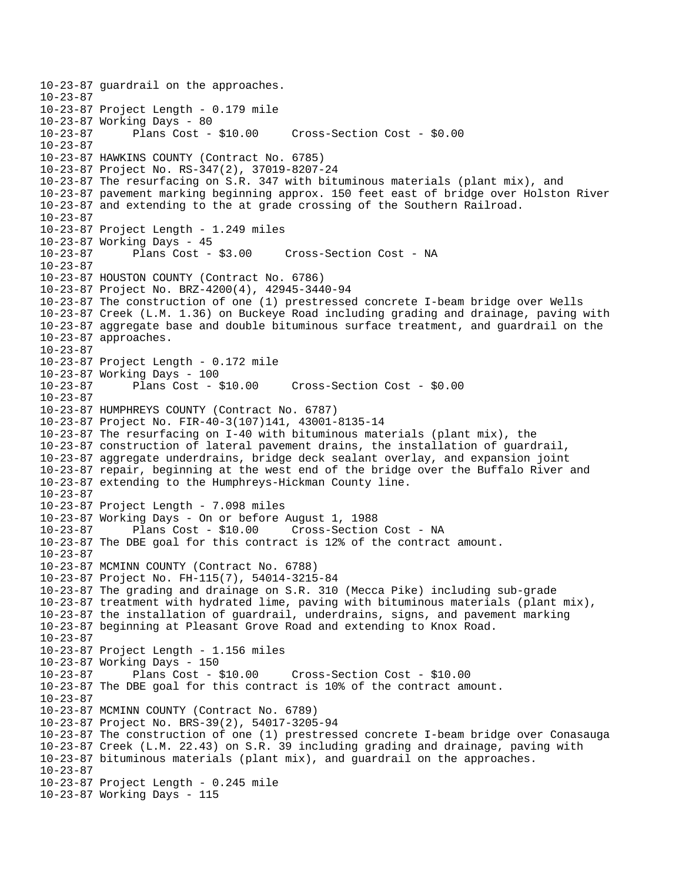```
10-23-87 guardrail on the approaches.
10-23-87
10-23-87 Project Length - 0.179 mile
10-23-87 Working Days - 80
10-23-87      Plans Cost - $10.00     Cross-Section Cost - $0.00
10-23-87
10-23-87 HAWKINS COUNTY (Contract No. 6785)
10-23-87 Project No. RS-347(2), 37019-8207-24
10-23-87 The resurfacing on S.R. 347 with bituminous materials (plant mix), and
10-23-87 pavement marking beginning approx. 150 feet east of bridge over Holston River
10-23-87 and extending to the at grade crossing of the Southern Railroad.
10-23-87
10-23-87 Project Length - 1.249 miles
10-23-87 Working Days - 45
10-23-87      Plans Cost - $3.00     Cross-Section Cost - NA
10-23-87
10-23-87 HOUSTON COUNTY (Contract No. 6786)
10-23-87 Project No. BRZ-4200(4), 42945-3440-94
10-23-87 The construction of one (1) prestressed concrete I-beam bridge over Wells
10-23-87 Creek (L.M. 1.36) on Buckeye Road including grading and drainage, paving with
10-23-87 aggregate base and double bituminous surface treatment, and guardrail on the
10-23-87 approaches.
10-23-87
10-23-87 Project Length - 0.172 mile
10-23-87 Working Days - 100
10-23-87      Plans Cost - $10.00     Cross-Section Cost - $0.00
10-23-87
10-23-87 HUMPHREYS COUNTY (Contract No. 6787)
10-23-87 Project No. FIR-40-3(107)141, 43001-8135-14
10-23-87 The resurfacing on I-40 with bituminous materials (plant mix), the
10-23-87 construction of lateral pavement drains, the installation of guardrail,
10-23-87 aggregate underdrains, bridge deck sealant overlay, and expansion joint
10-23-87 repair, beginning at the west end of the bridge over the Buffalo River and
10-23-87 extending to the Humphreys-Hickman County line.
10-23-87
10-23-87 Project Length - 7.098 miles
10-23-87 Working Days - On or before August 1, 1988
10-23-87      Plans Cost - $10.00     Cross-Section Cost - NA
10-23-87 The DBE goal for this contract is 12% of the contract amount.
10-23-87
10-23-87 MCMINN COUNTY (Contract No. 6788)
10-23-87 Project No. FH-115(7), 54014-3215-84
10-23-87 The grading and drainage on S.R. 310 (Mecca Pike) including sub-grade
10-23-87 treatment with hydrated lime, paving with bituminous materials (plant mix),
10-23-87 the installation of guardrail, underdrains, signs, and pavement marking
10-23-87 beginning at Pleasant Grove Road and extending to Knox Road.
10-23-87
10-23-87 Project Length - 1.156 miles
10-23-87 Working Days - 150
10-23-87      Plans Cost - $10.00     Cross-Section Cost - $10.00
10-23-87 The DBE goal for this contract is 10% of the contract amount.
10-23-87
10-23-87 MCMINN COUNTY (Contract No. 6789)
10-23-87 Project No. BRS-39(2), 54017-3205-94
10-23-87 The construction of one (1) prestressed concrete I-beam bridge over Conasauga
10-23-87 Creek (L.M. 22.43) on S.R. 39 including grading and drainage, paving with
10-23-87 bituminous materials (plant mix), and guardrail on the approaches.
10-23-87
10-23-87 Project Length - 0.245 mile
10-23-87 Working Days - 115
```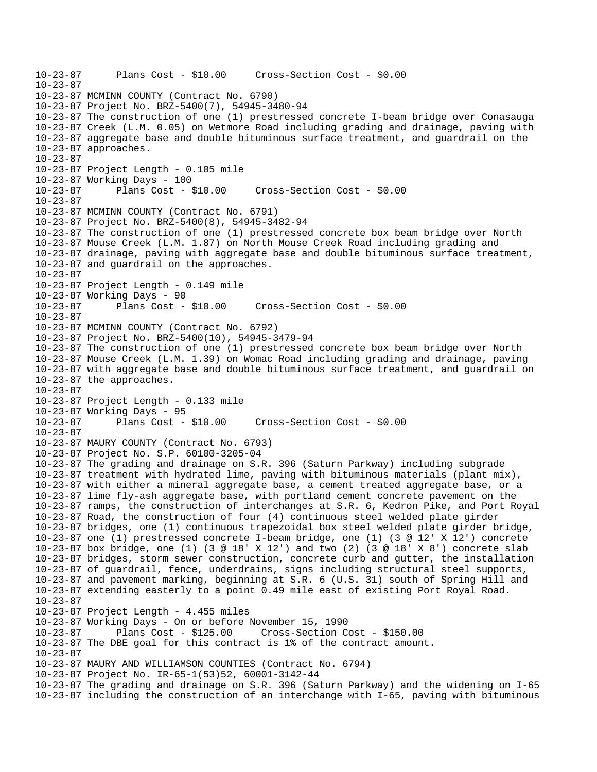10-23-87       Plans Cost - $10.00     Cross-Section Cost - $0.00
10-23-87
10-23-87 MCMINN COUNTY (Contract No. 6790)
10-23-87 Project No. BRZ-5400(7), 54945-3480-94
10-23-87 The construction of one (1) prestressed concrete I-beam bridge over Conasauga
10-23-87 Creek (L.M. 0.05) on Wetmore Road including grading and drainage, paving with
10-23-87 aggregate base and double bituminous surface treatment, and guardrail on the
10-23-87 approaches.
10-23-87
10-23-87 Project Length - 0.105 mile
10-23-87 Working Days - 100
10-23-87       Plans Cost - $10.00     Cross-Section Cost - $0.00
10-23-87
10-23-87 MCMINN COUNTY (Contract No. 6791)
10-23-87 Project No. BRZ-5400(8), 54945-3482-94
10-23-87 The construction of one (1) prestressed concrete box beam bridge over North
10-23-87 Mouse Creek (L.M. 1.87) on North Mouse Creek Road including grading and
10-23-87 drainage, paving with aggregate base and double bituminous surface treatment,
10-23-87 and guardrail on the approaches.
10-23-87
10-23-87 Project Length - 0.149 mile
10-23-87 Working Days - 90
10-23-87       Plans Cost - $10.00     Cross-Section Cost - $0.00
10-23-87
10-23-87 MCMINN COUNTY (Contract No. 6792)
10-23-87 Project No. BRZ-5400(10), 54945-3479-94
10-23-87 The construction of one (1) prestressed concrete box beam bridge over North
10-23-87 Mouse Creek (L.M. 1.39) on Womac Road including grading and drainage, paving
10-23-87 with aggregate base and double bituminous surface treatment, and guardrail on
10-23-87 the approaches.
10-23-87
10-23-87 Project Length - 0.133 mile
10-23-87 Working Days - 95
10-23-87       Plans Cost - $10.00     Cross-Section Cost - $0.00
10-23-87
10-23-87 MAURY COUNTY (Contract No. 6793)
10-23-87 Project No. S.P. 60100-3205-04
10-23-87 The grading and drainage on S.R. 396 (Saturn Parkway) including subgrade
10-23-87 treatment with hydrated lime, paving with bituminous materials (plant mix),
10-23-87 with either a mineral aggregate base, a cement treated aggregate base, or a
10-23-87 lime fly-ash aggregate base, with portland cement concrete pavement on the
10-23-87 ramps, the construction of interchanges at S.R. 6, Kedron Pike, and Port Royal
10-23-87 Road, the construction of four (4) continuous steel welded plate girder
10-23-87 bridges, one (1) continuous trapezoidal box steel welded plate girder bridge,
10-23-87 one (1) prestressed concrete I-beam bridge, one (1) (3 @ 12' X 12') concrete
10-23-87 box bridge, one (1) (3 @ 18' X 12') and two (2) (3 @ 18' X 8') concrete slab
10-23-87 bridges, storm sewer construction, concrete curb and gutter, the installation
10-23-87 of guardrail, fence, underdrains, signs including structural steel supports,
10-23-87 and pavement marking, beginning at S.R. 6 (U.S. 31) south of Spring Hill and
10-23-87 extending easterly to a point 0.49 mile east of existing Port Royal Road.
10-23-87
10-23-87 Project Length - 4.455 miles
10-23-87 Working Days - On or before November 15, 1990
10-23-87       Plans Cost - $125.00     Cross-Section Cost - $150.00
10-23-87 The DBE goal for this contract is 1% of the contract amount.
10-23-87
10-23-87 MAURY AND WILLIAMSON COUNTIES (Contract No. 6794)
10-23-87 Project No. IR-65-1(53)52, 60001-3142-44
10-23-87 The grading and drainage on S.R. 396 (Saturn Parkway) and the widening on I-65
10-23-87 including the construction of an interchange with I-65, paving with bituminous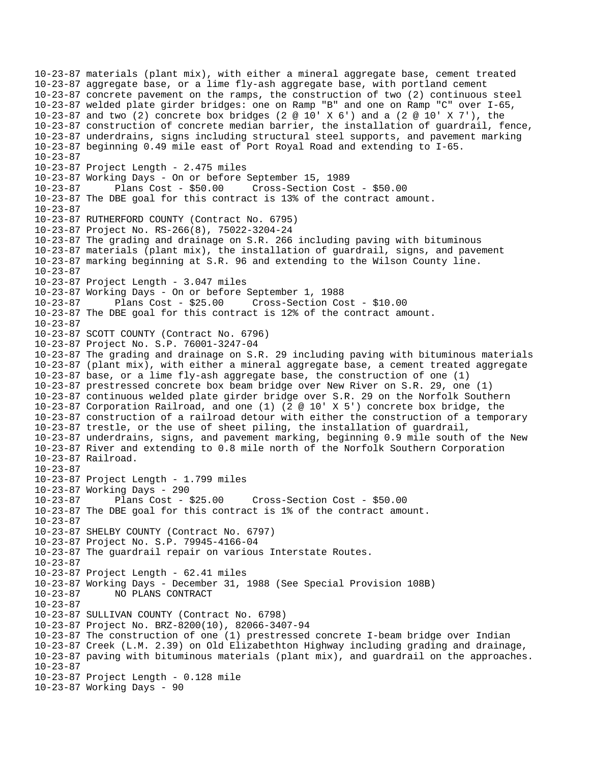```
10-23-87 materials (plant mix), with either a mineral aggregate base, cement treated
10-23-87 aggregate base, or a lime fly-ash aggregate base, with portland cement
10-23-87 concrete pavement on the ramps, the construction of two (2) continuous steel
10-23-87 welded plate girder bridges: one on Ramp "B" and one on Ramp "C" over I-65,
10-23-87 and two (2) concrete box bridges (2 @ 10' X 6') and a (2 @ 10' X 7'), the
10-23-87 construction of concrete median barrier, the installation of guardrail, fence,
10-23-87 underdrains, signs including structural steel supports, and pavement marking
10-23-87 beginning 0.49 mile east of Port Royal Road and extending to I-65.
10-23-87
10-23-87 Project Length - 2.475 miles
10-23-87 Working Days - On or before September 15, 1989
10-23-87      Plans Cost - $50.00     Cross-Section Cost - $50.00
10-23-87 The DBE goal for this contract is 13% of the contract amount.
10-23-87
10-23-87 RUTHERFORD COUNTY (Contract No. 6795)
10-23-87 Project No. RS-266(8), 75022-3204-24
10-23-87 The grading and drainage on S.R. 266 including paving with bituminous
10-23-87 materials (plant mix), the installation of guardrail, signs, and pavement
10-23-87 marking beginning at S.R. 96 and extending to the Wilson County line.
10-23-87
10-23-87 Project Length - 3.047 miles
10-23-87 Working Days - On or before September 1, 1988
10-23-87      Plans Cost - $25.00     Cross-Section Cost - $10.00
10-23-87 The DBE goal for this contract is 12% of the contract amount.
10-23-87
10-23-87 SCOTT COUNTY (Contract No. 6796)
10-23-87 Project No. S.P. 76001-3247-04
10-23-87 The grading and drainage on S.R. 29 including paving with bituminous materials
10-23-87 (plant mix), with either a mineral aggregate base, a cement treated aggregate
10-23-87 base, or a lime fly-ash aggregate base, the construction of one (1)
10-23-87 prestressed concrete box beam bridge over New River on S.R. 29, one (1)
10-23-87 continuous welded plate girder bridge over S.R. 29 on the Norfolk Southern
10-23-87 Corporation Railroad, and one (1) (2 @ 10' X 5') concrete box bridge, the
10-23-87 construction of a railroad detour with either the construction of a temporary
10-23-87 trestle, or the use of sheet piling, the installation of guardrail,
10-23-87 underdrains, signs, and pavement marking, beginning 0.9 mile south of the New
10-23-87 River and extending to 0.8 mile north of the Norfolk Southern Corporation
10-23-87 Railroad.
10-23-87
10-23-87 Project Length - 1.799 miles
10-23-87 Working Days - 290
10-23-87      Plans Cost - $25.00     Cross-Section Cost - $50.00
10-23-87 The DBE goal for this contract is 1% of the contract amount.
10-23-87
10-23-87 SHELBY COUNTY (Contract No. 6797)
10-23-87 Project No. S.P. 79945-4166-04
10-23-87 The guardrail repair on various Interstate Routes.
10-23-87
10-23-87 Project Length - 62.41 miles
10-23-87 Working Days - December 31, 1988 (See Special Provision 108B)
10-23-87      NO PLANS CONTRACT
10-23-87
10-23-87 SULLIVAN COUNTY (Contract No. 6798)
10-23-87 Project No. BRZ-8200(10), 82066-3407-94
10-23-87 The construction of one (1) prestressed concrete I-beam bridge over Indian
10-23-87 Creek (L.M. 2.39) on Old Elizabethton Highway including grading and drainage,
10-23-87 paving with bituminous materials (plant mix), and guardrail on the approaches.
10-23-87
10-23-87 Project Length - 0.128 mile
10-23-87 Working Days - 90
```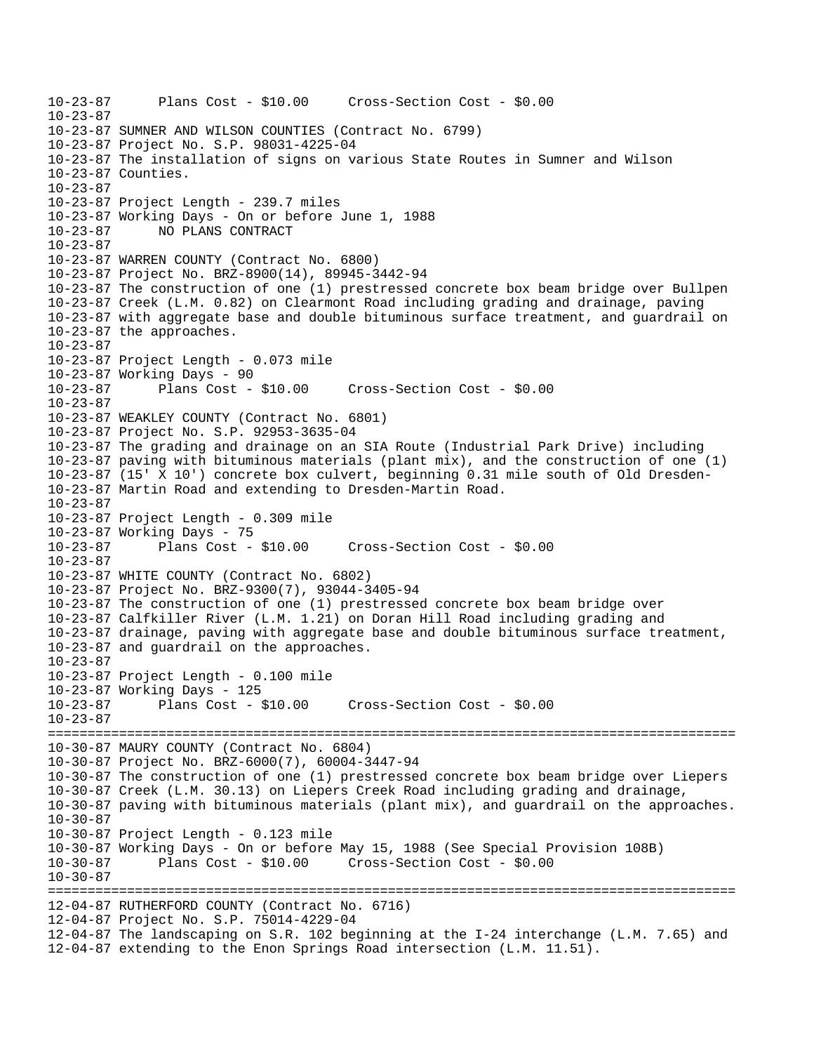```
10-23-87      Plans Cost - $10.00     Cross-Section Cost - $0.00
10-23-87
10-23-87 SUMNER AND WILSON COUNTIES (Contract No. 6799)
10-23-87 Project No. S.P. 98031-4225-04
10-23-87 The installation of signs on various State Routes in Sumner and Wilson
10-23-87 Counties.
10-23-87
10-23-87 Project Length - 239.7 miles
10-23-87 Working Days - On or before June 1, 1988
10-23-87      NO PLANS CONTRACT
10-23-87
10-23-87 WARREN COUNTY (Contract No. 6800)
10-23-87 Project No. BRZ-8900(14), 89945-3442-94
10-23-87 The construction of one (1) prestressed concrete box beam bridge over Bullpen
10-23-87 Creek (L.M. 0.82) on Clearmont Road including grading and drainage, paving
10-23-87 with aggregate base and double bituminous surface treatment, and guardrail on
10-23-87 the approaches.
10-23-87
10-23-87 Project Length - 0.073 mile
10-23-87 Working Days - 90
10-23-87      Plans Cost - $10.00     Cross-Section Cost - $0.00
10-23-87
10-23-87 WEAKLEY COUNTY (Contract No. 6801)
10-23-87 Project No. S.P. 92953-3635-04
10-23-87 The grading and drainage on an SIA Route (Industrial Park Drive) including
10-23-87 paving with bituminous materials (plant mix), and the construction of one (1)
10-23-87 (15' X 10') concrete box culvert, beginning 0.31 mile south of Old Dresden-
10-23-87 Martin Road and extending to Dresden-Martin Road.
10-23-87
10-23-87 Project Length - 0.309 mile
10-23-87 Working Days - 75
10-23-87      Plans Cost - $10.00     Cross-Section Cost - $0.00
10-23-87
10-23-87 WHITE COUNTY (Contract No. 6802)
10-23-87 Project No. BRZ-9300(7), 93044-3405-94
10-23-87 The construction of one (1) prestressed concrete box beam bridge over
10-23-87 Calfkiller River (L.M. 1.21) on Doran Hill Road including grading and
10-23-87 drainage, paving with aggregate base and double bituminous surface treatment,
10-23-87 and guardrail on the approaches.
10-23-87
10-23-87 Project Length - 0.100 mile
10-23-87 Working Days - 125
10-23-87      Plans Cost - $10.00     Cross-Section Cost - $0.00
10-23-87
================================================================================
10-30-87 MAURY COUNTY (Contract No. 6804)
10-30-87 Project No. BRZ-6000(7), 60004-3447-94
10-30-87 The construction of one (1) prestressed concrete box beam bridge over Liepers
10-30-87 Creek (L.M. 30.13) on Liepers Creek Road including grading and drainage,
10-30-87 paving with bituminous materials (plant mix), and guardrail on the approaches.
10-30-87
10-30-87 Project Length - 0.123 mile
10-30-87 Working Days - On or before May 15, 1988 (See Special Provision 108B)
10-30-87      Plans Cost - $10.00     Cross-Section Cost - $0.00
10-30-87
================================================================================
12-04-87 RUTHERFORD COUNTY (Contract No. 6716)
12-04-87 Project No. S.P. 75014-4229-04
12-04-87 The landscaping on S.R. 102 beginning at the I-24 interchange (L.M. 7.65) and
12-04-87 extending to the Enon Springs Road intersection (L.M. 11.51).
```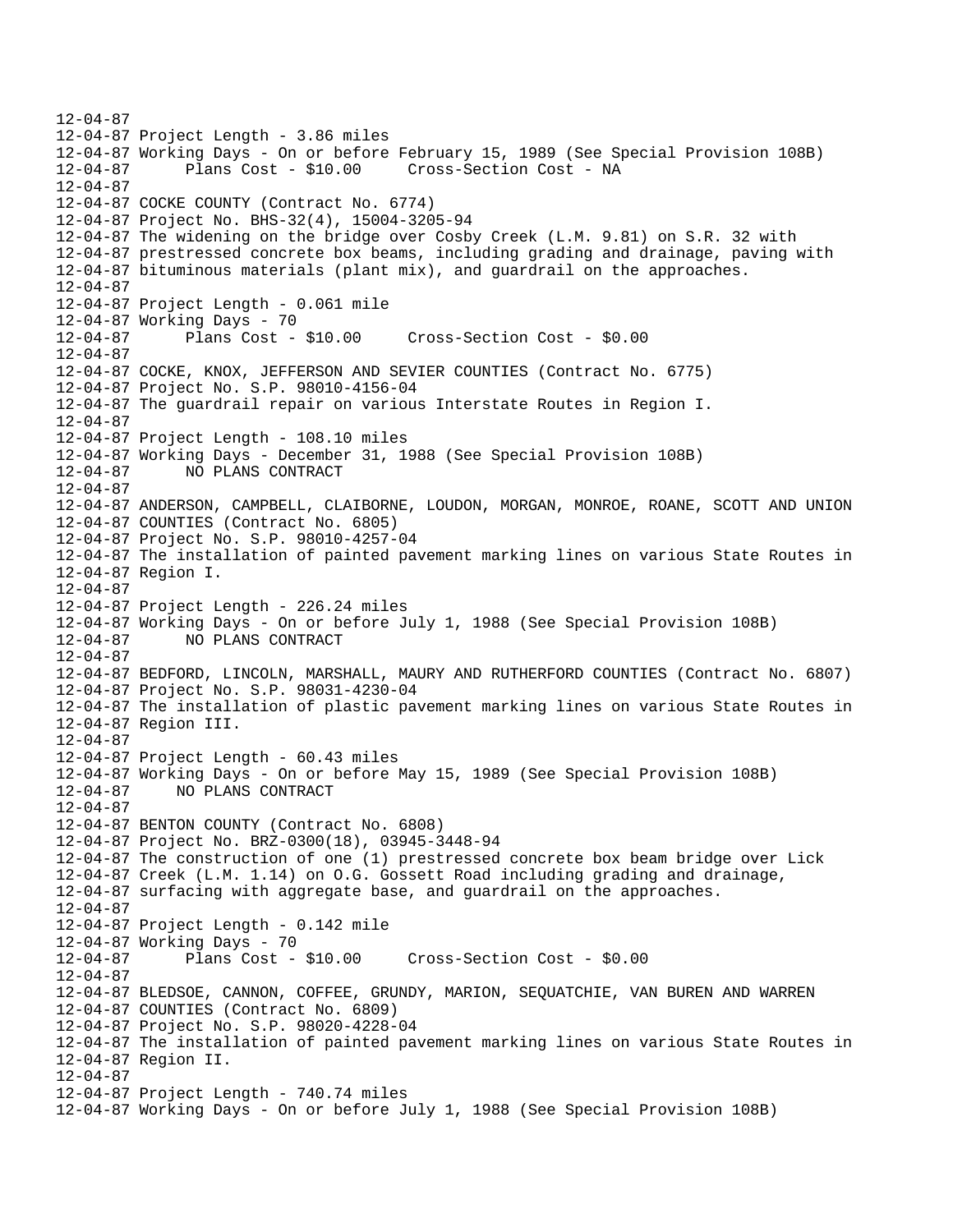```
12-04-87
12-04-87 Project Length - 3.86 miles
12-04-87 Working Days - On or before February 15, 1989 (See Special Provision 108B)
12-04-87      Plans Cost - $10.00     Cross-Section Cost - NA
12-04-87
12-04-87 COCKE COUNTY (Contract No. 6774)
12-04-87 Project No. BHS-32(4), 15004-3205-94
12-04-87 The widening on the bridge over Cosby Creek (L.M. 9.81) on S.R. 32 with
12-04-87 prestressed concrete box beams, including grading and drainage, paving with
12-04-87 bituminous materials (plant mix), and guardrail on the approaches.
12-04-87
12-04-87 Project Length - 0.061 mile
12-04-87 Working Days - 70
12-04-87      Plans Cost - $10.00     Cross-Section Cost - $0.00
12-04-87
12-04-87 COCKE, KNOX, JEFFERSON AND SEVIER COUNTIES (Contract No. 6775)
12-04-87 Project No. S.P. 98010-4156-04
12-04-87 The guardrail repair on various Interstate Routes in Region I.
12-04-87
12-04-87 Project Length - 108.10 miles
12-04-87 Working Days - December 31, 1988 (See Special Provision 108B)
12-04-87      NO PLANS CONTRACT
12-04-87
12-04-87 ANDERSON, CAMPBELL, CLAIBORNE, LOUDON, MORGAN, MONROE, ROANE, SCOTT AND UNION
12-04-87 COUNTIES (Contract No. 6805)
12-04-87 Project No. S.P. 98010-4257-04
12-04-87 The installation of painted pavement marking lines on various State Routes in
12-04-87 Region I.
12-04-87
12-04-87 Project Length - 226.24 miles
12-04-87 Working Days - On or before July 1, 1988 (See Special Provision 108B)
12-04-87      NO PLANS CONTRACT
12-04-87
12-04-87 BEDFORD, LINCOLN, MARSHALL, MAURY AND RUTHERFORD COUNTIES (Contract No. 6807)
12-04-87 Project No. S.P. 98031-4230-04
12-04-87 The installation of plastic pavement marking lines on various State Routes in
12-04-87 Region III.
12-04-87
12-04-87 Project Length - 60.43 miles
12-04-87 Working Days - On or before May 15, 1989 (See Special Provision 108B)
12-04-87     NO PLANS CONTRACT
12-04-87
12-04-87 BENTON COUNTY (Contract No. 6808)
12-04-87 Project No. BRZ-0300(18), 03945-3448-94
12-04-87 The construction of one (1) prestressed concrete box beam bridge over Lick
12-04-87 Creek (L.M. 1.14) on O.G. Gossett Road including grading and drainage,
12-04-87 surfacing with aggregate base, and guardrail on the approaches.
12-04-87
12-04-87 Project Length - 0.142 mile
12-04-87 Working Days - 70
12-04-87      Plans Cost - $10.00     Cross-Section Cost - $0.00
12-04-87
12-04-87 BLEDSOE, CANNON, COFFEE, GRUNDY, MARION, SEQUATCHIE, VAN BUREN AND WARREN
12-04-87 COUNTIES (Contract No. 6809)
12-04-87 Project No. S.P. 98020-4228-04
12-04-87 The installation of painted pavement marking lines on various State Routes in
12-04-87 Region II.
12-04-87
12-04-87 Project Length - 740.74 miles
12-04-87 Working Days - On or before July 1, 1988 (See Special Provision 108B)
```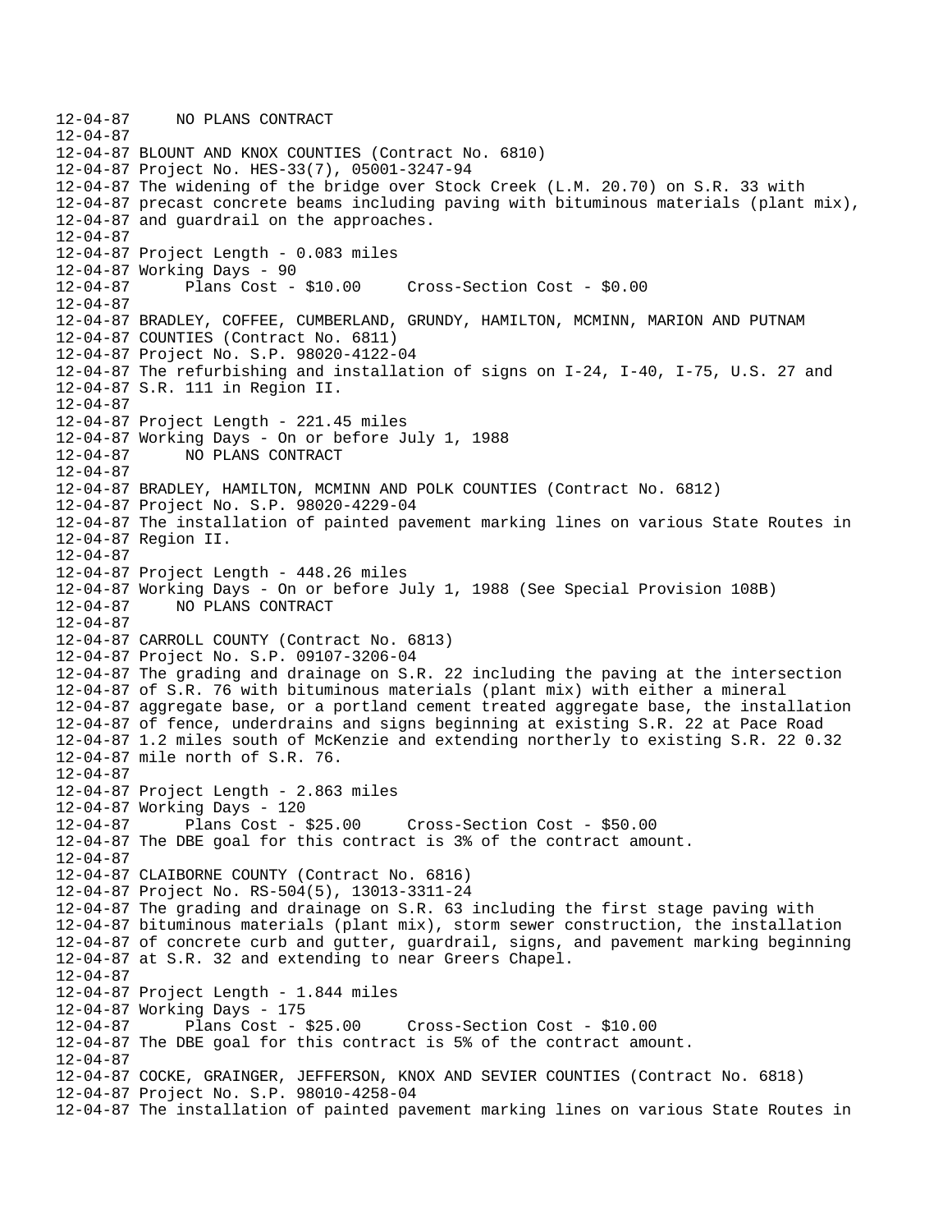12-04-87 NO PLANS CONTRACT
12-04-87
12-04-87 BLOUNT AND KNOX COUNTIES (Contract No. 6810)
12-04-87 Project No. HES-33(7), 05001-3247-94
12-04-87 The widening of the bridge over Stock Creek (L.M. 20.70) on S.R. 33 with
12-04-87 precast concrete beams including paving with bituminous materials (plant mix),
12-04-87 and guardrail on the approaches.
12-04-87
12-04-87 Project Length - 0.083 miles
12-04-87 Working Days - 90
12-04-87 Plans Cost - $10.00 Cross-Section Cost - $0.00
12-04-87
12-04-87 BRADLEY, COFFEE, CUMBERLAND, GRUNDY, HAMILTON, MCMINN, MARION AND PUTNAM
12-04-87 COUNTIES (Contract No. 6811)
12-04-87 Project No. S.P. 98020-4122-04
12-04-87 The refurbishing and installation of signs on I-24, I-40, I-75, U.S. 27 and
12-04-87 S.R. 111 in Region II.
12-04-87
12-04-87 Project Length - 221.45 miles
12-04-87 Working Days - On or before July 1, 1988
12-04-87 NO PLANS CONTRACT
12-04-87
12-04-87 BRADLEY, HAMILTON, MCMINN AND POLK COUNTIES (Contract No. 6812)
12-04-87 Project No. S.P. 98020-4229-04
12-04-87 The installation of painted pavement marking lines on various State Routes in
12-04-87 Region II.
12-04-87
12-04-87 Project Length - 448.26 miles
12-04-87 Working Days - On or before July 1, 1988 (See Special Provision 108B)
12-04-87 NO PLANS CONTRACT
12-04-87
12-04-87 CARROLL COUNTY (Contract No. 6813)
12-04-87 Project No. S.P. 09107-3206-04
12-04-87 The grading and drainage on S.R. 22 including the paving at the intersection
12-04-87 of S.R. 76 with bituminous materials (plant mix) with either a mineral
12-04-87 aggregate base, or a portland cement treated aggregate base, the installation
12-04-87 of fence, underdrains and signs beginning at existing S.R. 22 at Pace Road
12-04-87 1.2 miles south of McKenzie and extending northerly to existing S.R. 22 0.32
12-04-87 mile north of S.R. 76.
12-04-87
12-04-87 Project Length - 2.863 miles
12-04-87 Working Days - 120
12-04-87 Plans Cost - $25.00 Cross-Section Cost - $50.00
12-04-87 The DBE goal for this contract is 3% of the contract amount.
12-04-87
12-04-87 CLAIBORNE COUNTY (Contract No. 6816)
12-04-87 Project No. RS-504(5), 13013-3311-24
12-04-87 The grading and drainage on S.R. 63 including the first stage paving with
12-04-87 bituminous materials (plant mix), storm sewer construction, the installation
12-04-87 of concrete curb and gutter, guardrail, signs, and pavement marking beginning
12-04-87 at S.R. 32 and extending to near Greers Chapel.
12-04-87
12-04-87 Project Length - 1.844 miles
12-04-87 Working Days - 175
12-04-87 Plans Cost - $25.00 Cross-Section Cost - $10.00
12-04-87 The DBE goal for this contract is 5% of the contract amount.
12-04-87
12-04-87 COCKE, GRAINGER, JEFFERSON, KNOX AND SEVIER COUNTIES (Contract No. 6818)
12-04-87 Project No. S.P. 98010-4258-04
12-04-87 The installation of painted pavement marking lines on various State Routes in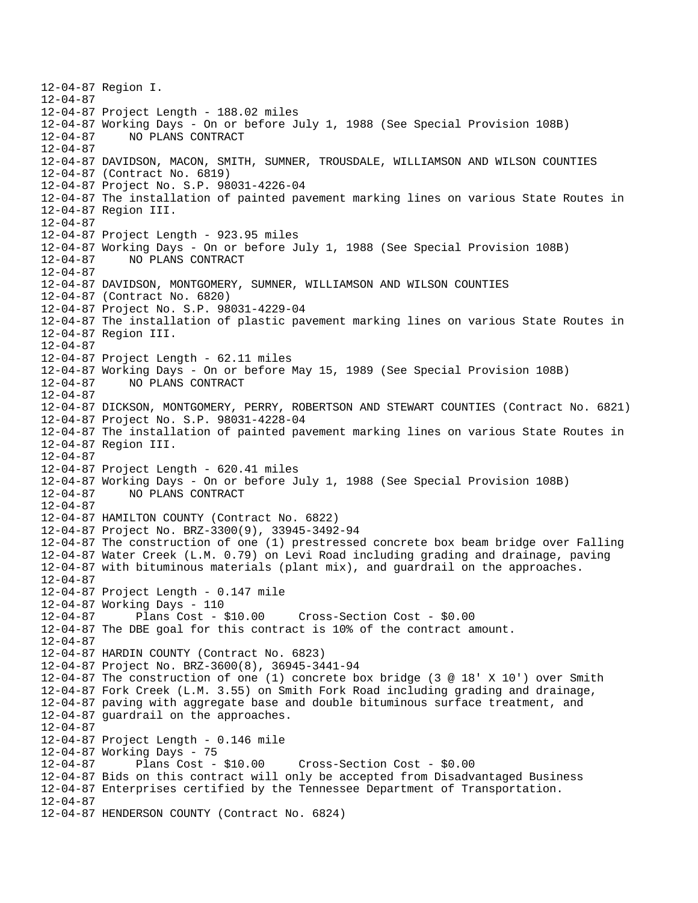```
12-04-87 Region I.
12-04-87
12-04-87 Project Length - 188.02 miles
12-04-87 Working Days - On or before July 1, 1988 (See Special Provision 108B)
12-04-87     NO PLANS CONTRACT
12-04-87
12-04-87 DAVIDSON, MACON, SMITH, SUMNER, TROUSDALE, WILLIAMSON AND WILSON COUNTIES
12-04-87 (Contract No. 6819)
12-04-87 Project No. S.P. 98031-4226-04
12-04-87 The installation of painted pavement marking lines on various State Routes in
12-04-87 Region III.
12-04-87
12-04-87 Project Length - 923.95 miles
12-04-87 Working Days - On or before July 1, 1988 (See Special Provision 108B)
12-04-87     NO PLANS CONTRACT
12-04-87
12-04-87 DAVIDSON, MONTGOMERY, SUMNER, WILLIAMSON AND WILSON COUNTIES
12-04-87 (Contract No. 6820)
12-04-87 Project No. S.P. 98031-4229-04
12-04-87 The installation of plastic pavement marking lines on various State Routes in
12-04-87 Region III.
12-04-87
12-04-87 Project Length - 62.11 miles
12-04-87 Working Days - On or before May 15, 1989 (See Special Provision 108B)
12-04-87     NO PLANS CONTRACT
12-04-87
12-04-87 DICKSON, MONTGOMERY, PERRY, ROBERTSON AND STEWART COUNTIES (Contract No. 6821)
12-04-87 Project No. S.P. 98031-4228-04
12-04-87 The installation of painted pavement marking lines on various State Routes in
12-04-87 Region III.
12-04-87
12-04-87 Project Length - 620.41 miles
12-04-87 Working Days - On or before July 1, 1988 (See Special Provision 108B)
12-04-87     NO PLANS CONTRACT
12-04-87
12-04-87 HAMILTON COUNTY (Contract No. 6822)
12-04-87 Project No. BRZ-3300(9), 33945-3492-94
12-04-87 The construction of one (1) prestressed concrete box beam bridge over Falling
12-04-87 Water Creek (L.M. 0.79) on Levi Road including grading and drainage, paving
12-04-87 with bituminous materials (plant mix), and guardrail on the approaches.
12-04-87
12-04-87 Project Length - 0.147 mile
12-04-87 Working Days - 110
12-04-87      Plans Cost - $10.00     Cross-Section Cost - $0.00
12-04-87 The DBE goal for this contract is 10% of the contract amount.
12-04-87
12-04-87 HARDIN COUNTY (Contract No. 6823)
12-04-87 Project No. BRZ-3600(8), 36945-3441-94
12-04-87 The construction of one (1) concrete box bridge (3 @ 18' X 10') over Smith
12-04-87 Fork Creek (L.M. 3.55) on Smith Fork Road including grading and drainage,
12-04-87 paving with aggregate base and double bituminous surface treatment, and
12-04-87 guardrail on the approaches.
12-04-87
12-04-87 Project Length - 0.146 mile
12-04-87 Working Days - 75
12-04-87      Plans Cost - $10.00     Cross-Section Cost - $0.00
12-04-87 Bids on this contract will only be accepted from Disadvantaged Business
12-04-87 Enterprises certified by the Tennessee Department of Transportation.
12-04-87
12-04-87 HENDERSON COUNTY (Contract No. 6824)
```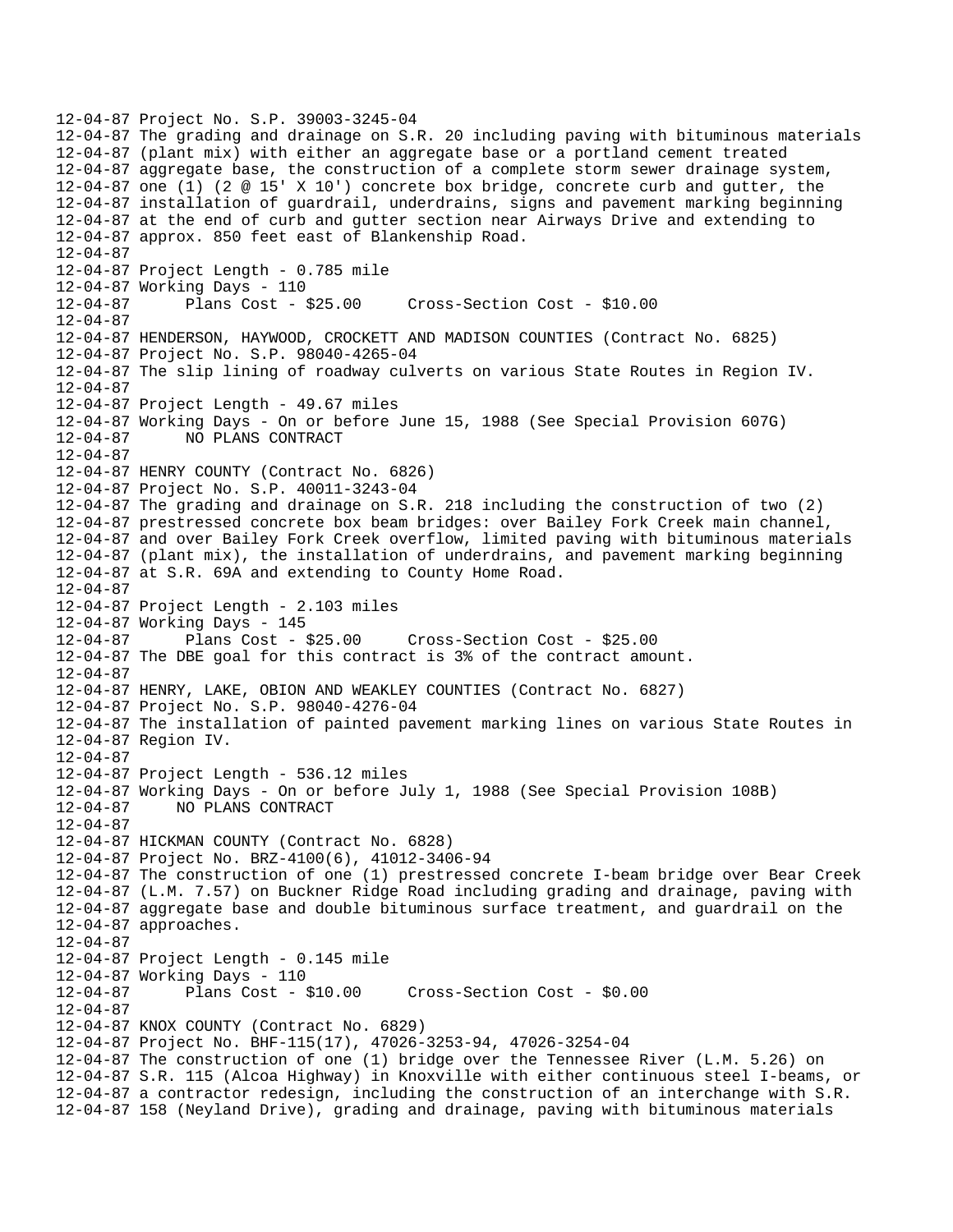```
12-04-87 Project No. S.P. 39003-3245-04
12-04-87 The grading and drainage on S.R. 20 including paving with bituminous materials
12-04-87 (plant mix) with either an aggregate base or a portland cement treated
12-04-87 aggregate base, the construction of a complete storm sewer drainage system,
12-04-87 one (1) (2 @ 15' X 10') concrete box bridge, concrete curb and gutter, the
12-04-87 installation of guardrail, underdrains, signs and pavement marking beginning
12-04-87 at the end of curb and gutter section near Airways Drive and extending to
12-04-87 approx. 850 feet east of Blankenship Road.
12-04-87
12-04-87 Project Length - 0.785 mile
12-04-87 Working Days - 110
12-04-87      Plans Cost - $25.00     Cross-Section Cost - $10.00
12-04-87
12-04-87 HENDERSON, HAYWOOD, CROCKETT AND MADISON COUNTIES (Contract No. 6825)
12-04-87 Project No. S.P. 98040-4265-04
12-04-87 The slip lining of roadway culverts on various State Routes in Region IV.
12-04-87
12-04-87 Project Length - 49.67 miles
12-04-87 Working Days - On or before June 15, 1988 (See Special Provision 607G)
12-04-87      NO PLANS CONTRACT
12-04-87
12-04-87 HENRY COUNTY (Contract No. 6826)
12-04-87 Project No. S.P. 40011-3243-04
12-04-87 The grading and drainage on S.R. 218 including the construction of two (2)
12-04-87 prestressed concrete box beam bridges: over Bailey Fork Creek main channel,
12-04-87 and over Bailey Fork Creek overflow, limited paving with bituminous materials
12-04-87 (plant mix), the installation of underdrains, and pavement marking beginning
12-04-87 at S.R. 69A and extending to County Home Road.
12-04-87
12-04-87 Project Length - 2.103 miles
12-04-87 Working Days - 145
12-04-87      Plans Cost - $25.00     Cross-Section Cost - $25.00
12-04-87 The DBE goal for this contract is 3% of the contract amount.
12-04-87
12-04-87 HENRY, LAKE, OBION AND WEAKLEY COUNTIES (Contract No. 6827)
12-04-87 Project No. S.P. 98040-4276-04
12-04-87 The installation of painted pavement marking lines on various State Routes in
12-04-87 Region IV.
12-04-87
12-04-87 Project Length - 536.12 miles
12-04-87 Working Days - On or before July 1, 1988 (See Special Provision 108B)
12-04-87      NO PLANS CONTRACT
12-04-87
12-04-87 HICKMAN COUNTY (Contract No. 6828)
12-04-87 Project No. BRZ-4100(6), 41012-3406-94
12-04-87 The construction of one (1) prestressed concrete I-beam bridge over Bear Creek
12-04-87 (L.M. 7.57) on Buckner Ridge Road including grading and drainage, paving with
12-04-87 aggregate base and double bituminous surface treatment, and guardrail on the
12-04-87 approaches.
12-04-87
12-04-87 Project Length - 0.145 mile
12-04-87 Working Days - 110
12-04-87      Plans Cost - $10.00     Cross-Section Cost - $0.00
12-04-87
12-04-87 KNOX COUNTY (Contract No. 6829)
12-04-87 Project No. BHF-115(17), 47026-3253-94, 47026-3254-04
12-04-87 The construction of one (1) bridge over the Tennessee River (L.M. 5.26) on
12-04-87 S.R. 115 (Alcoa Highway) in Knoxville with either continuous steel I-beams, or
12-04-87 a contractor redesign, including the construction of an interchange with S.R.
12-04-87 158 (Neyland Drive), grading and drainage, paving with bituminous materials
```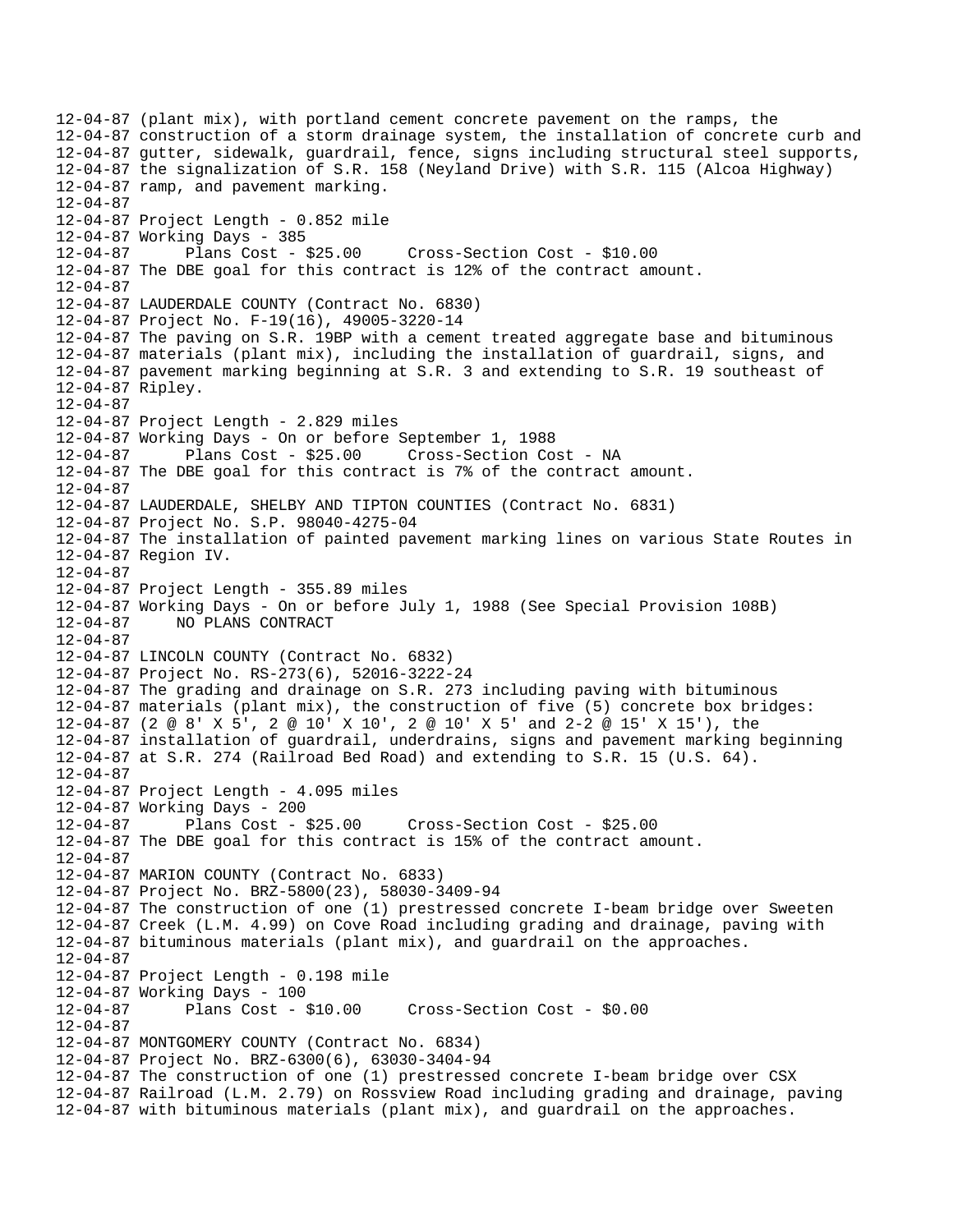```
12-04-87 (plant mix), with portland cement concrete pavement on the ramps, the
12-04-87 construction of a storm drainage system, the installation of concrete curb and
12-04-87 gutter, sidewalk, guardrail, fence, signs including structural steel supports,
12-04-87 the signalization of S.R. 158 (Neyland Drive) with S.R. 115 (Alcoa Highway)
12-04-87 ramp, and pavement marking.
12-04-87
12-04-87 Project Length - 0.852 mile
12-04-87 Working Days - 385
12-04-87      Plans Cost - $25.00     Cross-Section Cost - $10.00
12-04-87 The DBE goal for this contract is 12% of the contract amount.
12-04-87
12-04-87 LAUDERDALE COUNTY (Contract No. 6830)
12-04-87 Project No. F-19(16), 49005-3220-14
12-04-87 The paving on S.R. 19BP with a cement treated aggregate base and bituminous
12-04-87 materials (plant mix), including the installation of guardrail, signs, and
12-04-87 pavement marking beginning at S.R. 3 and extending to S.R. 19 southeast of
12-04-87 Ripley.
12-04-87
12-04-87 Project Length - 2.829 miles
12-04-87 Working Days - On or before September 1, 1988
12-04-87      Plans Cost - $25.00     Cross-Section Cost - NA
12-04-87 The DBE goal for this contract is 7% of the contract amount.
12-04-87
12-04-87 LAUDERDALE, SHELBY AND TIPTON COUNTIES (Contract No. 6831)
12-04-87 Project No. S.P. 98040-4275-04
12-04-87 The installation of painted pavement marking lines on various State Routes in
12-04-87 Region IV.
12-04-87
12-04-87 Project Length - 355.89 miles
12-04-87 Working Days - On or before July 1, 1988 (See Special Provision 108B)
12-04-87     NO PLANS CONTRACT
12-04-87
12-04-87 LINCOLN COUNTY (Contract No. 6832)
12-04-87 Project No. RS-273(6), 52016-3222-24
12-04-87 The grading and drainage on S.R. 273 including paving with bituminous
12-04-87 materials (plant mix), the construction of five (5) concrete box bridges:
12-04-87 (2 @ 8' X 5', 2 @ 10' X 10', 2 @ 10' X 5' and 2-2 @ 15' X 15'), the
12-04-87 installation of guardrail, underdrains, signs and pavement marking beginning
12-04-87 at S.R. 274 (Railroad Bed Road) and extending to S.R. 15 (U.S. 64).
12-04-87
12-04-87 Project Length - 4.095 miles
12-04-87 Working Days - 200
12-04-87      Plans Cost - $25.00     Cross-Section Cost - $25.00
12-04-87 The DBE goal for this contract is 15% of the contract amount.
12-04-87
12-04-87 MARION COUNTY (Contract No. 6833)
12-04-87 Project No. BRZ-5800(23), 58030-3409-94
12-04-87 The construction of one (1) prestressed concrete I-beam bridge over Sweeten
12-04-87 Creek (L.M. 4.99) on Cove Road including grading and drainage, paving with
12-04-87 bituminous materials (plant mix), and guardrail on the approaches.
12-04-87
12-04-87 Project Length - 0.198 mile
12-04-87 Working Days - 100
12-04-87      Plans Cost - $10.00     Cross-Section Cost - $0.00
12-04-87
12-04-87 MONTGOMERY COUNTY (Contract No. 6834)
12-04-87 Project No. BRZ-6300(6), 63030-3404-94
12-04-87 The construction of one (1) prestressed concrete I-beam bridge over CSX
12-04-87 Railroad (L.M. 2.79) on Rossview Road including grading and drainage, paving
12-04-87 with bituminous materials (plant mix), and guardrail on the approaches.
```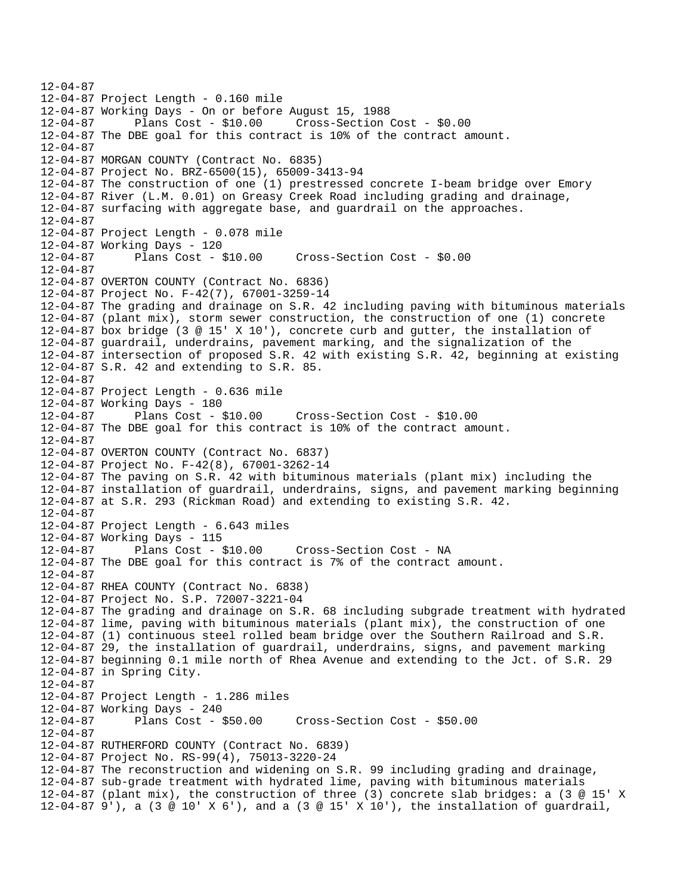```
12-04-87
12-04-87 Project Length - 0.160 mile
12-04-87 Working Days - On or before August 15, 1988
12-04-87      Plans Cost - $10.00     Cross-Section Cost - $0.00
12-04-87 The DBE goal for this contract is 10% of the contract amount.
12-04-87
12-04-87 MORGAN COUNTY (Contract No. 6835)
12-04-87 Project No. BRZ-6500(15), 65009-3413-94
12-04-87 The construction of one (1) prestressed concrete I-beam bridge over Emory
12-04-87 River (L.M. 0.01) on Greasy Creek Road including grading and drainage,
12-04-87 surfacing with aggregate base, and guardrail on the approaches.
12-04-87
12-04-87 Project Length - 0.078 mile
12-04-87 Working Days - 120
12-04-87      Plans Cost - $10.00     Cross-Section Cost - $0.00
12-04-87
12-04-87 OVERTON COUNTY (Contract No. 6836)
12-04-87 Project No. F-42(7), 67001-3259-14
12-04-87 The grading and drainage on S.R. 42 including paving with bituminous materials
12-04-87 (plant mix), storm sewer construction, the construction of one (1) concrete
12-04-87 box bridge (3 @ 15' X 10'), concrete curb and gutter, the installation of
12-04-87 guardrail, underdrains, pavement marking, and the signalization of the
12-04-87 intersection of proposed S.R. 42 with existing S.R. 42, beginning at existing
12-04-87 S.R. 42 and extending to S.R. 85.
12-04-87
12-04-87 Project Length - 0.636 mile
12-04-87 Working Days - 180
12-04-87      Plans Cost - $10.00     Cross-Section Cost - $10.00
12-04-87 The DBE goal for this contract is 10% of the contract amount.
12-04-87
12-04-87 OVERTON COUNTY (Contract No. 6837)
12-04-87 Project No. F-42(8), 67001-3262-14
12-04-87 The paving on S.R. 42 with bituminous materials (plant mix) including the
12-04-87 installation of guardrail, underdrains, signs, and pavement marking beginning
12-04-87 at S.R. 293 (Rickman Road) and extending to existing S.R. 42.
12-04-87
12-04-87 Project Length - 6.643 miles
12-04-87 Working Days - 115
12-04-87      Plans Cost - $10.00     Cross-Section Cost - NA
12-04-87 The DBE goal for this contract is 7% of the contract amount.
12-04-87
12-04-87 RHEA COUNTY (Contract No. 6838)
12-04-87 Project No. S.P. 72007-3221-04
12-04-87 The grading and drainage on S.R. 68 including subgrade treatment with hydrated
12-04-87 lime, paving with bituminous materials (plant mix), the construction of one
12-04-87 (1) continuous steel rolled beam bridge over the Southern Railroad and S.R.
12-04-87 29, the installation of guardrail, underdrains, signs, and pavement marking
12-04-87 beginning 0.1 mile north of Rhea Avenue and extending to the Jct. of S.R. 29
12-04-87 in Spring City.
12-04-87
12-04-87 Project Length - 1.286 miles
12-04-87 Working Days - 240
12-04-87      Plans Cost - $50.00     Cross-Section Cost - $50.00
12-04-87
12-04-87 RUTHERFORD COUNTY (Contract No. 6839)
12-04-87 Project No. RS-99(4), 75013-3220-24
12-04-87 The reconstruction and widening on S.R. 99 including grading and drainage,
12-04-87 sub-grade treatment with hydrated lime, paving with bituminous materials
12-04-87 (plant mix), the construction of three (3) concrete slab bridges: a (3 @ 15' X
12-04-87 9'), a (3 @ 10' X 6'), and a (3 @ 15' X 10'), the installation of guardrail,
```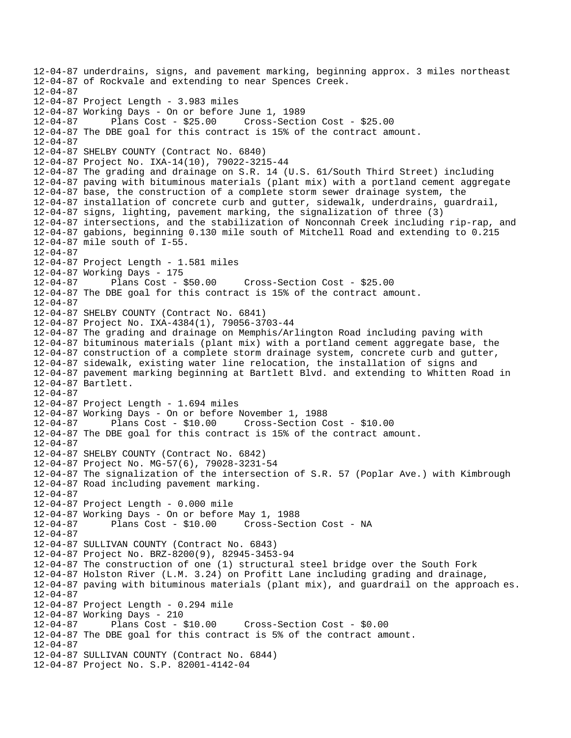12-04-87 underdrains, signs, and pavement marking, beginning approx. 3 miles northeast
12-04-87 of Rockvale and extending to near Spences Creek.
12-04-87
12-04-87 Project Length - 3.983 miles
12-04-87 Working Days - On or before June 1, 1989
12-04-87       Plans Cost - $25.00     Cross-Section Cost - $25.00
12-04-87 The DBE goal for this contract is 15% of the contract amount.
12-04-87
12-04-87 SHELBY COUNTY (Contract No. 6840)
12-04-87 Project No. IXA-14(10), 79022-3215-44
12-04-87 The grading and drainage on S.R. 14 (U.S. 61/South Third Street) including
12-04-87 paving with bituminous materials (plant mix) with a portland cement aggregate
12-04-87 base, the construction of a complete storm sewer drainage system, the
12-04-87 installation of concrete curb and gutter, sidewalk, underdrains, guardrail,
12-04-87 signs, lighting, pavement marking, the signalization of three (3)
12-04-87 intersections, and the stabilization of Nonconnah Creek including rip-rap, and
12-04-87 gabions, beginning 0.130 mile south of Mitchell Road and extending to 0.215
12-04-87 mile south of I-55.
12-04-87
12-04-87 Project Length - 1.581 miles
12-04-87 Working Days - 175
12-04-87       Plans Cost - $50.00     Cross-Section Cost - $25.00
12-04-87 The DBE goal for this contract is 15% of the contract amount.
12-04-87
12-04-87 SHELBY COUNTY (Contract No. 6841)
12-04-87 Project No. IXA-4384(1), 79056-3703-44
12-04-87 The grading and drainage on Memphis/Arlington Road including paving with
12-04-87 bituminous materials (plant mix) with a portland cement aggregate base, the
12-04-87 construction of a complete storm drainage system, concrete curb and gutter,
12-04-87 sidewalk, existing water line relocation, the installation of signs and
12-04-87 pavement marking beginning at Bartlett Blvd. and extending to Whitten Road in
12-04-87 Bartlett.
12-04-87
12-04-87 Project Length - 1.694 miles
12-04-87 Working Days - On or before November 1, 1988
12-04-87       Plans Cost - $10.00     Cross-Section Cost - $10.00
12-04-87 The DBE goal for this contract is 15% of the contract amount.
12-04-87
12-04-87 SHELBY COUNTY (Contract No. 6842)
12-04-87 Project No. MG-57(6), 79028-3231-54
12-04-87 The signalization of the intersection of S.R. 57 (Poplar Ave.) with Kimbrough
12-04-87 Road including pavement marking.
12-04-87
12-04-87 Project Length - 0.000 mile
12-04-87 Working Days - On or before May 1, 1988
12-04-87       Plans Cost - $10.00     Cross-Section Cost - NA
12-04-87
12-04-87 SULLIVAN COUNTY (Contract No. 6843)
12-04-87 Project No. BRZ-8200(9), 82945-3453-94
12-04-87 The construction of one (1) structural steel bridge over the South Fork
12-04-87 Holston River (L.M. 3.24) on Profitt Lane including grading and drainage,
12-04-87 paving with bituminous materials (plant mix), and guardrail on the approach es.
12-04-87
12-04-87 Project Length - 0.294 mile
12-04-87 Working Days - 210
12-04-87       Plans Cost - $10.00     Cross-Section Cost - $0.00
12-04-87 The DBE goal for this contract is 5% of the contract amount.
12-04-87
12-04-87 SULLIVAN COUNTY (Contract No. 6844)
12-04-87 Project No. S.P. 82001-4142-04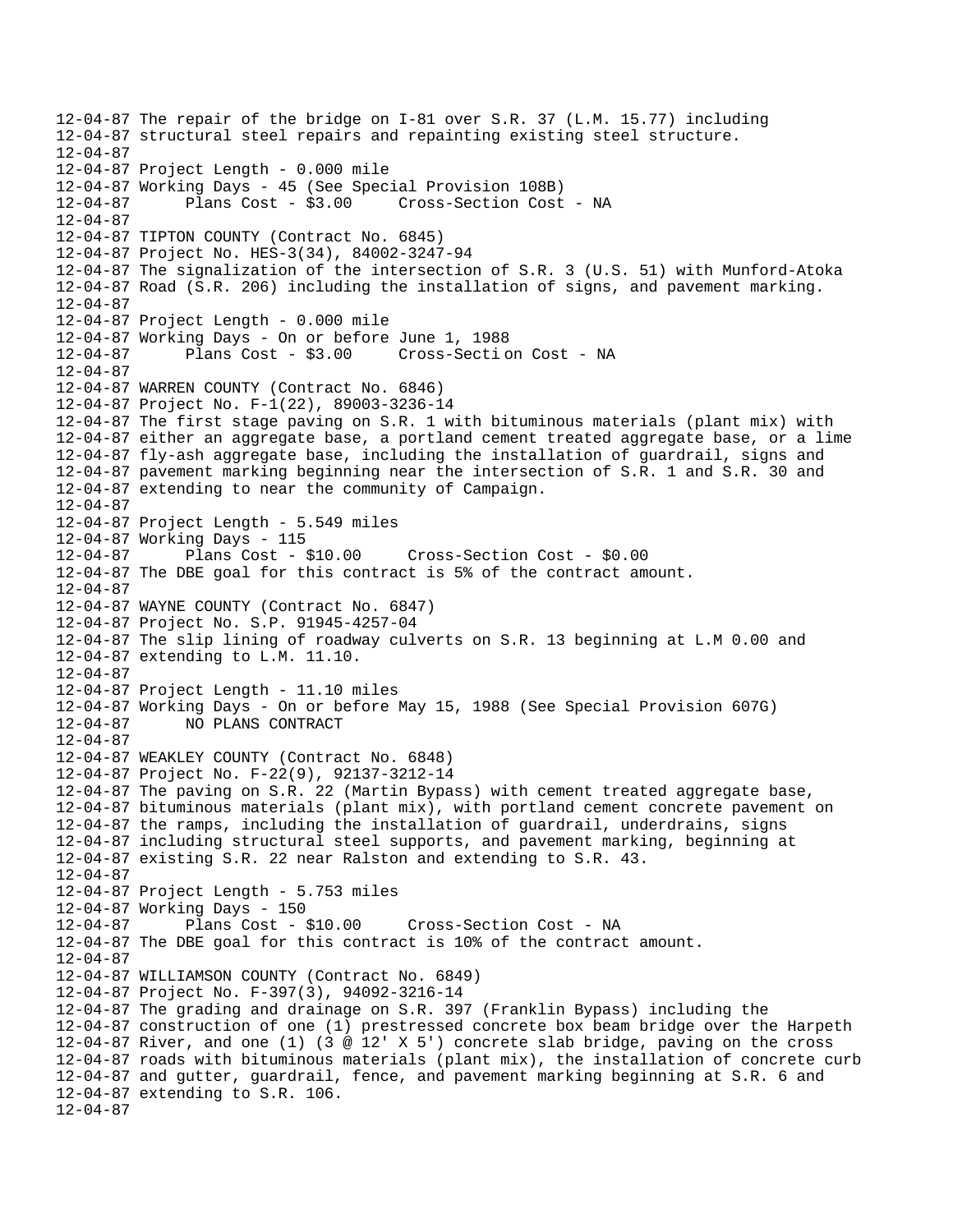12-04-87 The repair of the bridge on I-81 over S.R. 37 (L.M. 15.77) including
12-04-87 structural steel repairs and repainting existing steel structure.
12-04-87
12-04-87 Project Length - 0.000 mile
12-04-87 Working Days - 45 (See Special Provision 108B)
12-04-87 Plans Cost - $3.00 Cross-Section Cost - NA
12-04-87
12-04-87 TIPTON COUNTY (Contract No. 6845)
12-04-87 Project No. HES-3(34), 84002-3247-94
12-04-87 The signalization of the intersection of S.R. 3 (U.S. 51) with Munford-Atoka
12-04-87 Road (S.R. 206) including the installation of signs, and pavement marking.
12-04-87
12-04-87 Project Length - 0.000 mile
12-04-87 Working Days - On or before June 1, 1988
12-04-87 Plans Cost - $3.00 Cross-Secti on Cost - NA
12-04-87
12-04-87 WARREN COUNTY (Contract No. 6846)
12-04-87 Project No. F-1(22), 89003-3236-14
12-04-87 The first stage paving on S.R. 1 with bituminous materials (plant mix) with
12-04-87 either an aggregate base, a portland cement treated aggregate base, or a lime
12-04-87 fly-ash aggregate base, including the installation of guardrail, signs and
12-04-87 pavement marking beginning near the intersection of S.R. 1 and S.R. 30 and
12-04-87 extending to near the community of Campaign.
12-04-87
12-04-87 Project Length - 5.549 miles
12-04-87 Working Days - 115
12-04-87 Plans Cost - $10.00 Cross-Section Cost - $0.00
12-04-87 The DBE goal for this contract is 5% of the contract amount.
12-04-87
12-04-87 WAYNE COUNTY (Contract No. 6847)
12-04-87 Project No. S.P. 91945-4257-04
12-04-87 The slip lining of roadway culverts on S.R. 13 beginning at L.M 0.00 and
12-04-87 extending to L.M. 11.10.
12-04-87
12-04-87 Project Length - 11.10 miles
12-04-87 Working Days - On or before May 15, 1988 (See Special Provision 607G)
12-04-87 NO PLANS CONTRACT
12-04-87
12-04-87 WEAKLEY COUNTY (Contract No. 6848)
12-04-87 Project No. F-22(9), 92137-3212-14
12-04-87 The paving on S.R. 22 (Martin Bypass) with cement treated aggregate base,
12-04-87 bituminous materials (plant mix), with portland cement concrete pavement on
12-04-87 the ramps, including the installation of guardrail, underdrains, signs
12-04-87 including structural steel supports, and pavement marking, beginning at
12-04-87 existing S.R. 22 near Ralston and extending to S.R. 43.
12-04-87
12-04-87 Project Length - 5.753 miles
12-04-87 Working Days - 150
12-04-87 Plans Cost - $10.00 Cross-Section Cost - NA
12-04-87 The DBE goal for this contract is 10% of the contract amount.
12-04-87
12-04-87 WILLIAMSON COUNTY (Contract No. 6849)
12-04-87 Project No. F-397(3), 94092-3216-14
12-04-87 The grading and drainage on S.R. 397 (Franklin Bypass) including the
12-04-87 construction of one (1) prestressed concrete box beam bridge over the Harpeth
12-04-87 River, and one (1) (3 @ 12' X 5') concrete slab bridge, paving on the cross
12-04-87 roads with bituminous materials (plant mix), the installation of concrete curb
12-04-87 and gutter, guardrail, fence, and pavement marking beginning at S.R. 6 and
12-04-87 extending to S.R. 106.
12-04-87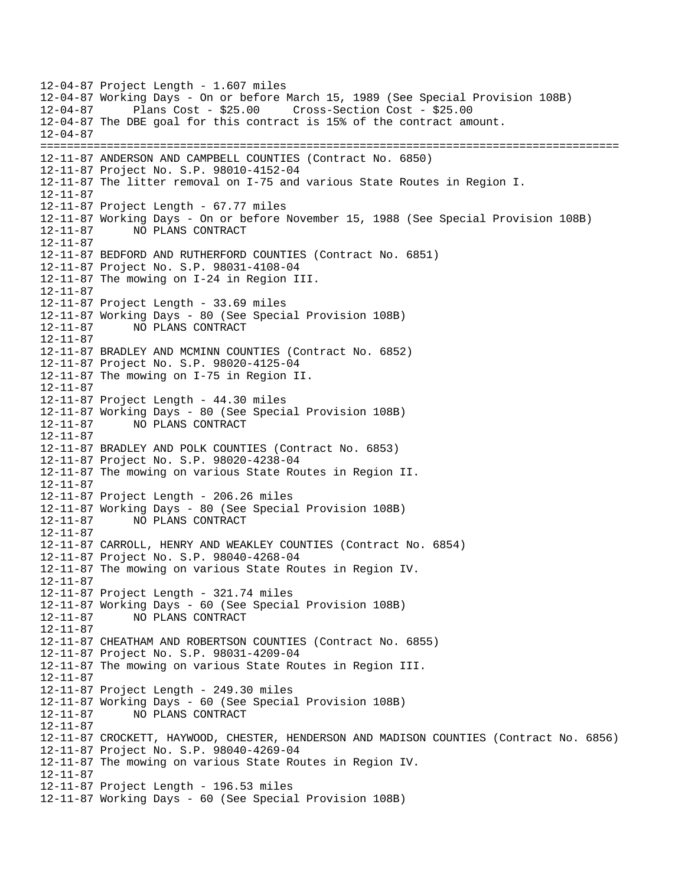```
12-04-87 Project Length - 1.607 miles
12-04-87 Working Days - On or before March 15, 1989 (See Special Provision 108B)
12-04-87       Plans Cost - $25.00     Cross-Section Cost - $25.00
12-04-87 The DBE goal for this contract is 15% of the contract amount.
12-04-87
=========================================================================================
12-11-87 ANDERSON AND CAMPBELL COUNTIES (Contract No. 6850)
12-11-87 Project No. S.P. 98010-4152-04
12-11-87 The litter removal on I-75 and various State Routes in Region I.
12-11-87
12-11-87 Project Length - 67.77 miles
12-11-87 Working Days - On or before November 15, 1988 (See Special Provision 108B)
12-11-87       NO PLANS CONTRACT
12-11-87
12-11-87 BEDFORD AND RUTHERFORD COUNTIES (Contract No. 6851)
12-11-87 Project No. S.P. 98031-4108-04
12-11-87 The mowing on I-24 in Region III.
12-11-87
12-11-87 Project Length - 33.69 miles
12-11-87 Working Days - 80 (See Special Provision 108B)
12-11-87       NO PLANS CONTRACT
12-11-87
12-11-87 BRADLEY AND MCMINN COUNTIES (Contract No. 6852)
12-11-87 Project No. S.P. 98020-4125-04
12-11-87 The mowing on I-75 in Region II.
12-11-87
12-11-87 Project Length - 44.30 miles
12-11-87 Working Days - 80 (See Special Provision 108B)
12-11-87       NO PLANS CONTRACT
12-11-87
12-11-87 BRADLEY AND POLK COUNTIES (Contract No. 6853)
12-11-87 Project No. S.P. 98020-4238-04
12-11-87 The mowing on various State Routes in Region II.
12-11-87
12-11-87 Project Length - 206.26 miles
12-11-87 Working Days - 80 (See Special Provision 108B)
12-11-87       NO PLANS CONTRACT
12-11-87
12-11-87 CARROLL, HENRY AND WEAKLEY COUNTIES (Contract No. 6854)
12-11-87 Project No. S.P. 98040-4268-04
12-11-87 The mowing on various State Routes in Region IV.
12-11-87
12-11-87 Project Length - 321.74 miles
12-11-87 Working Days - 60 (See Special Provision 108B)
12-11-87       NO PLANS CONTRACT
12-11-87
12-11-87 CHEATHAM AND ROBERTSON COUNTIES (Contract No. 6855)
12-11-87 Project No. S.P. 98031-4209-04
12-11-87 The mowing on various State Routes in Region III.
12-11-87
12-11-87 Project Length - 249.30 miles
12-11-87 Working Days - 60 (See Special Provision 108B)
12-11-87       NO PLANS CONTRACT
12-11-87
12-11-87 CROCKETT, HAYWOOD, CHESTER, HENDERSON AND MADISON COUNTIES (Contract No. 6856)
12-11-87 Project No. S.P. 98040-4269-04
12-11-87 The mowing on various State Routes in Region IV.
12-11-87
12-11-87 Project Length - 196.53 miles
12-11-87 Working Days - 60 (See Special Provision 108B)
```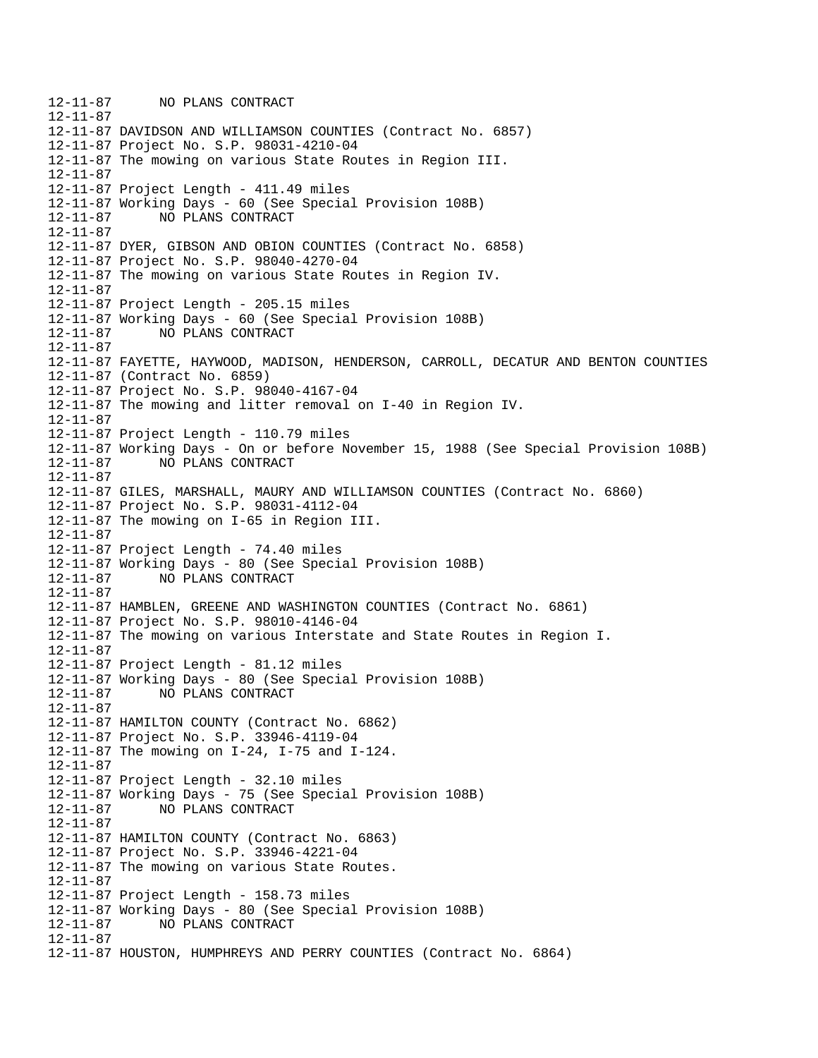```
12-11-87      NO PLANS CONTRACT
12-11-87
12-11-87 DAVIDSON AND WILLIAMSON COUNTIES (Contract No. 6857)
12-11-87 Project No. S.P. 98031-4210-04
12-11-87 The mowing on various State Routes in Region III.
12-11-87
12-11-87 Project Length - 411.49 miles
12-11-87 Working Days - 60 (See Special Provision 108B)
12-11-87      NO PLANS CONTRACT
12-11-87
12-11-87 DYER, GIBSON AND OBION COUNTIES (Contract No. 6858)
12-11-87 Project No. S.P. 98040-4270-04
12-11-87 The mowing on various State Routes in Region IV.
12-11-87
12-11-87 Project Length - 205.15 miles
12-11-87 Working Days - 60 (See Special Provision 108B)
12-11-87      NO PLANS CONTRACT
12-11-87
12-11-87 FAYETTE, HAYWOOD, MADISON, HENDERSON, CARROLL, DECATUR AND BENTON COUNTIES
12-11-87 (Contract No. 6859)
12-11-87 Project No. S.P. 98040-4167-04
12-11-87 The mowing and litter removal on I-40 in Region IV.
12-11-87
12-11-87 Project Length - 110.79 miles
12-11-87 Working Days - On or before November 15, 1988 (See Special Provision 108B)
12-11-87      NO PLANS CONTRACT
12-11-87
12-11-87 GILES, MARSHALL, MAURY AND WILLIAMSON COUNTIES (Contract No. 6860)
12-11-87 Project No. S.P. 98031-4112-04
12-11-87 The mowing on I-65 in Region III.
12-11-87
12-11-87 Project Length - 74.40 miles
12-11-87 Working Days - 80 (See Special Provision 108B)
12-11-87      NO PLANS CONTRACT
12-11-87
12-11-87 HAMBLEN, GREENE AND WASHINGTON COUNTIES (Contract No. 6861)
12-11-87 Project No. S.P. 98010-4146-04
12-11-87 The mowing on various Interstate and State Routes in Region I.
12-11-87
12-11-87 Project Length - 81.12 miles
12-11-87 Working Days - 80 (See Special Provision 108B)
12-11-87      NO PLANS CONTRACT
12-11-87
12-11-87 HAMILTON COUNTY (Contract No. 6862)
12-11-87 Project No. S.P. 33946-4119-04
12-11-87 The mowing on I-24, I-75 and I-124.
12-11-87
12-11-87 Project Length - 32.10 miles
12-11-87 Working Days - 75 (See Special Provision 108B)
12-11-87      NO PLANS CONTRACT
12-11-87
12-11-87 HAMILTON COUNTY (Contract No. 6863)
12-11-87 Project No. S.P. 33946-4221-04
12-11-87 The mowing on various State Routes.
12-11-87
12-11-87 Project Length - 158.73 miles
12-11-87 Working Days - 80 (See Special Provision 108B)
12-11-87      NO PLANS CONTRACT
12-11-87
12-11-87 HOUSTON, HUMPHREYS AND PERRY COUNTIES (Contract No. 6864)
```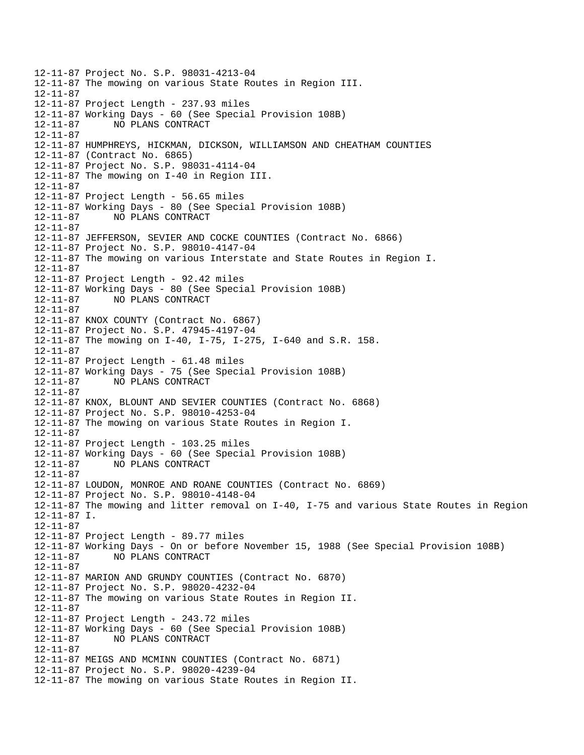12-11-87 Project No. S.P. 98031-4213-04
12-11-87 The mowing on various State Routes in Region III.
12-11-87
12-11-87 Project Length - 237.93 miles
12-11-87 Working Days - 60 (See Special Provision 108B)
12-11-87 NO PLANS CONTRACT
12-11-87
12-11-87 HUMPHREYS, HICKMAN, DICKSON, WILLIAMSON AND CHEATHAM COUNTIES
12-11-87 (Contract No. 6865)
12-11-87 Project No. S.P. 98031-4114-04
12-11-87 The mowing on I-40 in Region III.
12-11-87
12-11-87 Project Length - 56.65 miles
12-11-87 Working Days - 80 (See Special Provision 108B)
12-11-87 NO PLANS CONTRACT
12-11-87
12-11-87 JEFFERSON, SEVIER AND COCKE COUNTIES (Contract No. 6866)
12-11-87 Project No. S.P. 98010-4147-04
12-11-87 The mowing on various Interstate and State Routes in Region I.
12-11-87
12-11-87 Project Length - 92.42 miles
12-11-87 Working Days - 80 (See Special Provision 108B)
12-11-87 NO PLANS CONTRACT
12-11-87
12-11-87 KNOX COUNTY (Contract No. 6867)
12-11-87 Project No. S.P. 47945-4197-04
12-11-87 The mowing on I-40, I-75, I-275, I-640 and S.R. 158.
12-11-87
12-11-87 Project Length - 61.48 miles
12-11-87 Working Days - 75 (See Special Provision 108B)
12-11-87 NO PLANS CONTRACT
12-11-87
12-11-87 KNOX, BLOUNT AND SEVIER COUNTIES (Contract No. 6868)
12-11-87 Project No. S.P. 98010-4253-04
12-11-87 The mowing on various State Routes in Region I.
12-11-87
12-11-87 Project Length - 103.25 miles
12-11-87 Working Days - 60 (See Special Provision 108B)
12-11-87 NO PLANS CONTRACT
12-11-87
12-11-87 LOUDON, MONROE AND ROANE COUNTIES (Contract No. 6869)
12-11-87 Project No. S.P. 98010-4148-04
12-11-87 The mowing and litter removal on I-40, I-75 and various State Routes in Region
12-11-87 I.
12-11-87
12-11-87 Project Length - 89.77 miles
12-11-87 Working Days - On or before November 15, 1988 (See Special Provision 108B)
12-11-87 NO PLANS CONTRACT
12-11-87
12-11-87 MARION AND GRUNDY COUNTIES (Contract No. 6870)
12-11-87 Project No. S.P. 98020-4232-04
12-11-87 The mowing on various State Routes in Region II.
12-11-87
12-11-87 Project Length - 243.72 miles
12-11-87 Working Days - 60 (See Special Provision 108B)
12-11-87 NO PLANS CONTRACT
12-11-87
12-11-87 MEIGS AND MCMINN COUNTIES (Contract No. 6871)
12-11-87 Project No. S.P. 98020-4239-04
12-11-87 The mowing on various State Routes in Region II.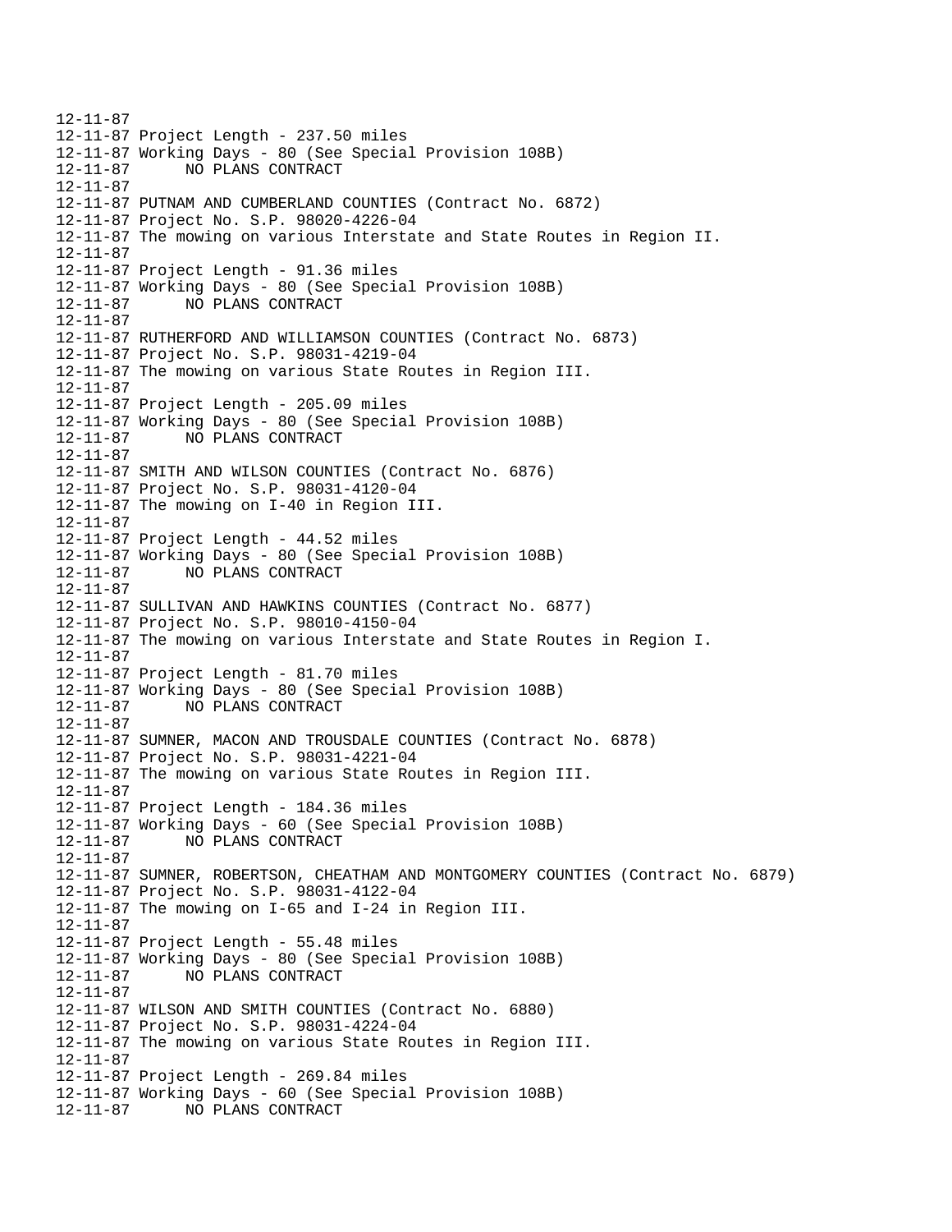```
12-11-87
12-11-87 Project Length - 237.50 miles
12-11-87 Working Days - 80 (See Special Provision 108B)
12-11-87      NO PLANS CONTRACT
12-11-87
12-11-87 PUTNAM AND CUMBERLAND COUNTIES (Contract No. 6872)
12-11-87 Project No. S.P. 98020-4226-04
12-11-87 The mowing on various Interstate and State Routes in Region II.
12-11-87
12-11-87 Project Length - 91.36 miles
12-11-87 Working Days - 80 (See Special Provision 108B)
12-11-87      NO PLANS CONTRACT
12-11-87
12-11-87 RUTHERFORD AND WILLIAMSON COUNTIES (Contract No. 6873)
12-11-87 Project No. S.P. 98031-4219-04
12-11-87 The mowing on various State Routes in Region III.
12-11-87
12-11-87 Project Length - 205.09 miles
12-11-87 Working Days - 80 (See Special Provision 108B)
12-11-87      NO PLANS CONTRACT
12-11-87
12-11-87 SMITH AND WILSON COUNTIES (Contract No. 6876)
12-11-87 Project No. S.P. 98031-4120-04
12-11-87 The mowing on I-40 in Region III.
12-11-87
12-11-87 Project Length - 44.52 miles
12-11-87 Working Days - 80 (See Special Provision 108B)
12-11-87      NO PLANS CONTRACT
12-11-87
12-11-87 SULLIVAN AND HAWKINS COUNTIES (Contract No. 6877)
12-11-87 Project No. S.P. 98010-4150-04
12-11-87 The mowing on various Interstate and State Routes in Region I.
12-11-87
12-11-87 Project Length - 81.70 miles
12-11-87 Working Days - 80 (See Special Provision 108B)
12-11-87      NO PLANS CONTRACT
12-11-87
12-11-87 SUMNER, MACON AND TROUSDALE COUNTIES (Contract No. 6878)
12-11-87 Project No. S.P. 98031-4221-04
12-11-87 The mowing on various State Routes in Region III.
12-11-87
12-11-87 Project Length - 184.36 miles
12-11-87 Working Days - 60 (See Special Provision 108B)
12-11-87      NO PLANS CONTRACT
12-11-87
12-11-87 SUMNER, ROBERTSON, CHEATHAM AND MONTGOMERY COUNTIES (Contract No. 6879)
12-11-87 Project No. S.P. 98031-4122-04
12-11-87 The mowing on I-65 and I-24 in Region III.
12-11-87
12-11-87 Project Length - 55.48 miles
12-11-87 Working Days - 80 (See Special Provision 108B)
12-11-87      NO PLANS CONTRACT
12-11-87
12-11-87 WILSON AND SMITH COUNTIES (Contract No. 6880)
12-11-87 Project No. S.P. 98031-4224-04
12-11-87 The mowing on various State Routes in Region III.
12-11-87
12-11-87 Project Length - 269.84 miles
12-11-87 Working Days - 60 (See Special Provision 108B)
12-11-87      NO PLANS CONTRACT
```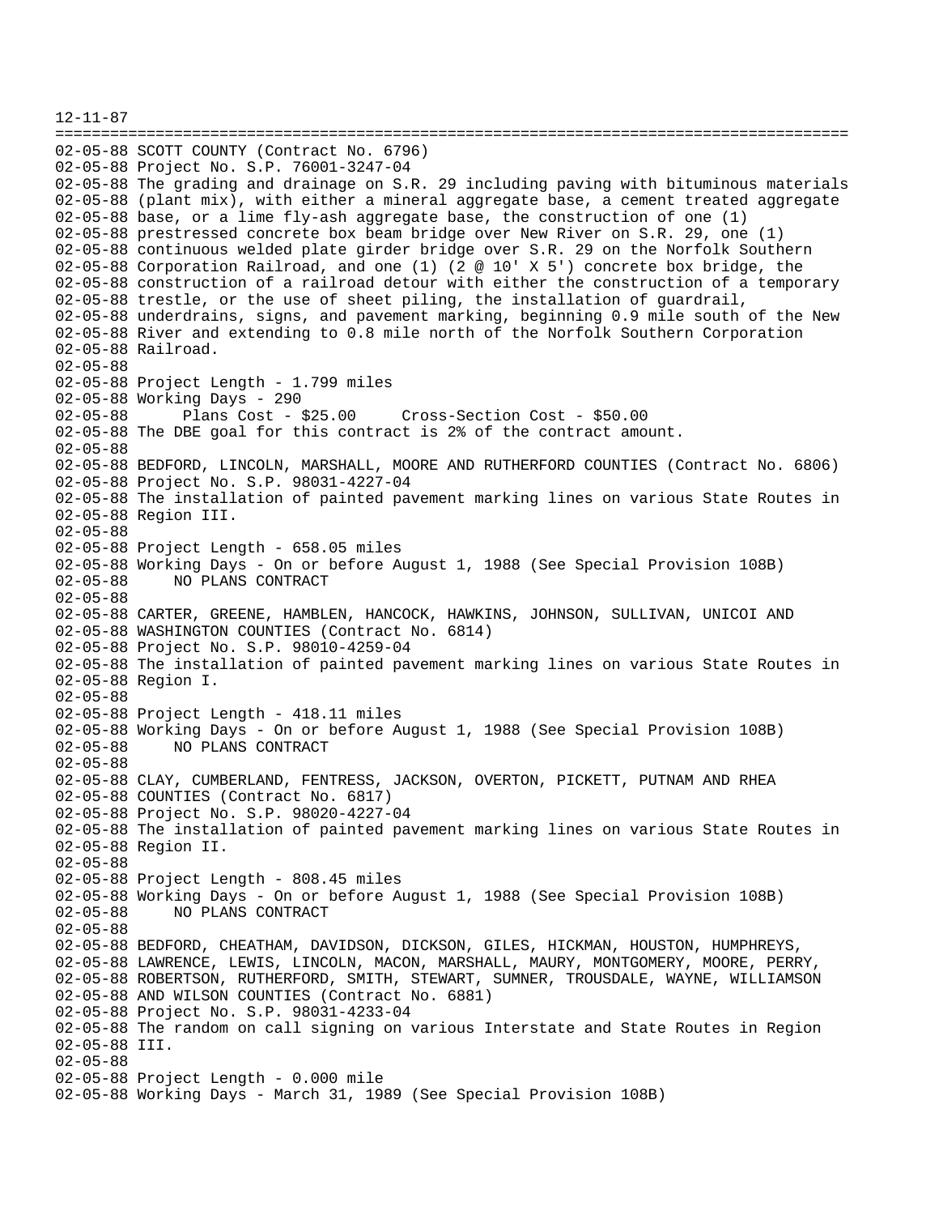```
12-11-87
==========================================================================================
02-05-88 SCOTT COUNTY (Contract No. 6796)
02-05-88 Project No. S.P. 76001-3247-04
02-05-88 The grading and drainage on S.R. 29 including paving with bituminous materials
02-05-88 (plant mix), with either a mineral aggregate base, a cement treated aggregate
02-05-88 base, or a lime fly-ash aggregate base, the construction of one (1)
02-05-88 prestressed concrete box beam bridge over New River on S.R. 29, one (1)
02-05-88 continuous welded plate girder bridge over S.R. 29 on the Norfolk Southern
02-05-88 Corporation Railroad, and one (1) (2 @ 10' X 5') concrete box bridge, the
02-05-88 construction of a railroad detour with either the construction of a temporary
02-05-88 trestle, or the use of sheet piling, the installation of guardrail,
02-05-88 underdrains, signs, and pavement marking, beginning 0.9 mile south of the New
02-05-88 River and extending to 0.8 mile north of the Norfolk Southern Corporation
02-05-88 Railroad.
02-05-88
02-05-88 Project Length - 1.799 miles
02-05-88 Working Days - 290
02-05-88      Plans Cost - $25.00     Cross-Section Cost - $50.00
02-05-88 The DBE goal for this contract is 2% of the contract amount.
02-05-88
02-05-88 BEDFORD, LINCOLN, MARSHALL, MOORE AND RUTHERFORD COUNTIES (Contract No. 6806)
02-05-88 Project No. S.P. 98031-4227-04
02-05-88 The installation of painted pavement marking lines on various State Routes in
02-05-88 Region III.
02-05-88
02-05-88 Project Length - 658.05 miles
02-05-88 Working Days - On or before August 1, 1988 (See Special Provision 108B)
02-05-88      NO PLANS CONTRACT
02-05-88
02-05-88 CARTER, GREENE, HAMBLEN, HANCOCK, HAWKINS, JOHNSON, SULLIVAN, UNICOI AND
02-05-88 WASHINGTON COUNTIES (Contract No. 6814)
02-05-88 Project No. S.P. 98010-4259-04
02-05-88 The installation of painted pavement marking lines on various State Routes in
02-05-88 Region I.
02-05-88
02-05-88 Project Length - 418.11 miles
02-05-88 Working Days - On or before August 1, 1988 (See Special Provision 108B)
02-05-88      NO PLANS CONTRACT
02-05-88
02-05-88 CLAY, CUMBERLAND, FENTRESS, JACKSON, OVERTON, PICKETT, PUTNAM AND RHEA
02-05-88 COUNTIES (Contract No. 6817)
02-05-88 Project No. S.P. 98020-4227-04
02-05-88 The installation of painted pavement marking lines on various State Routes in
02-05-88 Region II.
02-05-88
02-05-88 Project Length - 808.45 miles
02-05-88 Working Days - On or before August 1, 1988 (See Special Provision 108B)
02-05-88      NO PLANS CONTRACT
02-05-88
02-05-88 BEDFORD, CHEATHAM, DAVIDSON, DICKSON, GILES, HICKMAN, HOUSTON, HUMPHREYS,
02-05-88 LAWRENCE, LEWIS, LINCOLN, MACON, MARSHALL, MAURY, MONTGOMERY, MOORE, PERRY,
02-05-88 ROBERTSON, RUTHERFORD, SMITH, STEWART, SUMNER, TROUSDALE, WAYNE, WILLIAMSON
02-05-88 AND WILSON COUNTIES (Contract No. 6881)
02-05-88 Project No. S.P. 98031-4233-04
02-05-88 The random on call signing on various Interstate and State Routes in Region
02-05-88 III.
02-05-88
02-05-88 Project Length - 0.000 mile
02-05-88 Working Days - March 31, 1989 (See Special Provision 108B)
```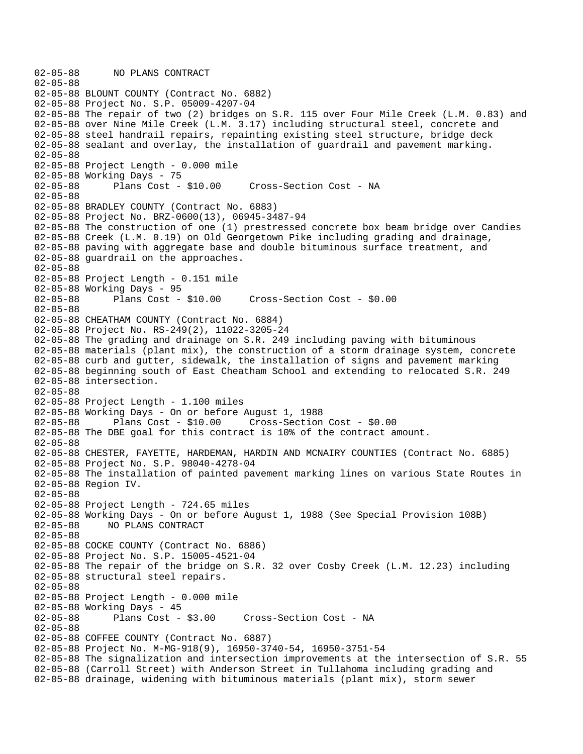```
02-05-88      NO PLANS CONTRACT
02-05-88
02-05-88 BLOUNT COUNTY (Contract No. 6882)
02-05-88 Project No. S.P. 05009-4207-04
02-05-88 The repair of two (2) bridges on S.R. 115 over Four Mile Creek (L.M. 0.83) and
02-05-88 over Nine Mile Creek (L.M. 3.17) including structural steel, concrete and
02-05-88 steel handrail repairs, repainting existing steel structure, bridge deck
02-05-88 sealant and overlay, the installation of guardrail and pavement marking.
02-05-88
02-05-88 Project Length - 0.000 mile
02-05-88 Working Days - 75
02-05-88       Plans Cost - $10.00     Cross-Section Cost - NA
02-05-88
02-05-88 BRADLEY COUNTY (Contract No. 6883)
02-05-88 Project No. BRZ-0600(13), 06945-3487-94
02-05-88 The construction of one (1) prestressed concrete box beam bridge over Candies
02-05-88 Creek (L.M. 0.19) on Old Georgetown Pike including grading and drainage,
02-05-88 paving with aggregate base and double bituminous surface treatment, and
02-05-88 guardrail on the approaches.
02-05-88
02-05-88 Project Length - 0.151 mile
02-05-88 Working Days - 95
02-05-88       Plans Cost - $10.00     Cross-Section Cost - $0.00
02-05-88
02-05-88 CHEATHAM COUNTY (Contract No. 6884)
02-05-88 Project No. RS-249(2), 11022-3205-24
02-05-88 The grading and drainage on S.R. 249 including paving with bituminous
02-05-88 materials (plant mix), the construction of a storm drainage system, concrete
02-05-88 curb and gutter, sidewalk, the installation of signs and pavement marking
02-05-88 beginning south of East Cheatham School and extending to relocated S.R. 249
02-05-88 intersection.
02-05-88
02-05-88 Project Length - 1.100 miles
02-05-88 Working Days - On or before August 1, 1988
02-05-88       Plans Cost - $10.00     Cross-Section Cost - $0.00
02-05-88 The DBE goal for this contract is 10% of the contract amount.
02-05-88
02-05-88 CHESTER, FAYETTE, HARDEMAN, HARDIN AND MCNAIRY COUNTIES (Contract No. 6885)
02-05-88 Project No. S.P. 98040-4278-04
02-05-88 The installation of painted pavement marking lines on various State Routes in
02-05-88 Region IV.
02-05-88
02-05-88 Project Length - 724.65 miles
02-05-88 Working Days - On or before August 1, 1988 (See Special Provision 108B)
02-05-88      NO PLANS CONTRACT
02-05-88
02-05-88 COCKE COUNTY (Contract No. 6886)
02-05-88 Project No. S.P. 15005-4521-04
02-05-88 The repair of the bridge on S.R. 32 over Cosby Creek (L.M. 12.23) including
02-05-88 structural steel repairs.
02-05-88
02-05-88 Project Length - 0.000 mile
02-05-88 Working Days - 45
02-05-88       Plans Cost - $3.00     Cross-Section Cost - NA
02-05-88
02-05-88 COFFEE COUNTY (Contract No. 6887)
02-05-88 Project No. M-MG-918(9), 16950-3740-54, 16950-3751-54
02-05-88 The signalization and intersection improvements at the intersection of S.R. 55
02-05-88 (Carroll Street) with Anderson Street in Tullahoma including grading and
02-05-88 drainage, widening with bituminous materials (plant mix), storm sewer
```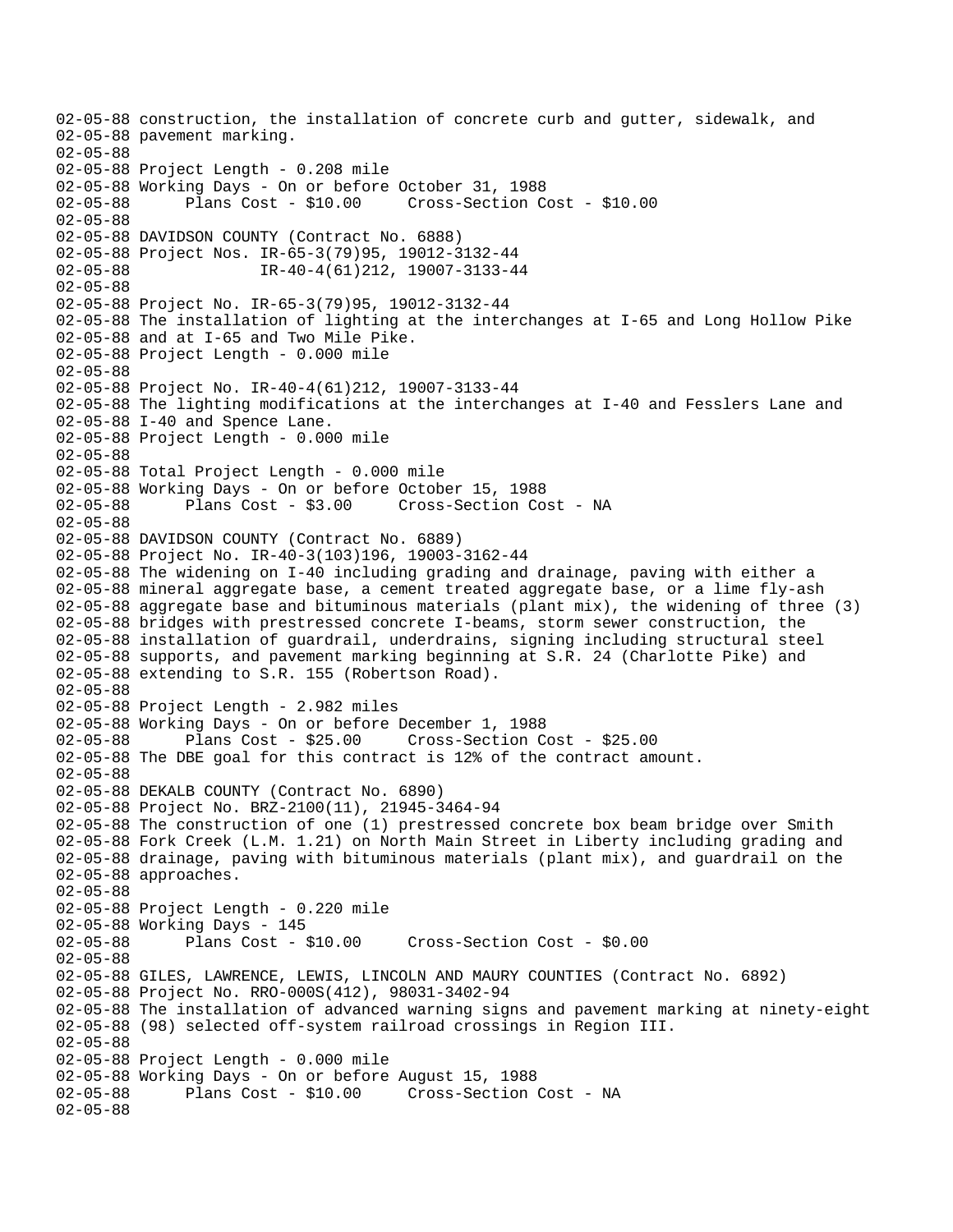```
02-05-88 construction, the installation of concrete curb and gutter, sidewalk, and
02-05-88 pavement marking.
02-05-88
02-05-88 Project Length - 0.208 mile
02-05-88 Working Days - On or before October 31, 1988
02-05-88       Plans Cost - $10.00     Cross-Section Cost - $10.00
02-05-88
02-05-88 DAVIDSON COUNTY (Contract No. 6888)
02-05-88 Project Nos. IR-65-3(79)95, 19012-3132-44
02-05-88              IR-40-4(61)212, 19007-3133-44
02-05-88
02-05-88 Project No. IR-65-3(79)95, 19012-3132-44
02-05-88 The installation of lighting at the interchanges at I-65 and Long Hollow Pike
02-05-88 and at I-65 and Two Mile Pike.
02-05-88 Project Length - 0.000 mile
02-05-88
02-05-88 Project No. IR-40-4(61)212, 19007-3133-44
02-05-88 The lighting modifications at the interchanges at I-40 and Fesslers Lane and
02-05-88 I-40 and Spence Lane.
02-05-88 Project Length - 0.000 mile
02-05-88
02-05-88 Total Project Length - 0.000 mile
02-05-88 Working Days - On or before October 15, 1988
02-05-88       Plans Cost - $3.00     Cross-Section Cost - NA
02-05-88
02-05-88 DAVIDSON COUNTY (Contract No. 6889)
02-05-88 Project No. IR-40-3(103)196, 19003-3162-44
02-05-88 The widening on I-40 including grading and drainage, paving with either a
02-05-88 mineral aggregate base, a cement treated aggregate base, or a lime fly-ash
02-05-88 aggregate base and bituminous materials (plant mix), the widening of three (3)
02-05-88 bridges with prestressed concrete I-beams, storm sewer construction, the
02-05-88 installation of guardrail, underdrains, signing including structural steel
02-05-88 supports, and pavement marking beginning at S.R. 24 (Charlotte Pike) and
02-05-88 extending to S.R. 155 (Robertson Road).
02-05-88
02-05-88 Project Length - 2.982 miles
02-05-88 Working Days - On or before December 1, 1988
02-05-88       Plans Cost - $25.00     Cross-Section Cost - $25.00
02-05-88 The DBE goal for this contract is 12% of the contract amount.
02-05-88
02-05-88 DEKALB COUNTY (Contract No. 6890)
02-05-88 Project No. BRZ-2100(11), 21945-3464-94
02-05-88 The construction of one (1) prestressed concrete box beam bridge over Smith
02-05-88 Fork Creek (L.M. 1.21) on North Main Street in Liberty including grading and
02-05-88 drainage, paving with bituminous materials (plant mix), and guardrail on the
02-05-88 approaches.
02-05-88
02-05-88 Project Length - 0.220 mile
02-05-88 Working Days - 145
02-05-88       Plans Cost - $10.00     Cross-Section Cost - $0.00
02-05-88
02-05-88 GILES, LAWRENCE, LEWIS, LINCOLN AND MAURY COUNTIES (Contract No. 6892)
02-05-88 Project No. RRO-000S(412), 98031-3402-94
02-05-88 The installation of advanced warning signs and pavement marking at ninety-eight
02-05-88 (98) selected off-system railroad crossings in Region III.
02-05-88
02-05-88 Project Length - 0.000 mile
02-05-88 Working Days - On or before August 15, 1988
02-05-88       Plans Cost - $10.00     Cross-Section Cost - NA
02-05-88
```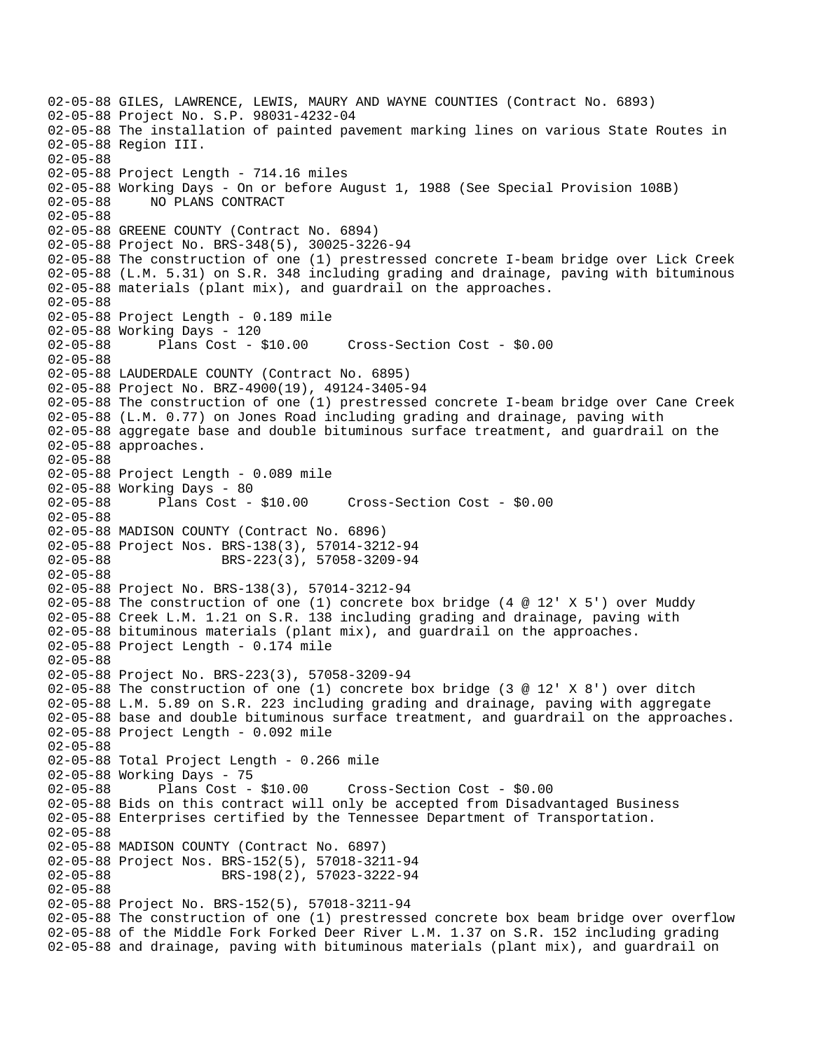02-05-88 GILES, LAWRENCE, LEWIS, MAURY AND WAYNE COUNTIES (Contract No. 6893)
02-05-88 Project No. S.P. 98031-4232-04
02-05-88 The installation of painted pavement marking lines on various State Routes in
02-05-88 Region III.
02-05-88
02-05-88 Project Length - 714.16 miles
02-05-88 Working Days - On or before August 1, 1988 (See Special Provision 108B)
02-05-88 NO PLANS CONTRACT
02-05-88
02-05-88 GREENE COUNTY (Contract No. 6894)
02-05-88 Project No. BRS-348(5), 30025-3226-94
02-05-88 The construction of one (1) prestressed concrete I-beam bridge over Lick Creek
02-05-88 (L.M. 5.31) on S.R. 348 including grading and drainage, paving with bituminous
02-05-88 materials (plant mix), and guardrail on the approaches.
02-05-88
02-05-88 Project Length - 0.189 mile
02-05-88 Working Days - 120
02-05-88 Plans Cost - $10.00 Cross-Section Cost - $0.00
02-05-88
02-05-88 LAUDERDALE COUNTY (Contract No. 6895)
02-05-88 Project No. BRZ-4900(19), 49124-3405-94
02-05-88 The construction of one (1) prestressed concrete I-beam bridge over Cane Creek
02-05-88 (L.M. 0.77) on Jones Road including grading and drainage, paving with
02-05-88 aggregate base and double bituminous surface treatment, and guardrail on the
02-05-88 approaches.
02-05-88
02-05-88 Project Length - 0.089 mile
02-05-88 Working Days - 80
02-05-88 Plans Cost - $10.00 Cross-Section Cost - $0.00
02-05-88
02-05-88 MADISON COUNTY (Contract No. 6896)
02-05-88 Project Nos. BRS-138(3), 57014-3212-94
02-05-88 BRS-223(3), 57058-3209-94
02-05-88
02-05-88 Project No. BRS-138(3), 57014-3212-94
02-05-88 The construction of one (1) concrete box bridge (4 @ 12' X 5') over Muddy
02-05-88 Creek L.M. 1.21 on S.R. 138 including grading and drainage, paving with
02-05-88 bituminous materials (plant mix), and guardrail on the approaches.
02-05-88 Project Length - 0.174 mile
02-05-88
02-05-88 Project No. BRS-223(3), 57058-3209-94
02-05-88 The construction of one (1) concrete box bridge (3 @ 12' X 8') over ditch
02-05-88 L.M. 5.89 on S.R. 223 including grading and drainage, paving with aggregate
02-05-88 base and double bituminous surface treatment, and guardrail on the approaches.
02-05-88 Project Length - 0.092 mile
02-05-88
02-05-88 Total Project Length - 0.266 mile
02-05-88 Working Days - 75
02-05-88 Plans Cost - $10.00 Cross-Section Cost - $0.00
02-05-88 Bids on this contract will only be accepted from Disadvantaged Business
02-05-88 Enterprises certified by the Tennessee Department of Transportation.
02-05-88
02-05-88 MADISON COUNTY (Contract No. 6897)
02-05-88 Project Nos. BRS-152(5), 57018-3211-94
02-05-88 BRS-198(2), 57023-3222-94
02-05-88
02-05-88 Project No. BRS-152(5), 57018-3211-94
02-05-88 The construction of one (1) prestressed concrete box beam bridge over overflow
02-05-88 of the Middle Fork Forked Deer River L.M. 1.37 on S.R. 152 including grading
02-05-88 and drainage, paving with bituminous materials (plant mix), and guardrail on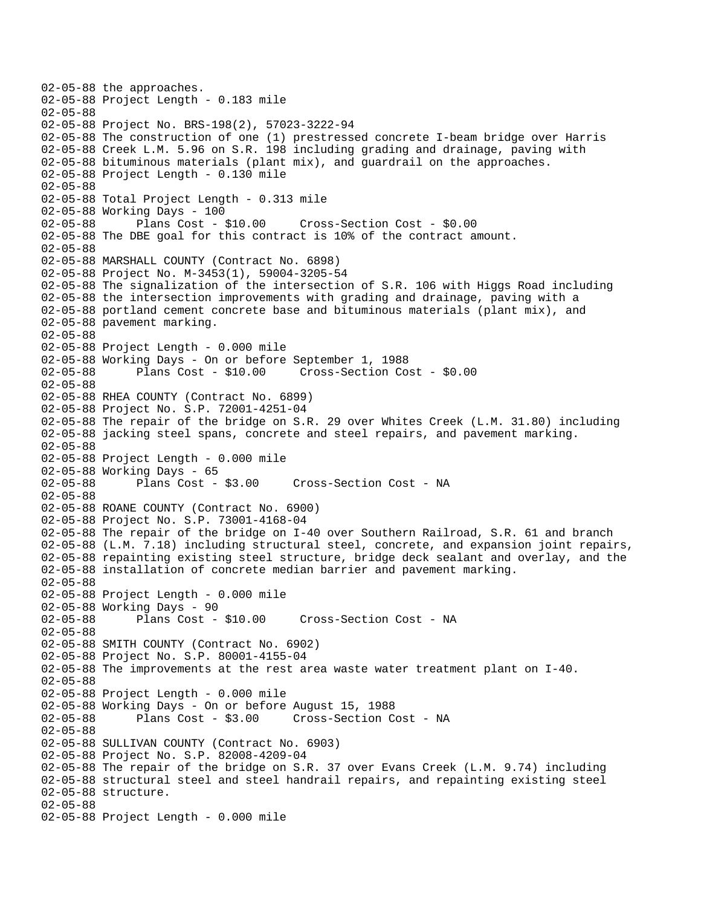02-05-88 the approaches.
02-05-88 Project Length - 0.183 mile
02-05-88
02-05-88 Project No. BRS-198(2), 57023-3222-94
02-05-88 The construction of one (1) prestressed concrete I-beam bridge over Harris
02-05-88 Creek L.M. 5.96 on S.R. 198 including grading and drainage, paving with
02-05-88 bituminous materials (plant mix), and guardrail on the approaches.
02-05-88 Project Length - 0.130 mile
02-05-88
02-05-88 Total Project Length - 0.313 mile
02-05-88 Working Days - 100
02-05-88       Plans Cost - $10.00     Cross-Section Cost - $0.00
02-05-88 The DBE goal for this contract is 10% of the contract amount.
02-05-88
02-05-88 MARSHALL COUNTY (Contract No. 6898)
02-05-88 Project No. M-3453(1), 59004-3205-54
02-05-88 The signalization of the intersection of S.R. 106 with Higgs Road including
02-05-88 the intersection improvements with grading and drainage, paving with a
02-05-88 portland cement concrete base and bituminous materials (plant mix), and
02-05-88 pavement marking.
02-05-88
02-05-88 Project Length - 0.000 mile
02-05-88 Working Days - On or before September 1, 1988
02-05-88       Plans Cost - $10.00     Cross-Section Cost - $0.00
02-05-88
02-05-88 RHEA COUNTY (Contract No. 6899)
02-05-88 Project No. S.P. 72001-4251-04
02-05-88 The repair of the bridge on S.R. 29 over Whites Creek (L.M. 31.80) including
02-05-88 jacking steel spans, concrete and steel repairs, and pavement marking.
02-05-88
02-05-88 Project Length - 0.000 mile
02-05-88 Working Days - 65
02-05-88       Plans Cost - $3.00     Cross-Section Cost - NA
02-05-88
02-05-88 ROANE COUNTY (Contract No. 6900)
02-05-88 Project No. S.P. 73001-4168-04
02-05-88 The repair of the bridge on I-40 over Southern Railroad, S.R. 61 and branch
02-05-88 (L.M. 7.18) including structural steel, concrete, and expansion joint repairs,
02-05-88 repainting existing steel structure, bridge deck sealant and overlay, and the
02-05-88 installation of concrete median barrier and pavement marking.
02-05-88
02-05-88 Project Length - 0.000 mile
02-05-88 Working Days - 90
02-05-88       Plans Cost - $10.00     Cross-Section Cost - NA
02-05-88
02-05-88 SMITH COUNTY (Contract No. 6902)
02-05-88 Project No. S.P. 80001-4155-04
02-05-88 The improvements at the rest area waste water treatment plant on I-40.
02-05-88
02-05-88 Project Length - 0.000 mile
02-05-88 Working Days - On or before August 15, 1988
02-05-88       Plans Cost - $3.00     Cross-Section Cost - NA
02-05-88
02-05-88 SULLIVAN COUNTY (Contract No. 6903)
02-05-88 Project No. S.P. 82008-4209-04
02-05-88 The repair of the bridge on S.R. 37 over Evans Creek (L.M. 9.74) including
02-05-88 structural steel and steel handrail repairs, and repainting existing steel
02-05-88 structure.
02-05-88
02-05-88 Project Length - 0.000 mile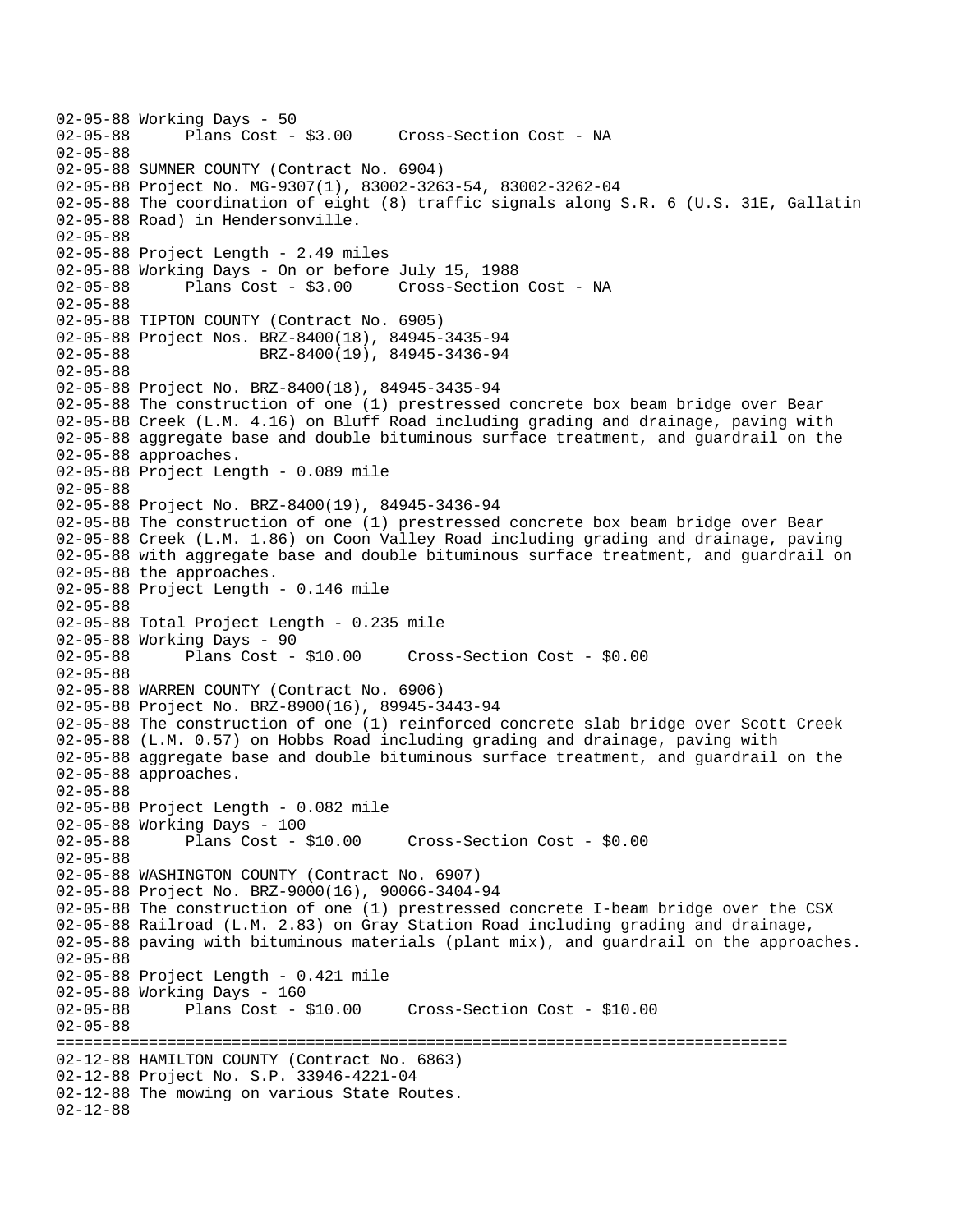```
02-05-88 Working Days - 50
02-05-88      Plans Cost - $3.00     Cross-Section Cost - NA
02-05-88
02-05-88 SUMNER COUNTY (Contract No. 6904)
02-05-88 Project No. MG-9307(1), 83002-3263-54, 83002-3262-04
02-05-88 The coordination of eight (8) traffic signals along S.R. 6 (U.S. 31E, Gallatin
02-05-88 Road) in Hendersonville.
02-05-88
02-05-88 Project Length - 2.49 miles
02-05-88 Working Days - On or before July 15, 1988
02-05-88      Plans Cost - $3.00     Cross-Section Cost - NA
02-05-88
02-05-88 TIPTON COUNTY (Contract No. 6905)
02-05-88 Project Nos. BRZ-8400(18), 84945-3435-94
02-05-88              BRZ-8400(19), 84945-3436-94
02-05-88
02-05-88 Project No. BRZ-8400(18), 84945-3435-94
02-05-88 The construction of one (1) prestressed concrete box beam bridge over Bear
02-05-88 Creek (L.M. 4.16) on Bluff Road including grading and drainage, paving with
02-05-88 aggregate base and double bituminous surface treatment, and guardrail on the
02-05-88 approaches.
02-05-88 Project Length - 0.089 mile
02-05-88
02-05-88 Project No. BRZ-8400(19), 84945-3436-94
02-05-88 The construction of one (1) prestressed concrete box beam bridge over Bear
02-05-88 Creek (L.M. 1.86) on Coon Valley Road including grading and drainage, paving
02-05-88 with aggregate base and double bituminous surface treatment, and guardrail on
02-05-88 the approaches.
02-05-88 Project Length - 0.146 mile
02-05-88
02-05-88 Total Project Length - 0.235 mile
02-05-88 Working Days - 90
02-05-88      Plans Cost - $10.00     Cross-Section Cost - $0.00
02-05-88
02-05-88 WARREN COUNTY (Contract No. 6906)
02-05-88 Project No. BRZ-8900(16), 89945-3443-94
02-05-88 The construction of one (1) reinforced concrete slab bridge over Scott Creek
02-05-88 (L.M. 0.57) on Hobbs Road including grading and drainage, paving with
02-05-88 aggregate base and double bituminous surface treatment, and guardrail on the
02-05-88 approaches.
02-05-88
02-05-88 Project Length - 0.082 mile
02-05-88 Working Days - 100
02-05-88      Plans Cost - $10.00     Cross-Section Cost - $0.00
02-05-88
02-05-88 WASHINGTON COUNTY (Contract No. 6907)
02-05-88 Project No. BRZ-9000(16), 90066-3404-94
02-05-88 The construction of one (1) prestressed concrete I-beam bridge over the CSX
02-05-88 Railroad (L.M. 2.83) on Gray Station Road including grading and drainage,
02-05-88 paving with bituminous materials (plant mix), and guardrail on the approaches.
02-05-88
02-05-88 Project Length - 0.421 mile
02-05-88 Working Days - 160
02-05-88      Plans Cost - $10.00     Cross-Section Cost - $10.00
02-05-88
================================================================================
02-12-88 HAMILTON COUNTY (Contract No. 6863)
02-12-88 Project No. S.P. 33946-4221-04
02-12-88 The mowing on various State Routes.
02-12-88
```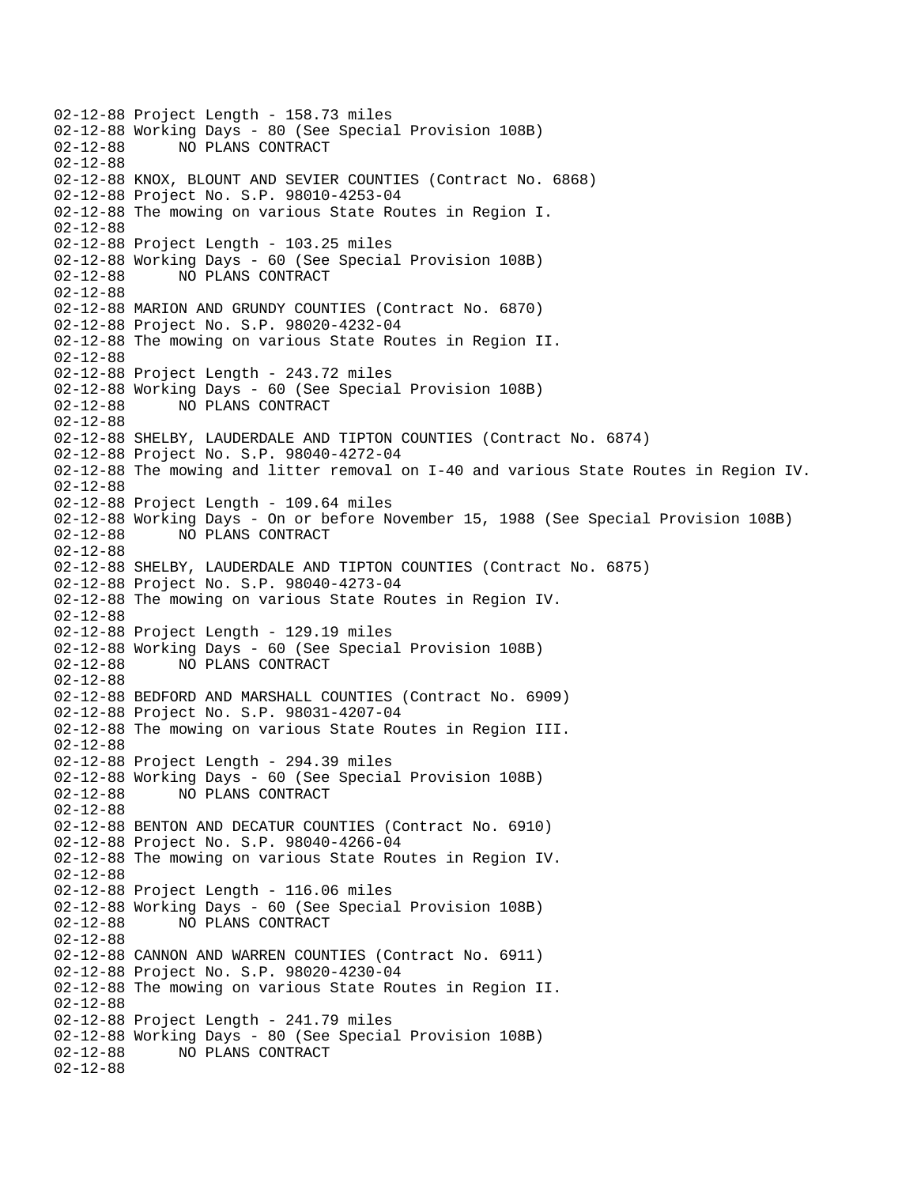```
02-12-88 Project Length - 158.73 miles
02-12-88 Working Days - 80 (See Special Provision 108B)
02-12-88       NO PLANS CONTRACT
02-12-88
02-12-88 KNOX, BLOUNT AND SEVIER COUNTIES (Contract No. 6868)
02-12-88 Project No. S.P. 98010-4253-04
02-12-88 The mowing on various State Routes in Region I.
02-12-88
02-12-88 Project Length - 103.25 miles
02-12-88 Working Days - 60 (See Special Provision 108B)
02-12-88       NO PLANS CONTRACT
02-12-88
02-12-88 MARION AND GRUNDY COUNTIES (Contract No. 6870)
02-12-88 Project No. S.P. 98020-4232-04
02-12-88 The mowing on various State Routes in Region II.
02-12-88
02-12-88 Project Length - 243.72 miles
02-12-88 Working Days - 60 (See Special Provision 108B)
02-12-88       NO PLANS CONTRACT
02-12-88
02-12-88 SHELBY, LAUDERDALE AND TIPTON COUNTIES (Contract No. 6874)
02-12-88 Project No. S.P. 98040-4272-04
02-12-88 The mowing and litter removal on I-40 and various State Routes in Region IV.
02-12-88
02-12-88 Project Length - 109.64 miles
02-12-88 Working Days - On or before November 15, 1988 (See Special Provision 108B)
02-12-88       NO PLANS CONTRACT
02-12-88
02-12-88 SHELBY, LAUDERDALE AND TIPTON COUNTIES (Contract No. 6875)
02-12-88 Project No. S.P. 98040-4273-04
02-12-88 The mowing on various State Routes in Region IV.
02-12-88
02-12-88 Project Length - 129.19 miles
02-12-88 Working Days - 60 (See Special Provision 108B)
02-12-88       NO PLANS CONTRACT
02-12-88
02-12-88 BEDFORD AND MARSHALL COUNTIES (Contract No. 6909)
02-12-88 Project No. S.P. 98031-4207-04
02-12-88 The mowing on various State Routes in Region III.
02-12-88
02-12-88 Project Length - 294.39 miles
02-12-88 Working Days - 60 (See Special Provision 108B)
02-12-88       NO PLANS CONTRACT
02-12-88
02-12-88 BENTON AND DECATUR COUNTIES (Contract No. 6910)
02-12-88 Project No. S.P. 98040-4266-04
02-12-88 The mowing on various State Routes in Region IV.
02-12-88
02-12-88 Project Length - 116.06 miles
02-12-88 Working Days - 60 (See Special Provision 108B)
02-12-88       NO PLANS CONTRACT
02-12-88
02-12-88 CANNON AND WARREN COUNTIES (Contract No. 6911)
02-12-88 Project No. S.P. 98020-4230-04
02-12-88 The mowing on various State Routes in Region II.
02-12-88
02-12-88 Project Length - 241.79 miles
02-12-88 Working Days - 80 (See Special Provision 108B)
02-12-88       NO PLANS CONTRACT
02-12-88
```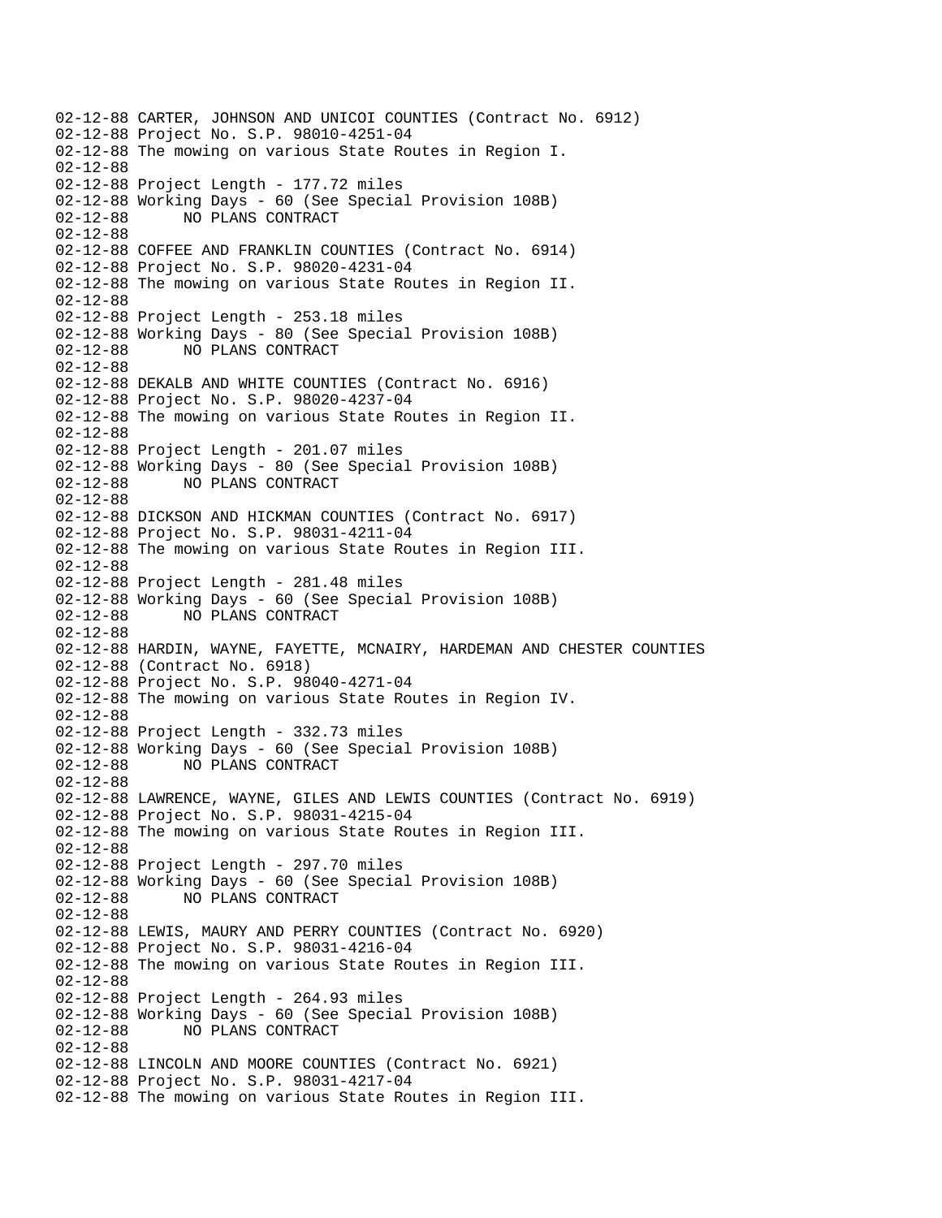```
02-12-88 CARTER, JOHNSON AND UNICOI COUNTIES (Contract No. 6912)
02-12-88 Project No. S.P. 98010-4251-04
02-12-88 The mowing on various State Routes in Region I.
02-12-88
02-12-88 Project Length - 177.72 miles
02-12-88 Working Days - 60 (See Special Provision 108B)
02-12-88       NO PLANS CONTRACT
02-12-88
02-12-88 COFFEE AND FRANKLIN COUNTIES (Contract No. 6914)
02-12-88 Project No. S.P. 98020-4231-04
02-12-88 The mowing on various State Routes in Region II.
02-12-88
02-12-88 Project Length - 253.18 miles
02-12-88 Working Days - 80 (See Special Provision 108B)
02-12-88       NO PLANS CONTRACT
02-12-88
02-12-88 DEKALB AND WHITE COUNTIES (Contract No. 6916)
02-12-88 Project No. S.P. 98020-4237-04
02-12-88 The mowing on various State Routes in Region II.
02-12-88
02-12-88 Project Length - 201.07 miles
02-12-88 Working Days - 80 (See Special Provision 108B)
02-12-88       NO PLANS CONTRACT
02-12-88
02-12-88 DICKSON AND HICKMAN COUNTIES (Contract No. 6917)
02-12-88 Project No. S.P. 98031-4211-04
02-12-88 The mowing on various State Routes in Region III.
02-12-88
02-12-88 Project Length - 281.48 miles
02-12-88 Working Days - 60 (See Special Provision 108B)
02-12-88       NO PLANS CONTRACT
02-12-88
02-12-88 HARDIN, WAYNE, FAYETTE, MCNAIRY, HARDEMAN AND CHESTER COUNTIES
02-12-88 (Contract No. 6918)
02-12-88 Project No. S.P. 98040-4271-04
02-12-88 The mowing on various State Routes in Region IV.
02-12-88
02-12-88 Project Length - 332.73 miles
02-12-88 Working Days - 60 (See Special Provision 108B)
02-12-88       NO PLANS CONTRACT
02-12-88
02-12-88 LAWRENCE, WAYNE, GILES AND LEWIS COUNTIES (Contract No. 6919)
02-12-88 Project No. S.P. 98031-4215-04
02-12-88 The mowing on various State Routes in Region III.
02-12-88
02-12-88 Project Length - 297.70 miles
02-12-88 Working Days - 60 (See Special Provision 108B)
02-12-88       NO PLANS CONTRACT
02-12-88
02-12-88 LEWIS, MAURY AND PERRY COUNTIES (Contract No. 6920)
02-12-88 Project No. S.P. 98031-4216-04
02-12-88 The mowing on various State Routes in Region III.
02-12-88
02-12-88 Project Length - 264.93 miles
02-12-88 Working Days - 60 (See Special Provision 108B)
02-12-88       NO PLANS CONTRACT
02-12-88
02-12-88 LINCOLN AND MOORE COUNTIES (Contract No. 6921)
02-12-88 Project No. S.P. 98031-4217-04
02-12-88 The mowing on various State Routes in Region III.
```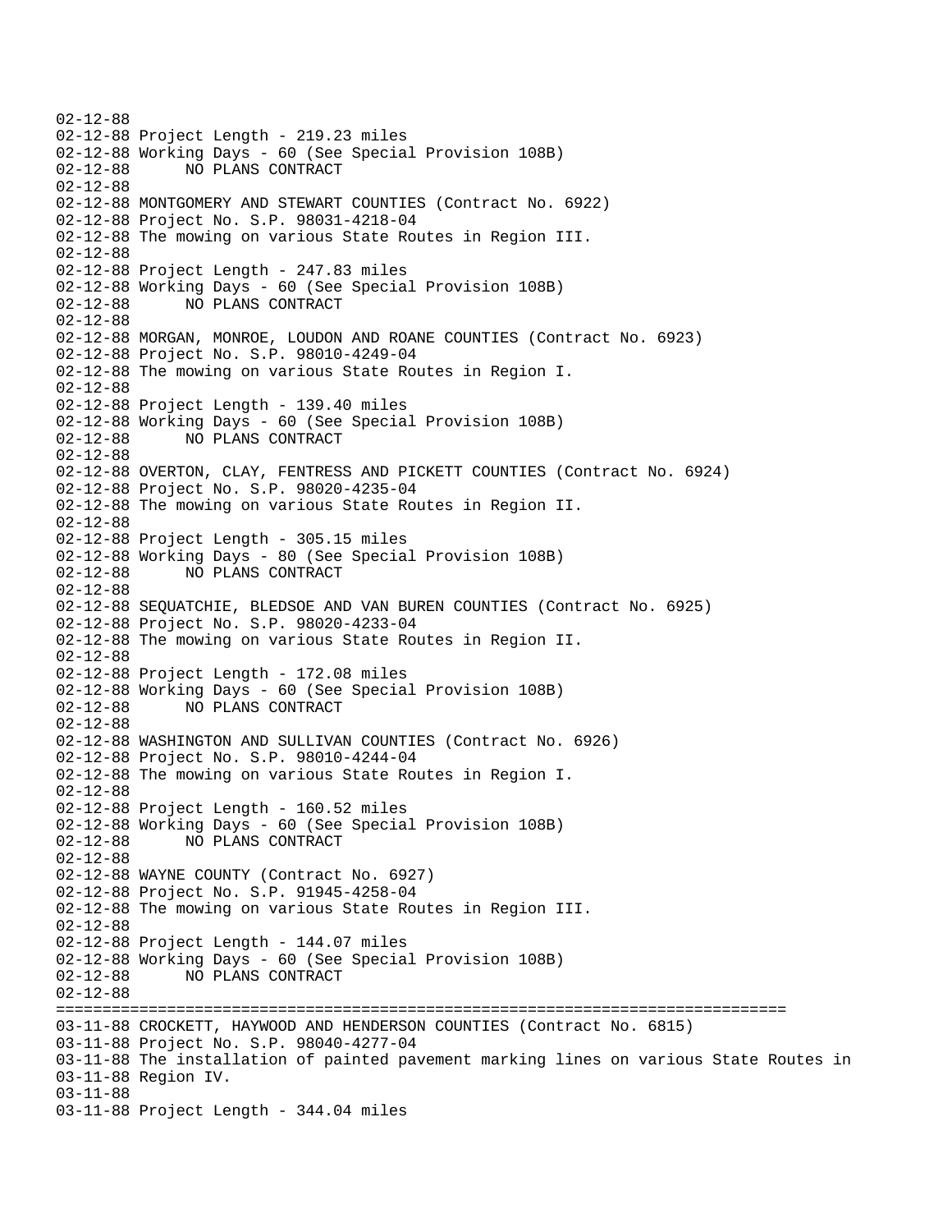```
02-12-88
02-12-88 Project Length - 219.23 miles
02-12-88 Working Days - 60 (See Special Provision 108B)
02-12-88       NO PLANS CONTRACT
02-12-88
02-12-88 MONTGOMERY AND STEWART COUNTIES (Contract No. 6922)
02-12-88 Project No. S.P. 98031-4218-04
02-12-88 The mowing on various State Routes in Region III.
02-12-88
02-12-88 Project Length - 247.83 miles
02-12-88 Working Days - 60 (See Special Provision 108B)
02-12-88       NO PLANS CONTRACT
02-12-88
02-12-88 MORGAN, MONROE, LOUDON AND ROANE COUNTIES (Contract No. 6923)
02-12-88 Project No. S.P. 98010-4249-04
02-12-88 The mowing on various State Routes in Region I.
02-12-88
02-12-88 Project Length - 139.40 miles
02-12-88 Working Days - 60 (See Special Provision 108B)
02-12-88       NO PLANS CONTRACT
02-12-88
02-12-88 OVERTON, CLAY, FENTRESS AND PICKETT COUNTIES (Contract No. 6924)
02-12-88 Project No. S.P. 98020-4235-04
02-12-88 The mowing on various State Routes in Region II.
02-12-88
02-12-88 Project Length - 305.15 miles
02-12-88 Working Days - 80 (See Special Provision 108B)
02-12-88       NO PLANS CONTRACT
02-12-88
02-12-88 SEQUATCHIE, BLEDSOE AND VAN BUREN COUNTIES (Contract No. 6925)
02-12-88 Project No. S.P. 98020-4233-04
02-12-88 The mowing on various State Routes in Region II.
02-12-88
02-12-88 Project Length - 172.08 miles
02-12-88 Working Days - 60 (See Special Provision 108B)
02-12-88       NO PLANS CONTRACT
02-12-88
02-12-88 WASHINGTON AND SULLIVAN COUNTIES (Contract No. 6926)
02-12-88 Project No. S.P. 98010-4244-04
02-12-88 The mowing on various State Routes in Region I.
02-12-88
02-12-88 Project Length - 160.52 miles
02-12-88 Working Days - 60 (See Special Provision 108B)
02-12-88       NO PLANS CONTRACT
02-12-88
02-12-88 WAYNE COUNTY (Contract No. 6927)
02-12-88 Project No. S.P. 91945-4258-04
02-12-88 The mowing on various State Routes in Region III.
02-12-88
02-12-88 Project Length - 144.07 miles
02-12-88 Working Days - 60 (See Special Provision 108B)
02-12-88       NO PLANS CONTRACT
02-12-88
================================================================================
03-11-88 CROCKETT, HAYWOOD AND HENDERSON COUNTIES (Contract No. 6815)
03-11-88 Project No. S.P. 98040-4277-04
03-11-88 The installation of painted pavement marking lines on various State Routes in
03-11-88 Region IV.
03-11-88
03-11-88 Project Length - 344.04 miles
```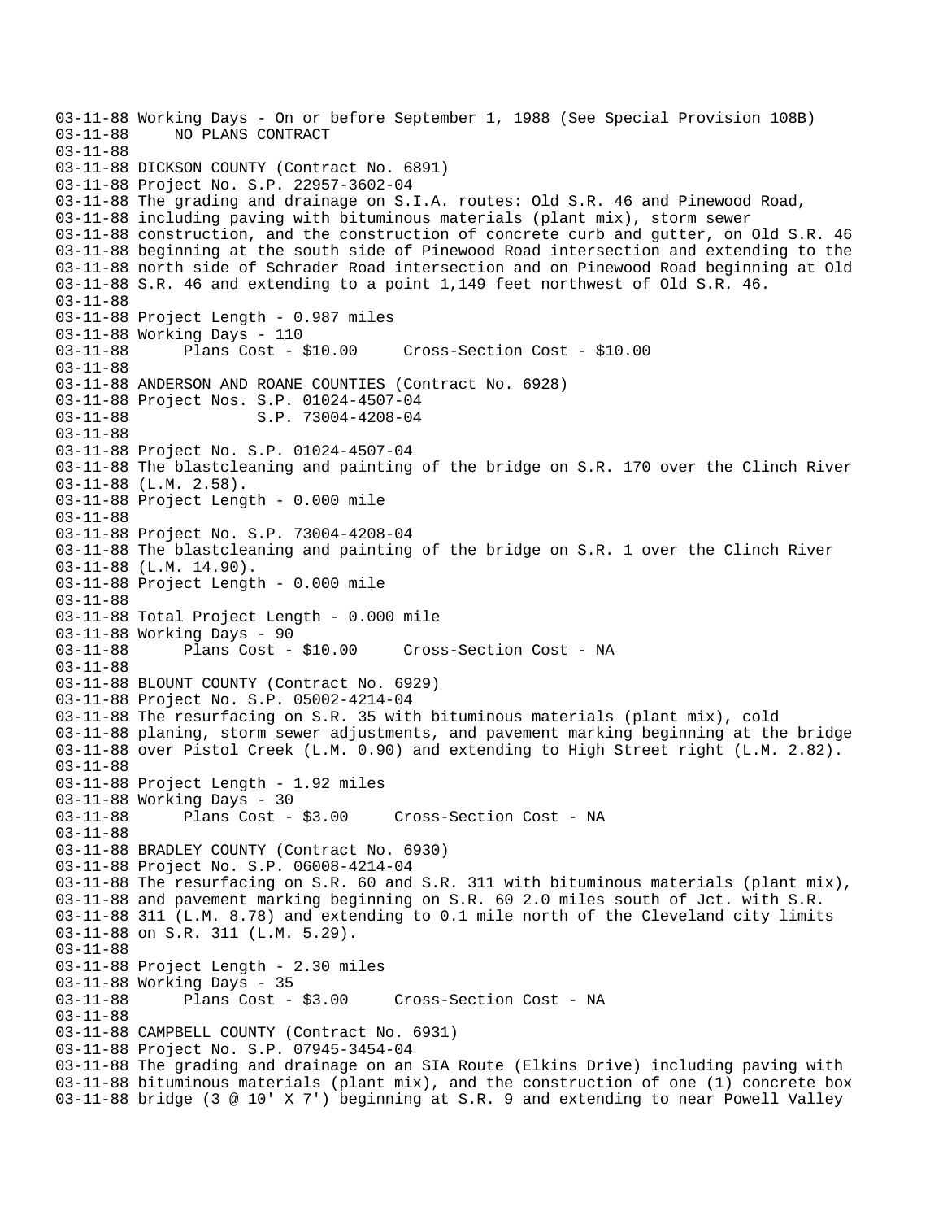```
03-11-88 Working Days - On or before September 1, 1988 (See Special Provision 108B)
03-11-88     NO PLANS CONTRACT
03-11-88
03-11-88 DICKSON COUNTY (Contract No. 6891)
03-11-88 Project No. S.P. 22957-3602-04
03-11-88 The grading and drainage on S.I.A. routes: Old S.R. 46 and Pinewood Road,
03-11-88 including paving with bituminous materials (plant mix), storm sewer
03-11-88 construction, and the construction of concrete curb and gutter, on Old S.R. 46
03-11-88 beginning at the south side of Pinewood Road intersection and extending to the
03-11-88 north side of Schrader Road intersection and on Pinewood Road beginning at Old
03-11-88 S.R. 46 and extending to a point 1,149 feet northwest of Old S.R. 46.
03-11-88
03-11-88 Project Length - 0.987 miles
03-11-88 Working Days - 110
03-11-88      Plans Cost - $10.00     Cross-Section Cost - $10.00
03-11-88
03-11-88 ANDERSON AND ROANE COUNTIES (Contract No. 6928)
03-11-88 Project Nos. S.P. 01024-4507-04
03-11-88              S.P. 73004-4208-04
03-11-88
03-11-88 Project No. S.P. 01024-4507-04
03-11-88 The blastcleaning and painting of the bridge on S.R. 170 over the Clinch River
03-11-88 (L.M. 2.58).
03-11-88 Project Length - 0.000 mile
03-11-88
03-11-88 Project No. S.P. 73004-4208-04
03-11-88 The blastcleaning and painting of the bridge on S.R. 1 over the Clinch River
03-11-88 (L.M. 14.90).
03-11-88 Project Length - 0.000 mile
03-11-88
03-11-88 Total Project Length - 0.000 mile
03-11-88 Working Days - 90
03-11-88      Plans Cost - $10.00     Cross-Section Cost - NA
03-11-88
03-11-88 BLOUNT COUNTY (Contract No. 6929)
03-11-88 Project No. S.P. 05002-4214-04
03-11-88 The resurfacing on S.R. 35 with bituminous materials (plant mix), cold
03-11-88 planing, storm sewer adjustments, and pavement marking beginning at the bridge
03-11-88 over Pistol Creek (L.M. 0.90) and extending to High Street right (L.M. 2.82).
03-11-88
03-11-88 Project Length - 1.92 miles
03-11-88 Working Days - 30
03-11-88      Plans Cost - $3.00     Cross-Section Cost - NA
03-11-88
03-11-88 BRADLEY COUNTY (Contract No. 6930)
03-11-88 Project No. S.P. 06008-4214-04
03-11-88 The resurfacing on S.R. 60 and S.R. 311 with bituminous materials (plant mix),
03-11-88 and pavement marking beginning on S.R. 60 2.0 miles south of Jct. with S.R.
03-11-88 311 (L.M. 8.78) and extending to 0.1 mile north of the Cleveland city limits
03-11-88 on S.R. 311 (L.M. 5.29).
03-11-88
03-11-88 Project Length - 2.30 miles
03-11-88 Working Days - 35
03-11-88      Plans Cost - $3.00     Cross-Section Cost - NA
03-11-88
03-11-88 CAMPBELL COUNTY (Contract No. 6931)
03-11-88 Project No. S.P. 07945-3454-04
03-11-88 The grading and drainage on an SIA Route (Elkins Drive) including paving with
03-11-88 bituminous materials (plant mix), and the construction of one (1) concrete box
03-11-88 bridge (3 @ 10' X 7') beginning at S.R. 9 and extending to near Powell Valley
```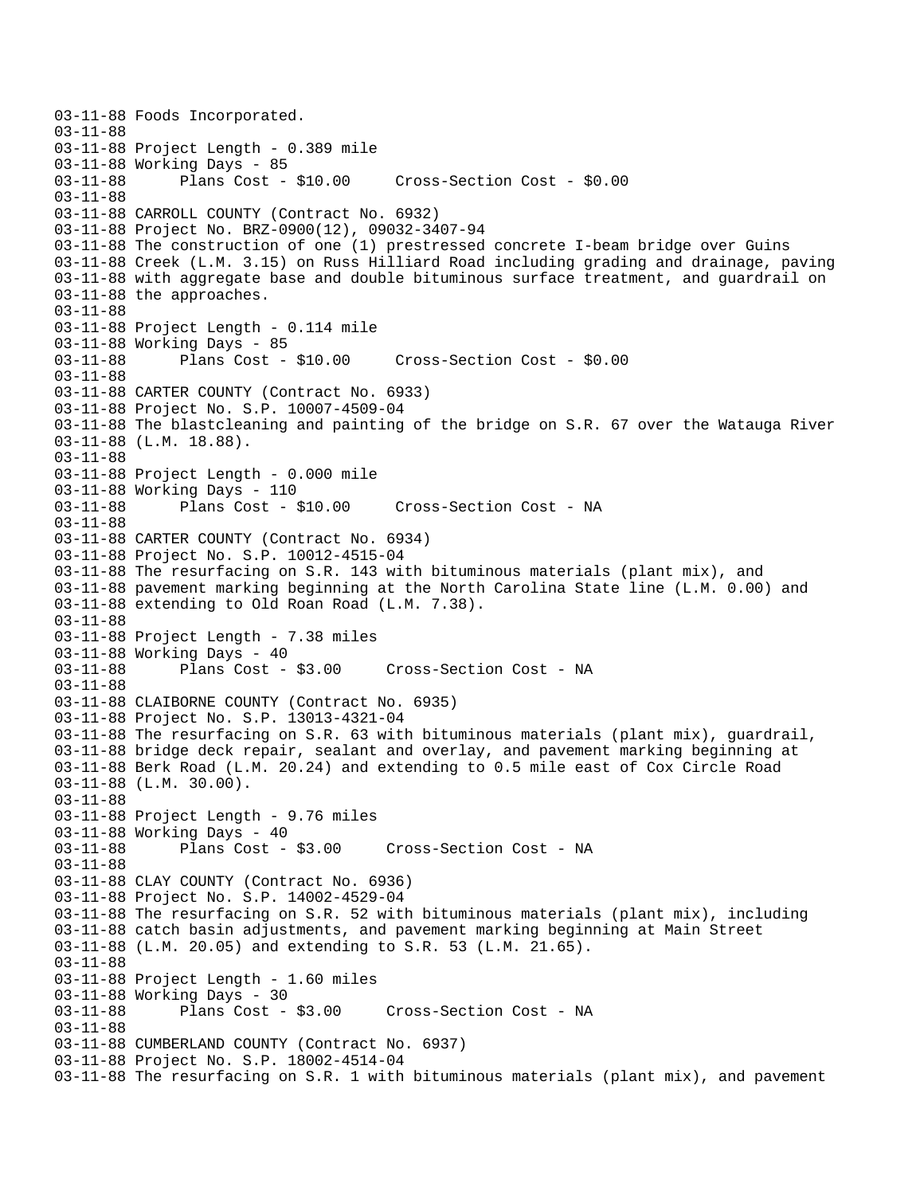```
03-11-88 Foods Incorporated.
03-11-88
03-11-88 Project Length - 0.389 mile
03-11-88 Working Days - 85
03-11-88      Plans Cost - $10.00     Cross-Section Cost - $0.00
03-11-88
03-11-88 CARROLL COUNTY (Contract No. 6932)
03-11-88 Project No. BRZ-0900(12), 09032-3407-94
03-11-88 The construction of one (1) prestressed concrete I-beam bridge over Guins
03-11-88 Creek (L.M. 3.15) on Russ Hilliard Road including grading and drainage, paving
03-11-88 with aggregate base and double bituminous surface treatment, and guardrail on
03-11-88 the approaches.
03-11-88
03-11-88 Project Length - 0.114 mile
03-11-88 Working Days - 85
03-11-88      Plans Cost - $10.00     Cross-Section Cost - $0.00
03-11-88
03-11-88 CARTER COUNTY (Contract No. 6933)
03-11-88 Project No. S.P. 10007-4509-04
03-11-88 The blastcleaning and painting of the bridge on S.R. 67 over the Watauga River
03-11-88 (L.M. 18.88).
03-11-88
03-11-88 Project Length - 0.000 mile
03-11-88 Working Days - 110
03-11-88      Plans Cost - $10.00     Cross-Section Cost - NA
03-11-88
03-11-88 CARTER COUNTY (Contract No. 6934)
03-11-88 Project No. S.P. 10012-4515-04
03-11-88 The resurfacing on S.R. 143 with bituminous materials (plant mix), and
03-11-88 pavement marking beginning at the North Carolina State line (L.M. 0.00) and
03-11-88 extending to Old Roan Road (L.M. 7.38).
03-11-88
03-11-88 Project Length - 7.38 miles
03-11-88 Working Days - 40
03-11-88      Plans Cost - $3.00     Cross-Section Cost - NA
03-11-88
03-11-88 CLAIBORNE COUNTY (Contract No. 6935)
03-11-88 Project No. S.P. 13013-4321-04
03-11-88 The resurfacing on S.R. 63 with bituminous materials (plant mix), guardrail,
03-11-88 bridge deck repair, sealant and overlay, and pavement marking beginning at
03-11-88 Berk Road (L.M. 20.24) and extending to 0.5 mile east of Cox Circle Road
03-11-88 (L.M. 30.00).
03-11-88
03-11-88 Project Length - 9.76 miles
03-11-88 Working Days - 40
03-11-88      Plans Cost - $3.00     Cross-Section Cost - NA
03-11-88
03-11-88 CLAY COUNTY (Contract No. 6936)
03-11-88 Project No. S.P. 14002-4529-04
03-11-88 The resurfacing on S.R. 52 with bituminous materials (plant mix), including
03-11-88 catch basin adjustments, and pavement marking beginning at Main Street
03-11-88 (L.M. 20.05) and extending to S.R. 53 (L.M. 21.65).
03-11-88
03-11-88 Project Length - 1.60 miles
03-11-88 Working Days - 30
03-11-88      Plans Cost - $3.00     Cross-Section Cost - NA
03-11-88
03-11-88 CUMBERLAND COUNTY (Contract No. 6937)
03-11-88 Project No. S.P. 18002-4514-04
03-11-88 The resurfacing on S.R. 1 with bituminous materials (plant mix), and pavement
```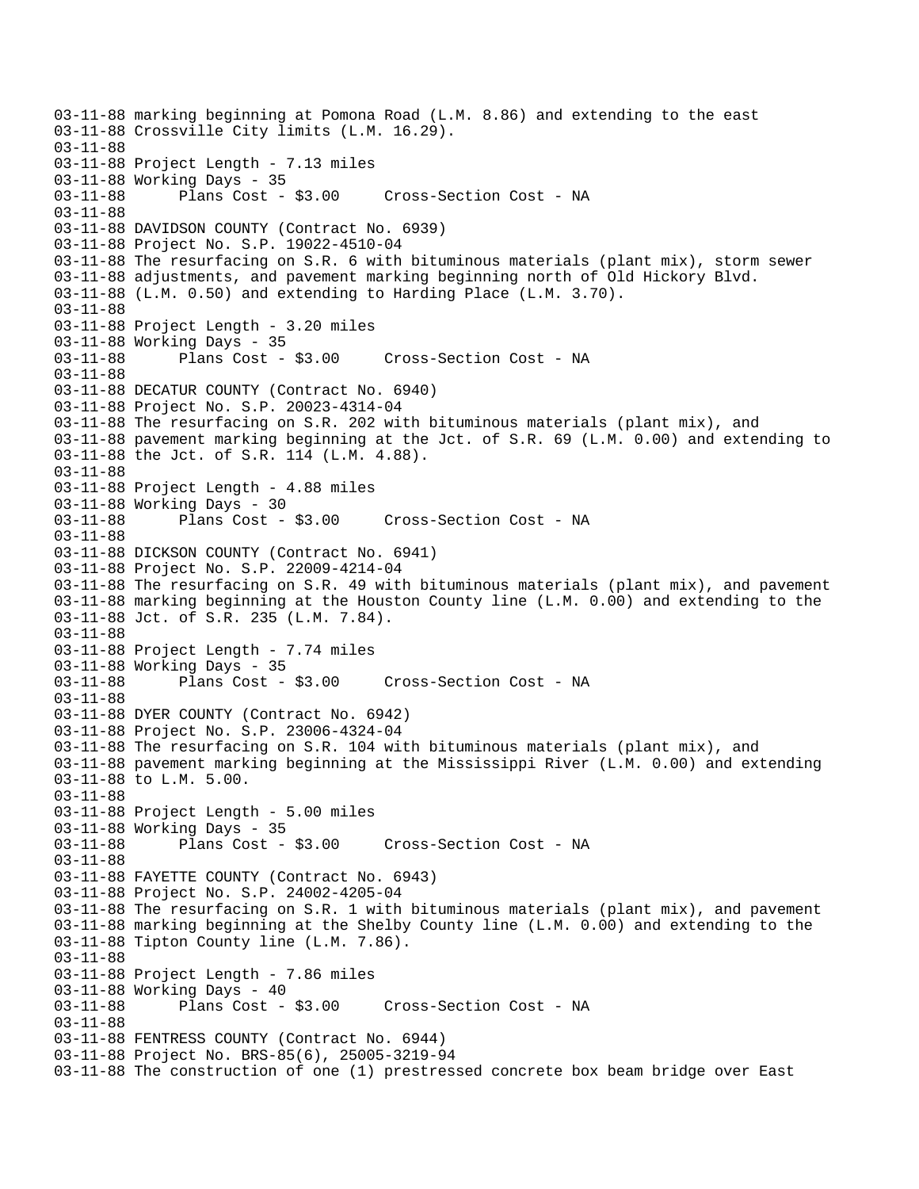```
03-11-88 marking beginning at Pomona Road (L.M. 8.86) and extending to the east
03-11-88 Crossville City limits (L.M. 16.29).
03-11-88
03-11-88 Project Length - 7.13 miles
03-11-88 Working Days - 35
03-11-88       Plans Cost - $3.00     Cross-Section Cost - NA
03-11-88
03-11-88 DAVIDSON COUNTY (Contract No. 6939)
03-11-88 Project No. S.P. 19022-4510-04
03-11-88 The resurfacing on S.R. 6 with bituminous materials (plant mix), storm sewer
03-11-88 adjustments, and pavement marking beginning north of Old Hickory Blvd.
03-11-88 (L.M. 0.50) and extending to Harding Place (L.M. 3.70).
03-11-88
03-11-88 Project Length - 3.20 miles
03-11-88 Working Days - 35
03-11-88       Plans Cost - $3.00     Cross-Section Cost - NA
03-11-88
03-11-88 DECATUR COUNTY (Contract No. 6940)
03-11-88 Project No. S.P. 20023-4314-04
03-11-88 The resurfacing on S.R. 202 with bituminous materials (plant mix), and
03-11-88 pavement marking beginning at the Jct. of S.R. 69 (L.M. 0.00) and extending to
03-11-88 the Jct. of S.R. 114 (L.M. 4.88).
03-11-88
03-11-88 Project Length - 4.88 miles
03-11-88 Working Days - 30
03-11-88       Plans Cost - $3.00     Cross-Section Cost - NA
03-11-88
03-11-88 DICKSON COUNTY (Contract No. 6941)
03-11-88 Project No. S.P. 22009-4214-04
03-11-88 The resurfacing on S.R. 49 with bituminous materials (plant mix), and pavement
03-11-88 marking beginning at the Houston County line (L.M. 0.00) and extending to the
03-11-88 Jct. of S.R. 235 (L.M. 7.84).
03-11-88
03-11-88 Project Length - 7.74 miles
03-11-88 Working Days - 35
03-11-88       Plans Cost - $3.00     Cross-Section Cost - NA
03-11-88
03-11-88 DYER COUNTY (Contract No. 6942)
03-11-88 Project No. S.P. 23006-4324-04
03-11-88 The resurfacing on S.R. 104 with bituminous materials (plant mix), and
03-11-88 pavement marking beginning at the Mississippi River (L.M. 0.00) and extending
03-11-88 to L.M. 5.00.
03-11-88
03-11-88 Project Length - 5.00 miles
03-11-88 Working Days - 35
03-11-88       Plans Cost - $3.00     Cross-Section Cost - NA
03-11-88
03-11-88 FAYETTE COUNTY (Contract No. 6943)
03-11-88 Project No. S.P. 24002-4205-04
03-11-88 The resurfacing on S.R. 1 with bituminous materials (plant mix), and pavement
03-11-88 marking beginning at the Shelby County line (L.M. 0.00) and extending to the
03-11-88 Tipton County line (L.M. 7.86).
03-11-88
03-11-88 Project Length - 7.86 miles
03-11-88 Working Days - 40
03-11-88       Plans Cost - $3.00     Cross-Section Cost - NA
03-11-88
03-11-88 FENTRESS COUNTY (Contract No. 6944)
03-11-88 Project No. BRS-85(6), 25005-3219-94
03-11-88 The construction of one (1) prestressed concrete box beam bridge over East
```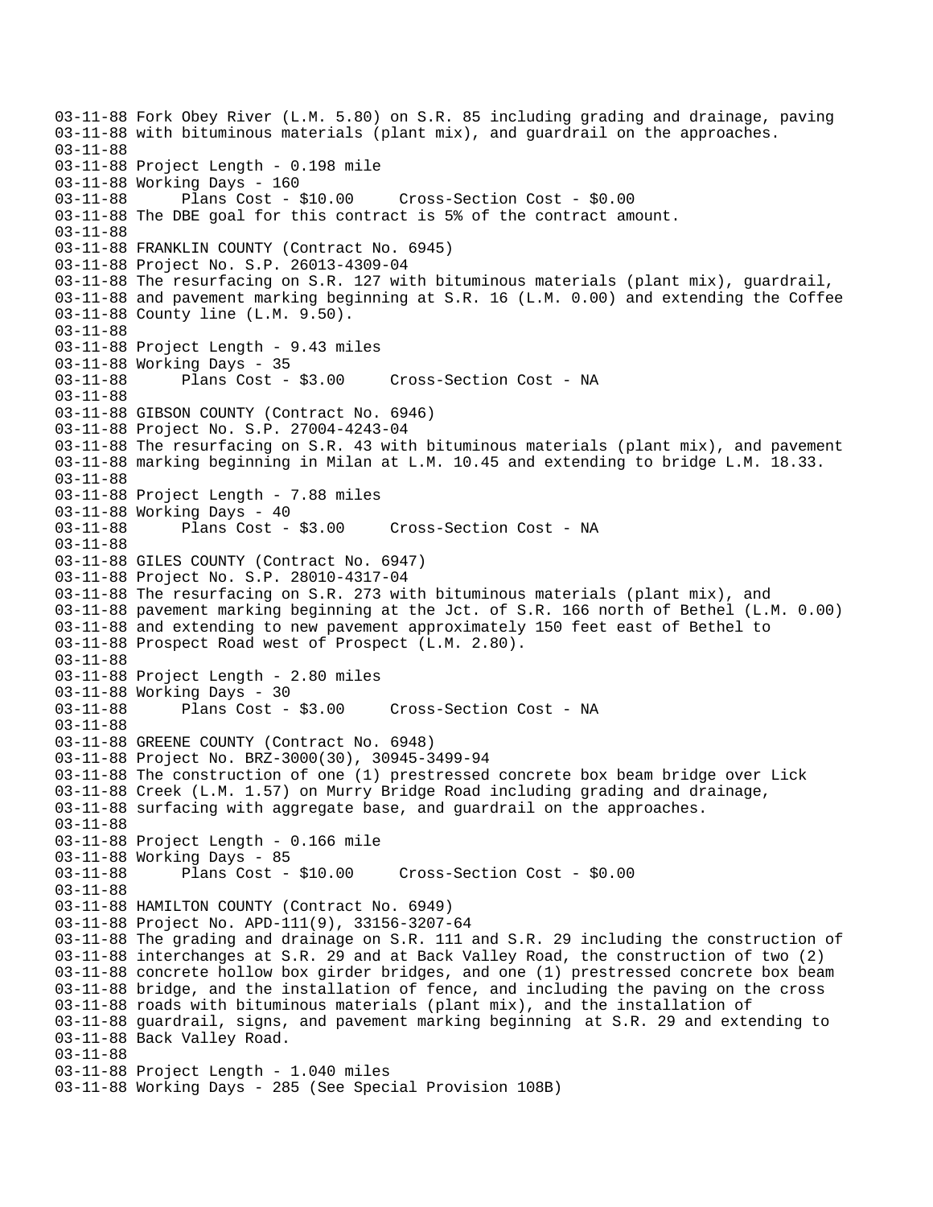03-11-88 Fork Obey River (L.M. 5.80) on S.R. 85 including grading and drainage, paving
03-11-88 with bituminous materials (plant mix), and guardrail on the approaches.
03-11-88
03-11-88 Project Length - 0.198 mile
03-11-88 Working Days - 160
03-11-88       Plans Cost - $10.00     Cross-Section Cost - $0.00
03-11-88 The DBE goal for this contract is 5% of the contract amount.
03-11-88
03-11-88 FRANKLIN COUNTY (Contract No. 6945)
03-11-88 Project No. S.P. 26013-4309-04
03-11-88 The resurfacing on S.R. 127 with bituminous materials (plant mix), guardrail,
03-11-88 and pavement marking beginning at S.R. 16 (L.M. 0.00) and extending the Coffee
03-11-88 County line (L.M. 9.50).
03-11-88
03-11-88 Project Length - 9.43 miles
03-11-88 Working Days - 35
03-11-88       Plans Cost - $3.00     Cross-Section Cost - NA
03-11-88
03-11-88 GIBSON COUNTY (Contract No. 6946)
03-11-88 Project No. S.P. 27004-4243-04
03-11-88 The resurfacing on S.R. 43 with bituminous materials (plant mix), and pavement
03-11-88 marking beginning in Milan at L.M. 10.45 and extending to bridge L.M. 18.33.
03-11-88
03-11-88 Project Length - 7.88 miles
03-11-88 Working Days - 40
03-11-88       Plans Cost - $3.00     Cross-Section Cost - NA
03-11-88
03-11-88 GILES COUNTY (Contract No. 6947)
03-11-88 Project No. S.P. 28010-4317-04
03-11-88 The resurfacing on S.R. 273 with bituminous materials (plant mix), and
03-11-88 pavement marking beginning at the Jct. of S.R. 166 north of Bethel (L.M. 0.00)
03-11-88 and extending to new pavement approximately 150 feet east of Bethel to
03-11-88 Prospect Road west of Prospect (L.M. 2.80).
03-11-88
03-11-88 Project Length - 2.80 miles
03-11-88 Working Days - 30
03-11-88       Plans Cost - $3.00     Cross-Section Cost - NA
03-11-88
03-11-88 GREENE COUNTY (Contract No. 6948)
03-11-88 Project No. BRZ-3000(30), 30945-3499-94
03-11-88 The construction of one (1) prestressed concrete box beam bridge over Lick
03-11-88 Creek (L.M. 1.57) on Murry Bridge Road including grading and drainage,
03-11-88 surfacing with aggregate base, and guardrail on the approaches.
03-11-88
03-11-88 Project Length - 0.166 mile
03-11-88 Working Days - 85
03-11-88       Plans Cost - $10.00     Cross-Section Cost - $0.00
03-11-88
03-11-88 HAMILTON COUNTY (Contract No. 6949)
03-11-88 Project No. APD-111(9), 33156-3207-64
03-11-88 The grading and drainage on S.R. 111 and S.R. 29 including the construction of
03-11-88 interchanges at S.R. 29 and at Back Valley Road, the construction of two (2)
03-11-88 concrete hollow box girder bridges, and one (1) prestressed concrete box beam
03-11-88 bridge, and the installation of fence, and including the paving on the cross
03-11-88 roads with bituminous materials (plant mix), and the installation of
03-11-88 guardrail, signs, and pavement marking beginning at S.R. 29 and extending to
03-11-88 Back Valley Road.
03-11-88
03-11-88 Project Length - 1.040 miles
03-11-88 Working Days - 285 (See Special Provision 108B)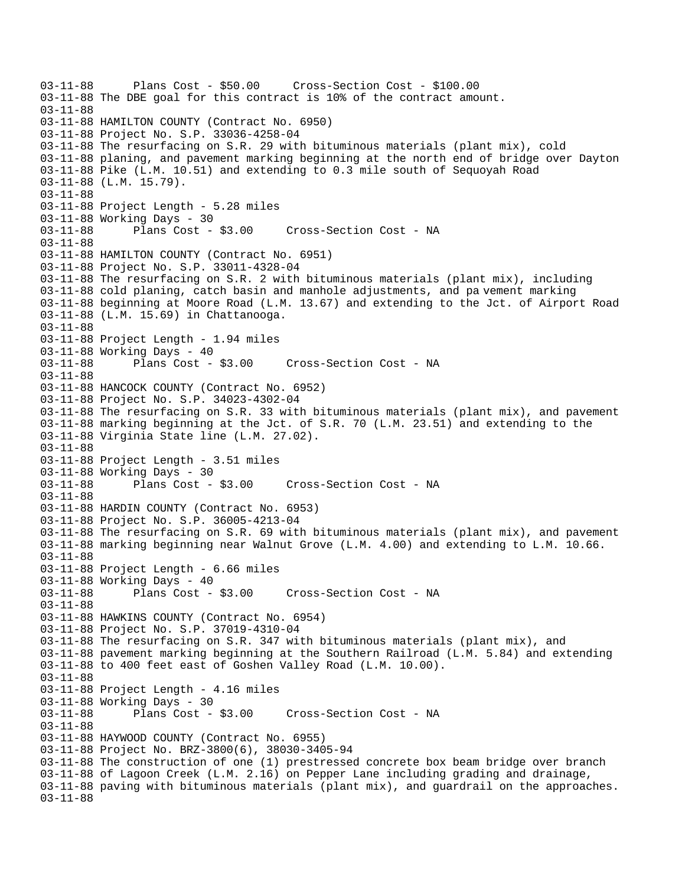03-11-88 Plans Cost - $50.00 Cross-Section Cost - $100.00
03-11-88 The DBE goal for this contract is 10% of the contract amount.
03-11-88
03-11-88 HAMILTON COUNTY (Contract No. 6950)
03-11-88 Project No. S.P. 33036-4258-04
03-11-88 The resurfacing on S.R. 29 with bituminous materials (plant mix), cold
03-11-88 planing, and pavement marking beginning at the north end of bridge over Dayton
03-11-88 Pike (L.M. 10.51) and extending to 0.3 mile south of Sequoyah Road
03-11-88 (L.M. 15.79).
03-11-88
03-11-88 Project Length - 5.28 miles
03-11-88 Working Days - 30
03-11-88 Plans Cost - $3.00 Cross-Section Cost - NA
03-11-88
03-11-88 HAMILTON COUNTY (Contract No. 6951)
03-11-88 Project No. S.P. 33011-4328-04
03-11-88 The resurfacing on S.R. 2 with bituminous materials (plant mix), including
03-11-88 cold planing, catch basin and manhole adjustments, and pa vement marking
03-11-88 beginning at Moore Road (L.M. 13.67) and extending to the Jct. of Airport Road
03-11-88 (L.M. 15.69) in Chattanooga.
03-11-88
03-11-88 Project Length - 1.94 miles
03-11-88 Working Days - 40
03-11-88 Plans Cost - $3.00 Cross-Section Cost - NA
03-11-88
03-11-88 HANCOCK COUNTY (Contract No. 6952)
03-11-88 Project No. S.P. 34023-4302-04
03-11-88 The resurfacing on S.R. 33 with bituminous materials (plant mix), and pavement
03-11-88 marking beginning at the Jct. of S.R. 70 (L.M. 23.51) and extending to the
03-11-88 Virginia State line (L.M. 27.02).
03-11-88
03-11-88 Project Length - 3.51 miles
03-11-88 Working Days - 30
03-11-88 Plans Cost - $3.00 Cross-Section Cost - NA
03-11-88
03-11-88 HARDIN COUNTY (Contract No. 6953)
03-11-88 Project No. S.P. 36005-4213-04
03-11-88 The resurfacing on S.R. 69 with bituminous materials (plant mix), and pavement
03-11-88 marking beginning near Walnut Grove (L.M. 4.00) and extending to L.M. 10.66.
03-11-88
03-11-88 Project Length - 6.66 miles
03-11-88 Working Days - 40
03-11-88 Plans Cost - $3.00 Cross-Section Cost - NA
03-11-88
03-11-88 HAWKINS COUNTY (Contract No. 6954)
03-11-88 Project No. S.P. 37019-4310-04
03-11-88 The resurfacing on S.R. 347 with bituminous materials (plant mix), and
03-11-88 pavement marking beginning at the Southern Railroad (L.M. 5.84) and extending
03-11-88 to 400 feet east of Goshen Valley Road (L.M. 10.00).
03-11-88
03-11-88 Project Length - 4.16 miles
03-11-88 Working Days - 30
03-11-88 Plans Cost - $3.00 Cross-Section Cost - NA
03-11-88
03-11-88 HAYWOOD COUNTY (Contract No. 6955)
03-11-88 Project No. BRZ-3800(6), 38030-3405-94
03-11-88 The construction of one (1) prestressed concrete box beam bridge over branch
03-11-88 of Lagoon Creek (L.M. 2.16) on Pepper Lane including grading and drainage,
03-11-88 paving with bituminous materials (plant mix), and guardrail on the approaches.
03-11-88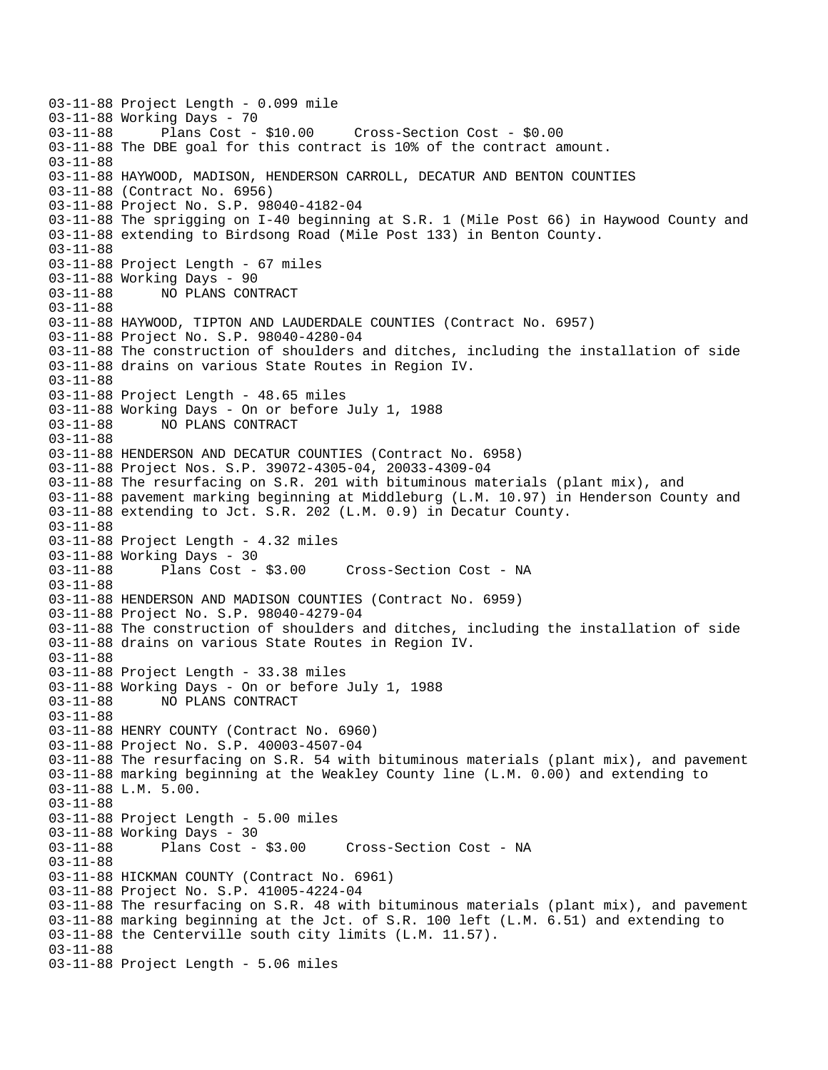```
03-11-88 Project Length - 0.099 mile
03-11-88 Working Days - 70
03-11-88      Plans Cost - $10.00     Cross-Section Cost - $0.00
03-11-88 The DBE goal for this contract is 10% of the contract amount.
03-11-88
03-11-88 HAYWOOD, MADISON, HENDERSON CARROLL, DECATUR AND BENTON COUNTIES
03-11-88 (Contract No. 6956)
03-11-88 Project No. S.P. 98040-4182-04
03-11-88 The sprigging on I-40 beginning at S.R. 1 (Mile Post 66) in Haywood County and
03-11-88 extending to Birdsong Road (Mile Post 133) in Benton County.
03-11-88
03-11-88 Project Length - 67 miles
03-11-88 Working Days - 90
03-11-88      NO PLANS CONTRACT
03-11-88
03-11-88 HAYWOOD, TIPTON AND LAUDERDALE COUNTIES (Contract No. 6957)
03-11-88 Project No. S.P. 98040-4280-04
03-11-88 The construction of shoulders and ditches, including the installation of side
03-11-88 drains on various State Routes in Region IV.
03-11-88
03-11-88 Project Length - 48.65 miles
03-11-88 Working Days - On or before July 1, 1988
03-11-88      NO PLANS CONTRACT
03-11-88
03-11-88 HENDERSON AND DECATUR COUNTIES (Contract No. 6958)
03-11-88 Project Nos. S.P. 39072-4305-04, 20033-4309-04
03-11-88 The resurfacing on S.R. 201 with bituminous materials (plant mix), and
03-11-88 pavement marking beginning at Middleburg (L.M. 10.97) in Henderson County and
03-11-88 extending to Jct. S.R. 202 (L.M. 0.9) in Decatur County.
03-11-88
03-11-88 Project Length - 4.32 miles
03-11-88 Working Days - 30
03-11-88      Plans Cost - $3.00     Cross-Section Cost - NA
03-11-88
03-11-88 HENDERSON AND MADISON COUNTIES (Contract No. 6959)
03-11-88 Project No. S.P. 98040-4279-04
03-11-88 The construction of shoulders and ditches, including the installation of side
03-11-88 drains on various State Routes in Region IV.
03-11-88
03-11-88 Project Length - 33.38 miles
03-11-88 Working Days - On or before July 1, 1988
03-11-88      NO PLANS CONTRACT
03-11-88
03-11-88 HENRY COUNTY (Contract No. 6960)
03-11-88 Project No. S.P. 40003-4507-04
03-11-88 The resurfacing on S.R. 54 with bituminous materials (plant mix), and pavement
03-11-88 marking beginning at the Weakley County line (L.M. 0.00) and extending to
03-11-88 L.M. 5.00.
03-11-88
03-11-88 Project Length - 5.00 miles
03-11-88 Working Days - 30
03-11-88      Plans Cost - $3.00     Cross-Section Cost - NA
03-11-88
03-11-88 HICKMAN COUNTY (Contract No. 6961)
03-11-88 Project No. S.P. 41005-4224-04
03-11-88 The resurfacing on S.R. 48 with bituminous materials (plant mix), and pavement
03-11-88 marking beginning at the Jct. of S.R. 100 left (L.M. 6.51) and extending to
03-11-88 the Centerville south city limits (L.M. 11.57).
03-11-88
03-11-88 Project Length - 5.06 miles
```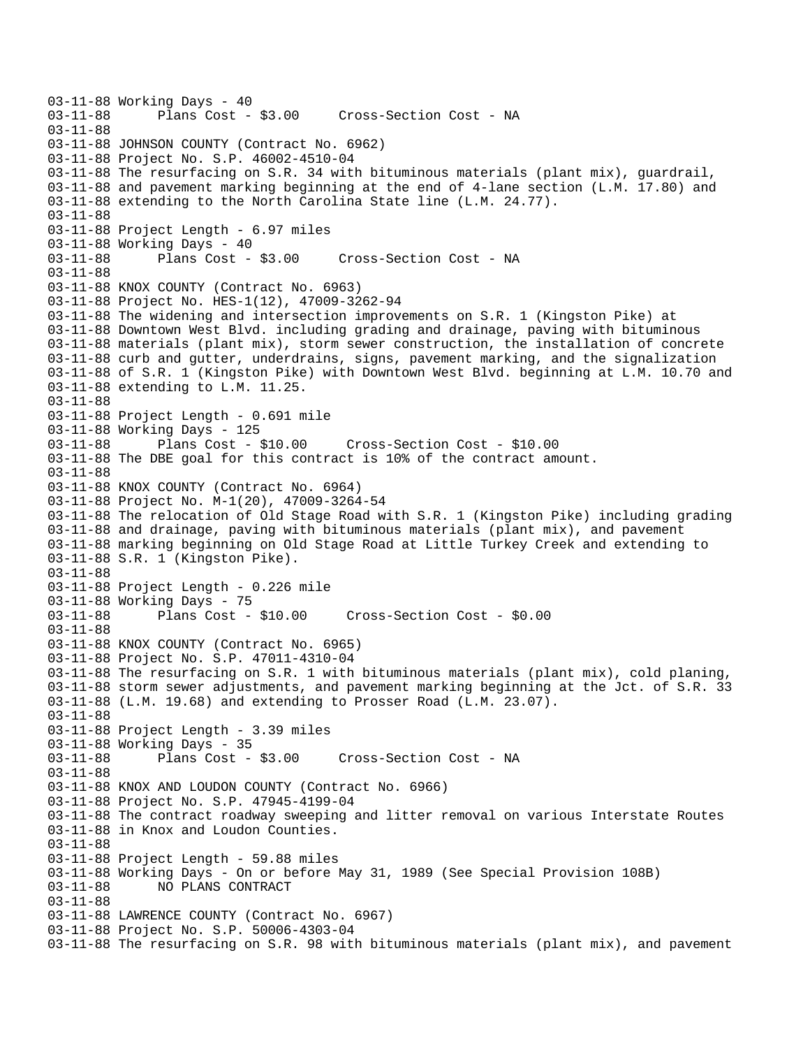```
03-11-88 Working Days - 40
03-11-88       Plans Cost - $3.00     Cross-Section Cost - NA
03-11-88
03-11-88 JOHNSON COUNTY (Contract No. 6962)
03-11-88 Project No. S.P. 46002-4510-04
03-11-88 The resurfacing on S.R. 34 with bituminous materials (plant mix), guardrail,
03-11-88 and pavement marking beginning at the end of 4-lane section (L.M. 17.80) and
03-11-88 extending to the North Carolina State line (L.M. 24.77).
03-11-88
03-11-88 Project Length - 6.97 miles
03-11-88 Working Days - 40
03-11-88       Plans Cost - $3.00     Cross-Section Cost - NA
03-11-88
03-11-88 KNOX COUNTY (Contract No. 6963)
03-11-88 Project No. HES-1(12), 47009-3262-94
03-11-88 The widening and intersection improvements on S.R. 1 (Kingston Pike) at
03-11-88 Downtown West Blvd. including grading and drainage, paving with bituminous
03-11-88 materials (plant mix), storm sewer construction, the installation of concrete
03-11-88 curb and gutter, underdrains, signs, pavement marking, and the signalization
03-11-88 of S.R. 1 (Kingston Pike) with Downtown West Blvd. beginning at L.M. 10.70 and
03-11-88 extending to L.M. 11.25.
03-11-88
03-11-88 Project Length - 0.691 mile
03-11-88 Working Days - 125
03-11-88       Plans Cost - $10.00     Cross-Section Cost - $10.00
03-11-88 The DBE goal for this contract is 10% of the contract amount.
03-11-88
03-11-88 KNOX COUNTY (Contract No. 6964)
03-11-88 Project No. M-1(20), 47009-3264-54
03-11-88 The relocation of Old Stage Road with S.R. 1 (Kingston Pike) including grading
03-11-88 and drainage, paving with bituminous materials (plant mix), and pavement
03-11-88 marking beginning on Old Stage Road at Little Turkey Creek and extending to
03-11-88 S.R. 1 (Kingston Pike).
03-11-88
03-11-88 Project Length - 0.226 mile
03-11-88 Working Days - 75
03-11-88       Plans Cost - $10.00     Cross-Section Cost - $0.00
03-11-88
03-11-88 KNOX COUNTY (Contract No. 6965)
03-11-88 Project No. S.P. 47011-4310-04
03-11-88 The resurfacing on S.R. 1 with bituminous materials (plant mix), cold planing,
03-11-88 storm sewer adjustments, and pavement marking beginning at the Jct. of S.R. 33
03-11-88 (L.M. 19.68) and extending to Prosser Road (L.M. 23.07).
03-11-88
03-11-88 Project Length - 3.39 miles
03-11-88 Working Days - 35
03-11-88       Plans Cost - $3.00     Cross-Section Cost - NA
03-11-88
03-11-88 KNOX AND LOUDON COUNTY (Contract No. 6966)
03-11-88 Project No. S.P. 47945-4199-04
03-11-88 The contract roadway sweeping and litter removal on various Interstate Routes
03-11-88 in Knox and Loudon Counties.
03-11-88
03-11-88 Project Length - 59.88 miles
03-11-88 Working Days - On or before May 31, 1989 (See Special Provision 108B)
03-11-88       NO PLANS CONTRACT
03-11-88
03-11-88 LAWRENCE COUNTY (Contract No. 6967)
03-11-88 Project No. S.P. 50006-4303-04
03-11-88 The resurfacing on S.R. 98 with bituminous materials (plant mix), and pavement
```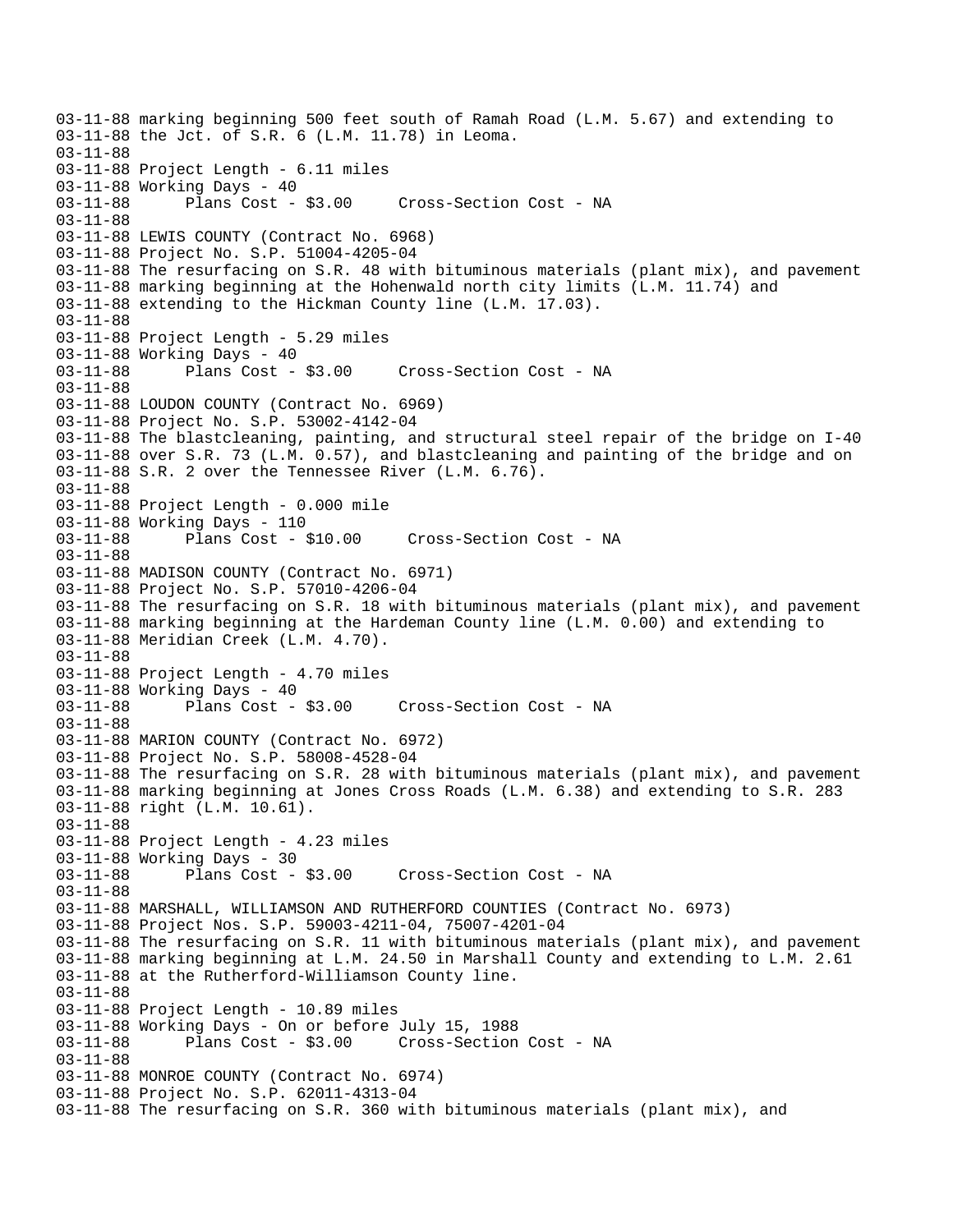```
03-11-88 marking beginning 500 feet south of Ramah Road (L.M. 5.67) and extending to
03-11-88 the Jct. of S.R. 6 (L.M. 11.78) in Leoma.
03-11-88
03-11-88 Project Length - 6.11 miles
03-11-88 Working Days - 40
03-11-88       Plans Cost - $3.00     Cross-Section Cost - NA
03-11-88
03-11-88 LEWIS COUNTY (Contract No. 6968)
03-11-88 Project No. S.P. 51004-4205-04
03-11-88 The resurfacing on S.R. 48 with bituminous materials (plant mix), and pavement
03-11-88 marking beginning at the Hohenwald north city limits (L.M. 11.74) and
03-11-88 extending to the Hickman County line (L.M. 17.03).
03-11-88
03-11-88 Project Length - 5.29 miles
03-11-88 Working Days - 40
03-11-88       Plans Cost - $3.00     Cross-Section Cost - NA
03-11-88
03-11-88 LOUDON COUNTY (Contract No. 6969)
03-11-88 Project No. S.P. 53002-4142-04
03-11-88 The blastcleaning, painting, and structural steel repair of the bridge on I-40
03-11-88 over S.R. 73 (L.M. 0.57), and blastcleaning and painting of the bridge and on
03-11-88 S.R. 2 over the Tennessee River (L.M. 6.76).
03-11-88
03-11-88 Project Length - 0.000 mile
03-11-88 Working Days - 110
03-11-88       Plans Cost - $10.00     Cross-Section Cost - NA
03-11-88
03-11-88 MADISON COUNTY (Contract No. 6971)
03-11-88 Project No. S.P. 57010-4206-04
03-11-88 The resurfacing on S.R. 18 with bituminous materials (plant mix), and pavement
03-11-88 marking beginning at the Hardeman County line (L.M. 0.00) and extending to
03-11-88 Meridian Creek (L.M. 4.70).
03-11-88
03-11-88 Project Length - 4.70 miles
03-11-88 Working Days - 40
03-11-88       Plans Cost - $3.00     Cross-Section Cost - NA
03-11-88
03-11-88 MARION COUNTY (Contract No. 6972)
03-11-88 Project No. S.P. 58008-4528-04
03-11-88 The resurfacing on S.R. 28 with bituminous materials (plant mix), and pavement
03-11-88 marking beginning at Jones Cross Roads (L.M. 6.38) and extending to S.R. 283
03-11-88 right (L.M. 10.61).
03-11-88
03-11-88 Project Length - 4.23 miles
03-11-88 Working Days - 30
03-11-88       Plans Cost - $3.00     Cross-Section Cost - NA
03-11-88
03-11-88 MARSHALL, WILLIAMSON AND RUTHERFORD COUNTIES (Contract No. 6973)
03-11-88 Project Nos. S.P. 59003-4211-04, 75007-4201-04
03-11-88 The resurfacing on S.R. 11 with bituminous materials (plant mix), and pavement
03-11-88 marking beginning at L.M. 24.50 in Marshall County and extending to L.M. 2.61
03-11-88 at the Rutherford-Williamson County line.
03-11-88
03-11-88 Project Length - 10.89 miles
03-11-88 Working Days - On or before July 15, 1988
03-11-88       Plans Cost - $3.00     Cross-Section Cost - NA
03-11-88
03-11-88 MONROE COUNTY (Contract No. 6974)
03-11-88 Project No. S.P. 62011-4313-04
03-11-88 The resurfacing on S.R. 360 with bituminous materials (plant mix), and
```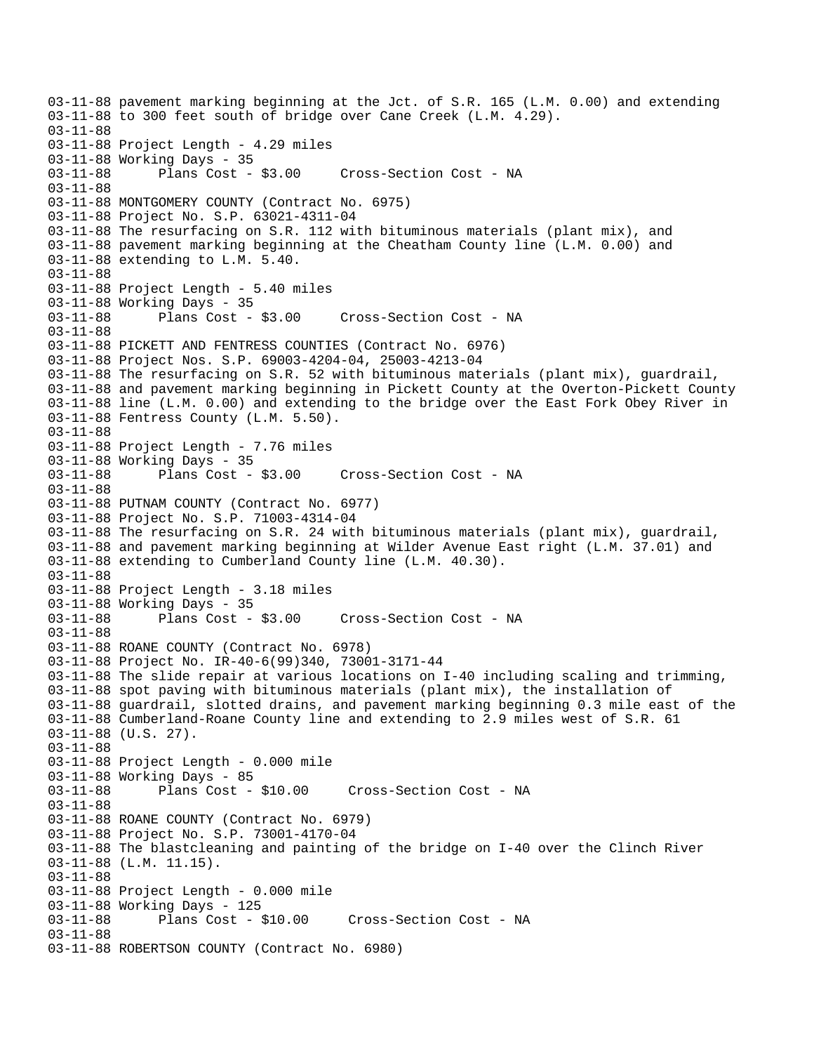```
03-11-88 pavement marking beginning at the Jct. of S.R. 165 (L.M. 0.00) and extending
03-11-88 to 300 feet south of bridge over Cane Creek (L.M. 4.29).
03-11-88
03-11-88 Project Length - 4.29 miles
03-11-88 Working Days - 35
03-11-88       Plans Cost - $3.00     Cross-Section Cost - NA
03-11-88
03-11-88 MONTGOMERY COUNTY (Contract No. 6975)
03-11-88 Project No. S.P. 63021-4311-04
03-11-88 The resurfacing on S.R. 112 with bituminous materials (plant mix), and
03-11-88 pavement marking beginning at the Cheatham County line (L.M. 0.00) and
03-11-88 extending to L.M. 5.40.
03-11-88
03-11-88 Project Length - 5.40 miles
03-11-88 Working Days - 35
03-11-88       Plans Cost - $3.00     Cross-Section Cost - NA
03-11-88
03-11-88 PICKETT AND FENTRESS COUNTIES (Contract No. 6976)
03-11-88 Project Nos. S.P. 69003-4204-04, 25003-4213-04
03-11-88 The resurfacing on S.R. 52 with bituminous materials (plant mix), guardrail,
03-11-88 and pavement marking beginning in Pickett County at the Overton-Pickett County
03-11-88 line (L.M. 0.00) and extending to the bridge over the East Fork Obey River in
03-11-88 Fentress County (L.M. 5.50).
03-11-88
03-11-88 Project Length - 7.76 miles
03-11-88 Working Days - 35
03-11-88       Plans Cost - $3.00     Cross-Section Cost - NA
03-11-88
03-11-88 PUTNAM COUNTY (Contract No. 6977)
03-11-88 Project No. S.P. 71003-4314-04
03-11-88 The resurfacing on S.R. 24 with bituminous materials (plant mix), guardrail,
03-11-88 and pavement marking beginning at Wilder Avenue East right (L.M. 37.01) and
03-11-88 extending to Cumberland County line (L.M. 40.30).
03-11-88
03-11-88 Project Length - 3.18 miles
03-11-88 Working Days - 35
03-11-88       Plans Cost - $3.00     Cross-Section Cost - NA
03-11-88
03-11-88 ROANE COUNTY (Contract No. 6978)
03-11-88 Project No. IR-40-6(99)340, 73001-3171-44
03-11-88 The slide repair at various locations on I-40 including scaling and trimming,
03-11-88 spot paving with bituminous materials (plant mix), the installation of
03-11-88 guardrail, slotted drains, and pavement marking beginning 0.3 mile east of the
03-11-88 Cumberland-Roane County line and extending to 2.9 miles west of S.R. 61
03-11-88 (U.S. 27).
03-11-88
03-11-88 Project Length - 0.000 mile
03-11-88 Working Days - 85
03-11-88       Plans Cost - $10.00     Cross-Section Cost - NA
03-11-88
03-11-88 ROANE COUNTY (Contract No. 6979)
03-11-88 Project No. S.P. 73001-4170-04
03-11-88 The blastcleaning and painting of the bridge on I-40 over the Clinch River
03-11-88 (L.M. 11.15).
03-11-88
03-11-88 Project Length - 0.000 mile
03-11-88 Working Days - 125
03-11-88       Plans Cost - $10.00     Cross-Section Cost - NA
03-11-88
03-11-88 ROBERTSON COUNTY (Contract No. 6980)
```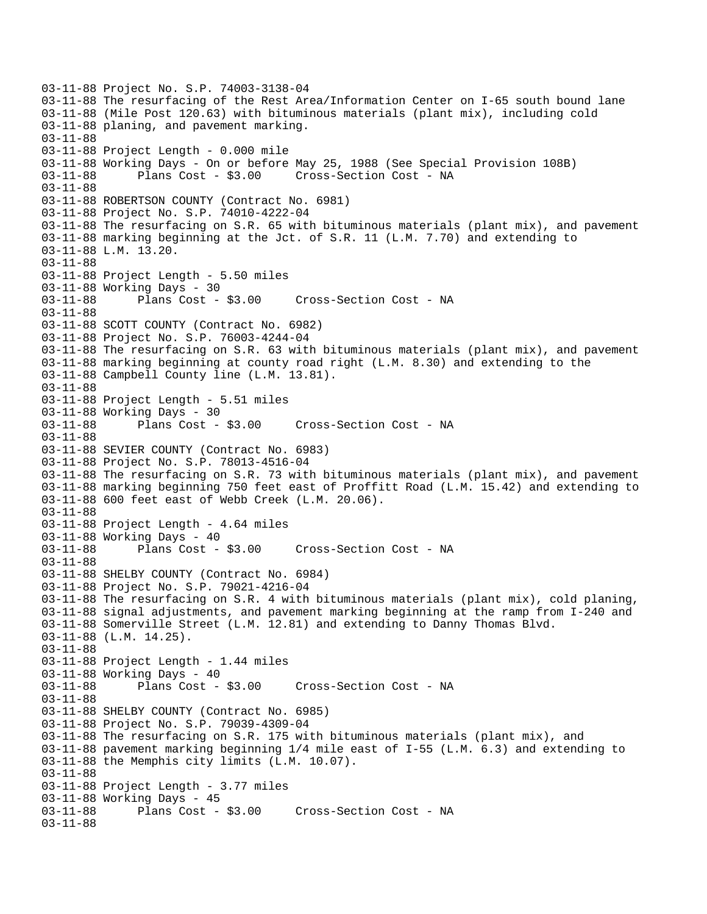```
03-11-88 Project No. S.P. 74003-3138-04
03-11-88 The resurfacing of the Rest Area/Information Center on I-65 south bound lane
03-11-88 (Mile Post 120.63) with bituminous materials (plant mix), including cold
03-11-88 planing, and pavement marking.
03-11-88
03-11-88 Project Length - 0.000 mile
03-11-88 Working Days - On or before May 25, 1988 (See Special Provision 108B)
03-11-88       Plans Cost - $3.00     Cross-Section Cost - NA
03-11-88
03-11-88 ROBERTSON COUNTY (Contract No. 6981)
03-11-88 Project No. S.P. 74010-4222-04
03-11-88 The resurfacing on S.R. 65 with bituminous materials (plant mix), and pavement
03-11-88 marking beginning at the Jct. of S.R. 11 (L.M. 7.70) and extending to
03-11-88 L.M. 13.20.
03-11-88
03-11-88 Project Length - 5.50 miles
03-11-88 Working Days - 30
03-11-88       Plans Cost - $3.00     Cross-Section Cost - NA
03-11-88
03-11-88 SCOTT COUNTY (Contract No. 6982)
03-11-88 Project No. S.P. 76003-4244-04
03-11-88 The resurfacing on S.R. 63 with bituminous materials (plant mix), and pavement
03-11-88 marking beginning at county road right (L.M. 8.30) and extending to the
03-11-88 Campbell County line (L.M. 13.81).
03-11-88
03-11-88 Project Length - 5.51 miles
03-11-88 Working Days - 30
03-11-88       Plans Cost - $3.00     Cross-Section Cost - NA
03-11-88
03-11-88 SEVIER COUNTY (Contract No. 6983)
03-11-88 Project No. S.P. 78013-4516-04
03-11-88 The resurfacing on S.R. 73 with bituminous materials (plant mix), and pavement
03-11-88 marking beginning 750 feet east of Proffitt Road (L.M. 15.42) and extending to
03-11-88 600 feet east of Webb Creek (L.M. 20.06).
03-11-88
03-11-88 Project Length - 4.64 miles
03-11-88 Working Days - 40
03-11-88       Plans Cost - $3.00     Cross-Section Cost - NA
03-11-88
03-11-88 SHELBY COUNTY (Contract No. 6984)
03-11-88 Project No. S.P. 79021-4216-04
03-11-88 The resurfacing on S.R. 4 with bituminous materials (plant mix), cold planing,
03-11-88 signal adjustments, and pavement marking beginning at the ramp from I-240 and
03-11-88 Somerville Street (L.M. 12.81) and extending to Danny Thomas Blvd.
03-11-88 (L.M. 14.25).
03-11-88
03-11-88 Project Length - 1.44 miles
03-11-88 Working Days - 40
03-11-88       Plans Cost - $3.00     Cross-Section Cost - NA
03-11-88
03-11-88 SHELBY COUNTY (Contract No. 6985)
03-11-88 Project No. S.P. 79039-4309-04
03-11-88 The resurfacing on S.R. 175 with bituminous materials (plant mix), and
03-11-88 pavement marking beginning 1/4 mile east of I-55 (L.M. 6.3) and extending to
03-11-88 the Memphis city limits (L.M. 10.07).
03-11-88
03-11-88 Project Length - 3.77 miles
03-11-88 Working Days - 45
03-11-88       Plans Cost - $3.00     Cross-Section Cost - NA
03-11-88
```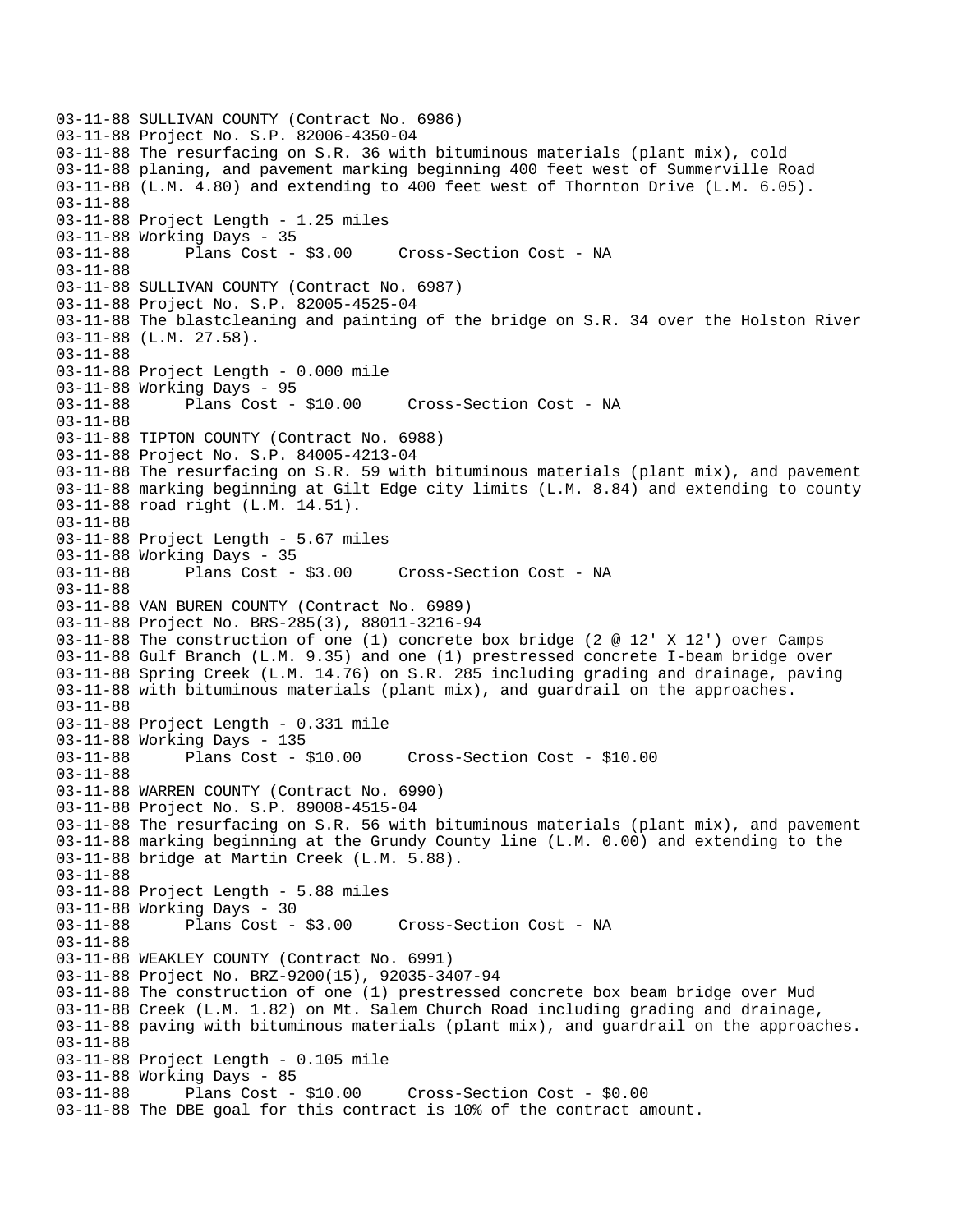```
03-11-88 SULLIVAN COUNTY (Contract No. 6986)
03-11-88 Project No. S.P. 82006-4350-04
03-11-88 The resurfacing on S.R. 36 with bituminous materials (plant mix), cold
03-11-88 planing, and pavement marking beginning 400 feet west of Summerville Road
03-11-88 (L.M. 4.80) and extending to 400 feet west of Thornton Drive (L.M. 6.05).
03-11-88
03-11-88 Project Length - 1.25 miles
03-11-88 Working Days - 35
03-11-88      Plans Cost - $3.00     Cross-Section Cost - NA
03-11-88
03-11-88 SULLIVAN COUNTY (Contract No. 6987)
03-11-88 Project No. S.P. 82005-4525-04
03-11-88 The blastcleaning and painting of the bridge on S.R. 34 over the Holston River
03-11-88 (L.M. 27.58).
03-11-88
03-11-88 Project Length - 0.000 mile
03-11-88 Working Days - 95
03-11-88      Plans Cost - $10.00     Cross-Section Cost - NA
03-11-88
03-11-88 TIPTON COUNTY (Contract No. 6988)
03-11-88 Project No. S.P. 84005-4213-04
03-11-88 The resurfacing on S.R. 59 with bituminous materials (plant mix), and pavement
03-11-88 marking beginning at Gilt Edge city limits (L.M. 8.84) and extending to county
03-11-88 road right (L.M. 14.51).
03-11-88
03-11-88 Project Length - 5.67 miles
03-11-88 Working Days - 35
03-11-88      Plans Cost - $3.00     Cross-Section Cost - NA
03-11-88
03-11-88 VAN BUREN COUNTY (Contract No. 6989)
03-11-88 Project No. BRS-285(3), 88011-3216-94
03-11-88 The construction of one (1) concrete box bridge (2 @ 12' X 12') over Camps
03-11-88 Gulf Branch (L.M. 9.35) and one (1) prestressed concrete I-beam bridge over
03-11-88 Spring Creek (L.M. 14.76) on S.R. 285 including grading and drainage, paving
03-11-88 with bituminous materials (plant mix), and guardrail on the approaches.
03-11-88
03-11-88 Project Length - 0.331 mile
03-11-88 Working Days - 135
03-11-88      Plans Cost - $10.00     Cross-Section Cost - $10.00
03-11-88
03-11-88 WARREN COUNTY (Contract No. 6990)
03-11-88 Project No. S.P. 89008-4515-04
03-11-88 The resurfacing on S.R. 56 with bituminous materials (plant mix), and pavement
03-11-88 marking beginning at the Grundy County line (L.M. 0.00) and extending to the
03-11-88 bridge at Martin Creek (L.M. 5.88).
03-11-88
03-11-88 Project Length - 5.88 miles
03-11-88 Working Days - 30
03-11-88      Plans Cost - $3.00     Cross-Section Cost - NA
03-11-88
03-11-88 WEAKLEY COUNTY (Contract No. 6991)
03-11-88 Project No. BRZ-9200(15), 92035-3407-94
03-11-88 The construction of one (1) prestressed concrete box beam bridge over Mud
03-11-88 Creek (L.M. 1.82) on Mt. Salem Church Road including grading and drainage,
03-11-88 paving with bituminous materials (plant mix), and guardrail on the approaches.
03-11-88
03-11-88 Project Length - 0.105 mile
03-11-88 Working Days - 85
03-11-88      Plans Cost - $10.00     Cross-Section Cost - $0.00
03-11-88 The DBE goal for this contract is 10% of the contract amount.
```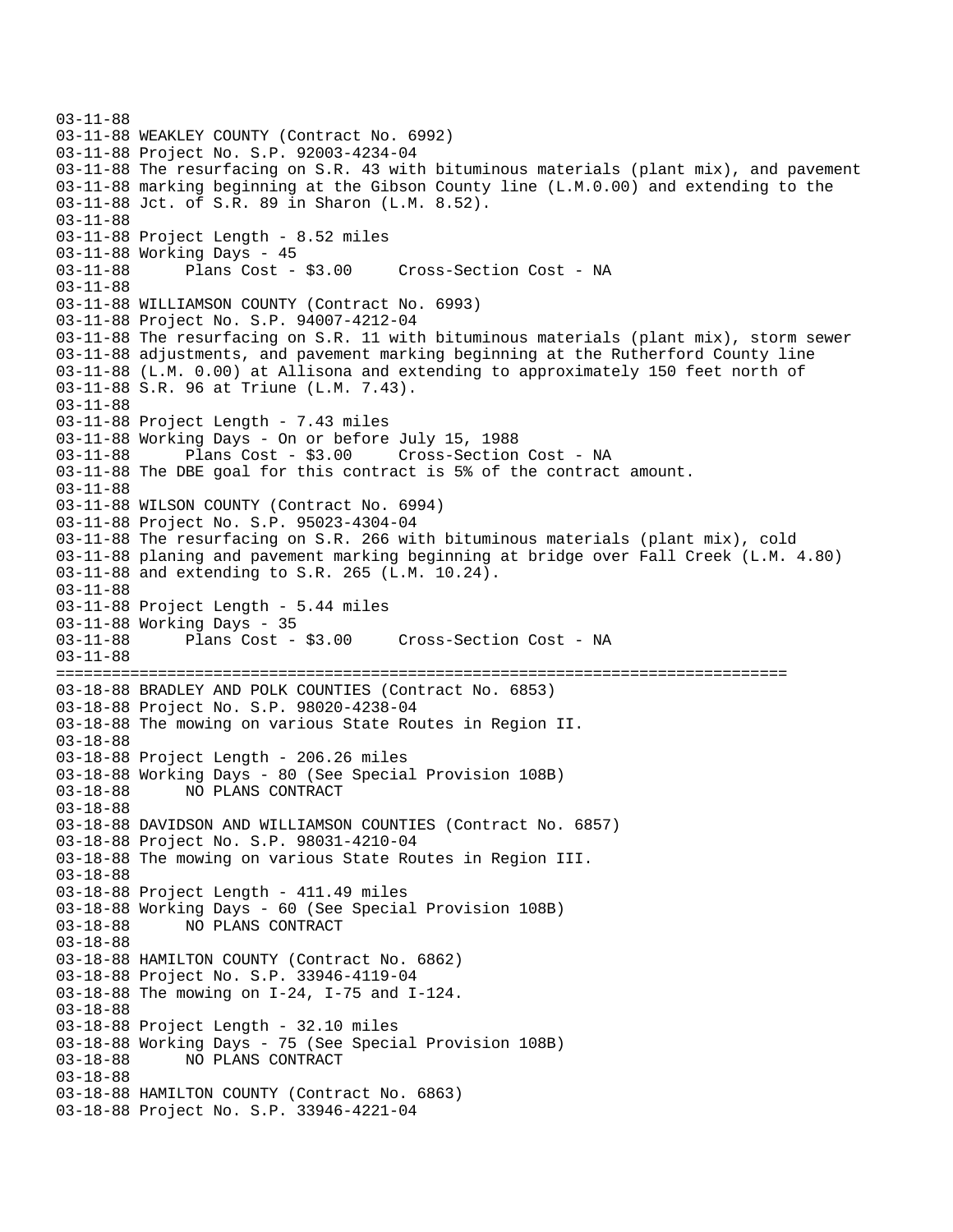```
03-11-88
03-11-88 WEAKLEY COUNTY (Contract No. 6992)
03-11-88 Project No. S.P. 92003-4234-04
03-11-88 The resurfacing on S.R. 43 with bituminous materials (plant mix), and pavement
03-11-88 marking beginning at the Gibson County line (L.M.0.00) and extending to the
03-11-88 Jct. of S.R. 89 in Sharon (L.M. 8.52).
03-11-88
03-11-88 Project Length - 8.52 miles
03-11-88 Working Days - 45
03-11-88       Plans Cost - $3.00     Cross-Section Cost - NA
03-11-88
03-11-88 WILLIAMSON COUNTY (Contract No. 6993)
03-11-88 Project No. S.P. 94007-4212-04
03-11-88 The resurfacing on S.R. 11 with bituminous materials (plant mix), storm sewer
03-11-88 adjustments, and pavement marking beginning at the Rutherford County line
03-11-88 (L.M. 0.00) at Allisona and extending to approximately 150 feet north of
03-11-88 S.R. 96 at Triune (L.M. 7.43).
03-11-88
03-11-88 Project Length - 7.43 miles
03-11-88 Working Days - On or before July 15, 1988
03-11-88       Plans Cost - $3.00     Cross-Section Cost - NA
03-11-88 The DBE goal for this contract is 5% of the contract amount.
03-11-88
03-11-88 WILSON COUNTY (Contract No. 6994)
03-11-88 Project No. S.P. 95023-4304-04
03-11-88 The resurfacing on S.R. 266 with bituminous materials (plant mix), cold
03-11-88 planing and pavement marking beginning at bridge over Fall Creek (L.M. 4.80)
03-11-88 and extending to S.R. 265 (L.M. 10.24).
03-11-88
03-11-88 Project Length - 5.44 miles
03-11-88 Working Days - 35
03-11-88       Plans Cost - $3.00     Cross-Section Cost - NA
03-11-88
================================================================================
03-18-88 BRADLEY AND POLK COUNTIES (Contract No. 6853)
03-18-88 Project No. S.P. 98020-4238-04
03-18-88 The mowing on various State Routes in Region II.
03-18-88
03-18-88 Project Length - 206.26 miles
03-18-88 Working Days - 80 (See Special Provision 108B)
03-18-88       NO PLANS CONTRACT
03-18-88
03-18-88 DAVIDSON AND WILLIAMSON COUNTIES (Contract No. 6857)
03-18-88 Project No. S.P. 98031-4210-04
03-18-88 The mowing on various State Routes in Region III.
03-18-88
03-18-88 Project Length - 411.49 miles
03-18-88 Working Days - 60 (See Special Provision 108B)
03-18-88       NO PLANS CONTRACT
03-18-88
03-18-88 HAMILTON COUNTY (Contract No. 6862)
03-18-88 Project No. S.P. 33946-4119-04
03-18-88 The mowing on I-24, I-75 and I-124.
03-18-88
03-18-88 Project Length - 32.10 miles
03-18-88 Working Days - 75 (See Special Provision 108B)
03-18-88       NO PLANS CONTRACT
03-18-88
03-18-88 HAMILTON COUNTY (Contract No. 6863)
03-18-88 Project No. S.P. 33946-4221-04
```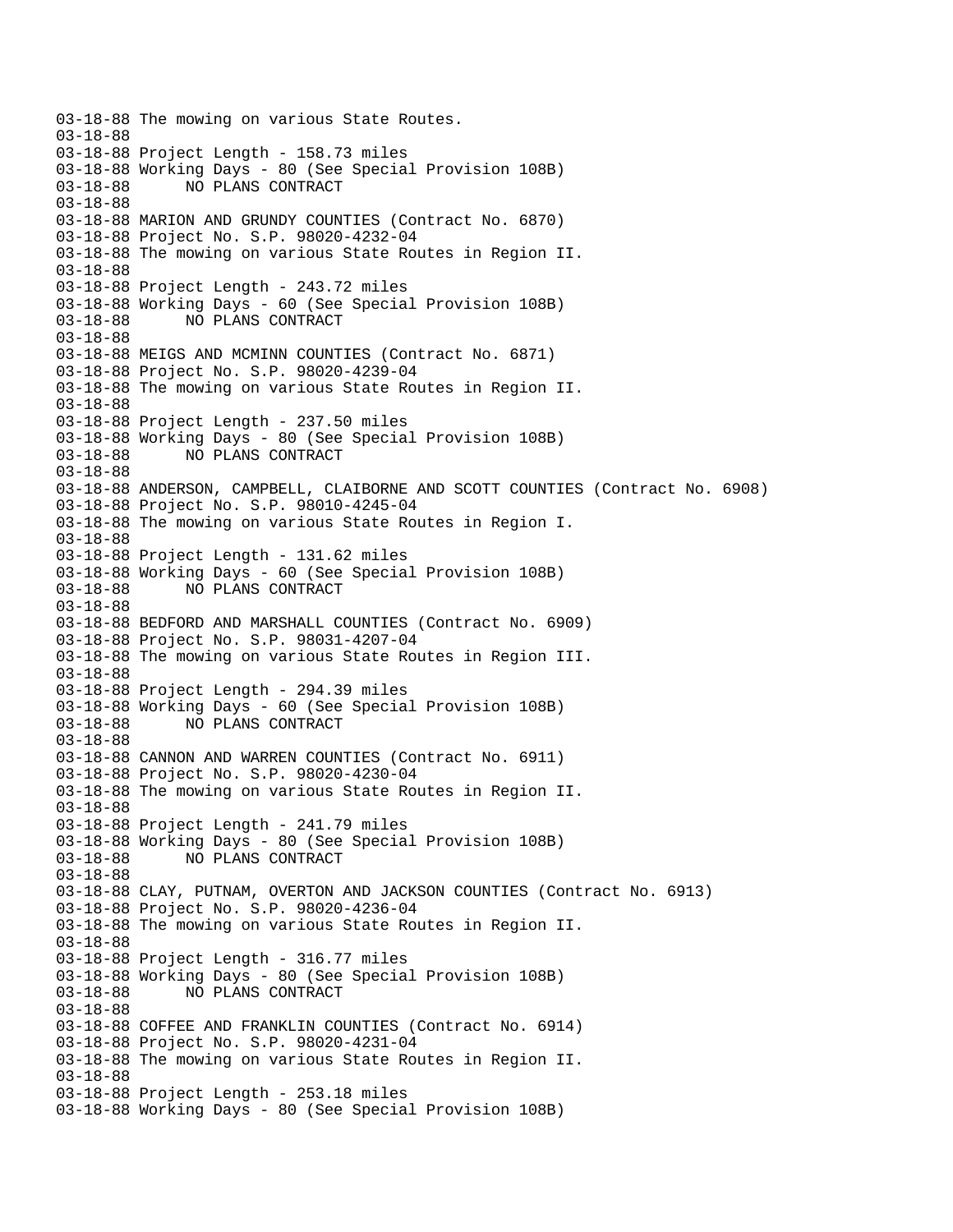```
03-18-88 The mowing on various State Routes.
03-18-88
03-18-88 Project Length - 158.73 miles
03-18-88 Working Days - 80 (See Special Provision 108B)
03-18-88       NO PLANS CONTRACT
03-18-88
03-18-88 MARION AND GRUNDY COUNTIES (Contract No. 6870)
03-18-88 Project No. S.P. 98020-4232-04
03-18-88 The mowing on various State Routes in Region II.
03-18-88
03-18-88 Project Length - 243.72 miles
03-18-88 Working Days - 60 (See Special Provision 108B)
03-18-88       NO PLANS CONTRACT
03-18-88
03-18-88 MEIGS AND MCMINN COUNTIES (Contract No. 6871)
03-18-88 Project No. S.P. 98020-4239-04
03-18-88 The mowing on various State Routes in Region II.
03-18-88
03-18-88 Project Length - 237.50 miles
03-18-88 Working Days - 80 (See Special Provision 108B)
03-18-88       NO PLANS CONTRACT
03-18-88
03-18-88 ANDERSON, CAMPBELL, CLAIBORNE AND SCOTT COUNTIES (Contract No. 6908)
03-18-88 Project No. S.P. 98010-4245-04
03-18-88 The mowing on various State Routes in Region I.
03-18-88
03-18-88 Project Length - 131.62 miles
03-18-88 Working Days - 60 (See Special Provision 108B)
03-18-88       NO PLANS CONTRACT
03-18-88
03-18-88 BEDFORD AND MARSHALL COUNTIES (Contract No. 6909)
03-18-88 Project No. S.P. 98031-4207-04
03-18-88 The mowing on various State Routes in Region III.
03-18-88
03-18-88 Project Length - 294.39 miles
03-18-88 Working Days - 60 (See Special Provision 108B)
03-18-88       NO PLANS CONTRACT
03-18-88
03-18-88 CANNON AND WARREN COUNTIES (Contract No. 6911)
03-18-88 Project No. S.P. 98020-4230-04
03-18-88 The mowing on various State Routes in Region II.
03-18-88
03-18-88 Project Length - 241.79 miles
03-18-88 Working Days - 80 (See Special Provision 108B)
03-18-88       NO PLANS CONTRACT
03-18-88
03-18-88 CLAY, PUTNAM, OVERTON AND JACKSON COUNTIES (Contract No. 6913)
03-18-88 Project No. S.P. 98020-4236-04
03-18-88 The mowing on various State Routes in Region II.
03-18-88
03-18-88 Project Length - 316.77 miles
03-18-88 Working Days - 80 (See Special Provision 108B)
03-18-88       NO PLANS CONTRACT
03-18-88
03-18-88 COFFEE AND FRANKLIN COUNTIES (Contract No. 6914)
03-18-88 Project No. S.P. 98020-4231-04
03-18-88 The mowing on various State Routes in Region II.
03-18-88
03-18-88 Project Length - 253.18 miles
03-18-88 Working Days - 80 (See Special Provision 108B)
```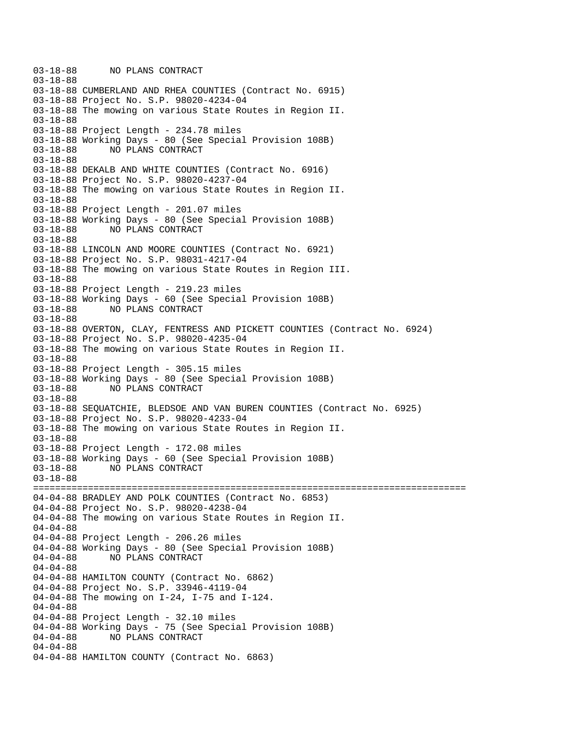```
03-18-88      NO PLANS CONTRACT
03-18-88
03-18-88 CUMBERLAND AND RHEA COUNTIES (Contract No. 6915)
03-18-88 Project No. S.P. 98020-4234-04
03-18-88 The mowing on various State Routes in Region II.
03-18-88
03-18-88 Project Length - 234.78 miles
03-18-88 Working Days - 80 (See Special Provision 108B)
03-18-88      NO PLANS CONTRACT
03-18-88
03-18-88 DEKALB AND WHITE COUNTIES (Contract No. 6916)
03-18-88 Project No. S.P. 98020-4237-04
03-18-88 The mowing on various State Routes in Region II.
03-18-88
03-18-88 Project Length - 201.07 miles
03-18-88 Working Days - 80 (See Special Provision 108B)
03-18-88      NO PLANS CONTRACT
03-18-88
03-18-88 LINCOLN AND MOORE COUNTIES (Contract No. 6921)
03-18-88 Project No. S.P. 98031-4217-04
03-18-88 The mowing on various State Routes in Region III.
03-18-88
03-18-88 Project Length - 219.23 miles
03-18-88 Working Days - 60 (See Special Provision 108B)
03-18-88      NO PLANS CONTRACT
03-18-88
03-18-88 OVERTON, CLAY, FENTRESS AND PICKETT COUNTIES (Contract No. 6924)
03-18-88 Project No. S.P. 98020-4235-04
03-18-88 The mowing on various State Routes in Region II.
03-18-88
03-18-88 Project Length - 305.15 miles
03-18-88 Working Days - 80 (See Special Provision 108B)
03-18-88      NO PLANS CONTRACT
03-18-88
03-18-88 SEQUATCHIE, BLEDSOE AND VAN BUREN COUNTIES (Contract No. 6925)
03-18-88 Project No. S.P. 98020-4233-04
03-18-88 The mowing on various State Routes in Region II.
03-18-88
03-18-88 Project Length - 172.08 miles
03-18-88 Working Days - 60 (See Special Provision 108B)
03-18-88      NO PLANS CONTRACT
03-18-88
================================================================================
04-04-88 BRADLEY AND POLK COUNTIES (Contract No. 6853)
04-04-88 Project No. S.P. 98020-4238-04
04-04-88 The mowing on various State Routes in Region II.
04-04-88
04-04-88 Project Length - 206.26 miles
04-04-88 Working Days - 80 (See Special Provision 108B)
04-04-88      NO PLANS CONTRACT
04-04-88
04-04-88 HAMILTON COUNTY (Contract No. 6862)
04-04-88 Project No. S.P. 33946-4119-04
04-04-88 The mowing on I-24, I-75 and I-124.
04-04-88
04-04-88 Project Length - 32.10 miles
04-04-88 Working Days - 75 (See Special Provision 108B)
04-04-88      NO PLANS CONTRACT
04-04-88
04-04-88 HAMILTON COUNTY (Contract No. 6863)
```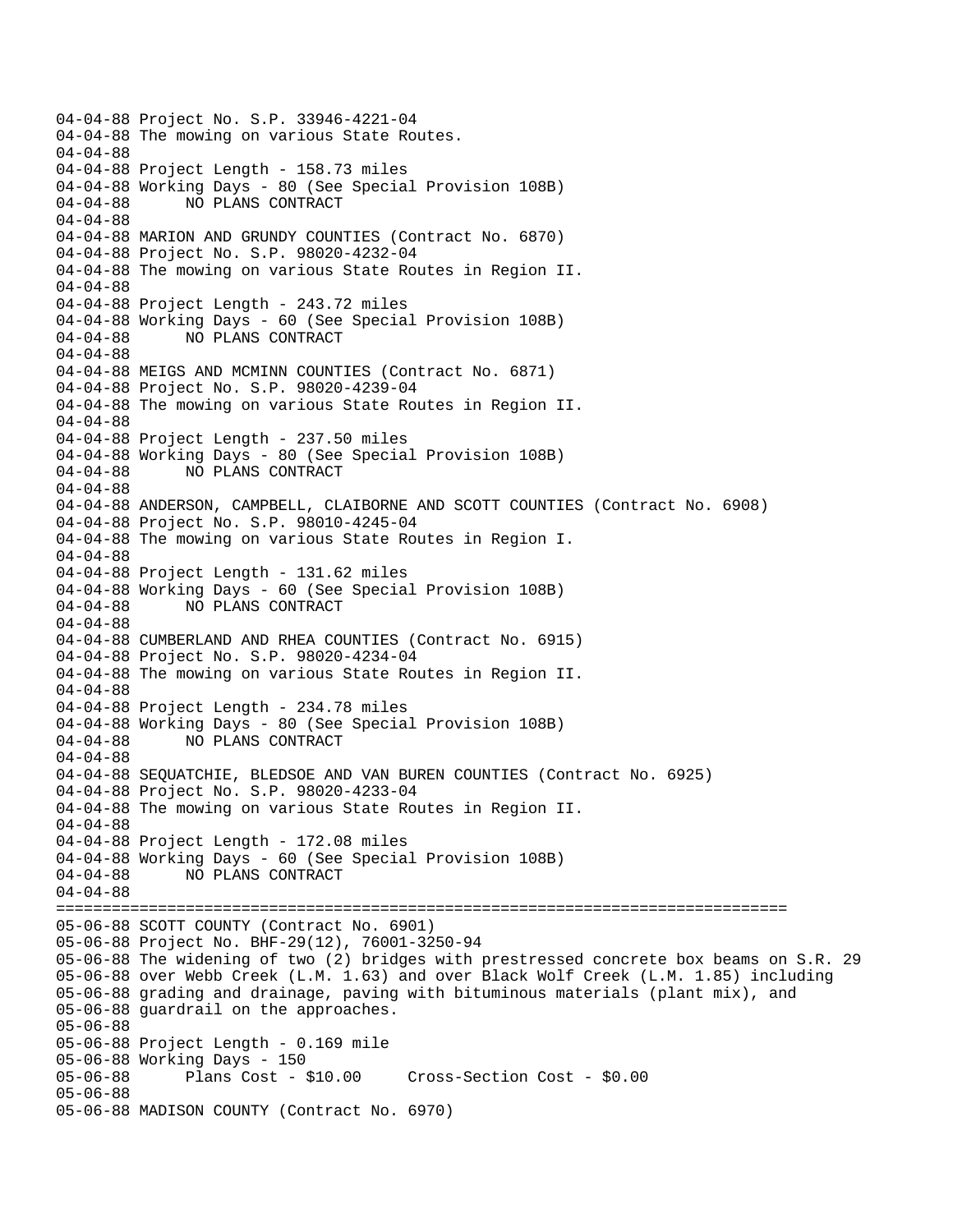```
04-04-88 Project No. S.P. 33946-4221-04
04-04-88 The mowing on various State Routes.
04-04-88
04-04-88 Project Length - 158.73 miles
04-04-88 Working Days - 80 (See Special Provision 108B)
04-04-88       NO PLANS CONTRACT
04-04-88
04-04-88 MARION AND GRUNDY COUNTIES (Contract No. 6870)
04-04-88 Project No. S.P. 98020-4232-04
04-04-88 The mowing on various State Routes in Region II.
04-04-88
04-04-88 Project Length - 243.72 miles
04-04-88 Working Days - 60 (See Special Provision 108B)
04-04-88       NO PLANS CONTRACT
04-04-88
04-04-88 MEIGS AND MCMINN COUNTIES (Contract No. 6871)
04-04-88 Project No. S.P. 98020-4239-04
04-04-88 The mowing on various State Routes in Region II.
04-04-88
04-04-88 Project Length - 237.50 miles
04-04-88 Working Days - 80 (See Special Provision 108B)
04-04-88       NO PLANS CONTRACT
04-04-88
04-04-88 ANDERSON, CAMPBELL, CLAIBORNE AND SCOTT COUNTIES (Contract No. 6908)
04-04-88 Project No. S.P. 98010-4245-04
04-04-88 The mowing on various State Routes in Region I.
04-04-88
04-04-88 Project Length - 131.62 miles
04-04-88 Working Days - 60 (See Special Provision 108B)
04-04-88       NO PLANS CONTRACT
04-04-88
04-04-88 CUMBERLAND AND RHEA COUNTIES (Contract No. 6915)
04-04-88 Project No. S.P. 98020-4234-04
04-04-88 The mowing on various State Routes in Region II.
04-04-88
04-04-88 Project Length - 234.78 miles
04-04-88 Working Days - 80 (See Special Provision 108B)
04-04-88       NO PLANS CONTRACT
04-04-88
04-04-88 SEQUATCHIE, BLEDSOE AND VAN BUREN COUNTIES (Contract No. 6925)
04-04-88 Project No. S.P. 98020-4233-04
04-04-88 The mowing on various State Routes in Region II.
04-04-88
04-04-88 Project Length - 172.08 miles
04-04-88 Working Days - 60 (See Special Provision 108B)
04-04-88       NO PLANS CONTRACT
04-04-88
================================================================================
05-06-88 SCOTT COUNTY (Contract No. 6901)
05-06-88 Project No. BHF-29(12), 76001-3250-94
05-06-88 The widening of two (2) bridges with prestressed concrete box beams on S.R. 29
05-06-88 over Webb Creek (L.M. 1.63) and over Black Wolf Creek (L.M. 1.85) including
05-06-88 grading and drainage, paving with bituminous materials (plant mix), and
05-06-88 guardrail on the approaches.
05-06-88
05-06-88 Project Length - 0.169 mile
05-06-88 Working Days - 150
05-06-88       Plans Cost - $10.00     Cross-Section Cost - $0.00
05-06-88
05-06-88 MADISON COUNTY (Contract No. 6970)
```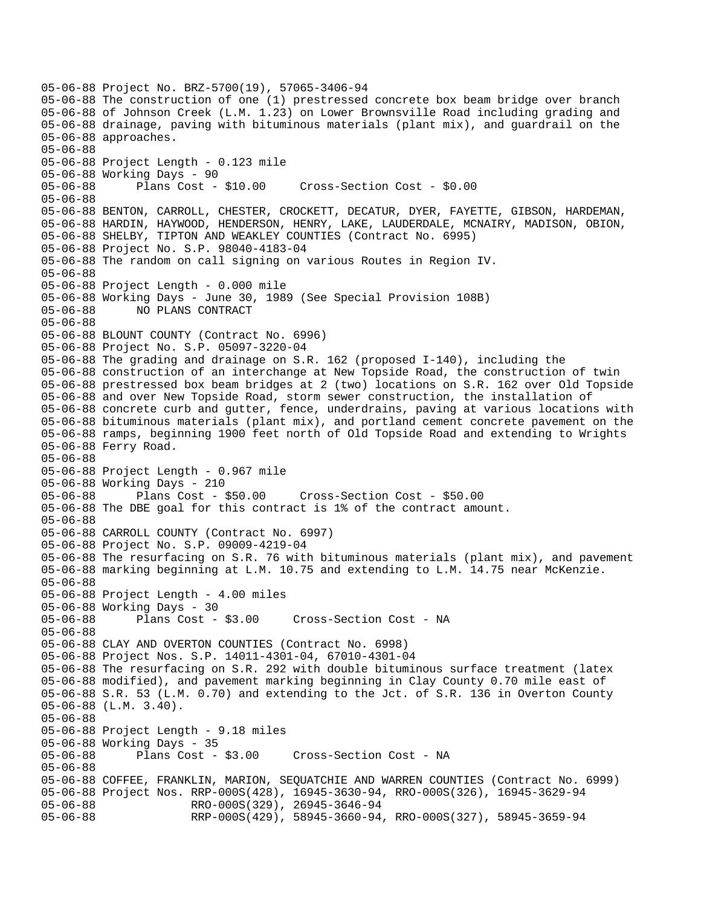```
05-06-88 Project No. BRZ-5700(19), 57065-3406-94
05-06-88 The construction of one (1) prestressed concrete box beam bridge over branch
05-06-88 of Johnson Creek (L.M. 1.23) on Lower Brownsville Road including grading and
05-06-88 drainage, paving with bituminous materials (plant mix), and guardrail on the
05-06-88 approaches.
05-06-88
05-06-88 Project Length - 0.123 mile
05-06-88 Working Days - 90
05-06-88       Plans Cost - $10.00     Cross-Section Cost - $0.00
05-06-88
05-06-88 BENTON, CARROLL, CHESTER, CROCKETT, DECATUR, DYER, FAYETTE, GIBSON, HARDEMAN,
05-06-88 HARDIN, HAYWOOD, HENDERSON, HENRY, LAKE, LAUDERDALE, MCNAIRY, MADISON, OBION,
05-06-88 SHELBY, TIPTON AND WEAKLEY COUNTIES (Contract No. 6995)
05-06-88 Project No. S.P. 98040-4183-04
05-06-88 The random on call signing on various Routes in Region IV.
05-06-88
05-06-88 Project Length - 0.000 mile
05-06-88 Working Days - June 30, 1989 (See Special Provision 108B)
05-06-88       NO PLANS CONTRACT
05-06-88
05-06-88 BLOUNT COUNTY (Contract No. 6996)
05-06-88 Project No. S.P. 05097-3220-04
05-06-88 The grading and drainage on S.R. 162 (proposed I-140), including the
05-06-88 construction of an interchange at New Topside Road, the construction of twin
05-06-88 prestressed box beam bridges at 2 (two) locations on S.R. 162 over Old Topside
05-06-88 and over New Topside Road, storm sewer construction, the installation of
05-06-88 concrete curb and gutter, fence, underdrains, paving at various locations with
05-06-88 bituminous materials (plant mix), and portland cement concrete pavement on the
05-06-88 ramps, beginning 1900 feet north of Old Topside Road and extending to Wrights
05-06-88 Ferry Road.
05-06-88
05-06-88 Project Length - 0.967 mile
05-06-88 Working Days - 210
05-06-88       Plans Cost - $50.00     Cross-Section Cost - $50.00
05-06-88 The DBE goal for this contract is 1% of the contract amount.
05-06-88
05-06-88 CARROLL COUNTY (Contract No. 6997)
05-06-88 Project No. S.P. 09009-4219-04
05-06-88 The resurfacing on S.R. 76 with bituminous materials (plant mix), and pavement
05-06-88 marking beginning at L.M. 10.75 and extending to L.M. 14.75 near McKenzie.
05-06-88
05-06-88 Project Length - 4.00 miles
05-06-88 Working Days - 30
05-06-88       Plans Cost - $3.00     Cross-Section Cost - NA
05-06-88
05-06-88 CLAY AND OVERTON COUNTIES (Contract No. 6998)
05-06-88 Project Nos. S.P. 14011-4301-04, 67010-4301-04
05-06-88 The resurfacing on S.R. 292 with double bituminous surface treatment (latex
05-06-88 modified), and pavement marking beginning in Clay County 0.70 mile east of
05-06-88 S.R. 53 (L.M. 0.70) and extending to the Jct. of S.R. 136 in Overton County
05-06-88 (L.M. 3.40).
05-06-88
05-06-88 Project Length - 9.18 miles
05-06-88 Working Days - 35
05-06-88       Plans Cost - $3.00     Cross-Section Cost - NA
05-06-88
05-06-88 COFFEE, FRANKLIN, MARION, SEQUATCHIE AND WARREN COUNTIES (Contract No. 6999)
05-06-88 Project Nos. RRP-000S(428), 16945-3630-94, RRO-000S(326), 16945-3629-94
05-06-88              RRO-000S(329), 26945-3646-94
05-06-88              RRP-000S(429), 58945-3660-94, RRO-000S(327), 58945-3659-94
```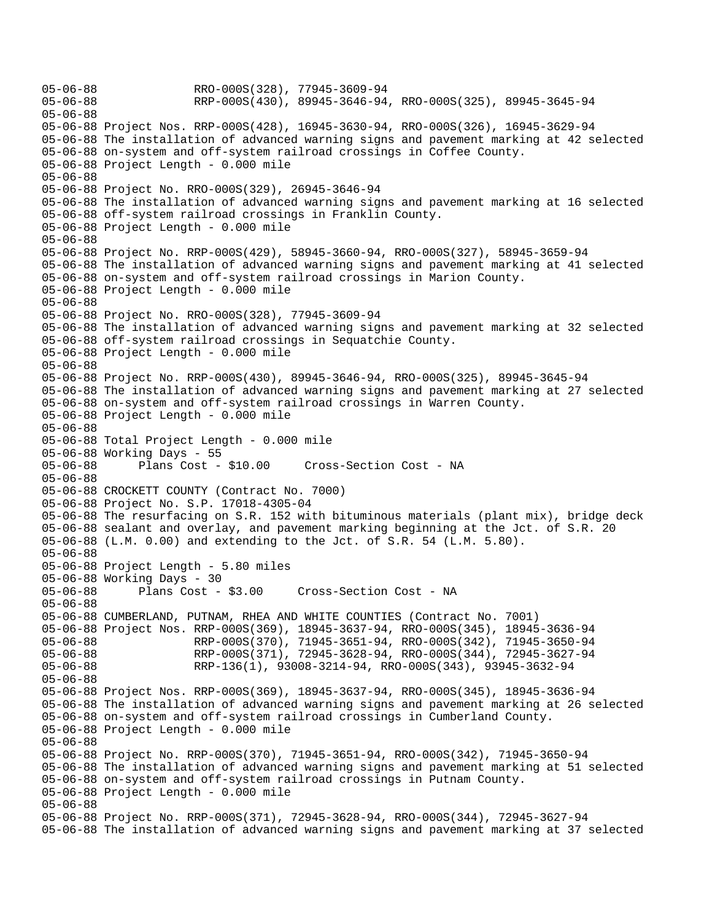```
05-06-88              RRO-000S(328), 77945-3609-94
05-06-88              RRP-000S(430), 89945-3646-94, RRO-000S(325), 89945-3645-94
05-06-88
05-06-88 Project Nos. RRP-000S(428), 16945-3630-94, RRO-000S(326), 16945-3629-94
05-06-88 The installation of advanced warning signs and pavement marking at 42 selected
05-06-88 on-system and off-system railroad crossings in Coffee County.
05-06-88 Project Length - 0.000 mile
05-06-88
05-06-88 Project No. RRO-000S(329), 26945-3646-94
05-06-88 The installation of advanced warning signs and pavement marking at 16 selected
05-06-88 off-system railroad crossings in Franklin County.
05-06-88 Project Length - 0.000 mile
05-06-88
05-06-88 Project No. RRP-000S(429), 58945-3660-94, RRO-000S(327), 58945-3659-94
05-06-88 The installation of advanced warning signs and pavement marking at 41 selected
05-06-88 on-system and off-system railroad crossings in Marion County.
05-06-88 Project Length - 0.000 mile
05-06-88
05-06-88 Project No. RRO-000S(328), 77945-3609-94
05-06-88 The installation of advanced warning signs and pavement marking at 32 selected
05-06-88 off-system railroad crossings in Sequatchie County.
05-06-88 Project Length - 0.000 mile
05-06-88
05-06-88 Project No. RRP-000S(430), 89945-3646-94, RRO-000S(325), 89945-3645-94
05-06-88 The installation of advanced warning signs and pavement marking at 27 selected
05-06-88 on-system and off-system railroad crossings in Warren County.
05-06-88 Project Length - 0.000 mile
05-06-88
05-06-88 Total Project Length - 0.000 mile
05-06-88 Working Days - 55
05-06-88      Plans Cost - $10.00     Cross-Section Cost - NA
05-06-88
05-06-88 CROCKETT COUNTY (Contract No. 7000)
05-06-88 Project No. S.P. 17018-4305-04
05-06-88 The resurfacing on S.R. 152 with bituminous materials (plant mix), bridge deck
05-06-88 sealant and overlay, and pavement marking beginning at the Jct. of S.R. 20
05-06-88 (L.M. 0.00) and extending to the Jct. of S.R. 54 (L.M. 5.80).
05-06-88
05-06-88 Project Length - 5.80 miles
05-06-88 Working Days - 30
05-06-88      Plans Cost - $3.00     Cross-Section Cost - NA
05-06-88
05-06-88 CUMBERLAND, PUTNAM, RHEA AND WHITE COUNTIES (Contract No. 7001)
05-06-88 Project Nos. RRP-000S(369), 18945-3637-94, RRO-000S(345), 18945-3636-94
05-06-88              RRP-000S(370), 71945-3651-94, RRO-000S(342), 71945-3650-94
05-06-88              RRP-000S(371), 72945-3628-94, RRO-000S(344), 72945-3627-94
05-06-88              RRP-136(1), 93008-3214-94, RRO-000S(343), 93945-3632-94
05-06-88
05-06-88 Project Nos. RRP-000S(369), 18945-3637-94, RRO-000S(345), 18945-3636-94
05-06-88 The installation of advanced warning signs and pavement marking at 26 selected
05-06-88 on-system and off-system railroad crossings in Cumberland County.
05-06-88 Project Length - 0.000 mile
05-06-88
05-06-88 Project No. RRP-000S(370), 71945-3651-94, RRO-000S(342), 71945-3650-94
05-06-88 The installation of advanced warning signs and pavement marking at 51 selected
05-06-88 on-system and off-system railroad crossings in Putnam County.
05-06-88 Project Length - 0.000 mile
05-06-88
05-06-88 Project No. RRP-000S(371), 72945-3628-94, RRO-000S(344), 72945-3627-94
05-06-88 The installation of advanced warning signs and pavement marking at 37 selected
```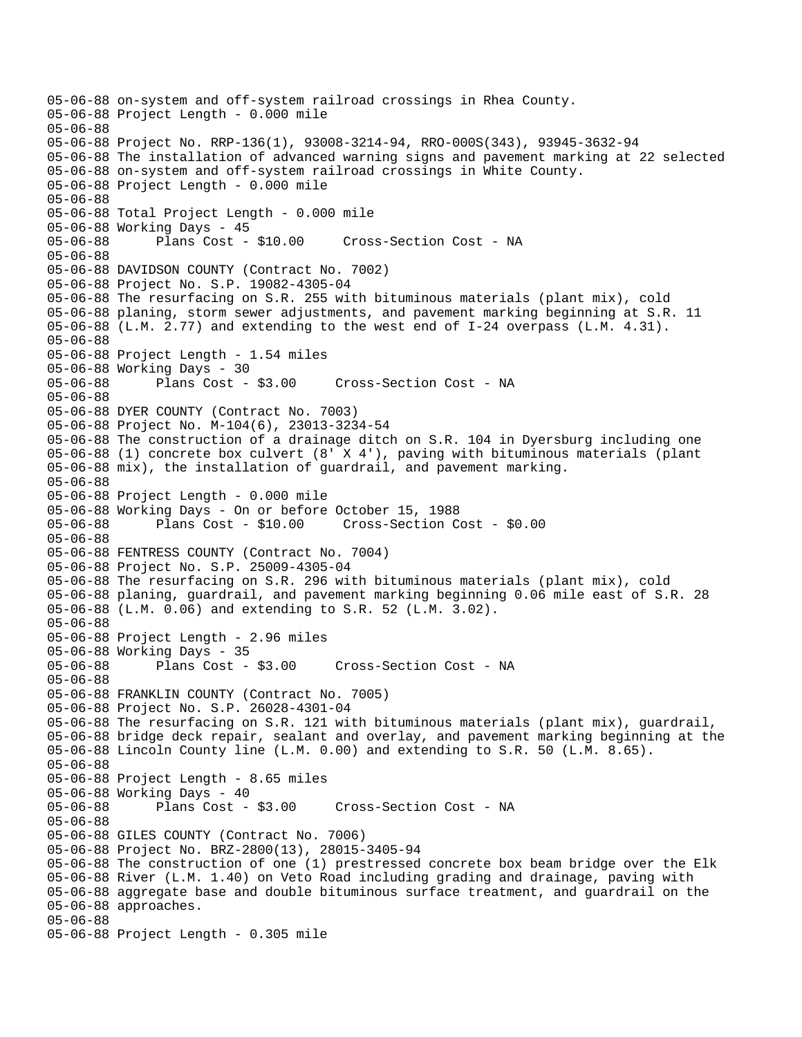05-06-88 on-system and off-system railroad crossings in Rhea County.
05-06-88 Project Length - 0.000 mile
05-06-88
05-06-88 Project No. RRP-136(1), 93008-3214-94, RRO-000S(343), 93945-3632-94
05-06-88 The installation of advanced warning signs and pavement marking at 22 selected
05-06-88 on-system and off-system railroad crossings in White County.
05-06-88 Project Length - 0.000 mile
05-06-88
05-06-88 Total Project Length - 0.000 mile
05-06-88 Working Days - 45
05-06-88 Plans Cost - $10.00 Cross-Section Cost - NA
05-06-88
05-06-88 DAVIDSON COUNTY (Contract No. 7002)
05-06-88 Project No. S.P. 19082-4305-04
05-06-88 The resurfacing on S.R. 255 with bituminous materials (plant mix), cold
05-06-88 planing, storm sewer adjustments, and pavement marking beginning at S.R. 11
05-06-88 (L.M. 2.77) and extending to the west end of I-24 overpass (L.M. 4.31).
05-06-88
05-06-88 Project Length - 1.54 miles
05-06-88 Working Days - 30
05-06-88 Plans Cost - $3.00 Cross-Section Cost - NA
05-06-88
05-06-88 DYER COUNTY (Contract No. 7003)
05-06-88 Project No. M-104(6), 23013-3234-54
05-06-88 The construction of a drainage ditch on S.R. 104 in Dyersburg including one
05-06-88 (1) concrete box culvert (8' X 4'), paving with bituminous materials (plant
05-06-88 mix), the installation of guardrail, and pavement marking.
05-06-88
05-06-88 Project Length - 0.000 mile
05-06-88 Working Days - On or before October 15, 1988
05-06-88 Plans Cost - $10.00 Cross-Section Cost - $0.00
05-06-88
05-06-88 FENTRESS COUNTY (Contract No. 7004)
05-06-88 Project No. S.P. 25009-4305-04
05-06-88 The resurfacing on S.R. 296 with bituminous materials (plant mix), cold
05-06-88 planing, guardrail, and pavement marking beginning 0.06 mile east of S.R. 28
05-06-88 (L.M. 0.06) and extending to S.R. 52 (L.M. 3.02).
05-06-88
05-06-88 Project Length - 2.96 miles
05-06-88 Working Days - 35
05-06-88 Plans Cost - $3.00 Cross-Section Cost - NA
05-06-88
05-06-88 FRANKLIN COUNTY (Contract No. 7005)
05-06-88 Project No. S.P. 26028-4301-04
05-06-88 The resurfacing on S.R. 121 with bituminous materials (plant mix), guardrail,
05-06-88 bridge deck repair, sealant and overlay, and pavement marking beginning at the
05-06-88 Lincoln County line (L.M. 0.00) and extending to S.R. 50 (L.M. 8.65).
05-06-88
05-06-88 Project Length - 8.65 miles
05-06-88 Working Days - 40
05-06-88 Plans Cost - $3.00 Cross-Section Cost - NA
05-06-88
05-06-88 GILES COUNTY (Contract No. 7006)
05-06-88 Project No. BRZ-2800(13), 28015-3405-94
05-06-88 The construction of one (1) prestressed concrete box beam bridge over the Elk
05-06-88 River (L.M. 1.40) on Veto Road including grading and drainage, paving with
05-06-88 aggregate base and double bituminous surface treatment, and guardrail on the
05-06-88 approaches.
05-06-88
05-06-88 Project Length - 0.305 mile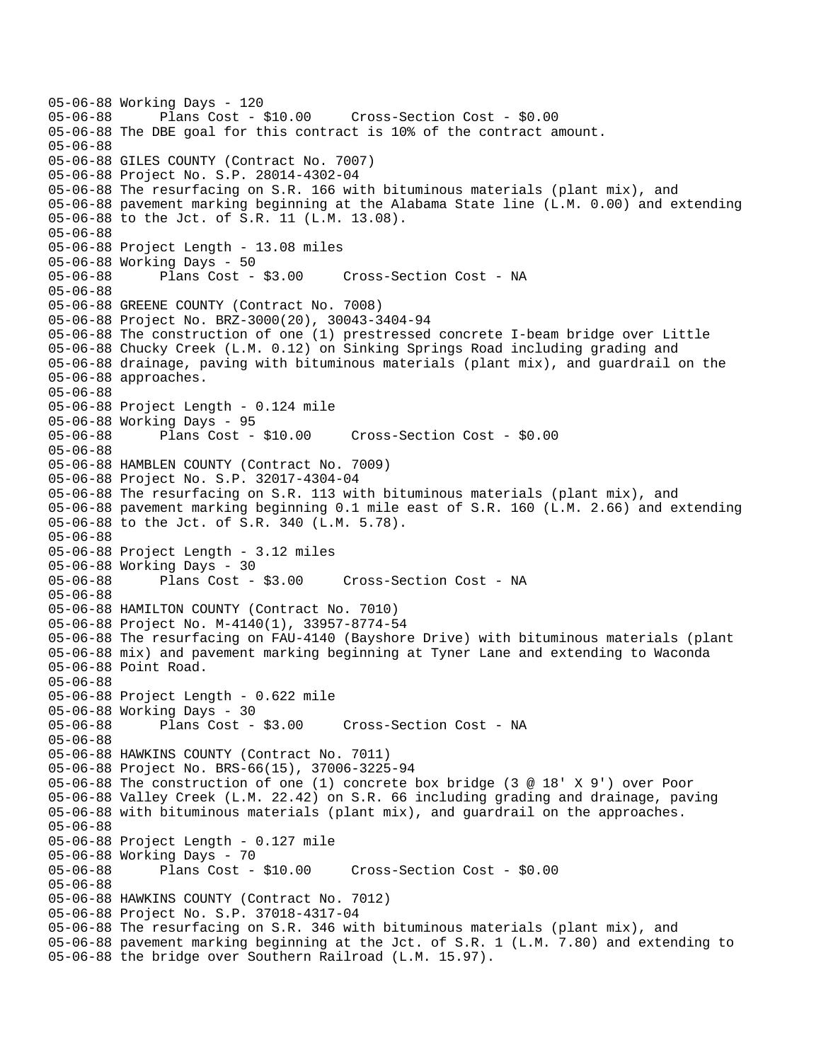```
05-06-88 Working Days - 120
05-06-88      Plans Cost - $10.00     Cross-Section Cost - $0.00
05-06-88 The DBE goal for this contract is 10% of the contract amount.
05-06-88
05-06-88 GILES COUNTY (Contract No. 7007)
05-06-88 Project No. S.P. 28014-4302-04
05-06-88 The resurfacing on S.R. 166 with bituminous materials (plant mix), and
05-06-88 pavement marking beginning at the Alabama State line (L.M. 0.00) and extending
05-06-88 to the Jct. of S.R. 11 (L.M. 13.08).
05-06-88
05-06-88 Project Length - 13.08 miles
05-06-88 Working Days - 50
05-06-88      Plans Cost - $3.00     Cross-Section Cost - NA
05-06-88
05-06-88 GREENE COUNTY (Contract No. 7008)
05-06-88 Project No. BRZ-3000(20), 30043-3404-94
05-06-88 The construction of one (1) prestressed concrete I-beam bridge over Little
05-06-88 Chucky Creek (L.M. 0.12) on Sinking Springs Road including grading and
05-06-88 drainage, paving with bituminous materials (plant mix), and guardrail on the
05-06-88 approaches.
05-06-88
05-06-88 Project Length - 0.124 mile
05-06-88 Working Days - 95
05-06-88      Plans Cost - $10.00     Cross-Section Cost - $0.00
05-06-88
05-06-88 HAMBLEN COUNTY (Contract No. 7009)
05-06-88 Project No. S.P. 32017-4304-04
05-06-88 The resurfacing on S.R. 113 with bituminous materials (plant mix), and
05-06-88 pavement marking beginning 0.1 mile east of S.R. 160 (L.M. 2.66) and extending
05-06-88 to the Jct. of S.R. 340 (L.M. 5.78).
05-06-88
05-06-88 Project Length - 3.12 miles
05-06-88 Working Days - 30
05-06-88      Plans Cost - $3.00     Cross-Section Cost - NA
05-06-88
05-06-88 HAMILTON COUNTY (Contract No. 7010)
05-06-88 Project No. M-4140(1), 33957-8774-54
05-06-88 The resurfacing on FAU-4140 (Bayshore Drive) with bituminous materials (plant
05-06-88 mix) and pavement marking beginning at Tyner Lane and extending to Waconda
05-06-88 Point Road.
05-06-88
05-06-88 Project Length - 0.622 mile
05-06-88 Working Days - 30
05-06-88      Plans Cost - $3.00     Cross-Section Cost - NA
05-06-88
05-06-88 HAWKINS COUNTY (Contract No. 7011)
05-06-88 Project No. BRS-66(15), 37006-3225-94
05-06-88 The construction of one (1) concrete box bridge (3 @ 18' X 9') over Poor
05-06-88 Valley Creek (L.M. 22.42) on S.R. 66 including grading and drainage, paving
05-06-88 with bituminous materials (plant mix), and guardrail on the approaches.
05-06-88
05-06-88 Project Length - 0.127 mile
05-06-88 Working Days - 70
05-06-88      Plans Cost - $10.00     Cross-Section Cost - $0.00
05-06-88
05-06-88 HAWKINS COUNTY (Contract No. 7012)
05-06-88 Project No. S.P. 37018-4317-04
05-06-88 The resurfacing on S.R. 346 with bituminous materials (plant mix), and
05-06-88 pavement marking beginning at the Jct. of S.R. 1 (L.M. 7.80) and extending to
05-06-88 the bridge over Southern Railroad (L.M. 15.97).
```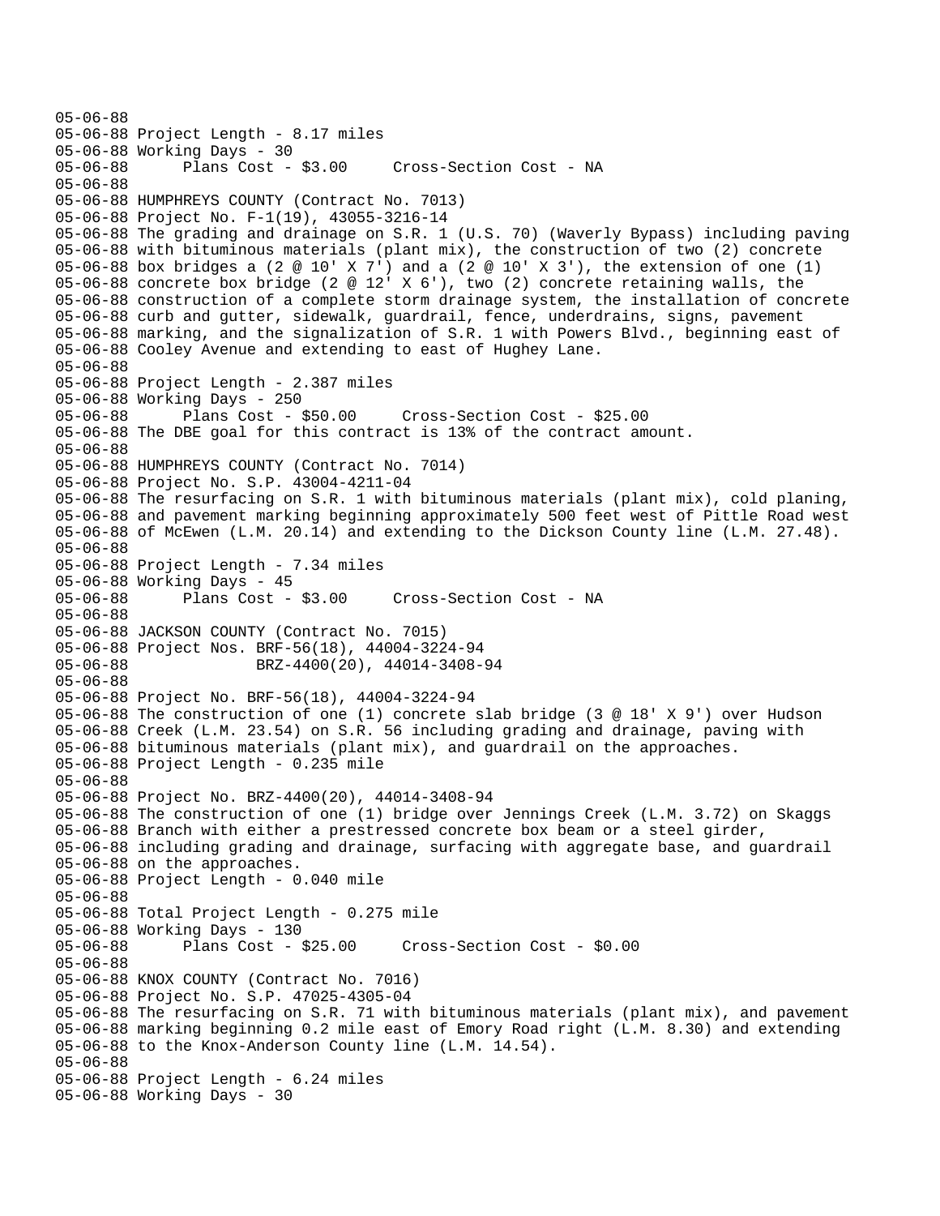```
05-06-88
05-06-88 Project Length - 8.17 miles
05-06-88 Working Days - 30
05-06-88      Plans Cost - $3.00     Cross-Section Cost - NA
05-06-88
05-06-88 HUMPHREYS COUNTY (Contract No. 7013)
05-06-88 Project No. F-1(19), 43055-3216-14
05-06-88 The grading and drainage on S.R. 1 (U.S. 70) (Waverly Bypass) including paving
05-06-88 with bituminous materials (plant mix), the construction of two (2) concrete
05-06-88 box bridges a (2 @ 10' X 7') and a (2 @ 10' X 3'), the extension of one (1)
05-06-88 concrete box bridge (2 @ 12' X 6'), two (2) concrete retaining walls, the
05-06-88 construction of a complete storm drainage system, the installation of concrete
05-06-88 curb and gutter, sidewalk, guardrail, fence, underdrains, signs, pavement
05-06-88 marking, and the signalization of S.R. 1 with Powers Blvd., beginning east of
05-06-88 Cooley Avenue and extending to east of Hughey Lane.
05-06-88
05-06-88 Project Length - 2.387 miles
05-06-88 Working Days - 250
05-06-88      Plans Cost - $50.00     Cross-Section Cost - $25.00
05-06-88 The DBE goal for this contract is 13% of the contract amount.
05-06-88
05-06-88 HUMPHREYS COUNTY (Contract No. 7014)
05-06-88 Project No. S.P. 43004-4211-04
05-06-88 The resurfacing on S.R. 1 with bituminous materials (plant mix), cold planing,
05-06-88 and pavement marking beginning approximately 500 feet west of Pittle Road west
05-06-88 of McEwen (L.M. 20.14) and extending to the Dickson County line (L.M. 27.48).
05-06-88
05-06-88 Project Length - 7.34 miles
05-06-88 Working Days - 45
05-06-88      Plans Cost - $3.00     Cross-Section Cost - NA
05-06-88
05-06-88 JACKSON COUNTY (Contract No. 7015)
05-06-88 Project Nos. BRF-56(18), 44004-3224-94
05-06-88              BRZ-4400(20), 44014-3408-94
05-06-88
05-06-88 Project No. BRF-56(18), 44004-3224-94
05-06-88 The construction of one (1) concrete slab bridge (3 @ 18' X 9') over Hudson
05-06-88 Creek (L.M. 23.54) on S.R. 56 including grading and drainage, paving with
05-06-88 bituminous materials (plant mix), and guardrail on the approaches.
05-06-88 Project Length - 0.235 mile
05-06-88
05-06-88 Project No. BRZ-4400(20), 44014-3408-94
05-06-88 The construction of one (1) bridge over Jennings Creek (L.M. 3.72) on Skaggs
05-06-88 Branch with either a prestressed concrete box beam or a steel girder,
05-06-88 including grading and drainage, surfacing with aggregate base, and guardrail
05-06-88 on the approaches.
05-06-88 Project Length - 0.040 mile
05-06-88
05-06-88 Total Project Length - 0.275 mile
05-06-88 Working Days - 130
05-06-88      Plans Cost - $25.00     Cross-Section Cost - $0.00
05-06-88
05-06-88 KNOX COUNTY (Contract No. 7016)
05-06-88 Project No. S.P. 47025-4305-04
05-06-88 The resurfacing on S.R. 71 with bituminous materials (plant mix), and pavement
05-06-88 marking beginning 0.2 mile east of Emory Road right (L.M. 8.30) and extending
05-06-88 to the Knox-Anderson County line (L.M. 14.54).
05-06-88
05-06-88 Project Length - 6.24 miles
05-06-88 Working Days - 30
```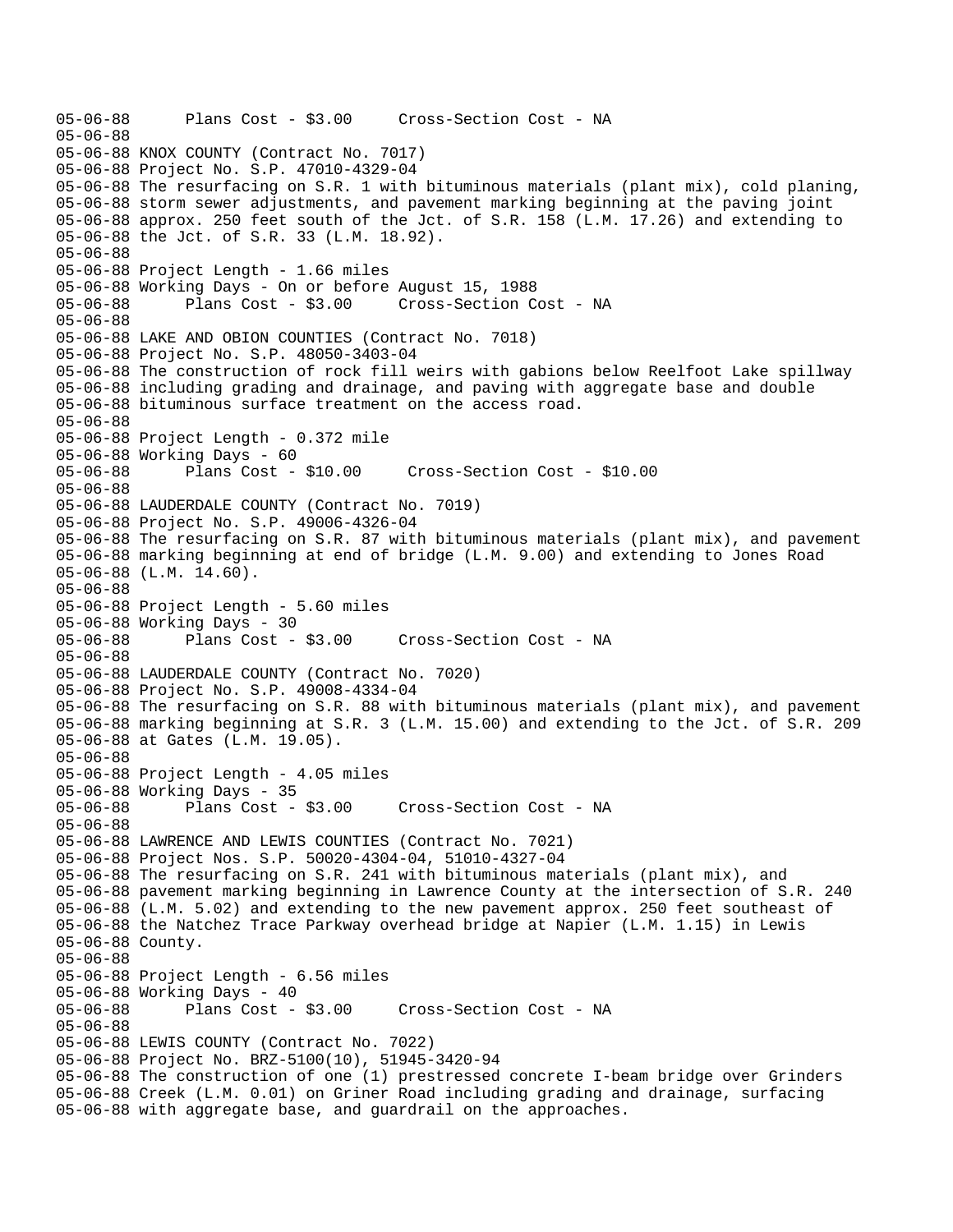```
05-06-88      Plans Cost - $3.00     Cross-Section Cost - NA
05-06-88
05-06-88 KNOX COUNTY (Contract No. 7017)
05-06-88 Project No. S.P. 47010-4329-04
05-06-88 The resurfacing on S.R. 1 with bituminous materials (plant mix), cold planing,
05-06-88 storm sewer adjustments, and pavement marking beginning at the paving joint
05-06-88 approx. 250 feet south of the Jct. of S.R. 158 (L.M. 17.26) and extending to
05-06-88 the Jct. of S.R. 33 (L.M. 18.92).
05-06-88
05-06-88 Project Length - 1.66 miles
05-06-88 Working Days - On or before August 15, 1988
05-06-88      Plans Cost - $3.00     Cross-Section Cost - NA
05-06-88
05-06-88 LAKE AND OBION COUNTIES (Contract No. 7018)
05-06-88 Project No. S.P. 48050-3403-04
05-06-88 The construction of rock fill weirs with gabions below Reelfoot Lake spillway
05-06-88 including grading and drainage, and paving with aggregate base and double
05-06-88 bituminous surface treatment on the access road.
05-06-88
05-06-88 Project Length - 0.372 mile
05-06-88 Working Days - 60
05-06-88      Plans Cost - $10.00     Cross-Section Cost - $10.00
05-06-88
05-06-88 LAUDERDALE COUNTY (Contract No. 7019)
05-06-88 Project No. S.P. 49006-4326-04
05-06-88 The resurfacing on S.R. 87 with bituminous materials (plant mix), and pavement
05-06-88 marking beginning at end of bridge (L.M. 9.00) and extending to Jones Road
05-06-88 (L.M. 14.60).
05-06-88
05-06-88 Project Length - 5.60 miles
05-06-88 Working Days - 30
05-06-88      Plans Cost - $3.00     Cross-Section Cost - NA
05-06-88
05-06-88 LAUDERDALE COUNTY (Contract No. 7020)
05-06-88 Project No. S.P. 49008-4334-04
05-06-88 The resurfacing on S.R. 88 with bituminous materials (plant mix), and pavement
05-06-88 marking beginning at S.R. 3 (L.M. 15.00) and extending to the Jct. of S.R. 209
05-06-88 at Gates (L.M. 19.05).
05-06-88
05-06-88 Project Length - 4.05 miles
05-06-88 Working Days - 35
05-06-88      Plans Cost - $3.00     Cross-Section Cost - NA
05-06-88
05-06-88 LAWRENCE AND LEWIS COUNTIES (Contract No. 7021)
05-06-88 Project Nos. S.P. 50020-4304-04, 51010-4327-04
05-06-88 The resurfacing on S.R. 241 with bituminous materials (plant mix), and
05-06-88 pavement marking beginning in Lawrence County at the intersection of S.R. 240
05-06-88 (L.M. 5.02) and extending to the new pavement approx. 250 feet southeast of
05-06-88 the Natchez Trace Parkway overhead bridge at Napier (L.M. 1.15) in Lewis
05-06-88 County.
05-06-88
05-06-88 Project Length - 6.56 miles
05-06-88 Working Days - 40
05-06-88      Plans Cost - $3.00     Cross-Section Cost - NA
05-06-88
05-06-88 LEWIS COUNTY (Contract No. 7022)
05-06-88 Project No. BRZ-5100(10), 51945-3420-94
05-06-88 The construction of one (1) prestressed concrete I-beam bridge over Grinders
05-06-88 Creek (L.M. 0.01) on Griner Road including grading and drainage, surfacing
05-06-88 with aggregate base, and guardrail on the approaches.
```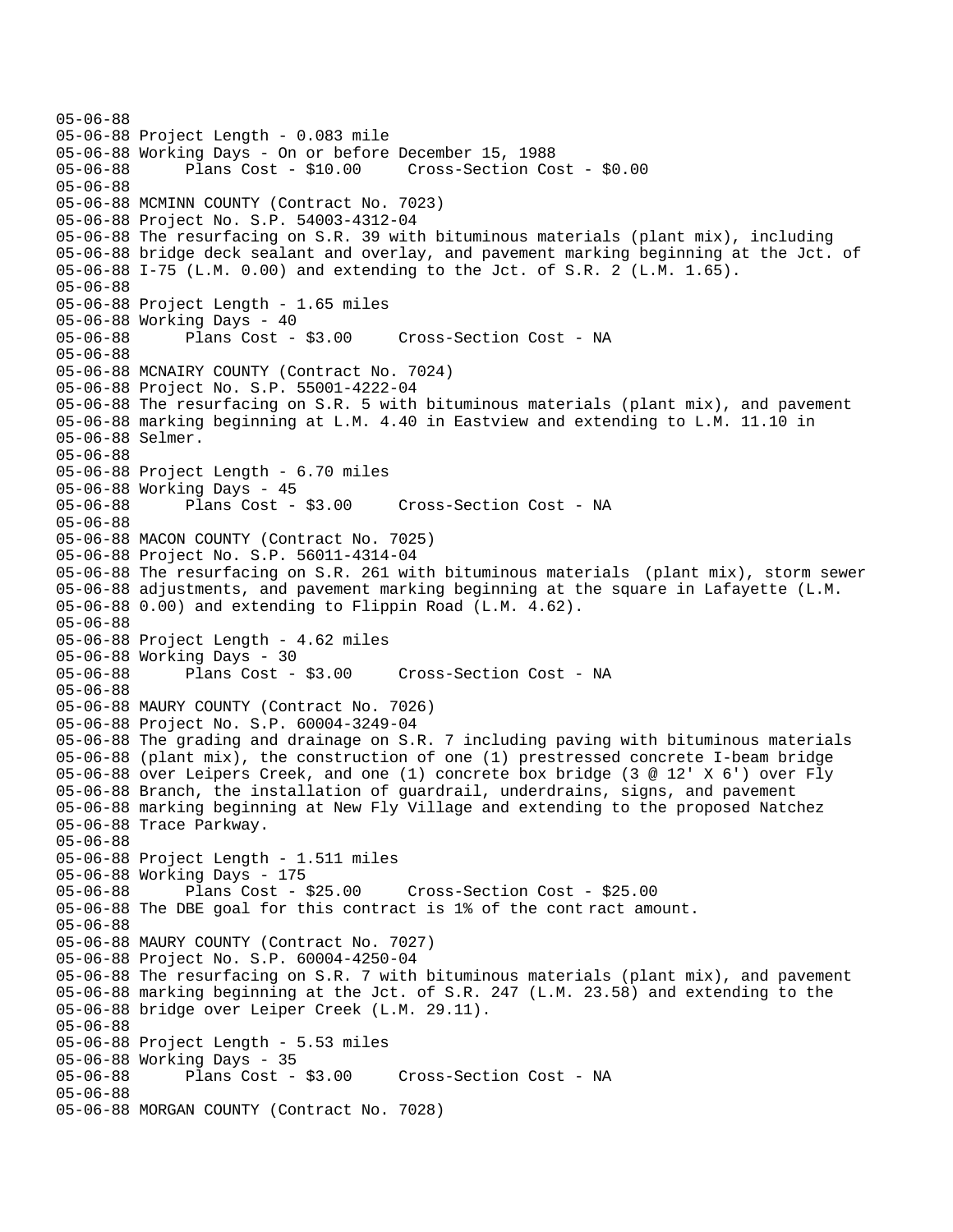05-06-88
05-06-88 Project Length - 0.083 mile
05-06-88 Working Days - On or before December 15, 1988
05-06-88 Plans Cost - $10.00 Cross-Section Cost - $0.00
05-06-88
05-06-88 MCMINN COUNTY (Contract No. 7023)
05-06-88 Project No. S.P. 54003-4312-04
05-06-88 The resurfacing on S.R. 39 with bituminous materials (plant mix), including
05-06-88 bridge deck sealant and overlay, and pavement marking beginning at the Jct. of
05-06-88 I-75 (L.M. 0.00) and extending to the Jct. of S.R. 2 (L.M. 1.65).
05-06-88
05-06-88 Project Length - 1.65 miles
05-06-88 Working Days - 40
05-06-88 Plans Cost - $3.00 Cross-Section Cost - NA
05-06-88
05-06-88 MCNAIRY COUNTY (Contract No. 7024)
05-06-88 Project No. S.P. 55001-4222-04
05-06-88 The resurfacing on S.R. 5 with bituminous materials (plant mix), and pavement
05-06-88 marking beginning at L.M. 4.40 in Eastview and extending to L.M. 11.10 in
05-06-88 Selmer.
05-06-88
05-06-88 Project Length - 6.70 miles
05-06-88 Working Days - 45
05-06-88 Plans Cost - $3.00 Cross-Section Cost - NA
05-06-88
05-06-88 MACON COUNTY (Contract No. 7025)
05-06-88 Project No. S.P. 56011-4314-04
05-06-88 The resurfacing on S.R. 261 with bituminous materials (plant mix), storm sewer
05-06-88 adjustments, and pavement marking beginning at the square in Lafayette (L.M.
05-06-88 0.00) and extending to Flippin Road (L.M. 4.62).
05-06-88
05-06-88 Project Length - 4.62 miles
05-06-88 Working Days - 30
05-06-88 Plans Cost - $3.00 Cross-Section Cost - NA
05-06-88
05-06-88 MAURY COUNTY (Contract No. 7026)
05-06-88 Project No. S.P. 60004-3249-04
05-06-88 The grading and drainage on S.R. 7 including paving with bituminous materials
05-06-88 (plant mix), the construction of one (1) prestressed concrete I-beam bridge
05-06-88 over Leipers Creek, and one (1) concrete box bridge (3 @ 12' X 6') over Fly
05-06-88 Branch, the installation of guardrail, underdrains, signs, and pavement
05-06-88 marking beginning at New Fly Village and extending to the proposed Natchez
05-06-88 Trace Parkway.
05-06-88
05-06-88 Project Length - 1.511 miles
05-06-88 Working Days - 175
05-06-88 Plans Cost - $25.00 Cross-Section Cost - $25.00
05-06-88 The DBE goal for this contract is 1% of the cont ract amount.
05-06-88
05-06-88 MAURY COUNTY (Contract No. 7027)
05-06-88 Project No. S.P. 60004-4250-04
05-06-88 The resurfacing on S.R. 7 with bituminous materials (plant mix), and pavement
05-06-88 marking beginning at the Jct. of S.R. 247 (L.M. 23.58) and extending to the
05-06-88 bridge over Leiper Creek (L.M. 29.11).
05-06-88
05-06-88 Project Length - 5.53 miles
05-06-88 Working Days - 35
05-06-88 Plans Cost - $3.00 Cross-Section Cost - NA
05-06-88
05-06-88 MORGAN COUNTY (Contract No. 7028)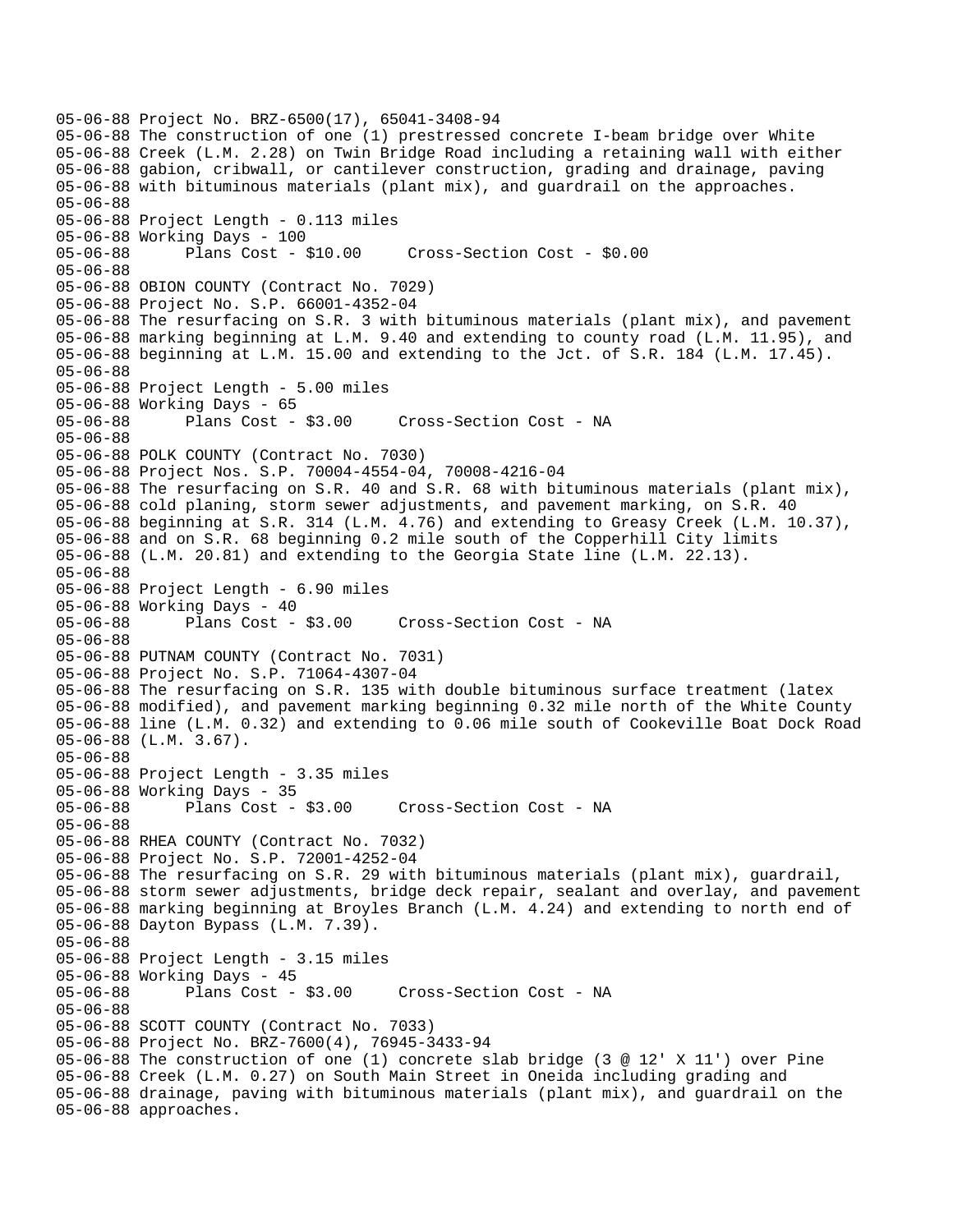05-06-88 Project No. BRZ-6500(17), 65041-3408-94
05-06-88 The construction of one (1) prestressed concrete I-beam bridge over White
05-06-88 Creek (L.M. 2.28) on Twin Bridge Road including a retaining wall with either
05-06-88 gabion, cribwall, or cantilever construction, grading and drainage, paving
05-06-88 with bituminous materials (plant mix), and guardrail on the approaches.
05-06-88
05-06-88 Project Length - 0.113 miles
05-06-88 Working Days - 100
05-06-88 Plans Cost - $10.00 Cross-Section Cost - $0.00
05-06-88
05-06-88 OBION COUNTY (Contract No. 7029)
05-06-88 Project No. S.P. 66001-4352-04
05-06-88 The resurfacing on S.R. 3 with bituminous materials (plant mix), and pavement
05-06-88 marking beginning at L.M. 9.40 and extending to county road (L.M. 11.95), and
05-06-88 beginning at L.M. 15.00 and extending to the Jct. of S.R. 184 (L.M. 17.45).
05-06-88
05-06-88 Project Length - 5.00 miles
05-06-88 Working Days - 65
05-06-88 Plans Cost - $3.00 Cross-Section Cost - NA
05-06-88
05-06-88 POLK COUNTY (Contract No. 7030)
05-06-88 Project Nos. S.P. 70004-4554-04, 70008-4216-04
05-06-88 The resurfacing on S.R. 40 and S.R. 68 with bituminous materials (plant mix),
05-06-88 cold planing, storm sewer adjustments, and pavement marking, on S.R. 40
05-06-88 beginning at S.R. 314 (L.M. 4.76) and extending to Greasy Creek (L.M. 10.37),
05-06-88 and on S.R. 68 beginning 0.2 mile south of the Copperhill City limits
05-06-88 (L.M. 20.81) and extending to the Georgia State line (L.M. 22.13).
05-06-88
05-06-88 Project Length - 6.90 miles
05-06-88 Working Days - 40
05-06-88 Plans Cost - $3.00 Cross-Section Cost - NA
05-06-88
05-06-88 PUTNAM COUNTY (Contract No. 7031)
05-06-88 Project No. S.P. 71064-4307-04
05-06-88 The resurfacing on S.R. 135 with double bituminous surface treatment (latex
05-06-88 modified), and pavement marking beginning 0.32 mile north of the White County
05-06-88 line (L.M. 0.32) and extending to 0.06 mile south of Cookeville Boat Dock Road
05-06-88 (L.M. 3.67).
05-06-88
05-06-88 Project Length - 3.35 miles
05-06-88 Working Days - 35
05-06-88 Plans Cost - $3.00 Cross-Section Cost - NA
05-06-88
05-06-88 RHEA COUNTY (Contract No. 7032)
05-06-88 Project No. S.P. 72001-4252-04
05-06-88 The resurfacing on S.R. 29 with bituminous materials (plant mix), guardrail,
05-06-88 storm sewer adjustments, bridge deck repair, sealant and overlay, and pavement
05-06-88 marking beginning at Broyles Branch (L.M. 4.24) and extending to north end of
05-06-88 Dayton Bypass (L.M. 7.39).
05-06-88
05-06-88 Project Length - 3.15 miles
05-06-88 Working Days - 45
05-06-88 Plans Cost - $3.00 Cross-Section Cost - NA
05-06-88
05-06-88 SCOTT COUNTY (Contract No. 7033)
05-06-88 Project No. BRZ-7600(4), 76945-3433-94
05-06-88 The construction of one (1) concrete slab bridge (3 @ 12' X 11') over Pine
05-06-88 Creek (L.M. 0.27) on South Main Street in Oneida including grading and
05-06-88 drainage, paving with bituminous materials (plant mix), and guardrail on the
05-06-88 approaches.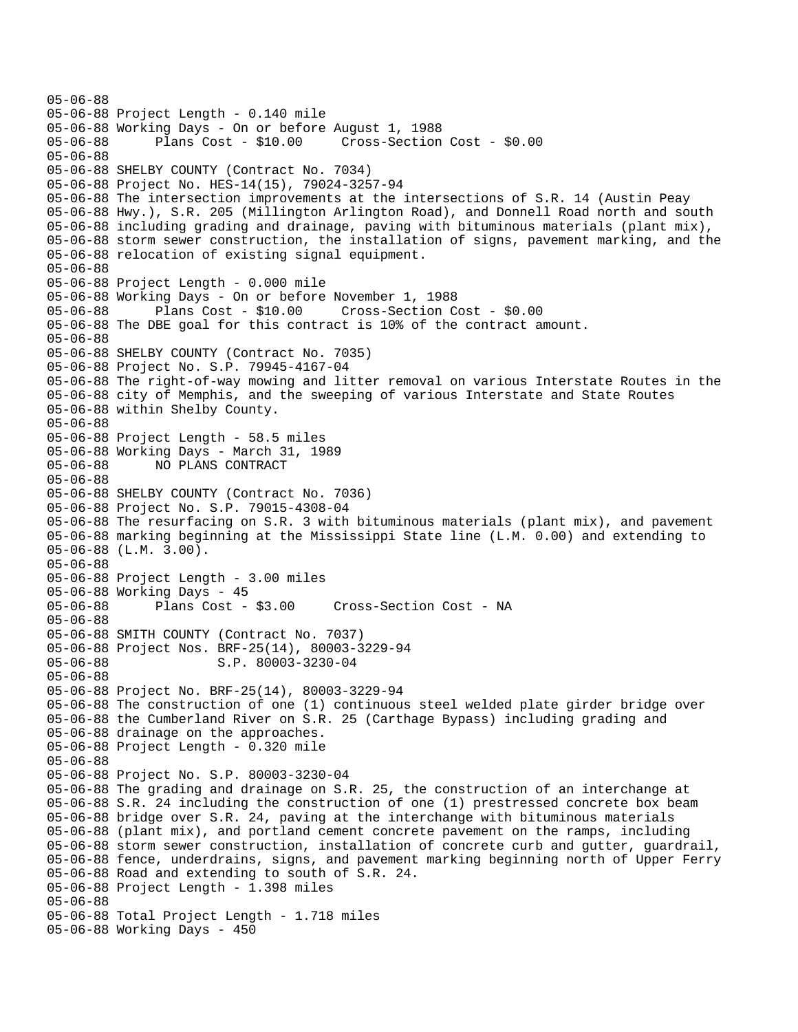```
05-06-88
05-06-88 Project Length - 0.140 mile
05-06-88 Working Days - On or before August 1, 1988
05-06-88       Plans Cost - $10.00     Cross-Section Cost - $0.00
05-06-88
05-06-88 SHELBY COUNTY (Contract No. 7034)
05-06-88 Project No. HES-14(15), 79024-3257-94
05-06-88 The intersection improvements at the intersections of S.R. 14 (Austin Peay
05-06-88 Hwy.), S.R. 205 (Millington Arlington Road), and Donnell Road north and south
05-06-88 including grading and drainage, paving with bituminous materials (plant mix),
05-06-88 storm sewer construction, the installation of signs, pavement marking, and the
05-06-88 relocation of existing signal equipment.
05-06-88
05-06-88 Project Length - 0.000 mile
05-06-88 Working Days - On or before November 1, 1988
05-06-88       Plans Cost - $10.00     Cross-Section Cost - $0.00
05-06-88 The DBE goal for this contract is 10% of the contract amount.
05-06-88
05-06-88 SHELBY COUNTY (Contract No. 7035)
05-06-88 Project No. S.P. 79945-4167-04
05-06-88 The right-of-way mowing and litter removal on various Interstate Routes in the
05-06-88 city of Memphis, and the sweeping of various Interstate and State Routes
05-06-88 within Shelby County.
05-06-88
05-06-88 Project Length - 58.5 miles
05-06-88 Working Days - March 31, 1989
05-06-88       NO PLANS CONTRACT
05-06-88
05-06-88 SHELBY COUNTY (Contract No. 7036)
05-06-88 Project No. S.P. 79015-4308-04
05-06-88 The resurfacing on S.R. 3 with bituminous materials (plant mix), and pavement
05-06-88 marking beginning at the Mississippi State line (L.M. 0.00) and extending to
05-06-88 (L.M. 3.00).
05-06-88
05-06-88 Project Length - 3.00 miles
05-06-88 Working Days - 45
05-06-88       Plans Cost - $3.00     Cross-Section Cost - NA
05-06-88
05-06-88 SMITH COUNTY (Contract No. 7037)
05-06-88 Project Nos. BRF-25(14), 80003-3229-94
05-06-88              S.P. 80003-3230-04
05-06-88
05-06-88 Project No. BRF-25(14), 80003-3229-94
05-06-88 The construction of one (1) continuous steel welded plate girder bridge over
05-06-88 the Cumberland River on S.R. 25 (Carthage Bypass) including grading and
05-06-88 drainage on the approaches.
05-06-88 Project Length - 0.320 mile
05-06-88
05-06-88 Project No. S.P. 80003-3230-04
05-06-88 The grading and drainage on S.R. 25, the construction of an interchange at
05-06-88 S.R. 24 including the construction of one (1) prestressed concrete box beam
05-06-88 bridge over S.R. 24, paving at the interchange with bituminous materials
05-06-88 (plant mix), and portland cement concrete pavement on the ramps, including
05-06-88 storm sewer construction, installation of concrete curb and gutter, guardrail,
05-06-88 fence, underdrains, signs, and pavement marking beginning north of Upper Ferry
05-06-88 Road and extending to south of S.R. 24.
05-06-88 Project Length - 1.398 miles
05-06-88
05-06-88 Total Project Length - 1.718 miles
05-06-88 Working Days - 450
```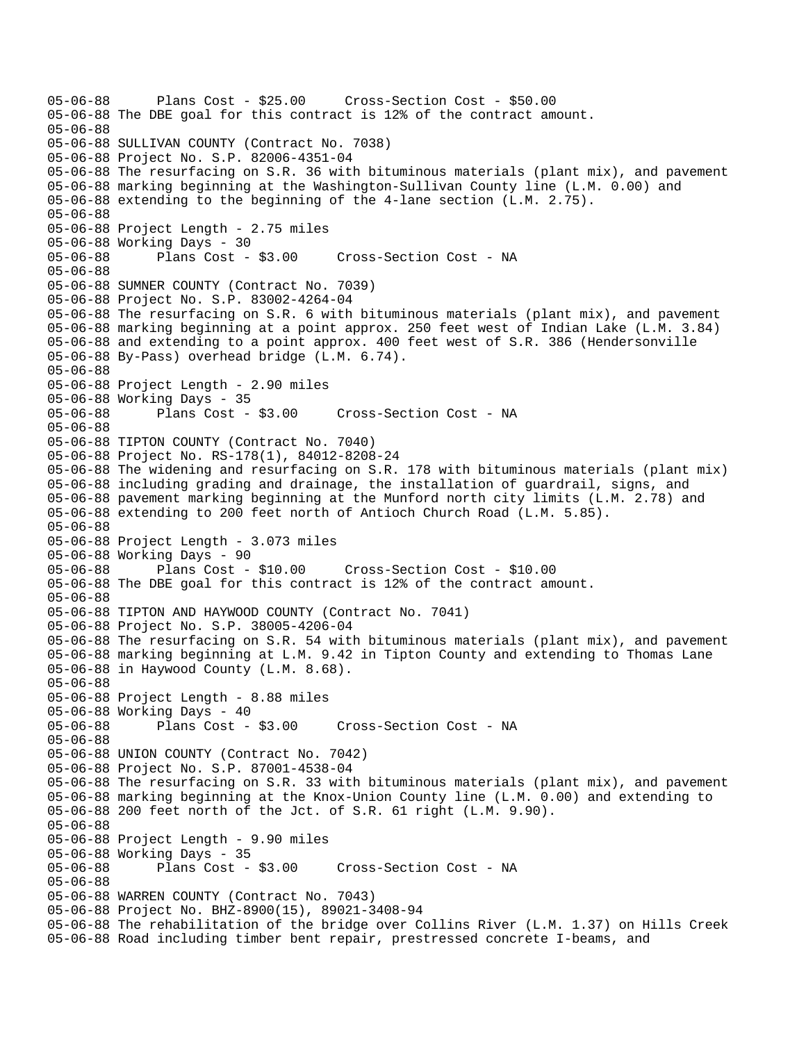05-06-88 Plans Cost - $25.00 Cross-Section Cost - $50.00
05-06-88 The DBE goal for this contract is 12% of the contract amount.
05-06-88
05-06-88 SULLIVAN COUNTY (Contract No. 7038)
05-06-88 Project No. S.P. 82006-4351-04
05-06-88 The resurfacing on S.R. 36 with bituminous materials (plant mix), and pavement
05-06-88 marking beginning at the Washington-Sullivan County line (L.M. 0.00) and
05-06-88 extending to the beginning of the 4-lane section (L.M. 2.75).
05-06-88
05-06-88 Project Length - 2.75 miles
05-06-88 Working Days - 30
05-06-88 Plans Cost - $3.00 Cross-Section Cost - NA
05-06-88
05-06-88 SUMNER COUNTY (Contract No. 7039)
05-06-88 Project No. S.P. 83002-4264-04
05-06-88 The resurfacing on S.R. 6 with bituminous materials (plant mix), and pavement
05-06-88 marking beginning at a point approx. 250 feet west of Indian Lake (L.M. 3.84)
05-06-88 and extending to a point approx. 400 feet west of S.R. 386 (Hendersonville
05-06-88 By-Pass) overhead bridge (L.M. 6.74).
05-06-88
05-06-88 Project Length - 2.90 miles
05-06-88 Working Days - 35
05-06-88 Plans Cost - $3.00 Cross-Section Cost - NA
05-06-88
05-06-88 TIPTON COUNTY (Contract No. 7040)
05-06-88 Project No. RS-178(1), 84012-8208-24
05-06-88 The widening and resurfacing on S.R. 178 with bituminous materials (plant mix)
05-06-88 including grading and drainage, the installation of guardrail, signs, and
05-06-88 pavement marking beginning at the Munford north city limits (L.M. 2.78) and
05-06-88 extending to 200 feet north of Antioch Church Road (L.M. 5.85).
05-06-88
05-06-88 Project Length - 3.073 miles
05-06-88 Working Days - 90
05-06-88 Plans Cost - $10.00 Cross-Section Cost - $10.00
05-06-88 The DBE goal for this contract is 12% of the contract amount.
05-06-88
05-06-88 TIPTON AND HAYWOOD COUNTY (Contract No. 7041)
05-06-88 Project No. S.P. 38005-4206-04
05-06-88 The resurfacing on S.R. 54 with bituminous materials (plant mix), and pavement
05-06-88 marking beginning at L.M. 9.42 in Tipton County and extending to Thomas Lane
05-06-88 in Haywood County (L.M. 8.68).
05-06-88
05-06-88 Project Length - 8.88 miles
05-06-88 Working Days - 40
05-06-88 Plans Cost - $3.00 Cross-Section Cost - NA
05-06-88
05-06-88 UNION COUNTY (Contract No. 7042)
05-06-88 Project No. S.P. 87001-4538-04
05-06-88 The resurfacing on S.R. 33 with bituminous materials (plant mix), and pavement
05-06-88 marking beginning at the Knox-Union County line (L.M. 0.00) and extending to
05-06-88 200 feet north of the Jct. of S.R. 61 right (L.M. 9.90).
05-06-88
05-06-88 Project Length - 9.90 miles
05-06-88 Working Days - 35
05-06-88 Plans Cost - $3.00 Cross-Section Cost - NA
05-06-88
05-06-88 WARREN COUNTY (Contract No. 7043)
05-06-88 Project No. BHZ-8900(15), 89021-3408-94
05-06-88 The rehabilitation of the bridge over Collins River (L.M. 1.37) on Hills Creek
05-06-88 Road including timber bent repair, prestressed concrete I-beams, and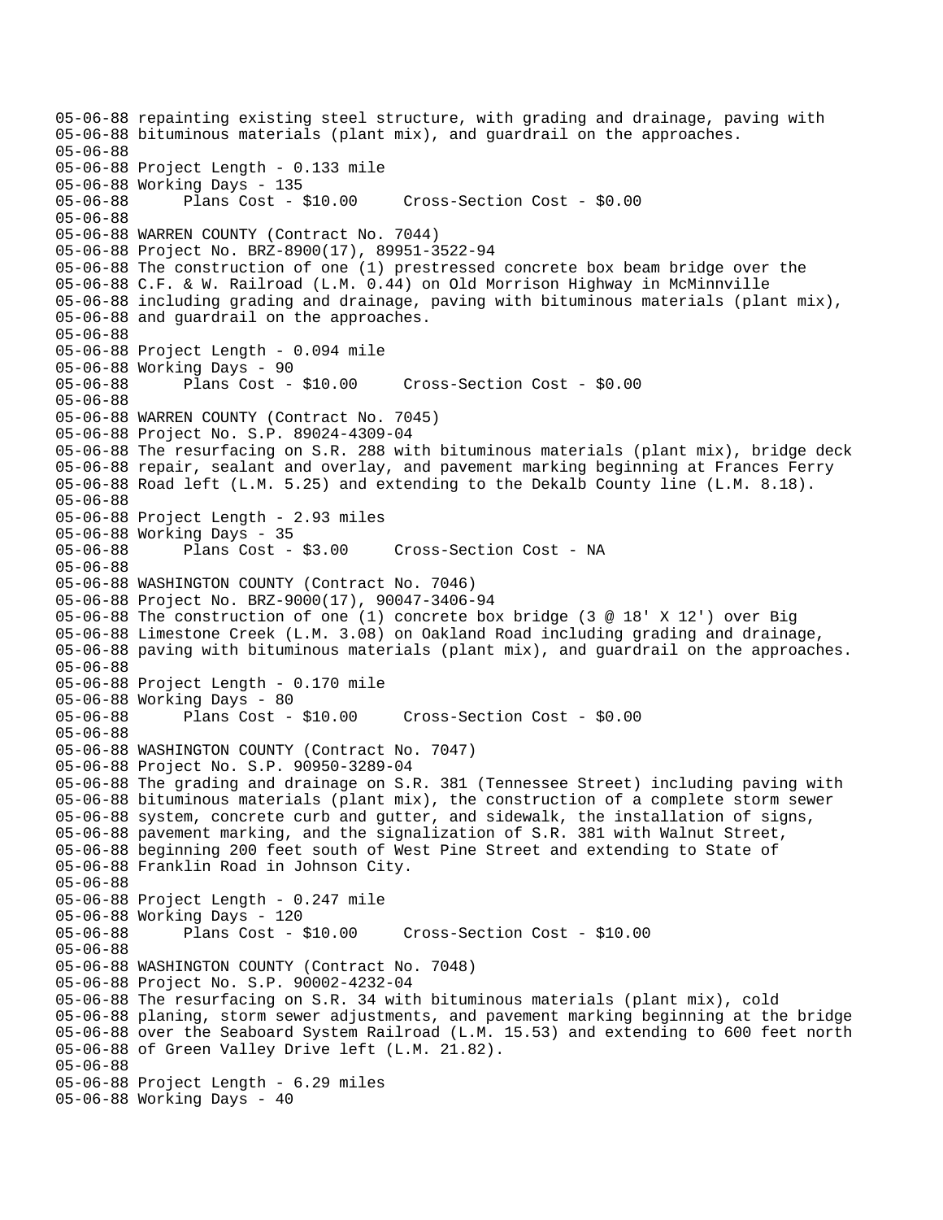05-06-88 repainting existing steel structure, with grading and drainage, paving with
05-06-88 bituminous materials (plant mix), and guardrail on the approaches.
05-06-88
05-06-88 Project Length - 0.133 mile
05-06-88 Working Days - 135
05-06-88       Plans Cost - $10.00     Cross-Section Cost - $0.00
05-06-88
05-06-88 WARREN COUNTY (Contract No. 7044)
05-06-88 Project No. BRZ-8900(17), 89951-3522-94
05-06-88 The construction of one (1) prestressed concrete box beam bridge over the
05-06-88 C.F. & W. Railroad (L.M. 0.44) on Old Morrison Highway in McMinnville
05-06-88 including grading and drainage, paving with bituminous materials (plant mix),
05-06-88 and guardrail on the approaches.
05-06-88
05-06-88 Project Length - 0.094 mile
05-06-88 Working Days - 90
05-06-88       Plans Cost - $10.00     Cross-Section Cost - $0.00
05-06-88
05-06-88 WARREN COUNTY (Contract No. 7045)
05-06-88 Project No. S.P. 89024-4309-04
05-06-88 The resurfacing on S.R. 288 with bituminous materials (plant mix), bridge deck
05-06-88 repair, sealant and overlay, and pavement marking beginning at Frances Ferry
05-06-88 Road left (L.M. 5.25) and extending to the Dekalb County line (L.M. 8.18).
05-06-88
05-06-88 Project Length - 2.93 miles
05-06-88 Working Days - 35
05-06-88       Plans Cost - $3.00     Cross-Section Cost - NA
05-06-88
05-06-88 WASHINGTON COUNTY (Contract No. 7046)
05-06-88 Project No. BRZ-9000(17), 90047-3406-94
05-06-88 The construction of one (1) concrete box bridge (3 @ 18' X 12') over Big
05-06-88 Limestone Creek (L.M. 3.08) on Oakland Road including grading and drainage,
05-06-88 paving with bituminous materials (plant mix), and guardrail on the approaches.
05-06-88
05-06-88 Project Length - 0.170 mile
05-06-88 Working Days - 80
05-06-88       Plans Cost - $10.00     Cross-Section Cost - $0.00
05-06-88
05-06-88 WASHINGTON COUNTY (Contract No. 7047)
05-06-88 Project No. S.P. 90950-3289-04
05-06-88 The grading and drainage on S.R. 381 (Tennessee Street) including paving with
05-06-88 bituminous materials (plant mix), the construction of a complete storm sewer
05-06-88 system, concrete curb and gutter, and sidewalk, the installation of signs,
05-06-88 pavement marking, and the signalization of S.R. 381 with Walnut Street,
05-06-88 beginning 200 feet south of West Pine Street and extending to State of
05-06-88 Franklin Road in Johnson City.
05-06-88
05-06-88 Project Length - 0.247 mile
05-06-88 Working Days - 120
05-06-88       Plans Cost - $10.00     Cross-Section Cost - $10.00
05-06-88
05-06-88 WASHINGTON COUNTY (Contract No. 7048)
05-06-88 Project No. S.P. 90002-4232-04
05-06-88 The resurfacing on S.R. 34 with bituminous materials (plant mix), cold
05-06-88 planing, storm sewer adjustments, and pavement marking beginning at the bridge
05-06-88 over the Seaboard System Railroad (L.M. 15.53) and extending to 600 feet north
05-06-88 of Green Valley Drive left (L.M. 21.82).
05-06-88
05-06-88 Project Length - 6.29 miles
05-06-88 Working Days - 40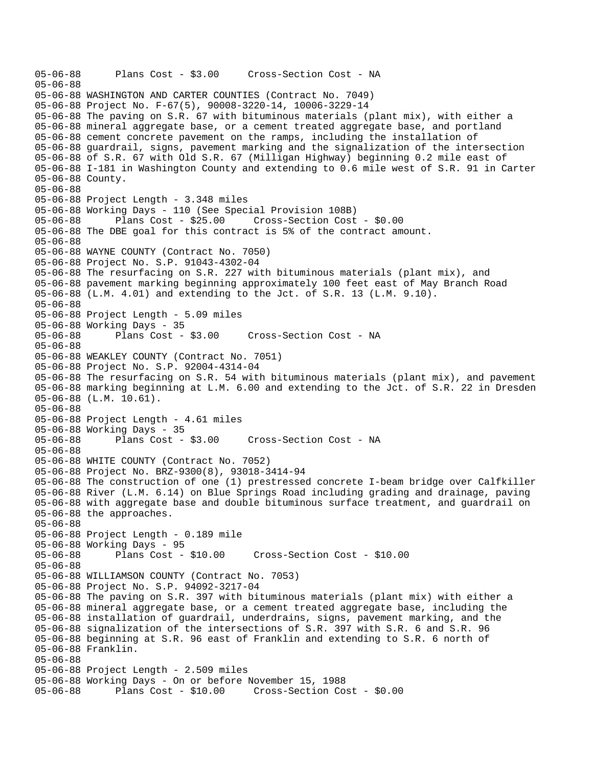```
05-06-88      Plans Cost - $3.00     Cross-Section Cost - NA
05-06-88
05-06-88 WASHINGTON AND CARTER COUNTIES (Contract No. 7049)
05-06-88 Project No. F-67(5), 90008-3220-14, 10006-3229-14
05-06-88 The paving on S.R. 67 with bituminous materials (plant mix), with either a
05-06-88 mineral aggregate base, or a cement treated aggregate base, and portland
05-06-88 cement concrete pavement on the ramps, including the installation of
05-06-88 guardrail, signs, pavement marking and the signalization of the intersection
05-06-88 of S.R. 67 with Old S.R. 67 (Milligan Highway) beginning 0.2 mile east of
05-06-88 I-181 in Washington County and extending to 0.6 mile west of S.R. 91 in Carter
05-06-88 County.
05-06-88
05-06-88 Project Length - 3.348 miles
05-06-88 Working Days - 110 (See Special Provision 108B)
05-06-88      Plans Cost - $25.00     Cross-Section Cost - $0.00
05-06-88 The DBE goal for this contract is 5% of the contract amount.
05-06-88
05-06-88 WAYNE COUNTY (Contract No. 7050)
05-06-88 Project No. S.P. 91043-4302-04
05-06-88 The resurfacing on S.R. 227 with bituminous materials (plant mix), and
05-06-88 pavement marking beginning approximately 100 feet east of May Branch Road
05-06-88 (L.M. 4.01) and extending to the Jct. of S.R. 13 (L.M. 9.10).
05-06-88
05-06-88 Project Length - 5.09 miles
05-06-88 Working Days - 35
05-06-88      Plans Cost - $3.00     Cross-Section Cost - NA
05-06-88
05-06-88 WEAKLEY COUNTY (Contract No. 7051)
05-06-88 Project No. S.P. 92004-4314-04
05-06-88 The resurfacing on S.R. 54 with bituminous materials (plant mix), and pavement
05-06-88 marking beginning at L.M. 6.00 and extending to the Jct. of S.R. 22 in Dresden
05-06-88 (L.M. 10.61).
05-06-88
05-06-88 Project Length - 4.61 miles
05-06-88 Working Days - 35
05-06-88      Plans Cost - $3.00     Cross-Section Cost - NA
05-06-88
05-06-88 WHITE COUNTY (Contract No. 7052)
05-06-88 Project No. BRZ-9300(8), 93018-3414-94
05-06-88 The construction of one (1) prestressed concrete I-beam bridge over Calfkiller
05-06-88 River (L.M. 6.14) on Blue Springs Road including grading and drainage, paving
05-06-88 with aggregate base and double bituminous surface treatment, and guardrail on
05-06-88 the approaches.
05-06-88
05-06-88 Project Length - 0.189 mile
05-06-88 Working Days - 95
05-06-88      Plans Cost - $10.00     Cross-Section Cost - $10.00
05-06-88
05-06-88 WILLIAMSON COUNTY (Contract No. 7053)
05-06-88 Project No. S.P. 94092-3217-04
05-06-88 The paving on S.R. 397 with bituminous materials (plant mix) with either a
05-06-88 mineral aggregate base, or a cement treated aggregate base, including the
05-06-88 installation of guardrail, underdrains, signs, pavement marking, and the
05-06-88 signalization of the intersections of S.R. 397 with S.R. 6 and S.R. 96
05-06-88 beginning at S.R. 96 east of Franklin and extending to S.R. 6 north of
05-06-88 Franklin.
05-06-88
05-06-88 Project Length - 2.509 miles
05-06-88 Working Days - On or before November 15, 1988
05-06-88      Plans Cost - $10.00     Cross-Section Cost - $0.00
```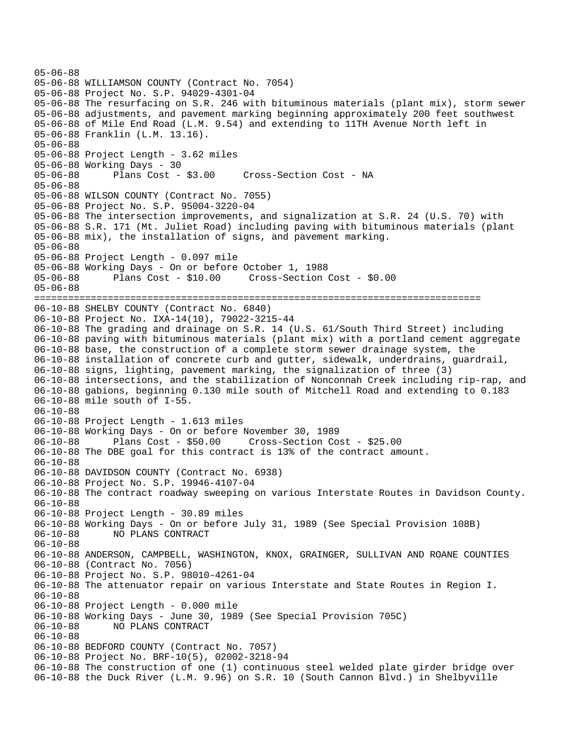```
05-06-88
05-06-88 WILLIAMSON COUNTY (Contract No. 7054)
05-06-88 Project No. S.P. 94029-4301-04
05-06-88 The resurfacing on S.R. 246 with bituminous materials (plant mix), storm sewer
05-06-88 adjustments, and pavement marking beginning approximately 200 feet southwest
05-06-88 of Mile End Road (L.M. 9.54) and extending to 11TH Avenue North left in
05-06-88 Franklin (L.M. 13.16).
05-06-88
05-06-88 Project Length - 3.62 miles
05-06-88 Working Days - 30
05-06-88       Plans Cost - $3.00     Cross-Section Cost - NA
05-06-88
05-06-88 WILSON COUNTY (Contract No. 7055)
05-06-88 Project No. S.P. 95004-3220-04
05-06-88 The intersection improvements, and signalization at S.R. 24 (U.S. 70) with
05-06-88 S.R. 171 (Mt. Juliet Road) including paving with bituminous materials (plant
05-06-88 mix), the installation of signs, and pavement marking.
05-06-88
05-06-88 Project Length - 0.097 mile
05-06-88 Working Days - On or before October 1, 1988
05-06-88       Plans Cost - $10.00     Cross-Section Cost - $0.00
05-06-88
================================================================================
06-10-88 SHELBY COUNTY (Contract No. 6840)
06-10-88 Project No. IXA-14(10), 79022-3215-44
06-10-88 The grading and drainage on S.R. 14 (U.S. 61/South Third Street) including
06-10-88 paving with bituminous materials (plant mix) with a portland cement aggregate
06-10-88 base, the construction of a complete storm sewer drainage system, the
06-10-88 installation of concrete curb and gutter, sidewalk, underdrains, guardrail,
06-10-88 signs, lighting, pavement marking, the signalization of three (3)
06-10-88 intersections, and the stabilization of Nonconnah Creek including rip-rap, and
06-10-88 gabions, beginning 0.130 mile south of Mitchell Road and extending to 0.183
06-10-88 mile south of I-55.
06-10-88
06-10-88 Project Length - 1.613 miles
06-10-88 Working Days - On or before November 30, 1989
06-10-88       Plans Cost - $50.00     Cross-Section Cost - $25.00
06-10-88 The DBE goal for this contract is 13% of the contract amount.
06-10-88
06-10-88 DAVIDSON COUNTY (Contract No. 6938)
06-10-88 Project No. S.P. 19946-4107-04
06-10-88 The contract roadway sweeping on various Interstate Routes in Davidson County.
06-10-88
06-10-88 Project Length - 30.89 miles
06-10-88 Working Days - On or before July 31, 1989 (See Special Provision 108B)
06-10-88       NO PLANS CONTRACT
06-10-88
06-10-88 ANDERSON, CAMPBELL, WASHINGTON, KNOX, GRAINGER, SULLIVAN AND ROANE COUNTIES
06-10-88 (Contract No. 7056)
06-10-88 Project No. S.P. 98010-4261-04
06-10-88 The attenuator repair on various Interstate and State Routes in Region I.
06-10-88
06-10-88 Project Length - 0.000 mile
06-10-88 Working Days - June 30, 1989 (See Special Provision 705C)
06-10-88       NO PLANS CONTRACT
06-10-88
06-10-88 BEDFORD COUNTY (Contract No. 7057)
06-10-88 Project No. BRF-10(5), 02002-3218-94
06-10-88 The construction of one (1) continuous steel welded plate girder bridge over
06-10-88 the Duck River (L.M. 9.96) on S.R. 10 (South Cannon Blvd.) in Shelbyville
```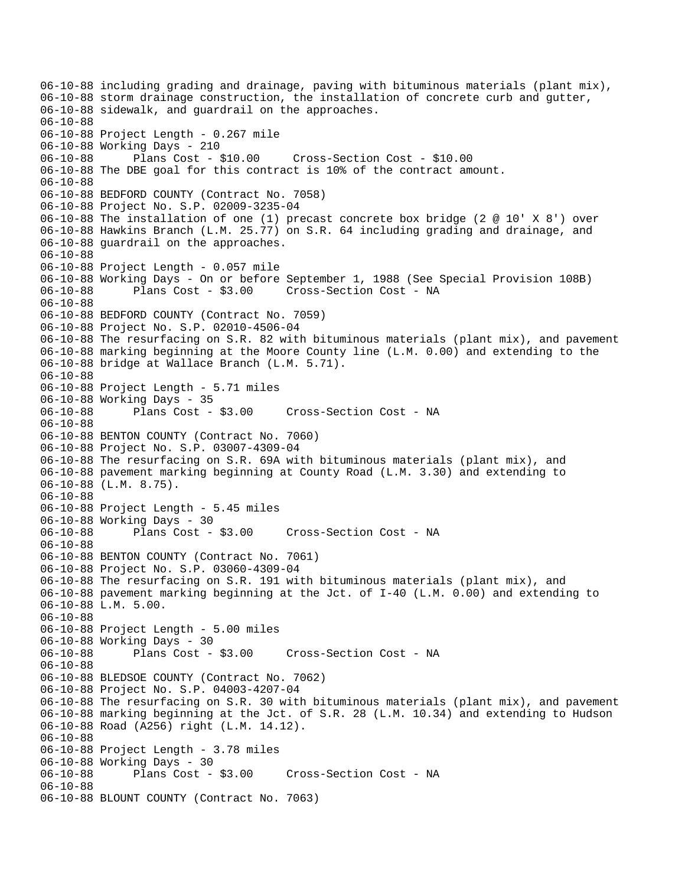06-10-88 including grading and drainage, paving with bituminous materials (plant mix),
06-10-88 storm drainage construction, the installation of concrete curb and gutter,
06-10-88 sidewalk, and guardrail on the approaches.
06-10-88
06-10-88 Project Length - 0.267 mile
06-10-88 Working Days - 210
06-10-88 Plans Cost - $10.00 Cross-Section Cost - $10.00
06-10-88 The DBE goal for this contract is 10% of the contract amount.
06-10-88
06-10-88 BEDFORD COUNTY (Contract No. 7058)
06-10-88 Project No. S.P. 02009-3235-04
06-10-88 The installation of one (1) precast concrete box bridge (2 @ 10' X 8') over
06-10-88 Hawkins Branch (L.M. 25.77) on S.R. 64 including grading and drainage, and
06-10-88 guardrail on the approaches.
06-10-88
06-10-88 Project Length - 0.057 mile
06-10-88 Working Days - On or before September 1, 1988 (See Special Provision 108B)
06-10-88 Plans Cost - $3.00 Cross-Section Cost - NA
06-10-88
06-10-88 BEDFORD COUNTY (Contract No. 7059)
06-10-88 Project No. S.P. 02010-4506-04
06-10-88 The resurfacing on S.R. 82 with bituminous materials (plant mix), and pavement
06-10-88 marking beginning at the Moore County line (L.M. 0.00) and extending to the
06-10-88 bridge at Wallace Branch (L.M. 5.71).
06-10-88
06-10-88 Project Length - 5.71 miles
06-10-88 Working Days - 35
06-10-88 Plans Cost - $3.00 Cross-Section Cost - NA
06-10-88
06-10-88 BENTON COUNTY (Contract No. 7060)
06-10-88 Project No. S.P. 03007-4309-04
06-10-88 The resurfacing on S.R. 69A with bituminous materials (plant mix), and
06-10-88 pavement marking beginning at County Road (L.M. 3.30) and extending to
06-10-88 (L.M. 8.75).
06-10-88
06-10-88 Project Length - 5.45 miles
06-10-88 Working Days - 30
06-10-88 Plans Cost - $3.00 Cross-Section Cost - NA
06-10-88
06-10-88 BENTON COUNTY (Contract No. 7061)
06-10-88 Project No. S.P. 03060-4309-04
06-10-88 The resurfacing on S.R. 191 with bituminous materials (plant mix), and
06-10-88 pavement marking beginning at the Jct. of I-40 (L.M. 0.00) and extending to
06-10-88 L.M. 5.00.
06-10-88
06-10-88 Project Length - 5.00 miles
06-10-88 Working Days - 30
06-10-88 Plans Cost - $3.00 Cross-Section Cost - NA
06-10-88
06-10-88 BLEDSOE COUNTY (Contract No. 7062)
06-10-88 Project No. S.P. 04003-4207-04
06-10-88 The resurfacing on S.R. 30 with bituminous materials (plant mix), and pavement
06-10-88 marking beginning at the Jct. of S.R. 28 (L.M. 10.34) and extending to Hudson
06-10-88 Road (A256) right (L.M. 14.12).
06-10-88
06-10-88 Project Length - 3.78 miles
06-10-88 Working Days - 30
06-10-88 Plans Cost - $3.00 Cross-Section Cost - NA
06-10-88
06-10-88 BLOUNT COUNTY (Contract No. 7063)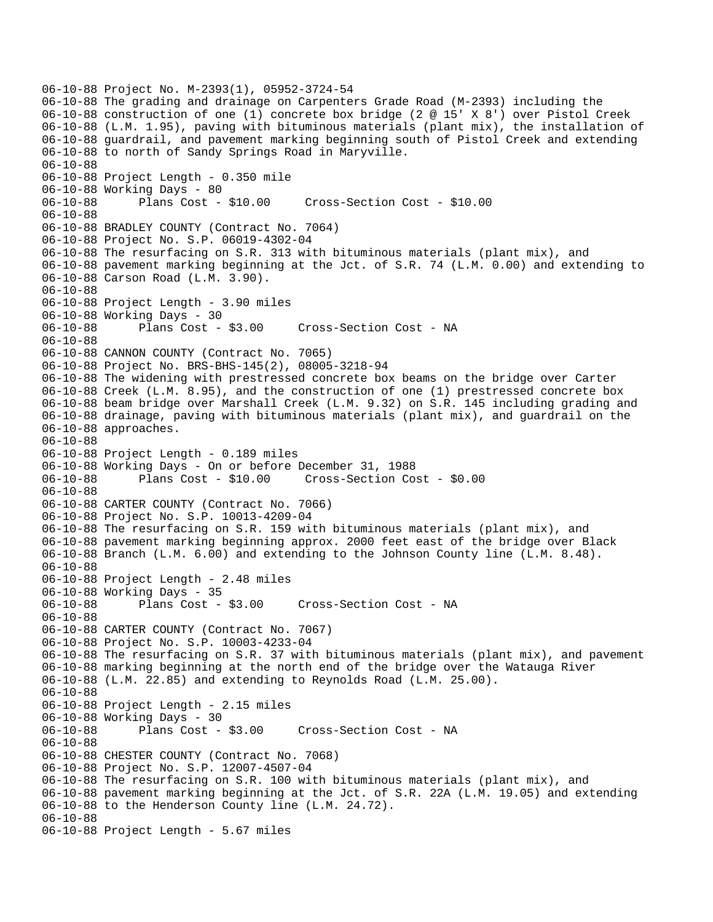```
06-10-88 Project No. M-2393(1), 05952-3724-54
06-10-88 The grading and drainage on Carpenters Grade Road (M-2393) including the
06-10-88 construction of one (1) concrete box bridge (2 @ 15' X 8') over Pistol Creek
06-10-88 (L.M. 1.95), paving with bituminous materials (plant mix), the installation of
06-10-88 guardrail, and pavement marking beginning south of Pistol Creek and extending
06-10-88 to north of Sandy Springs Road in Maryville.
06-10-88
06-10-88 Project Length - 0.350 mile
06-10-88 Working Days - 80
06-10-88      Plans Cost - $10.00     Cross-Section Cost - $10.00
06-10-88
06-10-88 BRADLEY COUNTY (Contract No. 7064)
06-10-88 Project No. S.P. 06019-4302-04
06-10-88 The resurfacing on S.R. 313 with bituminous materials (plant mix), and
06-10-88 pavement marking beginning at the Jct. of S.R. 74 (L.M. 0.00) and extending to
06-10-88 Carson Road (L.M. 3.90).
06-10-88
06-10-88 Project Length - 3.90 miles
06-10-88 Working Days - 30
06-10-88      Plans Cost - $3.00     Cross-Section Cost - NA
06-10-88
06-10-88 CANNON COUNTY (Contract No. 7065)
06-10-88 Project No. BRS-BHS-145(2), 08005-3218-94
06-10-88 The widening with prestressed concrete box beams on the bridge over Carter
06-10-88 Creek (L.M. 8.95), and the construction of one (1) prestressed concrete box
06-10-88 beam bridge over Marshall Creek (L.M. 9.32) on S.R. 145 including grading and
06-10-88 drainage, paving with bituminous materials (plant mix), and guardrail on the
06-10-88 approaches.
06-10-88
06-10-88 Project Length - 0.189 miles
06-10-88 Working Days - On or before December 31, 1988
06-10-88      Plans Cost - $10.00     Cross-Section Cost - $0.00
06-10-88
06-10-88 CARTER COUNTY (Contract No. 7066)
06-10-88 Project No. S.P. 10013-4209-04
06-10-88 The resurfacing on S.R. 159 with bituminous materials (plant mix), and
06-10-88 pavement marking beginning approx. 2000 feet east of the bridge over Black
06-10-88 Branch (L.M. 6.00) and extending to the Johnson County line (L.M. 8.48).
06-10-88
06-10-88 Project Length - 2.48 miles
06-10-88 Working Days - 35
06-10-88      Plans Cost - $3.00     Cross-Section Cost - NA
06-10-88
06-10-88 CARTER COUNTY (Contract No. 7067)
06-10-88 Project No. S.P. 10003-4233-04
06-10-88 The resurfacing on S.R. 37 with bituminous materials (plant mix), and pavement
06-10-88 marking beginning at the north end of the bridge over the Watauga River
06-10-88 (L.M. 22.85) and extending to Reynolds Road (L.M. 25.00).
06-10-88
06-10-88 Project Length - 2.15 miles
06-10-88 Working Days - 30
06-10-88      Plans Cost - $3.00     Cross-Section Cost - NA
06-10-88
06-10-88 CHESTER COUNTY (Contract No. 7068)
06-10-88 Project No. S.P. 12007-4507-04
06-10-88 The resurfacing on S.R. 100 with bituminous materials (plant mix), and
06-10-88 pavement marking beginning at the Jct. of S.R. 22A (L.M. 19.05) and extending
06-10-88 to the Henderson County line (L.M. 24.72).
06-10-88
06-10-88 Project Length - 5.67 miles
```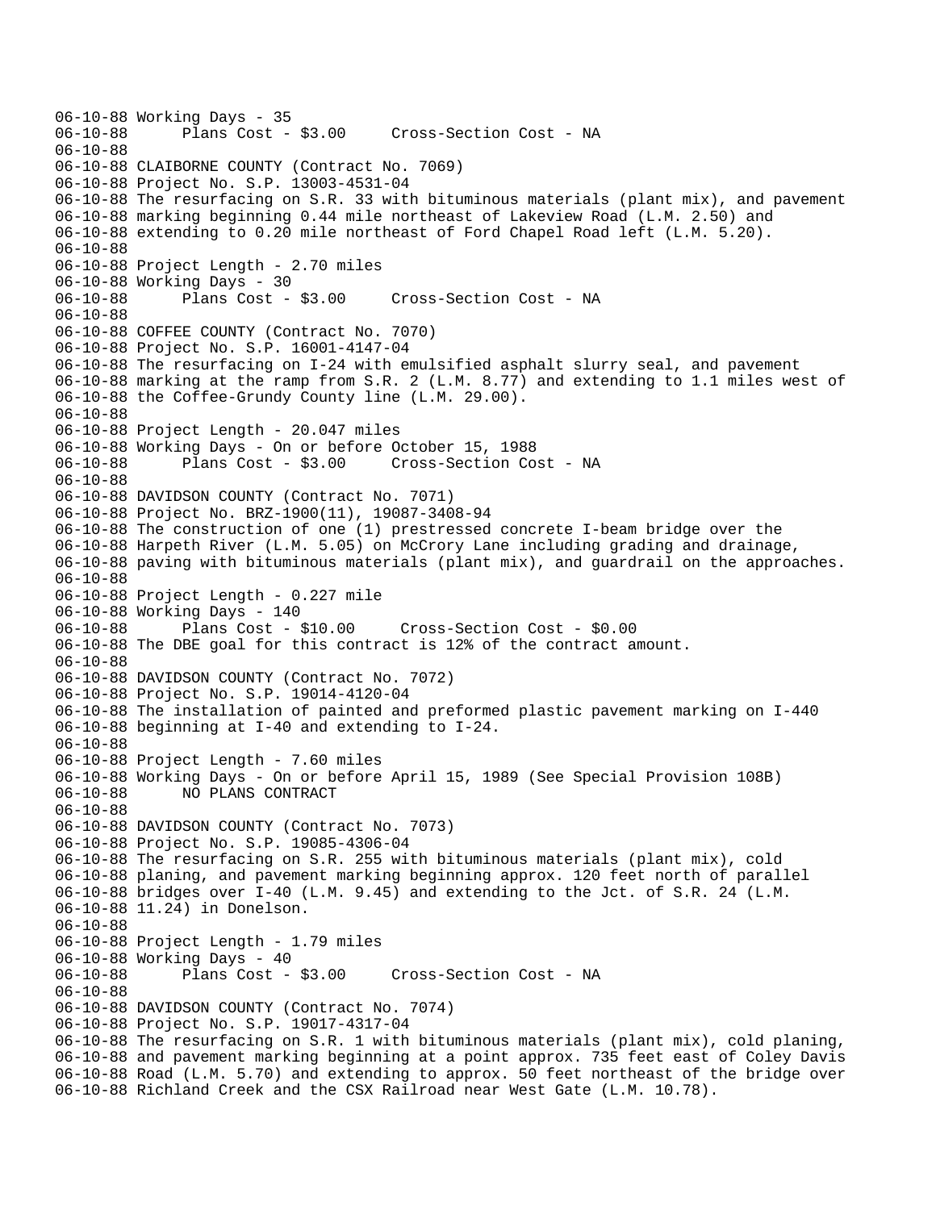```
06-10-88 Working Days - 35
06-10-88       Plans Cost - $3.00     Cross-Section Cost - NA
06-10-88
06-10-88 CLAIBORNE COUNTY (Contract No. 7069)
06-10-88 Project No. S.P. 13003-4531-04
06-10-88 The resurfacing on S.R. 33 with bituminous materials (plant mix), and pavement
06-10-88 marking beginning 0.44 mile northeast of Lakeview Road (L.M. 2.50) and
06-10-88 extending to 0.20 mile northeast of Ford Chapel Road left (L.M. 5.20).
06-10-88
06-10-88 Project Length - 2.70 miles
06-10-88 Working Days - 30
06-10-88       Plans Cost - $3.00     Cross-Section Cost - NA
06-10-88
06-10-88 COFFEE COUNTY (Contract No. 7070)
06-10-88 Project No. S.P. 16001-4147-04
06-10-88 The resurfacing on I-24 with emulsified asphalt slurry seal, and pavement
06-10-88 marking at the ramp from S.R. 2 (L.M. 8.77) and extending to 1.1 miles west of
06-10-88 the Coffee-Grundy County line (L.M. 29.00).
06-10-88
06-10-88 Project Length - 20.047 miles
06-10-88 Working Days - On or before October 15, 1988
06-10-88       Plans Cost - $3.00     Cross-Section Cost - NA
06-10-88
06-10-88 DAVIDSON COUNTY (Contract No. 7071)
06-10-88 Project No. BRZ-1900(11), 19087-3408-94
06-10-88 The construction of one (1) prestressed concrete I-beam bridge over the
06-10-88 Harpeth River (L.M. 5.05) on McCrory Lane including grading and drainage,
06-10-88 paving with bituminous materials (plant mix), and guardrail on the approaches.
06-10-88
06-10-88 Project Length - 0.227 mile
06-10-88 Working Days - 140
06-10-88       Plans Cost - $10.00     Cross-Section Cost - $0.00
06-10-88 The DBE goal for this contract is 12% of the contract amount.
06-10-88
06-10-88 DAVIDSON COUNTY (Contract No. 7072)
06-10-88 Project No. S.P. 19014-4120-04
06-10-88 The installation of painted and preformed plastic pavement marking on I-440
06-10-88 beginning at I-40 and extending to I-24.
06-10-88
06-10-88 Project Length - 7.60 miles
06-10-88 Working Days - On or before April 15, 1989 (See Special Provision 108B)
06-10-88       NO PLANS CONTRACT
06-10-88
06-10-88 DAVIDSON COUNTY (Contract No. 7073)
06-10-88 Project No. S.P. 19085-4306-04
06-10-88 The resurfacing on S.R. 255 with bituminous materials (plant mix), cold
06-10-88 planing, and pavement marking beginning approx. 120 feet north of parallel
06-10-88 bridges over I-40 (L.M. 9.45) and extending to the Jct. of S.R. 24 (L.M.
06-10-88 11.24) in Donelson.
06-10-88
06-10-88 Project Length - 1.79 miles
06-10-88 Working Days - 40
06-10-88       Plans Cost - $3.00     Cross-Section Cost - NA
06-10-88
06-10-88 DAVIDSON COUNTY (Contract No. 7074)
06-10-88 Project No. S.P. 19017-4317-04
06-10-88 The resurfacing on S.R. 1 with bituminous materials (plant mix), cold planing,
06-10-88 and pavement marking beginning at a point approx. 735 feet east of Coley Davis
06-10-88 Road (L.M. 5.70) and extending to approx. 50 feet northeast of the bridge over
06-10-88 Richland Creek and the CSX Railroad near West Gate (L.M. 10.78).
```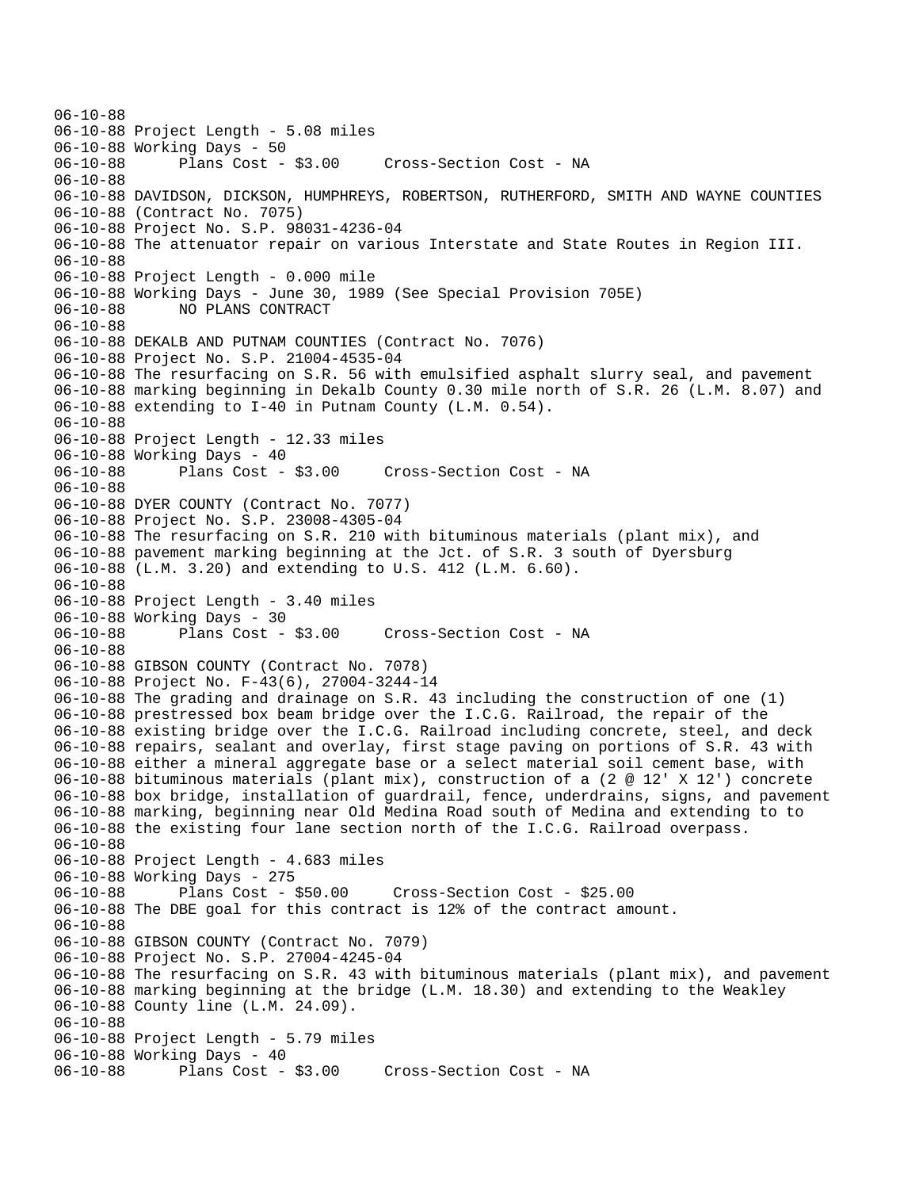```
06-10-88
06-10-88 Project Length - 5.08 miles
06-10-88 Working Days - 50
06-10-88      Plans Cost - $3.00     Cross-Section Cost - NA
06-10-88
06-10-88 DAVIDSON, DICKSON, HUMPHREYS, ROBERTSON, RUTHERFORD, SMITH AND WAYNE COUNTIES
06-10-88 (Contract No. 7075)
06-10-88 Project No. S.P. 98031-4236-04
06-10-88 The attenuator repair on various Interstate and State Routes in Region III.
06-10-88
06-10-88 Project Length - 0.000 mile
06-10-88 Working Days - June 30, 1989 (See Special Provision 705E)
06-10-88      NO PLANS CONTRACT
06-10-88
06-10-88 DEKALB AND PUTNAM COUNTIES (Contract No. 7076)
06-10-88 Project No. S.P. 21004-4535-04
06-10-88 The resurfacing on S.R. 56 with emulsified asphalt slurry seal, and pavement
06-10-88 marking beginning in Dekalb County 0.30 mile north of S.R. 26 (L.M. 8.07) and
06-10-88 extending to I-40 in Putnam County (L.M. 0.54).
06-10-88
06-10-88 Project Length - 12.33 miles
06-10-88 Working Days - 40
06-10-88      Plans Cost - $3.00     Cross-Section Cost - NA
06-10-88
06-10-88 DYER COUNTY (Contract No. 7077)
06-10-88 Project No. S.P. 23008-4305-04
06-10-88 The resurfacing on S.R. 210 with bituminous materials (plant mix), and
06-10-88 pavement marking beginning at the Jct. of S.R. 3 south of Dyersburg
06-10-88 (L.M. 3.20) and extending to U.S. 412 (L.M. 6.60).
06-10-88
06-10-88 Project Length - 3.40 miles
06-10-88 Working Days - 30
06-10-88      Plans Cost - $3.00     Cross-Section Cost - NA
06-10-88
06-10-88 GIBSON COUNTY (Contract No. 7078)
06-10-88 Project No. F-43(6), 27004-3244-14
06-10-88 The grading and drainage on S.R. 43 including the construction of one (1)
06-10-88 prestressed box beam bridge over the I.C.G. Railroad, the repair of the
06-10-88 existing bridge over the I.C.G. Railroad including concrete, steel, and deck
06-10-88 repairs, sealant and overlay, first stage paving on portions of S.R. 43 with
06-10-88 either a mineral aggregate base or a select material soil cement base, with
06-10-88 bituminous materials (plant mix), construction of a (2 @ 12' X 12') concrete
06-10-88 box bridge, installation of guardrail, fence, underdrains, signs, and pavement
06-10-88 marking, beginning near Old Medina Road south of Medina and extending to to
06-10-88 the existing four lane section north of the I.C.G. Railroad overpass.
06-10-88
06-10-88 Project Length - 4.683 miles
06-10-88 Working Days - 275
06-10-88      Plans Cost - $50.00     Cross-Section Cost - $25.00
06-10-88 The DBE goal for this contract is 12% of the contract amount.
06-10-88
06-10-88 GIBSON COUNTY (Contract No. 7079)
06-10-88 Project No. S.P. 27004-4245-04
06-10-88 The resurfacing on S.R. 43 with bituminous materials (plant mix), and pavement
06-10-88 marking beginning at the bridge (L.M. 18.30) and extending to the Weakley
06-10-88 County line (L.M. 24.09).
06-10-88
06-10-88 Project Length - 5.79 miles
06-10-88 Working Days - 40
06-10-88      Plans Cost - $3.00     Cross-Section Cost - NA
```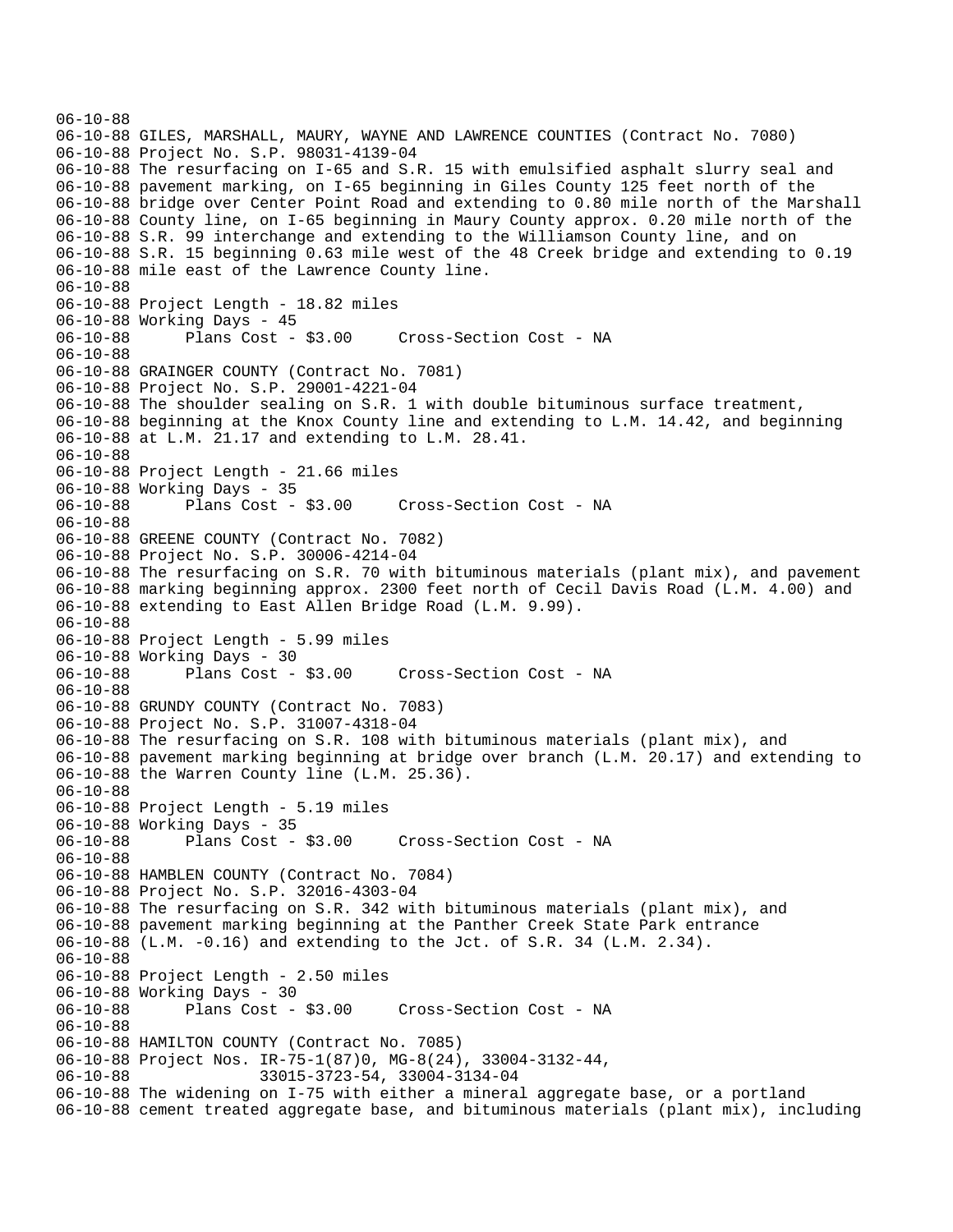```
06-10-88
06-10-88 GILES, MARSHALL, MAURY, WAYNE AND LAWRENCE COUNTIES (Contract No. 7080)
06-10-88 Project No. S.P. 98031-4139-04
06-10-88 The resurfacing on I-65 and S.R. 15 with emulsified asphalt slurry seal and
06-10-88 pavement marking, on I-65 beginning in Giles County 125 feet north of the
06-10-88 bridge over Center Point Road and extending to 0.80 mile north of the Marshall
06-10-88 County line, on I-65 beginning in Maury County approx. 0.20 mile north of the
06-10-88 S.R. 99 interchange and extending to the Williamson County line, and on
06-10-88 S.R. 15 beginning 0.63 mile west of the 48 Creek bridge and extending to 0.19
06-10-88 mile east of the Lawrence County line.
06-10-88
06-10-88 Project Length - 18.82 miles
06-10-88 Working Days - 45
06-10-88      Plans Cost - $3.00     Cross-Section Cost - NA
06-10-88
06-10-88 GRAINGER COUNTY (Contract No. 7081)
06-10-88 Project No. S.P. 29001-4221-04
06-10-88 The shoulder sealing on S.R. 1 with double bituminous surface treatment,
06-10-88 beginning at the Knox County line and extending to L.M. 14.42, and beginning
06-10-88 at L.M. 21.17 and extending to L.M. 28.41.
06-10-88
06-10-88 Project Length - 21.66 miles
06-10-88 Working Days - 35
06-10-88      Plans Cost - $3.00     Cross-Section Cost - NA
06-10-88
06-10-88 GREENE COUNTY (Contract No. 7082)
06-10-88 Project No. S.P. 30006-4214-04
06-10-88 The resurfacing on S.R. 70 with bituminous materials (plant mix), and pavement
06-10-88 marking beginning approx. 2300 feet north of Cecil Davis Road (L.M. 4.00) and
06-10-88 extending to East Allen Bridge Road (L.M. 9.99).
06-10-88
06-10-88 Project Length - 5.99 miles
06-10-88 Working Days - 30
06-10-88      Plans Cost - $3.00     Cross-Section Cost - NA
06-10-88
06-10-88 GRUNDY COUNTY (Contract No. 7083)
06-10-88 Project No. S.P. 31007-4318-04
06-10-88 The resurfacing on S.R. 108 with bituminous materials (plant mix), and
06-10-88 pavement marking beginning at bridge over branch (L.M. 20.17) and extending to
06-10-88 the Warren County line (L.M. 25.36).
06-10-88
06-10-88 Project Length - 5.19 miles
06-10-88 Working Days - 35
06-10-88      Plans Cost - $3.00     Cross-Section Cost - NA
06-10-88
06-10-88 HAMBLEN COUNTY (Contract No. 7084)
06-10-88 Project No. S.P. 32016-4303-04
06-10-88 The resurfacing on S.R. 342 with bituminous materials (plant mix), and
06-10-88 pavement marking beginning at the Panther Creek State Park entrance
06-10-88 (L.M. -0.16) and extending to the Jct. of S.R. 34 (L.M. 2.34).
06-10-88
06-10-88 Project Length - 2.50 miles
06-10-88 Working Days - 30
06-10-88      Plans Cost - $3.00     Cross-Section Cost - NA
06-10-88
06-10-88 HAMILTON COUNTY (Contract No. 7085)
06-10-88 Project Nos. IR-75-1(87)0, MG-8(24), 33004-3132-44,
06-10-88              33015-3723-54, 33004-3134-04
06-10-88 The widening on I-75 with either a mineral aggregate base, or a portland
06-10-88 cement treated aggregate base, and bituminous materials (plant mix), including
```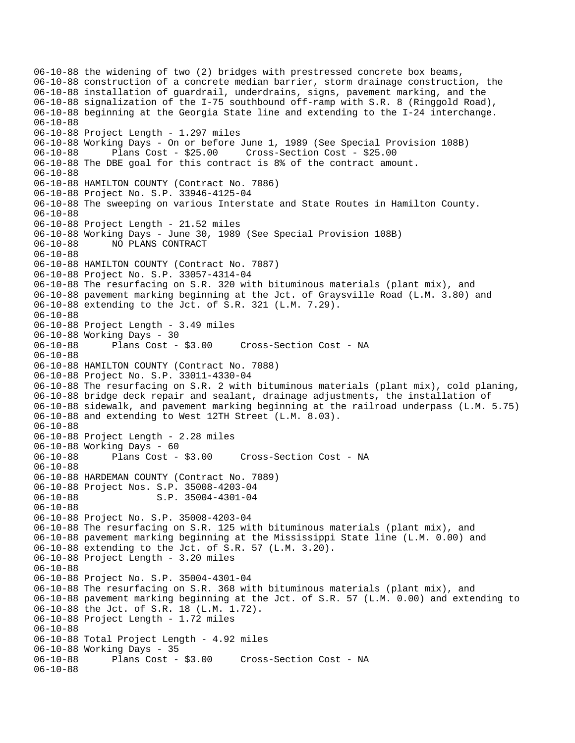```
06-10-88 the widening of two (2) bridges with prestressed concrete box beams,
06-10-88 construction of a concrete median barrier, storm drainage construction, the
06-10-88 installation of guardrail, underdrains, signs, pavement marking, and the
06-10-88 signalization of the I-75 southbound off-ramp with S.R. 8 (Ringgold Road),
06-10-88 beginning at the Georgia State line and extending to the I-24 interchange.
06-10-88
06-10-88 Project Length - 1.297 miles
06-10-88 Working Days - On or before June 1, 1989 (See Special Provision 108B)
06-10-88       Plans Cost - $25.00     Cross-Section Cost - $25.00
06-10-88 The DBE goal for this contract is 8% of the contract amount.
06-10-88
06-10-88 HAMILTON COUNTY (Contract No. 7086)
06-10-88 Project No. S.P. 33946-4125-04
06-10-88 The sweeping on various Interstate and State Routes in Hamilton County.
06-10-88
06-10-88 Project Length - 21.52 miles
06-10-88 Working Days - June 30, 1989 (See Special Provision 108B)
06-10-88       NO PLANS CONTRACT
06-10-88
06-10-88 HAMILTON COUNTY (Contract No. 7087)
06-10-88 Project No. S.P. 33057-4314-04
06-10-88 The resurfacing on S.R. 320 with bituminous materials (plant mix), and
06-10-88 pavement marking beginning at the Jct. of Graysville Road (L.M. 3.80) and
06-10-88 extending to the Jct. of S.R. 321 (L.M. 7.29).
06-10-88
06-10-88 Project Length - 3.49 miles
06-10-88 Working Days - 30
06-10-88       Plans Cost - $3.00     Cross-Section Cost - NA
06-10-88
06-10-88 HAMILTON COUNTY (Contract No. 7088)
06-10-88 Project No. S.P. 33011-4330-04
06-10-88 The resurfacing on S.R. 2 with bituminous materials (plant mix), cold planing,
06-10-88 bridge deck repair and sealant, drainage adjustments, the installation of
06-10-88 sidewalk, and pavement marking beginning at the railroad underpass (L.M. 5.75)
06-10-88 and extending to West 12TH Street (L.M. 8.03).
06-10-88
06-10-88 Project Length - 2.28 miles
06-10-88 Working Days - 60
06-10-88       Plans Cost - $3.00     Cross-Section Cost - NA
06-10-88
06-10-88 HARDEMAN COUNTY (Contract No. 7089)
06-10-88 Project Nos. S.P. 35008-4203-04
06-10-88              S.P. 35004-4301-04
06-10-88
06-10-88 Project No. S.P. 35008-4203-04
06-10-88 The resurfacing on S.R. 125 with bituminous materials (plant mix), and
06-10-88 pavement marking beginning at the Mississippi State line (L.M. 0.00) and
06-10-88 extending to the Jct. of S.R. 57 (L.M. 3.20).
06-10-88 Project Length - 3.20 miles
06-10-88
06-10-88 Project No. S.P. 35004-4301-04
06-10-88 The resurfacing on S.R. 368 with bituminous materials (plant mix), and
06-10-88 pavement marking beginning at the Jct. of S.R. 57 (L.M. 0.00) and extending to
06-10-88 the Jct. of S.R. 18 (L.M. 1.72).
06-10-88 Project Length - 1.72 miles
06-10-88
06-10-88 Total Project Length - 4.92 miles
06-10-88 Working Days - 35
06-10-88       Plans Cost - $3.00     Cross-Section Cost - NA
06-10-88
```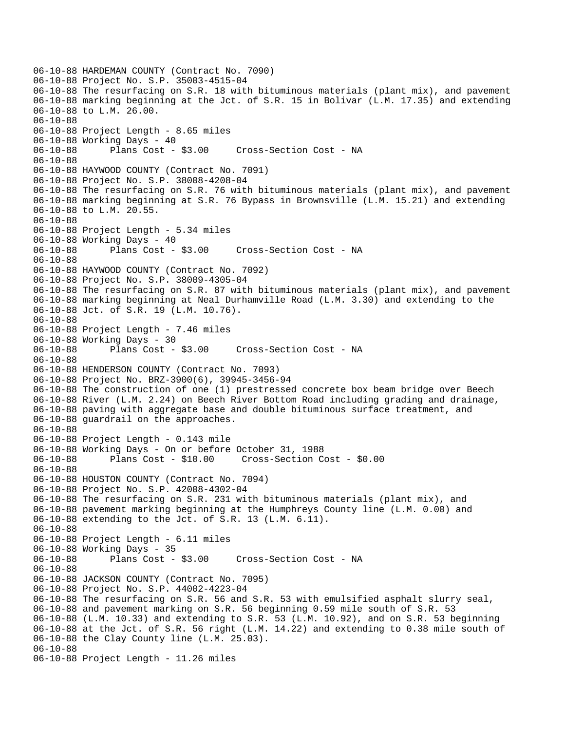06-10-88 HARDEMAN COUNTY (Contract No. 7090)
06-10-88 Project No. S.P. 35003-4515-04
06-10-88 The resurfacing on S.R. 18 with bituminous materials (plant mix), and pavement
06-10-88 marking beginning at the Jct. of S.R. 15 in Bolivar (L.M. 17.35) and extending
06-10-88 to L.M. 26.00.
06-10-88
06-10-88 Project Length - 8.65 miles
06-10-88 Working Days - 40
06-10-88 Plans Cost - $3.00 Cross-Section Cost - NA
06-10-88
06-10-88 HAYWOOD COUNTY (Contract No. 7091)
06-10-88 Project No. S.P. 38008-4208-04
06-10-88 The resurfacing on S.R. 76 with bituminous materials (plant mix), and pavement
06-10-88 marking beginning at S.R. 76 Bypass in Brownsville (L.M. 15.21) and extending
06-10-88 to L.M. 20.55.
06-10-88
06-10-88 Project Length - 5.34 miles
06-10-88 Working Days - 40
06-10-88 Plans Cost - $3.00 Cross-Section Cost - NA
06-10-88
06-10-88 HAYWOOD COUNTY (Contract No. 7092)
06-10-88 Project No. S.P. 38009-4305-04
06-10-88 The resurfacing on S.R. 87 with bituminous materials (plant mix), and pavement
06-10-88 marking beginning at Neal Durhamville Road (L.M. 3.30) and extending to the
06-10-88 Jct. of S.R. 19 (L.M. 10.76).
06-10-88
06-10-88 Project Length - 7.46 miles
06-10-88 Working Days - 30
06-10-88 Plans Cost - $3.00 Cross-Section Cost - NA
06-10-88
06-10-88 HENDERSON COUNTY (Contract No. 7093)
06-10-88 Project No. BRZ-3900(6), 39945-3456-94
06-10-88 The construction of one (1) prestressed concrete box beam bridge over Beech
06-10-88 River (L.M. 2.24) on Beech River Bottom Road including grading and drainage,
06-10-88 paving with aggregate base and double bituminous surface treatment, and
06-10-88 guardrail on the approaches.
06-10-88
06-10-88 Project Length - 0.143 mile
06-10-88 Working Days - On or before October 31, 1988
06-10-88 Plans Cost - $10.00 Cross-Section Cost - $0.00
06-10-88
06-10-88 HOUSTON COUNTY (Contract No. 7094)
06-10-88 Project No. S.P. 42008-4302-04
06-10-88 The resurfacing on S.R. 231 with bituminous materials (plant mix), and
06-10-88 pavement marking beginning at the Humphreys County line (L.M. 0.00) and
06-10-88 extending to the Jct. of S.R. 13 (L.M. 6.11).
06-10-88
06-10-88 Project Length - 6.11 miles
06-10-88 Working Days - 35
06-10-88 Plans Cost - $3.00 Cross-Section Cost - NA
06-10-88
06-10-88 JACKSON COUNTY (Contract No. 7095)
06-10-88 Project No. S.P. 44002-4223-04
06-10-88 The resurfacing on S.R. 56 and S.R. 53 with emulsified asphalt slurry seal,
06-10-88 and pavement marking on S.R. 56 beginning 0.59 mile south of S.R. 53
06-10-88 (L.M. 10.33) and extending to S.R. 53 (L.M. 10.92), and on S.R. 53 beginning
06-10-88 at the Jct. of S.R. 56 right (L.M. 14.22) and extending to 0.38 mile south of
06-10-88 the Clay County line (L.M. 25.03).
06-10-88
06-10-88 Project Length - 11.26 miles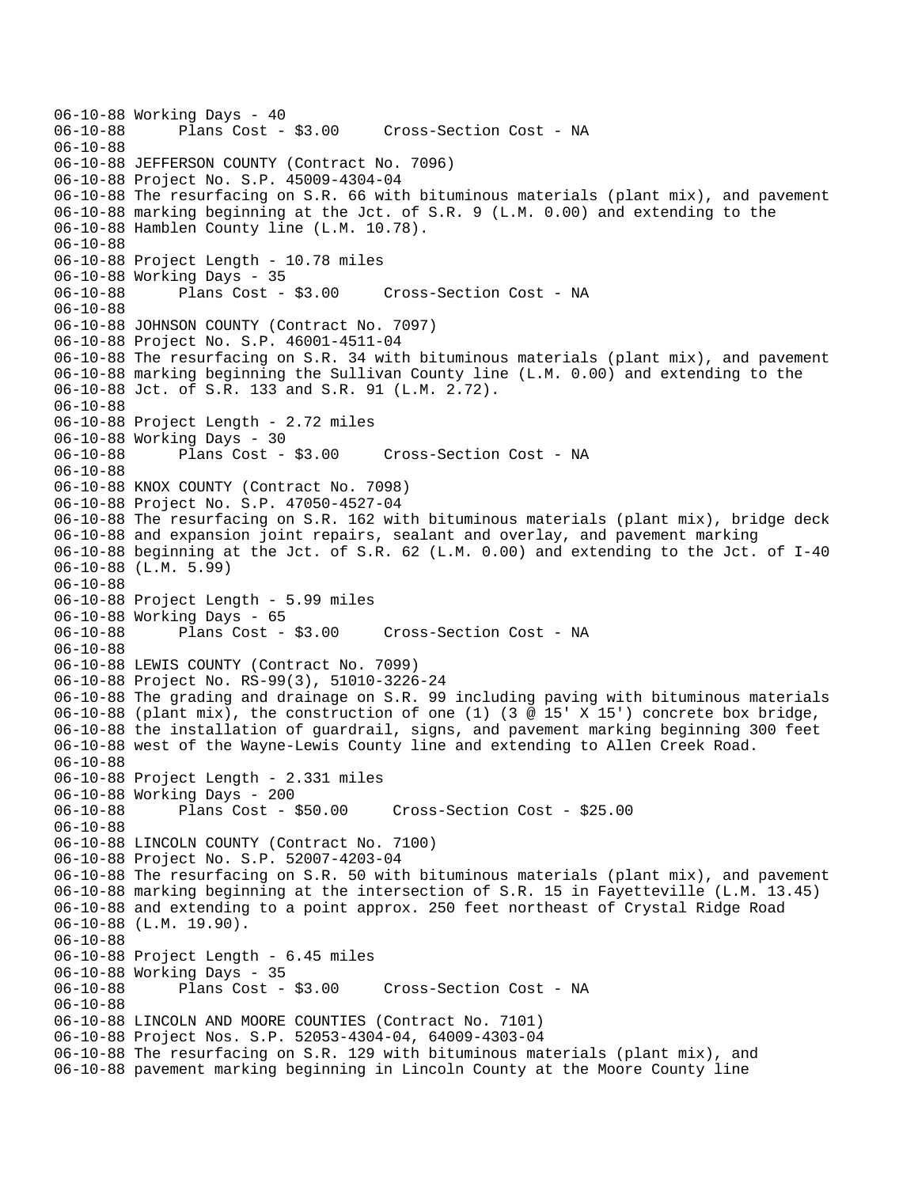```
06-10-88 Working Days - 40
06-10-88       Plans Cost - $3.00     Cross-Section Cost - NA
06-10-88
06-10-88 JEFFERSON COUNTY (Contract No. 7096)
06-10-88 Project No. S.P. 45009-4304-04
06-10-88 The resurfacing on S.R. 66 with bituminous materials (plant mix), and pavement
06-10-88 marking beginning at the Jct. of S.R. 9 (L.M. 0.00) and extending to the
06-10-88 Hamblen County line (L.M. 10.78).
06-10-88
06-10-88 Project Length - 10.78 miles
06-10-88 Working Days - 35
06-10-88       Plans Cost - $3.00     Cross-Section Cost - NA
06-10-88
06-10-88 JOHNSON COUNTY (Contract No. 7097)
06-10-88 Project No. S.P. 46001-4511-04
06-10-88 The resurfacing on S.R. 34 with bituminous materials (plant mix), and pavement
06-10-88 marking beginning the Sullivan County line (L.M. 0.00) and extending to the
06-10-88 Jct. of S.R. 133 and S.R. 91 (L.M. 2.72).
06-10-88
06-10-88 Project Length - 2.72 miles
06-10-88 Working Days - 30
06-10-88       Plans Cost - $3.00     Cross-Section Cost - NA
06-10-88
06-10-88 KNOX COUNTY (Contract No. 7098)
06-10-88 Project No. S.P. 47050-4527-04
06-10-88 The resurfacing on S.R. 162 with bituminous materials (plant mix), bridge deck
06-10-88 and expansion joint repairs, sealant and overlay, and pavement marking
06-10-88 beginning at the Jct. of S.R. 62 (L.M. 0.00) and extending to the Jct. of I-40
06-10-88 (L.M. 5.99)
06-10-88
06-10-88 Project Length - 5.99 miles
06-10-88 Working Days - 65
06-10-88       Plans Cost - $3.00     Cross-Section Cost - NA
06-10-88
06-10-88 LEWIS COUNTY (Contract No. 7099)
06-10-88 Project No. RS-99(3), 51010-3226-24
06-10-88 The grading and drainage on S.R. 99 including paving with bituminous materials
06-10-88 (plant mix), the construction of one (1) (3 @ 15' X 15') concrete box bridge,
06-10-88 the installation of guardrail, signs, and pavement marking beginning 300 feet
06-10-88 west of the Wayne-Lewis County line and extending to Allen Creek Road.
06-10-88
06-10-88 Project Length - 2.331 miles
06-10-88 Working Days - 200
06-10-88       Plans Cost - $50.00     Cross-Section Cost - $25.00
06-10-88
06-10-88 LINCOLN COUNTY (Contract No. 7100)
06-10-88 Project No. S.P. 52007-4203-04
06-10-88 The resurfacing on S.R. 50 with bituminous materials (plant mix), and pavement
06-10-88 marking beginning at the intersection of S.R. 15 in Fayetteville (L.M. 13.45)
06-10-88 and extending to a point approx. 250 feet northeast of Crystal Ridge Road
06-10-88 (L.M. 19.90).
06-10-88
06-10-88 Project Length - 6.45 miles
06-10-88 Working Days - 35
06-10-88       Plans Cost - $3.00     Cross-Section Cost - NA
06-10-88
06-10-88 LINCOLN AND MOORE COUNTIES (Contract No. 7101)
06-10-88 Project Nos. S.P. 52053-4304-04, 64009-4303-04
06-10-88 The resurfacing on S.R. 129 with bituminous materials (plant mix), and
06-10-88 pavement marking beginning in Lincoln County at the Moore County line
```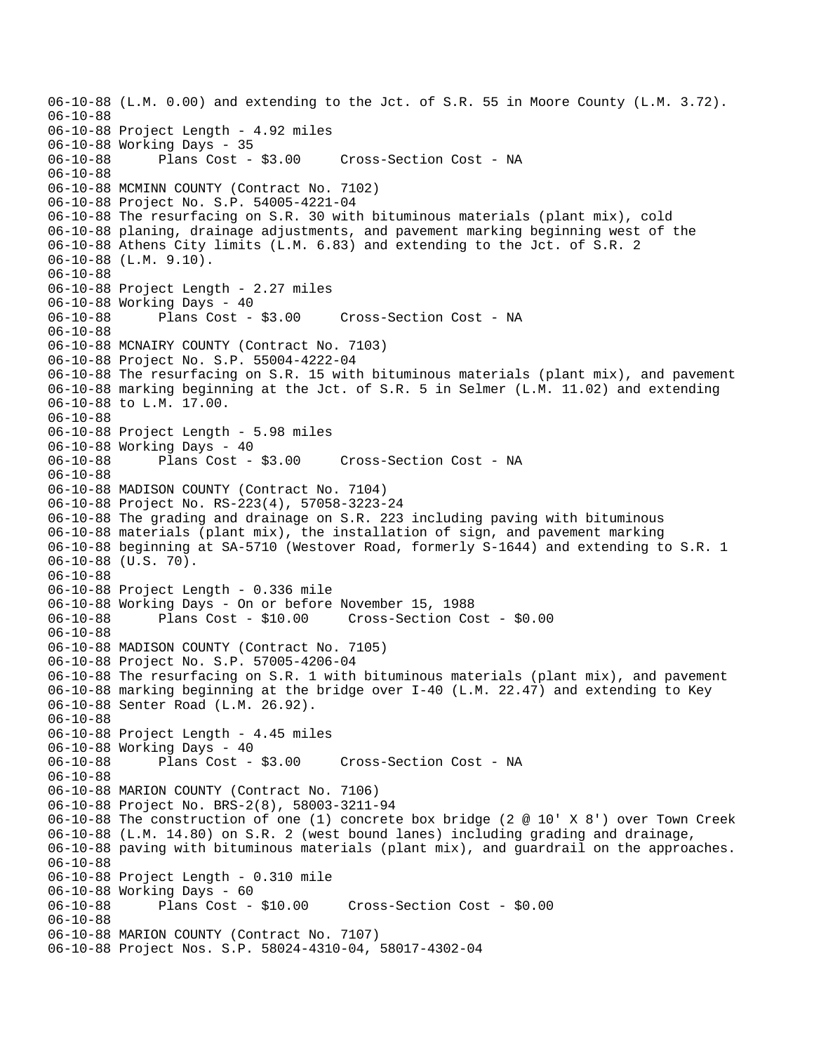```
06-10-88 (L.M. 0.00) and extending to the Jct. of S.R. 55 in Moore County (L.M. 3.72).
06-10-88
06-10-88 Project Length - 4.92 miles
06-10-88 Working Days - 35
06-10-88       Plans Cost - $3.00     Cross-Section Cost - NA
06-10-88
06-10-88 MCMINN COUNTY (Contract No. 7102)
06-10-88 Project No. S.P. 54005-4221-04
06-10-88 The resurfacing on S.R. 30 with bituminous materials (plant mix), cold
06-10-88 planing, drainage adjustments, and pavement marking beginning west of the
06-10-88 Athens City limits (L.M. 6.83) and extending to the Jct. of S.R. 2
06-10-88 (L.M. 9.10).
06-10-88
06-10-88 Project Length - 2.27 miles
06-10-88 Working Days - 40
06-10-88       Plans Cost - $3.00     Cross-Section Cost - NA
06-10-88
06-10-88 MCNAIRY COUNTY (Contract No. 7103)
06-10-88 Project No. S.P. 55004-4222-04
06-10-88 The resurfacing on S.R. 15 with bituminous materials (plant mix), and pavement
06-10-88 marking beginning at the Jct. of S.R. 5 in Selmer (L.M. 11.02) and extending
06-10-88 to L.M. 17.00.
06-10-88
06-10-88 Project Length - 5.98 miles
06-10-88 Working Days - 40
06-10-88       Plans Cost - $3.00     Cross-Section Cost - NA
06-10-88
06-10-88 MADISON COUNTY (Contract No. 7104)
06-10-88 Project No. RS-223(4), 57058-3223-24
06-10-88 The grading and drainage on S.R. 223 including paving with bituminous
06-10-88 materials (plant mix), the installation of sign, and pavement marking
06-10-88 beginning at SA-5710 (Westover Road, formerly S-1644) and extending to S.R. 1
06-10-88 (U.S. 70).
06-10-88
06-10-88 Project Length - 0.336 mile
06-10-88 Working Days - On or before November 15, 1988
06-10-88       Plans Cost - $10.00     Cross-Section Cost - $0.00
06-10-88
06-10-88 MADISON COUNTY (Contract No. 7105)
06-10-88 Project No. S.P. 57005-4206-04
06-10-88 The resurfacing on S.R. 1 with bituminous materials (plant mix), and pavement
06-10-88 marking beginning at the bridge over I-40 (L.M. 22.47) and extending to Key
06-10-88 Senter Road (L.M. 26.92).
06-10-88
06-10-88 Project Length - 4.45 miles
06-10-88 Working Days - 40
06-10-88       Plans Cost - $3.00     Cross-Section Cost - NA
06-10-88
06-10-88 MARION COUNTY (Contract No. 7106)
06-10-88 Project No. BRS-2(8), 58003-3211-94
06-10-88 The construction of one (1) concrete box bridge (2 @ 10' X 8') over Town Creek
06-10-88 (L.M. 14.80) on S.R. 2 (west bound lanes) including grading and drainage,
06-10-88 paving with bituminous materials (plant mix), and guardrail on the approaches.
06-10-88
06-10-88 Project Length - 0.310 mile
06-10-88 Working Days - 60
06-10-88       Plans Cost - $10.00     Cross-Section Cost - $0.00
06-10-88
06-10-88 MARION COUNTY (Contract No. 7107)
06-10-88 Project Nos. S.P. 58024-4310-04, 58017-4302-04
```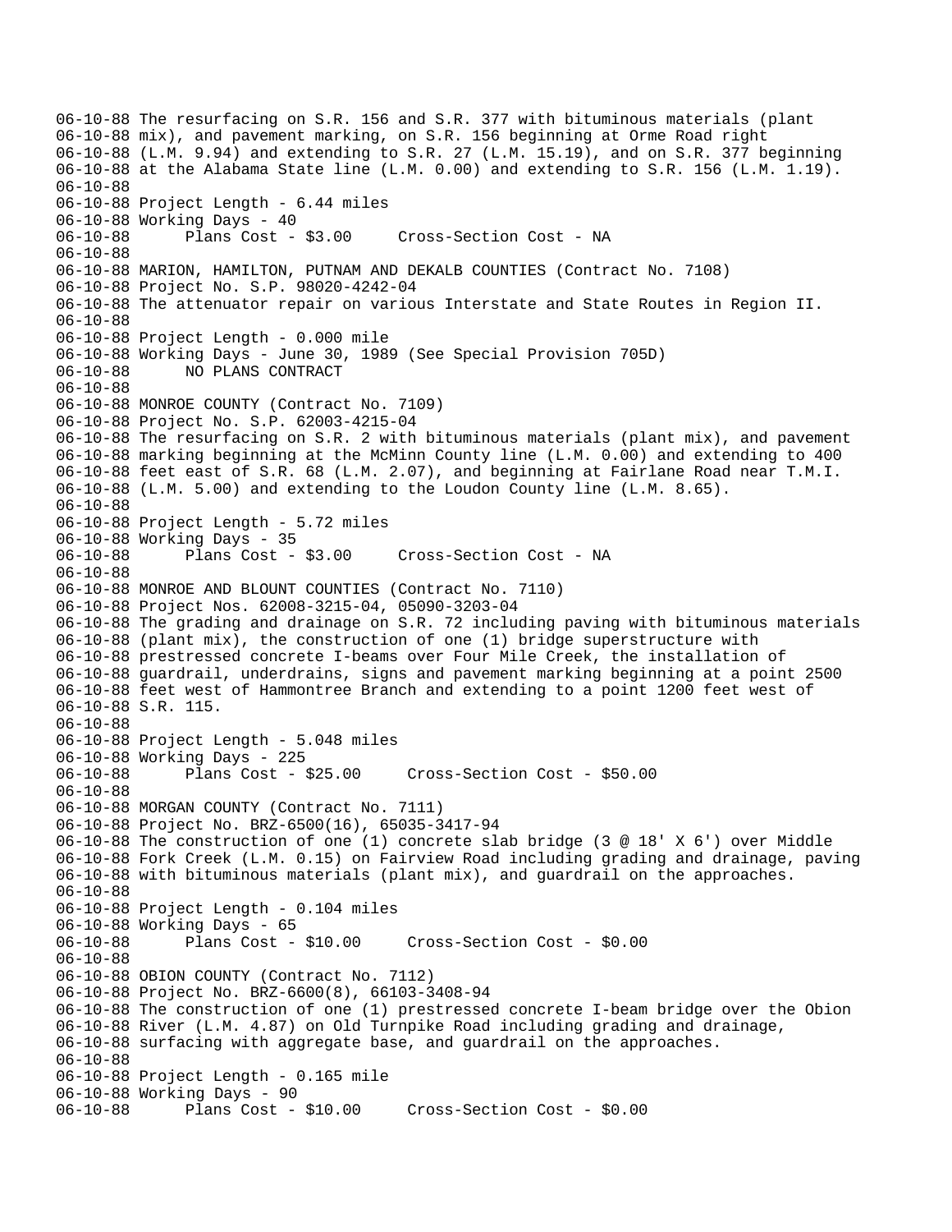```
06-10-88 The resurfacing on S.R. 156 and S.R. 377 with bituminous materials (plant
06-10-88 mix), and pavement marking, on S.R. 156 beginning at Orme Road right
06-10-88 (L.M. 9.94) and extending to S.R. 27 (L.M. 15.19), and on S.R. 377 beginning
06-10-88 at the Alabama State line (L.M. 0.00) and extending to S.R. 156 (L.M. 1.19).
06-10-88
06-10-88 Project Length - 6.44 miles
06-10-88 Working Days - 40
06-10-88      Plans Cost - $3.00     Cross-Section Cost - NA
06-10-88
06-10-88 MARION, HAMILTON, PUTNAM AND DEKALB COUNTIES (Contract No. 7108)
06-10-88 Project No. S.P. 98020-4242-04
06-10-88 The attenuator repair on various Interstate and State Routes in Region II.
06-10-88
06-10-88 Project Length - 0.000 mile
06-10-88 Working Days - June 30, 1989 (See Special Provision 705D)
06-10-88      NO PLANS CONTRACT
06-10-88
06-10-88 MONROE COUNTY (Contract No. 7109)
06-10-88 Project No. S.P. 62003-4215-04
06-10-88 The resurfacing on S.R. 2 with bituminous materials (plant mix), and pavement
06-10-88 marking beginning at the McMinn County line (L.M. 0.00) and extending to 400
06-10-88 feet east of S.R. 68 (L.M. 2.07), and beginning at Fairlane Road near T.M.I.
06-10-88 (L.M. 5.00) and extending to the Loudon County line (L.M. 8.65).
06-10-88
06-10-88 Project Length - 5.72 miles
06-10-88 Working Days - 35
06-10-88      Plans Cost - $3.00     Cross-Section Cost - NA
06-10-88
06-10-88 MONROE AND BLOUNT COUNTIES (Contract No. 7110)
06-10-88 Project Nos. 62008-3215-04, 05090-3203-04
06-10-88 The grading and drainage on S.R. 72 including paving with bituminous materials
06-10-88 (plant mix), the construction of one (1) bridge superstructure with
06-10-88 prestressed concrete I-beams over Four Mile Creek, the installation of
06-10-88 guardrail, underdrains, signs and pavement marking beginning at a point 2500
06-10-88 feet west of Hammontree Branch and extending to a point 1200 feet west of
06-10-88 S.R. 115.
06-10-88
06-10-88 Project Length - 5.048 miles
06-10-88 Working Days - 225
06-10-88      Plans Cost - $25.00     Cross-Section Cost - $50.00
06-10-88
06-10-88 MORGAN COUNTY (Contract No. 7111)
06-10-88 Project No. BRZ-6500(16), 65035-3417-94
06-10-88 The construction of one (1) concrete slab bridge (3 @ 18' X 6') over Middle
06-10-88 Fork Creek (L.M. 0.15) on Fairview Road including grading and drainage, paving
06-10-88 with bituminous materials (plant mix), and guardrail on the approaches.
06-10-88
06-10-88 Project Length - 0.104 miles
06-10-88 Working Days - 65
06-10-88      Plans Cost - $10.00     Cross-Section Cost - $0.00
06-10-88
06-10-88 OBION COUNTY (Contract No. 7112)
06-10-88 Project No. BRZ-6600(8), 66103-3408-94
06-10-88 The construction of one (1) prestressed concrete I-beam bridge over the Obion
06-10-88 River (L.M. 4.87) on Old Turnpike Road including grading and drainage,
06-10-88 surfacing with aggregate base, and guardrail on the approaches.
06-10-88
06-10-88 Project Length - 0.165 mile
06-10-88 Working Days - 90
06-10-88      Plans Cost - $10.00     Cross-Section Cost - $0.00
```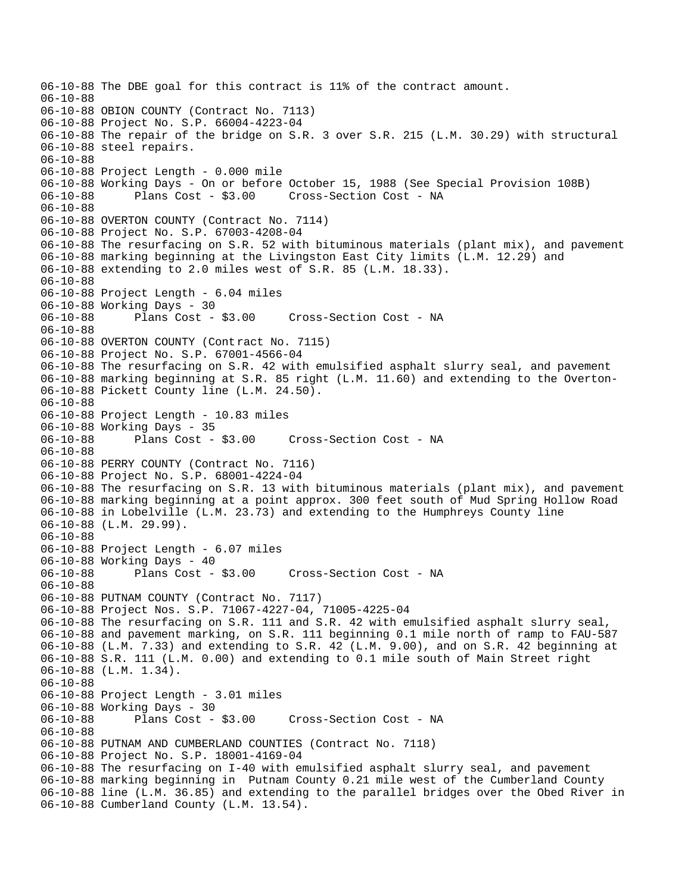```
06-10-88 The DBE goal for this contract is 11% of the contract amount.
06-10-88
06-10-88 OBION COUNTY (Contract No. 7113)
06-10-88 Project No. S.P. 66004-4223-04
06-10-88 The repair of the bridge on S.R. 3 over S.R. 215 (L.M. 30.29) with structural
06-10-88 steel repairs.
06-10-88
06-10-88 Project Length - 0.000 mile
06-10-88 Working Days - On or before October 15, 1988 (See Special Provision 108B)
06-10-88       Plans Cost - $3.00     Cross-Section Cost - NA
06-10-88
06-10-88 OVERTON COUNTY (Contract No. 7114)
06-10-88 Project No. S.P. 67003-4208-04
06-10-88 The resurfacing on S.R. 52 with bituminous materials (plant mix), and pavement
06-10-88 marking beginning at the Livingston East City limits (L.M. 12.29) and
06-10-88 extending to 2.0 miles west of S.R. 85 (L.M. 18.33).
06-10-88
06-10-88 Project Length - 6.04 miles
06-10-88 Working Days - 30
06-10-88       Plans Cost - $3.00     Cross-Section Cost - NA
06-10-88
06-10-88 OVERTON COUNTY (Contract No. 7115)
06-10-88 Project No. S.P. 67001-4566-04
06-10-88 The resurfacing on S.R. 42 with emulsified asphalt slurry seal, and pavement
06-10-88 marking beginning at S.R. 85 right (L.M. 11.60) and extending to the Overton-
06-10-88 Pickett County line (L.M. 24.50).
06-10-88
06-10-88 Project Length - 10.83 miles
06-10-88 Working Days - 35
06-10-88       Plans Cost - $3.00     Cross-Section Cost - NA
06-10-88
06-10-88 PERRY COUNTY (Contract No. 7116)
06-10-88 Project No. S.P. 68001-4224-04
06-10-88 The resurfacing on S.R. 13 with bituminous materials (plant mix), and pavement
06-10-88 marking beginning at a point approx. 300 feet south of Mud Spring Hollow Road
06-10-88 in Lobelville (L.M. 23.73) and extending to the Humphreys County line
06-10-88 (L.M. 29.99).
06-10-88
06-10-88 Project Length - 6.07 miles
06-10-88 Working Days - 40
06-10-88       Plans Cost - $3.00     Cross-Section Cost - NA
06-10-88
06-10-88 PUTNAM COUNTY (Contract No. 7117)
06-10-88 Project Nos. S.P. 71067-4227-04, 71005-4225-04
06-10-88 The resurfacing on S.R. 111 and S.R. 42 with emulsified asphalt slurry seal,
06-10-88 and pavement marking, on S.R. 111 beginning 0.1 mile north of ramp to FAU-587
06-10-88 (L.M. 7.33) and extending to S.R. 42 (L.M. 9.00), and on S.R. 42 beginning at
06-10-88 S.R. 111 (L.M. 0.00) and extending to 0.1 mile south of Main Street right
06-10-88 (L.M. 1.34).
06-10-88
06-10-88 Project Length - 3.01 miles
06-10-88 Working Days - 30
06-10-88       Plans Cost - $3.00     Cross-Section Cost - NA
06-10-88
06-10-88 PUTNAM AND CUMBERLAND COUNTIES (Contract No. 7118)
06-10-88 Project No. S.P. 18001-4169-04
06-10-88 The resurfacing on I-40 with emulsified asphalt slurry seal, and pavement
06-10-88 marking beginning in  Putnam County 0.21 mile west of the Cumberland County
06-10-88 line (L.M. 36.85) and extending to the parallel bridges over the Obed River in
06-10-88 Cumberland County (L.M. 13.54).
```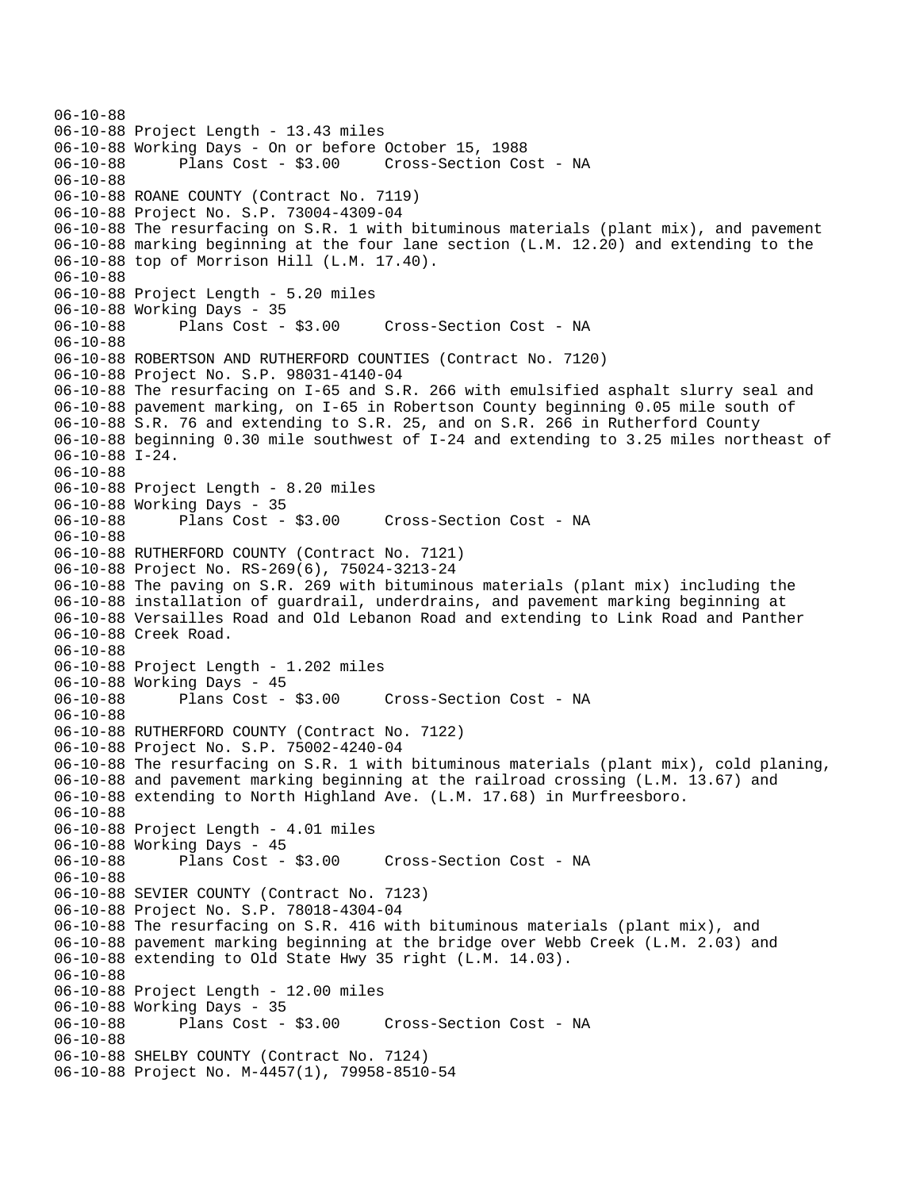```
06-10-88
06-10-88 Project Length - 13.43 miles
06-10-88 Working Days - On or before October 15, 1988
06-10-88      Plans Cost - $3.00     Cross-Section Cost - NA
06-10-88
06-10-88 ROANE COUNTY (Contract No. 7119)
06-10-88 Project No. S.P. 73004-4309-04
06-10-88 The resurfacing on S.R. 1 with bituminous materials (plant mix), and pavement
06-10-88 marking beginning at the four lane section (L.M. 12.20) and extending to the
06-10-88 top of Morrison Hill (L.M. 17.40).
06-10-88
06-10-88 Project Length - 5.20 miles
06-10-88 Working Days - 35
06-10-88      Plans Cost - $3.00     Cross-Section Cost - NA
06-10-88
06-10-88 ROBERTSON AND RUTHERFORD COUNTIES (Contract No. 7120)
06-10-88 Project No. S.P. 98031-4140-04
06-10-88 The resurfacing on I-65 and S.R. 266 with emulsified asphalt slurry seal and
06-10-88 pavement marking, on I-65 in Robertson County beginning 0.05 mile south of
06-10-88 S.R. 76 and extending to S.R. 25, and on S.R. 266 in Rutherford County
06-10-88 beginning 0.30 mile southwest of I-24 and extending to 3.25 miles northeast of
06-10-88 I-24.
06-10-88
06-10-88 Project Length - 8.20 miles
06-10-88 Working Days - 35
06-10-88      Plans Cost - $3.00     Cross-Section Cost - NA
06-10-88
06-10-88 RUTHERFORD COUNTY (Contract No. 7121)
06-10-88 Project No. RS-269(6), 75024-3213-24
06-10-88 The paving on S.R. 269 with bituminous materials (plant mix) including the
06-10-88 installation of guardrail, underdrains, and pavement marking beginning at
06-10-88 Versailles Road and Old Lebanon Road and extending to Link Road and Panther
06-10-88 Creek Road.
06-10-88
06-10-88 Project Length - 1.202 miles
06-10-88 Working Days - 45
06-10-88      Plans Cost - $3.00     Cross-Section Cost - NA
06-10-88
06-10-88 RUTHERFORD COUNTY (Contract No. 7122)
06-10-88 Project No. S.P. 75002-4240-04
06-10-88 The resurfacing on S.R. 1 with bituminous materials (plant mix), cold planing,
06-10-88 and pavement marking beginning at the railroad crossing (L.M. 13.67) and
06-10-88 extending to North Highland Ave. (L.M. 17.68) in Murfreesboro.
06-10-88
06-10-88 Project Length - 4.01 miles
06-10-88 Working Days - 45
06-10-88      Plans Cost - $3.00     Cross-Section Cost - NA
06-10-88
06-10-88 SEVIER COUNTY (Contract No. 7123)
06-10-88 Project No. S.P. 78018-4304-04
06-10-88 The resurfacing on S.R. 416 with bituminous materials (plant mix), and
06-10-88 pavement marking beginning at the bridge over Webb Creek (L.M. 2.03) and
06-10-88 extending to Old State Hwy 35 right (L.M. 14.03).
06-10-88
06-10-88 Project Length - 12.00 miles
06-10-88 Working Days - 35
06-10-88      Plans Cost - $3.00     Cross-Section Cost - NA
06-10-88
06-10-88 SHELBY COUNTY (Contract No. 7124)
06-10-88 Project No. M-4457(1), 79958-8510-54
```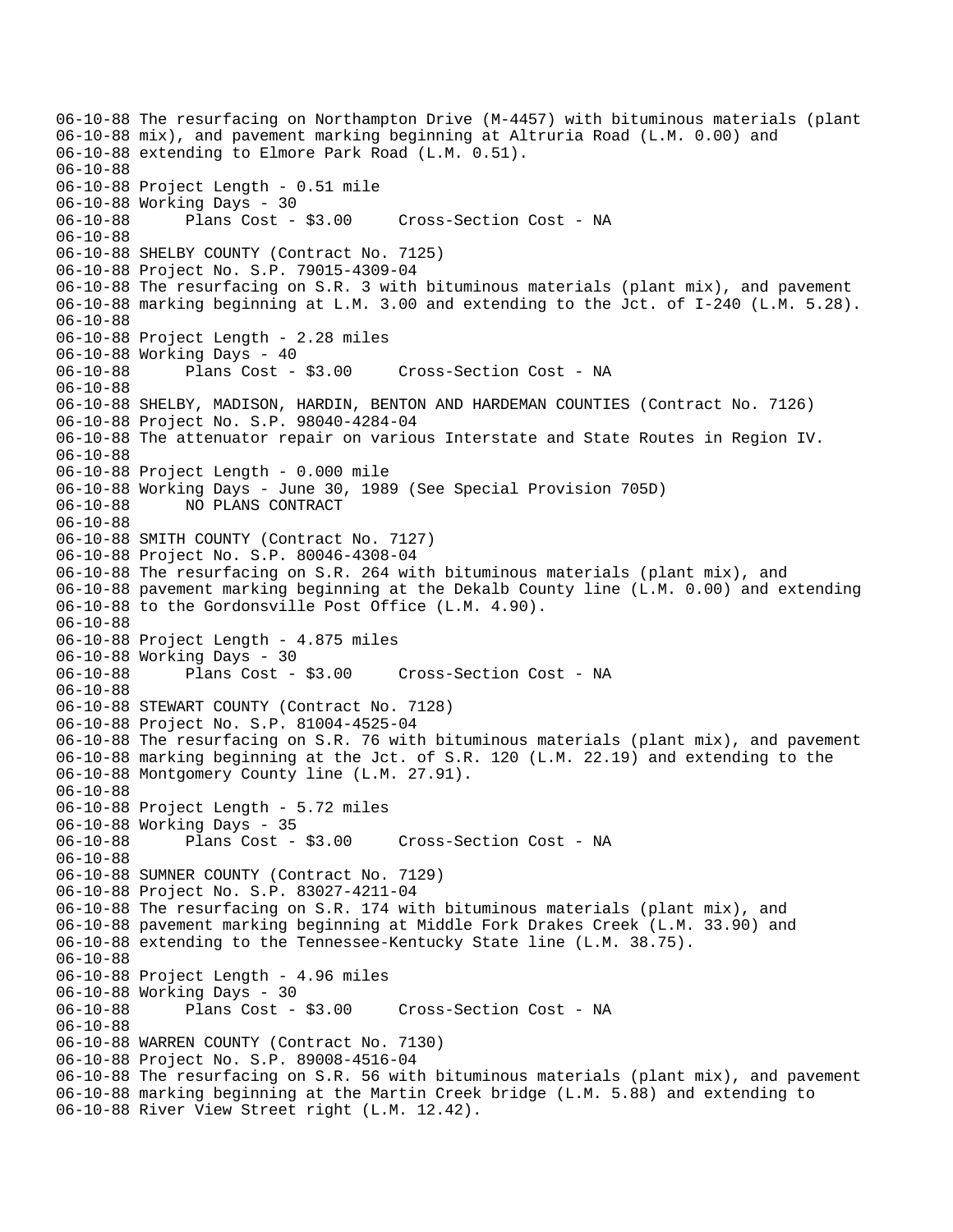06-10-88 The resurfacing on Northampton Drive (M-4457) with bituminous materials (plant
06-10-88 mix), and pavement marking beginning at Altruria Road (L.M. 0.00) and
06-10-88 extending to Elmore Park Road (L.M. 0.51).
06-10-88
06-10-88 Project Length - 0.51 mile
06-10-88 Working Days - 30
06-10-88 Plans Cost - $3.00 Cross-Section Cost - NA
06-10-88
06-10-88 SHELBY COUNTY (Contract No. 7125)
06-10-88 Project No. S.P. 79015-4309-04
06-10-88 The resurfacing on S.R. 3 with bituminous materials (plant mix), and pavement
06-10-88 marking beginning at L.M. 3.00 and extending to the Jct. of I-240 (L.M. 5.28).
06-10-88
06-10-88 Project Length - 2.28 miles
06-10-88 Working Days - 40
06-10-88 Plans Cost - $3.00 Cross-Section Cost - NA
06-10-88
06-10-88 SHELBY, MADISON, HARDIN, BENTON AND HARDEMAN COUNTIES (Contract No. 7126)
06-10-88 Project No. S.P. 98040-4284-04
06-10-88 The attenuator repair on various Interstate and State Routes in Region IV.
06-10-88
06-10-88 Project Length - 0.000 mile
06-10-88 Working Days - June 30, 1989 (See Special Provision 705D)
06-10-88 NO PLANS CONTRACT
06-10-88
06-10-88 SMITH COUNTY (Contract No. 7127)
06-10-88 Project No. S.P. 80046-4308-04
06-10-88 The resurfacing on S.R. 264 with bituminous materials (plant mix), and
06-10-88 pavement marking beginning at the Dekalb County line (L.M. 0.00) and extending
06-10-88 to the Gordonsville Post Office (L.M. 4.90).
06-10-88
06-10-88 Project Length - 4.875 miles
06-10-88 Working Days - 30
06-10-88 Plans Cost - $3.00 Cross-Section Cost - NA
06-10-88
06-10-88 STEWART COUNTY (Contract No. 7128)
06-10-88 Project No. S.P. 81004-4525-04
06-10-88 The resurfacing on S.R. 76 with bituminous materials (plant mix), and pavement
06-10-88 marking beginning at the Jct. of S.R. 120 (L.M. 22.19) and extending to the
06-10-88 Montgomery County line (L.M. 27.91).
06-10-88
06-10-88 Project Length - 5.72 miles
06-10-88 Working Days - 35
06-10-88 Plans Cost - $3.00 Cross-Section Cost - NA
06-10-88
06-10-88 SUMNER COUNTY (Contract No. 7129)
06-10-88 Project No. S.P. 83027-4211-04
06-10-88 The resurfacing on S.R. 174 with bituminous materials (plant mix), and
06-10-88 pavement marking beginning at Middle Fork Drakes Creek (L.M. 33.90) and
06-10-88 extending to the Tennessee-Kentucky State line (L.M. 38.75).
06-10-88
06-10-88 Project Length - 4.96 miles
06-10-88 Working Days - 30
06-10-88 Plans Cost - $3.00 Cross-Section Cost - NA
06-10-88
06-10-88 WARREN COUNTY (Contract No. 7130)
06-10-88 Project No. S.P. 89008-4516-04
06-10-88 The resurfacing on S.R. 56 with bituminous materials (plant mix), and pavement
06-10-88 marking beginning at the Martin Creek bridge (L.M. 5.88) and extending to
06-10-88 River View Street right (L.M. 12.42).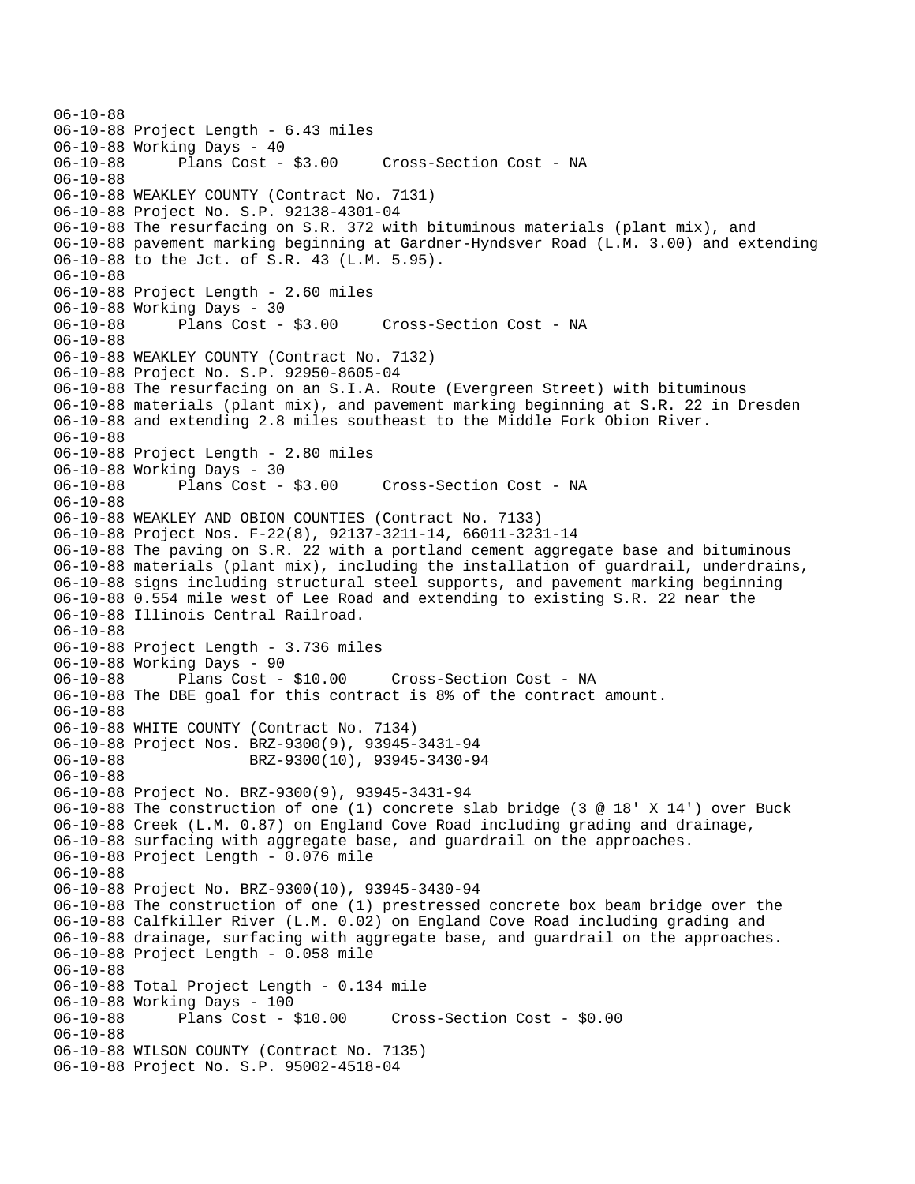```
06-10-88
06-10-88 Project Length - 6.43 miles
06-10-88 Working Days - 40
06-10-88      Plans Cost - $3.00     Cross-Section Cost - NA
06-10-88
06-10-88 WEAKLEY COUNTY (Contract No. 7131)
06-10-88 Project No. S.P. 92138-4301-04
06-10-88 The resurfacing on S.R. 372 with bituminous materials (plant mix), and
06-10-88 pavement marking beginning at Gardner-Hyndsver Road (L.M. 3.00) and extending
06-10-88 to the Jct. of S.R. 43 (L.M. 5.95).
06-10-88
06-10-88 Project Length - 2.60 miles
06-10-88 Working Days - 30
06-10-88      Plans Cost - $3.00     Cross-Section Cost - NA
06-10-88
06-10-88 WEAKLEY COUNTY (Contract No. 7132)
06-10-88 Project No. S.P. 92950-8605-04
06-10-88 The resurfacing on an S.I.A. Route (Evergreen Street) with bituminous
06-10-88 materials (plant mix), and pavement marking beginning at S.R. 22 in Dresden
06-10-88 and extending 2.8 miles southeast to the Middle Fork Obion River.
06-10-88
06-10-88 Project Length - 2.80 miles
06-10-88 Working Days - 30
06-10-88      Plans Cost - $3.00     Cross-Section Cost - NA
06-10-88
06-10-88 WEAKLEY AND OBION COUNTIES (Contract No. 7133)
06-10-88 Project Nos. F-22(8), 92137-3211-14, 66011-3231-14
06-10-88 The paving on S.R. 22 with a portland cement aggregate base and bituminous
06-10-88 materials (plant mix), including the installation of guardrail, underdrains,
06-10-88 signs including structural steel supports, and pavement marking beginning
06-10-88 0.554 mile west of Lee Road and extending to existing S.R. 22 near the
06-10-88 Illinois Central Railroad.
06-10-88
06-10-88 Project Length - 3.736 miles
06-10-88 Working Days - 90
06-10-88      Plans Cost - $10.00     Cross-Section Cost - NA
06-10-88 The DBE goal for this contract is 8% of the contract amount.
06-10-88
06-10-88 WHITE COUNTY (Contract No. 7134)
06-10-88 Project Nos. BRZ-9300(9), 93945-3431-94
06-10-88              BRZ-9300(10), 93945-3430-94
06-10-88
06-10-88 Project No. BRZ-9300(9), 93945-3431-94
06-10-88 The construction of one (1) concrete slab bridge (3 @ 18' X 14') over Buck
06-10-88 Creek (L.M. 0.87) on England Cove Road including grading and drainage,
06-10-88 surfacing with aggregate base, and guardrail on the approaches.
06-10-88 Project Length - 0.076 mile
06-10-88
06-10-88 Project No. BRZ-9300(10), 93945-3430-94
06-10-88 The construction of one (1) prestressed concrete box beam bridge over the
06-10-88 Calfkiller River (L.M. 0.02) on England Cove Road including grading and
06-10-88 drainage, surfacing with aggregate base, and guardrail on the approaches.
06-10-88 Project Length - 0.058 mile
06-10-88
06-10-88 Total Project Length - 0.134 mile
06-10-88 Working Days - 100
06-10-88      Plans Cost - $10.00     Cross-Section Cost - $0.00
06-10-88
06-10-88 WILSON COUNTY (Contract No. 7135)
06-10-88 Project No. S.P. 95002-4518-04
```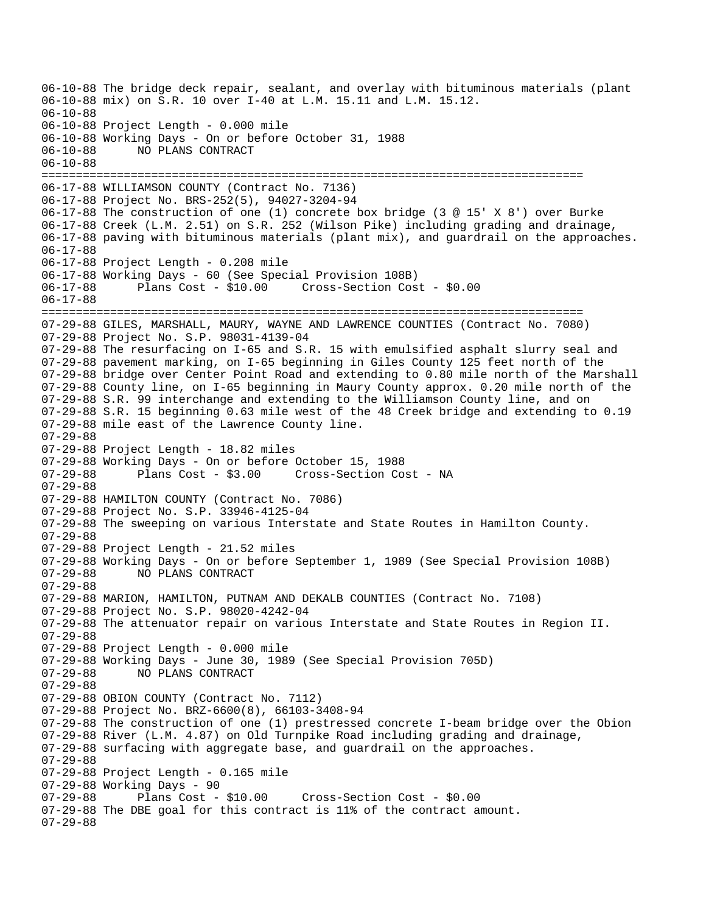```
06-10-88 The bridge deck repair, sealant, and overlay with bituminous materials (plant
06-10-88 mix) on S.R. 10 over I-40 at L.M. 15.11 and L.M. 15.12.
06-10-88
06-10-88 Project Length - 0.000 mile
06-10-88 Working Days - On or before October 31, 1988
06-10-88       NO PLANS CONTRACT
06-10-88
================================================================================
06-17-88 WILLIAMSON COUNTY (Contract No. 7136)
06-17-88 Project No. BRS-252(5), 94027-3204-94
06-17-88 The construction of one (1) concrete box bridge (3 @ 15' X 8') over Burke
06-17-88 Creek (L.M. 2.51) on S.R. 252 (Wilson Pike) including grading and drainage,
06-17-88 paving with bituminous materials (plant mix), and guardrail on the approaches.
06-17-88
06-17-88 Project Length - 0.208 mile
06-17-88 Working Days - 60 (See Special Provision 108B)
06-17-88       Plans Cost - $10.00     Cross-Section Cost - $0.00
06-17-88
================================================================================
07-29-88 GILES, MARSHALL, MAURY, WAYNE AND LAWRENCE COUNTIES (Contract No. 7080)
07-29-88 Project No. S.P. 98031-4139-04
07-29-88 The resurfacing on I-65 and S.R. 15 with emulsified asphalt slurry seal and
07-29-88 pavement marking, on I-65 beginning in Giles County 125 feet north of the
07-29-88 bridge over Center Point Road and extending to 0.80 mile north of the Marshall
07-29-88 County line, on I-65 beginning in Maury County approx. 0.20 mile north of the
07-29-88 S.R. 99 interchange and extending to the Williamson County line, and on
07-29-88 S.R. 15 beginning 0.63 mile west of the 48 Creek bridge and extending to 0.19
07-29-88 mile east of the Lawrence County line.
07-29-88
07-29-88 Project Length - 18.82 miles
07-29-88 Working Days - On or before October 15, 1988
07-29-88       Plans Cost - $3.00     Cross-Section Cost - NA
07-29-88
07-29-88 HAMILTON COUNTY (Contract No. 7086)
07-29-88 Project No. S.P. 33946-4125-04
07-29-88 The sweeping on various Interstate and State Routes in Hamilton County.
07-29-88
07-29-88 Project Length - 21.52 miles
07-29-88 Working Days - On or before September 1, 1989 (See Special Provision 108B)
07-29-88       NO PLANS CONTRACT
07-29-88
07-29-88 MARION, HAMILTON, PUTNAM AND DEKALB COUNTIES (Contract No. 7108)
07-29-88 Project No. S.P. 98020-4242-04
07-29-88 The attenuator repair on various Interstate and State Routes in Region II.
07-29-88
07-29-88 Project Length - 0.000 mile
07-29-88 Working Days - June 30, 1989 (See Special Provision 705D)
07-29-88       NO PLANS CONTRACT
07-29-88
07-29-88 OBION COUNTY (Contract No. 7112)
07-29-88 Project No. BRZ-6600(8), 66103-3408-94
07-29-88 The construction of one (1) prestressed concrete I-beam bridge over the Obion
07-29-88 River (L.M. 4.87) on Old Turnpike Road including grading and drainage,
07-29-88 surfacing with aggregate base, and guardrail on the approaches.
07-29-88
07-29-88 Project Length - 0.165 mile
07-29-88 Working Days - 90
07-29-88       Plans Cost - $10.00     Cross-Section Cost - $0.00
07-29-88 The DBE goal for this contract is 11% of the contract amount.
07-29-88
```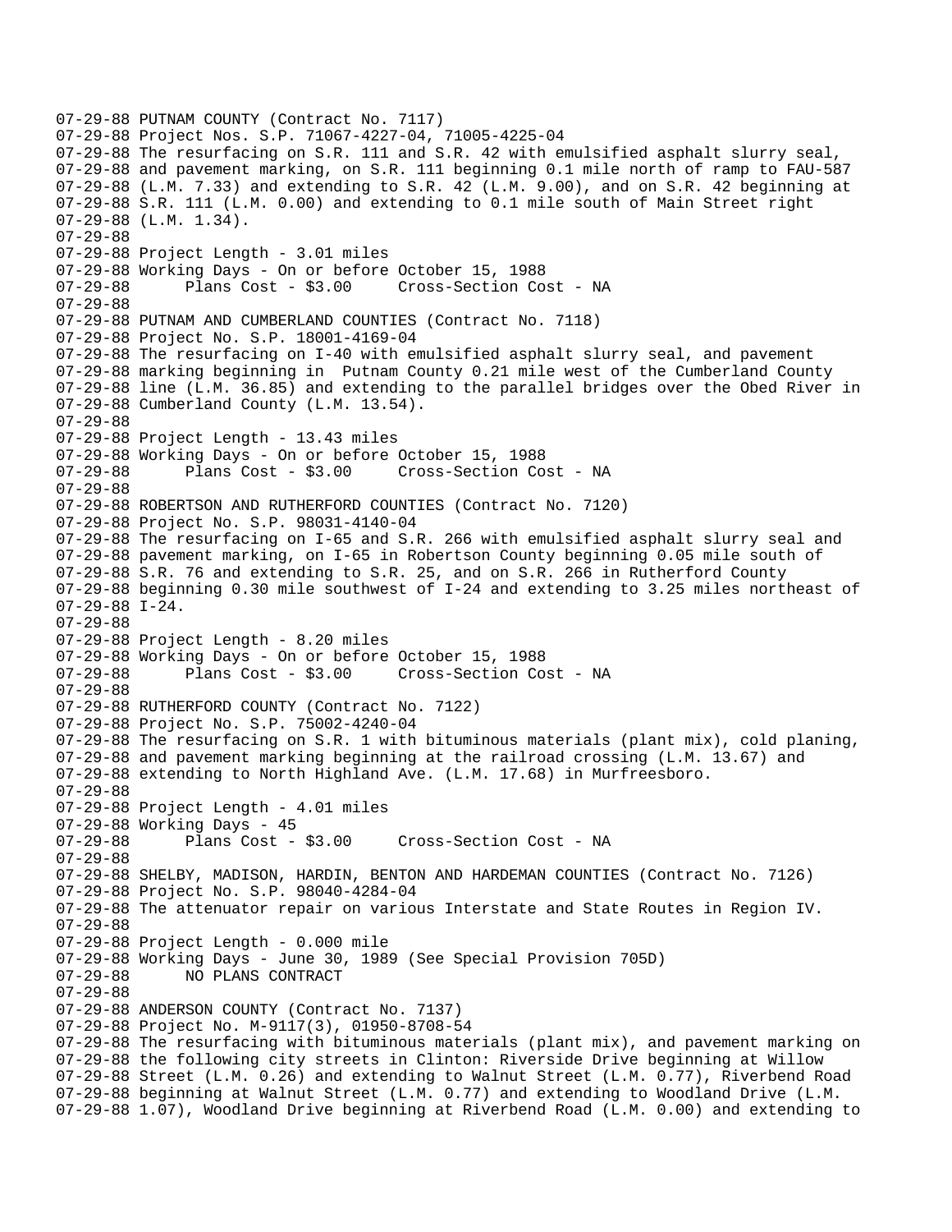```
07-29-88 PUTNAM COUNTY (Contract No. 7117)
07-29-88 Project Nos. S.P. 71067-4227-04, 71005-4225-04
07-29-88 The resurfacing on S.R. 111 and S.R. 42 with emulsified asphalt slurry seal,
07-29-88 and pavement marking, on S.R. 111 beginning 0.1 mile north of ramp to FAU-587
07-29-88 (L.M. 7.33) and extending to S.R. 42 (L.M. 9.00), and on S.R. 42 beginning at
07-29-88 S.R. 111 (L.M. 0.00) and extending to 0.1 mile south of Main Street right
07-29-88 (L.M. 1.34).
07-29-88
07-29-88 Project Length - 3.01 miles
07-29-88 Working Days - On or before October 15, 1988
07-29-88       Plans Cost - $3.00     Cross-Section Cost - NA
07-29-88
07-29-88 PUTNAM AND CUMBERLAND COUNTIES (Contract No. 7118)
07-29-88 Project No. S.P. 18001-4169-04
07-29-88 The resurfacing on I-40 with emulsified asphalt slurry seal, and pavement
07-29-88 marking beginning in  Putnam County 0.21 mile west of the Cumberland County
07-29-88 line (L.M. 36.85) and extending to the parallel bridges over the Obed River in
07-29-88 Cumberland County (L.M. 13.54).
07-29-88
07-29-88 Project Length - 13.43 miles
07-29-88 Working Days - On or before October 15, 1988
07-29-88       Plans Cost - $3.00     Cross-Section Cost - NA
07-29-88
07-29-88 ROBERTSON AND RUTHERFORD COUNTIES (Contract No. 7120)
07-29-88 Project No. S.P. 98031-4140-04
07-29-88 The resurfacing on I-65 and S.R. 266 with emulsified asphalt slurry seal and
07-29-88 pavement marking, on I-65 in Robertson County beginning 0.05 mile south of
07-29-88 S.R. 76 and extending to S.R. 25, and on S.R. 266 in Rutherford County
07-29-88 beginning 0.30 mile southwest of I-24 and extending to 3.25 miles northeast of
07-29-88 I-24.
07-29-88
07-29-88 Project Length - 8.20 miles
07-29-88 Working Days - On or before October 15, 1988
07-29-88       Plans Cost - $3.00     Cross-Section Cost - NA
07-29-88
07-29-88 RUTHERFORD COUNTY (Contract No. 7122)
07-29-88 Project No. S.P. 75002-4240-04
07-29-88 The resurfacing on S.R. 1 with bituminous materials (plant mix), cold planing,
07-29-88 and pavement marking beginning at the railroad crossing (L.M. 13.67) and
07-29-88 extending to North Highland Ave. (L.M. 17.68) in Murfreesboro.
07-29-88
07-29-88 Project Length - 4.01 miles
07-29-88 Working Days - 45
07-29-88       Plans Cost - $3.00     Cross-Section Cost - NA
07-29-88
07-29-88 SHELBY, MADISON, HARDIN, BENTON AND HARDEMAN COUNTIES (Contract No. 7126)
07-29-88 Project No. S.P. 98040-4284-04
07-29-88 The attenuator repair on various Interstate and State Routes in Region IV.
07-29-88
07-29-88 Project Length - 0.000 mile
07-29-88 Working Days - June 30, 1989 (See Special Provision 705D)
07-29-88       NO PLANS CONTRACT
07-29-88
07-29-88 ANDERSON COUNTY (Contract No. 7137)
07-29-88 Project No. M-9117(3), 01950-8708-54
07-29-88 The resurfacing with bituminous materials (plant mix), and pavement marking on
07-29-88 the following city streets in Clinton: Riverside Drive beginning at Willow
07-29-88 Street (L.M. 0.26) and extending to Walnut Street (L.M. 0.77), Riverbend Road
07-29-88 beginning at Walnut Street (L.M. 0.77) and extending to Woodland Drive (L.M.
07-29-88 1.07), Woodland Drive beginning at Riverbend Road (L.M. 0.00) and extending to
```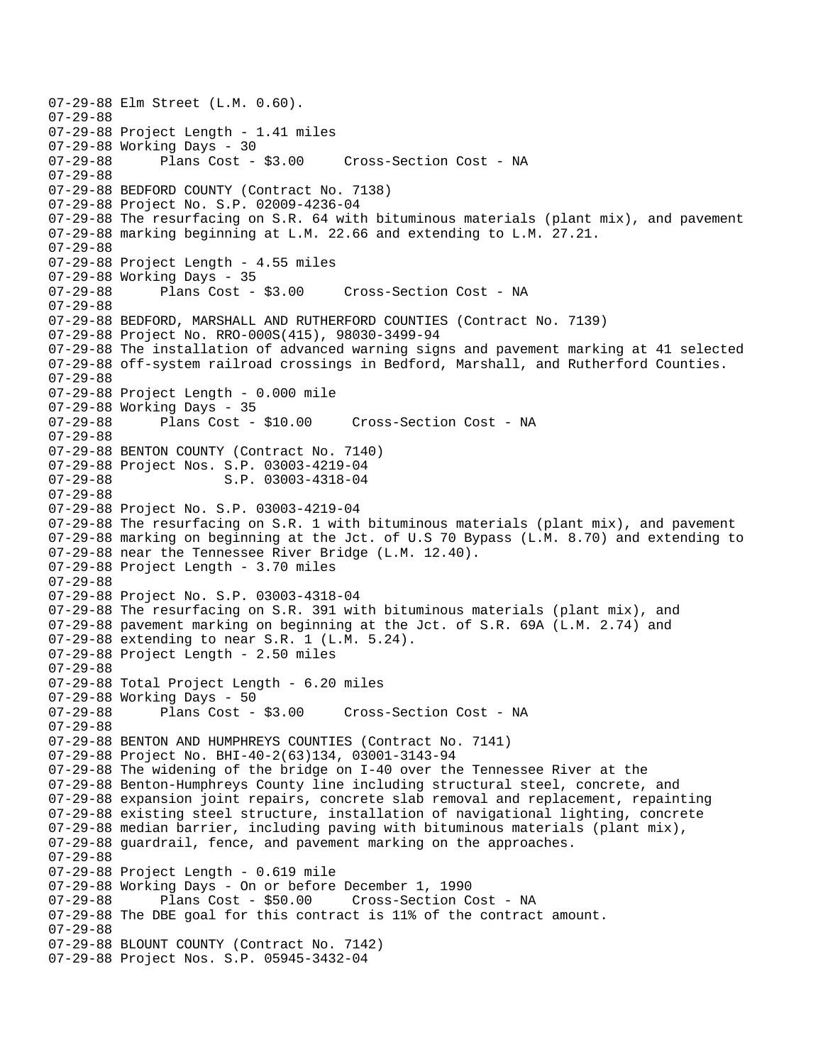```
07-29-88 Elm Street (L.M. 0.60).
07-29-88
07-29-88 Project Length - 1.41 miles
07-29-88 Working Days - 30
07-29-88      Plans Cost - $3.00     Cross-Section Cost - NA
07-29-88
07-29-88 BEDFORD COUNTY (Contract No. 7138)
07-29-88 Project No. S.P. 02009-4236-04
07-29-88 The resurfacing on S.R. 64 with bituminous materials (plant mix), and pavement
07-29-88 marking beginning at L.M. 22.66 and extending to L.M. 27.21.
07-29-88
07-29-88 Project Length - 4.55 miles
07-29-88 Working Days - 35
07-29-88      Plans Cost - $3.00     Cross-Section Cost - NA
07-29-88
07-29-88 BEDFORD, MARSHALL AND RUTHERFORD COUNTIES (Contract No. 7139)
07-29-88 Project No. RRO-000S(415), 98030-3499-94
07-29-88 The installation of advanced warning signs and pavement marking at 41 selected
07-29-88 off-system railroad crossings in Bedford, Marshall, and Rutherford Counties.
07-29-88
07-29-88 Project Length - 0.000 mile
07-29-88 Working Days - 35
07-29-88      Plans Cost - $10.00     Cross-Section Cost - NA
07-29-88
07-29-88 BENTON COUNTY (Contract No. 7140)
07-29-88 Project Nos. S.P. 03003-4219-04
07-29-88              S.P. 03003-4318-04
07-29-88
07-29-88 Project No. S.P. 03003-4219-04
07-29-88 The resurfacing on S.R. 1 with bituminous materials (plant mix), and pavement
07-29-88 marking on beginning at the Jct. of U.S 70 Bypass (L.M. 8.70) and extending to
07-29-88 near the Tennessee River Bridge (L.M. 12.40).
07-29-88 Project Length - 3.70 miles
07-29-88
07-29-88 Project No. S.P. 03003-4318-04
07-29-88 The resurfacing on S.R. 391 with bituminous materials (plant mix), and
07-29-88 pavement marking on beginning at the Jct. of S.R. 69A (L.M. 2.74) and
07-29-88 extending to near S.R. 1 (L.M. 5.24).
07-29-88 Project Length - 2.50 miles
07-29-88
07-29-88 Total Project Length - 6.20 miles
07-29-88 Working Days - 50
07-29-88      Plans Cost - $3.00     Cross-Section Cost - NA
07-29-88
07-29-88 BENTON AND HUMPHREYS COUNTIES (Contract No. 7141)
07-29-88 Project No. BHI-40-2(63)134, 03001-3143-94
07-29-88 The widening of the bridge on I-40 over the Tennessee River at the
07-29-88 Benton-Humphreys County line including structural steel, concrete, and
07-29-88 expansion joint repairs, concrete slab removal and replacement, repainting
07-29-88 existing steel structure, installation of navigational lighting, concrete
07-29-88 median barrier, including paving with bituminous materials (plant mix),
07-29-88 guardrail, fence, and pavement marking on the approaches.
07-29-88
07-29-88 Project Length - 0.619 mile
07-29-88 Working Days - On or before December 1, 1990
07-29-88      Plans Cost - $50.00     Cross-Section Cost - NA
07-29-88 The DBE goal for this contract is 11% of the contract amount.
07-29-88
07-29-88 BLOUNT COUNTY (Contract No. 7142)
07-29-88 Project Nos. S.P. 05945-3432-04
```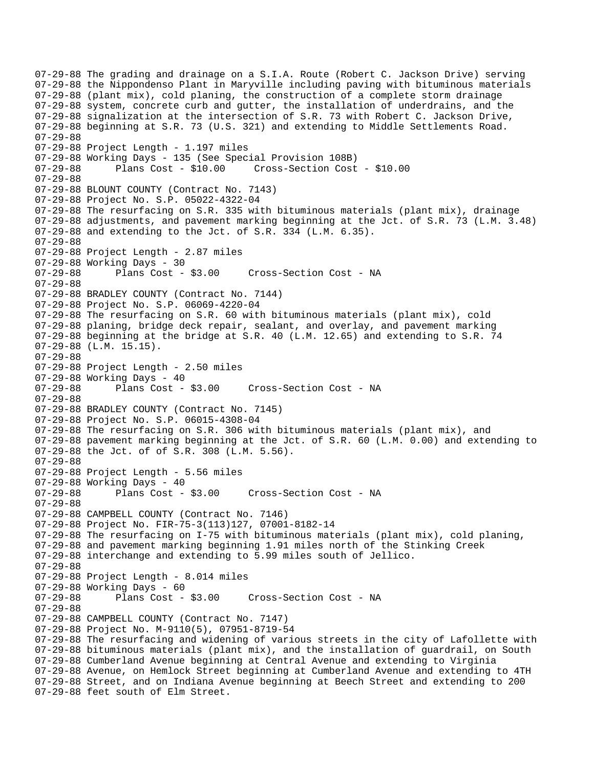```
07-29-88 The grading and drainage on a S.I.A. Route (Robert C. Jackson Drive) serving
07-29-88 the Nippondenso Plant in Maryville including paving with bituminous materials
07-29-88 (plant mix), cold planing, the construction of a complete storm drainage
07-29-88 system, concrete curb and gutter, the installation of underdrains, and the
07-29-88 signalization at the intersection of S.R. 73 with Robert C. Jackson Drive,
07-29-88 beginning at S.R. 73 (U.S. 321) and extending to Middle Settlements Road.
07-29-88
07-29-88 Project Length - 1.197 miles
07-29-88 Working Days - 135 (See Special Provision 108B)
07-29-88      Plans Cost - $10.00     Cross-Section Cost - $10.00
07-29-88
07-29-88 BLOUNT COUNTY (Contract No. 7143)
07-29-88 Project No. S.P. 05022-4322-04
07-29-88 The resurfacing on S.R. 335 with bituminous materials (plant mix), drainage
07-29-88 adjustments, and pavement marking beginning at the Jct. of S.R. 73 (L.M. 3.48)
07-29-88 and extending to the Jct. of S.R. 334 (L.M. 6.35).
07-29-88
07-29-88 Project Length - 2.87 miles
07-29-88 Working Days - 30
07-29-88      Plans Cost - $3.00     Cross-Section Cost - NA
07-29-88
07-29-88 BRADLEY COUNTY (Contract No. 7144)
07-29-88 Project No. S.P. 06069-4220-04
07-29-88 The resurfacing on S.R. 60 with bituminous materials (plant mix), cold
07-29-88 planing, bridge deck repair, sealant, and overlay, and pavement marking
07-29-88 beginning at the bridge at S.R. 40 (L.M. 12.65) and extending to S.R. 74
07-29-88 (L.M. 15.15).
07-29-88
07-29-88 Project Length - 2.50 miles
07-29-88 Working Days - 40
07-29-88      Plans Cost - $3.00     Cross-Section Cost - NA
07-29-88
07-29-88 BRADLEY COUNTY (Contract No. 7145)
07-29-88 Project No. S.P. 06015-4308-04
07-29-88 The resurfacing on S.R. 306 with bituminous materials (plant mix), and
07-29-88 pavement marking beginning at the Jct. of S.R. 60 (L.M. 0.00) and extending to
07-29-88 the Jct. of of S.R. 308 (L.M. 5.56).
07-29-88
07-29-88 Project Length - 5.56 miles
07-29-88 Working Days - 40
07-29-88      Plans Cost - $3.00     Cross-Section Cost - NA
07-29-88
07-29-88 CAMPBELL COUNTY (Contract No. 7146)
07-29-88 Project No. FIR-75-3(113)127, 07001-8182-14
07-29-88 The resurfacing on I-75 with bituminous materials (plant mix), cold planing,
07-29-88 and pavement marking beginning 1.91 miles north of the Stinking Creek
07-29-88 interchange and extending to 5.99 miles south of Jellico.
07-29-88
07-29-88 Project Length - 8.014 miles
07-29-88 Working Days - 60
07-29-88      Plans Cost - $3.00     Cross-Section Cost - NA
07-29-88
07-29-88 CAMPBELL COUNTY (Contract No. 7147)
07-29-88 Project No. M-9110(5), 07951-8719-54
07-29-88 The resurfacing and widening of various streets in the city of Lafollette with
07-29-88 bituminous materials (plant mix), and the installation of guardrail, on South
07-29-88 Cumberland Avenue beginning at Central Avenue and extending to Virginia
07-29-88 Avenue, on Hemlock Street beginning at Cumberland Avenue and extending to 4TH
07-29-88 Street, and on Indiana Avenue beginning at Beech Street and extending to 200
07-29-88 feet south of Elm Street.
```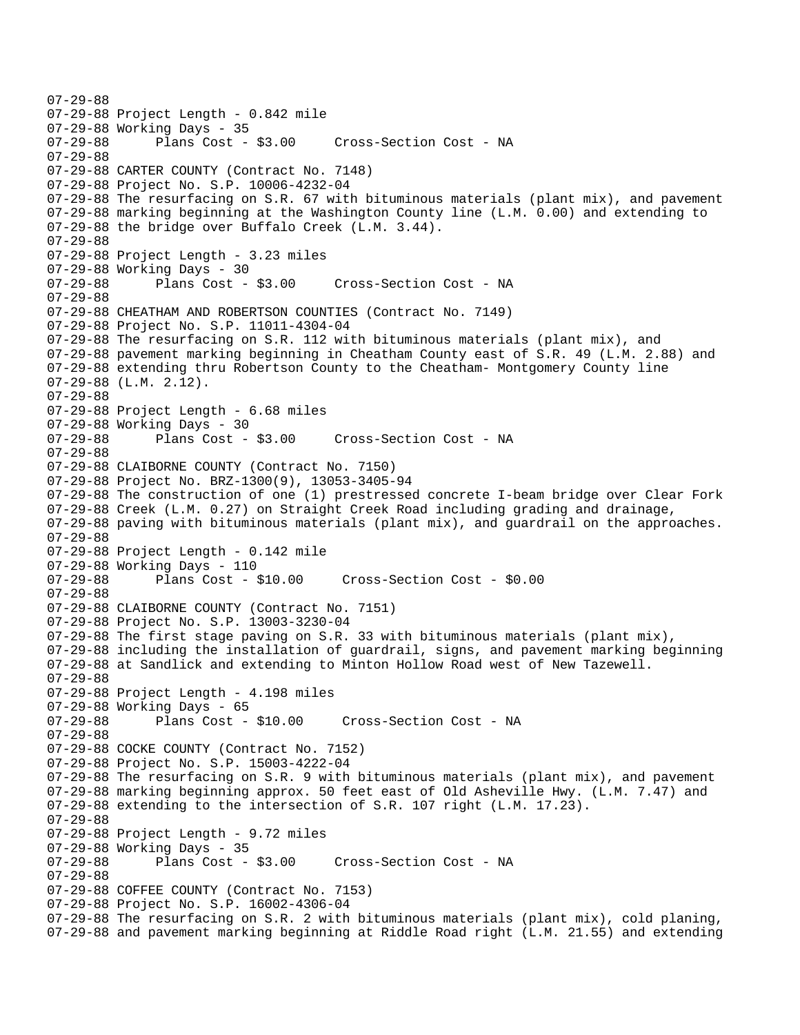```
07-29-88
07-29-88 Project Length - 0.842 mile
07-29-88 Working Days - 35
07-29-88       Plans Cost - $3.00     Cross-Section Cost - NA
07-29-88
07-29-88 CARTER COUNTY (Contract No. 7148)
07-29-88 Project No. S.P. 10006-4232-04
07-29-88 The resurfacing on S.R. 67 with bituminous materials (plant mix), and pavement
07-29-88 marking beginning at the Washington County line (L.M. 0.00) and extending to
07-29-88 the bridge over Buffalo Creek (L.M. 3.44).
07-29-88
07-29-88 Project Length - 3.23 miles
07-29-88 Working Days - 30
07-29-88       Plans Cost - $3.00     Cross-Section Cost - NA
07-29-88
07-29-88 CHEATHAM AND ROBERTSON COUNTIES (Contract No. 7149)
07-29-88 Project No. S.P. 11011-4304-04
07-29-88 The resurfacing on S.R. 112 with bituminous materials (plant mix), and
07-29-88 pavement marking beginning in Cheatham County east of S.R. 49 (L.M. 2.88) and
07-29-88 extending thru Robertson County to the Cheatham- Montgomery County line
07-29-88 (L.M. 2.12).
07-29-88
07-29-88 Project Length - 6.68 miles
07-29-88 Working Days - 30
07-29-88       Plans Cost - $3.00     Cross-Section Cost - NA
07-29-88
07-29-88 CLAIBORNE COUNTY (Contract No. 7150)
07-29-88 Project No. BRZ-1300(9), 13053-3405-94
07-29-88 The construction of one (1) prestressed concrete I-beam bridge over Clear Fork
07-29-88 Creek (L.M. 0.27) on Straight Creek Road including grading and drainage,
07-29-88 paving with bituminous materials (plant mix), and guardrail on the approaches.
07-29-88
07-29-88 Project Length - 0.142 mile
07-29-88 Working Days - 110
07-29-88       Plans Cost - $10.00     Cross-Section Cost - $0.00
07-29-88
07-29-88 CLAIBORNE COUNTY (Contract No. 7151)
07-29-88 Project No. S.P. 13003-3230-04
07-29-88 The first stage paving on S.R. 33 with bituminous materials (plant mix),
07-29-88 including the installation of guardrail, signs, and pavement marking beginning
07-29-88 at Sandlick and extending to Minton Hollow Road west of New Tazewell.
07-29-88
07-29-88 Project Length - 4.198 miles
07-29-88 Working Days - 65
07-29-88       Plans Cost - $10.00     Cross-Section Cost - NA
07-29-88
07-29-88 COCKE COUNTY (Contract No. 7152)
07-29-88 Project No. S.P. 15003-4222-04
07-29-88 The resurfacing on S.R. 9 with bituminous materials (plant mix), and pavement
07-29-88 marking beginning approx. 50 feet east of Old Asheville Hwy. (L.M. 7.47) and
07-29-88 extending to the intersection of S.R. 107 right (L.M. 17.23).
07-29-88
07-29-88 Project Length - 9.72 miles
07-29-88 Working Days - 35
07-29-88       Plans Cost - $3.00     Cross-Section Cost - NA
07-29-88
07-29-88 COFFEE COUNTY (Contract No. 7153)
07-29-88 Project No. S.P. 16002-4306-04
07-29-88 The resurfacing on S.R. 2 with bituminous materials (plant mix), cold planing,
07-29-88 and pavement marking beginning at Riddle Road right (L.M. 21.55) and extending
```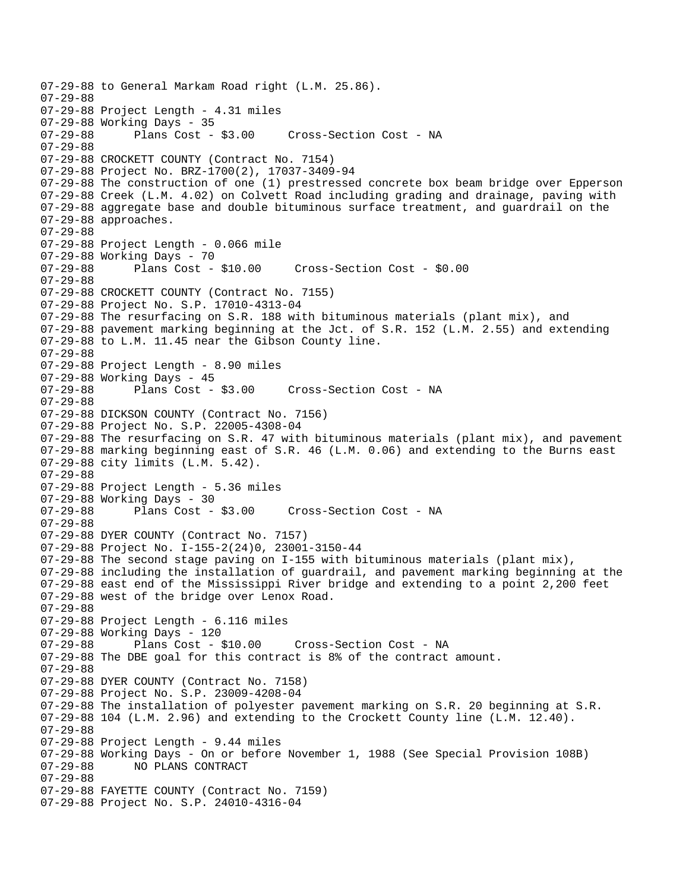07-29-88 to General Markam Road right (L.M. 25.86).
07-29-88
07-29-88 Project Length - 4.31 miles
07-29-88 Working Days - 35
07-29-88       Plans Cost - $3.00     Cross-Section Cost - NA
07-29-88
07-29-88 CROCKETT COUNTY (Contract No. 7154)
07-29-88 Project No. BRZ-1700(2), 17037-3409-94
07-29-88 The construction of one (1) prestressed concrete box beam bridge over Epperson
07-29-88 Creek (L.M. 4.02) on Colvett Road including grading and drainage, paving with
07-29-88 aggregate base and double bituminous surface treatment, and guardrail on the
07-29-88 approaches.
07-29-88
07-29-88 Project Length - 0.066 mile
07-29-88 Working Days - 70
07-29-88       Plans Cost - $10.00     Cross-Section Cost - $0.00
07-29-88
07-29-88 CROCKETT COUNTY (Contract No. 7155)
07-29-88 Project No. S.P. 17010-4313-04
07-29-88 The resurfacing on S.R. 188 with bituminous materials (plant mix), and
07-29-88 pavement marking beginning at the Jct. of S.R. 152 (L.M. 2.55) and extending
07-29-88 to L.M. 11.45 near the Gibson County line.
07-29-88
07-29-88 Project Length - 8.90 miles
07-29-88 Working Days - 45
07-29-88       Plans Cost - $3.00     Cross-Section Cost - NA
07-29-88
07-29-88 DICKSON COUNTY (Contract No. 7156)
07-29-88 Project No. S.P. 22005-4308-04
07-29-88 The resurfacing on S.R. 47 with bituminous materials (plant mix), and pavement
07-29-88 marking beginning east of S.R. 46 (L.M. 0.06) and extending to the Burns east
07-29-88 city limits (L.M. 5.42).
07-29-88
07-29-88 Project Length - 5.36 miles
07-29-88 Working Days - 30
07-29-88       Plans Cost - $3.00     Cross-Section Cost - NA
07-29-88
07-29-88 DYER COUNTY (Contract No. 7157)
07-29-88 Project No. I-155-2(24)0, 23001-3150-44
07-29-88 The second stage paving on I-155 with bituminous materials (plant mix),
07-29-88 including the installation of guardrail, and pavement marking beginning at the
07-29-88 east end of the Mississippi River bridge and extending to a point 2,200 feet
07-29-88 west of the bridge over Lenox Road.
07-29-88
07-29-88 Project Length - 6.116 miles
07-29-88 Working Days - 120
07-29-88       Plans Cost - $10.00     Cross-Section Cost - NA
07-29-88 The DBE goal for this contract is 8% of the contract amount.
07-29-88
07-29-88 DYER COUNTY (Contract No. 7158)
07-29-88 Project No. S.P. 23009-4208-04
07-29-88 The installation of polyester pavement marking on S.R. 20 beginning at S.R.
07-29-88 104 (L.M. 2.96) and extending to the Crockett County line (L.M. 12.40).
07-29-88
07-29-88 Project Length - 9.44 miles
07-29-88 Working Days - On or before November 1, 1988 (See Special Provision 108B)
07-29-88       NO PLANS CONTRACT
07-29-88
07-29-88 FAYETTE COUNTY (Contract No. 7159)
07-29-88 Project No. S.P. 24010-4316-04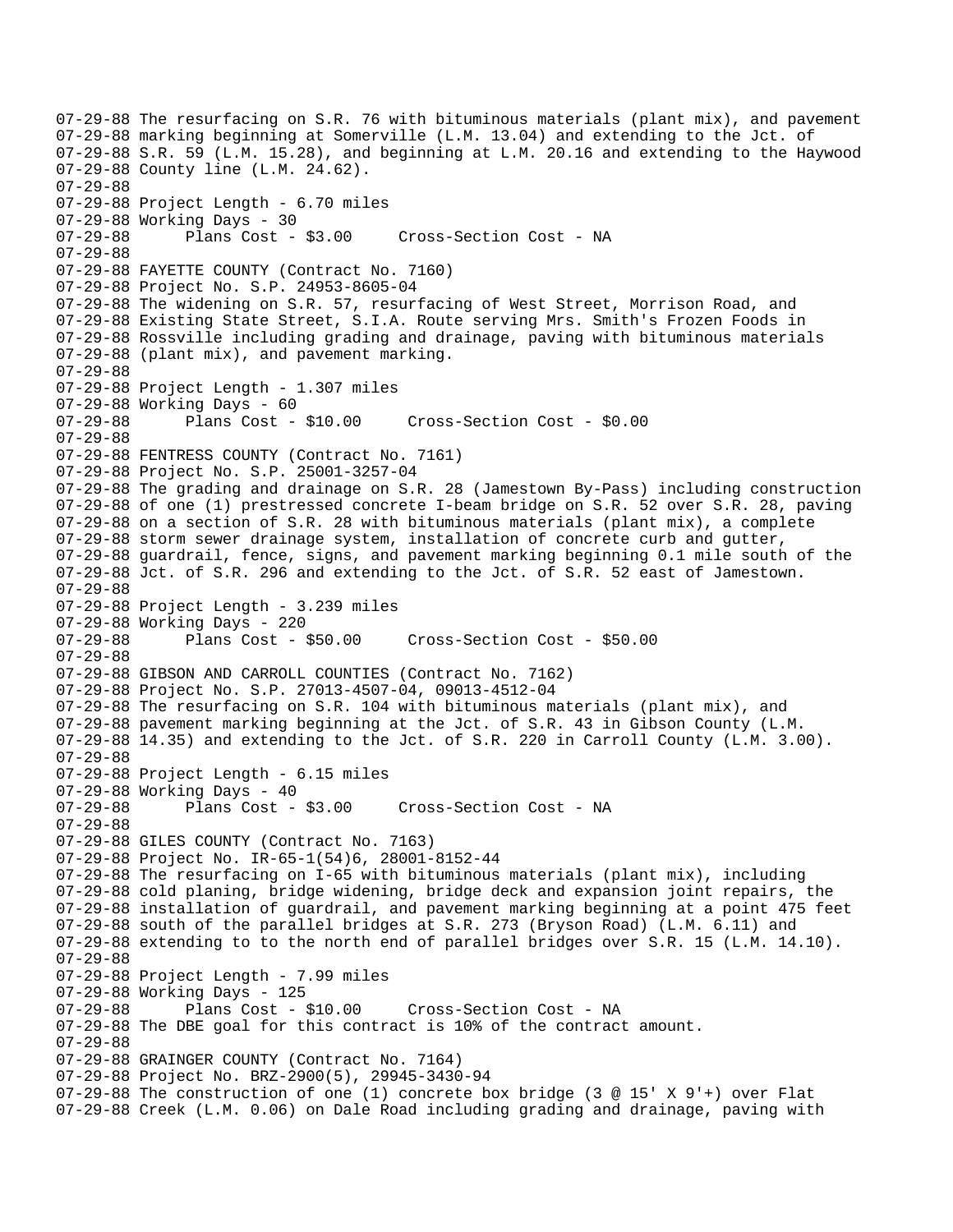07-29-88 The resurfacing on S.R. 76 with bituminous materials (plant mix), and pavement
07-29-88 marking beginning at Somerville (L.M. 13.04) and extending to the Jct. of
07-29-88 S.R. 59 (L.M. 15.28), and beginning at L.M. 20.16 and extending to the Haywood
07-29-88 County line (L.M. 24.62).
07-29-88
07-29-88 Project Length - 6.70 miles
07-29-88 Working Days - 30
07-29-88       Plans Cost - $3.00     Cross-Section Cost - NA
07-29-88
07-29-88 FAYETTE COUNTY (Contract No. 7160)
07-29-88 Project No. S.P. 24953-8605-04
07-29-88 The widening on S.R. 57, resurfacing of West Street, Morrison Road, and
07-29-88 Existing State Street, S.I.A. Route serving Mrs. Smith's Frozen Foods in
07-29-88 Rossville including grading and drainage, paving with bituminous materials
07-29-88 (plant mix), and pavement marking.
07-29-88
07-29-88 Project Length - 1.307 miles
07-29-88 Working Days - 60
07-29-88       Plans Cost - $10.00     Cross-Section Cost - $0.00
07-29-88
07-29-88 FENTRESS COUNTY (Contract No. 7161)
07-29-88 Project No. S.P. 25001-3257-04
07-29-88 The grading and drainage on S.R. 28 (Jamestown By-Pass) including construction
07-29-88 of one (1) prestressed concrete I-beam bridge on S.R. 52 over S.R. 28, paving
07-29-88 on a section of S.R. 28 with bituminous materials (plant mix), a complete
07-29-88 storm sewer drainage system, installation of concrete curb and gutter,
07-29-88 guardrail, fence, signs, and pavement marking beginning 0.1 mile south of the
07-29-88 Jct. of S.R. 296 and extending to the Jct. of S.R. 52 east of Jamestown.
07-29-88
07-29-88 Project Length - 3.239 miles
07-29-88 Working Days - 220
07-29-88       Plans Cost - $50.00     Cross-Section Cost - $50.00
07-29-88
07-29-88 GIBSON AND CARROLL COUNTIES (Contract No. 7162)
07-29-88 Project No. S.P. 27013-4507-04, 09013-4512-04
07-29-88 The resurfacing on S.R. 104 with bituminous materials (plant mix), and
07-29-88 pavement marking beginning at the Jct. of S.R. 43 in Gibson County (L.M.
07-29-88 14.35) and extending to the Jct. of S.R. 220 in Carroll County (L.M. 3.00).
07-29-88
07-29-88 Project Length - 6.15 miles
07-29-88 Working Days - 40
07-29-88       Plans Cost - $3.00     Cross-Section Cost - NA
07-29-88
07-29-88 GILES COUNTY (Contract No. 7163)
07-29-88 Project No. IR-65-1(54)6, 28001-8152-44
07-29-88 The resurfacing on I-65 with bituminous materials (plant mix), including
07-29-88 cold planing, bridge widening, bridge deck and expansion joint repairs, the
07-29-88 installation of guardrail, and pavement marking beginning at a point 475 feet
07-29-88 south of the parallel bridges at S.R. 273 (Bryson Road) (L.M. 6.11) and
07-29-88 extending to to the north end of parallel bridges over S.R. 15 (L.M. 14.10).
07-29-88
07-29-88 Project Length - 7.99 miles
07-29-88 Working Days - 125
07-29-88       Plans Cost - $10.00     Cross-Section Cost - NA
07-29-88 The DBE goal for this contract is 10% of the contract amount.
07-29-88
07-29-88 GRAINGER COUNTY (Contract No. 7164)
07-29-88 Project No. BRZ-2900(5), 29945-3430-94
07-29-88 The construction of one (1) concrete box bridge (3 @ 15' X 9'+) over Flat
07-29-88 Creek (L.M. 0.06) on Dale Road including grading and drainage, paving with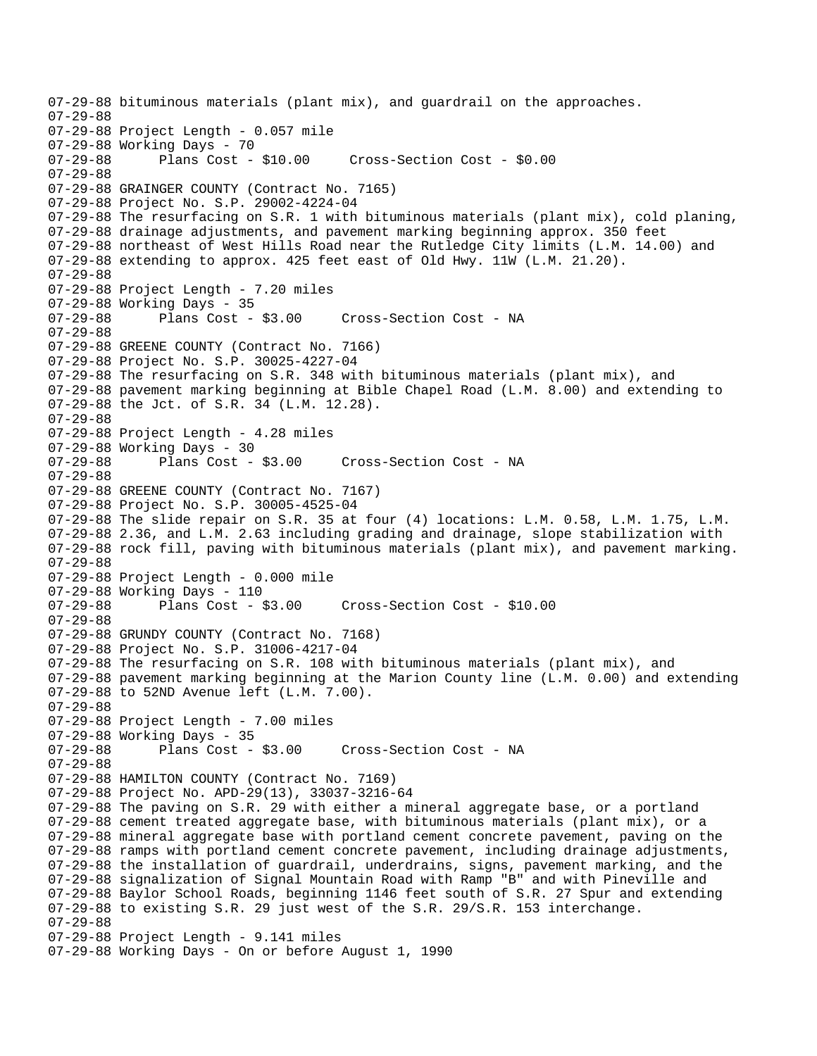```
07-29-88 bituminous materials (plant mix), and guardrail on the approaches.
07-29-88
07-29-88 Project Length - 0.057 mile
07-29-88 Working Days - 70
07-29-88      Plans Cost - $10.00     Cross-Section Cost - $0.00
07-29-88
07-29-88 GRAINGER COUNTY (Contract No. 7165)
07-29-88 Project No. S.P. 29002-4224-04
07-29-88 The resurfacing on S.R. 1 with bituminous materials (plant mix), cold planing,
07-29-88 drainage adjustments, and pavement marking beginning approx. 350 feet
07-29-88 northeast of West Hills Road near the Rutledge City limits (L.M. 14.00) and
07-29-88 extending to approx. 425 feet east of Old Hwy. 11W (L.M. 21.20).
07-29-88
07-29-88 Project Length - 7.20 miles
07-29-88 Working Days - 35
07-29-88      Plans Cost - $3.00     Cross-Section Cost - NA
07-29-88
07-29-88 GREENE COUNTY (Contract No. 7166)
07-29-88 Project No. S.P. 30025-4227-04
07-29-88 The resurfacing on S.R. 348 with bituminous materials (plant mix), and
07-29-88 pavement marking beginning at Bible Chapel Road (L.M. 8.00) and extending to
07-29-88 the Jct. of S.R. 34 (L.M. 12.28).
07-29-88
07-29-88 Project Length - 4.28 miles
07-29-88 Working Days - 30
07-29-88      Plans Cost - $3.00     Cross-Section Cost - NA
07-29-88
07-29-88 GREENE COUNTY (Contract No. 7167)
07-29-88 Project No. S.P. 30005-4525-04
07-29-88 The slide repair on S.R. 35 at four (4) locations: L.M. 0.58, L.M. 1.75, L.M.
07-29-88 2.36, and L.M. 2.63 including grading and drainage, slope stabilization with
07-29-88 rock fill, paving with bituminous materials (plant mix), and pavement marking.
07-29-88
07-29-88 Project Length - 0.000 mile
07-29-88 Working Days - 110
07-29-88      Plans Cost - $3.00     Cross-Section Cost - $10.00
07-29-88
07-29-88 GRUNDY COUNTY (Contract No. 7168)
07-29-88 Project No. S.P. 31006-4217-04
07-29-88 The resurfacing on S.R. 108 with bituminous materials (plant mix), and
07-29-88 pavement marking beginning at the Marion County line (L.M. 0.00) and extending
07-29-88 to 52ND Avenue left (L.M. 7.00).
07-29-88
07-29-88 Project Length - 7.00 miles
07-29-88 Working Days - 35
07-29-88      Plans Cost - $3.00     Cross-Section Cost - NA
07-29-88
07-29-88 HAMILTON COUNTY (Contract No. 7169)
07-29-88 Project No. APD-29(13), 33037-3216-64
07-29-88 The paving on S.R. 29 with either a mineral aggregate base, or a portland
07-29-88 cement treated aggregate base, with bituminous materials (plant mix), or a
07-29-88 mineral aggregate base with portland cement concrete pavement, paving on the
07-29-88 ramps with portland cement concrete pavement, including drainage adjustments,
07-29-88 the installation of guardrail, underdrains, signs, pavement marking, and the
07-29-88 signalization of Signal Mountain Road with Ramp "B" and with Pineville and
07-29-88 Baylor School Roads, beginning 1146 feet south of S.R. 27 Spur and extending
07-29-88 to existing S.R. 29 just west of the S.R. 29/S.R. 153 interchange.
07-29-88
07-29-88 Project Length - 9.141 miles
07-29-88 Working Days - On or before August 1, 1990
```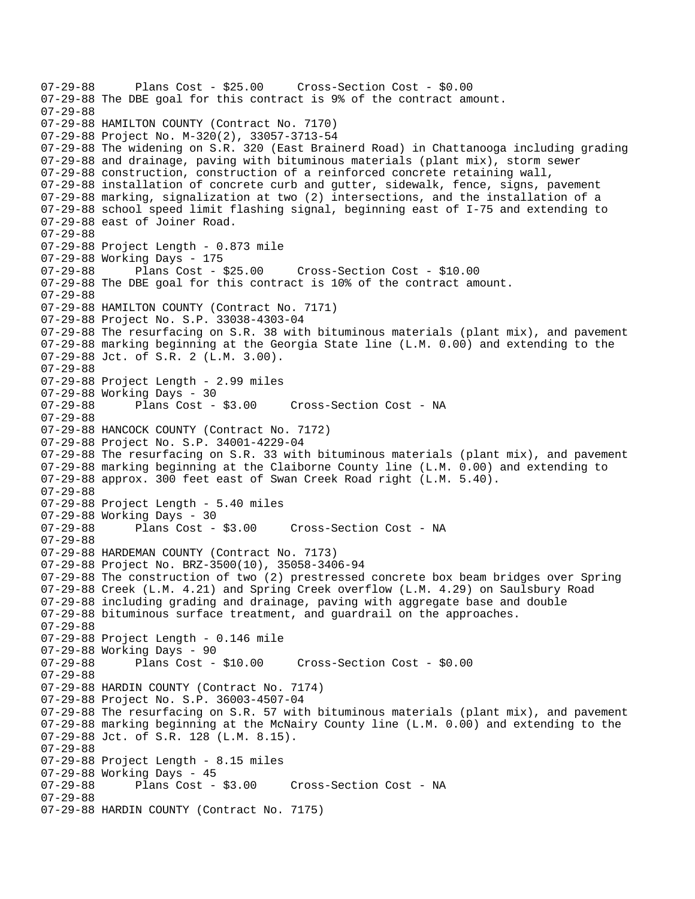07-29-88 Plans Cost - $25.00 Cross-Section Cost - $0.00
07-29-88 The DBE goal for this contract is 9% of the contract amount.
07-29-88
07-29-88 HAMILTON COUNTY (Contract No. 7170)
07-29-88 Project No. M-320(2), 33057-3713-54
07-29-88 The widening on S.R. 320 (East Brainerd Road) in Chattanooga including grading
07-29-88 and drainage, paving with bituminous materials (plant mix), storm sewer
07-29-88 construction, construction of a reinforced concrete retaining wall,
07-29-88 installation of concrete curb and gutter, sidewalk, fence, signs, pavement
07-29-88 marking, signalization at two (2) intersections, and the installation of a
07-29-88 school speed limit flashing signal, beginning east of I-75 and extending to
07-29-88 east of Joiner Road.
07-29-88
07-29-88 Project Length - 0.873 mile
07-29-88 Working Days - 175
07-29-88 Plans Cost - $25.00 Cross-Section Cost - $10.00
07-29-88 The DBE goal for this contract is 10% of the contract amount.
07-29-88
07-29-88 HAMILTON COUNTY (Contract No. 7171)
07-29-88 Project No. S.P. 33038-4303-04
07-29-88 The resurfacing on S.R. 38 with bituminous materials (plant mix), and pavement
07-29-88 marking beginning at the Georgia State line (L.M. 0.00) and extending to the
07-29-88 Jct. of S.R. 2 (L.M. 3.00).
07-29-88
07-29-88 Project Length - 2.99 miles
07-29-88 Working Days - 30
07-29-88 Plans Cost - $3.00 Cross-Section Cost - NA
07-29-88
07-29-88 HANCOCK COUNTY (Contract No. 7172)
07-29-88 Project No. S.P. 34001-4229-04
07-29-88 The resurfacing on S.R. 33 with bituminous materials (plant mix), and pavement
07-29-88 marking beginning at the Claiborne County line (L.M. 0.00) and extending to
07-29-88 approx. 300 feet east of Swan Creek Road right (L.M. 5.40).
07-29-88
07-29-88 Project Length - 5.40 miles
07-29-88 Working Days - 30
07-29-88 Plans Cost - $3.00 Cross-Section Cost - NA
07-29-88
07-29-88 HARDEMAN COUNTY (Contract No. 7173)
07-29-88 Project No. BRZ-3500(10), 35058-3406-94
07-29-88 The construction of two (2) prestressed concrete box beam bridges over Spring
07-29-88 Creek (L.M. 4.21) and Spring Creek overflow (L.M. 4.29) on Saulsbury Road
07-29-88 including grading and drainage, paving with aggregate base and double
07-29-88 bituminous surface treatment, and guardrail on the approaches.
07-29-88
07-29-88 Project Length - 0.146 mile
07-29-88 Working Days - 90
07-29-88 Plans Cost - $10.00 Cross-Section Cost - $0.00
07-29-88
07-29-88 HARDIN COUNTY (Contract No. 7174)
07-29-88 Project No. S.P. 36003-4507-04
07-29-88 The resurfacing on S.R. 57 with bituminous materials (plant mix), and pavement
07-29-88 marking beginning at the McNairy County line (L.M. 0.00) and extending to the
07-29-88 Jct. of S.R. 128 (L.M. 8.15).
07-29-88
07-29-88 Project Length - 8.15 miles
07-29-88 Working Days - 45
07-29-88 Plans Cost - $3.00 Cross-Section Cost - NA
07-29-88
07-29-88 HARDIN COUNTY (Contract No. 7175)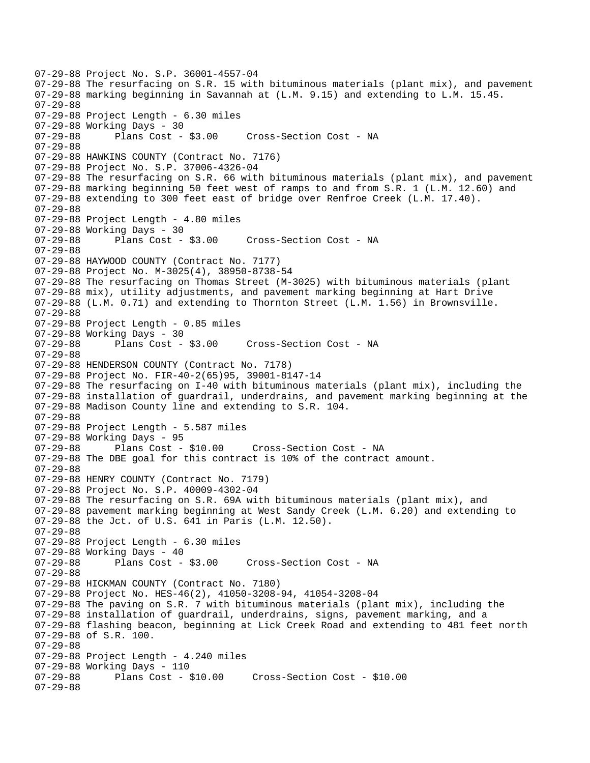07-29-88 Project No. S.P. 36001-4557-04
07-29-88 The resurfacing on S.R. 15 with bituminous materials (plant mix), and pavement
07-29-88 marking beginning in Savannah at (L.M. 9.15) and extending to L.M. 15.45.
07-29-88
07-29-88 Project Length - 6.30 miles
07-29-88 Working Days - 30
07-29-88 Plans Cost - $3.00 Cross-Section Cost - NA
07-29-88
07-29-88 HAWKINS COUNTY (Contract No. 7176)
07-29-88 Project No. S.P. 37006-4326-04
07-29-88 The resurfacing on S.R. 66 with bituminous materials (plant mix), and pavement
07-29-88 marking beginning 50 feet west of ramps to and from S.R. 1 (L.M. 12.60) and
07-29-88 extending to 300 feet east of bridge over Renfroe Creek (L.M. 17.40).
07-29-88
07-29-88 Project Length - 4.80 miles
07-29-88 Working Days - 30
07-29-88 Plans Cost - $3.00 Cross-Section Cost - NA
07-29-88
07-29-88 HAYWOOD COUNTY (Contract No. 7177)
07-29-88 Project No. M-3025(4), 38950-8738-54
07-29-88 The resurfacing on Thomas Street (M-3025) with bituminous materials (plant
07-29-88 mix), utility adjustments, and pavement marking beginning at Hart Drive
07-29-88 (L.M. 0.71) and extending to Thornton Street (L.M. 1.56) in Brownsville.
07-29-88
07-29-88 Project Length - 0.85 miles
07-29-88 Working Days - 30
07-29-88 Plans Cost - $3.00 Cross-Section Cost - NA
07-29-88
07-29-88 HENDERSON COUNTY (Contract No. 7178)
07-29-88 Project No. FIR-40-2(65)95, 39001-8147-14
07-29-88 The resurfacing on I-40 with bituminous materials (plant mix), including the
07-29-88 installation of guardrail, underdrains, and pavement marking beginning at the
07-29-88 Madison County line and extending to S.R. 104.
07-29-88
07-29-88 Project Length - 5.587 miles
07-29-88 Working Days - 95
07-29-88 Plans Cost - $10.00 Cross-Section Cost - NA
07-29-88 The DBE goal for this contract is 10% of the contract amount.
07-29-88
07-29-88 HENRY COUNTY (Contract No. 7179)
07-29-88 Project No. S.P. 40009-4302-04
07-29-88 The resurfacing on S.R. 69A with bituminous materials (plant mix), and
07-29-88 pavement marking beginning at West Sandy Creek (L.M. 6.20) and extending to
07-29-88 the Jct. of U.S. 641 in Paris (L.M. 12.50).
07-29-88
07-29-88 Project Length - 6.30 miles
07-29-88 Working Days - 40
07-29-88 Plans Cost - $3.00 Cross-Section Cost - NA
07-29-88
07-29-88 HICKMAN COUNTY (Contract No. 7180)
07-29-88 Project No. HES-46(2), 41050-3208-94, 41054-3208-04
07-29-88 The paving on S.R. 7 with bituminous materials (plant mix), including the
07-29-88 installation of guardrail, underdrains, signs, pavement marking, and a
07-29-88 flashing beacon, beginning at Lick Creek Road and extending to 481 feet north
07-29-88 of S.R. 100.
07-29-88
07-29-88 Project Length - 4.240 miles
07-29-88 Working Days - 110
07-29-88 Plans Cost - $10.00 Cross-Section Cost - $10.00
07-29-88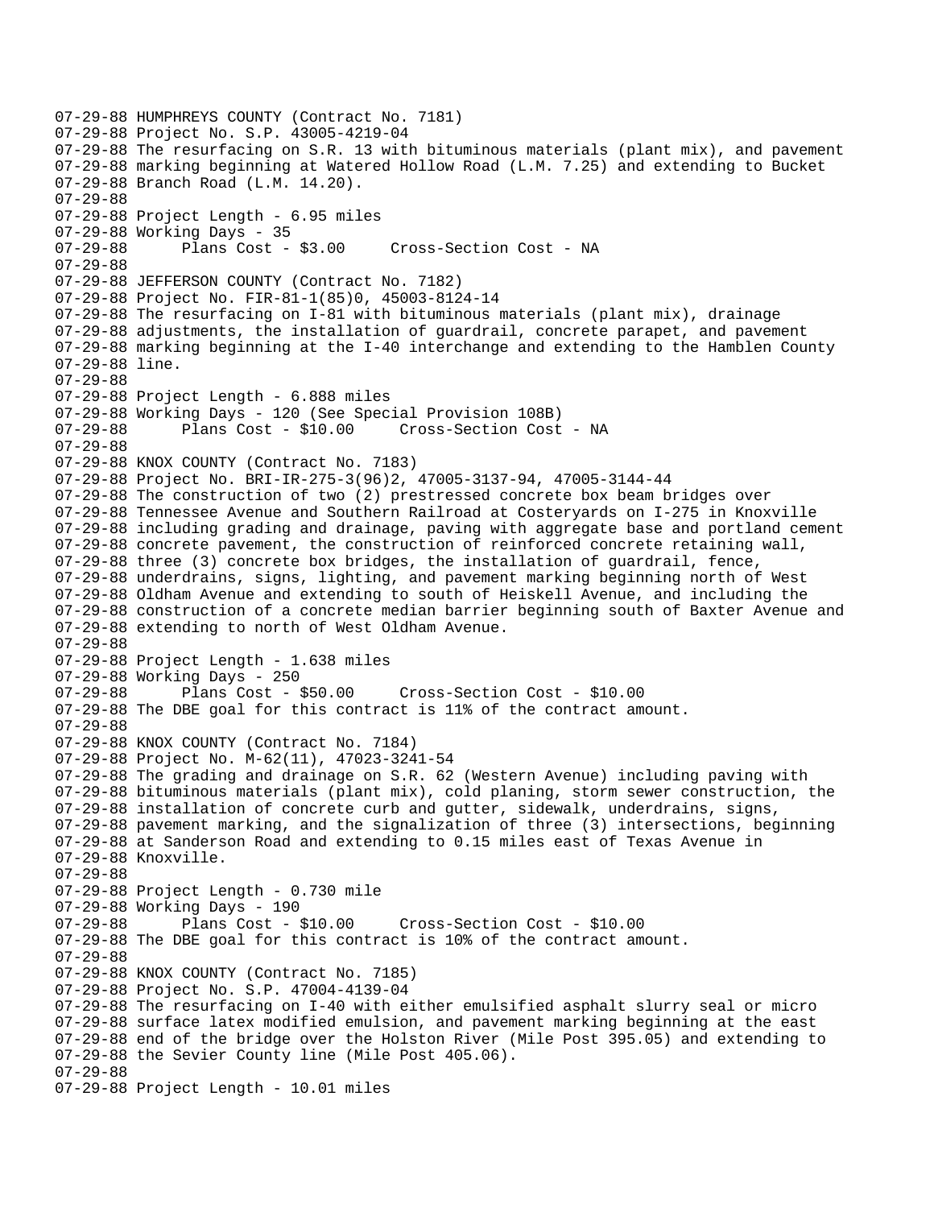07-29-88 HUMPHREYS COUNTY (Contract No. 7181)
07-29-88 Project No. S.P. 43005-4219-04
07-29-88 The resurfacing on S.R. 13 with bituminous materials (plant mix), and pavement
07-29-88 marking beginning at Watered Hollow Road (L.M. 7.25) and extending to Bucket
07-29-88 Branch Road (L.M. 14.20).
07-29-88
07-29-88 Project Length - 6.95 miles
07-29-88 Working Days - 35
07-29-88 Plans Cost - $3.00 Cross-Section Cost - NA
07-29-88
07-29-88 JEFFERSON COUNTY (Contract No. 7182)
07-29-88 Project No. FIR-81-1(85)0, 45003-8124-14
07-29-88 The resurfacing on I-81 with bituminous materials (plant mix), drainage
07-29-88 adjustments, the installation of guardrail, concrete parapet, and pavement
07-29-88 marking beginning at the I-40 interchange and extending to the Hamblen County
07-29-88 line.
07-29-88
07-29-88 Project Length - 6.888 miles
07-29-88 Working Days - 120 (See Special Provision 108B)
07-29-88 Plans Cost - $10.00 Cross-Section Cost - NA
07-29-88
07-29-88 KNOX COUNTY (Contract No. 7183)
07-29-88 Project No. BRI-IR-275-3(96)2, 47005-3137-94, 47005-3144-44
07-29-88 The construction of two (2) prestressed concrete box beam bridges over
07-29-88 Tennessee Avenue and Southern Railroad at Costeryards on I-275 in Knoxville
07-29-88 including grading and drainage, paving with aggregate base and portland cement
07-29-88 concrete pavement, the construction of reinforced concrete retaining wall,
07-29-88 three (3) concrete box bridges, the installation of guardrail, fence,
07-29-88 underdrains, signs, lighting, and pavement marking beginning north of West
07-29-88 Oldham Avenue and extending to south of Heiskell Avenue, and including the
07-29-88 construction of a concrete median barrier beginning south of Baxter Avenue and
07-29-88 extending to north of West Oldham Avenue.
07-29-88
07-29-88 Project Length - 1.638 miles
07-29-88 Working Days - 250
07-29-88 Plans Cost - $50.00 Cross-Section Cost - $10.00
07-29-88 The DBE goal for this contract is 11% of the contract amount.
07-29-88
07-29-88 KNOX COUNTY (Contract No. 7184)
07-29-88 Project No. M-62(11), 47023-3241-54
07-29-88 The grading and drainage on S.R. 62 (Western Avenue) including paving with
07-29-88 bituminous materials (plant mix), cold planing, storm sewer construction, the
07-29-88 installation of concrete curb and gutter, sidewalk, underdrains, signs,
07-29-88 pavement marking, and the signalization of three (3) intersections, beginning
07-29-88 at Sanderson Road and extending to 0.15 miles east of Texas Avenue in
07-29-88 Knoxville.
07-29-88
07-29-88 Project Length - 0.730 mile
07-29-88 Working Days - 190
07-29-88 Plans Cost - $10.00 Cross-Section Cost - $10.00
07-29-88 The DBE goal for this contract is 10% of the contract amount.
07-29-88
07-29-88 KNOX COUNTY (Contract No. 7185)
07-29-88 Project No. S.P. 47004-4139-04
07-29-88 The resurfacing on I-40 with either emulsified asphalt slurry seal or micro
07-29-88 surface latex modified emulsion, and pavement marking beginning at the east
07-29-88 end of the bridge over the Holston River (Mile Post 395.05) and extending to
07-29-88 the Sevier County line (Mile Post 405.06).
07-29-88
07-29-88 Project Length - 10.01 miles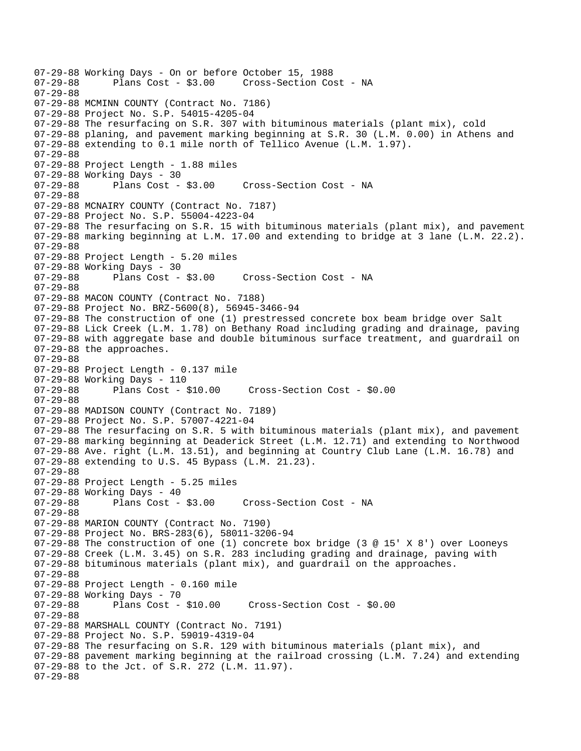```
07-29-88 Working Days - On or before October 15, 1988
07-29-88      Plans Cost - $3.00     Cross-Section Cost - NA
07-29-88
07-29-88 MCMINN COUNTY (Contract No. 7186)
07-29-88 Project No. S.P. 54015-4205-04
07-29-88 The resurfacing on S.R. 307 with bituminous materials (plant mix), cold
07-29-88 planing, and pavement marking beginning at S.R. 30 (L.M. 0.00) in Athens and
07-29-88 extending to 0.1 mile north of Tellico Avenue (L.M. 1.97).
07-29-88
07-29-88 Project Length - 1.88 miles
07-29-88 Working Days - 30
07-29-88      Plans Cost - $3.00     Cross-Section Cost - NA
07-29-88
07-29-88 MCNAIRY COUNTY (Contract No. 7187)
07-29-88 Project No. S.P. 55004-4223-04
07-29-88 The resurfacing on S.R. 15 with bituminous materials (plant mix), and pavement
07-29-88 marking beginning at L.M. 17.00 and extending to bridge at 3 lane (L.M. 22.2).
07-29-88
07-29-88 Project Length - 5.20 miles
07-29-88 Working Days - 30
07-29-88      Plans Cost - $3.00     Cross-Section Cost - NA
07-29-88
07-29-88 MACON COUNTY (Contract No. 7188)
07-29-88 Project No. BRZ-5600(8), 56945-3466-94
07-29-88 The construction of one (1) prestressed concrete box beam bridge over Salt
07-29-88 Lick Creek (L.M. 1.78) on Bethany Road including grading and drainage, paving
07-29-88 with aggregate base and double bituminous surface treatment, and guardrail on
07-29-88 the approaches.
07-29-88
07-29-88 Project Length - 0.137 mile
07-29-88 Working Days - 110
07-29-88      Plans Cost - $10.00     Cross-Section Cost - $0.00
07-29-88
07-29-88 MADISON COUNTY (Contract No. 7189)
07-29-88 Project No. S.P. 57007-4221-04
07-29-88 The resurfacing on S.R. 5 with bituminous materials (plant mix), and pavement
07-29-88 marking beginning at Deaderick Street (L.M. 12.71) and extending to Northwood
07-29-88 Ave. right (L.M. 13.51), and beginning at Country Club Lane (L.M. 16.78) and
07-29-88 extending to U.S. 45 Bypass (L.M. 21.23).
07-29-88
07-29-88 Project Length - 5.25 miles
07-29-88 Working Days - 40
07-29-88      Plans Cost - $3.00     Cross-Section Cost - NA
07-29-88
07-29-88 MARION COUNTY (Contract No. 7190)
07-29-88 Project No. BRS-283(6), 58011-3206-94
07-29-88 The construction of one (1) concrete box bridge (3 @ 15' X 8') over Looneys
07-29-88 Creek (L.M. 3.45) on S.R. 283 including grading and drainage, paving with
07-29-88 bituminous materials (plant mix), and guardrail on the approaches.
07-29-88
07-29-88 Project Length - 0.160 mile
07-29-88 Working Days - 70
07-29-88      Plans Cost - $10.00     Cross-Section Cost - $0.00
07-29-88
07-29-88 MARSHALL COUNTY (Contract No. 7191)
07-29-88 Project No. S.P. 59019-4319-04
07-29-88 The resurfacing on S.R. 129 with bituminous materials (plant mix), and
07-29-88 pavement marking beginning at the railroad crossing (L.M. 7.24) and extending
07-29-88 to the Jct. of S.R. 272 (L.M. 11.97).
07-29-88
```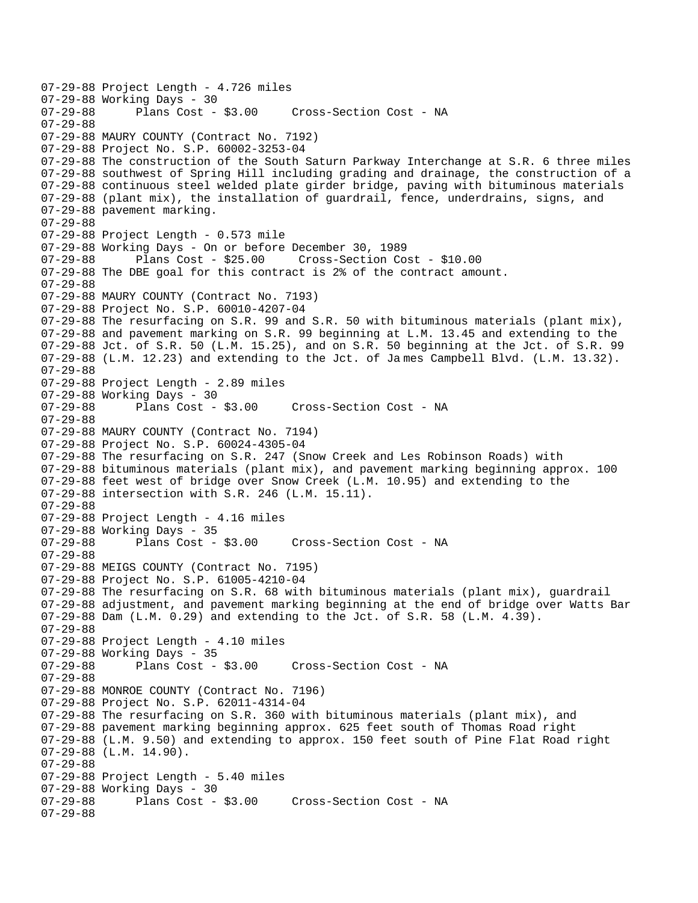```
07-29-88 Project Length - 4.726 miles
07-29-88 Working Days - 30
07-29-88       Plans Cost - $3.00     Cross-Section Cost - NA
07-29-88
07-29-88 MAURY COUNTY (Contract No. 7192)
07-29-88 Project No. S.P. 60002-3253-04
07-29-88 The construction of the South Saturn Parkway Interchange at S.R. 6 three miles
07-29-88 southwest of Spring Hill including grading and drainage, the construction of a
07-29-88 continuous steel welded plate girder bridge, paving with bituminous materials
07-29-88 (plant mix), the installation of guardrail, fence, underdrains, signs, and
07-29-88 pavement marking.
07-29-88
07-29-88 Project Length - 0.573 mile
07-29-88 Working Days - On or before December 30, 1989
07-29-88       Plans Cost - $25.00     Cross-Section Cost - $10.00
07-29-88 The DBE goal for this contract is 2% of the contract amount.
07-29-88
07-29-88 MAURY COUNTY (Contract No. 7193)
07-29-88 Project No. S.P. 60010-4207-04
07-29-88 The resurfacing on S.R. 99 and S.R. 50 with bituminous materials (plant mix),
07-29-88 and pavement marking on S.R. 99 beginning at L.M. 13.45 and extending to the
07-29-88 Jct. of S.R. 50 (L.M. 15.25), and on S.R. 50 beginning at the Jct. of S.R. 99
07-29-88 (L.M. 12.23) and extending to the Jct. of James Campbell Blvd. (L.M. 13.32).
07-29-88
07-29-88 Project Length - 2.89 miles
07-29-88 Working Days - 30
07-29-88       Plans Cost - $3.00     Cross-Section Cost - NA
07-29-88
07-29-88 MAURY COUNTY (Contract No. 7194)
07-29-88 Project No. S.P. 60024-4305-04
07-29-88 The resurfacing on S.R. 247 (Snow Creek and Les Robinson Roads) with
07-29-88 bituminous materials (plant mix), and pavement marking beginning approx. 100
07-29-88 feet west of bridge over Snow Creek (L.M. 10.95) and extending to the
07-29-88 intersection with S.R. 246 (L.M. 15.11).
07-29-88
07-29-88 Project Length - 4.16 miles
07-29-88 Working Days - 35
07-29-88       Plans Cost - $3.00     Cross-Section Cost - NA
07-29-88
07-29-88 MEIGS COUNTY (Contract No. 7195)
07-29-88 Project No. S.P. 61005-4210-04
07-29-88 The resurfacing on S.R. 68 with bituminous materials (plant mix), guardrail
07-29-88 adjustment, and pavement marking beginning at the end of bridge over Watts Bar
07-29-88 Dam (L.M. 0.29) and extending to the Jct. of S.R. 58 (L.M. 4.39).
07-29-88
07-29-88 Project Length - 4.10 miles
07-29-88 Working Days - 35
07-29-88       Plans Cost - $3.00     Cross-Section Cost - NA
07-29-88
07-29-88 MONROE COUNTY (Contract No. 7196)
07-29-88 Project No. S.P. 62011-4314-04
07-29-88 The resurfacing on S.R. 360 with bituminous materials (plant mix), and
07-29-88 pavement marking beginning approx. 625 feet south of Thomas Road right
07-29-88 (L.M. 9.50) and extending to approx. 150 feet south of Pine Flat Road right
07-29-88 (L.M. 14.90).
07-29-88
07-29-88 Project Length - 5.40 miles
07-29-88 Working Days - 30
07-29-88       Plans Cost - $3.00     Cross-Section Cost - NA
07-29-88
```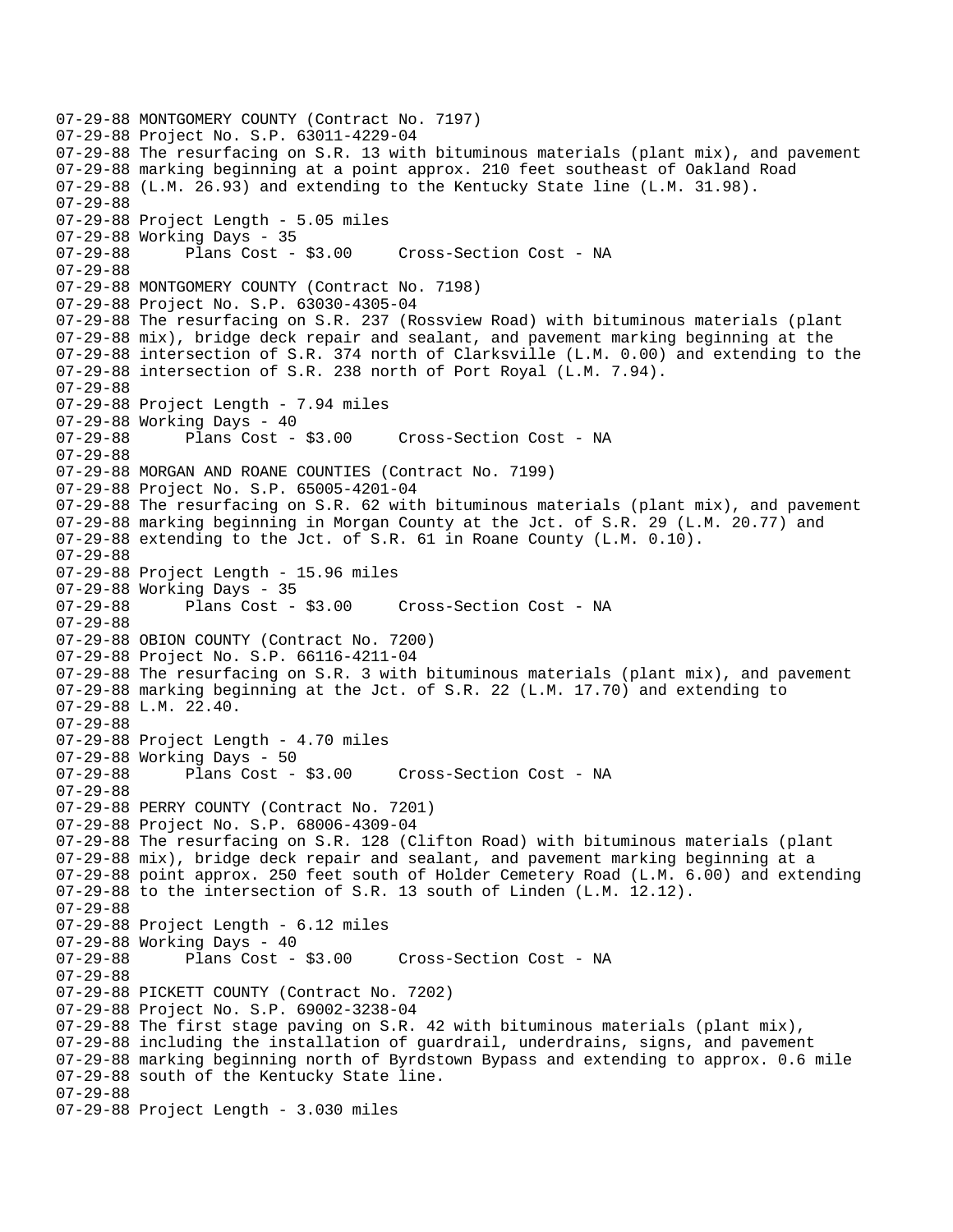```
07-29-88 MONTGOMERY COUNTY (Contract No. 7197)
07-29-88 Project No. S.P. 63011-4229-04
07-29-88 The resurfacing on S.R. 13 with bituminous materials (plant mix), and pavement
07-29-88 marking beginning at a point approx. 210 feet southeast of Oakland Road
07-29-88 (L.M. 26.93) and extending to the Kentucky State line (L.M. 31.98).
07-29-88
07-29-88 Project Length - 5.05 miles
07-29-88 Working Days - 35
07-29-88      Plans Cost - $3.00     Cross-Section Cost - NA
07-29-88
07-29-88 MONTGOMERY COUNTY (Contract No. 7198)
07-29-88 Project No. S.P. 63030-4305-04
07-29-88 The resurfacing on S.R. 237 (Rossview Road) with bituminous materials (plant
07-29-88 mix), bridge deck repair and sealant, and pavement marking beginning at the
07-29-88 intersection of S.R. 374 north of Clarksville (L.M. 0.00) and extending to the
07-29-88 intersection of S.R. 238 north of Port Royal (L.M. 7.94).
07-29-88
07-29-88 Project Length - 7.94 miles
07-29-88 Working Days - 40
07-29-88      Plans Cost - $3.00     Cross-Section Cost - NA
07-29-88
07-29-88 MORGAN AND ROANE COUNTIES (Contract No. 7199)
07-29-88 Project No. S.P. 65005-4201-04
07-29-88 The resurfacing on S.R. 62 with bituminous materials (plant mix), and pavement
07-29-88 marking beginning in Morgan County at the Jct. of S.R. 29 (L.M. 20.77) and
07-29-88 extending to the Jct. of S.R. 61 in Roane County (L.M. 0.10).
07-29-88
07-29-88 Project Length - 15.96 miles
07-29-88 Working Days - 35
07-29-88      Plans Cost - $3.00     Cross-Section Cost - NA
07-29-88
07-29-88 OBION COUNTY (Contract No. 7200)
07-29-88 Project No. S.P. 66116-4211-04
07-29-88 The resurfacing on S.R. 3 with bituminous materials (plant mix), and pavement
07-29-88 marking beginning at the Jct. of S.R. 22 (L.M. 17.70) and extending to
07-29-88 L.M. 22.40.
07-29-88
07-29-88 Project Length - 4.70 miles
07-29-88 Working Days - 50
07-29-88      Plans Cost - $3.00     Cross-Section Cost - NA
07-29-88
07-29-88 PERRY COUNTY (Contract No. 7201)
07-29-88 Project No. S.P. 68006-4309-04
07-29-88 The resurfacing on S.R. 128 (Clifton Road) with bituminous materials (plant
07-29-88 mix), bridge deck repair and sealant, and pavement marking beginning at a
07-29-88 point approx. 250 feet south of Holder Cemetery Road (L.M. 6.00) and extending
07-29-88 to the intersection of S.R. 13 south of Linden (L.M. 12.12).
07-29-88
07-29-88 Project Length - 6.12 miles
07-29-88 Working Days - 40
07-29-88      Plans Cost - $3.00     Cross-Section Cost - NA
07-29-88
07-29-88 PICKETT COUNTY (Contract No. 7202)
07-29-88 Project No. S.P. 69002-3238-04
07-29-88 The first stage paving on S.R. 42 with bituminous materials (plant mix),
07-29-88 including the installation of guardrail, underdrains, signs, and pavement
07-29-88 marking beginning north of Byrdstown Bypass and extending to approx. 0.6 mile
07-29-88 south of the Kentucky State line.
07-29-88
07-29-88 Project Length - 3.030 miles
```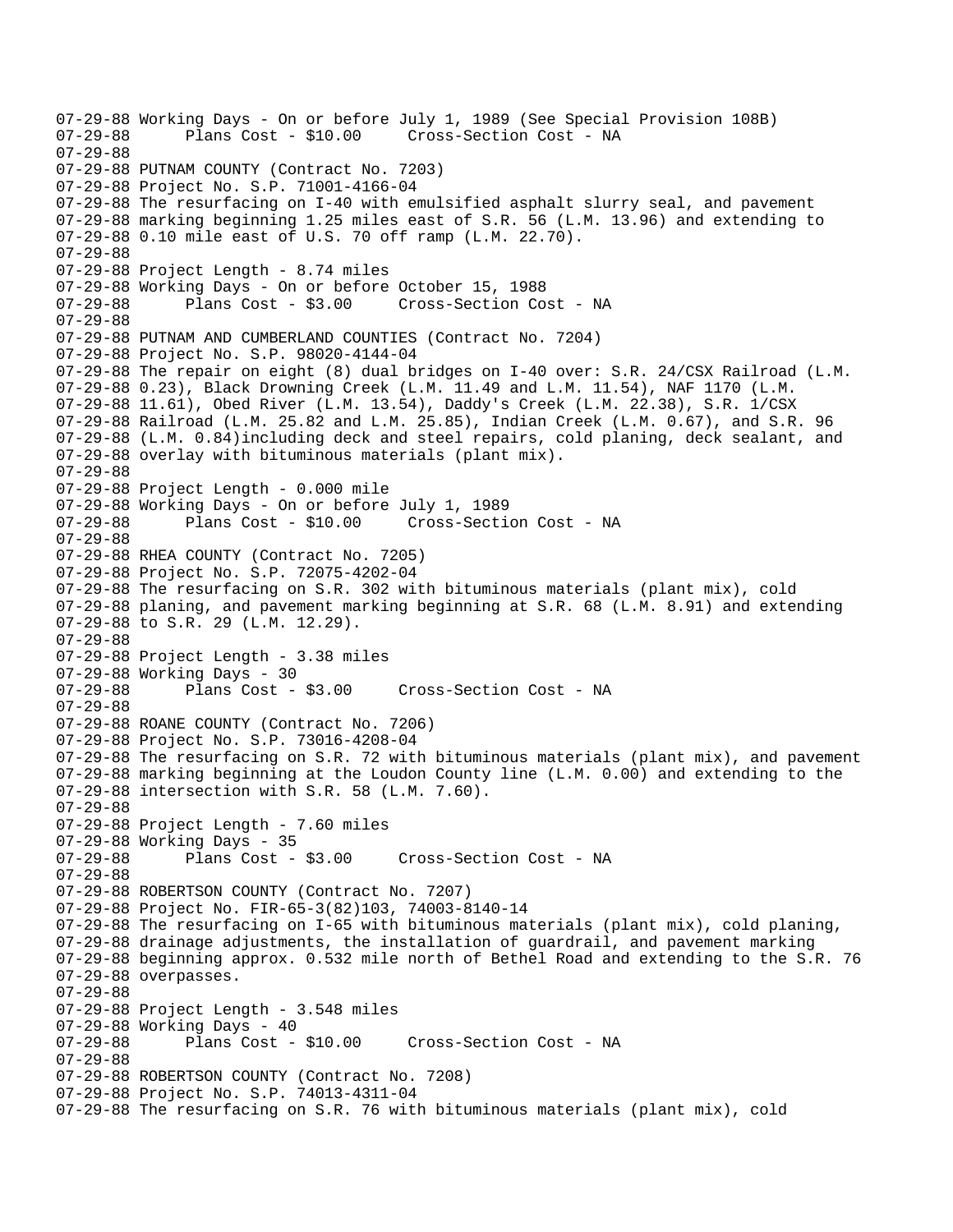07-29-88 Working Days - On or before July 1, 1989 (See Special Provision 108B)
07-29-88 Plans Cost - $10.00 Cross-Section Cost - NA
07-29-88
07-29-88 PUTNAM COUNTY (Contract No. 7203)
07-29-88 Project No. S.P. 71001-4166-04
07-29-88 The resurfacing on I-40 with emulsified asphalt slurry seal, and pavement
07-29-88 marking beginning 1.25 miles east of S.R. 56 (L.M. 13.96) and extending to
07-29-88 0.10 mile east of U.S. 70 off ramp (L.M. 22.70).
07-29-88
07-29-88 Project Length - 8.74 miles
07-29-88 Working Days - On or before October 15, 1988
07-29-88 Plans Cost - $3.00 Cross-Section Cost - NA
07-29-88
07-29-88 PUTNAM AND CUMBERLAND COUNTIES (Contract No. 7204)
07-29-88 Project No. S.P. 98020-4144-04
07-29-88 The repair on eight (8) dual bridges on I-40 over: S.R. 24/CSX Railroad (L.M.
07-29-88 0.23), Black Drowning Creek (L.M. 11.49 and L.M. 11.54), NAF 1170 (L.M.
07-29-88 11.61), Obed River (L.M. 13.54), Daddy's Creek (L.M. 22.38), S.R. 1/CSX
07-29-88 Railroad (L.M. 25.82 and L.M. 25.85), Indian Creek (L.M. 0.67), and S.R. 96
07-29-88 (L.M. 0.84)including deck and steel repairs, cold planing, deck sealant, and
07-29-88 overlay with bituminous materials (plant mix).
07-29-88
07-29-88 Project Length - 0.000 mile
07-29-88 Working Days - On or before July 1, 1989
07-29-88 Plans Cost - $10.00 Cross-Section Cost - NA
07-29-88
07-29-88 RHEA COUNTY (Contract No. 7205)
07-29-88 Project No. S.P. 72075-4202-04
07-29-88 The resurfacing on S.R. 302 with bituminous materials (plant mix), cold
07-29-88 planing, and pavement marking beginning at S.R. 68 (L.M. 8.91) and extending
07-29-88 to S.R. 29 (L.M. 12.29).
07-29-88
07-29-88 Project Length - 3.38 miles
07-29-88 Working Days - 30
07-29-88 Plans Cost - $3.00 Cross-Section Cost - NA
07-29-88
07-29-88 ROANE COUNTY (Contract No. 7206)
07-29-88 Project No. S.P. 73016-4208-04
07-29-88 The resurfacing on S.R. 72 with bituminous materials (plant mix), and pavement
07-29-88 marking beginning at the Loudon County line (L.M. 0.00) and extending to the
07-29-88 intersection with S.R. 58 (L.M. 7.60).
07-29-88
07-29-88 Project Length - 7.60 miles
07-29-88 Working Days - 35
07-29-88 Plans Cost - $3.00 Cross-Section Cost - NA
07-29-88
07-29-88 ROBERTSON COUNTY (Contract No. 7207)
07-29-88 Project No. FIR-65-3(82)103, 74003-8140-14
07-29-88 The resurfacing on I-65 with bituminous materials (plant mix), cold planing,
07-29-88 drainage adjustments, the installation of guardrail, and pavement marking
07-29-88 beginning approx. 0.532 mile north of Bethel Road and extending to the S.R. 76
07-29-88 overpasses.
07-29-88
07-29-88 Project Length - 3.548 miles
07-29-88 Working Days - 40
07-29-88 Plans Cost - $10.00 Cross-Section Cost - NA
07-29-88
07-29-88 ROBERTSON COUNTY (Contract No. 7208)
07-29-88 Project No. S.P. 74013-4311-04
07-29-88 The resurfacing on S.R. 76 with bituminous materials (plant mix), cold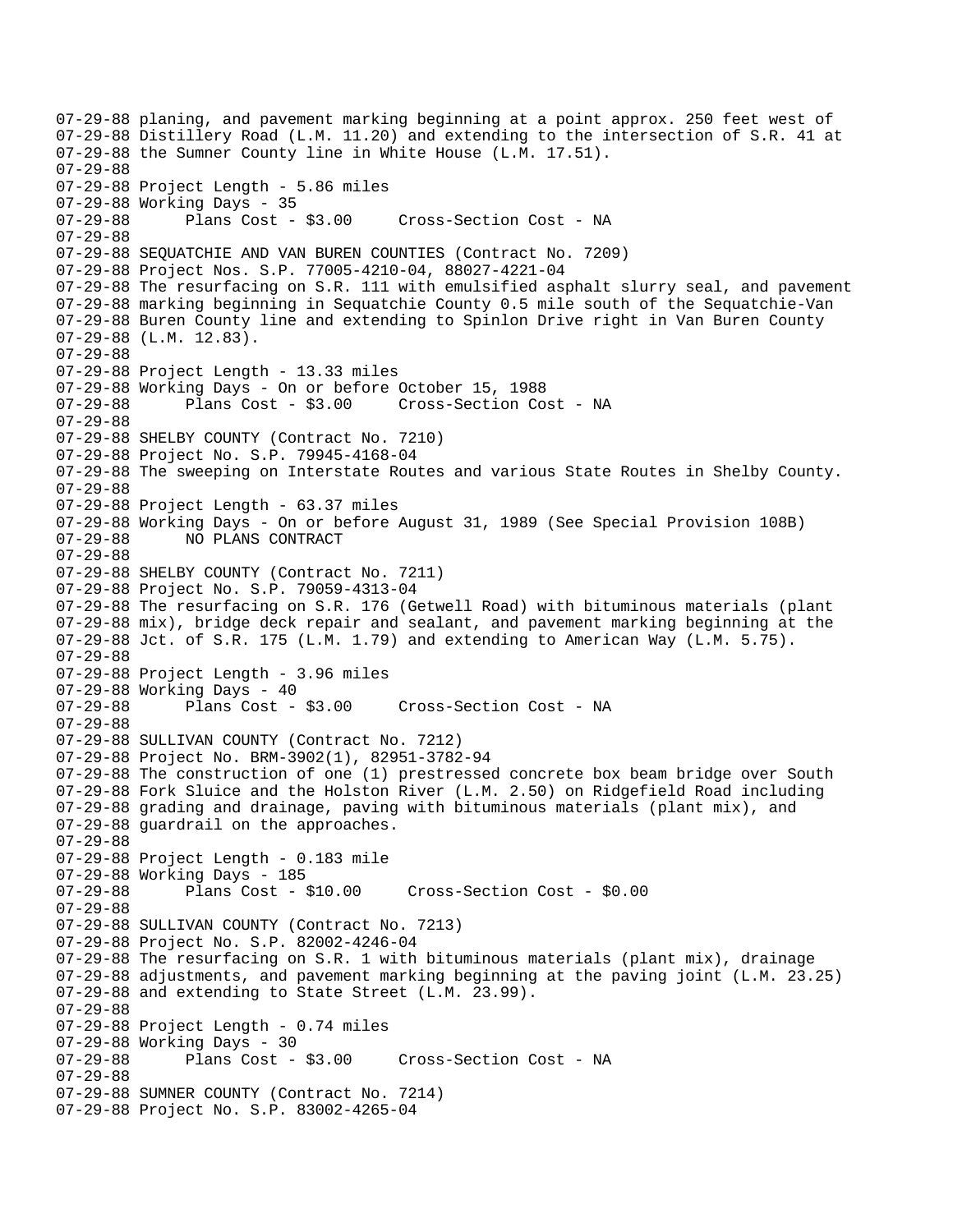07-29-88 planing, and pavement marking beginning at a point approx. 250 feet west of
07-29-88 Distillery Road (L.M. 11.20) and extending to the intersection of S.R. 41 at
07-29-88 the Sumner County line in White House (L.M. 17.51).
07-29-88
07-29-88 Project Length - 5.86 miles
07-29-88 Working Days - 35
07-29-88 Plans Cost - $3.00 Cross-Section Cost - NA
07-29-88
07-29-88 SEQUATCHIE AND VAN BUREN COUNTIES (Contract No. 7209)
07-29-88 Project Nos. S.P. 77005-4210-04, 88027-4221-04
07-29-88 The resurfacing on S.R. 111 with emulsified asphalt slurry seal, and pavement
07-29-88 marking beginning in Sequatchie County 0.5 mile south of the Sequatchie-Van
07-29-88 Buren County line and extending to Spinlon Drive right in Van Buren County
07-29-88 (L.M. 12.83).
07-29-88
07-29-88 Project Length - 13.33 miles
07-29-88 Working Days - On or before October 15, 1988
07-29-88 Plans Cost - $3.00 Cross-Section Cost - NA
07-29-88
07-29-88 SHELBY COUNTY (Contract No. 7210)
07-29-88 Project No. S.P. 79945-4168-04
07-29-88 The sweeping on Interstate Routes and various State Routes in Shelby County.
07-29-88
07-29-88 Project Length - 63.37 miles
07-29-88 Working Days - On or before August 31, 1989 (See Special Provision 108B)
07-29-88 NO PLANS CONTRACT
07-29-88
07-29-88 SHELBY COUNTY (Contract No. 7211)
07-29-88 Project No. S.P. 79059-4313-04
07-29-88 The resurfacing on S.R. 176 (Getwell Road) with bituminous materials (plant
07-29-88 mix), bridge deck repair and sealant, and pavement marking beginning at the
07-29-88 Jct. of S.R. 175 (L.M. 1.79) and extending to American Way (L.M. 5.75).
07-29-88
07-29-88 Project Length - 3.96 miles
07-29-88 Working Days - 40
07-29-88 Plans Cost - $3.00 Cross-Section Cost - NA
07-29-88
07-29-88 SULLIVAN COUNTY (Contract No. 7212)
07-29-88 Project No. BRM-3902(1), 82951-3782-94
07-29-88 The construction of one (1) prestressed concrete box beam bridge over South
07-29-88 Fork Sluice and the Holston River (L.M. 2.50) on Ridgefield Road including
07-29-88 grading and drainage, paving with bituminous materials (plant mix), and
07-29-88 guardrail on the approaches.
07-29-88
07-29-88 Project Length - 0.183 mile
07-29-88 Working Days - 185
07-29-88 Plans Cost - $10.00 Cross-Section Cost - $0.00
07-29-88
07-29-88 SULLIVAN COUNTY (Contract No. 7213)
07-29-88 Project No. S.P. 82002-4246-04
07-29-88 The resurfacing on S.R. 1 with bituminous materials (plant mix), drainage
07-29-88 adjustments, and pavement marking beginning at the paving joint (L.M. 23.25)
07-29-88 and extending to State Street (L.M. 23.99).
07-29-88
07-29-88 Project Length - 0.74 miles
07-29-88 Working Days - 30
07-29-88 Plans Cost - $3.00 Cross-Section Cost - NA
07-29-88
07-29-88 SUMNER COUNTY (Contract No. 7214)
07-29-88 Project No. S.P. 83002-4265-04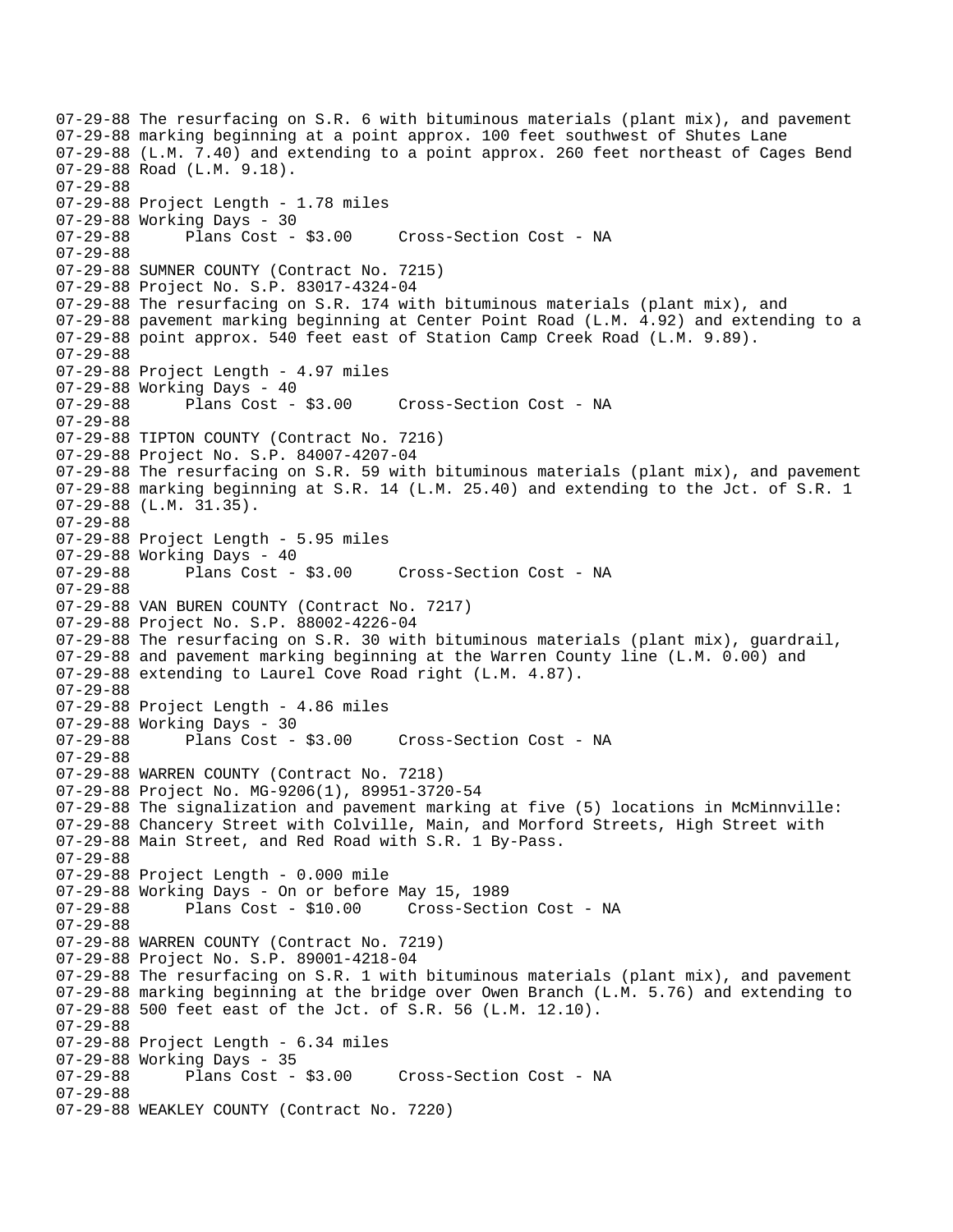```
07-29-88 The resurfacing on S.R. 6 with bituminous materials (plant mix), and pavement
07-29-88 marking beginning at a point approx. 100 feet southwest of Shutes Lane
07-29-88 (L.M. 7.40) and extending to a point approx. 260 feet northeast of Cages Bend
07-29-88 Road (L.M. 9.18).
07-29-88
07-29-88 Project Length - 1.78 miles
07-29-88 Working Days - 30
07-29-88       Plans Cost - $3.00     Cross-Section Cost - NA
07-29-88
07-29-88 SUMNER COUNTY (Contract No. 7215)
07-29-88 Project No. S.P. 83017-4324-04
07-29-88 The resurfacing on S.R. 174 with bituminous materials (plant mix), and
07-29-88 pavement marking beginning at Center Point Road (L.M. 4.92) and extending to a
07-29-88 point approx. 540 feet east of Station Camp Creek Road (L.M. 9.89).
07-29-88
07-29-88 Project Length - 4.97 miles
07-29-88 Working Days - 40
07-29-88       Plans Cost - $3.00     Cross-Section Cost - NA
07-29-88
07-29-88 TIPTON COUNTY (Contract No. 7216)
07-29-88 Project No. S.P. 84007-4207-04
07-29-88 The resurfacing on S.R. 59 with bituminous materials (plant mix), and pavement
07-29-88 marking beginning at S.R. 14 (L.M. 25.40) and extending to the Jct. of S.R. 1
07-29-88 (L.M. 31.35).
07-29-88
07-29-88 Project Length - 5.95 miles
07-29-88 Working Days - 40
07-29-88       Plans Cost - $3.00     Cross-Section Cost - NA
07-29-88
07-29-88 VAN BUREN COUNTY (Contract No. 7217)
07-29-88 Project No. S.P. 88002-4226-04
07-29-88 The resurfacing on S.R. 30 with bituminous materials (plant mix), guardrail,
07-29-88 and pavement marking beginning at the Warren County line (L.M. 0.00) and
07-29-88 extending to Laurel Cove Road right (L.M. 4.87).
07-29-88
07-29-88 Project Length - 4.86 miles
07-29-88 Working Days - 30
07-29-88       Plans Cost - $3.00     Cross-Section Cost - NA
07-29-88
07-29-88 WARREN COUNTY (Contract No. 7218)
07-29-88 Project No. MG-9206(1), 89951-3720-54
07-29-88 The signalization and pavement marking at five (5) locations in McMinnville:
07-29-88 Chancery Street with Colville, Main, and Morford Streets, High Street with
07-29-88 Main Street, and Red Road with S.R. 1 By-Pass.
07-29-88
07-29-88 Project Length - 0.000 mile
07-29-88 Working Days - On or before May 15, 1989
07-29-88       Plans Cost - $10.00     Cross-Section Cost - NA
07-29-88
07-29-88 WARREN COUNTY (Contract No. 7219)
07-29-88 Project No. S.P. 89001-4218-04
07-29-88 The resurfacing on S.R. 1 with bituminous materials (plant mix), and pavement
07-29-88 marking beginning at the bridge over Owen Branch (L.M. 5.76) and extending to
07-29-88 500 feet east of the Jct. of S.R. 56 (L.M. 12.10).
07-29-88
07-29-88 Project Length - 6.34 miles
07-29-88 Working Days - 35
07-29-88       Plans Cost - $3.00     Cross-Section Cost - NA
07-29-88
07-29-88 WEAKLEY COUNTY (Contract No. 7220)
```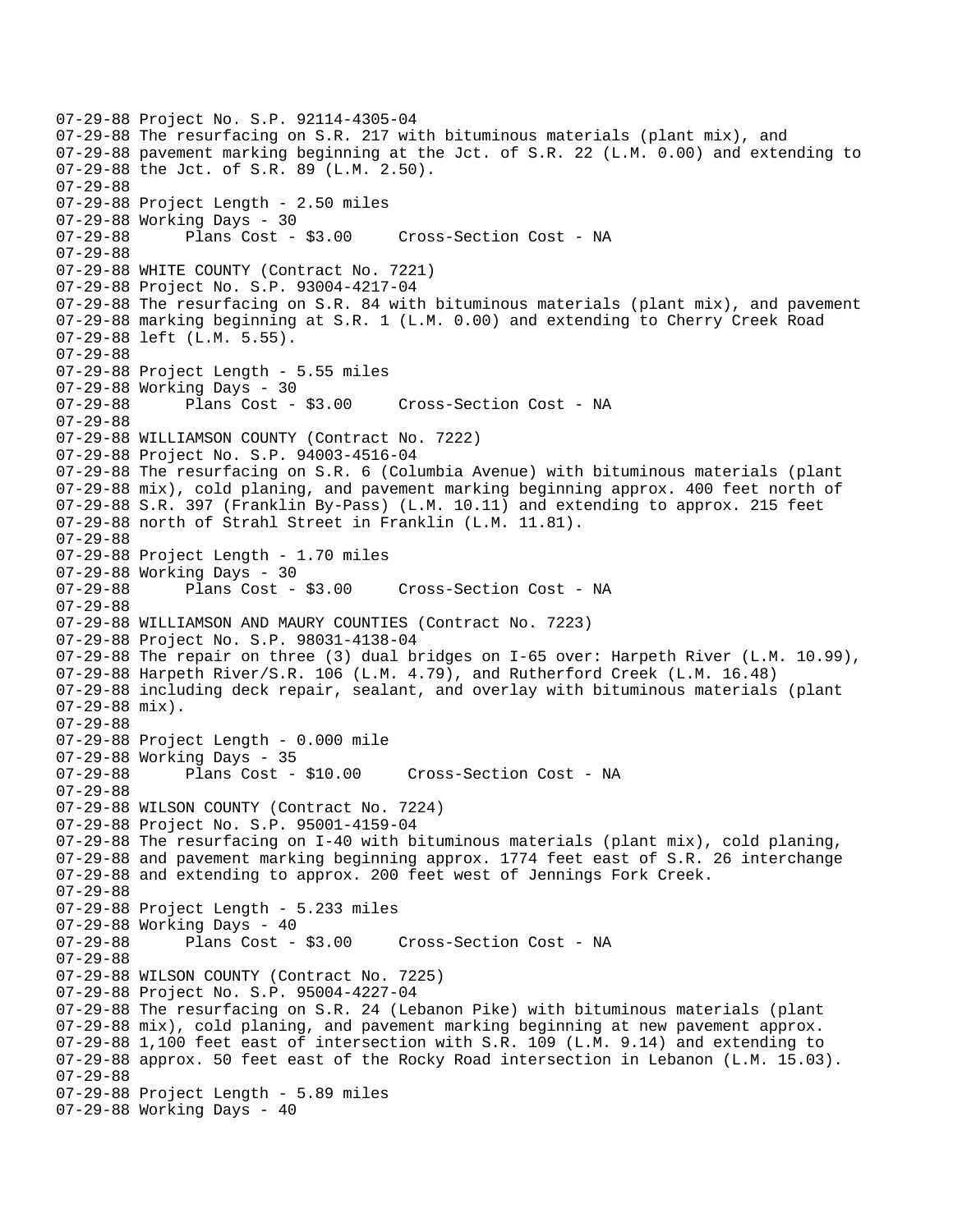```
07-29-88 Project No. S.P. 92114-4305-04
07-29-88 The resurfacing on S.R. 217 with bituminous materials (plant mix), and
07-29-88 pavement marking beginning at the Jct. of S.R. 22 (L.M. 0.00) and extending to
07-29-88 the Jct. of S.R. 89 (L.M. 2.50).
07-29-88
07-29-88 Project Length - 2.50 miles
07-29-88 Working Days - 30
07-29-88      Plans Cost - $3.00     Cross-Section Cost - NA
07-29-88
07-29-88 WHITE COUNTY (Contract No. 7221)
07-29-88 Project No. S.P. 93004-4217-04
07-29-88 The resurfacing on S.R. 84 with bituminous materials (plant mix), and pavement
07-29-88 marking beginning at S.R. 1 (L.M. 0.00) and extending to Cherry Creek Road
07-29-88 left (L.M. 5.55).
07-29-88
07-29-88 Project Length - 5.55 miles
07-29-88 Working Days - 30
07-29-88      Plans Cost - $3.00     Cross-Section Cost - NA
07-29-88
07-29-88 WILLIAMSON COUNTY (Contract No. 7222)
07-29-88 Project No. S.P. 94003-4516-04
07-29-88 The resurfacing on S.R. 6 (Columbia Avenue) with bituminous materials (plant
07-29-88 mix), cold planing, and pavement marking beginning approx. 400 feet north of
07-29-88 S.R. 397 (Franklin By-Pass) (L.M. 10.11) and extending to approx. 215 feet
07-29-88 north of Strahl Street in Franklin (L.M. 11.81).
07-29-88
07-29-88 Project Length - 1.70 miles
07-29-88 Working Days - 30
07-29-88      Plans Cost - $3.00     Cross-Section Cost - NA
07-29-88
07-29-88 WILLIAMSON AND MAURY COUNTIES (Contract No. 7223)
07-29-88 Project No. S.P. 98031-4138-04
07-29-88 The repair on three (3) dual bridges on I-65 over: Harpeth River (L.M. 10.99),
07-29-88 Harpeth River/S.R. 106 (L.M. 4.79), and Rutherford Creek (L.M. 16.48)
07-29-88 including deck repair, sealant, and overlay with bituminous materials (plant
07-29-88 mix).
07-29-88
07-29-88 Project Length - 0.000 mile
07-29-88 Working Days - 35
07-29-88      Plans Cost - $10.00     Cross-Section Cost - NA
07-29-88
07-29-88 WILSON COUNTY (Contract No. 7224)
07-29-88 Project No. S.P. 95001-4159-04
07-29-88 The resurfacing on I-40 with bituminous materials (plant mix), cold planing,
07-29-88 and pavement marking beginning approx. 1774 feet east of S.R. 26 interchange
07-29-88 and extending to approx. 200 feet west of Jennings Fork Creek.
07-29-88
07-29-88 Project Length - 5.233 miles
07-29-88 Working Days - 40
07-29-88      Plans Cost - $3.00     Cross-Section Cost - NA
07-29-88
07-29-88 WILSON COUNTY (Contract No. 7225)
07-29-88 Project No. S.P. 95004-4227-04
07-29-88 The resurfacing on S.R. 24 (Lebanon Pike) with bituminous materials (plant
07-29-88 mix), cold planing, and pavement marking beginning at new pavement approx.
07-29-88 1,100 feet east of intersection with S.R. 109 (L.M. 9.14) and extending to
07-29-88 approx. 50 feet east of the Rocky Road intersection in Lebanon (L.M. 15.03).
07-29-88
07-29-88 Project Length - 5.89 miles
07-29-88 Working Days - 40
```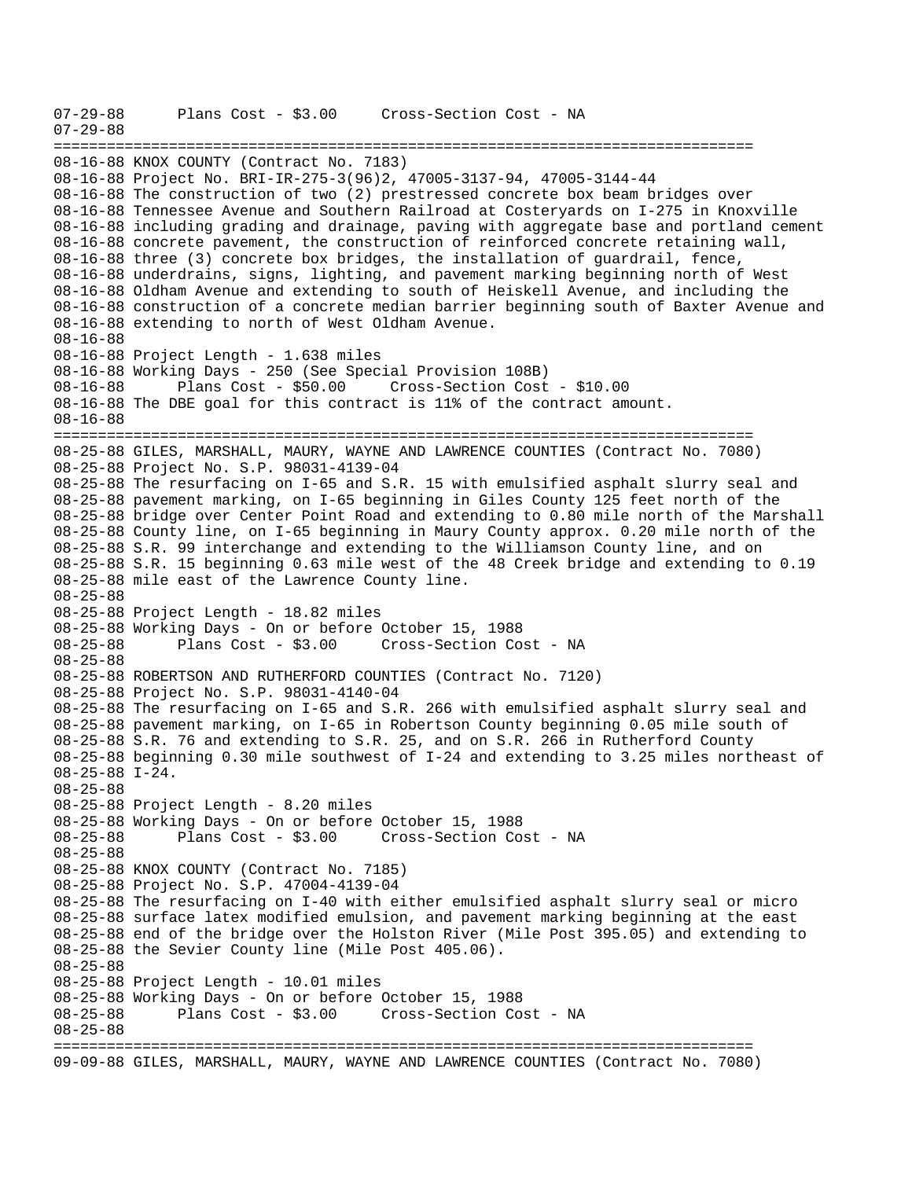```
07-29-88      Plans Cost - $3.00     Cross-Section Cost - NA
07-29-88
================================================================================
08-16-88 KNOX COUNTY (Contract No. 7183)
08-16-88 Project No. BRI-IR-275-3(96)2, 47005-3137-94, 47005-3144-44
08-16-88 The construction of two (2) prestressed concrete box beam bridges over
08-16-88 Tennessee Avenue and Southern Railroad at Costeryards on I-275 in Knoxville
08-16-88 including grading and drainage, paving with aggregate base and portland cement
08-16-88 concrete pavement, the construction of reinforced concrete retaining wall,
08-16-88 three (3) concrete box bridges, the installation of guardrail, fence,
08-16-88 underdrains, signs, lighting, and pavement marking beginning north of West
08-16-88 Oldham Avenue and extending to south of Heiskell Avenue, and including the
08-16-88 construction of a concrete median barrier beginning south of Baxter Avenue and
08-16-88 extending to north of West Oldham Avenue.
08-16-88
08-16-88 Project Length - 1.638 miles
08-16-88 Working Days - 250 (See Special Provision 108B)
08-16-88      Plans Cost - $50.00     Cross-Section Cost - $10.00
08-16-88 The DBE goal for this contract is 11% of the contract amount.
08-16-88
================================================================================
08-25-88 GILES, MARSHALL, MAURY, WAYNE AND LAWRENCE COUNTIES (Contract No. 7080)
08-25-88 Project No. S.P. 98031-4139-04
08-25-88 The resurfacing on I-65 and S.R. 15 with emulsified asphalt slurry seal and
08-25-88 pavement marking, on I-65 beginning in Giles County 125 feet north of the
08-25-88 bridge over Center Point Road and extending to 0.80 mile north of the Marshall
08-25-88 County line, on I-65 beginning in Maury County approx. 0.20 mile north of the
08-25-88 S.R. 99 interchange and extending to the Williamson County line, and on
08-25-88 S.R. 15 beginning 0.63 mile west of the 48 Creek bridge and extending to 0.19
08-25-88 mile east of the Lawrence County line.
08-25-88
08-25-88 Project Length - 18.82 miles
08-25-88 Working Days - On or before October 15, 1988
08-25-88      Plans Cost - $3.00     Cross-Section Cost - NA
08-25-88
08-25-88 ROBERTSON AND RUTHERFORD COUNTIES (Contract No. 7120)
08-25-88 Project No. S.P. 98031-4140-04
08-25-88 The resurfacing on I-65 and S.R. 266 with emulsified asphalt slurry seal and
08-25-88 pavement marking, on I-65 in Robertson County beginning 0.05 mile south of
08-25-88 S.R. 76 and extending to S.R. 25, and on S.R. 266 in Rutherford County
08-25-88 beginning 0.30 mile southwest of I-24 and extending to 3.25 miles northeast of
08-25-88 I-24.
08-25-88
08-25-88 Project Length - 8.20 miles
08-25-88 Working Days - On or before October 15, 1988
08-25-88      Plans Cost - $3.00     Cross-Section Cost - NA
08-25-88
08-25-88 KNOX COUNTY (Contract No. 7185)
08-25-88 Project No. S.P. 47004-4139-04
08-25-88 The resurfacing on I-40 with either emulsified asphalt slurry seal or micro
08-25-88 surface latex modified emulsion, and pavement marking beginning at the east
08-25-88 end of the bridge over the Holston River (Mile Post 395.05) and extending to
08-25-88 the Sevier County line (Mile Post 405.06).
08-25-88
08-25-88 Project Length - 10.01 miles
08-25-88 Working Days - On or before October 15, 1988
08-25-88      Plans Cost - $3.00     Cross-Section Cost - NA
08-25-88
================================================================================
09-09-88 GILES, MARSHALL, MAURY, WAYNE AND LAWRENCE COUNTIES (Contract No. 7080)
```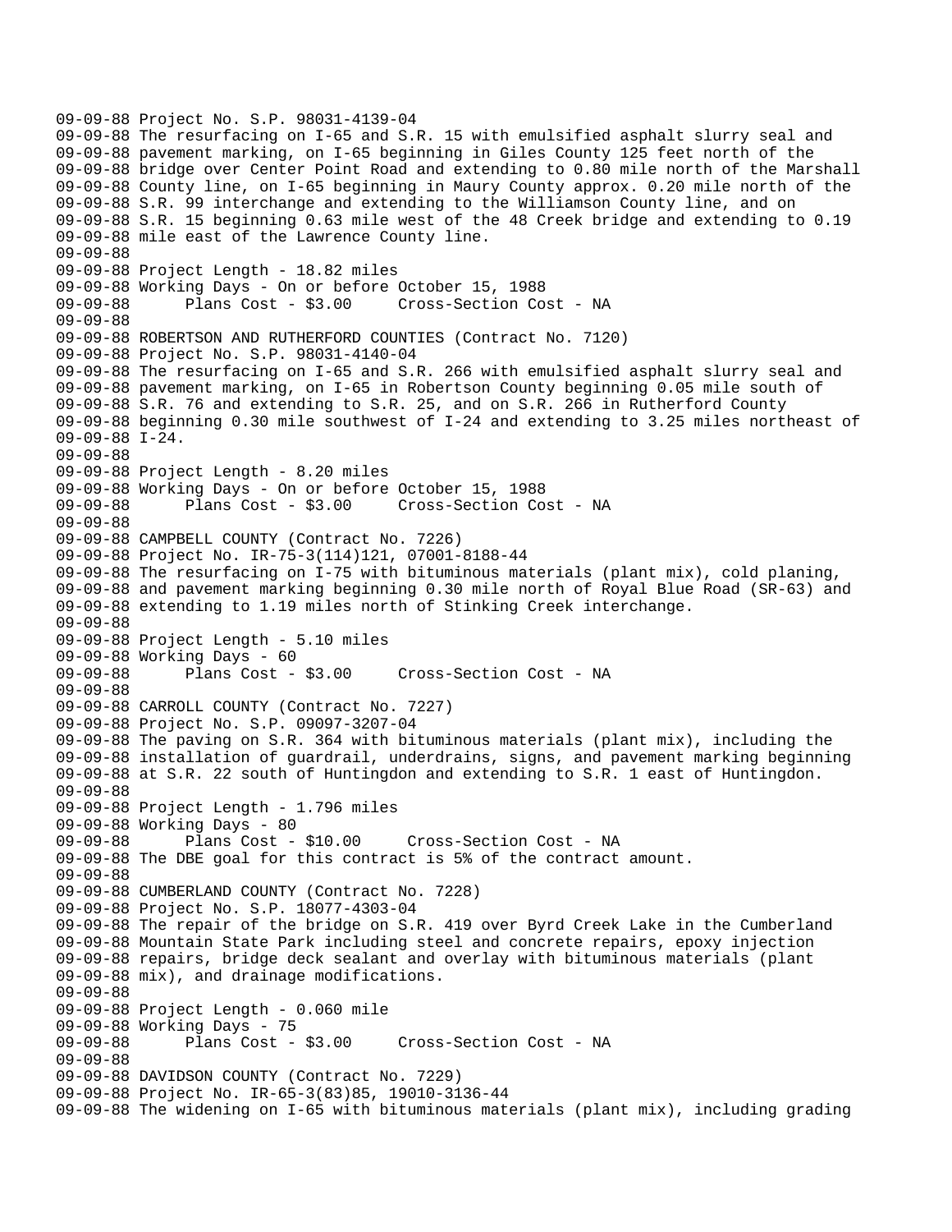```
09-09-88 Project No. S.P. 98031-4139-04
09-09-88 The resurfacing on I-65 and S.R. 15 with emulsified asphalt slurry seal and
09-09-88 pavement marking, on I-65 beginning in Giles County 125 feet north of the
09-09-88 bridge over Center Point Road and extending to 0.80 mile north of the Marshall
09-09-88 County line, on I-65 beginning in Maury County approx. 0.20 mile north of the
09-09-88 S.R. 99 interchange and extending to the Williamson County line, and on
09-09-88 S.R. 15 beginning 0.63 mile west of the 48 Creek bridge and extending to 0.19
09-09-88 mile east of the Lawrence County line.
09-09-88
09-09-88 Project Length - 18.82 miles
09-09-88 Working Days - On or before October 15, 1988
09-09-88      Plans Cost - $3.00     Cross-Section Cost - NA
09-09-88
09-09-88 ROBERTSON AND RUTHERFORD COUNTIES (Contract No. 7120)
09-09-88 Project No. S.P. 98031-4140-04
09-09-88 The resurfacing on I-65 and S.R. 266 with emulsified asphalt slurry seal and
09-09-88 pavement marking, on I-65 in Robertson County beginning 0.05 mile south of
09-09-88 S.R. 76 and extending to S.R. 25, and on S.R. 266 in Rutherford County
09-09-88 beginning 0.30 mile southwest of I-24 and extending to 3.25 miles northeast of
09-09-88 I-24.
09-09-88
09-09-88 Project Length - 8.20 miles
09-09-88 Working Days - On or before October 15, 1988
09-09-88      Plans Cost - $3.00     Cross-Section Cost - NA
09-09-88
09-09-88 CAMPBELL COUNTY (Contract No. 7226)
09-09-88 Project No. IR-75-3(114)121, 07001-8188-44
09-09-88 The resurfacing on I-75 with bituminous materials (plant mix), cold planing,
09-09-88 and pavement marking beginning 0.30 mile north of Royal Blue Road (SR-63) and
09-09-88 extending to 1.19 miles north of Stinking Creek interchange.
09-09-88
09-09-88 Project Length - 5.10 miles
09-09-88 Working Days - 60
09-09-88      Plans Cost - $3.00     Cross-Section Cost - NA
09-09-88
09-09-88 CARROLL COUNTY (Contract No. 7227)
09-09-88 Project No. S.P. 09097-3207-04
09-09-88 The paving on S.R. 364 with bituminous materials (plant mix), including the
09-09-88 installation of guardrail, underdrains, signs, and pavement marking beginning
09-09-88 at S.R. 22 south of Huntingdon and extending to S.R. 1 east of Huntingdon.
09-09-88
09-09-88 Project Length - 1.796 miles
09-09-88 Working Days - 80
09-09-88      Plans Cost - $10.00     Cross-Section Cost - NA
09-09-88 The DBE goal for this contract is 5% of the contract amount.
09-09-88
09-09-88 CUMBERLAND COUNTY (Contract No. 7228)
09-09-88 Project No. S.P. 18077-4303-04
09-09-88 The repair of the bridge on S.R. 419 over Byrd Creek Lake in the Cumberland
09-09-88 Mountain State Park including steel and concrete repairs, epoxy injection
09-09-88 repairs, bridge deck sealant and overlay with bituminous materials (plant
09-09-88 mix), and drainage modifications.
09-09-88
09-09-88 Project Length - 0.060 mile
09-09-88 Working Days - 75
09-09-88      Plans Cost - $3.00     Cross-Section Cost - NA
09-09-88
09-09-88 DAVIDSON COUNTY (Contract No. 7229)
09-09-88 Project No. IR-65-3(83)85, 19010-3136-44
09-09-88 The widening on I-65 with bituminous materials (plant mix), including grading
```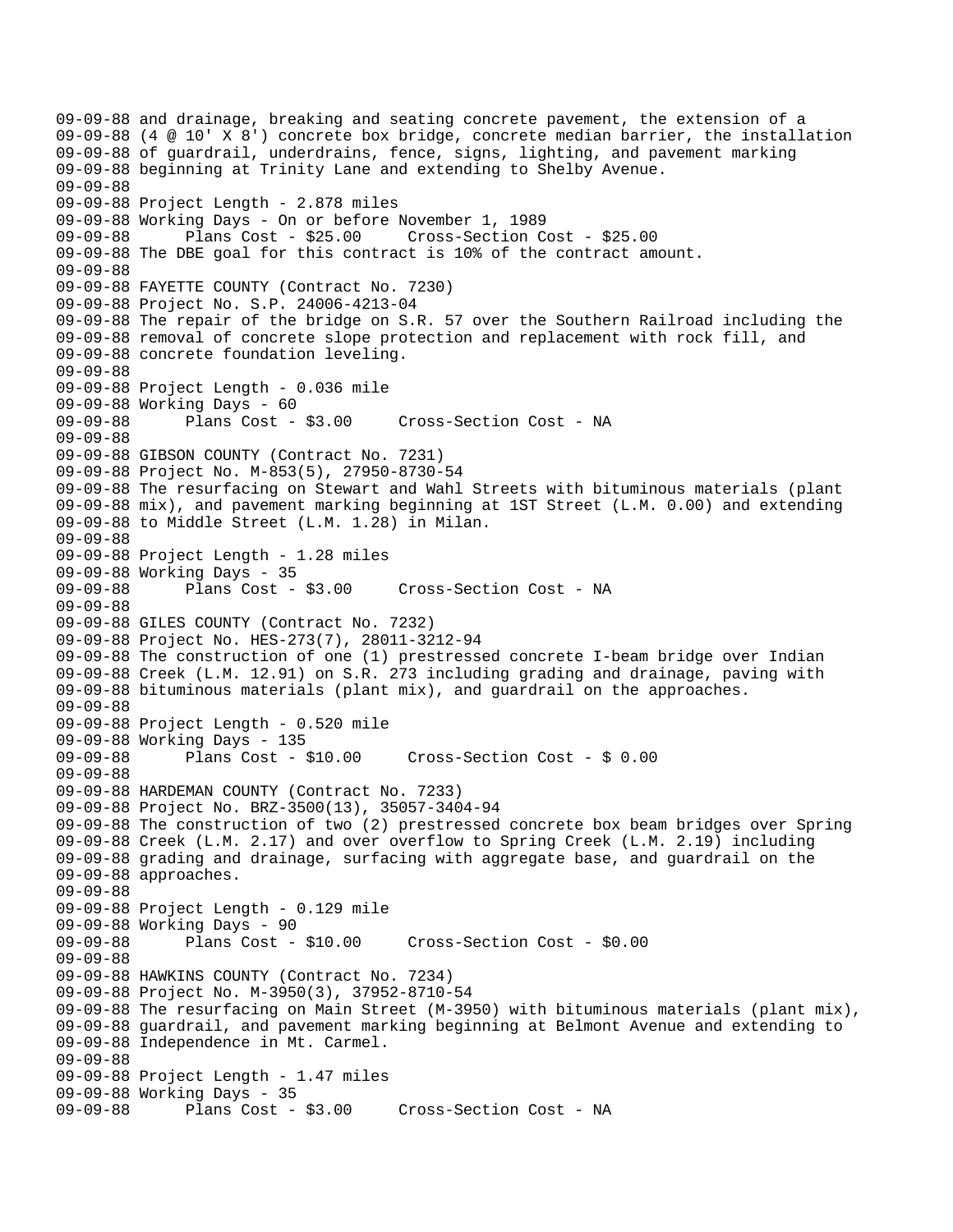```
09-09-88 and drainage, breaking and seating concrete pavement, the extension of a
09-09-88 (4 @ 10' X 8') concrete box bridge, concrete median barrier, the installation
09-09-88 of guardrail, underdrains, fence, signs, lighting, and pavement marking
09-09-88 beginning at Trinity Lane and extending to Shelby Avenue.
09-09-88
09-09-88 Project Length - 2.878 miles
09-09-88 Working Days - On or before November 1, 1989
09-09-88      Plans Cost - $25.00     Cross-Section Cost - $25.00
09-09-88 The DBE goal for this contract is 10% of the contract amount.
09-09-88
09-09-88 FAYETTE COUNTY (Contract No. 7230)
09-09-88 Project No. S.P. 24006-4213-04
09-09-88 The repair of the bridge on S.R. 57 over the Southern Railroad including the
09-09-88 removal of concrete slope protection and replacement with rock fill, and
09-09-88 concrete foundation leveling.
09-09-88
09-09-88 Project Length - 0.036 mile
09-09-88 Working Days - 60
09-09-88      Plans Cost - $3.00     Cross-Section Cost - NA
09-09-88
09-09-88 GIBSON COUNTY (Contract No. 7231)
09-09-88 Project No. M-853(5), 27950-8730-54
09-09-88 The resurfacing on Stewart and Wahl Streets with bituminous materials (plant
09-09-88 mix), and pavement marking beginning at 1ST Street (L.M. 0.00) and extending
09-09-88 to Middle Street (L.M. 1.28) in Milan.
09-09-88
09-09-88 Project Length - 1.28 miles
09-09-88 Working Days - 35
09-09-88      Plans Cost - $3.00     Cross-Section Cost - NA
09-09-88
09-09-88 GILES COUNTY (Contract No. 7232)
09-09-88 Project No. HES-273(7), 28011-3212-94
09-09-88 The construction of one (1) prestressed concrete I-beam bridge over Indian
09-09-88 Creek (L.M. 12.91) on S.R. 273 including grading and drainage, paving with
09-09-88 bituminous materials (plant mix), and guardrail on the approaches.
09-09-88
09-09-88 Project Length - 0.520 mile
09-09-88 Working Days - 135
09-09-88      Plans Cost - $10.00     Cross-Section Cost - $ 0.00
09-09-88
09-09-88 HARDEMAN COUNTY (Contract No. 7233)
09-09-88 Project No. BRZ-3500(13), 35057-3404-94
09-09-88 The construction of two (2) prestressed concrete box beam bridges over Spring
09-09-88 Creek (L.M. 2.17) and over overflow to Spring Creek (L.M. 2.19) including
09-09-88 grading and drainage, surfacing with aggregate base, and guardrail on the
09-09-88 approaches.
09-09-88
09-09-88 Project Length - 0.129 mile
09-09-88 Working Days - 90
09-09-88      Plans Cost - $10.00     Cross-Section Cost - $0.00
09-09-88
09-09-88 HAWKINS COUNTY (Contract No. 7234)
09-09-88 Project No. M-3950(3), 37952-8710-54
09-09-88 The resurfacing on Main Street (M-3950) with bituminous materials (plant mix),
09-09-88 guardrail, and pavement marking beginning at Belmont Avenue and extending to
09-09-88 Independence in Mt. Carmel.
09-09-88
09-09-88 Project Length - 1.47 miles
09-09-88 Working Days - 35
09-09-88      Plans Cost - $3.00     Cross-Section Cost - NA
```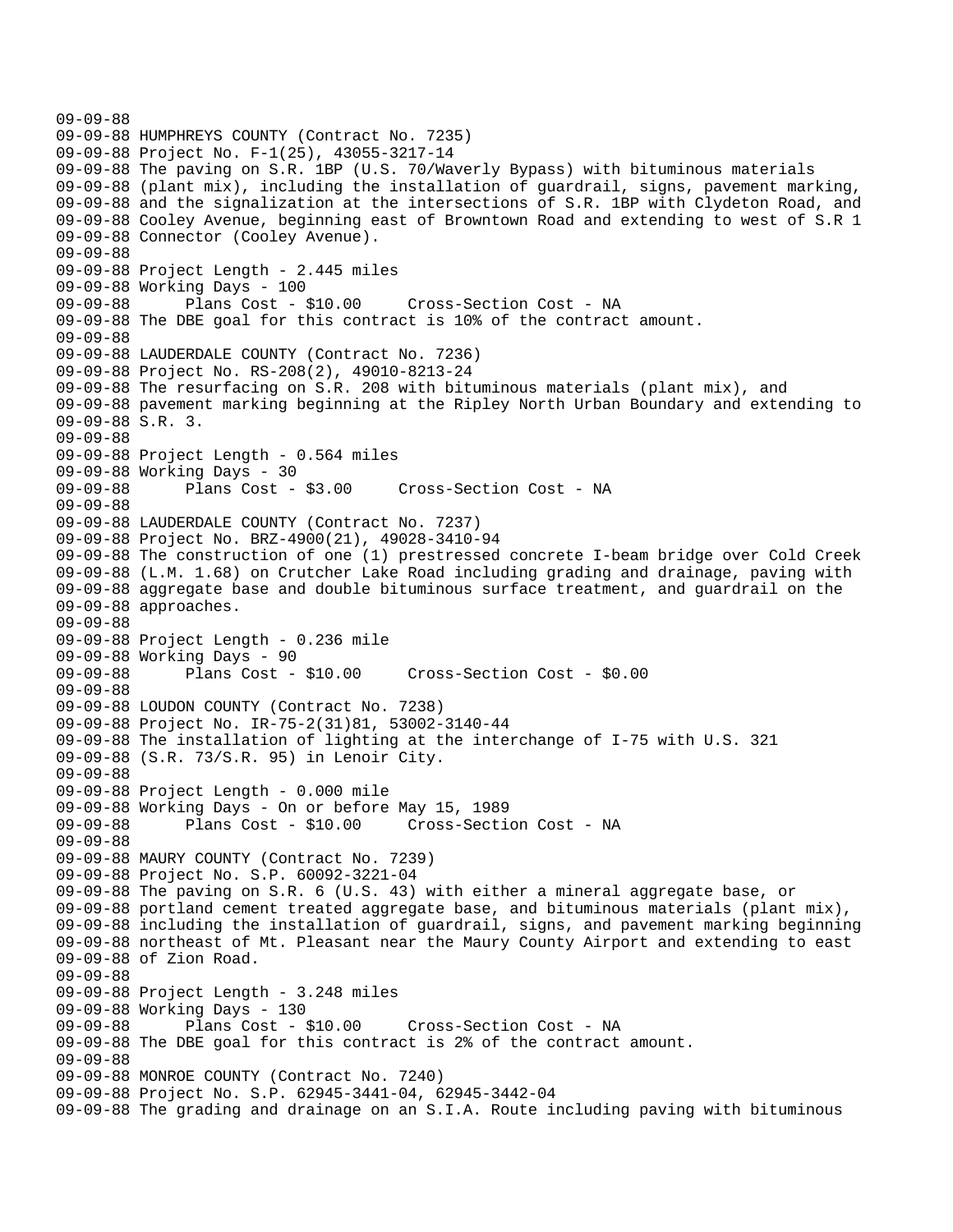```
09-09-88
09-09-88 HUMPHREYS COUNTY (Contract No. 7235)
09-09-88 Project No. F-1(25), 43055-3217-14
09-09-88 The paving on S.R. 1BP (U.S. 70/Waverly Bypass) with bituminous materials
09-09-88 (plant mix), including the installation of guardrail, signs, pavement marking,
09-09-88 and the signalization at the intersections of S.R. 1BP with Clydeton Road, and
09-09-88 Cooley Avenue, beginning east of Browntown Road and extending to west of S.R 1
09-09-88 Connector (Cooley Avenue).
09-09-88
09-09-88 Project Length - 2.445 miles
09-09-88 Working Days - 100
09-09-88       Plans Cost - $10.00     Cross-Section Cost - NA
09-09-88 The DBE goal for this contract is 10% of the contract amount.
09-09-88
09-09-88 LAUDERDALE COUNTY (Contract No. 7236)
09-09-88 Project No. RS-208(2), 49010-8213-24
09-09-88 The resurfacing on S.R. 208 with bituminous materials (plant mix), and
09-09-88 pavement marking beginning at the Ripley North Urban Boundary and extending to
09-09-88 S.R. 3.
09-09-88
09-09-88 Project Length - 0.564 miles
09-09-88 Working Days - 30
09-09-88       Plans Cost - $3.00     Cross-Section Cost - NA
09-09-88
09-09-88 LAUDERDALE COUNTY (Contract No. 7237)
09-09-88 Project No. BRZ-4900(21), 49028-3410-94
09-09-88 The construction of one (1) prestressed concrete I-beam bridge over Cold Creek
09-09-88 (L.M. 1.68) on Crutcher Lake Road including grading and drainage, paving with
09-09-88 aggregate base and double bituminous surface treatment, and guardrail on the
09-09-88 approaches.
09-09-88
09-09-88 Project Length - 0.236 mile
09-09-88 Working Days - 90
09-09-88       Plans Cost - $10.00     Cross-Section Cost - $0.00
09-09-88
09-09-88 LOUDON COUNTY (Contract No. 7238)
09-09-88 Project No. IR-75-2(31)81, 53002-3140-44
09-09-88 The installation of lighting at the interchange of I-75 with U.S. 321
09-09-88 (S.R. 73/S.R. 95) in Lenoir City.
09-09-88
09-09-88 Project Length - 0.000 mile
09-09-88 Working Days - On or before May 15, 1989
09-09-88       Plans Cost - $10.00     Cross-Section Cost - NA
09-09-88
09-09-88 MAURY COUNTY (Contract No. 7239)
09-09-88 Project No. S.P. 60092-3221-04
09-09-88 The paving on S.R. 6 (U.S. 43) with either a mineral aggregate base, or
09-09-88 portland cement treated aggregate base, and bituminous materials (plant mix),
09-09-88 including the installation of guardrail, signs, and pavement marking beginning
09-09-88 northeast of Mt. Pleasant near the Maury County Airport and extending to east
09-09-88 of Zion Road.
09-09-88
09-09-88 Project Length - 3.248 miles
09-09-88 Working Days - 130
09-09-88       Plans Cost - $10.00     Cross-Section Cost - NA
09-09-88 The DBE goal for this contract is 2% of the contract amount.
09-09-88
09-09-88 MONROE COUNTY (Contract No. 7240)
09-09-88 Project No. S.P. 62945-3441-04, 62945-3442-04
09-09-88 The grading and drainage on an S.I.A. Route including paving with bituminous
```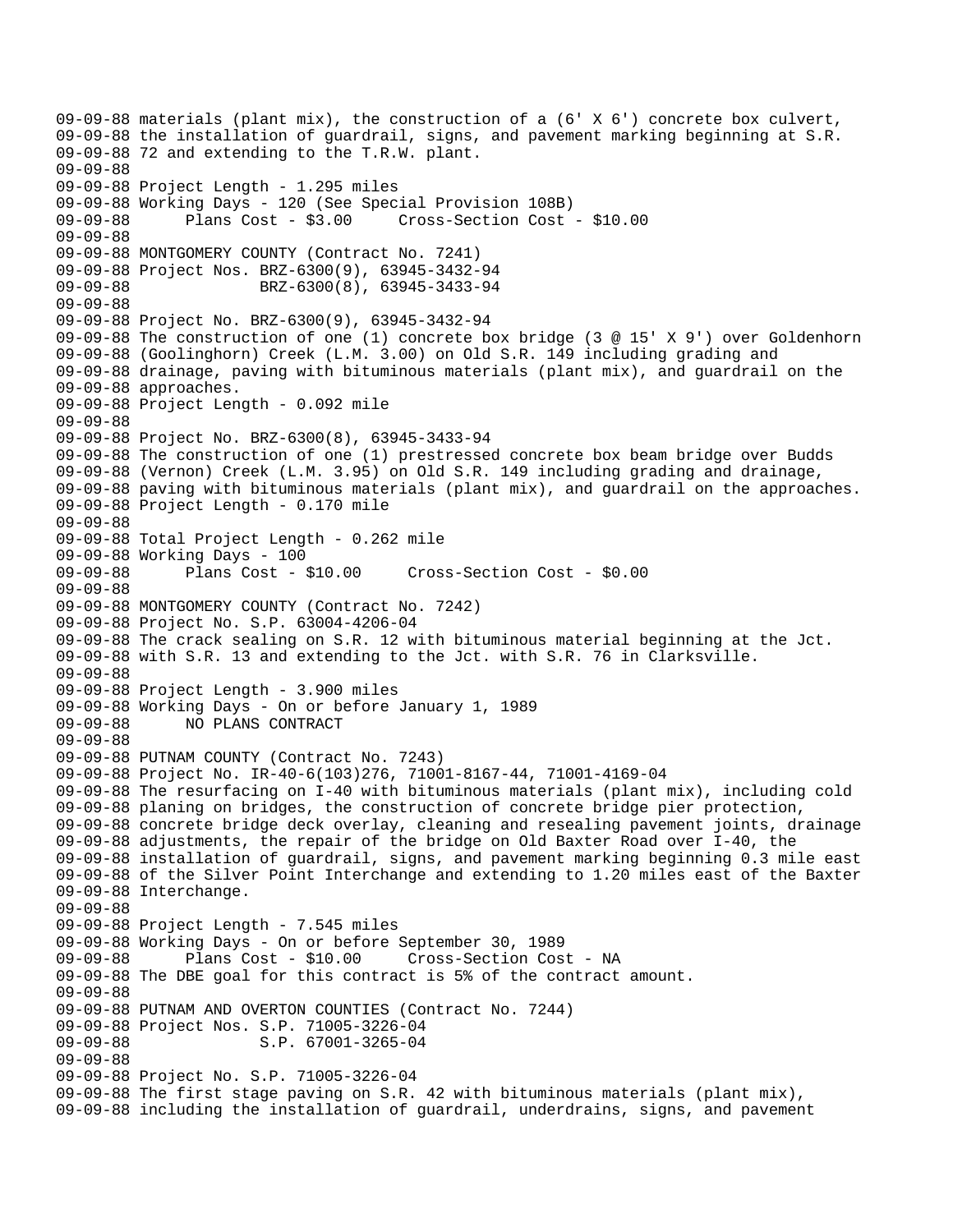```
09-09-88 materials (plant mix), the construction of a (6' X 6') concrete box culvert,
09-09-88 the installation of guardrail, signs, and pavement marking beginning at S.R.
09-09-88 72 and extending to the T.R.W. plant.
09-09-88
09-09-88 Project Length - 1.295 miles
09-09-88 Working Days - 120 (See Special Provision 108B)
09-09-88       Plans Cost - $3.00     Cross-Section Cost - $10.00
09-09-88
09-09-88 MONTGOMERY COUNTY (Contract No. 7241)
09-09-88 Project Nos. BRZ-6300(9), 63945-3432-94
09-09-88              BRZ-6300(8), 63945-3433-94
09-09-88
09-09-88 Project No. BRZ-6300(9), 63945-3432-94
09-09-88 The construction of one (1) concrete box bridge (3 @ 15' X 9') over Goldenhorn
09-09-88 (Goolinghorn) Creek (L.M. 3.00) on Old S.R. 149 including grading and
09-09-88 drainage, paving with bituminous materials (plant mix), and guardrail on the
09-09-88 approaches.
09-09-88 Project Length - 0.092 mile
09-09-88
09-09-88 Project No. BRZ-6300(8), 63945-3433-94
09-09-88 The construction of one (1) prestressed concrete box beam bridge over Budds
09-09-88 (Vernon) Creek (L.M. 3.95) on Old S.R. 149 including grading and drainage,
09-09-88 paving with bituminous materials (plant mix), and guardrail on the approaches.
09-09-88 Project Length - 0.170 mile
09-09-88
09-09-88 Total Project Length - 0.262 mile
09-09-88 Working Days - 100
09-09-88       Plans Cost - $10.00     Cross-Section Cost - $0.00
09-09-88
09-09-88 MONTGOMERY COUNTY (Contract No. 7242)
09-09-88 Project No. S.P. 63004-4206-04
09-09-88 The crack sealing on S.R. 12 with bituminous material beginning at the Jct.
09-09-88 with S.R. 13 and extending to the Jct. with S.R. 76 in Clarksville.
09-09-88
09-09-88 Project Length - 3.900 miles
09-09-88 Working Days - On or before January 1, 1989
09-09-88       NO PLANS CONTRACT
09-09-88
09-09-88 PUTNAM COUNTY (Contract No. 7243)
09-09-88 Project No. IR-40-6(103)276, 71001-8167-44, 71001-4169-04
09-09-88 The resurfacing on I-40 with bituminous materials (plant mix), including cold
09-09-88 planing on bridges, the construction of concrete bridge pier protection,
09-09-88 concrete bridge deck overlay, cleaning and resealing pavement joints, drainage
09-09-88 adjustments, the repair of the bridge on Old Baxter Road over I-40, the
09-09-88 installation of guardrail, signs, and pavement marking beginning 0.3 mile east
09-09-88 of the Silver Point Interchange and extending to 1.20 miles east of the Baxter
09-09-88 Interchange.
09-09-88
09-09-88 Project Length - 7.545 miles
09-09-88 Working Days - On or before September 30, 1989
09-09-88       Plans Cost - $10.00     Cross-Section Cost - NA
09-09-88 The DBE goal for this contract is 5% of the contract amount.
09-09-88
09-09-88 PUTNAM AND OVERTON COUNTIES (Contract No. 7244)
09-09-88 Project Nos. S.P. 71005-3226-04
09-09-88              S.P. 67001-3265-04
09-09-88
09-09-88 Project No. S.P. 71005-3226-04
09-09-88 The first stage paving on S.R. 42 with bituminous materials (plant mix),
09-09-88 including the installation of guardrail, underdrains, signs, and pavement
```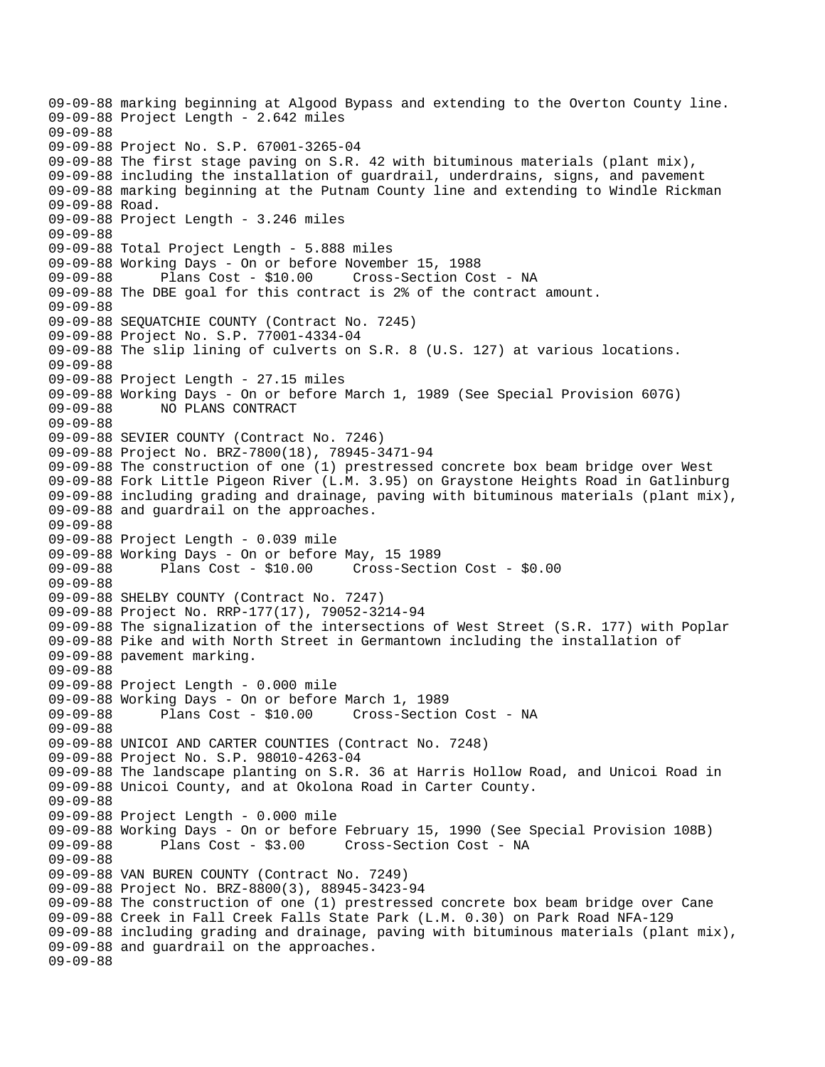```
09-09-88 marking beginning at Algood Bypass and extending to the Overton County line.
09-09-88 Project Length - 2.642 miles
09-09-88
09-09-88 Project No. S.P. 67001-3265-04
09-09-88 The first stage paving on S.R. 42 with bituminous materials (plant mix),
09-09-88 including the installation of guardrail, underdrains, signs, and pavement
09-09-88 marking beginning at the Putnam County line and extending to Windle Rickman
09-09-88 Road.
09-09-88 Project Length - 3.246 miles
09-09-88
09-09-88 Total Project Length - 5.888 miles
09-09-88 Working Days - On or before November 15, 1988
09-09-88       Plans Cost - $10.00     Cross-Section Cost - NA
09-09-88 The DBE goal for this contract is 2% of the contract amount.
09-09-88
09-09-88 SEQUATCHIE COUNTY (Contract No. 7245)
09-09-88 Project No. S.P. 77001-4334-04
09-09-88 The slip lining of culverts on S.R. 8 (U.S. 127) at various locations.
09-09-88
09-09-88 Project Length - 27.15 miles
09-09-88 Working Days - On or before March 1, 1989 (See Special Provision 607G)
09-09-88       NO PLANS CONTRACT
09-09-88
09-09-88 SEVIER COUNTY (Contract No. 7246)
09-09-88 Project No. BRZ-7800(18), 78945-3471-94
09-09-88 The construction of one (1) prestressed concrete box beam bridge over West
09-09-88 Fork Little Pigeon River (L.M. 3.95) on Graystone Heights Road in Gatlinburg
09-09-88 including grading and drainage, paving with bituminous materials (plant mix),
09-09-88 and guardrail on the approaches.
09-09-88
09-09-88 Project Length - 0.039 mile
09-09-88 Working Days - On or before May, 15 1989
09-09-88       Plans Cost - $10.00     Cross-Section Cost - $0.00
09-09-88
09-09-88 SHELBY COUNTY (Contract No. 7247)
09-09-88 Project No. RRP-177(17), 79052-3214-94
09-09-88 The signalization of the intersections of West Street (S.R. 177) with Poplar
09-09-88 Pike and with North Street in Germantown including the installation of
09-09-88 pavement marking.
09-09-88
09-09-88 Project Length - 0.000 mile
09-09-88 Working Days - On or before March 1, 1989
09-09-88       Plans Cost - $10.00     Cross-Section Cost - NA
09-09-88
09-09-88 UNICOI AND CARTER COUNTIES (Contract No. 7248)
09-09-88 Project No. S.P. 98010-4263-04
09-09-88 The landscape planting on S.R. 36 at Harris Hollow Road, and Unicoi Road in
09-09-88 Unicoi County, and at Okolona Road in Carter County.
09-09-88
09-09-88 Project Length - 0.000 mile
09-09-88 Working Days - On or before February 15, 1990 (See Special Provision 108B)
09-09-88       Plans Cost - $3.00     Cross-Section Cost - NA
09-09-88
09-09-88 VAN BUREN COUNTY (Contract No. 7249)
09-09-88 Project No. BRZ-8800(3), 88945-3423-94
09-09-88 The construction of one (1) prestressed concrete box beam bridge over Cane
09-09-88 Creek in Fall Creek Falls State Park (L.M. 0.30) on Park Road NFA-129
09-09-88 including grading and drainage, paving with bituminous materials (plant mix),
09-09-88 and guardrail on the approaches.
09-09-88
```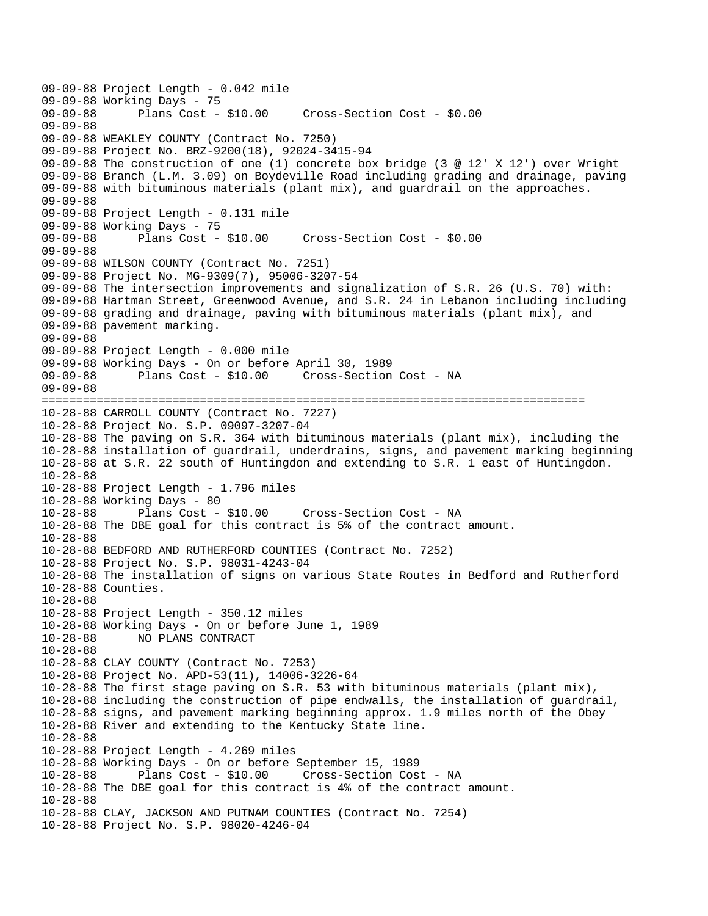```
09-09-88 Project Length - 0.042 mile
09-09-88 Working Days - 75
09-09-88       Plans Cost - $10.00     Cross-Section Cost - $0.00
09-09-88
09-09-88 WEAKLEY COUNTY (Contract No. 7250)
09-09-88 Project No. BRZ-9200(18), 92024-3415-94
09-09-88 The construction of one (1) concrete box bridge (3 @ 12' X 12') over Wright
09-09-88 Branch (L.M. 3.09) on Boydeville Road including grading and drainage, paving
09-09-88 with bituminous materials (plant mix), and guardrail on the approaches.
09-09-88
09-09-88 Project Length - 0.131 mile
09-09-88 Working Days - 75
09-09-88       Plans Cost - $10.00     Cross-Section Cost - $0.00
09-09-88
09-09-88 WILSON COUNTY (Contract No. 7251)
09-09-88 Project No. MG-9309(7), 95006-3207-54
09-09-88 The intersection improvements and signalization of S.R. 26 (U.S. 70) with:
09-09-88 Hartman Street, Greenwood Avenue, and S.R. 24 in Lebanon including including
09-09-88 grading and drainage, paving with bituminous materials (plant mix), and
09-09-88 pavement marking.
09-09-88
09-09-88 Project Length - 0.000 mile
09-09-88 Working Days - On or before April 30, 1989
09-09-88       Plans Cost - $10.00     Cross-Section Cost - NA
09-09-88
================================================================================
10-28-88 CARROLL COUNTY (Contract No. 7227)
10-28-88 Project No. S.P. 09097-3207-04
10-28-88 The paving on S.R. 364 with bituminous materials (plant mix), including the
10-28-88 installation of guardrail, underdrains, signs, and pavement marking beginning
10-28-88 at S.R. 22 south of Huntingdon and extending to S.R. 1 east of Huntingdon.
10-28-88
10-28-88 Project Length - 1.796 miles
10-28-88 Working Days - 80
10-28-88       Plans Cost - $10.00     Cross-Section Cost - NA
10-28-88 The DBE goal for this contract is 5% of the contract amount.
10-28-88
10-28-88 BEDFORD AND RUTHERFORD COUNTIES (Contract No. 7252)
10-28-88 Project No. S.P. 98031-4243-04
10-28-88 The installation of signs on various State Routes in Bedford and Rutherford
10-28-88 Counties.
10-28-88
10-28-88 Project Length - 350.12 miles
10-28-88 Working Days - On or before June 1, 1989
10-28-88       NO PLANS CONTRACT
10-28-88
10-28-88 CLAY COUNTY (Contract No. 7253)
10-28-88 Project No. APD-53(11), 14006-3226-64
10-28-88 The first stage paving on S.R. 53 with bituminous materials (plant mix),
10-28-88 including the construction of pipe endwalls, the installation of guardrail,
10-28-88 signs, and pavement marking beginning approx. 1.9 miles north of the Obey
10-28-88 River and extending to the Kentucky State line.
10-28-88
10-28-88 Project Length - 4.269 miles
10-28-88 Working Days - On or before September 15, 1989
10-28-88       Plans Cost - $10.00     Cross-Section Cost - NA
10-28-88 The DBE goal for this contract is 4% of the contract amount.
10-28-88
10-28-88 CLAY, JACKSON AND PUTNAM COUNTIES (Contract No. 7254)
10-28-88 Project No. S.P. 98020-4246-04
```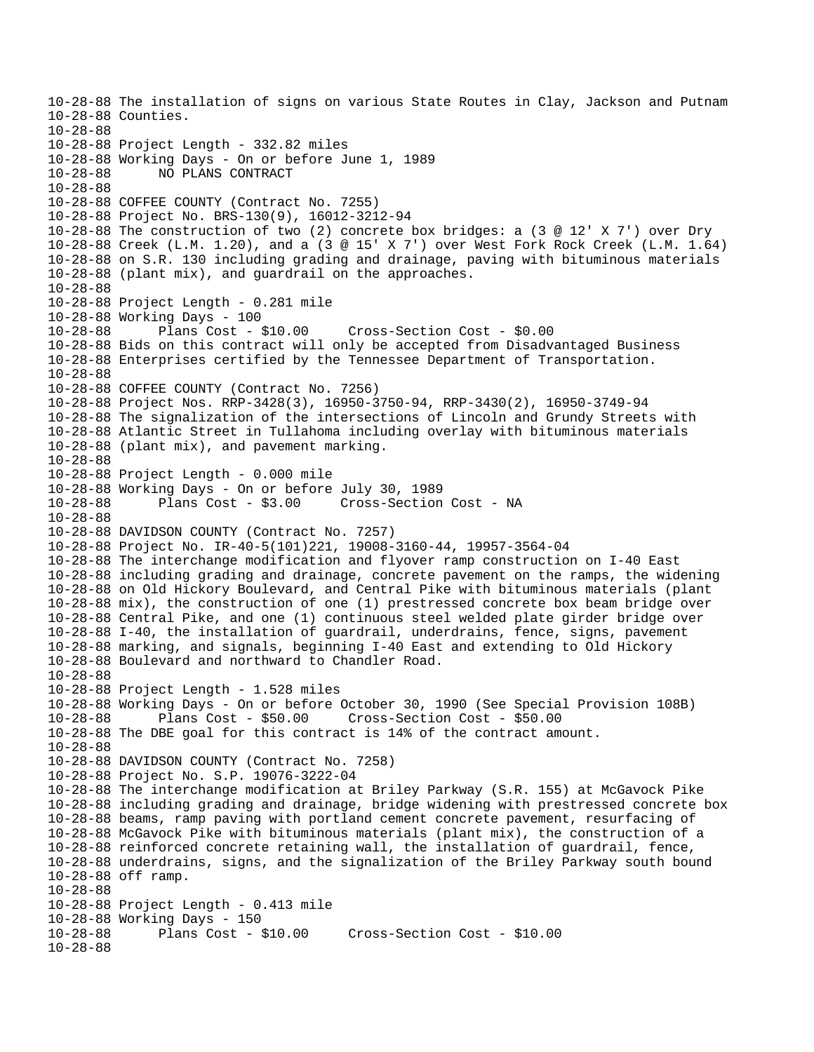10-28-88 The installation of signs on various State Routes in Clay, Jackson and Putnam
10-28-88 Counties.
10-28-88
10-28-88 Project Length - 332.82 miles
10-28-88 Working Days - On or before June 1, 1989
10-28-88       NO PLANS CONTRACT
10-28-88
10-28-88 COFFEE COUNTY (Contract No. 7255)
10-28-88 Project No. BRS-130(9), 16012-3212-94
10-28-88 The construction of two (2) concrete box bridges: a (3 @ 12' X 7') over Dry
10-28-88 Creek (L.M. 1.20), and a (3 @ 15' X 7') over West Fork Rock Creek (L.M. 1.64)
10-28-88 on S.R. 130 including grading and drainage, paving with bituminous materials
10-28-88 (plant mix), and guardrail on the approaches.
10-28-88
10-28-88 Project Length - 0.281 mile
10-28-88 Working Days - 100
10-28-88       Plans Cost - $10.00     Cross-Section Cost - $0.00
10-28-88 Bids on this contract will only be accepted from Disadvantaged Business
10-28-88 Enterprises certified by the Tennessee Department of Transportation.
10-28-88
10-28-88 COFFEE COUNTY (Contract No. 7256)
10-28-88 Project Nos. RRP-3428(3), 16950-3750-94, RRP-3430(2), 16950-3749-94
10-28-88 The signalization of the intersections of Lincoln and Grundy Streets with
10-28-88 Atlantic Street in Tullahoma including overlay with bituminous materials
10-28-88 (plant mix), and pavement marking.
10-28-88
10-28-88 Project Length - 0.000 mile
10-28-88 Working Days - On or before July 30, 1989
10-28-88       Plans Cost - $3.00     Cross-Section Cost - NA
10-28-88
10-28-88 DAVIDSON COUNTY (Contract No. 7257)
10-28-88 Project No. IR-40-5(101)221, 19008-3160-44, 19957-3564-04
10-28-88 The interchange modification and flyover ramp construction on I-40 East
10-28-88 including grading and drainage, concrete pavement on the ramps, the widening
10-28-88 on Old Hickory Boulevard, and Central Pike with bituminous materials (plant
10-28-88 mix), the construction of one (1) prestressed concrete box beam bridge over
10-28-88 Central Pike, and one (1) continuous steel welded plate girder bridge over
10-28-88 I-40, the installation of guardrail, underdrains, fence, signs, pavement
10-28-88 marking, and signals, beginning I-40 East and extending to Old Hickory
10-28-88 Boulevard and northward to Chandler Road.
10-28-88
10-28-88 Project Length - 1.528 miles
10-28-88 Working Days - On or before October 30, 1990 (See Special Provision 108B)
10-28-88       Plans Cost - $50.00     Cross-Section Cost - $50.00
10-28-88 The DBE goal for this contract is 14% of the contract amount.
10-28-88
10-28-88 DAVIDSON COUNTY (Contract No. 7258)
10-28-88 Project No. S.P. 19076-3222-04
10-28-88 The interchange modification at Briley Parkway (S.R. 155) at McGavock Pike
10-28-88 including grading and drainage, bridge widening with prestressed concrete box
10-28-88 beams, ramp paving with portland cement concrete pavement, resurfacing of
10-28-88 McGavock Pike with bituminous materials (plant mix), the construction of a
10-28-88 reinforced concrete retaining wall, the installation of guardrail, fence,
10-28-88 underdrains, signs, and the signalization of the Briley Parkway south bound
10-28-88 off ramp.
10-28-88
10-28-88 Project Length - 0.413 mile
10-28-88 Working Days - 150
10-28-88       Plans Cost - $10.00     Cross-Section Cost - $10.00
10-28-88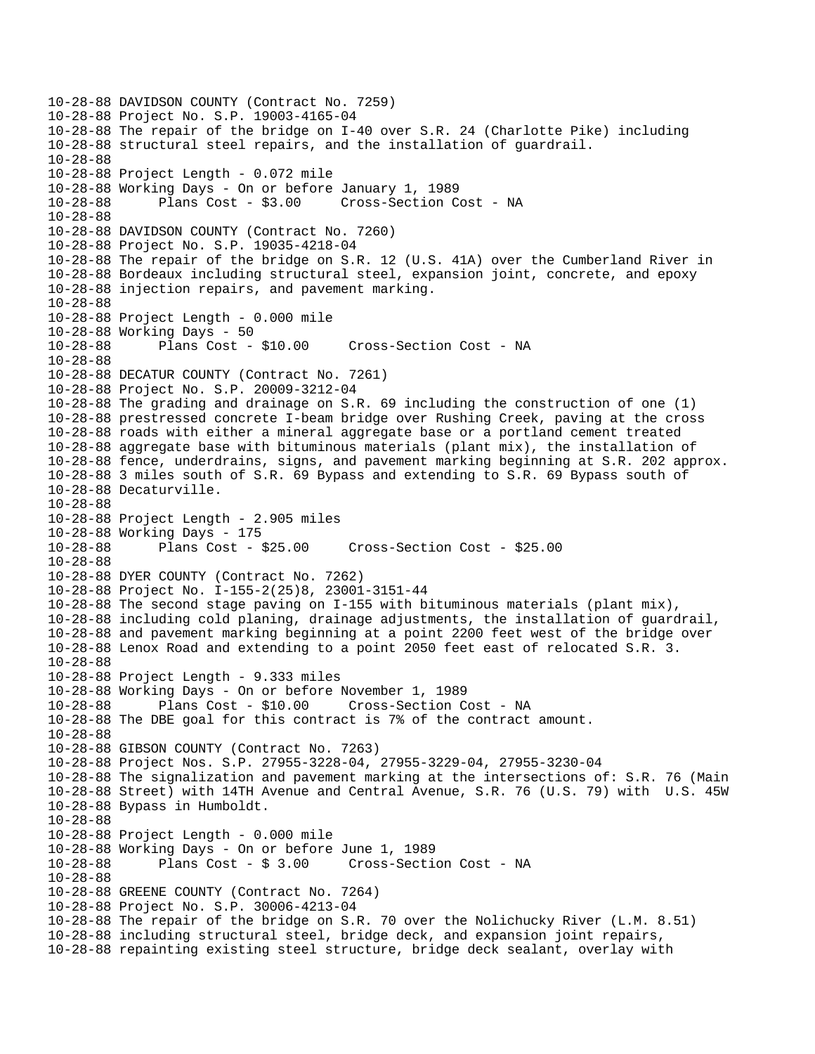```
10-28-88 DAVIDSON COUNTY (Contract No. 7259)
10-28-88 Project No. S.P. 19003-4165-04
10-28-88 The repair of the bridge on I-40 over S.R. 24 (Charlotte Pike) including
10-28-88 structural steel repairs, and the installation of guardrail.
10-28-88
10-28-88 Project Length - 0.072 mile
10-28-88 Working Days - On or before January 1, 1989
10-28-88       Plans Cost - $3.00     Cross-Section Cost - NA
10-28-88
10-28-88 DAVIDSON COUNTY (Contract No. 7260)
10-28-88 Project No. S.P. 19035-4218-04
10-28-88 The repair of the bridge on S.R. 12 (U.S. 41A) over the Cumberland River in
10-28-88 Bordeaux including structural steel, expansion joint, concrete, and epoxy
10-28-88 injection repairs, and pavement marking.
10-28-88
10-28-88 Project Length - 0.000 mile
10-28-88 Working Days - 50
10-28-88       Plans Cost - $10.00     Cross-Section Cost - NA
10-28-88
10-28-88 DECATUR COUNTY (Contract No. 7261)
10-28-88 Project No. S.P. 20009-3212-04
10-28-88 The grading and drainage on S.R. 69 including the construction of one (1)
10-28-88 prestressed concrete I-beam bridge over Rushing Creek, paving at the cross
10-28-88 roads with either a mineral aggregate base or a portland cement treated
10-28-88 aggregate base with bituminous materials (plant mix), the installation of
10-28-88 fence, underdrains, signs, and pavement marking beginning at S.R. 202 approx.
10-28-88 3 miles south of S.R. 69 Bypass and extending to S.R. 69 Bypass south of
10-28-88 Decaturville.
10-28-88
10-28-88 Project Length - 2.905 miles
10-28-88 Working Days - 175
10-28-88       Plans Cost - $25.00     Cross-Section Cost - $25.00
10-28-88
10-28-88 DYER COUNTY (Contract No. 7262)
10-28-88 Project No. I-155-2(25)8, 23001-3151-44
10-28-88 The second stage paving on I-155 with bituminous materials (plant mix),
10-28-88 including cold planing, drainage adjustments, the installation of guardrail,
10-28-88 and pavement marking beginning at a point 2200 feet west of the bridge over
10-28-88 Lenox Road and extending to a point 2050 feet east of relocated S.R. 3.
10-28-88
10-28-88 Project Length - 9.333 miles
10-28-88 Working Days - On or before November 1, 1989
10-28-88       Plans Cost - $10.00     Cross-Section Cost - NA
10-28-88 The DBE goal for this contract is 7% of the contract amount.
10-28-88
10-28-88 GIBSON COUNTY (Contract No. 7263)
10-28-88 Project Nos. S.P. 27955-3228-04, 27955-3229-04, 27955-3230-04
10-28-88 The signalization and pavement marking at the intersections of: S.R. 76 (Main
10-28-88 Street) with 14TH Avenue and Central Avenue, S.R. 76 (U.S. 79) with  U.S. 45W
10-28-88 Bypass in Humboldt.
10-28-88
10-28-88 Project Length - 0.000 mile
10-28-88 Working Days - On or before June 1, 1989
10-28-88       Plans Cost - $ 3.00     Cross-Section Cost - NA
10-28-88
10-28-88 GREENE COUNTY (Contract No. 7264)
10-28-88 Project No. S.P. 30006-4213-04
10-28-88 The repair of the bridge on S.R. 70 over the Nolichucky River (L.M. 8.51)
10-28-88 including structural steel, bridge deck, and expansion joint repairs,
10-28-88 repainting existing steel structure, bridge deck sealant, overlay with
```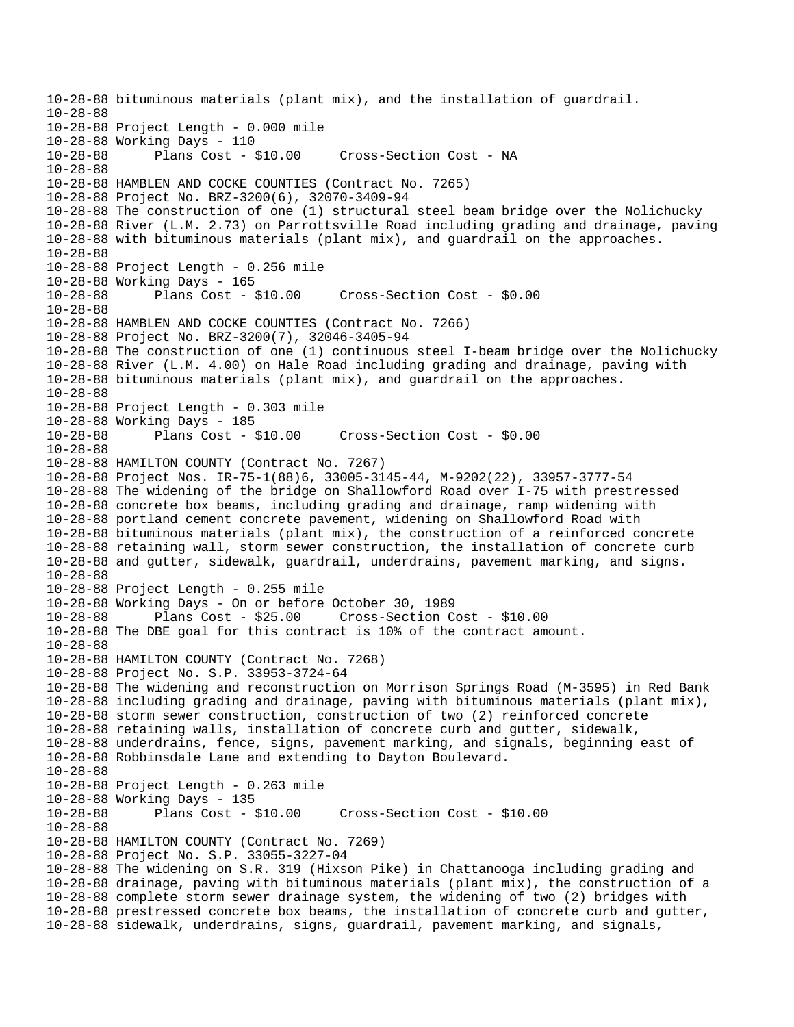10-28-88 bituminous materials (plant mix), and the installation of guardrail.
10-28-88
10-28-88 Project Length - 0.000 mile
10-28-88 Working Days - 110
10-28-88       Plans Cost - $10.00     Cross-Section Cost - NA
10-28-88
10-28-88 HAMBLEN AND COCKE COUNTIES (Contract No. 7265)
10-28-88 Project No. BRZ-3200(6), 32070-3409-94
10-28-88 The construction of one (1) structural steel beam bridge over the Nolichucky
10-28-88 River (L.M. 2.73) on Parrottsville Road including grading and drainage, paving
10-28-88 with bituminous materials (plant mix), and guardrail on the approaches.
10-28-88
10-28-88 Project Length - 0.256 mile
10-28-88 Working Days - 165
10-28-88       Plans Cost - $10.00     Cross-Section Cost - $0.00
10-28-88
10-28-88 HAMBLEN AND COCKE COUNTIES (Contract No. 7266)
10-28-88 Project No. BRZ-3200(7), 32046-3405-94
10-28-88 The construction of one (1) continuous steel I-beam bridge over the Nolichucky
10-28-88 River (L.M. 4.00) on Hale Road including grading and drainage, paving with
10-28-88 bituminous materials (plant mix), and guardrail on the approaches.
10-28-88
10-28-88 Project Length - 0.303 mile
10-28-88 Working Days - 185
10-28-88       Plans Cost - $10.00     Cross-Section Cost - $0.00
10-28-88
10-28-88 HAMILTON COUNTY (Contract No. 7267)
10-28-88 Project Nos. IR-75-1(88)6, 33005-3145-44, M-9202(22), 33957-3777-54
10-28-88 The widening of the bridge on Shallowford Road over I-75 with prestressed
10-28-88 concrete box beams, including grading and drainage, ramp widening with
10-28-88 portland cement concrete pavement, widening on Shallowford Road with
10-28-88 bituminous materials (plant mix), the construction of a reinforced concrete
10-28-88 retaining wall, storm sewer construction, the installation of concrete curb
10-28-88 and gutter, sidewalk, guardrail, underdrains, pavement marking, and signs.
10-28-88
10-28-88 Project Length - 0.255 mile
10-28-88 Working Days - On or before October 30, 1989
10-28-88       Plans Cost - $25.00     Cross-Section Cost - $10.00
10-28-88 The DBE goal for this contract is 10% of the contract amount.
10-28-88
10-28-88 HAMILTON COUNTY (Contract No. 7268)
10-28-88 Project No. S.P. 33953-3724-64
10-28-88 The widening and reconstruction on Morrison Springs Road (M-3595) in Red Bank
10-28-88 including grading and drainage, paving with bituminous materials (plant mix),
10-28-88 storm sewer construction, construction of two (2) reinforced concrete
10-28-88 retaining walls, installation of concrete curb and gutter, sidewalk,
10-28-88 underdrains, fence, signs, pavement marking, and signals, beginning east of
10-28-88 Robbinsdale Lane and extending to Dayton Boulevard.
10-28-88
10-28-88 Project Length - 0.263 mile
10-28-88 Working Days - 135
10-28-88       Plans Cost - $10.00     Cross-Section Cost - $10.00
10-28-88
10-28-88 HAMILTON COUNTY (Contract No. 7269)
10-28-88 Project No. S.P. 33055-3227-04
10-28-88 The widening on S.R. 319 (Hixson Pike) in Chattanooga including grading and
10-28-88 drainage, paving with bituminous materials (plant mix), the construction of a
10-28-88 complete storm sewer drainage system, the widening of two (2) bridges with
10-28-88 prestressed concrete box beams, the installation of concrete curb and gutter,
10-28-88 sidewalk, underdrains, signs, guardrail, pavement marking, and signals,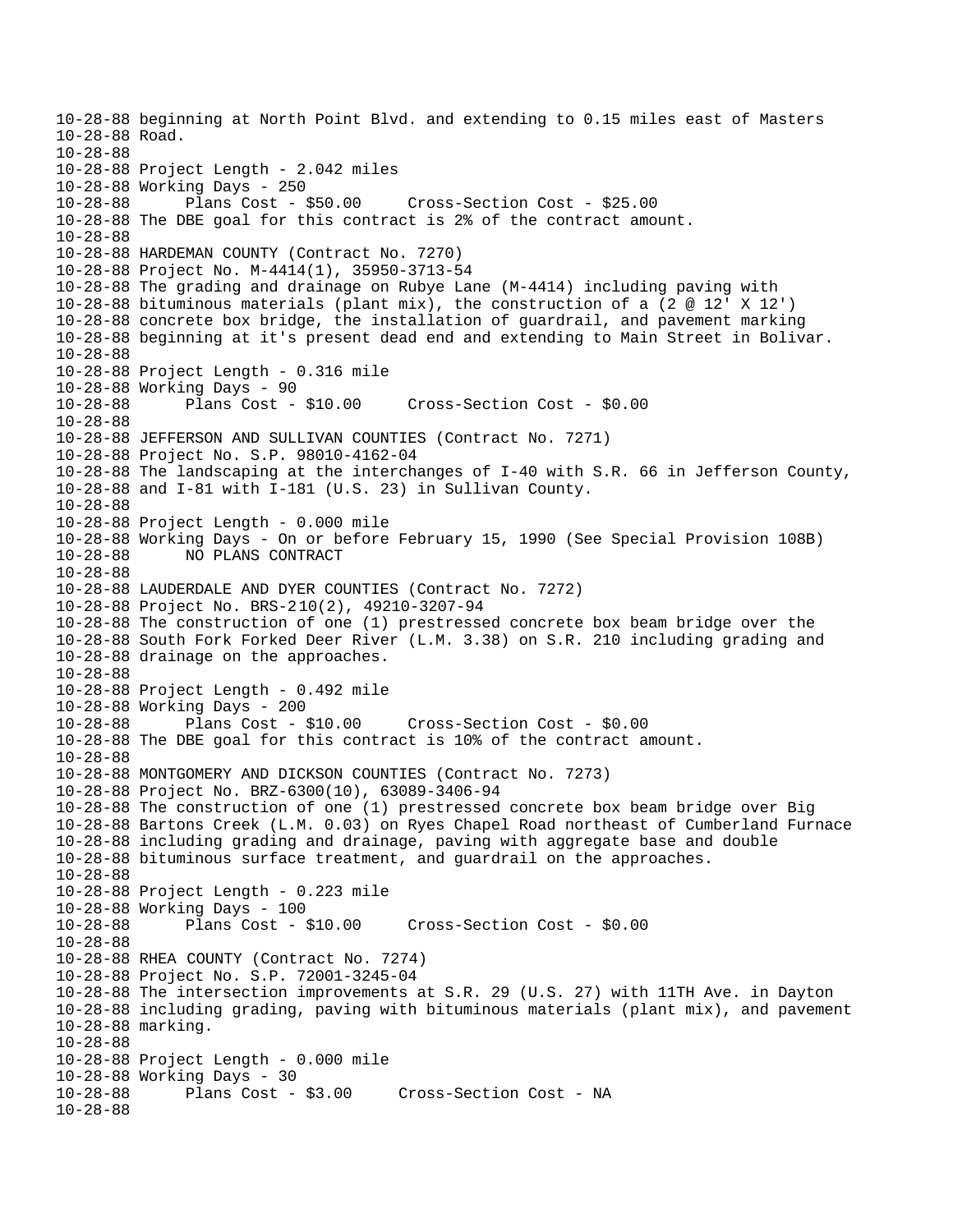10-28-88 beginning at North Point Blvd. and extending to 0.15 miles east of Masters
10-28-88 Road.
10-28-88
10-28-88 Project Length - 2.042 miles
10-28-88 Working Days - 250
10-28-88 Plans Cost - $50.00 Cross-Section Cost - $25.00
10-28-88 The DBE goal for this contract is 2% of the contract amount.
10-28-88
10-28-88 HARDEMAN COUNTY (Contract No. 7270)
10-28-88 Project No. M-4414(1), 35950-3713-54
10-28-88 The grading and drainage on Rubye Lane (M-4414) including paving with
10-28-88 bituminous materials (plant mix), the construction of a (2 @ 12' X 12')
10-28-88 concrete box bridge, the installation of guardrail, and pavement marking
10-28-88 beginning at it's present dead end and extending to Main Street in Bolivar.
10-28-88
10-28-88 Project Length - 0.316 mile
10-28-88 Working Days - 90
10-28-88 Plans Cost - $10.00 Cross-Section Cost - $0.00
10-28-88
10-28-88 JEFFERSON AND SULLIVAN COUNTIES (Contract No. 7271)
10-28-88 Project No. S.P. 98010-4162-04
10-28-88 The landscaping at the interchanges of I-40 with S.R. 66 in Jefferson County,
10-28-88 and I-81 with I-181 (U.S. 23) in Sullivan County.
10-28-88
10-28-88 Project Length - 0.000 mile
10-28-88 Working Days - On or before February 15, 1990 (See Special Provision 108B)
10-28-88 NO PLANS CONTRACT
10-28-88
10-28-88 LAUDERDALE AND DYER COUNTIES (Contract No. 7272)
10-28-88 Project No. BRS-210(2), 49210-3207-94
10-28-88 The construction of one (1) prestressed concrete box beam bridge over the
10-28-88 South Fork Forked Deer River (L.M. 3.38) on S.R. 210 including grading and
10-28-88 drainage on the approaches.
10-28-88
10-28-88 Project Length - 0.492 mile
10-28-88 Working Days - 200
10-28-88 Plans Cost - $10.00 Cross-Section Cost - $0.00
10-28-88 The DBE goal for this contract is 10% of the contract amount.
10-28-88
10-28-88 MONTGOMERY AND DICKSON COUNTIES (Contract No. 7273)
10-28-88 Project No. BRZ-6300(10), 63089-3406-94
10-28-88 The construction of one (1) prestressed concrete box beam bridge over Big
10-28-88 Bartons Creek (L.M. 0.03) on Ryes Chapel Road northeast of Cumberland Furnace
10-28-88 including grading and drainage, paving with aggregate base and double
10-28-88 bituminous surface treatment, and guardrail on the approaches.
10-28-88
10-28-88 Project Length - 0.223 mile
10-28-88 Working Days - 100
10-28-88 Plans Cost - $10.00 Cross-Section Cost - $0.00
10-28-88
10-28-88 RHEA COUNTY (Contract No. 7274)
10-28-88 Project No. S.P. 72001-3245-04
10-28-88 The intersection improvements at S.R. 29 (U.S. 27) with 11TH Ave. in Dayton
10-28-88 including grading, paving with bituminous materials (plant mix), and pavement
10-28-88 marking.
10-28-88
10-28-88 Project Length - 0.000 mile
10-28-88 Working Days - 30
10-28-88 Plans Cost - $3.00 Cross-Section Cost - NA
10-28-88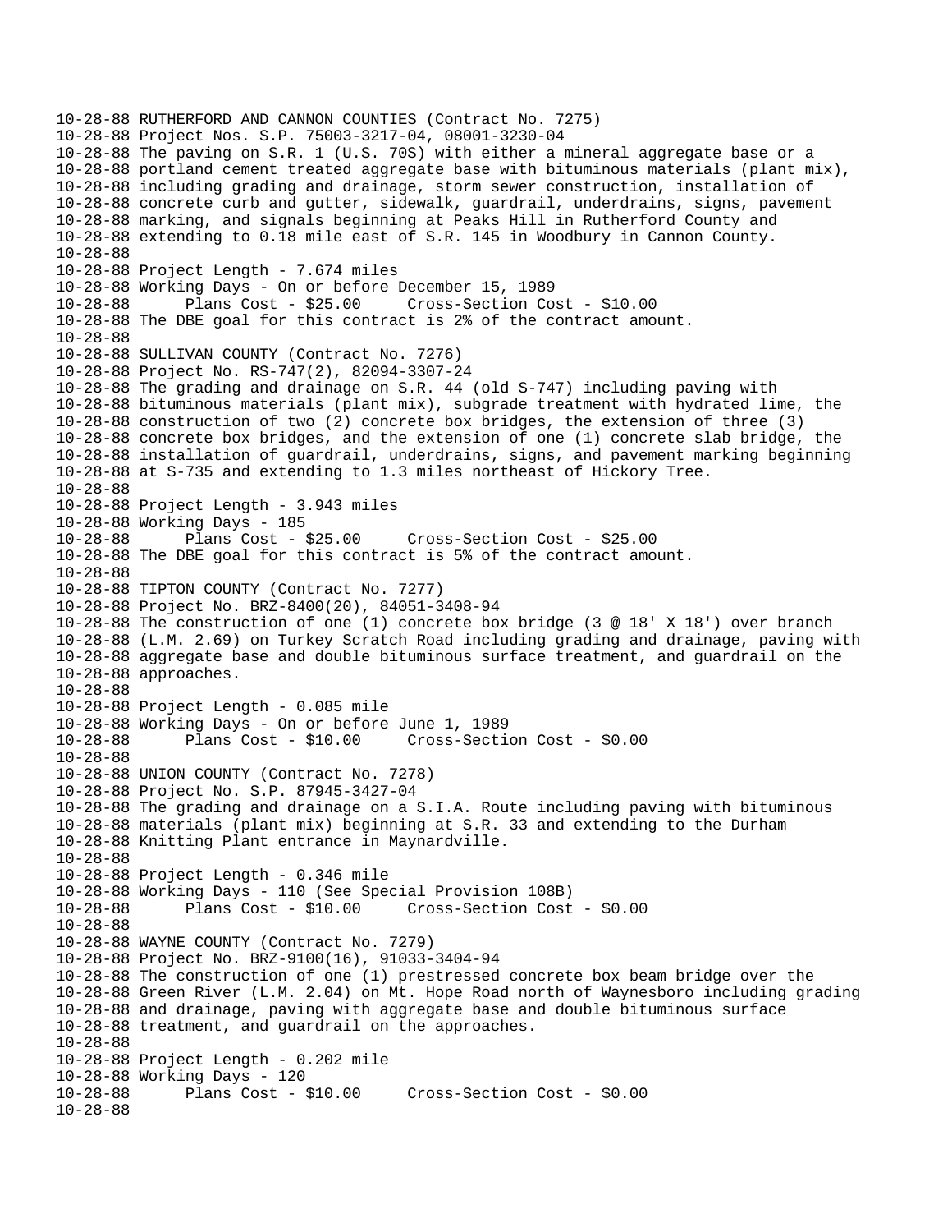```
10-28-88 RUTHERFORD AND CANNON COUNTIES (Contract No. 7275)
10-28-88 Project Nos. S.P. 75003-3217-04, 08001-3230-04
10-28-88 The paving on S.R. 1 (U.S. 70S) with either a mineral aggregate base or a
10-28-88 portland cement treated aggregate base with bituminous materials (plant mix),
10-28-88 including grading and drainage, storm sewer construction, installation of
10-28-88 concrete curb and gutter, sidewalk, guardrail, underdrains, signs, pavement
10-28-88 marking, and signals beginning at Peaks Hill in Rutherford County and
10-28-88 extending to 0.18 mile east of S.R. 145 in Woodbury in Cannon County.
10-28-88
10-28-88 Project Length - 7.674 miles
10-28-88 Working Days - On or before December 15, 1989
10-28-88      Plans Cost - $25.00     Cross-Section Cost - $10.00
10-28-88 The DBE goal for this contract is 2% of the contract amount.
10-28-88
10-28-88 SULLIVAN COUNTY (Contract No. 7276)
10-28-88 Project No. RS-747(2), 82094-3307-24
10-28-88 The grading and drainage on S.R. 44 (old S-747) including paving with
10-28-88 bituminous materials (plant mix), subgrade treatment with hydrated lime, the
10-28-88 construction of two (2) concrete box bridges, the extension of three (3)
10-28-88 concrete box bridges, and the extension of one (1) concrete slab bridge, the
10-28-88 installation of guardrail, underdrains, signs, and pavement marking beginning
10-28-88 at S-735 and extending to 1.3 miles northeast of Hickory Tree.
10-28-88
10-28-88 Project Length - 3.943 miles
10-28-88 Working Days - 185
10-28-88      Plans Cost - $25.00     Cross-Section Cost - $25.00
10-28-88 The DBE goal for this contract is 5% of the contract amount.
10-28-88
10-28-88 TIPTON COUNTY (Contract No. 7277)
10-28-88 Project No. BRZ-8400(20), 84051-3408-94
10-28-88 The construction of one (1) concrete box bridge (3 @ 18' X 18') over branch
10-28-88 (L.M. 2.69) on Turkey Scratch Road including grading and drainage, paving with
10-28-88 aggregate base and double bituminous surface treatment, and guardrail on the
10-28-88 approaches.
10-28-88
10-28-88 Project Length - 0.085 mile
10-28-88 Working Days - On or before June 1, 1989
10-28-88      Plans Cost - $10.00     Cross-Section Cost - $0.00
10-28-88
10-28-88 UNION COUNTY (Contract No. 7278)
10-28-88 Project No. S.P. 87945-3427-04
10-28-88 The grading and drainage on a S.I.A. Route including paving with bituminous
10-28-88 materials (plant mix) beginning at S.R. 33 and extending to the Durham
10-28-88 Knitting Plant entrance in Maynardville.
10-28-88
10-28-88 Project Length - 0.346 mile
10-28-88 Working Days - 110 (See Special Provision 108B)
10-28-88      Plans Cost - $10.00     Cross-Section Cost - $0.00
10-28-88
10-28-88 WAYNE COUNTY (Contract No. 7279)
10-28-88 Project No. BRZ-9100(16), 91033-3404-94
10-28-88 The construction of one (1) prestressed concrete box beam bridge over the
10-28-88 Green River (L.M. 2.04) on Mt. Hope Road north of Waynesboro including grading
10-28-88 and drainage, paving with aggregate base and double bituminous surface
10-28-88 treatment, and guardrail on the approaches.
10-28-88
10-28-88 Project Length - 0.202 mile
10-28-88 Working Days - 120
10-28-88      Plans Cost - $10.00     Cross-Section Cost - $0.00
10-28-88
```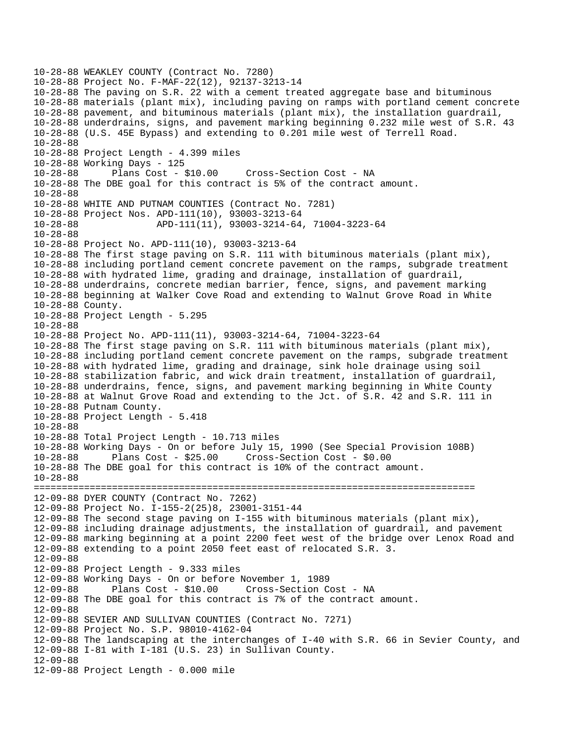```
10-28-88 WEAKLEY COUNTY (Contract No. 7280)
10-28-88 Project No. F-MAF-22(12), 92137-3213-14
10-28-88 The paving on S.R. 22 with a cement treated aggregate base and bituminous
10-28-88 materials (plant mix), including paving on ramps with portland cement concrete
10-28-88 pavement, and bituminous materials (plant mix), the installation guardrail,
10-28-88 underdrains, signs, and pavement marking beginning 0.232 mile west of S.R. 43
10-28-88 (U.S. 45E Bypass) and extending to 0.201 mile west of Terrell Road.
10-28-88
10-28-88 Project Length - 4.399 miles
10-28-88 Working Days - 125
10-28-88      Plans Cost - $10.00     Cross-Section Cost - NA
10-28-88 The DBE goal for this contract is 5% of the contract amount.
10-28-88
10-28-88 WHITE AND PUTNAM COUNTIES (Contract No. 7281)
10-28-88 Project Nos. APD-111(10), 93003-3213-64
10-28-88              APD-111(11), 93003-3214-64, 71004-3223-64
10-28-88
10-28-88 Project No. APD-111(10), 93003-3213-64
10-28-88 The first stage paving on S.R. 111 with bituminous materials (plant mix),
10-28-88 including portland cement concrete pavement on the ramps, subgrade treatment
10-28-88 with hydrated lime, grading and drainage, installation of guardrail,
10-28-88 underdrains, concrete median barrier, fence, signs, and pavement marking
10-28-88 beginning at Walker Cove Road and extending to Walnut Grove Road in White
10-28-88 County.
10-28-88 Project Length - 5.295
10-28-88
10-28-88 Project No. APD-111(11), 93003-3214-64, 71004-3223-64
10-28-88 The first stage paving on S.R. 111 with bituminous materials (plant mix),
10-28-88 including portland cement concrete pavement on the ramps, subgrade treatment
10-28-88 with hydrated lime, grading and drainage, sink hole drainage using soil
10-28-88 stabilization fabric, and wick drain treatment, installation of guardrail,
10-28-88 underdrains, fence, signs, and pavement marking beginning in White County
10-28-88 at Walnut Grove Road and extending to the Jct. of S.R. 42 and S.R. 111 in
10-28-88 Putnam County.
10-28-88 Project Length - 5.418
10-28-88
10-28-88 Total Project Length - 10.713 miles
10-28-88 Working Days - On or before July 15, 1990 (See Special Provision 108B)
10-28-88      Plans Cost - $25.00     Cross-Section Cost - $0.00
10-28-88 The DBE goal for this contract is 10% of the contract amount.
10-28-88
================================================================================
12-09-88 DYER COUNTY (Contract No. 7262)
12-09-88 Project No. I-155-2(25)8, 23001-3151-44
12-09-88 The second stage paving on I-155 with bituminous materials (plant mix),
12-09-88 including drainage adjustments, the installation of guardrail, and pavement
12-09-88 marking beginning at a point 2200 feet west of the bridge over Lenox Road and
12-09-88 extending to a point 2050 feet east of relocated S.R. 3.
12-09-88
12-09-88 Project Length - 9.333 miles
12-09-88 Working Days - On or before November 1, 1989
12-09-88      Plans Cost - $10.00     Cross-Section Cost - NA
12-09-88 The DBE goal for this contract is 7% of the contract amount.
12-09-88
12-09-88 SEVIER AND SULLIVAN COUNTIES (Contract No. 7271)
12-09-88 Project No. S.P. 98010-4162-04
12-09-88 The landscaping at the interchanges of I-40 with S.R. 66 in Sevier County, and
12-09-88 I-81 with I-181 (U.S. 23) in Sullivan County.
12-09-88
12-09-88 Project Length - 0.000 mile
```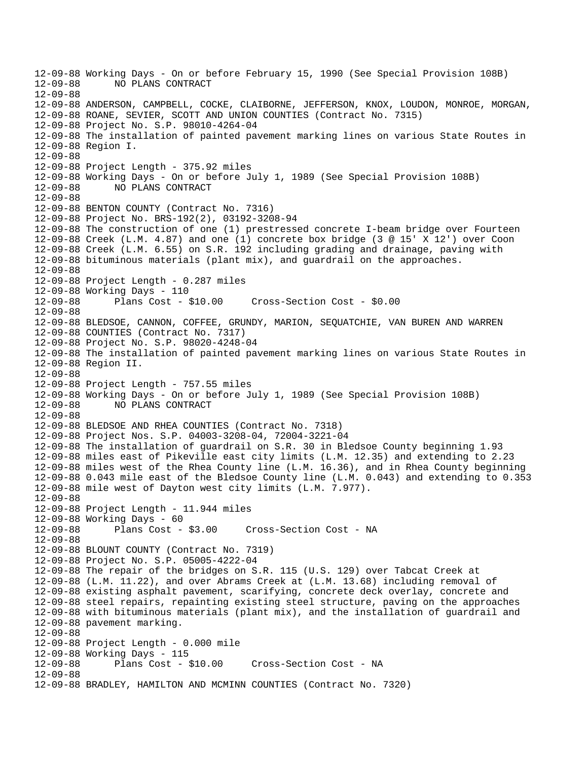```
12-09-88 Working Days - On or before February 15, 1990 (See Special Provision 108B)
12-09-88       NO PLANS CONTRACT
12-09-88
12-09-88 ANDERSON, CAMPBELL, COCKE, CLAIBORNE, JEFFERSON, KNOX, LOUDON, MONROE, MORGAN,
12-09-88 ROANE, SEVIER, SCOTT AND UNION COUNTIES (Contract No. 7315)
12-09-88 Project No. S.P. 98010-4264-04
12-09-88 The installation of painted pavement marking lines on various State Routes in
12-09-88 Region I.
12-09-88
12-09-88 Project Length - 375.92 miles
12-09-88 Working Days - On or before July 1, 1989 (See Special Provision 108B)
12-09-88       NO PLANS CONTRACT
12-09-88
12-09-88 BENTON COUNTY (Contract No. 7316)
12-09-88 Project No. BRS-192(2), 03192-3208-94
12-09-88 The construction of one (1) prestressed concrete I-beam bridge over Fourteen
12-09-88 Creek (L.M. 4.87) and one (1) concrete box bridge (3 @ 15' X 12') over Coon
12-09-88 Creek (L.M. 6.55) on S.R. 192 including grading and drainage, paving with
12-09-88 bituminous materials (plant mix), and guardrail on the approaches.
12-09-88
12-09-88 Project Length - 0.287 miles
12-09-88 Working Days - 110
12-09-88       Plans Cost - $10.00     Cross-Section Cost - $0.00
12-09-88
12-09-88 BLEDSOE, CANNON, COFFEE, GRUNDY, MARION, SEQUATCHIE, VAN BUREN AND WARREN
12-09-88 COUNTIES (Contract No. 7317)
12-09-88 Project No. S.P. 98020-4248-04
12-09-88 The installation of painted pavement marking lines on various State Routes in
12-09-88 Region II.
12-09-88
12-09-88 Project Length - 757.55 miles
12-09-88 Working Days - On or before July 1, 1989 (See Special Provision 108B)
12-09-88       NO PLANS CONTRACT
12-09-88
12-09-88 BLEDSOE AND RHEA COUNTIES (Contract No. 7318)
12-09-88 Project Nos. S.P. 04003-3208-04, 72004-3221-04
12-09-88 The installation of guardrail on S.R. 30 in Bledsoe County beginning 1.93
12-09-88 miles east of Pikeville east city limits (L.M. 12.35) and extending to 2.23
12-09-88 miles west of the Rhea County line (L.M. 16.36), and in Rhea County beginning
12-09-88 0.043 mile east of the Bledsoe County line (L.M. 0.043) and extending to 0.353
12-09-88 mile west of Dayton west city limits (L.M. 7.977).
12-09-88
12-09-88 Project Length - 11.944 miles
12-09-88 Working Days - 60
12-09-88       Plans Cost - $3.00     Cross-Section Cost - NA
12-09-88
12-09-88 BLOUNT COUNTY (Contract No. 7319)
12-09-88 Project No. S.P. 05005-4222-04
12-09-88 The repair of the bridges on S.R. 115 (U.S. 129) over Tabcat Creek at
12-09-88 (L.M. 11.22), and over Abrams Creek at (L.M. 13.68) including removal of
12-09-88 existing asphalt pavement, scarifying, concrete deck overlay, concrete and
12-09-88 steel repairs, repainting existing steel structure, paving on the approaches
12-09-88 with bituminous materials (plant mix), and the installation of guardrail and
12-09-88 pavement marking.
12-09-88
12-09-88 Project Length - 0.000 mile
12-09-88 Working Days - 115
12-09-88       Plans Cost - $10.00     Cross-Section Cost - NA
12-09-88
12-09-88 BRADLEY, HAMILTON AND MCMINN COUNTIES (Contract No. 7320)
```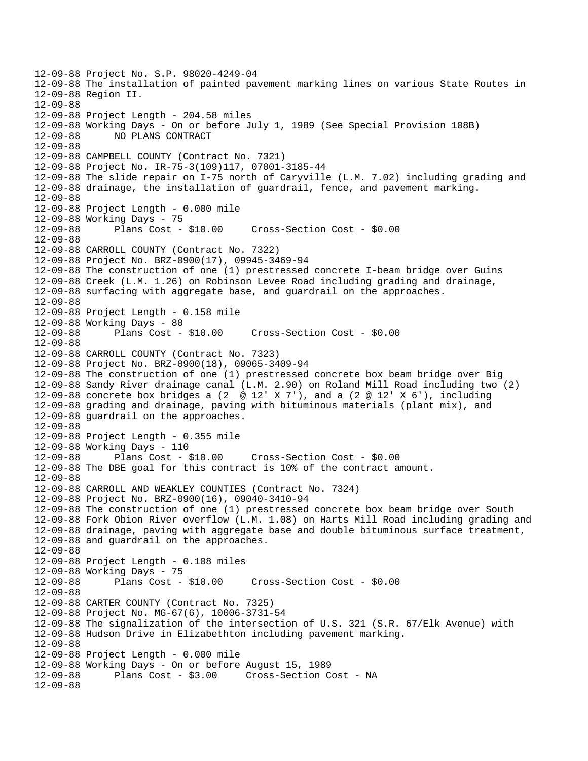```
12-09-88 Project No. S.P. 98020-4249-04
12-09-88 The installation of painted pavement marking lines on various State Routes in
12-09-88 Region II.
12-09-88
12-09-88 Project Length - 204.58 miles
12-09-88 Working Days - On or before July 1, 1989 (See Special Provision 108B)
12-09-88      NO PLANS CONTRACT
12-09-88
12-09-88 CAMPBELL COUNTY (Contract No. 7321)
12-09-88 Project No. IR-75-3(109)117, 07001-3185-44
12-09-88 The slide repair on I-75 north of Caryville (L.M. 7.02) including grading and
12-09-88 drainage, the installation of guardrail, fence, and pavement marking.
12-09-88
12-09-88 Project Length - 0.000 mile
12-09-88 Working Days - 75
12-09-88      Plans Cost - $10.00     Cross-Section Cost - $0.00
12-09-88
12-09-88 CARROLL COUNTY (Contract No. 7322)
12-09-88 Project No. BRZ-0900(17), 09945-3469-94
12-09-88 The construction of one (1) prestressed concrete I-beam bridge over Guins
12-09-88 Creek (L.M. 1.26) on Robinson Levee Road including grading and drainage,
12-09-88 surfacing with aggregate base, and guardrail on the approaches.
12-09-88
12-09-88 Project Length - 0.158 mile
12-09-88 Working Days - 80
12-09-88      Plans Cost - $10.00     Cross-Section Cost - $0.00
12-09-88
12-09-88 CARROLL COUNTY (Contract No. 7323)
12-09-88 Project No. BRZ-0900(18), 09065-3409-94
12-09-88 The construction of one (1) prestressed concrete box beam bridge over Big
12-09-88 Sandy River drainage canal (L.M. 2.90) on Roland Mill Road including two (2)
12-09-88 concrete box bridges a (2  @ 12' X 7'), and a (2 @ 12' X 6'), including
12-09-88 grading and drainage, paving with bituminous materials (plant mix), and
12-09-88 guardrail on the approaches.
12-09-88
12-09-88 Project Length - 0.355 mile
12-09-88 Working Days - 110
12-09-88      Plans Cost - $10.00     Cross-Section Cost - $0.00
12-09-88 The DBE goal for this contract is 10% of the contract amount.
12-09-88
12-09-88 CARROLL AND WEAKLEY COUNTIES (Contract No. 7324)
12-09-88 Project No. BRZ-0900(16), 09040-3410-94
12-09-88 The construction of one (1) prestressed concrete box beam bridge over South
12-09-88 Fork Obion River overflow (L.M. 1.08) on Harts Mill Road including grading and
12-09-88 drainage, paving with aggregate base and double bituminous surface treatment,
12-09-88 and guardrail on the approaches.
12-09-88
12-09-88 Project Length - 0.108 miles
12-09-88 Working Days - 75
12-09-88      Plans Cost - $10.00     Cross-Section Cost - $0.00
12-09-88
12-09-88 CARTER COUNTY (Contract No. 7325)
12-09-88 Project No. MG-67(6), 10006-3731-54
12-09-88 The signalization of the intersection of U.S. 321 (S.R. 67/Elk Avenue) with
12-09-88 Hudson Drive in Elizabethton including pavement marking.
12-09-88
12-09-88 Project Length - 0.000 mile
12-09-88 Working Days - On or before August 15, 1989
12-09-88      Plans Cost - $3.00     Cross-Section Cost - NA
12-09-88
```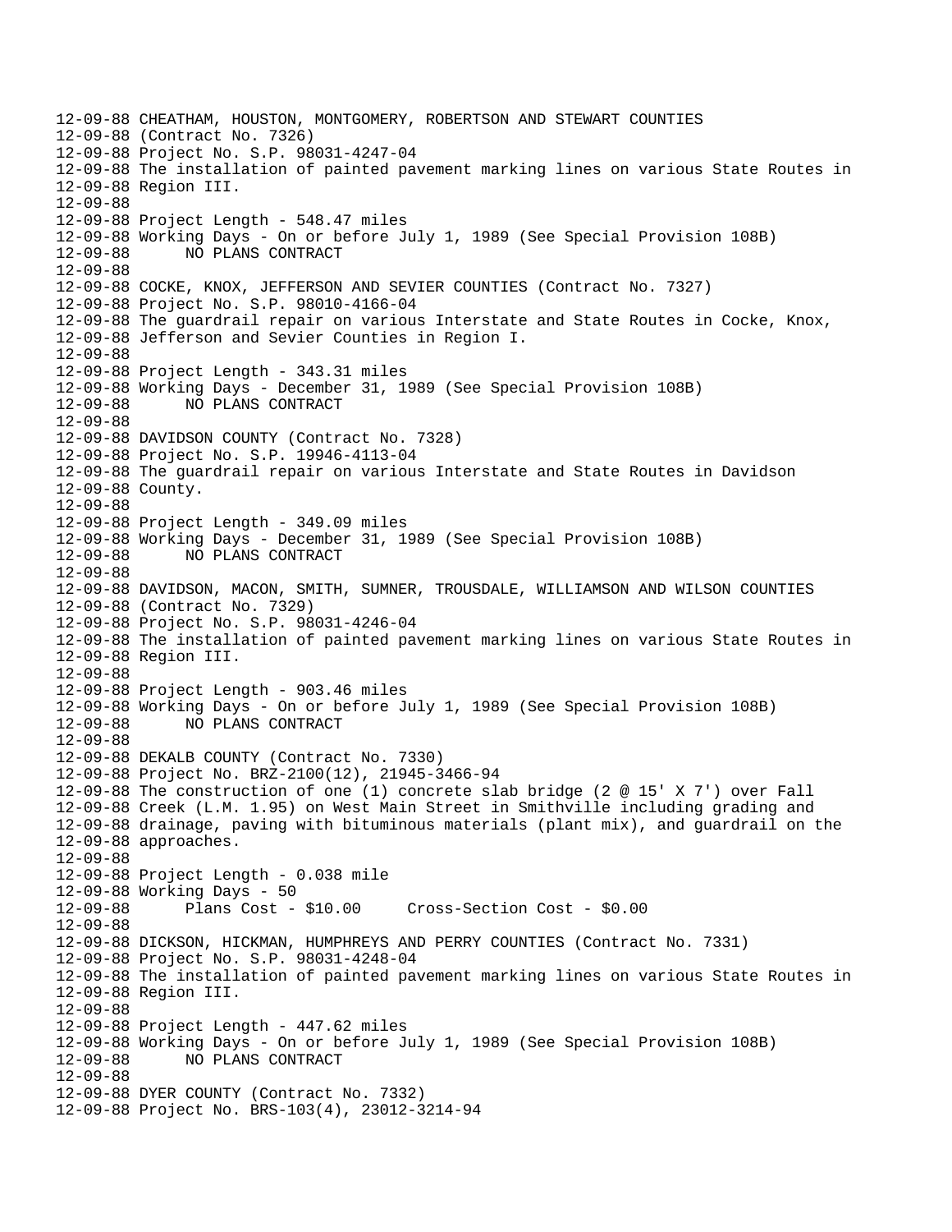12-09-88 CHEATHAM, HOUSTON, MONTGOMERY, ROBERTSON AND STEWART COUNTIES
12-09-88 (Contract No. 7326)
12-09-88 Project No. S.P. 98031-4247-04
12-09-88 The installation of painted pavement marking lines on various State Routes in
12-09-88 Region III.
12-09-88
12-09-88 Project Length - 548.47 miles
12-09-88 Working Days - On or before July 1, 1989 (See Special Provision 108B)
12-09-88 NO PLANS CONTRACT
12-09-88
12-09-88 COCKE, KNOX, JEFFERSON AND SEVIER COUNTIES (Contract No. 7327)
12-09-88 Project No. S.P. 98010-4166-04
12-09-88 The guardrail repair on various Interstate and State Routes in Cocke, Knox,
12-09-88 Jefferson and Sevier Counties in Region I.
12-09-88
12-09-88 Project Length - 343.31 miles
12-09-88 Working Days - December 31, 1989 (See Special Provision 108B)
12-09-88 NO PLANS CONTRACT
12-09-88
12-09-88 DAVIDSON COUNTY (Contract No. 7328)
12-09-88 Project No. S.P. 19946-4113-04
12-09-88 The guardrail repair on various Interstate and State Routes in Davidson
12-09-88 County.
12-09-88
12-09-88 Project Length - 349.09 miles
12-09-88 Working Days - December 31, 1989 (See Special Provision 108B)
12-09-88 NO PLANS CONTRACT
12-09-88
12-09-88 DAVIDSON, MACON, SMITH, SUMNER, TROUSDALE, WILLIAMSON AND WILSON COUNTIES
12-09-88 (Contract No. 7329)
12-09-88 Project No. S.P. 98031-4246-04
12-09-88 The installation of painted pavement marking lines on various State Routes in
12-09-88 Region III.
12-09-88
12-09-88 Project Length - 903.46 miles
12-09-88 Working Days - On or before July 1, 1989 (See Special Provision 108B)
12-09-88 NO PLANS CONTRACT
12-09-88
12-09-88 DEKALB COUNTY (Contract No. 7330)
12-09-88 Project No. BRZ-2100(12), 21945-3466-94
12-09-88 The construction of one (1) concrete slab bridge (2 @ 15' X 7') over Fall
12-09-88 Creek (L.M. 1.95) on West Main Street in Smithville including grading and
12-09-88 drainage, paving with bituminous materials (plant mix), and guardrail on the
12-09-88 approaches.
12-09-88
12-09-88 Project Length - 0.038 mile
12-09-88 Working Days - 50
12-09-88 Plans Cost - $10.00 Cross-Section Cost - $0.00
12-09-88
12-09-88 DICKSON, HICKMAN, HUMPHREYS AND PERRY COUNTIES (Contract No. 7331)
12-09-88 Project No. S.P. 98031-4248-04
12-09-88 The installation of painted pavement marking lines on various State Routes in
12-09-88 Region III.
12-09-88
12-09-88 Project Length - 447.62 miles
12-09-88 Working Days - On or before July 1, 1989 (See Special Provision 108B)
12-09-88 NO PLANS CONTRACT
12-09-88
12-09-88 DYER COUNTY (Contract No. 7332)
12-09-88 Project No. BRS-103(4), 23012-3214-94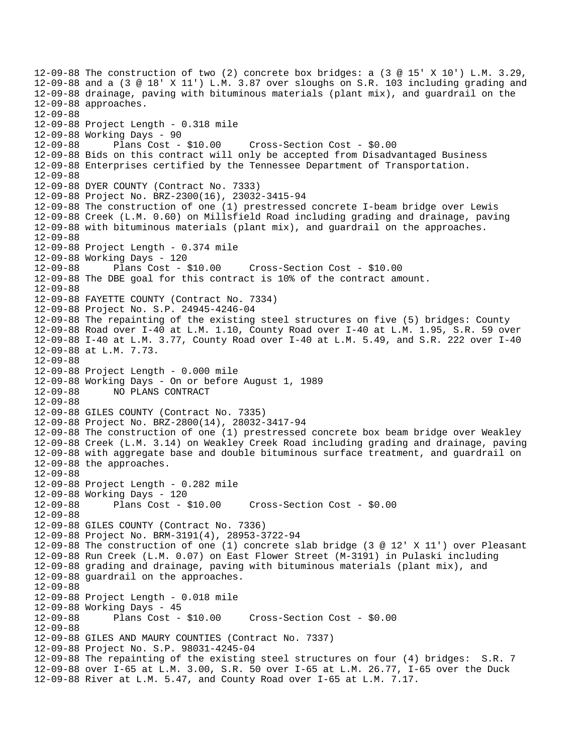12-09-88 The construction of two (2) concrete box bridges: a (3 @ 15' X 10') L.M. 3.29,
12-09-88 and a (3 @ 18' X 11') L.M. 3.87 over sloughs on S.R. 103 including grading and
12-09-88 drainage, paving with bituminous materials (plant mix), and guardrail on the
12-09-88 approaches.
12-09-88
12-09-88 Project Length - 0.318 mile
12-09-88 Working Days - 90
12-09-88      Plans Cost - $10.00     Cross-Section Cost - $0.00
12-09-88 Bids on this contract will only be accepted from Disadvantaged Business
12-09-88 Enterprises certified by the Tennessee Department of Transportation.
12-09-88
12-09-88 DYER COUNTY (Contract No. 7333)
12-09-88 Project No. BRZ-2300(16), 23032-3415-94
12-09-88 The construction of one (1) prestressed concrete I-beam bridge over Lewis
12-09-88 Creek (L.M. 0.60) on Millsfield Road including grading and drainage, paving
12-09-88 with bituminous materials (plant mix), and guardrail on the approaches.
12-09-88
12-09-88 Project Length - 0.374 mile
12-09-88 Working Days - 120
12-09-88      Plans Cost - $10.00     Cross-Section Cost - $10.00
12-09-88 The DBE goal for this contract is 10% of the contract amount.
12-09-88
12-09-88 FAYETTE COUNTY (Contract No. 7334)
12-09-88 Project No. S.P. 24945-4246-04
12-09-88 The repainting of the existing steel structures on five (5) bridges: County
12-09-88 Road over I-40 at L.M. 1.10, County Road over I-40 at L.M. 1.95, S.R. 59 over
12-09-88 I-40 at L.M. 3.77, County Road over I-40 at L.M. 5.49, and S.R. 222 over I-40
12-09-88 at L.M. 7.73.
12-09-88
12-09-88 Project Length - 0.000 mile
12-09-88 Working Days - On or before August 1, 1989
12-09-88      NO PLANS CONTRACT
12-09-88
12-09-88 GILES COUNTY (Contract No. 7335)
12-09-88 Project No. BRZ-2800(14), 28032-3417-94
12-09-88 The construction of one (1) prestressed concrete box beam bridge over Weakley
12-09-88 Creek (L.M. 3.14) on Weakley Creek Road including grading and drainage, paving
12-09-88 with aggregate base and double bituminous surface treatment, and guardrail on
12-09-88 the approaches.
12-09-88
12-09-88 Project Length - 0.282 mile
12-09-88 Working Days - 120
12-09-88      Plans Cost - $10.00     Cross-Section Cost - $0.00
12-09-88
12-09-88 GILES COUNTY (Contract No. 7336)
12-09-88 Project No. BRM-3191(4), 28953-3722-94
12-09-88 The construction of one (1) concrete slab bridge (3 @ 12' X 11') over Pleasant
12-09-88 Run Creek (L.M. 0.07) on East Flower Street (M-3191) in Pulaski including
12-09-88 grading and drainage, paving with bituminous materials (plant mix), and
12-09-88 guardrail on the approaches.
12-09-88
12-09-88 Project Length - 0.018 mile
12-09-88 Working Days - 45
12-09-88      Plans Cost - $10.00     Cross-Section Cost - $0.00
12-09-88
12-09-88 GILES AND MAURY COUNTIES (Contract No. 7337)
12-09-88 Project No. S.P. 98031-4245-04
12-09-88 The repainting of the existing steel structures on four (4) bridges:  S.R. 7
12-09-88 over I-65 at L.M. 3.00, S.R. 50 over I-65 at L.M. 26.77, I-65 over the Duck
12-09-88 River at L.M. 5.47, and County Road over I-65 at L.M. 7.17.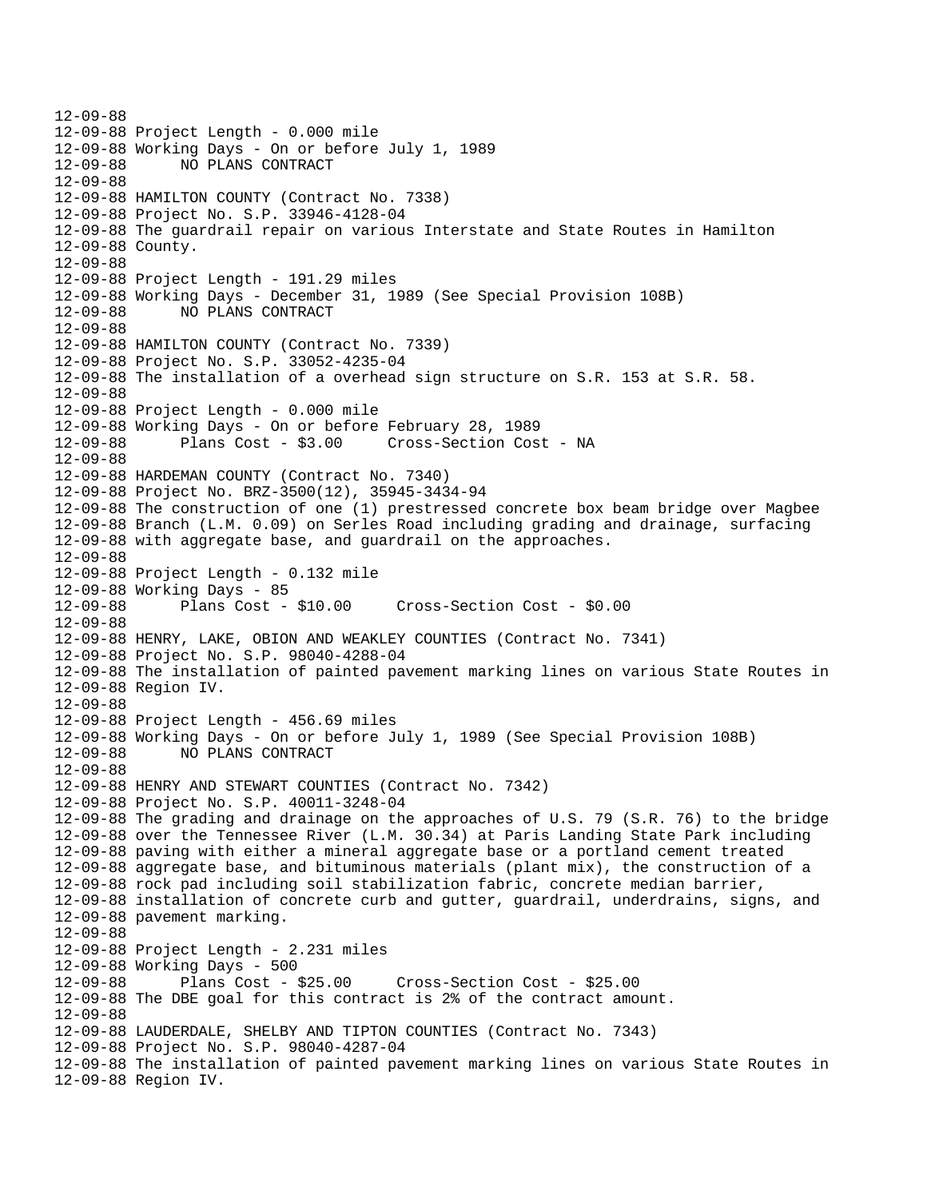```
12-09-88
12-09-88 Project Length - 0.000 mile
12-09-88 Working Days - On or before July 1, 1989
12-09-88       NO PLANS CONTRACT
12-09-88
12-09-88 HAMILTON COUNTY (Contract No. 7338)
12-09-88 Project No. S.P. 33946-4128-04
12-09-88 The guardrail repair on various Interstate and State Routes in Hamilton
12-09-88 County.
12-09-88
12-09-88 Project Length - 191.29 miles
12-09-88 Working Days - December 31, 1989 (See Special Provision 108B)
12-09-88       NO PLANS CONTRACT
12-09-88
12-09-88 HAMILTON COUNTY (Contract No. 7339)
12-09-88 Project No. S.P. 33052-4235-04
12-09-88 The installation of a overhead sign structure on S.R. 153 at S.R. 58.
12-09-88
12-09-88 Project Length - 0.000 mile
12-09-88 Working Days - On or before February 28, 1989
12-09-88       Plans Cost - $3.00     Cross-Section Cost - NA
12-09-88
12-09-88 HARDEMAN COUNTY (Contract No. 7340)
12-09-88 Project No. BRZ-3500(12), 35945-3434-94
12-09-88 The construction of one (1) prestressed concrete box beam bridge over Magbee
12-09-88 Branch (L.M. 0.09) on Serles Road including grading and drainage, surfacing
12-09-88 with aggregate base, and guardrail on the approaches.
12-09-88
12-09-88 Project Length - 0.132 mile
12-09-88 Working Days - 85
12-09-88       Plans Cost - $10.00     Cross-Section Cost - $0.00
12-09-88
12-09-88 HENRY, LAKE, OBION AND WEAKLEY COUNTIES (Contract No. 7341)
12-09-88 Project No. S.P. 98040-4288-04
12-09-88 The installation of painted pavement marking lines on various State Routes in
12-09-88 Region IV.
12-09-88
12-09-88 Project Length - 456.69 miles
12-09-88 Working Days - On or before July 1, 1989 (See Special Provision 108B)
12-09-88       NO PLANS CONTRACT
12-09-88
12-09-88 HENRY AND STEWART COUNTIES (Contract No. 7342)
12-09-88 Project No. S.P. 40011-3248-04
12-09-88 The grading and drainage on the approaches of U.S. 79 (S.R. 76) to the bridge
12-09-88 over the Tennessee River (L.M. 30.34) at Paris Landing State Park including
12-09-88 paving with either a mineral aggregate base or a portland cement treated
12-09-88 aggregate base, and bituminous materials (plant mix), the construction of a
12-09-88 rock pad including soil stabilization fabric, concrete median barrier,
12-09-88 installation of concrete curb and gutter, guardrail, underdrains, signs, and
12-09-88 pavement marking.
12-09-88
12-09-88 Project Length - 2.231 miles
12-09-88 Working Days - 500
12-09-88       Plans Cost - $25.00     Cross-Section Cost - $25.00
12-09-88 The DBE goal for this contract is 2% of the contract amount.
12-09-88
12-09-88 LAUDERDALE, SHELBY AND TIPTON COUNTIES (Contract No. 7343)
12-09-88 Project No. S.P. 98040-4287-04
12-09-88 The installation of painted pavement marking lines on various State Routes in
12-09-88 Region IV.
```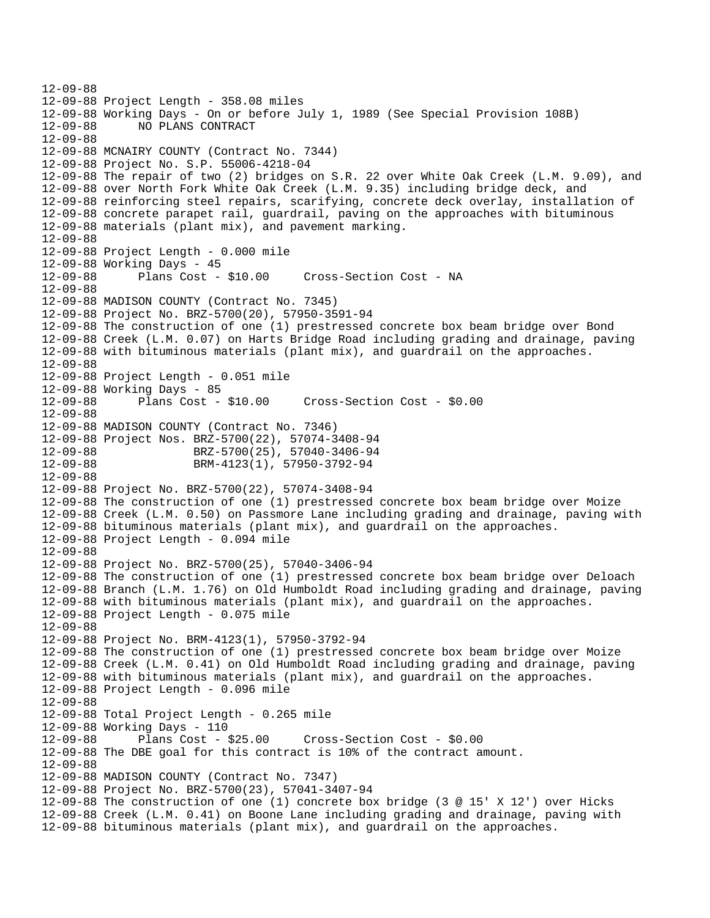```
12-09-88
12-09-88 Project Length - 358.08 miles
12-09-88 Working Days - On or before July 1, 1989 (See Special Provision 108B)
12-09-88      NO PLANS CONTRACT
12-09-88
12-09-88 MCNAIRY COUNTY (Contract No. 7344)
12-09-88 Project No. S.P. 55006-4218-04
12-09-88 The repair of two (2) bridges on S.R. 22 over White Oak Creek (L.M. 9.09), and
12-09-88 over North Fork White Oak Creek (L.M. 9.35) including bridge deck, and
12-09-88 reinforcing steel repairs, scarifying, concrete deck overlay, installation of
12-09-88 concrete parapet rail, guardrail, paving on the approaches with bituminous
12-09-88 materials (plant mix), and pavement marking.
12-09-88
12-09-88 Project Length - 0.000 mile
12-09-88 Working Days - 45
12-09-88      Plans Cost - $10.00     Cross-Section Cost - NA
12-09-88
12-09-88 MADISON COUNTY (Contract No. 7345)
12-09-88 Project No. BRZ-5700(20), 57950-3591-94
12-09-88 The construction of one (1) prestressed concrete box beam bridge over Bond
12-09-88 Creek (L.M. 0.07) on Harts Bridge Road including grading and drainage, paving
12-09-88 with bituminous materials (plant mix), and guardrail on the approaches.
12-09-88
12-09-88 Project Length - 0.051 mile
12-09-88 Working Days - 85
12-09-88      Plans Cost - $10.00     Cross-Section Cost - $0.00
12-09-88
12-09-88 MADISON COUNTY (Contract No. 7346)
12-09-88 Project Nos. BRZ-5700(22), 57074-3408-94
12-09-88              BRZ-5700(25), 57040-3406-94
12-09-88              BRM-4123(1), 57950-3792-94
12-09-88
12-09-88 Project No. BRZ-5700(22), 57074-3408-94
12-09-88 The construction of one (1) prestressed concrete box beam bridge over Moize
12-09-88 Creek (L.M. 0.50) on Passmore Lane including grading and drainage, paving with
12-09-88 bituminous materials (plant mix), and guardrail on the approaches.
12-09-88 Project Length - 0.094 mile
12-09-88
12-09-88 Project No. BRZ-5700(25), 57040-3406-94
12-09-88 The construction of one (1) prestressed concrete box beam bridge over Deloach
12-09-88 Branch (L.M. 1.76) on Old Humboldt Road including grading and drainage, paving
12-09-88 with bituminous materials (plant mix), and guardrail on the approaches.
12-09-88 Project Length - 0.075 mile
12-09-88
12-09-88 Project No. BRM-4123(1), 57950-3792-94
12-09-88 The construction of one (1) prestressed concrete box beam bridge over Moize
12-09-88 Creek (L.M. 0.41) on Old Humboldt Road including grading and drainage, paving
12-09-88 with bituminous materials (plant mix), and guardrail on the approaches.
12-09-88 Project Length - 0.096 mile
12-09-88
12-09-88 Total Project Length - 0.265 mile
12-09-88 Working Days - 110
12-09-88      Plans Cost - $25.00     Cross-Section Cost - $0.00
12-09-88 The DBE goal for this contract is 10% of the contract amount.
12-09-88
12-09-88 MADISON COUNTY (Contract No. 7347)
12-09-88 Project No. BRZ-5700(23), 57041-3407-94
12-09-88 The construction of one (1) concrete box bridge (3 @ 15' X 12') over Hicks
12-09-88 Creek (L.M. 0.41) on Boone Lane including grading and drainage, paving with
12-09-88 bituminous materials (plant mix), and guardrail on the approaches.
```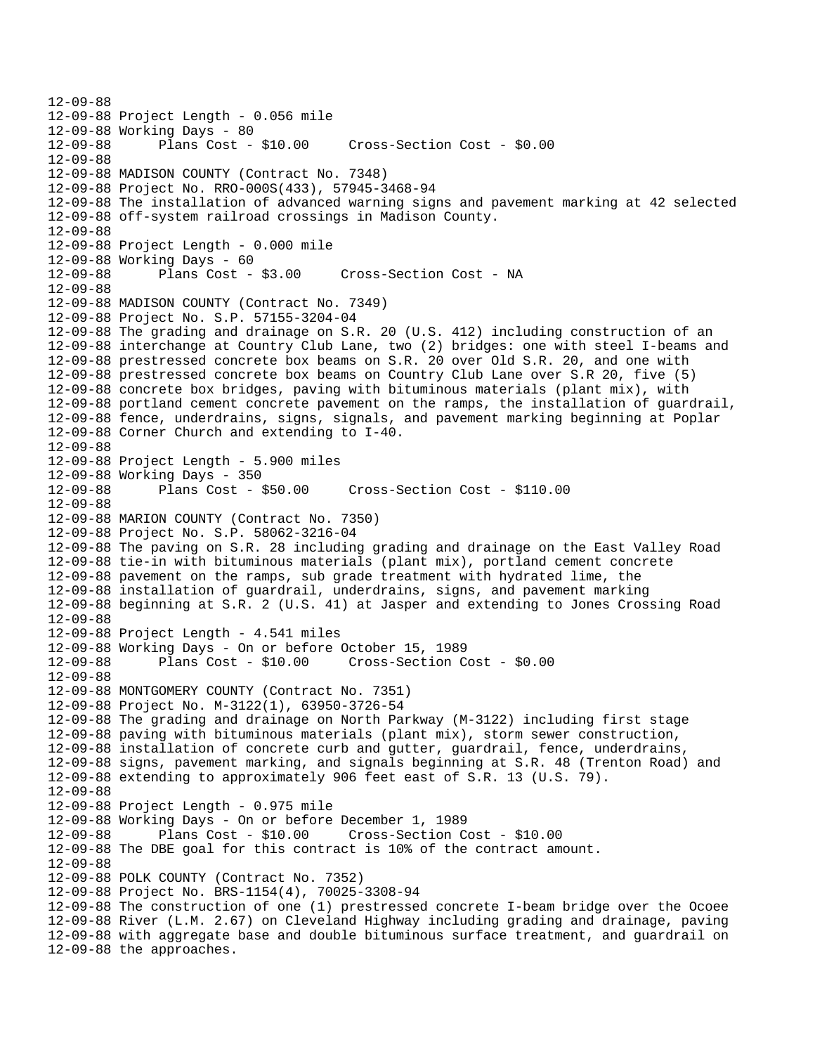```
12-09-88
12-09-88 Project Length - 0.056 mile
12-09-88 Working Days - 80
12-09-88       Plans Cost - $10.00     Cross-Section Cost - $0.00
12-09-88
12-09-88 MADISON COUNTY (Contract No. 7348)
12-09-88 Project No. RRO-000S(433), 57945-3468-94
12-09-88 The installation of advanced warning signs and pavement marking at 42 selected
12-09-88 off-system railroad crossings in Madison County.
12-09-88
12-09-88 Project Length - 0.000 mile
12-09-88 Working Days - 60
12-09-88       Plans Cost - $3.00     Cross-Section Cost - NA
12-09-88
12-09-88 MADISON COUNTY (Contract No. 7349)
12-09-88 Project No. S.P. 57155-3204-04
12-09-88 The grading and drainage on S.R. 20 (U.S. 412) including construction of an
12-09-88 interchange at Country Club Lane, two (2) bridges: one with steel I-beams and
12-09-88 prestressed concrete box beams on S.R. 20 over Old S.R. 20, and one with
12-09-88 prestressed concrete box beams on Country Club Lane over S.R 20, five (5)
12-09-88 concrete box bridges, paving with bituminous materials (plant mix), with
12-09-88 portland cement concrete pavement on the ramps, the installation of guardrail,
12-09-88 fence, underdrains, signs, signals, and pavement marking beginning at Poplar
12-09-88 Corner Church and extending to I-40.
12-09-88
12-09-88 Project Length - 5.900 miles
12-09-88 Working Days - 350
12-09-88       Plans Cost - $50.00     Cross-Section Cost - $110.00
12-09-88
12-09-88 MARION COUNTY (Contract No. 7350)
12-09-88 Project No. S.P. 58062-3216-04
12-09-88 The paving on S.R. 28 including grading and drainage on the East Valley Road
12-09-88 tie-in with bituminous materials (plant mix), portland cement concrete
12-09-88 pavement on the ramps, sub grade treatment with hydrated lime, the
12-09-88 installation of guardrail, underdrains, signs, and pavement marking
12-09-88 beginning at S.R. 2 (U.S. 41) at Jasper and extending to Jones Crossing Road
12-09-88
12-09-88 Project Length - 4.541 miles
12-09-88 Working Days - On or before October 15, 1989
12-09-88       Plans Cost - $10.00     Cross-Section Cost - $0.00
12-09-88
12-09-88 MONTGOMERY COUNTY (Contract No. 7351)
12-09-88 Project No. M-3122(1), 63950-3726-54
12-09-88 The grading and drainage on North Parkway (M-3122) including first stage
12-09-88 paving with bituminous materials (plant mix), storm sewer construction,
12-09-88 installation of concrete curb and gutter, guardrail, fence, underdrains,
12-09-88 signs, pavement marking, and signals beginning at S.R. 48 (Trenton Road) and
12-09-88 extending to approximately 906 feet east of S.R. 13 (U.S. 79).
12-09-88
12-09-88 Project Length - 0.975 mile
12-09-88 Working Days - On or before December 1, 1989
12-09-88       Plans Cost - $10.00     Cross-Section Cost - $10.00
12-09-88 The DBE goal for this contract is 10% of the contract amount.
12-09-88
12-09-88 POLK COUNTY (Contract No. 7352)
12-09-88 Project No. BRS-1154(4), 70025-3308-94
12-09-88 The construction of one (1) prestressed concrete I-beam bridge over the Ocoee
12-09-88 River (L.M. 2.67) on Cleveland Highway including grading and drainage, paving
12-09-88 with aggregate base and double bituminous surface treatment, and guardrail on
12-09-88 the approaches.
```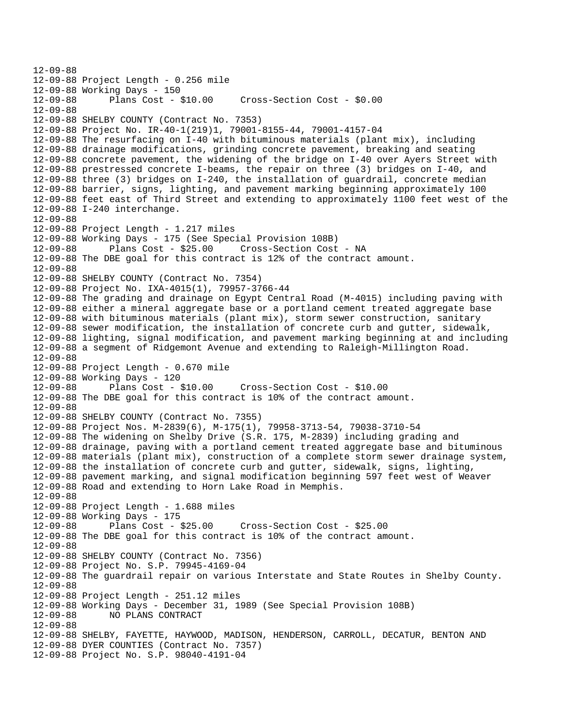12-09-88
12-09-88 Project Length - 0.256 mile
12-09-88 Working Days - 150
12-09-88 Plans Cost - $10.00 Cross-Section Cost - $0.00
12-09-88
12-09-88 SHELBY COUNTY (Contract No. 7353)
12-09-88 Project No. IR-40-1(219)1, 79001-8155-44, 79001-4157-04
12-09-88 The resurfacing on I-40 with bituminous materials (plant mix), including
12-09-88 drainage modifications, grinding concrete pavement, breaking and seating
12-09-88 concrete pavement, the widening of the bridge on I-40 over Ayers Street with
12-09-88 prestressed concrete I-beams, the repair on three (3) bridges on I-40, and
12-09-88 three (3) bridges on I-240, the installation of guardrail, concrete median
12-09-88 barrier, signs, lighting, and pavement marking beginning approximately 100
12-09-88 feet east of Third Street and extending to approximately 1100 feet west of the
12-09-88 I-240 interchange.
12-09-88
12-09-88 Project Length - 1.217 miles
12-09-88 Working Days - 175 (See Special Provision 108B)
12-09-88 Plans Cost - $25.00 Cross-Section Cost - NA
12-09-88 The DBE goal for this contract is 12% of the contract amount.
12-09-88
12-09-88 SHELBY COUNTY (Contract No. 7354)
12-09-88 Project No. IXA-4015(1), 79957-3766-44
12-09-88 The grading and drainage on Egypt Central Road (M-4015) including paving with
12-09-88 either a mineral aggregate base or a portland cement treated aggregate base
12-09-88 with bituminous materials (plant mix), storm sewer construction, sanitary
12-09-88 sewer modification, the installation of concrete curb and gutter, sidewalk,
12-09-88 lighting, signal modification, and pavement marking beginning at and including
12-09-88 a segment of Ridgemont Avenue and extending to Raleigh-Millington Road.
12-09-88
12-09-88 Project Length - 0.670 mile
12-09-88 Working Days - 120
12-09-88 Plans Cost - $10.00 Cross-Section Cost - $10.00
12-09-88 The DBE goal for this contract is 10% of the contract amount.
12-09-88
12-09-88 SHELBY COUNTY (Contract No. 7355)
12-09-88 Project Nos. M-2839(6), M-175(1), 79958-3713-54, 79038-3710-54
12-09-88 The widening on Shelby Drive (S.R. 175, M-2839) including grading and
12-09-88 drainage, paving with a portland cement treated aggregate base and bituminous
12-09-88 materials (plant mix), construction of a complete storm sewer drainage system,
12-09-88 the installation of concrete curb and gutter, sidewalk, signs, lighting,
12-09-88 pavement marking, and signal modification beginning 597 feet west of Weaver
12-09-88 Road and extending to Horn Lake Road in Memphis.
12-09-88
12-09-88 Project Length - 1.688 miles
12-09-88 Working Days - 175
12-09-88 Plans Cost - $25.00 Cross-Section Cost - $25.00
12-09-88 The DBE goal for this contract is 10% of the contract amount.
12-09-88
12-09-88 SHELBY COUNTY (Contract No. 7356)
12-09-88 Project No. S.P. 79945-4169-04
12-09-88 The guardrail repair on various Interstate and State Routes in Shelby County.
12-09-88
12-09-88 Project Length - 251.12 miles
12-09-88 Working Days - December 31, 1989 (See Special Provision 108B)
12-09-88 NO PLANS CONTRACT
12-09-88
12-09-88 SHELBY, FAYETTE, HAYWOOD, MADISON, HENDERSON, CARROLL, DECATUR, BENTON AND
12-09-88 DYER COUNTIES (Contract No. 7357)
12-09-88 Project No. S.P. 98040-4191-04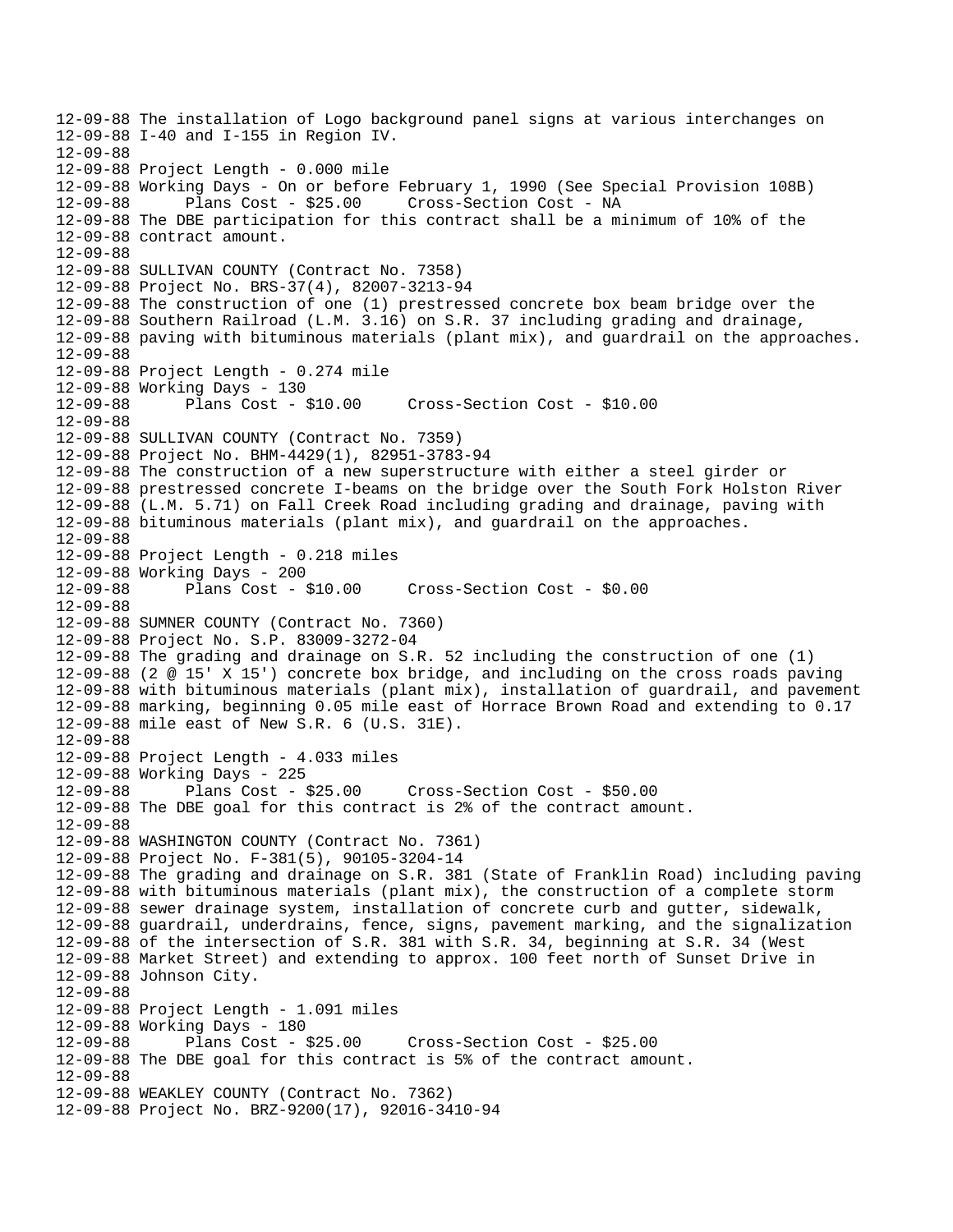12-09-88 The installation of Logo background panel signs at various interchanges on
12-09-88 I-40 and I-155 in Region IV.
12-09-88
12-09-88 Project Length - 0.000 mile
12-09-88 Working Days - On or before February 1, 1990 (See Special Provision 108B)
12-09-88 Plans Cost - $25.00 Cross-Section Cost - NA
12-09-88 The DBE participation for this contract shall be a minimum of 10% of the
12-09-88 contract amount.
12-09-88
12-09-88 SULLIVAN COUNTY (Contract No. 7358)
12-09-88 Project No. BRS-37(4), 82007-3213-94
12-09-88 The construction of one (1) prestressed concrete box beam bridge over the
12-09-88 Southern Railroad (L.M. 3.16) on S.R. 37 including grading and drainage,
12-09-88 paving with bituminous materials (plant mix), and guardrail on the approaches.
12-09-88
12-09-88 Project Length - 0.274 mile
12-09-88 Working Days - 130
12-09-88 Plans Cost - $10.00 Cross-Section Cost - $10.00
12-09-88
12-09-88 SULLIVAN COUNTY (Contract No. 7359)
12-09-88 Project No. BHM-4429(1), 82951-3783-94
12-09-88 The construction of a new superstructure with either a steel girder or
12-09-88 prestressed concrete I-beams on the bridge over the South Fork Holston River
12-09-88 (L.M. 5.71) on Fall Creek Road including grading and drainage, paving with
12-09-88 bituminous materials (plant mix), and guardrail on the approaches.
12-09-88
12-09-88 Project Length - 0.218 miles
12-09-88 Working Days - 200
12-09-88 Plans Cost - $10.00 Cross-Section Cost - $0.00
12-09-88
12-09-88 SUMNER COUNTY (Contract No. 7360)
12-09-88 Project No. S.P. 83009-3272-04
12-09-88 The grading and drainage on S.R. 52 including the construction of one (1)
12-09-88 (2 @ 15' X 15') concrete box bridge, and including on the cross roads paving
12-09-88 with bituminous materials (plant mix), installation of guardrail, and pavement
12-09-88 marking, beginning 0.05 mile east of Horrace Brown Road and extending to 0.17
12-09-88 mile east of New S.R. 6 (U.S. 31E).
12-09-88
12-09-88 Project Length - 4.033 miles
12-09-88 Working Days - 225
12-09-88 Plans Cost - $25.00 Cross-Section Cost - $50.00
12-09-88 The DBE goal for this contract is 2% of the contract amount.
12-09-88
12-09-88 WASHINGTON COUNTY (Contract No. 7361)
12-09-88 Project No. F-381(5), 90105-3204-14
12-09-88 The grading and drainage on S.R. 381 (State of Franklin Road) including paving
12-09-88 with bituminous materials (plant mix), the construction of a complete storm
12-09-88 sewer drainage system, installation of concrete curb and gutter, sidewalk,
12-09-88 guardrail, underdrains, fence, signs, pavement marking, and the signalization
12-09-88 of the intersection of S.R. 381 with S.R. 34, beginning at S.R. 34 (West
12-09-88 Market Street) and extending to approx. 100 feet north of Sunset Drive in
12-09-88 Johnson City.
12-09-88
12-09-88 Project Length - 1.091 miles
12-09-88 Working Days - 180
12-09-88 Plans Cost - $25.00 Cross-Section Cost - $25.00
12-09-88 The DBE goal for this contract is 5% of the contract amount.
12-09-88
12-09-88 WEAKLEY COUNTY (Contract No. 7362)
12-09-88 Project No. BRZ-9200(17), 92016-3410-94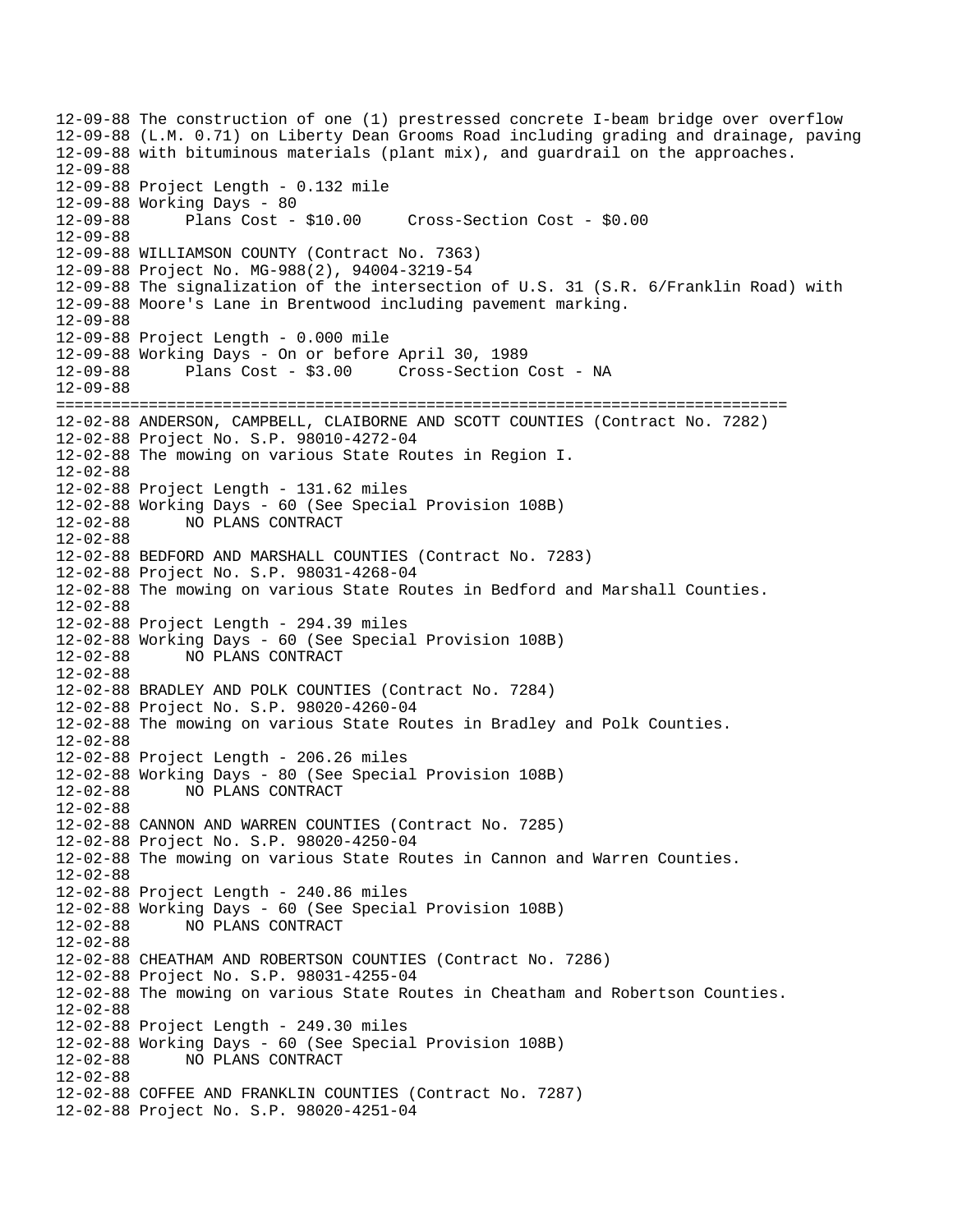```
12-09-88 The construction of one (1) prestressed concrete I-beam bridge over overflow
12-09-88 (L.M. 0.71) on Liberty Dean Grooms Road including grading and drainage, paving
12-09-88 with bituminous materials (plant mix), and guardrail on the approaches.
12-09-88
12-09-88 Project Length - 0.132 mile
12-09-88 Working Days - 80
12-09-88       Plans Cost - $10.00     Cross-Section Cost - $0.00
12-09-88
12-09-88 WILLIAMSON COUNTY (Contract No. 7363)
12-09-88 Project No. MG-988(2), 94004-3219-54
12-09-88 The signalization of the intersection of U.S. 31 (S.R. 6/Franklin Road) with
12-09-88 Moore's Lane in Brentwood including pavement marking.
12-09-88
12-09-88 Project Length - 0.000 mile
12-09-88 Working Days - On or before April 30, 1989
12-09-88       Plans Cost - $3.00     Cross-Section Cost - NA
12-09-88
================================================================================
12-02-88 ANDERSON, CAMPBELL, CLAIBORNE AND SCOTT COUNTIES (Contract No. 7282)
12-02-88 Project No. S.P. 98010-4272-04
12-02-88 The mowing on various State Routes in Region I.
12-02-88
12-02-88 Project Length - 131.62 miles
12-02-88 Working Days - 60 (See Special Provision 108B)
12-02-88       NO PLANS CONTRACT
12-02-88
12-02-88 BEDFORD AND MARSHALL COUNTIES (Contract No. 7283)
12-02-88 Project No. S.P. 98031-4268-04
12-02-88 The mowing on various State Routes in Bedford and Marshall Counties.
12-02-88
12-02-88 Project Length - 294.39 miles
12-02-88 Working Days - 60 (See Special Provision 108B)
12-02-88       NO PLANS CONTRACT
12-02-88
12-02-88 BRADLEY AND POLK COUNTIES (Contract No. 7284)
12-02-88 Project No. S.P. 98020-4260-04
12-02-88 The mowing on various State Routes in Bradley and Polk Counties.
12-02-88
12-02-88 Project Length - 206.26 miles
12-02-88 Working Days - 80 (See Special Provision 108B)
12-02-88       NO PLANS CONTRACT
12-02-88
12-02-88 CANNON AND WARREN COUNTIES (Contract No. 7285)
12-02-88 Project No. S.P. 98020-4250-04
12-02-88 The mowing on various State Routes in Cannon and Warren Counties.
12-02-88
12-02-88 Project Length - 240.86 miles
12-02-88 Working Days - 60 (See Special Provision 108B)
12-02-88       NO PLANS CONTRACT
12-02-88
12-02-88 CHEATHAM AND ROBERTSON COUNTIES (Contract No. 7286)
12-02-88 Project No. S.P. 98031-4255-04
12-02-88 The mowing on various State Routes in Cheatham and Robertson Counties.
12-02-88
12-02-88 Project Length - 249.30 miles
12-02-88 Working Days - 60 (See Special Provision 108B)
12-02-88       NO PLANS CONTRACT
12-02-88
12-02-88 COFFEE AND FRANKLIN COUNTIES (Contract No. 7287)
12-02-88 Project No. S.P. 98020-4251-04
```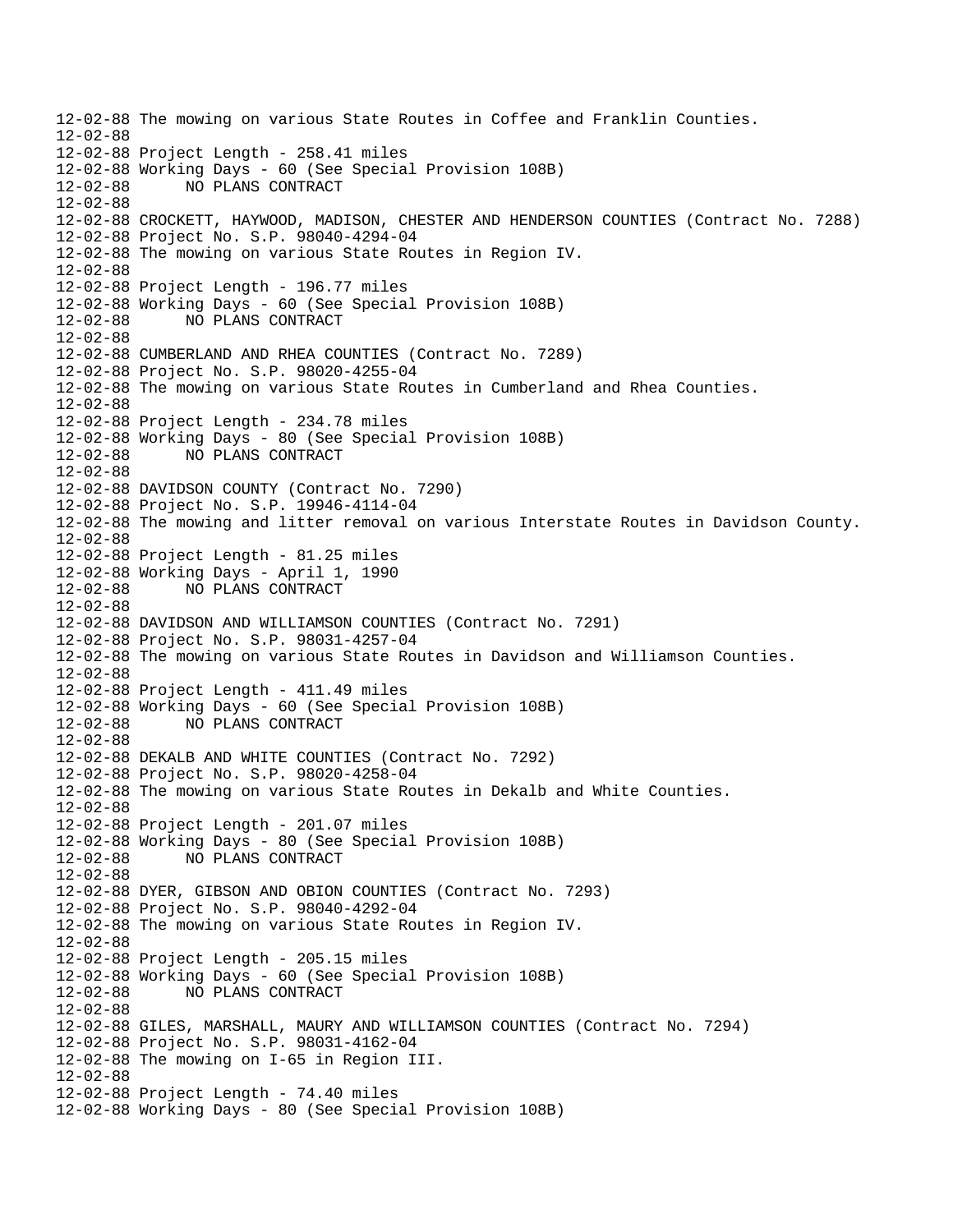```
12-02-88 The mowing on various State Routes in Coffee and Franklin Counties.
12-02-88
12-02-88 Project Length - 258.41 miles
12-02-88 Working Days - 60 (See Special Provision 108B)
12-02-88       NO PLANS CONTRACT
12-02-88
12-02-88 CROCKETT, HAYWOOD, MADISON, CHESTER AND HENDERSON COUNTIES (Contract No. 7288)
12-02-88 Project No. S.P. 98040-4294-04
12-02-88 The mowing on various State Routes in Region IV.
12-02-88
12-02-88 Project Length - 196.77 miles
12-02-88 Working Days - 60 (See Special Provision 108B)
12-02-88       NO PLANS CONTRACT
12-02-88
12-02-88 CUMBERLAND AND RHEA COUNTIES (Contract No. 7289)
12-02-88 Project No. S.P. 98020-4255-04
12-02-88 The mowing on various State Routes in Cumberland and Rhea Counties.
12-02-88
12-02-88 Project Length - 234.78 miles
12-02-88 Working Days - 80 (See Special Provision 108B)
12-02-88       NO PLANS CONTRACT
12-02-88
12-02-88 DAVIDSON COUNTY (Contract No. 7290)
12-02-88 Project No. S.P. 19946-4114-04
12-02-88 The mowing and litter removal on various Interstate Routes in Davidson County.
12-02-88
12-02-88 Project Length - 81.25 miles
12-02-88 Working Days - April 1, 1990
12-02-88       NO PLANS CONTRACT
12-02-88
12-02-88 DAVIDSON AND WILLIAMSON COUNTIES (Contract No. 7291)
12-02-88 Project No. S.P. 98031-4257-04
12-02-88 The mowing on various State Routes in Davidson and Williamson Counties.
12-02-88
12-02-88 Project Length - 411.49 miles
12-02-88 Working Days - 60 (See Special Provision 108B)
12-02-88       NO PLANS CONTRACT
12-02-88
12-02-88 DEKALB AND WHITE COUNTIES (Contract No. 7292)
12-02-88 Project No. S.P. 98020-4258-04
12-02-88 The mowing on various State Routes in Dekalb and White Counties.
12-02-88
12-02-88 Project Length - 201.07 miles
12-02-88 Working Days - 80 (See Special Provision 108B)
12-02-88       NO PLANS CONTRACT
12-02-88
12-02-88 DYER, GIBSON AND OBION COUNTIES (Contract No. 7293)
12-02-88 Project No. S.P. 98040-4292-04
12-02-88 The mowing on various State Routes in Region IV.
12-02-88
12-02-88 Project Length - 205.15 miles
12-02-88 Working Days - 60 (See Special Provision 108B)
12-02-88       NO PLANS CONTRACT
12-02-88
12-02-88 GILES, MARSHALL, MAURY AND WILLIAMSON COUNTIES (Contract No. 7294)
12-02-88 Project No. S.P. 98031-4162-04
12-02-88 The mowing on I-65 in Region III.
12-02-88
12-02-88 Project Length - 74.40 miles
12-02-88 Working Days - 80 (See Special Provision 108B)
```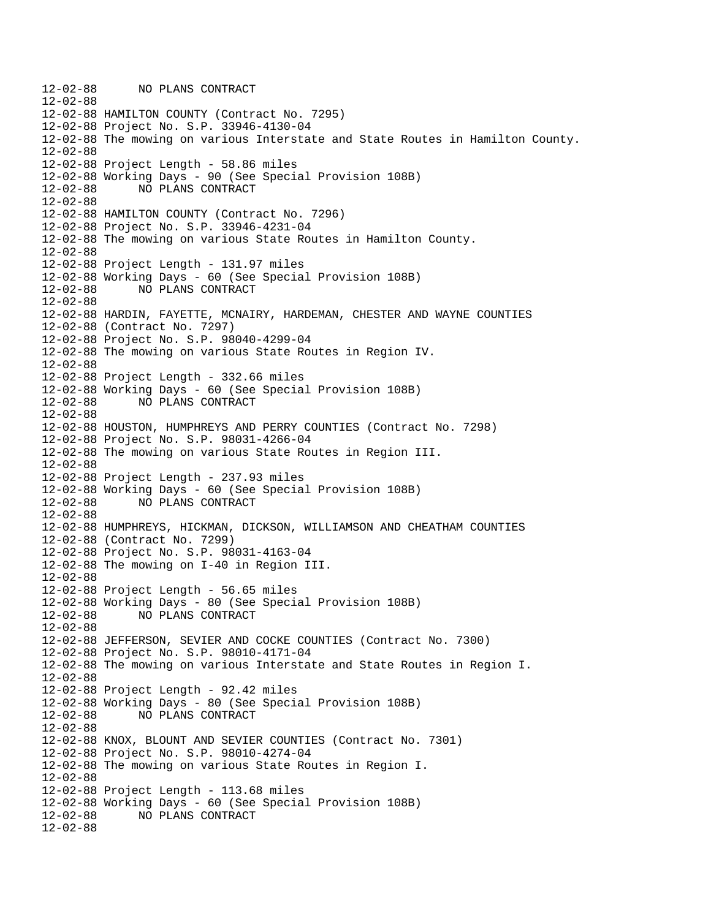12-02-88      NO PLANS CONTRACT
12-02-88
12-02-88 HAMILTON COUNTY (Contract No. 7295)
12-02-88 Project No. S.P. 33946-4130-04
12-02-88 The mowing on various Interstate and State Routes in Hamilton County.
12-02-88
12-02-88 Project Length - 58.86 miles
12-02-88 Working Days - 90 (See Special Provision 108B)
12-02-88      NO PLANS CONTRACT
12-02-88
12-02-88 HAMILTON COUNTY (Contract No. 7296)
12-02-88 Project No. S.P. 33946-4231-04
12-02-88 The mowing on various State Routes in Hamilton County.
12-02-88
12-02-88 Project Length - 131.97 miles
12-02-88 Working Days - 60 (See Special Provision 108B)
12-02-88      NO PLANS CONTRACT
12-02-88
12-02-88 HARDIN, FAYETTE, MCNAIRY, HARDEMAN, CHESTER AND WAYNE COUNTIES
12-02-88 (Contract No. 7297)
12-02-88 Project No. S.P. 98040-4299-04
12-02-88 The mowing on various State Routes in Region IV.
12-02-88
12-02-88 Project Length - 332.66 miles
12-02-88 Working Days - 60 (See Special Provision 108B)
12-02-88      NO PLANS CONTRACT
12-02-88
12-02-88 HOUSTON, HUMPHREYS AND PERRY COUNTIES (Contract No. 7298)
12-02-88 Project No. S.P. 98031-4266-04
12-02-88 The mowing on various State Routes in Region III.
12-02-88
12-02-88 Project Length - 237.93 miles
12-02-88 Working Days - 60 (See Special Provision 108B)
12-02-88      NO PLANS CONTRACT
12-02-88
12-02-88 HUMPHREYS, HICKMAN, DICKSON, WILLIAMSON AND CHEATHAM COUNTIES
12-02-88 (Contract No. 7299)
12-02-88 Project No. S.P. 98031-4163-04
12-02-88 The mowing on I-40 in Region III.
12-02-88
12-02-88 Project Length - 56.65 miles
12-02-88 Working Days - 80 (See Special Provision 108B)
12-02-88      NO PLANS CONTRACT
12-02-88
12-02-88 JEFFERSON, SEVIER AND COCKE COUNTIES (Contract No. 7300)
12-02-88 Project No. S.P. 98010-4171-04
12-02-88 The mowing on various Interstate and State Routes in Region I.
12-02-88
12-02-88 Project Length - 92.42 miles
12-02-88 Working Days - 80 (See Special Provision 108B)
12-02-88      NO PLANS CONTRACT
12-02-88
12-02-88 KNOX, BLOUNT AND SEVIER COUNTIES (Contract No. 7301)
12-02-88 Project No. S.P. 98010-4274-04
12-02-88 The mowing on various State Routes in Region I.
12-02-88
12-02-88 Project Length - 113.68 miles
12-02-88 Working Days - 60 (See Special Provision 108B)
12-02-88      NO PLANS CONTRACT
12-02-88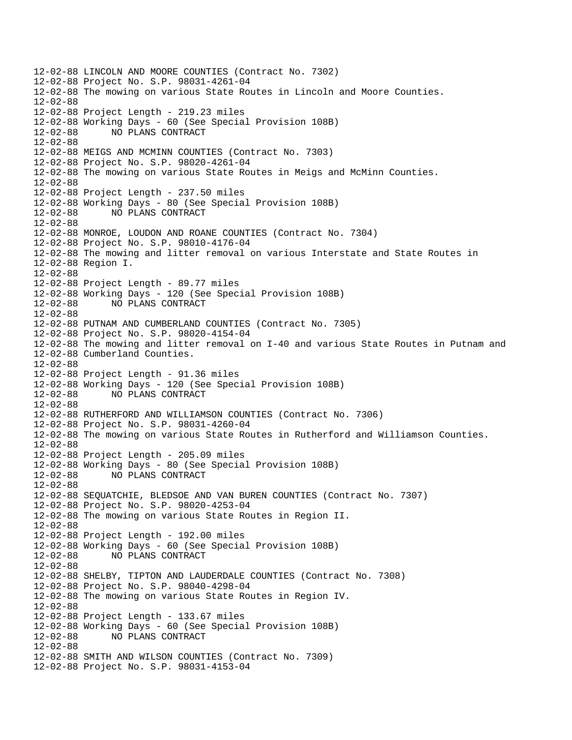```
12-02-88 LINCOLN AND MOORE COUNTIES (Contract No. 7302)
12-02-88 Project No. S.P. 98031-4261-04
12-02-88 The mowing on various State Routes in Lincoln and Moore Counties.
12-02-88
12-02-88 Project Length - 219.23 miles
12-02-88 Working Days - 60 (See Special Provision 108B)
12-02-88       NO PLANS CONTRACT
12-02-88
12-02-88 MEIGS AND MCMINN COUNTIES (Contract No. 7303)
12-02-88 Project No. S.P. 98020-4261-04
12-02-88 The mowing on various State Routes in Meigs and McMinn Counties.
12-02-88
12-02-88 Project Length - 237.50 miles
12-02-88 Working Days - 80 (See Special Provision 108B)
12-02-88       NO PLANS CONTRACT
12-02-88
12-02-88 MONROE, LOUDON AND ROANE COUNTIES (Contract No. 7304)
12-02-88 Project No. S.P. 98010-4176-04
12-02-88 The mowing and litter removal on various Interstate and State Routes in
12-02-88 Region I.
12-02-88
12-02-88 Project Length - 89.77 miles
12-02-88 Working Days - 120 (See Special Provision 108B)
12-02-88       NO PLANS CONTRACT
12-02-88
12-02-88 PUTNAM AND CUMBERLAND COUNTIES (Contract No. 7305)
12-02-88 Project No. S.P. 98020-4154-04
12-02-88 The mowing and litter removal on I-40 and various State Routes in Putnam and
12-02-88 Cumberland Counties.
12-02-88
12-02-88 Project Length - 91.36 miles
12-02-88 Working Days - 120 (See Special Provision 108B)
12-02-88       NO PLANS CONTRACT
12-02-88
12-02-88 RUTHERFORD AND WILLIAMSON COUNTIES (Contract No. 7306)
12-02-88 Project No. S.P. 98031-4260-04
12-02-88 The mowing on various State Routes in Rutherford and Williamson Counties.
12-02-88
12-02-88 Project Length - 205.09 miles
12-02-88 Working Days - 80 (See Special Provision 108B)
12-02-88       NO PLANS CONTRACT
12-02-88
12-02-88 SEQUATCHIE, BLEDSOE AND VAN BUREN COUNTIES (Contract No. 7307)
12-02-88 Project No. S.P. 98020-4253-04
12-02-88 The mowing on various State Routes in Region II.
12-02-88
12-02-88 Project Length - 192.00 miles
12-02-88 Working Days - 60 (See Special Provision 108B)
12-02-88       NO PLANS CONTRACT
12-02-88
12-02-88 SHELBY, TIPTON AND LAUDERDALE COUNTIES (Contract No. 7308)
12-02-88 Project No. S.P. 98040-4298-04
12-02-88 The mowing on various State Routes in Region IV.
12-02-88
12-02-88 Project Length - 133.67 miles
12-02-88 Working Days - 60 (See Special Provision 108B)
12-02-88       NO PLANS CONTRACT
12-02-88
12-02-88 SMITH AND WILSON COUNTIES (Contract No. 7309)
12-02-88 Project No. S.P. 98031-4153-04
```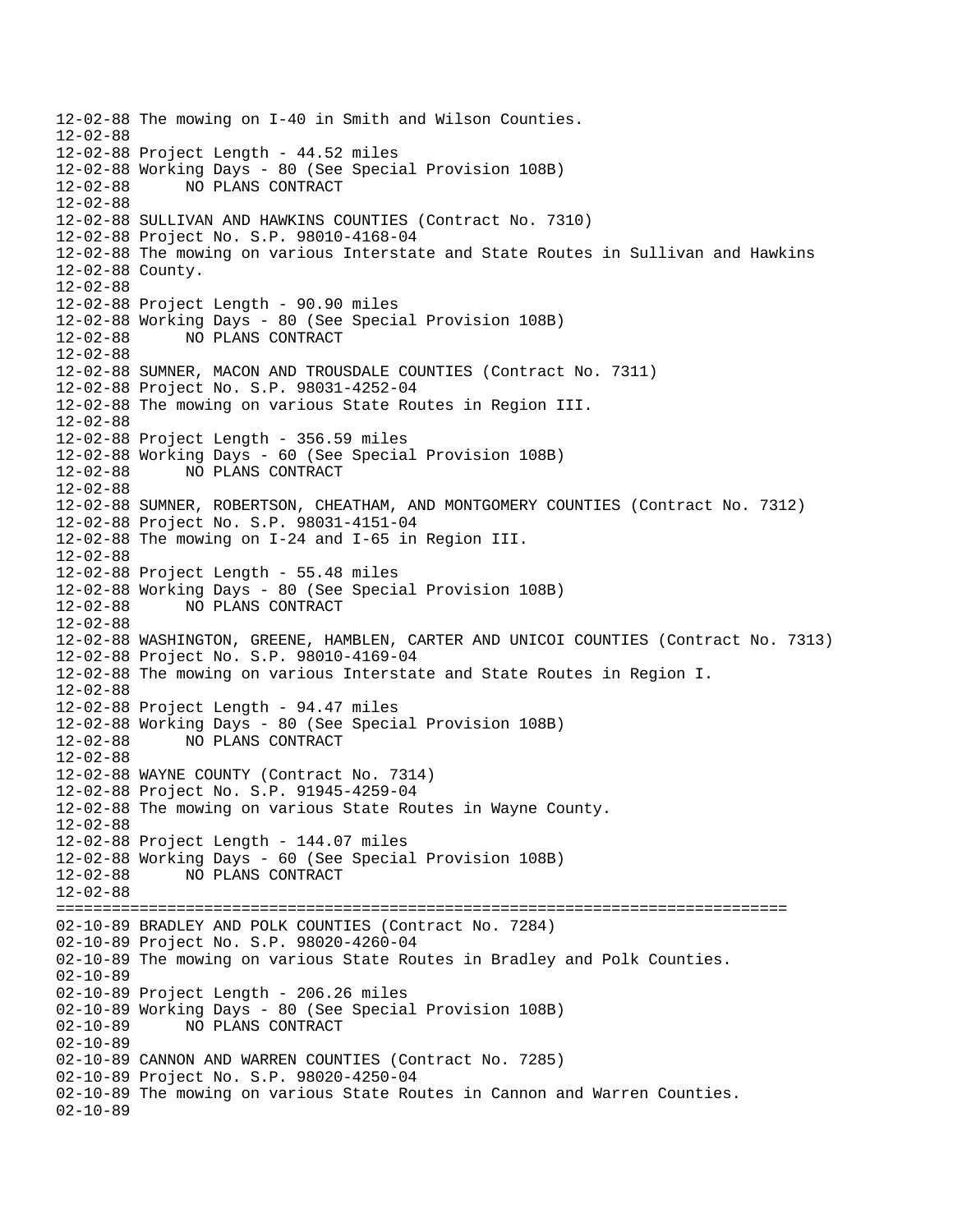```
12-02-88 The mowing on I-40 in Smith and Wilson Counties.
12-02-88
12-02-88 Project Length - 44.52 miles
12-02-88 Working Days - 80 (See Special Provision 108B)
12-02-88      NO PLANS CONTRACT
12-02-88
12-02-88 SULLIVAN AND HAWKINS COUNTIES (Contract No. 7310)
12-02-88 Project No. S.P. 98010-4168-04
12-02-88 The mowing on various Interstate and State Routes in Sullivan and Hawkins
12-02-88 County.
12-02-88
12-02-88 Project Length - 90.90 miles
12-02-88 Working Days - 80 (See Special Provision 108B)
12-02-88      NO PLANS CONTRACT
12-02-88
12-02-88 SUMNER, MACON AND TROUSDALE COUNTIES (Contract No. 7311)
12-02-88 Project No. S.P. 98031-4252-04
12-02-88 The mowing on various State Routes in Region III.
12-02-88
12-02-88 Project Length - 356.59 miles
12-02-88 Working Days - 60 (See Special Provision 108B)
12-02-88      NO PLANS CONTRACT
12-02-88
12-02-88 SUMNER, ROBERTSON, CHEATHAM, AND MONTGOMERY COUNTIES (Contract No. 7312)
12-02-88 Project No. S.P. 98031-4151-04
12-02-88 The mowing on I-24 and I-65 in Region III.
12-02-88
12-02-88 Project Length - 55.48 miles
12-02-88 Working Days - 80 (See Special Provision 108B)
12-02-88      NO PLANS CONTRACT
12-02-88
12-02-88 WASHINGTON, GREENE, HAMBLEN, CARTER AND UNICOI COUNTIES (Contract No. 7313)
12-02-88 Project No. S.P. 98010-4169-04
12-02-88 The mowing on various Interstate and State Routes in Region I.
12-02-88
12-02-88 Project Length - 94.47 miles
12-02-88 Working Days - 80 (See Special Provision 108B)
12-02-88      NO PLANS CONTRACT
12-02-88
12-02-88 WAYNE COUNTY (Contract No. 7314)
12-02-88 Project No. S.P. 91945-4259-04
12-02-88 The mowing on various State Routes in Wayne County.
12-02-88
12-02-88 Project Length - 144.07 miles
12-02-88 Working Days - 60 (See Special Provision 108B)
12-02-88      NO PLANS CONTRACT
12-02-88
================================================================================
02-10-89 BRADLEY AND POLK COUNTIES (Contract No. 7284)
02-10-89 Project No. S.P. 98020-4260-04
02-10-89 The mowing on various State Routes in Bradley and Polk Counties.
02-10-89
02-10-89 Project Length - 206.26 miles
02-10-89 Working Days - 80 (See Special Provision 108B)
02-10-89      NO PLANS CONTRACT
02-10-89
02-10-89 CANNON AND WARREN COUNTIES (Contract No. 7285)
02-10-89 Project No. S.P. 98020-4250-04
02-10-89 The mowing on various State Routes in Cannon and Warren Counties.
02-10-89
```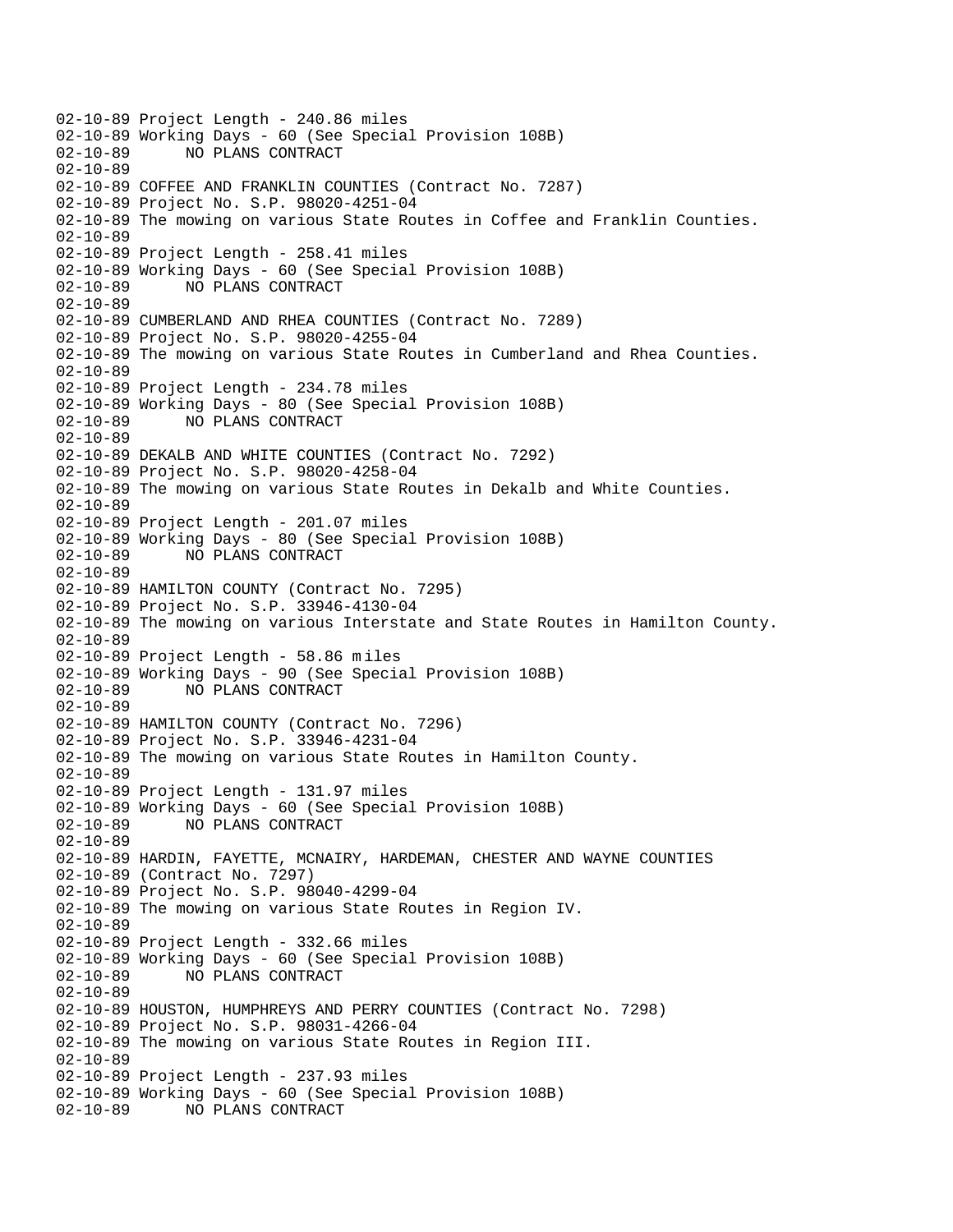```
02-10-89 Project Length - 240.86 miles
02-10-89 Working Days - 60 (See Special Provision 108B)
02-10-89       NO PLANS CONTRACT
02-10-89
02-10-89 COFFEE AND FRANKLIN COUNTIES (Contract No. 7287)
02-10-89 Project No. S.P. 98020-4251-04
02-10-89 The mowing on various State Routes in Coffee and Franklin Counties.
02-10-89
02-10-89 Project Length - 258.41 miles
02-10-89 Working Days - 60 (See Special Provision 108B)
02-10-89       NO PLANS CONTRACT
02-10-89
02-10-89 CUMBERLAND AND RHEA COUNTIES (Contract No. 7289)
02-10-89 Project No. S.P. 98020-4255-04
02-10-89 The mowing on various State Routes in Cumberland and Rhea Counties.
02-10-89
02-10-89 Project Length - 234.78 miles
02-10-89 Working Days - 80 (See Special Provision 108B)
02-10-89       NO PLANS CONTRACT
02-10-89
02-10-89 DEKALB AND WHITE COUNTIES (Contract No. 7292)
02-10-89 Project No. S.P. 98020-4258-04
02-10-89 The mowing on various State Routes in Dekalb and White Counties.
02-10-89
02-10-89 Project Length - 201.07 miles
02-10-89 Working Days - 80 (See Special Provision 108B)
02-10-89       NO PLANS CONTRACT
02-10-89
02-10-89 HAMILTON COUNTY (Contract No. 7295)
02-10-89 Project No. S.P. 33946-4130-04
02-10-89 The mowing on various Interstate and State Routes in Hamilton County.
02-10-89
02-10-89 Project Length - 58.86 miles
02-10-89 Working Days - 90 (See Special Provision 108B)
02-10-89       NO PLANS CONTRACT
02-10-89
02-10-89 HAMILTON COUNTY (Contract No. 7296)
02-10-89 Project No. S.P. 33946-4231-04
02-10-89 The mowing on various State Routes in Hamilton County.
02-10-89
02-10-89 Project Length - 131.97 miles
02-10-89 Working Days - 60 (See Special Provision 108B)
02-10-89       NO PLANS CONTRACT
02-10-89
02-10-89 HARDIN, FAYETTE, MCNAIRY, HARDEMAN, CHESTER AND WAYNE COUNTIES
02-10-89 (Contract No. 7297)
02-10-89 Project No. S.P. 98040-4299-04
02-10-89 The mowing on various State Routes in Region IV.
02-10-89
02-10-89 Project Length - 332.66 miles
02-10-89 Working Days - 60 (See Special Provision 108B)
02-10-89       NO PLANS CONTRACT
02-10-89
02-10-89 HOUSTON, HUMPHREYS AND PERRY COUNTIES (Contract No. 7298)
02-10-89 Project No. S.P. 98031-4266-04
02-10-89 The mowing on various State Routes in Region III.
02-10-89
02-10-89 Project Length - 237.93 miles
02-10-89 Working Days - 60 (See Special Provision 108B)
02-10-89       NO PLANS CONTRACT
```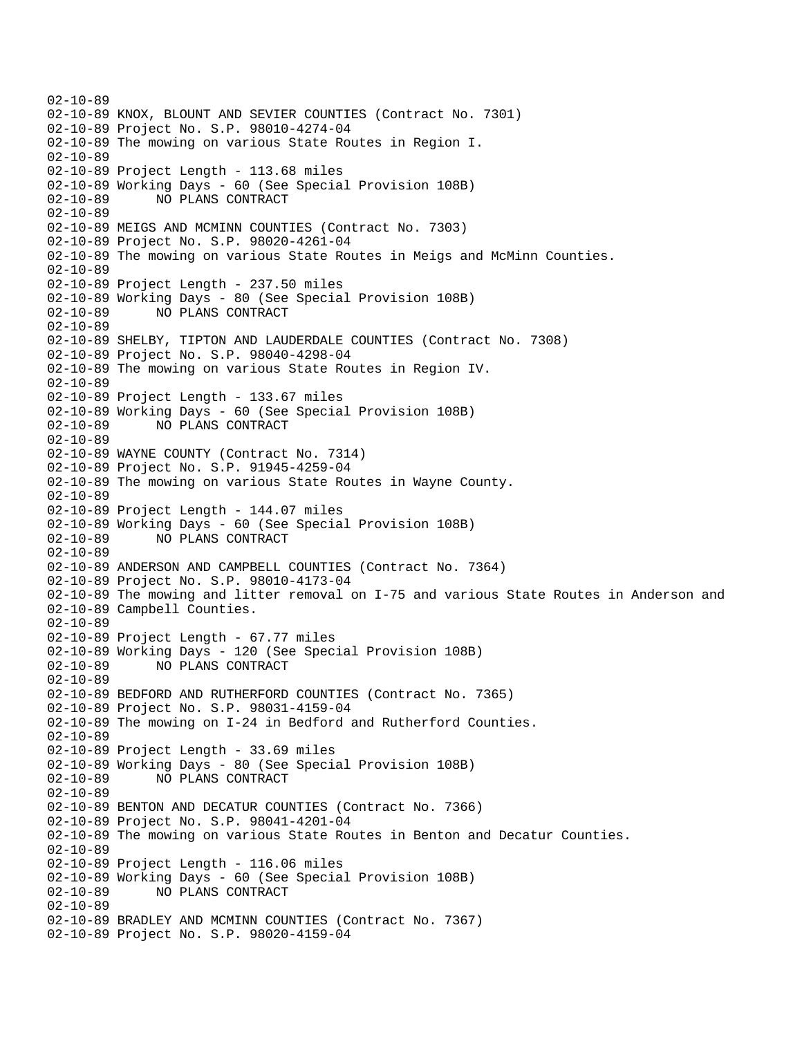```
02-10-89
02-10-89 KNOX, BLOUNT AND SEVIER COUNTIES (Contract No. 7301)
02-10-89 Project No. S.P. 98010-4274-04
02-10-89 The mowing on various State Routes in Region I.
02-10-89
02-10-89 Project Length - 113.68 miles
02-10-89 Working Days - 60 (See Special Provision 108B)
02-10-89       NO PLANS CONTRACT
02-10-89
02-10-89 MEIGS AND MCMINN COUNTIES (Contract No. 7303)
02-10-89 Project No. S.P. 98020-4261-04
02-10-89 The mowing on various State Routes in Meigs and McMinn Counties.
02-10-89
02-10-89 Project Length - 237.50 miles
02-10-89 Working Days - 80 (See Special Provision 108B)
02-10-89       NO PLANS CONTRACT
02-10-89
02-10-89 SHELBY, TIPTON AND LAUDERDALE COUNTIES (Contract No. 7308)
02-10-89 Project No. S.P. 98040-4298-04
02-10-89 The mowing on various State Routes in Region IV.
02-10-89
02-10-89 Project Length - 133.67 miles
02-10-89 Working Days - 60 (See Special Provision 108B)
02-10-89       NO PLANS CONTRACT
02-10-89
02-10-89 WAYNE COUNTY (Contract No. 7314)
02-10-89 Project No. S.P. 91945-4259-04
02-10-89 The mowing on various State Routes in Wayne County.
02-10-89
02-10-89 Project Length - 144.07 miles
02-10-89 Working Days - 60 (See Special Provision 108B)
02-10-89       NO PLANS CONTRACT
02-10-89
02-10-89 ANDERSON AND CAMPBELL COUNTIES (Contract No. 7364)
02-10-89 Project No. S.P. 98010-4173-04
02-10-89 The mowing and litter removal on I-75 and various State Routes in Anderson and
02-10-89 Campbell Counties.
02-10-89
02-10-89 Project Length - 67.77 miles
02-10-89 Working Days - 120 (See Special Provision 108B)
02-10-89       NO PLANS CONTRACT
02-10-89
02-10-89 BEDFORD AND RUTHERFORD COUNTIES (Contract No. 7365)
02-10-89 Project No. S.P. 98031-4159-04
02-10-89 The mowing on I-24 in Bedford and Rutherford Counties.
02-10-89
02-10-89 Project Length - 33.69 miles
02-10-89 Working Days - 80 (See Special Provision 108B)
02-10-89       NO PLANS CONTRACT
02-10-89
02-10-89 BENTON AND DECATUR COUNTIES (Contract No. 7366)
02-10-89 Project No. S.P. 98041-4201-04
02-10-89 The mowing on various State Routes in Benton and Decatur Counties.
02-10-89
02-10-89 Project Length - 116.06 miles
02-10-89 Working Days - 60 (See Special Provision 108B)
02-10-89       NO PLANS CONTRACT
02-10-89
02-10-89 BRADLEY AND MCMINN COUNTIES (Contract No. 7367)
02-10-89 Project No. S.P. 98020-4159-04
```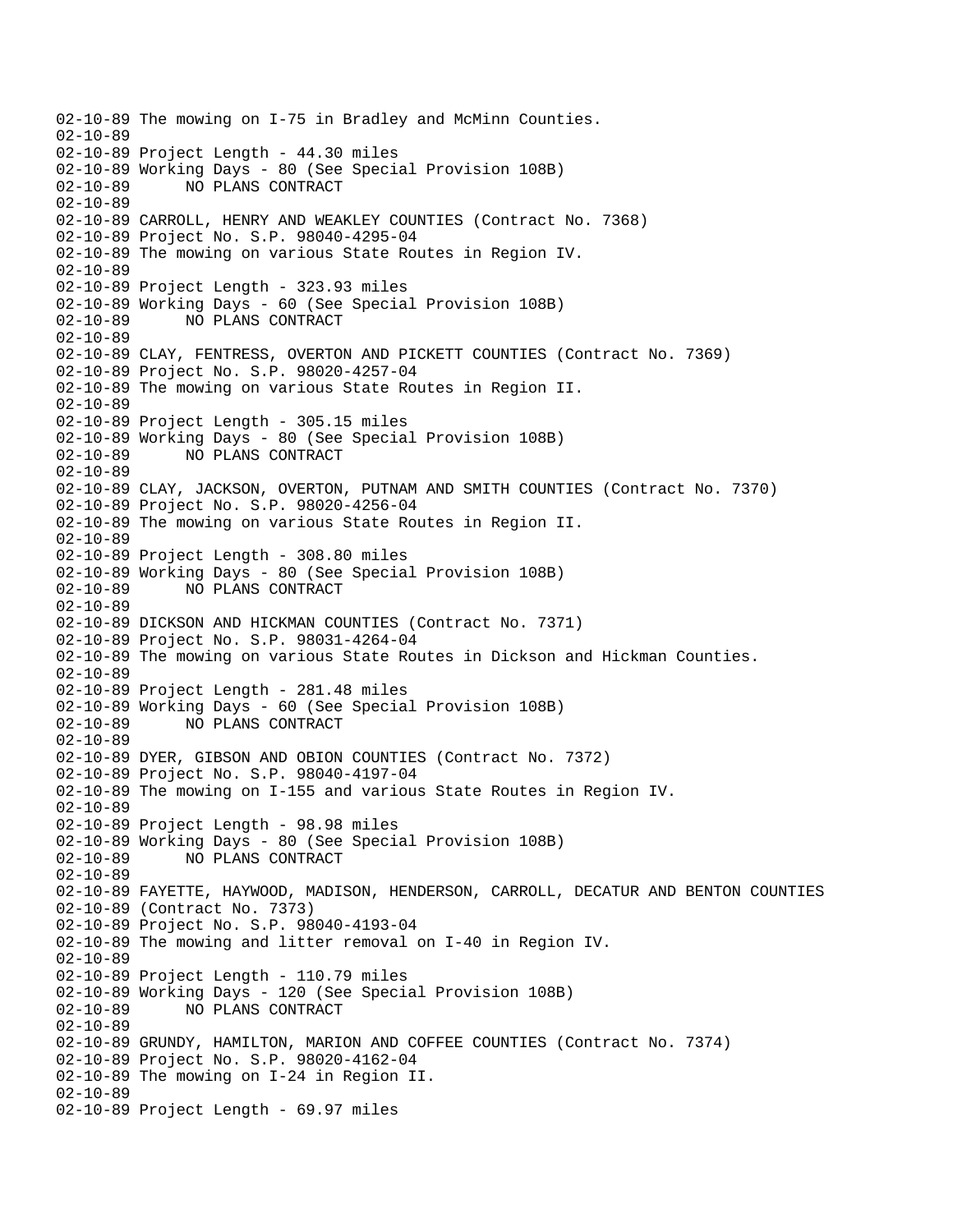```
02-10-89 The mowing on I-75 in Bradley and McMinn Counties.
02-10-89
02-10-89 Project Length - 44.30 miles
02-10-89 Working Days - 80 (See Special Provision 108B)
02-10-89      NO PLANS CONTRACT
02-10-89
02-10-89 CARROLL, HENRY AND WEAKLEY COUNTIES (Contract No. 7368)
02-10-89 Project No. S.P. 98040-4295-04
02-10-89 The mowing on various State Routes in Region IV.
02-10-89
02-10-89 Project Length - 323.93 miles
02-10-89 Working Days - 60 (See Special Provision 108B)
02-10-89      NO PLANS CONTRACT
02-10-89
02-10-89 CLAY, FENTRESS, OVERTON AND PICKETT COUNTIES (Contract No. 7369)
02-10-89 Project No. S.P. 98020-4257-04
02-10-89 The mowing on various State Routes in Region II.
02-10-89
02-10-89 Project Length - 305.15 miles
02-10-89 Working Days - 80 (See Special Provision 108B)
02-10-89      NO PLANS CONTRACT
02-10-89
02-10-89 CLAY, JACKSON, OVERTON, PUTNAM AND SMITH COUNTIES (Contract No. 7370)
02-10-89 Project No. S.P. 98020-4256-04
02-10-89 The mowing on various State Routes in Region II.
02-10-89
02-10-89 Project Length - 308.80 miles
02-10-89 Working Days - 80 (See Special Provision 108B)
02-10-89      NO PLANS CONTRACT
02-10-89
02-10-89 DICKSON AND HICKMAN COUNTIES (Contract No. 7371)
02-10-89 Project No. S.P. 98031-4264-04
02-10-89 The mowing on various State Routes in Dickson and Hickman Counties.
02-10-89
02-10-89 Project Length - 281.48 miles
02-10-89 Working Days - 60 (See Special Provision 108B)
02-10-89      NO PLANS CONTRACT
02-10-89
02-10-89 DYER, GIBSON AND OBION COUNTIES (Contract No. 7372)
02-10-89 Project No. S.P. 98040-4197-04
02-10-89 The mowing on I-155 and various State Routes in Region IV.
02-10-89
02-10-89 Project Length - 98.98 miles
02-10-89 Working Days - 80 (See Special Provision 108B)
02-10-89      NO PLANS CONTRACT
02-10-89
02-10-89 FAYETTE, HAYWOOD, MADISON, HENDERSON, CARROLL, DECATUR AND BENTON COUNTIES
02-10-89 (Contract No. 7373)
02-10-89 Project No. S.P. 98040-4193-04
02-10-89 The mowing and litter removal on I-40 in Region IV.
02-10-89
02-10-89 Project Length - 110.79 miles
02-10-89 Working Days - 120 (See Special Provision 108B)
02-10-89      NO PLANS CONTRACT
02-10-89
02-10-89 GRUNDY, HAMILTON, MARION AND COFFEE COUNTIES (Contract No. 7374)
02-10-89 Project No. S.P. 98020-4162-04
02-10-89 The mowing on I-24 in Region II.
02-10-89
02-10-89 Project Length - 69.97 miles
```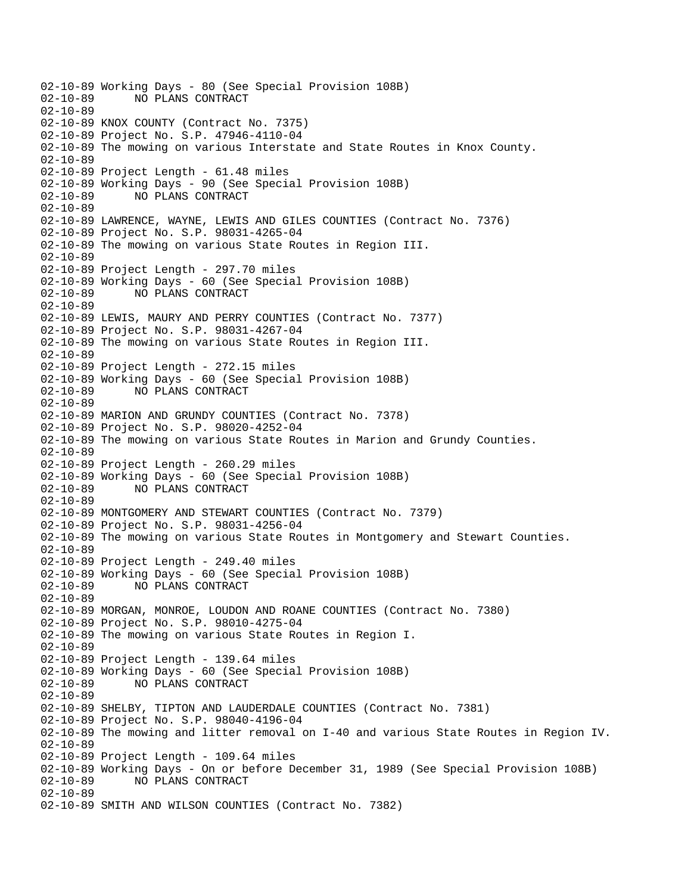```
02-10-89 Working Days - 80 (See Special Provision 108B)
02-10-89       NO PLANS CONTRACT
02-10-89
02-10-89 KNOX COUNTY (Contract No. 7375)
02-10-89 Project No. S.P. 47946-4110-04
02-10-89 The mowing on various Interstate and State Routes in Knox County.
02-10-89
02-10-89 Project Length - 61.48 miles
02-10-89 Working Days - 90 (See Special Provision 108B)
02-10-89       NO PLANS CONTRACT
02-10-89
02-10-89 LAWRENCE, WAYNE, LEWIS AND GILES COUNTIES (Contract No. 7376)
02-10-89 Project No. S.P. 98031-4265-04
02-10-89 The mowing on various State Routes in Region III.
02-10-89
02-10-89 Project Length - 297.70 miles
02-10-89 Working Days - 60 (See Special Provision 108B)
02-10-89       NO PLANS CONTRACT
02-10-89
02-10-89 LEWIS, MAURY AND PERRY COUNTIES (Contract No. 7377)
02-10-89 Project No. S.P. 98031-4267-04
02-10-89 The mowing on various State Routes in Region III.
02-10-89
02-10-89 Project Length - 272.15 miles
02-10-89 Working Days - 60 (See Special Provision 108B)
02-10-89       NO PLANS CONTRACT
02-10-89
02-10-89 MARION AND GRUNDY COUNTIES (Contract No. 7378)
02-10-89 Project No. S.P. 98020-4252-04
02-10-89 The mowing on various State Routes in Marion and Grundy Counties.
02-10-89
02-10-89 Project Length - 260.29 miles
02-10-89 Working Days - 60 (See Special Provision 108B)
02-10-89       NO PLANS CONTRACT
02-10-89
02-10-89 MONTGOMERY AND STEWART COUNTIES (Contract No. 7379)
02-10-89 Project No. S.P. 98031-4256-04
02-10-89 The mowing on various State Routes in Montgomery and Stewart Counties.
02-10-89
02-10-89 Project Length - 249.40 miles
02-10-89 Working Days - 60 (See Special Provision 108B)
02-10-89       NO PLANS CONTRACT
02-10-89
02-10-89 MORGAN, MONROE, LOUDON AND ROANE COUNTIES (Contract No. 7380)
02-10-89 Project No. S.P. 98010-4275-04
02-10-89 The mowing on various State Routes in Region I.
02-10-89
02-10-89 Project Length - 139.64 miles
02-10-89 Working Days - 60 (See Special Provision 108B)
02-10-89       NO PLANS CONTRACT
02-10-89
02-10-89 SHELBY, TIPTON AND LAUDERDALE COUNTIES (Contract No. 7381)
02-10-89 Project No. S.P. 98040-4196-04
02-10-89 The mowing and litter removal on I-40 and various State Routes in Region IV.
02-10-89
02-10-89 Project Length - 109.64 miles
02-10-89 Working Days - On or before December 31, 1989 (See Special Provision 108B)
02-10-89       NO PLANS CONTRACT
02-10-89
02-10-89 SMITH AND WILSON COUNTIES (Contract No. 7382)
```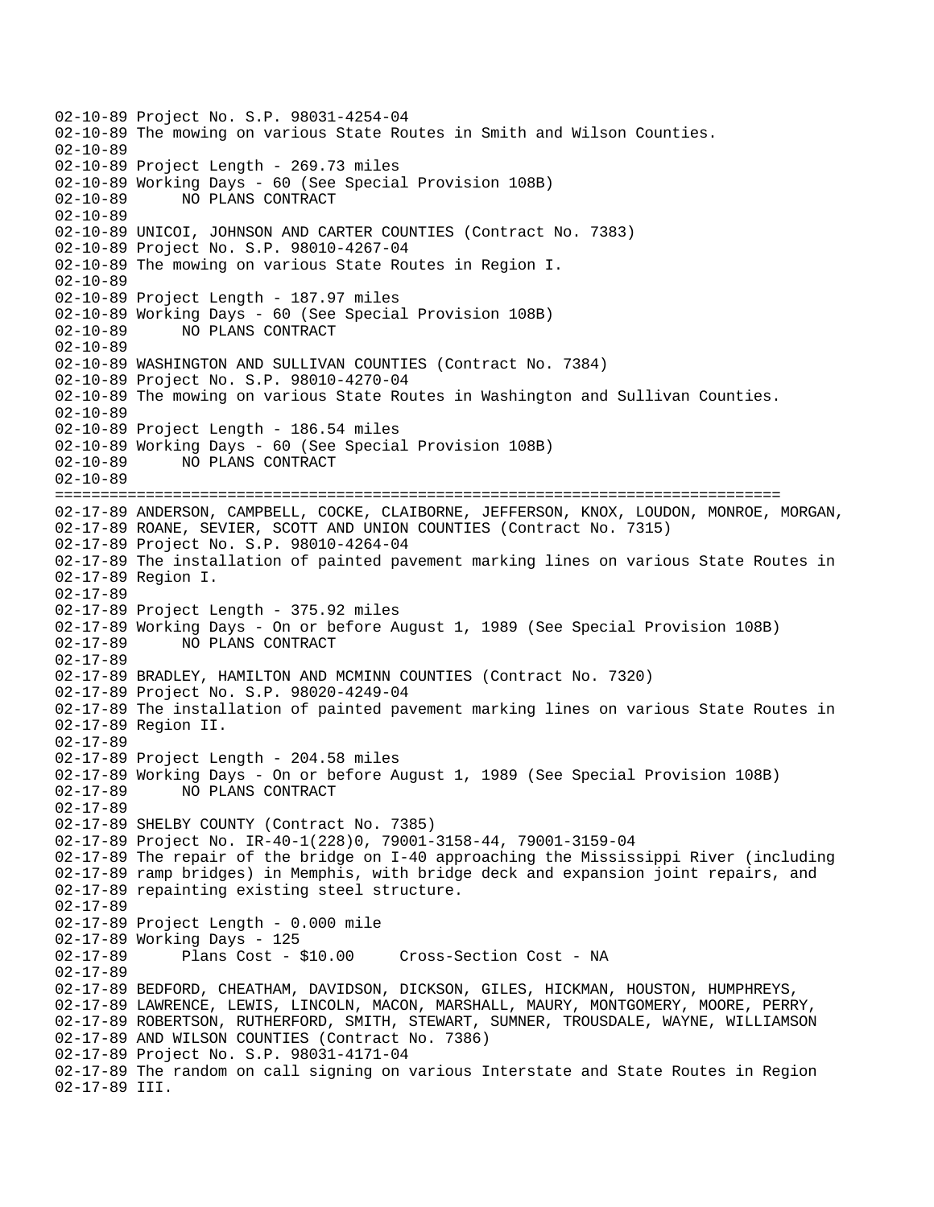```
02-10-89 Project No. S.P. 98031-4254-04
02-10-89 The mowing on various State Routes in Smith and Wilson Counties.
02-10-89
02-10-89 Project Length - 269.73 miles
02-10-89 Working Days - 60 (See Special Provision 108B)
02-10-89       NO PLANS CONTRACT
02-10-89
02-10-89 UNICOI, JOHNSON AND CARTER COUNTIES (Contract No. 7383)
02-10-89 Project No. S.P. 98010-4267-04
02-10-89 The mowing on various State Routes in Region I.
02-10-89
02-10-89 Project Length - 187.97 miles
02-10-89 Working Days - 60 (See Special Provision 108B)
02-10-89       NO PLANS CONTRACT
02-10-89
02-10-89 WASHINGTON AND SULLIVAN COUNTIES (Contract No. 7384)
02-10-89 Project No. S.P. 98010-4270-04
02-10-89 The mowing on various State Routes in Washington and Sullivan Counties.
02-10-89
02-10-89 Project Length - 186.54 miles
02-10-89 Working Days - 60 (See Special Provision 108B)
02-10-89       NO PLANS CONTRACT
02-10-89
================================================================================
02-17-89 ANDERSON, CAMPBELL, COCKE, CLAIBORNE, JEFFERSON, KNOX, LOUDON, MONROE, MORGAN,
02-17-89 ROANE, SEVIER, SCOTT AND UNION COUNTIES (Contract No. 7315)
02-17-89 Project No. S.P. 98010-4264-04
02-17-89 The installation of painted pavement marking lines on various State Routes in
02-17-89 Region I.
02-17-89
02-17-89 Project Length - 375.92 miles
02-17-89 Working Days - On or before August 1, 1989 (See Special Provision 108B)
02-17-89       NO PLANS CONTRACT
02-17-89
02-17-89 BRADLEY, HAMILTON AND MCMINN COUNTIES (Contract No. 7320)
02-17-89 Project No. S.P. 98020-4249-04
02-17-89 The installation of painted pavement marking lines on various State Routes in
02-17-89 Region II.
02-17-89
02-17-89 Project Length - 204.58 miles
02-17-89 Working Days - On or before August 1, 1989 (See Special Provision 108B)
02-17-89       NO PLANS CONTRACT
02-17-89
02-17-89 SHELBY COUNTY (Contract No. 7385)
02-17-89 Project No. IR-40-1(228)0, 79001-3158-44, 79001-3159-04
02-17-89 The repair of the bridge on I-40 approaching the Mississippi River (including
02-17-89 ramp bridges) in Memphis, with bridge deck and expansion joint repairs, and
02-17-89 repainting existing steel structure.
02-17-89
02-17-89 Project Length - 0.000 mile
02-17-89 Working Days - 125
02-17-89       Plans Cost - $10.00     Cross-Section Cost - NA
02-17-89
02-17-89 BEDFORD, CHEATHAM, DAVIDSON, DICKSON, GILES, HICKMAN, HOUSTON, HUMPHREYS,
02-17-89 LAWRENCE, LEWIS, LINCOLN, MACON, MARSHALL, MAURY, MONTGOMERY, MOORE, PERRY,
02-17-89 ROBERTSON, RUTHERFORD, SMITH, STEWART, SUMNER, TROUSDALE, WAYNE, WILLIAMSON
02-17-89 AND WILSON COUNTIES (Contract No. 7386)
02-17-89 Project No. S.P. 98031-4171-04
02-17-89 The random on call signing on various Interstate and State Routes in Region
02-17-89 III.
```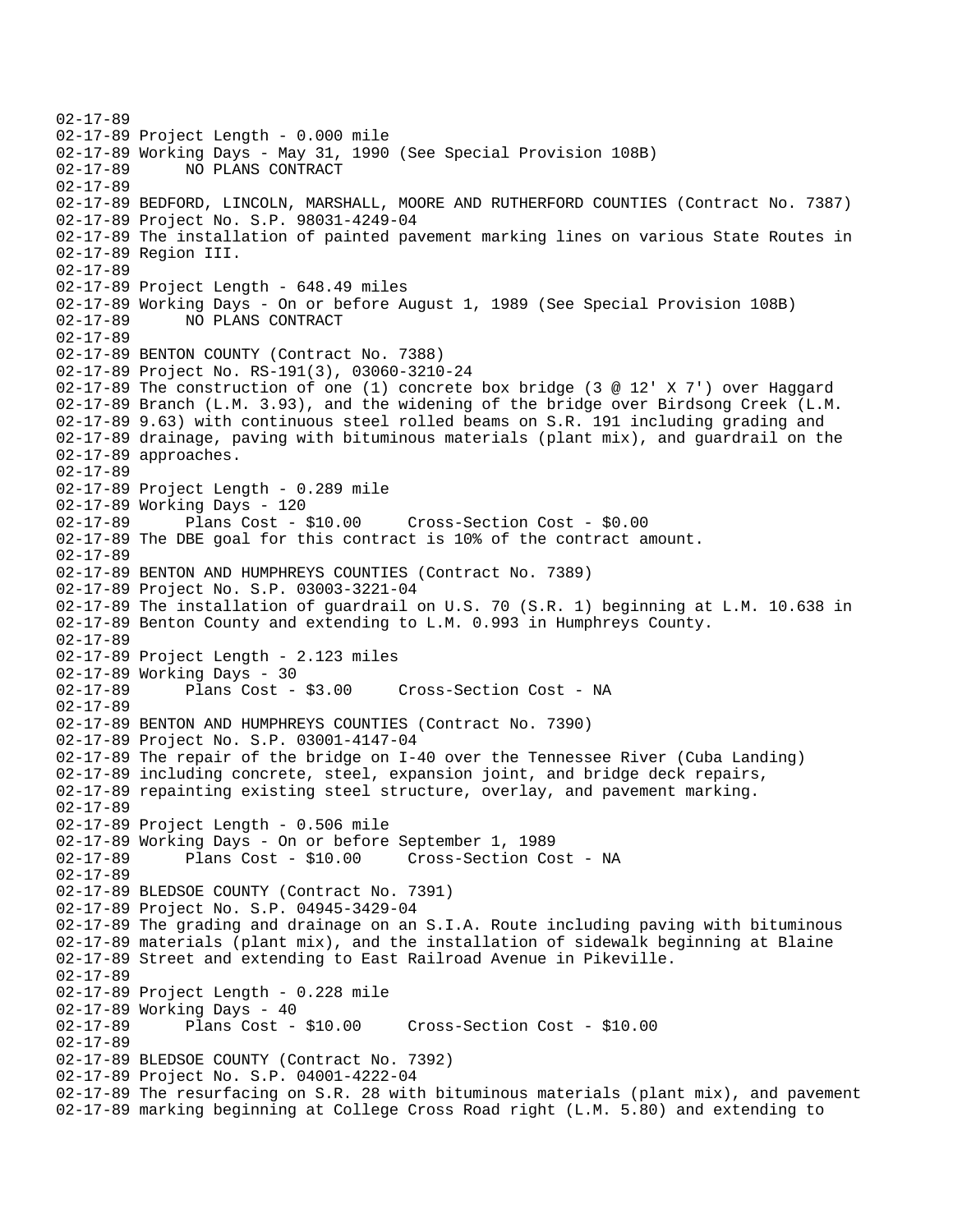```
02-17-89
02-17-89 Project Length - 0.000 mile
02-17-89 Working Days - May 31, 1990 (See Special Provision 108B)
02-17-89      NO PLANS CONTRACT
02-17-89
02-17-89 BEDFORD, LINCOLN, MARSHALL, MOORE AND RUTHERFORD COUNTIES (Contract No. 7387)
02-17-89 Project No. S.P. 98031-4249-04
02-17-89 The installation of painted pavement marking lines on various State Routes in
02-17-89 Region III.
02-17-89
02-17-89 Project Length - 648.49 miles
02-17-89 Working Days - On or before August 1, 1989 (See Special Provision 108B)
02-17-89      NO PLANS CONTRACT
02-17-89
02-17-89 BENTON COUNTY (Contract No. 7388)
02-17-89 Project No. RS-191(3), 03060-3210-24
02-17-89 The construction of one (1) concrete box bridge (3 @ 12' X 7') over Haggard
02-17-89 Branch (L.M. 3.93), and the widening of the bridge over Birdsong Creek (L.M.
02-17-89 9.63) with continuous steel rolled beams on S.R. 191 including grading and
02-17-89 drainage, paving with bituminous materials (plant mix), and guardrail on the
02-17-89 approaches.
02-17-89
02-17-89 Project Length - 0.289 mile
02-17-89 Working Days - 120
02-17-89      Plans Cost - $10.00     Cross-Section Cost - $0.00
02-17-89 The DBE goal for this contract is 10% of the contract amount.
02-17-89
02-17-89 BENTON AND HUMPHREYS COUNTIES (Contract No. 7389)
02-17-89 Project No. S.P. 03003-3221-04
02-17-89 The installation of guardrail on U.S. 70 (S.R. 1) beginning at L.M. 10.638 in
02-17-89 Benton County and extending to L.M. 0.993 in Humphreys County.
02-17-89
02-17-89 Project Length - 2.123 miles
02-17-89 Working Days - 30
02-17-89      Plans Cost - $3.00     Cross-Section Cost - NA
02-17-89
02-17-89 BENTON AND HUMPHREYS COUNTIES (Contract No. 7390)
02-17-89 Project No. S.P. 03001-4147-04
02-17-89 The repair of the bridge on I-40 over the Tennessee River (Cuba Landing)
02-17-89 including concrete, steel, expansion joint, and bridge deck repairs,
02-17-89 repainting existing steel structure, overlay, and pavement marking.
02-17-89
02-17-89 Project Length - 0.506 mile
02-17-89 Working Days - On or before September 1, 1989
02-17-89      Plans Cost - $10.00     Cross-Section Cost - NA
02-17-89
02-17-89 BLEDSOE COUNTY (Contract No. 7391)
02-17-89 Project No. S.P. 04945-3429-04
02-17-89 The grading and drainage on an S.I.A. Route including paving with bituminous
02-17-89 materials (plant mix), and the installation of sidewalk beginning at Blaine
02-17-89 Street and extending to East Railroad Avenue in Pikeville.
02-17-89
02-17-89 Project Length - 0.228 mile
02-17-89 Working Days - 40
02-17-89      Plans Cost - $10.00     Cross-Section Cost - $10.00
02-17-89
02-17-89 BLEDSOE COUNTY (Contract No. 7392)
02-17-89 Project No. S.P. 04001-4222-04
02-17-89 The resurfacing on S.R. 28 with bituminous materials (plant mix), and pavement
02-17-89 marking beginning at College Cross Road right (L.M. 5.80) and extending to
```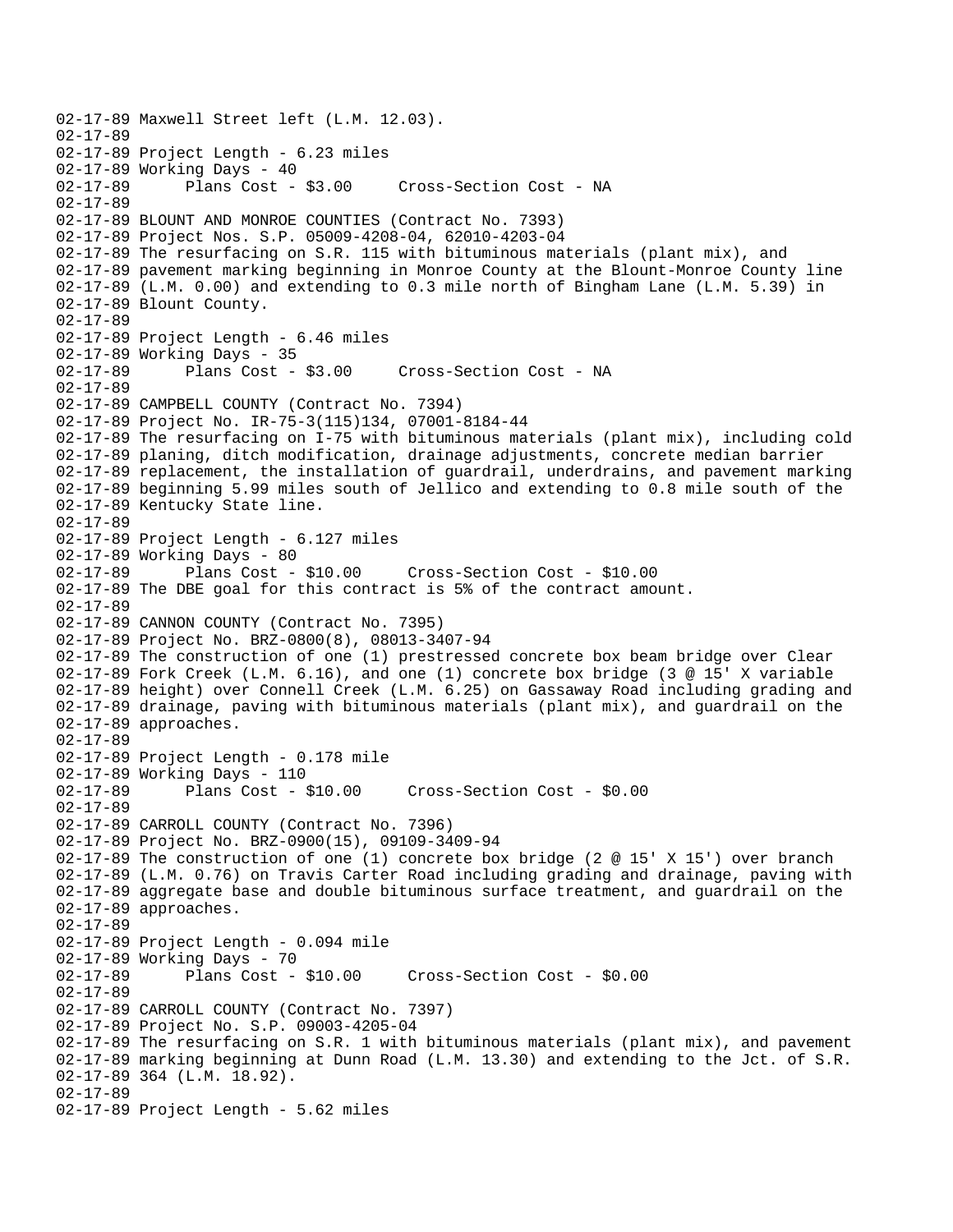02-17-89 Maxwell Street left (L.M. 12.03).
02-17-89
02-17-89 Project Length - 6.23 miles
02-17-89 Working Days - 40
02-17-89       Plans Cost - $3.00     Cross-Section Cost - NA
02-17-89
02-17-89 BLOUNT AND MONROE COUNTIES (Contract No. 7393)
02-17-89 Project Nos. S.P. 05009-4208-04, 62010-4203-04
02-17-89 The resurfacing on S.R. 115 with bituminous materials (plant mix), and
02-17-89 pavement marking beginning in Monroe County at the Blount-Monroe County line
02-17-89 (L.M. 0.00) and extending to 0.3 mile north of Bingham Lane (L.M. 5.39) in
02-17-89 Blount County.
02-17-89
02-17-89 Project Length - 6.46 miles
02-17-89 Working Days - 35
02-17-89       Plans Cost - $3.00     Cross-Section Cost - NA
02-17-89
02-17-89 CAMPBELL COUNTY (Contract No. 7394)
02-17-89 Project No. IR-75-3(115)134, 07001-8184-44
02-17-89 The resurfacing on I-75 with bituminous materials (plant mix), including cold
02-17-89 planing, ditch modification, drainage adjustments, concrete median barrier
02-17-89 replacement, the installation of guardrail, underdrains, and pavement marking
02-17-89 beginning 5.99 miles south of Jellico and extending to 0.8 mile south of the
02-17-89 Kentucky State line.
02-17-89
02-17-89 Project Length - 6.127 miles
02-17-89 Working Days - 80
02-17-89       Plans Cost - $10.00     Cross-Section Cost - $10.00
02-17-89 The DBE goal for this contract is 5% of the contract amount.
02-17-89
02-17-89 CANNON COUNTY (Contract No. 7395)
02-17-89 Project No. BRZ-0800(8), 08013-3407-94
02-17-89 The construction of one (1) prestressed concrete box beam bridge over Clear
02-17-89 Fork Creek (L.M. 6.16), and one (1) concrete box bridge (3 @ 15' X variable
02-17-89 height) over Connell Creek (L.M. 6.25) on Gassaway Road including grading and
02-17-89 drainage, paving with bituminous materials (plant mix), and guardrail on the
02-17-89 approaches.
02-17-89
02-17-89 Project Length - 0.178 mile
02-17-89 Working Days - 110
02-17-89       Plans Cost - $10.00     Cross-Section Cost - $0.00
02-17-89
02-17-89 CARROLL COUNTY (Contract No. 7396)
02-17-89 Project No. BRZ-0900(15), 09109-3409-94
02-17-89 The construction of one (1) concrete box bridge (2 @ 15' X 15') over branch
02-17-89 (L.M. 0.76) on Travis Carter Road including grading and drainage, paving with
02-17-89 aggregate base and double bituminous surface treatment, and guardrail on the
02-17-89 approaches.
02-17-89
02-17-89 Project Length - 0.094 mile
02-17-89 Working Days - 70
02-17-89       Plans Cost - $10.00     Cross-Section Cost - $0.00
02-17-89
02-17-89 CARROLL COUNTY (Contract No. 7397)
02-17-89 Project No. S.P. 09003-4205-04
02-17-89 The resurfacing on S.R. 1 with bituminous materials (plant mix), and pavement
02-17-89 marking beginning at Dunn Road (L.M. 13.30) and extending to the Jct. of S.R.
02-17-89 364 (L.M. 18.92).
02-17-89
02-17-89 Project Length - 5.62 miles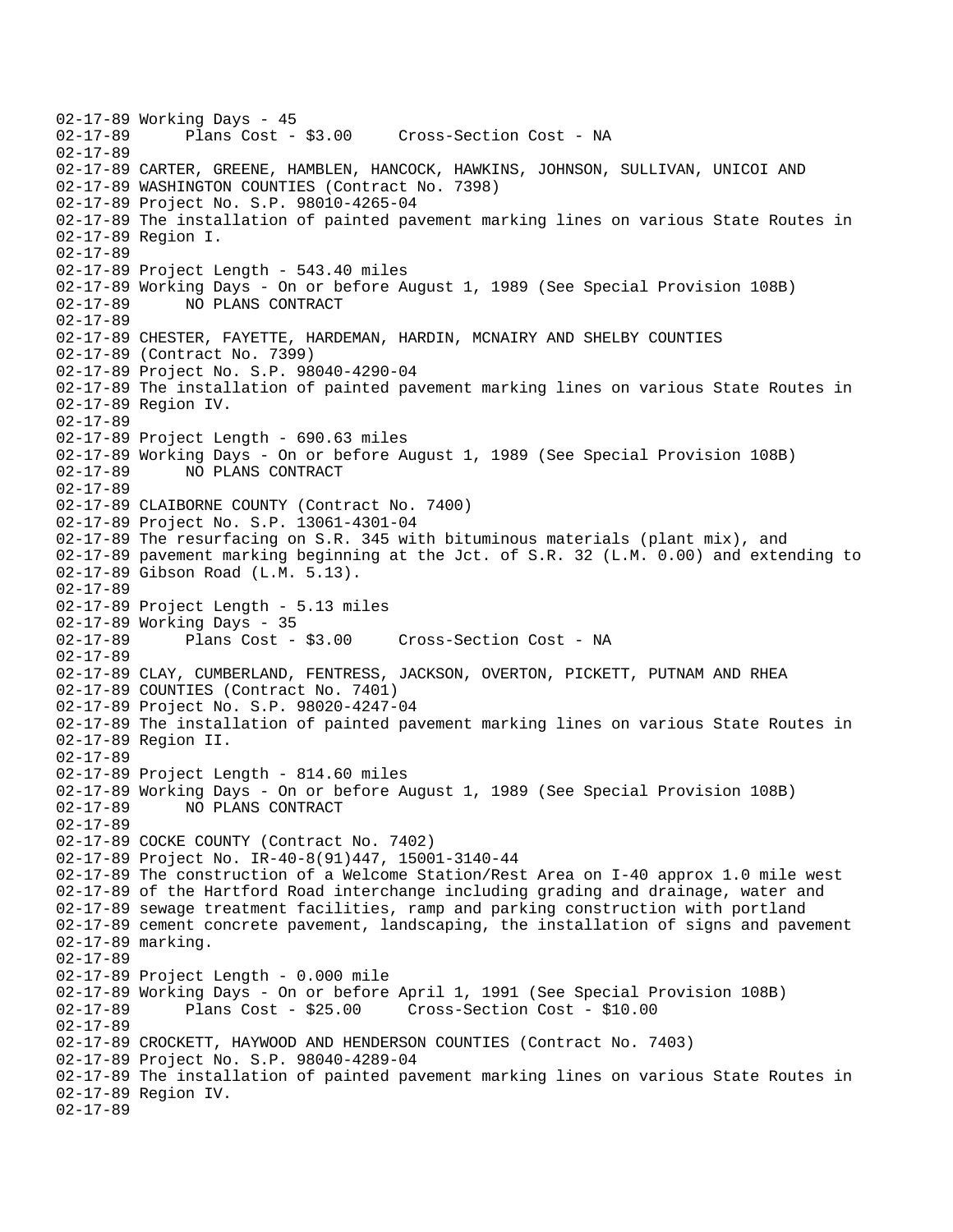```
02-17-89 Working Days - 45
02-17-89       Plans Cost - $3.00     Cross-Section Cost - NA
02-17-89
02-17-89 CARTER, GREENE, HAMBLEN, HANCOCK, HAWKINS, JOHNSON, SULLIVAN, UNICOI AND
02-17-89 WASHINGTON COUNTIES (Contract No. 7398)
02-17-89 Project No. S.P. 98010-4265-04
02-17-89 The installation of painted pavement marking lines on various State Routes in
02-17-89 Region I.
02-17-89
02-17-89 Project Length - 543.40 miles
02-17-89 Working Days - On or before August 1, 1989 (See Special Provision 108B)
02-17-89       NO PLANS CONTRACT
02-17-89
02-17-89 CHESTER, FAYETTE, HARDEMAN, HARDIN, MCNAIRY AND SHELBY COUNTIES
02-17-89 (Contract No. 7399)
02-17-89 Project No. S.P. 98040-4290-04
02-17-89 The installation of painted pavement marking lines on various State Routes in
02-17-89 Region IV.
02-17-89
02-17-89 Project Length - 690.63 miles
02-17-89 Working Days - On or before August 1, 1989 (See Special Provision 108B)
02-17-89       NO PLANS CONTRACT
02-17-89
02-17-89 CLAIBORNE COUNTY (Contract No. 7400)
02-17-89 Project No. S.P. 13061-4301-04
02-17-89 The resurfacing on S.R. 345 with bituminous materials (plant mix), and
02-17-89 pavement marking beginning at the Jct. of S.R. 32 (L.M. 0.00) and extending to
02-17-89 Gibson Road (L.M. 5.13).
02-17-89
02-17-89 Project Length - 5.13 miles
02-17-89 Working Days - 35
02-17-89       Plans Cost - $3.00     Cross-Section Cost - NA
02-17-89
02-17-89 CLAY, CUMBERLAND, FENTRESS, JACKSON, OVERTON, PICKETT, PUTNAM AND RHEA
02-17-89 COUNTIES (Contract No. 7401)
02-17-89 Project No. S.P. 98020-4247-04
02-17-89 The installation of painted pavement marking lines on various State Routes in
02-17-89 Region II.
02-17-89
02-17-89 Project Length - 814.60 miles
02-17-89 Working Days - On or before August 1, 1989 (See Special Provision 108B)
02-17-89       NO PLANS CONTRACT
02-17-89
02-17-89 COCKE COUNTY (Contract No. 7402)
02-17-89 Project No. IR-40-8(91)447, 15001-3140-44
02-17-89 The construction of a Welcome Station/Rest Area on I-40 approx 1.0 mile west
02-17-89 of the Hartford Road interchange including grading and drainage, water and
02-17-89 sewage treatment facilities, ramp and parking construction with portland
02-17-89 cement concrete pavement, landscaping, the installation of signs and pavement
02-17-89 marking.
02-17-89
02-17-89 Project Length - 0.000 mile
02-17-89 Working Days - On or before April 1, 1991 (See Special Provision 108B)
02-17-89       Plans Cost - $25.00     Cross-Section Cost - $10.00
02-17-89
02-17-89 CROCKETT, HAYWOOD AND HENDERSON COUNTIES (Contract No. 7403)
02-17-89 Project No. S.P. 98040-4289-04
02-17-89 The installation of painted pavement marking lines on various State Routes in
02-17-89 Region IV.
02-17-89
```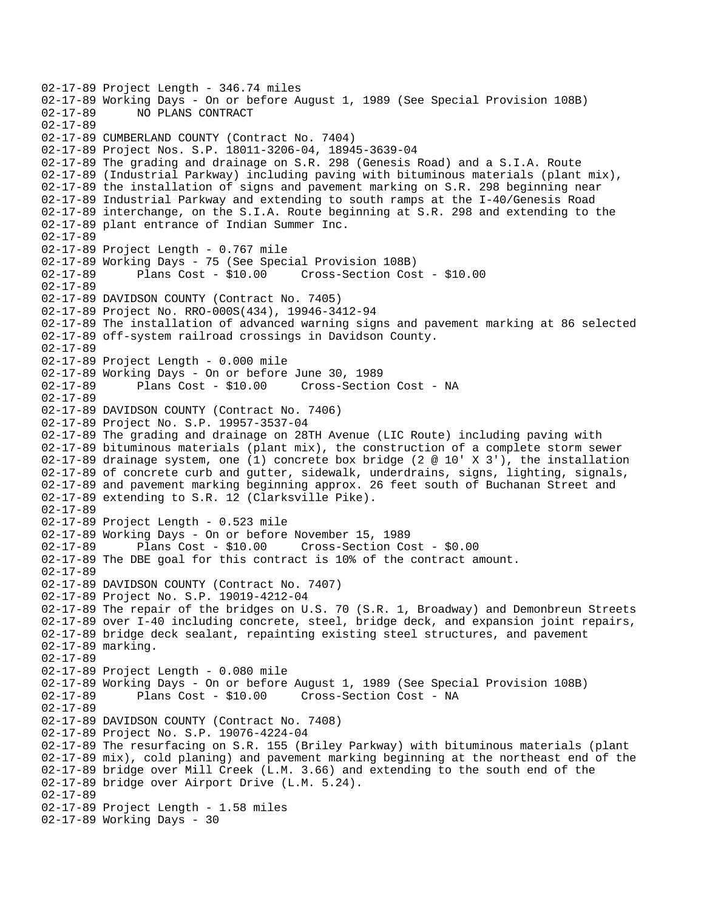```
02-17-89 Project Length - 346.74 miles
02-17-89 Working Days - On or before August 1, 1989 (See Special Provision 108B)
02-17-89      NO PLANS CONTRACT
02-17-89
02-17-89 CUMBERLAND COUNTY (Contract No. 7404)
02-17-89 Project Nos. S.P. 18011-3206-04, 18945-3639-04
02-17-89 The grading and drainage on S.R. 298 (Genesis Road) and a S.I.A. Route
02-17-89 (Industrial Parkway) including paving with bituminous materials (plant mix),
02-17-89 the installation of signs and pavement marking on S.R. 298 beginning near
02-17-89 Industrial Parkway and extending to south ramps at the I-40/Genesis Road
02-17-89 interchange, on the S.I.A. Route beginning at S.R. 298 and extending to the
02-17-89 plant entrance of Indian Summer Inc.
02-17-89
02-17-89 Project Length - 0.767 mile
02-17-89 Working Days - 75 (See Special Provision 108B)
02-17-89      Plans Cost - $10.00     Cross-Section Cost - $10.00
02-17-89
02-17-89 DAVIDSON COUNTY (Contract No. 7405)
02-17-89 Project No. RRO-000S(434), 19946-3412-94
02-17-89 The installation of advanced warning signs and pavement marking at 86 selected
02-17-89 off-system railroad crossings in Davidson County.
02-17-89
02-17-89 Project Length - 0.000 mile
02-17-89 Working Days - On or before June 30, 1989
02-17-89      Plans Cost - $10.00     Cross-Section Cost - NA
02-17-89
02-17-89 DAVIDSON COUNTY (Contract No. 7406)
02-17-89 Project No. S.P. 19957-3537-04
02-17-89 The grading and drainage on 28TH Avenue (LIC Route) including paving with
02-17-89 bituminous materials (plant mix), the construction of a complete storm sewer
02-17-89 drainage system, one (1) concrete box bridge (2 @ 10' X 3'), the installation
02-17-89 of concrete curb and gutter, sidewalk, underdrains, signs, lighting, signals,
02-17-89 and pavement marking beginning approx. 26 feet south of Buchanan Street and
02-17-89 extending to S.R. 12 (Clarksville Pike).
02-17-89
02-17-89 Project Length - 0.523 mile
02-17-89 Working Days - On or before November 15, 1989
02-17-89      Plans Cost - $10.00     Cross-Section Cost - $0.00
02-17-89 The DBE goal for this contract is 10% of the contract amount.
02-17-89
02-17-89 DAVIDSON COUNTY (Contract No. 7407)
02-17-89 Project No. S.P. 19019-4212-04
02-17-89 The repair of the bridges on U.S. 70 (S.R. 1, Broadway) and Demonbreun Streets
02-17-89 over I-40 including concrete, steel, bridge deck, and expansion joint repairs,
02-17-89 bridge deck sealant, repainting existing steel structures, and pavement
02-17-89 marking.
02-17-89
02-17-89 Project Length - 0.080 mile
02-17-89 Working Days - On or before August 1, 1989 (See Special Provision 108B)
02-17-89      Plans Cost - $10.00     Cross-Section Cost - NA
02-17-89
02-17-89 DAVIDSON COUNTY (Contract No. 7408)
02-17-89 Project No. S.P. 19076-4224-04
02-17-89 The resurfacing on S.R. 155 (Briley Parkway) with bituminous materials (plant
02-17-89 mix), cold planing) and pavement marking beginning at the northeast end of the
02-17-89 bridge over Mill Creek (L.M. 3.66) and extending to the south end of the
02-17-89 bridge over Airport Drive (L.M. 5.24).
02-17-89
02-17-89 Project Length - 1.58 miles
02-17-89 Working Days - 30
```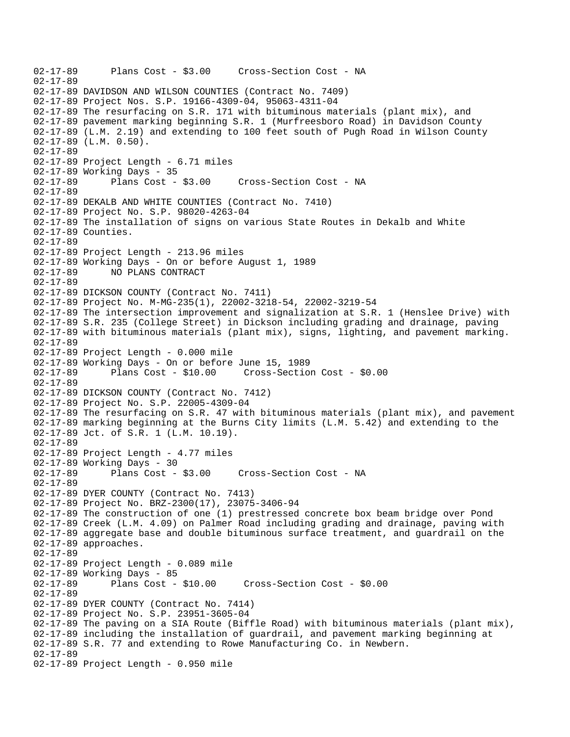02-17-89      Plans Cost - $3.00     Cross-Section Cost - NA
02-17-89
02-17-89 DAVIDSON AND WILSON COUNTIES (Contract No. 7409)
02-17-89 Project Nos. S.P. 19166-4309-04, 95063-4311-04
02-17-89 The resurfacing on S.R. 171 with bituminous materials (plant mix), and
02-17-89 pavement marking beginning S.R. 1 (Murfreesboro Road) in Davidson County
02-17-89 (L.M. 2.19) and extending to 100 feet south of Pugh Road in Wilson County
02-17-89 (L.M. 0.50).
02-17-89
02-17-89 Project Length - 6.71 miles
02-17-89 Working Days - 35
02-17-89      Plans Cost - $3.00     Cross-Section Cost - NA
02-17-89
02-17-89 DEKALB AND WHITE COUNTIES (Contract No. 7410)
02-17-89 Project No. S.P. 98020-4263-04
02-17-89 The installation of signs on various State Routes in Dekalb and White
02-17-89 Counties.
02-17-89
02-17-89 Project Length - 213.96 miles
02-17-89 Working Days - On or before August 1, 1989
02-17-89      NO PLANS CONTRACT
02-17-89
02-17-89 DICKSON COUNTY (Contract No. 7411)
02-17-89 Project No. M-MG-235(1), 22002-3218-54, 22002-3219-54
02-17-89 The intersection improvement and signalization at S.R. 1 (Henslee Drive) with
02-17-89 S.R. 235 (College Street) in Dickson including grading and drainage, paving
02-17-89 with bituminous materials (plant mix), signs, lighting, and pavement marking.
02-17-89
02-17-89 Project Length - 0.000 mile
02-17-89 Working Days - On or before June 15, 1989
02-17-89      Plans Cost - $10.00     Cross-Section Cost - $0.00
02-17-89
02-17-89 DICKSON COUNTY (Contract No. 7412)
02-17-89 Project No. S.P. 22005-4309-04
02-17-89 The resurfacing on S.R. 47 with bituminous materials (plant mix), and pavement
02-17-89 marking beginning at the Burns City limits (L.M. 5.42) and extending to the
02-17-89 Jct. of S.R. 1 (L.M. 10.19).
02-17-89
02-17-89 Project Length - 4.77 miles
02-17-89 Working Days - 30
02-17-89      Plans Cost - $3.00     Cross-Section Cost - NA
02-17-89
02-17-89 DYER COUNTY (Contract No. 7413)
02-17-89 Project No. BRZ-2300(17), 23075-3406-94
02-17-89 The construction of one (1) prestressed concrete box beam bridge over Pond
02-17-89 Creek (L.M. 4.09) on Palmer Road including grading and drainage, paving with
02-17-89 aggregate base and double bituminous surface treatment, and guardrail on the
02-17-89 approaches.
02-17-89
02-17-89 Project Length - 0.089 mile
02-17-89 Working Days - 85
02-17-89      Plans Cost - $10.00     Cross-Section Cost - $0.00
02-17-89
02-17-89 DYER COUNTY (Contract No. 7414)
02-17-89 Project No. S.P. 23951-3605-04
02-17-89 The paving on a SIA Route (Biffle Road) with bituminous materials (plant mix),
02-17-89 including the installation of guardrail, and pavement marking beginning at
02-17-89 S.R. 77 and extending to Rowe Manufacturing Co. in Newbern.
02-17-89
02-17-89 Project Length - 0.950 mile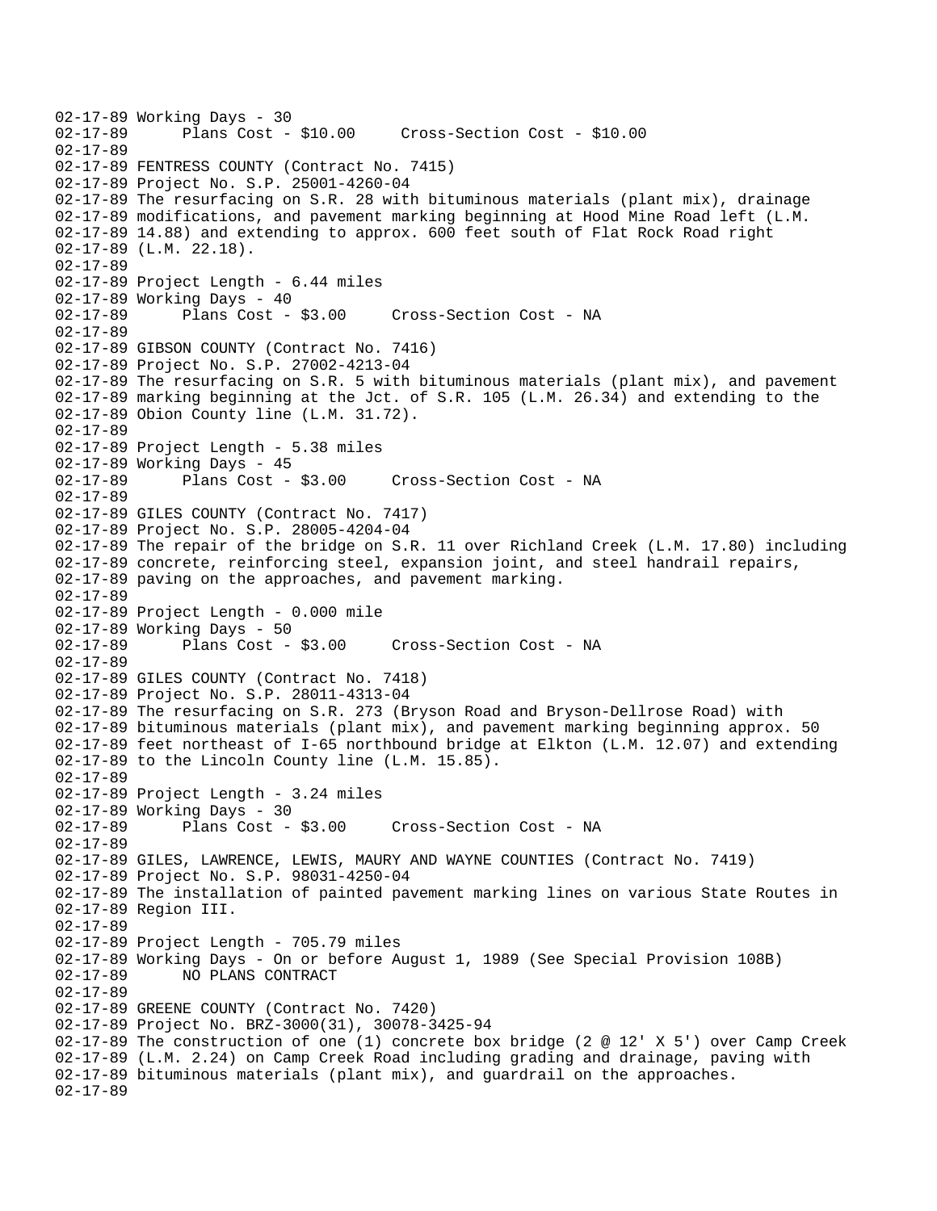```
02-17-89 Working Days - 30
02-17-89       Plans Cost - $10.00     Cross-Section Cost - $10.00
02-17-89
02-17-89 FENTRESS COUNTY (Contract No. 7415)
02-17-89 Project No. S.P. 25001-4260-04
02-17-89 The resurfacing on S.R. 28 with bituminous materials (plant mix), drainage
02-17-89 modifications, and pavement marking beginning at Hood Mine Road left (L.M.
02-17-89 14.88) and extending to approx. 600 feet south of Flat Rock Road right
02-17-89 (L.M. 22.18).
02-17-89
02-17-89 Project Length - 6.44 miles
02-17-89 Working Days - 40
02-17-89       Plans Cost - $3.00     Cross-Section Cost - NA
02-17-89
02-17-89 GIBSON COUNTY (Contract No. 7416)
02-17-89 Project No. S.P. 27002-4213-04
02-17-89 The resurfacing on S.R. 5 with bituminous materials (plant mix), and pavement
02-17-89 marking beginning at the Jct. of S.R. 105 (L.M. 26.34) and extending to the
02-17-89 Obion County line (L.M. 31.72).
02-17-89
02-17-89 Project Length - 5.38 miles
02-17-89 Working Days - 45
02-17-89       Plans Cost - $3.00     Cross-Section Cost - NA
02-17-89
02-17-89 GILES COUNTY (Contract No. 7417)
02-17-89 Project No. S.P. 28005-4204-04
02-17-89 The repair of the bridge on S.R. 11 over Richland Creek (L.M. 17.80) including
02-17-89 concrete, reinforcing steel, expansion joint, and steel handrail repairs,
02-17-89 paving on the approaches, and pavement marking.
02-17-89
02-17-89 Project Length - 0.000 mile
02-17-89 Working Days - 50
02-17-89       Plans Cost - $3.00     Cross-Section Cost - NA
02-17-89
02-17-89 GILES COUNTY (Contract No. 7418)
02-17-89 Project No. S.P. 28011-4313-04
02-17-89 The resurfacing on S.R. 273 (Bryson Road and Bryson-Dellrose Road) with
02-17-89 bituminous materials (plant mix), and pavement marking beginning approx. 50
02-17-89 feet northeast of I-65 northbound bridge at Elkton (L.M. 12.07) and extending
02-17-89 to the Lincoln County line (L.M. 15.85).
02-17-89
02-17-89 Project Length - 3.24 miles
02-17-89 Working Days - 30
02-17-89       Plans Cost - $3.00     Cross-Section Cost - NA
02-17-89
02-17-89 GILES, LAWRENCE, LEWIS, MAURY AND WAYNE COUNTIES (Contract No. 7419)
02-17-89 Project No. S.P. 98031-4250-04
02-17-89 The installation of painted pavement marking lines on various State Routes in
02-17-89 Region III.
02-17-89
02-17-89 Project Length - 705.79 miles
02-17-89 Working Days - On or before August 1, 1989 (See Special Provision 108B)
02-17-89       NO PLANS CONTRACT
02-17-89
02-17-89 GREENE COUNTY (Contract No. 7420)
02-17-89 Project No. BRZ-3000(31), 30078-3425-94
02-17-89 The construction of one (1) concrete box bridge (2 @ 12' X 5') over Camp Creek
02-17-89 (L.M. 2.24) on Camp Creek Road including grading and drainage, paving with
02-17-89 bituminous materials (plant mix), and guardrail on the approaches.
02-17-89
```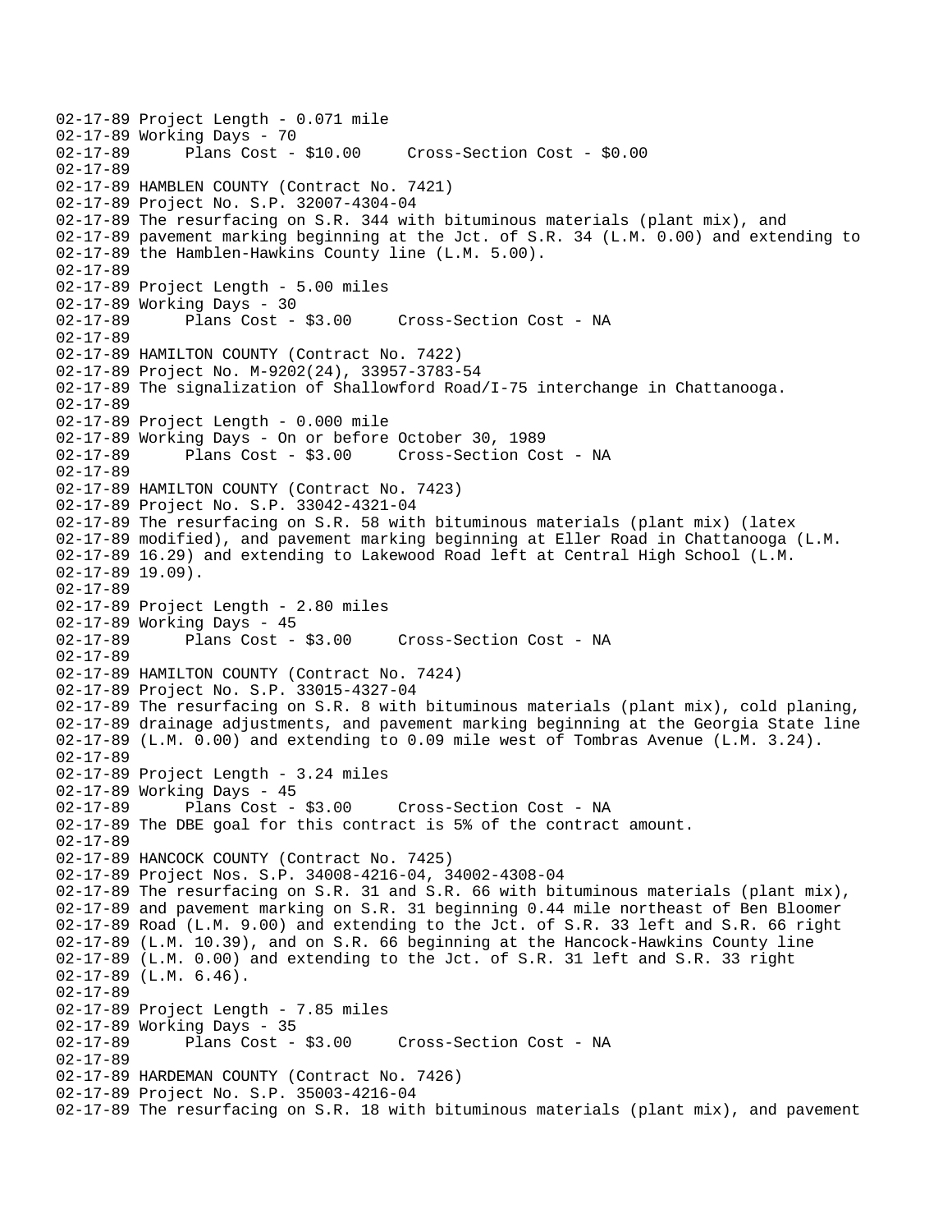```
02-17-89 Project Length - 0.071 mile
02-17-89 Working Days - 70
02-17-89      Plans Cost - $10.00     Cross-Section Cost - $0.00
02-17-89
02-17-89 HAMBLEN COUNTY (Contract No. 7421)
02-17-89 Project No. S.P. 32007-4304-04
02-17-89 The resurfacing on S.R. 344 with bituminous materials (plant mix), and
02-17-89 pavement marking beginning at the Jct. of S.R. 34 (L.M. 0.00) and extending to
02-17-89 the Hamblen-Hawkins County line (L.M. 5.00).
02-17-89
02-17-89 Project Length - 5.00 miles
02-17-89 Working Days - 30
02-17-89      Plans Cost - $3.00     Cross-Section Cost - NA
02-17-89
02-17-89 HAMILTON COUNTY (Contract No. 7422)
02-17-89 Project No. M-9202(24), 33957-3783-54
02-17-89 The signalization of Shallowford Road/I-75 interchange in Chattanooga.
02-17-89
02-17-89 Project Length - 0.000 mile
02-17-89 Working Days - On or before October 30, 1989
02-17-89      Plans Cost - $3.00     Cross-Section Cost - NA
02-17-89
02-17-89 HAMILTON COUNTY (Contract No. 7423)
02-17-89 Project No. S.P. 33042-4321-04
02-17-89 The resurfacing on S.R. 58 with bituminous materials (plant mix) (latex
02-17-89 modified), and pavement marking beginning at Eller Road in Chattanooga (L.M.
02-17-89 16.29) and extending to Lakewood Road left at Central High School (L.M.
02-17-89 19.09).
02-17-89
02-17-89 Project Length - 2.80 miles
02-17-89 Working Days - 45
02-17-89      Plans Cost - $3.00     Cross-Section Cost - NA
02-17-89
02-17-89 HAMILTON COUNTY (Contract No. 7424)
02-17-89 Project No. S.P. 33015-4327-04
02-17-89 The resurfacing on S.R. 8 with bituminous materials (plant mix), cold planing,
02-17-89 drainage adjustments, and pavement marking beginning at the Georgia State line
02-17-89 (L.M. 0.00) and extending to 0.09 mile west of Tombras Avenue (L.M. 3.24).
02-17-89
02-17-89 Project Length - 3.24 miles
02-17-89 Working Days - 45
02-17-89      Plans Cost - $3.00     Cross-Section Cost - NA
02-17-89 The DBE goal for this contract is 5% of the contract amount.
02-17-89
02-17-89 HANCOCK COUNTY (Contract No. 7425)
02-17-89 Project Nos. S.P. 34008-4216-04, 34002-4308-04
02-17-89 The resurfacing on S.R. 31 and S.R. 66 with bituminous materials (plant mix),
02-17-89 and pavement marking on S.R. 31 beginning 0.44 mile northeast of Ben Bloomer
02-17-89 Road (L.M. 9.00) and extending to the Jct. of S.R. 33 left and S.R. 66 right
02-17-89 (L.M. 10.39), and on S.R. 66 beginning at the Hancock-Hawkins County line
02-17-89 (L.M. 0.00) and extending to the Jct. of S.R. 31 left and S.R. 33 right
02-17-89 (L.M. 6.46).
02-17-89
02-17-89 Project Length - 7.85 miles
02-17-89 Working Days - 35
02-17-89      Plans Cost - $3.00     Cross-Section Cost - NA
02-17-89
02-17-89 HARDEMAN COUNTY (Contract No. 7426)
02-17-89 Project No. S.P. 35003-4216-04
02-17-89 The resurfacing on S.R. 18 with bituminous materials (plant mix), and pavement
```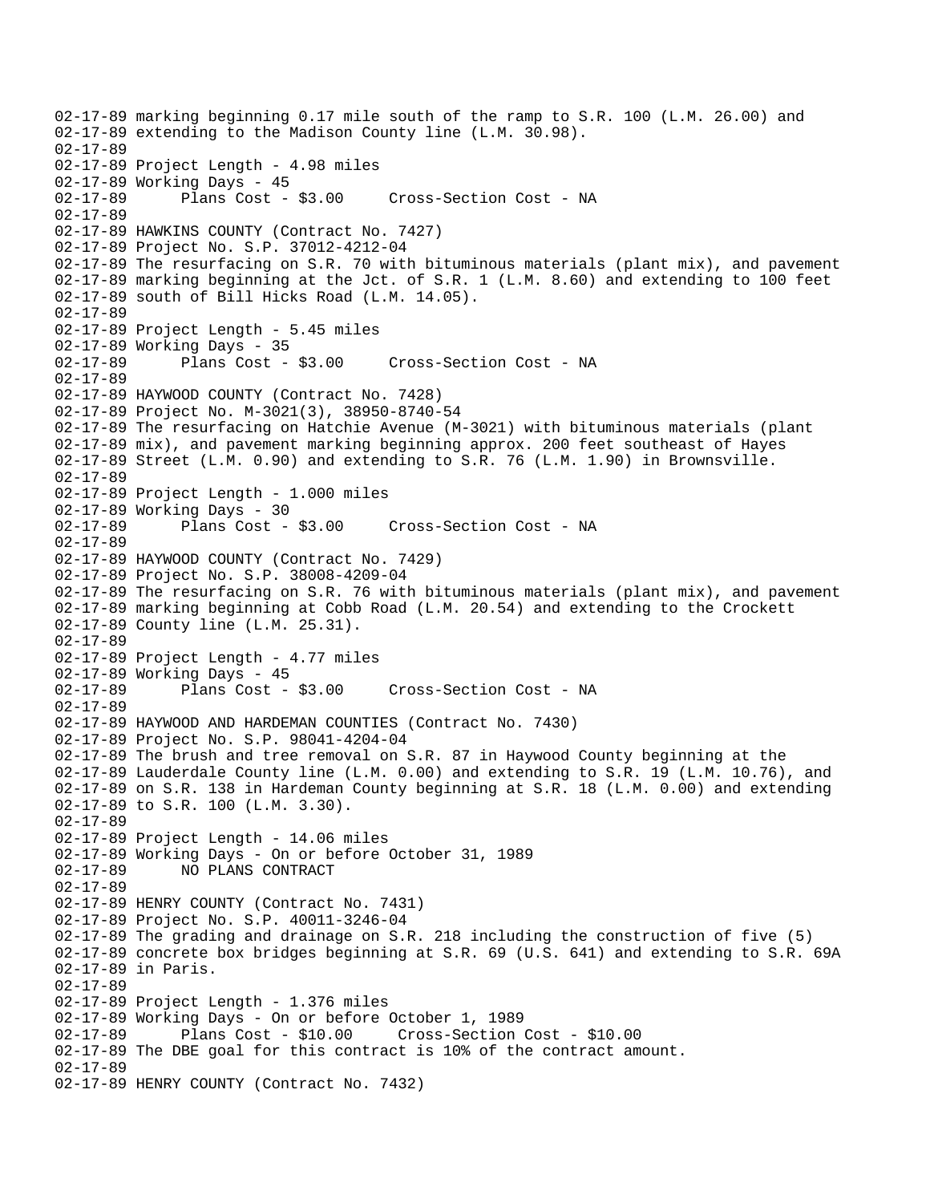```
02-17-89 marking beginning 0.17 mile south of the ramp to S.R. 100 (L.M. 26.00) and
02-17-89 extending to the Madison County line (L.M. 30.98).
02-17-89
02-17-89 Project Length - 4.98 miles
02-17-89 Working Days - 45
02-17-89       Plans Cost - $3.00     Cross-Section Cost - NA
02-17-89
02-17-89 HAWKINS COUNTY (Contract No. 7427)
02-17-89 Project No. S.P. 37012-4212-04
02-17-89 The resurfacing on S.R. 70 with bituminous materials (plant mix), and pavement
02-17-89 marking beginning at the Jct. of S.R. 1 (L.M. 8.60) and extending to 100 feet
02-17-89 south of Bill Hicks Road (L.M. 14.05).
02-17-89
02-17-89 Project Length - 5.45 miles
02-17-89 Working Days - 35
02-17-89       Plans Cost - $3.00     Cross-Section Cost - NA
02-17-89
02-17-89 HAYWOOD COUNTY (Contract No. 7428)
02-17-89 Project No. M-3021(3), 38950-8740-54
02-17-89 The resurfacing on Hatchie Avenue (M-3021) with bituminous materials (plant
02-17-89 mix), and pavement marking beginning approx. 200 feet southeast of Hayes
02-17-89 Street (L.M. 0.90) and extending to S.R. 76 (L.M. 1.90) in Brownsville.
02-17-89
02-17-89 Project Length - 1.000 miles
02-17-89 Working Days - 30
02-17-89       Plans Cost - $3.00     Cross-Section Cost - NA
02-17-89
02-17-89 HAYWOOD COUNTY (Contract No. 7429)
02-17-89 Project No. S.P. 38008-4209-04
02-17-89 The resurfacing on S.R. 76 with bituminous materials (plant mix), and pavement
02-17-89 marking beginning at Cobb Road (L.M. 20.54) and extending to the Crockett
02-17-89 County line (L.M. 25.31).
02-17-89
02-17-89 Project Length - 4.77 miles
02-17-89 Working Days - 45
02-17-89       Plans Cost - $3.00     Cross-Section Cost - NA
02-17-89
02-17-89 HAYWOOD AND HARDEMAN COUNTIES (Contract No. 7430)
02-17-89 Project No. S.P. 98041-4204-04
02-17-89 The brush and tree removal on S.R. 87 in Haywood County beginning at the
02-17-89 Lauderdale County line (L.M. 0.00) and extending to S.R. 19 (L.M. 10.76), and
02-17-89 on S.R. 138 in Hardeman County beginning at S.R. 18 (L.M. 0.00) and extending
02-17-89 to S.R. 100 (L.M. 3.30).
02-17-89
02-17-89 Project Length - 14.06 miles
02-17-89 Working Days - On or before October 31, 1989
02-17-89       NO PLANS CONTRACT
02-17-89
02-17-89 HENRY COUNTY (Contract No. 7431)
02-17-89 Project No. S.P. 40011-3246-04
02-17-89 The grading and drainage on S.R. 218 including the construction of five (5)
02-17-89 concrete box bridges beginning at S.R. 69 (U.S. 641) and extending to S.R. 69A
02-17-89 in Paris.
02-17-89
02-17-89 Project Length - 1.376 miles
02-17-89 Working Days - On or before October 1, 1989
02-17-89       Plans Cost - $10.00     Cross-Section Cost - $10.00
02-17-89 The DBE goal for this contract is 10% of the contract amount.
02-17-89
02-17-89 HENRY COUNTY (Contract No. 7432)
```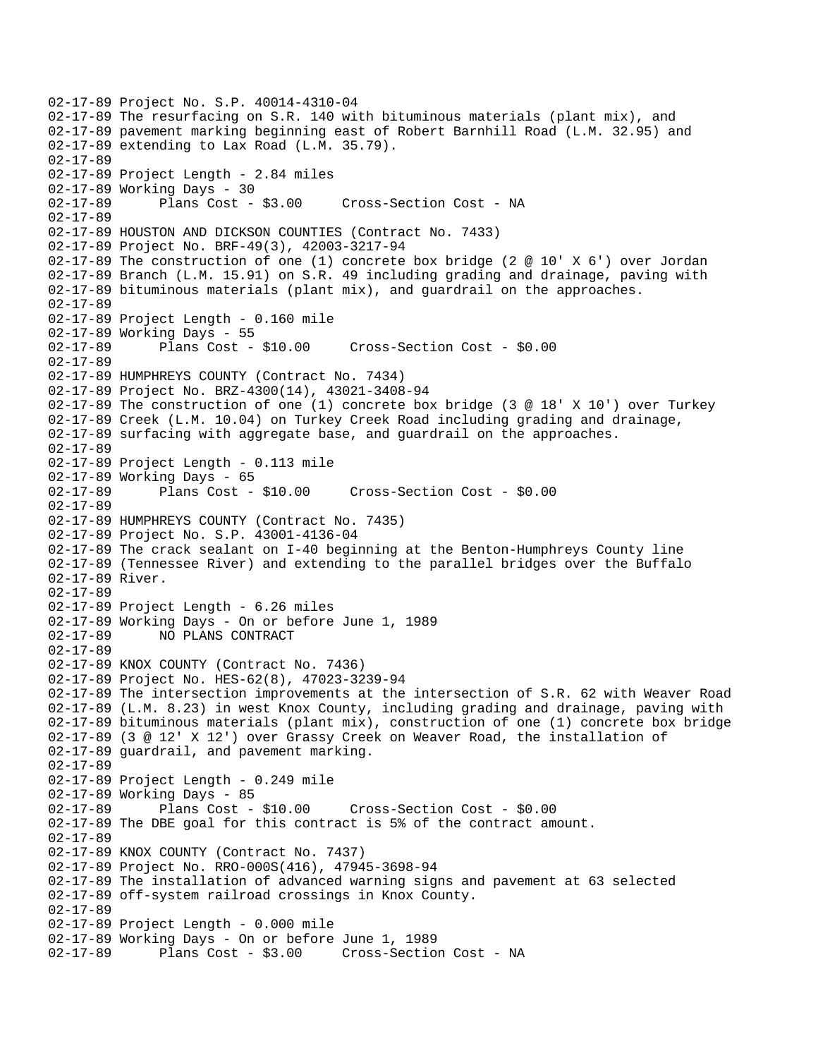```
02-17-89 Project No. S.P. 40014-4310-04
02-17-89 The resurfacing on S.R. 140 with bituminous materials (plant mix), and
02-17-89 pavement marking beginning east of Robert Barnhill Road (L.M. 32.95) and
02-17-89 extending to Lax Road (L.M. 35.79).
02-17-89
02-17-89 Project Length - 2.84 miles
02-17-89 Working Days - 30
02-17-89      Plans Cost - $3.00     Cross-Section Cost - NA
02-17-89
02-17-89 HOUSTON AND DICKSON COUNTIES (Contract No. 7433)
02-17-89 Project No. BRF-49(3), 42003-3217-94
02-17-89 The construction of one (1) concrete box bridge (2 @ 10' X 6') over Jordan
02-17-89 Branch (L.M. 15.91) on S.R. 49 including grading and drainage, paving with
02-17-89 bituminous materials (plant mix), and guardrail on the approaches.
02-17-89
02-17-89 Project Length - 0.160 mile
02-17-89 Working Days - 55
02-17-89      Plans Cost - $10.00     Cross-Section Cost - $0.00
02-17-89
02-17-89 HUMPHREYS COUNTY (Contract No. 7434)
02-17-89 Project No. BRZ-4300(14), 43021-3408-94
02-17-89 The construction of one (1) concrete box bridge (3 @ 18' X 10') over Turkey
02-17-89 Creek (L.M. 10.04) on Turkey Creek Road including grading and drainage,
02-17-89 surfacing with aggregate base, and guardrail on the approaches.
02-17-89
02-17-89 Project Length - 0.113 mile
02-17-89 Working Days - 65
02-17-89      Plans Cost - $10.00     Cross-Section Cost - $0.00
02-17-89
02-17-89 HUMPHREYS COUNTY (Contract No. 7435)
02-17-89 Project No. S.P. 43001-4136-04
02-17-89 The crack sealant on I-40 beginning at the Benton-Humphreys County line
02-17-89 (Tennessee River) and extending to the parallel bridges over the Buffalo
02-17-89 River.
02-17-89
02-17-89 Project Length - 6.26 miles
02-17-89 Working Days - On or before June 1, 1989
02-17-89      NO PLANS CONTRACT
02-17-89
02-17-89 KNOX COUNTY (Contract No. 7436)
02-17-89 Project No. HES-62(8), 47023-3239-94
02-17-89 The intersection improvements at the intersection of S.R. 62 with Weaver Road
02-17-89 (L.M. 8.23) in west Knox County, including grading and drainage, paving with
02-17-89 bituminous materials (plant mix), construction of one (1) concrete box bridge
02-17-89 (3 @ 12' X 12') over Grassy Creek on Weaver Road, the installation of
02-17-89 guardrail, and pavement marking.
02-17-89
02-17-89 Project Length - 0.249 mile
02-17-89 Working Days - 85
02-17-89      Plans Cost - $10.00     Cross-Section Cost - $0.00
02-17-89 The DBE goal for this contract is 5% of the contract amount.
02-17-89
02-17-89 KNOX COUNTY (Contract No. 7437)
02-17-89 Project No. RRO-000S(416), 47945-3698-94
02-17-89 The installation of advanced warning signs and pavement at 63 selected
02-17-89 off-system railroad crossings in Knox County.
02-17-89
02-17-89 Project Length - 0.000 mile
02-17-89 Working Days - On or before June 1, 1989
02-17-89      Plans Cost - $3.00     Cross-Section Cost - NA
```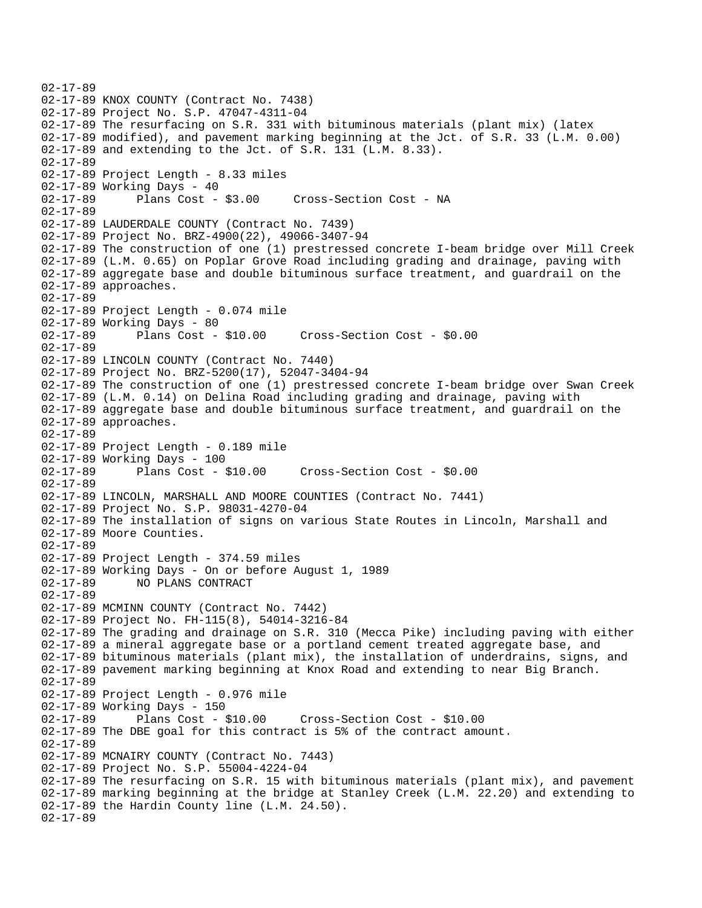```
02-17-89
02-17-89 KNOX COUNTY (Contract No. 7438)
02-17-89 Project No. S.P. 47047-4311-04
02-17-89 The resurfacing on S.R. 331 with bituminous materials (plant mix) (latex
02-17-89 modified), and pavement marking beginning at the Jct. of S.R. 33 (L.M. 0.00)
02-17-89 and extending to the Jct. of S.R. 131 (L.M. 8.33).
02-17-89
02-17-89 Project Length - 8.33 miles
02-17-89 Working Days - 40
02-17-89       Plans Cost - $3.00     Cross-Section Cost - NA
02-17-89
02-17-89 LAUDERDALE COUNTY (Contract No. 7439)
02-17-89 Project No. BRZ-4900(22), 49066-3407-94
02-17-89 The construction of one (1) prestressed concrete I-beam bridge over Mill Creek
02-17-89 (L.M. 0.65) on Poplar Grove Road including grading and drainage, paving with
02-17-89 aggregate base and double bituminous surface treatment, and guardrail on the
02-17-89 approaches.
02-17-89
02-17-89 Project Length - 0.074 mile
02-17-89 Working Days - 80
02-17-89       Plans Cost - $10.00     Cross-Section Cost - $0.00
02-17-89
02-17-89 LINCOLN COUNTY (Contract No. 7440)
02-17-89 Project No. BRZ-5200(17), 52047-3404-94
02-17-89 The construction of one (1) prestressed concrete I-beam bridge over Swan Creek
02-17-89 (L.M. 0.14) on Delina Road including grading and drainage, paving with
02-17-89 aggregate base and double bituminous surface treatment, and guardrail on the
02-17-89 approaches.
02-17-89
02-17-89 Project Length - 0.189 mile
02-17-89 Working Days - 100
02-17-89       Plans Cost - $10.00     Cross-Section Cost - $0.00
02-17-89
02-17-89 LINCOLN, MARSHALL AND MOORE COUNTIES (Contract No. 7441)
02-17-89 Project No. S.P. 98031-4270-04
02-17-89 The installation of signs on various State Routes in Lincoln, Marshall and
02-17-89 Moore Counties.
02-17-89
02-17-89 Project Length - 374.59 miles
02-17-89 Working Days - On or before August 1, 1989
02-17-89       NO PLANS CONTRACT
02-17-89
02-17-89 MCMINN COUNTY (Contract No. 7442)
02-17-89 Project No. FH-115(8), 54014-3216-84
02-17-89 The grading and drainage on S.R. 310 (Mecca Pike) including paving with either
02-17-89 a mineral aggregate base or a portland cement treated aggregate base, and
02-17-89 bituminous materials (plant mix), the installation of underdrains, signs, and
02-17-89 pavement marking beginning at Knox Road and extending to near Big Branch.
02-17-89
02-17-89 Project Length - 0.976 mile
02-17-89 Working Days - 150
02-17-89       Plans Cost - $10.00     Cross-Section Cost - $10.00
02-17-89 The DBE goal for this contract is 5% of the contract amount.
02-17-89
02-17-89 MCNAIRY COUNTY (Contract No. 7443)
02-17-89 Project No. S.P. 55004-4224-04
02-17-89 The resurfacing on S.R. 15 with bituminous materials (plant mix), and pavement
02-17-89 marking beginning at the bridge at Stanley Creek (L.M. 22.20) and extending to
02-17-89 the Hardin County line (L.M. 24.50).
02-17-89
```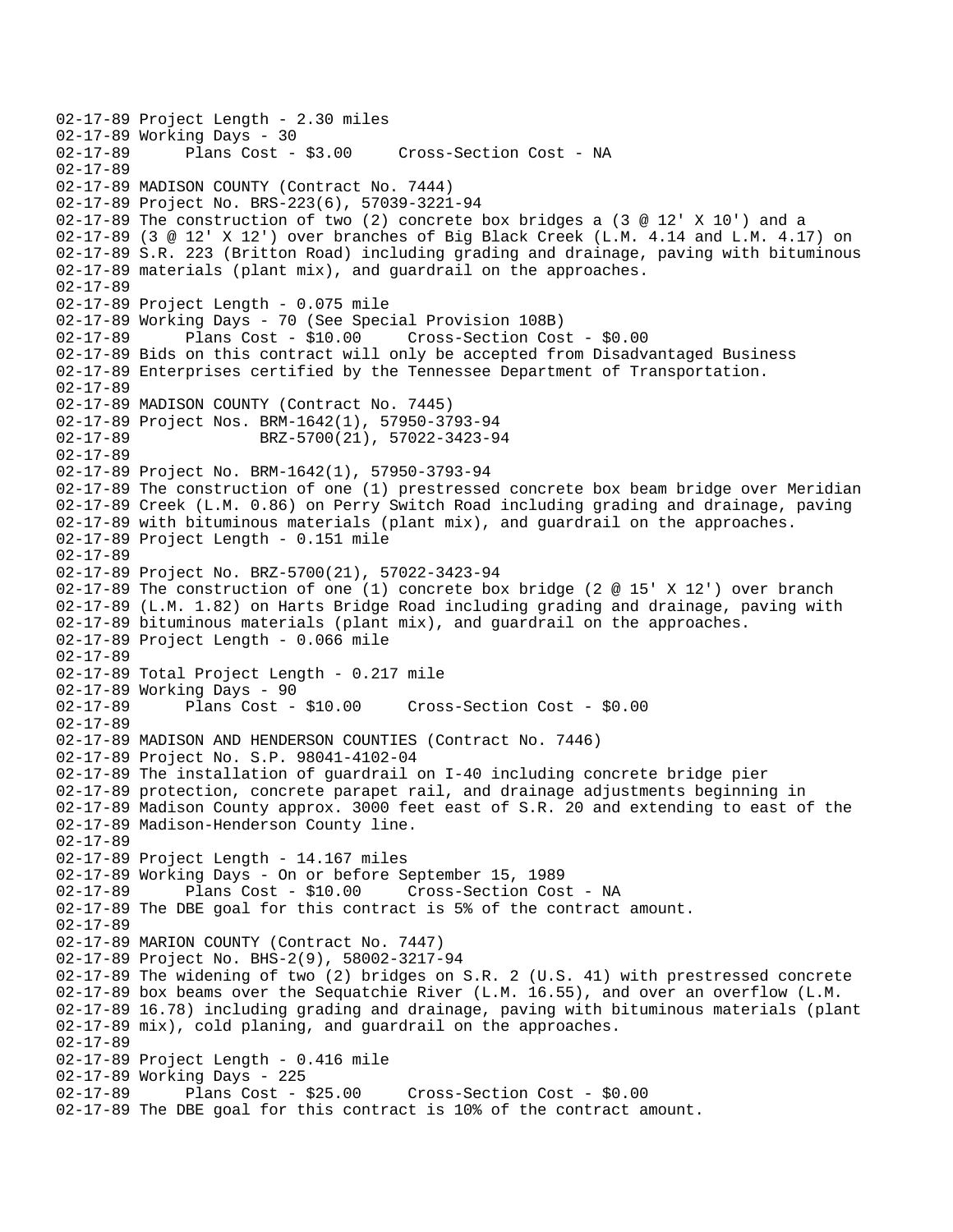```
02-17-89 Project Length - 2.30 miles
02-17-89 Working Days - 30
02-17-89      Plans Cost - $3.00     Cross-Section Cost - NA
02-17-89
02-17-89 MADISON COUNTY (Contract No. 7444)
02-17-89 Project No. BRS-223(6), 57039-3221-94
02-17-89 The construction of two (2) concrete box bridges a (3 @ 12' X 10') and a
02-17-89 (3 @ 12' X 12') over branches of Big Black Creek (L.M. 4.14 and L.M. 4.17) on
02-17-89 S.R. 223 (Britton Road) including grading and drainage, paving with bituminous
02-17-89 materials (plant mix), and guardrail on the approaches.
02-17-89
02-17-89 Project Length - 0.075 mile
02-17-89 Working Days - 70 (See Special Provision 108B)
02-17-89      Plans Cost - $10.00     Cross-Section Cost - $0.00
02-17-89 Bids on this contract will only be accepted from Disadvantaged Business
02-17-89 Enterprises certified by the Tennessee Department of Transportation.
02-17-89
02-17-89 MADISON COUNTY (Contract No. 7445)
02-17-89 Project Nos. BRM-1642(1), 57950-3793-94
02-17-89              BRZ-5700(21), 57022-3423-94
02-17-89
02-17-89 Project No. BRM-1642(1), 57950-3793-94
02-17-89 The construction of one (1) prestressed concrete box beam bridge over Meridian
02-17-89 Creek (L.M. 0.86) on Perry Switch Road including grading and drainage, paving
02-17-89 with bituminous materials (plant mix), and guardrail on the approaches.
02-17-89 Project Length - 0.151 mile
02-17-89
02-17-89 Project No. BRZ-5700(21), 57022-3423-94
02-17-89 The construction of one (1) concrete box bridge (2 @ 15' X 12') over branch
02-17-89 (L.M. 1.82) on Harts Bridge Road including grading and drainage, paving with
02-17-89 bituminous materials (plant mix), and guardrail on the approaches.
02-17-89 Project Length - 0.066 mile
02-17-89
02-17-89 Total Project Length - 0.217 mile
02-17-89 Working Days - 90
02-17-89      Plans Cost - $10.00     Cross-Section Cost - $0.00
02-17-89
02-17-89 MADISON AND HENDERSON COUNTIES (Contract No. 7446)
02-17-89 Project No. S.P. 98041-4102-04
02-17-89 The installation of guardrail on I-40 including concrete bridge pier
02-17-89 protection, concrete parapet rail, and drainage adjustments beginning in
02-17-89 Madison County approx. 3000 feet east of S.R. 20 and extending to east of the
02-17-89 Madison-Henderson County line.
02-17-89
02-17-89 Project Length - 14.167 miles
02-17-89 Working Days - On or before September 15, 1989
02-17-89      Plans Cost - $10.00     Cross-Section Cost - NA
02-17-89 The DBE goal for this contract is 5% of the contract amount.
02-17-89
02-17-89 MARION COUNTY (Contract No. 7447)
02-17-89 Project No. BHS-2(9), 58002-3217-94
02-17-89 The widening of two (2) bridges on S.R. 2 (U.S. 41) with prestressed concrete
02-17-89 box beams over the Sequatchie River (L.M. 16.55), and over an overflow (L.M.
02-17-89 16.78) including grading and drainage, paving with bituminous materials (plant
02-17-89 mix), cold planing, and guardrail on the approaches.
02-17-89
02-17-89 Project Length - 0.416 mile
02-17-89 Working Days - 225
02-17-89      Plans Cost - $25.00     Cross-Section Cost - $0.00
02-17-89 The DBE goal for this contract is 10% of the contract amount.
```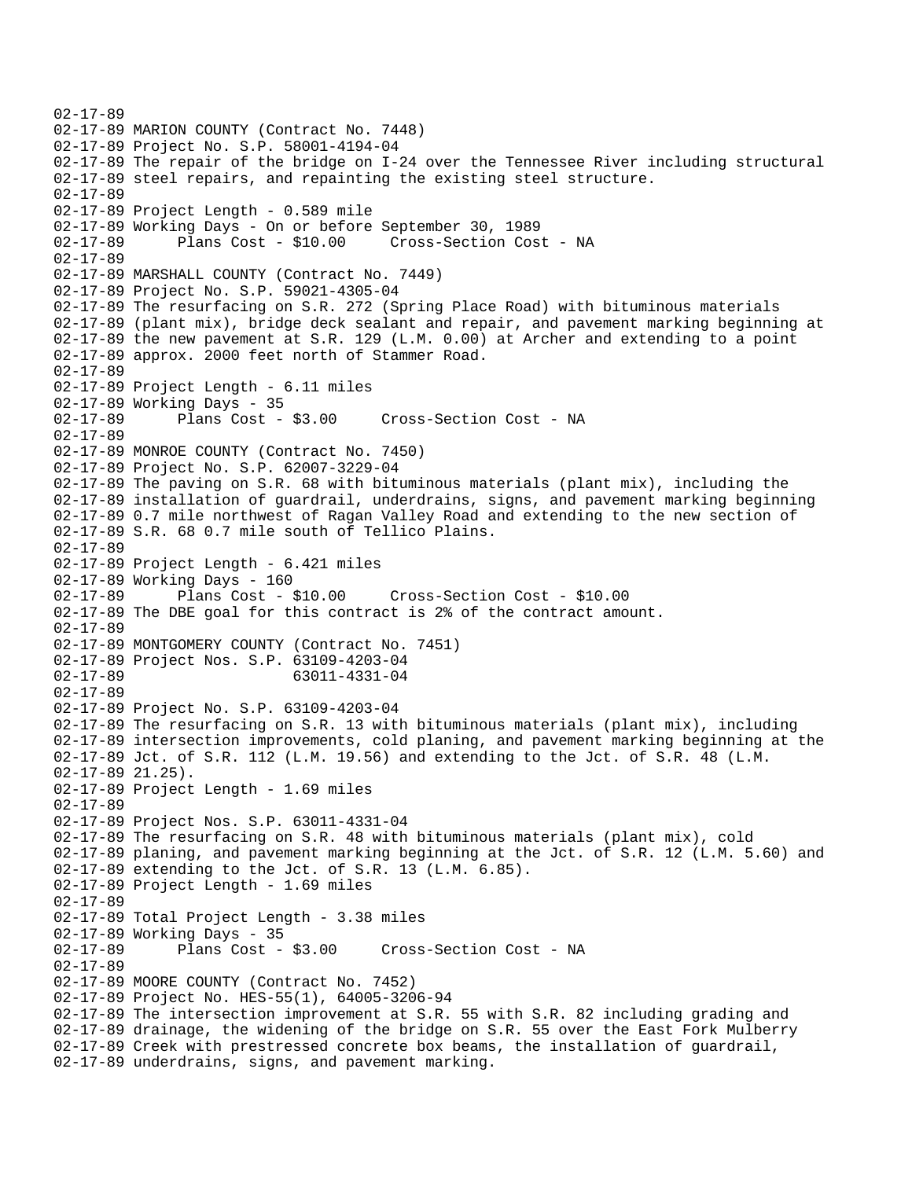```
02-17-89
02-17-89 MARION COUNTY (Contract No. 7448)
02-17-89 Project No. S.P. 58001-4194-04
02-17-89 The repair of the bridge on I-24 over the Tennessee River including structural
02-17-89 steel repairs, and repainting the existing steel structure.
02-17-89
02-17-89 Project Length - 0.589 mile
02-17-89 Working Days - On or before September 30, 1989
02-17-89      Plans Cost - $10.00     Cross-Section Cost - NA
02-17-89
02-17-89 MARSHALL COUNTY (Contract No. 7449)
02-17-89 Project No. S.P. 59021-4305-04
02-17-89 The resurfacing on S.R. 272 (Spring Place Road) with bituminous materials
02-17-89 (plant mix), bridge deck sealant and repair, and pavement marking beginning at
02-17-89 the new pavement at S.R. 129 (L.M. 0.00) at Archer and extending to a point
02-17-89 approx. 2000 feet north of Stammer Road.
02-17-89
02-17-89 Project Length - 6.11 miles
02-17-89 Working Days - 35
02-17-89      Plans Cost - $3.00     Cross-Section Cost - NA
02-17-89
02-17-89 MONROE COUNTY (Contract No. 7450)
02-17-89 Project No. S.P. 62007-3229-04
02-17-89 The paving on S.R. 68 with bituminous materials (plant mix), including the
02-17-89 installation of guardrail, underdrains, signs, and pavement marking beginning
02-17-89 0.7 mile northwest of Ragan Valley Road and extending to the new section of
02-17-89 S.R. 68 0.7 mile south of Tellico Plains.
02-17-89
02-17-89 Project Length - 6.421 miles
02-17-89 Working Days - 160
02-17-89      Plans Cost - $10.00     Cross-Section Cost - $10.00
02-17-89 The DBE goal for this contract is 2% of the contract amount.
02-17-89
02-17-89 MONTGOMERY COUNTY (Contract No. 7451)
02-17-89 Project Nos. S.P. 63109-4203-04
02-17-89                   63011-4331-04
02-17-89
02-17-89 Project No. S.P. 63109-4203-04
02-17-89 The resurfacing on S.R. 13 with bituminous materials (plant mix), including
02-17-89 intersection improvements, cold planing, and pavement marking beginning at the
02-17-89 Jct. of S.R. 112 (L.M. 19.56) and extending to the Jct. of S.R. 48 (L.M.
02-17-89 21.25).
02-17-89 Project Length - 1.69 miles
02-17-89
02-17-89 Project Nos. S.P. 63011-4331-04
02-17-89 The resurfacing on S.R. 48 with bituminous materials (plant mix), cold
02-17-89 planing, and pavement marking beginning at the Jct. of S.R. 12 (L.M. 5.60) and
02-17-89 extending to the Jct. of S.R. 13 (L.M. 6.85).
02-17-89 Project Length - 1.69 miles
02-17-89
02-17-89 Total Project Length - 3.38 miles
02-17-89 Working Days - 35
02-17-89      Plans Cost - $3.00     Cross-Section Cost - NA
02-17-89
02-17-89 MOORE COUNTY (Contract No. 7452)
02-17-89 Project No. HES-55(1), 64005-3206-94
02-17-89 The intersection improvement at S.R. 55 with S.R. 82 including grading and
02-17-89 drainage, the widening of the bridge on S.R. 55 over the East Fork Mulberry
02-17-89 Creek with prestressed concrete box beams, the installation of guardrail,
02-17-89 underdrains, signs, and pavement marking.
```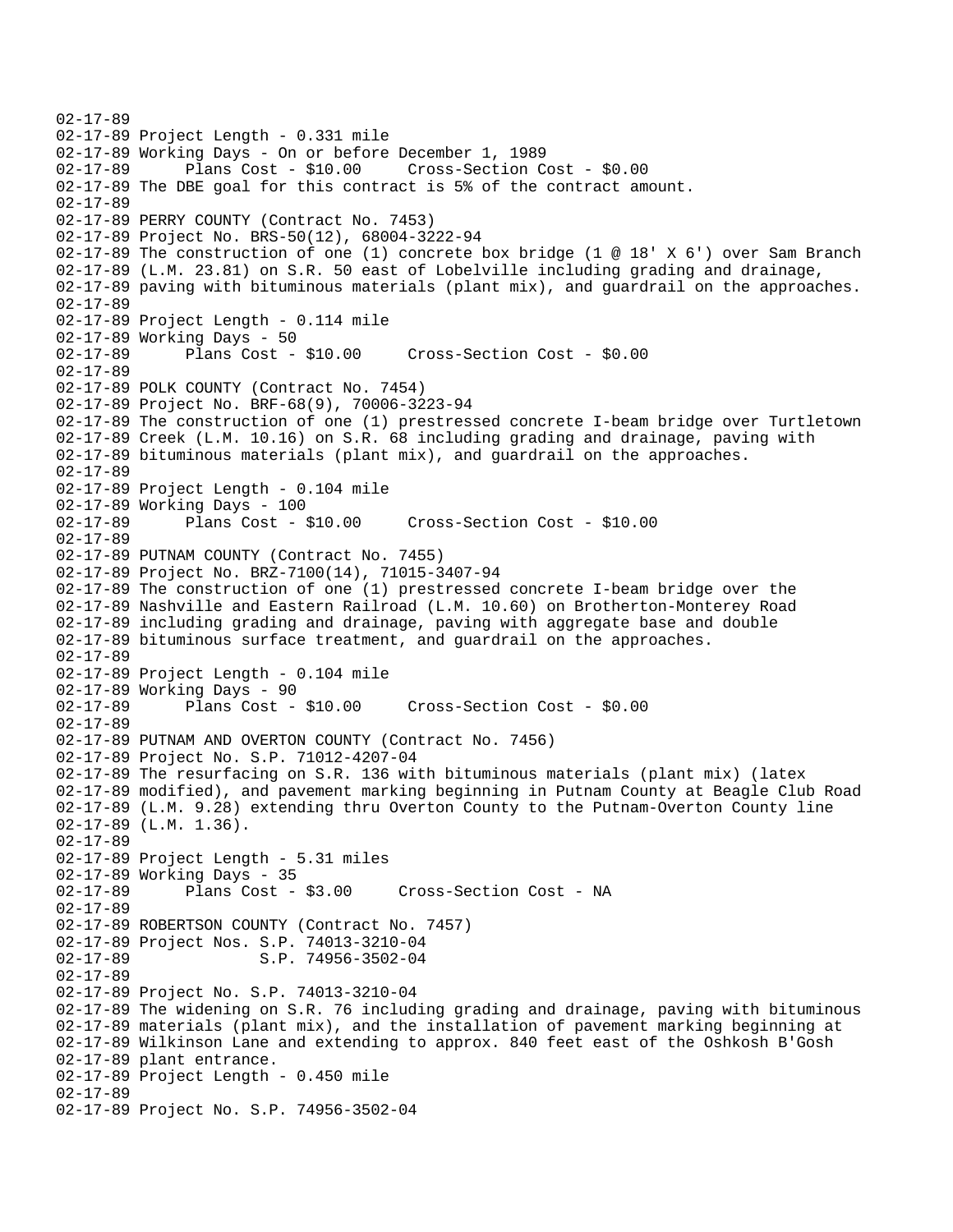02-17-89
02-17-89 Project Length - 0.331 mile
02-17-89 Working Days - On or before December 1, 1989
02-17-89 Plans Cost - $10.00 Cross-Section Cost - $0.00
02-17-89 The DBE goal for this contract is 5% of the contract amount.
02-17-89
02-17-89 PERRY COUNTY (Contract No. 7453)
02-17-89 Project No. BRS-50(12), 68004-3222-94
02-17-89 The construction of one (1) concrete box bridge (1 @ 18' X 6') over Sam Branch
02-17-89 (L.M. 23.81) on S.R. 50 east of Lobelville including grading and drainage,
02-17-89 paving with bituminous materials (plant mix), and guardrail on the approaches.
02-17-89
02-17-89 Project Length - 0.114 mile
02-17-89 Working Days - 50
02-17-89 Plans Cost - $10.00 Cross-Section Cost - $0.00
02-17-89
02-17-89 POLK COUNTY (Contract No. 7454)
02-17-89 Project No. BRF-68(9), 70006-3223-94
02-17-89 The construction of one (1) prestressed concrete I-beam bridge over Turtletown
02-17-89 Creek (L.M. 10.16) on S.R. 68 including grading and drainage, paving with
02-17-89 bituminous materials (plant mix), and guardrail on the approaches.
02-17-89
02-17-89 Project Length - 0.104 mile
02-17-89 Working Days - 100
02-17-89 Plans Cost - $10.00 Cross-Section Cost - $10.00
02-17-89
02-17-89 PUTNAM COUNTY (Contract No. 7455)
02-17-89 Project No. BRZ-7100(14), 71015-3407-94
02-17-89 The construction of one (1) prestressed concrete I-beam bridge over the
02-17-89 Nashville and Eastern Railroad (L.M. 10.60) on Brotherton-Monterey Road
02-17-89 including grading and drainage, paving with aggregate base and double
02-17-89 bituminous surface treatment, and guardrail on the approaches.
02-17-89
02-17-89 Project Length - 0.104 mile
02-17-89 Working Days - 90
02-17-89 Plans Cost - $10.00 Cross-Section Cost - $0.00
02-17-89
02-17-89 PUTNAM AND OVERTON COUNTY (Contract No. 7456)
02-17-89 Project No. S.P. 71012-4207-04
02-17-89 The resurfacing on S.R. 136 with bituminous materials (plant mix) (latex
02-17-89 modified), and pavement marking beginning in Putnam County at Beagle Club Road
02-17-89 (L.M. 9.28) extending thru Overton County to the Putnam-Overton County line
02-17-89 (L.M. 1.36).
02-17-89
02-17-89 Project Length - 5.31 miles
02-17-89 Working Days - 35
02-17-89 Plans Cost - $3.00 Cross-Section Cost - NA
02-17-89
02-17-89 ROBERTSON COUNTY (Contract No. 7457)
02-17-89 Project Nos. S.P. 74013-3210-04
02-17-89 S.P. 74956-3502-04
02-17-89
02-17-89 Project No. S.P. 74013-3210-04
02-17-89 The widening on S.R. 76 including grading and drainage, paving with bituminous
02-17-89 materials (plant mix), and the installation of pavement marking beginning at
02-17-89 Wilkinson Lane and extending to approx. 840 feet east of the Oshkosh B'Gosh
02-17-89 plant entrance.
02-17-89 Project Length - 0.450 mile
02-17-89
02-17-89 Project No. S.P. 74956-3502-04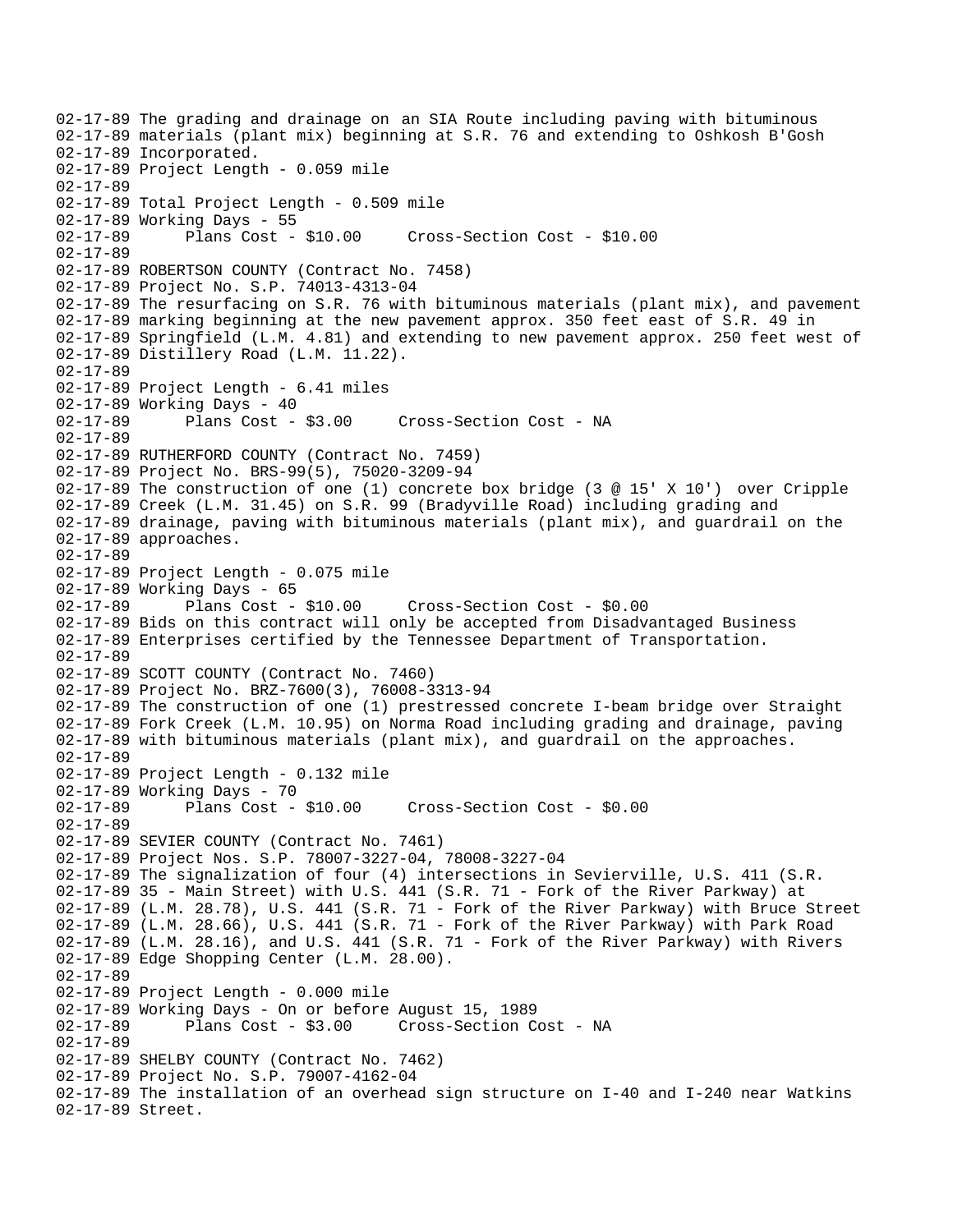02-17-89 The grading and drainage on an SIA Route including paving with bituminous
02-17-89 materials (plant mix) beginning at S.R. 76 and extending to Oshkosh B'Gosh
02-17-89 Incorporated.
02-17-89 Project Length - 0.059 mile
02-17-89
02-17-89 Total Project Length - 0.509 mile
02-17-89 Working Days - 55
02-17-89 Plans Cost - $10.00 Cross-Section Cost - $10.00
02-17-89
02-17-89 ROBERTSON COUNTY (Contract No. 7458)
02-17-89 Project No. S.P. 74013-4313-04
02-17-89 The resurfacing on S.R. 76 with bituminous materials (plant mix), and pavement
02-17-89 marking beginning at the new pavement approx. 350 feet east of S.R. 49 in
02-17-89 Springfield (L.M. 4.81) and extending to new pavement approx. 250 feet west of
02-17-89 Distillery Road (L.M. 11.22).
02-17-89
02-17-89 Project Length - 6.41 miles
02-17-89 Working Days - 40
02-17-89 Plans Cost - $3.00 Cross-Section Cost - NA
02-17-89
02-17-89 RUTHERFORD COUNTY (Contract No. 7459)
02-17-89 Project No. BRS-99(5), 75020-3209-94
02-17-89 The construction of one (1) concrete box bridge (3 @ 15' X 10') over Cripple
02-17-89 Creek (L.M. 31.45) on S.R. 99 (Bradyville Road) including grading and
02-17-89 drainage, paving with bituminous materials (plant mix), and guardrail on the
02-17-89 approaches.
02-17-89
02-17-89 Project Length - 0.075 mile
02-17-89 Working Days - 65
02-17-89 Plans Cost - $10.00 Cross-Section Cost - $0.00
02-17-89 Bids on this contract will only be accepted from Disadvantaged Business
02-17-89 Enterprises certified by the Tennessee Department of Transportation.
02-17-89
02-17-89 SCOTT COUNTY (Contract No. 7460)
02-17-89 Project No. BRZ-7600(3), 76008-3313-94
02-17-89 The construction of one (1) prestressed concrete I-beam bridge over Straight
02-17-89 Fork Creek (L.M. 10.95) on Norma Road including grading and drainage, paving
02-17-89 with bituminous materials (plant mix), and guardrail on the approaches.
02-17-89
02-17-89 Project Length - 0.132 mile
02-17-89 Working Days - 70
02-17-89 Plans Cost - $10.00 Cross-Section Cost - $0.00
02-17-89
02-17-89 SEVIER COUNTY (Contract No. 7461)
02-17-89 Project Nos. S.P. 78007-3227-04, 78008-3227-04
02-17-89 The signalization of four (4) intersections in Sevierville, U.S. 411 (S.R.
02-17-89 35 - Main Street) with U.S. 441 (S.R. 71 - Fork of the River Parkway) at
02-17-89 (L.M. 28.78), U.S. 441 (S.R. 71 - Fork of the River Parkway) with Bruce Street
02-17-89 (L.M. 28.66), U.S. 441 (S.R. 71 - Fork of the River Parkway) with Park Road
02-17-89 (L.M. 28.16), and U.S. 441 (S.R. 71 - Fork of the River Parkway) with Rivers
02-17-89 Edge Shopping Center (L.M. 28.00).
02-17-89
02-17-89 Project Length - 0.000 mile
02-17-89 Working Days - On or before August 15, 1989
02-17-89 Plans Cost - $3.00 Cross-Section Cost - NA
02-17-89
02-17-89 SHELBY COUNTY (Contract No. 7462)
02-17-89 Project No. S.P. 79007-4162-04
02-17-89 The installation of an overhead sign structure on I-40 and I-240 near Watkins
02-17-89 Street.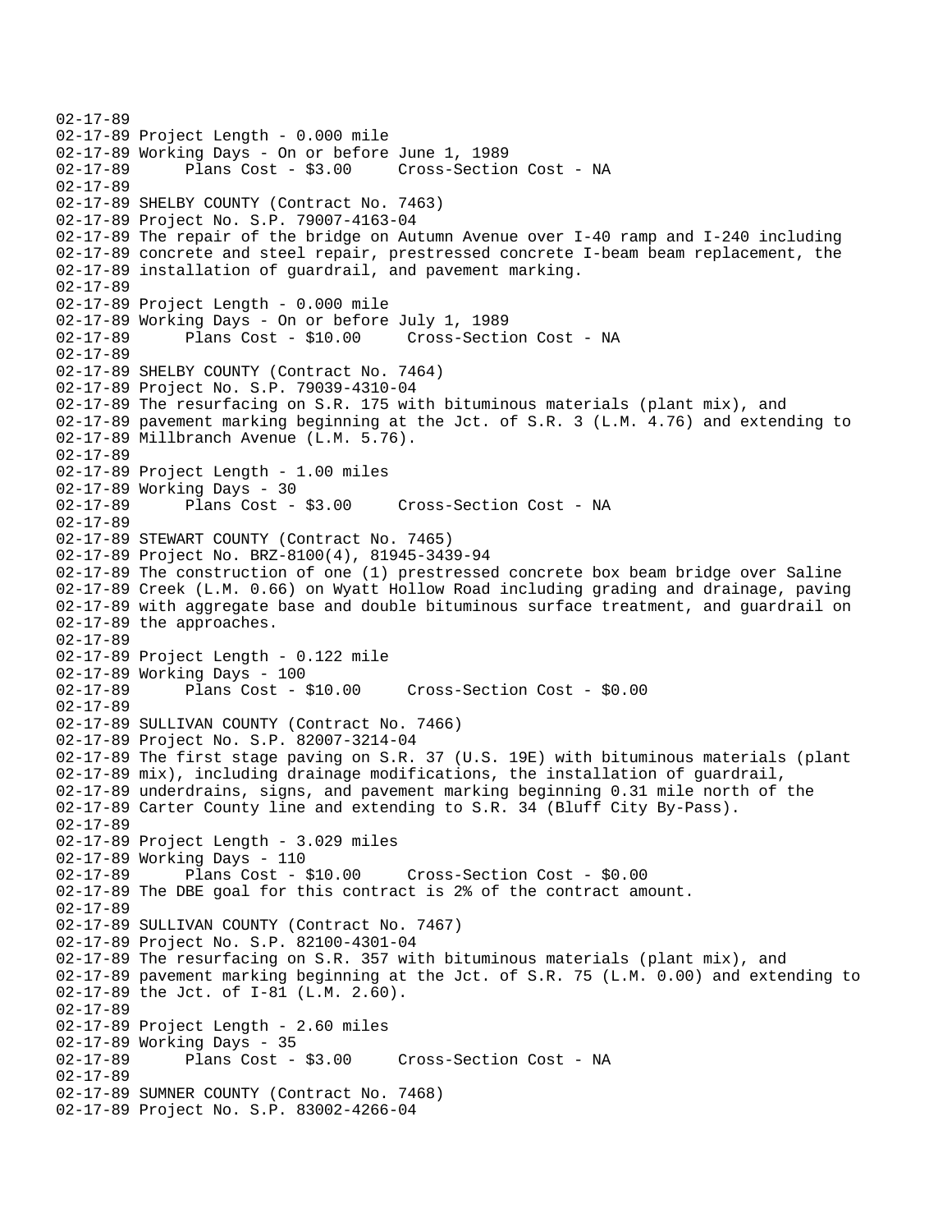```
02-17-89
02-17-89 Project Length - 0.000 mile
02-17-89 Working Days - On or before June 1, 1989
02-17-89      Plans Cost - $3.00     Cross-Section Cost - NA
02-17-89
02-17-89 SHELBY COUNTY (Contract No. 7463)
02-17-89 Project No. S.P. 79007-4163-04
02-17-89 The repair of the bridge on Autumn Avenue over I-40 ramp and I-240 including
02-17-89 concrete and steel repair, prestressed concrete I-beam beam replacement, the
02-17-89 installation of guardrail, and pavement marking.
02-17-89
02-17-89 Project Length - 0.000 mile
02-17-89 Working Days - On or before July 1, 1989
02-17-89      Plans Cost - $10.00     Cross-Section Cost - NA
02-17-89
02-17-89 SHELBY COUNTY (Contract No. 7464)
02-17-89 Project No. S.P. 79039-4310-04
02-17-89 The resurfacing on S.R. 175 with bituminous materials (plant mix), and
02-17-89 pavement marking beginning at the Jct. of S.R. 3 (L.M. 4.76) and extending to
02-17-89 Millbranch Avenue (L.M. 5.76).
02-17-89
02-17-89 Project Length - 1.00 miles
02-17-89 Working Days - 30
02-17-89      Plans Cost - $3.00     Cross-Section Cost - NA
02-17-89
02-17-89 STEWART COUNTY (Contract No. 7465)
02-17-89 Project No. BRZ-8100(4), 81945-3439-94
02-17-89 The construction of one (1) prestressed concrete box beam bridge over Saline
02-17-89 Creek (L.M. 0.66) on Wyatt Hollow Road including grading and drainage, paving
02-17-89 with aggregate base and double bituminous surface treatment, and guardrail on
02-17-89 the approaches.
02-17-89
02-17-89 Project Length - 0.122 mile
02-17-89 Working Days - 100
02-17-89      Plans Cost - $10.00     Cross-Section Cost - $0.00
02-17-89
02-17-89 SULLIVAN COUNTY (Contract No. 7466)
02-17-89 Project No. S.P. 82007-3214-04
02-17-89 The first stage paving on S.R. 37 (U.S. 19E) with bituminous materials (plant
02-17-89 mix), including drainage modifications, the installation of guardrail,
02-17-89 underdrains, signs, and pavement marking beginning 0.31 mile north of the
02-17-89 Carter County line and extending to S.R. 34 (Bluff City By-Pass).
02-17-89
02-17-89 Project Length - 3.029 miles
02-17-89 Working Days - 110
02-17-89      Plans Cost - $10.00     Cross-Section Cost - $0.00
02-17-89 The DBE goal for this contract is 2% of the contract amount.
02-17-89
02-17-89 SULLIVAN COUNTY (Contract No. 7467)
02-17-89 Project No. S.P. 82100-4301-04
02-17-89 The resurfacing on S.R. 357 with bituminous materials (plant mix), and
02-17-89 pavement marking beginning at the Jct. of S.R. 75 (L.M. 0.00) and extending to
02-17-89 the Jct. of I-81 (L.M. 2.60).
02-17-89
02-17-89 Project Length - 2.60 miles
02-17-89 Working Days - 35
02-17-89      Plans Cost - $3.00     Cross-Section Cost - NA
02-17-89
02-17-89 SUMNER COUNTY (Contract No. 7468)
02-17-89 Project No. S.P. 83002-4266-04
```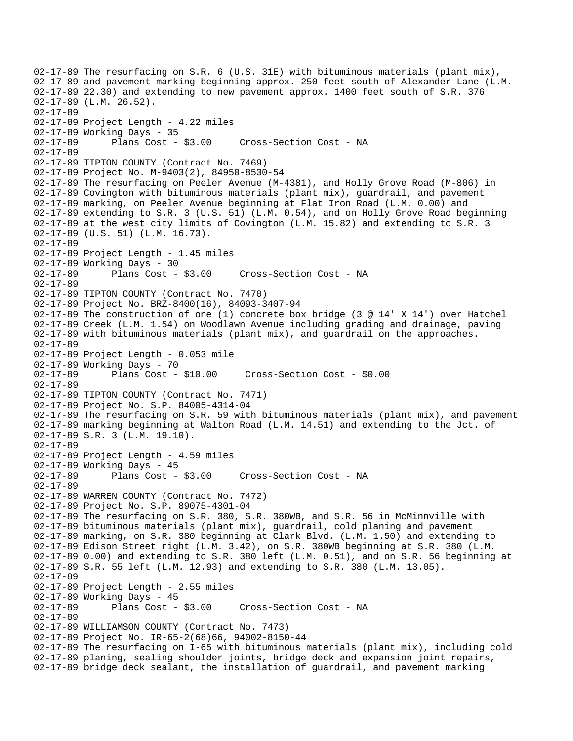02-17-89 The resurfacing on S.R. 6 (U.S. 31E) with bituminous materials (plant mix),
02-17-89 and pavement marking beginning approx. 250 feet south of Alexander Lane (L.M.
02-17-89 22.30) and extending to new pavement approx. 1400 feet south of S.R. 376
02-17-89 (L.M. 26.52).
02-17-89
02-17-89 Project Length - 4.22 miles
02-17-89 Working Days - 35
02-17-89 Plans Cost - $3.00 Cross-Section Cost - NA
02-17-89
02-17-89 TIPTON COUNTY (Contract No. 7469)
02-17-89 Project No. M-9403(2), 84950-8530-54
02-17-89 The resurfacing on Peeler Avenue (M-4381), and Holly Grove Road (M-806) in
02-17-89 Covington with bituminous materials (plant mix), guardrail, and pavement
02-17-89 marking, on Peeler Avenue beginning at Flat Iron Road (L.M. 0.00) and
02-17-89 extending to S.R. 3 (U.S. 51) (L.M. 0.54), and on Holly Grove Road beginning
02-17-89 at the west city limits of Covington (L.M. 15.82) and extending to S.R. 3
02-17-89 (U.S. 51) (L.M. 16.73).
02-17-89
02-17-89 Project Length - 1.45 miles
02-17-89 Working Days - 30
02-17-89 Plans Cost - $3.00 Cross-Section Cost - NA
02-17-89
02-17-89 TIPTON COUNTY (Contract No. 7470)
02-17-89 Project No. BRZ-8400(16), 84093-3407-94
02-17-89 The construction of one (1) concrete box bridge (3 @ 14' X 14') over Hatchel
02-17-89 Creek (L.M. 1.54) on Woodlawn Avenue including grading and drainage, paving
02-17-89 with bituminous materials (plant mix), and guardrail on the approaches.
02-17-89
02-17-89 Project Length - 0.053 mile
02-17-89 Working Days - 70
02-17-89 Plans Cost - $10.00 Cross-Section Cost - $0.00
02-17-89
02-17-89 TIPTON COUNTY (Contract No. 7471)
02-17-89 Project No. S.P. 84005-4314-04
02-17-89 The resurfacing on S.R. 59 with bituminous materials (plant mix), and pavement
02-17-89 marking beginning at Walton Road (L.M. 14.51) and extending to the Jct. of
02-17-89 S.R. 3 (L.M. 19.10).
02-17-89
02-17-89 Project Length - 4.59 miles
02-17-89 Working Days - 45
02-17-89 Plans Cost - $3.00 Cross-Section Cost - NA
02-17-89
02-17-89 WARREN COUNTY (Contract No. 7472)
02-17-89 Project No. S.P. 89075-4301-04
02-17-89 The resurfacing on S.R. 380, S.R. 380WB, and S.R. 56 in McMinnville with
02-17-89 bituminous materials (plant mix), guardrail, cold planing and pavement
02-17-89 marking, on S.R. 380 beginning at Clark Blvd. (L.M. 1.50) and extending to
02-17-89 Edison Street right (L.M. 3.42), on S.R. 380WB beginning at S.R. 380 (L.M.
02-17-89 0.00) and extending to S.R. 380 left (L.M. 0.51), and on S.R. 56 beginning at
02-17-89 S.R. 55 left (L.M. 12.93) and extending to S.R. 380 (L.M. 13.05).
02-17-89
02-17-89 Project Length - 2.55 miles
02-17-89 Working Days - 45
02-17-89 Plans Cost - $3.00 Cross-Section Cost - NA
02-17-89
02-17-89 WILLIAMSON COUNTY (Contract No. 7473)
02-17-89 Project No. IR-65-2(68)66, 94002-8150-44
02-17-89 The resurfacing on I-65 with bituminous materials (plant mix), including cold
02-17-89 planing, sealing shoulder joints, bridge deck and expansion joint repairs,
02-17-89 bridge deck sealant, the installation of guardrail, and pavement marking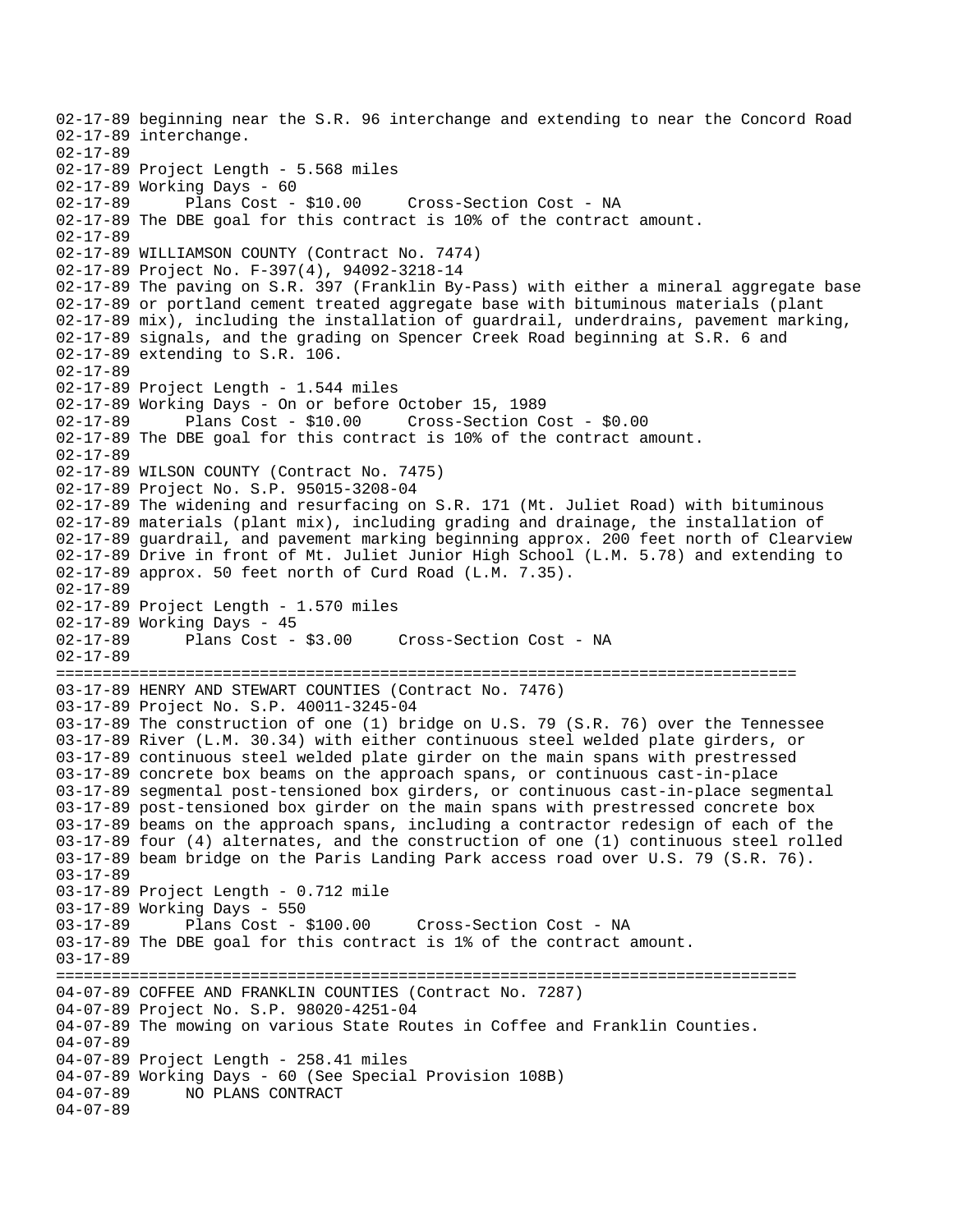```
02-17-89 beginning near the S.R. 96 interchange and extending to near the Concord Road
02-17-89 interchange.
02-17-89
02-17-89 Project Length - 5.568 miles
02-17-89 Working Days - 60
02-17-89       Plans Cost - $10.00     Cross-Section Cost - NA
02-17-89 The DBE goal for this contract is 10% of the contract amount.
02-17-89
02-17-89 WILLIAMSON COUNTY (Contract No. 7474)
02-17-89 Project No. F-397(4), 94092-3218-14
02-17-89 The paving on S.R. 397 (Franklin By-Pass) with either a mineral aggregate base
02-17-89 or portland cement treated aggregate base with bituminous materials (plant
02-17-89 mix), including the installation of guardrail, underdrains, pavement marking,
02-17-89 signals, and the grading on Spencer Creek Road beginning at S.R. 6 and
02-17-89 extending to S.R. 106.
02-17-89
02-17-89 Project Length - 1.544 miles
02-17-89 Working Days - On or before October 15, 1989
02-17-89       Plans Cost - $10.00     Cross-Section Cost - $0.00
02-17-89 The DBE goal for this contract is 10% of the contract amount.
02-17-89
02-17-89 WILSON COUNTY (Contract No. 7475)
02-17-89 Project No. S.P. 95015-3208-04
02-17-89 The widening and resurfacing on S.R. 171 (Mt. Juliet Road) with bituminous
02-17-89 materials (plant mix), including grading and drainage, the installation of
02-17-89 guardrail, and pavement marking beginning approx. 200 feet north of Clearview
02-17-89 Drive in front of Mt. Juliet Junior High School (L.M. 5.78) and extending to
02-17-89 approx. 50 feet north of Curd Road (L.M. 7.35).
02-17-89
02-17-89 Project Length - 1.570 miles
02-17-89 Working Days - 45
02-17-89       Plans Cost - $3.00     Cross-Section Cost - NA
02-17-89
================================================================================
03-17-89 HENRY AND STEWART COUNTIES (Contract No. 7476)
03-17-89 Project No. S.P. 40011-3245-04
03-17-89 The construction of one (1) bridge on U.S. 79 (S.R. 76) over the Tennessee
03-17-89 River (L.M. 30.34) with either continuous steel welded plate girders, or
03-17-89 continuous steel welded plate girder on the main spans with prestressed
03-17-89 concrete box beams on the approach spans, or continuous cast-in-place
03-17-89 segmental post-tensioned box girders, or continuous cast-in-place segmental
03-17-89 post-tensioned box girder on the main spans with prestressed concrete box
03-17-89 beams on the approach spans, including a contractor redesign of each of the
03-17-89 four (4) alternates, and the construction of one (1) continuous steel rolled
03-17-89 beam bridge on the Paris Landing Park access road over U.S. 79 (S.R. 76).
03-17-89
03-17-89 Project Length - 0.712 mile
03-17-89 Working Days - 550
03-17-89       Plans Cost - $100.00     Cross-Section Cost - NA
03-17-89 The DBE goal for this contract is 1% of the contract amount.
03-17-89
================================================================================
04-07-89 COFFEE AND FRANKLIN COUNTIES (Contract No. 7287)
04-07-89 Project No. S.P. 98020-4251-04
04-07-89 The mowing on various State Routes in Coffee and Franklin Counties.
04-07-89
04-07-89 Project Length - 258.41 miles
04-07-89 Working Days - 60 (See Special Provision 108B)
04-07-89       NO PLANS CONTRACT
04-07-89
```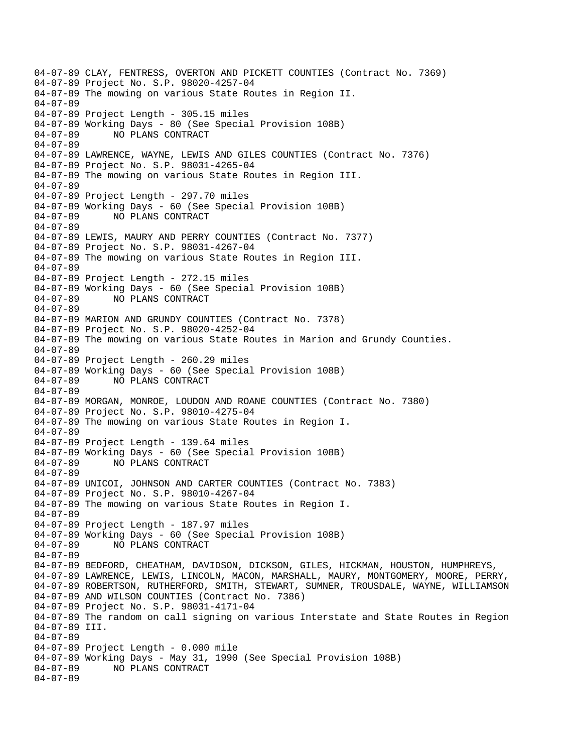04-07-89 CLAY, FENTRESS, OVERTON AND PICKETT COUNTIES (Contract No. 7369)
04-07-89 Project No. S.P. 98020-4257-04
04-07-89 The mowing on various State Routes in Region II.
04-07-89
04-07-89 Project Length - 305.15 miles
04-07-89 Working Days - 80 (See Special Provision 108B)
04-07-89 NO PLANS CONTRACT
04-07-89
04-07-89 LAWRENCE, WAYNE, LEWIS AND GILES COUNTIES (Contract No. 7376)
04-07-89 Project No. S.P. 98031-4265-04
04-07-89 The mowing on various State Routes in Region III.
04-07-89
04-07-89 Project Length - 297.70 miles
04-07-89 Working Days - 60 (See Special Provision 108B)
04-07-89 NO PLANS CONTRACT
04-07-89
04-07-89 LEWIS, MAURY AND PERRY COUNTIES (Contract No. 7377)
04-07-89 Project No. S.P. 98031-4267-04
04-07-89 The mowing on various State Routes in Region III.
04-07-89
04-07-89 Project Length - 272.15 miles
04-07-89 Working Days - 60 (See Special Provision 108B)
04-07-89 NO PLANS CONTRACT
04-07-89
04-07-89 MARION AND GRUNDY COUNTIES (Contract No. 7378)
04-07-89 Project No. S.P. 98020-4252-04
04-07-89 The mowing on various State Routes in Marion and Grundy Counties.
04-07-89
04-07-89 Project Length - 260.29 miles
04-07-89 Working Days - 60 (See Special Provision 108B)
04-07-89 NO PLANS CONTRACT
04-07-89
04-07-89 MORGAN, MONROE, LOUDON AND ROANE COUNTIES (Contract No. 7380)
04-07-89 Project No. S.P. 98010-4275-04
04-07-89 The mowing on various State Routes in Region I.
04-07-89
04-07-89 Project Length - 139.64 miles
04-07-89 Working Days - 60 (See Special Provision 108B)
04-07-89 NO PLANS CONTRACT
04-07-89
04-07-89 UNICOI, JOHNSON AND CARTER COUNTIES (Contract No. 7383)
04-07-89 Project No. S.P. 98010-4267-04
04-07-89 The mowing on various State Routes in Region I.
04-07-89
04-07-89 Project Length - 187.97 miles
04-07-89 Working Days - 60 (See Special Provision 108B)
04-07-89 NO PLANS CONTRACT
04-07-89
04-07-89 BEDFORD, CHEATHAM, DAVIDSON, DICKSON, GILES, HICKMAN, HOUSTON, HUMPHREYS,
04-07-89 LAWRENCE, LEWIS, LINCOLN, MACON, MARSHALL, MAURY, MONTGOMERY, MOORE, PERRY,
04-07-89 ROBERTSON, RUTHERFORD, SMITH, STEWART, SUMNER, TROUSDALE, WAYNE, WILLIAMSON
04-07-89 AND WILSON COUNTIES (Contract No. 7386)
04-07-89 Project No. S.P. 98031-4171-04
04-07-89 The random on call signing on various Interstate and State Routes in Region
04-07-89 III.
04-07-89
04-07-89 Project Length - 0.000 mile
04-07-89 Working Days - May 31, 1990 (See Special Provision 108B)
04-07-89 NO PLANS CONTRACT
04-07-89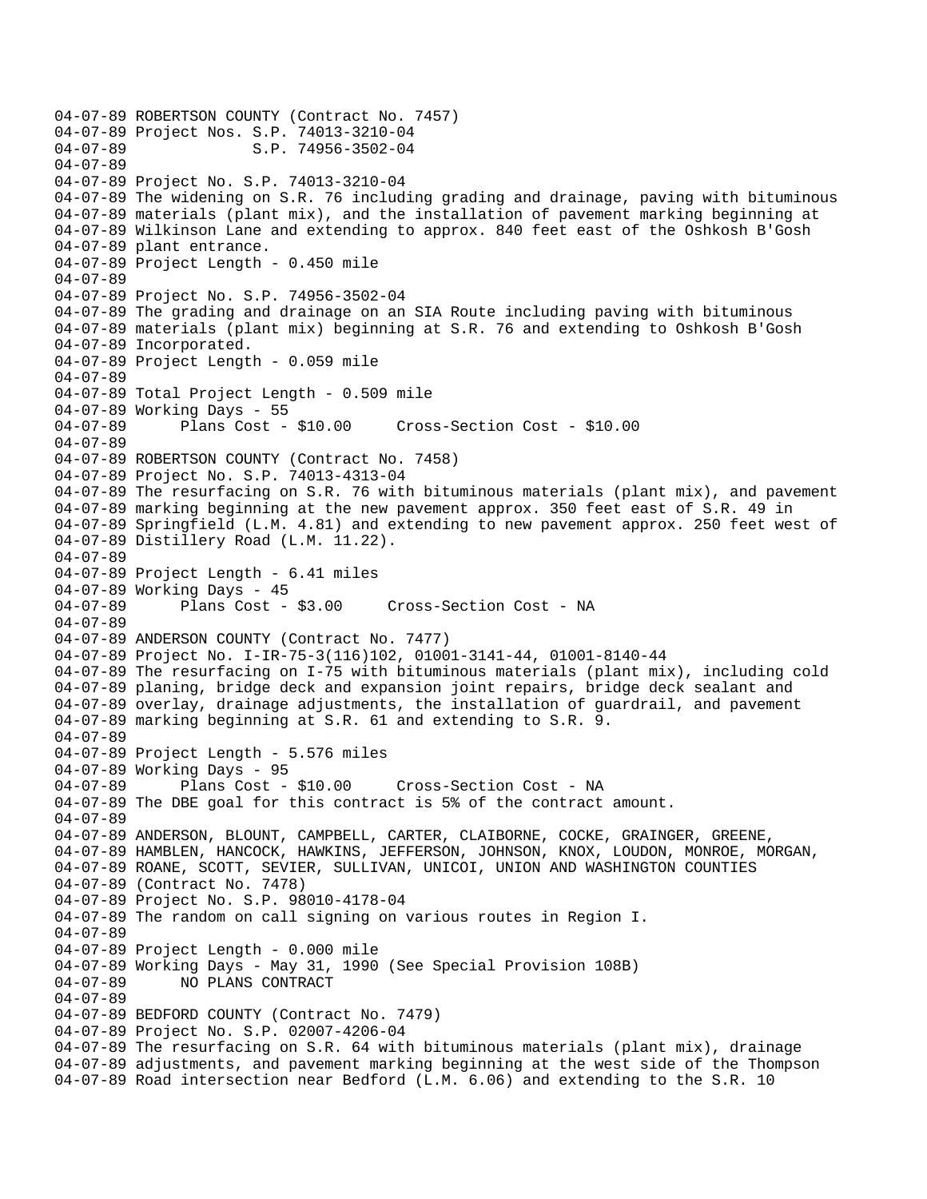```
04-07-89 ROBERTSON COUNTY (Contract No. 7457)
04-07-89 Project Nos. S.P. 74013-3210-04
04-07-89              S.P. 74956-3502-04
04-07-89
04-07-89 Project No. S.P. 74013-3210-04
04-07-89 The widening on S.R. 76 including grading and drainage, paving with bituminous
04-07-89 materials (plant mix), and the installation of pavement marking beginning at
04-07-89 Wilkinson Lane and extending to approx. 840 feet east of the Oshkosh B'Gosh
04-07-89 plant entrance.
04-07-89 Project Length - 0.450 mile
04-07-89
04-07-89 Project No. S.P. 74956-3502-04
04-07-89 The grading and drainage on an SIA Route including paving with bituminous
04-07-89 materials (plant mix) beginning at S.R. 76 and extending to Oshkosh B'Gosh
04-07-89 Incorporated.
04-07-89 Project Length - 0.059 mile
04-07-89
04-07-89 Total Project Length - 0.509 mile
04-07-89 Working Days - 55
04-07-89      Plans Cost - $10.00     Cross-Section Cost - $10.00
04-07-89
04-07-89 ROBERTSON COUNTY (Contract No. 7458)
04-07-89 Project No. S.P. 74013-4313-04
04-07-89 The resurfacing on S.R. 76 with bituminous materials (plant mix), and pavement
04-07-89 marking beginning at the new pavement approx. 350 feet east of S.R. 49 in
04-07-89 Springfield (L.M. 4.81) and extending to new pavement approx. 250 feet west of
04-07-89 Distillery Road (L.M. 11.22).
04-07-89
04-07-89 Project Length - 6.41 miles
04-07-89 Working Days - 45
04-07-89      Plans Cost - $3.00     Cross-Section Cost - NA
04-07-89
04-07-89 ANDERSON COUNTY (Contract No. 7477)
04-07-89 Project No. I-IR-75-3(116)102, 01001-3141-44, 01001-8140-44
04-07-89 The resurfacing on I-75 with bituminous materials (plant mix), including cold
04-07-89 planing, bridge deck and expansion joint repairs, bridge deck sealant and
04-07-89 overlay, drainage adjustments, the installation of guardrail, and pavement
04-07-89 marking beginning at S.R. 61 and extending to S.R. 9.
04-07-89
04-07-89 Project Length - 5.576 miles
04-07-89 Working Days - 95
04-07-89      Plans Cost - $10.00     Cross-Section Cost - NA
04-07-89 The DBE goal for this contract is 5% of the contract amount.
04-07-89
04-07-89 ANDERSON, BLOUNT, CAMPBELL, CARTER, CLAIBORNE, COCKE, GRAINGER, GREENE,
04-07-89 HAMBLEN, HANCOCK, HAWKINS, JEFFERSON, JOHNSON, KNOX, LOUDON, MONROE, MORGAN,
04-07-89 ROANE, SCOTT, SEVIER, SULLIVAN, UNICOI, UNION AND WASHINGTON COUNTIES
04-07-89 (Contract No. 7478)
04-07-89 Project No. S.P. 98010-4178-04
04-07-89 The random on call signing on various routes in Region I.
04-07-89
04-07-89 Project Length - 0.000 mile
04-07-89 Working Days - May 31, 1990 (See Special Provision 108B)
04-07-89      NO PLANS CONTRACT
04-07-89
04-07-89 BEDFORD COUNTY (Contract No. 7479)
04-07-89 Project No. S.P. 02007-4206-04
04-07-89 The resurfacing on S.R. 64 with bituminous materials (plant mix), drainage
04-07-89 adjustments, and pavement marking beginning at the west side of the Thompson
04-07-89 Road intersection near Bedford (L.M. 6.06) and extending to the S.R. 10
```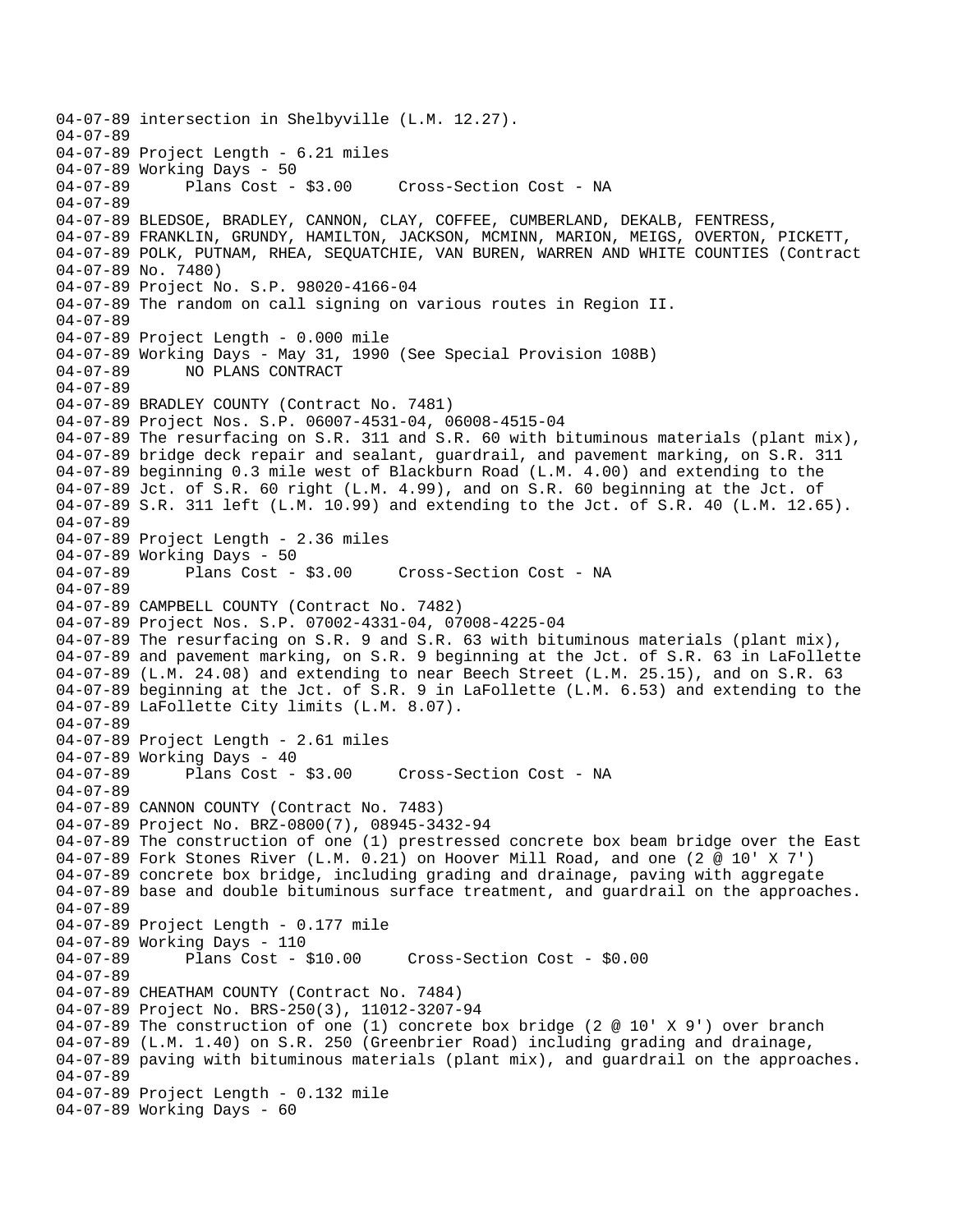```
04-07-89 intersection in Shelbyville (L.M. 12.27).
04-07-89
04-07-89 Project Length - 6.21 miles
04-07-89 Working Days - 50
04-07-89       Plans Cost - $3.00     Cross-Section Cost - NA
04-07-89
04-07-89 BLEDSOE, BRADLEY, CANNON, CLAY, COFFEE, CUMBERLAND, DEKALB, FENTRESS,
04-07-89 FRANKLIN, GRUNDY, HAMILTON, JACKSON, MCMINN, MARION, MEIGS, OVERTON, PICKETT,
04-07-89 POLK, PUTNAM, RHEA, SEQUATCHIE, VAN BUREN, WARREN AND WHITE COUNTIES (Contract
04-07-89 No. 7480)
04-07-89 Project No. S.P. 98020-4166-04
04-07-89 The random on call signing on various routes in Region II.
04-07-89
04-07-89 Project Length - 0.000 mile
04-07-89 Working Days - May 31, 1990 (See Special Provision 108B)
04-07-89       NO PLANS CONTRACT
04-07-89
04-07-89 BRADLEY COUNTY (Contract No. 7481)
04-07-89 Project Nos. S.P. 06007-4531-04, 06008-4515-04
04-07-89 The resurfacing on S.R. 311 and S.R. 60 with bituminous materials (plant mix),
04-07-89 bridge deck repair and sealant, guardrail, and pavement marking, on S.R. 311
04-07-89 beginning 0.3 mile west of Blackburn Road (L.M. 4.00) and extending to the
04-07-89 Jct. of S.R. 60 right (L.M. 4.99), and on S.R. 60 beginning at the Jct. of
04-07-89 S.R. 311 left (L.M. 10.99) and extending to the Jct. of S.R. 40 (L.M. 12.65).
04-07-89
04-07-89 Project Length - 2.36 miles
04-07-89 Working Days - 50
04-07-89       Plans Cost - $3.00     Cross-Section Cost - NA
04-07-89
04-07-89 CAMPBELL COUNTY (Contract No. 7482)
04-07-89 Project Nos. S.P. 07002-4331-04, 07008-4225-04
04-07-89 The resurfacing on S.R. 9 and S.R. 63 with bituminous materials (plant mix),
04-07-89 and pavement marking, on S.R. 9 beginning at the Jct. of S.R. 63 in LaFollette
04-07-89 (L.M. 24.08) and extending to near Beech Street (L.M. 25.15), and on S.R. 63
04-07-89 beginning at the Jct. of S.R. 9 in LaFollette (L.M. 6.53) and extending to the
04-07-89 LaFollette City limits (L.M. 8.07).
04-07-89
04-07-89 Project Length - 2.61 miles
04-07-89 Working Days - 40
04-07-89       Plans Cost - $3.00     Cross-Section Cost - NA
04-07-89
04-07-89 CANNON COUNTY (Contract No. 7483)
04-07-89 Project No. BRZ-0800(7), 08945-3432-94
04-07-89 The construction of one (1) prestressed concrete box beam bridge over the East
04-07-89 Fork Stones River (L.M. 0.21) on Hoover Mill Road, and one (2 @ 10' X 7')
04-07-89 concrete box bridge, including grading and drainage, paving with aggregate
04-07-89 base and double bituminous surface treatment, and guardrail on the approaches.
04-07-89
04-07-89 Project Length - 0.177 mile
04-07-89 Working Days - 110
04-07-89       Plans Cost - $10.00     Cross-Section Cost - $0.00
04-07-89
04-07-89 CHEATHAM COUNTY (Contract No. 7484)
04-07-89 Project No. BRS-250(3), 11012-3207-94
04-07-89 The construction of one (1) concrete box bridge (2 @ 10' X 9') over branch
04-07-89 (L.M. 1.40) on S.R. 250 (Greenbrier Road) including grading and drainage,
04-07-89 paving with bituminous materials (plant mix), and guardrail on the approaches.
04-07-89
04-07-89 Project Length - 0.132 mile
04-07-89 Working Days - 60
```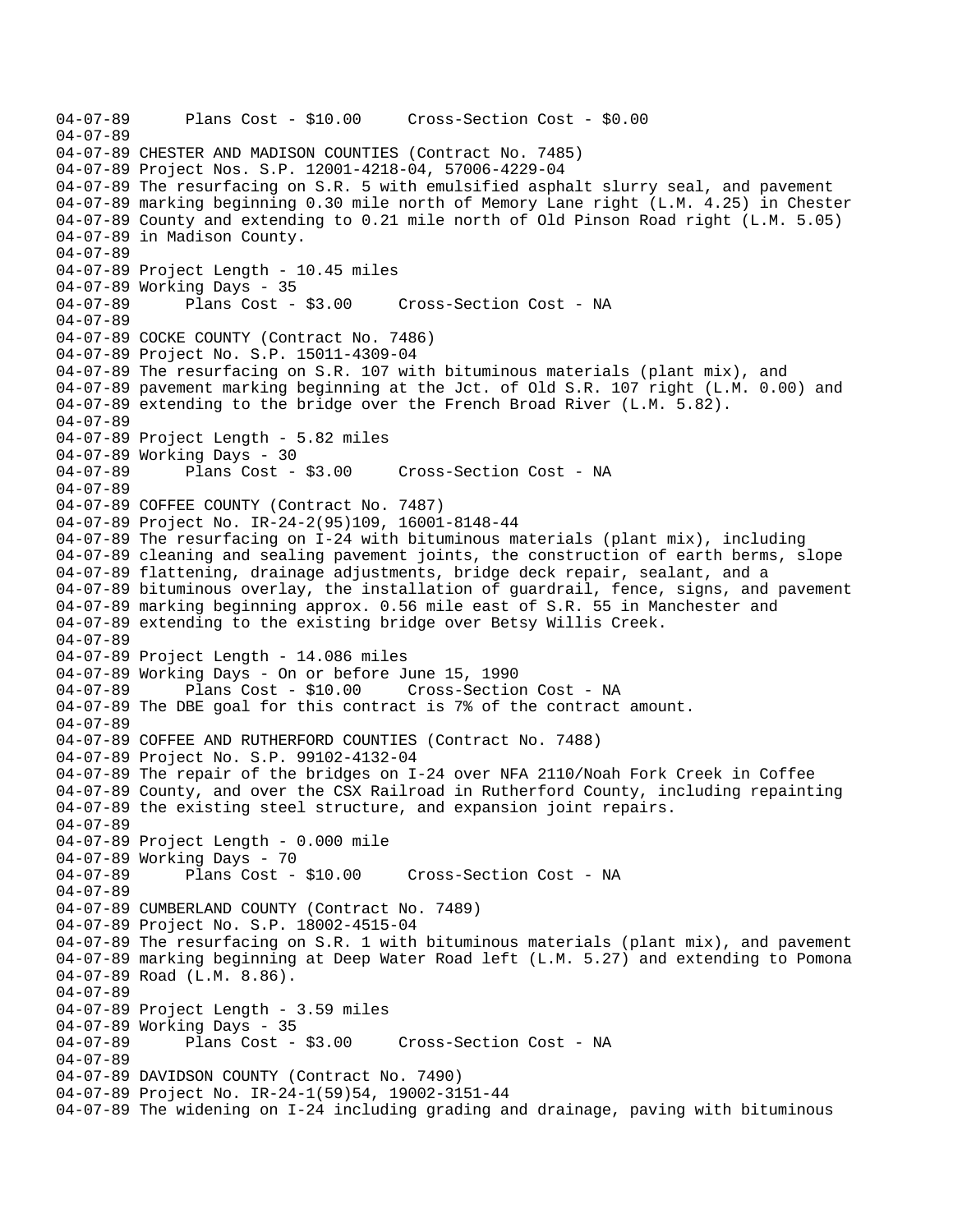```
04-07-89      Plans Cost - $10.00     Cross-Section Cost - $0.00
04-07-89
04-07-89 CHESTER AND MADISON COUNTIES (Contract No. 7485)
04-07-89 Project Nos. S.P. 12001-4218-04, 57006-4229-04
04-07-89 The resurfacing on S.R. 5 with emulsified asphalt slurry seal, and pavement
04-07-89 marking beginning 0.30 mile north of Memory Lane right (L.M. 4.25) in Chester
04-07-89 County and extending to 0.21 mile north of Old Pinson Road right (L.M. 5.05)
04-07-89 in Madison County.
04-07-89
04-07-89 Project Length - 10.45 miles
04-07-89 Working Days - 35
04-07-89      Plans Cost - $3.00     Cross-Section Cost - NA
04-07-89
04-07-89 COCKE COUNTY (Contract No. 7486)
04-07-89 Project No. S.P. 15011-4309-04
04-07-89 The resurfacing on S.R. 107 with bituminous materials (plant mix), and
04-07-89 pavement marking beginning at the Jct. of Old S.R. 107 right (L.M. 0.00) and
04-07-89 extending to the bridge over the French Broad River (L.M. 5.82).
04-07-89
04-07-89 Project Length - 5.82 miles
04-07-89 Working Days - 30
04-07-89      Plans Cost - $3.00     Cross-Section Cost - NA
04-07-89
04-07-89 COFFEE COUNTY (Contract No. 7487)
04-07-89 Project No. IR-24-2(95)109, 16001-8148-44
04-07-89 The resurfacing on I-24 with bituminous materials (plant mix), including
04-07-89 cleaning and sealing pavement joints, the construction of earth berms, slope
04-07-89 flattening, drainage adjustments, bridge deck repair, sealant, and a
04-07-89 bituminous overlay, the installation of guardrail, fence, signs, and pavement
04-07-89 marking beginning approx. 0.56 mile east of S.R. 55 in Manchester and
04-07-89 extending to the existing bridge over Betsy Willis Creek.
04-07-89
04-07-89 Project Length - 14.086 miles
04-07-89 Working Days - On or before June 15, 1990
04-07-89      Plans Cost - $10.00     Cross-Section Cost - NA
04-07-89 The DBE goal for this contract is 7% of the contract amount.
04-07-89
04-07-89 COFFEE AND RUTHERFORD COUNTIES (Contract No. 7488)
04-07-89 Project No. S.P. 99102-4132-04
04-07-89 The repair of the bridges on I-24 over NFA 2110/Noah Fork Creek in Coffee
04-07-89 County, and over the CSX Railroad in Rutherford County, including repainting
04-07-89 the existing steel structure, and expansion joint repairs.
04-07-89
04-07-89 Project Length - 0.000 mile
04-07-89 Working Days - 70
04-07-89      Plans Cost - $10.00     Cross-Section Cost - NA
04-07-89
04-07-89 CUMBERLAND COUNTY (Contract No. 7489)
04-07-89 Project No. S.P. 18002-4515-04
04-07-89 The resurfacing on S.R. 1 with bituminous materials (plant mix), and pavement
04-07-89 marking beginning at Deep Water Road left (L.M. 5.27) and extending to Pomona
04-07-89 Road (L.M. 8.86).
04-07-89
04-07-89 Project Length - 3.59 miles
04-07-89 Working Days - 35
04-07-89      Plans Cost - $3.00     Cross-Section Cost - NA
04-07-89
04-07-89 DAVIDSON COUNTY (Contract No. 7490)
04-07-89 Project No. IR-24-1(59)54, 19002-3151-44
04-07-89 The widening on I-24 including grading and drainage, paving with bituminous
```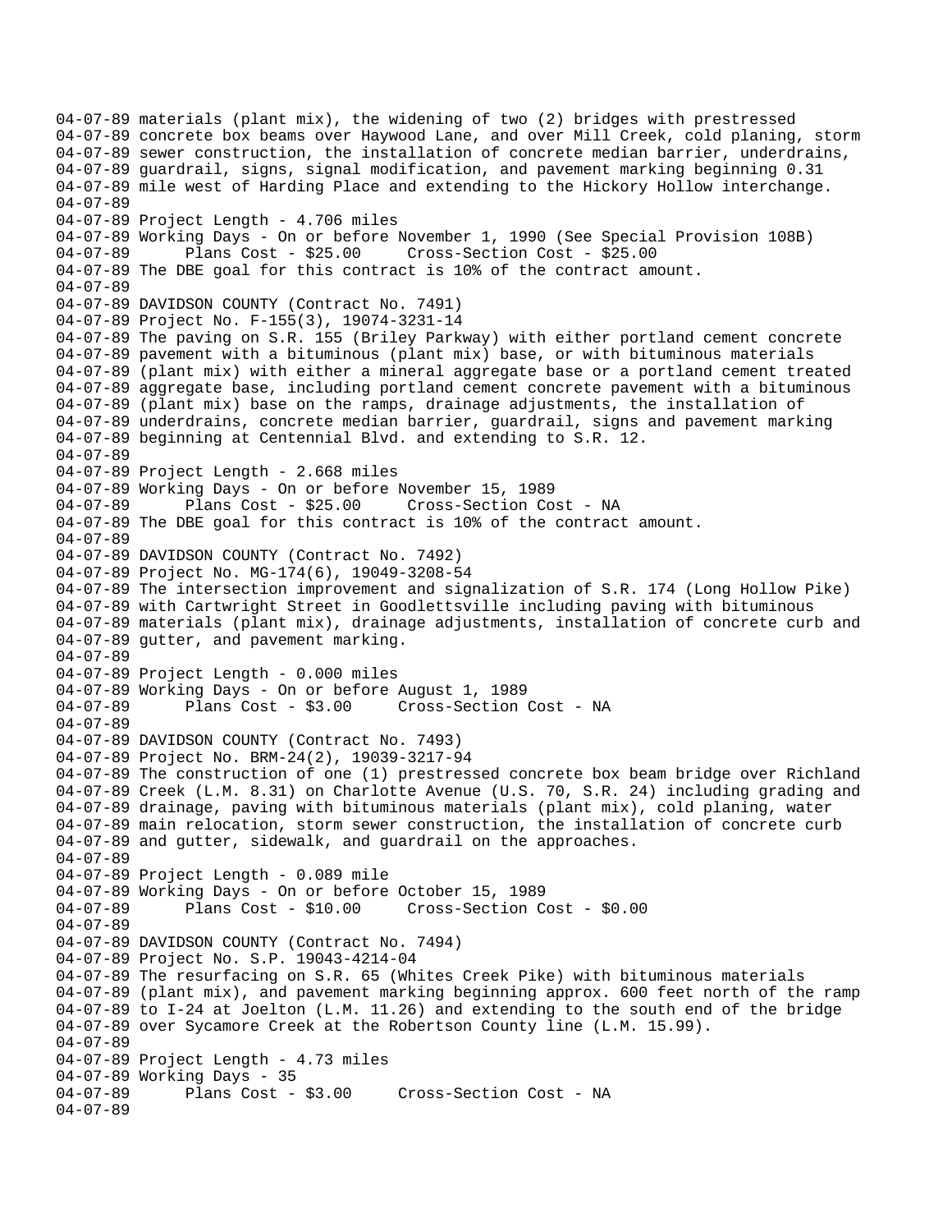```
04-07-89 materials (plant mix), the widening of two (2) bridges with prestressed
04-07-89 concrete box beams over Haywood Lane, and over Mill Creek, cold planing, storm
04-07-89 sewer construction, the installation of concrete median barrier, underdrains,
04-07-89 guardrail, signs, signal modification, and pavement marking beginning 0.31
04-07-89 mile west of Harding Place and extending to the Hickory Hollow interchange.
04-07-89
04-07-89 Project Length - 4.706 miles
04-07-89 Working Days - On or before November 1, 1990 (See Special Provision 108B)
04-07-89       Plans Cost - $25.00     Cross-Section Cost - $25.00
04-07-89 The DBE goal for this contract is 10% of the contract amount.
04-07-89
04-07-89 DAVIDSON COUNTY (Contract No. 7491)
04-07-89 Project No. F-155(3), 19074-3231-14
04-07-89 The paving on S.R. 155 (Briley Parkway) with either portland cement concrete
04-07-89 pavement with a bituminous (plant mix) base, or with bituminous materials
04-07-89 (plant mix) with either a mineral aggregate base or a portland cement treated
04-07-89 aggregate base, including portland cement concrete pavement with a bituminous
04-07-89 (plant mix) base on the ramps, drainage adjustments, the installation of
04-07-89 underdrains, concrete median barrier, guardrail, signs and pavement marking
04-07-89 beginning at Centennial Blvd. and extending to S.R. 12.
04-07-89
04-07-89 Project Length - 2.668 miles
04-07-89 Working Days - On or before November 15, 1989
04-07-89       Plans Cost - $25.00     Cross-Section Cost - NA
04-07-89 The DBE goal for this contract is 10% of the contract amount.
04-07-89
04-07-89 DAVIDSON COUNTY (Contract No. 7492)
04-07-89 Project No. MG-174(6), 19049-3208-54
04-07-89 The intersection improvement and signalization of S.R. 174 (Long Hollow Pike)
04-07-89 with Cartwright Street in Goodlettsville including paving with bituminous
04-07-89 materials (plant mix), drainage adjustments, installation of concrete curb and
04-07-89 gutter, and pavement marking.
04-07-89
04-07-89 Project Length - 0.000 miles
04-07-89 Working Days - On or before August 1, 1989
04-07-89       Plans Cost - $3.00     Cross-Section Cost - NA
04-07-89
04-07-89 DAVIDSON COUNTY (Contract No. 7493)
04-07-89 Project No. BRM-24(2), 19039-3217-94
04-07-89 The construction of one (1) prestressed concrete box beam bridge over Richland
04-07-89 Creek (L.M. 8.31) on Charlotte Avenue (U.S. 70, S.R. 24) including grading and
04-07-89 drainage, paving with bituminous materials (plant mix), cold planing, water
04-07-89 main relocation, storm sewer construction, the installation of concrete curb
04-07-89 and gutter, sidewalk, and guardrail on the approaches.
04-07-89
04-07-89 Project Length - 0.089 mile
04-07-89 Working Days - On or before October 15, 1989
04-07-89       Plans Cost - $10.00     Cross-Section Cost - $0.00
04-07-89
04-07-89 DAVIDSON COUNTY (Contract No. 7494)
04-07-89 Project No. S.P. 19043-4214-04
04-07-89 The resurfacing on S.R. 65 (Whites Creek Pike) with bituminous materials
04-07-89 (plant mix), and pavement marking beginning approx. 600 feet north of the ramp
04-07-89 to I-24 at Joelton (L.M. 11.26) and extending to the south end of the bridge
04-07-89 over Sycamore Creek at the Robertson County line (L.M. 15.99).
04-07-89
04-07-89 Project Length - 4.73 miles
04-07-89 Working Days - 35
04-07-89       Plans Cost - $3.00     Cross-Section Cost - NA
04-07-89
```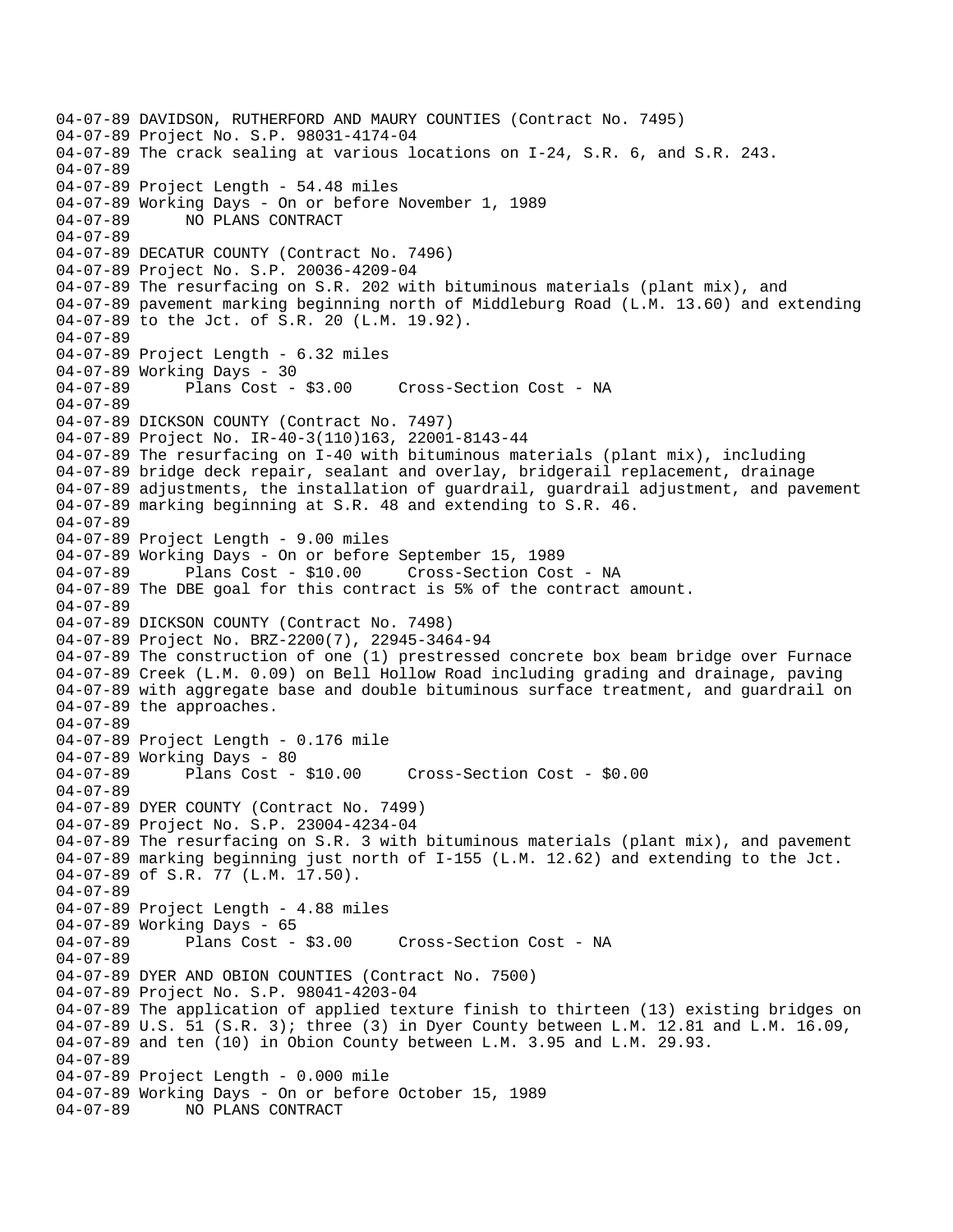```
04-07-89 DAVIDSON, RUTHERFORD AND MAURY COUNTIES (Contract No. 7495)
04-07-89 Project No. S.P. 98031-4174-04
04-07-89 The crack sealing at various locations on I-24, S.R. 6, and S.R. 243.
04-07-89
04-07-89 Project Length - 54.48 miles
04-07-89 Working Days - On or before November 1, 1989
04-07-89      NO PLANS CONTRACT
04-07-89
04-07-89 DECATUR COUNTY (Contract No. 7496)
04-07-89 Project No. S.P. 20036-4209-04
04-07-89 The resurfacing on S.R. 202 with bituminous materials (plant mix), and
04-07-89 pavement marking beginning north of Middleburg Road (L.M. 13.60) and extending
04-07-89 to the Jct. of S.R. 20 (L.M. 19.92).
04-07-89
04-07-89 Project Length - 6.32 miles
04-07-89 Working Days - 30
04-07-89      Plans Cost - $3.00     Cross-Section Cost - NA
04-07-89
04-07-89 DICKSON COUNTY (Contract No. 7497)
04-07-89 Project No. IR-40-3(110)163, 22001-8143-44
04-07-89 The resurfacing on I-40 with bituminous materials (plant mix), including
04-07-89 bridge deck repair, sealant and overlay, bridgerail replacement, drainage
04-07-89 adjustments, the installation of guardrail, guardrail adjustment, and pavement
04-07-89 marking beginning at S.R. 48 and extending to S.R. 46.
04-07-89
04-07-89 Project Length - 9.00 miles
04-07-89 Working Days - On or before September 15, 1989
04-07-89      Plans Cost - $10.00     Cross-Section Cost - NA
04-07-89 The DBE goal for this contract is 5% of the contract amount.
04-07-89
04-07-89 DICKSON COUNTY (Contract No. 7498)
04-07-89 Project No. BRZ-2200(7), 22945-3464-94
04-07-89 The construction of one (1) prestressed concrete box beam bridge over Furnace
04-07-89 Creek (L.M. 0.09) on Bell Hollow Road including grading and drainage, paving
04-07-89 with aggregate base and double bituminous surface treatment, and guardrail on
04-07-89 the approaches.
04-07-89
04-07-89 Project Length - 0.176 mile
04-07-89 Working Days - 80
04-07-89      Plans Cost - $10.00     Cross-Section Cost - $0.00
04-07-89
04-07-89 DYER COUNTY (Contract No. 7499)
04-07-89 Project No. S.P. 23004-4234-04
04-07-89 The resurfacing on S.R. 3 with bituminous materials (plant mix), and pavement
04-07-89 marking beginning just north of I-155 (L.M. 12.62) and extending to the Jct.
04-07-89 of S.R. 77 (L.M. 17.50).
04-07-89
04-07-89 Project Length - 4.88 miles
04-07-89 Working Days - 65
04-07-89      Plans Cost - $3.00     Cross-Section Cost - NA
04-07-89
04-07-89 DYER AND OBION COUNTIES (Contract No. 7500)
04-07-89 Project No. S.P. 98041-4203-04
04-07-89 The application of applied texture finish to thirteen (13) existing bridges on
04-07-89 U.S. 51 (S.R. 3); three (3) in Dyer County between L.M. 12.81 and L.M. 16.09,
04-07-89 and ten (10) in Obion County between L.M. 3.95 and L.M. 29.93.
04-07-89
04-07-89 Project Length - 0.000 mile
04-07-89 Working Days - On or before October 15, 1989
04-07-89      NO PLANS CONTRACT
```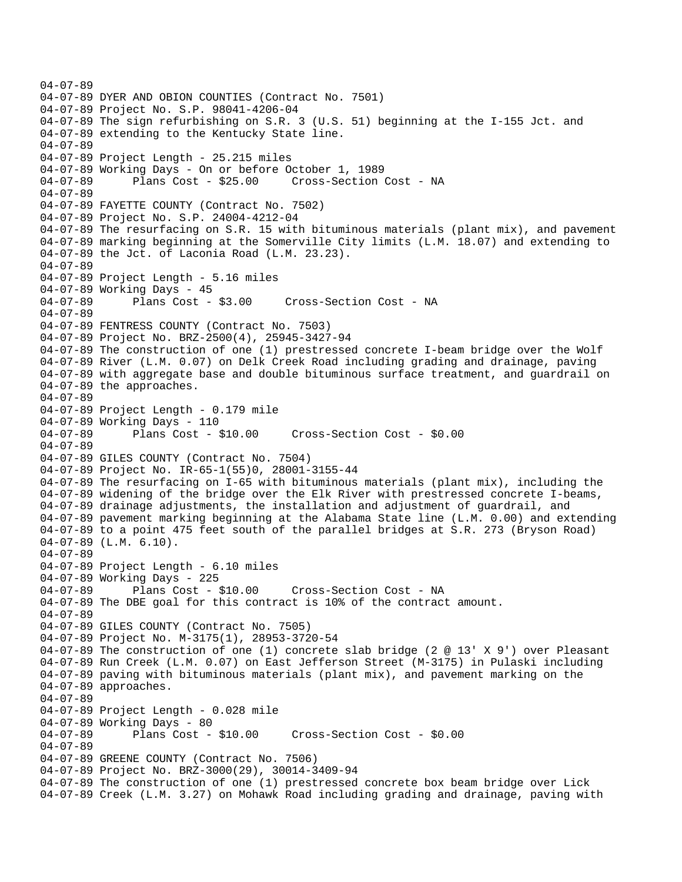```
04-07-89
04-07-89 DYER AND OBION COUNTIES (Contract No. 7501)
04-07-89 Project No. S.P. 98041-4206-04
04-07-89 The sign refurbishing on S.R. 3 (U.S. 51) beginning at the I-155 Jct. and
04-07-89 extending to the Kentucky State line.
04-07-89
04-07-89 Project Length - 25.215 miles
04-07-89 Working Days - On or before October 1, 1989
04-07-89      Plans Cost - $25.00     Cross-Section Cost - NA
04-07-89
04-07-89 FAYETTE COUNTY (Contract No. 7502)
04-07-89 Project No. S.P. 24004-4212-04
04-07-89 The resurfacing on S.R. 15 with bituminous materials (plant mix), and pavement
04-07-89 marking beginning at the Somerville City limits (L.M. 18.07) and extending to
04-07-89 the Jct. of Laconia Road (L.M. 23.23).
04-07-89
04-07-89 Project Length - 5.16 miles
04-07-89 Working Days - 45
04-07-89      Plans Cost - $3.00     Cross-Section Cost - NA
04-07-89
04-07-89 FENTRESS COUNTY (Contract No. 7503)
04-07-89 Project No. BRZ-2500(4), 25945-3427-94
04-07-89 The construction of one (1) prestressed concrete I-beam bridge over the Wolf
04-07-89 River (L.M. 0.07) on Delk Creek Road including grading and drainage, paving
04-07-89 with aggregate base and double bituminous surface treatment, and guardrail on
04-07-89 the approaches.
04-07-89
04-07-89 Project Length - 0.179 mile
04-07-89 Working Days - 110
04-07-89      Plans Cost - $10.00     Cross-Section Cost - $0.00
04-07-89
04-07-89 GILES COUNTY (Contract No. 7504)
04-07-89 Project No. IR-65-1(55)0, 28001-3155-44
04-07-89 The resurfacing on I-65 with bituminous materials (plant mix), including the
04-07-89 widening of the bridge over the Elk River with prestressed concrete I-beams,
04-07-89 drainage adjustments, the installation and adjustment of guardrail, and
04-07-89 pavement marking beginning at the Alabama State line (L.M. 0.00) and extending
04-07-89 to a point 475 feet south of the parallel bridges at S.R. 273 (Bryson Road)
04-07-89 (L.M. 6.10).
04-07-89
04-07-89 Project Length - 6.10 miles
04-07-89 Working Days - 225
04-07-89      Plans Cost - $10.00     Cross-Section Cost - NA
04-07-89 The DBE goal for this contract is 10% of the contract amount.
04-07-89
04-07-89 GILES COUNTY (Contract No. 7505)
04-07-89 Project No. M-3175(1), 28953-3720-54
04-07-89 The construction of one (1) concrete slab bridge (2 @ 13' X 9') over Pleasant
04-07-89 Run Creek (L.M. 0.07) on East Jefferson Street (M-3175) in Pulaski including
04-07-89 paving with bituminous materials (plant mix), and pavement marking on the
04-07-89 approaches.
04-07-89
04-07-89 Project Length - 0.028 mile
04-07-89 Working Days - 80
04-07-89      Plans Cost - $10.00     Cross-Section Cost - $0.00
04-07-89
04-07-89 GREENE COUNTY (Contract No. 7506)
04-07-89 Project No. BRZ-3000(29), 30014-3409-94
04-07-89 The construction of one (1) prestressed concrete box beam bridge over Lick
04-07-89 Creek (L.M. 3.27) on Mohawk Road including grading and drainage, paving with
```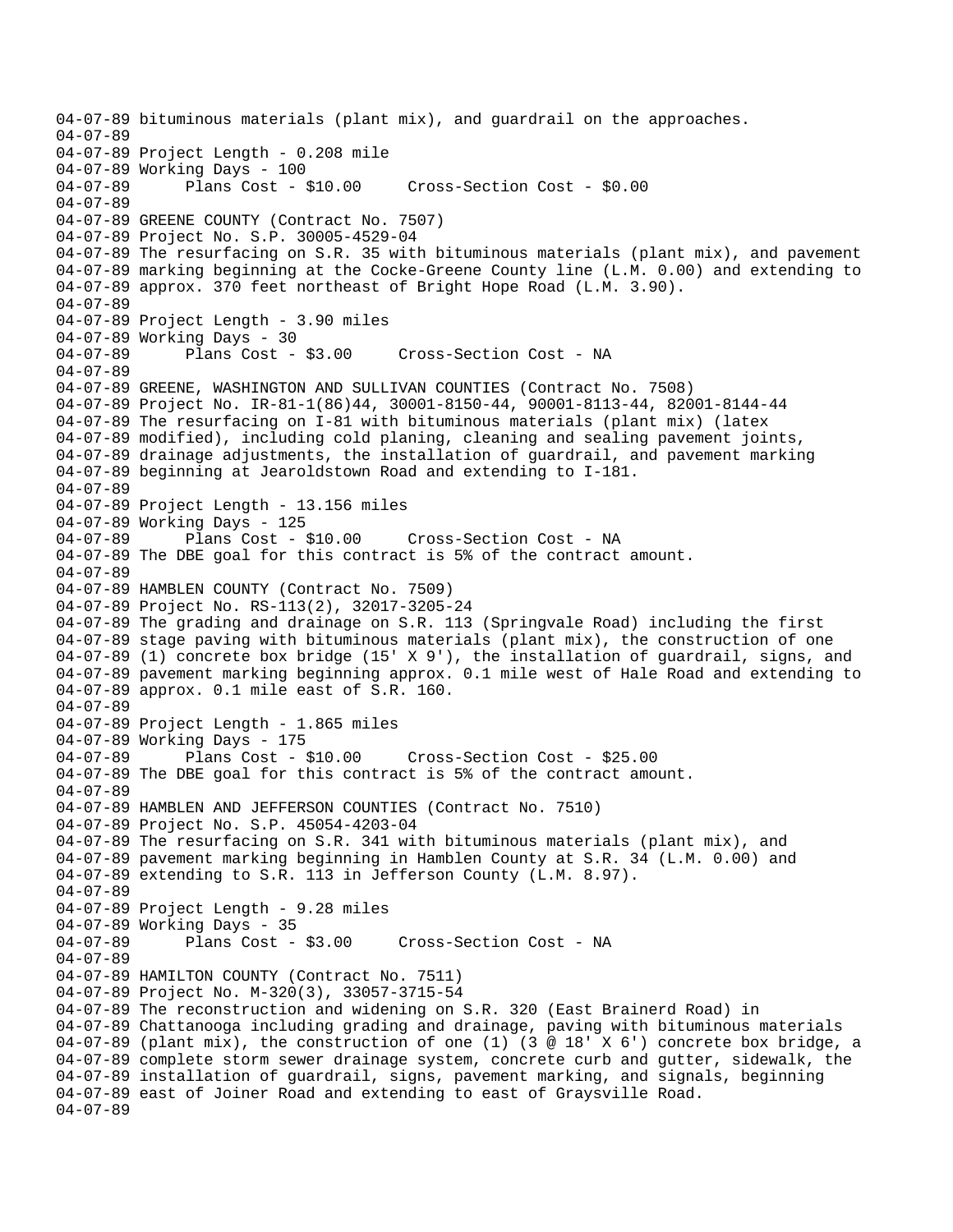```
04-07-89 bituminous materials (plant mix), and guardrail on the approaches.
04-07-89
04-07-89 Project Length - 0.208 mile
04-07-89 Working Days - 100
04-07-89      Plans Cost - $10.00     Cross-Section Cost - $0.00
04-07-89
04-07-89 GREENE COUNTY (Contract No. 7507)
04-07-89 Project No. S.P. 30005-4529-04
04-07-89 The resurfacing on S.R. 35 with bituminous materials (plant mix), and pavement
04-07-89 marking beginning at the Cocke-Greene County line (L.M. 0.00) and extending to
04-07-89 approx. 370 feet northeast of Bright Hope Road (L.M. 3.90).
04-07-89
04-07-89 Project Length - 3.90 miles
04-07-89 Working Days - 30
04-07-89      Plans Cost - $3.00     Cross-Section Cost - NA
04-07-89
04-07-89 GREENE, WASHINGTON AND SULLIVAN COUNTIES (Contract No. 7508)
04-07-89 Project No. IR-81-1(86)44, 30001-8150-44, 90001-8113-44, 82001-8144-44
04-07-89 The resurfacing on I-81 with bituminous materials (plant mix) (latex
04-07-89 modified), including cold planing, cleaning and sealing pavement joints,
04-07-89 drainage adjustments, the installation of guardrail, and pavement marking
04-07-89 beginning at Jearoldstown Road and extending to I-181.
04-07-89
04-07-89 Project Length - 13.156 miles
04-07-89 Working Days - 125
04-07-89      Plans Cost - $10.00     Cross-Section Cost - NA
04-07-89 The DBE goal for this contract is 5% of the contract amount.
04-07-89
04-07-89 HAMBLEN COUNTY (Contract No. 7509)
04-07-89 Project No. RS-113(2), 32017-3205-24
04-07-89 The grading and drainage on S.R. 113 (Springvale Road) including the first
04-07-89 stage paving with bituminous materials (plant mix), the construction of one
04-07-89 (1) concrete box bridge (15' X 9'), the installation of guardrail, signs, and
04-07-89 pavement marking beginning approx. 0.1 mile west of Hale Road and extending to
04-07-89 approx. 0.1 mile east of S.R. 160.
04-07-89
04-07-89 Project Length - 1.865 miles
04-07-89 Working Days - 175
04-07-89      Plans Cost - $10.00     Cross-Section Cost - $25.00
04-07-89 The DBE goal for this contract is 5% of the contract amount.
04-07-89
04-07-89 HAMBLEN AND JEFFERSON COUNTIES (Contract No. 7510)
04-07-89 Project No. S.P. 45054-4203-04
04-07-89 The resurfacing on S.R. 341 with bituminous materials (plant mix), and
04-07-89 pavement marking beginning in Hamblen County at S.R. 34 (L.M. 0.00) and
04-07-89 extending to S.R. 113 in Jefferson County (L.M. 8.97).
04-07-89
04-07-89 Project Length - 9.28 miles
04-07-89 Working Days - 35
04-07-89      Plans Cost - $3.00     Cross-Section Cost - NA
04-07-89
04-07-89 HAMILTON COUNTY (Contract No. 7511)
04-07-89 Project No. M-320(3), 33057-3715-54
04-07-89 The reconstruction and widening on S.R. 320 (East Brainerd Road) in
04-07-89 Chattanooga including grading and drainage, paving with bituminous materials
04-07-89 (plant mix), the construction of one (1) (3 @ 18' X 6') concrete box bridge, a
04-07-89 complete storm sewer drainage system, concrete curb and gutter, sidewalk, the
04-07-89 installation of guardrail, signs, pavement marking, and signals, beginning
04-07-89 east of Joiner Road and extending to east of Graysville Road.
04-07-89
```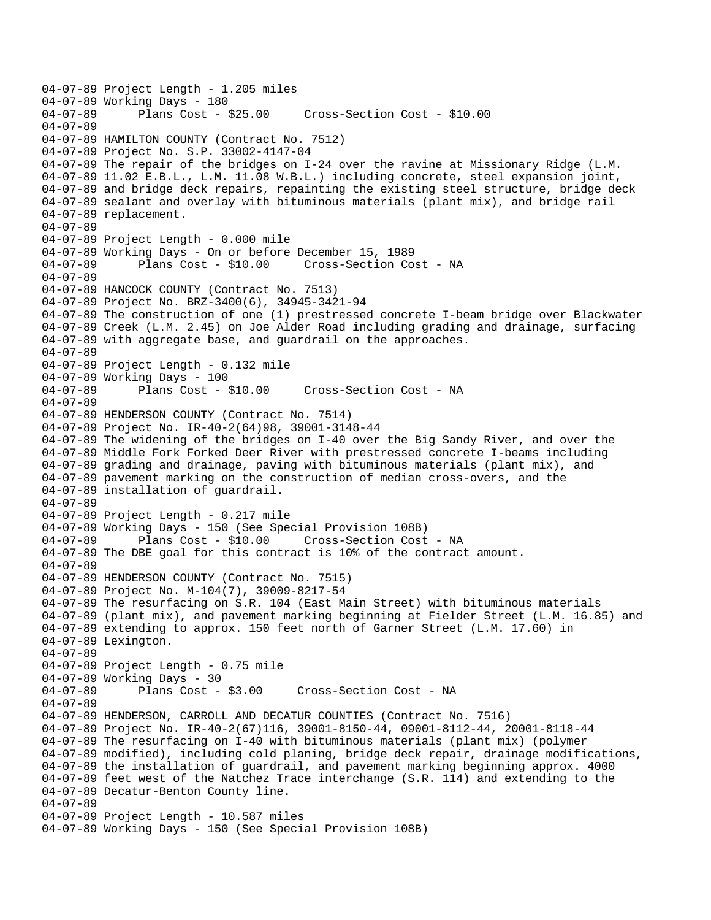```
04-07-89 Project Length - 1.205 miles
04-07-89 Working Days - 180
04-07-89       Plans Cost - $25.00     Cross-Section Cost - $10.00
04-07-89
04-07-89 HAMILTON COUNTY (Contract No. 7512)
04-07-89 Project No. S.P. 33002-4147-04
04-07-89 The repair of the bridges on I-24 over the ravine at Missionary Ridge (L.M.
04-07-89 11.02 E.B.L., L.M. 11.08 W.B.L.) including concrete, steel expansion joint,
04-07-89 and bridge deck repairs, repainting the existing steel structure, bridge deck
04-07-89 sealant and overlay with bituminous materials (plant mix), and bridge rail
04-07-89 replacement.
04-07-89
04-07-89 Project Length - 0.000 mile
04-07-89 Working Days - On or before December 15, 1989
04-07-89       Plans Cost - $10.00     Cross-Section Cost - NA
04-07-89
04-07-89 HANCOCK COUNTY (Contract No. 7513)
04-07-89 Project No. BRZ-3400(6), 34945-3421-94
04-07-89 The construction of one (1) prestressed concrete I-beam bridge over Blackwater
04-07-89 Creek (L.M. 2.45) on Joe Alder Road including grading and drainage, surfacing
04-07-89 with aggregate base, and guardrail on the approaches.
04-07-89
04-07-89 Project Length - 0.132 mile
04-07-89 Working Days - 100
04-07-89       Plans Cost - $10.00     Cross-Section Cost - NA
04-07-89
04-07-89 HENDERSON COUNTY (Contract No. 7514)
04-07-89 Project No. IR-40-2(64)98, 39001-3148-44
04-07-89 The widening of the bridges on I-40 over the Big Sandy River, and over the
04-07-89 Middle Fork Forked Deer River with prestressed concrete I-beams including
04-07-89 grading and drainage, paving with bituminous materials (plant mix), and
04-07-89 pavement marking on the construction of median cross-overs, and the
04-07-89 installation of guardrail.
04-07-89
04-07-89 Project Length - 0.217 mile
04-07-89 Working Days - 150 (See Special Provision 108B)
04-07-89       Plans Cost - $10.00     Cross-Section Cost - NA
04-07-89 The DBE goal for this contract is 10% of the contract amount.
04-07-89
04-07-89 HENDERSON COUNTY (Contract No. 7515)
04-07-89 Project No. M-104(7), 39009-8217-54
04-07-89 The resurfacing on S.R. 104 (East Main Street) with bituminous materials
04-07-89 (plant mix), and pavement marking beginning at Fielder Street (L.M. 16.85) and
04-07-89 extending to approx. 150 feet north of Garner Street (L.M. 17.60) in
04-07-89 Lexington.
04-07-89
04-07-89 Project Length - 0.75 mile
04-07-89 Working Days - 30
04-07-89       Plans Cost - $3.00     Cross-Section Cost - NA
04-07-89
04-07-89 HENDERSON, CARROLL AND DECATUR COUNTIES (Contract No. 7516)
04-07-89 Project No. IR-40-2(67)116, 39001-8150-44, 09001-8112-44, 20001-8118-44
04-07-89 The resurfacing on I-40 with bituminous materials (plant mix) (polymer
04-07-89 modified), including cold planing, bridge deck repair, drainage modifications,
04-07-89 the installation of guardrail, and pavement marking beginning approx. 4000
04-07-89 feet west of the Natchez Trace interchange (S.R. 114) and extending to the
04-07-89 Decatur-Benton County line.
04-07-89
04-07-89 Project Length - 10.587 miles
04-07-89 Working Days - 150 (See Special Provision 108B)
```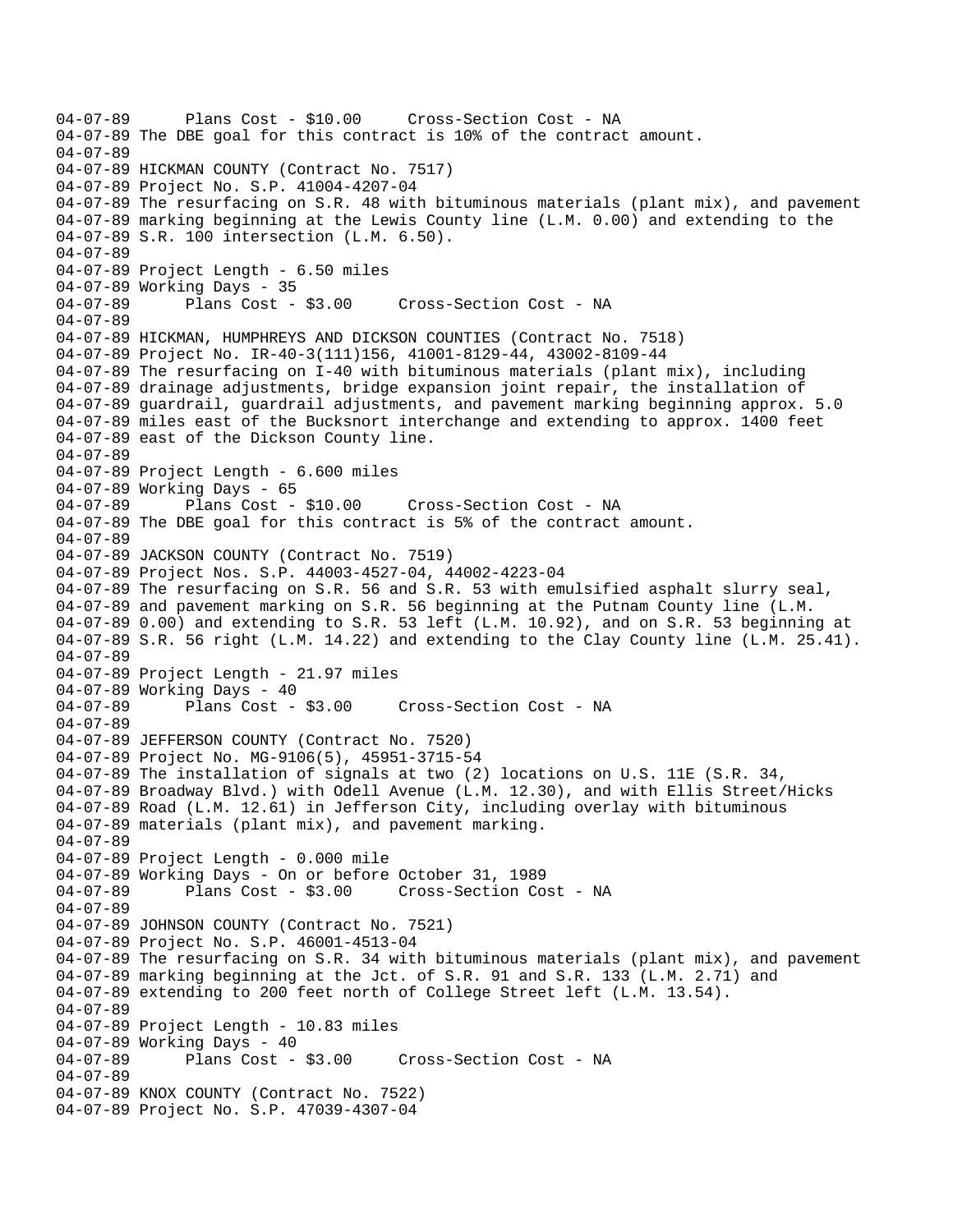```
04-07-89      Plans Cost - $10.00     Cross-Section Cost - NA
04-07-89 The DBE goal for this contract is 10% of the contract amount.
04-07-89
04-07-89 HICKMAN COUNTY (Contract No. 7517)
04-07-89 Project No. S.P. 41004-4207-04
04-07-89 The resurfacing on S.R. 48 with bituminous materials (plant mix), and pavement
04-07-89 marking beginning at the Lewis County line (L.M. 0.00) and extending to the
04-07-89 S.R. 100 intersection (L.M. 6.50).
04-07-89
04-07-89 Project Length - 6.50 miles
04-07-89 Working Days - 35
04-07-89      Plans Cost - $3.00     Cross-Section Cost - NA
04-07-89
04-07-89 HICKMAN, HUMPHREYS AND DICKSON COUNTIES (Contract No. 7518)
04-07-89 Project No. IR-40-3(111)156, 41001-8129-44, 43002-8109-44
04-07-89 The resurfacing on I-40 with bituminous materials (plant mix), including
04-07-89 drainage adjustments, bridge expansion joint repair, the installation of
04-07-89 guardrail, guardrail adjustments, and pavement marking beginning approx. 5.0
04-07-89 miles east of the Bucksnort interchange and extending to approx. 1400 feet
04-07-89 east of the Dickson County line.
04-07-89
04-07-89 Project Length - 6.600 miles
04-07-89 Working Days - 65
04-07-89      Plans Cost - $10.00     Cross-Section Cost - NA
04-07-89 The DBE goal for this contract is 5% of the contract amount.
04-07-89
04-07-89 JACKSON COUNTY (Contract No. 7519)
04-07-89 Project Nos. S.P. 44003-4527-04, 44002-4223-04
04-07-89 The resurfacing on S.R. 56 and S.R. 53 with emulsified asphalt slurry seal,
04-07-89 and pavement marking on S.R. 56 beginning at the Putnam County line (L.M.
04-07-89 0.00) and extending to S.R. 53 left (L.M. 10.92), and on S.R. 53 beginning at
04-07-89 S.R. 56 right (L.M. 14.22) and extending to the Clay County line (L.M. 25.41).
04-07-89
04-07-89 Project Length - 21.97 miles
04-07-89 Working Days - 40
04-07-89      Plans Cost - $3.00     Cross-Section Cost - NA
04-07-89
04-07-89 JEFFERSON COUNTY (Contract No. 7520)
04-07-89 Project No. MG-9106(5), 45951-3715-54
04-07-89 The installation of signals at two (2) locations on U.S. 11E (S.R. 34,
04-07-89 Broadway Blvd.) with Odell Avenue (L.M. 12.30), and with Ellis Street/Hicks
04-07-89 Road (L.M. 12.61) in Jefferson City, including overlay with bituminous
04-07-89 materials (plant mix), and pavement marking.
04-07-89
04-07-89 Project Length - 0.000 mile
04-07-89 Working Days - On or before October 31, 1989
04-07-89      Plans Cost - $3.00     Cross-Section Cost - NA
04-07-89
04-07-89 JOHNSON COUNTY (Contract No. 7521)
04-07-89 Project No. S.P. 46001-4513-04
04-07-89 The resurfacing on S.R. 34 with bituminous materials (plant mix), and pavement
04-07-89 marking beginning at the Jct. of S.R. 91 and S.R. 133 (L.M. 2.71) and
04-07-89 extending to 200 feet north of College Street left (L.M. 13.54).
04-07-89
04-07-89 Project Length - 10.83 miles
04-07-89 Working Days - 40
04-07-89      Plans Cost - $3.00     Cross-Section Cost - NA
04-07-89
04-07-89 KNOX COUNTY (Contract No. 7522)
04-07-89 Project No. S.P. 47039-4307-04
```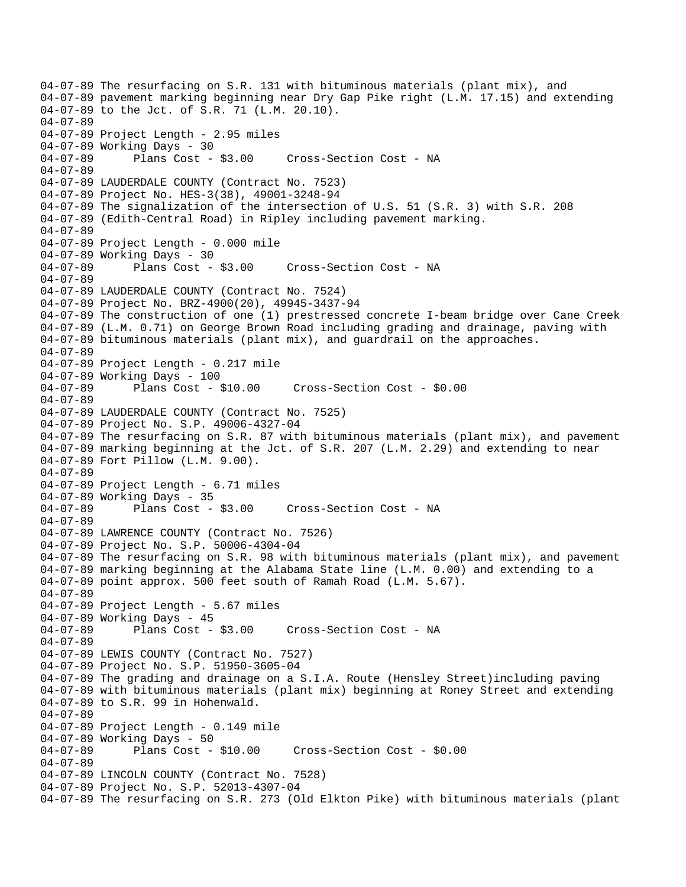04-07-89 The resurfacing on S.R. 131 with bituminous materials (plant mix), and
04-07-89 pavement marking beginning near Dry Gap Pike right (L.M. 17.15) and extending
04-07-89 to the Jct. of S.R. 71 (L.M. 20.10).
04-07-89
04-07-89 Project Length - 2.95 miles
04-07-89 Working Days - 30
04-07-89 Plans Cost - $3.00 Cross-Section Cost - NA
04-07-89
04-07-89 LAUDERDALE COUNTY (Contract No. 7523)
04-07-89 Project No. HES-3(38), 49001-3248-94
04-07-89 The signalization of the intersection of U.S. 51 (S.R. 3) with S.R. 208
04-07-89 (Edith-Central Road) in Ripley including pavement marking.
04-07-89
04-07-89 Project Length - 0.000 mile
04-07-89 Working Days - 30
04-07-89 Plans Cost - $3.00 Cross-Section Cost - NA
04-07-89
04-07-89 LAUDERDALE COUNTY (Contract No. 7524)
04-07-89 Project No. BRZ-4900(20), 49945-3437-94
04-07-89 The construction of one (1) prestressed concrete I-beam bridge over Cane Creek
04-07-89 (L.M. 0.71) on George Brown Road including grading and drainage, paving with
04-07-89 bituminous materials (plant mix), and guardrail on the approaches.
04-07-89
04-07-89 Project Length - 0.217 mile
04-07-89 Working Days - 100
04-07-89 Plans Cost - $10.00 Cross-Section Cost - $0.00
04-07-89
04-07-89 LAUDERDALE COUNTY (Contract No. 7525)
04-07-89 Project No. S.P. 49006-4327-04
04-07-89 The resurfacing on S.R. 87 with bituminous materials (plant mix), and pavement
04-07-89 marking beginning at the Jct. of S.R. 207 (L.M. 2.29) and extending to near
04-07-89 Fort Pillow (L.M. 9.00).
04-07-89
04-07-89 Project Length - 6.71 miles
04-07-89 Working Days - 35
04-07-89 Plans Cost - $3.00 Cross-Section Cost - NA
04-07-89
04-07-89 LAWRENCE COUNTY (Contract No. 7526)
04-07-89 Project No. S.P. 50006-4304-04
04-07-89 The resurfacing on S.R. 98 with bituminous materials (plant mix), and pavement
04-07-89 marking beginning at the Alabama State line (L.M. 0.00) and extending to a
04-07-89 point approx. 500 feet south of Ramah Road (L.M. 5.67).
04-07-89
04-07-89 Project Length - 5.67 miles
04-07-89 Working Days - 45
04-07-89 Plans Cost - $3.00 Cross-Section Cost - NA
04-07-89
04-07-89 LEWIS COUNTY (Contract No. 7527)
04-07-89 Project No. S.P. 51950-3605-04
04-07-89 The grading and drainage on a S.I.A. Route (Hensley Street)including paving
04-07-89 with bituminous materials (plant mix) beginning at Roney Street and extending
04-07-89 to S.R. 99 in Hohenwald.
04-07-89
04-07-89 Project Length - 0.149 mile
04-07-89 Working Days - 50
04-07-89 Plans Cost - $10.00 Cross-Section Cost - $0.00
04-07-89
04-07-89 LINCOLN COUNTY (Contract No. 7528)
04-07-89 Project No. S.P. 52013-4307-04
04-07-89 The resurfacing on S.R. 273 (Old Elkton Pike) with bituminous materials (plant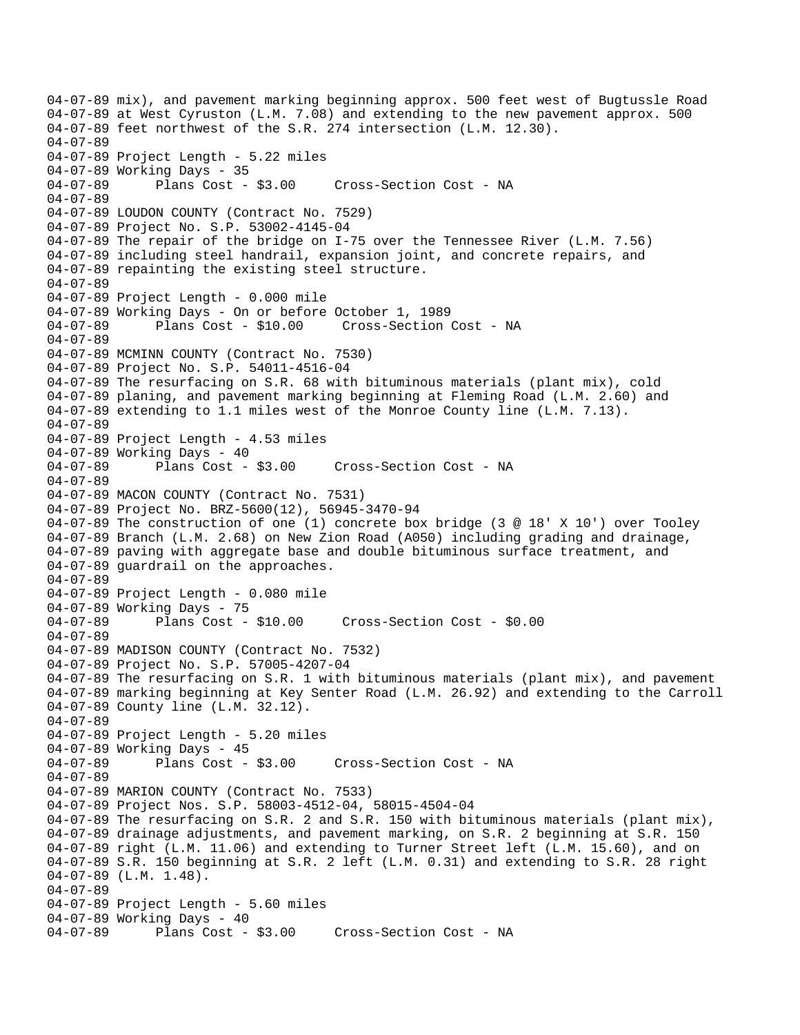```
04-07-89 mix), and pavement marking beginning approx. 500 feet west of Bugtussle Road
04-07-89 at West Cyruston (L.M. 7.08) and extending to the new pavement approx. 500
04-07-89 feet northwest of the S.R. 274 intersection (L.M. 12.30).
04-07-89
04-07-89 Project Length - 5.22 miles
04-07-89 Working Days - 35
04-07-89       Plans Cost - $3.00     Cross-Section Cost - NA
04-07-89
04-07-89 LOUDON COUNTY (Contract No. 7529)
04-07-89 Project No. S.P. 53002-4145-04
04-07-89 The repair of the bridge on I-75 over the Tennessee River (L.M. 7.56)
04-07-89 including steel handrail, expansion joint, and concrete repairs, and
04-07-89 repainting the existing steel structure.
04-07-89
04-07-89 Project Length - 0.000 mile
04-07-89 Working Days - On or before October 1, 1989
04-07-89       Plans Cost - $10.00     Cross-Section Cost - NA
04-07-89
04-07-89 MCMINN COUNTY (Contract No. 7530)
04-07-89 Project No. S.P. 54011-4516-04
04-07-89 The resurfacing on S.R. 68 with bituminous materials (plant mix), cold
04-07-89 planing, and pavement marking beginning at Fleming Road (L.M. 2.60) and
04-07-89 extending to 1.1 miles west of the Monroe County line (L.M. 7.13).
04-07-89
04-07-89 Project Length - 4.53 miles
04-07-89 Working Days - 40
04-07-89       Plans Cost - $3.00     Cross-Section Cost - NA
04-07-89
04-07-89 MACON COUNTY (Contract No. 7531)
04-07-89 Project No. BRZ-5600(12), 56945-3470-94
04-07-89 The construction of one (1) concrete box bridge (3 @ 18' X 10') over Tooley
04-07-89 Branch (L.M. 2.68) on New Zion Road (A050) including grading and drainage,
04-07-89 paving with aggregate base and double bituminous surface treatment, and
04-07-89 guardrail on the approaches.
04-07-89
04-07-89 Project Length - 0.080 mile
04-07-89 Working Days - 75
04-07-89       Plans Cost - $10.00     Cross-Section Cost - $0.00
04-07-89
04-07-89 MADISON COUNTY (Contract No. 7532)
04-07-89 Project No. S.P. 57005-4207-04
04-07-89 The resurfacing on S.R. 1 with bituminous materials (plant mix), and pavement
04-07-89 marking beginning at Key Senter Road (L.M. 26.92) and extending to the Carroll
04-07-89 County line (L.M. 32.12).
04-07-89
04-07-89 Project Length - 5.20 miles
04-07-89 Working Days - 45
04-07-89       Plans Cost - $3.00     Cross-Section Cost - NA
04-07-89
04-07-89 MARION COUNTY (Contract No. 7533)
04-07-89 Project Nos. S.P. 58003-4512-04, 58015-4504-04
04-07-89 The resurfacing on S.R. 2 and S.R. 150 with bituminous materials (plant mix),
04-07-89 drainage adjustments, and pavement marking, on S.R. 2 beginning at S.R. 150
04-07-89 right (L.M. 11.06) and extending to Turner Street left (L.M. 15.60), and on
04-07-89 S.R. 150 beginning at S.R. 2 left (L.M. 0.31) and extending to S.R. 28 right
04-07-89 (L.M. 1.48).
04-07-89
04-07-89 Project Length - 5.60 miles
04-07-89 Working Days - 40
04-07-89       Plans Cost - $3.00     Cross-Section Cost - NA
```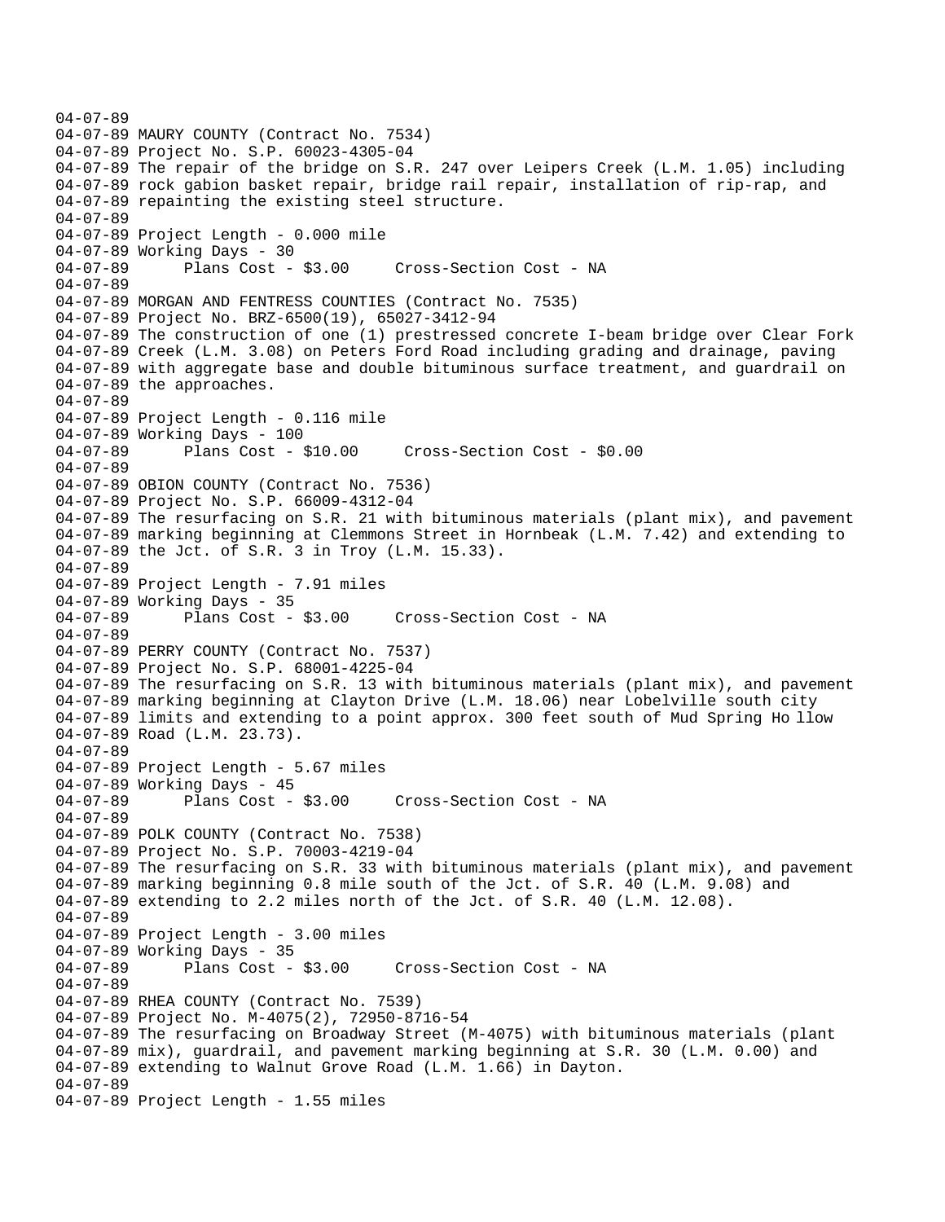```
04-07-89
04-07-89 MAURY COUNTY (Contract No. 7534)
04-07-89 Project No. S.P. 60023-4305-04
04-07-89 The repair of the bridge on S.R. 247 over Leipers Creek (L.M. 1.05) including
04-07-89 rock gabion basket repair, bridge rail repair, installation of rip-rap, and
04-07-89 repainting the existing steel structure.
04-07-89
04-07-89 Project Length - 0.000 mile
04-07-89 Working Days - 30
04-07-89      Plans Cost - $3.00     Cross-Section Cost - NA
04-07-89
04-07-89 MORGAN AND FENTRESS COUNTIES (Contract No. 7535)
04-07-89 Project No. BRZ-6500(19), 65027-3412-94
04-07-89 The construction of one (1) prestressed concrete I-beam bridge over Clear Fork
04-07-89 Creek (L.M. 3.08) on Peters Ford Road including grading and drainage, paving
04-07-89 with aggregate base and double bituminous surface treatment, and guardrail on
04-07-89 the approaches.
04-07-89
04-07-89 Project Length - 0.116 mile
04-07-89 Working Days - 100
04-07-89      Plans Cost - $10.00     Cross-Section Cost - $0.00
04-07-89
04-07-89 OBION COUNTY (Contract No. 7536)
04-07-89 Project No. S.P. 66009-4312-04
04-07-89 The resurfacing on S.R. 21 with bituminous materials (plant mix), and pavement
04-07-89 marking beginning at Clemmons Street in Hornbeak (L.M. 7.42) and extending to
04-07-89 the Jct. of S.R. 3 in Troy (L.M. 15.33).
04-07-89
04-07-89 Project Length - 7.91 miles
04-07-89 Working Days - 35
04-07-89      Plans Cost - $3.00     Cross-Section Cost - NA
04-07-89
04-07-89 PERRY COUNTY (Contract No. 7537)
04-07-89 Project No. S.P. 68001-4225-04
04-07-89 The resurfacing on S.R. 13 with bituminous materials (plant mix), and pavement
04-07-89 marking beginning at Clayton Drive (L.M. 18.06) near Lobelville south city
04-07-89 limits and extending to a point approx. 300 feet south of Mud Spring Ho llow
04-07-89 Road (L.M. 23.73).
04-07-89
04-07-89 Project Length - 5.67 miles
04-07-89 Working Days - 45
04-07-89      Plans Cost - $3.00     Cross-Section Cost - NA
04-07-89
04-07-89 POLK COUNTY (Contract No. 7538)
04-07-89 Project No. S.P. 70003-4219-04
04-07-89 The resurfacing on S.R. 33 with bituminous materials (plant mix), and pavement
04-07-89 marking beginning 0.8 mile south of the Jct. of S.R. 40 (L.M. 9.08) and
04-07-89 extending to 2.2 miles north of the Jct. of S.R. 40 (L.M. 12.08).
04-07-89
04-07-89 Project Length - 3.00 miles
04-07-89 Working Days - 35
04-07-89      Plans Cost - $3.00     Cross-Section Cost - NA
04-07-89
04-07-89 RHEA COUNTY (Contract No. 7539)
04-07-89 Project No. M-4075(2), 72950-8716-54
04-07-89 The resurfacing on Broadway Street (M-4075) with bituminous materials (plant
04-07-89 mix), guardrail, and pavement marking beginning at S.R. 30 (L.M. 0.00) and
04-07-89 extending to Walnut Grove Road (L.M. 1.66) in Dayton.
04-07-89
04-07-89 Project Length - 1.55 miles
```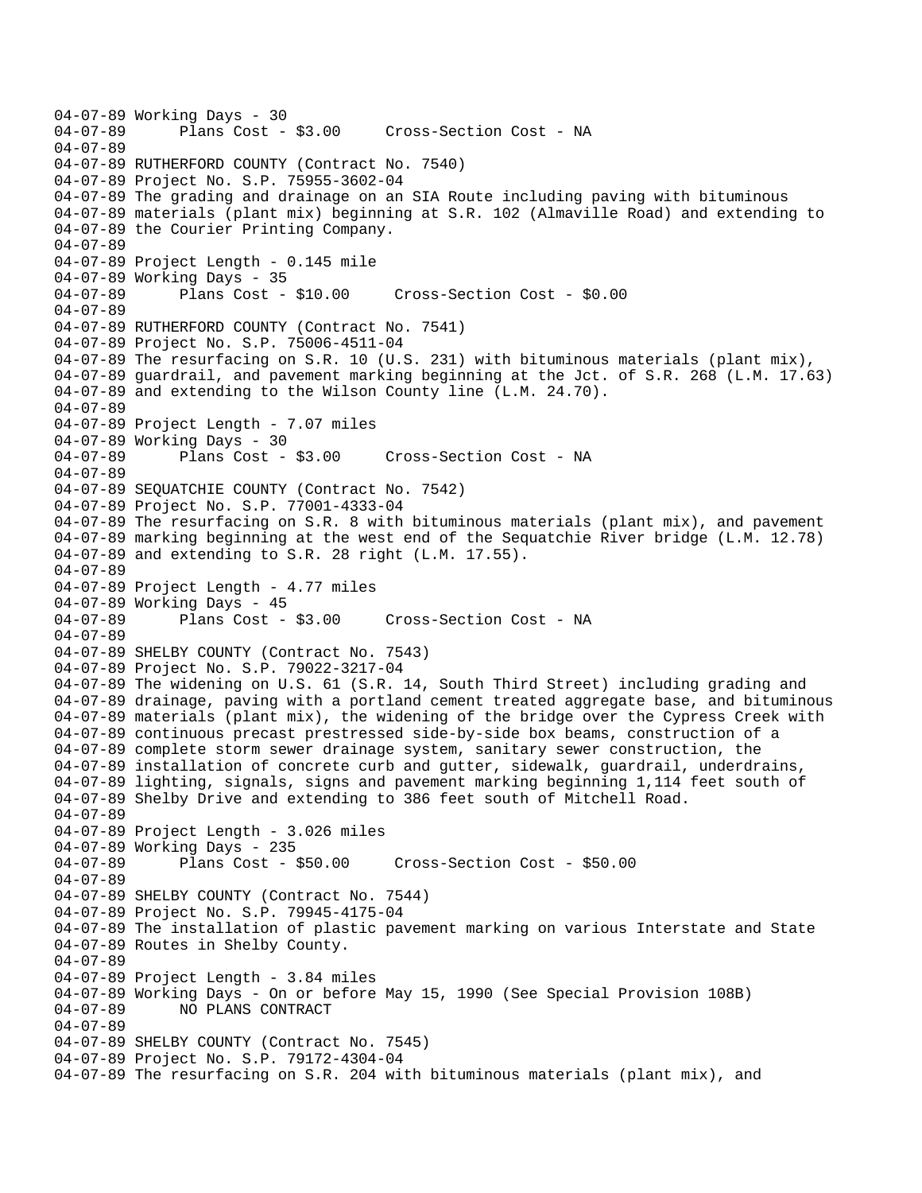```
04-07-89 Working Days - 30
04-07-89       Plans Cost - $3.00     Cross-Section Cost - NA
04-07-89
04-07-89 RUTHERFORD COUNTY (Contract No. 7540)
04-07-89 Project No. S.P. 75955-3602-04
04-07-89 The grading and drainage on an SIA Route including paving with bituminous
04-07-89 materials (plant mix) beginning at S.R. 102 (Almaville Road) and extending to
04-07-89 the Courier Printing Company.
04-07-89
04-07-89 Project Length - 0.145 mile
04-07-89 Working Days - 35
04-07-89       Plans Cost - $10.00     Cross-Section Cost - $0.00
04-07-89
04-07-89 RUTHERFORD COUNTY (Contract No. 7541)
04-07-89 Project No. S.P. 75006-4511-04
04-07-89 The resurfacing on S.R. 10 (U.S. 231) with bituminous materials (plant mix),
04-07-89 guardrail, and pavement marking beginning at the Jct. of S.R. 268 (L.M. 17.63)
04-07-89 and extending to the Wilson County line (L.M. 24.70).
04-07-89
04-07-89 Project Length - 7.07 miles
04-07-89 Working Days - 30
04-07-89       Plans Cost - $3.00     Cross-Section Cost - NA
04-07-89
04-07-89 SEQUATCHIE COUNTY (Contract No. 7542)
04-07-89 Project No. S.P. 77001-4333-04
04-07-89 The resurfacing on S.R. 8 with bituminous materials (plant mix), and pavement
04-07-89 marking beginning at the west end of the Sequatchie River bridge (L.M. 12.78)
04-07-89 and extending to S.R. 28 right (L.M. 17.55).
04-07-89
04-07-89 Project Length - 4.77 miles
04-07-89 Working Days - 45
04-07-89       Plans Cost - $3.00     Cross-Section Cost - NA
04-07-89
04-07-89 SHELBY COUNTY (Contract No. 7543)
04-07-89 Project No. S.P. 79022-3217-04
04-07-89 The widening on U.S. 61 (S.R. 14, South Third Street) including grading and
04-07-89 drainage, paving with a portland cement treated aggregate base, and bituminous
04-07-89 materials (plant mix), the widening of the bridge over the Cypress Creek with
04-07-89 continuous precast prestressed side-by-side box beams, construction of a
04-07-89 complete storm sewer drainage system, sanitary sewer construction, the
04-07-89 installation of concrete curb and gutter, sidewalk, guardrail, underdrains,
04-07-89 lighting, signals, signs and pavement marking beginning 1,114 feet south of
04-07-89 Shelby Drive and extending to 386 feet south of Mitchell Road.
04-07-89
04-07-89 Project Length - 3.026 miles
04-07-89 Working Days - 235
04-07-89       Plans Cost - $50.00     Cross-Section Cost - $50.00
04-07-89
04-07-89 SHELBY COUNTY (Contract No. 7544)
04-07-89 Project No. S.P. 79945-4175-04
04-07-89 The installation of plastic pavement marking on various Interstate and State
04-07-89 Routes in Shelby County.
04-07-89
04-07-89 Project Length - 3.84 miles
04-07-89 Working Days - On or before May 15, 1990 (See Special Provision 108B)
04-07-89       NO PLANS CONTRACT
04-07-89
04-07-89 SHELBY COUNTY (Contract No. 7545)
04-07-89 Project No. S.P. 79172-4304-04
04-07-89 The resurfacing on S.R. 204 with bituminous materials (plant mix), and
```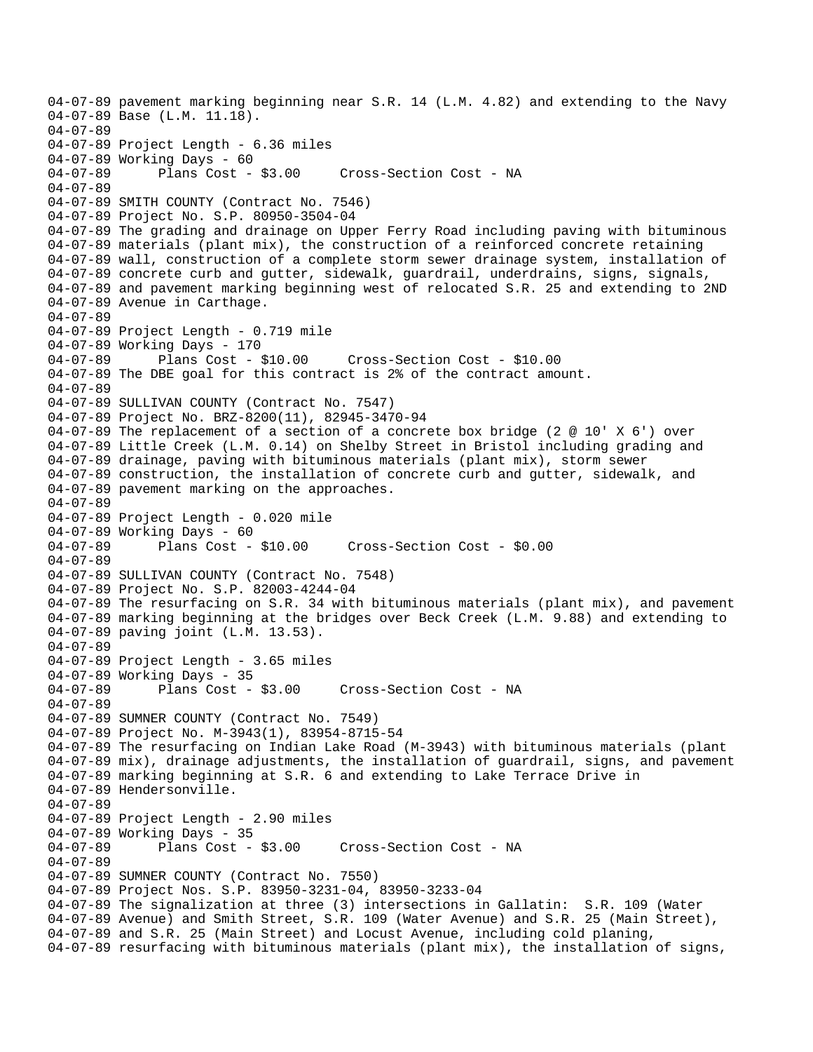```
04-07-89 pavement marking beginning near S.R. 14 (L.M. 4.82) and extending to the Navy
04-07-89 Base (L.M. 11.18).
04-07-89
04-07-89 Project Length - 6.36 miles
04-07-89 Working Days - 60
04-07-89      Plans Cost - $3.00     Cross-Section Cost - NA
04-07-89
04-07-89 SMITH COUNTY (Contract No. 7546)
04-07-89 Project No. S.P. 80950-3504-04
04-07-89 The grading and drainage on Upper Ferry Road including paving with bituminous
04-07-89 materials (plant mix), the construction of a reinforced concrete retaining
04-07-89 wall, construction of a complete storm sewer drainage system, installation of
04-07-89 concrete curb and gutter, sidewalk, guardrail, underdrains, signs, signals,
04-07-89 and pavement marking beginning west of relocated S.R. 25 and extending to 2ND
04-07-89 Avenue in Carthage.
04-07-89
04-07-89 Project Length - 0.719 mile
04-07-89 Working Days - 170
04-07-89      Plans Cost - $10.00     Cross-Section Cost - $10.00
04-07-89 The DBE goal for this contract is 2% of the contract amount.
04-07-89
04-07-89 SULLIVAN COUNTY (Contract No. 7547)
04-07-89 Project No. BRZ-8200(11), 82945-3470-94
04-07-89 The replacement of a section of a concrete box bridge (2 @ 10' X 6') over
04-07-89 Little Creek (L.M. 0.14) on Shelby Street in Bristol including grading and
04-07-89 drainage, paving with bituminous materials (plant mix), storm sewer
04-07-89 construction, the installation of concrete curb and gutter, sidewalk, and
04-07-89 pavement marking on the approaches.
04-07-89
04-07-89 Project Length - 0.020 mile
04-07-89 Working Days - 60
04-07-89      Plans Cost - $10.00     Cross-Section Cost - $0.00
04-07-89
04-07-89 SULLIVAN COUNTY (Contract No. 7548)
04-07-89 Project No. S.P. 82003-4244-04
04-07-89 The resurfacing on S.R. 34 with bituminous materials (plant mix), and pavement
04-07-89 marking beginning at the bridges over Beck Creek (L.M. 9.88) and extending to
04-07-89 paving joint (L.M. 13.53).
04-07-89
04-07-89 Project Length - 3.65 miles
04-07-89 Working Days - 35
04-07-89      Plans Cost - $3.00     Cross-Section Cost - NA
04-07-89
04-07-89 SUMNER COUNTY (Contract No. 7549)
04-07-89 Project No. M-3943(1), 83954-8715-54
04-07-89 The resurfacing on Indian Lake Road (M-3943) with bituminous materials (plant
04-07-89 mix), drainage adjustments, the installation of guardrail, signs, and pavement
04-07-89 marking beginning at S.R. 6 and extending to Lake Terrace Drive in
04-07-89 Hendersonville.
04-07-89
04-07-89 Project Length - 2.90 miles
04-07-89 Working Days - 35
04-07-89      Plans Cost - $3.00     Cross-Section Cost - NA
04-07-89
04-07-89 SUMNER COUNTY (Contract No. 7550)
04-07-89 Project Nos. S.P. 83950-3231-04, 83950-3233-04
04-07-89 The signalization at three (3) intersections in Gallatin:  S.R. 109 (Water
04-07-89 Avenue) and Smith Street, S.R. 109 (Water Avenue) and S.R. 25 (Main Street),
04-07-89 and S.R. 25 (Main Street) and Locust Avenue, including cold planing,
04-07-89 resurfacing with bituminous materials (plant mix), the installation of signs,
```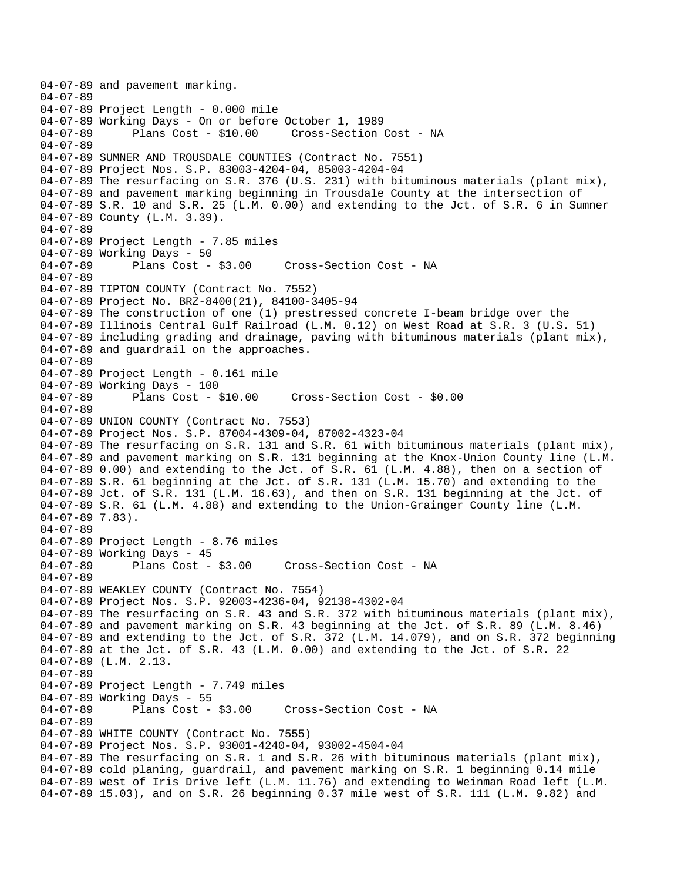```
04-07-89 and pavement marking.
04-07-89
04-07-89 Project Length - 0.000 mile
04-07-89 Working Days - On or before October 1, 1989
04-07-89      Plans Cost - $10.00     Cross-Section Cost - NA
04-07-89
04-07-89 SUMNER AND TROUSDALE COUNTIES (Contract No. 7551)
04-07-89 Project Nos. S.P. 83003-4204-04, 85003-4204-04
04-07-89 The resurfacing on S.R. 376 (U.S. 231) with bituminous materials (plant mix),
04-07-89 and pavement marking beginning in Trousdale County at the intersection of
04-07-89 S.R. 10 and S.R. 25 (L.M. 0.00) and extending to the Jct. of S.R. 6 in Sumner
04-07-89 County (L.M. 3.39).
04-07-89
04-07-89 Project Length - 7.85 miles
04-07-89 Working Days - 50
04-07-89      Plans Cost - $3.00     Cross-Section Cost - NA
04-07-89
04-07-89 TIPTON COUNTY (Contract No. 7552)
04-07-89 Project No. BRZ-8400(21), 84100-3405-94
04-07-89 The construction of one (1) prestressed concrete I-beam bridge over the
04-07-89 Illinois Central Gulf Railroad (L.M. 0.12) on West Road at S.R. 3 (U.S. 51)
04-07-89 including grading and drainage, paving with bituminous materials (plant mix),
04-07-89 and guardrail on the approaches.
04-07-89
04-07-89 Project Length - 0.161 mile
04-07-89 Working Days - 100
04-07-89      Plans Cost - $10.00     Cross-Section Cost - $0.00
04-07-89
04-07-89 UNION COUNTY (Contract No. 7553)
04-07-89 Project Nos. S.P. 87004-4309-04, 87002-4323-04
04-07-89 The resurfacing on S.R. 131 and S.R. 61 with bituminous materials (plant mix),
04-07-89 and pavement marking on S.R. 131 beginning at the Knox-Union County line (L.M.
04-07-89 0.00) and extending to the Jct. of S.R. 61 (L.M. 4.88), then on a section of
04-07-89 S.R. 61 beginning at the Jct. of S.R. 131 (L.M. 15.70) and extending to the
04-07-89 Jct. of S.R. 131 (L.M. 16.63), and then on S.R. 131 beginning at the Jct. of
04-07-89 S.R. 61 (L.M. 4.88) and extending to the Union-Grainger County line (L.M.
04-07-89 7.83).
04-07-89
04-07-89 Project Length - 8.76 miles
04-07-89 Working Days - 45
04-07-89      Plans Cost - $3.00     Cross-Section Cost - NA
04-07-89
04-07-89 WEAKLEY COUNTY (Contract No. 7554)
04-07-89 Project Nos. S.P. 92003-4236-04, 92138-4302-04
04-07-89 The resurfacing on S.R. 43 and S.R. 372 with bituminous materials (plant mix),
04-07-89 and pavement marking on S.R. 43 beginning at the Jct. of S.R. 89 (L.M. 8.46)
04-07-89 and extending to the Jct. of S.R. 372 (L.M. 14.079), and on S.R. 372 beginning
04-07-89 at the Jct. of S.R. 43 (L.M. 0.00) and extending to the Jct. of S.R. 22
04-07-89 (L.M. 2.13.
04-07-89
04-07-89 Project Length - 7.749 miles
04-07-89 Working Days - 55
04-07-89      Plans Cost - $3.00     Cross-Section Cost - NA
04-07-89
04-07-89 WHITE COUNTY (Contract No. 7555)
04-07-89 Project Nos. S.P. 93001-4240-04, 93002-4504-04
04-07-89 The resurfacing on S.R. 1 and S.R. 26 with bituminous materials (plant mix),
04-07-89 cold planing, guardrail, and pavement marking on S.R. 1 beginning 0.14 mile
04-07-89 west of Iris Drive left (L.M. 11.76) and extending to Weinman Road left (L.M.
04-07-89 15.03), and on S.R. 26 beginning 0.37 mile west of S.R. 111 (L.M. 9.82) and
```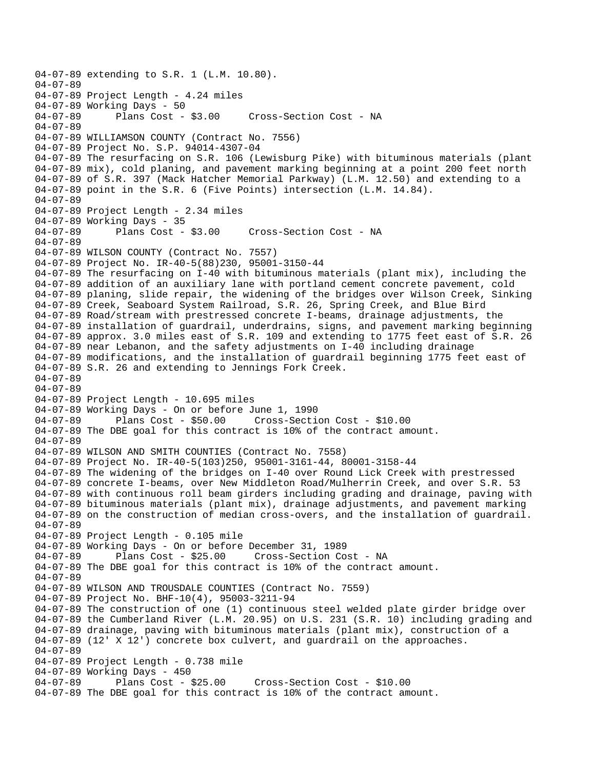```
04-07-89 extending to S.R. 1 (L.M. 10.80).
04-07-89
04-07-89 Project Length - 4.24 miles
04-07-89 Working Days - 50
04-07-89       Plans Cost - $3.00     Cross-Section Cost - NA
04-07-89
04-07-89 WILLIAMSON COUNTY (Contract No. 7556)
04-07-89 Project No. S.P. 94014-4307-04
04-07-89 The resurfacing on S.R. 106 (Lewisburg Pike) with bituminous materials (plant
04-07-89 mix), cold planing, and pavement marking beginning at a point 200 feet north
04-07-89 of S.R. 397 (Mack Hatcher Memorial Parkway) (L.M. 12.50) and extending to a
04-07-89 point in the S.R. 6 (Five Points) intersection (L.M. 14.84).
04-07-89
04-07-89 Project Length - 2.34 miles
04-07-89 Working Days - 35
04-07-89       Plans Cost - $3.00     Cross-Section Cost - NA
04-07-89
04-07-89 WILSON COUNTY (Contract No. 7557)
04-07-89 Project No. IR-40-5(88)230, 95001-3150-44
04-07-89 The resurfacing on I-40 with bituminous materials (plant mix), including the
04-07-89 addition of an auxiliary lane with portland cement concrete pavement, cold
04-07-89 planing, slide repair, the widening of the bridges over Wilson Creek, Sinking
04-07-89 Creek, Seaboard System Railroad, S.R. 26, Spring Creek, and Blue Bird
04-07-89 Road/stream with prestressed concrete I-beams, drainage adjustments, the
04-07-89 installation of guardrail, underdrains, signs, and pavement marking beginning
04-07-89 approx. 3.0 miles east of S.R. 109 and extending to 1775 feet east of S.R. 26
04-07-89 near Lebanon, and the safety adjustments on I-40 including drainage
04-07-89 modifications, and the installation of guardrail beginning 1775 feet east of
04-07-89 S.R. 26 and extending to Jennings Fork Creek.
04-07-89
04-07-89
04-07-89 Project Length - 10.695 miles
04-07-89 Working Days - On or before June 1, 1990
04-07-89       Plans Cost - $50.00     Cross-Section Cost - $10.00
04-07-89 The DBE goal for this contract is 10% of the contract amount.
04-07-89
04-07-89 WILSON AND SMITH COUNTIES (Contract No. 7558)
04-07-89 Project No. IR-40-5(103)250, 95001-3161-44, 80001-3158-44
04-07-89 The widening of the bridges on I-40 over Round Lick Creek with prestressed
04-07-89 concrete I-beams, over New Middleton Road/Mulherrin Creek, and over S.R. 53
04-07-89 with continuous roll beam girders including grading and drainage, paving with
04-07-89 bituminous materials (plant mix), drainage adjustments, and pavement marking
04-07-89 on the construction of median cross-overs, and the installation of guardrail.
04-07-89
04-07-89 Project Length - 0.105 mile
04-07-89 Working Days - On or before December 31, 1989
04-07-89       Plans Cost - $25.00     Cross-Section Cost - NA
04-07-89 The DBE goal for this contract is 10% of the contract amount.
04-07-89
04-07-89 WILSON AND TROUSDALE COUNTIES (Contract No. 7559)
04-07-89 Project No. BHF-10(4), 95003-3211-94
04-07-89 The construction of one (1) continuous steel welded plate girder bridge over
04-07-89 the Cumberland River (L.M. 20.95) on U.S. 231 (S.R. 10) including grading and
04-07-89 drainage, paving with bituminous materials (plant mix), construction of a
04-07-89 (12' X 12') concrete box culvert, and guardrail on the approaches.
04-07-89
04-07-89 Project Length - 0.738 mile
04-07-89 Working Days - 450
04-07-89       Plans Cost - $25.00     Cross-Section Cost - $10.00
04-07-89 The DBE goal for this contract is 10% of the contract amount.
```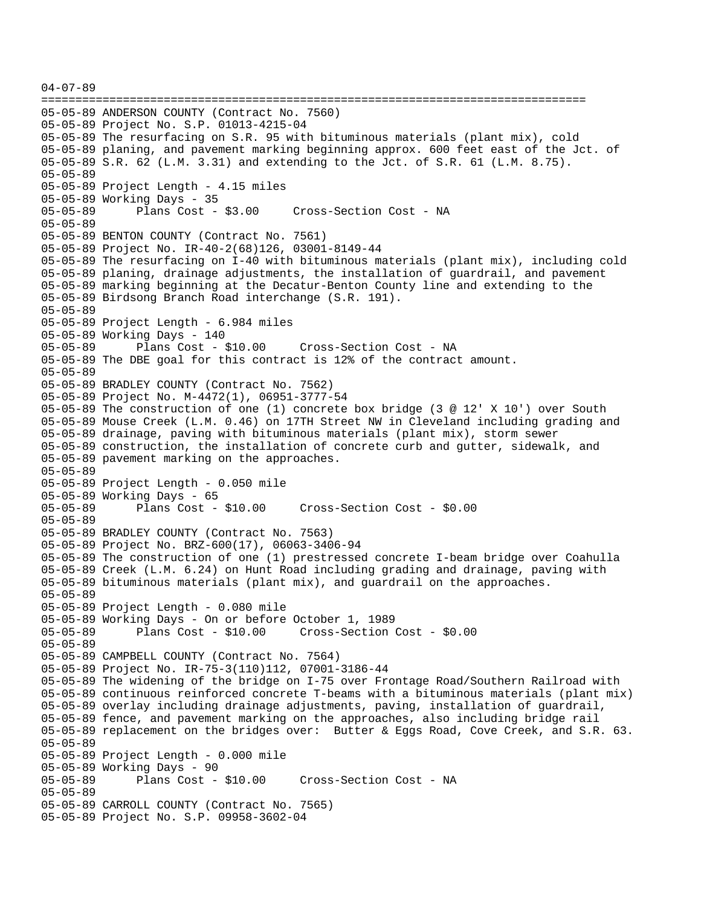```
04-07-89
===============================================================================
05-05-89 ANDERSON COUNTY (Contract No. 7560)
05-05-89 Project No. S.P. 01013-4215-04
05-05-89 The resurfacing on S.R. 95 with bituminous materials (plant mix), cold
05-05-89 planing, and pavement marking beginning approx. 600 feet east of the Jct. of
05-05-89 S.R. 62 (L.M. 3.31) and extending to the Jct. of S.R. 61 (L.M. 8.75).
05-05-89
05-05-89 Project Length - 4.15 miles
05-05-89 Working Days - 35
05-05-89       Plans Cost - $3.00     Cross-Section Cost - NA
05-05-89
05-05-89 BENTON COUNTY (Contract No. 7561)
05-05-89 Project No. IR-40-2(68)126, 03001-8149-44
05-05-89 The resurfacing on I-40 with bituminous materials (plant mix), including cold
05-05-89 planing, drainage adjustments, the installation of guardrail, and pavement
05-05-89 marking beginning at the Decatur-Benton County line and extending to the
05-05-89 Birdsong Branch Road interchange (S.R. 191).
05-05-89
05-05-89 Project Length - 6.984 miles
05-05-89 Working Days - 140
05-05-89       Plans Cost - $10.00     Cross-Section Cost - NA
05-05-89 The DBE goal for this contract is 12% of the contract amount.
05-05-89
05-05-89 BRADLEY COUNTY (Contract No. 7562)
05-05-89 Project No. M-4472(1), 06951-3777-54
05-05-89 The construction of one (1) concrete box bridge (3 @ 12' X 10') over South
05-05-89 Mouse Creek (L.M. 0.46) on 17TH Street NW in Cleveland including grading and
05-05-89 drainage, paving with bituminous materials (plant mix), storm sewer
05-05-89 construction, the installation of concrete curb and gutter, sidewalk, and
05-05-89 pavement marking on the approaches.
05-05-89
05-05-89 Project Length - 0.050 mile
05-05-89 Working Days - 65
05-05-89       Plans Cost - $10.00     Cross-Section Cost - $0.00
05-05-89
05-05-89 BRADLEY COUNTY (Contract No. 7563)
05-05-89 Project No. BRZ-600(17), 06063-3406-94
05-05-89 The construction of one (1) prestressed concrete I-beam bridge over Coahulla
05-05-89 Creek (L.M. 6.24) on Hunt Road including grading and drainage, paving with
05-05-89 bituminous materials (plant mix), and guardrail on the approaches.
05-05-89
05-05-89 Project Length - 0.080 mile
05-05-89 Working Days - On or before October 1, 1989
05-05-89       Plans Cost - $10.00     Cross-Section Cost - $0.00
05-05-89
05-05-89 CAMPBELL COUNTY (Contract No. 7564)
05-05-89 Project No. IR-75-3(110)112, 07001-3186-44
05-05-89 The widening of the bridge on I-75 over Frontage Road/Southern Railroad with
05-05-89 continuous reinforced concrete T-beams with a bituminous materials (plant mix)
05-05-89 overlay including drainage adjustments, paving, installation of guardrail,
05-05-89 fence, and pavement marking on the approaches, also including bridge rail
05-05-89 replacement on the bridges over:  Butter & Eggs Road, Cove Creek, and S.R. 63.
05-05-89
05-05-89 Project Length - 0.000 mile
05-05-89 Working Days - 90
05-05-89       Plans Cost - $10.00     Cross-Section Cost - NA
05-05-89
05-05-89 CARROLL COUNTY (Contract No. 7565)
05-05-89 Project No. S.P. 09958-3602-04
```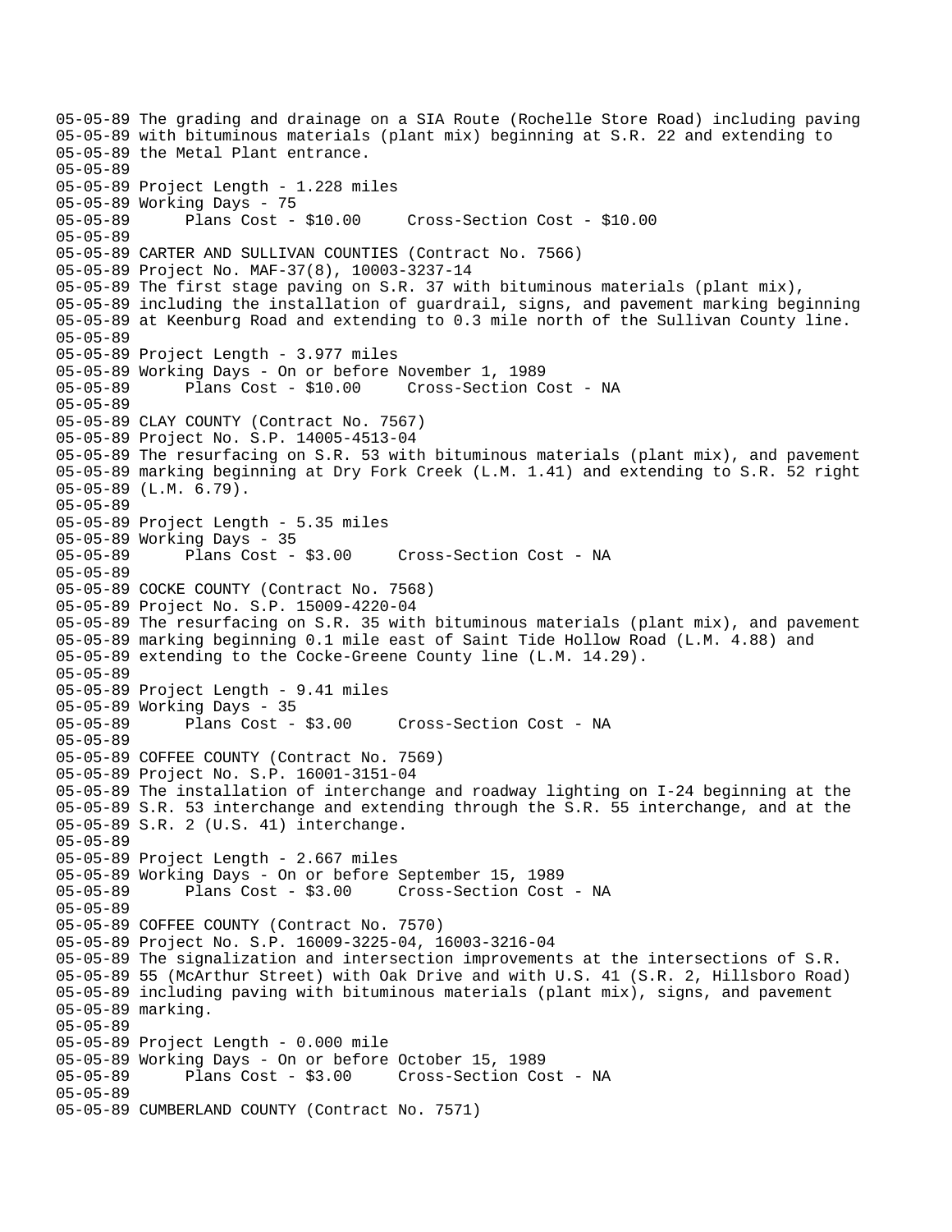```
05-05-89 The grading and drainage on a SIA Route (Rochelle Store Road) including paving
05-05-89 with bituminous materials (plant mix) beginning at S.R. 22 and extending to
05-05-89 the Metal Plant entrance.
05-05-89
05-05-89 Project Length - 1.228 miles
05-05-89 Working Days - 75
05-05-89       Plans Cost - $10.00     Cross-Section Cost - $10.00
05-05-89
05-05-89 CARTER AND SULLIVAN COUNTIES (Contract No. 7566)
05-05-89 Project No. MAF-37(8), 10003-3237-14
05-05-89 The first stage paving on S.R. 37 with bituminous materials (plant mix),
05-05-89 including the installation of guardrail, signs, and pavement marking beginning
05-05-89 at Keenburg Road and extending to 0.3 mile north of the Sullivan County line.
05-05-89
05-05-89 Project Length - 3.977 miles
05-05-89 Working Days - On or before November 1, 1989
05-05-89       Plans Cost - $10.00     Cross-Section Cost - NA
05-05-89
05-05-89 CLAY COUNTY (Contract No. 7567)
05-05-89 Project No. S.P. 14005-4513-04
05-05-89 The resurfacing on S.R. 53 with bituminous materials (plant mix), and pavement
05-05-89 marking beginning at Dry Fork Creek (L.M. 1.41) and extending to S.R. 52 right
05-05-89 (L.M. 6.79).
05-05-89
05-05-89 Project Length - 5.35 miles
05-05-89 Working Days - 35
05-05-89       Plans Cost - $3.00     Cross-Section Cost - NA
05-05-89
05-05-89 COCKE COUNTY (Contract No. 7568)
05-05-89 Project No. S.P. 15009-4220-04
05-05-89 The resurfacing on S.R. 35 with bituminous materials (plant mix), and pavement
05-05-89 marking beginning 0.1 mile east of Saint Tide Hollow Road (L.M. 4.88) and
05-05-89 extending to the Cocke-Greene County line (L.M. 14.29).
05-05-89
05-05-89 Project Length - 9.41 miles
05-05-89 Working Days - 35
05-05-89       Plans Cost - $3.00     Cross-Section Cost - NA
05-05-89
05-05-89 COFFEE COUNTY (Contract No. 7569)
05-05-89 Project No. S.P. 16001-3151-04
05-05-89 The installation of interchange and roadway lighting on I-24 beginning at the
05-05-89 S.R. 53 interchange and extending through the S.R. 55 interchange, and at the
05-05-89 S.R. 2 (U.S. 41) interchange.
05-05-89
05-05-89 Project Length - 2.667 miles
05-05-89 Working Days - On or before September 15, 1989
05-05-89       Plans Cost - $3.00     Cross-Section Cost - NA
05-05-89
05-05-89 COFFEE COUNTY (Contract No. 7570)
05-05-89 Project No. S.P. 16009-3225-04, 16003-3216-04
05-05-89 The signalization and intersection improvements at the intersections of S.R.
05-05-89 55 (McArthur Street) with Oak Drive and with U.S. 41 (S.R. 2, Hillsboro Road)
05-05-89 including paving with bituminous materials (plant mix), signs, and pavement
05-05-89 marking.
05-05-89
05-05-89 Project Length - 0.000 mile
05-05-89 Working Days - On or before October 15, 1989
05-05-89       Plans Cost - $3.00     Cross-Section Cost - NA
05-05-89
05-05-89 CUMBERLAND COUNTY (Contract No. 7571)
```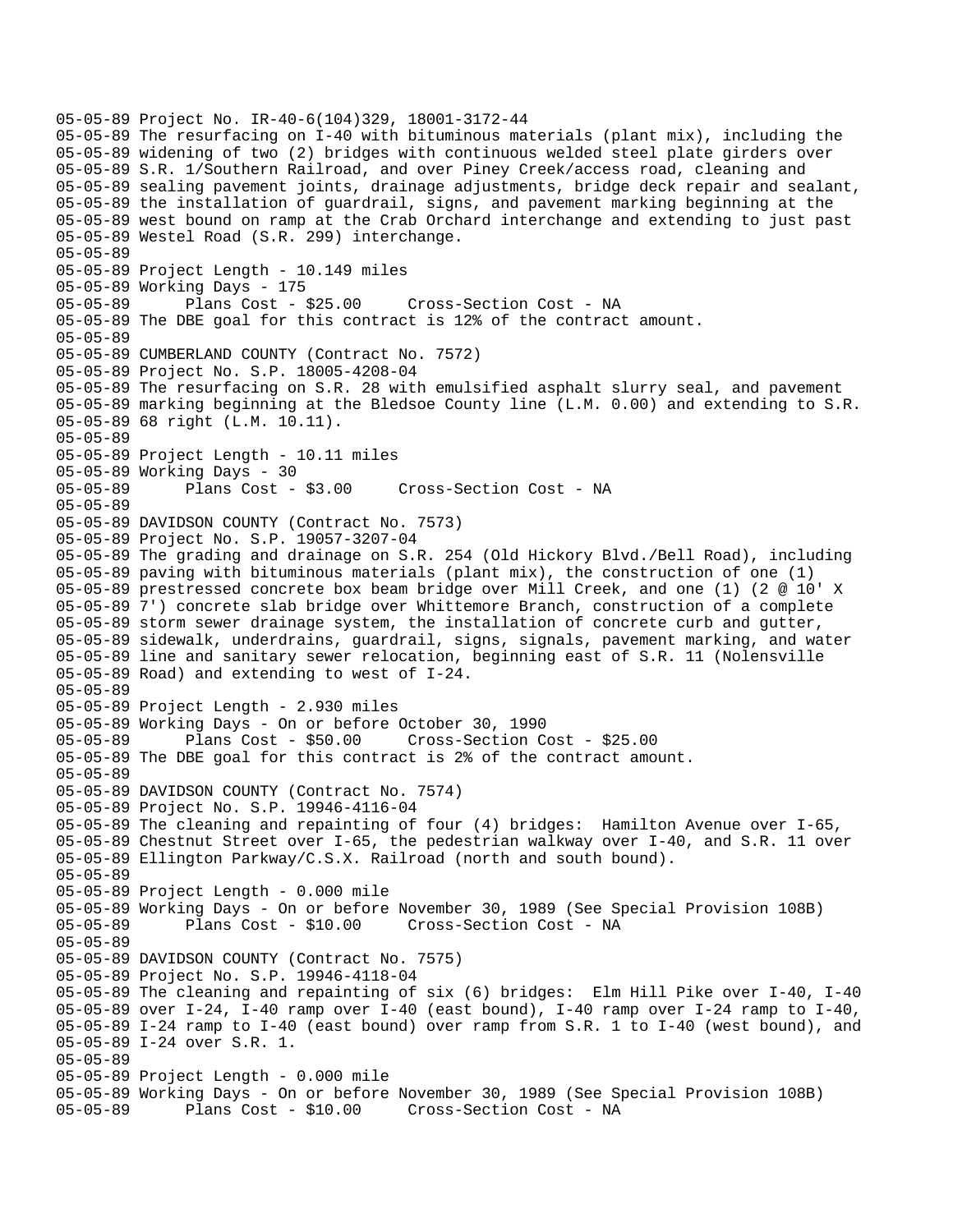05-05-89 Project No. IR-40-6(104)329, 18001-3172-44
05-05-89 The resurfacing on I-40 with bituminous materials (plant mix), including the
05-05-89 widening of two (2) bridges with continuous welded steel plate girders over
05-05-89 S.R. 1/Southern Railroad, and over Piney Creek/access road, cleaning and
05-05-89 sealing pavement joints, drainage adjustments, bridge deck repair and sealant,
05-05-89 the installation of guardrail, signs, and pavement marking beginning at the
05-05-89 west bound on ramp at the Crab Orchard interchange and extending to just past
05-05-89 Westel Road (S.R. 299) interchange.
05-05-89
05-05-89 Project Length - 10.149 miles
05-05-89 Working Days - 175
05-05-89 Plans Cost - $25.00 Cross-Section Cost - NA
05-05-89 The DBE goal for this contract is 12% of the contract amount.
05-05-89
05-05-89 CUMBERLAND COUNTY (Contract No. 7572)
05-05-89 Project No. S.P. 18005-4208-04
05-05-89 The resurfacing on S.R. 28 with emulsified asphalt slurry seal, and pavement
05-05-89 marking beginning at the Bledsoe County line (L.M. 0.00) and extending to S.R.
05-05-89 68 right (L.M. 10.11).
05-05-89
05-05-89 Project Length - 10.11 miles
05-05-89 Working Days - 30
05-05-89 Plans Cost - $3.00 Cross-Section Cost - NA
05-05-89
05-05-89 DAVIDSON COUNTY (Contract No. 7573)
05-05-89 Project No. S.P. 19057-3207-04
05-05-89 The grading and drainage on S.R. 254 (Old Hickory Blvd./Bell Road), including
05-05-89 paving with bituminous materials (plant mix), the construction of one (1)
05-05-89 prestressed concrete box beam bridge over Mill Creek, and one (1) (2 @ 10' X
05-05-89 7') concrete slab bridge over Whittemore Branch, construction of a complete
05-05-89 storm sewer drainage system, the installation of concrete curb and gutter,
05-05-89 sidewalk, underdrains, guardrail, signs, signals, pavement marking, and water
05-05-89 line and sanitary sewer relocation, beginning east of S.R. 11 (Nolensville
05-05-89 Road) and extending to west of I-24.
05-05-89
05-05-89 Project Length - 2.930 miles
05-05-89 Working Days - On or before October 30, 1990
05-05-89 Plans Cost - $50.00 Cross-Section Cost - $25.00
05-05-89 The DBE goal for this contract is 2% of the contract amount.
05-05-89
05-05-89 DAVIDSON COUNTY (Contract No. 7574)
05-05-89 Project No. S.P. 19946-4116-04
05-05-89 The cleaning and repainting of four (4) bridges: Hamilton Avenue over I-65,
05-05-89 Chestnut Street over I-65, the pedestrian walkway over I-40, and S.R. 11 over
05-05-89 Ellington Parkway/C.S.X. Railroad (north and south bound).
05-05-89
05-05-89 Project Length - 0.000 mile
05-05-89 Working Days - On or before November 30, 1989 (See Special Provision 108B)
05-05-89 Plans Cost - $10.00 Cross-Section Cost - NA
05-05-89
05-05-89 DAVIDSON COUNTY (Contract No. 7575)
05-05-89 Project No. S.P. 19946-4118-04
05-05-89 The cleaning and repainting of six (6) bridges: Elm Hill Pike over I-40, I-40
05-05-89 over I-24, I-40 ramp over I-40 (east bound), I-40 ramp over I-24 ramp to I-40,
05-05-89 I-24 ramp to I-40 (east bound) over ramp from S.R. 1 to I-40 (west bound), and
05-05-89 I-24 over S.R. 1.
05-05-89
05-05-89 Project Length - 0.000 mile
05-05-89 Working Days - On or before November 30, 1989 (See Special Provision 108B)
05-05-89 Plans Cost - $10.00 Cross-Section Cost - NA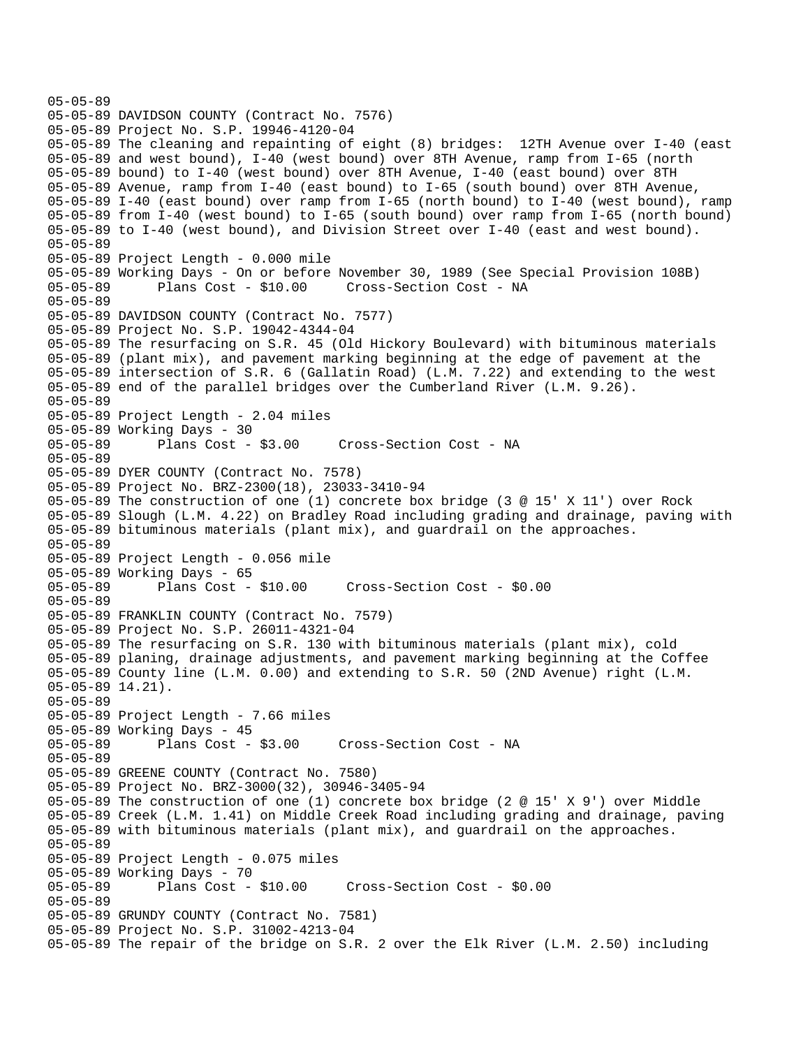05-05-89
05-05-89 DAVIDSON COUNTY (Contract No. 7576)
05-05-89 Project No. S.P. 19946-4120-04
05-05-89 The cleaning and repainting of eight (8) bridges:  12TH Avenue over I-40 (east
05-05-89 and west bound), I-40 (west bound) over 8TH Avenue, ramp from I-65 (north
05-05-89 bound) to I-40 (west bound) over 8TH Avenue, I-40 (east bound) over 8TH
05-05-89 Avenue, ramp from I-40 (east bound) to I-65 (south bound) over 8TH Avenue,
05-05-89 I-40 (east bound) over ramp from I-65 (north bound) to I-40 (west bound), ramp
05-05-89 from I-40 (west bound) to I-65 (south bound) over ramp from I-65 (north bound)
05-05-89 to I-40 (west bound), and Division Street over I-40 (east and west bound).
05-05-89
05-05-89 Project Length - 0.000 mile
05-05-89 Working Days - On or before November 30, 1989 (See Special Provision 108B)
05-05-89       Plans Cost - $10.00     Cross-Section Cost - NA
05-05-89
05-05-89 DAVIDSON COUNTY (Contract No. 7577)
05-05-89 Project No. S.P. 19042-4344-04
05-05-89 The resurfacing on S.R. 45 (Old Hickory Boulevard) with bituminous materials
05-05-89 (plant mix), and pavement marking beginning at the edge of pavement at the
05-05-89 intersection of S.R. 6 (Gallatin Road) (L.M. 7.22) and extending to the west
05-05-89 end of the parallel bridges over the Cumberland River (L.M. 9.26).
05-05-89
05-05-89 Project Length - 2.04 miles
05-05-89 Working Days - 30
05-05-89       Plans Cost - $3.00     Cross-Section Cost - NA
05-05-89
05-05-89 DYER COUNTY (Contract No. 7578)
05-05-89 Project No. BRZ-2300(18), 23033-3410-94
05-05-89 The construction of one (1) concrete box bridge (3 @ 15' X 11') over Rock
05-05-89 Slough (L.M. 4.22) on Bradley Road including grading and drainage, paving with
05-05-89 bituminous materials (plant mix), and guardrail on the approaches.
05-05-89
05-05-89 Project Length - 0.056 mile
05-05-89 Working Days - 65
05-05-89       Plans Cost - $10.00     Cross-Section Cost - $0.00
05-05-89
05-05-89 FRANKLIN COUNTY (Contract No. 7579)
05-05-89 Project No. S.P. 26011-4321-04
05-05-89 The resurfacing on S.R. 130 with bituminous materials (plant mix), cold
05-05-89 planing, drainage adjustments, and pavement marking beginning at the Coffee
05-05-89 County line (L.M. 0.00) and extending to S.R. 50 (2ND Avenue) right (L.M.
05-05-89 14.21).
05-05-89
05-05-89 Project Length - 7.66 miles
05-05-89 Working Days - 45
05-05-89       Plans Cost - $3.00     Cross-Section Cost - NA
05-05-89
05-05-89 GREENE COUNTY (Contract No. 7580)
05-05-89 Project No. BRZ-3000(32), 30946-3405-94
05-05-89 The construction of one (1) concrete box bridge (2 @ 15' X 9') over Middle
05-05-89 Creek (L.M. 1.41) on Middle Creek Road including grading and drainage, paving
05-05-89 with bituminous materials (plant mix), and guardrail on the approaches.
05-05-89
05-05-89 Project Length - 0.075 miles
05-05-89 Working Days - 70
05-05-89       Plans Cost - $10.00     Cross-Section Cost - $0.00
05-05-89
05-05-89 GRUNDY COUNTY (Contract No. 7581)
05-05-89 Project No. S.P. 31002-4213-04
05-05-89 The repair of the bridge on S.R. 2 over the Elk River (L.M. 2.50) including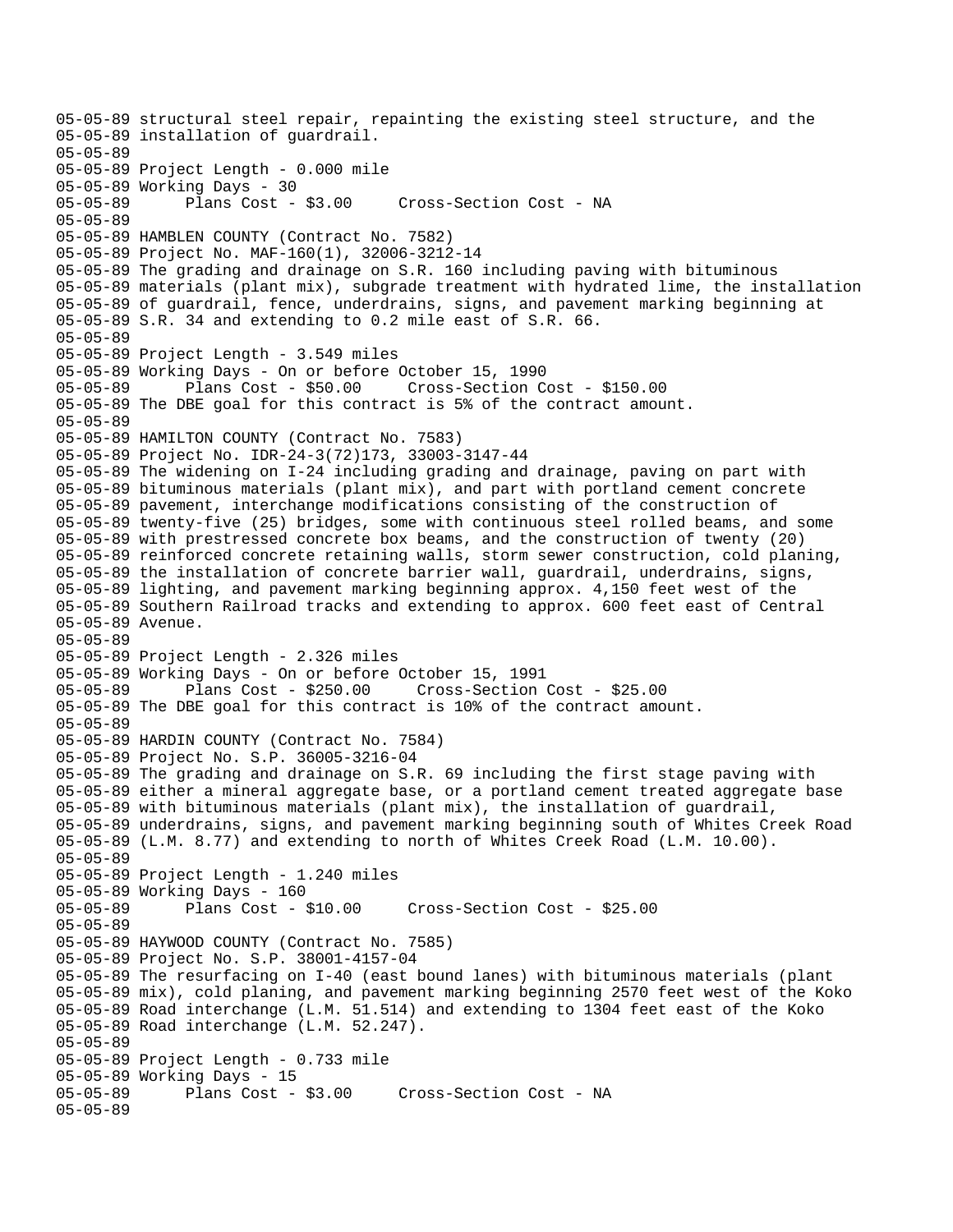```
05-05-89 structural steel repair, repainting the existing steel structure, and the
05-05-89 installation of guardrail.
05-05-89
05-05-89 Project Length - 0.000 mile
05-05-89 Working Days - 30
05-05-89       Plans Cost - $3.00     Cross-Section Cost - NA
05-05-89
05-05-89 HAMBLEN COUNTY (Contract No. 7582)
05-05-89 Project No. MAF-160(1), 32006-3212-14
05-05-89 The grading and drainage on S.R. 160 including paving with bituminous
05-05-89 materials (plant mix), subgrade treatment with hydrated lime, the installation
05-05-89 of guardrail, fence, underdrains, signs, and pavement marking beginning at
05-05-89 S.R. 34 and extending to 0.2 mile east of S.R. 66.
05-05-89
05-05-89 Project Length - 3.549 miles
05-05-89 Working Days - On or before October 15, 1990
05-05-89       Plans Cost - $50.00     Cross-Section Cost - $150.00
05-05-89 The DBE goal for this contract is 5% of the contract amount.
05-05-89
05-05-89 HAMILTON COUNTY (Contract No. 7583)
05-05-89 Project No. IDR-24-3(72)173, 33003-3147-44
05-05-89 The widening on I-24 including grading and drainage, paving on part with
05-05-89 bituminous materials (plant mix), and part with portland cement concrete
05-05-89 pavement, interchange modifications consisting of the construction of
05-05-89 twenty-five (25) bridges, some with continuous steel rolled beams, and some
05-05-89 with prestressed concrete box beams, and the construction of twenty (20)
05-05-89 reinforced concrete retaining walls, storm sewer construction, cold planing,
05-05-89 the installation of concrete barrier wall, guardrail, underdrains, signs,
05-05-89 lighting, and pavement marking beginning approx. 4,150 feet west of the
05-05-89 Southern Railroad tracks and extending to approx. 600 feet east of Central
05-05-89 Avenue.
05-05-89
05-05-89 Project Length - 2.326 miles
05-05-89 Working Days - On or before October 15, 1991
05-05-89       Plans Cost - $250.00     Cross-Section Cost - $25.00
05-05-89 The DBE goal for this contract is 10% of the contract amount.
05-05-89
05-05-89 HARDIN COUNTY (Contract No. 7584)
05-05-89 Project No. S.P. 36005-3216-04
05-05-89 The grading and drainage on S.R. 69 including the first stage paving with
05-05-89 either a mineral aggregate base, or a portland cement treated aggregate base
05-05-89 with bituminous materials (plant mix), the installation of guardrail,
05-05-89 underdrains, signs, and pavement marking beginning south of Whites Creek Road
05-05-89 (L.M. 8.77) and extending to north of Whites Creek Road (L.M. 10.00).
05-05-89
05-05-89 Project Length - 1.240 miles
05-05-89 Working Days - 160
05-05-89       Plans Cost - $10.00     Cross-Section Cost - $25.00
05-05-89
05-05-89 HAYWOOD COUNTY (Contract No. 7585)
05-05-89 Project No. S.P. 38001-4157-04
05-05-89 The resurfacing on I-40 (east bound lanes) with bituminous materials (plant
05-05-89 mix), cold planing, and pavement marking beginning 2570 feet west of the Koko
05-05-89 Road interchange (L.M. 51.514) and extending to 1304 feet east of the Koko
05-05-89 Road interchange (L.M. 52.247).
05-05-89
05-05-89 Project Length - 0.733 mile
05-05-89 Working Days - 15
05-05-89       Plans Cost - $3.00     Cross-Section Cost - NA
05-05-89
```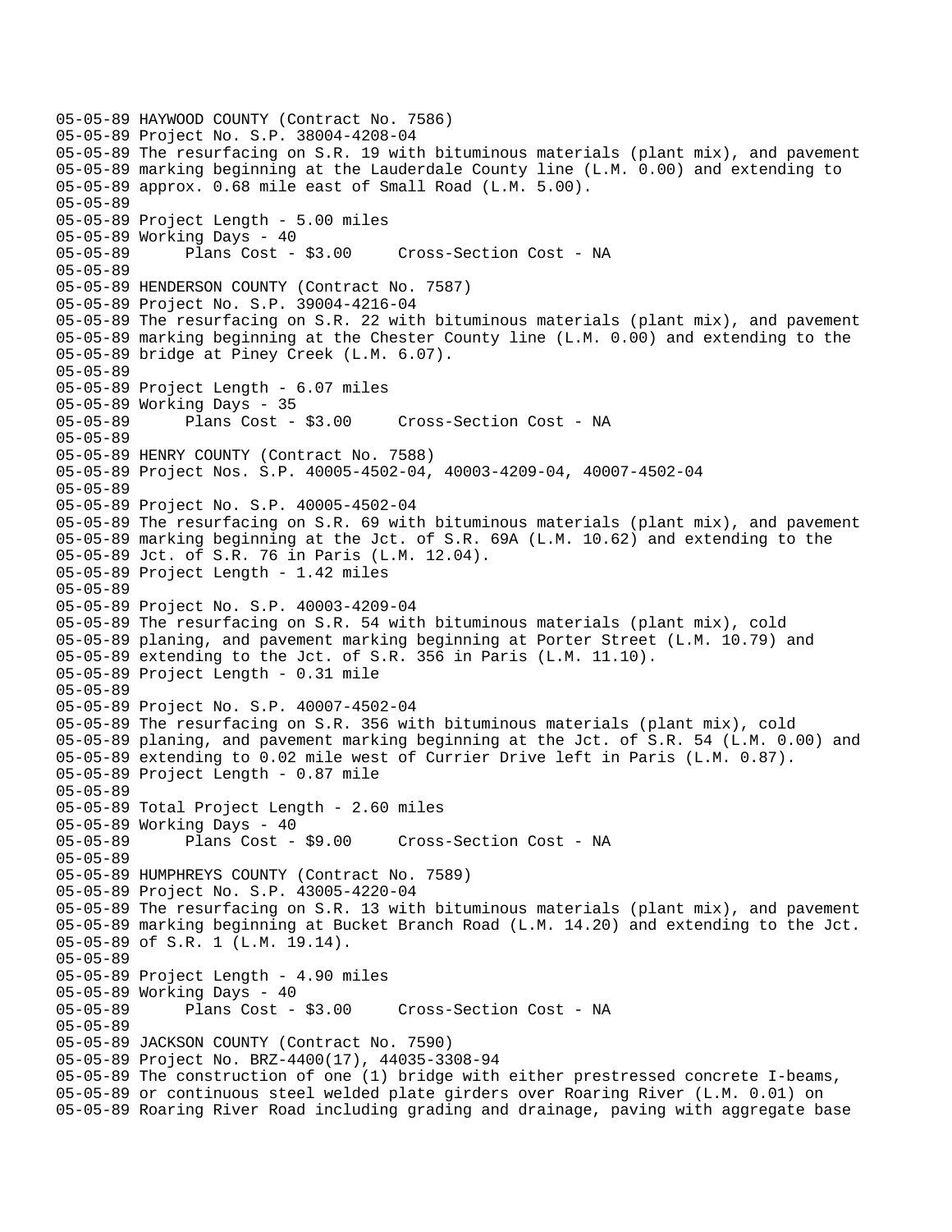```
05-05-89 HAYWOOD COUNTY (Contract No. 7586)
05-05-89 Project No. S.P. 38004-4208-04
05-05-89 The resurfacing on S.R. 19 with bituminous materials (plant mix), and pavement
05-05-89 marking beginning at the Lauderdale County line (L.M. 0.00) and extending to
05-05-89 approx. 0.68 mile east of Small Road (L.M. 5.00).
05-05-89
05-05-89 Project Length - 5.00 miles
05-05-89 Working Days - 40
05-05-89       Plans Cost - $3.00     Cross-Section Cost - NA
05-05-89
05-05-89 HENDERSON COUNTY (Contract No. 7587)
05-05-89 Project No. S.P. 39004-4216-04
05-05-89 The resurfacing on S.R. 22 with bituminous materials (plant mix), and pavement
05-05-89 marking beginning at the Chester County line (L.M. 0.00) and extending to the
05-05-89 bridge at Piney Creek (L.M. 6.07).
05-05-89
05-05-89 Project Length - 6.07 miles
05-05-89 Working Days - 35
05-05-89       Plans Cost - $3.00     Cross-Section Cost - NA
05-05-89
05-05-89 HENRY COUNTY (Contract No. 7588)
05-05-89 Project Nos. S.P. 40005-4502-04, 40003-4209-04, 40007-4502-04
05-05-89
05-05-89 Project No. S.P. 40005-4502-04
05-05-89 The resurfacing on S.R. 69 with bituminous materials (plant mix), and pavement
05-05-89 marking beginning at the Jct. of S.R. 69A (L.M. 10.62) and extending to the
05-05-89 Jct. of S.R. 76 in Paris (L.M. 12.04).
05-05-89 Project Length - 1.42 miles
05-05-89
05-05-89 Project No. S.P. 40003-4209-04
05-05-89 The resurfacing on S.R. 54 with bituminous materials (plant mix), cold
05-05-89 planing, and pavement marking beginning at Porter Street (L.M. 10.79) and
05-05-89 extending to the Jct. of S.R. 356 in Paris (L.M. 11.10).
05-05-89 Project Length - 0.31 mile
05-05-89
05-05-89 Project No. S.P. 40007-4502-04
05-05-89 The resurfacing on S.R. 356 with bituminous materials (plant mix), cold
05-05-89 planing, and pavement marking beginning at the Jct. of S.R. 54 (L.M. 0.00) and
05-05-89 extending to 0.02 mile west of Currier Drive left in Paris (L.M. 0.87).
05-05-89 Project Length - 0.87 mile
05-05-89
05-05-89 Total Project Length - 2.60 miles
05-05-89 Working Days - 40
05-05-89       Plans Cost - $9.00     Cross-Section Cost - NA
05-05-89
05-05-89 HUMPHREYS COUNTY (Contract No. 7589)
05-05-89 Project No. S.P. 43005-4220-04
05-05-89 The resurfacing on S.R. 13 with bituminous materials (plant mix), and pavement
05-05-89 marking beginning at Bucket Branch Road (L.M. 14.20) and extending to the Jct.
05-05-89 of S.R. 1 (L.M. 19.14).
05-05-89
05-05-89 Project Length - 4.90 miles
05-05-89 Working Days - 40
05-05-89       Plans Cost - $3.00     Cross-Section Cost - NA
05-05-89
05-05-89 JACKSON COUNTY (Contract No. 7590)
05-05-89 Project No. BRZ-4400(17), 44035-3308-94
05-05-89 The construction of one (1) bridge with either prestressed concrete I-beams,
05-05-89 or continuous steel welded plate girders over Roaring River (L.M. 0.01) on
05-05-89 Roaring River Road including grading and drainage, paving with aggregate base
```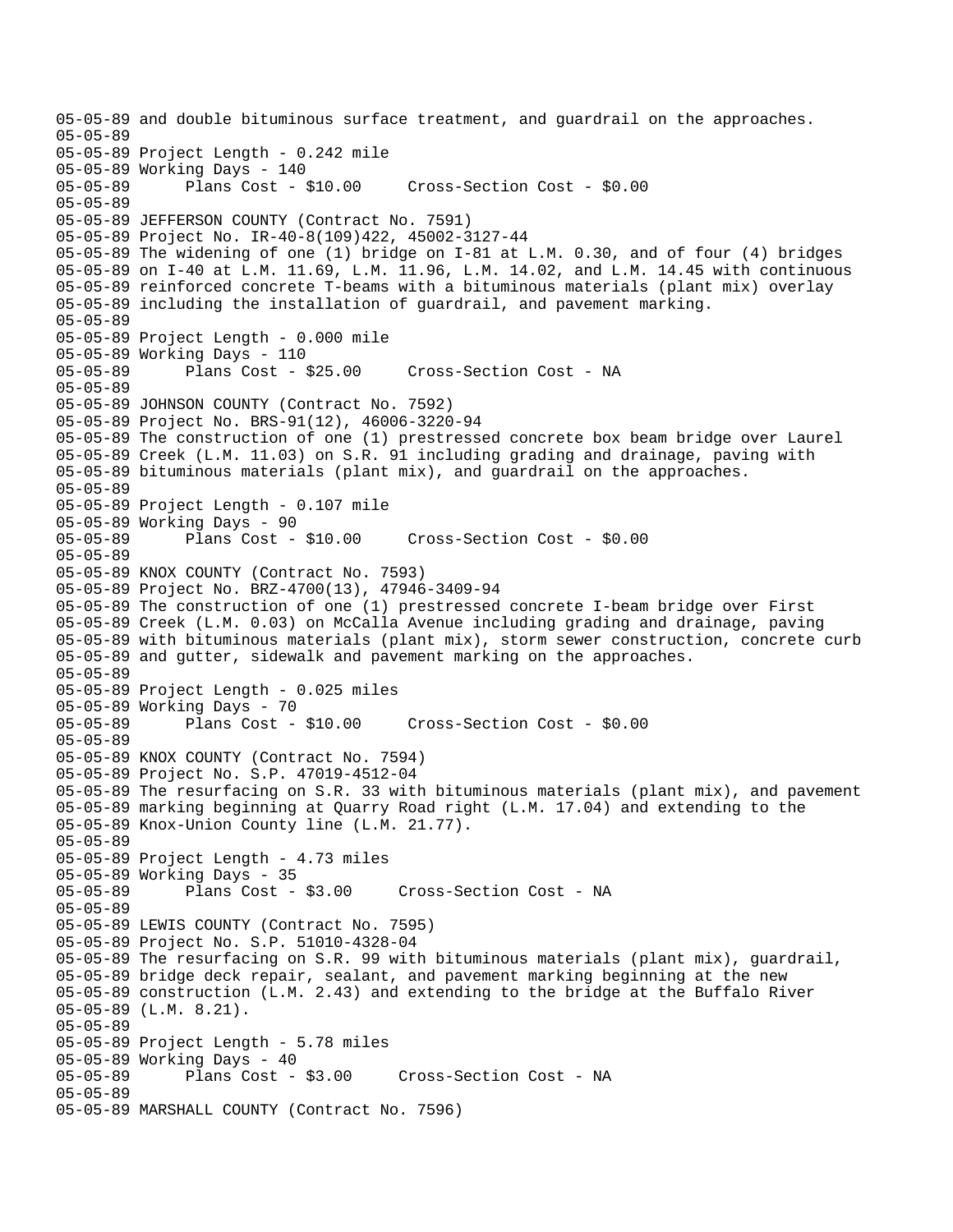```
05-05-89 and double bituminous surface treatment, and guardrail on the approaches.
05-05-89
05-05-89 Project Length - 0.242 mile
05-05-89 Working Days - 140
05-05-89      Plans Cost - $10.00     Cross-Section Cost - $0.00
05-05-89
05-05-89 JEFFERSON COUNTY (Contract No. 7591)
05-05-89 Project No. IR-40-8(109)422, 45002-3127-44
05-05-89 The widening of one (1) bridge on I-81 at L.M. 0.30, and of four (4) bridges
05-05-89 on I-40 at L.M. 11.69, L.M. 11.96, L.M. 14.02, and L.M. 14.45 with continuous
05-05-89 reinforced concrete T-beams with a bituminous materials (plant mix) overlay
05-05-89 including the installation of guardrail, and pavement marking.
05-05-89
05-05-89 Project Length - 0.000 mile
05-05-89 Working Days - 110
05-05-89      Plans Cost - $25.00     Cross-Section Cost - NA
05-05-89
05-05-89 JOHNSON COUNTY (Contract No. 7592)
05-05-89 Project No. BRS-91(12), 46006-3220-94
05-05-89 The construction of one (1) prestressed concrete box beam bridge over Laurel
05-05-89 Creek (L.M. 11.03) on S.R. 91 including grading and drainage, paving with
05-05-89 bituminous materials (plant mix), and guardrail on the approaches.
05-05-89
05-05-89 Project Length - 0.107 mile
05-05-89 Working Days - 90
05-05-89      Plans Cost - $10.00     Cross-Section Cost - $0.00
05-05-89
05-05-89 KNOX COUNTY (Contract No. 7593)
05-05-89 Project No. BRZ-4700(13), 47946-3409-94
05-05-89 The construction of one (1) prestressed concrete I-beam bridge over First
05-05-89 Creek (L.M. 0.03) on McCalla Avenue including grading and drainage, paving
05-05-89 with bituminous materials (plant mix), storm sewer construction, concrete curb
05-05-89 and gutter, sidewalk and pavement marking on the approaches.
05-05-89
05-05-89 Project Length - 0.025 miles
05-05-89 Working Days - 70
05-05-89      Plans Cost - $10.00     Cross-Section Cost - $0.00
05-05-89
05-05-89 KNOX COUNTY (Contract No. 7594)
05-05-89 Project No. S.P. 47019-4512-04
05-05-89 The resurfacing on S.R. 33 with bituminous materials (plant mix), and pavement
05-05-89 marking beginning at Quarry Road right (L.M. 17.04) and extending to the
05-05-89 Knox-Union County line (L.M. 21.77).
05-05-89
05-05-89 Project Length - 4.73 miles
05-05-89 Working Days - 35
05-05-89      Plans Cost - $3.00     Cross-Section Cost - NA
05-05-89
05-05-89 LEWIS COUNTY (Contract No. 7595)
05-05-89 Project No. S.P. 51010-4328-04
05-05-89 The resurfacing on S.R. 99 with bituminous materials (plant mix), guardrail,
05-05-89 bridge deck repair, sealant, and pavement marking beginning at the new
05-05-89 construction (L.M. 2.43) and extending to the bridge at the Buffalo River
05-05-89 (L.M. 8.21).
05-05-89
05-05-89 Project Length - 5.78 miles
05-05-89 Working Days - 40
05-05-89      Plans Cost - $3.00     Cross-Section Cost - NA
05-05-89
05-05-89 MARSHALL COUNTY (Contract No. 7596)
```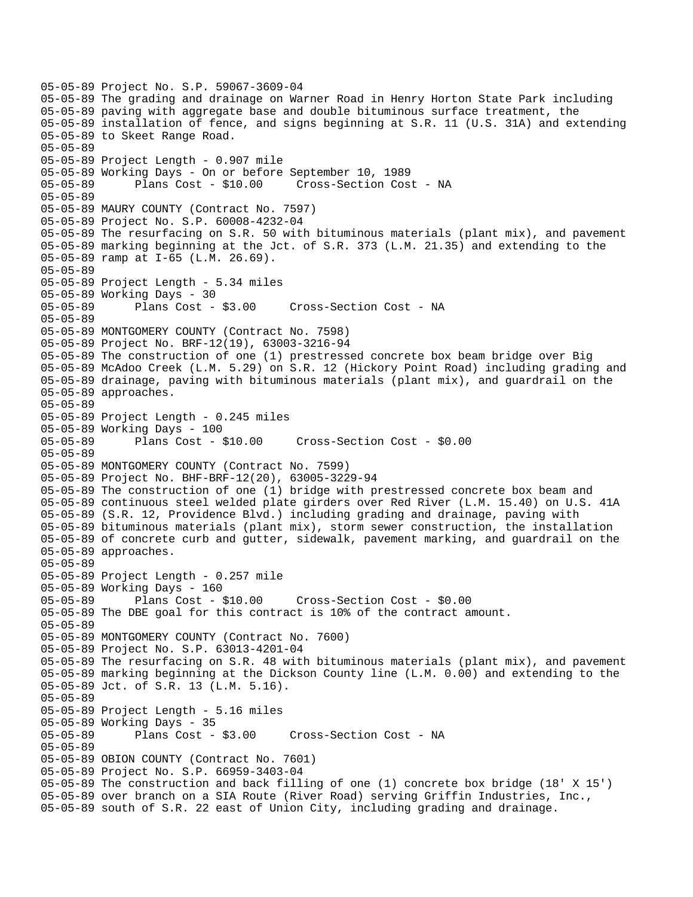```
05-05-89 Project No. S.P. 59067-3609-04
05-05-89 The grading and drainage on Warner Road in Henry Horton State Park including
05-05-89 paving with aggregate base and double bituminous surface treatment, the
05-05-89 installation of fence, and signs beginning at S.R. 11 (U.S. 31A) and extending
05-05-89 to Skeet Range Road.
05-05-89
05-05-89 Project Length - 0.907 mile
05-05-89 Working Days - On or before September 10, 1989
05-05-89       Plans Cost - $10.00     Cross-Section Cost - NA
05-05-89
05-05-89 MAURY COUNTY (Contract No. 7597)
05-05-89 Project No. S.P. 60008-4232-04
05-05-89 The resurfacing on S.R. 50 with bituminous materials (plant mix), and pavement
05-05-89 marking beginning at the Jct. of S.R. 373 (L.M. 21.35) and extending to the
05-05-89 ramp at I-65 (L.M. 26.69).
05-05-89
05-05-89 Project Length - 5.34 miles
05-05-89 Working Days - 30
05-05-89       Plans Cost - $3.00     Cross-Section Cost - NA
05-05-89
05-05-89 MONTGOMERY COUNTY (Contract No. 7598)
05-05-89 Project No. BRF-12(19), 63003-3216-94
05-05-89 The construction of one (1) prestressed concrete box beam bridge over Big
05-05-89 McAdoo Creek (L.M. 5.29) on S.R. 12 (Hickory Point Road) including grading and
05-05-89 drainage, paving with bituminous materials (plant mix), and guardrail on the
05-05-89 approaches.
05-05-89
05-05-89 Project Length - 0.245 miles
05-05-89 Working Days - 100
05-05-89       Plans Cost - $10.00     Cross-Section Cost - $0.00
05-05-89
05-05-89 MONTGOMERY COUNTY (Contract No. 7599)
05-05-89 Project No. BHF-BRF-12(20), 63005-3229-94
05-05-89 The construction of one (1) bridge with prestressed concrete box beam and
05-05-89 continuous steel welded plate girders over Red River (L.M. 15.40) on U.S. 41A
05-05-89 (S.R. 12, Providence Blvd.) including grading and drainage, paving with
05-05-89 bituminous materials (plant mix), storm sewer construction, the installation
05-05-89 of concrete curb and gutter, sidewalk, pavement marking, and guardrail on the
05-05-89 approaches.
05-05-89
05-05-89 Project Length - 0.257 mile
05-05-89 Working Days - 160
05-05-89       Plans Cost - $10.00     Cross-Section Cost - $0.00
05-05-89 The DBE goal for this contract is 10% of the contract amount.
05-05-89
05-05-89 MONTGOMERY COUNTY (Contract No. 7600)
05-05-89 Project No. S.P. 63013-4201-04
05-05-89 The resurfacing on S.R. 48 with bituminous materials (plant mix), and pavement
05-05-89 marking beginning at the Dickson County line (L.M. 0.00) and extending to the
05-05-89 Jct. of S.R. 13 (L.M. 5.16).
05-05-89
05-05-89 Project Length - 5.16 miles
05-05-89 Working Days - 35
05-05-89       Plans Cost - $3.00     Cross-Section Cost - NA
05-05-89
05-05-89 OBION COUNTY (Contract No. 7601)
05-05-89 Project No. S.P. 66959-3403-04
05-05-89 The construction and back filling of one (1) concrete box bridge (18' X 15')
05-05-89 over branch on a SIA Route (River Road) serving Griffin Industries, Inc.,
05-05-89 south of S.R. 22 east of Union City, including grading and drainage.
```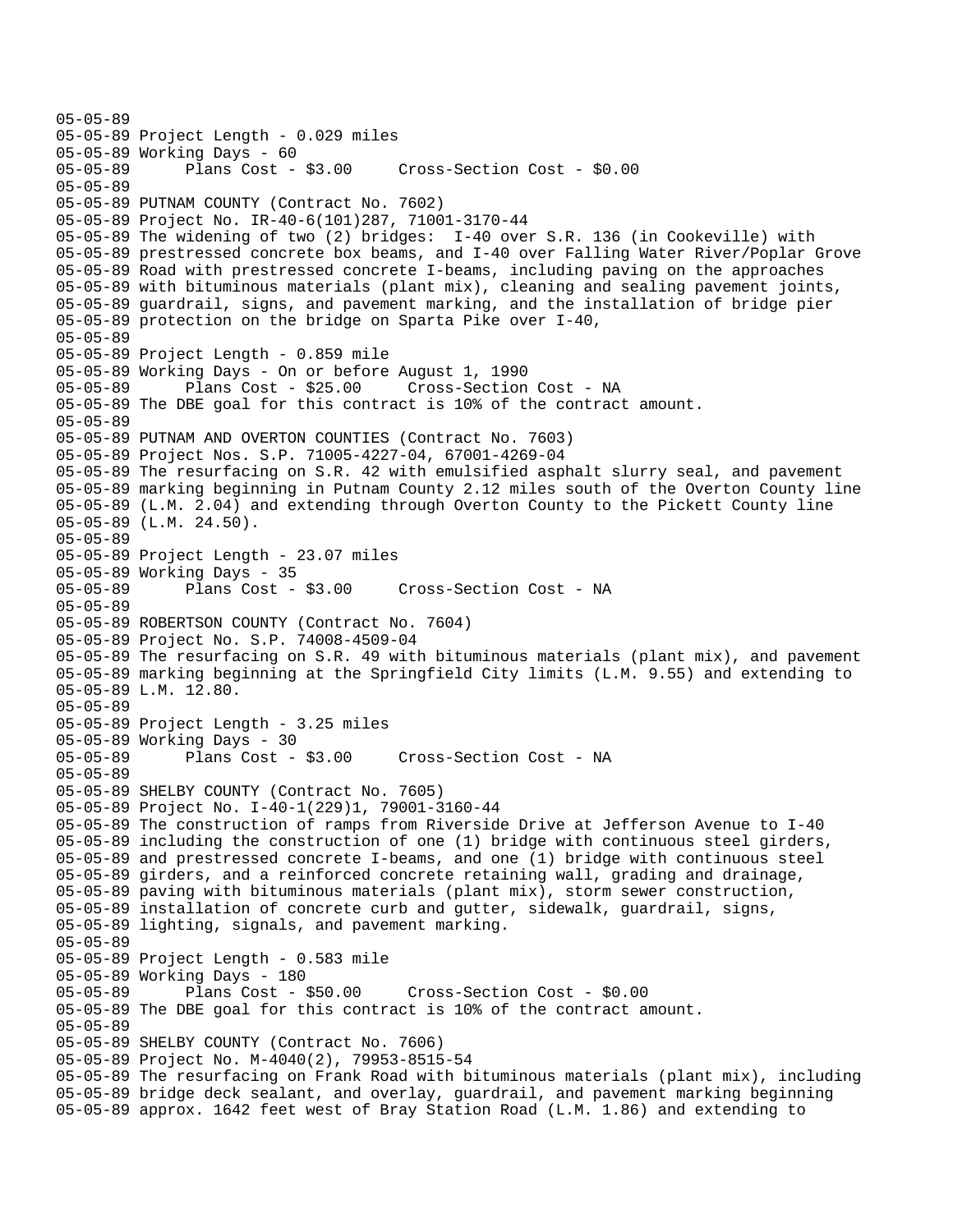```
05-05-89
05-05-89 Project Length - 0.029 miles
05-05-89 Working Days - 60
05-05-89      Plans Cost - $3.00     Cross-Section Cost - $0.00
05-05-89
05-05-89 PUTNAM COUNTY (Contract No. 7602)
05-05-89 Project No. IR-40-6(101)287, 71001-3170-44
05-05-89 The widening of two (2) bridges:  I-40 over S.R. 136 (in Cookeville) with
05-05-89 prestressed concrete box beams, and I-40 over Falling Water River/Poplar Grove
05-05-89 Road with prestressed concrete I-beams, including paving on the approaches
05-05-89 with bituminous materials (plant mix), cleaning and sealing pavement joints,
05-05-89 guardrail, signs, and pavement marking, and the installation of bridge pier
05-05-89 protection on the bridge on Sparta Pike over I-40,
05-05-89
05-05-89 Project Length - 0.859 mile
05-05-89 Working Days - On or before August 1, 1990
05-05-89      Plans Cost - $25.00     Cross-Section Cost - NA
05-05-89 The DBE goal for this contract is 10% of the contract amount.
05-05-89
05-05-89 PUTNAM AND OVERTON COUNTIES (Contract No. 7603)
05-05-89 Project Nos. S.P. 71005-4227-04, 67001-4269-04
05-05-89 The resurfacing on S.R. 42 with emulsified asphalt slurry seal, and pavement
05-05-89 marking beginning in Putnam County 2.12 miles south of the Overton County line
05-05-89 (L.M. 2.04) and extending through Overton County to the Pickett County line
05-05-89 (L.M. 24.50).
05-05-89
05-05-89 Project Length - 23.07 miles
05-05-89 Working Days - 35
05-05-89      Plans Cost - $3.00     Cross-Section Cost - NA
05-05-89
05-05-89 ROBERTSON COUNTY (Contract No. 7604)
05-05-89 Project No. S.P. 74008-4509-04
05-05-89 The resurfacing on S.R. 49 with bituminous materials (plant mix), and pavement
05-05-89 marking beginning at the Springfield City limits (L.M. 9.55) and extending to
05-05-89 L.M. 12.80.
05-05-89
05-05-89 Project Length - 3.25 miles
05-05-89 Working Days - 30
05-05-89      Plans Cost - $3.00     Cross-Section Cost - NA
05-05-89
05-05-89 SHELBY COUNTY (Contract No. 7605)
05-05-89 Project No. I-40-1(229)1, 79001-3160-44
05-05-89 The construction of ramps from Riverside Drive at Jefferson Avenue to I-40
05-05-89 including the construction of one (1) bridge with continuous steel girders,
05-05-89 and prestressed concrete I-beams, and one (1) bridge with continuous steel
05-05-89 girders, and a reinforced concrete retaining wall, grading and drainage,
05-05-89 paving with bituminous materials (plant mix), storm sewer construction,
05-05-89 installation of concrete curb and gutter, sidewalk, guardrail, signs,
05-05-89 lighting, signals, and pavement marking.
05-05-89
05-05-89 Project Length - 0.583 mile
05-05-89 Working Days - 180
05-05-89      Plans Cost - $50.00     Cross-Section Cost - $0.00
05-05-89 The DBE goal for this contract is 10% of the contract amount.
05-05-89
05-05-89 SHELBY COUNTY (Contract No. 7606)
05-05-89 Project No. M-4040(2), 79953-8515-54
05-05-89 The resurfacing on Frank Road with bituminous materials (plant mix), including
05-05-89 bridge deck sealant, and overlay, guardrail, and pavement marking beginning
05-05-89 approx. 1642 feet west of Bray Station Road (L.M. 1.86) and extending to
```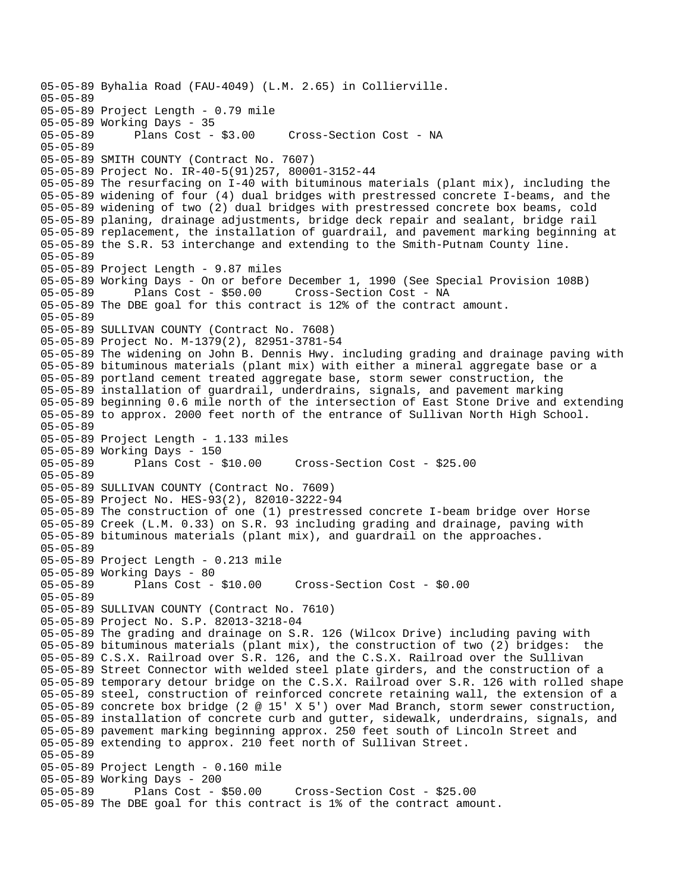```
05-05-89 Byhalia Road (FAU-4049) (L.M. 2.65) in Collierville.
05-05-89
05-05-89 Project Length - 0.79 mile
05-05-89 Working Days - 35
05-05-89       Plans Cost - $3.00     Cross-Section Cost - NA
05-05-89
05-05-89 SMITH COUNTY (Contract No. 7607)
05-05-89 Project No. IR-40-5(91)257, 80001-3152-44
05-05-89 The resurfacing on I-40 with bituminous materials (plant mix), including the
05-05-89 widening of four (4) dual bridges with prestressed concrete I-beams, and the
05-05-89 widening of two (2) dual bridges with prestressed concrete box beams, cold
05-05-89 planing, drainage adjustments, bridge deck repair and sealant, bridge rail
05-05-89 replacement, the installation of guardrail, and pavement marking beginning at
05-05-89 the S.R. 53 interchange and extending to the Smith-Putnam County line.
05-05-89
05-05-89 Project Length - 9.87 miles
05-05-89 Working Days - On or before December 1, 1990 (See Special Provision 108B)
05-05-89       Plans Cost - $50.00     Cross-Section Cost - NA
05-05-89 The DBE goal for this contract is 12% of the contract amount.
05-05-89
05-05-89 SULLIVAN COUNTY (Contract No. 7608)
05-05-89 Project No. M-1379(2), 82951-3781-54
05-05-89 The widening on John B. Dennis Hwy. including grading and drainage paving with
05-05-89 bituminous materials (plant mix) with either a mineral aggregate base or a
05-05-89 portland cement treated aggregate base, storm sewer construction, the
05-05-89 installation of guardrail, underdrains, signals, and pavement marking
05-05-89 beginning 0.6 mile north of the intersection of East Stone Drive and extending
05-05-89 to approx. 2000 feet north of the entrance of Sullivan North High School.
05-05-89
05-05-89 Project Length - 1.133 miles
05-05-89 Working Days - 150
05-05-89       Plans Cost - $10.00     Cross-Section Cost - $25.00
05-05-89
05-05-89 SULLIVAN COUNTY (Contract No. 7609)
05-05-89 Project No. HES-93(2), 82010-3222-94
05-05-89 The construction of one (1) prestressed concrete I-beam bridge over Horse
05-05-89 Creek (L.M. 0.33) on S.R. 93 including grading and drainage, paving with
05-05-89 bituminous materials (plant mix), and guardrail on the approaches.
05-05-89
05-05-89 Project Length - 0.213 mile
05-05-89 Working Days - 80
05-05-89       Plans Cost - $10.00     Cross-Section Cost - $0.00
05-05-89
05-05-89 SULLIVAN COUNTY (Contract No. 7610)
05-05-89 Project No. S.P. 82013-3218-04
05-05-89 The grading and drainage on S.R. 126 (Wilcox Drive) including paving with
05-05-89 bituminous materials (plant mix), the construction of two (2) bridges:  the
05-05-89 C.S.X. Railroad over S.R. 126, and the C.S.X. Railroad over the Sullivan
05-05-89 Street Connector with welded steel plate girders, and the construction of a
05-05-89 temporary detour bridge on the C.S.X. Railroad over S.R. 126 with rolled shape
05-05-89 steel, construction of reinforced concrete retaining wall, the extension of a
05-05-89 concrete box bridge (2 @ 15' X 5') over Mad Branch, storm sewer construction,
05-05-89 installation of concrete curb and gutter, sidewalk, underdrains, signals, and
05-05-89 pavement marking beginning approx. 250 feet south of Lincoln Street and
05-05-89 extending to approx. 210 feet north of Sullivan Street.
05-05-89
05-05-89 Project Length - 0.160 mile
05-05-89 Working Days - 200
05-05-89       Plans Cost - $50.00     Cross-Section Cost - $25.00
05-05-89 The DBE goal for this contract is 1% of the contract amount.
```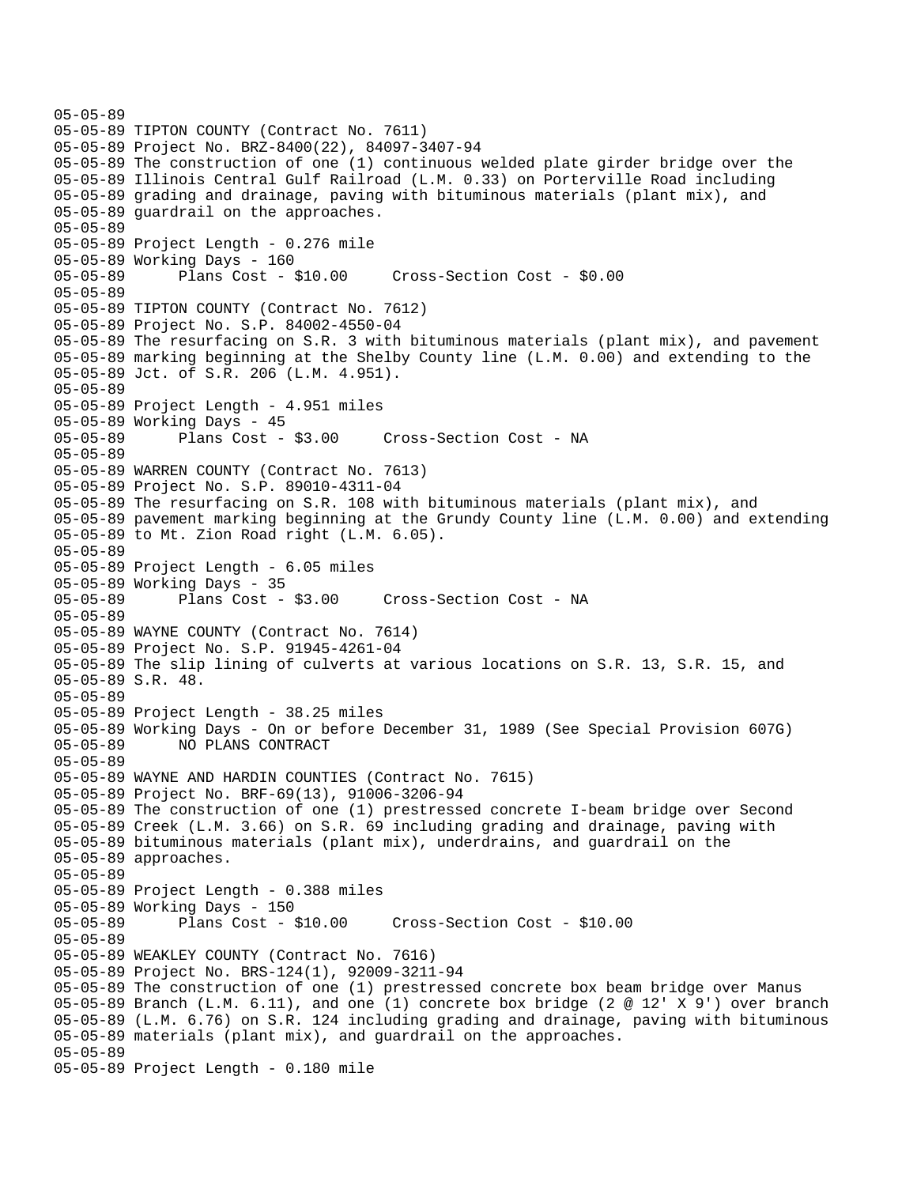```
05-05-89
05-05-89 TIPTON COUNTY (Contract No. 7611)
05-05-89 Project No. BRZ-8400(22), 84097-3407-94
05-05-89 The construction of one (1) continuous welded plate girder bridge over the
05-05-89 Illinois Central Gulf Railroad (L.M. 0.33) on Porterville Road including
05-05-89 grading and drainage, paving with bituminous materials (plant mix), and
05-05-89 guardrail on the approaches.
05-05-89
05-05-89 Project Length - 0.276 mile
05-05-89 Working Days - 160
05-05-89      Plans Cost - $10.00     Cross-Section Cost - $0.00
05-05-89
05-05-89 TIPTON COUNTY (Contract No. 7612)
05-05-89 Project No. S.P. 84002-4550-04
05-05-89 The resurfacing on S.R. 3 with bituminous materials (plant mix), and pavement
05-05-89 marking beginning at the Shelby County line (L.M. 0.00) and extending to the
05-05-89 Jct. of S.R. 206 (L.M. 4.951).
05-05-89
05-05-89 Project Length - 4.951 miles
05-05-89 Working Days - 45
05-05-89      Plans Cost - $3.00     Cross-Section Cost - NA
05-05-89
05-05-89 WARREN COUNTY (Contract No. 7613)
05-05-89 Project No. S.P. 89010-4311-04
05-05-89 The resurfacing on S.R. 108 with bituminous materials (plant mix), and
05-05-89 pavement marking beginning at the Grundy County line (L.M. 0.00) and extending
05-05-89 to Mt. Zion Road right (L.M. 6.05).
05-05-89
05-05-89 Project Length - 6.05 miles
05-05-89 Working Days - 35
05-05-89      Plans Cost - $3.00     Cross-Section Cost - NA
05-05-89
05-05-89 WAYNE COUNTY (Contract No. 7614)
05-05-89 Project No. S.P. 91945-4261-04
05-05-89 The slip lining of culverts at various locations on S.R. 13, S.R. 15, and
05-05-89 S.R. 48.
05-05-89
05-05-89 Project Length - 38.25 miles
05-05-89 Working Days - On or before December 31, 1989 (See Special Provision 607G)
05-05-89      NO PLANS CONTRACT
05-05-89
05-05-89 WAYNE AND HARDIN COUNTIES (Contract No. 7615)
05-05-89 Project No. BRF-69(13), 91006-3206-94
05-05-89 The construction of one (1) prestressed concrete I-beam bridge over Second
05-05-89 Creek (L.M. 3.66) on S.R. 69 including grading and drainage, paving with
05-05-89 bituminous materials (plant mix), underdrains, and guardrail on the
05-05-89 approaches.
05-05-89
05-05-89 Project Length - 0.388 miles
05-05-89 Working Days - 150
05-05-89      Plans Cost - $10.00     Cross-Section Cost - $10.00
05-05-89
05-05-89 WEAKLEY COUNTY (Contract No. 7616)
05-05-89 Project No. BRS-124(1), 92009-3211-94
05-05-89 The construction of one (1) prestressed concrete box beam bridge over Manus
05-05-89 Branch (L.M. 6.11), and one (1) concrete box bridge (2 @ 12' X 9') over branch
05-05-89 (L.M. 6.76) on S.R. 124 including grading and drainage, paving with bituminous
05-05-89 materials (plant mix), and guardrail on the approaches.
05-05-89
05-05-89 Project Length - 0.180 mile
```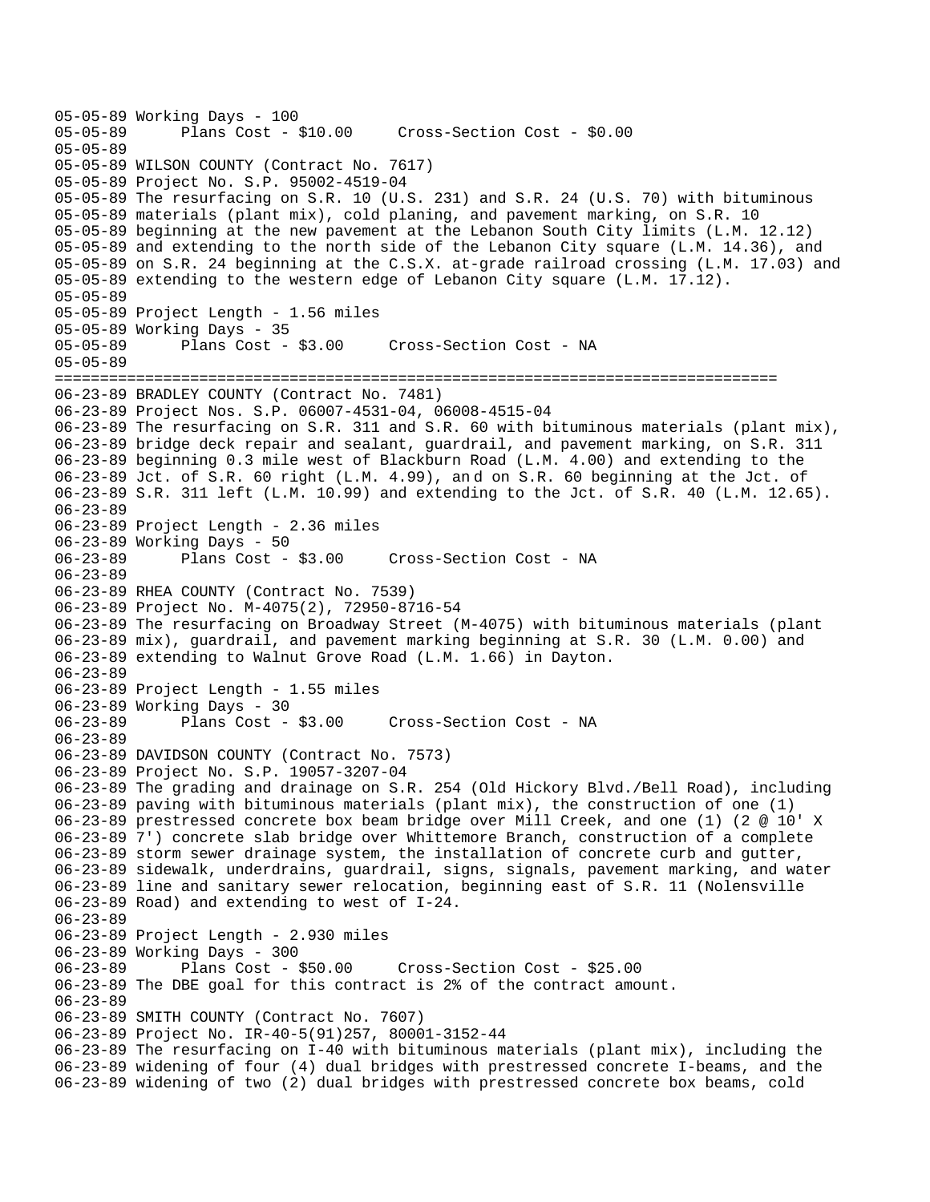```
05-05-89 Working Days - 100
05-05-89       Plans Cost - $10.00     Cross-Section Cost - $0.00
05-05-89
05-05-89 WILSON COUNTY (Contract No. 7617)
05-05-89 Project No. S.P. 95002-4519-04
05-05-89 The resurfacing on S.R. 10 (U.S. 231) and S.R. 24 (U.S. 70) with bituminous
05-05-89 materials (plant mix), cold planing, and pavement marking, on S.R. 10
05-05-89 beginning at the new pavement at the Lebanon South City limits (L.M. 12.12)
05-05-89 and extending to the north side of the Lebanon City square (L.M. 14.36), and
05-05-89 on S.R. 24 beginning at the C.S.X. at-grade railroad crossing (L.M. 17.03) and
05-05-89 extending to the western edge of Lebanon City square (L.M. 17.12).
05-05-89
05-05-89 Project Length - 1.56 miles
05-05-89 Working Days - 35
05-05-89       Plans Cost - $3.00     Cross-Section Cost - NA
05-05-89
================================================================================
06-23-89 BRADLEY COUNTY (Contract No. 7481)
06-23-89 Project Nos. S.P. 06007-4531-04, 06008-4515-04
06-23-89 The resurfacing on S.R. 311 and S.R. 60 with bituminous materials (plant mix),
06-23-89 bridge deck repair and sealant, guardrail, and pavement marking, on S.R. 311
06-23-89 beginning 0.3 mile west of Blackburn Road (L.M. 4.00) and extending to the
06-23-89 Jct. of S.R. 60 right (L.M. 4.99), and on S.R. 60 beginning at the Jct. of
06-23-89 S.R. 311 left (L.M. 10.99) and extending to the Jct. of S.R. 40 (L.M. 12.65).
06-23-89
06-23-89 Project Length - 2.36 miles
06-23-89 Working Days - 50
06-23-89       Plans Cost - $3.00     Cross-Section Cost - NA
06-23-89
06-23-89 RHEA COUNTY (Contract No. 7539)
06-23-89 Project No. M-4075(2), 72950-8716-54
06-23-89 The resurfacing on Broadway Street (M-4075) with bituminous materials (plant
06-23-89 mix), guardrail, and pavement marking beginning at S.R. 30 (L.M. 0.00) and
06-23-89 extending to Walnut Grove Road (L.M. 1.66) in Dayton.
06-23-89
06-23-89 Project Length - 1.55 miles
06-23-89 Working Days - 30
06-23-89       Plans Cost - $3.00     Cross-Section Cost - NA
06-23-89
06-23-89 DAVIDSON COUNTY (Contract No. 7573)
06-23-89 Project No. S.P. 19057-3207-04
06-23-89 The grading and drainage on S.R. 254 (Old Hickory Blvd./Bell Road), including
06-23-89 paving with bituminous materials (plant mix), the construction of one (1)
06-23-89 prestressed concrete box beam bridge over Mill Creek, and one (1) (2 @ 10' X
06-23-89 7') concrete slab bridge over Whittemore Branch, construction of a complete
06-23-89 storm sewer drainage system, the installation of concrete curb and gutter,
06-23-89 sidewalk, underdrains, guardrail, signs, signals, pavement marking, and water
06-23-89 line and sanitary sewer relocation, beginning east of S.R. 11 (Nolensville
06-23-89 Road) and extending to west of I-24.
06-23-89
06-23-89 Project Length - 2.930 miles
06-23-89 Working Days - 300
06-23-89       Plans Cost - $50.00     Cross-Section Cost - $25.00
06-23-89 The DBE goal for this contract is 2% of the contract amount.
06-23-89
06-23-89 SMITH COUNTY (Contract No. 7607)
06-23-89 Project No. IR-40-5(91)257, 80001-3152-44
06-23-89 The resurfacing on I-40 with bituminous materials (plant mix), including the
06-23-89 widening of four (4) dual bridges with prestressed concrete I-beams, and the
06-23-89 widening of two (2) dual bridges with prestressed concrete box beams, cold
```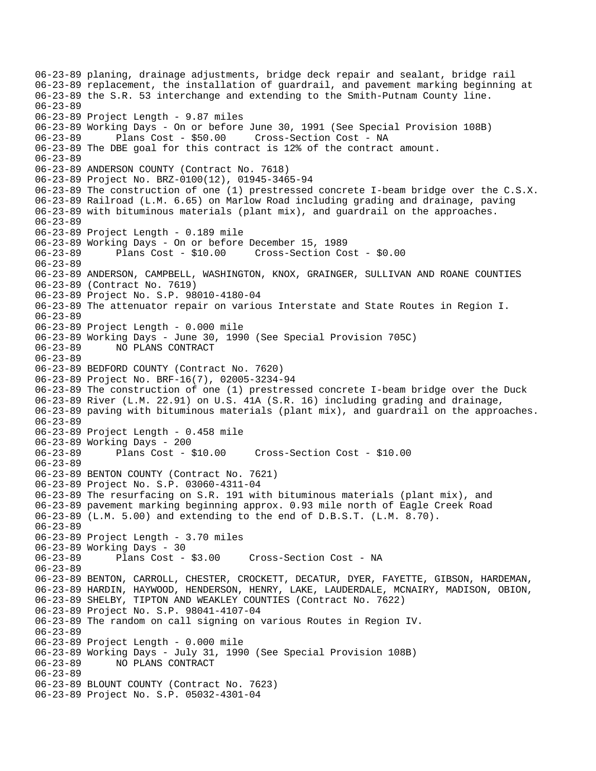```
06-23-89 planing, drainage adjustments, bridge deck repair and sealant, bridge rail
06-23-89 replacement, the installation of guardrail, and pavement marking beginning at
06-23-89 the S.R. 53 interchange and extending to the Smith-Putnam County line.
06-23-89
06-23-89 Project Length - 9.87 miles
06-23-89 Working Days - On or before June 30, 1991 (See Special Provision 108B)
06-23-89       Plans Cost - $50.00     Cross-Section Cost - NA
06-23-89 The DBE goal for this contract is 12% of the contract amount.
06-23-89
06-23-89 ANDERSON COUNTY (Contract No. 7618)
06-23-89 Project No. BRZ-0100(12), 01945-3465-94
06-23-89 The construction of one (1) prestressed concrete I-beam bridge over the C.S.X.
06-23-89 Railroad (L.M. 6.65) on Marlow Road including grading and drainage, paving
06-23-89 with bituminous materials (plant mix), and guardrail on the approaches.
06-23-89
06-23-89 Project Length - 0.189 mile
06-23-89 Working Days - On or before December 15, 1989
06-23-89       Plans Cost - $10.00     Cross-Section Cost - $0.00
06-23-89
06-23-89 ANDERSON, CAMPBELL, WASHINGTON, KNOX, GRAINGER, SULLIVAN AND ROANE COUNTIES
06-23-89 (Contract No. 7619)
06-23-89 Project No. S.P. 98010-4180-04
06-23-89 The attenuator repair on various Interstate and State Routes in Region I.
06-23-89
06-23-89 Project Length - 0.000 mile
06-23-89 Working Days - June 30, 1990 (See Special Provision 705C)
06-23-89       NO PLANS CONTRACT
06-23-89
06-23-89 BEDFORD COUNTY (Contract No. 7620)
06-23-89 Project No. BRF-16(7), 02005-3234-94
06-23-89 The construction of one (1) prestressed concrete I-beam bridge over the Duck
06-23-89 River (L.M. 22.91) on U.S. 41A (S.R. 16) including grading and drainage,
06-23-89 paving with bituminous materials (plant mix), and guardrail on the approaches.
06-23-89
06-23-89 Project Length - 0.458 mile
06-23-89 Working Days - 200
06-23-89       Plans Cost - $10.00     Cross-Section Cost - $10.00
06-23-89
06-23-89 BENTON COUNTY (Contract No. 7621)
06-23-89 Project No. S.P. 03060-4311-04
06-23-89 The resurfacing on S.R. 191 with bituminous materials (plant mix), and
06-23-89 pavement marking beginning approx. 0.93 mile north of Eagle Creek Road
06-23-89 (L.M. 5.00) and extending to the end of D.B.S.T. (L.M. 8.70).
06-23-89
06-23-89 Project Length - 3.70 miles
06-23-89 Working Days - 30
06-23-89       Plans Cost - $3.00     Cross-Section Cost - NA
06-23-89
06-23-89 BENTON, CARROLL, CHESTER, CROCKETT, DECATUR, DYER, FAYETTE, GIBSON, HARDEMAN,
06-23-89 HARDIN, HAYWOOD, HENDERSON, HENRY, LAKE, LAUDERDALE, MCNAIRY, MADISON, OBION,
06-23-89 SHELBY, TIPTON AND WEAKLEY COUNTIES (Contract No. 7622)
06-23-89 Project No. S.P. 98041-4107-04
06-23-89 The random on call signing on various Routes in Region IV.
06-23-89
06-23-89 Project Length - 0.000 mile
06-23-89 Working Days - July 31, 1990 (See Special Provision 108B)
06-23-89       NO PLANS CONTRACT
06-23-89
06-23-89 BLOUNT COUNTY (Contract No. 7623)
06-23-89 Project No. S.P. 05032-4301-04
```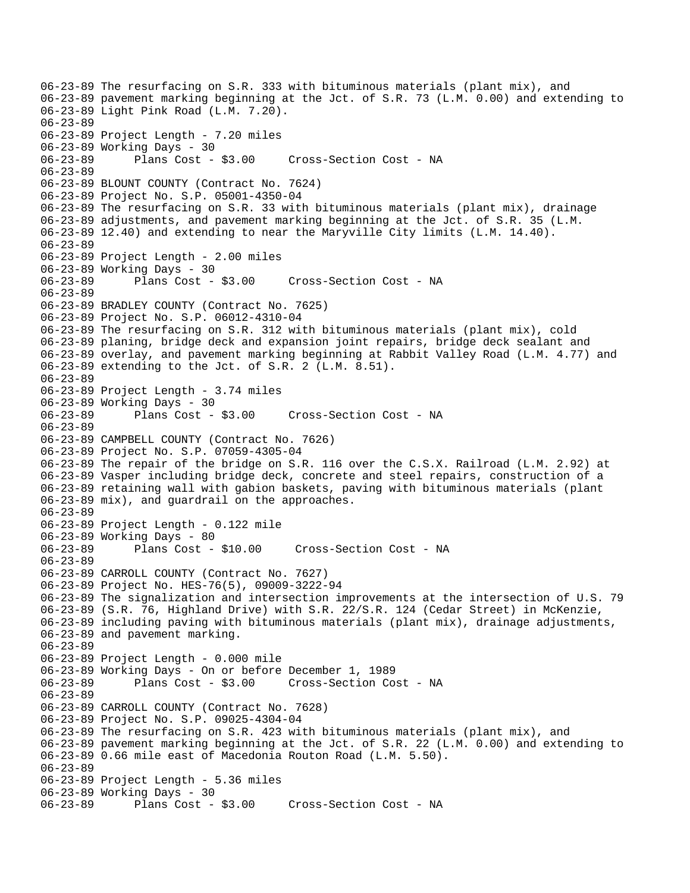```
06-23-89 The resurfacing on S.R. 333 with bituminous materials (plant mix), and
06-23-89 pavement marking beginning at the Jct. of S.R. 73 (L.M. 0.00) and extending to
06-23-89 Light Pink Road (L.M. 7.20).
06-23-89
06-23-89 Project Length - 7.20 miles
06-23-89 Working Days - 30
06-23-89      Plans Cost - $3.00     Cross-Section Cost - NA
06-23-89
06-23-89 BLOUNT COUNTY (Contract No. 7624)
06-23-89 Project No. S.P. 05001-4350-04
06-23-89 The resurfacing on S.R. 33 with bituminous materials (plant mix), drainage
06-23-89 adjustments, and pavement marking beginning at the Jct. of S.R. 35 (L.M.
06-23-89 12.40) and extending to near the Maryville City limits (L.M. 14.40).
06-23-89
06-23-89 Project Length - 2.00 miles
06-23-89 Working Days - 30
06-23-89      Plans Cost - $3.00     Cross-Section Cost - NA
06-23-89
06-23-89 BRADLEY COUNTY (Contract No. 7625)
06-23-89 Project No. S.P. 06012-4310-04
06-23-89 The resurfacing on S.R. 312 with bituminous materials (plant mix), cold
06-23-89 planing, bridge deck and expansion joint repairs, bridge deck sealant and
06-23-89 overlay, and pavement marking beginning at Rabbit Valley Road (L.M. 4.77) and
06-23-89 extending to the Jct. of S.R. 2 (L.M. 8.51).
06-23-89
06-23-89 Project Length - 3.74 miles
06-23-89 Working Days - 30
06-23-89      Plans Cost - $3.00     Cross-Section Cost - NA
06-23-89
06-23-89 CAMPBELL COUNTY (Contract No. 7626)
06-23-89 Project No. S.P. 07059-4305-04
06-23-89 The repair of the bridge on S.R. 116 over the C.S.X. Railroad (L.M. 2.92) at
06-23-89 Vasper including bridge deck, concrete and steel repairs, construction of a
06-23-89 retaining wall with gabion baskets, paving with bituminous materials (plant
06-23-89 mix), and guardrail on the approaches.
06-23-89
06-23-89 Project Length - 0.122 mile
06-23-89 Working Days - 80
06-23-89      Plans Cost - $10.00     Cross-Section Cost - NA
06-23-89
06-23-89 CARROLL COUNTY (Contract No. 7627)
06-23-89 Project No. HES-76(5), 09009-3222-94
06-23-89 The signalization and intersection improvements at the intersection of U.S. 79
06-23-89 (S.R. 76, Highland Drive) with S.R. 22/S.R. 124 (Cedar Street) in McKenzie,
06-23-89 including paving with bituminous materials (plant mix), drainage adjustments,
06-23-89 and pavement marking.
06-23-89
06-23-89 Project Length - 0.000 mile
06-23-89 Working Days - On or before December 1, 1989
06-23-89      Plans Cost - $3.00     Cross-Section Cost - NA
06-23-89
06-23-89 CARROLL COUNTY (Contract No. 7628)
06-23-89 Project No. S.P. 09025-4304-04
06-23-89 The resurfacing on S.R. 423 with bituminous materials (plant mix), and
06-23-89 pavement marking beginning at the Jct. of S.R. 22 (L.M. 0.00) and extending to
06-23-89 0.66 mile east of Macedonia Routon Road (L.M. 5.50).
06-23-89
06-23-89 Project Length - 5.36 miles
06-23-89 Working Days - 30
06-23-89      Plans Cost - $3.00     Cross-Section Cost - NA
```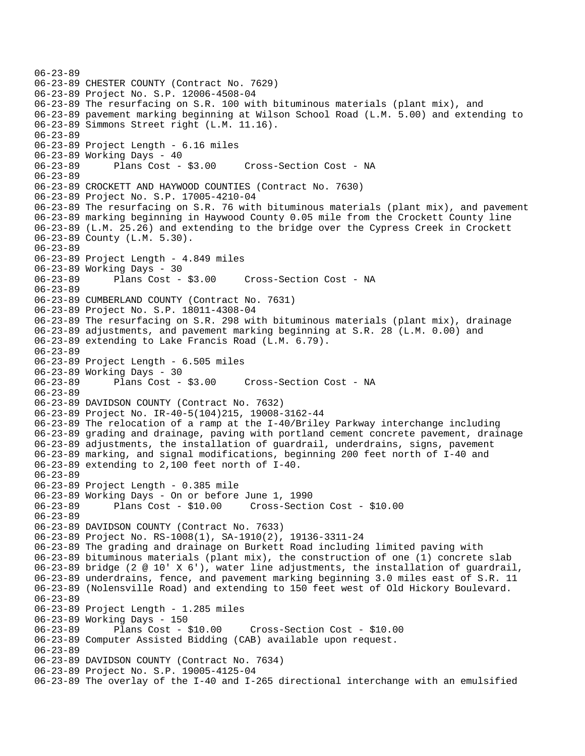06-23-89
06-23-89 CHESTER COUNTY (Contract No. 7629)
06-23-89 Project No. S.P. 12006-4508-04
06-23-89 The resurfacing on S.R. 100 with bituminous materials (plant mix), and
06-23-89 pavement marking beginning at Wilson School Road (L.M. 5.00) and extending to
06-23-89 Simmons Street right (L.M. 11.16).
06-23-89
06-23-89 Project Length - 6.16 miles
06-23-89 Working Days - 40
06-23-89 Plans Cost - $3.00 Cross-Section Cost - NA
06-23-89
06-23-89 CROCKETT AND HAYWOOD COUNTIES (Contract No. 7630)
06-23-89 Project No. S.P. 17005-4210-04
06-23-89 The resurfacing on S.R. 76 with bituminous materials (plant mix), and pavement
06-23-89 marking beginning in Haywood County 0.05 mile from the Crockett County line
06-23-89 (L.M. 25.26) and extending to the bridge over the Cypress Creek in Crockett
06-23-89 County (L.M. 5.30).
06-23-89
06-23-89 Project Length - 4.849 miles
06-23-89 Working Days - 30
06-23-89 Plans Cost - $3.00 Cross-Section Cost - NA
06-23-89
06-23-89 CUMBERLAND COUNTY (Contract No. 7631)
06-23-89 Project No. S.P. 18011-4308-04
06-23-89 The resurfacing on S.R. 298 with bituminous materials (plant mix), drainage
06-23-89 adjustments, and pavement marking beginning at S.R. 28 (L.M. 0.00) and
06-23-89 extending to Lake Francis Road (L.M. 6.79).
06-23-89
06-23-89 Project Length - 6.505 miles
06-23-89 Working Days - 30
06-23-89 Plans Cost - $3.00 Cross-Section Cost - NA
06-23-89
06-23-89 DAVIDSON COUNTY (Contract No. 7632)
06-23-89 Project No. IR-40-5(104)215, 19008-3162-44
06-23-89 The relocation of a ramp at the I-40/Briley Parkway interchange including
06-23-89 grading and drainage, paving with portland cement concrete pavement, drainage
06-23-89 adjustments, the installation of guardrail, underdrains, signs, pavement
06-23-89 marking, and signal modifications, beginning 200 feet north of I-40 and
06-23-89 extending to 2,100 feet north of I-40.
06-23-89
06-23-89 Project Length - 0.385 mile
06-23-89 Working Days - On or before June 1, 1990
06-23-89 Plans Cost - $10.00 Cross-Section Cost - $10.00
06-23-89
06-23-89 DAVIDSON COUNTY (Contract No. 7633)
06-23-89 Project No. RS-1008(1), SA-1910(2), 19136-3311-24
06-23-89 The grading and drainage on Burkett Road including limited paving with
06-23-89 bituminous materials (plant mix), the construction of one (1) concrete slab
06-23-89 bridge (2 @ 10' X 6'), water line adjustments, the installation of guardrail,
06-23-89 underdrains, fence, and pavement marking beginning 3.0 miles east of S.R. 11
06-23-89 (Nolensville Road) and extending to 150 feet west of Old Hickory Boulevard.
06-23-89
06-23-89 Project Length - 1.285 miles
06-23-89 Working Days - 150
06-23-89 Plans Cost - $10.00 Cross-Section Cost - $10.00
06-23-89 Computer Assisted Bidding (CAB) available upon request.
06-23-89
06-23-89 DAVIDSON COUNTY (Contract No. 7634)
06-23-89 Project No. S.P. 19005-4125-04
06-23-89 The overlay of the I-40 and I-265 directional interchange with an emulsified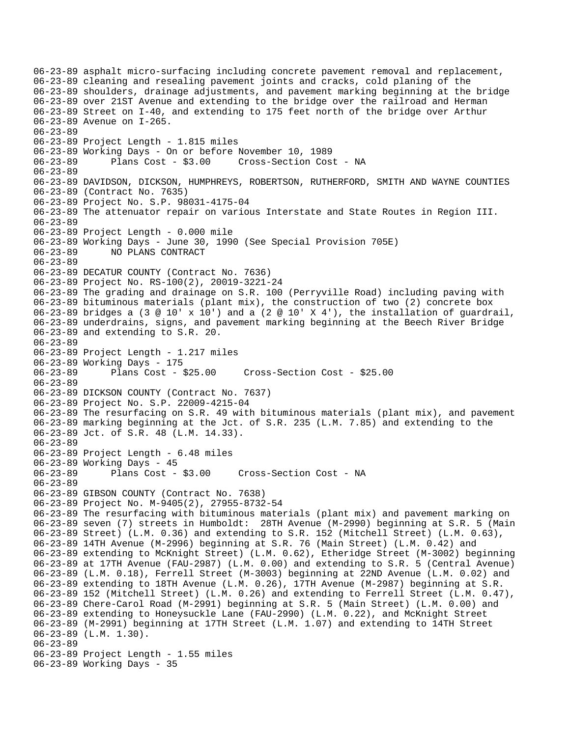06-23-89 asphalt micro-surfacing including concrete pavement removal and replacement,
06-23-89 cleaning and resealing pavement joints and cracks, cold planing of the
06-23-89 shoulders, drainage adjustments, and pavement marking beginning at the bridge
06-23-89 over 21ST Avenue and extending to the bridge over the railroad and Herman
06-23-89 Street on I-40, and extending to 175 feet north of the bridge over Arthur
06-23-89 Avenue on I-265.
06-23-89
06-23-89 Project Length - 1.815 miles
06-23-89 Working Days - On or before November 10, 1989
06-23-89 Plans Cost - $3.00 Cross-Section Cost - NA
06-23-89
06-23-89 DAVIDSON, DICKSON, HUMPHREYS, ROBERTSON, RUTHERFORD, SMITH AND WAYNE COUNTIES
06-23-89 (Contract No. 7635)
06-23-89 Project No. S.P. 98031-4175-04
06-23-89 The attenuator repair on various Interstate and State Routes in Region III.
06-23-89
06-23-89 Project Length - 0.000 mile
06-23-89 Working Days - June 30, 1990 (See Special Provision 705E)
06-23-89 NO PLANS CONTRACT
06-23-89
06-23-89 DECATUR COUNTY (Contract No. 7636)
06-23-89 Project No. RS-100(2), 20019-3221-24
06-23-89 The grading and drainage on S.R. 100 (Perryville Road) including paving with
06-23-89 bituminous materials (plant mix), the construction of two (2) concrete box
06-23-89 bridges a (3 @ 10' x 10') and a (2 @ 10' X 4'), the installation of guardrail,
06-23-89 underdrains, signs, and pavement marking beginning at the Beech River Bridge
06-23-89 and extending to S.R. 20.
06-23-89
06-23-89 Project Length - 1.217 miles
06-23-89 Working Days - 175
06-23-89 Plans Cost - $25.00 Cross-Section Cost - $25.00
06-23-89
06-23-89 DICKSON COUNTY (Contract No. 7637)
06-23-89 Project No. S.P. 22009-4215-04
06-23-89 The resurfacing on S.R. 49 with bituminous materials (plant mix), and pavement
06-23-89 marking beginning at the Jct. of S.R. 235 (L.M. 7.85) and extending to the
06-23-89 Jct. of S.R. 48 (L.M. 14.33).
06-23-89
06-23-89 Project Length - 6.48 miles
06-23-89 Working Days - 45
06-23-89 Plans Cost - $3.00 Cross-Section Cost - NA
06-23-89
06-23-89 GIBSON COUNTY (Contract No. 7638)
06-23-89 Project No. M-9405(2), 27955-8732-54
06-23-89 The resurfacing with bituminous materials (plant mix) and pavement marking on
06-23-89 seven (7) streets in Humboldt: 28TH Avenue (M-2990) beginning at S.R. 5 (Main
06-23-89 Street) (L.M. 0.36) and extending to S.R. 152 (Mitchell Street) (L.M. 0.63),
06-23-89 14TH Avenue (M-2996) beginning at S.R. 76 (Main Street) (L.M. 0.42) and
06-23-89 extending to McKnight Street) (L.M. 0.62), Etheridge Street (M-3002) beginning
06-23-89 at 17TH Avenue (FAU-2987) (L.M. 0.00) and extending to S.R. 5 (Central Avenue)
06-23-89 (L.M. 0.18), Ferrell Street (M-3003) beginning at 22ND Avenue (L.M. 0.02) and
06-23-89 extending to 18TH Avenue (L.M. 0.26), 17TH Avenue (M-2987) beginning at S.R.
06-23-89 152 (Mitchell Street) (L.M. 0.26) and extending to Ferrell Street (L.M. 0.47),
06-23-89 Chere-Carol Road (M-2991) beginning at S.R. 5 (Main Street) (L.M. 0.00) and
06-23-89 extending to Honeysuckle Lane (FAU-2990) (L.M. 0.22), and McKnight Street
06-23-89 (M-2991) beginning at 17TH Street (L.M. 1.07) and extending to 14TH Street
06-23-89 (L.M. 1.30).
06-23-89
06-23-89 Project Length - 1.55 miles
06-23-89 Working Days - 35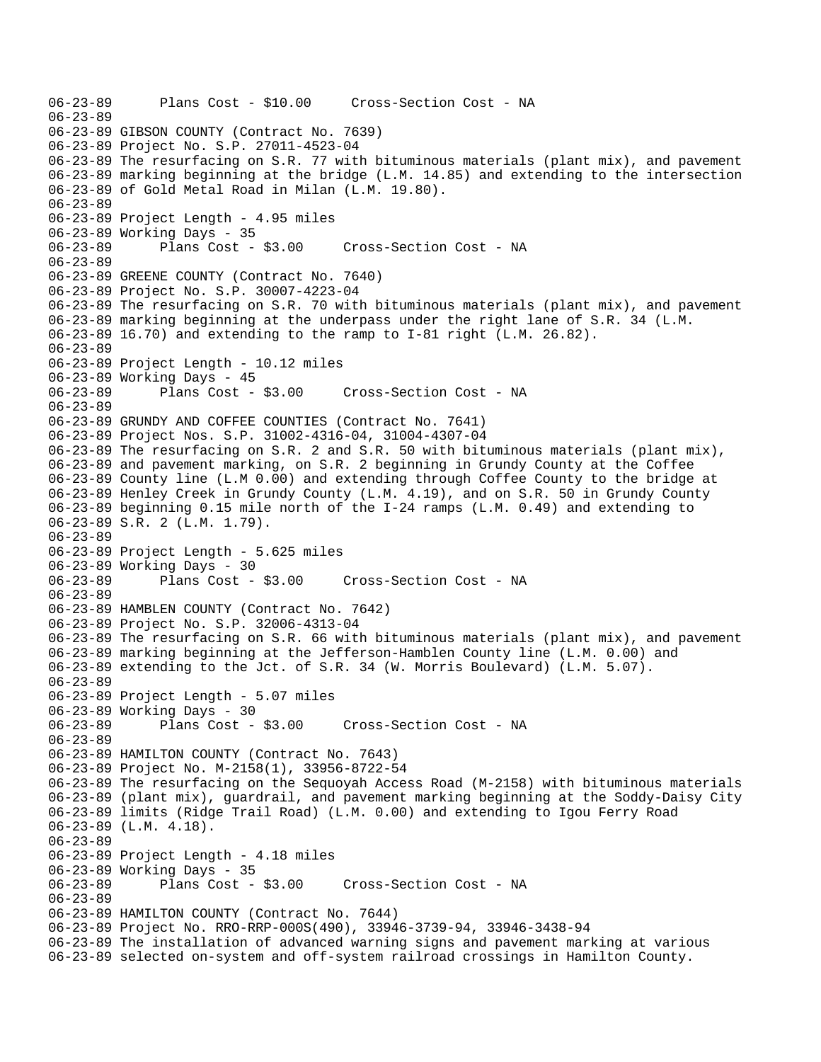06-23-89 Plans Cost - $10.00 Cross-Section Cost - NA
06-23-89
06-23-89 GIBSON COUNTY (Contract No. 7639)
06-23-89 Project No. S.P. 27011-4523-04
06-23-89 The resurfacing on S.R. 77 with bituminous materials (plant mix), and pavement
06-23-89 marking beginning at the bridge (L.M. 14.85) and extending to the intersection
06-23-89 of Gold Metal Road in Milan (L.M. 19.80).
06-23-89
06-23-89 Project Length - 4.95 miles
06-23-89 Working Days - 35
06-23-89 Plans Cost - $3.00 Cross-Section Cost - NA
06-23-89
06-23-89 GREENE COUNTY (Contract No. 7640)
06-23-89 Project No. S.P. 30007-4223-04
06-23-89 The resurfacing on S.R. 70 with bituminous materials (plant mix), and pavement
06-23-89 marking beginning at the underpass under the right lane of S.R. 34 (L.M.
06-23-89 16.70) and extending to the ramp to I-81 right (L.M. 26.82).
06-23-89
06-23-89 Project Length - 10.12 miles
06-23-89 Working Days - 45
06-23-89 Plans Cost - $3.00 Cross-Section Cost - NA
06-23-89
06-23-89 GRUNDY AND COFFEE COUNTIES (Contract No. 7641)
06-23-89 Project Nos. S.P. 31002-4316-04, 31004-4307-04
06-23-89 The resurfacing on S.R. 2 and S.R. 50 with bituminous materials (plant mix),
06-23-89 and pavement marking, on S.R. 2 beginning in Grundy County at the Coffee
06-23-89 County line (L.M 0.00) and extending through Coffee County to the bridge at
06-23-89 Henley Creek in Grundy County (L.M. 4.19), and on S.R. 50 in Grundy County
06-23-89 beginning 0.15 mile north of the I-24 ramps (L.M. 0.49) and extending to
06-23-89 S.R. 2 (L.M. 1.79).
06-23-89
06-23-89 Project Length - 5.625 miles
06-23-89 Working Days - 30
06-23-89 Plans Cost - $3.00 Cross-Section Cost - NA
06-23-89
06-23-89 HAMBLEN COUNTY (Contract No. 7642)
06-23-89 Project No. S.P. 32006-4313-04
06-23-89 The resurfacing on S.R. 66 with bituminous materials (plant mix), and pavement
06-23-89 marking beginning at the Jefferson-Hamblen County line (L.M. 0.00) and
06-23-89 extending to the Jct. of S.R. 34 (W. Morris Boulevard) (L.M. 5.07).
06-23-89
06-23-89 Project Length - 5.07 miles
06-23-89 Working Days - 30
06-23-89 Plans Cost - $3.00 Cross-Section Cost - NA
06-23-89
06-23-89 HAMILTON COUNTY (Contract No. 7643)
06-23-89 Project No. M-2158(1), 33956-8722-54
06-23-89 The resurfacing on the Sequoyah Access Road (M-2158) with bituminous materials
06-23-89 (plant mix), guardrail, and pavement marking beginning at the Soddy-Daisy City
06-23-89 limits (Ridge Trail Road) (L.M. 0.00) and extending to Igou Ferry Road
06-23-89 (L.M. 4.18).
06-23-89
06-23-89 Project Length - 4.18 miles
06-23-89 Working Days - 35
06-23-89 Plans Cost - $3.00 Cross-Section Cost - NA
06-23-89
06-23-89 HAMILTON COUNTY (Contract No. 7644)
06-23-89 Project No. RRO-RRP-000S(490), 33946-3739-94, 33946-3438-94
06-23-89 The installation of advanced warning signs and pavement marking at various
06-23-89 selected on-system and off-system railroad crossings in Hamilton County.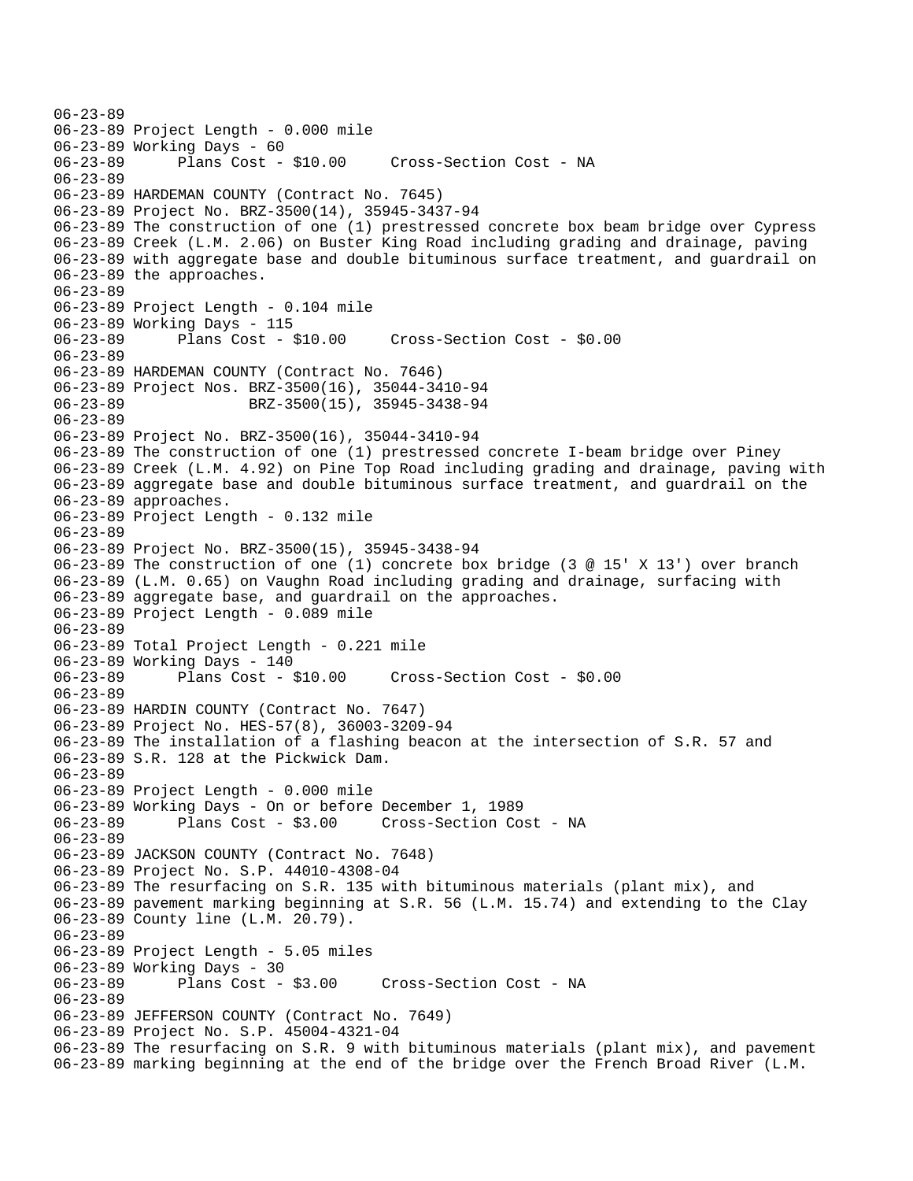```
06-23-89
06-23-89 Project Length - 0.000 mile
06-23-89 Working Days - 60
06-23-89      Plans Cost - $10.00     Cross-Section Cost - NA
06-23-89
06-23-89 HARDEMAN COUNTY (Contract No. 7645)
06-23-89 Project No. BRZ-3500(14), 35945-3437-94
06-23-89 The construction of one (1) prestressed concrete box beam bridge over Cypress
06-23-89 Creek (L.M. 2.06) on Buster King Road including grading and drainage, paving
06-23-89 with aggregate base and double bituminous surface treatment, and guardrail on
06-23-89 the approaches.
06-23-89
06-23-89 Project Length - 0.104 mile
06-23-89 Working Days - 115
06-23-89      Plans Cost - $10.00     Cross-Section Cost - $0.00
06-23-89
06-23-89 HARDEMAN COUNTY (Contract No. 7646)
06-23-89 Project Nos. BRZ-3500(16), 35044-3410-94
06-23-89              BRZ-3500(15), 35945-3438-94
06-23-89
06-23-89 Project No. BRZ-3500(16), 35044-3410-94
06-23-89 The construction of one (1) prestressed concrete I-beam bridge over Piney
06-23-89 Creek (L.M. 4.92) on Pine Top Road including grading and drainage, paving with
06-23-89 aggregate base and double bituminous surface treatment, and guardrail on the
06-23-89 approaches.
06-23-89 Project Length - 0.132 mile
06-23-89
06-23-89 Project No. BRZ-3500(15), 35945-3438-94
06-23-89 The construction of one (1) concrete box bridge (3 @ 15' X 13') over branch
06-23-89 (L.M. 0.65) on Vaughn Road including grading and drainage, surfacing with
06-23-89 aggregate base, and guardrail on the approaches.
06-23-89 Project Length - 0.089 mile
06-23-89
06-23-89 Total Project Length - 0.221 mile
06-23-89 Working Days - 140
06-23-89      Plans Cost - $10.00     Cross-Section Cost - $0.00
06-23-89
06-23-89 HARDIN COUNTY (Contract No. 7647)
06-23-89 Project No. HES-57(8), 36003-3209-94
06-23-89 The installation of a flashing beacon at the intersection of S.R. 57 and
06-23-89 S.R. 128 at the Pickwick Dam.
06-23-89
06-23-89 Project Length - 0.000 mile
06-23-89 Working Days - On or before December 1, 1989
06-23-89      Plans Cost - $3.00     Cross-Section Cost - NA
06-23-89
06-23-89 JACKSON COUNTY (Contract No. 7648)
06-23-89 Project No. S.P. 44010-4308-04
06-23-89 The resurfacing on S.R. 135 with bituminous materials (plant mix), and
06-23-89 pavement marking beginning at S.R. 56 (L.M. 15.74) and extending to the Clay
06-23-89 County line (L.M. 20.79).
06-23-89
06-23-89 Project Length - 5.05 miles
06-23-89 Working Days - 30
06-23-89      Plans Cost - $3.00     Cross-Section Cost - NA
06-23-89
06-23-89 JEFFERSON COUNTY (Contract No. 7649)
06-23-89 Project No. S.P. 45004-4321-04
06-23-89 The resurfacing on S.R. 9 with bituminous materials (plant mix), and pavement
06-23-89 marking beginning at the end of the bridge over the French Broad River (L.M.
```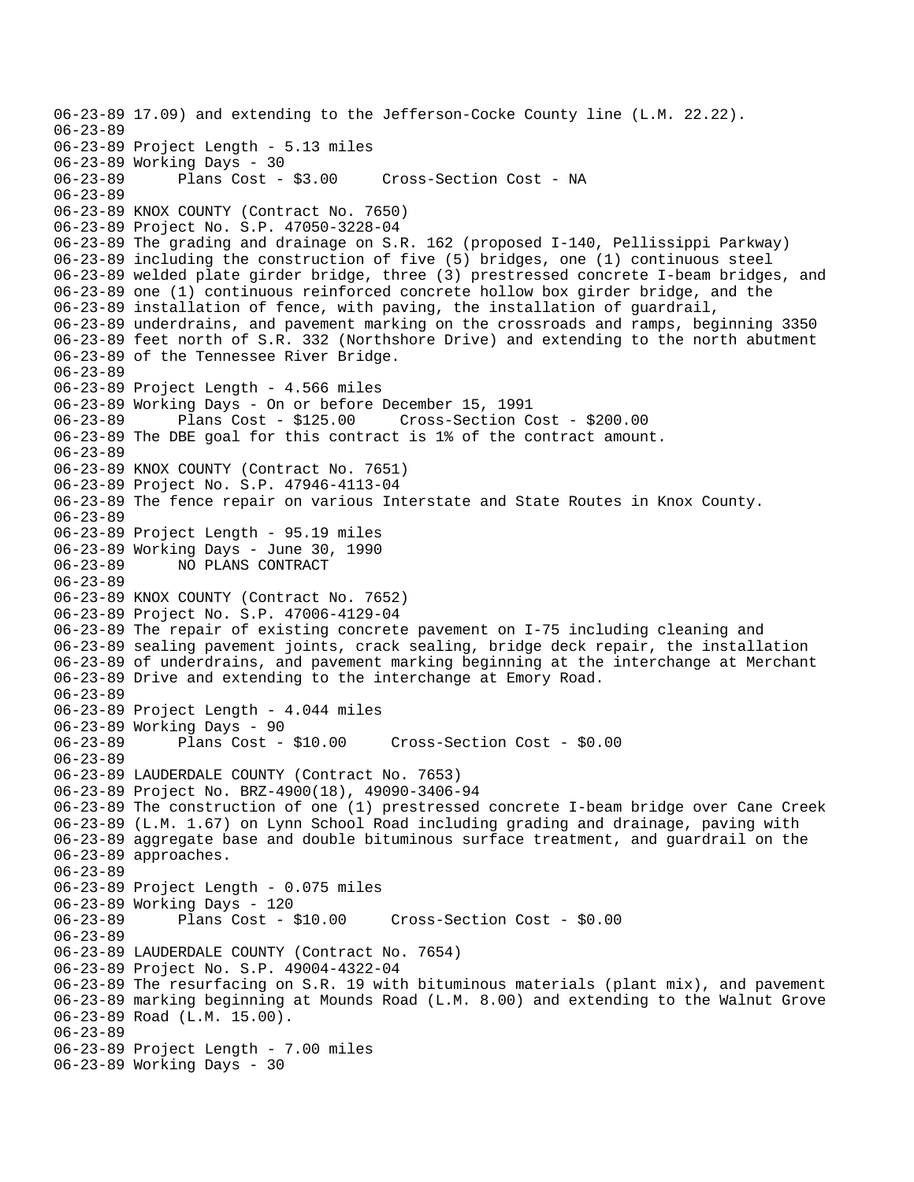```
06-23-89 17.09) and extending to the Jefferson-Cocke County line (L.M. 22.22).
06-23-89
06-23-89 Project Length - 5.13 miles
06-23-89 Working Days - 30
06-23-89      Plans Cost - $3.00     Cross-Section Cost - NA
06-23-89
06-23-89 KNOX COUNTY (Contract No. 7650)
06-23-89 Project No. S.P. 47050-3228-04
06-23-89 The grading and drainage on S.R. 162 (proposed I-140, Pellissippi Parkway)
06-23-89 including the construction of five (5) bridges, one (1) continuous steel
06-23-89 welded plate girder bridge, three (3) prestressed concrete I-beam bridges, and
06-23-89 one (1) continuous reinforced concrete hollow box girder bridge, and the
06-23-89 installation of fence, with paving, the installation of guardrail,
06-23-89 underdrains, and pavement marking on the crossroads and ramps, beginning 3350
06-23-89 feet north of S.R. 332 (Northshore Drive) and extending to the north abutment
06-23-89 of the Tennessee River Bridge.
06-23-89
06-23-89 Project Length - 4.566 miles
06-23-89 Working Days - On or before December 15, 1991
06-23-89      Plans Cost - $125.00     Cross-Section Cost - $200.00
06-23-89 The DBE goal for this contract is 1% of the contract amount.
06-23-89
06-23-89 KNOX COUNTY (Contract No. 7651)
06-23-89 Project No. S.P. 47946-4113-04
06-23-89 The fence repair on various Interstate and State Routes in Knox County.
06-23-89
06-23-89 Project Length - 95.19 miles
06-23-89 Working Days - June 30, 1990
06-23-89      NO PLANS CONTRACT
06-23-89
06-23-89 KNOX COUNTY (Contract No. 7652)
06-23-89 Project No. S.P. 47006-4129-04
06-23-89 The repair of existing concrete pavement on I-75 including cleaning and
06-23-89 sealing pavement joints, crack sealing, bridge deck repair, the installation
06-23-89 of underdrains, and pavement marking beginning at the interchange at Merchant
06-23-89 Drive and extending to the interchange at Emory Road.
06-23-89
06-23-89 Project Length - 4.044 miles
06-23-89 Working Days - 90
06-23-89      Plans Cost - $10.00     Cross-Section Cost - $0.00
06-23-89
06-23-89 LAUDERDALE COUNTY (Contract No. 7653)
06-23-89 Project No. BRZ-4900(18), 49090-3406-94
06-23-89 The construction of one (1) prestressed concrete I-beam bridge over Cane Creek
06-23-89 (L.M. 1.67) on Lynn School Road including grading and drainage, paving with
06-23-89 aggregate base and double bituminous surface treatment, and guardrail on the
06-23-89 approaches.
06-23-89
06-23-89 Project Length - 0.075 miles
06-23-89 Working Days - 120
06-23-89      Plans Cost - $10.00     Cross-Section Cost - $0.00
06-23-89
06-23-89 LAUDERDALE COUNTY (Contract No. 7654)
06-23-89 Project No. S.P. 49004-4322-04
06-23-89 The resurfacing on S.R. 19 with bituminous materials (plant mix), and pavement
06-23-89 marking beginning at Mounds Road (L.M. 8.00) and extending to the Walnut Grove
06-23-89 Road (L.M. 15.00).
06-23-89
06-23-89 Project Length - 7.00 miles
06-23-89 Working Days - 30
```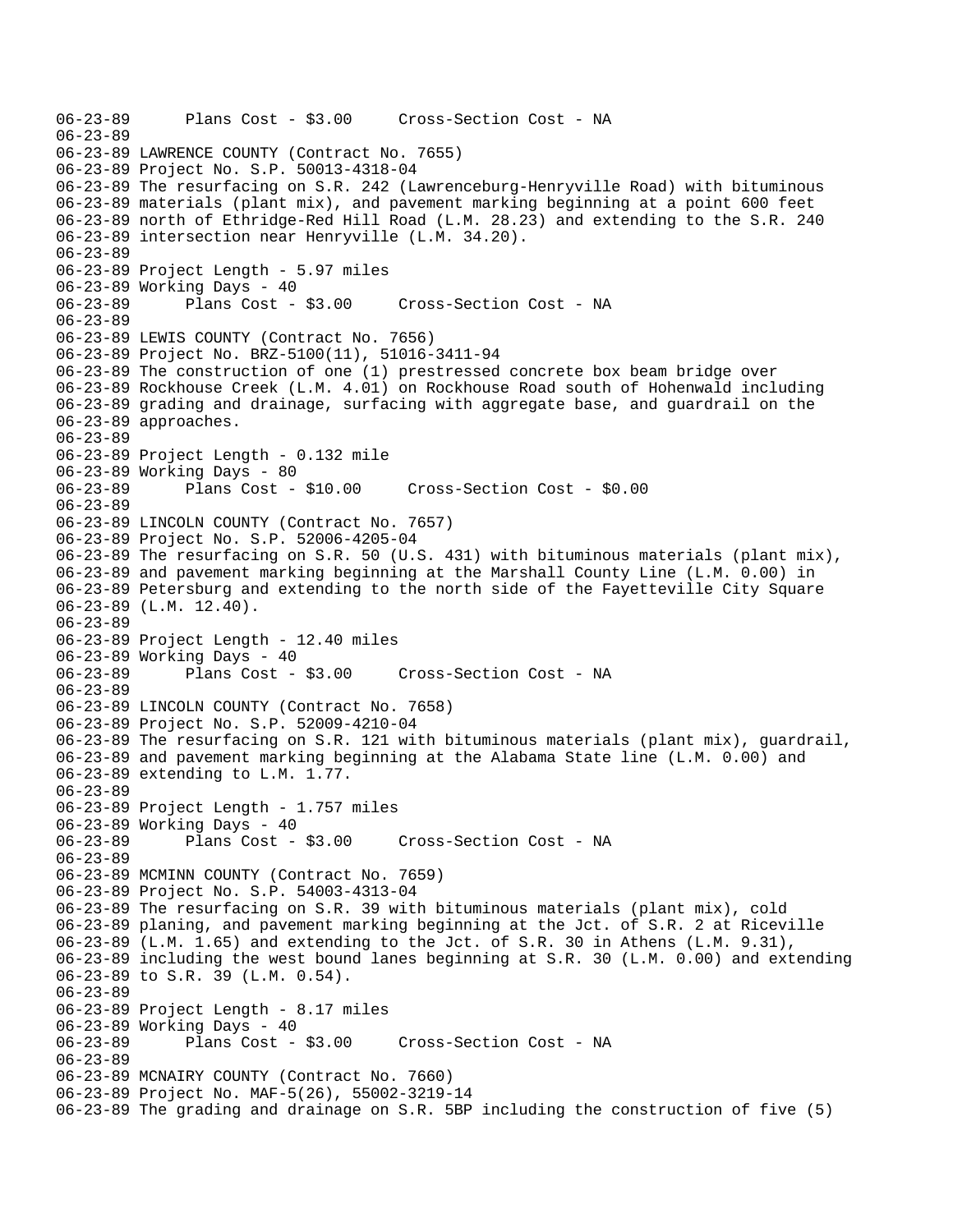```
06-23-89      Plans Cost - $3.00     Cross-Section Cost - NA
06-23-89
06-23-89 LAWRENCE COUNTY (Contract No. 7655)
06-23-89 Project No. S.P. 50013-4318-04
06-23-89 The resurfacing on S.R. 242 (Lawrenceburg-Henryville Road) with bituminous
06-23-89 materials (plant mix), and pavement marking beginning at a point 600 feet
06-23-89 north of Ethridge-Red Hill Road (L.M. 28.23) and extending to the S.R. 240
06-23-89 intersection near Henryville (L.M. 34.20).
06-23-89
06-23-89 Project Length - 5.97 miles
06-23-89 Working Days - 40
06-23-89      Plans Cost - $3.00     Cross-Section Cost - NA
06-23-89
06-23-89 LEWIS COUNTY (Contract No. 7656)
06-23-89 Project No. BRZ-5100(11), 51016-3411-94
06-23-89 The construction of one (1) prestressed concrete box beam bridge over
06-23-89 Rockhouse Creek (L.M. 4.01) on Rockhouse Road south of Hohenwald including
06-23-89 grading and drainage, surfacing with aggregate base, and guardrail on the
06-23-89 approaches.
06-23-89
06-23-89 Project Length - 0.132 mile
06-23-89 Working Days - 80
06-23-89      Plans Cost - $10.00     Cross-Section Cost - $0.00
06-23-89
06-23-89 LINCOLN COUNTY (Contract No. 7657)
06-23-89 Project No. S.P. 52006-4205-04
06-23-89 The resurfacing on S.R. 50 (U.S. 431) with bituminous materials (plant mix),
06-23-89 and pavement marking beginning at the Marshall County Line (L.M. 0.00) in
06-23-89 Petersburg and extending to the north side of the Fayetteville City Square
06-23-89 (L.M. 12.40).
06-23-89
06-23-89 Project Length - 12.40 miles
06-23-89 Working Days - 40
06-23-89      Plans Cost - $3.00     Cross-Section Cost - NA
06-23-89
06-23-89 LINCOLN COUNTY (Contract No. 7658)
06-23-89 Project No. S.P. 52009-4210-04
06-23-89 The resurfacing on S.R. 121 with bituminous materials (plant mix), guardrail,
06-23-89 and pavement marking beginning at the Alabama State line (L.M. 0.00) and
06-23-89 extending to L.M. 1.77.
06-23-89
06-23-89 Project Length - 1.757 miles
06-23-89 Working Days - 40
06-23-89      Plans Cost - $3.00     Cross-Section Cost - NA
06-23-89
06-23-89 MCMINN COUNTY (Contract No. 7659)
06-23-89 Project No. S.P. 54003-4313-04
06-23-89 The resurfacing on S.R. 39 with bituminous materials (plant mix), cold
06-23-89 planing, and pavement marking beginning at the Jct. of S.R. 2 at Riceville
06-23-89 (L.M. 1.65) and extending to the Jct. of S.R. 30 in Athens (L.M. 9.31),
06-23-89 including the west bound lanes beginning at S.R. 30 (L.M. 0.00) and extending
06-23-89 to S.R. 39 (L.M. 0.54).
06-23-89
06-23-89 Project Length - 8.17 miles
06-23-89 Working Days - 40
06-23-89      Plans Cost - $3.00     Cross-Section Cost - NA
06-23-89
06-23-89 MCNAIRY COUNTY (Contract No. 7660)
06-23-89 Project No. MAF-5(26), 55002-3219-14
06-23-89 The grading and drainage on S.R. 5BP including the construction of five (5)
```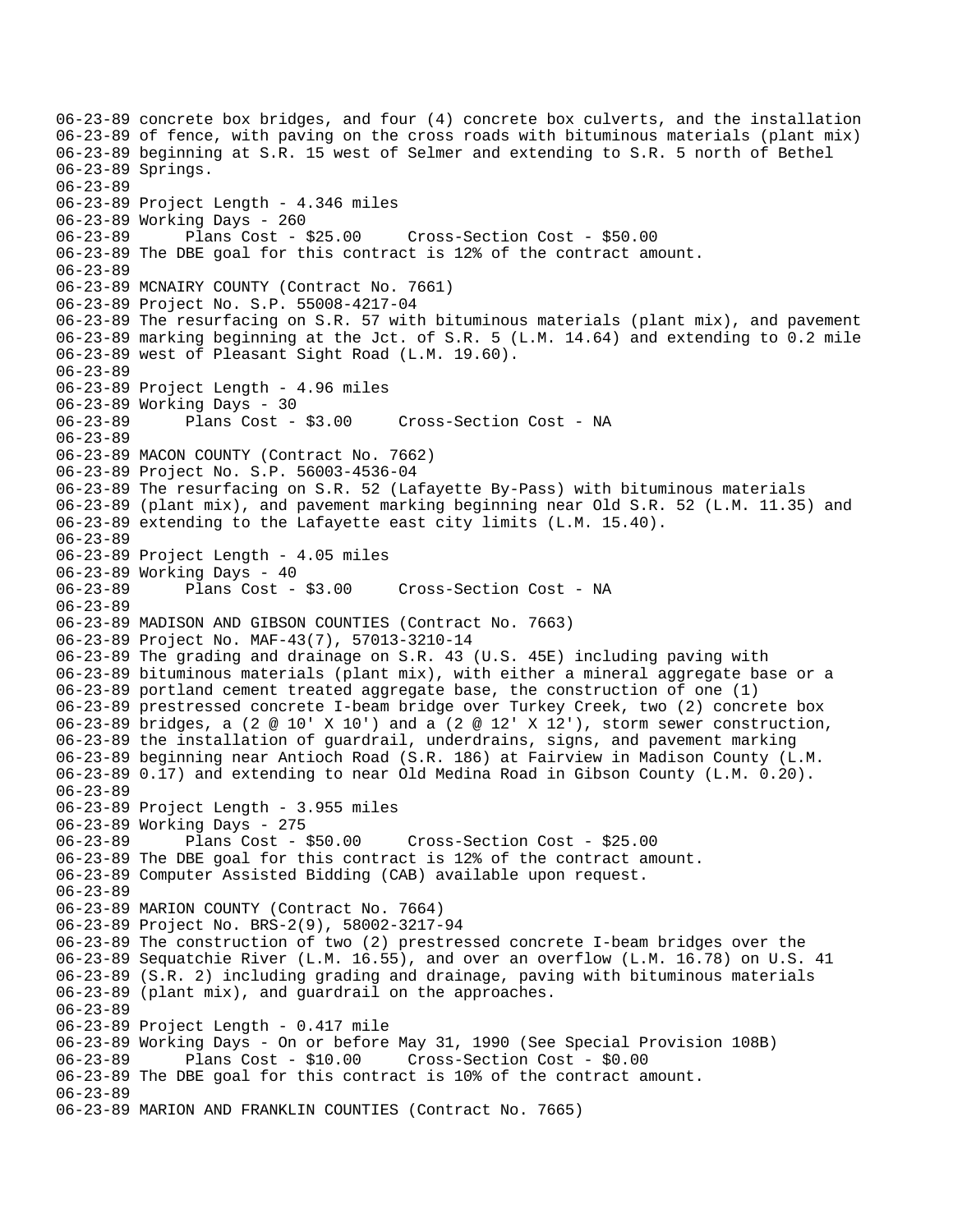```
06-23-89 concrete box bridges, and four (4) concrete box culverts, and the installation
06-23-89 of fence, with paving on the cross roads with bituminous materials (plant mix)
06-23-89 beginning at S.R. 15 west of Selmer and extending to S.R. 5 north of Bethel
06-23-89 Springs.
06-23-89
06-23-89 Project Length - 4.346 miles
06-23-89 Working Days - 260
06-23-89       Plans Cost - $25.00     Cross-Section Cost - $50.00
06-23-89 The DBE goal for this contract is 12% of the contract amount.
06-23-89
06-23-89 MCNAIRY COUNTY (Contract No. 7661)
06-23-89 Project No. S.P. 55008-4217-04
06-23-89 The resurfacing on S.R. 57 with bituminous materials (plant mix), and pavement
06-23-89 marking beginning at the Jct. of S.R. 5 (L.M. 14.64) and extending to 0.2 mile
06-23-89 west of Pleasant Sight Road (L.M. 19.60).
06-23-89
06-23-89 Project Length - 4.96 miles
06-23-89 Working Days - 30
06-23-89       Plans Cost - $3.00     Cross-Section Cost - NA
06-23-89
06-23-89 MACON COUNTY (Contract No. 7662)
06-23-89 Project No. S.P. 56003-4536-04
06-23-89 The resurfacing on S.R. 52 (Lafayette By-Pass) with bituminous materials
06-23-89 (plant mix), and pavement marking beginning near Old S.R. 52 (L.M. 11.35) and
06-23-89 extending to the Lafayette east city limits (L.M. 15.40).
06-23-89
06-23-89 Project Length - 4.05 miles
06-23-89 Working Days - 40
06-23-89       Plans Cost - $3.00     Cross-Section Cost - NA
06-23-89
06-23-89 MADISON AND GIBSON COUNTIES (Contract No. 7663)
06-23-89 Project No. MAF-43(7), 57013-3210-14
06-23-89 The grading and drainage on S.R. 43 (U.S. 45E) including paving with
06-23-89 bituminous materials (plant mix), with either a mineral aggregate base or a
06-23-89 portland cement treated aggregate base, the construction of one (1)
06-23-89 prestressed concrete I-beam bridge over Turkey Creek, two (2) concrete box
06-23-89 bridges, a (2 @ 10' X 10') and a (2 @ 12' X 12'), storm sewer construction,
06-23-89 the installation of guardrail, underdrains, signs, and pavement marking
06-23-89 beginning near Antioch Road (S.R. 186) at Fairview in Madison County (L.M.
06-23-89 0.17) and extending to near Old Medina Road in Gibson County (L.M. 0.20).
06-23-89
06-23-89 Project Length - 3.955 miles
06-23-89 Working Days - 275
06-23-89       Plans Cost - $50.00     Cross-Section Cost - $25.00
06-23-89 The DBE goal for this contract is 12% of the contract amount.
06-23-89 Computer Assisted Bidding (CAB) available upon request.
06-23-89
06-23-89 MARION COUNTY (Contract No. 7664)
06-23-89 Project No. BRS-2(9), 58002-3217-94
06-23-89 The construction of two (2) prestressed concrete I-beam bridges over the
06-23-89 Sequatchie River (L.M. 16.55), and over an overflow (L.M. 16.78) on U.S. 41
06-23-89 (S.R. 2) including grading and drainage, paving with bituminous materials
06-23-89 (plant mix), and guardrail on the approaches.
06-23-89
06-23-89 Project Length - 0.417 mile
06-23-89 Working Days - On or before May 31, 1990 (See Special Provision 108B)
06-23-89       Plans Cost - $10.00     Cross-Section Cost - $0.00
06-23-89 The DBE goal for this contract is 10% of the contract amount.
06-23-89
06-23-89 MARION AND FRANKLIN COUNTIES (Contract No. 7665)
```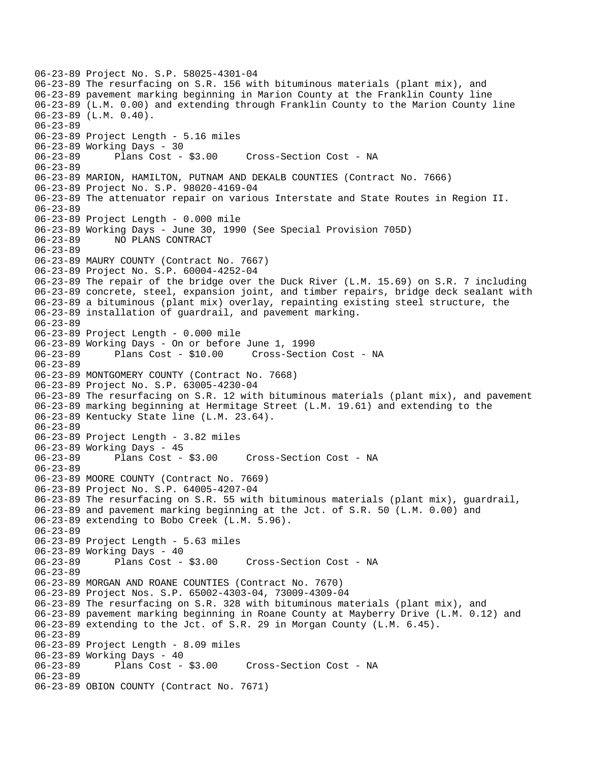06-23-89 Project No. S.P. 58025-4301-04
06-23-89 The resurfacing on S.R. 156 with bituminous materials (plant mix), and
06-23-89 pavement marking beginning in Marion County at the Franklin County line
06-23-89 (L.M. 0.00) and extending through Franklin County to the Marion County line
06-23-89 (L.M. 0.40).
06-23-89
06-23-89 Project Length - 5.16 miles
06-23-89 Working Days - 30
06-23-89 Plans Cost - $3.00 Cross-Section Cost - NA
06-23-89
06-23-89 MARION, HAMILTON, PUTNAM AND DEKALB COUNTIES (Contract No. 7666)
06-23-89 Project No. S.P. 98020-4169-04
06-23-89 The attenuator repair on various Interstate and State Routes in Region II.
06-23-89
06-23-89 Project Length - 0.000 mile
06-23-89 Working Days - June 30, 1990 (See Special Provision 705D)
06-23-89 NO PLANS CONTRACT
06-23-89
06-23-89 MAURY COUNTY (Contract No. 7667)
06-23-89 Project No. S.P. 60004-4252-04
06-23-89 The repair of the bridge over the Duck River (L.M. 15.69) on S.R. 7 including
06-23-89 concrete, steel, expansion joint, and timber repairs, bridge deck sealant with
06-23-89 a bituminous (plant mix) overlay, repainting existing steel structure, the
06-23-89 installation of guardrail, and pavement marking.
06-23-89
06-23-89 Project Length - 0.000 mile
06-23-89 Working Days - On or before June 1, 1990
06-23-89 Plans Cost - $10.00 Cross-Section Cost - NA
06-23-89
06-23-89 MONTGOMERY COUNTY (Contract No. 7668)
06-23-89 Project No. S.P. 63005-4230-04
06-23-89 The resurfacing on S.R. 12 with bituminous materials (plant mix), and pavement
06-23-89 marking beginning at Hermitage Street (L.M. 19.61) and extending to the
06-23-89 Kentucky State line (L.M. 23.64).
06-23-89
06-23-89 Project Length - 3.82 miles
06-23-89 Working Days - 45
06-23-89 Plans Cost - $3.00 Cross-Section Cost - NA
06-23-89
06-23-89 MOORE COUNTY (Contract No. 7669)
06-23-89 Project No. S.P. 64005-4207-04
06-23-89 The resurfacing on S.R. 55 with bituminous materials (plant mix), guardrail,
06-23-89 and pavement marking beginning at the Jct. of S.R. 50 (L.M. 0.00) and
06-23-89 extending to Bobo Creek (L.M. 5.96).
06-23-89
06-23-89 Project Length - 5.63 miles
06-23-89 Working Days - 40
06-23-89 Plans Cost - $3.00 Cross-Section Cost - NA
06-23-89
06-23-89 MORGAN AND ROANE COUNTIES (Contract No. 7670)
06-23-89 Project Nos. S.P. 65002-4303-04, 73009-4309-04
06-23-89 The resurfacing on S.R. 328 with bituminous materials (plant mix), and
06-23-89 pavement marking beginning in Roane County at Mayberry Drive (L.M. 0.12) and
06-23-89 extending to the Jct. of S.R. 29 in Morgan County (L.M. 6.45).
06-23-89
06-23-89 Project Length - 8.09 miles
06-23-89 Working Days - 40
06-23-89 Plans Cost - $3.00 Cross-Section Cost - NA
06-23-89
06-23-89 OBION COUNTY (Contract No. 7671)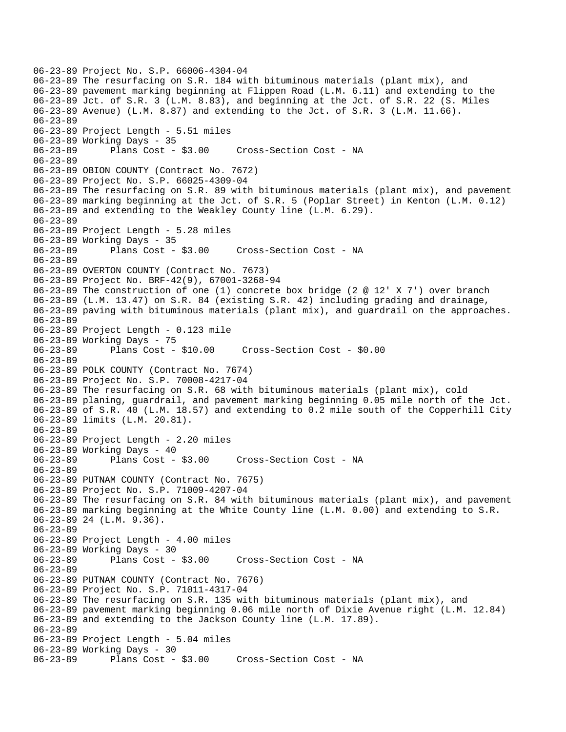```
06-23-89 Project No. S.P. 66006-4304-04
06-23-89 The resurfacing on S.R. 184 with bituminous materials (plant mix), and
06-23-89 pavement marking beginning at Flippen Road (L.M. 6.11) and extending to the
06-23-89 Jct. of S.R. 3 (L.M. 8.83), and beginning at the Jct. of S.R. 22 (S. Miles
06-23-89 Avenue) (L.M. 8.87) and extending to the Jct. of S.R. 3 (L.M. 11.66).
06-23-89
06-23-89 Project Length - 5.51 miles
06-23-89 Working Days - 35
06-23-89      Plans Cost - $3.00     Cross-Section Cost - NA
06-23-89
06-23-89 OBION COUNTY (Contract No. 7672)
06-23-89 Project No. S.P. 66025-4309-04
06-23-89 The resurfacing on S.R. 89 with bituminous materials (plant mix), and pavement
06-23-89 marking beginning at the Jct. of S.R. 5 (Poplar Street) in Kenton (L.M. 0.12)
06-23-89 and extending to the Weakley County line (L.M. 6.29).
06-23-89
06-23-89 Project Length - 5.28 miles
06-23-89 Working Days - 35
06-23-89      Plans Cost - $3.00     Cross-Section Cost - NA
06-23-89
06-23-89 OVERTON COUNTY (Contract No. 7673)
06-23-89 Project No. BRF-42(9), 67001-3268-94
06-23-89 The construction of one (1) concrete box bridge (2 @ 12' X 7') over branch
06-23-89 (L.M. 13.47) on S.R. 84 (existing S.R. 42) including grading and drainage,
06-23-89 paving with bituminous materials (plant mix), and guardrail on the approaches.
06-23-89
06-23-89 Project Length - 0.123 mile
06-23-89 Working Days - 75
06-23-89      Plans Cost - $10.00     Cross-Section Cost - $0.00
06-23-89
06-23-89 POLK COUNTY (Contract No. 7674)
06-23-89 Project No. S.P. 70008-4217-04
06-23-89 The resurfacing on S.R. 68 with bituminous materials (plant mix), cold
06-23-89 planing, guardrail, and pavement marking beginning 0.05 mile north of the Jct.
06-23-89 of S.R. 40 (L.M. 18.57) and extending to 0.2 mile south of the Copperhill City
06-23-89 limits (L.M. 20.81).
06-23-89
06-23-89 Project Length - 2.20 miles
06-23-89 Working Days - 40
06-23-89      Plans Cost - $3.00     Cross-Section Cost - NA
06-23-89
06-23-89 PUTNAM COUNTY (Contract No. 7675)
06-23-89 Project No. S.P. 71009-4207-04
06-23-89 The resurfacing on S.R. 84 with bituminous materials (plant mix), and pavement
06-23-89 marking beginning at the White County line (L.M. 0.00) and extending to S.R.
06-23-89 24 (L.M. 9.36).
06-23-89
06-23-89 Project Length - 4.00 miles
06-23-89 Working Days - 30
06-23-89      Plans Cost - $3.00     Cross-Section Cost - NA
06-23-89
06-23-89 PUTNAM COUNTY (Contract No. 7676)
06-23-89 Project No. S.P. 71011-4317-04
06-23-89 The resurfacing on S.R. 135 with bituminous materials (plant mix), and
06-23-89 pavement marking beginning 0.06 mile north of Dixie Avenue right (L.M. 12.84)
06-23-89 and extending to the Jackson County line (L.M. 17.89).
06-23-89
06-23-89 Project Length - 5.04 miles
06-23-89 Working Days - 30
06-23-89      Plans Cost - $3.00     Cross-Section Cost - NA
```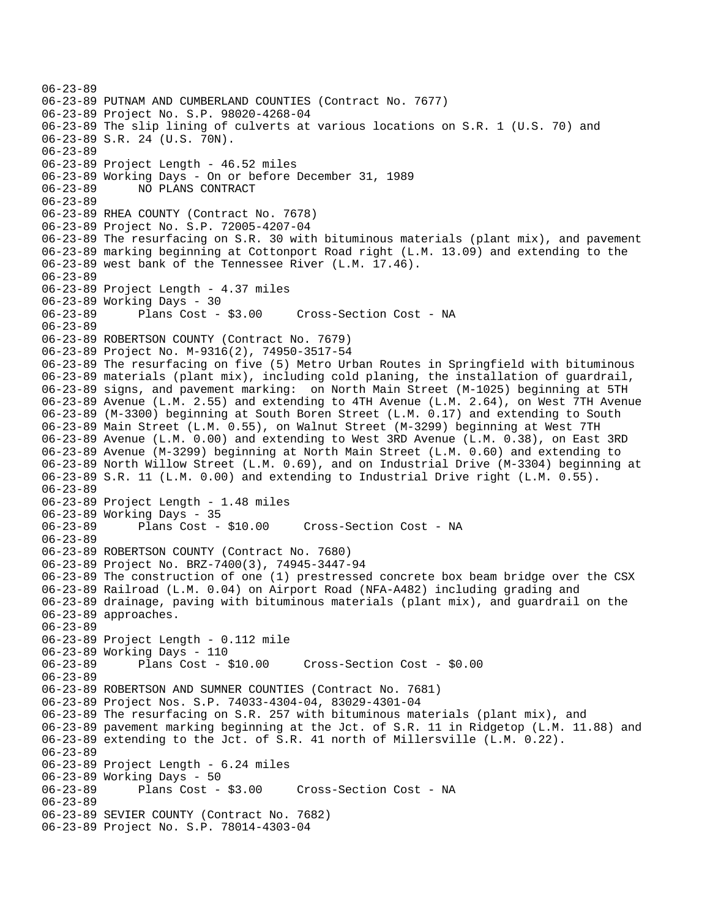06-23-89
06-23-89 PUTNAM AND CUMBERLAND COUNTIES (Contract No. 7677)
06-23-89 Project No. S.P. 98020-4268-04
06-23-89 The slip lining of culverts at various locations on S.R. 1 (U.S. 70) and
06-23-89 S.R. 24 (U.S. 70N).
06-23-89
06-23-89 Project Length - 46.52 miles
06-23-89 Working Days - On or before December 31, 1989
06-23-89 NO PLANS CONTRACT
06-23-89
06-23-89 RHEA COUNTY (Contract No. 7678)
06-23-89 Project No. S.P. 72005-4207-04
06-23-89 The resurfacing on S.R. 30 with bituminous materials (plant mix), and pavement
06-23-89 marking beginning at Cottonport Road right (L.M. 13.09) and extending to the
06-23-89 west bank of the Tennessee River (L.M. 17.46).
06-23-89
06-23-89 Project Length - 4.37 miles
06-23-89 Working Days - 30
06-23-89 Plans Cost - $3.00 Cross-Section Cost - NA
06-23-89
06-23-89 ROBERTSON COUNTY (Contract No. 7679)
06-23-89 Project No. M-9316(2), 74950-3517-54
06-23-89 The resurfacing on five (5) Metro Urban Routes in Springfield with bituminous
06-23-89 materials (plant mix), including cold planing, the installation of guardrail,
06-23-89 signs, and pavement marking: on North Main Street (M-1025) beginning at 5TH
06-23-89 Avenue (L.M. 2.55) and extending to 4TH Avenue (L.M. 2.64), on West 7TH Avenue
06-23-89 (M-3300) beginning at South Boren Street (L.M. 0.17) and extending to South
06-23-89 Main Street (L.M. 0.55), on Walnut Street (M-3299) beginning at West 7TH
06-23-89 Avenue (L.M. 0.00) and extending to West 3RD Avenue (L.M. 0.38), on East 3RD
06-23-89 Avenue (M-3299) beginning at North Main Street (L.M. 0.60) and extending to
06-23-89 North Willow Street (L.M. 0.69), and on Industrial Drive (M-3304) beginning at
06-23-89 S.R. 11 (L.M. 0.00) and extending to Industrial Drive right (L.M. 0.55).
06-23-89
06-23-89 Project Length - 1.48 miles
06-23-89 Working Days - 35
06-23-89 Plans Cost - $10.00 Cross-Section Cost - NA
06-23-89
06-23-89 ROBERTSON COUNTY (Contract No. 7680)
06-23-89 Project No. BRZ-7400(3), 74945-3447-94
06-23-89 The construction of one (1) prestressed concrete box beam bridge over the CSX
06-23-89 Railroad (L.M. 0.04) on Airport Road (NFA-A482) including grading and
06-23-89 drainage, paving with bituminous materials (plant mix), and guardrail on the
06-23-89 approaches.
06-23-89
06-23-89 Project Length - 0.112 mile
06-23-89 Working Days - 110
06-23-89 Plans Cost - $10.00 Cross-Section Cost - $0.00
06-23-89
06-23-89 ROBERTSON AND SUMNER COUNTIES (Contract No. 7681)
06-23-89 Project Nos. S.P. 74033-4304-04, 83029-4301-04
06-23-89 The resurfacing on S.R. 257 with bituminous materials (plant mix), and
06-23-89 pavement marking beginning at the Jct. of S.R. 11 in Ridgetop (L.M. 11.88) and
06-23-89 extending to the Jct. of S.R. 41 north of Millersville (L.M. 0.22).
06-23-89
06-23-89 Project Length - 6.24 miles
06-23-89 Working Days - 50
06-23-89 Plans Cost - $3.00 Cross-Section Cost - NA
06-23-89
06-23-89 SEVIER COUNTY (Contract No. 7682)
06-23-89 Project No. S.P. 78014-4303-04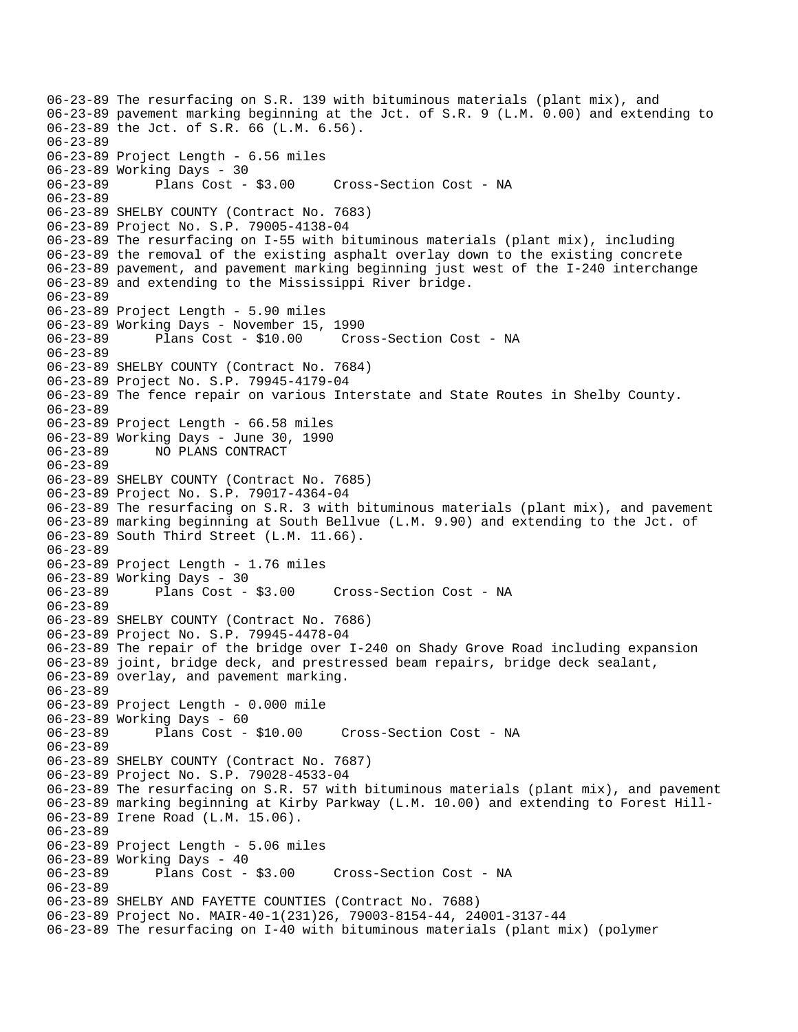```
06-23-89 The resurfacing on S.R. 139 with bituminous materials (plant mix), and
06-23-89 pavement marking beginning at the Jct. of S.R. 9 (L.M. 0.00) and extending to
06-23-89 the Jct. of S.R. 66 (L.M. 6.56).
06-23-89
06-23-89 Project Length - 6.56 miles
06-23-89 Working Days - 30
06-23-89      Plans Cost - $3.00     Cross-Section Cost - NA
06-23-89
06-23-89 SHELBY COUNTY (Contract No. 7683)
06-23-89 Project No. S.P. 79005-4138-04
06-23-89 The resurfacing on I-55 with bituminous materials (plant mix), including
06-23-89 the removal of the existing asphalt overlay down to the existing concrete
06-23-89 pavement, and pavement marking beginning just west of the I-240 interchange
06-23-89 and extending to the Mississippi River bridge.
06-23-89
06-23-89 Project Length - 5.90 miles
06-23-89 Working Days - November 15, 1990
06-23-89      Plans Cost - $10.00     Cross-Section Cost - NA
06-23-89
06-23-89 SHELBY COUNTY (Contract No. 7684)
06-23-89 Project No. S.P. 79945-4179-04
06-23-89 The fence repair on various Interstate and State Routes in Shelby County.
06-23-89
06-23-89 Project Length - 66.58 miles
06-23-89 Working Days - June 30, 1990
06-23-89      NO PLANS CONTRACT
06-23-89
06-23-89 SHELBY COUNTY (Contract No. 7685)
06-23-89 Project No. S.P. 79017-4364-04
06-23-89 The resurfacing on S.R. 3 with bituminous materials (plant mix), and pavement
06-23-89 marking beginning at South Bellvue (L.M. 9.90) and extending to the Jct. of
06-23-89 South Third Street (L.M. 11.66).
06-23-89
06-23-89 Project Length - 1.76 miles
06-23-89 Working Days - 30
06-23-89      Plans Cost - $3.00     Cross-Section Cost - NA
06-23-89
06-23-89 SHELBY COUNTY (Contract No. 7686)
06-23-89 Project No. S.P. 79945-4478-04
06-23-89 The repair of the bridge over I-240 on Shady Grove Road including expansion
06-23-89 joint, bridge deck, and prestressed beam repairs, bridge deck sealant,
06-23-89 overlay, and pavement marking.
06-23-89
06-23-89 Project Length - 0.000 mile
06-23-89 Working Days - 60
06-23-89      Plans Cost - $10.00     Cross-Section Cost - NA
06-23-89
06-23-89 SHELBY COUNTY (Contract No. 7687)
06-23-89 Project No. S.P. 79028-4533-04
06-23-89 The resurfacing on S.R. 57 with bituminous materials (plant mix), and pavement
06-23-89 marking beginning at Kirby Parkway (L.M. 10.00) and extending to Forest Hill-
06-23-89 Irene Road (L.M. 15.06).
06-23-89
06-23-89 Project Length - 5.06 miles
06-23-89 Working Days - 40
06-23-89      Plans Cost - $3.00     Cross-Section Cost - NA
06-23-89
06-23-89 SHELBY AND FAYETTE COUNTIES (Contract No. 7688)
06-23-89 Project No. MAIR-40-1(231)26, 79003-8154-44, 24001-3137-44
06-23-89 The resurfacing on I-40 with bituminous materials (plant mix) (polymer
```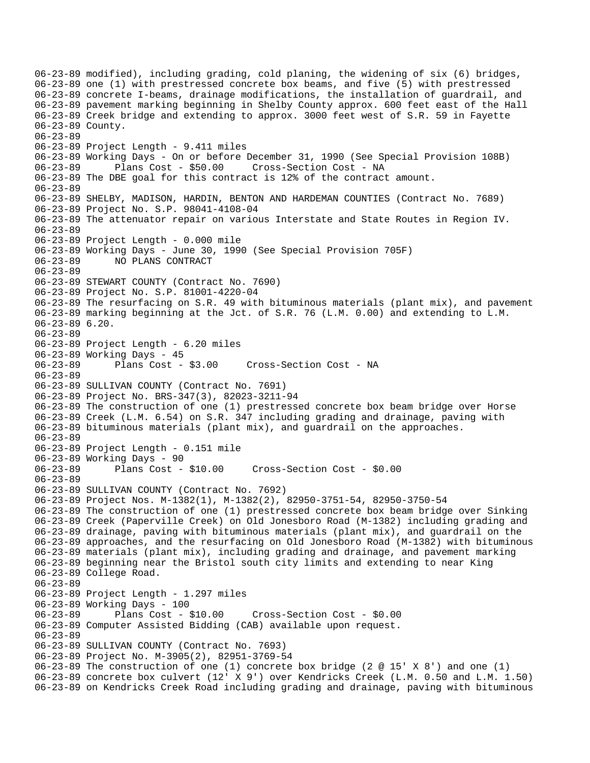```
06-23-89 modified), including grading, cold planing, the widening of six (6) bridges,
06-23-89 one (1) with prestressed concrete box beams, and five (5) with prestressed
06-23-89 concrete I-beams, drainage modifications, the installation of guardrail, and
06-23-89 pavement marking beginning in Shelby County approx. 600 feet east of the Hall
06-23-89 Creek bridge and extending to approx. 3000 feet west of S.R. 59 in Fayette
06-23-89 County.
06-23-89
06-23-89 Project Length - 9.411 miles
06-23-89 Working Days - On or before December 31, 1990 (See Special Provision 108B)
06-23-89      Plans Cost - $50.00     Cross-Section Cost - NA
06-23-89 The DBE goal for this contract is 12% of the contract amount.
06-23-89
06-23-89 SHELBY, MADISON, HARDIN, BENTON AND HARDEMAN COUNTIES (Contract No. 7689)
06-23-89 Project No. S.P. 98041-4108-04
06-23-89 The attenuator repair on various Interstate and State Routes in Region IV.
06-23-89
06-23-89 Project Length - 0.000 mile
06-23-89 Working Days - June 30, 1990 (See Special Provision 705F)
06-23-89      NO PLANS CONTRACT
06-23-89
06-23-89 STEWART COUNTY (Contract No. 7690)
06-23-89 Project No. S.P. 81001-4220-04
06-23-89 The resurfacing on S.R. 49 with bituminous materials (plant mix), and pavement
06-23-89 marking beginning at the Jct. of S.R. 76 (L.M. 0.00) and extending to L.M.
06-23-89 6.20.
06-23-89
06-23-89 Project Length - 6.20 miles
06-23-89 Working Days - 45
06-23-89      Plans Cost - $3.00     Cross-Section Cost - NA
06-23-89
06-23-89 SULLIVAN COUNTY (Contract No. 7691)
06-23-89 Project No. BRS-347(3), 82023-3211-94
06-23-89 The construction of one (1) prestressed concrete box beam bridge over Horse
06-23-89 Creek (L.M. 6.54) on S.R. 347 including grading and drainage, paving with
06-23-89 bituminous materials (plant mix), and guardrail on the approaches.
06-23-89
06-23-89 Project Length - 0.151 mile
06-23-89 Working Days - 90
06-23-89      Plans Cost - $10.00     Cross-Section Cost - $0.00
06-23-89
06-23-89 SULLIVAN COUNTY (Contract No. 7692)
06-23-89 Project Nos. M-1382(1), M-1382(2), 82950-3751-54, 82950-3750-54
06-23-89 The construction of one (1) prestressed concrete box beam bridge over Sinking
06-23-89 Creek (Paperville Creek) on Old Jonesboro Road (M-1382) including grading and
06-23-89 drainage, paving with bituminous materials (plant mix), and guardrail on the
06-23-89 approaches, and the resurfacing on Old Jonesboro Road (M-1382) with bituminous
06-23-89 materials (plant mix), including grading and drainage, and pavement marking
06-23-89 beginning near the Bristol south city limits and extending to near King
06-23-89 College Road.
06-23-89
06-23-89 Project Length - 1.297 miles
06-23-89 Working Days - 100
06-23-89      Plans Cost - $10.00     Cross-Section Cost - $0.00
06-23-89 Computer Assisted Bidding (CAB) available upon request.
06-23-89
06-23-89 SULLIVAN COUNTY (Contract No. 7693)
06-23-89 Project No. M-3905(2), 82951-3769-54
06-23-89 The construction of one (1) concrete box bridge (2 @ 15' X 8') and one (1)
06-23-89 concrete box culvert (12' X 9') over Kendricks Creek (L.M. 0.50 and L.M. 1.50)
06-23-89 on Kendricks Creek Road including grading and drainage, paving with bituminous
```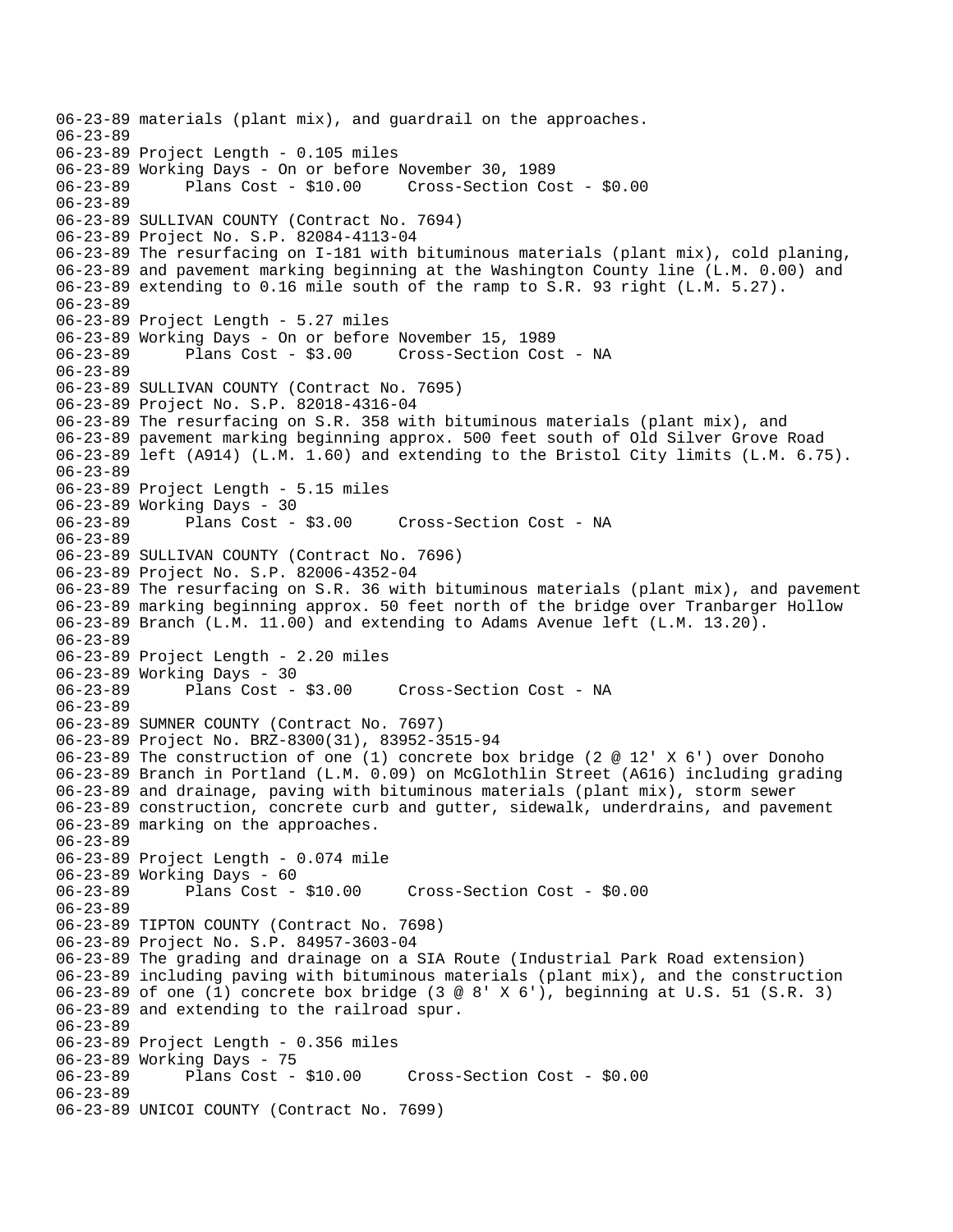```
06-23-89 materials (plant mix), and guardrail on the approaches.
06-23-89
06-23-89 Project Length - 0.105 miles
06-23-89 Working Days - On or before November 30, 1989
06-23-89       Plans Cost - $10.00     Cross-Section Cost - $0.00
06-23-89
06-23-89 SULLIVAN COUNTY (Contract No. 7694)
06-23-89 Project No. S.P. 82084-4113-04
06-23-89 The resurfacing on I-181 with bituminous materials (plant mix), cold planing,
06-23-89 and pavement marking beginning at the Washington County line (L.M. 0.00) and
06-23-89 extending to 0.16 mile south of the ramp to S.R. 93 right (L.M. 5.27).
06-23-89
06-23-89 Project Length - 5.27 miles
06-23-89 Working Days - On or before November 15, 1989
06-23-89       Plans Cost - $3.00     Cross-Section Cost - NA
06-23-89
06-23-89 SULLIVAN COUNTY (Contract No. 7695)
06-23-89 Project No. S.P. 82018-4316-04
06-23-89 The resurfacing on S.R. 358 with bituminous materials (plant mix), and
06-23-89 pavement marking beginning approx. 500 feet south of Old Silver Grove Road
06-23-89 left (A914) (L.M. 1.60) and extending to the Bristol City limits (L.M. 6.75).
06-23-89
06-23-89 Project Length - 5.15 miles
06-23-89 Working Days - 30
06-23-89       Plans Cost - $3.00     Cross-Section Cost - NA
06-23-89
06-23-89 SULLIVAN COUNTY (Contract No. 7696)
06-23-89 Project No. S.P. 82006-4352-04
06-23-89 The resurfacing on S.R. 36 with bituminous materials (plant mix), and pavement
06-23-89 marking beginning approx. 50 feet north of the bridge over Tranbarger Hollow
06-23-89 Branch (L.M. 11.00) and extending to Adams Avenue left (L.M. 13.20).
06-23-89
06-23-89 Project Length - 2.20 miles
06-23-89 Working Days - 30
06-23-89       Plans Cost - $3.00     Cross-Section Cost - NA
06-23-89
06-23-89 SUMNER COUNTY (Contract No. 7697)
06-23-89 Project No. BRZ-8300(31), 83952-3515-94
06-23-89 The construction of one (1) concrete box bridge (2 @ 12' X 6') over Donoho
06-23-89 Branch in Portland (L.M. 0.09) on McGlothlin Street (A616) including grading
06-23-89 and drainage, paving with bituminous materials (plant mix), storm sewer
06-23-89 construction, concrete curb and gutter, sidewalk, underdrains, and pavement
06-23-89 marking on the approaches.
06-23-89
06-23-89 Project Length - 0.074 mile
06-23-89 Working Days - 60
06-23-89       Plans Cost - $10.00     Cross-Section Cost - $0.00
06-23-89
06-23-89 TIPTON COUNTY (Contract No. 7698)
06-23-89 Project No. S.P. 84957-3603-04
06-23-89 The grading and drainage on a SIA Route (Industrial Park Road extension)
06-23-89 including paving with bituminous materials (plant mix), and the construction
06-23-89 of one (1) concrete box bridge (3 @ 8' X 6'), beginning at U.S. 51 (S.R. 3)
06-23-89 and extending to the railroad spur.
06-23-89
06-23-89 Project Length - 0.356 miles
06-23-89 Working Days - 75
06-23-89       Plans Cost - $10.00     Cross-Section Cost - $0.00
06-23-89
06-23-89 UNICOI COUNTY (Contract No. 7699)
```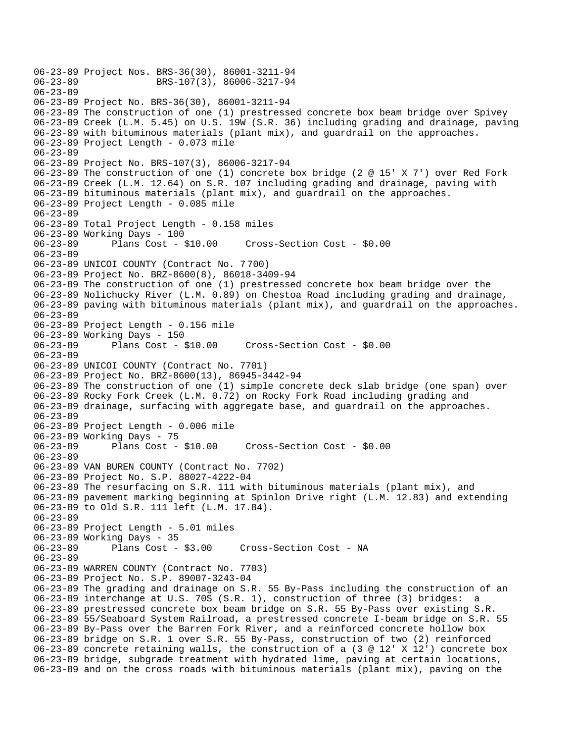```
06-23-89 Project Nos. BRS-36(30), 86001-3211-94
06-23-89              BRS-107(3), 86006-3217-94
06-23-89
06-23-89 Project No. BRS-36(30), 86001-3211-94
06-23-89 The construction of one (1) prestressed concrete box beam bridge over Spivey
06-23-89 Creek (L.M. 5.45) on U.S. 19W (S.R. 36) including grading and drainage, paving
06-23-89 with bituminous materials (plant mix), and guardrail on the approaches.
06-23-89 Project Length - 0.073 mile
06-23-89
06-23-89 Project No. BRS-107(3), 86006-3217-94
06-23-89 The construction of one (1) concrete box bridge (2 @ 15' X 7') over Red Fork
06-23-89 Creek (L.M. 12.64) on S.R. 107 including grading and drainage, paving with
06-23-89 bituminous materials (plant mix), and guardrail on the approaches.
06-23-89 Project Length - 0.085 mile
06-23-89
06-23-89 Total Project Length - 0.158 miles
06-23-89 Working Days - 100
06-23-89       Plans Cost - $10.00     Cross-Section Cost - $0.00
06-23-89
06-23-89
06-23-89 UNICOI COUNTY (Contract No. 7700)
06-23-89 Project No. BRZ-8600(8), 86018-3409-94
06-23-89 The construction of one (1) prestressed concrete box beam bridge over the
06-23-89 Nolichucky River (L.M. 0.89) on Chestoa Road including grading and drainage,
06-23-89 paving with bituminous materials (plant mix), and guardrail on the approaches.
06-23-89
06-23-89 Project Length - 0.156 mile
06-23-89 Working Days - 150
06-23-89       Plans Cost - $10.00     Cross-Section Cost - $0.00
06-23-89
06-23-89 UNICOI COUNTY (Contract No. 7701)
06-23-89 Project No. BRZ-8600(13), 86945-3442-94
06-23-89 The construction of one (1) simple concrete deck slab bridge (one span) over
06-23-89 Rocky Fork Creek (L.M. 0.72) on Rocky Fork Road including grading and
06-23-89 drainage, surfacing with aggregate base, and guardrail on the approaches.
06-23-89
06-23-89 Project Length - 0.006 mile
06-23-89 Working Days - 75
06-23-89       Plans Cost - $10.00     Cross-Section Cost - $0.00
06-23-89
06-23-89 VAN BUREN COUNTY (Contract No. 7702)
06-23-89 Project No. S.P. 88027-4222-04
06-23-89 The resurfacing on S.R. 111 with bituminous materials (plant mix), and
06-23-89 pavement marking beginning at Spinlon Drive right (L.M. 12.83) and extending
06-23-89 to Old S.R. 111 left (L.M. 17.84).
06-23-89
06-23-89 Project Length - 5.01 miles
06-23-89 Working Days - 35
06-23-89       Plans Cost - $3.00     Cross-Section Cost - NA
06-23-89
06-23-89 WARREN COUNTY (Contract No. 7703)
06-23-89 Project No. S.P. 89007-3243-04
06-23-89 The grading and drainage on S.R. 55 By-Pass including the construction of an
06-23-89 interchange at U.S. 70S (S.R. 1), construction of three (3) bridges:  a
06-23-89 prestressed concrete box beam bridge on S.R. 55 By-Pass over existing S.R.
06-23-89 55/Seaboard System Railroad, a prestressed concrete I-beam bridge on S.R. 55
06-23-89 By-Pass over the Barren Fork River, and a reinforced concrete hollow box
06-23-89 bridge on S.R. 1 over S.R. 55 By-Pass, construction of two (2) reinforced
06-23-89 concrete retaining walls, the construction of a (3 @ 12' X 12') concrete box
06-23-89 bridge, subgrade treatment with hydrated lime, paving at certain locations,
06-23-89 and on the cross roads with bituminous materials (plant mix), paving on the
```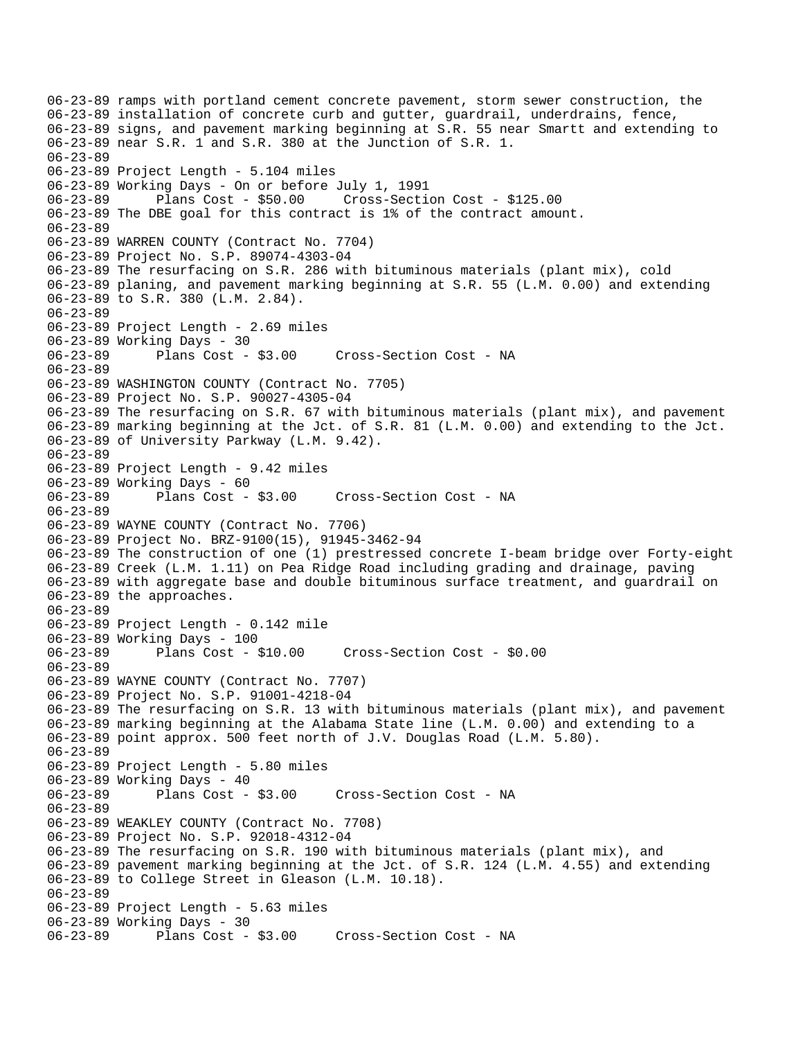```
06-23-89 ramps with portland cement concrete pavement, storm sewer construction, the
06-23-89 installation of concrete curb and gutter, guardrail, underdrains, fence,
06-23-89 signs, and pavement marking beginning at S.R. 55 near Smartt and extending to
06-23-89 near S.R. 1 and S.R. 380 at the Junction of S.R. 1.
06-23-89
06-23-89 Project Length - 5.104 miles
06-23-89 Working Days - On or before July 1, 1991
06-23-89      Plans Cost - $50.00     Cross-Section Cost - $125.00
06-23-89 The DBE goal for this contract is 1% of the contract amount.
06-23-89
06-23-89 WARREN COUNTY (Contract No. 7704)
06-23-89 Project No. S.P. 89074-4303-04
06-23-89 The resurfacing on S.R. 286 with bituminous materials (plant mix), cold
06-23-89 planing, and pavement marking beginning at S.R. 55 (L.M. 0.00) and extending
06-23-89 to S.R. 380 (L.M. 2.84).
06-23-89
06-23-89 Project Length - 2.69 miles
06-23-89 Working Days - 30
06-23-89      Plans Cost - $3.00     Cross-Section Cost - NA
06-23-89
06-23-89 WASHINGTON COUNTY (Contract No. 7705)
06-23-89 Project No. S.P. 90027-4305-04
06-23-89 The resurfacing on S.R. 67 with bituminous materials (plant mix), and pavement
06-23-89 marking beginning at the Jct. of S.R. 81 (L.M. 0.00) and extending to the Jct.
06-23-89 of University Parkway (L.M. 9.42).
06-23-89
06-23-89 Project Length - 9.42 miles
06-23-89 Working Days - 60
06-23-89      Plans Cost - $3.00     Cross-Section Cost - NA
06-23-89
06-23-89 WAYNE COUNTY (Contract No. 7706)
06-23-89 Project No. BRZ-9100(15), 91945-3462-94
06-23-89 The construction of one (1) prestressed concrete I-beam bridge over Forty-eight
06-23-89 Creek (L.M. 1.11) on Pea Ridge Road including grading and drainage, paving
06-23-89 with aggregate base and double bituminous surface treatment, and guardrail on
06-23-89 the approaches.
06-23-89
06-23-89 Project Length - 0.142 mile
06-23-89 Working Days - 100
06-23-89      Plans Cost - $10.00     Cross-Section Cost - $0.00
06-23-89
06-23-89 WAYNE COUNTY (Contract No. 7707)
06-23-89 Project No. S.P. 91001-4218-04
06-23-89 The resurfacing on S.R. 13 with bituminous materials (plant mix), and pavement
06-23-89 marking beginning at the Alabama State line (L.M. 0.00) and extending to a
06-23-89 point approx. 500 feet north of J.V. Douglas Road (L.M. 5.80).
06-23-89
06-23-89 Project Length - 5.80 miles
06-23-89 Working Days - 40
06-23-89      Plans Cost - $3.00     Cross-Section Cost - NA
06-23-89
06-23-89 WEAKLEY COUNTY (Contract No. 7708)
06-23-89 Project No. S.P. 92018-4312-04
06-23-89 The resurfacing on S.R. 190 with bituminous materials (plant mix), and
06-23-89 pavement marking beginning at the Jct. of S.R. 124 (L.M. 4.55) and extending
06-23-89 to College Street in Gleason (L.M. 10.18).
06-23-89
06-23-89 Project Length - 5.63 miles
06-23-89 Working Days - 30
06-23-89      Plans Cost - $3.00     Cross-Section Cost - NA
```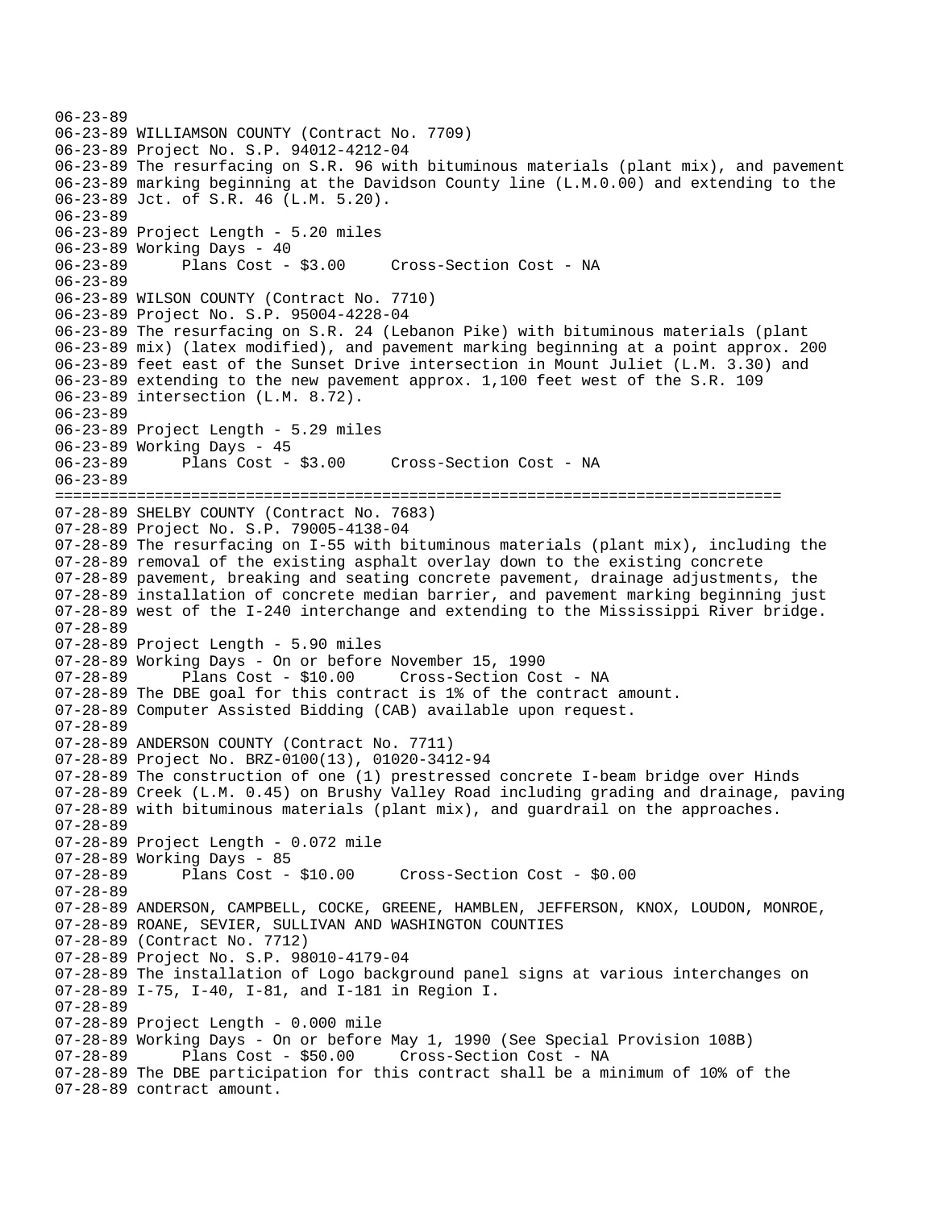```
06-23-89
06-23-89 WILLIAMSON COUNTY (Contract No. 7709)
06-23-89 Project No. S.P. 94012-4212-04
06-23-89 The resurfacing on S.R. 96 with bituminous materials (plant mix), and pavement
06-23-89 marking beginning at the Davidson County line (L.M.0.00) and extending to the
06-23-89 Jct. of S.R. 46 (L.M. 5.20).
06-23-89
06-23-89 Project Length - 5.20 miles
06-23-89 Working Days - 40
06-23-89      Plans Cost - $3.00     Cross-Section Cost - NA
06-23-89
06-23-89 WILSON COUNTY (Contract No. 7710)
06-23-89 Project No. S.P. 95004-4228-04
06-23-89 The resurfacing on S.R. 24 (Lebanon Pike) with bituminous materials (plant
06-23-89 mix) (latex modified), and pavement marking beginning at a point approx. 200
06-23-89 feet east of the Sunset Drive intersection in Mount Juliet (L.M. 3.30) and
06-23-89 extending to the new pavement approx. 1,100 feet west of the S.R. 109
06-23-89 intersection (L.M. 8.72).
06-23-89
06-23-89 Project Length - 5.29 miles
06-23-89 Working Days - 45
06-23-89      Plans Cost - $3.00     Cross-Section Cost - NA
06-23-89
================================================================================
07-28-89 SHELBY COUNTY (Contract No. 7683)
07-28-89 Project No. S.P. 79005-4138-04
07-28-89 The resurfacing on I-55 with bituminous materials (plant mix), including the
07-28-89 removal of the existing asphalt overlay down to the existing concrete
07-28-89 pavement, breaking and seating concrete pavement, drainage adjustments, the
07-28-89 installation of concrete median barrier, and pavement marking beginning just
07-28-89 west of the I-240 interchange and extending to the Mississippi River bridge.
07-28-89
07-28-89 Project Length - 5.90 miles
07-28-89 Working Days - On or before November 15, 1990
07-28-89      Plans Cost - $10.00     Cross-Section Cost - NA
07-28-89 The DBE goal for this contract is 1% of the contract amount.
07-28-89 Computer Assisted Bidding (CAB) available upon request.
07-28-89
07-28-89 ANDERSON COUNTY (Contract No. 7711)
07-28-89 Project No. BRZ-0100(13), 01020-3412-94
07-28-89 The construction of one (1) prestressed concrete I-beam bridge over Hinds
07-28-89 Creek (L.M. 0.45) on Brushy Valley Road including grading and drainage, paving
07-28-89 with bituminous materials (plant mix), and guardrail on the approaches.
07-28-89
07-28-89 Project Length - 0.072 mile
07-28-89 Working Days - 85
07-28-89      Plans Cost - $10.00     Cross-Section Cost - $0.00
07-28-89
07-28-89 ANDERSON, CAMPBELL, COCKE, GREENE, HAMBLEN, JEFFERSON, KNOX, LOUDON, MONROE,
07-28-89 ROANE, SEVIER, SULLIVAN AND WASHINGTON COUNTIES
07-28-89 (Contract No. 7712)
07-28-89 Project No. S.P. 98010-4179-04
07-28-89 The installation of Logo background panel signs at various interchanges on
07-28-89 I-75, I-40, I-81, and I-181 in Region I.
07-28-89
07-28-89 Project Length - 0.000 mile
07-28-89 Working Days - On or before May 1, 1990 (See Special Provision 108B)
07-28-89      Plans Cost - $50.00     Cross-Section Cost - NA
07-28-89 The DBE participation for this contract shall be a minimum of 10% of the
07-28-89 contract amount.
```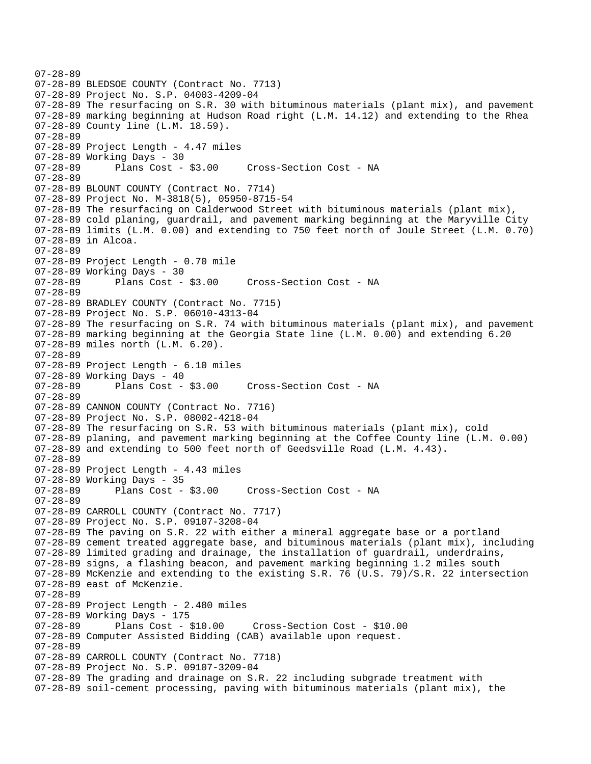```
07-28-89
07-28-89 BLEDSOE COUNTY (Contract No. 7713)
07-28-89 Project No. S.P. 04003-4209-04
07-28-89 The resurfacing on S.R. 30 with bituminous materials (plant mix), and pavement
07-28-89 marking beginning at Hudson Road right (L.M. 14.12) and extending to the Rhea
07-28-89 County line (L.M. 18.59).
07-28-89
07-28-89 Project Length - 4.47 miles
07-28-89 Working Days - 30
07-28-89       Plans Cost - $3.00     Cross-Section Cost - NA
07-28-89
07-28-89 BLOUNT COUNTY (Contract No. 7714)
07-28-89 Project No. M-3818(5), 05950-8715-54
07-28-89 The resurfacing on Calderwood Street with bituminous materials (plant mix),
07-28-89 cold planing, guardrail, and pavement marking beginning at the Maryville City
07-28-89 limits (L.M. 0.00) and extending to 750 feet north of Joule Street (L.M. 0.70)
07-28-89 in Alcoa.
07-28-89
07-28-89 Project Length - 0.70 mile
07-28-89 Working Days - 30
07-28-89       Plans Cost - $3.00     Cross-Section Cost - NA
07-28-89
07-28-89 BRADLEY COUNTY (Contract No. 7715)
07-28-89 Project No. S.P. 06010-4313-04
07-28-89 The resurfacing on S.R. 74 with bituminous materials (plant mix), and pavement
07-28-89 marking beginning at the Georgia State line (L.M. 0.00) and extending 6.20
07-28-89 miles north (L.M. 6.20).
07-28-89
07-28-89 Project Length - 6.10 miles
07-28-89 Working Days - 40
07-28-89       Plans Cost - $3.00     Cross-Section Cost - NA
07-28-89
07-28-89 CANNON COUNTY (Contract No. 7716)
07-28-89 Project No. S.P. 08002-4218-04
07-28-89 The resurfacing on S.R. 53 with bituminous materials (plant mix), cold
07-28-89 planing, and pavement marking beginning at the Coffee County line (L.M. 0.00)
07-28-89 and extending to 500 feet north of Geedsville Road (L.M. 4.43).
07-28-89
07-28-89 Project Length - 4.43 miles
07-28-89 Working Days - 35
07-28-89       Plans Cost - $3.00     Cross-Section Cost - NA
07-28-89
07-28-89 CARROLL COUNTY (Contract No. 7717)
07-28-89 Project No. S.P. 09107-3208-04
07-28-89 The paving on S.R. 22 with either a mineral aggregate base or a portland
07-28-89 cement treated aggregate base, and bituminous materials (plant mix), including
07-28-89 limited grading and drainage, the installation of guardrail, underdrains,
07-28-89 signs, a flashing beacon, and pavement marking beginning 1.2 miles south
07-28-89 McKenzie and extending to the existing S.R. 76 (U.S. 79)/S.R. 22 intersection
07-28-89 east of McKenzie.
07-28-89
07-28-89 Project Length - 2.480 miles
07-28-89 Working Days - 175
07-28-89       Plans Cost - $10.00     Cross-Section Cost - $10.00
07-28-89 Computer Assisted Bidding (CAB) available upon request.
07-28-89
07-28-89 CARROLL COUNTY (Contract No. 7718)
07-28-89 Project No. S.P. 09107-3209-04
07-28-89 The grading and drainage on S.R. 22 including subgrade treatment with
07-28-89 soil-cement processing, paving with bituminous materials (plant mix), the
```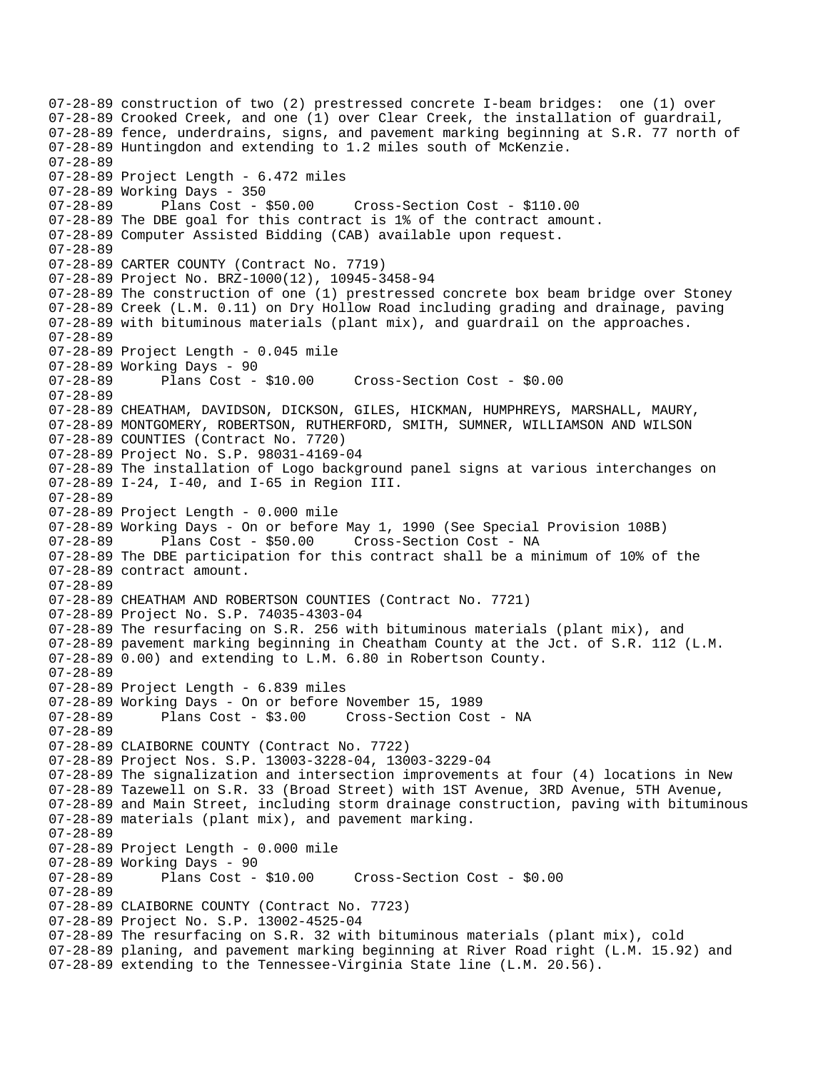```
07-28-89 construction of two (2) prestressed concrete I-beam bridges:  one (1) over
07-28-89 Crooked Creek, and one (1) over Clear Creek, the installation of guardrail,
07-28-89 fence, underdrains, signs, and pavement marking beginning at S.R. 77 north of
07-28-89 Huntingdon and extending to 1.2 miles south of McKenzie.
07-28-89
07-28-89 Project Length - 6.472 miles
07-28-89 Working Days - 350
07-28-89      Plans Cost - $50.00     Cross-Section Cost - $110.00
07-28-89 The DBE goal for this contract is 1% of the contract amount.
07-28-89 Computer Assisted Bidding (CAB) available upon request.
07-28-89
07-28-89 CARTER COUNTY (Contract No. 7719)
07-28-89 Project No. BRZ-1000(12), 10945-3458-94
07-28-89 The construction of one (1) prestressed concrete box beam bridge over Stoney
07-28-89 Creek (L.M. 0.11) on Dry Hollow Road including grading and drainage, paving
07-28-89 with bituminous materials (plant mix), and guardrail on the approaches.
07-28-89
07-28-89 Project Length - 0.045 mile
07-28-89 Working Days - 90
07-28-89      Plans Cost - $10.00     Cross-Section Cost - $0.00
07-28-89
07-28-89 CHEATHAM, DAVIDSON, DICKSON, GILES, HICKMAN, HUMPHREYS, MARSHALL, MAURY,
07-28-89 MONTGOMERY, ROBERTSON, RUTHERFORD, SMITH, SUMNER, WILLIAMSON AND WILSON
07-28-89 COUNTIES (Contract No. 7720)
07-28-89 Project No. S.P. 98031-4169-04
07-28-89 The installation of Logo background panel signs at various interchanges on
07-28-89 I-24, I-40, and I-65 in Region III.
07-28-89
07-28-89 Project Length - 0.000 mile
07-28-89 Working Days - On or before May 1, 1990 (See Special Provision 108B)
07-28-89      Plans Cost - $50.00     Cross-Section Cost - NA
07-28-89 The DBE participation for this contract shall be a minimum of 10% of the
07-28-89 contract amount.
07-28-89
07-28-89 CHEATHAM AND ROBERTSON COUNTIES (Contract No. 7721)
07-28-89 Project No. S.P. 74035-4303-04
07-28-89 The resurfacing on S.R. 256 with bituminous materials (plant mix), and
07-28-89 pavement marking beginning in Cheatham County at the Jct. of S.R. 112 (L.M.
07-28-89 0.00) and extending to L.M. 6.80 in Robertson County.
07-28-89
07-28-89 Project Length - 6.839 miles
07-28-89 Working Days - On or before November 15, 1989
07-28-89      Plans Cost - $3.00     Cross-Section Cost - NA
07-28-89
07-28-89 CLAIBORNE COUNTY (Contract No. 7722)
07-28-89 Project Nos. S.P. 13003-3228-04, 13003-3229-04
07-28-89 The signalization and intersection improvements at four (4) locations in New
07-28-89 Tazewell on S.R. 33 (Broad Street) with 1ST Avenue, 3RD Avenue, 5TH Avenue,
07-28-89 and Main Street, including storm drainage construction, paving with bituminous
07-28-89 materials (plant mix), and pavement marking.
07-28-89
07-28-89 Project Length - 0.000 mile
07-28-89 Working Days - 90
07-28-89      Plans Cost - $10.00     Cross-Section Cost - $0.00
07-28-89
07-28-89 CLAIBORNE COUNTY (Contract No. 7723)
07-28-89 Project No. S.P. 13002-4525-04
07-28-89 The resurfacing on S.R. 32 with bituminous materials (plant mix), cold
07-28-89 planing, and pavement marking beginning at River Road right (L.M. 15.92) and
07-28-89 extending to the Tennessee-Virginia State line (L.M. 20.56).
```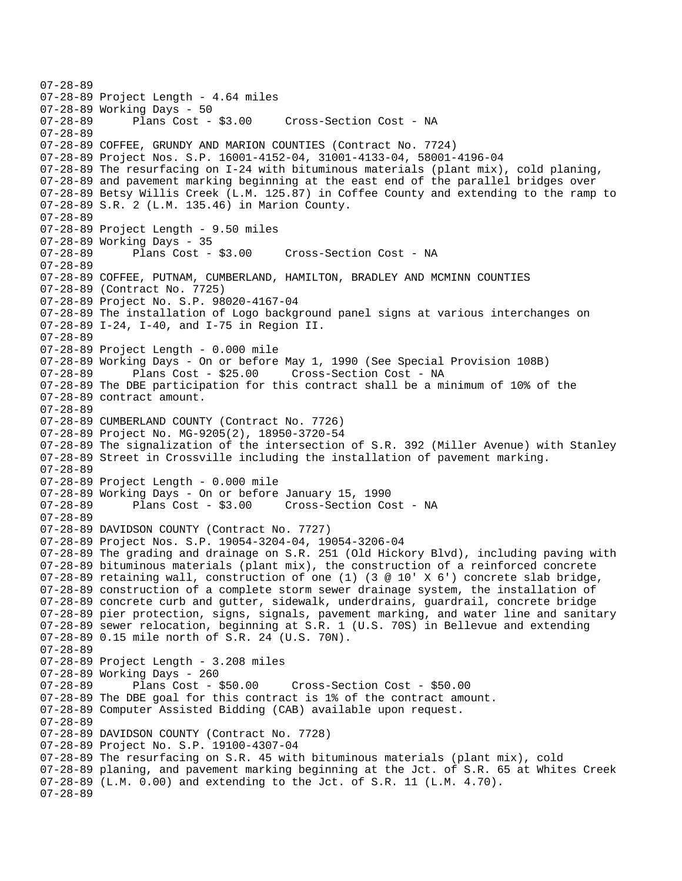```
07-28-89
07-28-89 Project Length - 4.64 miles
07-28-89 Working Days - 50
07-28-89       Plans Cost - $3.00     Cross-Section Cost - NA
07-28-89
07-28-89 COFFEE, GRUNDY AND MARION COUNTIES (Contract No. 7724)
07-28-89 Project Nos. S.P. 16001-4152-04, 31001-4133-04, 58001-4196-04
07-28-89 The resurfacing on I-24 with bituminous materials (plant mix), cold planing,
07-28-89 and pavement marking beginning at the east end of the parallel bridges over
07-28-89 Betsy Willis Creek (L.M. 125.87) in Coffee County and extending to the ramp to
07-28-89 S.R. 2 (L.M. 135.46) in Marion County.
07-28-89
07-28-89 Project Length - 9.50 miles
07-28-89 Working Days - 35
07-28-89       Plans Cost - $3.00     Cross-Section Cost - NA
07-28-89
07-28-89 COFFEE, PUTNAM, CUMBERLAND, HAMILTON, BRADLEY AND MCMINN COUNTIES
07-28-89 (Contract No. 7725)
07-28-89 Project No. S.P. 98020-4167-04
07-28-89 The installation of Logo background panel signs at various interchanges on
07-28-89 I-24, I-40, and I-75 in Region II.
07-28-89
07-28-89 Project Length - 0.000 mile
07-28-89 Working Days - On or before May 1, 1990 (See Special Provision 108B)
07-28-89       Plans Cost - $25.00     Cross-Section Cost - NA
07-28-89 The DBE participation for this contract shall be a minimum of 10% of the
07-28-89 contract amount.
07-28-89
07-28-89 CUMBERLAND COUNTY (Contract No. 7726)
07-28-89 Project No. MG-9205(2), 18950-3720-54
07-28-89 The signalization of the intersection of S.R. 392 (Miller Avenue) with Stanley
07-28-89 Street in Crossville including the installation of pavement marking.
07-28-89
07-28-89 Project Length - 0.000 mile
07-28-89 Working Days - On or before January 15, 1990
07-28-89       Plans Cost - $3.00     Cross-Section Cost - NA
07-28-89
07-28-89 DAVIDSON COUNTY (Contract No. 7727)
07-28-89 Project Nos. S.P. 19054-3204-04, 19054-3206-04
07-28-89 The grading and drainage on S.R. 251 (Old Hickory Blvd), including paving with
07-28-89 bituminous materials (plant mix), the construction of a reinforced concrete
07-28-89 retaining wall, construction of one (1) (3 @ 10' X 6') concrete slab bridge,
07-28-89 construction of a complete storm sewer drainage system, the installation of
07-28-89 concrete curb and gutter, sidewalk, underdrains, guardrail, concrete bridge
07-28-89 pier protection, signs, signals, pavement marking, and water line and sanitary
07-28-89 sewer relocation, beginning at S.R. 1 (U.S. 70S) in Bellevue and extending
07-28-89 0.15 mile north of S.R. 24 (U.S. 70N).
07-28-89
07-28-89 Project Length - 3.208 miles
07-28-89 Working Days - 260
07-28-89       Plans Cost - $50.00     Cross-Section Cost - $50.00
07-28-89 The DBE goal for this contract is 1% of the contract amount.
07-28-89 Computer Assisted Bidding (CAB) available upon request.
07-28-89
07-28-89 DAVIDSON COUNTY (Contract No. 7728)
07-28-89 Project No. S.P. 19100-4307-04
07-28-89 The resurfacing on S.R. 45 with bituminous materials (plant mix), cold
07-28-89 planing, and pavement marking beginning at the Jct. of S.R. 65 at Whites Creek
07-28-89 (L.M. 0.00) and extending to the Jct. of S.R. 11 (L.M. 4.70).
07-28-89
```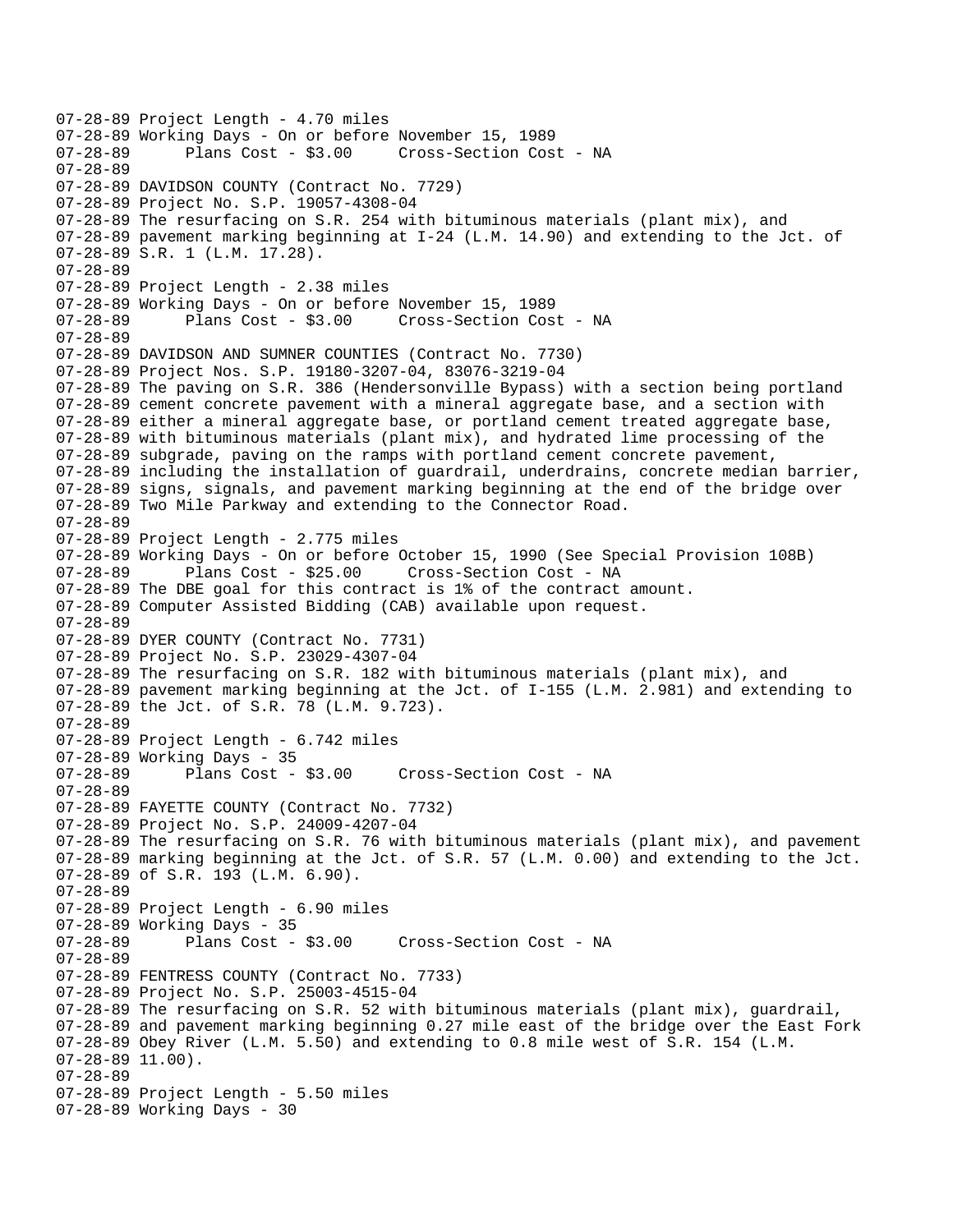```
07-28-89 Project Length - 4.70 miles
07-28-89 Working Days - On or before November 15, 1989
07-28-89       Plans Cost - $3.00     Cross-Section Cost - NA
07-28-89
07-28-89 DAVIDSON COUNTY (Contract No. 7729)
07-28-89 Project No. S.P. 19057-4308-04
07-28-89 The resurfacing on S.R. 254 with bituminous materials (plant mix), and
07-28-89 pavement marking beginning at I-24 (L.M. 14.90) and extending to the Jct. of
07-28-89 S.R. 1 (L.M. 17.28).
07-28-89
07-28-89 Project Length - 2.38 miles
07-28-89 Working Days - On or before November 15, 1989
07-28-89       Plans Cost - $3.00     Cross-Section Cost - NA
07-28-89
07-28-89 DAVIDSON AND SUMNER COUNTIES (Contract No. 7730)
07-28-89 Project Nos. S.P. 19180-3207-04, 83076-3219-04
07-28-89 The paving on S.R. 386 (Hendersonville Bypass) with a section being portland
07-28-89 cement concrete pavement with a mineral aggregate base, and a section with
07-28-89 either a mineral aggregate base, or portland cement treated aggregate base,
07-28-89 with bituminous materials (plant mix), and hydrated lime processing of the
07-28-89 subgrade, paving on the ramps with portland cement concrete pavement,
07-28-89 including the installation of guardrail, underdrains, concrete median barrier,
07-28-89 signs, signals, and pavement marking beginning at the end of the bridge over
07-28-89 Two Mile Parkway and extending to the Connector Road.
07-28-89
07-28-89 Project Length - 2.775 miles
07-28-89 Working Days - On or before October 15, 1990 (See Special Provision 108B)
07-28-89       Plans Cost - $25.00     Cross-Section Cost - NA
07-28-89 The DBE goal for this contract is 1% of the contract amount.
07-28-89 Computer Assisted Bidding (CAB) available upon request.
07-28-89
07-28-89 DYER COUNTY (Contract No. 7731)
07-28-89 Project No. S.P. 23029-4307-04
07-28-89 The resurfacing on S.R. 182 with bituminous materials (plant mix), and
07-28-89 pavement marking beginning at the Jct. of I-155 (L.M. 2.981) and extending to
07-28-89 the Jct. of S.R. 78 (L.M. 9.723).
07-28-89
07-28-89 Project Length - 6.742 miles
07-28-89 Working Days - 35
07-28-89       Plans Cost - $3.00     Cross-Section Cost - NA
07-28-89
07-28-89 FAYETTE COUNTY (Contract No. 7732)
07-28-89 Project No. S.P. 24009-4207-04
07-28-89 The resurfacing on S.R. 76 with bituminous materials (plant mix), and pavement
07-28-89 marking beginning at the Jct. of S.R. 57 (L.M. 0.00) and extending to the Jct.
07-28-89 of S.R. 193 (L.M. 6.90).
07-28-89
07-28-89 Project Length - 6.90 miles
07-28-89 Working Days - 35
07-28-89       Plans Cost - $3.00     Cross-Section Cost - NA
07-28-89
07-28-89 FENTRESS COUNTY (Contract No. 7733)
07-28-89 Project No. S.P. 25003-4515-04
07-28-89 The resurfacing on S.R. 52 with bituminous materials (plant mix), guardrail,
07-28-89 and pavement marking beginning 0.27 mile east of the bridge over the East Fork
07-28-89 Obey River (L.M. 5.50) and extending to 0.8 mile west of S.R. 154 (L.M.
07-28-89 11.00).
07-28-89
07-28-89 Project Length - 5.50 miles
07-28-89 Working Days - 30
```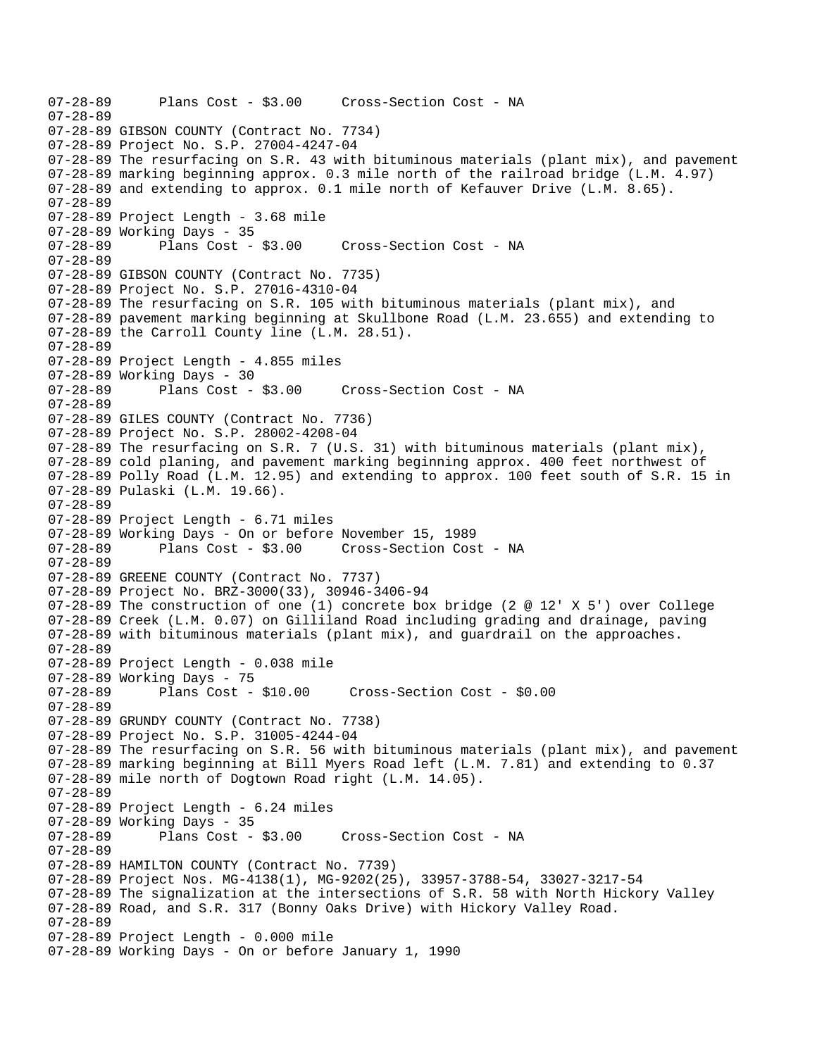```
07-28-89      Plans Cost - $3.00     Cross-Section Cost - NA
07-28-89
07-28-89 GIBSON COUNTY (Contract No. 7734)
07-28-89 Project No. S.P. 27004-4247-04
07-28-89 The resurfacing on S.R. 43 with bituminous materials (plant mix), and pavement
07-28-89 marking beginning approx. 0.3 mile north of the railroad bridge (L.M. 4.97)
07-28-89 and extending to approx. 0.1 mile north of Kefauver Drive (L.M. 8.65).
07-28-89
07-28-89 Project Length - 3.68 mile
07-28-89 Working Days - 35
07-28-89      Plans Cost - $3.00     Cross-Section Cost - NA
07-28-89
07-28-89 GIBSON COUNTY (Contract No. 7735)
07-28-89 Project No. S.P. 27016-4310-04
07-28-89 The resurfacing on S.R. 105 with bituminous materials (plant mix), and
07-28-89 pavement marking beginning at Skullbone Road (L.M. 23.655) and extending to
07-28-89 the Carroll County line (L.M. 28.51).
07-28-89
07-28-89 Project Length - 4.855 miles
07-28-89 Working Days - 30
07-28-89      Plans Cost - $3.00     Cross-Section Cost - NA
07-28-89
07-28-89 GILES COUNTY (Contract No. 7736)
07-28-89 Project No. S.P. 28002-4208-04
07-28-89 The resurfacing on S.R. 7 (U.S. 31) with bituminous materials (plant mix),
07-28-89 cold planing, and pavement marking beginning approx. 400 feet northwest of
07-28-89 Polly Road (L.M. 12.95) and extending to approx. 100 feet south of S.R. 15 in
07-28-89 Pulaski (L.M. 19.66).
07-28-89
07-28-89 Project Length - 6.71 miles
07-28-89 Working Days - On or before November 15, 1989
07-28-89      Plans Cost - $3.00     Cross-Section Cost - NA
07-28-89
07-28-89 GREENE COUNTY (Contract No. 7737)
07-28-89 Project No. BRZ-3000(33), 30946-3406-94
07-28-89 The construction of one (1) concrete box bridge (2 @ 12' X 5') over College
07-28-89 Creek (L.M. 0.07) on Gilliland Road including grading and drainage, paving
07-28-89 with bituminous materials (plant mix), and guardrail on the approaches.
07-28-89
07-28-89 Project Length - 0.038 mile
07-28-89 Working Days - 75
07-28-89      Plans Cost - $10.00     Cross-Section Cost - $0.00
07-28-89
07-28-89 GRUNDY COUNTY (Contract No. 7738)
07-28-89 Project No. S.P. 31005-4244-04
07-28-89 The resurfacing on S.R. 56 with bituminous materials (plant mix), and pavement
07-28-89 marking beginning at Bill Myers Road left (L.M. 7.81) and extending to 0.37
07-28-89 mile north of Dogtown Road right (L.M. 14.05).
07-28-89
07-28-89 Project Length - 6.24 miles
07-28-89 Working Days - 35
07-28-89      Plans Cost - $3.00     Cross-Section Cost - NA
07-28-89
07-28-89 HAMILTON COUNTY (Contract No. 7739)
07-28-89 Project Nos. MG-4138(1), MG-9202(25), 33957-3788-54, 33027-3217-54
07-28-89 The signalization at the intersections of S.R. 58 with North Hickory Valley
07-28-89 Road, and S.R. 317 (Bonny Oaks Drive) with Hickory Valley Road.
07-28-89
07-28-89 Project Length - 0.000 mile
07-28-89 Working Days - On or before January 1, 1990
```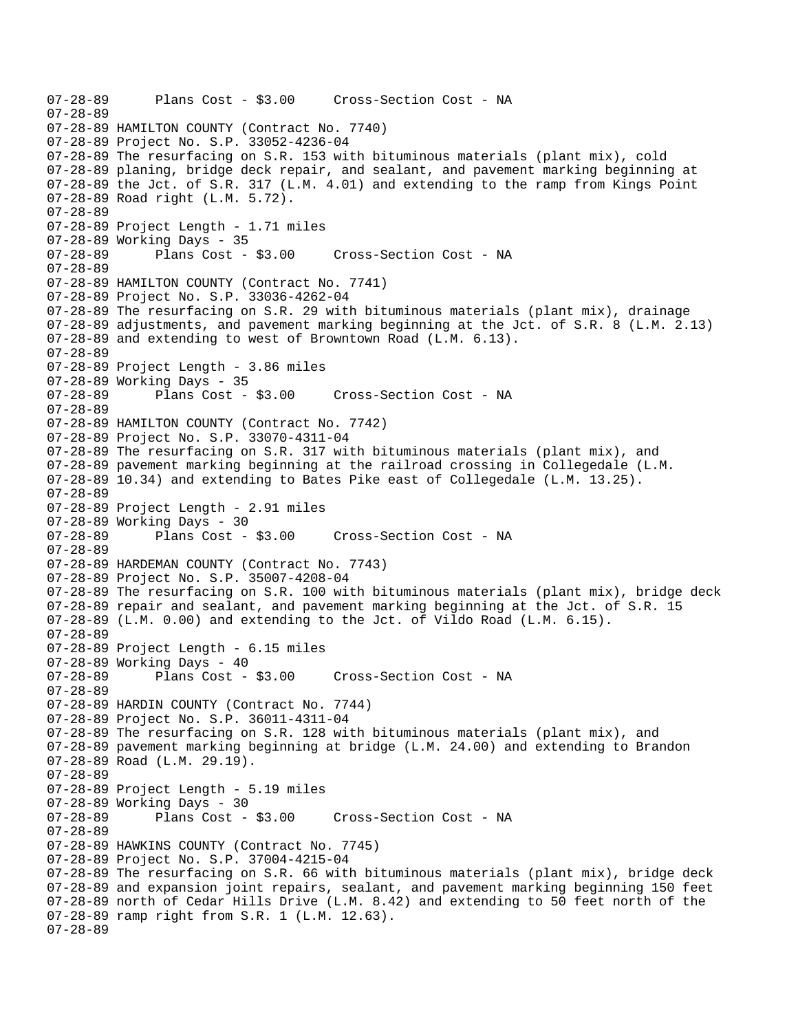```
07-28-89      Plans Cost - $3.00     Cross-Section Cost - NA
07-28-89
07-28-89 HAMILTON COUNTY (Contract No. 7740)
07-28-89 Project No. S.P. 33052-4236-04
07-28-89 The resurfacing on S.R. 153 with bituminous materials (plant mix), cold
07-28-89 planing, bridge deck repair, and sealant, and pavement marking beginning at
07-28-89 the Jct. of S.R. 317 (L.M. 4.01) and extending to the ramp from Kings Point
07-28-89 Road right (L.M. 5.72).
07-28-89
07-28-89 Project Length - 1.71 miles
07-28-89 Working Days - 35
07-28-89      Plans Cost - $3.00     Cross-Section Cost - NA
07-28-89
07-28-89 HAMILTON COUNTY (Contract No. 7741)
07-28-89 Project No. S.P. 33036-4262-04
07-28-89 The resurfacing on S.R. 29 with bituminous materials (plant mix), drainage
07-28-89 adjustments, and pavement marking beginning at the Jct. of S.R. 8 (L.M. 2.13)
07-28-89 and extending to west of Browntown Road (L.M. 6.13).
07-28-89
07-28-89 Project Length - 3.86 miles
07-28-89 Working Days - 35
07-28-89      Plans Cost - $3.00     Cross-Section Cost - NA
07-28-89
07-28-89 HAMILTON COUNTY (Contract No. 7742)
07-28-89 Project No. S.P. 33070-4311-04
07-28-89 The resurfacing on S.R. 317 with bituminous materials (plant mix), and
07-28-89 pavement marking beginning at the railroad crossing in Collegedale (L.M.
07-28-89 10.34) and extending to Bates Pike east of Collegedale (L.M. 13.25).
07-28-89
07-28-89 Project Length - 2.91 miles
07-28-89 Working Days - 30
07-28-89      Plans Cost - $3.00     Cross-Section Cost - NA
07-28-89
07-28-89 HARDEMAN COUNTY (Contract No. 7743)
07-28-89 Project No. S.P. 35007-4208-04
07-28-89 The resurfacing on S.R. 100 with bituminous materials (plant mix), bridge deck
07-28-89 repair and sealant, and pavement marking beginning at the Jct. of S.R. 15
07-28-89 (L.M. 0.00) and extending to the Jct. of Vildo Road (L.M. 6.15).
07-28-89
07-28-89 Project Length - 6.15 miles
07-28-89 Working Days - 40
07-28-89      Plans Cost - $3.00     Cross-Section Cost - NA
07-28-89
07-28-89 HARDIN COUNTY (Contract No. 7744)
07-28-89 Project No. S.P. 36011-4311-04
07-28-89 The resurfacing on S.R. 128 with bituminous materials (plant mix), and
07-28-89 pavement marking beginning at bridge (L.M. 24.00) and extending to Brandon
07-28-89 Road (L.M. 29.19).
07-28-89
07-28-89 Project Length - 5.19 miles
07-28-89 Working Days - 30
07-28-89      Plans Cost - $3.00     Cross-Section Cost - NA
07-28-89
07-28-89 HAWKINS COUNTY (Contract No. 7745)
07-28-89 Project No. S.P. 37004-4215-04
07-28-89 The resurfacing on S.R. 66 with bituminous materials (plant mix), bridge deck
07-28-89 and expansion joint repairs, sealant, and pavement marking beginning 150 feet
07-28-89 north of Cedar Hills Drive (L.M. 8.42) and extending to 50 feet north of the
07-28-89 ramp right from S.R. 1 (L.M. 12.63).
07-28-89
```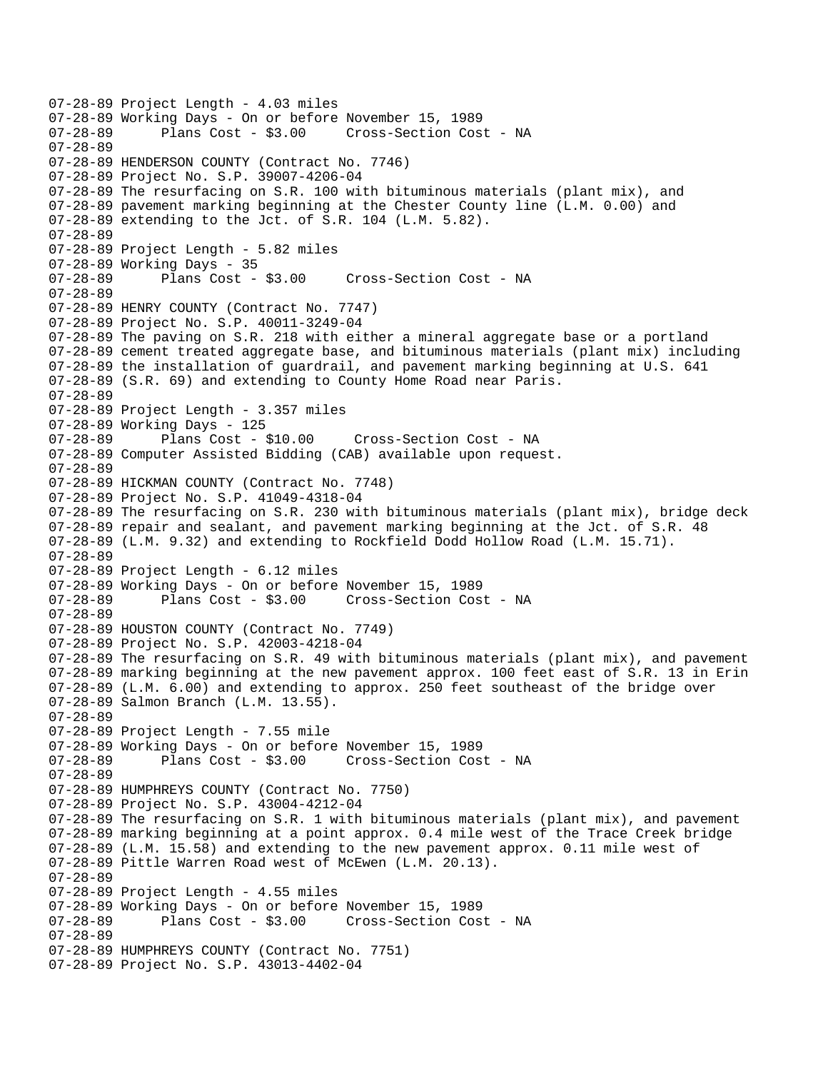```
07-28-89 Project Length - 4.03 miles
07-28-89 Working Days - On or before November 15, 1989
07-28-89      Plans Cost - $3.00     Cross-Section Cost - NA
07-28-89
07-28-89 HENDERSON COUNTY (Contract No. 7746)
07-28-89 Project No. S.P. 39007-4206-04
07-28-89 The resurfacing on S.R. 100 with bituminous materials (plant mix), and
07-28-89 pavement marking beginning at the Chester County line (L.M. 0.00) and
07-28-89 extending to the Jct. of S.R. 104 (L.M. 5.82).
07-28-89
07-28-89 Project Length - 5.82 miles
07-28-89 Working Days - 35
07-28-89      Plans Cost - $3.00     Cross-Section Cost - NA
07-28-89
07-28-89 HENRY COUNTY (Contract No. 7747)
07-28-89 Project No. S.P. 40011-3249-04
07-28-89 The paving on S.R. 218 with either a mineral aggregate base or a portland
07-28-89 cement treated aggregate base, and bituminous materials (plant mix) including
07-28-89 the installation of guardrail, and pavement marking beginning at U.S. 641
07-28-89 (S.R. 69) and extending to County Home Road near Paris.
07-28-89
07-28-89 Project Length - 3.357 miles
07-28-89 Working Days - 125
07-28-89      Plans Cost - $10.00     Cross-Section Cost - NA
07-28-89 Computer Assisted Bidding (CAB) available upon request.
07-28-89
07-28-89 HICKMAN COUNTY (Contract No. 7748)
07-28-89 Project No. S.P. 41049-4318-04
07-28-89 The resurfacing on S.R. 230 with bituminous materials (plant mix), bridge deck
07-28-89 repair and sealant, and pavement marking beginning at the Jct. of S.R. 48
07-28-89 (L.M. 9.32) and extending to Rockfield Dodd Hollow Road (L.M. 15.71).
07-28-89
07-28-89 Project Length - 6.12 miles
07-28-89 Working Days - On or before November 15, 1989
07-28-89      Plans Cost - $3.00     Cross-Section Cost - NA
07-28-89
07-28-89 HOUSTON COUNTY (Contract No. 7749)
07-28-89 Project No. S.P. 42003-4218-04
07-28-89 The resurfacing on S.R. 49 with bituminous materials (plant mix), and pavement
07-28-89 marking beginning at the new pavement approx. 100 feet east of S.R. 13 in Erin
07-28-89 (L.M. 6.00) and extending to approx. 250 feet southeast of the bridge over
07-28-89 Salmon Branch (L.M. 13.55).
07-28-89
07-28-89 Project Length - 7.55 mile
07-28-89 Working Days - On or before November 15, 1989
07-28-89      Plans Cost - $3.00     Cross-Section Cost - NA
07-28-89
07-28-89 HUMPHREYS COUNTY (Contract No. 7750)
07-28-89 Project No. S.P. 43004-4212-04
07-28-89 The resurfacing on S.R. 1 with bituminous materials (plant mix), and pavement
07-28-89 marking beginning at a point approx. 0.4 mile west of the Trace Creek bridge
07-28-89 (L.M. 15.58) and extending to the new pavement approx. 0.11 mile west of
07-28-89 Pittle Warren Road west of McEwen (L.M. 20.13).
07-28-89
07-28-89 Project Length - 4.55 miles
07-28-89 Working Days - On or before November 15, 1989
07-28-89      Plans Cost - $3.00     Cross-Section Cost - NA
07-28-89
07-28-89 HUMPHREYS COUNTY (Contract No. 7751)
07-28-89 Project No. S.P. 43013-4402-04
```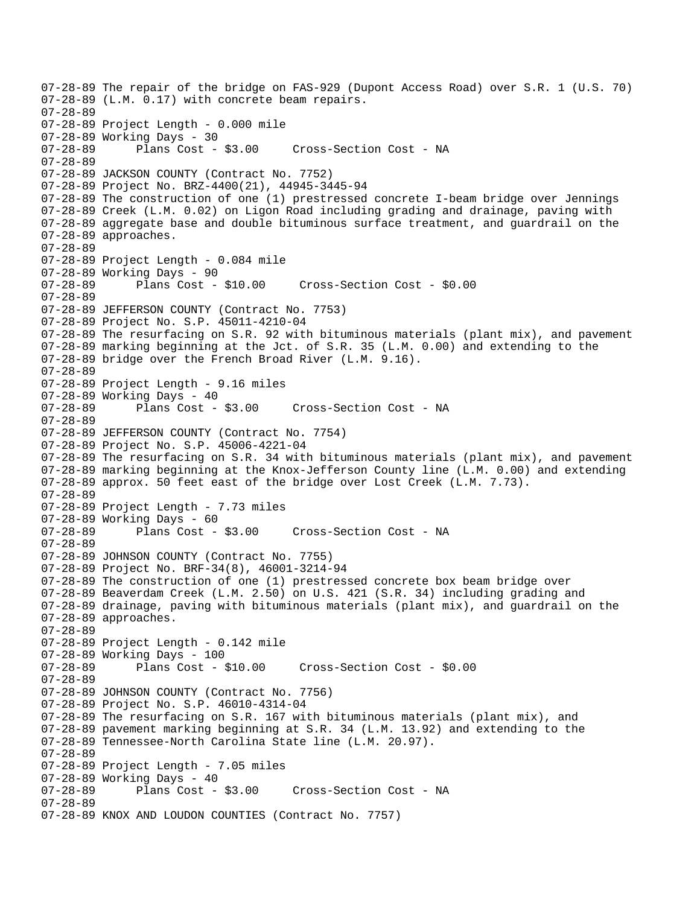```
07-28-89 The repair of the bridge on FAS-929 (Dupont Access Road) over S.R. 1 (U.S. 70)
07-28-89 (L.M. 0.17) with concrete beam repairs.
07-28-89
07-28-89 Project Length - 0.000 mile
07-28-89 Working Days - 30
07-28-89       Plans Cost - $3.00     Cross-Section Cost - NA
07-28-89
07-28-89 JACKSON COUNTY (Contract No. 7752)
07-28-89 Project No. BRZ-4400(21), 44945-3445-94
07-28-89 The construction of one (1) prestressed concrete I-beam bridge over Jennings
07-28-89 Creek (L.M. 0.02) on Ligon Road including grading and drainage, paving with
07-28-89 aggregate base and double bituminous surface treatment, and guardrail on the
07-28-89 approaches.
07-28-89
07-28-89 Project Length - 0.084 mile
07-28-89 Working Days - 90
07-28-89       Plans Cost - $10.00     Cross-Section Cost - $0.00
07-28-89
07-28-89 JEFFERSON COUNTY (Contract No. 7753)
07-28-89 Project No. S.P. 45011-4210-04
07-28-89 The resurfacing on S.R. 92 with bituminous materials (plant mix), and pavement
07-28-89 marking beginning at the Jct. of S.R. 35 (L.M. 0.00) and extending to the
07-28-89 bridge over the French Broad River (L.M. 9.16).
07-28-89
07-28-89 Project Length - 9.16 miles
07-28-89 Working Days - 40
07-28-89       Plans Cost - $3.00     Cross-Section Cost - NA
07-28-89
07-28-89 JEFFERSON COUNTY (Contract No. 7754)
07-28-89 Project No. S.P. 45006-4221-04
07-28-89 The resurfacing on S.R. 34 with bituminous materials (plant mix), and pavement
07-28-89 marking beginning at the Knox-Jefferson County line (L.M. 0.00) and extending
07-28-89 approx. 50 feet east of the bridge over Lost Creek (L.M. 7.73).
07-28-89
07-28-89 Project Length - 7.73 miles
07-28-89 Working Days - 60
07-28-89       Plans Cost - $3.00     Cross-Section Cost - NA
07-28-89
07-28-89 JOHNSON COUNTY (Contract No. 7755)
07-28-89 Project No. BRF-34(8), 46001-3214-94
07-28-89 The construction of one (1) prestressed concrete box beam bridge over
07-28-89 Beaverdam Creek (L.M. 2.50) on U.S. 421 (S.R. 34) including grading and
07-28-89 drainage, paving with bituminous materials (plant mix), and guardrail on the
07-28-89 approaches.
07-28-89
07-28-89 Project Length - 0.142 mile
07-28-89 Working Days - 100
07-28-89       Plans Cost - $10.00     Cross-Section Cost - $0.00
07-28-89
07-28-89 JOHNSON COUNTY (Contract No. 7756)
07-28-89 Project No. S.P. 46010-4314-04
07-28-89 The resurfacing on S.R. 167 with bituminous materials (plant mix), and
07-28-89 pavement marking beginning at S.R. 34 (L.M. 13.92) and extending to the
07-28-89 Tennessee-North Carolina State line (L.M. 20.97).
07-28-89
07-28-89 Project Length - 7.05 miles
07-28-89 Working Days - 40
07-28-89       Plans Cost - $3.00     Cross-Section Cost - NA
07-28-89
07-28-89 KNOX AND LOUDON COUNTIES (Contract No. 7757)
```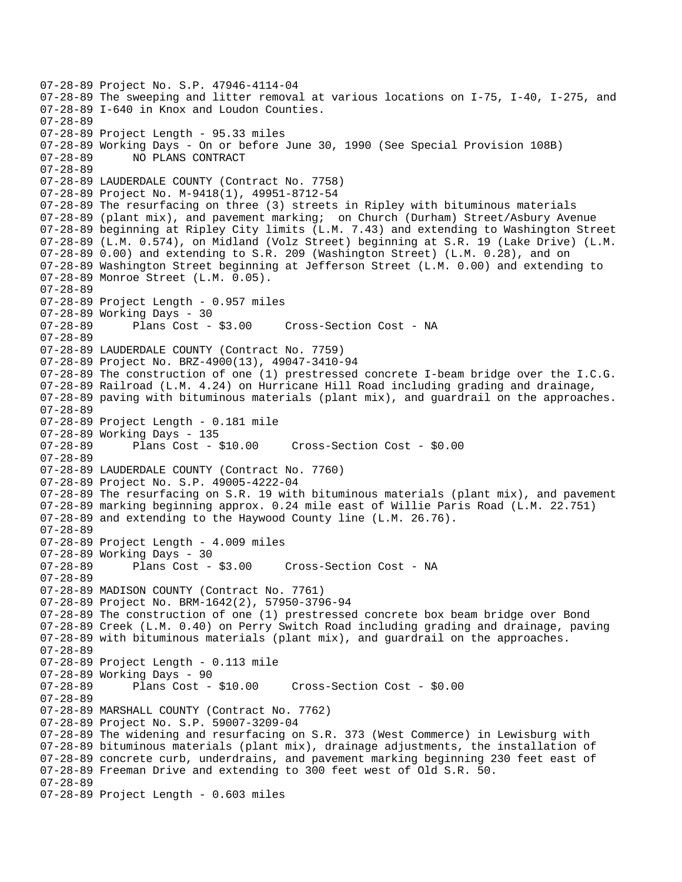```
07-28-89 Project No. S.P. 47946-4114-04
07-28-89 The sweeping and litter removal at various locations on I-75, I-40, I-275, and
07-28-89 I-640 in Knox and Loudon Counties.
07-28-89
07-28-89 Project Length - 95.33 miles
07-28-89 Working Days - On or before June 30, 1990 (See Special Provision 108B)
07-28-89       NO PLANS CONTRACT
07-28-89
07-28-89 LAUDERDALE COUNTY (Contract No. 7758)
07-28-89 Project No. M-9418(1), 49951-8712-54
07-28-89 The resurfacing on three (3) streets in Ripley with bituminous materials
07-28-89 (plant mix), and pavement marking;  on Church (Durham) Street/Asbury Avenue
07-28-89 beginning at Ripley City limits (L.M. 7.43) and extending to Washington Street
07-28-89 (L.M. 0.574), on Midland (Volz Street) beginning at S.R. 19 (Lake Drive) (L.M.
07-28-89 0.00) and extending to S.R. 209 (Washington Street) (L.M. 0.28), and on
07-28-89 Washington Street beginning at Jefferson Street (L.M. 0.00) and extending to
07-28-89 Monroe Street (L.M. 0.05).
07-28-89
07-28-89 Project Length - 0.957 miles
07-28-89 Working Days - 30
07-28-89       Plans Cost - $3.00     Cross-Section Cost - NA
07-28-89
07-28-89 LAUDERDALE COUNTY (Contract No. 7759)
07-28-89 Project No. BRZ-4900(13), 49047-3410-94
07-28-89 The construction of one (1) prestressed concrete I-beam bridge over the I.C.G.
07-28-89 Railroad (L.M. 4.24) on Hurricane Hill Road including grading and drainage,
07-28-89 paving with bituminous materials (plant mix), and guardrail on the approaches.
07-28-89
07-28-89 Project Length - 0.181 mile
07-28-89 Working Days - 135
07-28-89       Plans Cost - $10.00     Cross-Section Cost - $0.00
07-28-89
07-28-89 LAUDERDALE COUNTY (Contract No. 7760)
07-28-89 Project No. S.P. 49005-4222-04
07-28-89 The resurfacing on S.R. 19 with bituminous materials (plant mix), and pavement
07-28-89 marking beginning approx. 0.24 mile east of Willie Paris Road (L.M. 22.751)
07-28-89 and extending to the Haywood County line (L.M. 26.76).
07-28-89
07-28-89 Project Length - 4.009 miles
07-28-89 Working Days - 30
07-28-89       Plans Cost - $3.00     Cross-Section Cost - NA
07-28-89
07-28-89 MADISON COUNTY (Contract No. 7761)
07-28-89 Project No. BRM-1642(2), 57950-3796-94
07-28-89 The construction of one (1) prestressed concrete box beam bridge over Bond
07-28-89 Creek (L.M. 0.40) on Perry Switch Road including grading and drainage, paving
07-28-89 with bituminous materials (plant mix), and guardrail on the approaches.
07-28-89
07-28-89 Project Length - 0.113 mile
07-28-89 Working Days - 90
07-28-89       Plans Cost - $10.00     Cross-Section Cost - $0.00
07-28-89
07-28-89 MARSHALL COUNTY (Contract No. 7762)
07-28-89 Project No. S.P. 59007-3209-04
07-28-89 The widening and resurfacing on S.R. 373 (West Commerce) in Lewisburg with
07-28-89 bituminous materials (plant mix), drainage adjustments, the installation of
07-28-89 concrete curb, underdrains, and pavement marking beginning 230 feet east of
07-28-89 Freeman Drive and extending to 300 feet west of Old S.R. 50.
07-28-89
07-28-89 Project Length - 0.603 miles
```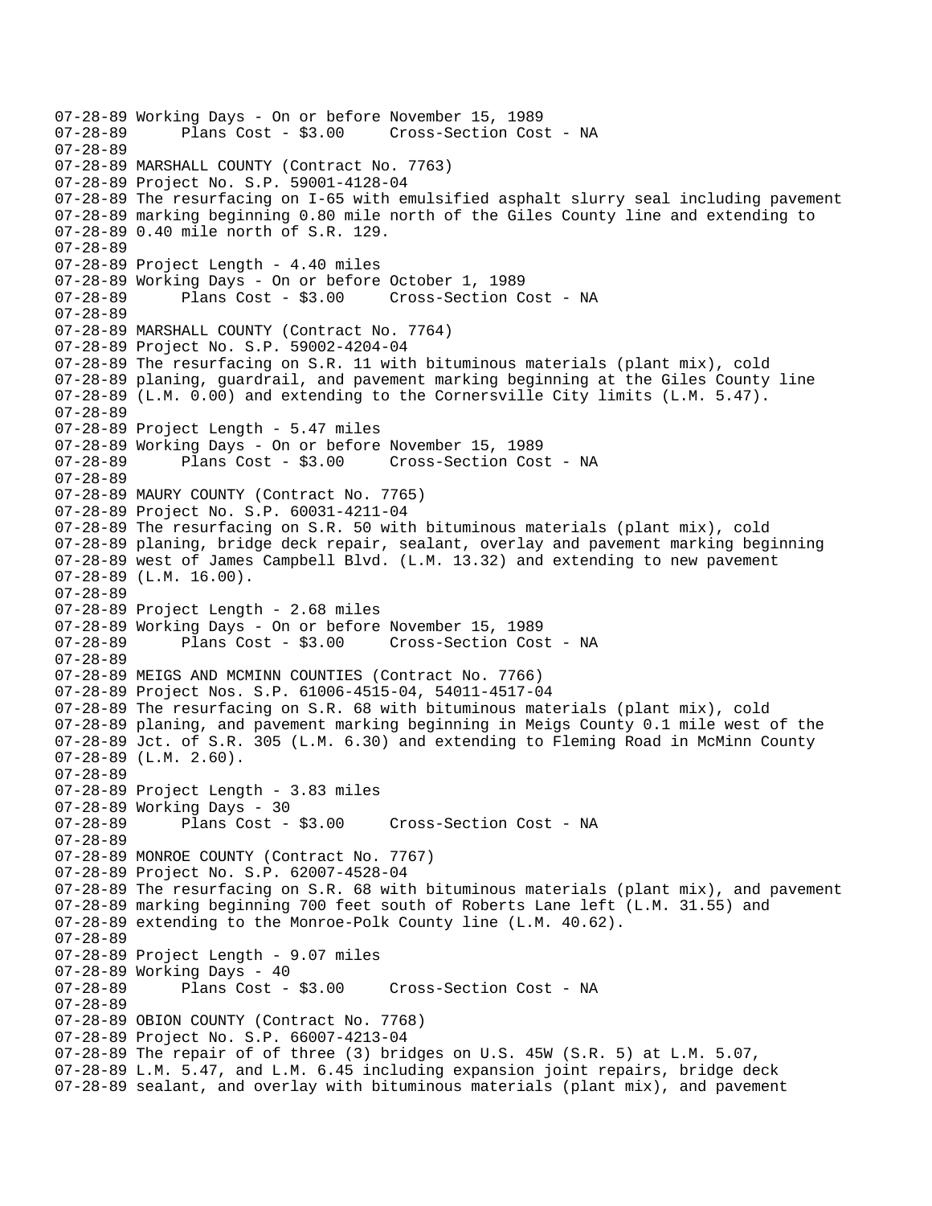```
07-28-89 Working Days - On or before November 15, 1989
07-28-89       Plans Cost - $3.00     Cross-Section Cost - NA
07-28-89
07-28-89 MARSHALL COUNTY (Contract No. 7763)
07-28-89 Project No. S.P. 59001-4128-04
07-28-89 The resurfacing on I-65 with emulsified asphalt slurry seal including pavement
07-28-89 marking beginning 0.80 mile north of the Giles County line and extending to
07-28-89 0.40 mile north of S.R. 129.
07-28-89
07-28-89 Project Length - 4.40 miles
07-28-89 Working Days - On or before October 1, 1989
07-28-89       Plans Cost - $3.00     Cross-Section Cost - NA
07-28-89
07-28-89 MARSHALL COUNTY (Contract No. 7764)
07-28-89 Project No. S.P. 59002-4204-04
07-28-89 The resurfacing on S.R. 11 with bituminous materials (plant mix), cold
07-28-89 planing, guardrail, and pavement marking beginning at the Giles County line
07-28-89 (L.M. 0.00) and extending to the Cornersville City limits (L.M. 5.47).
07-28-89
07-28-89 Project Length - 5.47 miles
07-28-89 Working Days - On or before November 15, 1989
07-28-89       Plans Cost - $3.00     Cross-Section Cost - NA
07-28-89
07-28-89 MAURY COUNTY (Contract No. 7765)
07-28-89 Project No. S.P. 60031-4211-04
07-28-89 The resurfacing on S.R. 50 with bituminous materials (plant mix), cold
07-28-89 planing, bridge deck repair, sealant, overlay and pavement marking beginning
07-28-89 west of James Campbell Blvd. (L.M. 13.32) and extending to new pavement
07-28-89 (L.M. 16.00).
07-28-89
07-28-89 Project Length - 2.68 miles
07-28-89 Working Days - On or before November 15, 1989
07-28-89       Plans Cost - $3.00     Cross-Section Cost - NA
07-28-89
07-28-89 MEIGS AND MCMINN COUNTIES (Contract No. 7766)
07-28-89 Project Nos. S.P. 61006-4515-04, 54011-4517-04
07-28-89 The resurfacing on S.R. 68 with bituminous materials (plant mix), cold
07-28-89 planing, and pavement marking beginning in Meigs County 0.1 mile west of the
07-28-89 Jct. of S.R. 305 (L.M. 6.30) and extending to Fleming Road in McMinn County
07-28-89 (L.M. 2.60).
07-28-89
07-28-89 Project Length - 3.83 miles
07-28-89 Working Days - 30
07-28-89       Plans Cost - $3.00     Cross-Section Cost - NA
07-28-89
07-28-89 MONROE COUNTY (Contract No. 7767)
07-28-89 Project No. S.P. 62007-4528-04
07-28-89 The resurfacing on S.R. 68 with bituminous materials (plant mix), and pavement
07-28-89 marking beginning 700 feet south of Roberts Lane left (L.M. 31.55) and
07-28-89 extending to the Monroe-Polk County line (L.M. 40.62).
07-28-89
07-28-89 Project Length - 9.07 miles
07-28-89 Working Days - 40
07-28-89       Plans Cost - $3.00     Cross-Section Cost - NA
07-28-89
07-28-89 OBION COUNTY (Contract No. 7768)
07-28-89 Project No. S.P. 66007-4213-04
07-28-89 The repair of of three (3) bridges on U.S. 45W (S.R. 5) at L.M. 5.07,
07-28-89 L.M. 5.47, and L.M. 6.45 including expansion joint repairs, bridge deck
07-28-89 sealant, and overlay with bituminous materials (plant mix), and pavement
```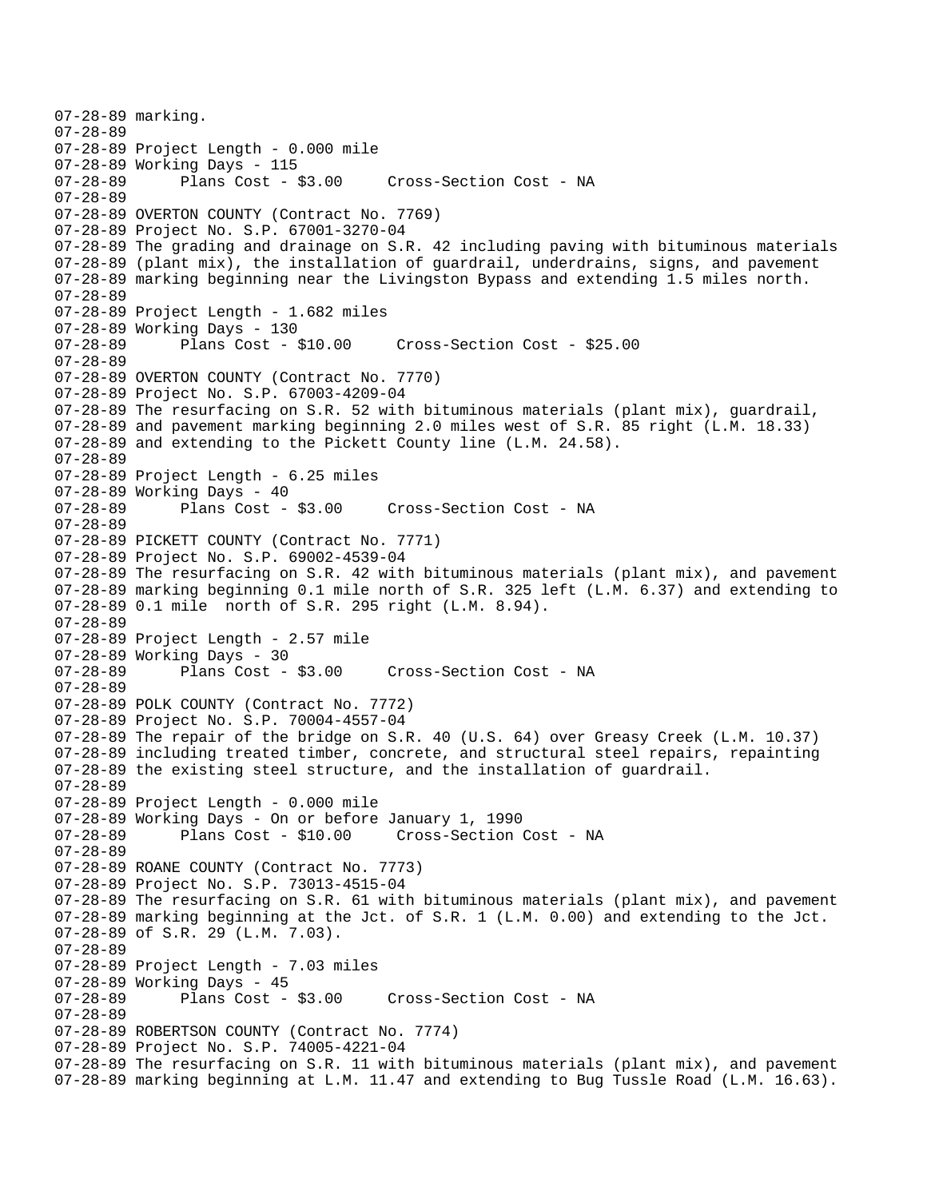```
07-28-89 marking.
07-28-89
07-28-89 Project Length - 0.000 mile
07-28-89 Working Days - 115
07-28-89      Plans Cost - $3.00     Cross-Section Cost - NA
07-28-89
07-28-89 OVERTON COUNTY (Contract No. 7769)
07-28-89 Project No. S.P. 67001-3270-04
07-28-89 The grading and drainage on S.R. 42 including paving with bituminous materials
07-28-89 (plant mix), the installation of guardrail, underdrains, signs, and pavement
07-28-89 marking beginning near the Livingston Bypass and extending 1.5 miles north.
07-28-89
07-28-89 Project Length - 1.682 miles
07-28-89 Working Days - 130
07-28-89      Plans Cost - $10.00     Cross-Section Cost - $25.00
07-28-89
07-28-89 OVERTON COUNTY (Contract No. 7770)
07-28-89 Project No. S.P. 67003-4209-04
07-28-89 The resurfacing on S.R. 52 with bituminous materials (plant mix), guardrail,
07-28-89 and pavement marking beginning 2.0 miles west of S.R. 85 right (L.M. 18.33)
07-28-89 and extending to the Pickett County line (L.M. 24.58).
07-28-89
07-28-89 Project Length - 6.25 miles
07-28-89 Working Days - 40
07-28-89      Plans Cost - $3.00     Cross-Section Cost - NA
07-28-89
07-28-89 PICKETT COUNTY (Contract No. 7771)
07-28-89 Project No. S.P. 69002-4539-04
07-28-89 The resurfacing on S.R. 42 with bituminous materials (plant mix), and pavement
07-28-89 marking beginning 0.1 mile north of S.R. 325 left (L.M. 6.37) and extending to
07-28-89 0.1 mile  north of S.R. 295 right (L.M. 8.94).
07-28-89
07-28-89 Project Length - 2.57 mile
07-28-89 Working Days - 30
07-28-89      Plans Cost - $3.00     Cross-Section Cost - NA
07-28-89
07-28-89 POLK COUNTY (Contract No. 7772)
07-28-89 Project No. S.P. 70004-4557-04
07-28-89 The repair of the bridge on S.R. 40 (U.S. 64) over Greasy Creek (L.M. 10.37)
07-28-89 including treated timber, concrete, and structural steel repairs, repainting
07-28-89 the existing steel structure, and the installation of guardrail.
07-28-89
07-28-89 Project Length - 0.000 mile
07-28-89 Working Days - On or before January 1, 1990
07-28-89      Plans Cost - $10.00     Cross-Section Cost - NA
07-28-89
07-28-89 ROANE COUNTY (Contract No. 7773)
07-28-89 Project No. S.P. 73013-4515-04
07-28-89 The resurfacing on S.R. 61 with bituminous materials (plant mix), and pavement
07-28-89 marking beginning at the Jct. of S.R. 1 (L.M. 0.00) and extending to the Jct.
07-28-89 of S.R. 29 (L.M. 7.03).
07-28-89
07-28-89 Project Length - 7.03 miles
07-28-89 Working Days - 45
07-28-89      Plans Cost - $3.00     Cross-Section Cost - NA
07-28-89
07-28-89 ROBERTSON COUNTY (Contract No. 7774)
07-28-89 Project No. S.P. 74005-4221-04
07-28-89 The resurfacing on S.R. 11 with bituminous materials (plant mix), and pavement
07-28-89 marking beginning at L.M. 11.47 and extending to Bug Tussle Road (L.M. 16.63).
```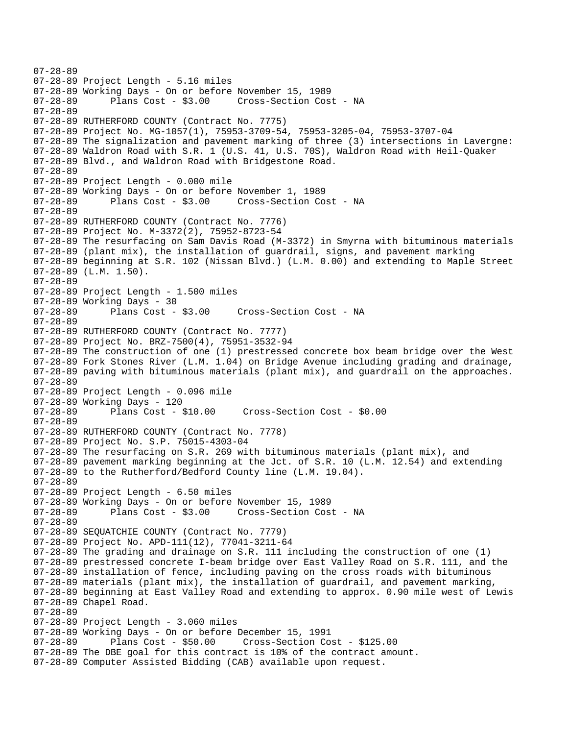```
07-28-89
07-28-89 Project Length - 5.16 miles
07-28-89 Working Days - On or before November 15, 1989
07-28-89       Plans Cost - $3.00     Cross-Section Cost - NA
07-28-89
07-28-89 RUTHERFORD COUNTY (Contract No. 7775)
07-28-89 Project No. MG-1057(1), 75953-3709-54, 75953-3205-04, 75953-3707-04
07-28-89 The signalization and pavement marking of three (3) intersections in Lavergne:
07-28-89 Waldron Road with S.R. 1 (U.S. 41, U.S. 70S), Waldron Road with Heil-Quaker
07-28-89 Blvd., and Waldron Road with Bridgestone Road.
07-28-89
07-28-89 Project Length - 0.000 mile
07-28-89 Working Days - On or before November 1, 1989
07-28-89       Plans Cost - $3.00     Cross-Section Cost - NA
07-28-89
07-28-89 RUTHERFORD COUNTY (Contract No. 7776)
07-28-89 Project No. M-3372(2), 75952-8723-54
07-28-89 The resurfacing on Sam Davis Road (M-3372) in Smyrna with bituminous materials
07-28-89 (plant mix), the installation of guardrail, signs, and pavement marking
07-28-89 beginning at S.R. 102 (Nissan Blvd.) (L.M. 0.00) and extending to Maple Street
07-28-89 (L.M. 1.50).
07-28-89
07-28-89 Project Length - 1.500 miles
07-28-89 Working Days - 30
07-28-89       Plans Cost - $3.00     Cross-Section Cost - NA
07-28-89
07-28-89 RUTHERFORD COUNTY (Contract No. 7777)
07-28-89 Project No. BRZ-7500(4), 75951-3532-94
07-28-89 The construction of one (1) prestressed concrete box beam bridge over the West
07-28-89 Fork Stones River (L.M. 1.04) on Bridge Avenue including grading and drainage,
07-28-89 paving with bituminous materials (plant mix), and guardrail on the approaches.
07-28-89
07-28-89 Project Length - 0.096 mile
07-28-89 Working Days - 120
07-28-89       Plans Cost - $10.00     Cross-Section Cost - $0.00
07-28-89
07-28-89 RUTHERFORD COUNTY (Contract No. 7778)
07-28-89 Project No. S.P. 75015-4303-04
07-28-89 The resurfacing on S.R. 269 with bituminous materials (plant mix), and
07-28-89 pavement marking beginning at the Jct. of S.R. 10 (L.M. 12.54) and extending
07-28-89 to the Rutherford/Bedford County line (L.M. 19.04).
07-28-89
07-28-89 Project Length - 6.50 miles
07-28-89 Working Days - On or before November 15, 1989
07-28-89       Plans Cost - $3.00     Cross-Section Cost - NA
07-28-89
07-28-89 SEQUATCHIE COUNTY (Contract No. 7779)
07-28-89 Project No. APD-111(12), 77041-3211-64
07-28-89 The grading and drainage on S.R. 111 including the construction of one (1)
07-28-89 prestressed concrete I-beam bridge over East Valley Road on S.R. 111, and the
07-28-89 installation of fence, including paving on the cross roads with bituminous
07-28-89 materials (plant mix), the installation of guardrail, and pavement marking,
07-28-89 beginning at East Valley Road and extending to approx. 0.90 mile west of Lewis
07-28-89 Chapel Road.
07-28-89
07-28-89 Project Length - 3.060 miles
07-28-89 Working Days - On or before December 15, 1991
07-28-89       Plans Cost - $50.00     Cross-Section Cost - $125.00
07-28-89 The DBE goal for this contract is 10% of the contract amount.
07-28-89 Computer Assisted Bidding (CAB) available upon request.
```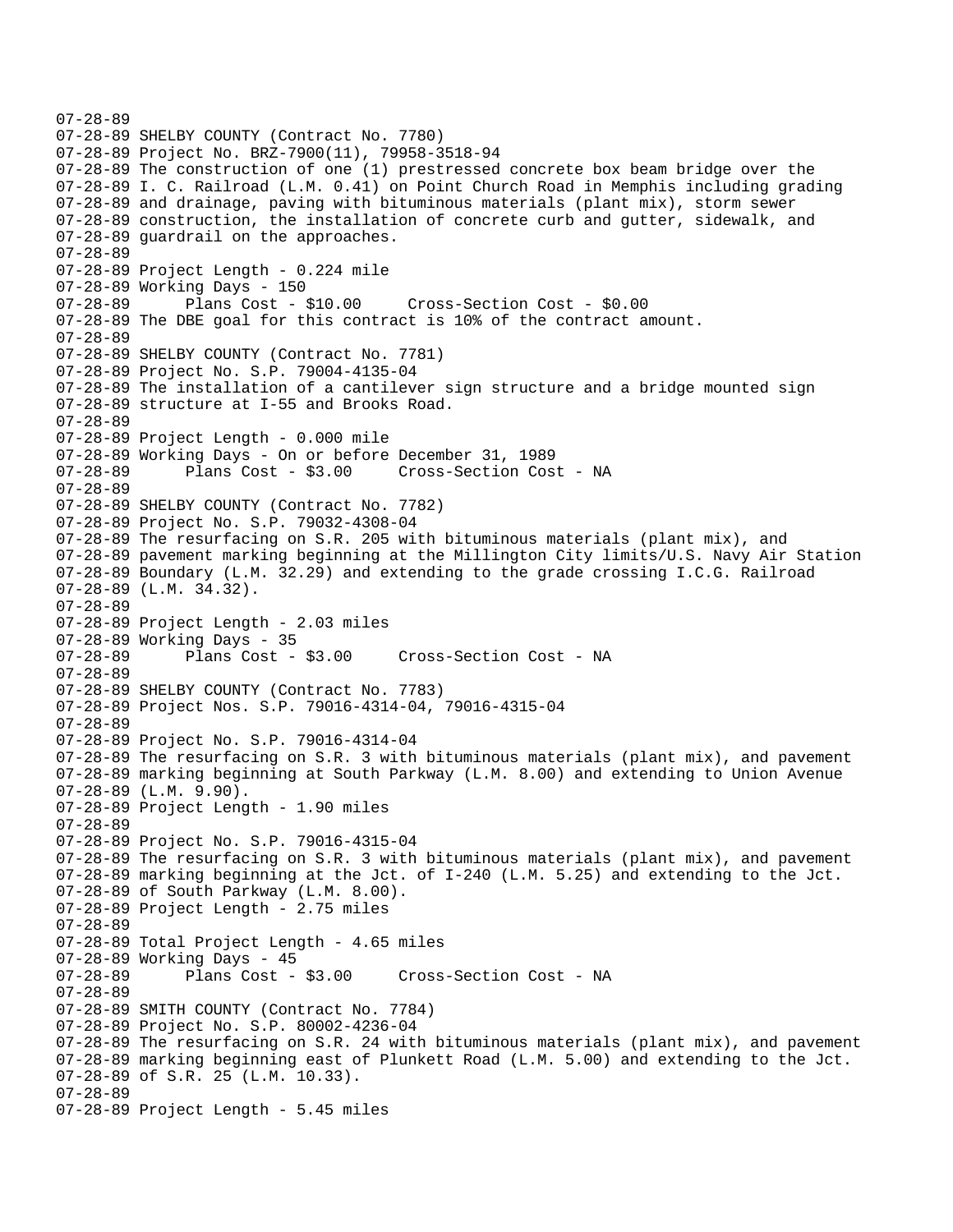07-28-89
07-28-89 SHELBY COUNTY (Contract No. 7780)
07-28-89 Project No. BRZ-7900(11), 79958-3518-94
07-28-89 The construction of one (1) prestressed concrete box beam bridge over the
07-28-89 I. C. Railroad (L.M. 0.41) on Point Church Road in Memphis including grading
07-28-89 and drainage, paving with bituminous materials (plant mix), storm sewer
07-28-89 construction, the installation of concrete curb and gutter, sidewalk, and
07-28-89 guardrail on the approaches.
07-28-89
07-28-89 Project Length - 0.224 mile
07-28-89 Working Days - 150
07-28-89 Plans Cost - $10.00 Cross-Section Cost - $0.00
07-28-89 The DBE goal for this contract is 10% of the contract amount.
07-28-89
07-28-89 SHELBY COUNTY (Contract No. 7781)
07-28-89 Project No. S.P. 79004-4135-04
07-28-89 The installation of a cantilever sign structure and a bridge mounted sign
07-28-89 structure at I-55 and Brooks Road.
07-28-89
07-28-89 Project Length - 0.000 mile
07-28-89 Working Days - On or before December 31, 1989
07-28-89 Plans Cost - $3.00 Cross-Section Cost - NA
07-28-89
07-28-89 SHELBY COUNTY (Contract No. 7782)
07-28-89 Project No. S.P. 79032-4308-04
07-28-89 The resurfacing on S.R. 205 with bituminous materials (plant mix), and
07-28-89 pavement marking beginning at the Millington City limits/U.S. Navy Air Station
07-28-89 Boundary (L.M. 32.29) and extending to the grade crossing I.C.G. Railroad
07-28-89 (L.M. 34.32).
07-28-89
07-28-89 Project Length - 2.03 miles
07-28-89 Working Days - 35
07-28-89 Plans Cost - $3.00 Cross-Section Cost - NA
07-28-89
07-28-89 SHELBY COUNTY (Contract No. 7783)
07-28-89 Project Nos. S.P. 79016-4314-04, 79016-4315-04
07-28-89
07-28-89 Project No. S.P. 79016-4314-04
07-28-89 The resurfacing on S.R. 3 with bituminous materials (plant mix), and pavement
07-28-89 marking beginning at South Parkway (L.M. 8.00) and extending to Union Avenue
07-28-89 (L.M. 9.90).
07-28-89 Project Length - 1.90 miles
07-28-89
07-28-89 Project No. S.P. 79016-4315-04
07-28-89 The resurfacing on S.R. 3 with bituminous materials (plant mix), and pavement
07-28-89 marking beginning at the Jct. of I-240 (L.M. 5.25) and extending to the Jct.
07-28-89 of South Parkway (L.M. 8.00).
07-28-89 Project Length - 2.75 miles
07-28-89
07-28-89 Total Project Length - 4.65 miles
07-28-89 Working Days - 45
07-28-89 Plans Cost - $3.00 Cross-Section Cost - NA
07-28-89
07-28-89 SMITH COUNTY (Contract No. 7784)
07-28-89 Project No. S.P. 80002-4236-04
07-28-89 The resurfacing on S.R. 24 with bituminous materials (plant mix), and pavement
07-28-89 marking beginning east of Plunkett Road (L.M. 5.00) and extending to the Jct.
07-28-89 of S.R. 25 (L.M. 10.33).
07-28-89
07-28-89 Project Length - 5.45 miles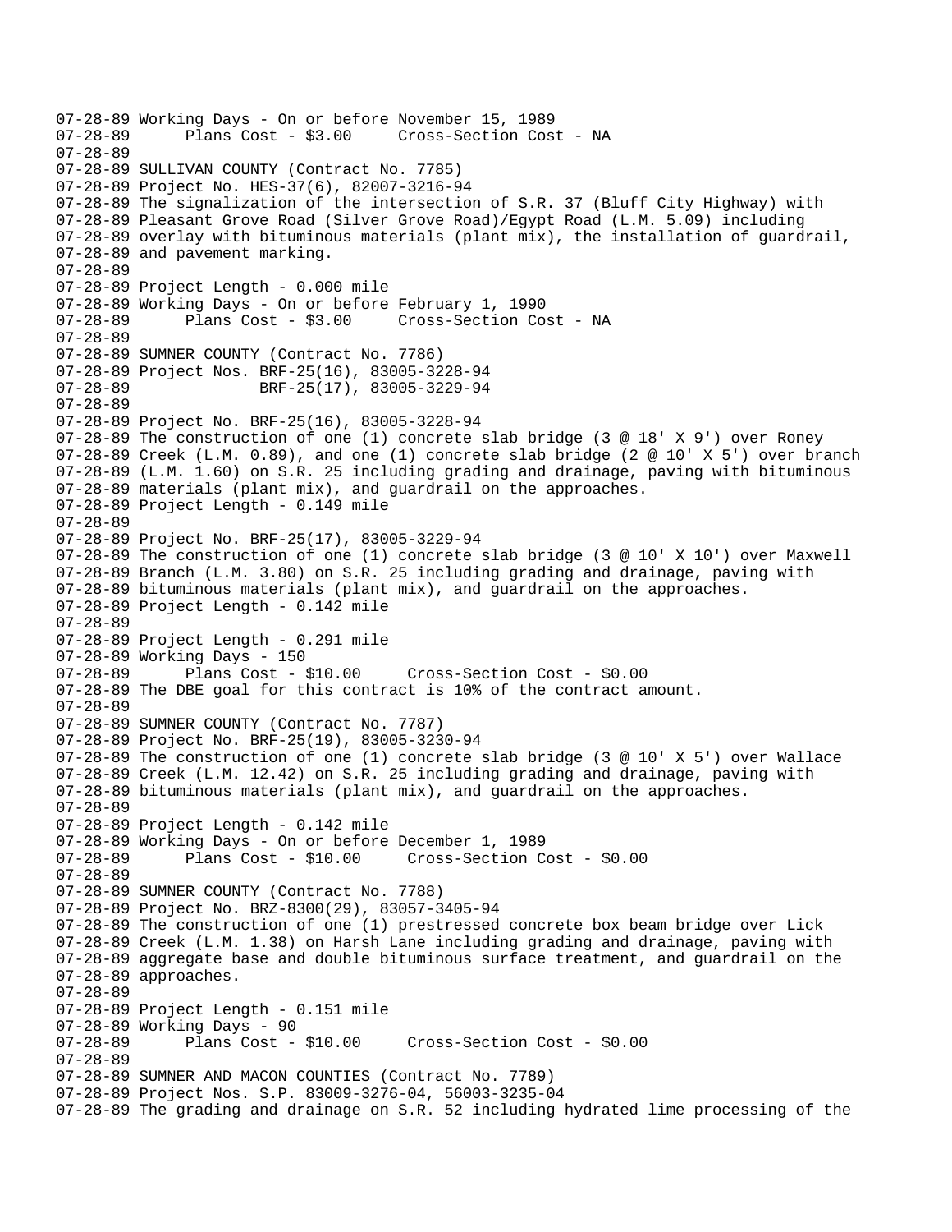```
07-28-89 Working Days - On or before November 15, 1989
07-28-89       Plans Cost - $3.00     Cross-Section Cost - NA
07-28-89
07-28-89 SULLIVAN COUNTY (Contract No. 7785)
07-28-89 Project No. HES-37(6), 82007-3216-94
07-28-89 The signalization of the intersection of S.R. 37 (Bluff City Highway) with
07-28-89 Pleasant Grove Road (Silver Grove Road)/Egypt Road (L.M. 5.09) including
07-28-89 overlay with bituminous materials (plant mix), the installation of guardrail,
07-28-89 and pavement marking.
07-28-89
07-28-89 Project Length - 0.000 mile
07-28-89 Working Days - On or before February 1, 1990
07-28-89       Plans Cost - $3.00     Cross-Section Cost - NA
07-28-89
07-28-89 SUMNER COUNTY (Contract No. 7786)
07-28-89 Project Nos. BRF-25(16), 83005-3228-94
07-28-89              BRF-25(17), 83005-3229-94
07-28-89
07-28-89 Project No. BRF-25(16), 83005-3228-94
07-28-89 The construction of one (1) concrete slab bridge (3 @ 18' X 9') over Roney
07-28-89 Creek (L.M. 0.89), and one (1) concrete slab bridge (2 @ 10' X 5') over branch
07-28-89 (L.M. 1.60) on S.R. 25 including grading and drainage, paving with bituminous
07-28-89 materials (plant mix), and guardrail on the approaches.
07-28-89 Project Length - 0.149 mile
07-28-89
07-28-89 Project No. BRF-25(17), 83005-3229-94
07-28-89 The construction of one (1) concrete slab bridge (3 @ 10' X 10') over Maxwell
07-28-89 Branch (L.M. 3.80) on S.R. 25 including grading and drainage, paving with
07-28-89 bituminous materials (plant mix), and guardrail on the approaches.
07-28-89 Project Length - 0.142 mile
07-28-89
07-28-89 Project Length - 0.291 mile
07-28-89 Working Days - 150
07-28-89       Plans Cost - $10.00     Cross-Section Cost - $0.00
07-28-89 The DBE goal for this contract is 10% of the contract amount.
07-28-89
07-28-89 SUMNER COUNTY (Contract No. 7787)
07-28-89 Project No. BRF-25(19), 83005-3230-94
07-28-89 The construction of one (1) concrete slab bridge (3 @ 10' X 5') over Wallace
07-28-89 Creek (L.M. 12.42) on S.R. 25 including grading and drainage, paving with
07-28-89 bituminous materials (plant mix), and guardrail on the approaches.
07-28-89
07-28-89 Project Length - 0.142 mile
07-28-89 Working Days - On or before December 1, 1989
07-28-89       Plans Cost - $10.00     Cross-Section Cost - $0.00
07-28-89
07-28-89 SUMNER COUNTY (Contract No. 7788)
07-28-89 Project No. BRZ-8300(29), 83057-3405-94
07-28-89 The construction of one (1) prestressed concrete box beam bridge over Lick
07-28-89 Creek (L.M. 1.38) on Harsh Lane including grading and drainage, paving with
07-28-89 aggregate base and double bituminous surface treatment, and guardrail on the
07-28-89 approaches.
07-28-89
07-28-89 Project Length - 0.151 mile
07-28-89 Working Days - 90
07-28-89       Plans Cost - $10.00     Cross-Section Cost - $0.00
07-28-89
07-28-89 SUMNER AND MACON COUNTIES (Contract No. 7789)
07-28-89 Project Nos. S.P. 83009-3276-04, 56003-3235-04
07-28-89 The grading and drainage on S.R. 52 including hydrated lime processing of the
```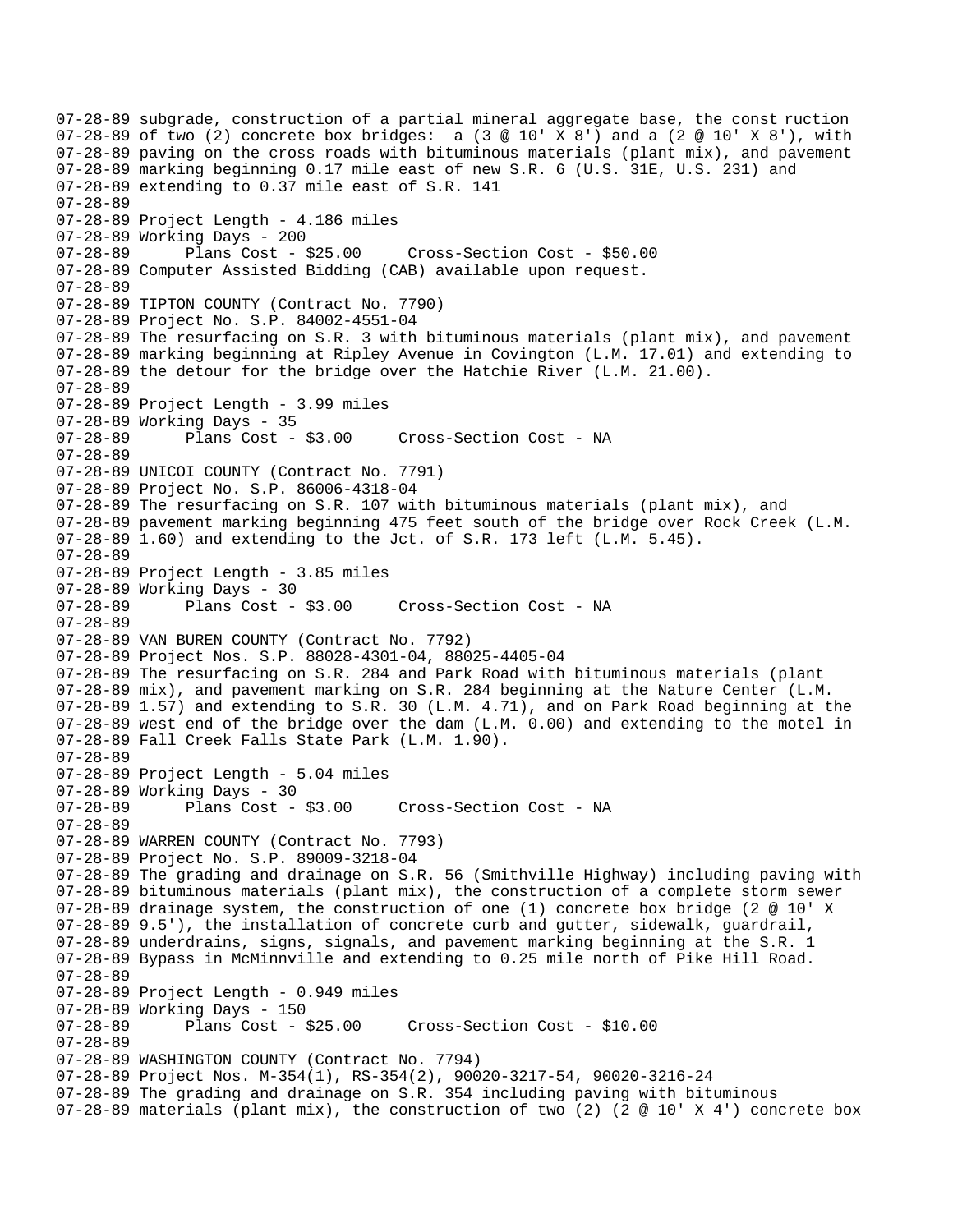07-28-89 subgrade, construction of a partial mineral aggregate base, the const ruction
07-28-89 of two (2) concrete box bridges:  a (3 @ 10' X 8') and a (2 @ 10' X 8'), with
07-28-89 paving on the cross roads with bituminous materials (plant mix), and pavement
07-28-89 marking beginning 0.17 mile east of new S.R. 6 (U.S. 31E, U.S. 231) and
07-28-89 extending to 0.37 mile east of S.R. 141
07-28-89
07-28-89 Project Length - 4.186 miles
07-28-89 Working Days - 200
07-28-89      Plans Cost - $25.00     Cross-Section Cost - $50.00
07-28-89 Computer Assisted Bidding (CAB) available upon request.
07-28-89
07-28-89 TIPTON COUNTY (Contract No. 7790)
07-28-89 Project No. S.P. 84002-4551-04
07-28-89 The resurfacing on S.R. 3 with bituminous materials (plant mix), and pavement
07-28-89 marking beginning at Ripley Avenue in Covington (L.M. 17.01) and extending to
07-28-89 the detour for the bridge over the Hatchie River (L.M. 21.00).
07-28-89
07-28-89 Project Length - 3.99 miles
07-28-89 Working Days - 35
07-28-89      Plans Cost - $3.00     Cross-Section Cost - NA
07-28-89
07-28-89 UNICOI COUNTY (Contract No. 7791)
07-28-89 Project No. S.P. 86006-4318-04
07-28-89 The resurfacing on S.R. 107 with bituminous materials (plant mix), and
07-28-89 pavement marking beginning 475 feet south of the bridge over Rock Creek (L.M.
07-28-89 1.60) and extending to the Jct. of S.R. 173 left (L.M. 5.45).
07-28-89
07-28-89 Project Length - 3.85 miles
07-28-89 Working Days - 30
07-28-89      Plans Cost - $3.00     Cross-Section Cost - NA
07-28-89
07-28-89 VAN BUREN COUNTY (Contract No. 7792)
07-28-89 Project Nos. S.P. 88028-4301-04, 88025-4405-04
07-28-89 The resurfacing on S.R. 284 and Park Road with bituminous materials (plant
07-28-89 mix), and pavement marking on S.R. 284 beginning at the Nature Center (L.M.
07-28-89 1.57) and extending to S.R. 30 (L.M. 4.71), and on Park Road beginning at the
07-28-89 west end of the bridge over the dam (L.M. 0.00) and extending to the motel in
07-28-89 Fall Creek Falls State Park (L.M. 1.90).
07-28-89
07-28-89 Project Length - 5.04 miles
07-28-89 Working Days - 30
07-28-89      Plans Cost - $3.00     Cross-Section Cost - NA
07-28-89
07-28-89 WARREN COUNTY (Contract No. 7793)
07-28-89 Project No. S.P. 89009-3218-04
07-28-89 The grading and drainage on S.R. 56 (Smithville Highway) including paving with
07-28-89 bituminous materials (plant mix), the construction of a complete storm sewer
07-28-89 drainage system, the construction of one (1) concrete box bridge (2 @ 10' X
07-28-89 9.5'), the installation of concrete curb and gutter, sidewalk, guardrail,
07-28-89 underdrains, signs, signals, and pavement marking beginning at the S.R. 1
07-28-89 Bypass in McMinnville and extending to 0.25 mile north of Pike Hill Road.
07-28-89
07-28-89 Project Length - 0.949 miles
07-28-89 Working Days - 150
07-28-89      Plans Cost - $25.00     Cross-Section Cost - $10.00
07-28-89
07-28-89 WASHINGTON COUNTY (Contract No. 7794)
07-28-89 Project Nos. M-354(1), RS-354(2), 90020-3217-54, 90020-3216-24
07-28-89 The grading and drainage on S.R. 354 including paving with bituminous
07-28-89 materials (plant mix), the construction of two (2) (2 @ 10' X 4') concrete box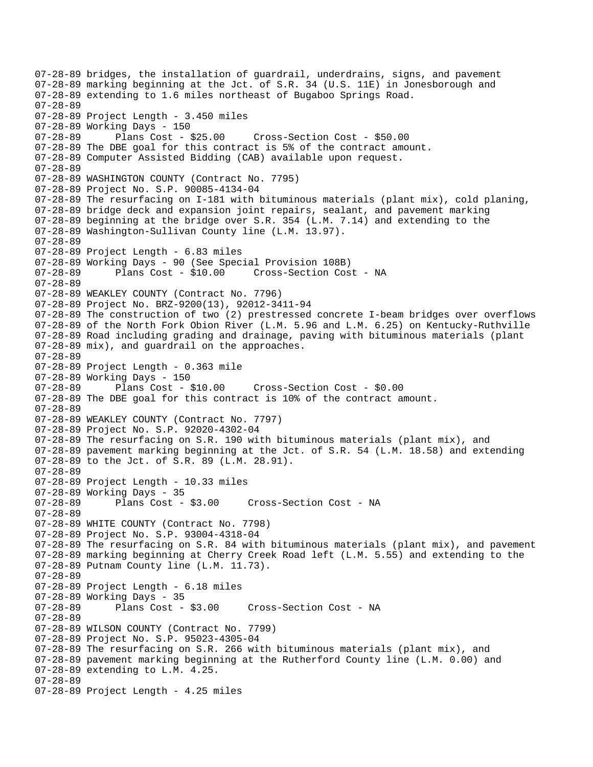```
07-28-89 bridges, the installation of guardrail, underdrains, signs, and pavement
07-28-89 marking beginning at the Jct. of S.R. 34 (U.S. 11E) in Jonesborough and
07-28-89 extending to 1.6 miles northeast of Bugaboo Springs Road.
07-28-89
07-28-89 Project Length - 3.450 miles
07-28-89 Working Days - 150
07-28-89       Plans Cost - $25.00     Cross-Section Cost - $50.00
07-28-89 The DBE goal for this contract is 5% of the contract amount.
07-28-89 Computer Assisted Bidding (CAB) available upon request.
07-28-89
07-28-89 WASHINGTON COUNTY (Contract No. 7795)
07-28-89 Project No. S.P. 90085-4134-04
07-28-89 The resurfacing on I-181 with bituminous materials (plant mix), cold planing,
07-28-89 bridge deck and expansion joint repairs, sealant, and pavement marking
07-28-89 beginning at the bridge over S.R. 354 (L.M. 7.14) and extending to the
07-28-89 Washington-Sullivan County line (L.M. 13.97).
07-28-89
07-28-89 Project Length - 6.83 miles
07-28-89 Working Days - 90 (See Special Provision 108B)
07-28-89       Plans Cost - $10.00     Cross-Section Cost - NA
07-28-89
07-28-89 WEAKLEY COUNTY (Contract No. 7796)
07-28-89 Project No. BRZ-9200(13), 92012-3411-94
07-28-89 The construction of two (2) prestressed concrete I-beam bridges over overflows
07-28-89 of the North Fork Obion River (L.M. 5.96 and L.M. 6.25) on Kentucky-Ruthville
07-28-89 Road including grading and drainage, paving with bituminous materials (plant
07-28-89 mix), and guardrail on the approaches.
07-28-89
07-28-89 Project Length - 0.363 mile
07-28-89 Working Days - 150
07-28-89       Plans Cost - $10.00     Cross-Section Cost - $0.00
07-28-89 The DBE goal for this contract is 10% of the contract amount.
07-28-89
07-28-89 WEAKLEY COUNTY (Contract No. 7797)
07-28-89 Project No. S.P. 92020-4302-04
07-28-89 The resurfacing on S.R. 190 with bituminous materials (plant mix), and
07-28-89 pavement marking beginning at the Jct. of S.R. 54 (L.M. 18.58) and extending
07-28-89 to the Jct. of S.R. 89 (L.M. 28.91).
07-28-89
07-28-89 Project Length - 10.33 miles
07-28-89 Working Days - 35
07-28-89       Plans Cost - $3.00     Cross-Section Cost - NA
07-28-89
07-28-89 WHITE COUNTY (Contract No. 7798)
07-28-89 Project No. S.P. 93004-4318-04
07-28-89 The resurfacing on S.R. 84 with bituminous materials (plant mix), and pavement
07-28-89 marking beginning at Cherry Creek Road left (L.M. 5.55) and extending to the
07-28-89 Putnam County line (L.M. 11.73).
07-28-89
07-28-89 Project Length - 6.18 miles
07-28-89 Working Days - 35
07-28-89       Plans Cost - $3.00     Cross-Section Cost - NA
07-28-89
07-28-89 WILSON COUNTY (Contract No. 7799)
07-28-89 Project No. S.P. 95023-4305-04
07-28-89 The resurfacing on S.R. 266 with bituminous materials (plant mix), and
07-28-89 pavement marking beginning at the Rutherford County line (L.M. 0.00) and
07-28-89 extending to L.M. 4.25.
07-28-89
07-28-89 Project Length - 4.25 miles
```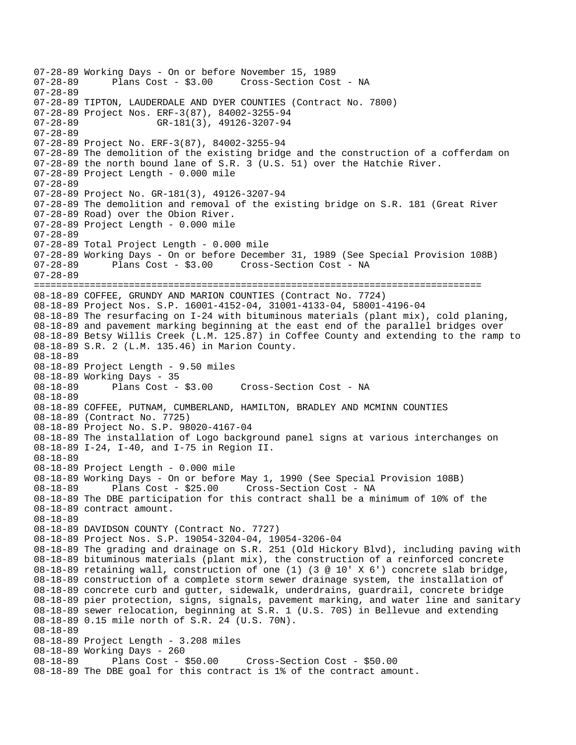```
07-28-89 Working Days - On or before November 15, 1989
07-28-89       Plans Cost - $3.00     Cross-Section Cost - NA
07-28-89
07-28-89 TIPTON, LAUDERDALE AND DYER COUNTIES (Contract No. 7800)
07-28-89 Project Nos. ERF-3(87), 84002-3255-94
07-28-89              GR-181(3), 49126-3207-94
07-28-89
07-28-89 Project No. ERF-3(87), 84002-3255-94
07-28-89 The demolition of the existing bridge and the construction of a cofferdam on
07-28-89 the north bound lane of S.R. 3 (U.S. 51) over the Hatchie River.
07-28-89 Project Length - 0.000 mile
07-28-89
07-28-89 Project No. GR-181(3), 49126-3207-94
07-28-89 The demolition and removal of the existing bridge on S.R. 181 (Great River
07-28-89 Road) over the Obion River.
07-28-89 Project Length - 0.000 mile
07-28-89
07-28-89 Total Project Length - 0.000 mile
07-28-89 Working Days - On or before December 31, 1989 (See Special Provision 108B)
07-28-89       Plans Cost - $3.00     Cross-Section Cost - NA
07-28-89
================================================================================
08-18-89 COFFEE, GRUNDY AND MARION COUNTIES (Contract No. 7724)
08-18-89 Project Nos. S.P. 16001-4152-04, 31001-4133-04, 58001-4196-04
08-18-89 The resurfacing on I-24 with bituminous materials (plant mix), cold planing,
08-18-89 and pavement marking beginning at the east end of the parallel bridges over
08-18-89 Betsy Willis Creek (L.M. 125.87) in Coffee County and extending to the ramp to
08-18-89 S.R. 2 (L.M. 135.46) in Marion County.
08-18-89
08-18-89 Project Length - 9.50 miles
08-18-89 Working Days - 35
08-18-89       Plans Cost - $3.00     Cross-Section Cost - NA
08-18-89
08-18-89 COFFEE, PUTNAM, CUMBERLAND, HAMILTON, BRADLEY AND MCMINN COUNTIES
08-18-89 (Contract No. 7725)
08-18-89 Project No. S.P. 98020-4167-04
08-18-89 The installation of Logo background panel signs at various interchanges on
08-18-89 I-24, I-40, and I-75 in Region II.
08-18-89
08-18-89 Project Length - 0.000 mile
08-18-89 Working Days - On or before May 1, 1990 (See Special Provision 108B)
08-18-89       Plans Cost - $25.00     Cross-Section Cost - NA
08-18-89 The DBE participation for this contract shall be a minimum of 10% of the
08-18-89 contract amount.
08-18-89
08-18-89 DAVIDSON COUNTY (Contract No. 7727)
08-18-89 Project Nos. S.P. 19054-3204-04, 19054-3206-04
08-18-89 The grading and drainage on S.R. 251 (Old Hickory Blvd), including paving with
08-18-89 bituminous materials (plant mix), the construction of a reinforced concrete
08-18-89 retaining wall, construction of one (1) (3 @ 10' X 6') concrete slab bridge,
08-18-89 construction of a complete storm sewer drainage system, the installation of
08-18-89 concrete curb and gutter, sidewalk, underdrains, guardrail, concrete bridge
08-18-89 pier protection, signs, signals, pavement marking, and water line and sanitary
08-18-89 sewer relocation, beginning at S.R. 1 (U.S. 70S) in Bellevue and extending
08-18-89 0.15 mile north of S.R. 24 (U.S. 70N).
08-18-89
08-18-89 Project Length - 3.208 miles
08-18-89 Working Days - 260
08-18-89       Plans Cost - $50.00     Cross-Section Cost - $50.00
08-18-89 The DBE goal for this contract is 1% of the contract amount.
```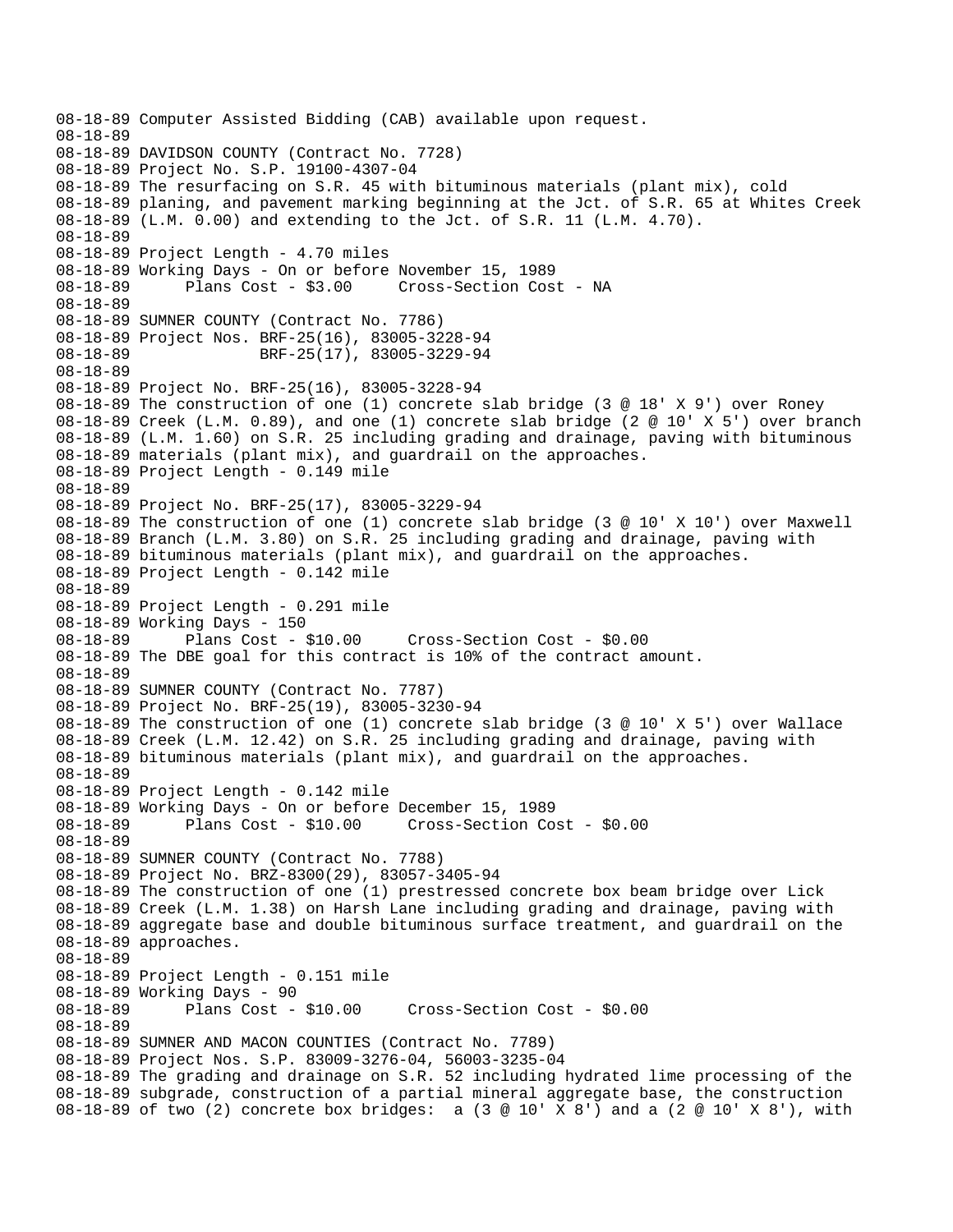```
08-18-89 Computer Assisted Bidding (CAB) available upon request.
08-18-89
08-18-89 DAVIDSON COUNTY (Contract No. 7728)
08-18-89 Project No. S.P. 19100-4307-04
08-18-89 The resurfacing on S.R. 45 with bituminous materials (plant mix), cold
08-18-89 planing, and pavement marking beginning at the Jct. of S.R. 65 at Whites Creek
08-18-89 (L.M. 0.00) and extending to the Jct. of S.R. 11 (L.M. 4.70).
08-18-89
08-18-89 Project Length - 4.70 miles
08-18-89 Working Days - On or before November 15, 1989
08-18-89      Plans Cost - $3.00     Cross-Section Cost - NA
08-18-89
08-18-89 SUMNER COUNTY (Contract No. 7786)
08-18-89 Project Nos. BRF-25(16), 83005-3228-94
08-18-89              BRF-25(17), 83005-3229-94
08-18-89
08-18-89 Project No. BRF-25(16), 83005-3228-94
08-18-89 The construction of one (1) concrete slab bridge (3 @ 18' X 9') over Roney
08-18-89 Creek (L.M. 0.89), and one (1) concrete slab bridge (2 @ 10' X 5') over branch
08-18-89 (L.M. 1.60) on S.R. 25 including grading and drainage, paving with bituminous
08-18-89 materials (plant mix), and guardrail on the approaches.
08-18-89 Project Length - 0.149 mile
08-18-89
08-18-89 Project No. BRF-25(17), 83005-3229-94
08-18-89 The construction of one (1) concrete slab bridge (3 @ 10' X 10') over Maxwell
08-18-89 Branch (L.M. 3.80) on S.R. 25 including grading and drainage, paving with
08-18-89 bituminous materials (plant mix), and guardrail on the approaches.
08-18-89 Project Length - 0.142 mile
08-18-89
08-18-89 Project Length - 0.291 mile
08-18-89 Working Days - 150
08-18-89      Plans Cost - $10.00     Cross-Section Cost - $0.00
08-18-89 The DBE goal for this contract is 10% of the contract amount.
08-18-89
08-18-89 SUMNER COUNTY (Contract No. 7787)
08-18-89 Project No. BRF-25(19), 83005-3230-94
08-18-89 The construction of one (1) concrete slab bridge (3 @ 10' X 5') over Wallace
08-18-89 Creek (L.M. 12.42) on S.R. 25 including grading and drainage, paving with
08-18-89 bituminous materials (plant mix), and guardrail on the approaches.
08-18-89
08-18-89 Project Length - 0.142 mile
08-18-89 Working Days - On or before December 15, 1989
08-18-89      Plans Cost - $10.00     Cross-Section Cost - $0.00
08-18-89
08-18-89 SUMNER COUNTY (Contract No. 7788)
08-18-89 Project No. BRZ-8300(29), 83057-3405-94
08-18-89 The construction of one (1) prestressed concrete box beam bridge over Lick
08-18-89 Creek (L.M. 1.38) on Harsh Lane including grading and drainage, paving with
08-18-89 aggregate base and double bituminous surface treatment, and guardrail on the
08-18-89 approaches.
08-18-89
08-18-89 Project Length - 0.151 mile
08-18-89 Working Days - 90
08-18-89      Plans Cost - $10.00     Cross-Section Cost - $0.00
08-18-89
08-18-89 SUMNER AND MACON COUNTIES (Contract No. 7789)
08-18-89 Project Nos. S.P. 83009-3276-04, 56003-3235-04
08-18-89 The grading and drainage on S.R. 52 including hydrated lime processing of the
08-18-89 subgrade, construction of a partial mineral aggregate base, the construction
08-18-89 of two (2) concrete box bridges:  a (3 @ 10' X 8') and a (2 @ 10' X 8'), with
```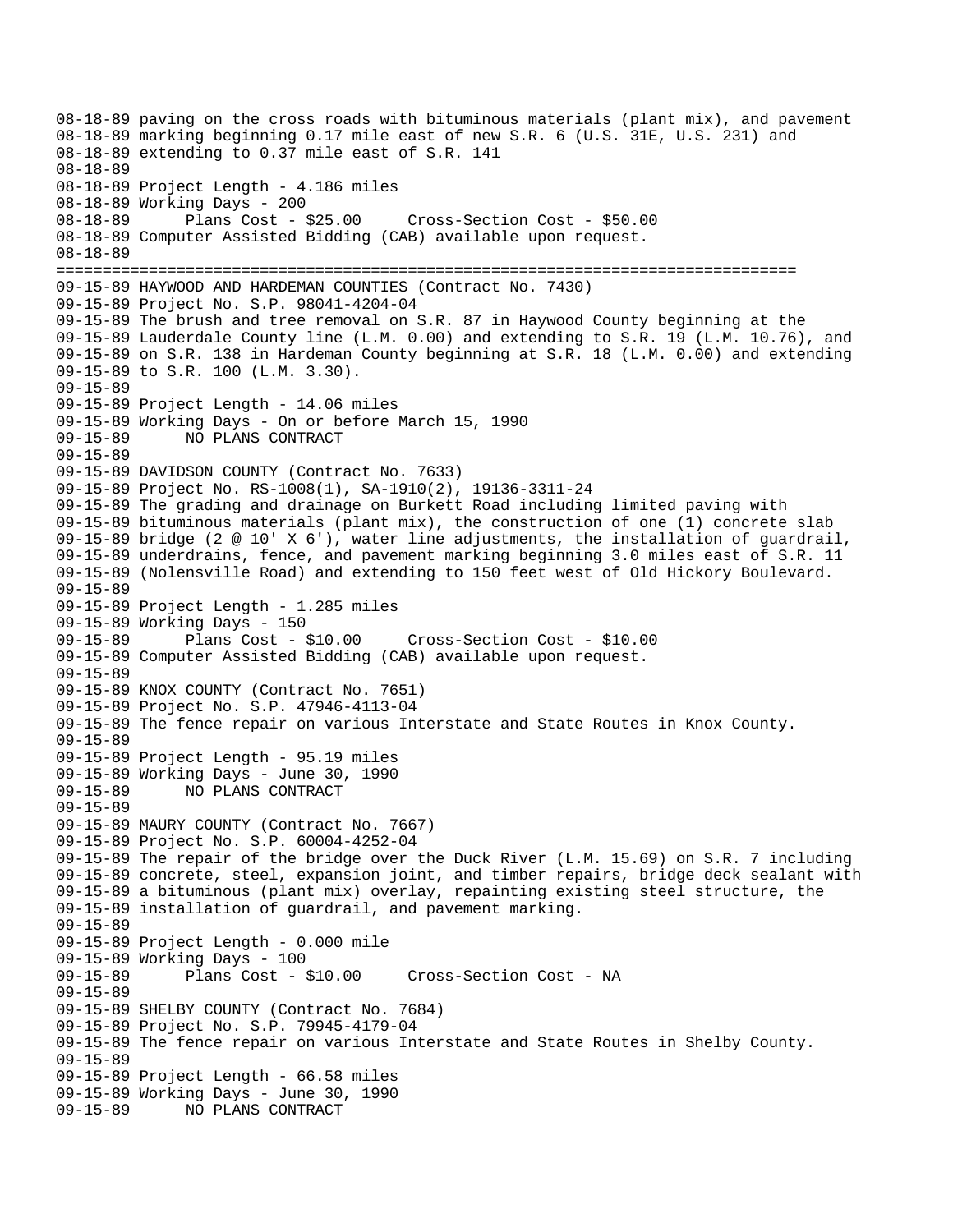```
08-18-89 paving on the cross roads with bituminous materials (plant mix), and pavement
08-18-89 marking beginning 0.17 mile east of new S.R. 6 (U.S. 31E, U.S. 231) and
08-18-89 extending to 0.37 mile east of S.R. 141
08-18-89
08-18-89 Project Length - 4.186 miles
08-18-89 Working Days - 200
08-18-89       Plans Cost - $25.00     Cross-Section Cost - $50.00
08-18-89 Computer Assisted Bidding (CAB) available upon request.
08-18-89
================================================================================
09-15-89 HAYWOOD AND HARDEMAN COUNTIES (Contract No. 7430)
09-15-89 Project No. S.P. 98041-4204-04
09-15-89 The brush and tree removal on S.R. 87 in Haywood County beginning at the
09-15-89 Lauderdale County line (L.M. 0.00) and extending to S.R. 19 (L.M. 10.76), and
09-15-89 on S.R. 138 in Hardeman County beginning at S.R. 18 (L.M. 0.00) and extending
09-15-89 to S.R. 100 (L.M. 3.30).
09-15-89
09-15-89 Project Length - 14.06 miles
09-15-89 Working Days - On or before March 15, 1990
09-15-89       NO PLANS CONTRACT
09-15-89
09-15-89 DAVIDSON COUNTY (Contract No. 7633)
09-15-89 Project No. RS-1008(1), SA-1910(2), 19136-3311-24
09-15-89 The grading and drainage on Burkett Road including limited paving with
09-15-89 bituminous materials (plant mix), the construction of one (1) concrete slab
09-15-89 bridge (2 @ 10' X 6'), water line adjustments, the installation of guardrail,
09-15-89 underdrains, fence, and pavement marking beginning 3.0 miles east of S.R. 11
09-15-89 (Nolensville Road) and extending to 150 feet west of Old Hickory Boulevard.
09-15-89
09-15-89 Project Length - 1.285 miles
09-15-89 Working Days - 150
09-15-89       Plans Cost - $10.00     Cross-Section Cost - $10.00
09-15-89 Computer Assisted Bidding (CAB) available upon request.
09-15-89
09-15-89 KNOX COUNTY (Contract No. 7651)
09-15-89 Project No. S.P. 47946-4113-04
09-15-89 The fence repair on various Interstate and State Routes in Knox County.
09-15-89
09-15-89 Project Length - 95.19 miles
09-15-89 Working Days - June 30, 1990
09-15-89       NO PLANS CONTRACT
09-15-89
09-15-89 MAURY COUNTY (Contract No. 7667)
09-15-89 Project No. S.P. 60004-4252-04
09-15-89 The repair of the bridge over the Duck River (L.M. 15.69) on S.R. 7 including
09-15-89 concrete, steel, expansion joint, and timber repairs, bridge deck sealant with
09-15-89 a bituminous (plant mix) overlay, repainting existing steel structure, the
09-15-89 installation of guardrail, and pavement marking.
09-15-89
09-15-89 Project Length - 0.000 mile
09-15-89 Working Days - 100
09-15-89       Plans Cost - $10.00     Cross-Section Cost - NA
09-15-89
09-15-89 SHELBY COUNTY (Contract No. 7684)
09-15-89 Project No. S.P. 79945-4179-04
09-15-89 The fence repair on various Interstate and State Routes in Shelby County.
09-15-89
09-15-89 Project Length - 66.58 miles
09-15-89 Working Days - June 30, 1990
09-15-89       NO PLANS CONTRACT
```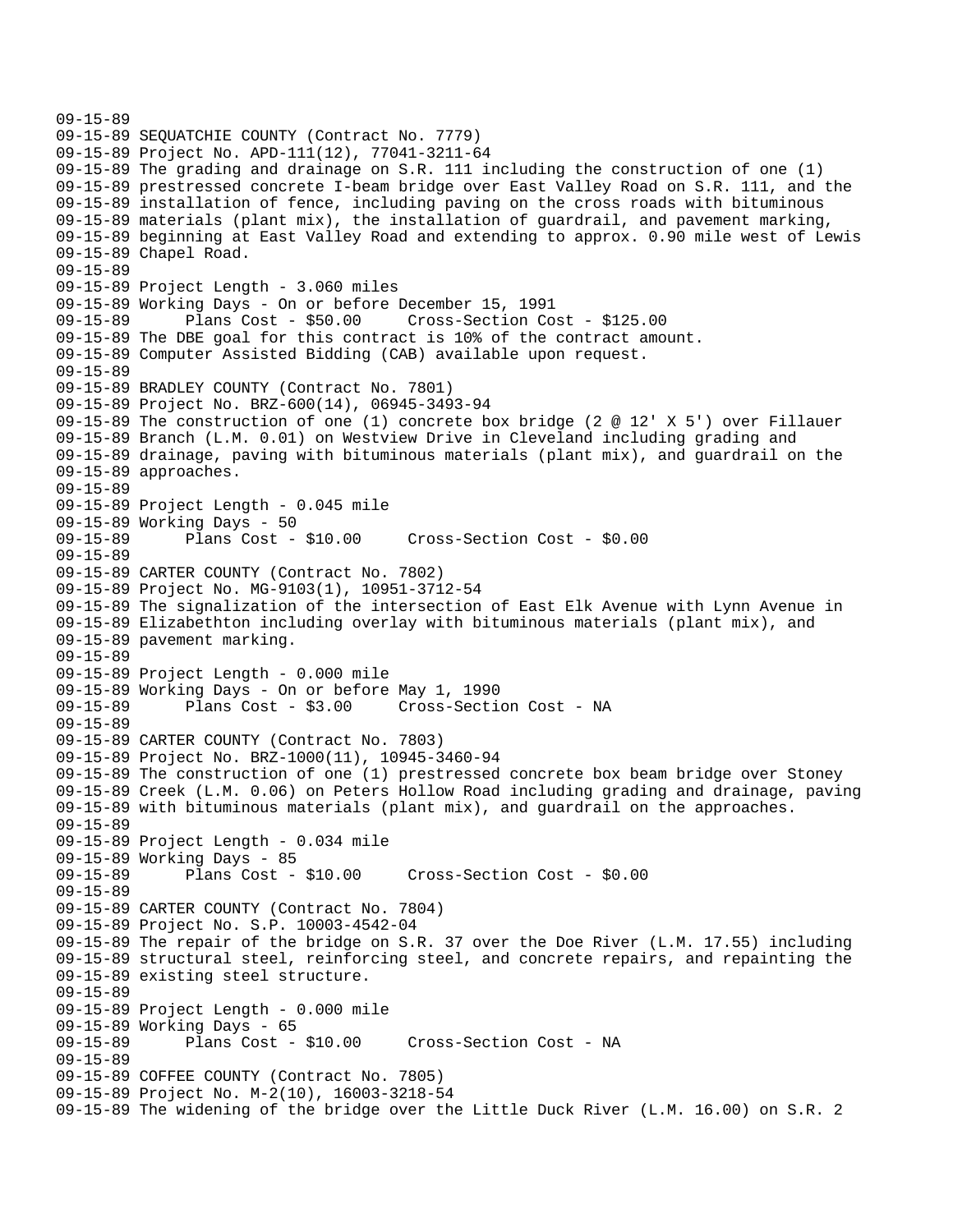```
09-15-89
09-15-89 SEQUATCHIE COUNTY (Contract No. 7779)
09-15-89 Project No. APD-111(12), 77041-3211-64
09-15-89 The grading and drainage on S.R. 111 including the construction of one (1)
09-15-89 prestressed concrete I-beam bridge over East Valley Road on S.R. 111, and the
09-15-89 installation of fence, including paving on the cross roads with bituminous
09-15-89 materials (plant mix), the installation of guardrail, and pavement marking,
09-15-89 beginning at East Valley Road and extending to approx. 0.90 mile west of Lewis
09-15-89 Chapel Road.
09-15-89
09-15-89 Project Length - 3.060 miles
09-15-89 Working Days - On or before December 15, 1991
09-15-89       Plans Cost - $50.00     Cross-Section Cost - $125.00
09-15-89 The DBE goal for this contract is 10% of the contract amount.
09-15-89 Computer Assisted Bidding (CAB) available upon request.
09-15-89
09-15-89 BRADLEY COUNTY (Contract No. 7801)
09-15-89 Project No. BRZ-600(14), 06945-3493-94
09-15-89 The construction of one (1) concrete box bridge (2 @ 12' X 5') over Fillauer
09-15-89 Branch (L.M. 0.01) on Westview Drive in Cleveland including grading and
09-15-89 drainage, paving with bituminous materials (plant mix), and guardrail on the
09-15-89 approaches.
09-15-89
09-15-89 Project Length - 0.045 mile
09-15-89 Working Days - 50
09-15-89       Plans Cost - $10.00     Cross-Section Cost - $0.00
09-15-89
09-15-89 CARTER COUNTY (Contract No. 7802)
09-15-89 Project No. MG-9103(1), 10951-3712-54
09-15-89 The signalization of the intersection of East Elk Avenue with Lynn Avenue in
09-15-89 Elizabethton including overlay with bituminous materials (plant mix), and
09-15-89 pavement marking.
09-15-89
09-15-89 Project Length - 0.000 mile
09-15-89 Working Days - On or before May 1, 1990
09-15-89       Plans Cost - $3.00     Cross-Section Cost - NA
09-15-89
09-15-89 CARTER COUNTY (Contract No. 7803)
09-15-89 Project No. BRZ-1000(11), 10945-3460-94
09-15-89 The construction of one (1) prestressed concrete box beam bridge over Stoney
09-15-89 Creek (L.M. 0.06) on Peters Hollow Road including grading and drainage, paving
09-15-89 with bituminous materials (plant mix), and guardrail on the approaches.
09-15-89
09-15-89 Project Length - 0.034 mile
09-15-89 Working Days - 85
09-15-89       Plans Cost - $10.00     Cross-Section Cost - $0.00
09-15-89
09-15-89 CARTER COUNTY (Contract No. 7804)
09-15-89 Project No. S.P. 10003-4542-04
09-15-89 The repair of the bridge on S.R. 37 over the Doe River (L.M. 17.55) including
09-15-89 structural steel, reinforcing steel, and concrete repairs, and repainting the
09-15-89 existing steel structure.
09-15-89
09-15-89 Project Length - 0.000 mile
09-15-89 Working Days - 65
09-15-89       Plans Cost - $10.00     Cross-Section Cost - NA
09-15-89
09-15-89 COFFEE COUNTY (Contract No. 7805)
09-15-89 Project No. M-2(10), 16003-3218-54
09-15-89 The widening of the bridge over the Little Duck River (L.M. 16.00) on S.R. 2
```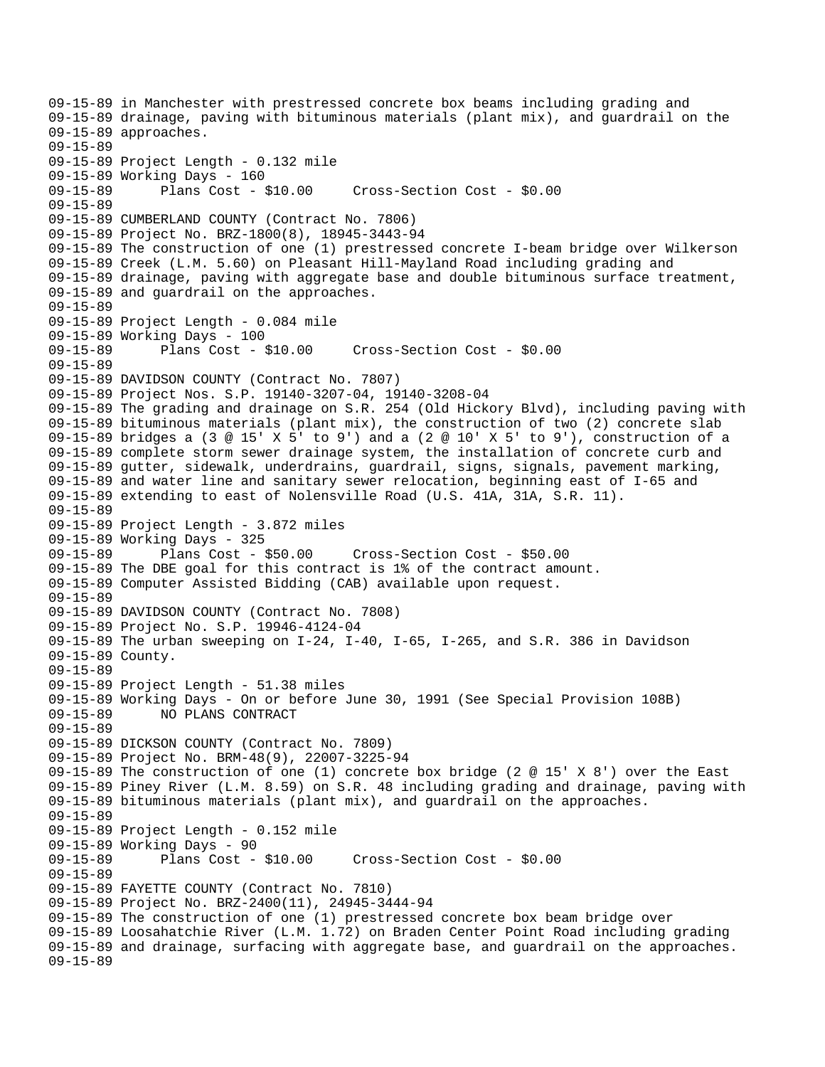09-15-89 in Manchester with prestressed concrete box beams including grading and
09-15-89 drainage, paving with bituminous materials (plant mix), and guardrail on the
09-15-89 approaches.
09-15-89
09-15-89 Project Length - 0.132 mile
09-15-89 Working Days - 160
09-15-89 Plans Cost - $10.00 Cross-Section Cost - $0.00
09-15-89
09-15-89 CUMBERLAND COUNTY (Contract No. 7806)
09-15-89 Project No. BRZ-1800(8), 18945-3443-94
09-15-89 The construction of one (1) prestressed concrete I-beam bridge over Wilkerson
09-15-89 Creek (L.M. 5.60) on Pleasant Hill-Mayland Road including grading and
09-15-89 drainage, paving with aggregate base and double bituminous surface treatment,
09-15-89 and guardrail on the approaches.
09-15-89
09-15-89 Project Length - 0.084 mile
09-15-89 Working Days - 100
09-15-89 Plans Cost - $10.00 Cross-Section Cost - $0.00
09-15-89
09-15-89 DAVIDSON COUNTY (Contract No. 7807)
09-15-89 Project Nos. S.P. 19140-3207-04, 19140-3208-04
09-15-89 The grading and drainage on S.R. 254 (Old Hickory Blvd), including paving with
09-15-89 bituminous materials (plant mix), the construction of two (2) concrete slab
09-15-89 bridges a (3 @ 15' X 5' to 9') and a (2 @ 10' X 5' to 9'), construction of a
09-15-89 complete storm sewer drainage system, the installation of concrete curb and
09-15-89 gutter, sidewalk, underdrains, guardrail, signs, signals, pavement marking,
09-15-89 and water line and sanitary sewer relocation, beginning east of I-65 and
09-15-89 extending to east of Nolensville Road (U.S. 41A, 31A, S.R. 11).
09-15-89
09-15-89 Project Length - 3.872 miles
09-15-89 Working Days - 325
09-15-89 Plans Cost - $50.00 Cross-Section Cost - $50.00
09-15-89 The DBE goal for this contract is 1% of the contract amount.
09-15-89 Computer Assisted Bidding (CAB) available upon request.
09-15-89
09-15-89 DAVIDSON COUNTY (Contract No. 7808)
09-15-89 Project No. S.P. 19946-4124-04
09-15-89 The urban sweeping on I-24, I-40, I-65, I-265, and S.R. 386 in Davidson
09-15-89 County.
09-15-89
09-15-89 Project Length - 51.38 miles
09-15-89 Working Days - On or before June 30, 1991 (See Special Provision 108B)
09-15-89 NO PLANS CONTRACT
09-15-89
09-15-89 DICKSON COUNTY (Contract No. 7809)
09-15-89 Project No. BRM-48(9), 22007-3225-94
09-15-89 The construction of one (1) concrete box bridge (2 @ 15' X 8') over the East
09-15-89 Piney River (L.M. 8.59) on S.R. 48 including grading and drainage, paving with
09-15-89 bituminous materials (plant mix), and guardrail on the approaches.
09-15-89
09-15-89 Project Length - 0.152 mile
09-15-89 Working Days - 90
09-15-89 Plans Cost - $10.00 Cross-Section Cost - $0.00
09-15-89
09-15-89 FAYETTE COUNTY (Contract No. 7810)
09-15-89 Project No. BRZ-2400(11), 24945-3444-94
09-15-89 The construction of one (1) prestressed concrete box beam bridge over
09-15-89 Loosahatchie River (L.M. 1.72) on Braden Center Point Road including grading
09-15-89 and drainage, surfacing with aggregate base, and guardrail on the approaches.
09-15-89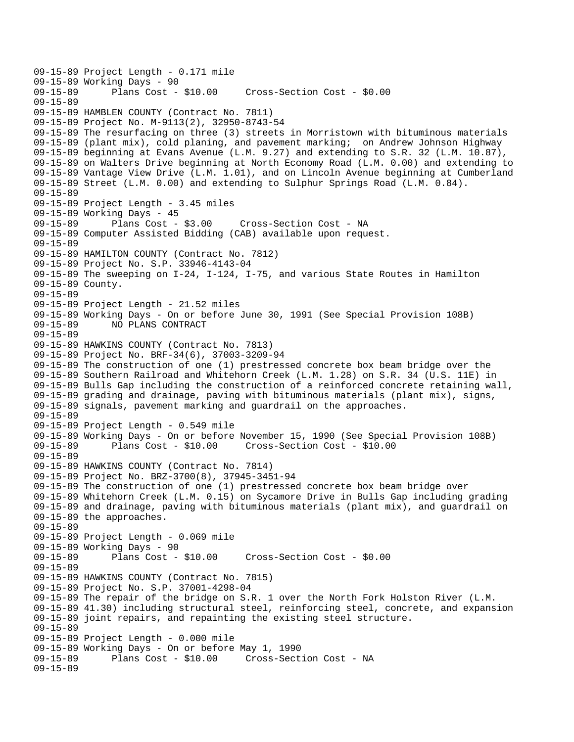```
09-15-89 Project Length - 0.171 mile
09-15-89 Working Days - 90
09-15-89       Plans Cost - $10.00     Cross-Section Cost - $0.00
09-15-89
09-15-89 HAMBLEN COUNTY (Contract No. 7811)
09-15-89 Project No. M-9113(2), 32950-8743-54
09-15-89 The resurfacing on three (3) streets in Morristown with bituminous materials
09-15-89 (plant mix), cold planing, and pavement marking;  on Andrew Johnson Highway
09-15-89 beginning at Evans Avenue (L.M. 9.27) and extending to S.R. 32 (L.M. 10.87),
09-15-89 on Walters Drive beginning at North Economy Road (L.M. 0.00) and extending to
09-15-89 Vantage View Drive (L.M. 1.01), and on Lincoln Avenue beginning at Cumberland
09-15-89 Street (L.M. 0.00) and extending to Sulphur Springs Road (L.M. 0.84).
09-15-89
09-15-89 Project Length - 3.45 miles
09-15-89 Working Days - 45
09-15-89       Plans Cost - $3.00     Cross-Section Cost - NA
09-15-89 Computer Assisted Bidding (CAB) available upon request.
09-15-89
09-15-89 HAMILTON COUNTY (Contract No. 7812)
09-15-89 Project No. S.P. 33946-4143-04
09-15-89 The sweeping on I-24, I-124, I-75, and various State Routes in Hamilton
09-15-89 County.
09-15-89
09-15-89 Project Length - 21.52 miles
09-15-89 Working Days - On or before June 30, 1991 (See Special Provision 108B)
09-15-89       NO PLANS CONTRACT
09-15-89
09-15-89 HAWKINS COUNTY (Contract No. 7813)
09-15-89 Project No. BRF-34(6), 37003-3209-94
09-15-89 The construction of one (1) prestressed concrete box beam bridge over the
09-15-89 Southern Railroad and Whitehorn Creek (L.M. 1.28) on S.R. 34 (U.S. 11E) in
09-15-89 Bulls Gap including the construction of a reinforced concrete retaining wall,
09-15-89 grading and drainage, paving with bituminous materials (plant mix), signs,
09-15-89 signals, pavement marking and guardrail on the approaches.
09-15-89
09-15-89 Project Length - 0.549 mile
09-15-89 Working Days - On or before November 15, 1990 (See Special Provision 108B)
09-15-89       Plans Cost - $10.00     Cross-Section Cost - $10.00
09-15-89
09-15-89 HAWKINS COUNTY (Contract No. 7814)
09-15-89 Project No. BRZ-3700(8), 37945-3451-94
09-15-89 The construction of one (1) prestressed concrete box beam bridge over
09-15-89 Whitehorn Creek (L.M. 0.15) on Sycamore Drive in Bulls Gap including grading
09-15-89 and drainage, paving with bituminous materials (plant mix), and guardrail on
09-15-89 the approaches.
09-15-89
09-15-89 Project Length - 0.069 mile
09-15-89 Working Days - 90
09-15-89       Plans Cost - $10.00     Cross-Section Cost - $0.00
09-15-89
09-15-89 HAWKINS COUNTY (Contract No. 7815)
09-15-89 Project No. S.P. 37001-4298-04
09-15-89 The repair of the bridge on S.R. 1 over the North Fork Holston River (L.M.
09-15-89 41.30) including structural steel, reinforcing steel, concrete, and expansion
09-15-89 joint repairs, and repainting the existing steel structure.
09-15-89
09-15-89 Project Length - 0.000 mile
09-15-89 Working Days - On or before May 1, 1990
09-15-89       Plans Cost - $10.00     Cross-Section Cost - NA
09-15-89
```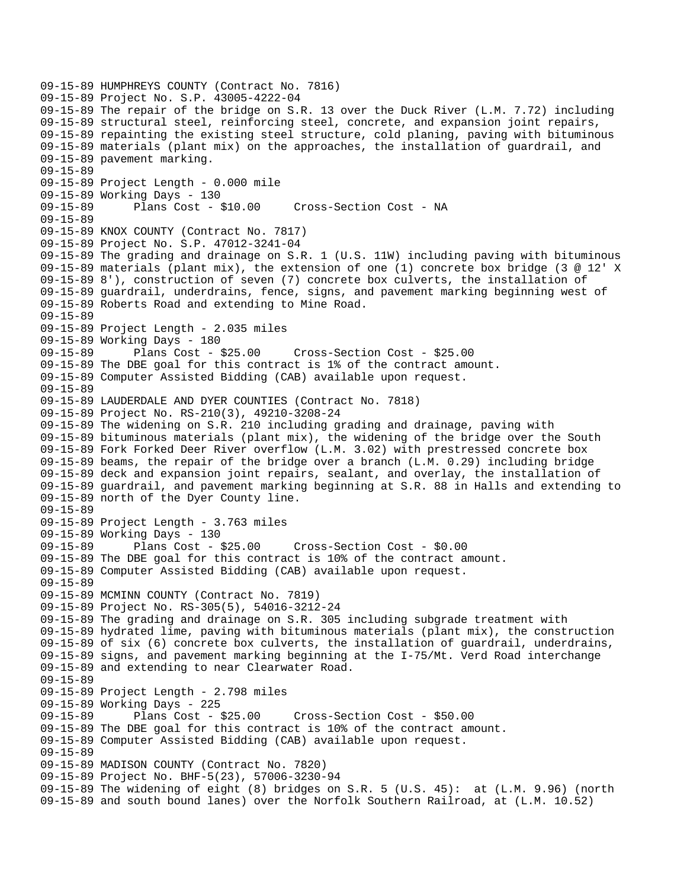09-15-89 HUMPHREYS COUNTY (Contract No. 7816)
09-15-89 Project No. S.P. 43005-4222-04
09-15-89 The repair of the bridge on S.R. 13 over the Duck River (L.M. 7.72) including
09-15-89 structural steel, reinforcing steel, concrete, and expansion joint repairs,
09-15-89 repainting the existing steel structure, cold planing, paving with bituminous
09-15-89 materials (plant mix) on the approaches, the installation of guardrail, and
09-15-89 pavement marking.
09-15-89
09-15-89 Project Length - 0.000 mile
09-15-89 Working Days - 130
09-15-89 Plans Cost - $10.00 Cross-Section Cost - NA
09-15-89
09-15-89 KNOX COUNTY (Contract No. 7817)
09-15-89 Project No. S.P. 47012-3241-04
09-15-89 The grading and drainage on S.R. 1 (U.S. 11W) including paving with bituminous
09-15-89 materials (plant mix), the extension of one (1) concrete box bridge (3 @ 12' X
09-15-89 8'), construction of seven (7) concrete box culverts, the installation of
09-15-89 guardrail, underdrains, fence, signs, and pavement marking beginning west of
09-15-89 Roberts Road and extending to Mine Road.
09-15-89
09-15-89 Project Length - 2.035 miles
09-15-89 Working Days - 180
09-15-89 Plans Cost - $25.00 Cross-Section Cost - $25.00
09-15-89 The DBE goal for this contract is 1% of the contract amount.
09-15-89 Computer Assisted Bidding (CAB) available upon request.
09-15-89
09-15-89 LAUDERDALE AND DYER COUNTIES (Contract No. 7818)
09-15-89 Project No. RS-210(3), 49210-3208-24
09-15-89 The widening on S.R. 210 including grading and drainage, paving with
09-15-89 bituminous materials (plant mix), the widening of the bridge over the South
09-15-89 Fork Forked Deer River overflow (L.M. 3.02) with prestressed concrete box
09-15-89 beams, the repair of the bridge over a branch (L.M. 0.29) including bridge
09-15-89 deck and expansion joint repairs, sealant, and overlay, the installation of
09-15-89 guardrail, and pavement marking beginning at S.R. 88 in Halls and extending to
09-15-89 north of the Dyer County line.
09-15-89
09-15-89 Project Length - 3.763 miles
09-15-89 Working Days - 130
09-15-89 Plans Cost - $25.00 Cross-Section Cost - $0.00
09-15-89 The DBE goal for this contract is 10% of the contract amount.
09-15-89 Computer Assisted Bidding (CAB) available upon request.
09-15-89
09-15-89 MCMINN COUNTY (Contract No. 7819)
09-15-89 Project No. RS-305(5), 54016-3212-24
09-15-89 The grading and drainage on S.R. 305 including subgrade treatment with
09-15-89 hydrated lime, paving with bituminous materials (plant mix), the construction
09-15-89 of six (6) concrete box culverts, the installation of guardrail, underdrains,
09-15-89 signs, and pavement marking beginning at the I-75/Mt. Verd Road interchange
09-15-89 and extending to near Clearwater Road.
09-15-89
09-15-89 Project Length - 2.798 miles
09-15-89 Working Days - 225
09-15-89 Plans Cost - $25.00 Cross-Section Cost - $50.00
09-15-89 The DBE goal for this contract is 10% of the contract amount.
09-15-89 Computer Assisted Bidding (CAB) available upon request.
09-15-89
09-15-89 MADISON COUNTY (Contract No. 7820)
09-15-89 Project No. BHF-5(23), 57006-3230-94
09-15-89 The widening of eight (8) bridges on S.R. 5 (U.S. 45): at (L.M. 9.96) (north
09-15-89 and south bound lanes) over the Norfolk Southern Railroad, at (L.M. 10.52)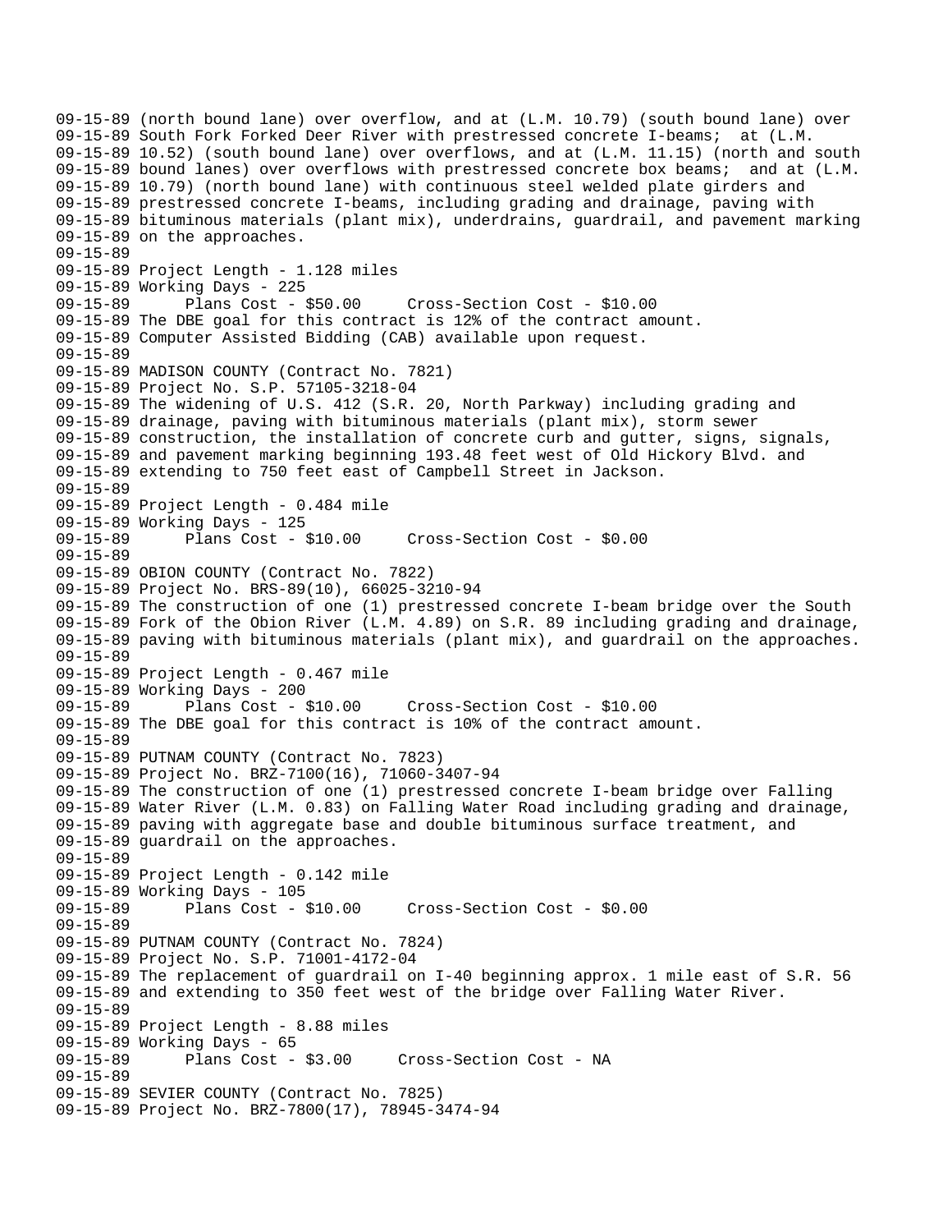09-15-89 (north bound lane) over overflow, and at (L.M. 10.79) (south bound lane) over
09-15-89 South Fork Forked Deer River with prestressed concrete I-beams; at (L.M.
09-15-89 10.52) (south bound lane) over overflows, and at (L.M. 11.15) (north and south
09-15-89 bound lanes) over overflows with prestressed concrete box beams; and at (L.M.
09-15-89 10.79) (north bound lane) with continuous steel welded plate girders and
09-15-89 prestressed concrete I-beams, including grading and drainage, paving with
09-15-89 bituminous materials (plant mix), underdrains, guardrail, and pavement marking
09-15-89 on the approaches.
09-15-89
09-15-89 Project Length - 1.128 miles
09-15-89 Working Days - 225
09-15-89 Plans Cost - $50.00 Cross-Section Cost - $10.00
09-15-89 The DBE goal for this contract is 12% of the contract amount.
09-15-89 Computer Assisted Bidding (CAB) available upon request.
09-15-89
09-15-89 MADISON COUNTY (Contract No. 7821)
09-15-89 Project No. S.P. 57105-3218-04
09-15-89 The widening of U.S. 412 (S.R. 20, North Parkway) including grading and
09-15-89 drainage, paving with bituminous materials (plant mix), storm sewer
09-15-89 construction, the installation of concrete curb and gutter, signs, signals,
09-15-89 and pavement marking beginning 193.48 feet west of Old Hickory Blvd. and
09-15-89 extending to 750 feet east of Campbell Street in Jackson.
09-15-89
09-15-89 Project Length - 0.484 mile
09-15-89 Working Days - 125
09-15-89 Plans Cost - $10.00 Cross-Section Cost - $0.00
09-15-89
09-15-89 OBION COUNTY (Contract No. 7822)
09-15-89 Project No. BRS-89(10), 66025-3210-94
09-15-89 The construction of one (1) prestressed concrete I-beam bridge over the South
09-15-89 Fork of the Obion River (L.M. 4.89) on S.R. 89 including grading and drainage,
09-15-89 paving with bituminous materials (plant mix), and guardrail on the approaches.
09-15-89
09-15-89 Project Length - 0.467 mile
09-15-89 Working Days - 200
09-15-89 Plans Cost - $10.00 Cross-Section Cost - $10.00
09-15-89 The DBE goal for this contract is 10% of the contract amount.
09-15-89
09-15-89 PUTNAM COUNTY (Contract No. 7823)
09-15-89 Project No. BRZ-7100(16), 71060-3407-94
09-15-89 The construction of one (1) prestressed concrete I-beam bridge over Falling
09-15-89 Water River (L.M. 0.83) on Falling Water Road including grading and drainage,
09-15-89 paving with aggregate base and double bituminous surface treatment, and
09-15-89 guardrail on the approaches.
09-15-89
09-15-89 Project Length - 0.142 mile
09-15-89 Working Days - 105
09-15-89 Plans Cost - $10.00 Cross-Section Cost - $0.00
09-15-89
09-15-89 PUTNAM COUNTY (Contract No. 7824)
09-15-89 Project No. S.P. 71001-4172-04
09-15-89 The replacement of guardrail on I-40 beginning approx. 1 mile east of S.R. 56
09-15-89 and extending to 350 feet west of the bridge over Falling Water River.
09-15-89
09-15-89 Project Length - 8.88 miles
09-15-89 Working Days - 65
09-15-89 Plans Cost - $3.00 Cross-Section Cost - NA
09-15-89
09-15-89 SEVIER COUNTY (Contract No. 7825)
09-15-89 Project No. BRZ-7800(17), 78945-3474-94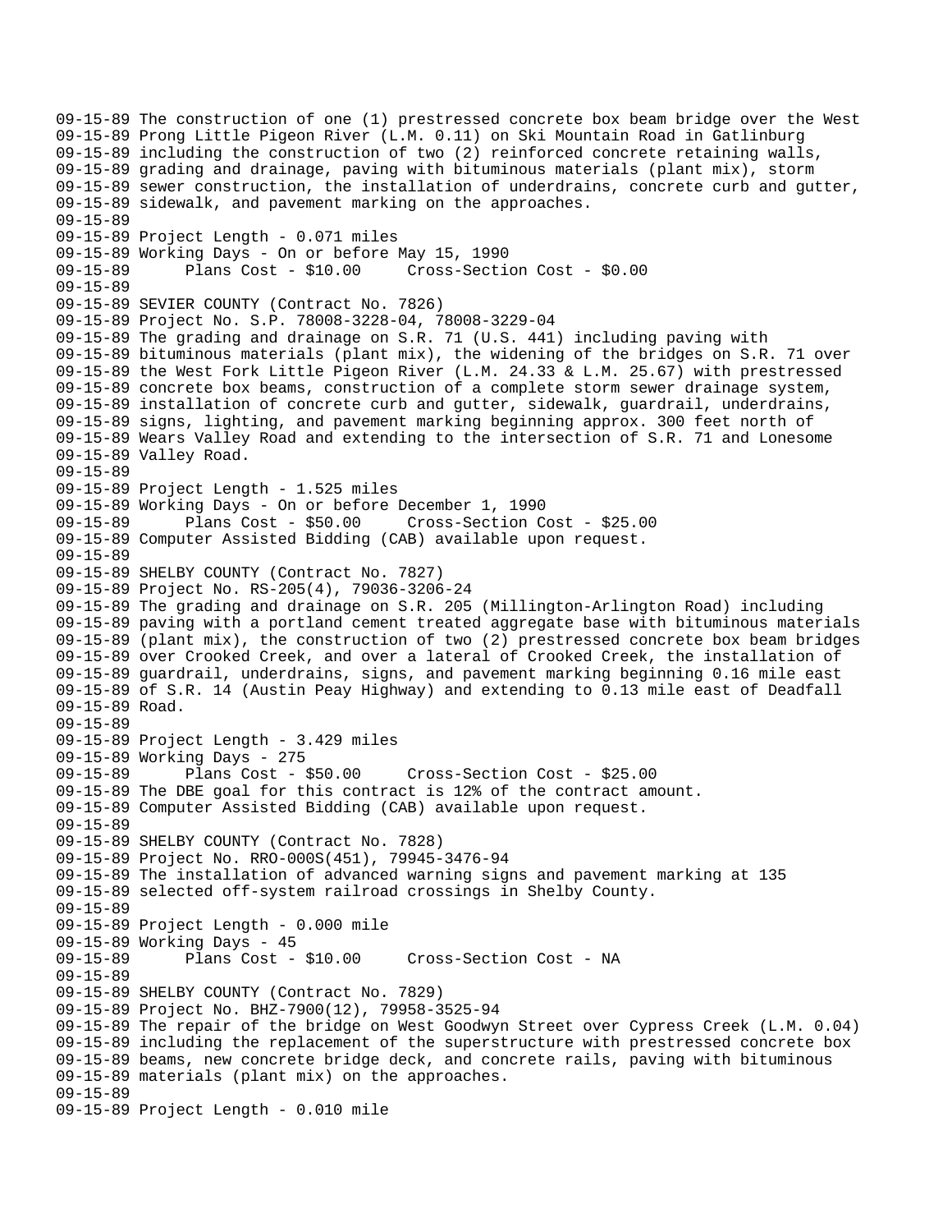09-15-89 The construction of one (1) prestressed concrete box beam bridge over the West
09-15-89 Prong Little Pigeon River (L.M. 0.11) on Ski Mountain Road in Gatlinburg
09-15-89 including the construction of two (2) reinforced concrete retaining walls,
09-15-89 grading and drainage, paving with bituminous materials (plant mix), storm
09-15-89 sewer construction, the installation of underdrains, concrete curb and gutter,
09-15-89 sidewalk, and pavement marking on the approaches.
09-15-89
09-15-89 Project Length - 0.071 miles
09-15-89 Working Days - On or before May 15, 1990
09-15-89 Plans Cost - $10.00 Cross-Section Cost - $0.00
09-15-89
09-15-89 SEVIER COUNTY (Contract No. 7826)
09-15-89 Project No. S.P. 78008-3228-04, 78008-3229-04
09-15-89 The grading and drainage on S.R. 71 (U.S. 441) including paving with
09-15-89 bituminous materials (plant mix), the widening of the bridges on S.R. 71 over
09-15-89 the West Fork Little Pigeon River (L.M. 24.33 & L.M. 25.67) with prestressed
09-15-89 concrete box beams, construction of a complete storm sewer drainage system,
09-15-89 installation of concrete curb and gutter, sidewalk, guardrail, underdrains,
09-15-89 signs, lighting, and pavement marking beginning approx. 300 feet north of
09-15-89 Wears Valley Road and extending to the intersection of S.R. 71 and Lonesome
09-15-89 Valley Road.
09-15-89
09-15-89 Project Length - 1.525 miles
09-15-89 Working Days - On or before December 1, 1990
09-15-89 Plans Cost - $50.00 Cross-Section Cost - $25.00
09-15-89 Computer Assisted Bidding (CAB) available upon request.
09-15-89
09-15-89 SHELBY COUNTY (Contract No. 7827)
09-15-89 Project No. RS-205(4), 79036-3206-24
09-15-89 The grading and drainage on S.R. 205 (Millington-Arlington Road) including
09-15-89 paving with a portland cement treated aggregate base with bituminous materials
09-15-89 (plant mix), the construction of two (2) prestressed concrete box beam bridges
09-15-89 over Crooked Creek, and over a lateral of Crooked Creek, the installation of
09-15-89 guardrail, underdrains, signs, and pavement marking beginning 0.16 mile east
09-15-89 of S.R. 14 (Austin Peay Highway) and extending to 0.13 mile east of Deadfall
09-15-89 Road.
09-15-89
09-15-89 Project Length - 3.429 miles
09-15-89 Working Days - 275
09-15-89 Plans Cost - $50.00 Cross-Section Cost - $25.00
09-15-89 The DBE goal for this contract is 12% of the contract amount.
09-15-89 Computer Assisted Bidding (CAB) available upon request.
09-15-89
09-15-89 SHELBY COUNTY (Contract No. 7828)
09-15-89 Project No. RRO-000S(451), 79945-3476-94
09-15-89 The installation of advanced warning signs and pavement marking at 135
09-15-89 selected off-system railroad crossings in Shelby County.
09-15-89
09-15-89 Project Length - 0.000 mile
09-15-89 Working Days - 45
09-15-89 Plans Cost - $10.00 Cross-Section Cost - NA
09-15-89
09-15-89 SHELBY COUNTY (Contract No. 7829)
09-15-89 Project No. BHZ-7900(12), 79958-3525-94
09-15-89 The repair of the bridge on West Goodwyn Street over Cypress Creek (L.M. 0.04)
09-15-89 including the replacement of the superstructure with prestressed concrete box
09-15-89 beams, new concrete bridge deck, and concrete rails, paving with bituminous
09-15-89 materials (plant mix) on the approaches.
09-15-89
09-15-89 Project Length - 0.010 mile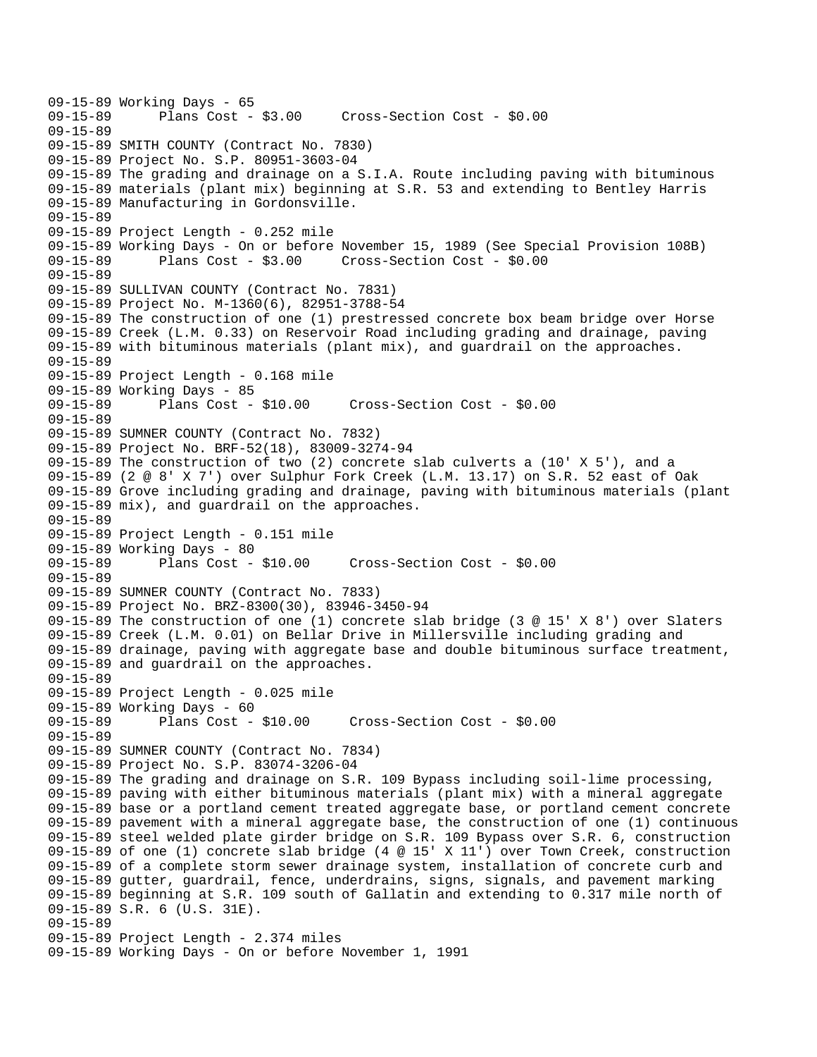09-15-89 Working Days - 65
09-15-89       Plans Cost - $3.00     Cross-Section Cost - $0.00
09-15-89
09-15-89 SMITH COUNTY (Contract No. 7830)
09-15-89 Project No. S.P. 80951-3603-04
09-15-89 The grading and drainage on a S.I.A. Route including paving with bituminous
09-15-89 materials (plant mix) beginning at S.R. 53 and extending to Bentley Harris
09-15-89 Manufacturing in Gordonsville.
09-15-89
09-15-89 Project Length - 0.252 mile
09-15-89 Working Days - On or before November 15, 1989 (See Special Provision 108B)
09-15-89       Plans Cost - $3.00     Cross-Section Cost - $0.00
09-15-89
09-15-89 SULLIVAN COUNTY (Contract No. 7831)
09-15-89 Project No. M-1360(6), 82951-3788-54
09-15-89 The construction of one (1) prestressed concrete box beam bridge over Horse
09-15-89 Creek (L.M. 0.33) on Reservoir Road including grading and drainage, paving
09-15-89 with bituminous materials (plant mix), and guardrail on the approaches.
09-15-89
09-15-89 Project Length - 0.168 mile
09-15-89 Working Days - 85
09-15-89       Plans Cost - $10.00     Cross-Section Cost - $0.00
09-15-89
09-15-89 SUMNER COUNTY (Contract No. 7832)
09-15-89 Project No. BRF-52(18), 83009-3274-94
09-15-89 The construction of two (2) concrete slab culverts a (10' X 5'), and a
09-15-89 (2 @ 8' X 7') over Sulphur Fork Creek (L.M. 13.17) on S.R. 52 east of Oak
09-15-89 Grove including grading and drainage, paving with bituminous materials (plant
09-15-89 mix), and guardrail on the approaches.
09-15-89
09-15-89 Project Length - 0.151 mile
09-15-89 Working Days - 80
09-15-89       Plans Cost - $10.00     Cross-Section Cost - $0.00
09-15-89
09-15-89 SUMNER COUNTY (Contract No. 7833)
09-15-89 Project No. BRZ-8300(30), 83946-3450-94
09-15-89 The construction of one (1) concrete slab bridge (3 @ 15' X 8') over Slaters
09-15-89 Creek (L.M. 0.01) on Bellar Drive in Millersville including grading and
09-15-89 drainage, paving with aggregate base and double bituminous surface treatment,
09-15-89 and guardrail on the approaches.
09-15-89
09-15-89 Project Length - 0.025 mile
09-15-89 Working Days - 60
09-15-89       Plans Cost - $10.00     Cross-Section Cost - $0.00
09-15-89
09-15-89 SUMNER COUNTY (Contract No. 7834)
09-15-89 Project No. S.P. 83074-3206-04
09-15-89 The grading and drainage on S.R. 109 Bypass including soil-lime processing,
09-15-89 paving with either bituminous materials (plant mix) with a mineral aggregate
09-15-89 base or a portland cement treated aggregate base, or portland cement concrete
09-15-89 pavement with a mineral aggregate base, the construction of one (1) continuous
09-15-89 steel welded plate girder bridge on S.R. 109 Bypass over S.R. 6, construction
09-15-89 of one (1) concrete slab bridge (4 @ 15' X 11') over Town Creek, construction
09-15-89 of a complete storm sewer drainage system, installation of concrete curb and
09-15-89 gutter, guardrail, fence, underdrains, signs, signals, and pavement marking
09-15-89 beginning at S.R. 109 south of Gallatin and extending to 0.317 mile north of
09-15-89 S.R. 6 (U.S. 31E).
09-15-89
09-15-89 Project Length - 2.374 miles
09-15-89 Working Days - On or before November 1, 1991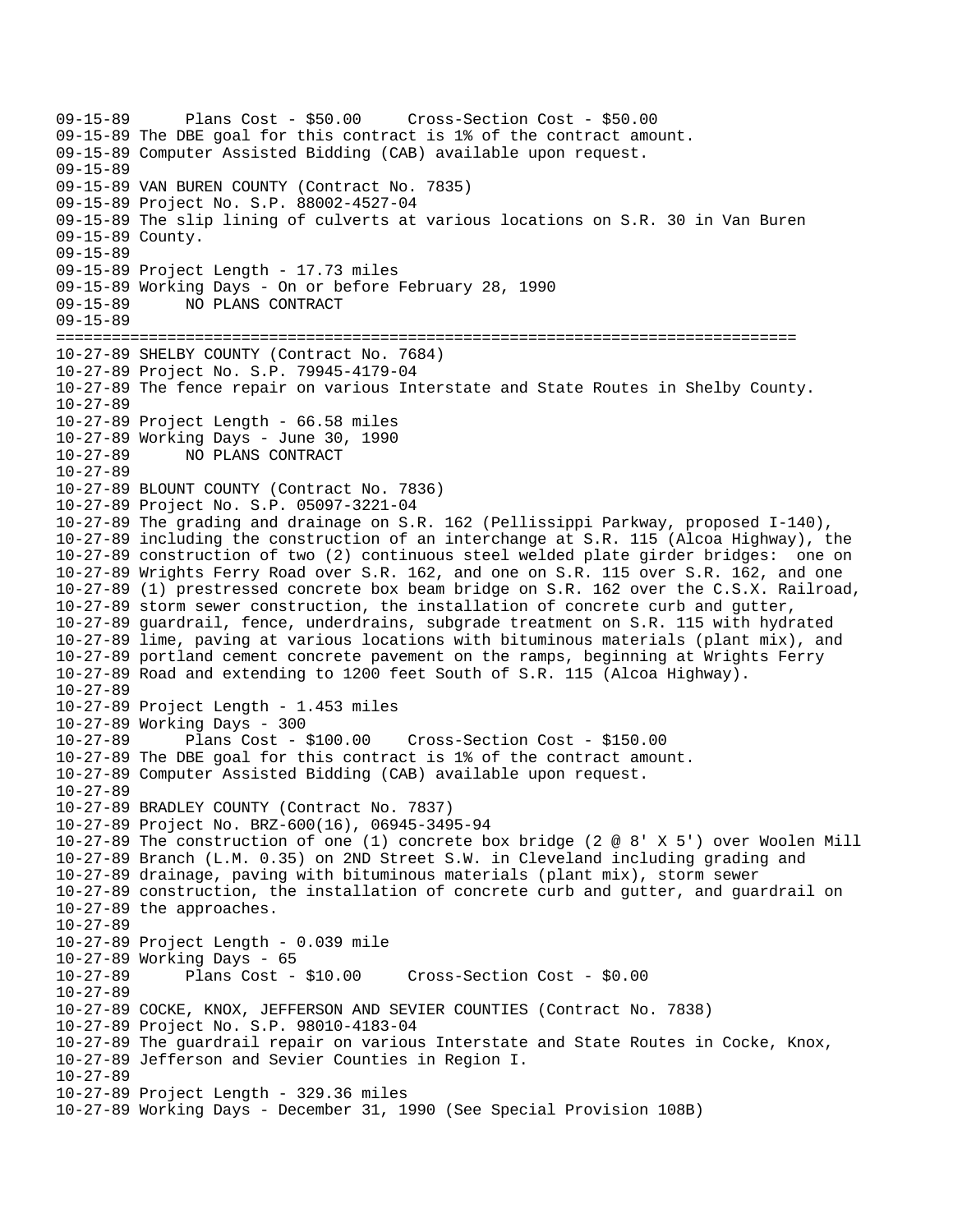```
09-15-89      Plans Cost - $50.00     Cross-Section Cost - $50.00
09-15-89 The DBE goal for this contract is 1% of the contract amount.
09-15-89 Computer Assisted Bidding (CAB) available upon request.
09-15-89
09-15-89 VAN BUREN COUNTY (Contract No. 7835)
09-15-89 Project No. S.P. 88002-4527-04
09-15-89 The slip lining of culverts at various locations on S.R. 30 in Van Buren
09-15-89 County.
09-15-89
09-15-89 Project Length - 17.73 miles
09-15-89 Working Days - On or before February 28, 1990
09-15-89      NO PLANS CONTRACT
09-15-89
================================================================================
10-27-89 SHELBY COUNTY (Contract No. 7684)
10-27-89 Project No. S.P. 79945-4179-04
10-27-89 The fence repair on various Interstate and State Routes in Shelby County.
10-27-89
10-27-89 Project Length - 66.58 miles
10-27-89 Working Days - June 30, 1990
10-27-89      NO PLANS CONTRACT
10-27-89
10-27-89 BLOUNT COUNTY (Contract No. 7836)
10-27-89 Project No. S.P. 05097-3221-04
10-27-89 The grading and drainage on S.R. 162 (Pellissippi Parkway, proposed I-140),
10-27-89 including the construction of an interchange at S.R. 115 (Alcoa Highway), the
10-27-89 construction of two (2) continuous steel welded plate girder bridges:  one on
10-27-89 Wrights Ferry Road over S.R. 162, and one on S.R. 115 over S.R. 162, and one
10-27-89 (1) prestressed concrete box beam bridge on S.R. 162 over the C.S.X. Railroad,
10-27-89 storm sewer construction, the installation of concrete curb and gutter,
10-27-89 guardrail, fence, underdrains, subgrade treatment on S.R. 115 with hydrated
10-27-89 lime, paving at various locations with bituminous materials (plant mix), and
10-27-89 portland cement concrete pavement on the ramps, beginning at Wrights Ferry
10-27-89 Road and extending to 1200 feet South of S.R. 115 (Alcoa Highway).
10-27-89
10-27-89 Project Length - 1.453 miles
10-27-89 Working Days - 300
10-27-89      Plans Cost - $100.00    Cross-Section Cost - $150.00
10-27-89 The DBE goal for this contract is 1% of the contract amount.
10-27-89 Computer Assisted Bidding (CAB) available upon request.
10-27-89
10-27-89 BRADLEY COUNTY (Contract No. 7837)
10-27-89 Project No. BRZ-600(16), 06945-3495-94
10-27-89 The construction of one (1) concrete box bridge (2 @ 8' X 5') over Woolen Mill
10-27-89 Branch (L.M. 0.35) on 2ND Street S.W. in Cleveland including grading and
10-27-89 drainage, paving with bituminous materials (plant mix), storm sewer
10-27-89 construction, the installation of concrete curb and gutter, and guardrail on
10-27-89 the approaches.
10-27-89
10-27-89 Project Length - 0.039 mile
10-27-89 Working Days - 65
10-27-89      Plans Cost - $10.00     Cross-Section Cost - $0.00
10-27-89
10-27-89 COCKE, KNOX, JEFFERSON AND SEVIER COUNTIES (Contract No. 7838)
10-27-89 Project No. S.P. 98010-4183-04
10-27-89 The guardrail repair on various Interstate and State Routes in Cocke, Knox,
10-27-89 Jefferson and Sevier Counties in Region I.
10-27-89
10-27-89 Project Length - 329.36 miles
10-27-89 Working Days - December 31, 1990 (See Special Provision 108B)
```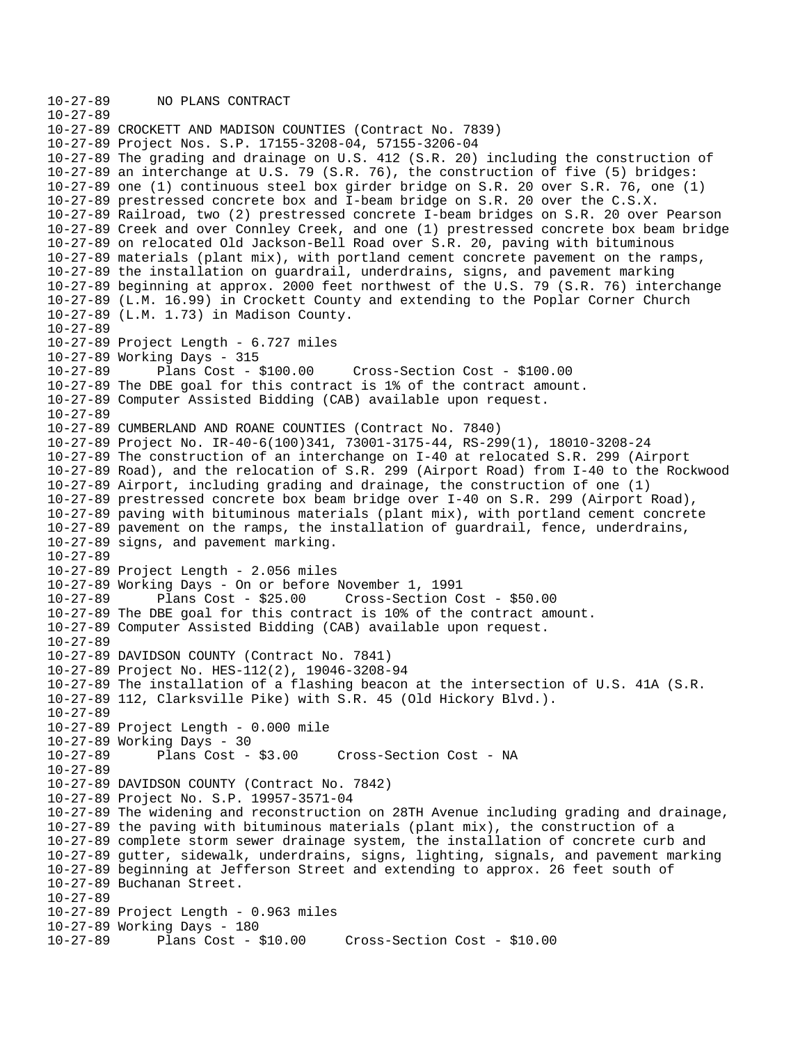```
10-27-89      NO PLANS CONTRACT
10-27-89
10-27-89 CROCKETT AND MADISON COUNTIES (Contract No. 7839)
10-27-89 Project Nos. S.P. 17155-3208-04, 57155-3206-04
10-27-89 The grading and drainage on U.S. 412 (S.R. 20) including the construction of
10-27-89 an interchange at U.S. 79 (S.R. 76), the construction of five (5) bridges:
10-27-89 one (1) continuous steel box girder bridge on S.R. 20 over S.R. 76, one (1)
10-27-89 prestressed concrete box and I-beam bridge on S.R. 20 over the C.S.X.
10-27-89 Railroad, two (2) prestressed concrete I-beam bridges on S.R. 20 over Pearson
10-27-89 Creek and over Connley Creek, and one (1) prestressed concrete box beam bridge
10-27-89 on relocated Old Jackson-Bell Road over S.R. 20, paving with bituminous
10-27-89 materials (plant mix), with portland cement concrete pavement on the ramps,
10-27-89 the installation on guardrail, underdrains, signs, and pavement marking
10-27-89 beginning at approx. 2000 feet northwest of the U.S. 79 (S.R. 76) interchange
10-27-89 (L.M. 16.99) in Crockett County and extending to the Poplar Corner Church
10-27-89 (L.M. 1.73) in Madison County.
10-27-89
10-27-89 Project Length - 6.727 miles
10-27-89 Working Days - 315
10-27-89      Plans Cost - $100.00     Cross-Section Cost - $100.00
10-27-89 The DBE goal for this contract is 1% of the contract amount.
10-27-89 Computer Assisted Bidding (CAB) available upon request.
10-27-89
10-27-89 CUMBERLAND AND ROANE COUNTIES (Contract No. 7840)
10-27-89 Project No. IR-40-6(100)341, 73001-3175-44, RS-299(1), 18010-3208-24
10-27-89 The construction of an interchange on I-40 at relocated S.R. 299 (Airport
10-27-89 Road), and the relocation of S.R. 299 (Airport Road) from I-40 to the Rockwood
10-27-89 Airport, including grading and drainage, the construction of one (1)
10-27-89 prestressed concrete box beam bridge over I-40 on S.R. 299 (Airport Road),
10-27-89 paving with bituminous materials (plant mix), with portland cement concrete
10-27-89 pavement on the ramps, the installation of guardrail, fence, underdrains,
10-27-89 signs, and pavement marking.
10-27-89
10-27-89 Project Length - 2.056 miles
10-27-89 Working Days - On or before November 1, 1991
10-27-89      Plans Cost - $25.00     Cross-Section Cost - $50.00
10-27-89 The DBE goal for this contract is 10% of the contract amount.
10-27-89 Computer Assisted Bidding (CAB) available upon request.
10-27-89
10-27-89 DAVIDSON COUNTY (Contract No. 7841)
10-27-89 Project No. HES-112(2), 19046-3208-94
10-27-89 The installation of a flashing beacon at the intersection of U.S. 41A (S.R.
10-27-89 112, Clarksville Pike) with S.R. 45 (Old Hickory Blvd.).
10-27-89
10-27-89 Project Length - 0.000 mile
10-27-89 Working Days - 30
10-27-89      Plans Cost - $3.00     Cross-Section Cost - NA
10-27-89
10-27-89 DAVIDSON COUNTY (Contract No. 7842)
10-27-89 Project No. S.P. 19957-3571-04
10-27-89 The widening and reconstruction on 28TH Avenue including grading and drainage,
10-27-89 the paving with bituminous materials (plant mix), the construction of a
10-27-89 complete storm sewer drainage system, the installation of concrete curb and
10-27-89 gutter, sidewalk, underdrains, signs, lighting, signals, and pavement marking
10-27-89 beginning at Jefferson Street and extending to approx. 26 feet south of
10-27-89 Buchanan Street.
10-27-89
10-27-89 Project Length - 0.963 miles
10-27-89 Working Days - 180
10-27-89      Plans Cost - $10.00     Cross-Section Cost - $10.00
```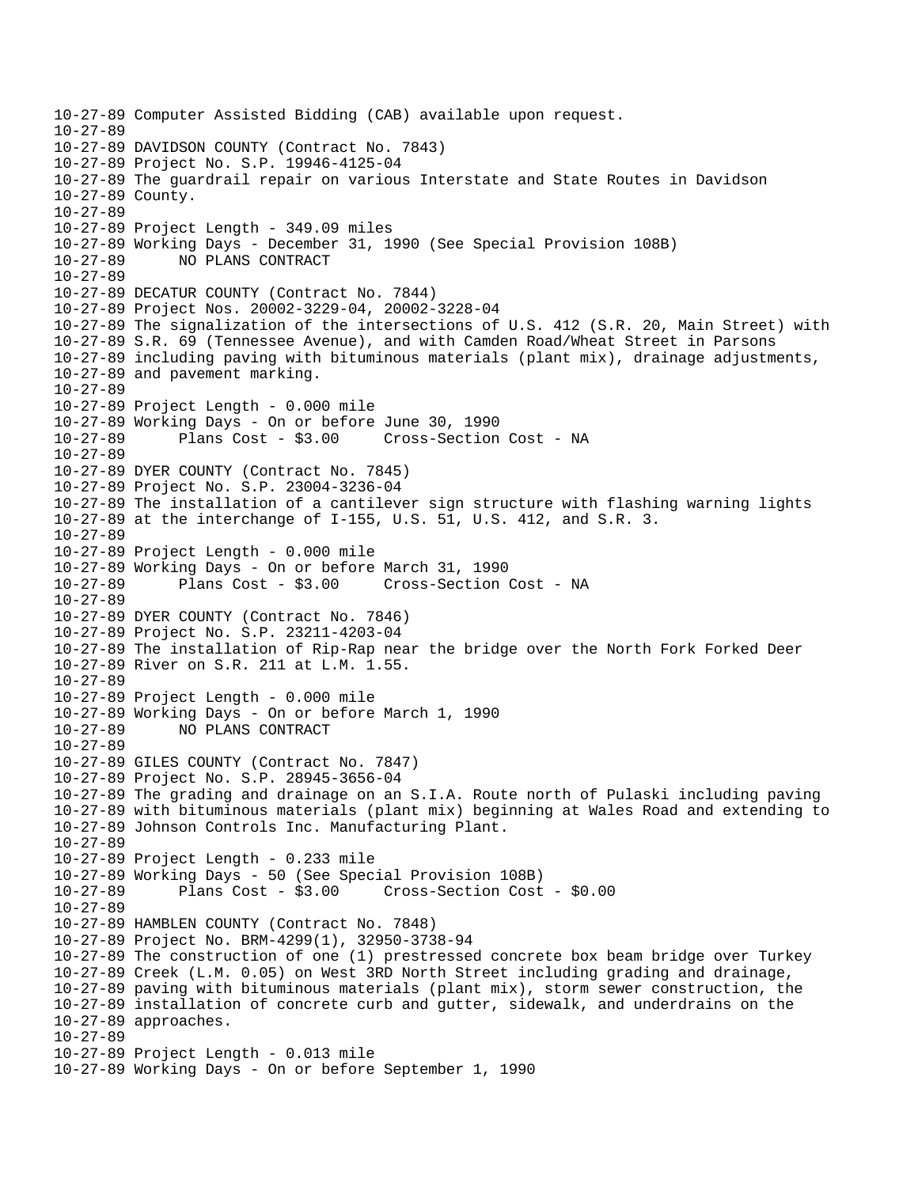10-27-89 Computer Assisted Bidding (CAB) available upon request.
10-27-89
10-27-89 DAVIDSON COUNTY (Contract No. 7843)
10-27-89 Project No. S.P. 19946-4125-04
10-27-89 The guardrail repair on various Interstate and State Routes in Davidson
10-27-89 County.
10-27-89
10-27-89 Project Length - 349.09 miles
10-27-89 Working Days - December 31, 1990 (See Special Provision 108B)
10-27-89 NO PLANS CONTRACT
10-27-89
10-27-89 DECATUR COUNTY (Contract No. 7844)
10-27-89 Project Nos. 20002-3229-04, 20002-3228-04
10-27-89 The signalization of the intersections of U.S. 412 (S.R. 20, Main Street) with
10-27-89 S.R. 69 (Tennessee Avenue), and with Camden Road/Wheat Street in Parsons
10-27-89 including paving with bituminous materials (plant mix), drainage adjustments,
10-27-89 and pavement marking.
10-27-89
10-27-89 Project Length - 0.000 mile
10-27-89 Working Days - On or before June 30, 1990
10-27-89 Plans Cost - $3.00 Cross-Section Cost - NA
10-27-89
10-27-89 DYER COUNTY (Contract No. 7845)
10-27-89 Project No. S.P. 23004-3236-04
10-27-89 The installation of a cantilever sign structure with flashing warning lights
10-27-89 at the interchange of I-155, U.S. 51, U.S. 412, and S.R. 3.
10-27-89
10-27-89 Project Length - 0.000 mile
10-27-89 Working Days - On or before March 31, 1990
10-27-89 Plans Cost - $3.00 Cross-Section Cost - NA
10-27-89
10-27-89 DYER COUNTY (Contract No. 7846)
10-27-89 Project No. S.P. 23211-4203-04
10-27-89 The installation of Rip-Rap near the bridge over the North Fork Forked Deer
10-27-89 River on S.R. 211 at L.M. 1.55.
10-27-89
10-27-89 Project Length - 0.000 mile
10-27-89 Working Days - On or before March 1, 1990
10-27-89 NO PLANS CONTRACT
10-27-89
10-27-89 GILES COUNTY (Contract No. 7847)
10-27-89 Project No. S.P. 28945-3656-04
10-27-89 The grading and drainage on an S.I.A. Route north of Pulaski including paving
10-27-89 with bituminous materials (plant mix) beginning at Wales Road and extending to
10-27-89 Johnson Controls Inc. Manufacturing Plant.
10-27-89
10-27-89 Project Length - 0.233 mile
10-27-89 Working Days - 50 (See Special Provision 108B)
10-27-89 Plans Cost - $3.00 Cross-Section Cost - $0.00
10-27-89
10-27-89 HAMBLEN COUNTY (Contract No. 7848)
10-27-89 Project No. BRM-4299(1), 32950-3738-94
10-27-89 The construction of one (1) prestressed concrete box beam bridge over Turkey
10-27-89 Creek (L.M. 0.05) on West 3RD North Street including grading and drainage,
10-27-89 paving with bituminous materials (plant mix), storm sewer construction, the
10-27-89 installation of concrete curb and gutter, sidewalk, and underdrains on the
10-27-89 approaches.
10-27-89
10-27-89 Project Length - 0.013 mile
10-27-89 Working Days - On or before September 1, 1990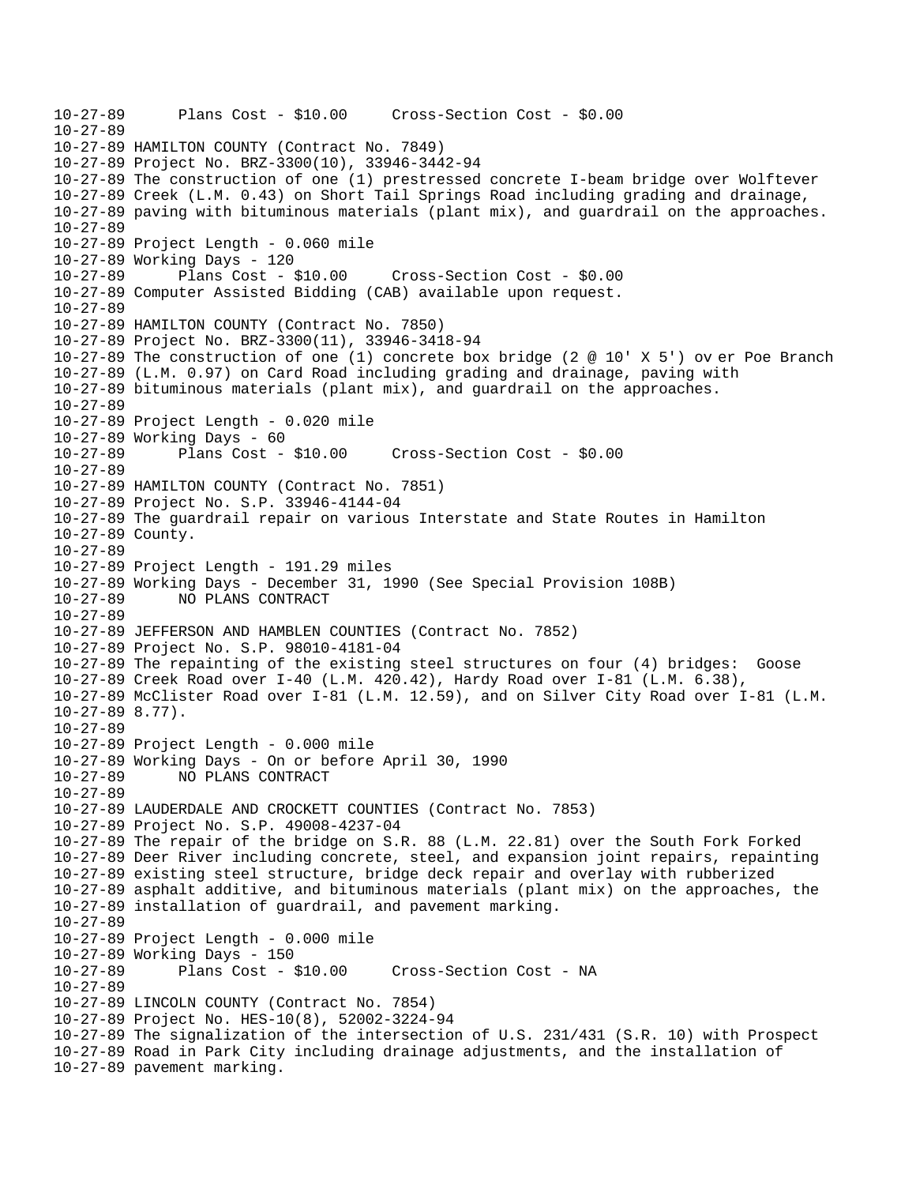```
10-27-89      Plans Cost - $10.00     Cross-Section Cost - $0.00
10-27-89
10-27-89 HAMILTON COUNTY (Contract No. 7849)
10-27-89 Project No. BRZ-3300(10), 33946-3442-94
10-27-89 The construction of one (1) prestressed concrete I-beam bridge over Wolftever
10-27-89 Creek (L.M. 0.43) on Short Tail Springs Road including grading and drainage,
10-27-89 paving with bituminous materials (plant mix), and guardrail on the approaches.
10-27-89
10-27-89 Project Length - 0.060 mile
10-27-89 Working Days - 120
10-27-89      Plans Cost - $10.00     Cross-Section Cost - $0.00
10-27-89 Computer Assisted Bidding (CAB) available upon request.
10-27-89
10-27-89 HAMILTON COUNTY (Contract No. 7850)
10-27-89 Project No. BRZ-3300(11), 33946-3418-94
10-27-89 The construction of one (1) concrete box bridge (2 @ 10' X 5') ov er Poe Branch
10-27-89 (L.M. 0.97) on Card Road including grading and drainage, paving with
10-27-89 bituminous materials (plant mix), and guardrail on the approaches.
10-27-89
10-27-89 Project Length - 0.020 mile
10-27-89 Working Days - 60
10-27-89      Plans Cost - $10.00     Cross-Section Cost - $0.00
10-27-89
10-27-89 HAMILTON COUNTY (Contract No. 7851)
10-27-89 Project No. S.P. 33946-4144-04
10-27-89 The guardrail repair on various Interstate and State Routes in Hamilton
10-27-89 County.
10-27-89
10-27-89 Project Length - 191.29 miles
10-27-89 Working Days - December 31, 1990 (See Special Provision 108B)
10-27-89      NO PLANS CONTRACT
10-27-89
10-27-89 JEFFERSON AND HAMBLEN COUNTIES (Contract No. 7852)
10-27-89 Project No. S.P. 98010-4181-04
10-27-89 The repainting of the existing steel structures on four (4) bridges:  Goose
10-27-89 Creek Road over I-40 (L.M. 420.42), Hardy Road over I-81 (L.M. 6.38),
10-27-89 McClister Road over I-81 (L.M. 12.59), and on Silver City Road over I-81 (L.M.
10-27-89 8.77).
10-27-89
10-27-89 Project Length - 0.000 mile
10-27-89 Working Days - On or before April 30, 1990
10-27-89      NO PLANS CONTRACT
10-27-89
10-27-89 LAUDERDALE AND CROCKETT COUNTIES (Contract No. 7853)
10-27-89 Project No. S.P. 49008-4237-04
10-27-89 The repair of the bridge on S.R. 88 (L.M. 22.81) over the South Fork Forked
10-27-89 Deer River including concrete, steel, and expansion joint repairs, repainting
10-27-89 existing steel structure, bridge deck repair and overlay with rubberized
10-27-89 asphalt additive, and bituminous materials (plant mix) on the approaches, the
10-27-89 installation of guardrail, and pavement marking.
10-27-89
10-27-89 Project Length - 0.000 mile
10-27-89 Working Days - 150
10-27-89      Plans Cost - $10.00     Cross-Section Cost - NA
10-27-89
10-27-89 LINCOLN COUNTY (Contract No. 7854)
10-27-89 Project No. HES-10(8), 52002-3224-94
10-27-89 The signalization of the intersection of U.S. 231/431 (S.R. 10) with Prospect
10-27-89 Road in Park City including drainage adjustments, and the installation of
10-27-89 pavement marking.
```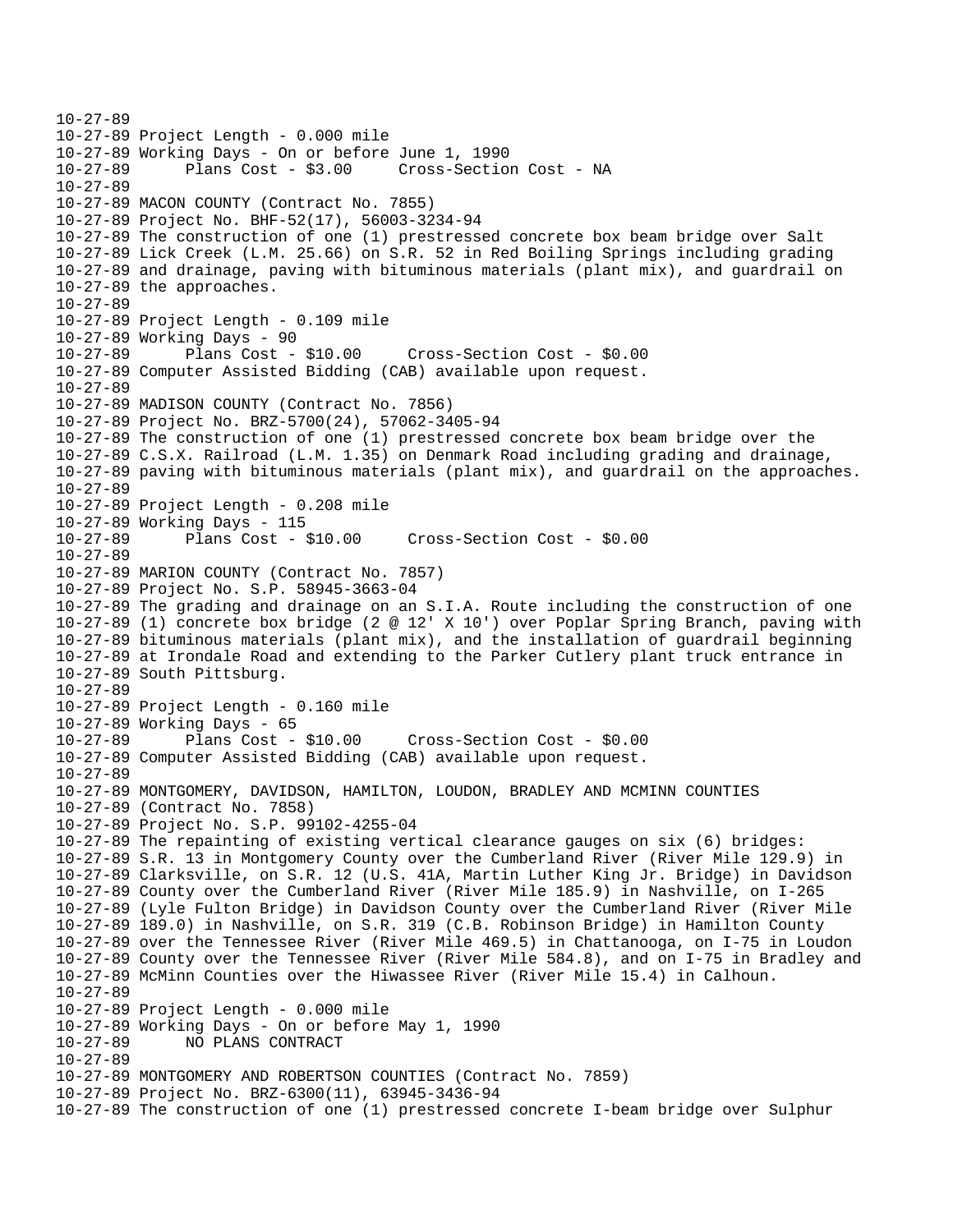10-27-89
10-27-89 Project Length - 0.000 mile
10-27-89 Working Days - On or before June 1, 1990
10-27-89       Plans Cost - $3.00     Cross-Section Cost - NA
10-27-89
10-27-89 MACON COUNTY (Contract No. 7855)
10-27-89 Project No. BHF-52(17), 56003-3234-94
10-27-89 The construction of one (1) prestressed concrete box beam bridge over Salt
10-27-89 Lick Creek (L.M. 25.66) on S.R. 52 in Red Boiling Springs including grading
10-27-89 and drainage, paving with bituminous materials (plant mix), and guardrail on
10-27-89 the approaches.
10-27-89
10-27-89 Project Length - 0.109 mile
10-27-89 Working Days - 90
10-27-89       Plans Cost - $10.00     Cross-Section Cost - $0.00
10-27-89 Computer Assisted Bidding (CAB) available upon request.
10-27-89
10-27-89 MADISON COUNTY (Contract No. 7856)
10-27-89 Project No. BRZ-5700(24), 57062-3405-94
10-27-89 The construction of one (1) prestressed concrete box beam bridge over the
10-27-89 C.S.X. Railroad (L.M. 1.35) on Denmark Road including grading and drainage,
10-27-89 paving with bituminous materials (plant mix), and guardrail on the approaches.
10-27-89
10-27-89 Project Length - 0.208 mile
10-27-89 Working Days - 115
10-27-89       Plans Cost - $10.00     Cross-Section Cost - $0.00
10-27-89
10-27-89 MARION COUNTY (Contract No. 7857)
10-27-89 Project No. S.P. 58945-3663-04
10-27-89 The grading and drainage on an S.I.A. Route including the construction of one
10-27-89 (1) concrete box bridge (2 @ 12' X 10') over Poplar Spring Branch, paving with
10-27-89 bituminous materials (plant mix), and the installation of guardrail beginning
10-27-89 at Irondale Road and extending to the Parker Cutlery plant truck entrance in
10-27-89 South Pittsburg.
10-27-89
10-27-89 Project Length - 0.160 mile
10-27-89 Working Days - 65
10-27-89       Plans Cost - $10.00     Cross-Section Cost - $0.00
10-27-89 Computer Assisted Bidding (CAB) available upon request.
10-27-89
10-27-89 MONTGOMERY, DAVIDSON, HAMILTON, LOUDON, BRADLEY AND MCMINN COUNTIES
10-27-89 (Contract No. 7858)
10-27-89 Project No. S.P. 99102-4255-04
10-27-89 The repainting of existing vertical clearance gauges on six (6) bridges:
10-27-89 S.R. 13 in Montgomery County over the Cumberland River (River Mile 129.9) in
10-27-89 Clarksville, on S.R. 12 (U.S. 41A, Martin Luther King Jr. Bridge) in Davidson
10-27-89 County over the Cumberland River (River Mile 185.9) in Nashville, on I-265
10-27-89 (Lyle Fulton Bridge) in Davidson County over the Cumberland River (River Mile
10-27-89 189.0) in Nashville, on S.R. 319 (C.B. Robinson Bridge) in Hamilton County
10-27-89 over the Tennessee River (River Mile 469.5) in Chattanooga, on I-75 in Loudon
10-27-89 County over the Tennessee River (River Mile 584.8), and on I-75 in Bradley and
10-27-89 McMinn Counties over the Hiwassee River (River Mile 15.4) in Calhoun.
10-27-89
10-27-89 Project Length - 0.000 mile
10-27-89 Working Days - On or before May 1, 1990
10-27-89       NO PLANS CONTRACT
10-27-89
10-27-89 MONTGOMERY AND ROBERTSON COUNTIES (Contract No. 7859)
10-27-89 Project No. BRZ-6300(11), 63945-3436-94
10-27-89 The construction of one (1) prestressed concrete I-beam bridge over Sulphur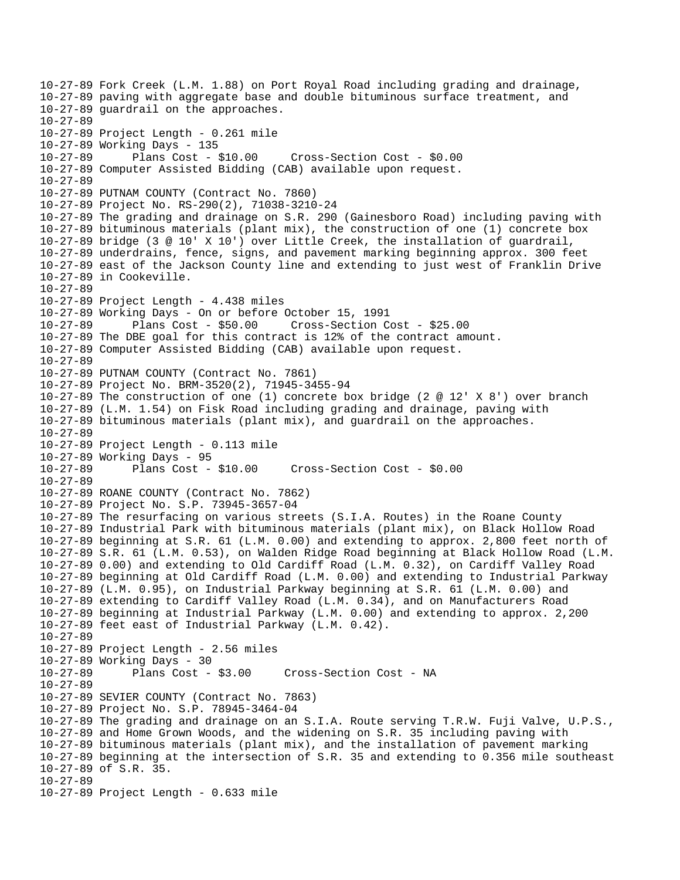10-27-89 Fork Creek (L.M. 1.88) on Port Royal Road including grading and drainage,
10-27-89 paving with aggregate base and double bituminous surface treatment, and
10-27-89 guardrail on the approaches.
10-27-89
10-27-89 Project Length - 0.261 mile
10-27-89 Working Days - 135
10-27-89 Plans Cost - $10.00 Cross-Section Cost - $0.00
10-27-89 Computer Assisted Bidding (CAB) available upon request.
10-27-89
10-27-89 PUTNAM COUNTY (Contract No. 7860)
10-27-89 Project No. RS-290(2), 71038-3210-24
10-27-89 The grading and drainage on S.R. 290 (Gainesboro Road) including paving with
10-27-89 bituminous materials (plant mix), the construction of one (1) concrete box
10-27-89 bridge (3 @ 10' X 10') over Little Creek, the installation of guardrail,
10-27-89 underdrains, fence, signs, and pavement marking beginning approx. 300 feet
10-27-89 east of the Jackson County line and extending to just west of Franklin Drive
10-27-89 in Cookeville.
10-27-89
10-27-89 Project Length - 4.438 miles
10-27-89 Working Days - On or before October 15, 1991
10-27-89 Plans Cost - $50.00 Cross-Section Cost - $25.00
10-27-89 The DBE goal for this contract is 12% of the contract amount.
10-27-89 Computer Assisted Bidding (CAB) available upon request.
10-27-89
10-27-89 PUTNAM COUNTY (Contract No. 7861)
10-27-89 Project No. BRM-3520(2), 71945-3455-94
10-27-89 The construction of one (1) concrete box bridge (2 @ 12' X 8') over branch
10-27-89 (L.M. 1.54) on Fisk Road including grading and drainage, paving with
10-27-89 bituminous materials (plant mix), and guardrail on the approaches.
10-27-89
10-27-89 Project Length - 0.113 mile
10-27-89 Working Days - 95
10-27-89 Plans Cost - $10.00 Cross-Section Cost - $0.00
10-27-89
10-27-89 ROANE COUNTY (Contract No. 7862)
10-27-89 Project No. S.P. 73945-3657-04
10-27-89 The resurfacing on various streets (S.I.A. Routes) in the Roane County
10-27-89 Industrial Park with bituminous materials (plant mix), on Black Hollow Road
10-27-89 beginning at S.R. 61 (L.M. 0.00) and extending to approx. 2,800 feet north of
10-27-89 S.R. 61 (L.M. 0.53), on Walden Ridge Road beginning at Black Hollow Road (L.M.
10-27-89 0.00) and extending to Old Cardiff Road (L.M. 0.32), on Cardiff Valley Road
10-27-89 beginning at Old Cardiff Road (L.M. 0.00) and extending to Industrial Parkway
10-27-89 (L.M. 0.95), on Industrial Parkway beginning at S.R. 61 (L.M. 0.00) and
10-27-89 extending to Cardiff Valley Road (L.M. 0.34), and on Manufacturers Road
10-27-89 beginning at Industrial Parkway (L.M. 0.00) and extending to approx. 2,200
10-27-89 feet east of Industrial Parkway (L.M. 0.42).
10-27-89
10-27-89 Project Length - 2.56 miles
10-27-89 Working Days - 30
10-27-89 Plans Cost - $3.00 Cross-Section Cost - NA
10-27-89
10-27-89 SEVIER COUNTY (Contract No. 7863)
10-27-89 Project No. S.P. 78945-3464-04
10-27-89 The grading and drainage on an S.I.A. Route serving T.R.W. Fuji Valve, U.P.S.,
10-27-89 and Home Grown Woods, and the widening on S.R. 35 including paving with
10-27-89 bituminous materials (plant mix), and the installation of pavement marking
10-27-89 beginning at the intersection of S.R. 35 and extending to 0.356 mile southeast
10-27-89 of S.R. 35.
10-27-89
10-27-89 Project Length - 0.633 mile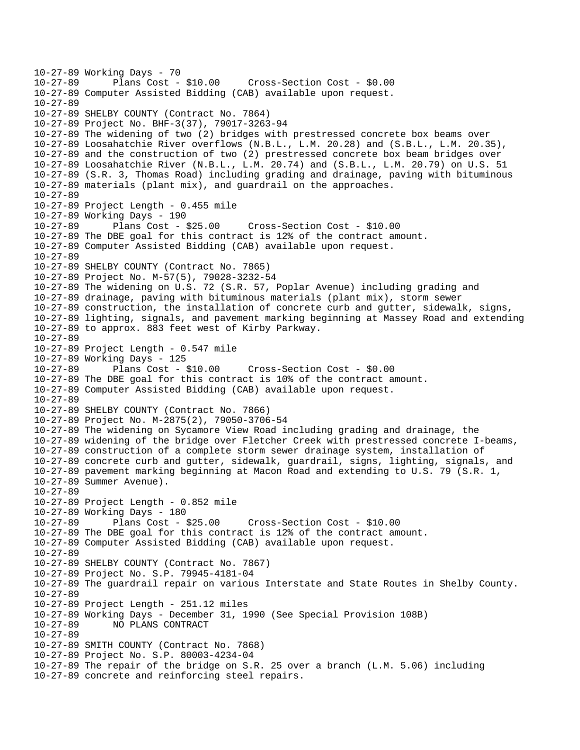```
10-27-89 Working Days - 70
10-27-89      Plans Cost - $10.00     Cross-Section Cost - $0.00
10-27-89 Computer Assisted Bidding (CAB) available upon request.
10-27-89
10-27-89 SHELBY COUNTY (Contract No. 7864)
10-27-89 Project No. BHF-3(37), 79017-3263-94
10-27-89 The widening of two (2) bridges with prestressed concrete box beams over
10-27-89 Loosahatchie River overflows (N.B.L., L.M. 20.28) and (S.B.L., L.M. 20.35),
10-27-89 and the construction of two (2) prestressed concrete box beam bridges over
10-27-89 Loosahatchie River (N.B.L., L.M. 20.74) and (S.B.L., L.M. 20.79) on U.S. 51
10-27-89 (S.R. 3, Thomas Road) including grading and drainage, paving with bituminous
10-27-89 materials (plant mix), and guardrail on the approaches.
10-27-89
10-27-89 Project Length - 0.455 mile
10-27-89 Working Days - 190
10-27-89      Plans Cost - $25.00     Cross-Section Cost - $10.00
10-27-89 The DBE goal for this contract is 12% of the contract amount.
10-27-89 Computer Assisted Bidding (CAB) available upon request.
10-27-89
10-27-89 SHELBY COUNTY (Contract No. 7865)
10-27-89 Project No. M-57(5), 79028-3232-54
10-27-89 The widening on U.S. 72 (S.R. 57, Poplar Avenue) including grading and
10-27-89 drainage, paving with bituminous materials (plant mix), storm sewer
10-27-89 construction, the installation of concrete curb and gutter, sidewalk, signs,
10-27-89 lighting, signals, and pavement marking beginning at Massey Road and extending
10-27-89 to approx. 883 feet west of Kirby Parkway.
10-27-89
10-27-89 Project Length - 0.547 mile
10-27-89 Working Days - 125
10-27-89      Plans Cost - $10.00     Cross-Section Cost - $0.00
10-27-89 The DBE goal for this contract is 10% of the contract amount.
10-27-89 Computer Assisted Bidding (CAB) available upon request.
10-27-89
10-27-89 SHELBY COUNTY (Contract No. 7866)
10-27-89 Project No. M-2875(2), 79050-3706-54
10-27-89 The widening on Sycamore View Road including grading and drainage, the
10-27-89 widening of the bridge over Fletcher Creek with prestressed concrete I-beams,
10-27-89 construction of a complete storm sewer drainage system, installation of
10-27-89 concrete curb and gutter, sidewalk, guardrail, signs, lighting, signals, and
10-27-89 pavement marking beginning at Macon Road and extending to U.S. 79 (S.R. 1,
10-27-89 Summer Avenue).
10-27-89
10-27-89 Project Length - 0.852 mile
10-27-89 Working Days - 180
10-27-89      Plans Cost - $25.00     Cross-Section Cost - $10.00
10-27-89 The DBE goal for this contract is 12% of the contract amount.
10-27-89 Computer Assisted Bidding (CAB) available upon request.
10-27-89
10-27-89 SHELBY COUNTY (Contract No. 7867)
10-27-89 Project No. S.P. 79945-4181-04
10-27-89 The guardrail repair on various Interstate and State Routes in Shelby County.
10-27-89
10-27-89 Project Length - 251.12 miles
10-27-89 Working Days - December 31, 1990 (See Special Provision 108B)
10-27-89      NO PLANS CONTRACT
10-27-89
10-27-89 SMITH COUNTY (Contract No. 7868)
10-27-89 Project No. S.P. 80003-4234-04
10-27-89 The repair of the bridge on S.R. 25 over a branch (L.M. 5.06) including
10-27-89 concrete and reinforcing steel repairs.
```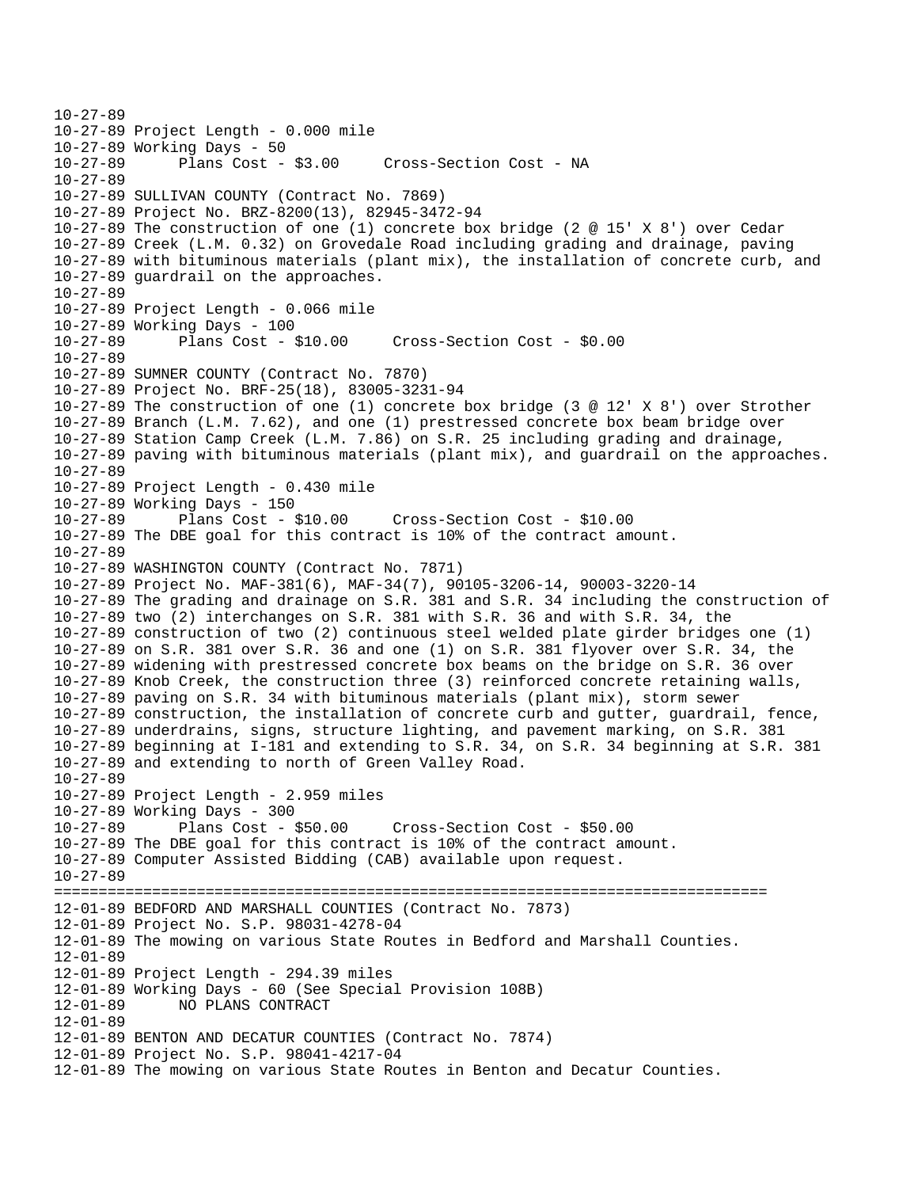```
10-27-89
10-27-89 Project Length - 0.000 mile
10-27-89 Working Days - 50
10-27-89      Plans Cost - $3.00     Cross-Section Cost - NA
10-27-89
10-27-89 SULLIVAN COUNTY (Contract No. 7869)
10-27-89 Project No. BRZ-8200(13), 82945-3472-94
10-27-89 The construction of one (1) concrete box bridge (2 @ 15' X 8') over Cedar
10-27-89 Creek (L.M. 0.32) on Grovedale Road including grading and drainage, paving
10-27-89 with bituminous materials (plant mix), the installation of concrete curb, and
10-27-89 guardrail on the approaches.
10-27-89
10-27-89 Project Length - 0.066 mile
10-27-89 Working Days - 100
10-27-89      Plans Cost - $10.00     Cross-Section Cost - $0.00
10-27-89
10-27-89 SUMNER COUNTY (Contract No. 7870)
10-27-89 Project No. BRF-25(18), 83005-3231-94
10-27-89 The construction of one (1) concrete box bridge (3 @ 12' X 8') over Strother
10-27-89 Branch (L.M. 7.62), and one (1) prestressed concrete box beam bridge over
10-27-89 Station Camp Creek (L.M. 7.86) on S.R. 25 including grading and drainage,
10-27-89 paving with bituminous materials (plant mix), and guardrail on the approaches.
10-27-89
10-27-89 Project Length - 0.430 mile
10-27-89 Working Days - 150
10-27-89      Plans Cost - $10.00     Cross-Section Cost - $10.00
10-27-89 The DBE goal for this contract is 10% of the contract amount.
10-27-89
10-27-89 WASHINGTON COUNTY (Contract No. 7871)
10-27-89 Project No. MAF-381(6), MAF-34(7), 90105-3206-14, 90003-3220-14
10-27-89 The grading and drainage on S.R. 381 and S.R. 34 including the construction of
10-27-89 two (2) interchanges on S.R. 381 with S.R. 36 and with S.R. 34, the
10-27-89 construction of two (2) continuous steel welded plate girder bridges one (1)
10-27-89 on S.R. 381 over S.R. 36 and one (1) on S.R. 381 flyover over S.R. 34, the
10-27-89 widening with prestressed concrete box beams on the bridge on S.R. 36 over
10-27-89 Knob Creek, the construction three (3) reinforced concrete retaining walls,
10-27-89 paving on S.R. 34 with bituminous materials (plant mix), storm sewer
10-27-89 construction, the installation of concrete curb and gutter, guardrail, fence,
10-27-89 underdrains, signs, structure lighting, and pavement marking, on S.R. 381
10-27-89 beginning at I-181 and extending to S.R. 34, on S.R. 34 beginning at S.R. 381
10-27-89 and extending to north of Green Valley Road.
10-27-89
10-27-89 Project Length - 2.959 miles
10-27-89 Working Days - 300
10-27-89      Plans Cost - $50.00     Cross-Section Cost - $50.00
10-27-89 The DBE goal for this contract is 10% of the contract amount.
10-27-89 Computer Assisted Bidding (CAB) available upon request.
10-27-89
================================================================================
12-01-89 BEDFORD AND MARSHALL COUNTIES (Contract No. 7873)
12-01-89 Project No. S.P. 98031-4278-04
12-01-89 The mowing on various State Routes in Bedford and Marshall Counties.
12-01-89
12-01-89 Project Length - 294.39 miles
12-01-89 Working Days - 60 (See Special Provision 108B)
12-01-89      NO PLANS CONTRACT
12-01-89
12-01-89 BENTON AND DECATUR COUNTIES (Contract No. 7874)
12-01-89 Project No. S.P. 98041-4217-04
12-01-89 The mowing on various State Routes in Benton and Decatur Counties.
```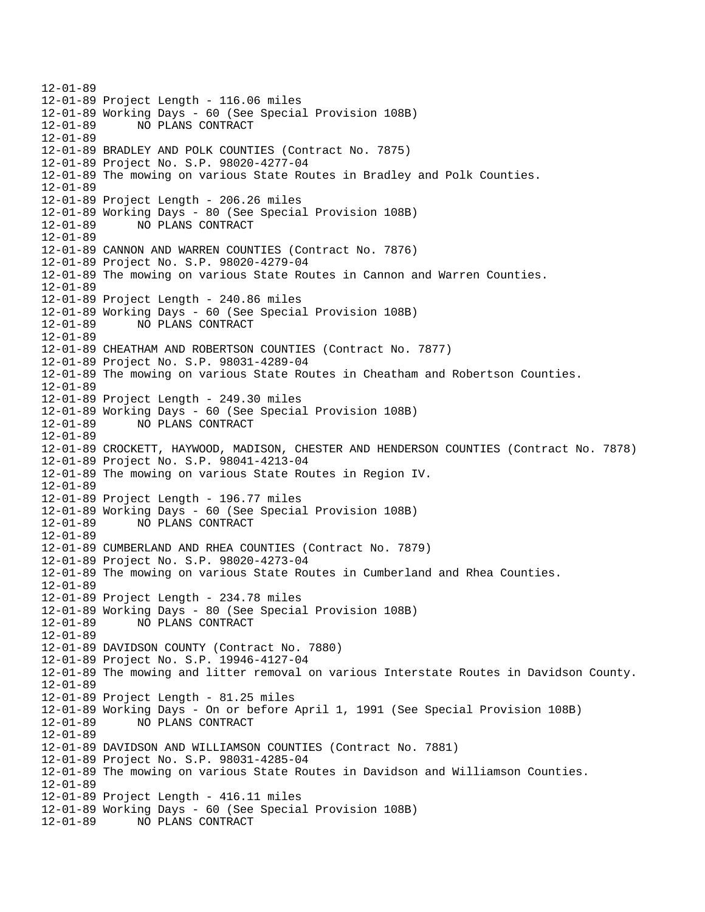```
12-01-89
12-01-89 Project Length - 116.06 miles
12-01-89 Working Days - 60 (See Special Provision 108B)
12-01-89       NO PLANS CONTRACT
12-01-89
12-01-89 BRADLEY AND POLK COUNTIES (Contract No. 7875)
12-01-89 Project No. S.P. 98020-4277-04
12-01-89 The mowing on various State Routes in Bradley and Polk Counties.
12-01-89
12-01-89 Project Length - 206.26 miles
12-01-89 Working Days - 80 (See Special Provision 108B)
12-01-89       NO PLANS CONTRACT
12-01-89
12-01-89 CANNON AND WARREN COUNTIES (Contract No. 7876)
12-01-89 Project No. S.P. 98020-4279-04
12-01-89 The mowing on various State Routes in Cannon and Warren Counties.
12-01-89
12-01-89 Project Length - 240.86 miles
12-01-89 Working Days - 60 (See Special Provision 108B)
12-01-89       NO PLANS CONTRACT
12-01-89
12-01-89 CHEATHAM AND ROBERTSON COUNTIES (Contract No. 7877)
12-01-89 Project No. S.P. 98031-4289-04
12-01-89 The mowing on various State Routes in Cheatham and Robertson Counties.
12-01-89
12-01-89 Project Length - 249.30 miles
12-01-89 Working Days - 60 (See Special Provision 108B)
12-01-89       NO PLANS CONTRACT
12-01-89
12-01-89 CROCKETT, HAYWOOD, MADISON, CHESTER AND HENDERSON COUNTIES (Contract No. 7878)
12-01-89 Project No. S.P. 98041-4213-04
12-01-89 The mowing on various State Routes in Region IV.
12-01-89
12-01-89 Project Length - 196.77 miles
12-01-89 Working Days - 60 (See Special Provision 108B)
12-01-89       NO PLANS CONTRACT
12-01-89
12-01-89 CUMBERLAND AND RHEA COUNTIES (Contract No. 7879)
12-01-89 Project No. S.P. 98020-4273-04
12-01-89 The mowing on various State Routes in Cumberland and Rhea Counties.
12-01-89
12-01-89 Project Length - 234.78 miles
12-01-89 Working Days - 80 (See Special Provision 108B)
12-01-89       NO PLANS CONTRACT
12-01-89
12-01-89 DAVIDSON COUNTY (Contract No. 7880)
12-01-89 Project No. S.P. 19946-4127-04
12-01-89 The mowing and litter removal on various Interstate Routes in Davidson County.
12-01-89
12-01-89 Project Length - 81.25 miles
12-01-89 Working Days - On or before April 1, 1991 (See Special Provision 108B)
12-01-89       NO PLANS CONTRACT
12-01-89
12-01-89 DAVIDSON AND WILLIAMSON COUNTIES (Contract No. 7881)
12-01-89 Project No. S.P. 98031-4285-04
12-01-89 The mowing on various State Routes in Davidson and Williamson Counties.
12-01-89
12-01-89 Project Length - 416.11 miles
12-01-89 Working Days - 60 (See Special Provision 108B)
12-01-89       NO PLANS CONTRACT
```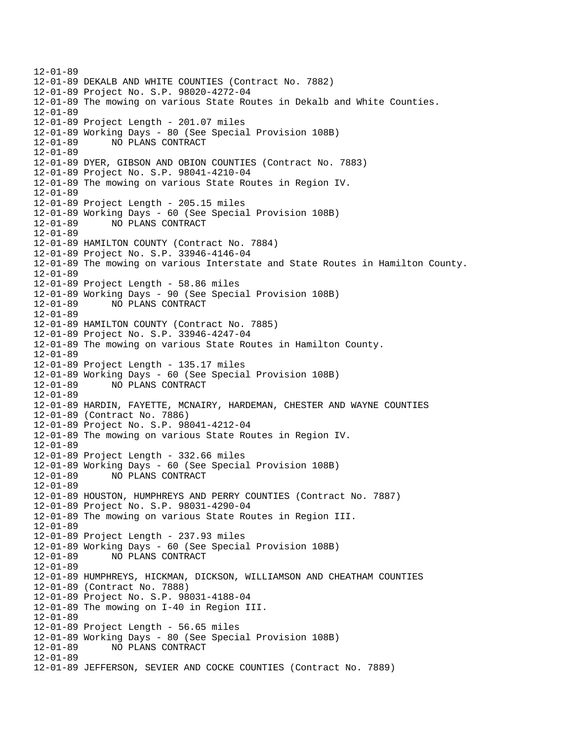```
12-01-89
12-01-89 DEKALB AND WHITE COUNTIES (Contract No. 7882)
12-01-89 Project No. S.P. 98020-4272-04
12-01-89 The mowing on various State Routes in Dekalb and White Counties.
12-01-89
12-01-89 Project Length - 201.07 miles
12-01-89 Working Days - 80 (See Special Provision 108B)
12-01-89      NO PLANS CONTRACT
12-01-89
12-01-89 DYER, GIBSON AND OBION COUNTIES (Contract No. 7883)
12-01-89 Project No. S.P. 98041-4210-04
12-01-89 The mowing on various State Routes in Region IV.
12-01-89
12-01-89 Project Length - 205.15 miles
12-01-89 Working Days - 60 (See Special Provision 108B)
12-01-89      NO PLANS CONTRACT
12-01-89
12-01-89 HAMILTON COUNTY (Contract No. 7884)
12-01-89 Project No. S.P. 33946-4146-04
12-01-89 The mowing on various Interstate and State Routes in Hamilton County.
12-01-89
12-01-89 Project Length - 58.86 miles
12-01-89 Working Days - 90 (See Special Provision 108B)
12-01-89      NO PLANS CONTRACT
12-01-89
12-01-89 HAMILTON COUNTY (Contract No. 7885)
12-01-89 Project No. S.P. 33946-4247-04
12-01-89 The mowing on various State Routes in Hamilton County.
12-01-89
12-01-89 Project Length - 135.17 miles
12-01-89 Working Days - 60 (See Special Provision 108B)
12-01-89      NO PLANS CONTRACT
12-01-89
12-01-89 HARDIN, FAYETTE, MCNAIRY, HARDEMAN, CHESTER AND WAYNE COUNTIES
12-01-89 (Contract No. 7886)
12-01-89 Project No. S.P. 98041-4212-04
12-01-89 The mowing on various State Routes in Region IV.
12-01-89
12-01-89 Project Length - 332.66 miles
12-01-89 Working Days - 60 (See Special Provision 108B)
12-01-89      NO PLANS CONTRACT
12-01-89
12-01-89 HOUSTON, HUMPHREYS AND PERRY COUNTIES (Contract No. 7887)
12-01-89 Project No. S.P. 98031-4290-04
12-01-89 The mowing on various State Routes in Region III.
12-01-89
12-01-89 Project Length - 237.93 miles
12-01-89 Working Days - 60 (See Special Provision 108B)
12-01-89      NO PLANS CONTRACT
12-01-89
12-01-89 HUMPHREYS, HICKMAN, DICKSON, WILLIAMSON AND CHEATHAM COUNTIES
12-01-89 (Contract No. 7888)
12-01-89 Project No. S.P. 98031-4188-04
12-01-89 The mowing on I-40 in Region III.
12-01-89
12-01-89 Project Length - 56.65 miles
12-01-89 Working Days - 80 (See Special Provision 108B)
12-01-89      NO PLANS CONTRACT
12-01-89
12-01-89 JEFFERSON, SEVIER AND COCKE COUNTIES (Contract No. 7889)
```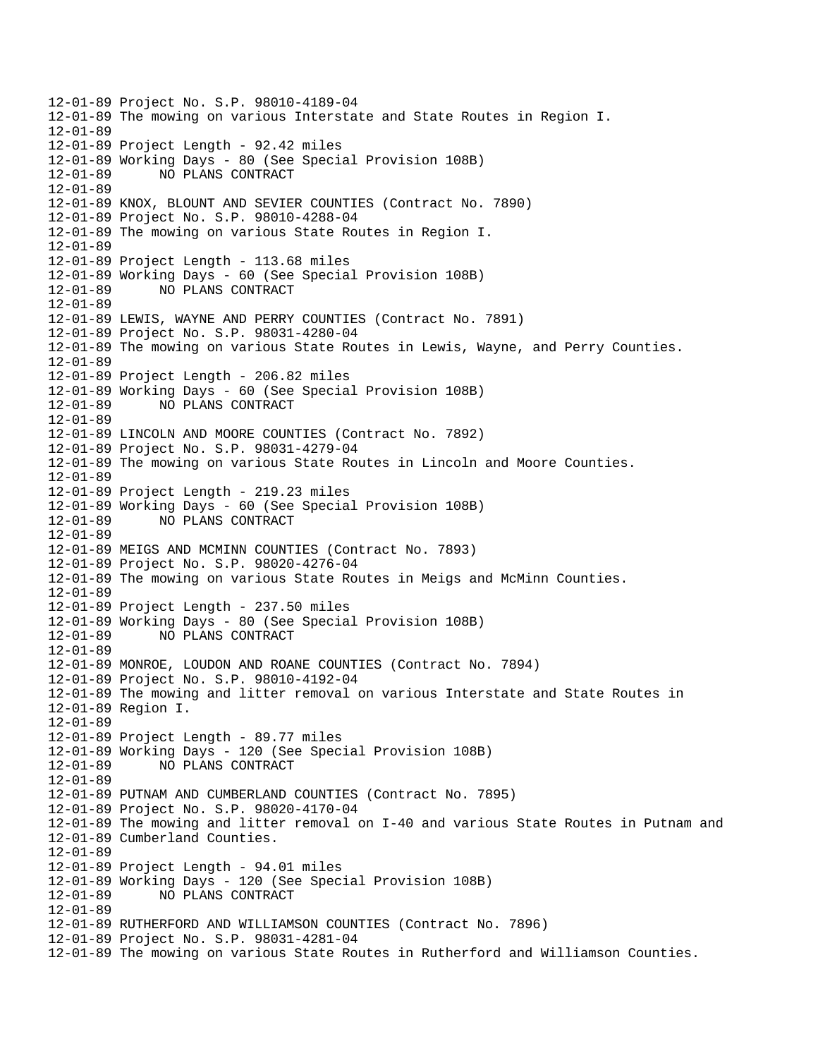```
12-01-89 Project No. S.P. 98010-4189-04
12-01-89 The mowing on various Interstate and State Routes in Region I.
12-01-89
12-01-89 Project Length - 92.42 miles
12-01-89 Working Days - 80 (See Special Provision 108B)
12-01-89       NO PLANS CONTRACT
12-01-89
12-01-89 KNOX, BLOUNT AND SEVIER COUNTIES (Contract No. 7890)
12-01-89 Project No. S.P. 98010-4288-04
12-01-89 The mowing on various State Routes in Region I.
12-01-89
12-01-89 Project Length - 113.68 miles
12-01-89 Working Days - 60 (See Special Provision 108B)
12-01-89       NO PLANS CONTRACT
12-01-89
12-01-89 LEWIS, WAYNE AND PERRY COUNTIES (Contract No. 7891)
12-01-89 Project No. S.P. 98031-4280-04
12-01-89 The mowing on various State Routes in Lewis, Wayne, and Perry Counties.
12-01-89
12-01-89 Project Length - 206.82 miles
12-01-89 Working Days - 60 (See Special Provision 108B)
12-01-89       NO PLANS CONTRACT
12-01-89
12-01-89 LINCOLN AND MOORE COUNTIES (Contract No. 7892)
12-01-89 Project No. S.P. 98031-4279-04
12-01-89 The mowing on various State Routes in Lincoln and Moore Counties.
12-01-89
12-01-89 Project Length - 219.23 miles
12-01-89 Working Days - 60 (See Special Provision 108B)
12-01-89       NO PLANS CONTRACT
12-01-89
12-01-89 MEIGS AND MCMINN COUNTIES (Contract No. 7893)
12-01-89 Project No. S.P. 98020-4276-04
12-01-89 The mowing on various State Routes in Meigs and McMinn Counties.
12-01-89
12-01-89 Project Length - 237.50 miles
12-01-89 Working Days - 80 (See Special Provision 108B)
12-01-89       NO PLANS CONTRACT
12-01-89
12-01-89 MONROE, LOUDON AND ROANE COUNTIES (Contract No. 7894)
12-01-89 Project No. S.P. 98010-4192-04
12-01-89 The mowing and litter removal on various Interstate and State Routes in
12-01-89 Region I.
12-01-89
12-01-89 Project Length - 89.77 miles
12-01-89 Working Days - 120 (See Special Provision 108B)
12-01-89       NO PLANS CONTRACT
12-01-89
12-01-89 PUTNAM AND CUMBERLAND COUNTIES (Contract No. 7895)
12-01-89 Project No. S.P. 98020-4170-04
12-01-89 The mowing and litter removal on I-40 and various State Routes in Putnam and
12-01-89 Cumberland Counties.
12-01-89
12-01-89 Project Length - 94.01 miles
12-01-89 Working Days - 120 (See Special Provision 108B)
12-01-89       NO PLANS CONTRACT
12-01-89
12-01-89 RUTHERFORD AND WILLIAMSON COUNTIES (Contract No. 7896)
12-01-89 Project No. S.P. 98031-4281-04
12-01-89 The mowing on various State Routes in Rutherford and Williamson Counties.
```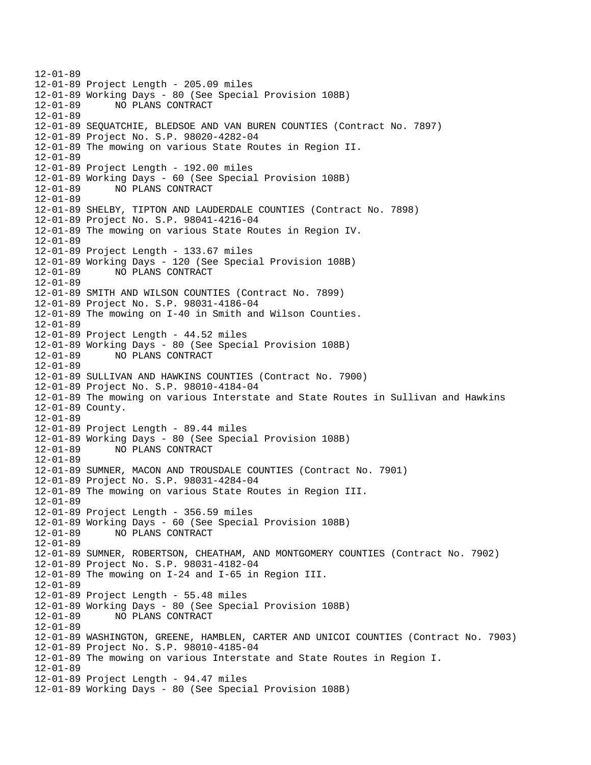```
12-01-89
12-01-89 Project Length - 205.09 miles
12-01-89 Working Days - 80 (See Special Provision 108B)
12-01-89       NO PLANS CONTRACT
12-01-89
12-01-89 SEQUATCHIE, BLEDSOE AND VAN BUREN COUNTIES (Contract No. 7897)
12-01-89 Project No. S.P. 98020-4282-04
12-01-89 The mowing on various State Routes in Region II.
12-01-89
12-01-89 Project Length - 192.00 miles
12-01-89 Working Days - 60 (See Special Provision 108B)
12-01-89       NO PLANS CONTRACT
12-01-89
12-01-89 SHELBY, TIPTON AND LAUDERDALE COUNTIES (Contract No. 7898)
12-01-89 Project No. S.P. 98041-4216-04
12-01-89 The mowing on various State Routes in Region IV.
12-01-89
12-01-89 Project Length - 133.67 miles
12-01-89 Working Days - 120 (See Special Provision 108B)
12-01-89       NO PLANS CONTRACT
12-01-89
12-01-89 SMITH AND WILSON COUNTIES (Contract No. 7899)
12-01-89 Project No. S.P. 98031-4186-04
12-01-89 The mowing on I-40 in Smith and Wilson Counties.
12-01-89
12-01-89 Project Length - 44.52 miles
12-01-89 Working Days - 80 (See Special Provision 108B)
12-01-89       NO PLANS CONTRACT
12-01-89
12-01-89 SULLIVAN AND HAWKINS COUNTIES (Contract No. 7900)
12-01-89 Project No. S.P. 98010-4184-04
12-01-89 The mowing on various Interstate and State Routes in Sullivan and Hawkins
12-01-89 County.
12-01-89
12-01-89 Project Length - 89.44 miles
12-01-89 Working Days - 80 (See Special Provision 108B)
12-01-89       NO PLANS CONTRACT
12-01-89
12-01-89 SUMNER, MACON AND TROUSDALE COUNTIES (Contract No. 7901)
12-01-89 Project No. S.P. 98031-4284-04
12-01-89 The mowing on various State Routes in Region III.
12-01-89
12-01-89 Project Length - 356.59 miles
12-01-89 Working Days - 60 (See Special Provision 108B)
12-01-89       NO PLANS CONTRACT
12-01-89
12-01-89 SUMNER, ROBERTSON, CHEATHAM, AND MONTGOMERY COUNTIES (Contract No. 7902)
12-01-89 Project No. S.P. 98031-4182-04
12-01-89 The mowing on I-24 and I-65 in Region III.
12-01-89
12-01-89 Project Length - 55.48 miles
12-01-89 Working Days - 80 (See Special Provision 108B)
12-01-89       NO PLANS CONTRACT
12-01-89
12-01-89 WASHINGTON, GREENE, HAMBLEN, CARTER AND UNICOI COUNTIES (Contract No. 7903)
12-01-89 Project No. S.P. 98010-4185-04
12-01-89 The mowing on various Interstate and State Routes in Region I.
12-01-89
12-01-89 Project Length - 94.47 miles
12-01-89 Working Days - 80 (See Special Provision 108B)
```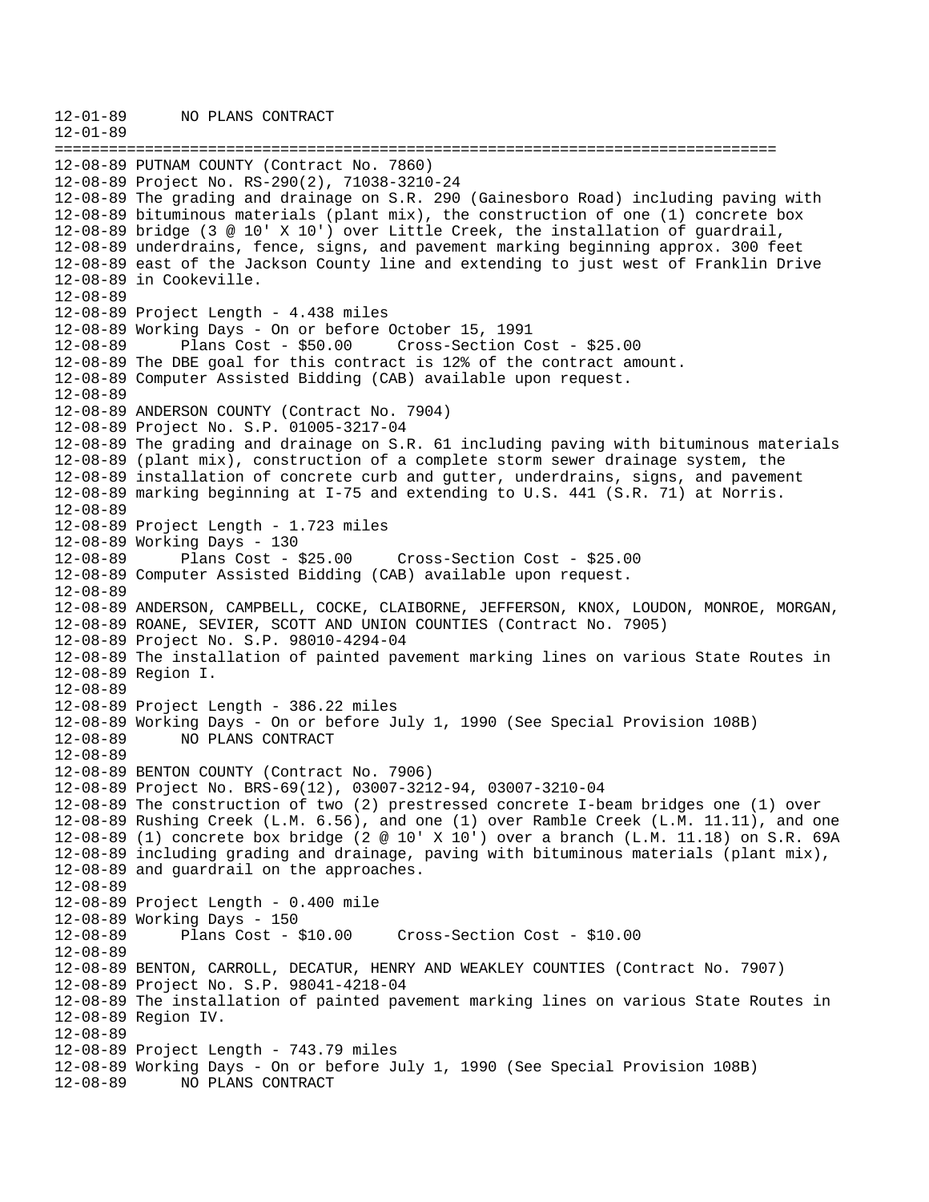```
12-01-89      NO PLANS CONTRACT
12-01-89
================================================================================
12-08-89 PUTNAM COUNTY (Contract No. 7860)
12-08-89 Project No. RS-290(2), 71038-3210-24
12-08-89 The grading and drainage on S.R. 290 (Gainesboro Road) including paving with
12-08-89 bituminous materials (plant mix), the construction of one (1) concrete box
12-08-89 bridge (3 @ 10' X 10') over Little Creek, the installation of guardrail,
12-08-89 underdrains, fence, signs, and pavement marking beginning approx. 300 feet
12-08-89 east of the Jackson County line and extending to just west of Franklin Drive
12-08-89 in Cookeville.
12-08-89
12-08-89 Project Length - 4.438 miles
12-08-89 Working Days - On or before October 15, 1991
12-08-89      Plans Cost - $50.00     Cross-Section Cost - $25.00
12-08-89 The DBE goal for this contract is 12% of the contract amount.
12-08-89 Computer Assisted Bidding (CAB) available upon request.
12-08-89
12-08-89 ANDERSON COUNTY (Contract No. 7904)
12-08-89 Project No. S.P. 01005-3217-04
12-08-89 The grading and drainage on S.R. 61 including paving with bituminous materials
12-08-89 (plant mix), construction of a complete storm sewer drainage system, the
12-08-89 installation of concrete curb and gutter, underdrains, signs, and pavement
12-08-89 marking beginning at I-75 and extending to U.S. 441 (S.R. 71) at Norris.
12-08-89
12-08-89 Project Length - 1.723 miles
12-08-89 Working Days - 130
12-08-89      Plans Cost - $25.00     Cross-Section Cost - $25.00
12-08-89 Computer Assisted Bidding (CAB) available upon request.
12-08-89
12-08-89 ANDERSON, CAMPBELL, COCKE, CLAIBORNE, JEFFERSON, KNOX, LOUDON, MONROE, MORGAN,
12-08-89 ROANE, SEVIER, SCOTT AND UNION COUNTIES (Contract No. 7905)
12-08-89 Project No. S.P. 98010-4294-04
12-08-89 The installation of painted pavement marking lines on various State Routes in
12-08-89 Region I.
12-08-89
12-08-89 Project Length - 386.22 miles
12-08-89 Working Days - On or before July 1, 1990 (See Special Provision 108B)
12-08-89      NO PLANS CONTRACT
12-08-89
12-08-89 BENTON COUNTY (Contract No. 7906)
12-08-89 Project No. BRS-69(12), 03007-3212-94, 03007-3210-04
12-08-89 The construction of two (2) prestressed concrete I-beam bridges one (1) over
12-08-89 Rushing Creek (L.M. 6.56), and one (1) over Ramble Creek (L.M. 11.11), and one
12-08-89 (1) concrete box bridge (2 @ 10' X 10') over a branch (L.M. 11.18) on S.R. 69A
12-08-89 including grading and drainage, paving with bituminous materials (plant mix),
12-08-89 and guardrail on the approaches.
12-08-89
12-08-89 Project Length - 0.400 mile
12-08-89 Working Days - 150
12-08-89      Plans Cost - $10.00     Cross-Section Cost - $10.00
12-08-89
12-08-89 BENTON, CARROLL, DECATUR, HENRY AND WEAKLEY COUNTIES (Contract No. 7907)
12-08-89 Project No. S.P. 98041-4218-04
12-08-89 The installation of painted pavement marking lines on various State Routes in
12-08-89 Region IV.
12-08-89
12-08-89 Project Length - 743.79 miles
12-08-89 Working Days - On or before July 1, 1990 (See Special Provision 108B)
12-08-89      NO PLANS CONTRACT
```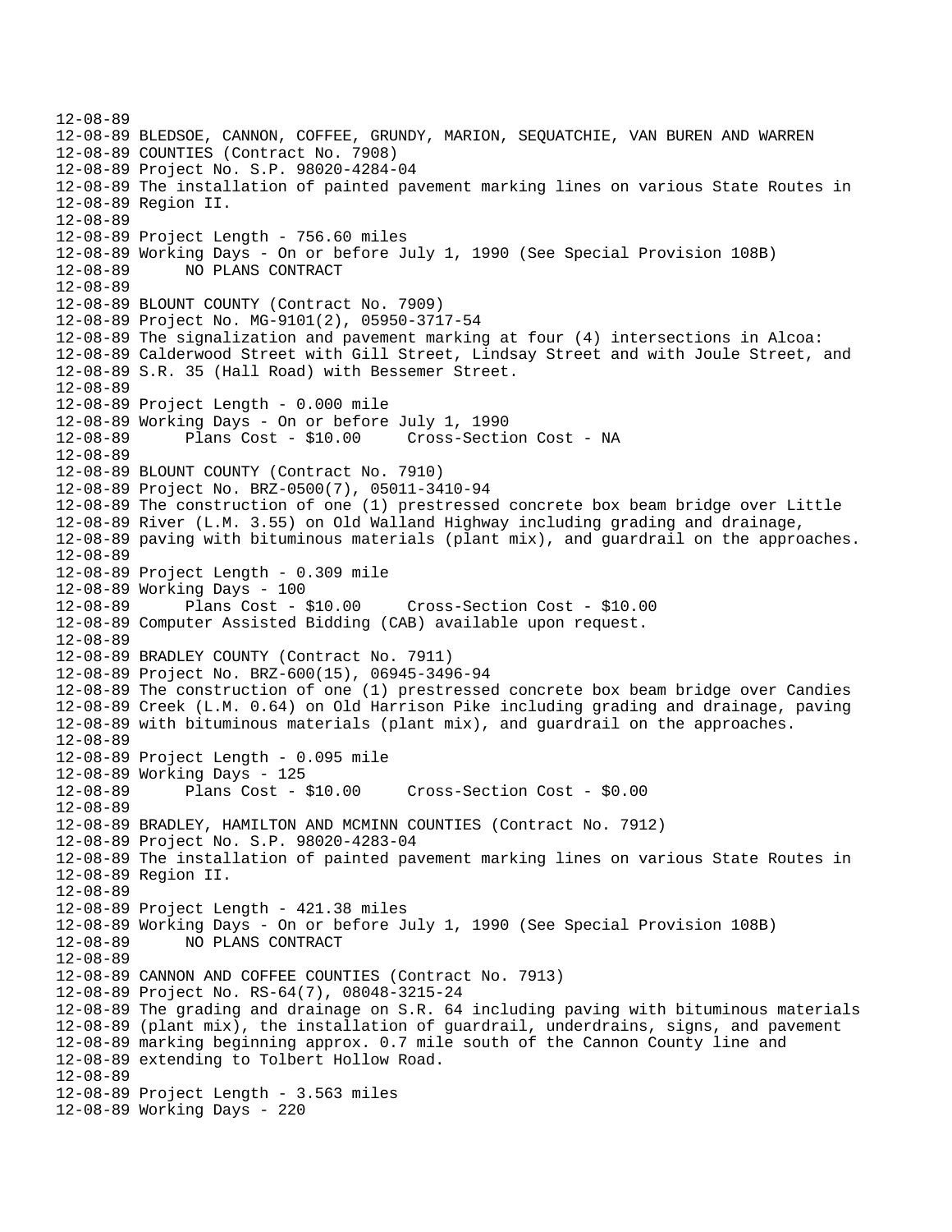12-08-89
12-08-89 BLEDSOE, CANNON, COFFEE, GRUNDY, MARION, SEQUATCHIE, VAN BUREN AND WARREN
12-08-89 COUNTIES (Contract No. 7908)
12-08-89 Project No. S.P. 98020-4284-04
12-08-89 The installation of painted pavement marking lines on various State Routes in
12-08-89 Region II.
12-08-89
12-08-89 Project Length - 756.60 miles
12-08-89 Working Days - On or before July 1, 1990 (See Special Provision 108B)
12-08-89 NO PLANS CONTRACT
12-08-89
12-08-89 BLOUNT COUNTY (Contract No. 7909)
12-08-89 Project No. MG-9101(2), 05950-3717-54
12-08-89 The signalization and pavement marking at four (4) intersections in Alcoa:
12-08-89 Calderwood Street with Gill Street, Lindsay Street and with Joule Street, and
12-08-89 S.R. 35 (Hall Road) with Bessemer Street.
12-08-89
12-08-89 Project Length - 0.000 mile
12-08-89 Working Days - On or before July 1, 1990
12-08-89 Plans Cost - $10.00 Cross-Section Cost - NA
12-08-89
12-08-89 BLOUNT COUNTY (Contract No. 7910)
12-08-89 Project No. BRZ-0500(7), 05011-3410-94
12-08-89 The construction of one (1) prestressed concrete box beam bridge over Little
12-08-89 River (L.M. 3.55) on Old Walland Highway including grading and drainage,
12-08-89 paving with bituminous materials (plant mix), and guardrail on the approaches.
12-08-89
12-08-89 Project Length - 0.309 mile
12-08-89 Working Days - 100
12-08-89 Plans Cost - $10.00 Cross-Section Cost - $10.00
12-08-89 Computer Assisted Bidding (CAB) available upon request.
12-08-89
12-08-89 BRADLEY COUNTY (Contract No. 7911)
12-08-89 Project No. BRZ-600(15), 06945-3496-94
12-08-89 The construction of one (1) prestressed concrete box beam bridge over Candies
12-08-89 Creek (L.M. 0.64) on Old Harrison Pike including grading and drainage, paving
12-08-89 with bituminous materials (plant mix), and guardrail on the approaches.
12-08-89
12-08-89 Project Length - 0.095 mile
12-08-89 Working Days - 125
12-08-89 Plans Cost - $10.00 Cross-Section Cost - $0.00
12-08-89
12-08-89 BRADLEY, HAMILTON AND MCMINN COUNTIES (Contract No. 7912)
12-08-89 Project No. S.P. 98020-4283-04
12-08-89 The installation of painted pavement marking lines on various State Routes in
12-08-89 Region II.
12-08-89
12-08-89 Project Length - 421.38 miles
12-08-89 Working Days - On or before July 1, 1990 (See Special Provision 108B)
12-08-89 NO PLANS CONTRACT
12-08-89
12-08-89 CANNON AND COFFEE COUNTIES (Contract No. 7913)
12-08-89 Project No. RS-64(7), 08048-3215-24
12-08-89 The grading and drainage on S.R. 64 including paving with bituminous materials
12-08-89 (plant mix), the installation of guardrail, underdrains, signs, and pavement
12-08-89 marking beginning approx. 0.7 mile south of the Cannon County line and
12-08-89 extending to Tolbert Hollow Road.
12-08-89
12-08-89 Project Length - 3.563 miles
12-08-89 Working Days - 220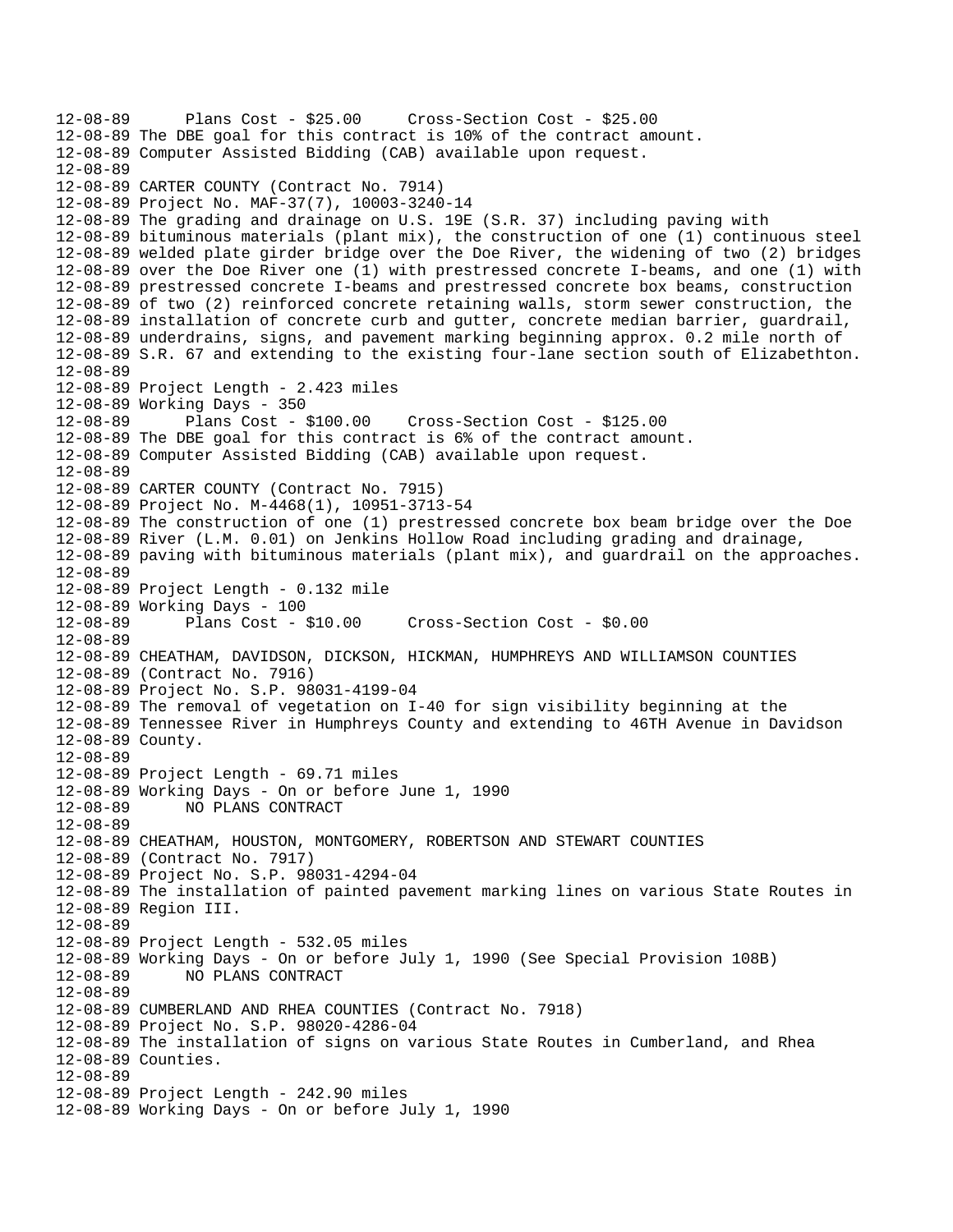```
12-08-89      Plans Cost - $25.00     Cross-Section Cost - $25.00
12-08-89 The DBE goal for this contract is 10% of the contract amount.
12-08-89 Computer Assisted Bidding (CAB) available upon request.
12-08-89
12-08-89 CARTER COUNTY (Contract No. 7914)
12-08-89 Project No. MAF-37(7), 10003-3240-14
12-08-89 The grading and drainage on U.S. 19E (S.R. 37) including paving with
12-08-89 bituminous materials (plant mix), the construction of one (1) continuous steel
12-08-89 welded plate girder bridge over the Doe River, the widening of two (2) bridges
12-08-89 over the Doe River one (1) with prestressed concrete I-beams, and one (1) with
12-08-89 prestressed concrete I-beams and prestressed concrete box beams, construction
12-08-89 of two (2) reinforced concrete retaining walls, storm sewer construction, the
12-08-89 installation of concrete curb and gutter, concrete median barrier, guardrail,
12-08-89 underdrains, signs, and pavement marking beginning approx. 0.2 mile north of
12-08-89 S.R. 67 and extending to the existing four-lane section south of Elizabethton.
12-08-89
12-08-89 Project Length - 2.423 miles
12-08-89 Working Days - 350
12-08-89      Plans Cost - $100.00    Cross-Section Cost - $125.00
12-08-89 The DBE goal for this contract is 6% of the contract amount.
12-08-89 Computer Assisted Bidding (CAB) available upon request.
12-08-89
12-08-89 CARTER COUNTY (Contract No. 7915)
12-08-89 Project No. M-4468(1), 10951-3713-54
12-08-89 The construction of one (1) prestressed concrete box beam bridge over the Doe
12-08-89 River (L.M. 0.01) on Jenkins Hollow Road including grading and drainage,
12-08-89 paving with bituminous materials (plant mix), and guardrail on the approaches.
12-08-89
12-08-89 Project Length - 0.132 mile
12-08-89 Working Days - 100
12-08-89      Plans Cost - $10.00     Cross-Section Cost - $0.00
12-08-89
12-08-89 CHEATHAM, DAVIDSON, DICKSON, HICKMAN, HUMPHREYS AND WILLIAMSON COUNTIES
12-08-89 (Contract No. 7916)
12-08-89 Project No. S.P. 98031-4199-04
12-08-89 The removal of vegetation on I-40 for sign visibility beginning at the
12-08-89 Tennessee River in Humphreys County and extending to 46TH Avenue in Davidson
12-08-89 County.
12-08-89
12-08-89 Project Length - 69.71 miles
12-08-89 Working Days - On or before June 1, 1990
12-08-89      NO PLANS CONTRACT
12-08-89
12-08-89 CHEATHAM, HOUSTON, MONTGOMERY, ROBERTSON AND STEWART COUNTIES
12-08-89 (Contract No. 7917)
12-08-89 Project No. S.P. 98031-4294-04
12-08-89 The installation of painted pavement marking lines on various State Routes in
12-08-89 Region III.
12-08-89
12-08-89 Project Length - 532.05 miles
12-08-89 Working Days - On or before July 1, 1990 (See Special Provision 108B)
12-08-89      NO PLANS CONTRACT
12-08-89
12-08-89 CUMBERLAND AND RHEA COUNTIES (Contract No. 7918)
12-08-89 Project No. S.P. 98020-4286-04
12-08-89 The installation of signs on various State Routes in Cumberland, and Rhea
12-08-89 Counties.
12-08-89
12-08-89 Project Length - 242.90 miles
12-08-89 Working Days - On or before July 1, 1990
```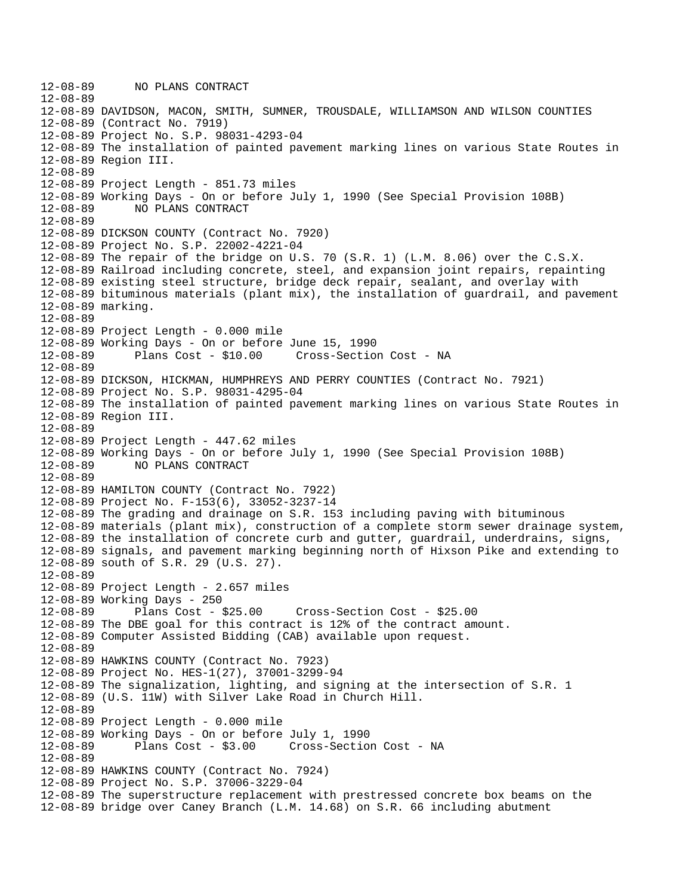12-08-89 NO PLANS CONTRACT
12-08-89
12-08-89 DAVIDSON, MACON, SMITH, SUMNER, TROUSDALE, WILLIAMSON AND WILSON COUNTIES
12-08-89 (Contract No. 7919)
12-08-89 Project No. S.P. 98031-4293-04
12-08-89 The installation of painted pavement marking lines on various State Routes in
12-08-89 Region III.
12-08-89
12-08-89 Project Length - 851.73 miles
12-08-89 Working Days - On or before July 1, 1990 (See Special Provision 108B)
12-08-89 NO PLANS CONTRACT
12-08-89
12-08-89 DICKSON COUNTY (Contract No. 7920)
12-08-89 Project No. S.P. 22002-4221-04
12-08-89 The repair of the bridge on U.S. 70 (S.R. 1) (L.M. 8.06) over the C.S.X.
12-08-89 Railroad including concrete, steel, and expansion joint repairs, repainting
12-08-89 existing steel structure, bridge deck repair, sealant, and overlay with
12-08-89 bituminous materials (plant mix), the installation of guardrail, and pavement
12-08-89 marking.
12-08-89
12-08-89 Project Length - 0.000 mile
12-08-89 Working Days - On or before June 15, 1990
12-08-89 Plans Cost - $10.00 Cross-Section Cost - NA
12-08-89
12-08-89 DICKSON, HICKMAN, HUMPHREYS AND PERRY COUNTIES (Contract No. 7921)
12-08-89 Project No. S.P. 98031-4295-04
12-08-89 The installation of painted pavement marking lines on various State Routes in
12-08-89 Region III.
12-08-89
12-08-89 Project Length - 447.62 miles
12-08-89 Working Days - On or before July 1, 1990 (See Special Provision 108B)
12-08-89 NO PLANS CONTRACT
12-08-89
12-08-89 HAMILTON COUNTY (Contract No. 7922)
12-08-89 Project No. F-153(6), 33052-3237-14
12-08-89 The grading and drainage on S.R. 153 including paving with bituminous
12-08-89 materials (plant mix), construction of a complete storm sewer drainage system,
12-08-89 the installation of concrete curb and gutter, guardrail, underdrains, signs,
12-08-89 signals, and pavement marking beginning north of Hixson Pike and extending to
12-08-89 south of S.R. 29 (U.S. 27).
12-08-89
12-08-89 Project Length - 2.657 miles
12-08-89 Working Days - 250
12-08-89 Plans Cost - $25.00 Cross-Section Cost - $25.00
12-08-89 The DBE goal for this contract is 12% of the contract amount.
12-08-89 Computer Assisted Bidding (CAB) available upon request.
12-08-89
12-08-89 HAWKINS COUNTY (Contract No. 7923)
12-08-89 Project No. HES-1(27), 37001-3299-94
12-08-89 The signalization, lighting, and signing at the intersection of S.R. 1
12-08-89 (U.S. 11W) with Silver Lake Road in Church Hill.
12-08-89
12-08-89 Project Length - 0.000 mile
12-08-89 Working Days - On or before July 1, 1990
12-08-89 Plans Cost - $3.00 Cross-Section Cost - NA
12-08-89
12-08-89 HAWKINS COUNTY (Contract No. 7924)
12-08-89 Project No. S.P. 37006-3229-04
12-08-89 The superstructure replacement with prestressed concrete box beams on the
12-08-89 bridge over Caney Branch (L.M. 14.68) on S.R. 66 including abutment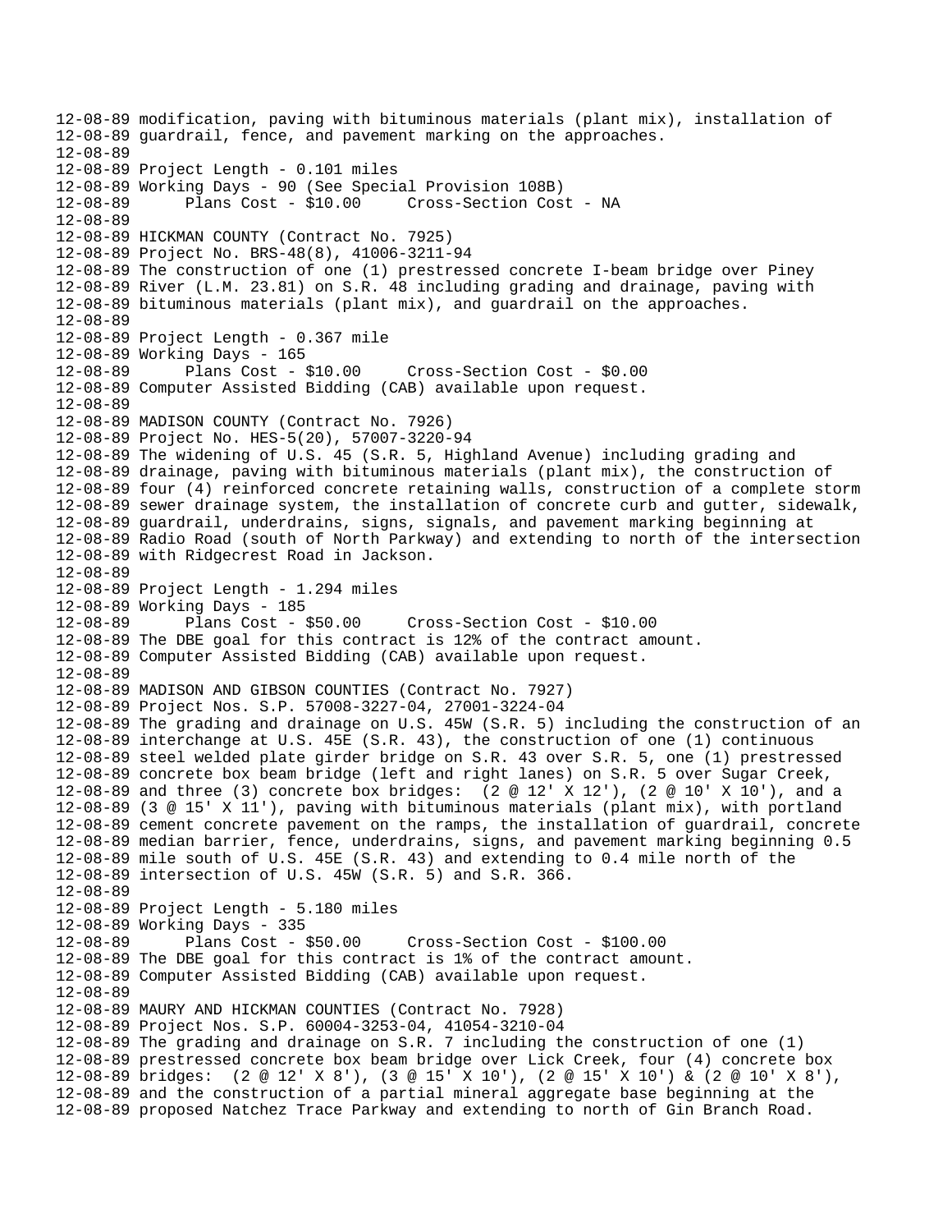```
12-08-89 modification, paving with bituminous materials (plant mix), installation of
12-08-89 guardrail, fence, and pavement marking on the approaches.
12-08-89
12-08-89 Project Length - 0.101 miles
12-08-89 Working Days - 90 (See Special Provision 108B)
12-08-89      Plans Cost - $10.00     Cross-Section Cost - NA
12-08-89
12-08-89 HICKMAN COUNTY (Contract No. 7925)
12-08-89 Project No. BRS-48(8), 41006-3211-94
12-08-89 The construction of one (1) prestressed concrete I-beam bridge over Piney
12-08-89 River (L.M. 23.81) on S.R. 48 including grading and drainage, paving with
12-08-89 bituminous materials (plant mix), and guardrail on the approaches.
12-08-89
12-08-89 Project Length - 0.367 mile
12-08-89 Working Days - 165
12-08-89      Plans Cost - $10.00     Cross-Section Cost - $0.00
12-08-89 Computer Assisted Bidding (CAB) available upon request.
12-08-89
12-08-89 MADISON COUNTY (Contract No. 7926)
12-08-89 Project No. HES-5(20), 57007-3220-94
12-08-89 The widening of U.S. 45 (S.R. 5, Highland Avenue) including grading and
12-08-89 drainage, paving with bituminous materials (plant mix), the construction of
12-08-89 four (4) reinforced concrete retaining walls, construction of a complete storm
12-08-89 sewer drainage system, the installation of concrete curb and gutter, sidewalk,
12-08-89 guardrail, underdrains, signs, signals, and pavement marking beginning at
12-08-89 Radio Road (south of North Parkway) and extending to north of the intersection
12-08-89 with Ridgecrest Road in Jackson.
12-08-89
12-08-89 Project Length - 1.294 miles
12-08-89 Working Days - 185
12-08-89      Plans Cost - $50.00     Cross-Section Cost - $10.00
12-08-89 The DBE goal for this contract is 12% of the contract amount.
12-08-89 Computer Assisted Bidding (CAB) available upon request.
12-08-89
12-08-89 MADISON AND GIBSON COUNTIES (Contract No. 7927)
12-08-89 Project Nos. S.P. 57008-3227-04, 27001-3224-04
12-08-89 The grading and drainage on U.S. 45W (S.R. 5) including the construction of an
12-08-89 interchange at U.S. 45E (S.R. 43), the construction of one (1) continuous
12-08-89 steel welded plate girder bridge on S.R. 43 over S.R. 5, one (1) prestressed
12-08-89 concrete box beam bridge (left and right lanes) on S.R. 5 over Sugar Creek,
12-08-89 and three (3) concrete box bridges:  (2 @ 12' X 12'), (2 @ 10' X 10'), and a
12-08-89 (3 @ 15' X 11'), paving with bituminous materials (plant mix), with portland
12-08-89 cement concrete pavement on the ramps, the installation of guardrail, concrete
12-08-89 median barrier, fence, underdrains, signs, and pavement marking beginning 0.5
12-08-89 mile south of U.S. 45E (S.R. 43) and extending to 0.4 mile north of the
12-08-89 intersection of U.S. 45W (S.R. 5) and S.R. 366.
12-08-89
12-08-89 Project Length - 5.180 miles
12-08-89 Working Days - 335
12-08-89      Plans Cost - $50.00     Cross-Section Cost - $100.00
12-08-89 The DBE goal for this contract is 1% of the contract amount.
12-08-89 Computer Assisted Bidding (CAB) available upon request.
12-08-89
12-08-89 MAURY AND HICKMAN COUNTIES (Contract No. 7928)
12-08-89 Project Nos. S.P. 60004-3253-04, 41054-3210-04
12-08-89 The grading and drainage on S.R. 7 including the construction of one (1)
12-08-89 prestressed concrete box beam bridge over Lick Creek, four (4) concrete box
12-08-89 bridges:  (2 @ 12' X 8'), (3 @ 15' X 10'), (2 @ 15' X 10') & (2 @ 10' X 8'),
12-08-89 and the construction of a partial mineral aggregate base beginning at the
12-08-89 proposed Natchez Trace Parkway and extending to north of Gin Branch Road.
```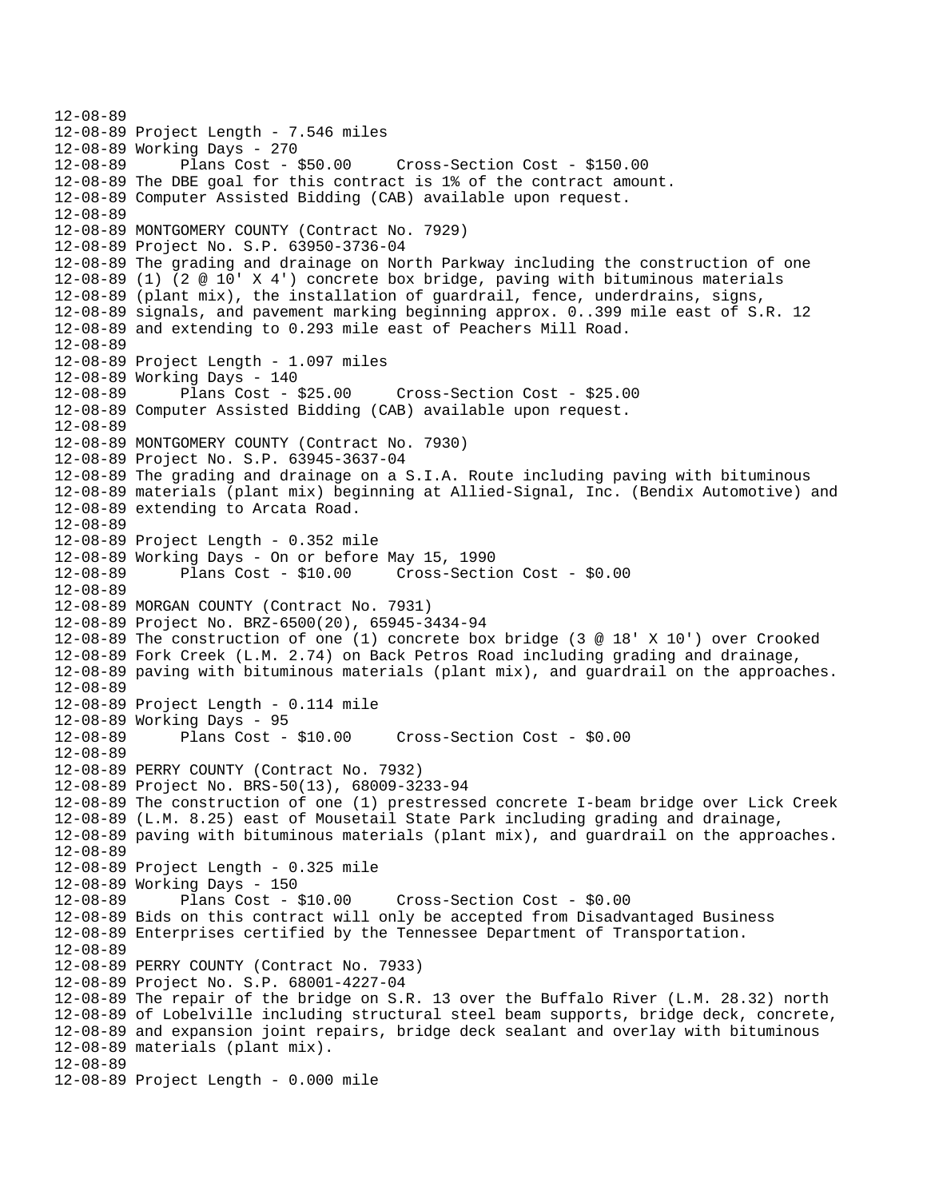```
12-08-89
12-08-89 Project Length - 7.546 miles
12-08-89 Working Days - 270
12-08-89      Plans Cost - $50.00     Cross-Section Cost - $150.00
12-08-89 The DBE goal for this contract is 1% of the contract amount.
12-08-89 Computer Assisted Bidding (CAB) available upon request.
12-08-89
12-08-89 MONTGOMERY COUNTY (Contract No. 7929)
12-08-89 Project No. S.P. 63950-3736-04
12-08-89 The grading and drainage on North Parkway including the construction of one
12-08-89 (1) (2 @ 10' X 4') concrete box bridge, paving with bituminous materials
12-08-89 (plant mix), the installation of guardrail, fence, underdrains, signs,
12-08-89 signals, and pavement marking beginning approx. 0..399 mile east of S.R. 12
12-08-89 and extending to 0.293 mile east of Peachers Mill Road.
12-08-89
12-08-89 Project Length - 1.097 miles
12-08-89 Working Days - 140
12-08-89      Plans Cost - $25.00     Cross-Section Cost - $25.00
12-08-89 Computer Assisted Bidding (CAB) available upon request.
12-08-89
12-08-89 MONTGOMERY COUNTY (Contract No. 7930)
12-08-89 Project No. S.P. 63945-3637-04
12-08-89 The grading and drainage on a S.I.A. Route including paving with bituminous
12-08-89 materials (plant mix) beginning at Allied-Signal, Inc. (Bendix Automotive) and
12-08-89 extending to Arcata Road.
12-08-89
12-08-89 Project Length - 0.352 mile
12-08-89 Working Days - On or before May 15, 1990
12-08-89      Plans Cost - $10.00     Cross-Section Cost - $0.00
12-08-89
12-08-89 MORGAN COUNTY (Contract No. 7931)
12-08-89 Project No. BRZ-6500(20), 65945-3434-94
12-08-89 The construction of one (1) concrete box bridge (3 @ 18' X 10') over Crooked
12-08-89 Fork Creek (L.M. 2.74) on Back Petros Road including grading and drainage,
12-08-89 paving with bituminous materials (plant mix), and guardrail on the approaches.
12-08-89
12-08-89 Project Length - 0.114 mile
12-08-89 Working Days - 95
12-08-89      Plans Cost - $10.00     Cross-Section Cost - $0.00
12-08-89
12-08-89 PERRY COUNTY (Contract No. 7932)
12-08-89 Project No. BRS-50(13), 68009-3233-94
12-08-89 The construction of one (1) prestressed concrete I-beam bridge over Lick Creek
12-08-89 (L.M. 8.25) east of Mousetail State Park including grading and drainage,
12-08-89 paving with bituminous materials (plant mix), and guardrail on the approaches.
12-08-89
12-08-89 Project Length - 0.325 mile
12-08-89 Working Days - 150
12-08-89      Plans Cost - $10.00     Cross-Section Cost - $0.00
12-08-89 Bids on this contract will only be accepted from Disadvantaged Business
12-08-89 Enterprises certified by the Tennessee Department of Transportation.
12-08-89
12-08-89 PERRY COUNTY (Contract No. 7933)
12-08-89 Project No. S.P. 68001-4227-04
12-08-89 The repair of the bridge on S.R. 13 over the Buffalo River (L.M. 28.32) north
12-08-89 of Lobelville including structural steel beam supports, bridge deck, concrete,
12-08-89 and expansion joint repairs, bridge deck sealant and overlay with bituminous
12-08-89 materials (plant mix).
12-08-89
12-08-89 Project Length - 0.000 mile
```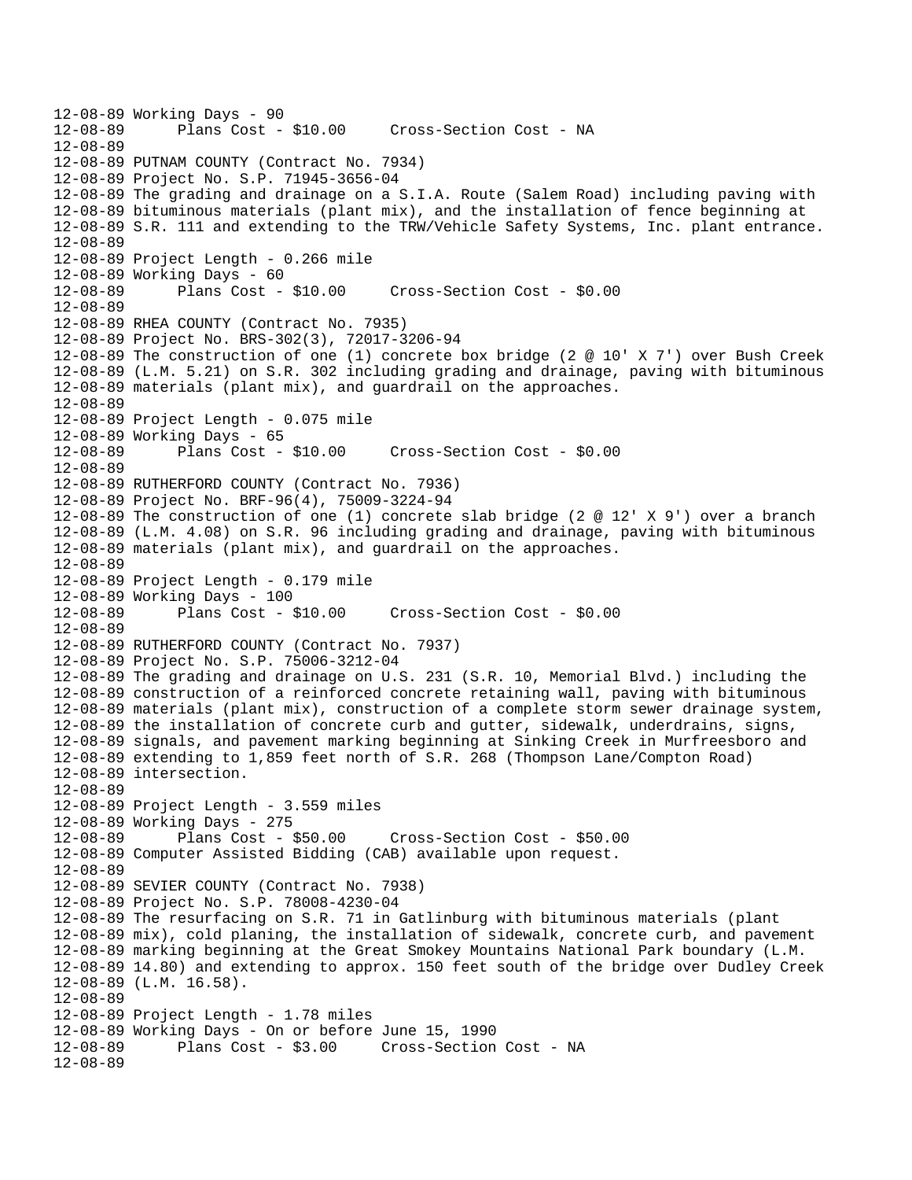```
12-08-89 Working Days - 90
12-08-89       Plans Cost - $10.00     Cross-Section Cost - NA
12-08-89
12-08-89 PUTNAM COUNTY (Contract No. 7934)
12-08-89 Project No. S.P. 71945-3656-04
12-08-89 The grading and drainage on a S.I.A. Route (Salem Road) including paving with
12-08-89 bituminous materials (plant mix), and the installation of fence beginning at
12-08-89 S.R. 111 and extending to the TRW/Vehicle Safety Systems, Inc. plant entrance.
12-08-89
12-08-89 Project Length - 0.266 mile
12-08-89 Working Days - 60
12-08-89       Plans Cost - $10.00     Cross-Section Cost - $0.00
12-08-89
12-08-89 RHEA COUNTY (Contract No. 7935)
12-08-89 Project No. BRS-302(3), 72017-3206-94
12-08-89 The construction of one (1) concrete box bridge (2 @ 10' X 7') over Bush Creek
12-08-89 (L.M. 5.21) on S.R. 302 including grading and drainage, paving with bituminous
12-08-89 materials (plant mix), and guardrail on the approaches.
12-08-89
12-08-89 Project Length - 0.075 mile
12-08-89 Working Days - 65
12-08-89       Plans Cost - $10.00     Cross-Section Cost - $0.00
12-08-89
12-08-89 RUTHERFORD COUNTY (Contract No. 7936)
12-08-89 Project No. BRF-96(4), 75009-3224-94
12-08-89 The construction of one (1) concrete slab bridge (2 @ 12' X 9') over a branch
12-08-89 (L.M. 4.08) on S.R. 96 including grading and drainage, paving with bituminous
12-08-89 materials (plant mix), and guardrail on the approaches.
12-08-89
12-08-89 Project Length - 0.179 mile
12-08-89 Working Days - 100
12-08-89       Plans Cost - $10.00     Cross-Section Cost - $0.00
12-08-89
12-08-89 RUTHERFORD COUNTY (Contract No. 7937)
12-08-89 Project No. S.P. 75006-3212-04
12-08-89 The grading and drainage on U.S. 231 (S.R. 10, Memorial Blvd.) including the
12-08-89 construction of a reinforced concrete retaining wall, paving with bituminous
12-08-89 materials (plant mix), construction of a complete storm sewer drainage system,
12-08-89 the installation of concrete curb and gutter, sidewalk, underdrains, signs,
12-08-89 signals, and pavement marking beginning at Sinking Creek in Murfreesboro and
12-08-89 extending to 1,859 feet north of S.R. 268 (Thompson Lane/Compton Road)
12-08-89 intersection.
12-08-89
12-08-89 Project Length - 3.559 miles
12-08-89 Working Days - 275
12-08-89       Plans Cost - $50.00     Cross-Section Cost - $50.00
12-08-89 Computer Assisted Bidding (CAB) available upon request.
12-08-89
12-08-89 SEVIER COUNTY (Contract No. 7938)
12-08-89 Project No. S.P. 78008-4230-04
12-08-89 The resurfacing on S.R. 71 in Gatlinburg with bituminous materials (plant
12-08-89 mix), cold planing, the installation of sidewalk, concrete curb, and pavement
12-08-89 marking beginning at the Great Smokey Mountains National Park boundary (L.M.
12-08-89 14.80) and extending to approx. 150 feet south of the bridge over Dudley Creek
12-08-89 (L.M. 16.58).
12-08-89
12-08-89 Project Length - 1.78 miles
12-08-89 Working Days - On or before June 15, 1990
12-08-89       Plans Cost - $3.00     Cross-Section Cost - NA
12-08-89
```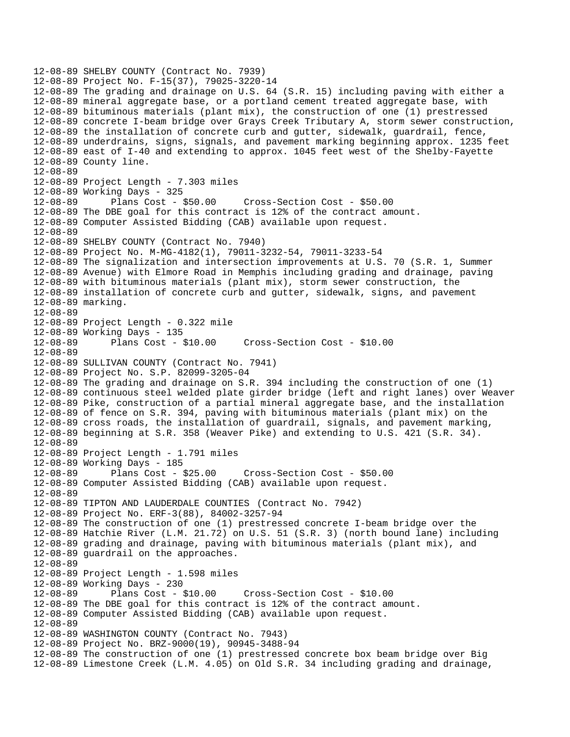12-08-89 SHELBY COUNTY (Contract No. 7939)
12-08-89 Project No. F-15(37), 79025-3220-14
12-08-89 The grading and drainage on U.S. 64 (S.R. 15) including paving with either a
12-08-89 mineral aggregate base, or a portland cement treated aggregate base, with
12-08-89 bituminous materials (plant mix), the construction of one (1) prestressed
12-08-89 concrete I-beam bridge over Grays Creek Tributary A, storm sewer construction,
12-08-89 the installation of concrete curb and gutter, sidewalk, guardrail, fence,
12-08-89 underdrains, signs, signals, and pavement marking beginning approx. 1235 feet
12-08-89 east of I-40 and extending to approx. 1045 feet west of the Shelby-Fayette
12-08-89 County line.
12-08-89
12-08-89 Project Length - 7.303 miles
12-08-89 Working Days - 325
12-08-89 Plans Cost - $50.00 Cross-Section Cost - $50.00
12-08-89 The DBE goal for this contract is 12% of the contract amount.
12-08-89 Computer Assisted Bidding (CAB) available upon request.
12-08-89
12-08-89 SHELBY COUNTY (Contract No. 7940)
12-08-89 Project No. M-MG-4182(1), 79011-3232-54, 79011-3233-54
12-08-89 The signalization and intersection improvements at U.S. 70 (S.R. 1, Summer
12-08-89 Avenue) with Elmore Road in Memphis including grading and drainage, paving
12-08-89 with bituminous materials (plant mix), storm sewer construction, the
12-08-89 installation of concrete curb and gutter, sidewalk, signs, and pavement
12-08-89 marking.
12-08-89
12-08-89 Project Length - 0.322 mile
12-08-89 Working Days - 135
12-08-89 Plans Cost - $10.00 Cross-Section Cost - $10.00
12-08-89
12-08-89 SULLIVAN COUNTY (Contract No. 7941)
12-08-89 Project No. S.P. 82099-3205-04
12-08-89 The grading and drainage on S.R. 394 including the construction of one (1)
12-08-89 continuous steel welded plate girder bridge (left and right lanes) over Weaver
12-08-89 Pike, construction of a partial mineral aggregate base, and the installation
12-08-89 of fence on S.R. 394, paving with bituminous materials (plant mix) on the
12-08-89 cross roads, the installation of guardrail, signals, and pavement marking,
12-08-89 beginning at S.R. 358 (Weaver Pike) and extending to U.S. 421 (S.R. 34).
12-08-89
12-08-89 Project Length - 1.791 miles
12-08-89 Working Days - 185
12-08-89 Plans Cost - $25.00 Cross-Section Cost - $50.00
12-08-89 Computer Assisted Bidding (CAB) available upon request.
12-08-89
12-08-89 TIPTON AND LAUDERDALE COUNTIES (Contract No. 7942)
12-08-89 Project No. ERF-3(88), 84002-3257-94
12-08-89 The construction of one (1) prestressed concrete I-beam bridge over the
12-08-89 Hatchie River (L.M. 21.72) on U.S. 51 (S.R. 3) (north bound lane) including
12-08-89 grading and drainage, paving with bituminous materials (plant mix), and
12-08-89 guardrail on the approaches.
12-08-89
12-08-89 Project Length - 1.598 miles
12-08-89 Working Days - 230
12-08-89 Plans Cost - $10.00 Cross-Section Cost - $10.00
12-08-89 The DBE goal for this contract is 12% of the contract amount.
12-08-89 Computer Assisted Bidding (CAB) available upon request.
12-08-89
12-08-89 WASHINGTON COUNTY (Contract No. 7943)
12-08-89 Project No. BRZ-9000(19), 90945-3488-94
12-08-89 The construction of one (1) prestressed concrete box beam bridge over Big
12-08-89 Limestone Creek (L.M. 4.05) on Old S.R. 34 including grading and drainage,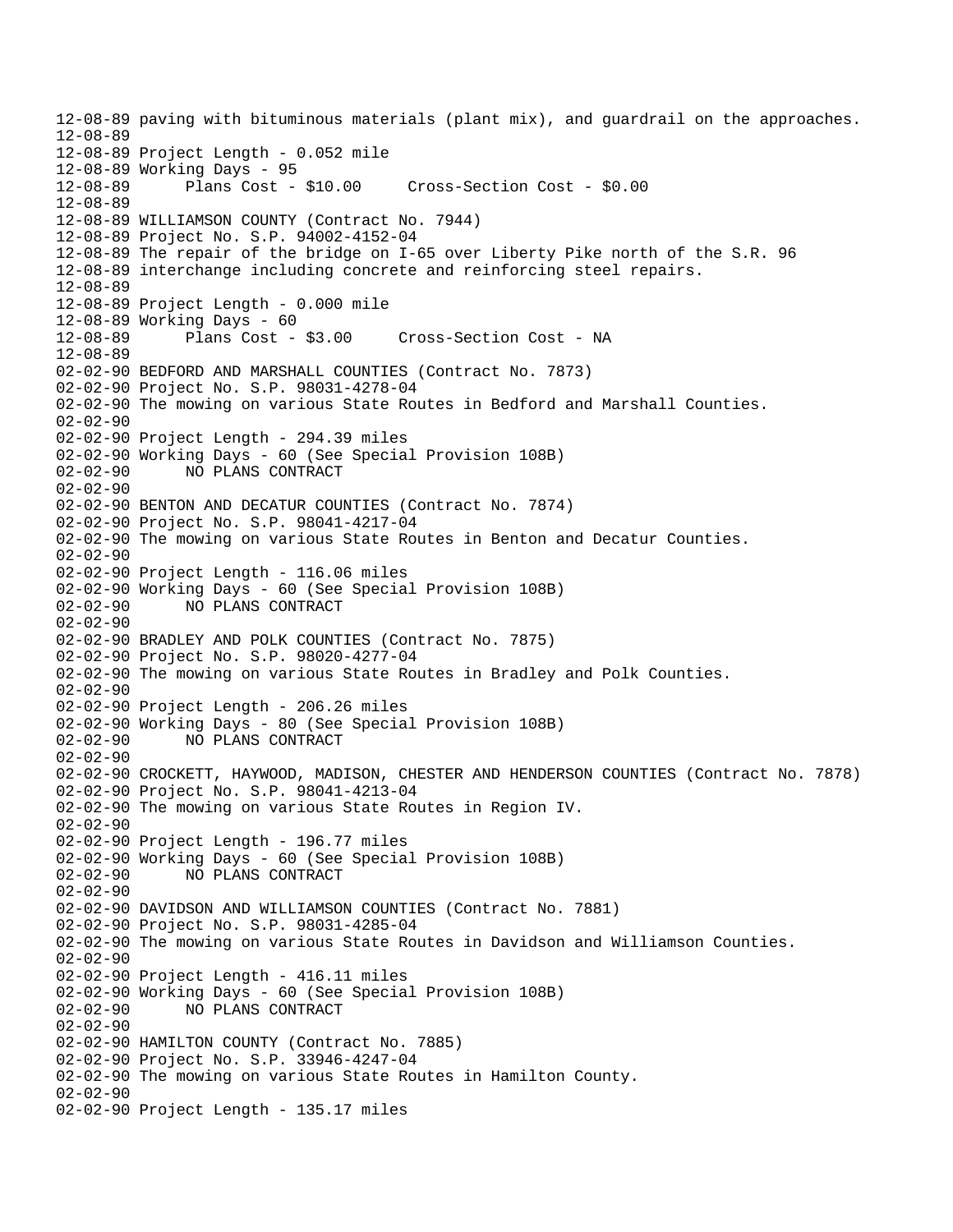```
12-08-89 paving with bituminous materials (plant mix), and guardrail on the approaches.
12-08-89
12-08-89 Project Length - 0.052 mile
12-08-89 Working Days - 95
12-08-89      Plans Cost - $10.00     Cross-Section Cost - $0.00
12-08-89
12-08-89 WILLIAMSON COUNTY (Contract No. 7944)
12-08-89 Project No. S.P. 94002-4152-04
12-08-89 The repair of the bridge on I-65 over Liberty Pike north of the S.R. 96
12-08-89 interchange including concrete and reinforcing steel repairs.
12-08-89
12-08-89 Project Length - 0.000 mile
12-08-89 Working Days - 60
12-08-89      Plans Cost - $3.00     Cross-Section Cost - NA
12-08-89
02-02-90 BEDFORD AND MARSHALL COUNTIES (Contract No. 7873)
02-02-90 Project No. S.P. 98031-4278-04
02-02-90 The mowing on various State Routes in Bedford and Marshall Counties.
02-02-90
02-02-90 Project Length - 294.39 miles
02-02-90 Working Days - 60 (See Special Provision 108B)
02-02-90      NO PLANS CONTRACT
02-02-90
02-02-90 BENTON AND DECATUR COUNTIES (Contract No. 7874)
02-02-90 Project No. S.P. 98041-4217-04
02-02-90 The mowing on various State Routes in Benton and Decatur Counties.
02-02-90
02-02-90 Project Length - 116.06 miles
02-02-90 Working Days - 60 (See Special Provision 108B)
02-02-90      NO PLANS CONTRACT
02-02-90
02-02-90 BRADLEY AND POLK COUNTIES (Contract No. 7875)
02-02-90 Project No. S.P. 98020-4277-04
02-02-90 The mowing on various State Routes in Bradley and Polk Counties.
02-02-90
02-02-90 Project Length - 206.26 miles
02-02-90 Working Days - 80 (See Special Provision 108B)
02-02-90      NO PLANS CONTRACT
02-02-90
02-02-90 CROCKETT, HAYWOOD, MADISON, CHESTER AND HENDERSON COUNTIES (Contract No. 7878)
02-02-90 Project No. S.P. 98041-4213-04
02-02-90 The mowing on various State Routes in Region IV.
02-02-90
02-02-90 Project Length - 196.77 miles
02-02-90 Working Days - 60 (See Special Provision 108B)
02-02-90      NO PLANS CONTRACT
02-02-90
02-02-90 DAVIDSON AND WILLIAMSON COUNTIES (Contract No. 7881)
02-02-90 Project No. S.P. 98031-4285-04
02-02-90 The mowing on various State Routes in Davidson and Williamson Counties.
02-02-90
02-02-90 Project Length - 416.11 miles
02-02-90 Working Days - 60 (See Special Provision 108B)
02-02-90      NO PLANS CONTRACT
02-02-90
02-02-90 HAMILTON COUNTY (Contract No. 7885)
02-02-90 Project No. S.P. 33946-4247-04
02-02-90 The mowing on various State Routes in Hamilton County.
02-02-90
02-02-90 Project Length - 135.17 miles
```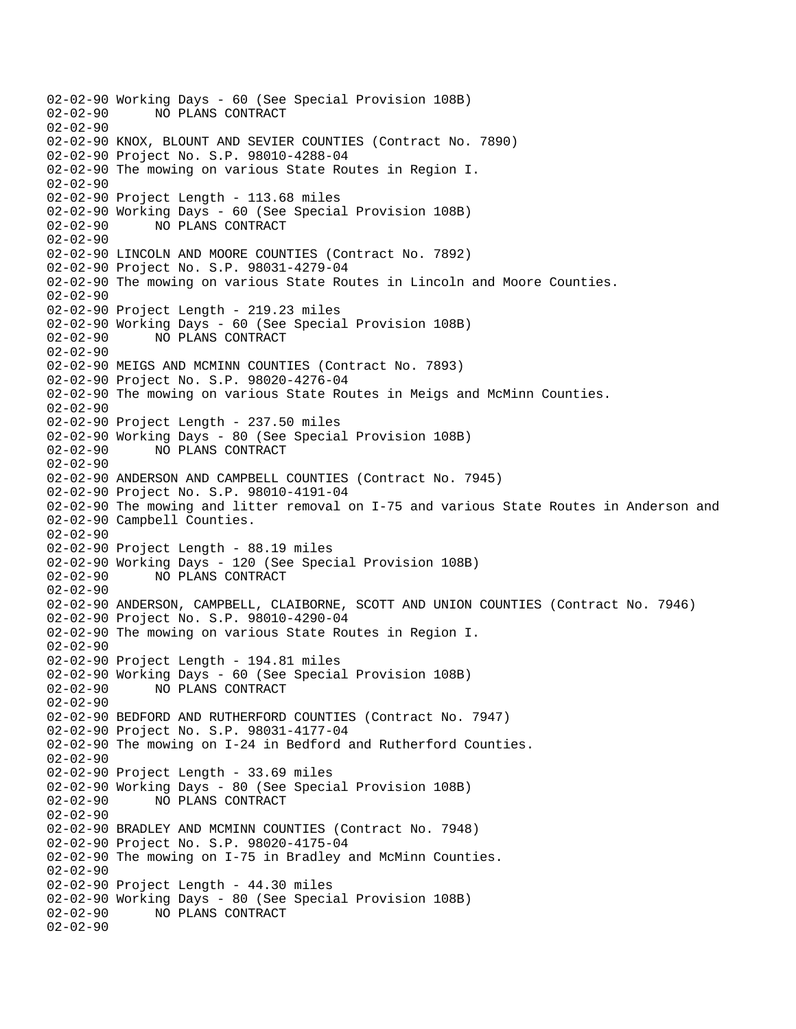```
02-02-90 Working Days - 60 (See Special Provision 108B)
02-02-90       NO PLANS CONTRACT
02-02-90
02-02-90 KNOX, BLOUNT AND SEVIER COUNTIES (Contract No. 7890)
02-02-90 Project No. S.P. 98010-4288-04
02-02-90 The mowing on various State Routes in Region I.
02-02-90
02-02-90 Project Length - 113.68 miles
02-02-90 Working Days - 60 (See Special Provision 108B)
02-02-90       NO PLANS CONTRACT
02-02-90
02-02-90 LINCOLN AND MOORE COUNTIES (Contract No. 7892)
02-02-90 Project No. S.P. 98031-4279-04
02-02-90 The mowing on various State Routes in Lincoln and Moore Counties.
02-02-90
02-02-90 Project Length - 219.23 miles
02-02-90 Working Days - 60 (See Special Provision 108B)
02-02-90       NO PLANS CONTRACT
02-02-90
02-02-90 MEIGS AND MCMINN COUNTIES (Contract No. 7893)
02-02-90 Project No. S.P. 98020-4276-04
02-02-90 The mowing on various State Routes in Meigs and McMinn Counties.
02-02-90
02-02-90 Project Length - 237.50 miles
02-02-90 Working Days - 80 (See Special Provision 108B)
02-02-90       NO PLANS CONTRACT
02-02-90
02-02-90 ANDERSON AND CAMPBELL COUNTIES (Contract No. 7945)
02-02-90 Project No. S.P. 98010-4191-04
02-02-90 The mowing and litter removal on I-75 and various State Routes in Anderson and
02-02-90 Campbell Counties.
02-02-90
02-02-90 Project Length - 88.19 miles
02-02-90 Working Days - 120 (See Special Provision 108B)
02-02-90       NO PLANS CONTRACT
02-02-90
02-02-90 ANDERSON, CAMPBELL, CLAIBORNE, SCOTT AND UNION COUNTIES (Contract No. 7946)
02-02-90 Project No. S.P. 98010-4290-04
02-02-90 The mowing on various State Routes in Region I.
02-02-90
02-02-90 Project Length - 194.81 miles
02-02-90 Working Days - 60 (See Special Provision 108B)
02-02-90       NO PLANS CONTRACT
02-02-90
02-02-90 BEDFORD AND RUTHERFORD COUNTIES (Contract No. 7947)
02-02-90 Project No. S.P. 98031-4177-04
02-02-90 The mowing on I-24 in Bedford and Rutherford Counties.
02-02-90
02-02-90 Project Length - 33.69 miles
02-02-90 Working Days - 80 (See Special Provision 108B)
02-02-90       NO PLANS CONTRACT
02-02-90
02-02-90 BRADLEY AND MCMINN COUNTIES (Contract No. 7948)
02-02-90 Project No. S.P. 98020-4175-04
02-02-90 The mowing on I-75 in Bradley and McMinn Counties.
02-02-90
02-02-90 Project Length - 44.30 miles
02-02-90 Working Days - 80 (See Special Provision 108B)
02-02-90       NO PLANS CONTRACT
02-02-90
```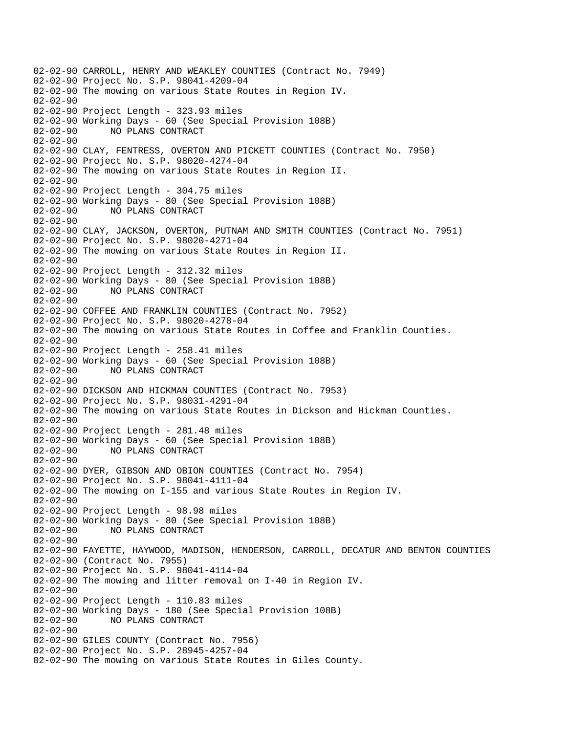```
02-02-90 CARROLL, HENRY AND WEAKLEY COUNTIES (Contract No. 7949)
02-02-90 Project No. S.P. 98041-4209-04
02-02-90 The mowing on various State Routes in Region IV.
02-02-90
02-02-90 Project Length - 323.93 miles
02-02-90 Working Days - 60 (See Special Provision 108B)
02-02-90       NO PLANS CONTRACT
02-02-90
02-02-90 CLAY, FENTRESS, OVERTON AND PICKETT COUNTIES (Contract No. 7950)
02-02-90 Project No. S.P. 98020-4274-04
02-02-90 The mowing on various State Routes in Region II.
02-02-90
02-02-90 Project Length - 304.75 miles
02-02-90 Working Days - 80 (See Special Provision 108B)
02-02-90       NO PLANS CONTRACT
02-02-90
02-02-90 CLAY, JACKSON, OVERTON, PUTNAM AND SMITH COUNTIES (Contract No. 7951)
02-02-90 Project No. S.P. 98020-4271-04
02-02-90 The mowing on various State Routes in Region II.
02-02-90
02-02-90 Project Length - 312.32 miles
02-02-90 Working Days - 80 (See Special Provision 108B)
02-02-90       NO PLANS CONTRACT
02-02-90
02-02-90 COFFEE AND FRANKLIN COUNTIES (Contract No. 7952)
02-02-90 Project No. S.P. 98020-4278-04
02-02-90 The mowing on various State Routes in Coffee and Franklin Counties.
02-02-90
02-02-90 Project Length - 258.41 miles
02-02-90 Working Days - 60 (See Special Provision 108B)
02-02-90       NO PLANS CONTRACT
02-02-90
02-02-90 DICKSON AND HICKMAN COUNTIES (Contract No. 7953)
02-02-90 Project No. S.P. 98031-4291-04
02-02-90 The mowing on various State Routes in Dickson and Hickman Counties.
02-02-90
02-02-90 Project Length - 281.48 miles
02-02-90 Working Days - 60 (See Special Provision 108B)
02-02-90       NO PLANS CONTRACT
02-02-90
02-02-90 DYER, GIBSON AND OBION COUNTIES (Contract No. 7954)
02-02-90 Project No. S.P. 98041-4111-04
02-02-90 The mowing on I-155 and various State Routes in Region IV.
02-02-90
02-02-90 Project Length - 98.98 miles
02-02-90 Working Days - 80 (See Special Provision 108B)
02-02-90       NO PLANS CONTRACT
02-02-90
02-02-90 FAYETTE, HAYWOOD, MADISON, HENDERSON, CARROLL, DECATUR AND BENTON COUNTIES
02-02-90 (Contract No. 7955)
02-02-90 Project No. S.P. 98041-4114-04
02-02-90 The mowing and litter removal on I-40 in Region IV.
02-02-90
02-02-90 Project Length - 110.83 miles
02-02-90 Working Days - 180 (See Special Provision 108B)
02-02-90       NO PLANS CONTRACT
02-02-90
02-02-90 GILES COUNTY (Contract No. 7956)
02-02-90 Project No. S.P. 28945-4257-04
02-02-90 The mowing on various State Routes in Giles County.
```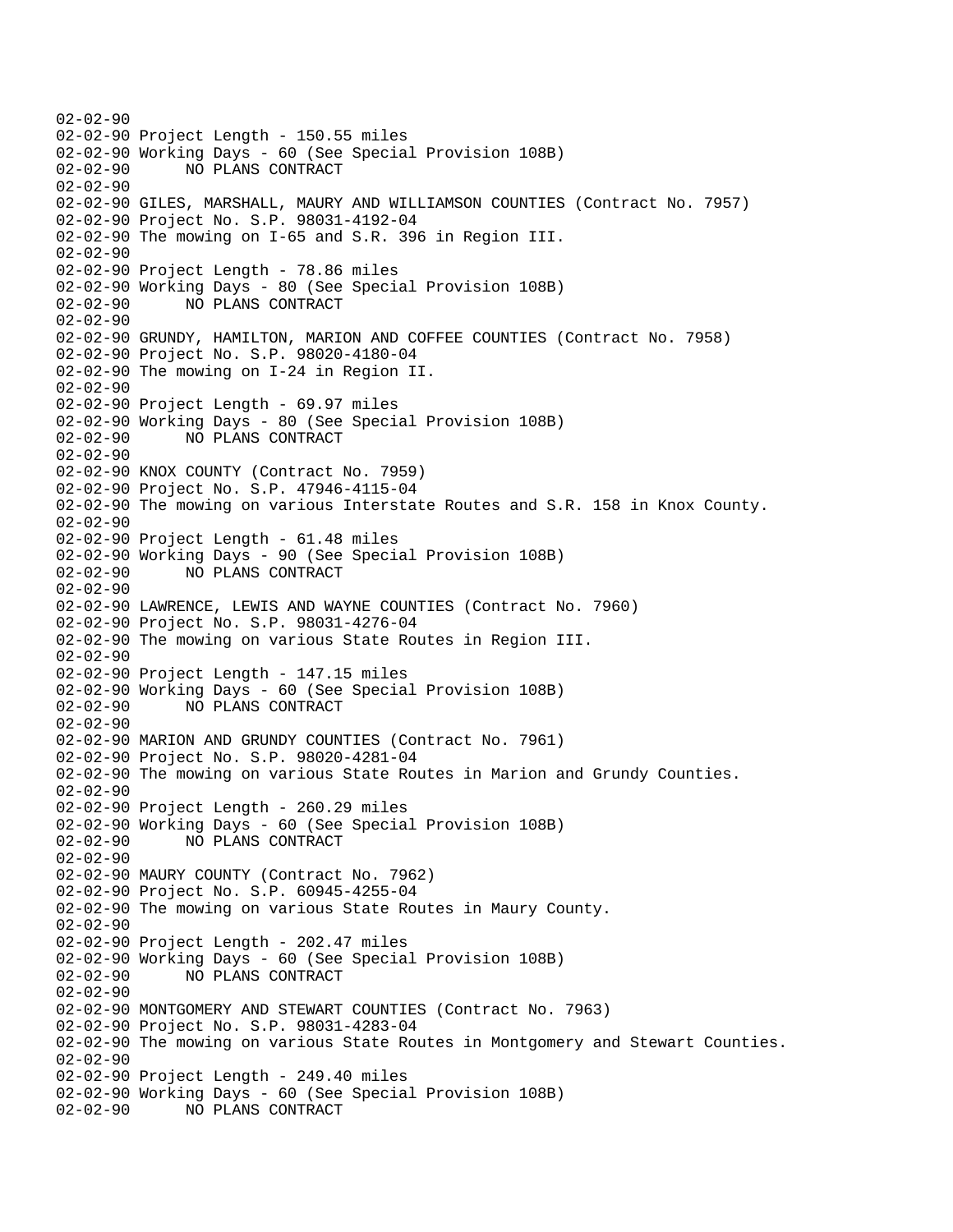```
02-02-90
02-02-90 Project Length - 150.55 miles
02-02-90 Working Days - 60 (See Special Provision 108B)
02-02-90       NO PLANS CONTRACT
02-02-90
02-02-90 GILES, MARSHALL, MAURY AND WILLIAMSON COUNTIES (Contract No. 7957)
02-02-90 Project No. S.P. 98031-4192-04
02-02-90 The mowing on I-65 and S.R. 396 in Region III.
02-02-90
02-02-90 Project Length - 78.86 miles
02-02-90 Working Days - 80 (See Special Provision 108B)
02-02-90       NO PLANS CONTRACT
02-02-90
02-02-90 GRUNDY, HAMILTON, MARION AND COFFEE COUNTIES (Contract No. 7958)
02-02-90 Project No. S.P. 98020-4180-04
02-02-90 The mowing on I-24 in Region II.
02-02-90
02-02-90 Project Length - 69.97 miles
02-02-90 Working Days - 80 (See Special Provision 108B)
02-02-90       NO PLANS CONTRACT
02-02-90
02-02-90 KNOX COUNTY (Contract No. 7959)
02-02-90 Project No. S.P. 47946-4115-04
02-02-90 The mowing on various Interstate Routes and S.R. 158 in Knox County.
02-02-90
02-02-90 Project Length - 61.48 miles
02-02-90 Working Days - 90 (See Special Provision 108B)
02-02-90       NO PLANS CONTRACT
02-02-90
02-02-90 LAWRENCE, LEWIS AND WAYNE COUNTIES (Contract No. 7960)
02-02-90 Project No. S.P. 98031-4276-04
02-02-90 The mowing on various State Routes in Region III.
02-02-90
02-02-90 Project Length - 147.15 miles
02-02-90 Working Days - 60 (See Special Provision 108B)
02-02-90       NO PLANS CONTRACT
02-02-90
02-02-90 MARION AND GRUNDY COUNTIES (Contract No. 7961)
02-02-90 Project No. S.P. 98020-4281-04
02-02-90 The mowing on various State Routes in Marion and Grundy Counties.
02-02-90
02-02-90 Project Length - 260.29 miles
02-02-90 Working Days - 60 (See Special Provision 108B)
02-02-90       NO PLANS CONTRACT
02-02-90
02-02-90 MAURY COUNTY (Contract No. 7962)
02-02-90 Project No. S.P. 60945-4255-04
02-02-90 The mowing on various State Routes in Maury County.
02-02-90
02-02-90 Project Length - 202.47 miles
02-02-90 Working Days - 60 (See Special Provision 108B)
02-02-90       NO PLANS CONTRACT
02-02-90
02-02-90 MONTGOMERY AND STEWART COUNTIES (Contract No. 7963)
02-02-90 Project No. S.P. 98031-4283-04
02-02-90 The mowing on various State Routes in Montgomery and Stewart Counties.
02-02-90
02-02-90 Project Length - 249.40 miles
02-02-90 Working Days - 60 (See Special Provision 108B)
02-02-90       NO PLANS CONTRACT
```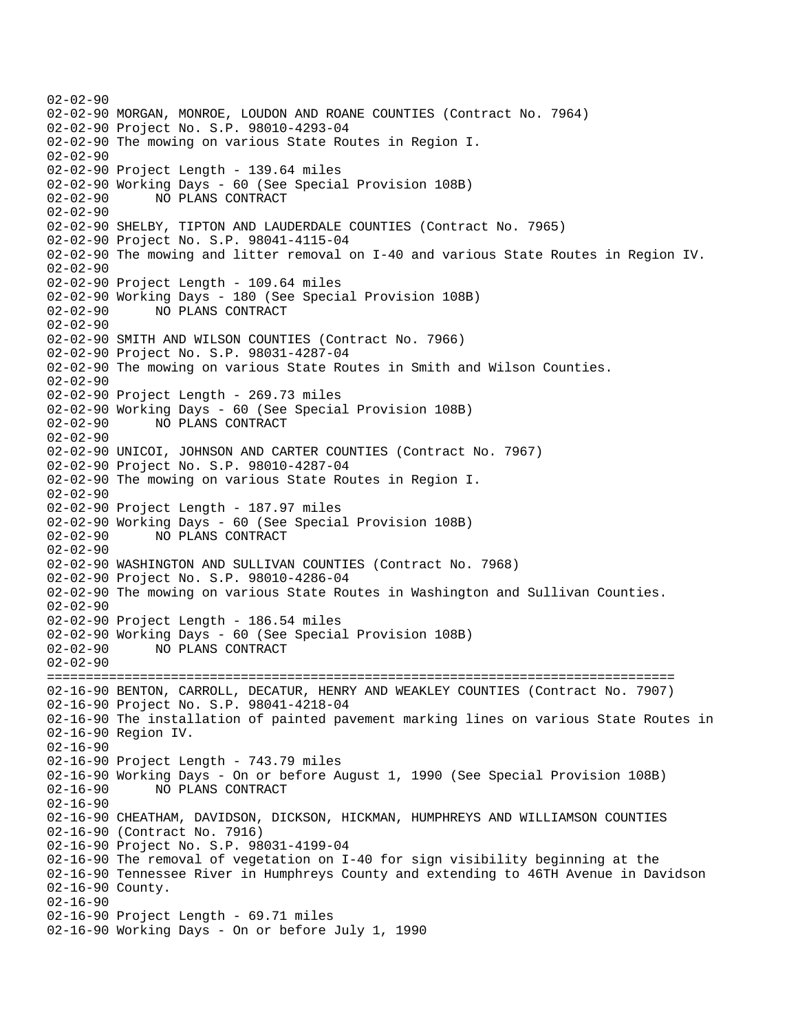```
02-02-90
02-02-90 MORGAN, MONROE, LOUDON AND ROANE COUNTIES (Contract No. 7964)
02-02-90 Project No. S.P. 98010-4293-04
02-02-90 The mowing on various State Routes in Region I.
02-02-90
02-02-90 Project Length - 139.64 miles
02-02-90 Working Days - 60 (See Special Provision 108B)
02-02-90       NO PLANS CONTRACT
02-02-90
02-02-90 SHELBY, TIPTON AND LAUDERDALE COUNTIES (Contract No. 7965)
02-02-90 Project No. S.P. 98041-4115-04
02-02-90 The mowing and litter removal on I-40 and various State Routes in Region IV.
02-02-90
02-02-90 Project Length - 109.64 miles
02-02-90 Working Days - 180 (See Special Provision 108B)
02-02-90       NO PLANS CONTRACT
02-02-90
02-02-90 SMITH AND WILSON COUNTIES (Contract No. 7966)
02-02-90 Project No. S.P. 98031-4287-04
02-02-90 The mowing on various State Routes in Smith and Wilson Counties.
02-02-90
02-02-90 Project Length - 269.73 miles
02-02-90 Working Days - 60 (See Special Provision 108B)
02-02-90       NO PLANS CONTRACT
02-02-90
02-02-90 UNICOI, JOHNSON AND CARTER COUNTIES (Contract No. 7967)
02-02-90 Project No. S.P. 98010-4287-04
02-02-90 The mowing on various State Routes in Region I.
02-02-90
02-02-90 Project Length - 187.97 miles
02-02-90 Working Days - 60 (See Special Provision 108B)
02-02-90       NO PLANS CONTRACT
02-02-90
02-02-90 WASHINGTON AND SULLIVAN COUNTIES (Contract No. 7968)
02-02-90 Project No. S.P. 98010-4286-04
02-02-90 The mowing on various State Routes in Washington and Sullivan Counties.
02-02-90
02-02-90 Project Length - 186.54 miles
02-02-90 Working Days - 60 (See Special Provision 108B)
02-02-90       NO PLANS CONTRACT
02-02-90
================================================================================
02-16-90 BENTON, CARROLL, DECATUR, HENRY AND WEAKLEY COUNTIES (Contract No. 7907)
02-16-90 Project No. S.P. 98041-4218-04
02-16-90 The installation of painted pavement marking lines on various State Routes in
02-16-90 Region IV.
02-16-90
02-16-90 Project Length - 743.79 miles
02-16-90 Working Days - On or before August 1, 1990 (See Special Provision 108B)
02-16-90       NO PLANS CONTRACT
02-16-90
02-16-90 CHEATHAM, DAVIDSON, DICKSON, HICKMAN, HUMPHREYS AND WILLIAMSON COUNTIES
02-16-90 (Contract No. 7916)
02-16-90 Project No. S.P. 98031-4199-04
02-16-90 The removal of vegetation on I-40 for sign visibility beginning at the
02-16-90 Tennessee River in Humphreys County and extending to 46TH Avenue in Davidson
02-16-90 County.
02-16-90
02-16-90 Project Length - 69.71 miles
02-16-90 Working Days - On or before July 1, 1990
```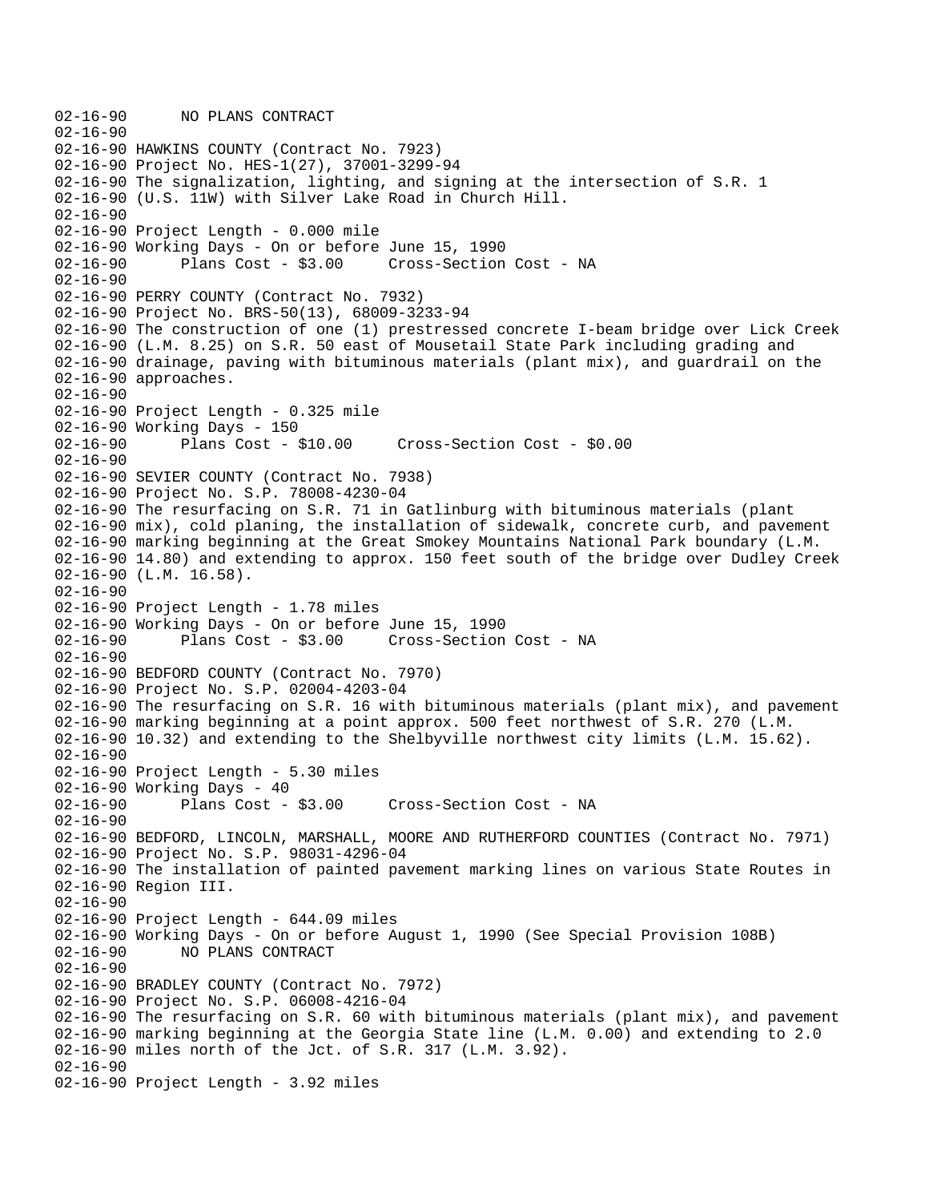```
02-16-90      NO PLANS CONTRACT
02-16-90
02-16-90 HAWKINS COUNTY (Contract No. 7923)
02-16-90 Project No. HES-1(27), 37001-3299-94
02-16-90 The signalization, lighting, and signing at the intersection of S.R. 1
02-16-90 (U.S. 11W) with Silver Lake Road in Church Hill.
02-16-90
02-16-90 Project Length - 0.000 mile
02-16-90 Working Days - On or before June 15, 1990
02-16-90      Plans Cost - $3.00     Cross-Section Cost - NA
02-16-90
02-16-90 PERRY COUNTY (Contract No. 7932)
02-16-90 Project No. BRS-50(13), 68009-3233-94
02-16-90 The construction of one (1) prestressed concrete I-beam bridge over Lick Creek
02-16-90 (L.M. 8.25) on S.R. 50 east of Mousetail State Park including grading and
02-16-90 drainage, paving with bituminous materials (plant mix), and guardrail on the
02-16-90 approaches.
02-16-90
02-16-90 Project Length - 0.325 mile
02-16-90 Working Days - 150
02-16-90      Plans Cost - $10.00     Cross-Section Cost - $0.00
02-16-90
02-16-90 SEVIER COUNTY (Contract No. 7938)
02-16-90 Project No. S.P. 78008-4230-04
02-16-90 The resurfacing on S.R. 71 in Gatlinburg with bituminous materials (plant
02-16-90 mix), cold planing, the installation of sidewalk, concrete curb, and pavement
02-16-90 marking beginning at the Great Smokey Mountains National Park boundary (L.M.
02-16-90 14.80) and extending to approx. 150 feet south of the bridge over Dudley Creek
02-16-90 (L.M. 16.58).
02-16-90
02-16-90 Project Length - 1.78 miles
02-16-90 Working Days - On or before June 15, 1990
02-16-90      Plans Cost - $3.00     Cross-Section Cost - NA
02-16-90
02-16-90 BEDFORD COUNTY (Contract No. 7970)
02-16-90 Project No. S.P. 02004-4203-04
02-16-90 The resurfacing on S.R. 16 with bituminous materials (plant mix), and pavement
02-16-90 marking beginning at a point approx. 500 feet northwest of S.R. 270 (L.M.
02-16-90 10.32) and extending to the Shelbyville northwest city limits (L.M. 15.62).
02-16-90
02-16-90 Project Length - 5.30 miles
02-16-90 Working Days - 40
02-16-90      Plans Cost - $3.00     Cross-Section Cost - NA
02-16-90
02-16-90 BEDFORD, LINCOLN, MARSHALL, MOORE AND RUTHERFORD COUNTIES (Contract No. 7971)
02-16-90 Project No. S.P. 98031-4296-04
02-16-90 The installation of painted pavement marking lines on various State Routes in
02-16-90 Region III.
02-16-90
02-16-90 Project Length - 644.09 miles
02-16-90 Working Days - On or before August 1, 1990 (See Special Provision 108B)
02-16-90      NO PLANS CONTRACT
02-16-90
02-16-90 BRADLEY COUNTY (Contract No. 7972)
02-16-90 Project No. S.P. 06008-4216-04
02-16-90 The resurfacing on S.R. 60 with bituminous materials (plant mix), and pavement
02-16-90 marking beginning at the Georgia State line (L.M. 0.00) and extending to 2.0
02-16-90 miles north of the Jct. of S.R. 317 (L.M. 3.92).
02-16-90
02-16-90 Project Length - 3.92 miles
```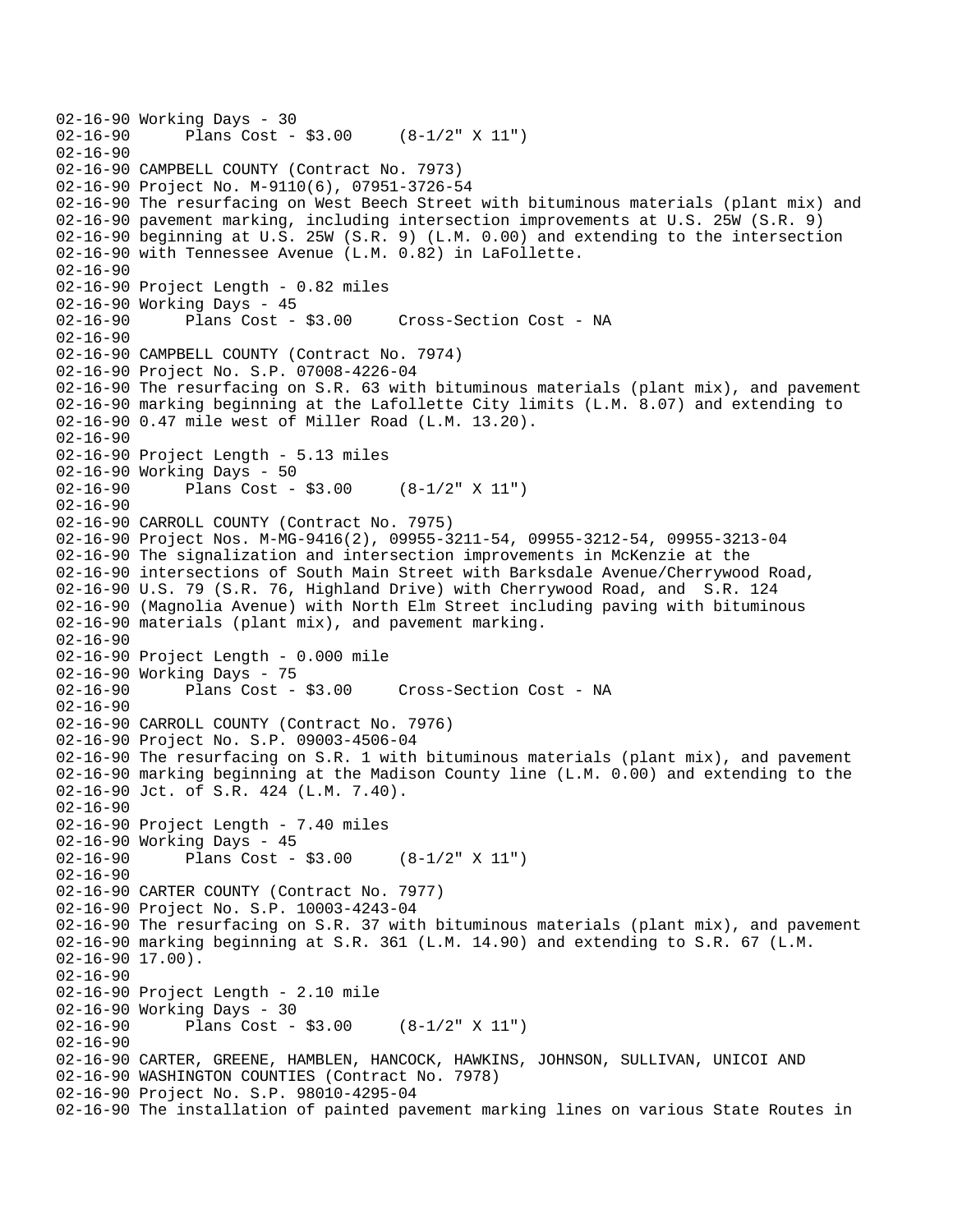02-16-90 Working Days - 30
02-16-90       Plans Cost - $3.00     (8-1/2" X 11")
02-16-90
02-16-90 CAMPBELL COUNTY (Contract No. 7973)
02-16-90 Project No. M-9110(6), 07951-3726-54
02-16-90 The resurfacing on West Beech Street with bituminous materials (plant mix) and
02-16-90 pavement marking, including intersection improvements at U.S. 25W (S.R. 9)
02-16-90 beginning at U.S. 25W (S.R. 9) (L.M. 0.00) and extending to the intersection
02-16-90 with Tennessee Avenue (L.M. 0.82) in LaFollette.
02-16-90
02-16-90 Project Length - 0.82 miles
02-16-90 Working Days - 45
02-16-90       Plans Cost - $3.00     Cross-Section Cost - NA
02-16-90
02-16-90 CAMPBELL COUNTY (Contract No. 7974)
02-16-90 Project No. S.P. 07008-4226-04
02-16-90 The resurfacing on S.R. 63 with bituminous materials (plant mix), and pavement
02-16-90 marking beginning at the Lafollette City limits (L.M. 8.07) and extending to
02-16-90 0.47 mile west of Miller Road (L.M. 13.20).
02-16-90
02-16-90 Project Length - 5.13 miles
02-16-90 Working Days - 50
02-16-90       Plans Cost - $3.00     (8-1/2" X 11")
02-16-90
02-16-90 CARROLL COUNTY (Contract No. 7975)
02-16-90 Project Nos. M-MG-9416(2), 09955-3211-54, 09955-3212-54, 09955-3213-04
02-16-90 The signalization and intersection improvements in McKenzie at the
02-16-90 intersections of South Main Street with Barksdale Avenue/Cherrywood Road,
02-16-90 U.S. 79 (S.R. 76, Highland Drive) with Cherrywood Road, and  S.R. 124
02-16-90 (Magnolia Avenue) with North Elm Street including paving with bituminous
02-16-90 materials (plant mix), and pavement marking.
02-16-90
02-16-90 Project Length - 0.000 mile
02-16-90 Working Days - 75
02-16-90       Plans Cost - $3.00     Cross-Section Cost - NA
02-16-90
02-16-90 CARROLL COUNTY (Contract No. 7976)
02-16-90 Project No. S.P. 09003-4506-04
02-16-90 The resurfacing on S.R. 1 with bituminous materials (plant mix), and pavement
02-16-90 marking beginning at the Madison County line (L.M. 0.00) and extending to the
02-16-90 Jct. of S.R. 424 (L.M. 7.40).
02-16-90
02-16-90 Project Length - 7.40 miles
02-16-90 Working Days - 45
02-16-90       Plans Cost - $3.00     (8-1/2" X 11")
02-16-90
02-16-90 CARTER COUNTY (Contract No. 7977)
02-16-90 Project No. S.P. 10003-4243-04
02-16-90 The resurfacing on S.R. 37 with bituminous materials (plant mix), and pavement
02-16-90 marking beginning at S.R. 361 (L.M. 14.90) and extending to S.R. 67 (L.M.
02-16-90 17.00).
02-16-90
02-16-90 Project Length - 2.10 mile
02-16-90 Working Days - 30
02-16-90       Plans Cost - $3.00     (8-1/2" X 11")
02-16-90
02-16-90 CARTER, GREENE, HAMBLEN, HANCOCK, HAWKINS, JOHNSON, SULLIVAN, UNICOI AND
02-16-90 WASHINGTON COUNTIES (Contract No. 7978)
02-16-90 Project No. S.P. 98010-4295-04
02-16-90 The installation of painted pavement marking lines on various State Routes in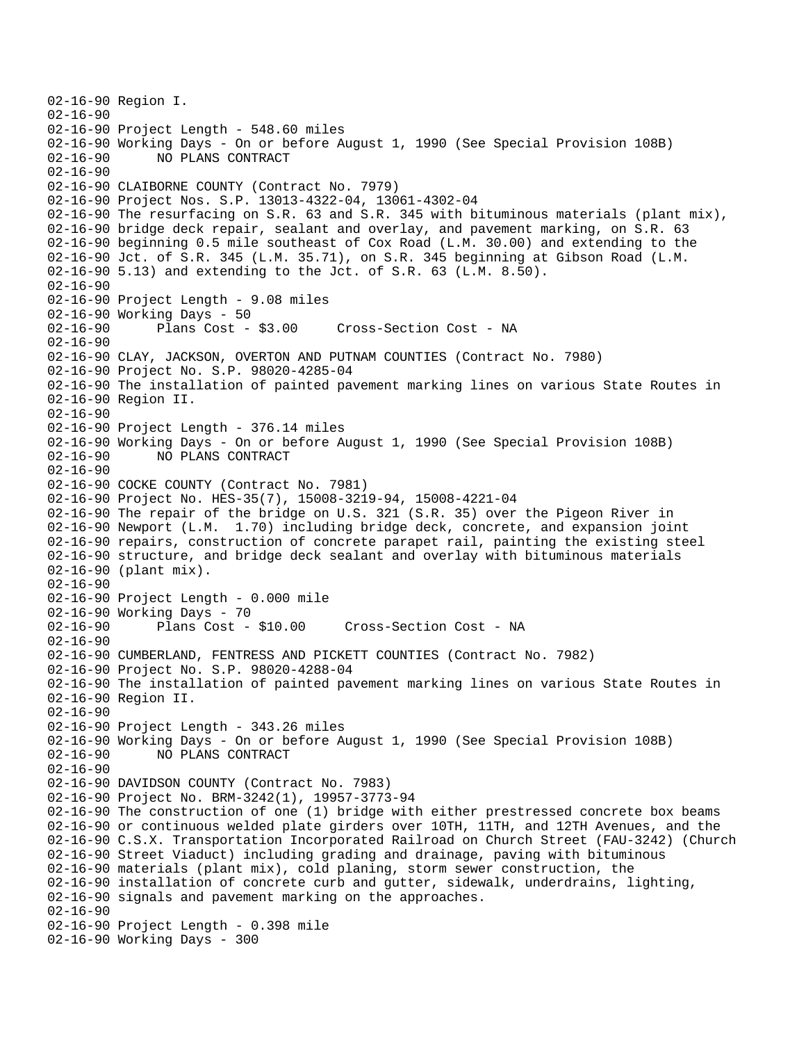02-16-90 Region I.
02-16-90
02-16-90 Project Length - 548.60 miles
02-16-90 Working Days - On or before August 1, 1990 (See Special Provision 108B)
02-16-90 NO PLANS CONTRACT
02-16-90
02-16-90 CLAIBORNE COUNTY (Contract No. 7979)
02-16-90 Project Nos. S.P. 13013-4322-04, 13061-4302-04
02-16-90 The resurfacing on S.R. 63 and S.R. 345 with bituminous materials (plant mix),
02-16-90 bridge deck repair, sealant and overlay, and pavement marking, on S.R. 63
02-16-90 beginning 0.5 mile southeast of Cox Road (L.M. 30.00) and extending to the
02-16-90 Jct. of S.R. 345 (L.M. 35.71), on S.R. 345 beginning at Gibson Road (L.M.
02-16-90 5.13) and extending to the Jct. of S.R. 63 (L.M. 8.50).
02-16-90
02-16-90 Project Length - 9.08 miles
02-16-90 Working Days - 50
02-16-90 Plans Cost - $3.00 Cross-Section Cost - NA
02-16-90
02-16-90 CLAY, JACKSON, OVERTON AND PUTNAM COUNTIES (Contract No. 7980)
02-16-90 Project No. S.P. 98020-4285-04
02-16-90 The installation of painted pavement marking lines on various State Routes in
02-16-90 Region II.
02-16-90
02-16-90 Project Length - 376.14 miles
02-16-90 Working Days - On or before August 1, 1990 (See Special Provision 108B)
02-16-90 NO PLANS CONTRACT
02-16-90
02-16-90 COCKE COUNTY (Contract No. 7981)
02-16-90 Project No. HES-35(7), 15008-3219-94, 15008-4221-04
02-16-90 The repair of the bridge on U.S. 321 (S.R. 35) over the Pigeon River in
02-16-90 Newport (L.M. 1.70) including bridge deck, concrete, and expansion joint
02-16-90 repairs, construction of concrete parapet rail, painting the existing steel
02-16-90 structure, and bridge deck sealant and overlay with bituminous materials
02-16-90 (plant mix).
02-16-90
02-16-90 Project Length - 0.000 mile
02-16-90 Working Days - 70
02-16-90 Plans Cost - $10.00 Cross-Section Cost - NA
02-16-90
02-16-90 CUMBERLAND, FENTRESS AND PICKETT COUNTIES (Contract No. 7982)
02-16-90 Project No. S.P. 98020-4288-04
02-16-90 The installation of painted pavement marking lines on various State Routes in
02-16-90 Region II.
02-16-90
02-16-90 Project Length - 343.26 miles
02-16-90 Working Days - On or before August 1, 1990 (See Special Provision 108B)
02-16-90 NO PLANS CONTRACT
02-16-90
02-16-90 DAVIDSON COUNTY (Contract No. 7983)
02-16-90 Project No. BRM-3242(1), 19957-3773-94
02-16-90 The construction of one (1) bridge with either prestressed concrete box beams
02-16-90 or continuous welded plate girders over 10TH, 11TH, and 12TH Avenues, and the
02-16-90 C.S.X. Transportation Incorporated Railroad on Church Street (FAU-3242) (Church
02-16-90 Street Viaduct) including grading and drainage, paving with bituminous
02-16-90 materials (plant mix), cold planing, storm sewer construction, the
02-16-90 installation of concrete curb and gutter, sidewalk, underdrains, lighting,
02-16-90 signals and pavement marking on the approaches.
02-16-90
02-16-90 Project Length - 0.398 mile
02-16-90 Working Days - 300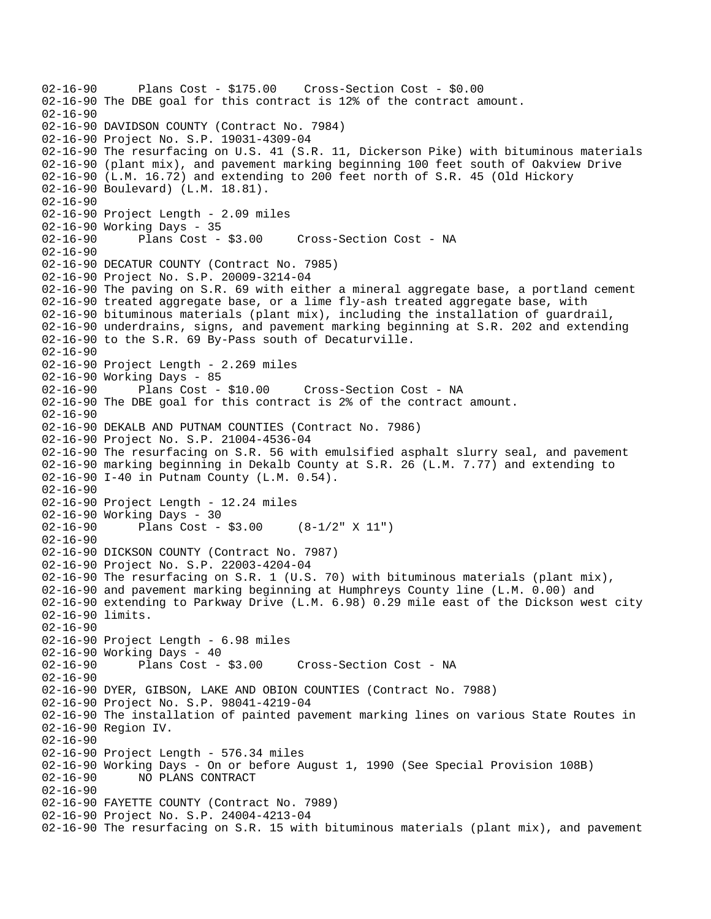```
02-16-90      Plans Cost - $175.00    Cross-Section Cost - $0.00
02-16-90 The DBE goal for this contract is 12% of the contract amount.
02-16-90
02-16-90 DAVIDSON COUNTY (Contract No. 7984)
02-16-90 Project No. S.P. 19031-4309-04
02-16-90 The resurfacing on U.S. 41 (S.R. 11, Dickerson Pike) with bituminous materials
02-16-90 (plant mix), and pavement marking beginning 100 feet south of Oakview Drive
02-16-90 (L.M. 16.72) and extending to 200 feet north of S.R. 45 (Old Hickory
02-16-90 Boulevard) (L.M. 18.81).
02-16-90
02-16-90 Project Length - 2.09 miles
02-16-90 Working Days - 35
02-16-90      Plans Cost - $3.00     Cross-Section Cost - NA
02-16-90
02-16-90 DECATUR COUNTY (Contract No. 7985)
02-16-90 Project No. S.P. 20009-3214-04
02-16-90 The paving on S.R. 69 with either a mineral aggregate base, a portland cement
02-16-90 treated aggregate base, or a lime fly-ash treated aggregate base, with
02-16-90 bituminous materials (plant mix), including the installation of guardrail,
02-16-90 underdrains, signs, and pavement marking beginning at S.R. 202 and extending
02-16-90 to the S.R. 69 By-Pass south of Decaturville.
02-16-90
02-16-90 Project Length - 2.269 miles
02-16-90 Working Days - 85
02-16-90      Plans Cost - $10.00     Cross-Section Cost - NA
02-16-90 The DBE goal for this contract is 2% of the contract amount.
02-16-90
02-16-90 DEKALB AND PUTNAM COUNTIES (Contract No. 7986)
02-16-90 Project No. S.P. 21004-4536-04
02-16-90 The resurfacing on S.R. 56 with emulsified asphalt slurry seal, and pavement
02-16-90 marking beginning in Dekalb County at S.R. 26 (L.M. 7.77) and extending to
02-16-90 I-40 in Putnam County (L.M. 0.54).
02-16-90
02-16-90 Project Length - 12.24 miles
02-16-90 Working Days - 30
02-16-90      Plans Cost - $3.00     (8-1/2" X 11")
02-16-90
02-16-90 DICKSON COUNTY (Contract No. 7987)
02-16-90 Project No. S.P. 22003-4204-04
02-16-90 The resurfacing on S.R. 1 (U.S. 70) with bituminous materials (plant mix),
02-16-90 and pavement marking beginning at Humphreys County line (L.M. 0.00) and
02-16-90 extending to Parkway Drive (L.M. 6.98) 0.29 mile east of the Dickson west city
02-16-90 limits.
02-16-90
02-16-90 Project Length - 6.98 miles
02-16-90 Working Days - 40
02-16-90      Plans Cost - $3.00     Cross-Section Cost - NA
02-16-90
02-16-90 DYER, GIBSON, LAKE AND OBION COUNTIES (Contract No. 7988)
02-16-90 Project No. S.P. 98041-4219-04
02-16-90 The installation of painted pavement marking lines on various State Routes in
02-16-90 Region IV.
02-16-90
02-16-90 Project Length - 576.34 miles
02-16-90 Working Days - On or before August 1, 1990 (See Special Provision 108B)
02-16-90      NO PLANS CONTRACT
02-16-90
02-16-90 FAYETTE COUNTY (Contract No. 7989)
02-16-90 Project No. S.P. 24004-4213-04
02-16-90 The resurfacing on S.R. 15 with bituminous materials (plant mix), and pavement
```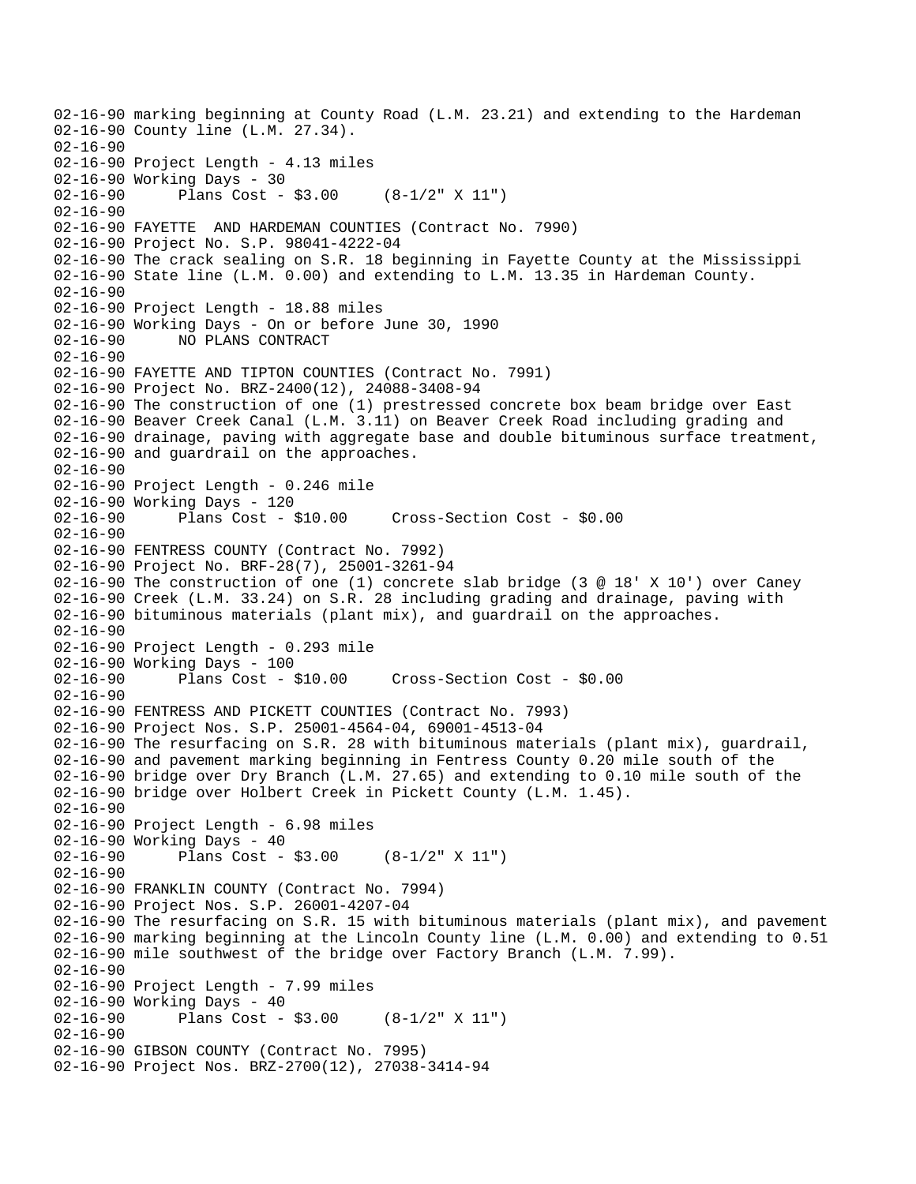```
02-16-90 marking beginning at County Road (L.M. 23.21) and extending to the Hardeman
02-16-90 County line (L.M. 27.34).
02-16-90
02-16-90 Project Length - 4.13 miles
02-16-90 Working Days - 30
02-16-90       Plans Cost - $3.00     (8-1/2" X 11")
02-16-90
02-16-90 FAYETTE  AND HARDEMAN COUNTIES (Contract No. 7990)
02-16-90 Project No. S.P. 98041-4222-04
02-16-90 The crack sealing on S.R. 18 beginning in Fayette County at the Mississippi
02-16-90 State line (L.M. 0.00) and extending to L.M. 13.35 in Hardeman County.
02-16-90
02-16-90 Project Length - 18.88 miles
02-16-90 Working Days - On or before June 30, 1990
02-16-90       NO PLANS CONTRACT
02-16-90
02-16-90 FAYETTE AND TIPTON COUNTIES (Contract No. 7991)
02-16-90 Project No. BRZ-2400(12), 24088-3408-94
02-16-90 The construction of one (1) prestressed concrete box beam bridge over East
02-16-90 Beaver Creek Canal (L.M. 3.11) on Beaver Creek Road including grading and
02-16-90 drainage, paving with aggregate base and double bituminous surface treatment,
02-16-90 and guardrail on the approaches.
02-16-90
02-16-90 Project Length - 0.246 mile
02-16-90 Working Days - 120
02-16-90       Plans Cost - $10.00     Cross-Section Cost - $0.00
02-16-90
02-16-90 FENTRESS COUNTY (Contract No. 7992)
02-16-90 Project No. BRF-28(7), 25001-3261-94
02-16-90 The construction of one (1) concrete slab bridge (3 @ 18' X 10') over Caney
02-16-90 Creek (L.M. 33.24) on S.R. 28 including grading and drainage, paving with
02-16-90 bituminous materials (plant mix), and guardrail on the approaches.
02-16-90
02-16-90 Project Length - 0.293 mile
02-16-90 Working Days - 100
02-16-90       Plans Cost - $10.00     Cross-Section Cost - $0.00
02-16-90
02-16-90 FENTRESS AND PICKETT COUNTIES (Contract No. 7993)
02-16-90 Project Nos. S.P. 25001-4564-04, 69001-4513-04
02-16-90 The resurfacing on S.R. 28 with bituminous materials (plant mix), guardrail,
02-16-90 and pavement marking beginning in Fentress County 0.20 mile south of the
02-16-90 bridge over Dry Branch (L.M. 27.65) and extending to 0.10 mile south of the
02-16-90 bridge over Holbert Creek in Pickett County (L.M. 1.45).
02-16-90
02-16-90 Project Length - 6.98 miles
02-16-90 Working Days - 40
02-16-90       Plans Cost - $3.00     (8-1/2" X 11")
02-16-90
02-16-90 FRANKLIN COUNTY (Contract No. 7994)
02-16-90 Project Nos. S.P. 26001-4207-04
02-16-90 The resurfacing on S.R. 15 with bituminous materials (plant mix), and pavement
02-16-90 marking beginning at the Lincoln County line (L.M. 0.00) and extending to 0.51
02-16-90 mile southwest of the bridge over Factory Branch (L.M. 7.99).
02-16-90
02-16-90 Project Length - 7.99 miles
02-16-90 Working Days - 40
02-16-90       Plans Cost - $3.00     (8-1/2" X 11")
02-16-90
02-16-90 GIBSON COUNTY (Contract No. 7995)
02-16-90 Project Nos. BRZ-2700(12), 27038-3414-94
```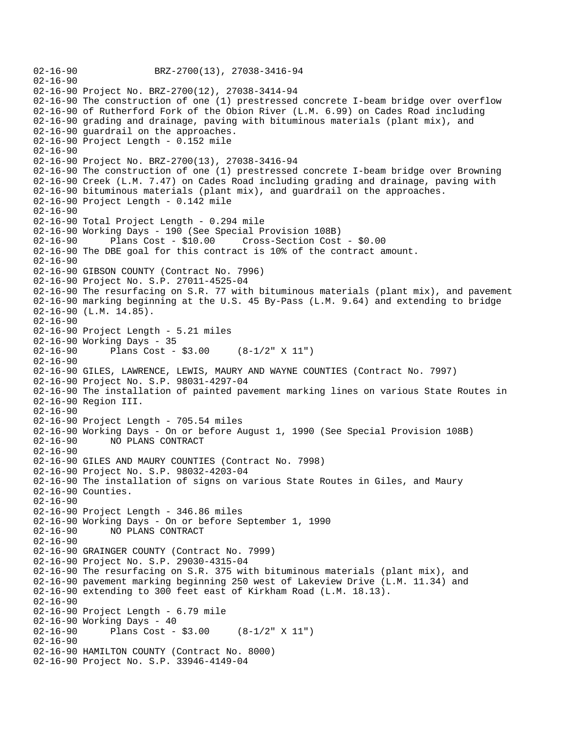```
02-16-90             BRZ-2700(13), 27038-3416-94
02-16-90
02-16-90 Project No. BRZ-2700(12), 27038-3414-94
02-16-90 The construction of one (1) prestressed concrete I-beam bridge over overflow
02-16-90 of Rutherford Fork of the Obion River (L.M. 6.99) on Cades Road including
02-16-90 grading and drainage, paving with bituminous materials (plant mix), and
02-16-90 guardrail on the approaches.
02-16-90 Project Length - 0.152 mile
02-16-90
02-16-90 Project No. BRZ-2700(13), 27038-3416-94
02-16-90 The construction of one (1) prestressed concrete I-beam bridge over Browning
02-16-90 Creek (L.M. 7.47) on Cades Road including grading and drainage, paving with
02-16-90 bituminous materials (plant mix), and guardrail on the approaches.
02-16-90 Project Length - 0.142 mile
02-16-90
02-16-90 Total Project Length - 0.294 mile
02-16-90 Working Days - 190 (See Special Provision 108B)
02-16-90      Plans Cost - $10.00     Cross-Section Cost - $0.00
02-16-90 The DBE goal for this contract is 10% of the contract amount.
02-16-90
02-16-90 GIBSON COUNTY (Contract No. 7996)
02-16-90 Project No. S.P. 27011-4525-04
02-16-90 The resurfacing on S.R. 77 with bituminous materials (plant mix), and pavement
02-16-90 marking beginning at the U.S. 45 By-Pass (L.M. 9.64) and extending to bridge
02-16-90 (L.M. 14.85).
02-16-90
02-16-90 Project Length - 5.21 miles
02-16-90 Working Days - 35
02-16-90      Plans Cost - $3.00     (8-1/2" X 11")
02-16-90
02-16-90 GILES, LAWRENCE, LEWIS, MAURY AND WAYNE COUNTIES (Contract No. 7997)
02-16-90 Project No. S.P. 98031-4297-04
02-16-90 The installation of painted pavement marking lines on various State Routes in
02-16-90 Region III.
02-16-90
02-16-90 Project Length - 705.54 miles
02-16-90 Working Days - On or before August 1, 1990 (See Special Provision 108B)
02-16-90      NO PLANS CONTRACT
02-16-90
02-16-90 GILES AND MAURY COUNTIES (Contract No. 7998)
02-16-90 Project No. S.P. 98032-4203-04
02-16-90 The installation of signs on various State Routes in Giles, and Maury
02-16-90 Counties.
02-16-90
02-16-90 Project Length - 346.86 miles
02-16-90 Working Days - On or before September 1, 1990
02-16-90      NO PLANS CONTRACT
02-16-90
02-16-90 GRAINGER COUNTY (Contract No. 7999)
02-16-90 Project No. S.P. 29030-4315-04
02-16-90 The resurfacing on S.R. 375 with bituminous materials (plant mix), and
02-16-90 pavement marking beginning 250 west of Lakeview Drive (L.M. 11.34) and
02-16-90 extending to 300 feet east of Kirkham Road (L.M. 18.13).
02-16-90
02-16-90 Project Length - 6.79 mile
02-16-90 Working Days - 40
02-16-90      Plans Cost - $3.00     (8-1/2" X 11")
02-16-90
02-16-90 HAMILTON COUNTY (Contract No. 8000)
02-16-90 Project No. S.P. 33946-4149-04
```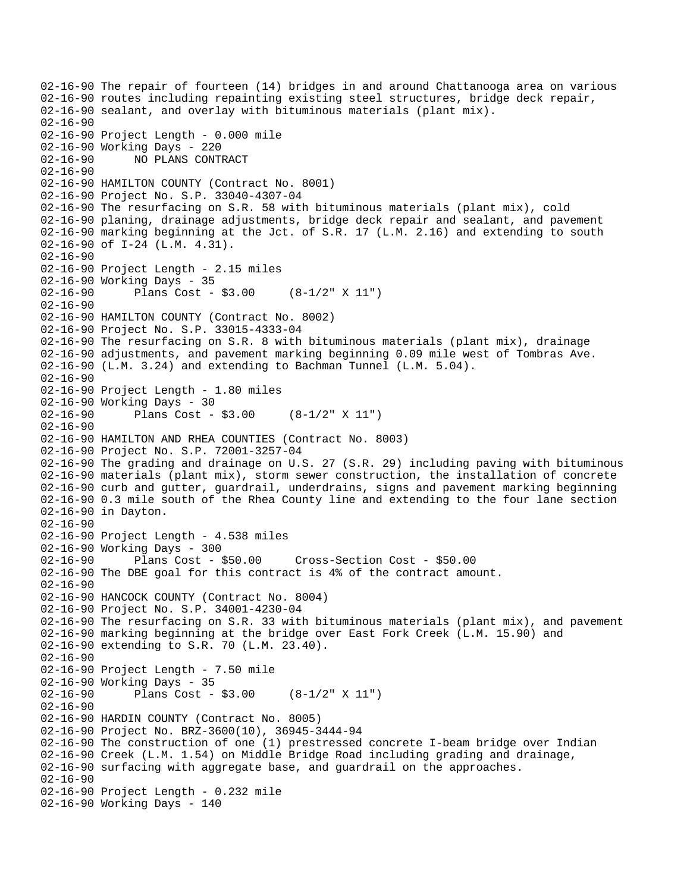```
02-16-90 The repair of fourteen (14) bridges in and around Chattanooga area on various
02-16-90 routes including repainting existing steel structures, bridge deck repair,
02-16-90 sealant, and overlay with bituminous materials (plant mix).
02-16-90
02-16-90 Project Length - 0.000 mile
02-16-90 Working Days - 220
02-16-90      NO PLANS CONTRACT
02-16-90
02-16-90 HAMILTON COUNTY (Contract No. 8001)
02-16-90 Project No. S.P. 33040-4307-04
02-16-90 The resurfacing on S.R. 58 with bituminous materials (plant mix), cold
02-16-90 planing, drainage adjustments, bridge deck repair and sealant, and pavement
02-16-90 marking beginning at the Jct. of S.R. 17 (L.M. 2.16) and extending to south
02-16-90 of I-24 (L.M. 4.31).
02-16-90
02-16-90 Project Length - 2.15 miles
02-16-90 Working Days - 35
02-16-90      Plans Cost - $3.00     (8-1/2" X 11")
02-16-90
02-16-90 HAMILTON COUNTY (Contract No. 8002)
02-16-90 Project No. S.P. 33015-4333-04
02-16-90 The resurfacing on S.R. 8 with bituminous materials (plant mix), drainage
02-16-90 adjustments, and pavement marking beginning 0.09 mile west of Tombras Ave.
02-16-90 (L.M. 3.24) and extending to Bachman Tunnel (L.M. 5.04).
02-16-90
02-16-90 Project Length - 1.80 miles
02-16-90 Working Days - 30
02-16-90      Plans Cost - $3.00     (8-1/2" X 11")
02-16-90
02-16-90 HAMILTON AND RHEA COUNTIES (Contract No. 8003)
02-16-90 Project No. S.P. 72001-3257-04
02-16-90 The grading and drainage on U.S. 27 (S.R. 29) including paving with bituminous
02-16-90 materials (plant mix), storm sewer construction, the installation of concrete
02-16-90 curb and gutter, guardrail, underdrains, signs and pavement marking beginning
02-16-90 0.3 mile south of the Rhea County line and extending to the four lane section
02-16-90 in Dayton.
02-16-90
02-16-90 Project Length - 4.538 miles
02-16-90 Working Days - 300
02-16-90      Plans Cost - $50.00     Cross-Section Cost - $50.00
02-16-90 The DBE goal for this contract is 4% of the contract amount.
02-16-90
02-16-90 HANCOCK COUNTY (Contract No. 8004)
02-16-90 Project No. S.P. 34001-4230-04
02-16-90 The resurfacing on S.R. 33 with bituminous materials (plant mix), and pavement
02-16-90 marking beginning at the bridge over East Fork Creek (L.M. 15.90) and
02-16-90 extending to S.R. 70 (L.M. 23.40).
02-16-90
02-16-90 Project Length - 7.50 mile
02-16-90 Working Days - 35
02-16-90      Plans Cost - $3.00     (8-1/2" X 11")
02-16-90
02-16-90 HARDIN COUNTY (Contract No. 8005)
02-16-90 Project No. BRZ-3600(10), 36945-3444-94
02-16-90 The construction of one (1) prestressed concrete I-beam bridge over Indian
02-16-90 Creek (L.M. 1.54) on Middle Bridge Road including grading and drainage,
02-16-90 surfacing with aggregate base, and guardrail on the approaches.
02-16-90
02-16-90 Project Length - 0.232 mile
02-16-90 Working Days - 140
```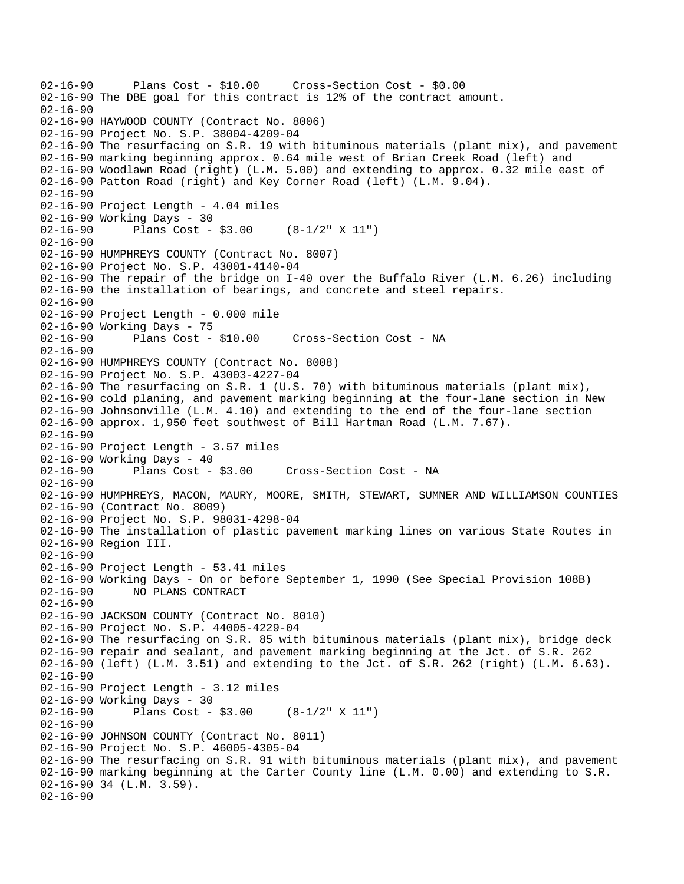```
02-16-90      Plans Cost - $10.00     Cross-Section Cost - $0.00
02-16-90 The DBE goal for this contract is 12% of the contract amount.
02-16-90
02-16-90 HAYWOOD COUNTY (Contract No. 8006)
02-16-90 Project No. S.P. 38004-4209-04
02-16-90 The resurfacing on S.R. 19 with bituminous materials (plant mix), and pavement
02-16-90 marking beginning approx. 0.64 mile west of Brian Creek Road (left) and
02-16-90 Woodlawn Road (right) (L.M. 5.00) and extending to approx. 0.32 mile east of
02-16-90 Patton Road (right) and Key Corner Road (left) (L.M. 9.04).
02-16-90
02-16-90 Project Length - 4.04 miles
02-16-90 Working Days - 30
02-16-90      Plans Cost - $3.00     (8-1/2" X 11")
02-16-90
02-16-90 HUMPHREYS COUNTY (Contract No. 8007)
02-16-90 Project No. S.P. 43001-4140-04
02-16-90 The repair of the bridge on I-40 over the Buffalo River (L.M. 6.26) including
02-16-90 the installation of bearings, and concrete and steel repairs.
02-16-90
02-16-90 Project Length - 0.000 mile
02-16-90 Working Days - 75
02-16-90      Plans Cost - $10.00     Cross-Section Cost - NA
02-16-90
02-16-90 HUMPHREYS COUNTY (Contract No. 8008)
02-16-90 Project No. S.P. 43003-4227-04
02-16-90 The resurfacing on S.R. 1 (U.S. 70) with bituminous materials (plant mix),
02-16-90 cold planing, and pavement marking beginning at the four-lane section in New
02-16-90 Johnsonville (L.M. 4.10) and extending to the end of the four-lane section
02-16-90 approx. 1,950 feet southwest of Bill Hartman Road (L.M. 7.67).
02-16-90
02-16-90 Project Length - 3.57 miles
02-16-90 Working Days - 40
02-16-90      Plans Cost - $3.00     Cross-Section Cost - NA
02-16-90
02-16-90 HUMPHREYS, MACON, MAURY, MOORE, SMITH, STEWART, SUMNER AND WILLIAMSON COUNTIES
02-16-90 (Contract No. 8009)
02-16-90 Project No. S.P. 98031-4298-04
02-16-90 The installation of plastic pavement marking lines on various State Routes in
02-16-90 Region III.
02-16-90
02-16-90 Project Length - 53.41 miles
02-16-90 Working Days - On or before September 1, 1990 (See Special Provision 108B)
02-16-90      NO PLANS CONTRACT
02-16-90
02-16-90 JACKSON COUNTY (Contract No. 8010)
02-16-90 Project No. S.P. 44005-4229-04
02-16-90 The resurfacing on S.R. 85 with bituminous materials (plant mix), bridge deck
02-16-90 repair and sealant, and pavement marking beginning at the Jct. of S.R. 262
02-16-90 (left) (L.M. 3.51) and extending to the Jct. of S.R. 262 (right) (L.M. 6.63).
02-16-90
02-16-90 Project Length - 3.12 miles
02-16-90 Working Days - 30
02-16-90      Plans Cost - $3.00     (8-1/2" X 11")
02-16-90
02-16-90 JOHNSON COUNTY (Contract No. 8011)
02-16-90 Project No. S.P. 46005-4305-04
02-16-90 The resurfacing on S.R. 91 with bituminous materials (plant mix), and pavement
02-16-90 marking beginning at the Carter County line (L.M. 0.00) and extending to S.R.
02-16-90 34 (L.M. 3.59).
02-16-90
```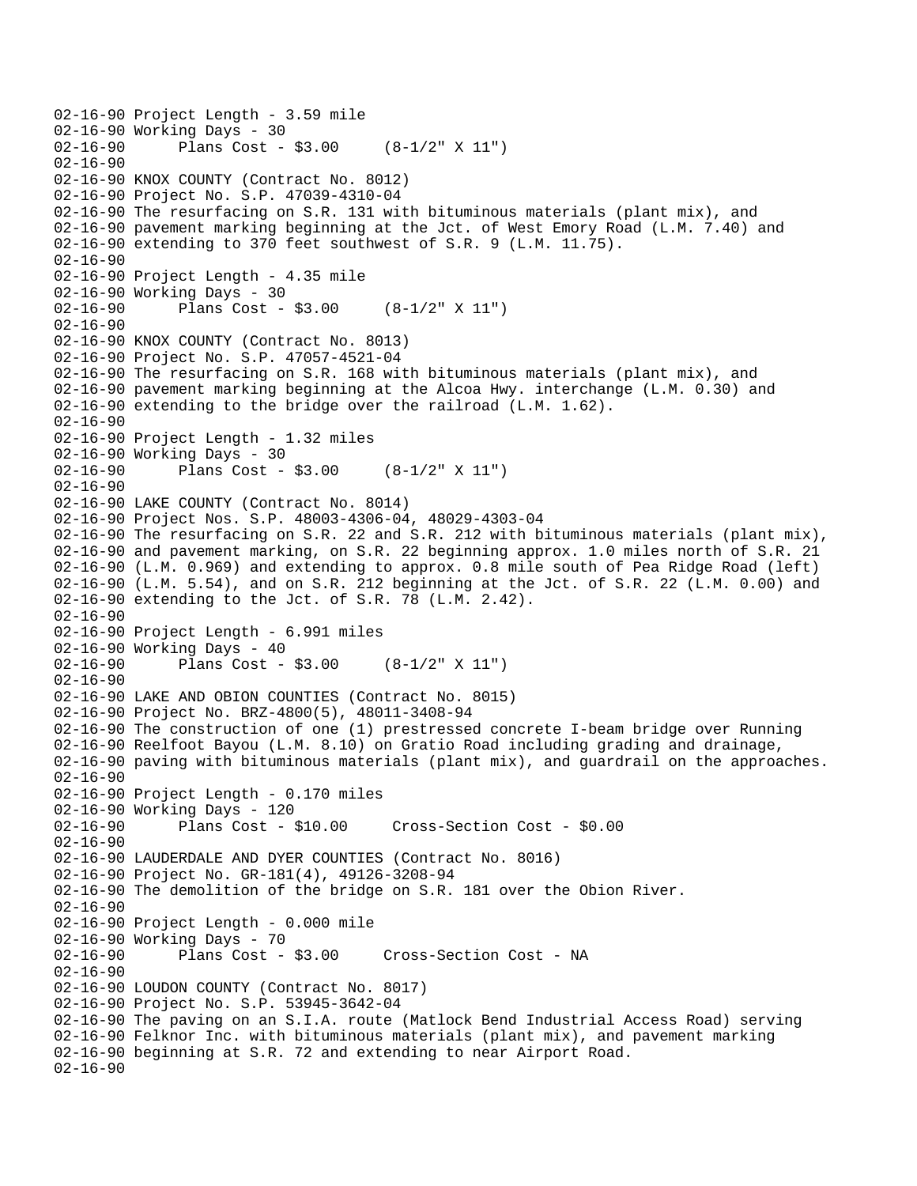```
02-16-90 Project Length - 3.59 mile
02-16-90 Working Days - 30
02-16-90      Plans Cost - $3.00     (8-1/2" X 11")
02-16-90
02-16-90 KNOX COUNTY (Contract No. 8012)
02-16-90 Project No. S.P. 47039-4310-04
02-16-90 The resurfacing on S.R. 131 with bituminous materials (plant mix), and
02-16-90 pavement marking beginning at the Jct. of West Emory Road (L.M. 7.40) and
02-16-90 extending to 370 feet southwest of S.R. 9 (L.M. 11.75).
02-16-90
02-16-90 Project Length - 4.35 mile
02-16-90 Working Days - 30
02-16-90      Plans Cost - $3.00     (8-1/2" X 11")
02-16-90
02-16-90 KNOX COUNTY (Contract No. 8013)
02-16-90 Project No. S.P. 47057-4521-04
02-16-90 The resurfacing on S.R. 168 with bituminous materials (plant mix), and
02-16-90 pavement marking beginning at the Alcoa Hwy. interchange (L.M. 0.30) and
02-16-90 extending to the bridge over the railroad (L.M. 1.62).
02-16-90
02-16-90 Project Length - 1.32 miles
02-16-90 Working Days - 30
02-16-90      Plans Cost - $3.00     (8-1/2" X 11")
02-16-90
02-16-90 LAKE COUNTY (Contract No. 8014)
02-16-90 Project Nos. S.P. 48003-4306-04, 48029-4303-04
02-16-90 The resurfacing on S.R. 22 and S.R. 212 with bituminous materials (plant mix),
02-16-90 and pavement marking, on S.R. 22 beginning approx. 1.0 miles north of S.R. 21
02-16-90 (L.M. 0.969) and extending to approx. 0.8 mile south of Pea Ridge Road (left)
02-16-90 (L.M. 5.54), and on S.R. 212 beginning at the Jct. of S.R. 22 (L.M. 0.00) and
02-16-90 extending to the Jct. of S.R. 78 (L.M. 2.42).
02-16-90
02-16-90 Project Length - 6.991 miles
02-16-90 Working Days - 40
02-16-90      Plans Cost - $3.00     (8-1/2" X 11")
02-16-90
02-16-90 LAKE AND OBION COUNTIES (Contract No. 8015)
02-16-90 Project No. BRZ-4800(5), 48011-3408-94
02-16-90 The construction of one (1) prestressed concrete I-beam bridge over Running
02-16-90 Reelfoot Bayou (L.M. 8.10) on Gratio Road including grading and drainage,
02-16-90 paving with bituminous materials (plant mix), and guardrail on the approaches.
02-16-90
02-16-90 Project Length - 0.170 miles
02-16-90 Working Days - 120
02-16-90      Plans Cost - $10.00     Cross-Section Cost - $0.00
02-16-90
02-16-90 LAUDERDALE AND DYER COUNTIES (Contract No. 8016)
02-16-90 Project No. GR-181(4), 49126-3208-94
02-16-90 The demolition of the bridge on S.R. 181 over the Obion River.
02-16-90
02-16-90 Project Length - 0.000 mile
02-16-90 Working Days - 70
02-16-90      Plans Cost - $3.00     Cross-Section Cost - NA
02-16-90
02-16-90 LOUDON COUNTY (Contract No. 8017)
02-16-90 Project No. S.P. 53945-3642-04
02-16-90 The paving on an S.I.A. route (Matlock Bend Industrial Access Road) serving
02-16-90 Felknor Inc. with bituminous materials (plant mix), and pavement marking
02-16-90 beginning at S.R. 72 and extending to near Airport Road.
02-16-90
```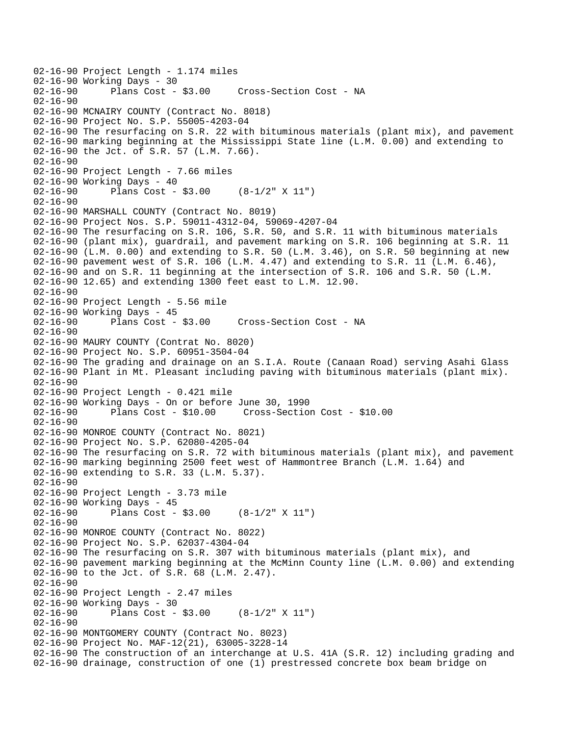02-16-90 Project Length - 1.174 miles
02-16-90 Working Days - 30
02-16-90 Plans Cost - $3.00 Cross-Section Cost - NA
02-16-90
02-16-90 MCNAIRY COUNTY (Contract No. 8018)
02-16-90 Project No. S.P. 55005-4203-04
02-16-90 The resurfacing on S.R. 22 with bituminous materials (plant mix), and pavement
02-16-90 marking beginning at the Mississippi State line (L.M. 0.00) and extending to
02-16-90 the Jct. of S.R. 57 (L.M. 7.66).
02-16-90
02-16-90 Project Length - 7.66 miles
02-16-90 Working Days - 40
02-16-90 Plans Cost - $3.00 (8-1/2" X 11")
02-16-90
02-16-90 MARSHALL COUNTY (Contract No. 8019)
02-16-90 Project Nos. S.P. 59011-4312-04, 59069-4207-04
02-16-90 The resurfacing on S.R. 106, S.R. 50, and S.R. 11 with bituminous materials
02-16-90 (plant mix), guardrail, and pavement marking on S.R. 106 beginning at S.R. 11
02-16-90 (L.M. 0.00) and extending to S.R. 50 (L.M. 3.46), on S.R. 50 beginning at new
02-16-90 pavement west of S.R. 106 (L.M. 4.47) and extending to S.R. 11 (L.M. 6.46),
02-16-90 and on S.R. 11 beginning at the intersection of S.R. 106 and S.R. 50 (L.M.
02-16-90 12.65) and extending 1300 feet east to L.M. 12.90.
02-16-90
02-16-90 Project Length - 5.56 mile
02-16-90 Working Days - 45
02-16-90 Plans Cost - $3.00 Cross-Section Cost - NA
02-16-90
02-16-90 MAURY COUNTY (Contrat No. 8020)
02-16-90 Project No. S.P. 60951-3504-04
02-16-90 The grading and drainage on an S.I.A. Route (Canaan Road) serving Asahi Glass
02-16-90 Plant in Mt. Pleasant including paving with bituminous materials (plant mix).
02-16-90
02-16-90 Project Length - 0.421 mile
02-16-90 Working Days - On or before June 30, 1990
02-16-90 Plans Cost - $10.00 Cross-Section Cost - $10.00
02-16-90
02-16-90 MONROE COUNTY (Contract No. 8021)
02-16-90 Project No. S.P. 62080-4205-04
02-16-90 The resurfacing on S.R. 72 with bituminous materials (plant mix), and pavement
02-16-90 marking beginning 2500 feet west of Hammontree Branch (L.M. 1.64) and
02-16-90 extending to S.R. 33 (L.M. 5.37).
02-16-90
02-16-90 Project Length - 3.73 mile
02-16-90 Working Days - 45
02-16-90 Plans Cost - $3.00 (8-1/2" X 11")
02-16-90
02-16-90 MONROE COUNTY (Contract No. 8022)
02-16-90 Project No. S.P. 62037-4304-04
02-16-90 The resurfacing on S.R. 307 with bituminous materials (plant mix), and
02-16-90 pavement marking beginning at the McMinn County line (L.M. 0.00) and extending
02-16-90 to the Jct. of S.R. 68 (L.M. 2.47).
02-16-90
02-16-90 Project Length - 2.47 miles
02-16-90 Working Days - 30
02-16-90 Plans Cost - $3.00 (8-1/2" X 11")
02-16-90
02-16-90 MONTGOMERY COUNTY (Contract No. 8023)
02-16-90 Project No. MAF-12(21), 63005-3228-14
02-16-90 The construction of an interchange at U.S. 41A (S.R. 12) including grading and
02-16-90 drainage, construction of one (1) prestressed concrete box beam bridge on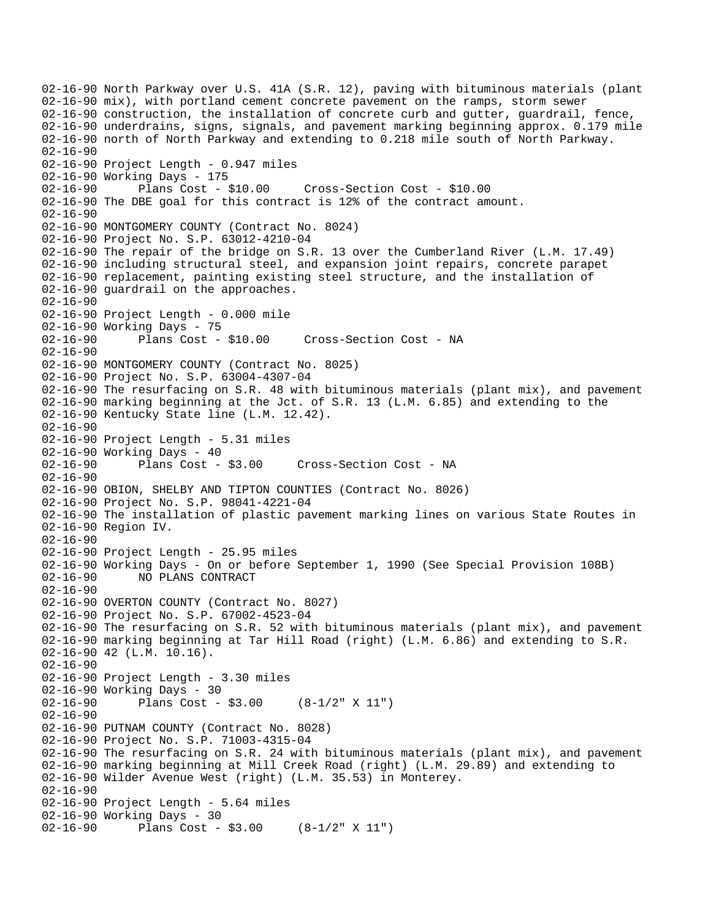02-16-90 North Parkway over U.S. 41A (S.R. 12), paving with bituminous materials (plant
02-16-90 mix), with portland cement concrete pavement on the ramps, storm sewer
02-16-90 construction, the installation of concrete curb and gutter, guardrail, fence,
02-16-90 underdrains, signs, signals, and pavement marking beginning approx. 0.179 mile
02-16-90 north of North Parkway and extending to 0.218 mile south of North Parkway.
02-16-90
02-16-90 Project Length - 0.947 miles
02-16-90 Working Days - 175
02-16-90 Plans Cost - $10.00 Cross-Section Cost - $10.00
02-16-90 The DBE goal for this contract is 12% of the contract amount.
02-16-90
02-16-90 MONTGOMERY COUNTY (Contract No. 8024)
02-16-90 Project No. S.P. 63012-4210-04
02-16-90 The repair of the bridge on S.R. 13 over the Cumberland River (L.M. 17.49)
02-16-90 including structural steel, and expansion joint repairs, concrete parapet
02-16-90 replacement, painting existing steel structure, and the installation of
02-16-90 guardrail on the approaches.
02-16-90
02-16-90 Project Length - 0.000 mile
02-16-90 Working Days - 75
02-16-90 Plans Cost - $10.00 Cross-Section Cost - NA
02-16-90
02-16-90 MONTGOMERY COUNTY (Contract No. 8025)
02-16-90 Project No. S.P. 63004-4307-04
02-16-90 The resurfacing on S.R. 48 with bituminous materials (plant mix), and pavement
02-16-90 marking beginning at the Jct. of S.R. 13 (L.M. 6.85) and extending to the
02-16-90 Kentucky State line (L.M. 12.42).
02-16-90
02-16-90 Project Length - 5.31 miles
02-16-90 Working Days - 40
02-16-90 Plans Cost - $3.00 Cross-Section Cost - NA
02-16-90
02-16-90 OBION, SHELBY AND TIPTON COUNTIES (Contract No. 8026)
02-16-90 Project No. S.P. 98041-4221-04
02-16-90 The installation of plastic pavement marking lines on various State Routes in
02-16-90 Region IV.
02-16-90
02-16-90 Project Length - 25.95 miles
02-16-90 Working Days - On or before September 1, 1990 (See Special Provision 108B)
02-16-90 NO PLANS CONTRACT
02-16-90
02-16-90 OVERTON COUNTY (Contract No. 8027)
02-16-90 Project No. S.P. 67002-4523-04
02-16-90 The resurfacing on S.R. 52 with bituminous materials (plant mix), and pavement
02-16-90 marking beginning at Tar Hill Road (right) (L.M. 6.86) and extending to S.R.
02-16-90 42 (L.M. 10.16).
02-16-90
02-16-90 Project Length - 3.30 miles
02-16-90 Working Days - 30
02-16-90 Plans Cost - $3.00 (8-1/2" X 11")
02-16-90
02-16-90 PUTNAM COUNTY (Contract No. 8028)
02-16-90 Project No. S.P. 71003-4315-04
02-16-90 The resurfacing on S.R. 24 with bituminous materials (plant mix), and pavement
02-16-90 marking beginning at Mill Creek Road (right) (L.M. 29.89) and extending to
02-16-90 Wilder Avenue West (right) (L.M. 35.53) in Monterey.
02-16-90
02-16-90 Project Length - 5.64 miles
02-16-90 Working Days - 30
02-16-90 Plans Cost - $3.00 (8-1/2" X 11")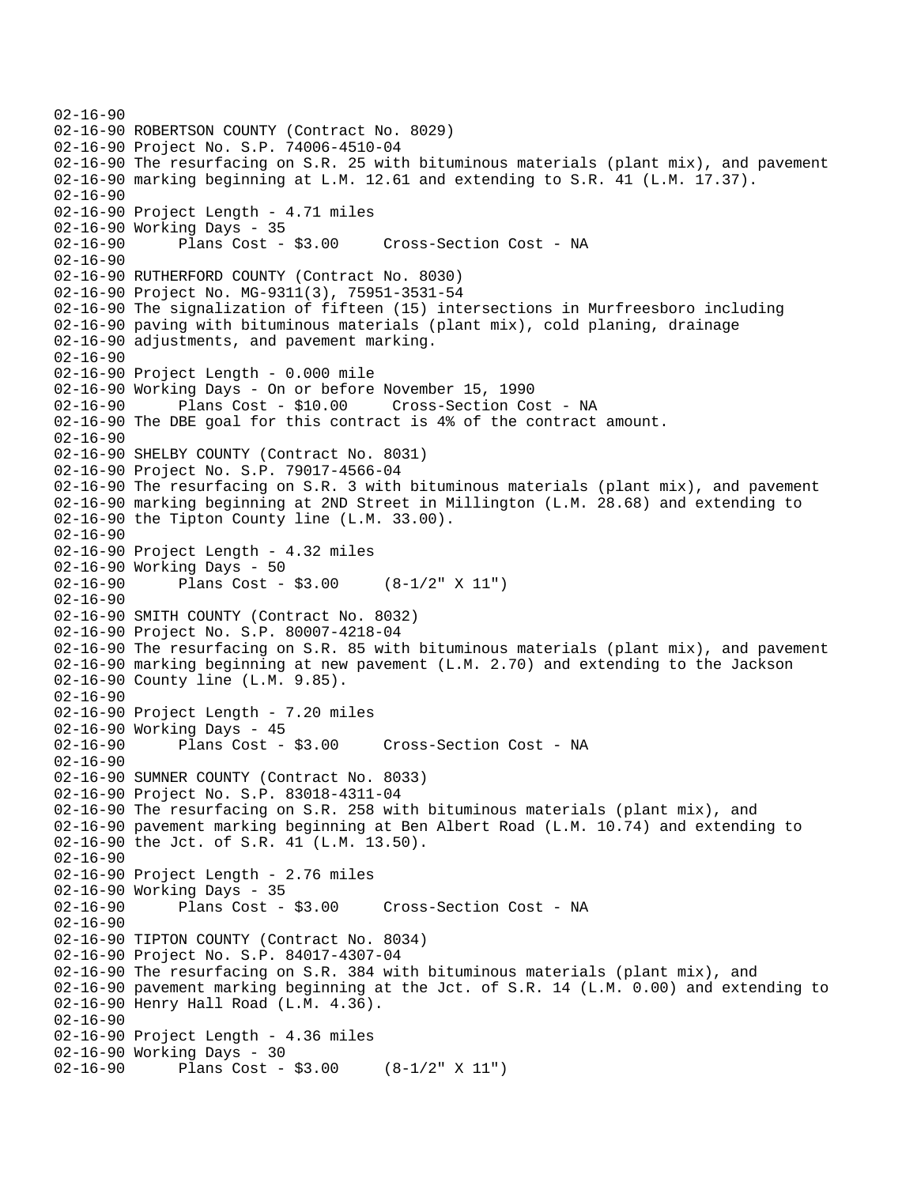02-16-90
02-16-90 ROBERTSON COUNTY (Contract No. 8029)
02-16-90 Project No. S.P. 74006-4510-04
02-16-90 The resurfacing on S.R. 25 with bituminous materials (plant mix), and pavement
02-16-90 marking beginning at L.M. 12.61 and extending to S.R. 41 (L.M. 17.37).
02-16-90
02-16-90 Project Length - 4.71 miles
02-16-90 Working Days - 35
02-16-90 Plans Cost - $3.00 Cross-Section Cost - NA
02-16-90
02-16-90 RUTHERFORD COUNTY (Contract No. 8030)
02-16-90 Project No. MG-9311(3), 75951-3531-54
02-16-90 The signalization of fifteen (15) intersections in Murfreesboro including
02-16-90 paving with bituminous materials (plant mix), cold planing, drainage
02-16-90 adjustments, and pavement marking.
02-16-90
02-16-90 Project Length - 0.000 mile
02-16-90 Working Days - On or before November 15, 1990
02-16-90 Plans Cost - $10.00 Cross-Section Cost - NA
02-16-90 The DBE goal for this contract is 4% of the contract amount.
02-16-90
02-16-90 SHELBY COUNTY (Contract No. 8031)
02-16-90 Project No. S.P. 79017-4566-04
02-16-90 The resurfacing on S.R. 3 with bituminous materials (plant mix), and pavement
02-16-90 marking beginning at 2ND Street in Millington (L.M. 28.68) and extending to
02-16-90 the Tipton County line (L.M. 33.00).
02-16-90
02-16-90 Project Length - 4.32 miles
02-16-90 Working Days - 50
02-16-90 Plans Cost - $3.00 (8-1/2" X 11")
02-16-90
02-16-90 SMITH COUNTY (Contract No. 8032)
02-16-90 Project No. S.P. 80007-4218-04
02-16-90 The resurfacing on S.R. 85 with bituminous materials (plant mix), and pavement
02-16-90 marking beginning at new pavement (L.M. 2.70) and extending to the Jackson
02-16-90 County line (L.M. 9.85).
02-16-90
02-16-90 Project Length - 7.20 miles
02-16-90 Working Days - 45
02-16-90 Plans Cost - $3.00 Cross-Section Cost - NA
02-16-90
02-16-90 SUMNER COUNTY (Contract No. 8033)
02-16-90 Project No. S.P. 83018-4311-04
02-16-90 The resurfacing on S.R. 258 with bituminous materials (plant mix), and
02-16-90 pavement marking beginning at Ben Albert Road (L.M. 10.74) and extending to
02-16-90 the Jct. of S.R. 41 (L.M. 13.50).
02-16-90
02-16-90 Project Length - 2.76 miles
02-16-90 Working Days - 35
02-16-90 Plans Cost - $3.00 Cross-Section Cost - NA
02-16-90
02-16-90 TIPTON COUNTY (Contract No. 8034)
02-16-90 Project No. S.P. 84017-4307-04
02-16-90 The resurfacing on S.R. 384 with bituminous materials (plant mix), and
02-16-90 pavement marking beginning at the Jct. of S.R. 14 (L.M. 0.00) and extending to
02-16-90 Henry Hall Road (L.M. 4.36).
02-16-90
02-16-90 Project Length - 4.36 miles
02-16-90 Working Days - 30
02-16-90 Plans Cost - $3.00 (8-1/2" X 11")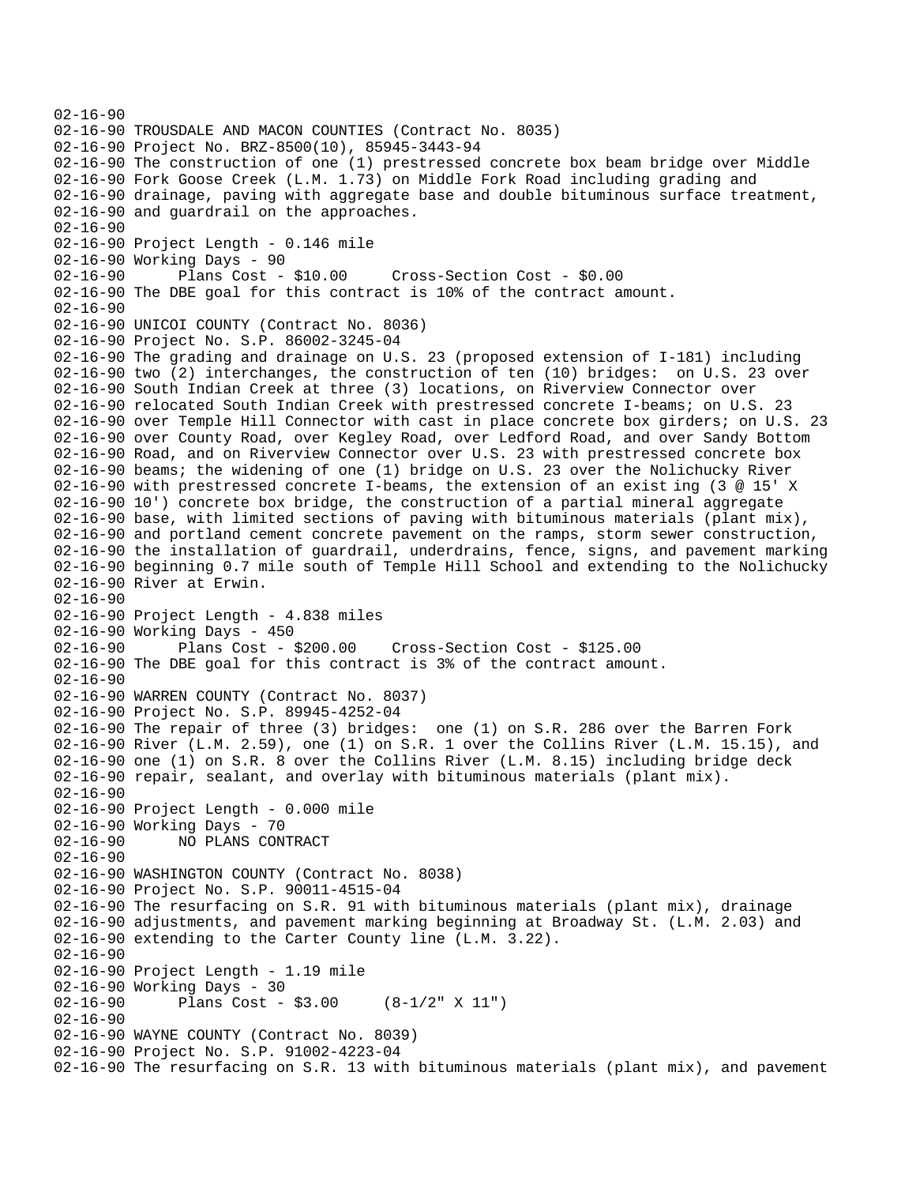```
02-16-90
02-16-90 TROUSDALE AND MACON COUNTIES (Contract No. 8035)
02-16-90 Project No. BRZ-8500(10), 85945-3443-94
02-16-90 The construction of one (1) prestressed concrete box beam bridge over Middle
02-16-90 Fork Goose Creek (L.M. 1.73) on Middle Fork Road including grading and
02-16-90 drainage, paving with aggregate base and double bituminous surface treatment,
02-16-90 and guardrail on the approaches.
02-16-90
02-16-90 Project Length - 0.146 mile
02-16-90 Working Days - 90
02-16-90      Plans Cost - $10.00     Cross-Section Cost - $0.00
02-16-90 The DBE goal for this contract is 10% of the contract amount.
02-16-90
02-16-90 UNICOI COUNTY (Contract No. 8036)
02-16-90 Project No. S.P. 86002-3245-04
02-16-90 The grading and drainage on U.S. 23 (proposed extension of I-181) including
02-16-90 two (2) interchanges, the construction of ten (10) bridges:  on U.S. 23 over
02-16-90 South Indian Creek at three (3) locations, on Riverview Connector over
02-16-90 relocated South Indian Creek with prestressed concrete I-beams; on U.S. 23
02-16-90 over Temple Hill Connector with cast in place concrete box girders; on U.S. 23
02-16-90 over County Road, over Kegley Road, over Ledford Road, and over Sandy Bottom
02-16-90 Road, and on Riverview Connector over U.S. 23 with prestressed concrete box
02-16-90 beams; the widening of one (1) bridge on U.S. 23 over the Nolichucky River
02-16-90 with prestressed concrete I-beams, the extension of an exist ing (3 @ 15' X
02-16-90 10') concrete box bridge, the construction of a partial mineral aggregate
02-16-90 base, with limited sections of paving with bituminous materials (plant mix),
02-16-90 and portland cement concrete pavement on the ramps, storm sewer construction,
02-16-90 the installation of guardrail, underdrains, fence, signs, and pavement marking
02-16-90 beginning 0.7 mile south of Temple Hill School and extending to the Nolichucky
02-16-90 River at Erwin.
02-16-90
02-16-90 Project Length - 4.838 miles
02-16-90 Working Days - 450
02-16-90      Plans Cost - $200.00    Cross-Section Cost - $125.00
02-16-90 The DBE goal for this contract is 3% of the contract amount.
02-16-90
02-16-90 WARREN COUNTY (Contract No. 8037)
02-16-90 Project No. S.P. 89945-4252-04
02-16-90 The repair of three (3) bridges:  one (1) on S.R. 286 over the Barren Fork
02-16-90 River (L.M. 2.59), one (1) on S.R. 1 over the Collins River (L.M. 15.15), and
02-16-90 one (1) on S.R. 8 over the Collins River (L.M. 8.15) including bridge deck
02-16-90 repair, sealant, and overlay with bituminous materials (plant mix).
02-16-90
02-16-90 Project Length - 0.000 mile
02-16-90 Working Days - 70
02-16-90      NO PLANS CONTRACT
02-16-90
02-16-90 WASHINGTON COUNTY (Contract No. 8038)
02-16-90 Project No. S.P. 90011-4515-04
02-16-90 The resurfacing on S.R. 91 with bituminous materials (plant mix), drainage
02-16-90 adjustments, and pavement marking beginning at Broadway St. (L.M. 2.03) and
02-16-90 extending to the Carter County line (L.M. 3.22).
02-16-90
02-16-90 Project Length - 1.19 mile
02-16-90 Working Days - 30
02-16-90      Plans Cost - $3.00     (8-1/2" X 11")
02-16-90
02-16-90 WAYNE COUNTY (Contract No. 8039)
02-16-90 Project No. S.P. 91002-4223-04
02-16-90 The resurfacing on S.R. 13 with bituminous materials (plant mix), and pavement
```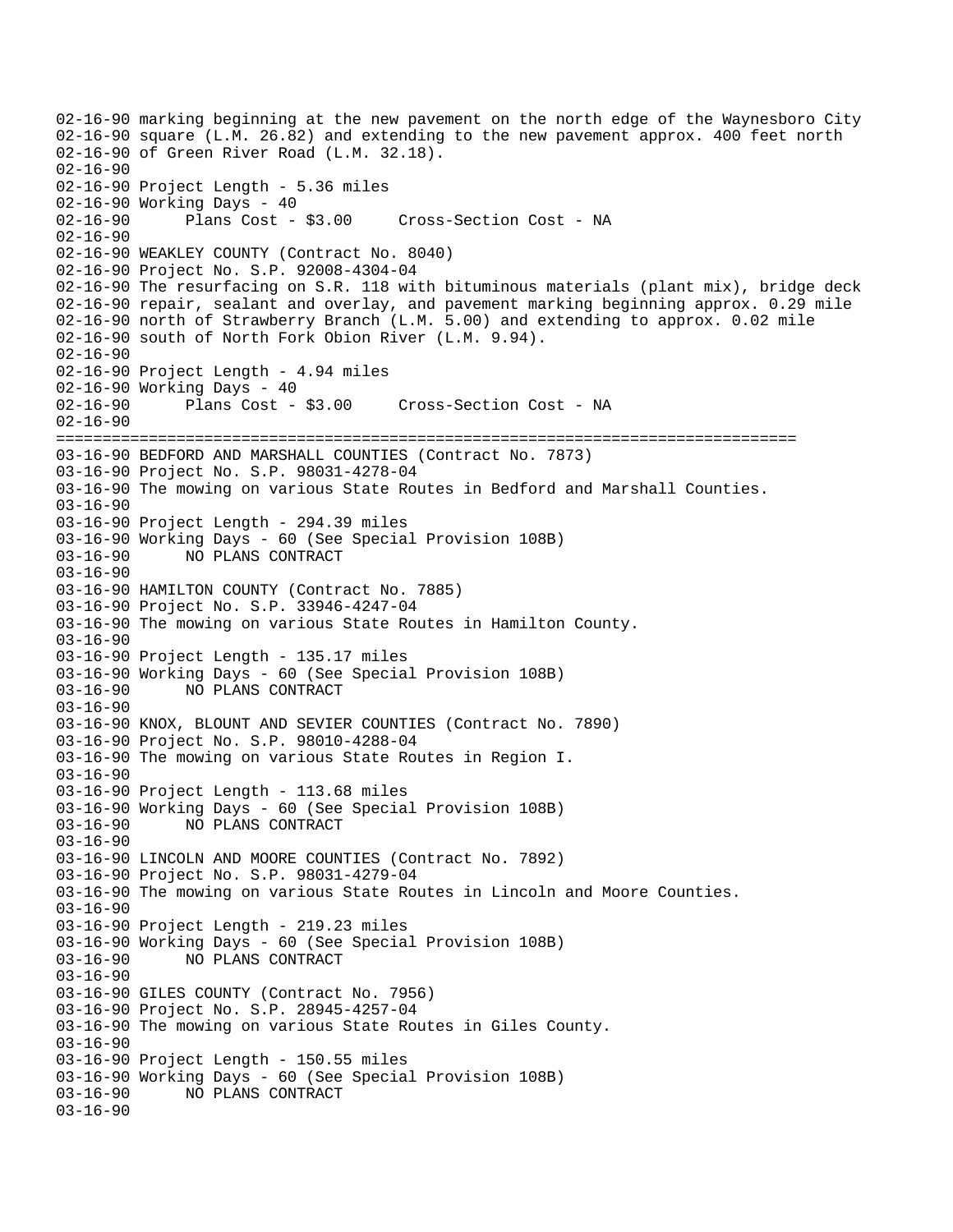```
02-16-90 marking beginning at the new pavement on the north edge of the Waynesboro City
02-16-90 square (L.M. 26.82) and extending to the new pavement approx. 400 feet north
02-16-90 of Green River Road (L.M. 32.18).
02-16-90
02-16-90 Project Length - 5.36 miles
02-16-90 Working Days - 40
02-16-90       Plans Cost - $3.00     Cross-Section Cost - NA
02-16-90
02-16-90 WEAKLEY COUNTY (Contract No. 8040)
02-16-90 Project No. S.P. 92008-4304-04
02-16-90 The resurfacing on S.R. 118 with bituminous materials (plant mix), bridge deck
02-16-90 repair, sealant and overlay, and pavement marking beginning approx. 0.29 mile
02-16-90 north of Strawberry Branch (L.M. 5.00) and extending to approx. 0.02 mile
02-16-90 south of North Fork Obion River (L.M. 9.94).
02-16-90
02-16-90 Project Length - 4.94 miles
02-16-90 Working Days - 40
02-16-90       Plans Cost - $3.00     Cross-Section Cost - NA
02-16-90
================================================================================
03-16-90 BEDFORD AND MARSHALL COUNTIES (Contract No. 7873)
03-16-90 Project No. S.P. 98031-4278-04
03-16-90 The mowing on various State Routes in Bedford and Marshall Counties.
03-16-90
03-16-90 Project Length - 294.39 miles
03-16-90 Working Days - 60 (See Special Provision 108B)
03-16-90       NO PLANS CONTRACT
03-16-90
03-16-90 HAMILTON COUNTY (Contract No. 7885)
03-16-90 Project No. S.P. 33946-4247-04
03-16-90 The mowing on various State Routes in Hamilton County.
03-16-90
03-16-90 Project Length - 135.17 miles
03-16-90 Working Days - 60 (See Special Provision 108B)
03-16-90       NO PLANS CONTRACT
03-16-90
03-16-90 KNOX, BLOUNT AND SEVIER COUNTIES (Contract No. 7890)
03-16-90 Project No. S.P. 98010-4288-04
03-16-90 The mowing on various State Routes in Region I.
03-16-90
03-16-90 Project Length - 113.68 miles
03-16-90 Working Days - 60 (See Special Provision 108B)
03-16-90       NO PLANS CONTRACT
03-16-90
03-16-90 LINCOLN AND MOORE COUNTIES (Contract No. 7892)
03-16-90 Project No. S.P. 98031-4279-04
03-16-90 The mowing on various State Routes in Lincoln and Moore Counties.
03-16-90
03-16-90 Project Length - 219.23 miles
03-16-90 Working Days - 60 (See Special Provision 108B)
03-16-90       NO PLANS CONTRACT
03-16-90
03-16-90 GILES COUNTY (Contract No. 7956)
03-16-90 Project No. S.P. 28945-4257-04
03-16-90 The mowing on various State Routes in Giles County.
03-16-90
03-16-90 Project Length - 150.55 miles
03-16-90 Working Days - 60 (See Special Provision 108B)
03-16-90       NO PLANS CONTRACT
03-16-90
```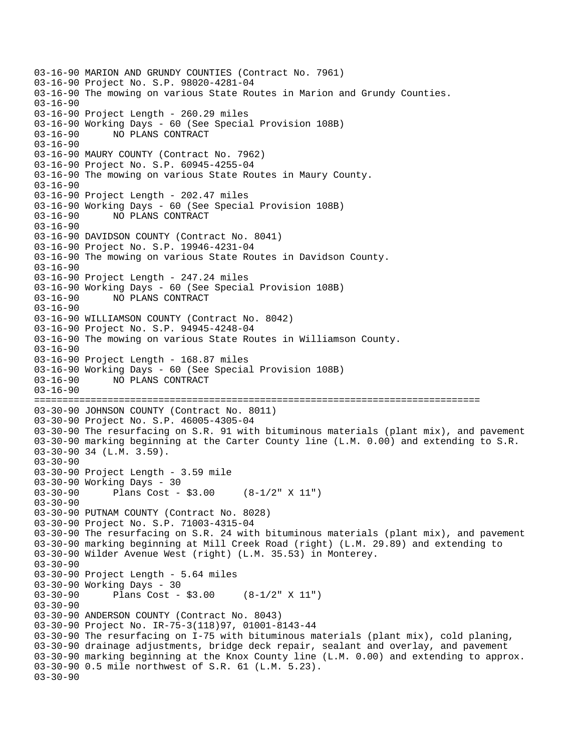```
03-16-90 MARION AND GRUNDY COUNTIES (Contract No. 7961)
03-16-90 Project No. S.P. 98020-4281-04
03-16-90 The mowing on various State Routes in Marion and Grundy Counties.
03-16-90
03-16-90 Project Length - 260.29 miles
03-16-90 Working Days - 60 (See Special Provision 108B)
03-16-90      NO PLANS CONTRACT
03-16-90
03-16-90 MAURY COUNTY (Contract No. 7962)
03-16-90 Project No. S.P. 60945-4255-04
03-16-90 The mowing on various State Routes in Maury County.
03-16-90
03-16-90 Project Length - 202.47 miles
03-16-90 Working Days - 60 (See Special Provision 108B)
03-16-90      NO PLANS CONTRACT
03-16-90
03-16-90 DAVIDSON COUNTY (Contract No. 8041)
03-16-90 Project No. S.P. 19946-4231-04
03-16-90 The mowing on various State Routes in Davidson County.
03-16-90
03-16-90 Project Length - 247.24 miles
03-16-90 Working Days - 60 (See Special Provision 108B)
03-16-90      NO PLANS CONTRACT
03-16-90
03-16-90 WILLIAMSON COUNTY (Contract No. 8042)
03-16-90 Project No. S.P. 94945-4248-04
03-16-90 The mowing on various State Routes in Williamson County.
03-16-90
03-16-90 Project Length - 168.87 miles
03-16-90 Working Days - 60 (See Special Provision 108B)
03-16-90      NO PLANS CONTRACT
03-16-90
================================================================================
03-30-90 JOHNSON COUNTY (Contract No. 8011)
03-30-90 Project No. S.P. 46005-4305-04
03-30-90 The resurfacing on S.R. 91 with bituminous materials (plant mix), and pavement
03-30-90 marking beginning at the Carter County line (L.M. 0.00) and extending to S.R.
03-30-90 34 (L.M. 3.59).
03-30-90
03-30-90 Project Length - 3.59 mile
03-30-90 Working Days - 30
03-30-90      Plans Cost - $3.00     (8-1/2" X 11")
03-30-90
03-30-90 PUTNAM COUNTY (Contract No. 8028)
03-30-90 Project No. S.P. 71003-4315-04
03-30-90 The resurfacing on S.R. 24 with bituminous materials (plant mix), and pavement
03-30-90 marking beginning at Mill Creek Road (right) (L.M. 29.89) and extending to
03-30-90 Wilder Avenue West (right) (L.M. 35.53) in Monterey.
03-30-90
03-30-90 Project Length - 5.64 miles
03-30-90 Working Days - 30
03-30-90      Plans Cost - $3.00     (8-1/2" X 11")
03-30-90
03-30-90 ANDERSON COUNTY (Contract No. 8043)
03-30-90 Project No. IR-75-3(118)97, 01001-8143-44
03-30-90 The resurfacing on I-75 with bituminous materials (plant mix), cold planing,
03-30-90 drainage adjustments, bridge deck repair, sealant and overlay, and pavement
03-30-90 marking beginning at the Knox County line (L.M. 0.00) and extending to approx.
03-30-90 0.5 mile northwest of S.R. 61 (L.M. 5.23).
03-30-90
```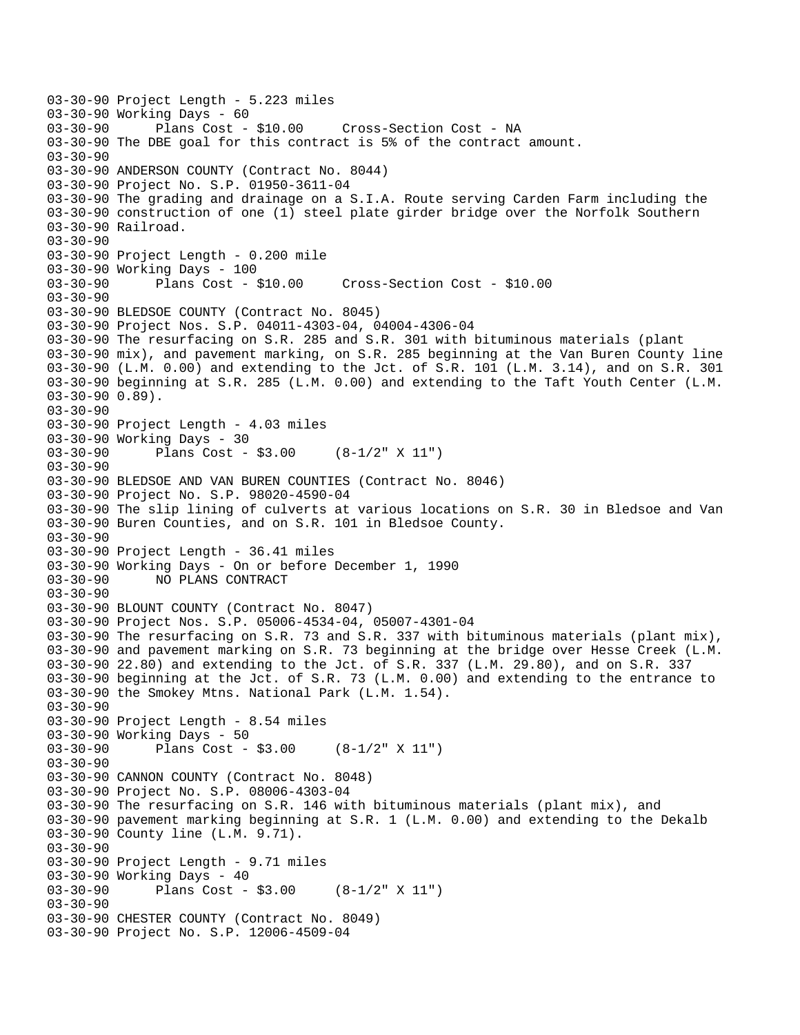```
03-30-90 Project Length - 5.223 miles
03-30-90 Working Days - 60
03-30-90      Plans Cost - $10.00     Cross-Section Cost - NA
03-30-90 The DBE goal for this contract is 5% of the contract amount.
03-30-90
03-30-90 ANDERSON COUNTY (Contract No. 8044)
03-30-90 Project No. S.P. 01950-3611-04
03-30-90 The grading and drainage on a S.I.A. Route serving Carden Farm including the
03-30-90 construction of one (1) steel plate girder bridge over the Norfolk Southern
03-30-90 Railroad.
03-30-90
03-30-90 Project Length - 0.200 mile
03-30-90 Working Days - 100
03-30-90      Plans Cost - $10.00     Cross-Section Cost - $10.00
03-30-90
03-30-90 BLEDSOE COUNTY (Contract No. 8045)
03-30-90 Project Nos. S.P. 04011-4303-04, 04004-4306-04
03-30-90 The resurfacing on S.R. 285 and S.R. 301 with bituminous materials (plant
03-30-90 mix), and pavement marking, on S.R. 285 beginning at the Van Buren County line
03-30-90 (L.M. 0.00) and extending to the Jct. of S.R. 101 (L.M. 3.14), and on S.R. 301
03-30-90 beginning at S.R. 285 (L.M. 0.00) and extending to the Taft Youth Center (L.M.
03-30-90 0.89).
03-30-90
03-30-90 Project Length - 4.03 miles
03-30-90 Working Days - 30
03-30-90      Plans Cost - $3.00     (8-1/2" X 11")
03-30-90
03-30-90 BLEDSOE AND VAN BUREN COUNTIES (Contract No. 8046)
03-30-90 Project No. S.P. 98020-4590-04
03-30-90 The slip lining of culverts at various locations on S.R. 30 in Bledsoe and Van
03-30-90 Buren Counties, and on S.R. 101 in Bledsoe County.
03-30-90
03-30-90 Project Length - 36.41 miles
03-30-90 Working Days - On or before December 1, 1990
03-30-90      NO PLANS CONTRACT
03-30-90
03-30-90 BLOUNT COUNTY (Contract No. 8047)
03-30-90 Project Nos. S.P. 05006-4534-04, 05007-4301-04
03-30-90 The resurfacing on S.R. 73 and S.R. 337 with bituminous materials (plant mix),
03-30-90 and pavement marking on S.R. 73 beginning at the bridge over Hesse Creek (L.M.
03-30-90 22.80) and extending to the Jct. of S.R. 337 (L.M. 29.80), and on S.R. 337
03-30-90 beginning at the Jct. of S.R. 73 (L.M. 0.00) and extending to the entrance to
03-30-90 the Smokey Mtns. National Park (L.M. 1.54).
03-30-90
03-30-90 Project Length - 8.54 miles
03-30-90 Working Days - 50
03-30-90      Plans Cost - $3.00     (8-1/2" X 11")
03-30-90
03-30-90 CANNON COUNTY (Contract No. 8048)
03-30-90 Project No. S.P. 08006-4303-04
03-30-90 The resurfacing on S.R. 146 with bituminous materials (plant mix), and
03-30-90 pavement marking beginning at S.R. 1 (L.M. 0.00) and extending to the Dekalb
03-30-90 County line (L.M. 9.71).
03-30-90
03-30-90 Project Length - 9.71 miles
03-30-90 Working Days - 40
03-30-90      Plans Cost - $3.00     (8-1/2" X 11")
03-30-90
03-30-90 CHESTER COUNTY (Contract No. 8049)
03-30-90 Project No. S.P. 12006-4509-04
```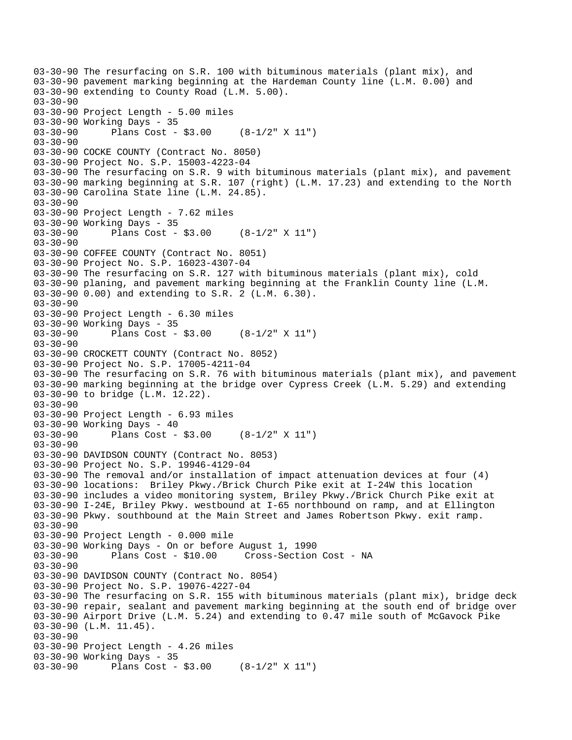03-30-90 The resurfacing on S.R. 100 with bituminous materials (plant mix), and
03-30-90 pavement marking beginning at the Hardeman County line (L.M. 0.00) and
03-30-90 extending to County Road (L.M. 5.00).
03-30-90
03-30-90 Project Length - 5.00 miles
03-30-90 Working Days - 35
03-30-90 Plans Cost - $3.00 (8-1/2" X 11")
03-30-90
03-30-90 COCKE COUNTY (Contract No. 8050)
03-30-90 Project No. S.P. 15003-4223-04
03-30-90 The resurfacing on S.R. 9 with bituminous materials (plant mix), and pavement
03-30-90 marking beginning at S.R. 107 (right) (L.M. 17.23) and extending to the North
03-30-90 Carolina State line (L.M. 24.85).
03-30-90
03-30-90 Project Length - 7.62 miles
03-30-90 Working Days - 35
03-30-90 Plans Cost - $3.00 (8-1/2" X 11")
03-30-90
03-30-90 COFFEE COUNTY (Contract No. 8051)
03-30-90 Project No. S.P. 16023-4307-04
03-30-90 The resurfacing on S.R. 127 with bituminous materials (plant mix), cold
03-30-90 planing, and pavement marking beginning at the Franklin County line (L.M.
03-30-90 0.00) and extending to S.R. 2 (L.M. 6.30).
03-30-90
03-30-90 Project Length - 6.30 miles
03-30-90 Working Days - 35
03-30-90 Plans Cost - $3.00 (8-1/2" X 11")
03-30-90
03-30-90 CROCKETT COUNTY (Contract No. 8052)
03-30-90 Project No. S.P. 17005-4211-04
03-30-90 The resurfacing on S.R. 76 with bituminous materials (plant mix), and pavement
03-30-90 marking beginning at the bridge over Cypress Creek (L.M. 5.29) and extending
03-30-90 to bridge (L.M. 12.22).
03-30-90
03-30-90 Project Length - 6.93 miles
03-30-90 Working Days - 40
03-30-90 Plans Cost - $3.00 (8-1/2" X 11")
03-30-90
03-30-90 DAVIDSON COUNTY (Contract No. 8053)
03-30-90 Project No. S.P. 19946-4129-04
03-30-90 The removal and/or installation of impact attenuation devices at four (4)
03-30-90 locations: Briley Pkwy./Brick Church Pike exit at I-24W this location
03-30-90 includes a video monitoring system, Briley Pkwy./Brick Church Pike exit at
03-30-90 I-24E, Briley Pkwy. westbound at I-65 northbound on ramp, and at Ellington
03-30-90 Pkwy. southbound at the Main Street and James Robertson Pkwy. exit ramp.
03-30-90
03-30-90 Project Length - 0.000 mile
03-30-90 Working Days - On or before August 1, 1990
03-30-90 Plans Cost - $10.00 Cross-Section Cost - NA
03-30-90
03-30-90 DAVIDSON COUNTY (Contract No. 8054)
03-30-90 Project No. S.P. 19076-4227-04
03-30-90 The resurfacing on S.R. 155 with bituminous materials (plant mix), bridge deck
03-30-90 repair, sealant and pavement marking beginning at the south end of bridge over
03-30-90 Airport Drive (L.M. 5.24) and extending to 0.47 mile south of McGavock Pike
03-30-90 (L.M. 11.45).
03-30-90
03-30-90 Project Length - 4.26 miles
03-30-90 Working Days - 35
03-30-90 Plans Cost - $3.00 (8-1/2" X 11")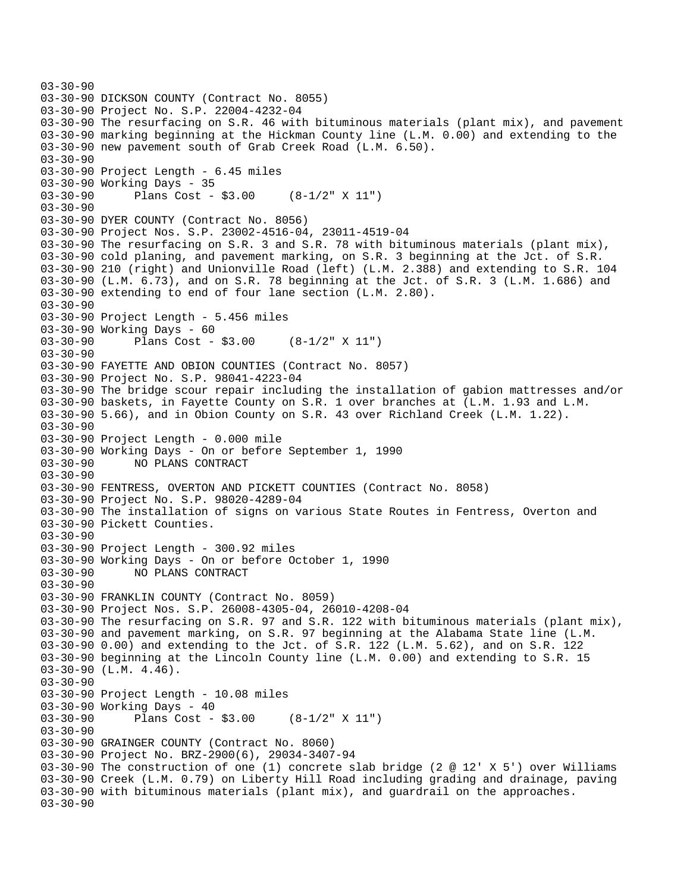03-30-90
03-30-90 DICKSON COUNTY (Contract No. 8055)
03-30-90 Project No. S.P. 22004-4232-04
03-30-90 The resurfacing on S.R. 46 with bituminous materials (plant mix), and pavement
03-30-90 marking beginning at the Hickman County line (L.M. 0.00) and extending to the
03-30-90 new pavement south of Grab Creek Road (L.M. 6.50).
03-30-90
03-30-90 Project Length - 6.45 miles
03-30-90 Working Days - 35
03-30-90 Plans Cost - $3.00 (8-1/2" X 11")
03-30-90
03-30-90 DYER COUNTY (Contract No. 8056)
03-30-90 Project Nos. S.P. 23002-4516-04, 23011-4519-04
03-30-90 The resurfacing on S.R. 3 and S.R. 78 with bituminous materials (plant mix),
03-30-90 cold planing, and pavement marking, on S.R. 3 beginning at the Jct. of S.R.
03-30-90 210 (right) and Unionville Road (left) (L.M. 2.388) and extending to S.R. 104
03-30-90 (L.M. 6.73), and on S.R. 78 beginning at the Jct. of S.R. 3 (L.M. 1.686) and
03-30-90 extending to end of four lane section (L.M. 2.80).
03-30-90
03-30-90 Project Length - 5.456 miles
03-30-90 Working Days - 60
03-30-90 Plans Cost - $3.00 (8-1/2" X 11")
03-30-90
03-30-90 FAYETTE AND OBION COUNTIES (Contract No. 8057)
03-30-90 Project No. S.P. 98041-4223-04
03-30-90 The bridge scour repair including the installation of gabion mattresses and/or
03-30-90 baskets, in Fayette County on S.R. 1 over branches at (L.M. 1.93 and L.M.
03-30-90 5.66), and in Obion County on S.R. 43 over Richland Creek (L.M. 1.22).
03-30-90
03-30-90 Project Length - 0.000 mile
03-30-90 Working Days - On or before September 1, 1990
03-30-90 NO PLANS CONTRACT
03-30-90
03-30-90 FENTRESS, OVERTON AND PICKETT COUNTIES (Contract No. 8058)
03-30-90 Project No. S.P. 98020-4289-04
03-30-90 The installation of signs on various State Routes in Fentress, Overton and
03-30-90 Pickett Counties.
03-30-90
03-30-90 Project Length - 300.92 miles
03-30-90 Working Days - On or before October 1, 1990
03-30-90 NO PLANS CONTRACT
03-30-90
03-30-90 FRANKLIN COUNTY (Contract No. 8059)
03-30-90 Project Nos. S.P. 26008-4305-04, 26010-4208-04
03-30-90 The resurfacing on S.R. 97 and S.R. 122 with bituminous materials (plant mix),
03-30-90 and pavement marking, on S.R. 97 beginning at the Alabama State line (L.M.
03-30-90 0.00) and extending to the Jct. of S.R. 122 (L.M. 5.62), and on S.R. 122
03-30-90 beginning at the Lincoln County line (L.M. 0.00) and extending to S.R. 15
03-30-90 (L.M. 4.46).
03-30-90
03-30-90 Project Length - 10.08 miles
03-30-90 Working Days - 40
03-30-90 Plans Cost - $3.00 (8-1/2" X 11")
03-30-90
03-30-90 GRAINGER COUNTY (Contract No. 8060)
03-30-90 Project No. BRZ-2900(6), 29034-3407-94
03-30-90 The construction of one (1) concrete slab bridge (2 @ 12' X 5') over Williams
03-30-90 Creek (L.M. 0.79) on Liberty Hill Road including grading and drainage, paving
03-30-90 with bituminous materials (plant mix), and guardrail on the approaches.
03-30-90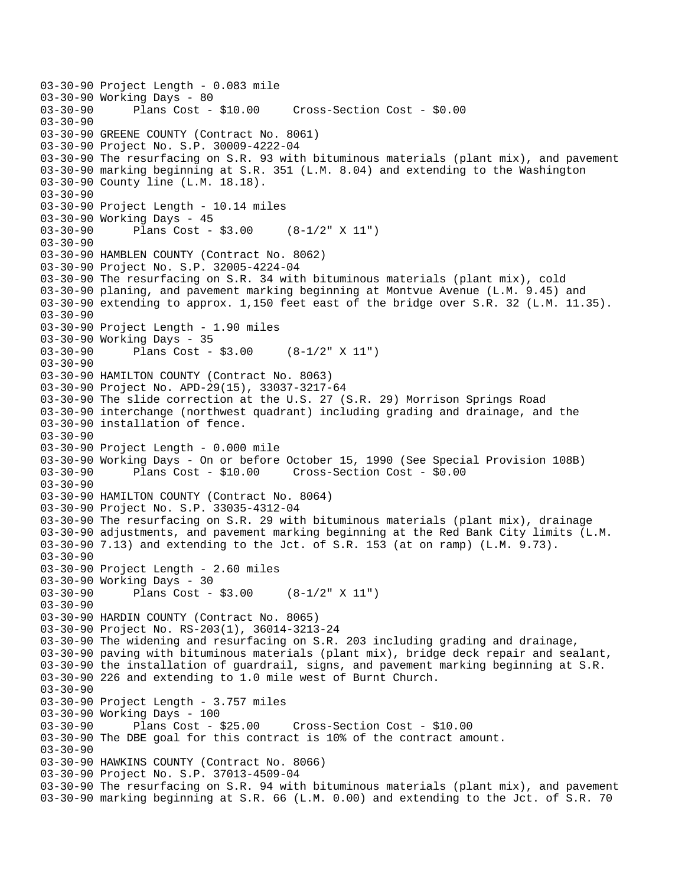```
03-30-90 Project Length - 0.083 mile
03-30-90 Working Days - 80
03-30-90       Plans Cost - $10.00     Cross-Section Cost - $0.00
03-30-90
03-30-90 GREENE COUNTY (Contract No. 8061)
03-30-90 Project No. S.P. 30009-4222-04
03-30-90 The resurfacing on S.R. 93 with bituminous materials (plant mix), and pavement
03-30-90 marking beginning at S.R. 351 (L.M. 8.04) and extending to the Washington
03-30-90 County line (L.M. 18.18).
03-30-90
03-30-90 Project Length - 10.14 miles
03-30-90 Working Days - 45
03-30-90       Plans Cost - $3.00     (8-1/2" X 11")
03-30-90
03-30-90 HAMBLEN COUNTY (Contract No. 8062)
03-30-90 Project No. S.P. 32005-4224-04
03-30-90 The resurfacing on S.R. 34 with bituminous materials (plant mix), cold
03-30-90 planing, and pavement marking beginning at Montvue Avenue (L.M. 9.45) and
03-30-90 extending to approx. 1,150 feet east of the bridge over S.R. 32 (L.M. 11.35).
03-30-90
03-30-90 Project Length - 1.90 miles
03-30-90 Working Days - 35
03-30-90       Plans Cost - $3.00     (8-1/2" X 11")
03-30-90
03-30-90 HAMILTON COUNTY (Contract No. 8063)
03-30-90 Project No. APD-29(15), 33037-3217-64
03-30-90 The slide correction at the U.S. 27 (S.R. 29) Morrison Springs Road
03-30-90 interchange (northwest quadrant) including grading and drainage, and the
03-30-90 installation of fence.
03-30-90
03-30-90 Project Length - 0.000 mile
03-30-90 Working Days - On or before October 15, 1990 (See Special Provision 108B)
03-30-90       Plans Cost - $10.00     Cross-Section Cost - $0.00
03-30-90
03-30-90 HAMILTON COUNTY (Contract No. 8064)
03-30-90 Project No. S.P. 33035-4312-04
03-30-90 The resurfacing on S.R. 29 with bituminous materials (plant mix), drainage
03-30-90 adjustments, and pavement marking beginning at the Red Bank City limits (L.M.
03-30-90 7.13) and extending to the Jct. of S.R. 153 (at on ramp) (L.M. 9.73).
03-30-90
03-30-90 Project Length - 2.60 miles
03-30-90 Working Days - 30
03-30-90       Plans Cost - $3.00     (8-1/2" X 11")
03-30-90
03-30-90 HARDIN COUNTY (Contract No. 8065)
03-30-90 Project No. RS-203(1), 36014-3213-24
03-30-90 The widening and resurfacing on S.R. 203 including grading and drainage,
03-30-90 paving with bituminous materials (plant mix), bridge deck repair and sealant,
03-30-90 the installation of guardrail, signs, and pavement marking beginning at S.R.
03-30-90 226 and extending to 1.0 mile west of Burnt Church.
03-30-90
03-30-90 Project Length - 3.757 miles
03-30-90 Working Days - 100
03-30-90       Plans Cost - $25.00     Cross-Section Cost - $10.00
03-30-90 The DBE goal for this contract is 10% of the contract amount.
03-30-90
03-30-90 HAWKINS COUNTY (Contract No. 8066)
03-30-90 Project No. S.P. 37013-4509-04
03-30-90 The resurfacing on S.R. 94 with bituminous materials (plant mix), and pavement
03-30-90 marking beginning at S.R. 66 (L.M. 0.00) and extending to the Jct. of S.R. 70
```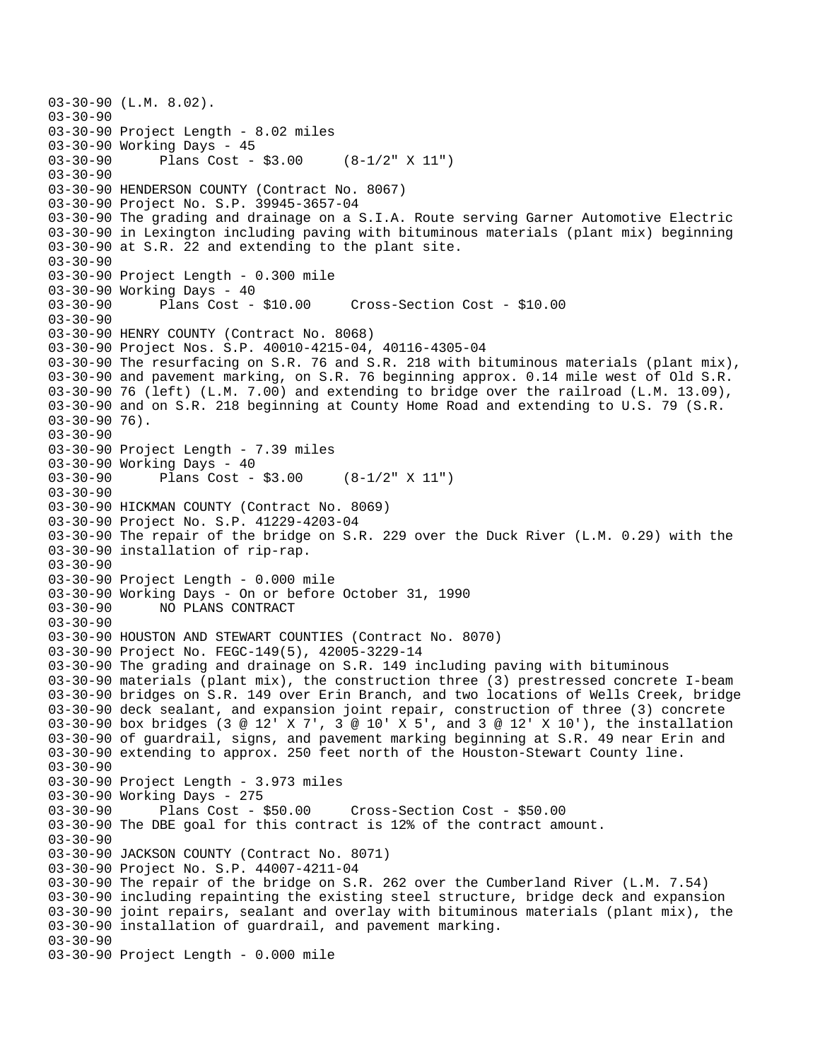```
03-30-90 (L.M. 8.02).
03-30-90
03-30-90 Project Length - 8.02 miles
03-30-90 Working Days - 45
03-30-90      Plans Cost - $3.00     (8-1/2" X 11")
03-30-90
03-30-90 HENDERSON COUNTY (Contract No. 8067)
03-30-90 Project No. S.P. 39945-3657-04
03-30-90 The grading and drainage on a S.I.A. Route serving Garner Automotive Electric
03-30-90 in Lexington including paving with bituminous materials (plant mix) beginning
03-30-90 at S.R. 22 and extending to the plant site.
03-30-90
03-30-90 Project Length - 0.300 mile
03-30-90 Working Days - 40
03-30-90      Plans Cost - $10.00     Cross-Section Cost - $10.00
03-30-90
03-30-90 HENRY COUNTY (Contract No. 8068)
03-30-90 Project Nos. S.P. 40010-4215-04, 40116-4305-04
03-30-90 The resurfacing on S.R. 76 and S.R. 218 with bituminous materials (plant mix),
03-30-90 and pavement marking, on S.R. 76 beginning approx. 0.14 mile west of Old S.R.
03-30-90 76 (left) (L.M. 7.00) and extending to bridge over the railroad (L.M. 13.09),
03-30-90 and on S.R. 218 beginning at County Home Road and extending to U.S. 79 (S.R.
03-30-90 76).
03-30-90
03-30-90 Project Length - 7.39 miles
03-30-90 Working Days - 40
03-30-90      Plans Cost - $3.00     (8-1/2" X 11")
03-30-90
03-30-90 HICKMAN COUNTY (Contract No. 8069)
03-30-90 Project No. S.P. 41229-4203-04
03-30-90 The repair of the bridge on S.R. 229 over the Duck River (L.M. 0.29) with the
03-30-90 installation of rip-rap.
03-30-90
03-30-90 Project Length - 0.000 mile
03-30-90 Working Days - On or before October 31, 1990
03-30-90      NO PLANS CONTRACT
03-30-90
03-30-90 HOUSTON AND STEWART COUNTIES (Contract No. 8070)
03-30-90 Project No. FEGC-149(5), 42005-3229-14
03-30-90 The grading and drainage on S.R. 149 including paving with bituminous
03-30-90 materials (plant mix), the construction three (3) prestressed concrete I-beam
03-30-90 bridges on S.R. 149 over Erin Branch, and two locations of Wells Creek, bridge
03-30-90 deck sealant, and expansion joint repair, construction of three (3) concrete
03-30-90 box bridges (3 @ 12' X 7', 3 @ 10' X 5', and 3 @ 12' X 10'), the installation
03-30-90 of guardrail, signs, and pavement marking beginning at S.R. 49 near Erin and
03-30-90 extending to approx. 250 feet north of the Houston-Stewart County line.
03-30-90
03-30-90 Project Length - 3.973 miles
03-30-90 Working Days - 275
03-30-90      Plans Cost - $50.00     Cross-Section Cost - $50.00
03-30-90 The DBE goal for this contract is 12% of the contract amount.
03-30-90
03-30-90 JACKSON COUNTY (Contract No. 8071)
03-30-90 Project No. S.P. 44007-4211-04
03-30-90 The repair of the bridge on S.R. 262 over the Cumberland River (L.M. 7.54)
03-30-90 including repainting the existing steel structure, bridge deck and expansion
03-30-90 joint repairs, sealant and overlay with bituminous materials (plant mix), the
03-30-90 installation of guardrail, and pavement marking.
03-30-90
03-30-90 Project Length - 0.000 mile
```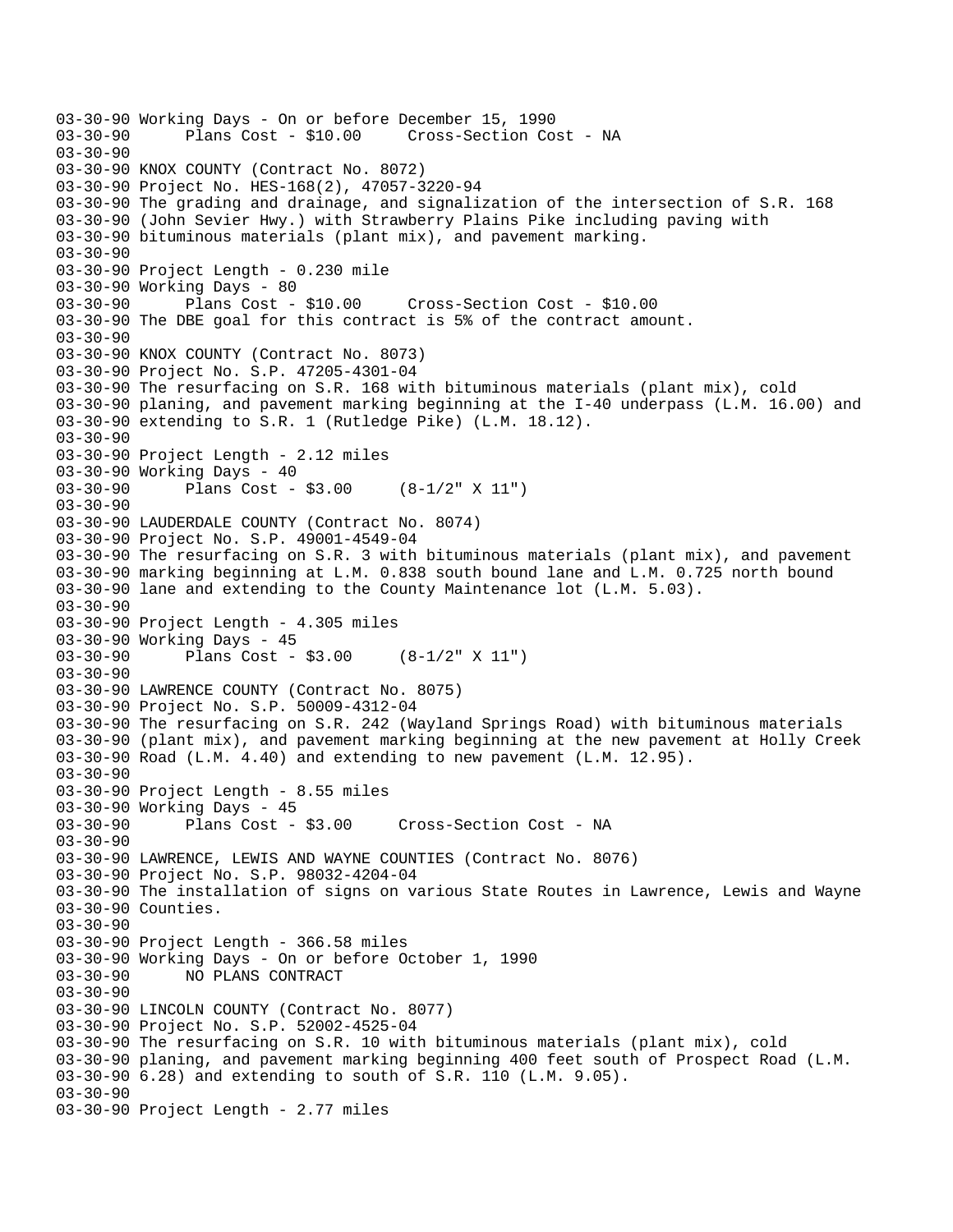```
03-30-90 Working Days - On or before December 15, 1990
03-30-90      Plans Cost - $10.00     Cross-Section Cost - NA
03-30-90
03-30-90 KNOX COUNTY (Contract No. 8072)
03-30-90 Project No. HES-168(2), 47057-3220-94
03-30-90 The grading and drainage, and signalization of the intersection of S.R. 168
03-30-90 (John Sevier Hwy.) with Strawberry Plains Pike including paving with
03-30-90 bituminous materials (plant mix), and pavement marking.
03-30-90
03-30-90 Project Length - 0.230 mile
03-30-90 Working Days - 80
03-30-90      Plans Cost - $10.00     Cross-Section Cost - $10.00
03-30-90 The DBE goal for this contract is 5% of the contract amount.
03-30-90
03-30-90 KNOX COUNTY (Contract No. 8073)
03-30-90 Project No. S.P. 47205-4301-04
03-30-90 The resurfacing on S.R. 168 with bituminous materials (plant mix), cold
03-30-90 planing, and pavement marking beginning at the I-40 underpass (L.M. 16.00) and
03-30-90 extending to S.R. 1 (Rutledge Pike) (L.M. 18.12).
03-30-90
03-30-90 Project Length - 2.12 miles
03-30-90 Working Days - 40
03-30-90      Plans Cost - $3.00     (8-1/2" X 11")
03-30-90
03-30-90 LAUDERDALE COUNTY (Contract No. 8074)
03-30-90 Project No. S.P. 49001-4549-04
03-30-90 The resurfacing on S.R. 3 with bituminous materials (plant mix), and pavement
03-30-90 marking beginning at L.M. 0.838 south bound lane and L.M. 0.725 north bound
03-30-90 lane and extending to the County Maintenance lot (L.M. 5.03).
03-30-90
03-30-90 Project Length - 4.305 miles
03-30-90 Working Days - 45
03-30-90      Plans Cost - $3.00     (8-1/2" X 11")
03-30-90
03-30-90 LAWRENCE COUNTY (Contract No. 8075)
03-30-90 Project No. S.P. 50009-4312-04
03-30-90 The resurfacing on S.R. 242 (Wayland Springs Road) with bituminous materials
03-30-90 (plant mix), and pavement marking beginning at the new pavement at Holly Creek
03-30-90 Road (L.M. 4.40) and extending to new pavement (L.M. 12.95).
03-30-90
03-30-90 Project Length - 8.55 miles
03-30-90 Working Days - 45
03-30-90      Plans Cost - $3.00     Cross-Section Cost - NA
03-30-90
03-30-90 LAWRENCE, LEWIS AND WAYNE COUNTIES (Contract No. 8076)
03-30-90 Project No. S.P. 98032-4204-04
03-30-90 The installation of signs on various State Routes in Lawrence, Lewis and Wayne
03-30-90 Counties.
03-30-90
03-30-90 Project Length - 366.58 miles
03-30-90 Working Days - On or before October 1, 1990
03-30-90      NO PLANS CONTRACT
03-30-90
03-30-90 LINCOLN COUNTY (Contract No. 8077)
03-30-90 Project No. S.P. 52002-4525-04
03-30-90 The resurfacing on S.R. 10 with bituminous materials (plant mix), cold
03-30-90 planing, and pavement marking beginning 400 feet south of Prospect Road (L.M.
03-30-90 6.28) and extending to south of S.R. 110 (L.M. 9.05).
03-30-90
03-30-90 Project Length - 2.77 miles
```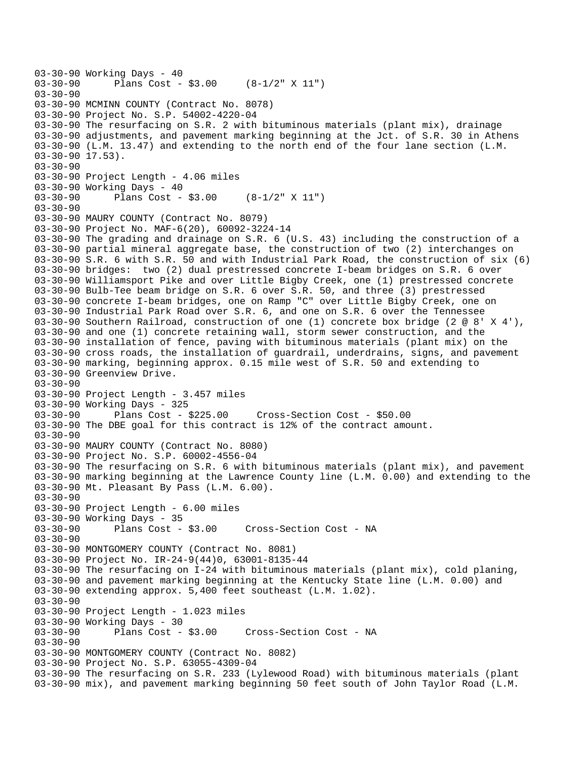```
03-30-90 Working Days - 40
03-30-90      Plans Cost - $3.00     (8-1/2" X 11")
03-30-90
03-30-90 MCMINN COUNTY (Contract No. 8078)
03-30-90 Project No. S.P. 54002-4220-04
03-30-90 The resurfacing on S.R. 2 with bituminous materials (plant mix), drainage
03-30-90 adjustments, and pavement marking beginning at the Jct. of S.R. 30 in Athens
03-30-90 (L.M. 13.47) and extending to the north end of the four lane section (L.M.
03-30-90 17.53).
03-30-90
03-30-90 Project Length - 4.06 miles
03-30-90 Working Days - 40
03-30-90      Plans Cost - $3.00     (8-1/2" X 11")
03-30-90
03-30-90 MAURY COUNTY (Contract No. 8079)
03-30-90 Project No. MAF-6(20), 60092-3224-14
03-30-90 The grading and drainage on S.R. 6 (U.S. 43) including the construction of a
03-30-90 partial mineral aggregate base, the construction of two (2) interchanges on
03-30-90 S.R. 6 with S.R. 50 and with Industrial Park Road, the construction of six (6)
03-30-90 bridges:  two (2) dual prestressed concrete I-beam bridges on S.R. 6 over
03-30-90 Williamsport Pike and over Little Bigby Creek, one (1) prestressed concrete
03-30-90 Bulb-Tee beam bridge on S.R. 6 over S.R. 50, and three (3) prestressed
03-30-90 concrete I-beam bridges, one on Ramp "C" over Little Bigby Creek, one on
03-30-90 Industrial Park Road over S.R. 6, and one on S.R. 6 over the Tennessee
03-30-90 Southern Railroad, construction of one (1) concrete box bridge (2 @ 8' X 4'),
03-30-90 and one (1) concrete retaining wall, storm sewer construction, and the
03-30-90 installation of fence, paving with bituminous materials (plant mix) on the
03-30-90 cross roads, the installation of guardrail, underdrains, signs, and pavement
03-30-90 marking, beginning approx. 0.15 mile west of S.R. 50 and extending to
03-30-90 Greenview Drive.
03-30-90
03-30-90 Project Length - 3.457 miles
03-30-90 Working Days - 325
03-30-90      Plans Cost - $225.00     Cross-Section Cost - $50.00
03-30-90 The DBE goal for this contract is 12% of the contract amount.
03-30-90
03-30-90 MAURY COUNTY (Contract No. 8080)
03-30-90 Project No. S.P. 60002-4556-04
03-30-90 The resurfacing on S.R. 6 with bituminous materials (plant mix), and pavement
03-30-90 marking beginning at the Lawrence County line (L.M. 0.00) and extending to the
03-30-90 Mt. Pleasant By Pass (L.M. 6.00).
03-30-90
03-30-90 Project Length - 6.00 miles
03-30-90 Working Days - 35
03-30-90      Plans Cost - $3.00     Cross-Section Cost - NA
03-30-90
03-30-90 MONTGOMERY COUNTY (Contract No. 8081)
03-30-90 Project No. IR-24-9(44)0, 63001-8135-44
03-30-90 The resurfacing on I-24 with bituminous materials (plant mix), cold planing,
03-30-90 and pavement marking beginning at the Kentucky State line (L.M. 0.00) and
03-30-90 extending approx. 5,400 feet southeast (L.M. 1.02).
03-30-90
03-30-90 Project Length - 1.023 miles
03-30-90 Working Days - 30
03-30-90      Plans Cost - $3.00     Cross-Section Cost - NA
03-30-90
03-30-90 MONTGOMERY COUNTY (Contract No. 8082)
03-30-90 Project No. S.P. 63055-4309-04
03-30-90 The resurfacing on S.R. 233 (Lylewood Road) with bituminous materials (plant
03-30-90 mix), and pavement marking beginning 50 feet south of John Taylor Road (L.M.
```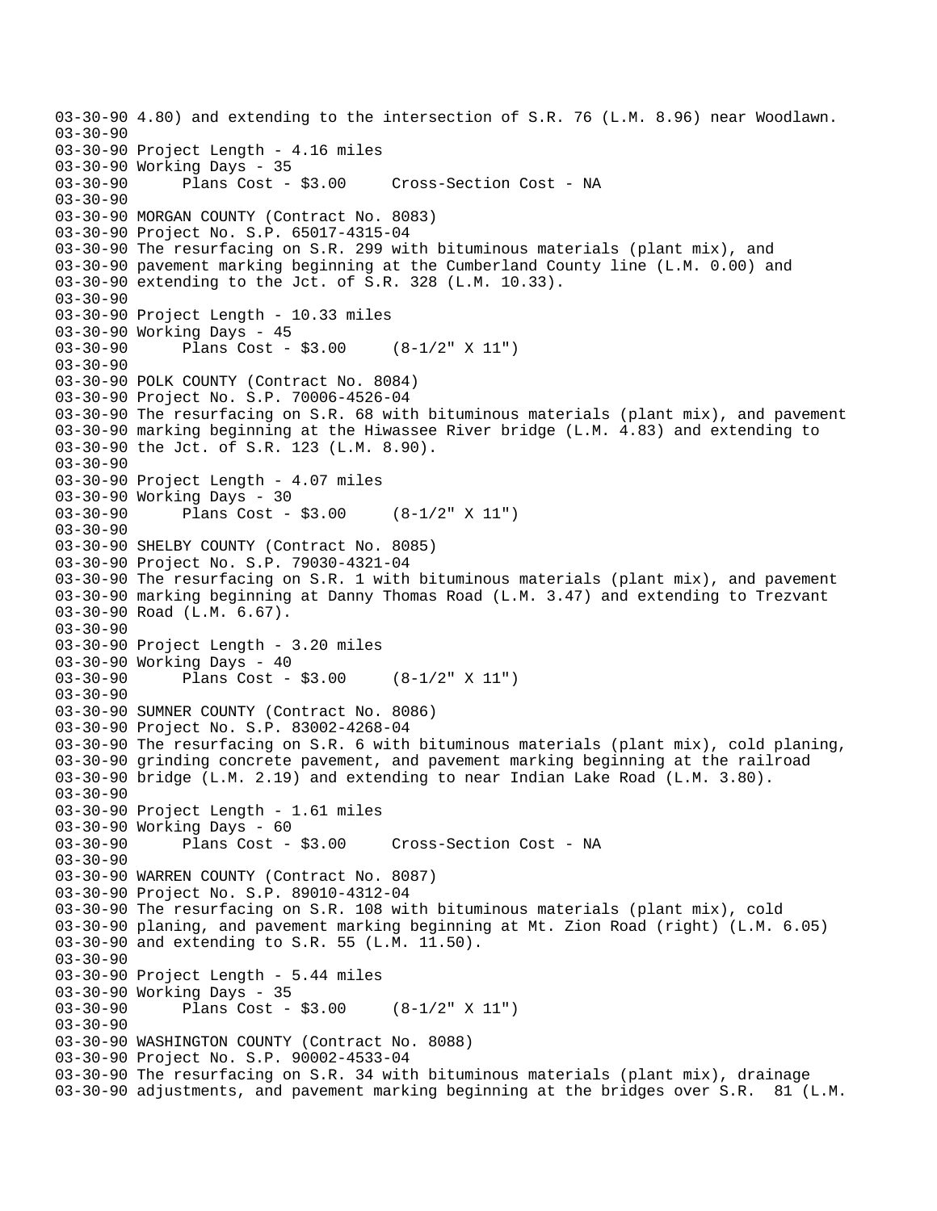```
03-30-90 4.80) and extending to the intersection of S.R. 76 (L.M. 8.96) near Woodlawn.
03-30-90
03-30-90 Project Length - 4.16 miles
03-30-90 Working Days - 35
03-30-90       Plans Cost - $3.00     Cross-Section Cost - NA
03-30-90
03-30-90 MORGAN COUNTY (Contract No. 8083)
03-30-90 Project No. S.P. 65017-4315-04
03-30-90 The resurfacing on S.R. 299 with bituminous materials (plant mix), and
03-30-90 pavement marking beginning at the Cumberland County line (L.M. 0.00) and
03-30-90 extending to the Jct. of S.R. 328 (L.M. 10.33).
03-30-90
03-30-90 Project Length - 10.33 miles
03-30-90 Working Days - 45
03-30-90       Plans Cost - $3.00     (8-1/2" X 11")
03-30-90
03-30-90 POLK COUNTY (Contract No. 8084)
03-30-90 Project No. S.P. 70006-4526-04
03-30-90 The resurfacing on S.R. 68 with bituminous materials (plant mix), and pavement
03-30-90 marking beginning at the Hiwassee River bridge (L.M. 4.83) and extending to
03-30-90 the Jct. of S.R. 123 (L.M. 8.90).
03-30-90
03-30-90 Project Length - 4.07 miles
03-30-90 Working Days - 30
03-30-90       Plans Cost - $3.00     (8-1/2" X 11")
03-30-90
03-30-90 SHELBY COUNTY (Contract No. 8085)
03-30-90 Project No. S.P. 79030-4321-04
03-30-90 The resurfacing on S.R. 1 with bituminous materials (plant mix), and pavement
03-30-90 marking beginning at Danny Thomas Road (L.M. 3.47) and extending to Trezvant
03-30-90 Road (L.M. 6.67).
03-30-90
03-30-90 Project Length - 3.20 miles
03-30-90 Working Days - 40
03-30-90       Plans Cost - $3.00     (8-1/2" X 11")
03-30-90
03-30-90 SUMNER COUNTY (Contract No. 8086)
03-30-90 Project No. S.P. 83002-4268-04
03-30-90 The resurfacing on S.R. 6 with bituminous materials (plant mix), cold planing,
03-30-90 grinding concrete pavement, and pavement marking beginning at the railroad
03-30-90 bridge (L.M. 2.19) and extending to near Indian Lake Road (L.M. 3.80).
03-30-90
03-30-90 Project Length - 1.61 miles
03-30-90 Working Days - 60
03-30-90       Plans Cost - $3.00     Cross-Section Cost - NA
03-30-90
03-30-90 WARREN COUNTY (Contract No. 8087)
03-30-90 Project No. S.P. 89010-4312-04
03-30-90 The resurfacing on S.R. 108 with bituminous materials (plant mix), cold
03-30-90 planing, and pavement marking beginning at Mt. Zion Road (right) (L.M. 6.05)
03-30-90 and extending to S.R. 55 (L.M. 11.50).
03-30-90
03-30-90 Project Length - 5.44 miles
03-30-90 Working Days - 35
03-30-90       Plans Cost - $3.00     (8-1/2" X 11")
03-30-90
03-30-90 WASHINGTON COUNTY (Contract No. 8088)
03-30-90 Project No. S.P. 90002-4533-04
03-30-90 The resurfacing on S.R. 34 with bituminous materials (plant mix), drainage
03-30-90 adjustments, and pavement marking beginning at the bridges over S.R.  81 (L.M.
```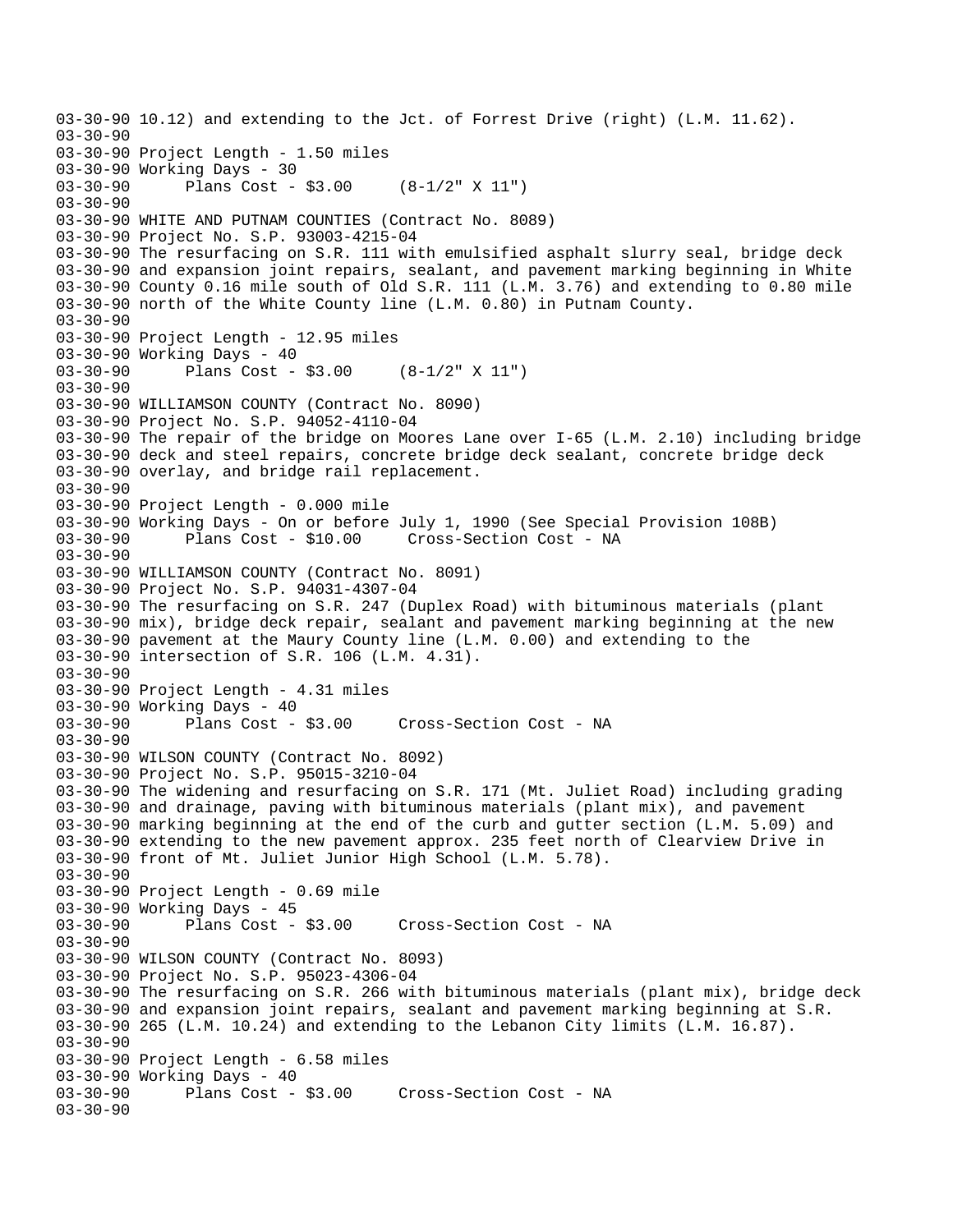03-30-90 10.12) and extending to the Jct. of Forrest Drive (right) (L.M. 11.62).
03-30-90
03-30-90 Project Length - 1.50 miles
03-30-90 Working Days - 30
03-30-90 Plans Cost - $3.00 (8-1/2" X 11")
03-30-90
03-30-90 WHITE AND PUTNAM COUNTIES (Contract No. 8089)
03-30-90 Project No. S.P. 93003-4215-04
03-30-90 The resurfacing on S.R. 111 with emulsified asphalt slurry seal, bridge deck
03-30-90 and expansion joint repairs, sealant, and pavement marking beginning in White
03-30-90 County 0.16 mile south of Old S.R. 111 (L.M. 3.76) and extending to 0.80 mile
03-30-90 north of the White County line (L.M. 0.80) in Putnam County.
03-30-90
03-30-90 Project Length - 12.95 miles
03-30-90 Working Days - 40
03-30-90 Plans Cost - $3.00 (8-1/2" X 11")
03-30-90
03-30-90 WILLIAMSON COUNTY (Contract No. 8090)
03-30-90 Project No. S.P. 94052-4110-04
03-30-90 The repair of the bridge on Moores Lane over I-65 (L.M. 2.10) including bridge
03-30-90 deck and steel repairs, concrete bridge deck sealant, concrete bridge deck
03-30-90 overlay, and bridge rail replacement.
03-30-90
03-30-90 Project Length - 0.000 mile
03-30-90 Working Days - On or before July 1, 1990 (See Special Provision 108B)
03-30-90 Plans Cost - $10.00 Cross-Section Cost - NA
03-30-90
03-30-90 WILLIAMSON COUNTY (Contract No. 8091)
03-30-90 Project No. S.P. 94031-4307-04
03-30-90 The resurfacing on S.R. 247 (Duplex Road) with bituminous materials (plant
03-30-90 mix), bridge deck repair, sealant and pavement marking beginning at the new
03-30-90 pavement at the Maury County line (L.M. 0.00) and extending to the
03-30-90 intersection of S.R. 106 (L.M. 4.31).
03-30-90
03-30-90 Project Length - 4.31 miles
03-30-90 Working Days - 40
03-30-90 Plans Cost - $3.00 Cross-Section Cost - NA
03-30-90
03-30-90 WILSON COUNTY (Contract No. 8092)
03-30-90 Project No. S.P. 95015-3210-04
03-30-90 The widening and resurfacing on S.R. 171 (Mt. Juliet Road) including grading
03-30-90 and drainage, paving with bituminous materials (plant mix), and pavement
03-30-90 marking beginning at the end of the curb and gutter section (L.M. 5.09) and
03-30-90 extending to the new pavement approx. 235 feet north of Clearview Drive in
03-30-90 front of Mt. Juliet Junior High School (L.M. 5.78).
03-30-90
03-30-90 Project Length - 0.69 mile
03-30-90 Working Days - 45
03-30-90 Plans Cost - $3.00 Cross-Section Cost - NA
03-30-90
03-30-90 WILSON COUNTY (Contract No. 8093)
03-30-90 Project No. S.P. 95023-4306-04
03-30-90 The resurfacing on S.R. 266 with bituminous materials (plant mix), bridge deck
03-30-90 and expansion joint repairs, sealant and pavement marking beginning at S.R.
03-30-90 265 (L.M. 10.24) and extending to the Lebanon City limits (L.M. 16.87).
03-30-90
03-30-90 Project Length - 6.58 miles
03-30-90 Working Days - 40
03-30-90 Plans Cost - $3.00 Cross-Section Cost - NA
03-30-90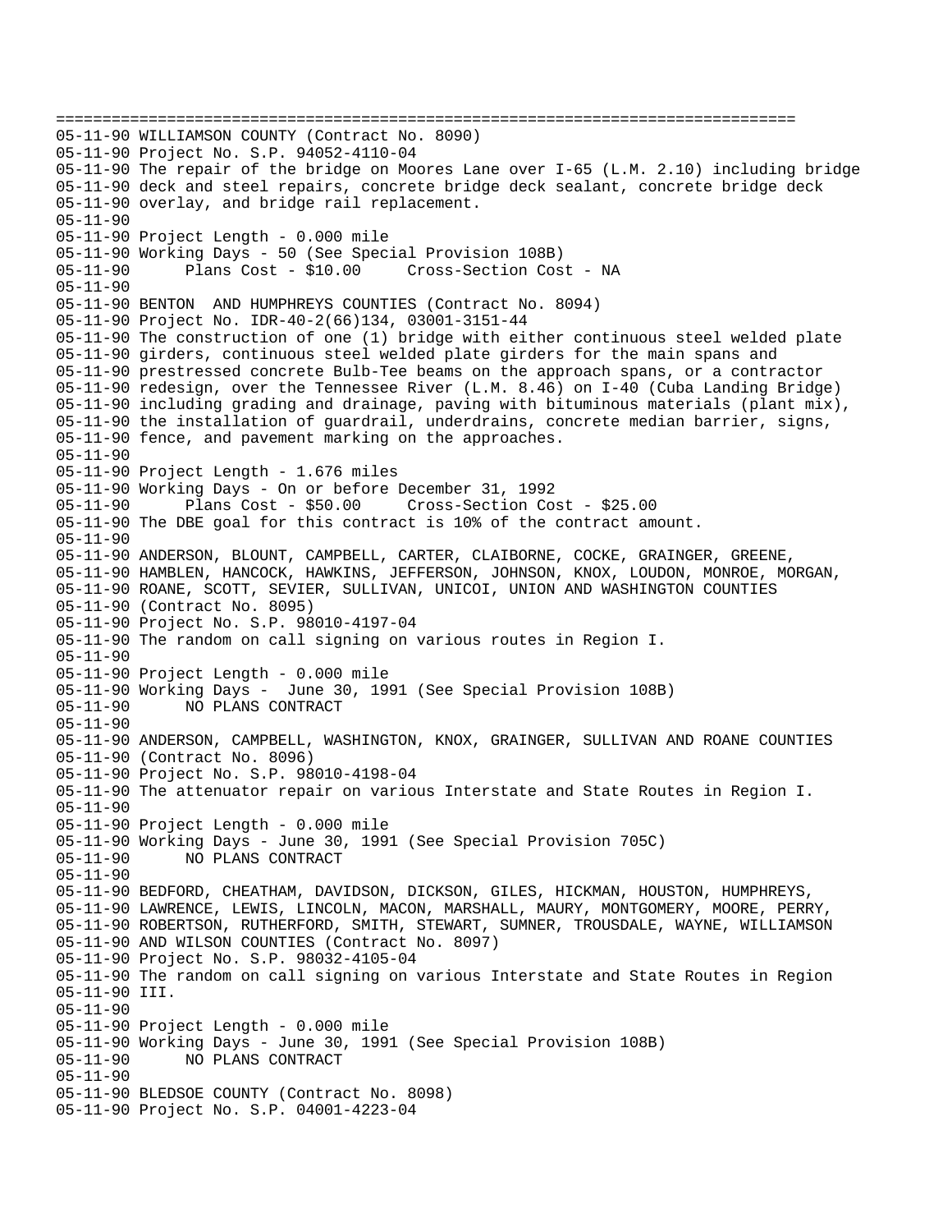```
================================================================================
05-11-90 WILLIAMSON COUNTY (Contract No. 8090)
05-11-90 Project No. S.P. 94052-4110-04
05-11-90 The repair of the bridge on Moores Lane over I-65 (L.M. 2.10) including bridge
05-11-90 deck and steel repairs, concrete bridge deck sealant, concrete bridge deck
05-11-90 overlay, and bridge rail replacement.
05-11-90
05-11-90 Project Length - 0.000 mile
05-11-90 Working Days - 50 (See Special Provision 108B)
05-11-90       Plans Cost - $10.00     Cross-Section Cost - NA
05-11-90
05-11-90 BENTON  AND HUMPHREYS COUNTIES (Contract No. 8094)
05-11-90 Project No. IDR-40-2(66)134, 03001-3151-44
05-11-90 The construction of one (1) bridge with either continuous steel welded plate
05-11-90 girders, continuous steel welded plate girders for the main spans and
05-11-90 prestressed concrete Bulb-Tee beams on the approach spans, or a contractor
05-11-90 redesign, over the Tennessee River (L.M. 8.46) on I-40 (Cuba Landing Bridge)
05-11-90 including grading and drainage, paving with bituminous materials (plant mix),
05-11-90 the installation of guardrail, underdrains, concrete median barrier, signs,
05-11-90 fence, and pavement marking on the approaches.
05-11-90
05-11-90 Project Length - 1.676 miles
05-11-90 Working Days - On or before December 31, 1992
05-11-90       Plans Cost - $50.00     Cross-Section Cost - $25.00
05-11-90 The DBE goal for this contract is 10% of the contract amount.
05-11-90
05-11-90 ANDERSON, BLOUNT, CAMPBELL, CARTER, CLAIBORNE, COCKE, GRAINGER, GREENE,
05-11-90 HAMBLEN, HANCOCK, HAWKINS, JEFFERSON, JOHNSON, KNOX, LOUDON, MONROE, MORGAN,
05-11-90 ROANE, SCOTT, SEVIER, SULLIVAN, UNICOI, UNION AND WASHINGTON COUNTIES
05-11-90 (Contract No. 8095)
05-11-90 Project No. S.P. 98010-4197-04
05-11-90 The random on call signing on various routes in Region I.
05-11-90
05-11-90 Project Length - 0.000 mile
05-11-90 Working Days -  June 30, 1991 (See Special Provision 108B)
05-11-90       NO PLANS CONTRACT
05-11-90
05-11-90 ANDERSON, CAMPBELL, WASHINGTON, KNOX, GRAINGER, SULLIVAN AND ROANE COUNTIES
05-11-90 (Contract No. 8096)
05-11-90 Project No. S.P. 98010-4198-04
05-11-90 The attenuator repair on various Interstate and State Routes in Region I.
05-11-90
05-11-90 Project Length - 0.000 mile
05-11-90 Working Days - June 30, 1991 (See Special Provision 705C)
05-11-90       NO PLANS CONTRACT
05-11-90
05-11-90 BEDFORD, CHEATHAM, DAVIDSON, DICKSON, GILES, HICKMAN, HOUSTON, HUMPHREYS,
05-11-90 LAWRENCE, LEWIS, LINCOLN, MACON, MARSHALL, MAURY, MONTGOMERY, MOORE, PERRY,
05-11-90 ROBERTSON, RUTHERFORD, SMITH, STEWART, SUMNER, TROUSDALE, WAYNE, WILLIAMSON
05-11-90 AND WILSON COUNTIES (Contract No. 8097)
05-11-90 Project No. S.P. 98032-4105-04
05-11-90 The random on call signing on various Interstate and State Routes in Region
05-11-90 III.
05-11-90
05-11-90 Project Length - 0.000 mile
05-11-90 Working Days - June 30, 1991 (See Special Provision 108B)
05-11-90       NO PLANS CONTRACT
05-11-90
05-11-90 BLEDSOE COUNTY (Contract No. 8098)
05-11-90 Project No. S.P. 04001-4223-04
```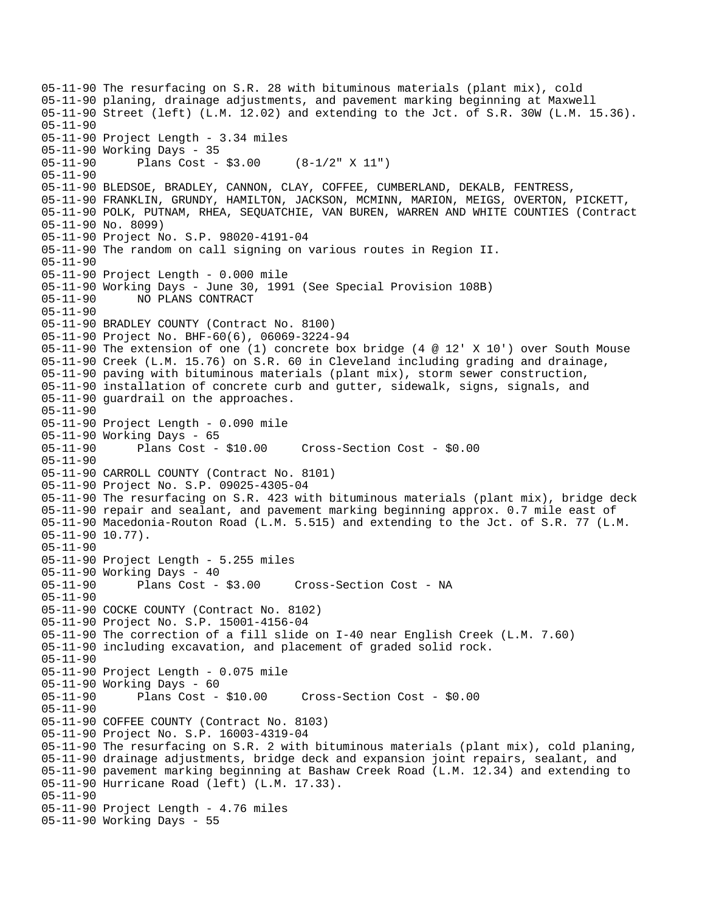```
05-11-90 The resurfacing on S.R. 28 with bituminous materials (plant mix), cold
05-11-90 planing, drainage adjustments, and pavement marking beginning at Maxwell
05-11-90 Street (left) (L.M. 12.02) and extending to the Jct. of S.R. 30W (L.M. 15.36).
05-11-90
05-11-90 Project Length - 3.34 miles
05-11-90 Working Days - 35
05-11-90      Plans Cost - $3.00     (8-1/2" X 11")
05-11-90
05-11-90 BLEDSOE, BRADLEY, CANNON, CLAY, COFFEE, CUMBERLAND, DEKALB, FENTRESS,
05-11-90 FRANKLIN, GRUNDY, HAMILTON, JACKSON, MCMINN, MARION, MEIGS, OVERTON, PICKETT,
05-11-90 POLK, PUTNAM, RHEA, SEQUATCHIE, VAN BUREN, WARREN AND WHITE COUNTIES (Contract
05-11-90 No. 8099)
05-11-90 Project No. S.P. 98020-4191-04
05-11-90 The random on call signing on various routes in Region II.
05-11-90
05-11-90 Project Length - 0.000 mile
05-11-90 Working Days - June 30, 1991 (See Special Provision 108B)
05-11-90      NO PLANS CONTRACT
05-11-90
05-11-90 BRADLEY COUNTY (Contract No. 8100)
05-11-90 Project No. BHF-60(6), 06069-3224-94
05-11-90 The extension of one (1) concrete box bridge (4 @ 12' X 10') over South Mouse
05-11-90 Creek (L.M. 15.76) on S.R. 60 in Cleveland including grading and drainage,
05-11-90 paving with bituminous materials (plant mix), storm sewer construction,
05-11-90 installation of concrete curb and gutter, sidewalk, signs, signals, and
05-11-90 guardrail on the approaches.
05-11-90
05-11-90 Project Length - 0.090 mile
05-11-90 Working Days - 65
05-11-90      Plans Cost - $10.00     Cross-Section Cost - $0.00
05-11-90
05-11-90 CARROLL COUNTY (Contract No. 8101)
05-11-90 Project No. S.P. 09025-4305-04
05-11-90 The resurfacing on S.R. 423 with bituminous materials (plant mix), bridge deck
05-11-90 repair and sealant, and pavement marking beginning approx. 0.7 mile east of
05-11-90 Macedonia-Routon Road (L.M. 5.515) and extending to the Jct. of S.R. 77 (L.M.
05-11-90 10.77).
05-11-90
05-11-90 Project Length - 5.255 miles
05-11-90 Working Days - 40
05-11-90      Plans Cost - $3.00     Cross-Section Cost - NA
05-11-90
05-11-90 COCKE COUNTY (Contract No. 8102)
05-11-90 Project No. S.P. 15001-4156-04
05-11-90 The correction of a fill slide on I-40 near English Creek (L.M. 7.60)
05-11-90 including excavation, and placement of graded solid rock.
05-11-90
05-11-90 Project Length - 0.075 mile
05-11-90 Working Days - 60
05-11-90      Plans Cost - $10.00     Cross-Section Cost - $0.00
05-11-90
05-11-90 COFFEE COUNTY (Contract No. 8103)
05-11-90 Project No. S.P. 16003-4319-04
05-11-90 The resurfacing on S.R. 2 with bituminous materials (plant mix), cold planing,
05-11-90 drainage adjustments, bridge deck and expansion joint repairs, sealant, and
05-11-90 pavement marking beginning at Bashaw Creek Road (L.M. 12.34) and extending to
05-11-90 Hurricane Road (left) (L.M. 17.33).
05-11-90
05-11-90 Project Length - 4.76 miles
05-11-90 Working Days - 55
```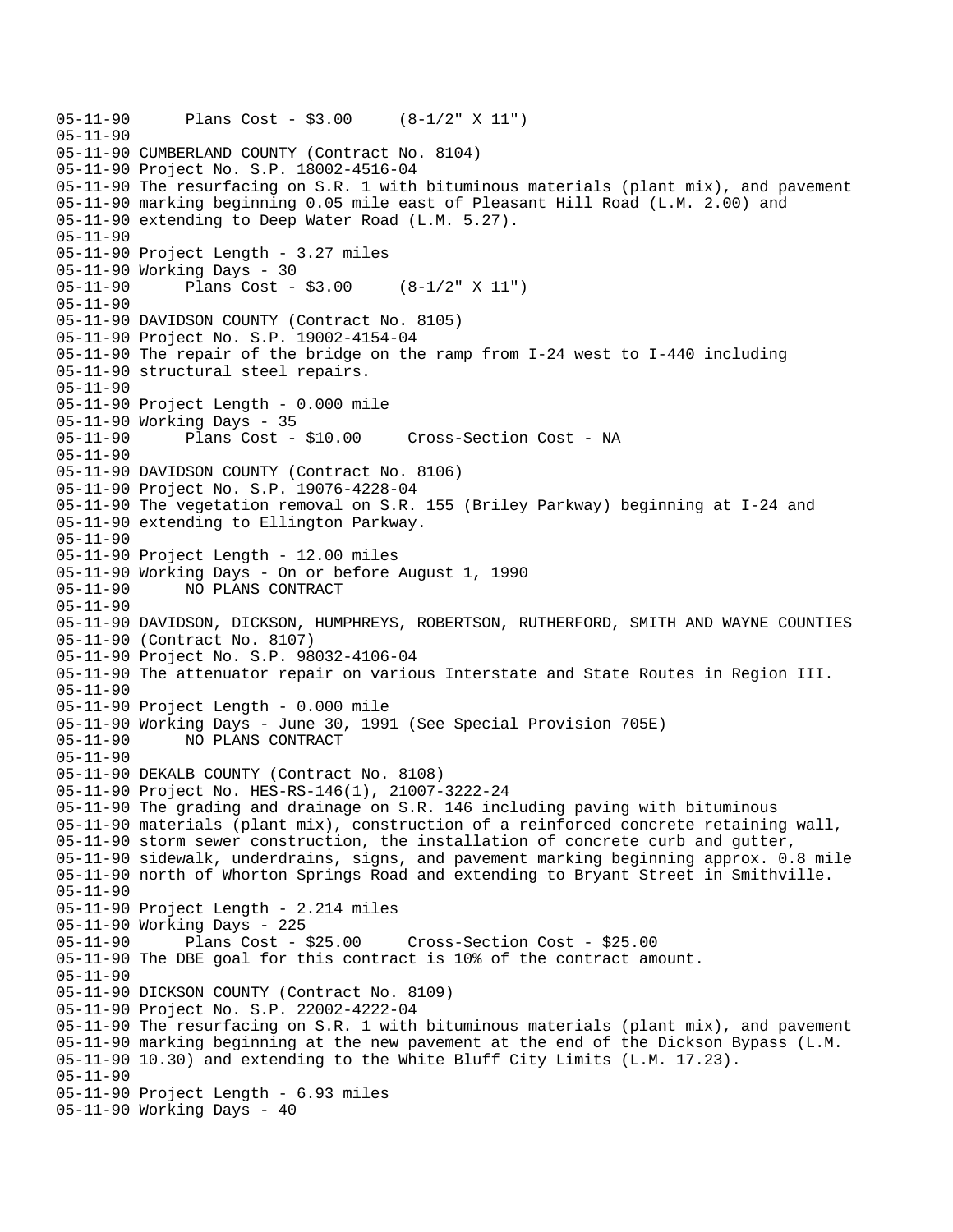```
05-11-90      Plans Cost - $3.00     (8-1/2" X 11")
05-11-90
05-11-90 CUMBERLAND COUNTY (Contract No. 8104)
05-11-90 Project No. S.P. 18002-4516-04
05-11-90 The resurfacing on S.R. 1 with bituminous materials (plant mix), and pavement
05-11-90 marking beginning 0.05 mile east of Pleasant Hill Road (L.M. 2.00) and
05-11-90 extending to Deep Water Road (L.M. 5.27).
05-11-90
05-11-90 Project Length - 3.27 miles
05-11-90 Working Days - 30
05-11-90      Plans Cost - $3.00     (8-1/2" X 11")
05-11-90
05-11-90 DAVIDSON COUNTY (Contract No. 8105)
05-11-90 Project No. S.P. 19002-4154-04
05-11-90 The repair of the bridge on the ramp from I-24 west to I-440 including
05-11-90 structural steel repairs.
05-11-90
05-11-90 Project Length - 0.000 mile
05-11-90 Working Days - 35
05-11-90      Plans Cost - $10.00     Cross-Section Cost - NA
05-11-90
05-11-90 DAVIDSON COUNTY (Contract No. 8106)
05-11-90 Project No. S.P. 19076-4228-04
05-11-90 The vegetation removal on S.R. 155 (Briley Parkway) beginning at I-24 and
05-11-90 extending to Ellington Parkway.
05-11-90
05-11-90 Project Length - 12.00 miles
05-11-90 Working Days - On or before August 1, 1990
05-11-90      NO PLANS CONTRACT
05-11-90
05-11-90 DAVIDSON, DICKSON, HUMPHREYS, ROBERTSON, RUTHERFORD, SMITH AND WAYNE COUNTIES
05-11-90 (Contract No. 8107)
05-11-90 Project No. S.P. 98032-4106-04
05-11-90 The attenuator repair on various Interstate and State Routes in Region III.
05-11-90
05-11-90 Project Length - 0.000 mile
05-11-90 Working Days - June 30, 1991 (See Special Provision 705E)
05-11-90      NO PLANS CONTRACT
05-11-90
05-11-90 DEKALB COUNTY (Contract No. 8108)
05-11-90 Project No. HES-RS-146(1), 21007-3222-24
05-11-90 The grading and drainage on S.R. 146 including paving with bituminous
05-11-90 materials (plant mix), construction of a reinforced concrete retaining wall,
05-11-90 storm sewer construction, the installation of concrete curb and gutter,
05-11-90 sidewalk, underdrains, signs, and pavement marking beginning approx. 0.8 mile
05-11-90 north of Whorton Springs Road and extending to Bryant Street in Smithville.
05-11-90
05-11-90 Project Length - 2.214 miles
05-11-90 Working Days - 225
05-11-90      Plans Cost - $25.00     Cross-Section Cost - $25.00
05-11-90 The DBE goal for this contract is 10% of the contract amount.
05-11-90
05-11-90 DICKSON COUNTY (Contract No. 8109)
05-11-90 Project No. S.P. 22002-4222-04
05-11-90 The resurfacing on S.R. 1 with bituminous materials (plant mix), and pavement
05-11-90 marking beginning at the new pavement at the end of the Dickson Bypass (L.M.
05-11-90 10.30) and extending to the White Bluff City Limits (L.M. 17.23).
05-11-90
05-11-90 Project Length - 6.93 miles
05-11-90 Working Days - 40
```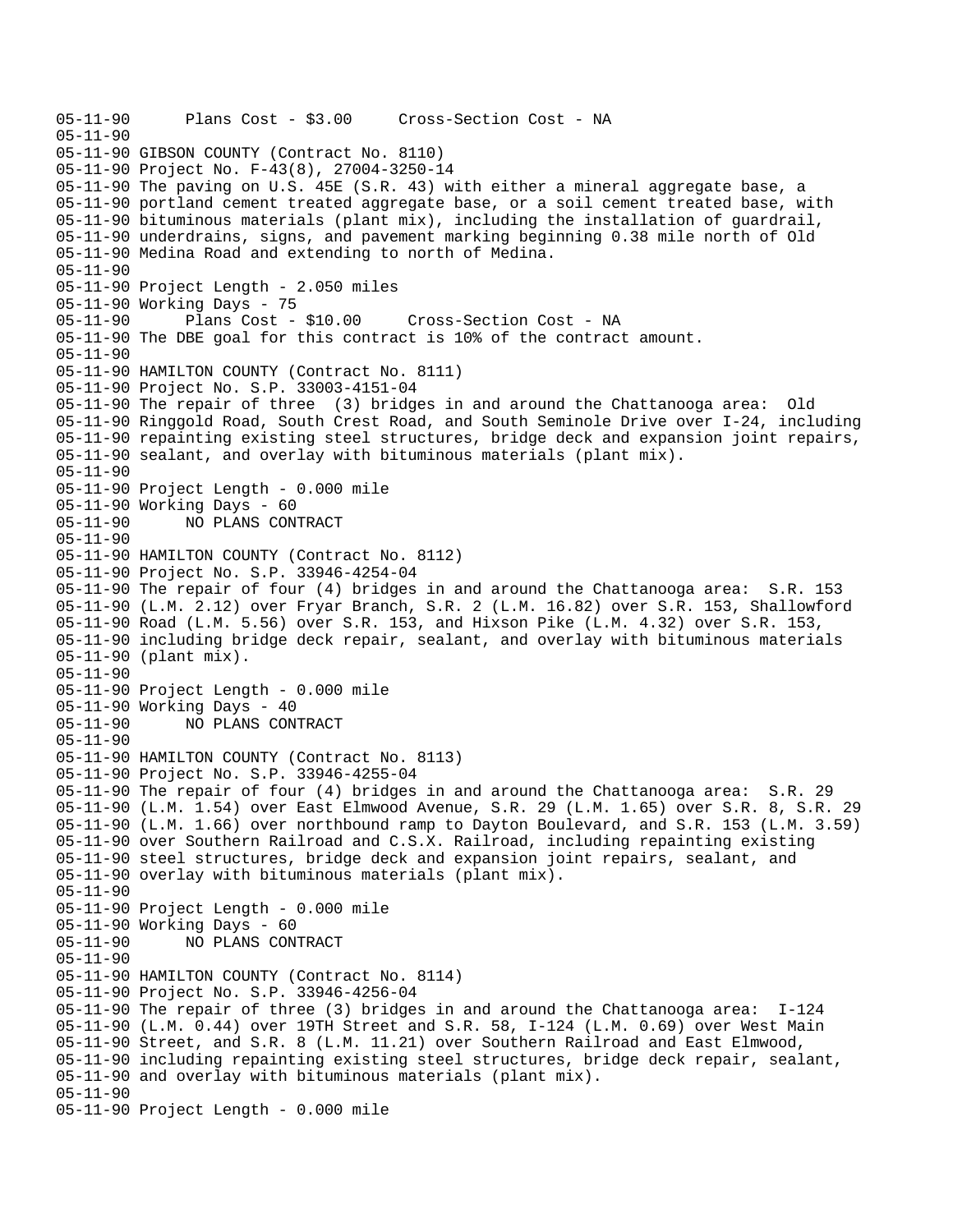```
05-11-90      Plans Cost - $3.00     Cross-Section Cost - NA
05-11-90
05-11-90 GIBSON COUNTY (Contract No. 8110)
05-11-90 Project No. F-43(8), 27004-3250-14
05-11-90 The paving on U.S. 45E (S.R. 43) with either a mineral aggregate base, a
05-11-90 portland cement treated aggregate base, or a soil cement treated base, with
05-11-90 bituminous materials (plant mix), including the installation of guardrail,
05-11-90 underdrains, signs, and pavement marking beginning 0.38 mile north of Old
05-11-90 Medina Road and extending to north of Medina.
05-11-90
05-11-90 Project Length - 2.050 miles
05-11-90 Working Days - 75
05-11-90      Plans Cost - $10.00     Cross-Section Cost - NA
05-11-90 The DBE goal for this contract is 10% of the contract amount.
05-11-90
05-11-90 HAMILTON COUNTY (Contract No. 8111)
05-11-90 Project No. S.P. 33003-4151-04
05-11-90 The repair of three  (3) bridges in and around the Chattanooga area:  Old
05-11-90 Ringgold Road, South Crest Road, and South Seminole Drive over I-24, including
05-11-90 repainting existing steel structures, bridge deck and expansion joint repairs,
05-11-90 sealant, and overlay with bituminous materials (plant mix).
05-11-90
05-11-90 Project Length - 0.000 mile
05-11-90 Working Days - 60
05-11-90      NO PLANS CONTRACT
05-11-90
05-11-90 HAMILTON COUNTY (Contract No. 8112)
05-11-90 Project No. S.P. 33946-4254-04
05-11-90 The repair of four (4) bridges in and around the Chattanooga area:  S.R. 153
05-11-90 (L.M. 2.12) over Fryar Branch, S.R. 2 (L.M. 16.82) over S.R. 153, Shallowford
05-11-90 Road (L.M. 5.56) over S.R. 153, and Hixson Pike (L.M. 4.32) over S.R. 153,
05-11-90 including bridge deck repair, sealant, and overlay with bituminous materials
05-11-90 (plant mix).
05-11-90
05-11-90 Project Length - 0.000 mile
05-11-90 Working Days - 40
05-11-90      NO PLANS CONTRACT
05-11-90
05-11-90 HAMILTON COUNTY (Contract No. 8113)
05-11-90 Project No. S.P. 33946-4255-04
05-11-90 The repair of four (4) bridges in and around the Chattanooga area:  S.R. 29
05-11-90 (L.M. 1.54) over East Elmwood Avenue, S.R. 29 (L.M. 1.65) over S.R. 8, S.R. 29
05-11-90 (L.M. 1.66) over northbound ramp to Dayton Boulevard, and S.R. 153 (L.M. 3.59)
05-11-90 over Southern Railroad and C.S.X. Railroad, including repainting existing
05-11-90 steel structures, bridge deck and expansion joint repairs, sealant, and
05-11-90 overlay with bituminous materials (plant mix).
05-11-90
05-11-90 Project Length - 0.000 mile
05-11-90 Working Days - 60
05-11-90      NO PLANS CONTRACT
05-11-90
05-11-90 HAMILTON COUNTY (Contract No. 8114)
05-11-90 Project No. S.P. 33946-4256-04
05-11-90 The repair of three (3) bridges in and around the Chattanooga area:  I-124
05-11-90 (L.M. 0.44) over 19TH Street and S.R. 58, I-124 (L.M. 0.69) over West Main
05-11-90 Street, and S.R. 8 (L.M. 11.21) over Southern Railroad and East Elmwood,
05-11-90 including repainting existing steel structures, bridge deck repair, sealant,
05-11-90 and overlay with bituminous materials (plant mix).
05-11-90
05-11-90 Project Length - 0.000 mile
```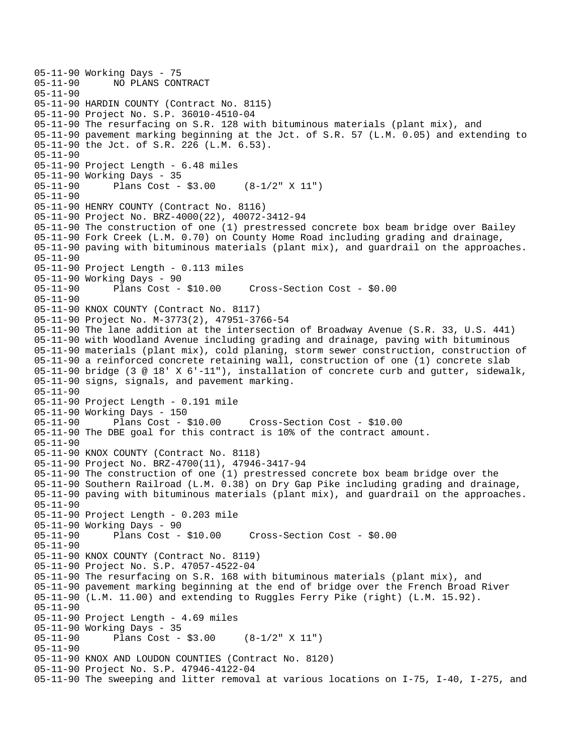```
05-11-90 Working Days - 75
05-11-90      NO PLANS CONTRACT
05-11-90
05-11-90 HARDIN COUNTY (Contract No. 8115)
05-11-90 Project No. S.P. 36010-4510-04
05-11-90 The resurfacing on S.R. 128 with bituminous materials (plant mix), and
05-11-90 pavement marking beginning at the Jct. of S.R. 57 (L.M. 0.05) and extending to
05-11-90 the Jct. of S.R. 226 (L.M. 6.53).
05-11-90
05-11-90 Project Length - 6.48 miles
05-11-90 Working Days - 35
05-11-90      Plans Cost - $3.00     (8-1/2" X 11")
05-11-90
05-11-90 HENRY COUNTY (Contract No. 8116)
05-11-90 Project No. BRZ-4000(22), 40072-3412-94
05-11-90 The construction of one (1) prestressed concrete box beam bridge over Bailey
05-11-90 Fork Creek (L.M. 0.70) on County Home Road including grading and drainage,
05-11-90 paving with bituminous materials (plant mix), and guardrail on the approaches.
05-11-90
05-11-90 Project Length - 0.113 miles
05-11-90 Working Days - 90
05-11-90      Plans Cost - $10.00     Cross-Section Cost - $0.00
05-11-90
05-11-90 KNOX COUNTY (Contract No. 8117)
05-11-90 Project No. M-3773(2), 47951-3766-54
05-11-90 The lane addition at the intersection of Broadway Avenue (S.R. 33, U.S. 441)
05-11-90 with Woodland Avenue including grading and drainage, paving with bituminous
05-11-90 materials (plant mix), cold planing, storm sewer construction, construction of
05-11-90 a reinforced concrete retaining wall, construction of one (1) concrete slab
05-11-90 bridge (3 @ 18' X 6'-11"), installation of concrete curb and gutter, sidewalk,
05-11-90 signs, signals, and pavement marking.
05-11-90
05-11-90 Project Length - 0.191 mile
05-11-90 Working Days - 150
05-11-90      Plans Cost - $10.00     Cross-Section Cost - $10.00
05-11-90 The DBE goal for this contract is 10% of the contract amount.
05-11-90
05-11-90 KNOX COUNTY (Contract No. 8118)
05-11-90 Project No. BRZ-4700(11), 47946-3417-94
05-11-90 The construction of one (1) prestressed concrete box beam bridge over the
05-11-90 Southern Railroad (L.M. 0.38) on Dry Gap Pike including grading and drainage,
05-11-90 paving with bituminous materials (plant mix), and guardrail on the approaches.
05-11-90
05-11-90 Project Length - 0.203 mile
05-11-90 Working Days - 90
05-11-90      Plans Cost - $10.00     Cross-Section Cost - $0.00
05-11-90
05-11-90 KNOX COUNTY (Contract No. 8119)
05-11-90 Project No. S.P. 47057-4522-04
05-11-90 The resurfacing on S.R. 168 with bituminous materials (plant mix), and
05-11-90 pavement marking beginning at the end of bridge over the French Broad River
05-11-90 (L.M. 11.00) and extending to Ruggles Ferry Pike (right) (L.M. 15.92).
05-11-90
05-11-90 Project Length - 4.69 miles
05-11-90 Working Days - 35
05-11-90      Plans Cost - $3.00     (8-1/2" X 11")
05-11-90
05-11-90 KNOX AND LOUDON COUNTIES (Contract No. 8120)
05-11-90 Project No. S.P. 47946-4122-04
05-11-90 The sweeping and litter removal at various locations on I-75, I-40, I-275, and
```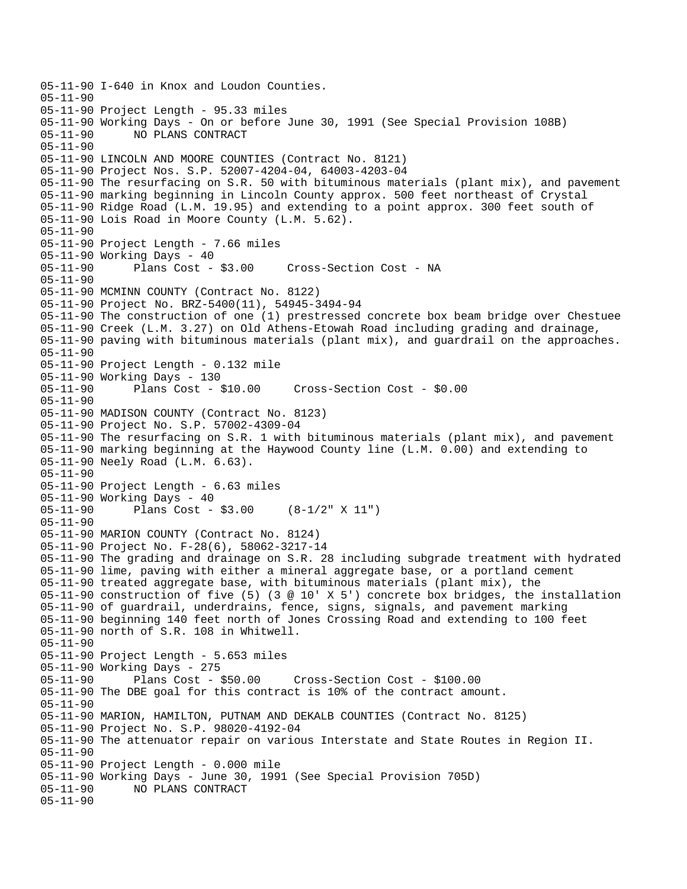```
05-11-90 I-640 in Knox and Loudon Counties.
05-11-90
05-11-90 Project Length - 95.33 miles
05-11-90 Working Days - On or before June 30, 1991 (See Special Provision 108B)
05-11-90       NO PLANS CONTRACT
05-11-90
05-11-90 LINCOLN AND MOORE COUNTIES (Contract No. 8121)
05-11-90 Project Nos. S.P. 52007-4204-04, 64003-4203-04
05-11-90 The resurfacing on S.R. 50 with bituminous materials (plant mix), and pavement
05-11-90 marking beginning in Lincoln County approx. 500 feet northeast of Crystal
05-11-90 Ridge Road (L.M. 19.95) and extending to a point approx. 300 feet south of
05-11-90 Lois Road in Moore County (L.M. 5.62).
05-11-90
05-11-90 Project Length - 7.66 miles
05-11-90 Working Days - 40
05-11-90       Plans Cost - $3.00     Cross-Section Cost - NA
05-11-90
05-11-90 MCMINN COUNTY (Contract No. 8122)
05-11-90 Project No. BRZ-5400(11), 54945-3494-94
05-11-90 The construction of one (1) prestressed concrete box beam bridge over Chestuee
05-11-90 Creek (L.M. 3.27) on Old Athens-Etowah Road including grading and drainage,
05-11-90 paving with bituminous materials (plant mix), and guardrail on the approaches.
05-11-90
05-11-90 Project Length - 0.132 mile
05-11-90 Working Days - 130
05-11-90       Plans Cost - $10.00     Cross-Section Cost - $0.00
05-11-90
05-11-90 MADISON COUNTY (Contract No. 8123)
05-11-90 Project No. S.P. 57002-4309-04
05-11-90 The resurfacing on S.R. 1 with bituminous materials (plant mix), and pavement
05-11-90 marking beginning at the Haywood County line (L.M. 0.00) and extending to
05-11-90 Neely Road (L.M. 6.63).
05-11-90
05-11-90 Project Length - 6.63 miles
05-11-90 Working Days - 40
05-11-90       Plans Cost - $3.00     (8-1/2" X 11")
05-11-90
05-11-90 MARION COUNTY (Contract No. 8124)
05-11-90 Project No. F-28(6), 58062-3217-14
05-11-90 The grading and drainage on S.R. 28 including subgrade treatment with hydrated
05-11-90 lime, paving with either a mineral aggregate base, or a portland cement
05-11-90 treated aggregate base, with bituminous materials (plant mix), the
05-11-90 construction of five (5) (3 @ 10' X 5') concrete box bridges, the installation
05-11-90 of guardrail, underdrains, fence, signs, signals, and pavement marking
05-11-90 beginning 140 feet north of Jones Crossing Road and extending to 100 feet
05-11-90 north of S.R. 108 in Whitwell.
05-11-90
05-11-90 Project Length - 5.653 miles
05-11-90 Working Days - 275
05-11-90       Plans Cost - $50.00     Cross-Section Cost - $100.00
05-11-90 The DBE goal for this contract is 10% of the contract amount.
05-11-90
05-11-90 MARION, HAMILTON, PUTNAM AND DEKALB COUNTIES (Contract No. 8125)
05-11-90 Project No. S.P. 98020-4192-04
05-11-90 The attenuator repair on various Interstate and State Routes in Region II.
05-11-90
05-11-90 Project Length - 0.000 mile
05-11-90 Working Days - June 30, 1991 (See Special Provision 705D)
05-11-90       NO PLANS CONTRACT
05-11-90
```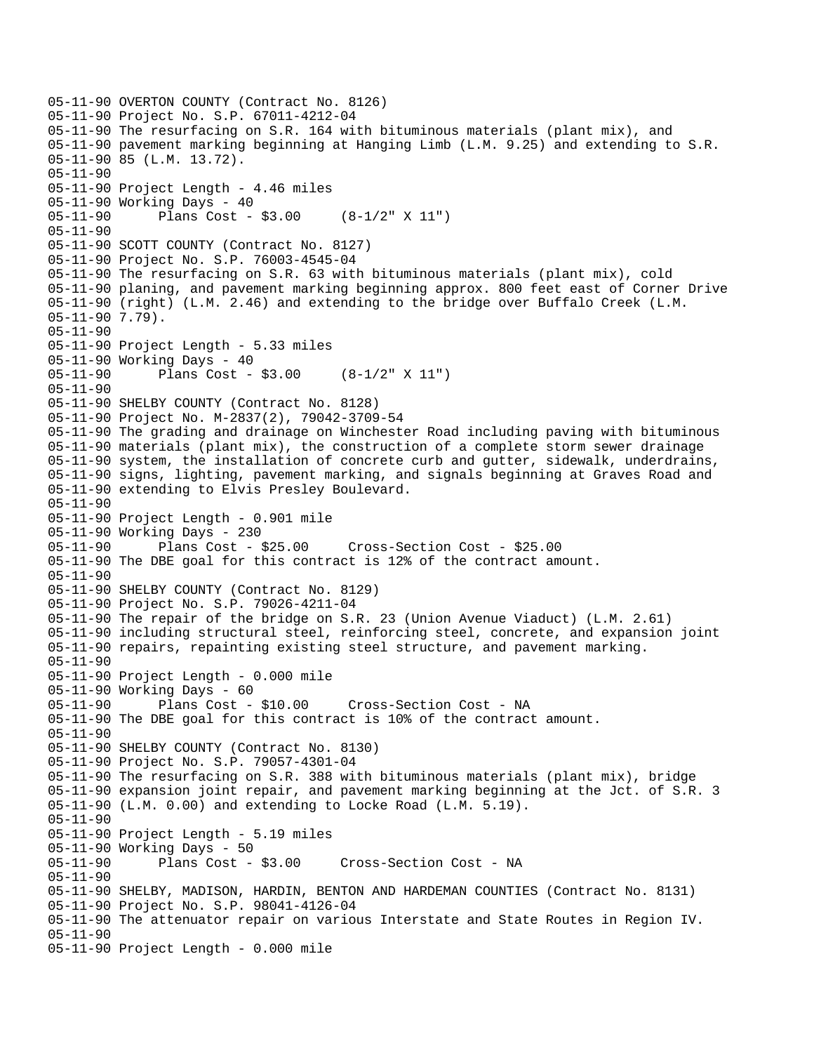```
05-11-90 OVERTON COUNTY (Contract No. 8126)
05-11-90 Project No. S.P. 67011-4212-04
05-11-90 The resurfacing on S.R. 164 with bituminous materials (plant mix), and
05-11-90 pavement marking beginning at Hanging Limb (L.M. 9.25) and extending to S.R.
05-11-90 85 (L.M. 13.72).
05-11-90
05-11-90 Project Length - 4.46 miles
05-11-90 Working Days - 40
05-11-90      Plans Cost - $3.00     (8-1/2" X 11")
05-11-90
05-11-90 SCOTT COUNTY (Contract No. 8127)
05-11-90 Project No. S.P. 76003-4545-04
05-11-90 The resurfacing on S.R. 63 with bituminous materials (plant mix), cold
05-11-90 planing, and pavement marking beginning approx. 800 feet east of Corner Drive
05-11-90 (right) (L.M. 2.46) and extending to the bridge over Buffalo Creek (L.M.
05-11-90 7.79).
05-11-90
05-11-90 Project Length - 5.33 miles
05-11-90 Working Days - 40
05-11-90      Plans Cost - $3.00     (8-1/2" X 11")
05-11-90
05-11-90 SHELBY COUNTY (Contract No. 8128)
05-11-90 Project No. M-2837(2), 79042-3709-54
05-11-90 The grading and drainage on Winchester Road including paving with bituminous
05-11-90 materials (plant mix), the construction of a complete storm sewer drainage
05-11-90 system, the installation of concrete curb and gutter, sidewalk, underdrains,
05-11-90 signs, lighting, pavement marking, and signals beginning at Graves Road and
05-11-90 extending to Elvis Presley Boulevard.
05-11-90
05-11-90 Project Length - 0.901 mile
05-11-90 Working Days - 230
05-11-90      Plans Cost - $25.00     Cross-Section Cost - $25.00
05-11-90 The DBE goal for this contract is 12% of the contract amount.
05-11-90
05-11-90 SHELBY COUNTY (Contract No. 8129)
05-11-90 Project No. S.P. 79026-4211-04
05-11-90 The repair of the bridge on S.R. 23 (Union Avenue Viaduct) (L.M. 2.61)
05-11-90 including structural steel, reinforcing steel, concrete, and expansion joint
05-11-90 repairs, repainting existing steel structure, and pavement marking.
05-11-90
05-11-90 Project Length - 0.000 mile
05-11-90 Working Days - 60
05-11-90      Plans Cost - $10.00     Cross-Section Cost - NA
05-11-90 The DBE goal for this contract is 10% of the contract amount.
05-11-90
05-11-90 SHELBY COUNTY (Contract No. 8130)
05-11-90 Project No. S.P. 79057-4301-04
05-11-90 The resurfacing on S.R. 388 with bituminous materials (plant mix), bridge
05-11-90 expansion joint repair, and pavement marking beginning at the Jct. of S.R. 3
05-11-90 (L.M. 0.00) and extending to Locke Road (L.M. 5.19).
05-11-90
05-11-90 Project Length - 5.19 miles
05-11-90 Working Days - 50
05-11-90      Plans Cost - $3.00     Cross-Section Cost - NA
05-11-90
05-11-90 SHELBY, MADISON, HARDIN, BENTON AND HARDEMAN COUNTIES (Contract No. 8131)
05-11-90 Project No. S.P. 98041-4126-04
05-11-90 The attenuator repair on various Interstate and State Routes in Region IV.
05-11-90
05-11-90 Project Length - 0.000 mile
```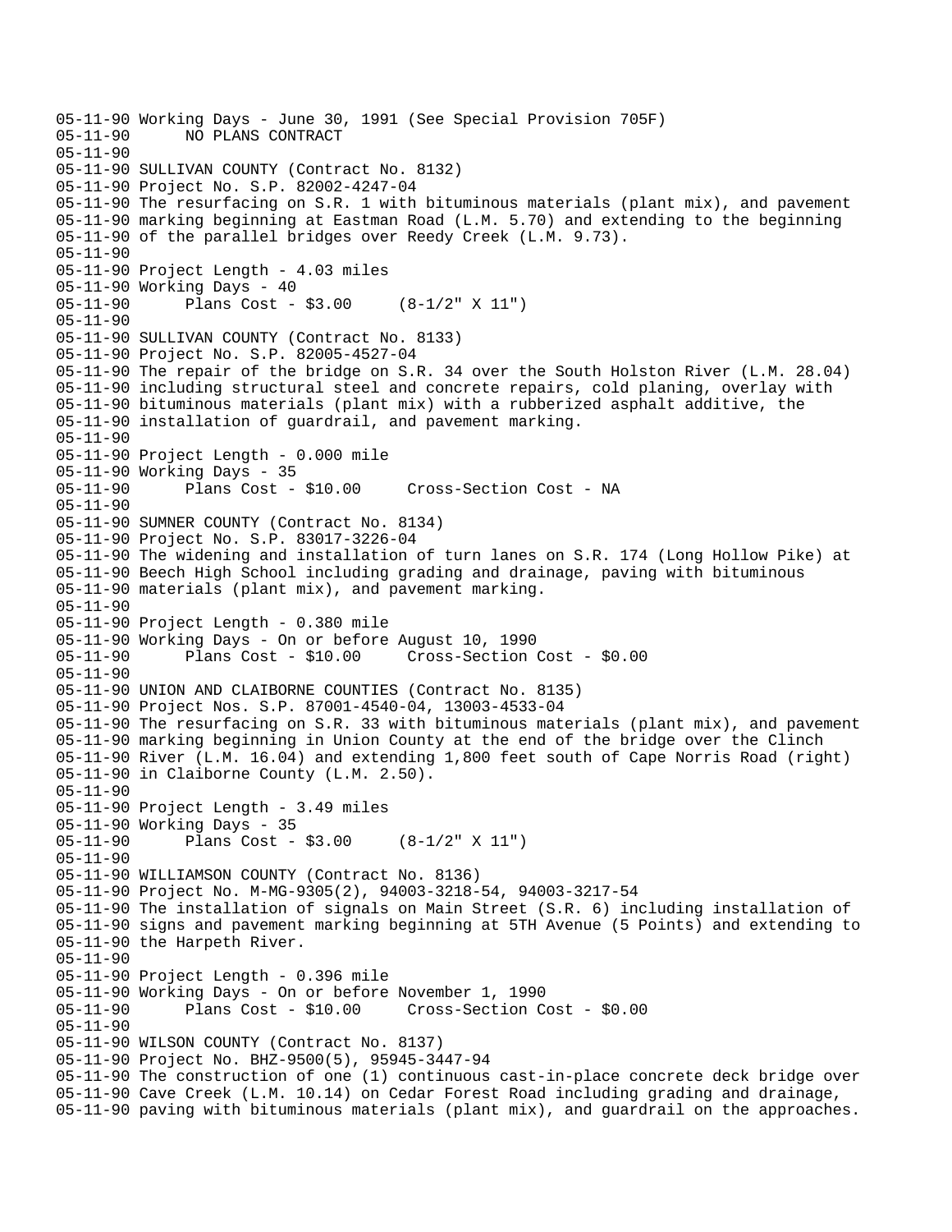```
05-11-90 Working Days - June 30, 1991 (See Special Provision 705F)
05-11-90      NO PLANS CONTRACT
05-11-90
05-11-90 SULLIVAN COUNTY (Contract No. 8132)
05-11-90 Project No. S.P. 82002-4247-04
05-11-90 The resurfacing on S.R. 1 with bituminous materials (plant mix), and pavement
05-11-90 marking beginning at Eastman Road (L.M. 5.70) and extending to the beginning
05-11-90 of the parallel bridges over Reedy Creek (L.M. 9.73).
05-11-90
05-11-90 Project Length - 4.03 miles
05-11-90 Working Days - 40
05-11-90      Plans Cost - $3.00     (8-1/2" X 11")
05-11-90
05-11-90 SULLIVAN COUNTY (Contract No. 8133)
05-11-90 Project No. S.P. 82005-4527-04
05-11-90 The repair of the bridge on S.R. 34 over the South Holston River (L.M. 28.04)
05-11-90 including structural steel and concrete repairs, cold planing, overlay with
05-11-90 bituminous materials (plant mix) with a rubberized asphalt additive, the
05-11-90 installation of guardrail, and pavement marking.
05-11-90
05-11-90 Project Length - 0.000 mile
05-11-90 Working Days - 35
05-11-90      Plans Cost - $10.00     Cross-Section Cost - NA
05-11-90
05-11-90 SUMNER COUNTY (Contract No. 8134)
05-11-90 Project No. S.P. 83017-3226-04
05-11-90 The widening and installation of turn lanes on S.R. 174 (Long Hollow Pike) at
05-11-90 Beech High School including grading and drainage, paving with bituminous
05-11-90 materials (plant mix), and pavement marking.
05-11-90
05-11-90 Project Length - 0.380 mile
05-11-90 Working Days - On or before August 10, 1990
05-11-90      Plans Cost - $10.00     Cross-Section Cost - $0.00
05-11-90
05-11-90 UNION AND CLAIBORNE COUNTIES (Contract No. 8135)
05-11-90 Project Nos. S.P. 87001-4540-04, 13003-4533-04
05-11-90 The resurfacing on S.R. 33 with bituminous materials (plant mix), and pavement
05-11-90 marking beginning in Union County at the end of the bridge over the Clinch
05-11-90 River (L.M. 16.04) and extending 1,800 feet south of Cape Norris Road (right)
05-11-90 in Claiborne County (L.M. 2.50).
05-11-90
05-11-90 Project Length - 3.49 miles
05-11-90 Working Days - 35
05-11-90      Plans Cost - $3.00     (8-1/2" X 11")
05-11-90
05-11-90 WILLIAMSON COUNTY (Contract No. 8136)
05-11-90 Project No. M-MG-9305(2), 94003-3218-54, 94003-3217-54
05-11-90 The installation of signals on Main Street (S.R. 6) including installation of
05-11-90 signs and pavement marking beginning at 5TH Avenue (5 Points) and extending to
05-11-90 the Harpeth River.
05-11-90
05-11-90 Project Length - 0.396 mile
05-11-90 Working Days - On or before November 1, 1990
05-11-90      Plans Cost - $10.00     Cross-Section Cost - $0.00
05-11-90
05-11-90 WILSON COUNTY (Contract No. 8137)
05-11-90 Project No. BHZ-9500(5), 95945-3447-94
05-11-90 The construction of one (1) continuous cast-in-place concrete deck bridge over
05-11-90 Cave Creek (L.M. 10.14) on Cedar Forest Road including grading and drainage,
05-11-90 paving with bituminous materials (plant mix), and guardrail on the approaches.
```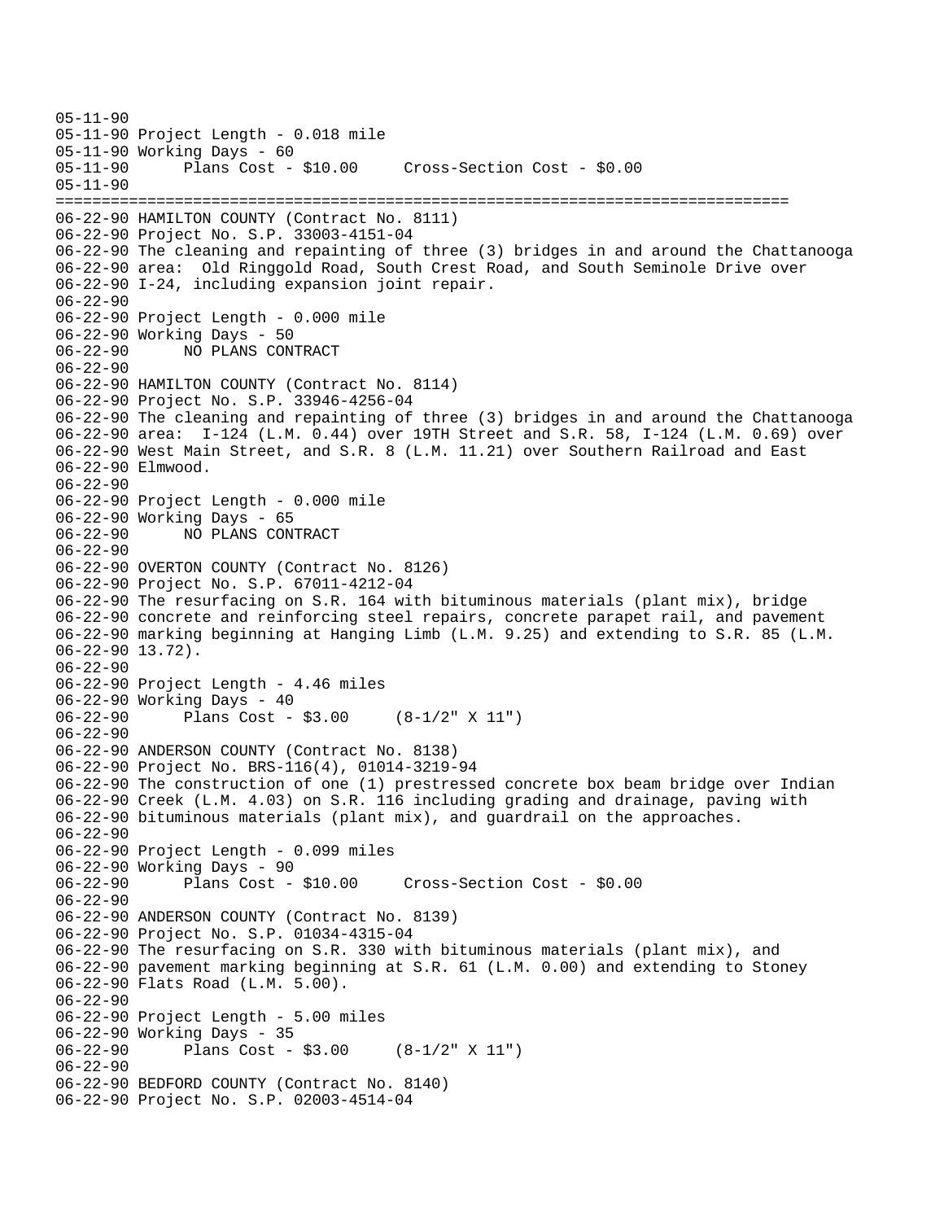```
05-11-90
05-11-90 Project Length - 0.018 mile
05-11-90 Working Days - 60
05-11-90       Plans Cost - $10.00     Cross-Section Cost - $0.00
05-11-90
================================================================================
06-22-90 HAMILTON COUNTY (Contract No. 8111)
06-22-90 Project No. S.P. 33003-4151-04
06-22-90 The cleaning and repainting of three (3) bridges in and around the Chattanooga
06-22-90 area:  Old Ringgold Road, South Crest Road, and South Seminole Drive over
06-22-90 I-24, including expansion joint repair.
06-22-90
06-22-90 Project Length - 0.000 mile
06-22-90 Working Days - 50
06-22-90       NO PLANS CONTRACT
06-22-90
06-22-90 HAMILTON COUNTY (Contract No. 8114)
06-22-90 Project No. S.P. 33946-4256-04
06-22-90 The cleaning and repainting of three (3) bridges in and around the Chattanooga
06-22-90 area:  I-124 (L.M. 0.44) over 19TH Street and S.R. 58, I-124 (L.M. 0.69) over
06-22-90 West Main Street, and S.R. 8 (L.M. 11.21) over Southern Railroad and East
06-22-90 Elmwood.
06-22-90
06-22-90 Project Length - 0.000 mile
06-22-90 Working Days - 65
06-22-90       NO PLANS CONTRACT
06-22-90
06-22-90 OVERTON COUNTY (Contract No. 8126)
06-22-90 Project No. S.P. 67011-4212-04
06-22-90 The resurfacing on S.R. 164 with bituminous materials (plant mix), bridge
06-22-90 concrete and reinforcing steel repairs, concrete parapet rail, and pavement
06-22-90 marking beginning at Hanging Limb (L.M. 9.25) and extending to S.R. 85 (L.M.
06-22-90 13.72).
06-22-90
06-22-90 Project Length - 4.46 miles
06-22-90 Working Days - 40
06-22-90       Plans Cost - $3.00     (8-1/2" X 11")
06-22-90
06-22-90 ANDERSON COUNTY (Contract No. 8138)
06-22-90 Project No. BRS-116(4), 01014-3219-94
06-22-90 The construction of one (1) prestressed concrete box beam bridge over Indian
06-22-90 Creek (L.M. 4.03) on S.R. 116 including grading and drainage, paving with
06-22-90 bituminous materials (plant mix), and guardrail on the approaches.
06-22-90
06-22-90 Project Length - 0.099 miles
06-22-90 Working Days - 90
06-22-90       Plans Cost - $10.00     Cross-Section Cost - $0.00
06-22-90
06-22-90 ANDERSON COUNTY (Contract No. 8139)
06-22-90 Project No. S.P. 01034-4315-04
06-22-90 The resurfacing on S.R. 330 with bituminous materials (plant mix), and
06-22-90 pavement marking beginning at S.R. 61 (L.M. 0.00) and extending to Stoney
06-22-90 Flats Road (L.M. 5.00).
06-22-90
06-22-90 Project Length - 5.00 miles
06-22-90 Working Days - 35
06-22-90       Plans Cost - $3.00     (8-1/2" X 11")
06-22-90
06-22-90 BEDFORD COUNTY (Contract No. 8140)
06-22-90 Project No. S.P. 02003-4514-04
```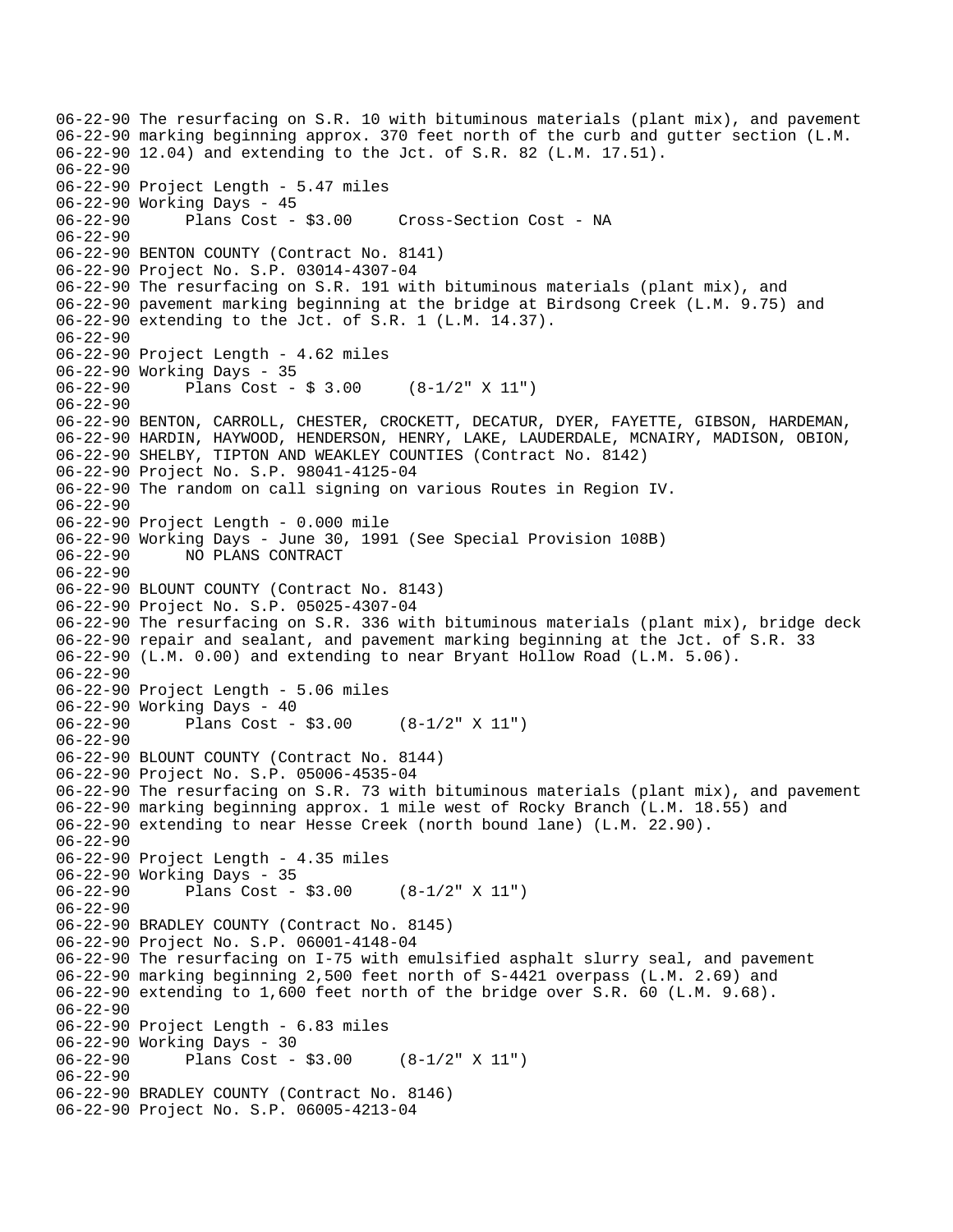06-22-90 The resurfacing on S.R. 10 with bituminous materials (plant mix), and pavement
06-22-90 marking beginning approx. 370 feet north of the curb and gutter section (L.M.
06-22-90 12.04) and extending to the Jct. of S.R. 82 (L.M. 17.51).
06-22-90
06-22-90 Project Length - 5.47 miles
06-22-90 Working Days - 45
06-22-90 Plans Cost - $3.00 Cross-Section Cost - NA
06-22-90
06-22-90 BENTON COUNTY (Contract No. 8141)
06-22-90 Project No. S.P. 03014-4307-04
06-22-90 The resurfacing on S.R. 191 with bituminous materials (plant mix), and
06-22-90 pavement marking beginning at the bridge at Birdsong Creek (L.M. 9.75) and
06-22-90 extending to the Jct. of S.R. 1 (L.M. 14.37).
06-22-90
06-22-90 Project Length - 4.62 miles
06-22-90 Working Days - 35
06-22-90 Plans Cost - $ 3.00 (8-1/2" X 11")
06-22-90
06-22-90 BENTON, CARROLL, CHESTER, CROCKETT, DECATUR, DYER, FAYETTE, GIBSON, HARDEMAN,
06-22-90 HARDIN, HAYWOOD, HENDERSON, HENRY, LAKE, LAUDERDALE, MCNAIRY, MADISON, OBION,
06-22-90 SHELBY, TIPTON AND WEAKLEY COUNTIES (Contract No. 8142)
06-22-90 Project No. S.P. 98041-4125-04
06-22-90 The random on call signing on various Routes in Region IV.
06-22-90
06-22-90 Project Length - 0.000 mile
06-22-90 Working Days - June 30, 1991 (See Special Provision 108B)
06-22-90 NO PLANS CONTRACT
06-22-90
06-22-90 BLOUNT COUNTY (Contract No. 8143)
06-22-90 Project No. S.P. 05025-4307-04
06-22-90 The resurfacing on S.R. 336 with bituminous materials (plant mix), bridge deck
06-22-90 repair and sealant, and pavement marking beginning at the Jct. of S.R. 33
06-22-90 (L.M. 0.00) and extending to near Bryant Hollow Road (L.M. 5.06).
06-22-90
06-22-90 Project Length - 5.06 miles
06-22-90 Working Days - 40
06-22-90 Plans Cost - $3.00 (8-1/2" X 11")
06-22-90
06-22-90 BLOUNT COUNTY (Contract No. 8144)
06-22-90 Project No. S.P. 05006-4535-04
06-22-90 The resurfacing on S.R. 73 with bituminous materials (plant mix), and pavement
06-22-90 marking beginning approx. 1 mile west of Rocky Branch (L.M. 18.55) and
06-22-90 extending to near Hesse Creek (north bound lane) (L.M. 22.90).
06-22-90
06-22-90 Project Length - 4.35 miles
06-22-90 Working Days - 35
06-22-90 Plans Cost - $3.00 (8-1/2" X 11")
06-22-90
06-22-90 BRADLEY COUNTY (Contract No. 8145)
06-22-90 Project No. S.P. 06001-4148-04
06-22-90 The resurfacing on I-75 with emulsified asphalt slurry seal, and pavement
06-22-90 marking beginning 2,500 feet north of S-4421 overpass (L.M. 2.69) and
06-22-90 extending to 1,600 feet north of the bridge over S.R. 60 (L.M. 9.68).
06-22-90
06-22-90 Project Length - 6.83 miles
06-22-90 Working Days - 30
06-22-90 Plans Cost - $3.00 (8-1/2" X 11")
06-22-90
06-22-90 BRADLEY COUNTY (Contract No. 8146)
06-22-90 Project No. S.P. 06005-4213-04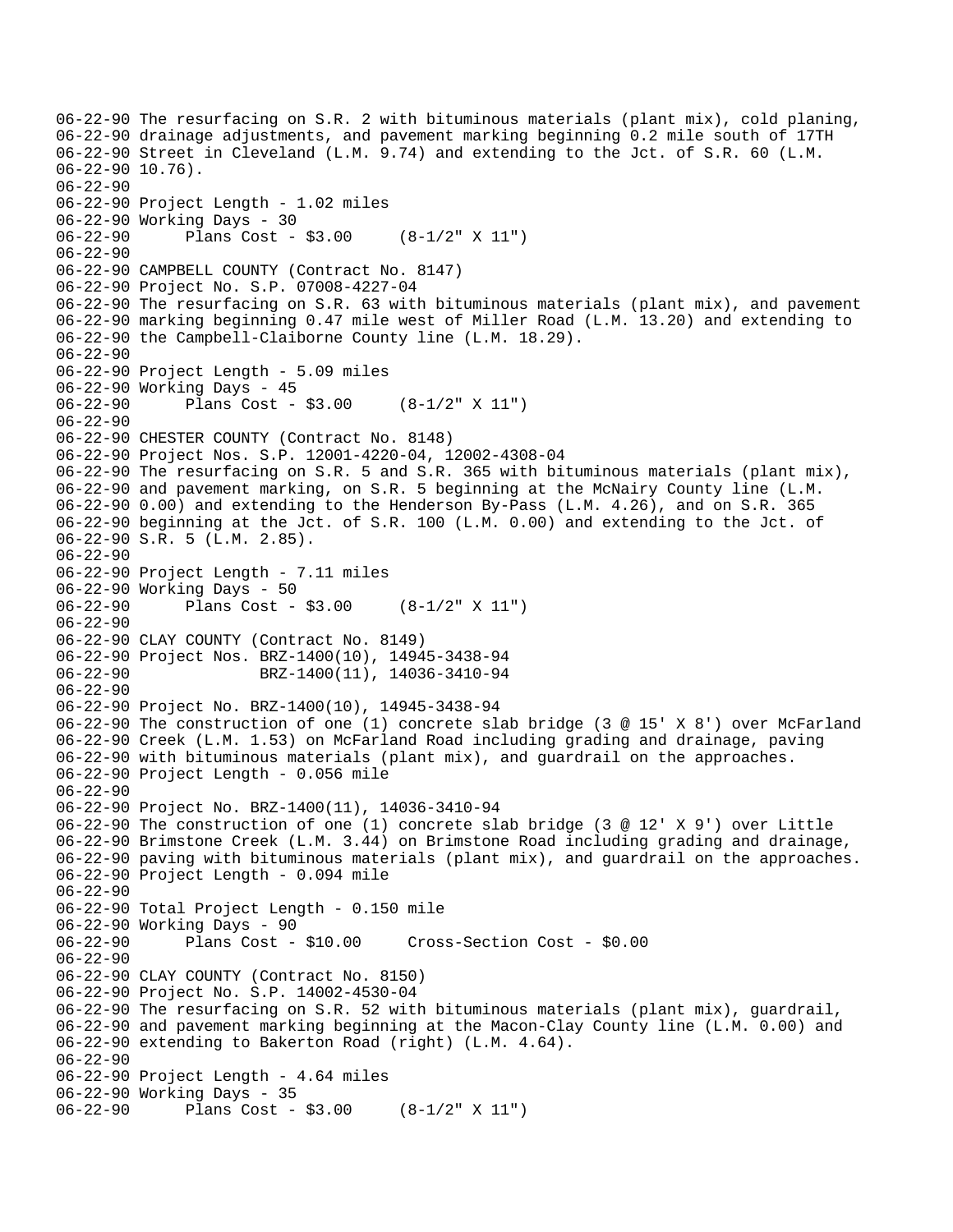```
06-22-90 The resurfacing on S.R. 2 with bituminous materials (plant mix), cold planing,
06-22-90 drainage adjustments, and pavement marking beginning 0.2 mile south of 17TH
06-22-90 Street in Cleveland (L.M. 9.74) and extending to the Jct. of S.R. 60 (L.M.
06-22-90 10.76).
06-22-90
06-22-90 Project Length - 1.02 miles
06-22-90 Working Days - 30
06-22-90      Plans Cost - $3.00     (8-1/2" X 11")
06-22-90
06-22-90 CAMPBELL COUNTY (Contract No. 8147)
06-22-90 Project No. S.P. 07008-4227-04
06-22-90 The resurfacing on S.R. 63 with bituminous materials (plant mix), and pavement
06-22-90 marking beginning 0.47 mile west of Miller Road (L.M. 13.20) and extending to
06-22-90 the Campbell-Claiborne County line (L.M. 18.29).
06-22-90
06-22-90 Project Length - 5.09 miles
06-22-90 Working Days - 45
06-22-90      Plans Cost - $3.00     (8-1/2" X 11")
06-22-90
06-22-90 CHESTER COUNTY (Contract No. 8148)
06-22-90 Project Nos. S.P. 12001-4220-04, 12002-4308-04
06-22-90 The resurfacing on S.R. 5 and S.R. 365 with bituminous materials (plant mix),
06-22-90 and pavement marking, on S.R. 5 beginning at the McNairy County line (L.M.
06-22-90 0.00) and extending to the Henderson By-Pass (L.M. 4.26), and on S.R. 365
06-22-90 beginning at the Jct. of S.R. 100 (L.M. 0.00) and extending to the Jct. of
06-22-90 S.R. 5 (L.M. 2.85).
06-22-90
06-22-90 Project Length - 7.11 miles
06-22-90 Working Days - 50
06-22-90      Plans Cost - $3.00     (8-1/2" X 11")
06-22-90
06-22-90 CLAY COUNTY (Contract No. 8149)
06-22-90 Project Nos. BRZ-1400(10), 14945-3438-94
06-22-90              BRZ-1400(11), 14036-3410-94
06-22-90
06-22-90 Project No. BRZ-1400(10), 14945-3438-94
06-22-90 The construction of one (1) concrete slab bridge (3 @ 15' X 8') over McFarland
06-22-90 Creek (L.M. 1.53) on McFarland Road including grading and drainage, paving
06-22-90 with bituminous materials (plant mix), and guardrail on the approaches.
06-22-90 Project Length - 0.056 mile
06-22-90
06-22-90 Project No. BRZ-1400(11), 14036-3410-94
06-22-90 The construction of one (1) concrete slab bridge (3 @ 12' X 9') over Little
06-22-90 Brimstone Creek (L.M. 3.44) on Brimstone Road including grading and drainage,
06-22-90 paving with bituminous materials (plant mix), and guardrail on the approaches.
06-22-90 Project Length - 0.094 mile
06-22-90
06-22-90 Total Project Length - 0.150 mile
06-22-90 Working Days - 90
06-22-90      Plans Cost - $10.00     Cross-Section Cost - $0.00
06-22-90
06-22-90 CLAY COUNTY (Contract No. 8150)
06-22-90 Project No. S.P. 14002-4530-04
06-22-90 The resurfacing on S.R. 52 with bituminous materials (plant mix), guardrail,
06-22-90 and pavement marking beginning at the Macon-Clay County line (L.M. 0.00) and
06-22-90 extending to Bakerton Road (right) (L.M. 4.64).
06-22-90
06-22-90 Project Length - 4.64 miles
06-22-90 Working Days - 35
06-22-90      Plans Cost - $3.00     (8-1/2" X 11")
```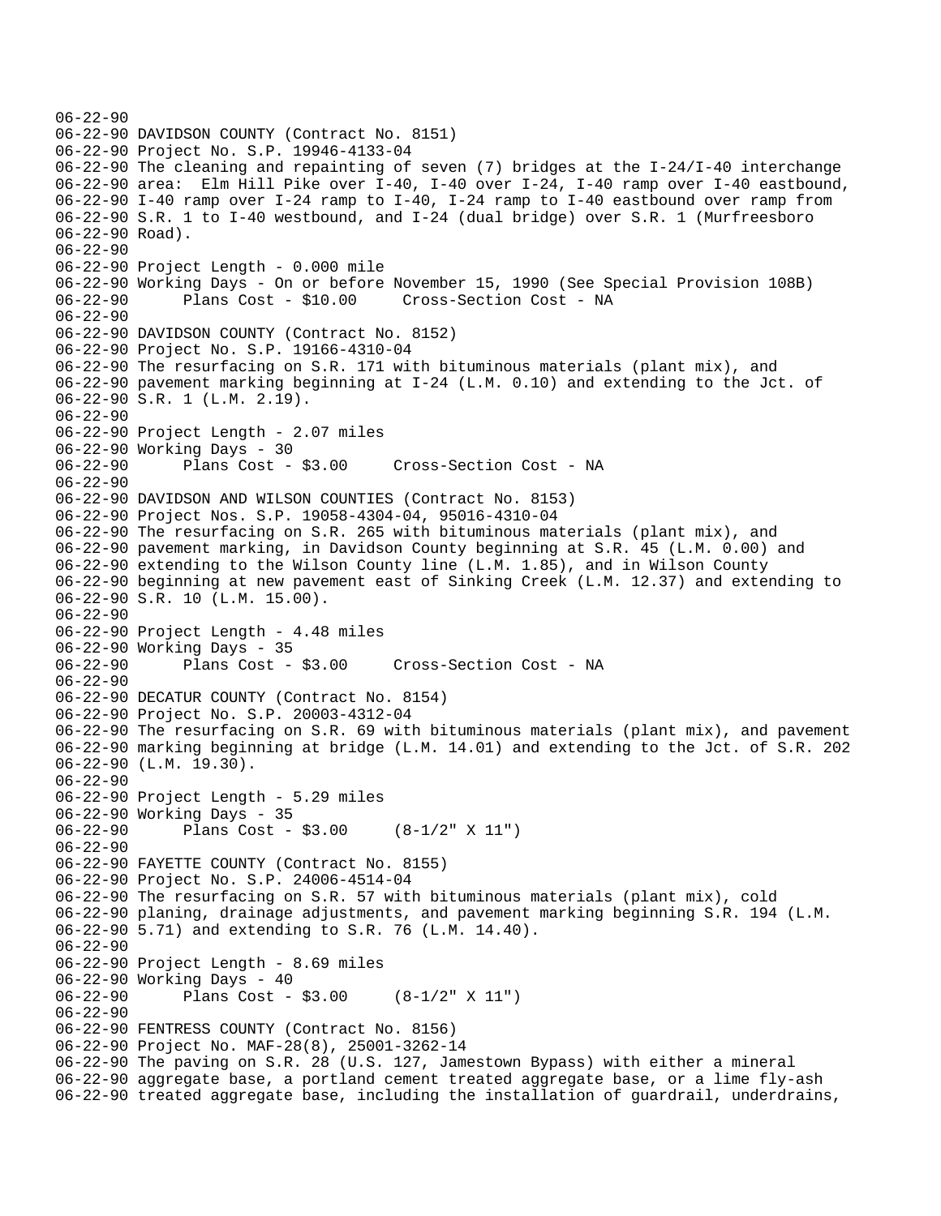```
06-22-90
06-22-90 DAVIDSON COUNTY (Contract No. 8151)
06-22-90 Project No. S.P. 19946-4133-04
06-22-90 The cleaning and repainting of seven (7) bridges at the I-24/I-40 interchange
06-22-90 area:  Elm Hill Pike over I-40, I-40 over I-24, I-40 ramp over I-40 eastbound,
06-22-90 I-40 ramp over I-24 ramp to I-40, I-24 ramp to I-40 eastbound over ramp from
06-22-90 S.R. 1 to I-40 westbound, and I-24 (dual bridge) over S.R. 1 (Murfreesboro
06-22-90 Road).
06-22-90
06-22-90 Project Length - 0.000 mile
06-22-90 Working Days - On or before November 15, 1990 (See Special Provision 108B)
06-22-90      Plans Cost - $10.00     Cross-Section Cost - NA
06-22-90
06-22-90 DAVIDSON COUNTY (Contract No. 8152)
06-22-90 Project No. S.P. 19166-4310-04
06-22-90 The resurfacing on S.R. 171 with bituminous materials (plant mix), and
06-22-90 pavement marking beginning at I-24 (L.M. 0.10) and extending to the Jct. of
06-22-90 S.R. 1 (L.M. 2.19).
06-22-90
06-22-90 Project Length - 2.07 miles
06-22-90 Working Days - 30
06-22-90      Plans Cost - $3.00     Cross-Section Cost - NA
06-22-90
06-22-90 DAVIDSON AND WILSON COUNTIES (Contract No. 8153)
06-22-90 Project Nos. S.P. 19058-4304-04, 95016-4310-04
06-22-90 The resurfacing on S.R. 265 with bituminous materials (plant mix), and
06-22-90 pavement marking, in Davidson County beginning at S.R. 45 (L.M. 0.00) and
06-22-90 extending to the Wilson County line (L.M. 1.85), and in Wilson County
06-22-90 beginning at new pavement east of Sinking Creek (L.M. 12.37) and extending to
06-22-90 S.R. 10 (L.M. 15.00).
06-22-90
06-22-90 Project Length - 4.48 miles
06-22-90 Working Days - 35
06-22-90      Plans Cost - $3.00     Cross-Section Cost - NA
06-22-90
06-22-90 DECATUR COUNTY (Contract No. 8154)
06-22-90 Project No. S.P. 20003-4312-04
06-22-90 The resurfacing on S.R. 69 with bituminous materials (plant mix), and pavement
06-22-90 marking beginning at bridge (L.M. 14.01) and extending to the Jct. of S.R. 202
06-22-90 (L.M. 19.30).
06-22-90
06-22-90 Project Length - 5.29 miles
06-22-90 Working Days - 35
06-22-90      Plans Cost - $3.00     (8-1/2" X 11")
06-22-90
06-22-90 FAYETTE COUNTY (Contract No. 8155)
06-22-90 Project No. S.P. 24006-4514-04
06-22-90 The resurfacing on S.R. 57 with bituminous materials (plant mix), cold
06-22-90 planing, drainage adjustments, and pavement marking beginning S.R. 194 (L.M.
06-22-90 5.71) and extending to S.R. 76 (L.M. 14.40).
06-22-90
06-22-90 Project Length - 8.69 miles
06-22-90 Working Days - 40
06-22-90      Plans Cost - $3.00     (8-1/2" X 11")
06-22-90
06-22-90 FENTRESS COUNTY (Contract No. 8156)
06-22-90 Project No. MAF-28(8), 25001-3262-14
06-22-90 The paving on S.R. 28 (U.S. 127, Jamestown Bypass) with either a mineral
06-22-90 aggregate base, a portland cement treated aggregate base, or a lime fly-ash
06-22-90 treated aggregate base, including the installation of guardrail, underdrains,
```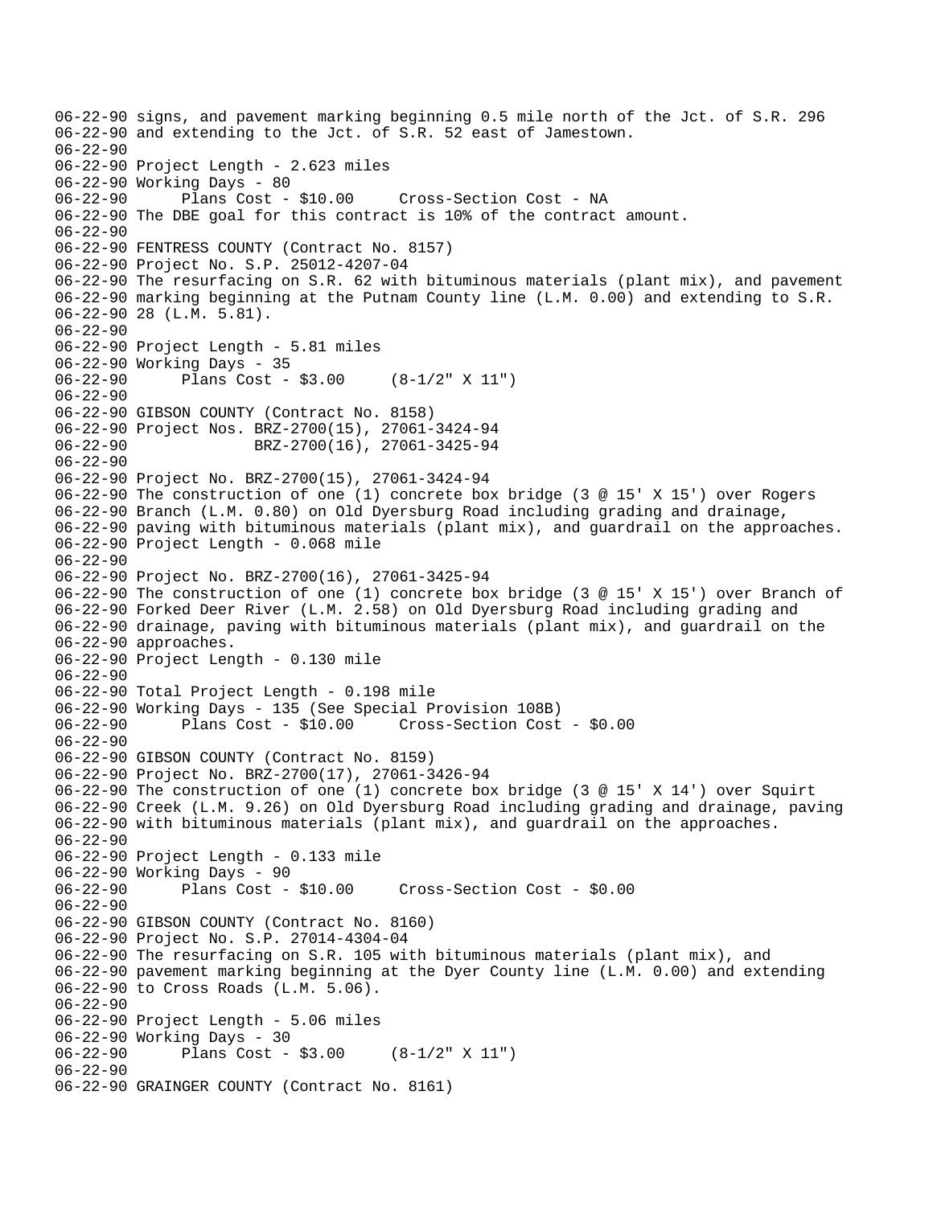```
06-22-90 signs, and pavement marking beginning 0.5 mile north of the Jct. of S.R. 296
06-22-90 and extending to the Jct. of S.R. 52 east of Jamestown.
06-22-90
06-22-90 Project Length - 2.623 miles
06-22-90 Working Days - 80
06-22-90       Plans Cost - $10.00     Cross-Section Cost - NA
06-22-90 The DBE goal for this contract is 10% of the contract amount.
06-22-90
06-22-90 FENTRESS COUNTY (Contract No. 8157)
06-22-90 Project No. S.P. 25012-4207-04
06-22-90 The resurfacing on S.R. 62 with bituminous materials (plant mix), and pavement
06-22-90 marking beginning at the Putnam County line (L.M. 0.00) and extending to S.R.
06-22-90 28 (L.M. 5.81).
06-22-90
06-22-90 Project Length - 5.81 miles
06-22-90 Working Days - 35
06-22-90       Plans Cost - $3.00     (8-1/2" X 11")
06-22-90
06-22-90 GIBSON COUNTY (Contract No. 8158)
06-22-90 Project Nos. BRZ-2700(15), 27061-3424-94
06-22-90              BRZ-2700(16), 27061-3425-94
06-22-90
06-22-90 Project No. BRZ-2700(15), 27061-3424-94
06-22-90 The construction of one (1) concrete box bridge (3 @ 15' X 15') over Rogers
06-22-90 Branch (L.M. 0.80) on Old Dyersburg Road including grading and drainage,
06-22-90 paving with bituminous materials (plant mix), and guardrail on the approaches.
06-22-90 Project Length - 0.068 mile
06-22-90
06-22-90 Project No. BRZ-2700(16), 27061-3425-94
06-22-90 The construction of one (1) concrete box bridge (3 @ 15' X 15') over Branch of
06-22-90 Forked Deer River (L.M. 2.58) on Old Dyersburg Road including grading and
06-22-90 drainage, paving with bituminous materials (plant mix), and guardrail on the
06-22-90 approaches.
06-22-90 Project Length - 0.130 mile
06-22-90
06-22-90 Total Project Length - 0.198 mile
06-22-90 Working Days - 135 (See Special Provision 108B)
06-22-90       Plans Cost - $10.00     Cross-Section Cost - $0.00
06-22-90
06-22-90 GIBSON COUNTY (Contract No. 8159)
06-22-90 Project No. BRZ-2700(17), 27061-3426-94
06-22-90 The construction of one (1) concrete box bridge (3 @ 15' X 14') over Squirt
06-22-90 Creek (L.M. 9.26) on Old Dyersburg Road including grading and drainage, paving
06-22-90 with bituminous materials (plant mix), and guardrail on the approaches.
06-22-90
06-22-90 Project Length - 0.133 mile
06-22-90 Working Days - 90
06-22-90       Plans Cost - $10.00     Cross-Section Cost - $0.00
06-22-90
06-22-90 GIBSON COUNTY (Contract No. 8160)
06-22-90 Project No. S.P. 27014-4304-04
06-22-90 The resurfacing on S.R. 105 with bituminous materials (plant mix), and
06-22-90 pavement marking beginning at the Dyer County line (L.M. 0.00) and extending
06-22-90 to Cross Roads (L.M. 5.06).
06-22-90
06-22-90 Project Length - 5.06 miles
06-22-90 Working Days - 30
06-22-90       Plans Cost - $3.00     (8-1/2" X 11")
06-22-90
06-22-90 GRAINGER COUNTY (Contract No. 8161)
```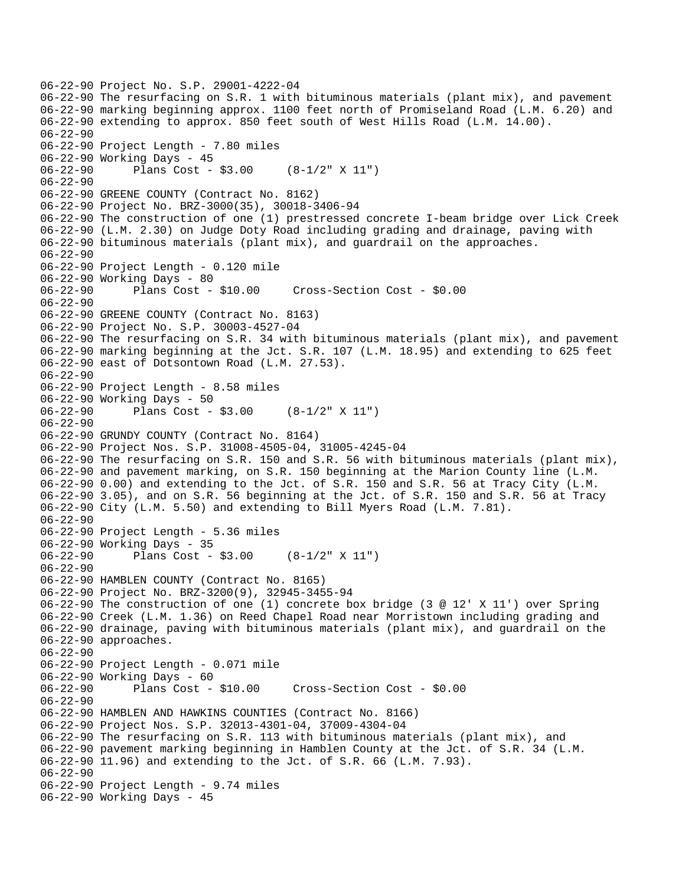```
06-22-90 Project No. S.P. 29001-4222-04
06-22-90 The resurfacing on S.R. 1 with bituminous materials (plant mix), and pavement
06-22-90 marking beginning approx. 1100 feet north of Promiseland Road (L.M. 6.20) and
06-22-90 extending to approx. 850 feet south of West Hills Road (L.M. 14.00).
06-22-90
06-22-90 Project Length - 7.80 miles
06-22-90 Working Days - 45
06-22-90      Plans Cost - $3.00     (8-1/2" X 11")
06-22-90
06-22-90 GREENE COUNTY (Contract No. 8162)
06-22-90 Project No. BRZ-3000(35), 30018-3406-94
06-22-90 The construction of one (1) prestressed concrete I-beam bridge over Lick Creek
06-22-90 (L.M. 2.30) on Judge Doty Road including grading and drainage, paving with
06-22-90 bituminous materials (plant mix), and guardrail on the approaches.
06-22-90
06-22-90 Project Length - 0.120 mile
06-22-90 Working Days - 80
06-22-90      Plans Cost - $10.00     Cross-Section Cost - $0.00
06-22-90
06-22-90 GREENE COUNTY (Contract No. 8163)
06-22-90 Project No. S.P. 30003-4527-04
06-22-90 The resurfacing on S.R. 34 with bituminous materials (plant mix), and pavement
06-22-90 marking beginning at the Jct. S.R. 107 (L.M. 18.95) and extending to 625 feet
06-22-90 east of Dotsontown Road (L.M. 27.53).
06-22-90
06-22-90 Project Length - 8.58 miles
06-22-90 Working Days - 50
06-22-90      Plans Cost - $3.00     (8-1/2" X 11")
06-22-90
06-22-90 GRUNDY COUNTY (Contract No. 8164)
06-22-90 Project Nos. S.P. 31008-4505-04, 31005-4245-04
06-22-90 The resurfacing on S.R. 150 and S.R. 56 with bituminous materials (plant mix),
06-22-90 and pavement marking, on S.R. 150 beginning at the Marion County line (L.M.
06-22-90 0.00) and extending to the Jct. of S.R. 150 and S.R. 56 at Tracy City (L.M.
06-22-90 3.05), and on S.R. 56 beginning at the Jct. of S.R. 150 and S.R. 56 at Tracy
06-22-90 City (L.M. 5.50) and extending to Bill Myers Road (L.M. 7.81).
06-22-90
06-22-90 Project Length - 5.36 miles
06-22-90 Working Days - 35
06-22-90      Plans Cost - $3.00     (8-1/2" X 11")
06-22-90
06-22-90 HAMBLEN COUNTY (Contract No. 8165)
06-22-90 Project No. BRZ-3200(9), 32945-3455-94
06-22-90 The construction of one (1) concrete box bridge (3 @ 12' X 11') over Spring
06-22-90 Creek (L.M. 1.36) on Reed Chapel Road near Morristown including grading and
06-22-90 drainage, paving with bituminous materials (plant mix), and guardrail on the
06-22-90 approaches.
06-22-90
06-22-90 Project Length - 0.071 mile
06-22-90 Working Days - 60
06-22-90      Plans Cost - $10.00     Cross-Section Cost - $0.00
06-22-90
06-22-90 HAMBLEN AND HAWKINS COUNTIES (Contract No. 8166)
06-22-90 Project Nos. S.P. 32013-4301-04, 37009-4304-04
06-22-90 The resurfacing on S.R. 113 with bituminous materials (plant mix), and
06-22-90 pavement marking beginning in Hamblen County at the Jct. of S.R. 34 (L.M.
06-22-90 11.96) and extending to the Jct. of S.R. 66 (L.M. 7.93).
06-22-90
06-22-90 Project Length - 9.74 miles
06-22-90 Working Days - 45
```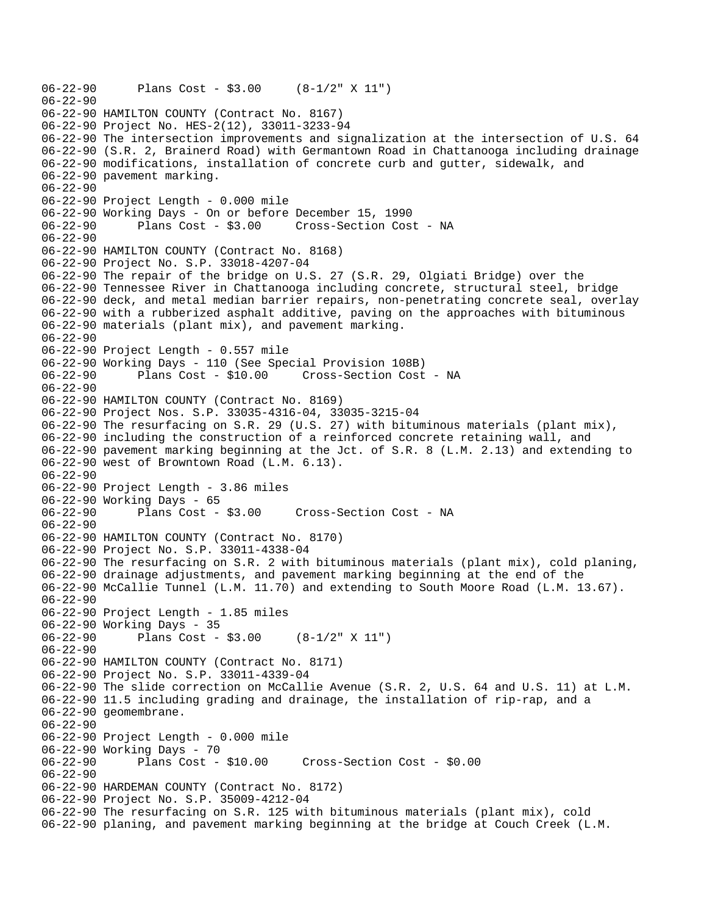```
06-22-90      Plans Cost - $3.00     (8-1/2" X 11")
06-22-90
06-22-90 HAMILTON COUNTY (Contract No. 8167)
06-22-90 Project No. HES-2(12), 33011-3233-94
06-22-90 The intersection improvements and signalization at the intersection of U.S. 64
06-22-90 (S.R. 2, Brainerd Road) with Germantown Road in Chattanooga including drainage
06-22-90 modifications, installation of concrete curb and gutter, sidewalk, and
06-22-90 pavement marking.
06-22-90
06-22-90 Project Length - 0.000 mile
06-22-90 Working Days - On or before December 15, 1990
06-22-90      Plans Cost - $3.00     Cross-Section Cost - NA
06-22-90
06-22-90 HAMILTON COUNTY (Contract No. 8168)
06-22-90 Project No. S.P. 33018-4207-04
06-22-90 The repair of the bridge on U.S. 27 (S.R. 29, Olgiati Bridge) over the
06-22-90 Tennessee River in Chattanooga including concrete, structural steel, bridge
06-22-90 deck, and metal median barrier repairs, non-penetrating concrete seal, overlay
06-22-90 with a rubberized asphalt additive, paving on the approaches with bituminous
06-22-90 materials (plant mix), and pavement marking.
06-22-90
06-22-90 Project Length - 0.557 mile
06-22-90 Working Days - 110 (See Special Provision 108B)
06-22-90      Plans Cost - $10.00     Cross-Section Cost - NA
06-22-90
06-22-90 HAMILTON COUNTY (Contract No. 8169)
06-22-90 Project Nos. S.P. 33035-4316-04, 33035-3215-04
06-22-90 The resurfacing on S.R. 29 (U.S. 27) with bituminous materials (plant mix),
06-22-90 including the construction of a reinforced concrete retaining wall, and
06-22-90 pavement marking beginning at the Jct. of S.R. 8 (L.M. 2.13) and extending to
06-22-90 west of Browntown Road (L.M. 6.13).
06-22-90
06-22-90 Project Length - 3.86 miles
06-22-90 Working Days - 65
06-22-90      Plans Cost - $3.00     Cross-Section Cost - NA
06-22-90
06-22-90 HAMILTON COUNTY (Contract No. 8170)
06-22-90 Project No. S.P. 33011-4338-04
06-22-90 The resurfacing on S.R. 2 with bituminous materials (plant mix), cold planing,
06-22-90 drainage adjustments, and pavement marking beginning at the end of the
06-22-90 McCallie Tunnel (L.M. 11.70) and extending to South Moore Road (L.M. 13.67).
06-22-90
06-22-90 Project Length - 1.85 miles
06-22-90 Working Days - 35
06-22-90      Plans Cost - $3.00     (8-1/2" X 11")
06-22-90
06-22-90 HAMILTON COUNTY (Contract No. 8171)
06-22-90 Project No. S.P. 33011-4339-04
06-22-90 The slide correction on McCallie Avenue (S.R. 2, U.S. 64 and U.S. 11) at L.M.
06-22-90 11.5 including grading and drainage, the installation of rip-rap, and a
06-22-90 geomembrane.
06-22-90
06-22-90 Project Length - 0.000 mile
06-22-90 Working Days - 70
06-22-90      Plans Cost - $10.00     Cross-Section Cost - $0.00
06-22-90
06-22-90 HARDEMAN COUNTY (Contract No. 8172)
06-22-90 Project No. S.P. 35009-4212-04
06-22-90 The resurfacing on S.R. 125 with bituminous materials (plant mix), cold
06-22-90 planing, and pavement marking beginning at the bridge at Couch Creek (L.M.
```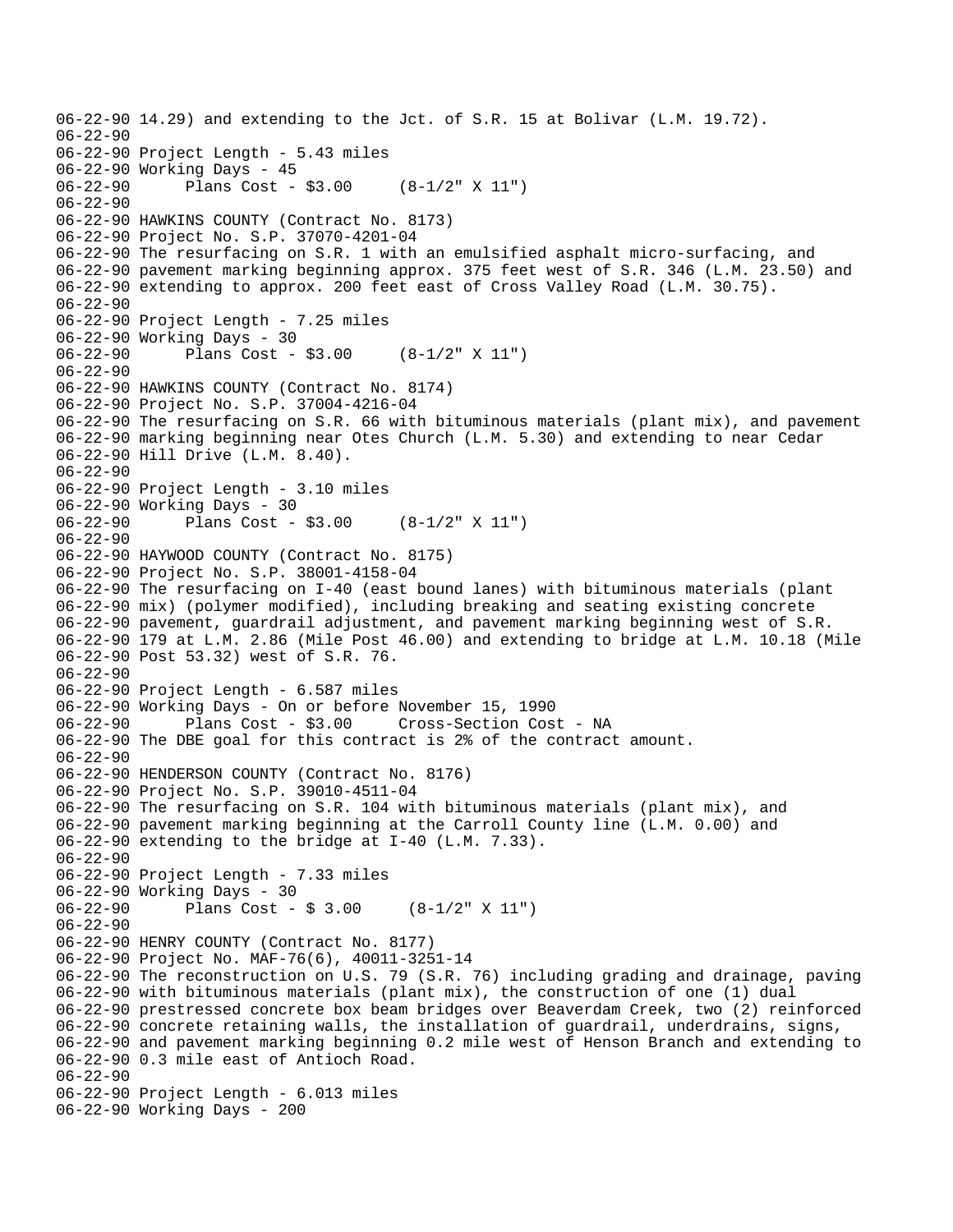```
06-22-90 14.29) and extending to the Jct. of S.R. 15 at Bolivar (L.M. 19.72).
06-22-90
06-22-90 Project Length - 5.43 miles
06-22-90 Working Days - 45
06-22-90      Plans Cost - $3.00     (8-1/2" X 11")
06-22-90
06-22-90 HAWKINS COUNTY (Contract No. 8173)
06-22-90 Project No. S.P. 37070-4201-04
06-22-90 The resurfacing on S.R. 1 with an emulsified asphalt micro-surfacing, and
06-22-90 pavement marking beginning approx. 375 feet west of S.R. 346 (L.M. 23.50) and
06-22-90 extending to approx. 200 feet east of Cross Valley Road (L.M. 30.75).
06-22-90
06-22-90 Project Length - 7.25 miles
06-22-90 Working Days - 30
06-22-90      Plans Cost - $3.00     (8-1/2" X 11")
06-22-90
06-22-90 HAWKINS COUNTY (Contract No. 8174)
06-22-90 Project No. S.P. 37004-4216-04
06-22-90 The resurfacing on S.R. 66 with bituminous materials (plant mix), and pavement
06-22-90 marking beginning near Otes Church (L.M. 5.30) and extending to near Cedar
06-22-90 Hill Drive (L.M. 8.40).
06-22-90
06-22-90 Project Length - 3.10 miles
06-22-90 Working Days - 30
06-22-90      Plans Cost - $3.00     (8-1/2" X 11")
06-22-90
06-22-90 HAYWOOD COUNTY (Contract No. 8175)
06-22-90 Project No. S.P. 38001-4158-04
06-22-90 The resurfacing on I-40 (east bound lanes) with bituminous materials (plant
06-22-90 mix) (polymer modified), including breaking and seating existing concrete
06-22-90 pavement, guardrail adjustment, and pavement marking beginning west of S.R.
06-22-90 179 at L.M. 2.86 (Mile Post 46.00) and extending to bridge at L.M. 10.18 (Mile
06-22-90 Post 53.32) west of S.R. 76.
06-22-90
06-22-90 Project Length - 6.587 miles
06-22-90 Working Days - On or before November 15, 1990
06-22-90      Plans Cost - $3.00     Cross-Section Cost - NA
06-22-90 The DBE goal for this contract is 2% of the contract amount.
06-22-90
06-22-90 HENDERSON COUNTY (Contract No. 8176)
06-22-90 Project No. S.P. 39010-4511-04
06-22-90 The resurfacing on S.R. 104 with bituminous materials (plant mix), and
06-22-90 pavement marking beginning at the Carroll County line (L.M. 0.00) and
06-22-90 extending to the bridge at I-40 (L.M. 7.33).
06-22-90
06-22-90 Project Length - 7.33 miles
06-22-90 Working Days - 30
06-22-90      Plans Cost - $ 3.00     (8-1/2" X 11")
06-22-90
06-22-90 HENRY COUNTY (Contract No. 8177)
06-22-90 Project No. MAF-76(6), 40011-3251-14
06-22-90 The reconstruction on U.S. 79 (S.R. 76) including grading and drainage, paving
06-22-90 with bituminous materials (plant mix), the construction of one (1) dual
06-22-90 prestressed concrete box beam bridges over Beaverdam Creek, two (2) reinforced
06-22-90 concrete retaining walls, the installation of guardrail, underdrains, signs,
06-22-90 and pavement marking beginning 0.2 mile west of Henson Branch and extending to
06-22-90 0.3 mile east of Antioch Road.
06-22-90
06-22-90 Project Length - 6.013 miles
06-22-90 Working Days - 200
```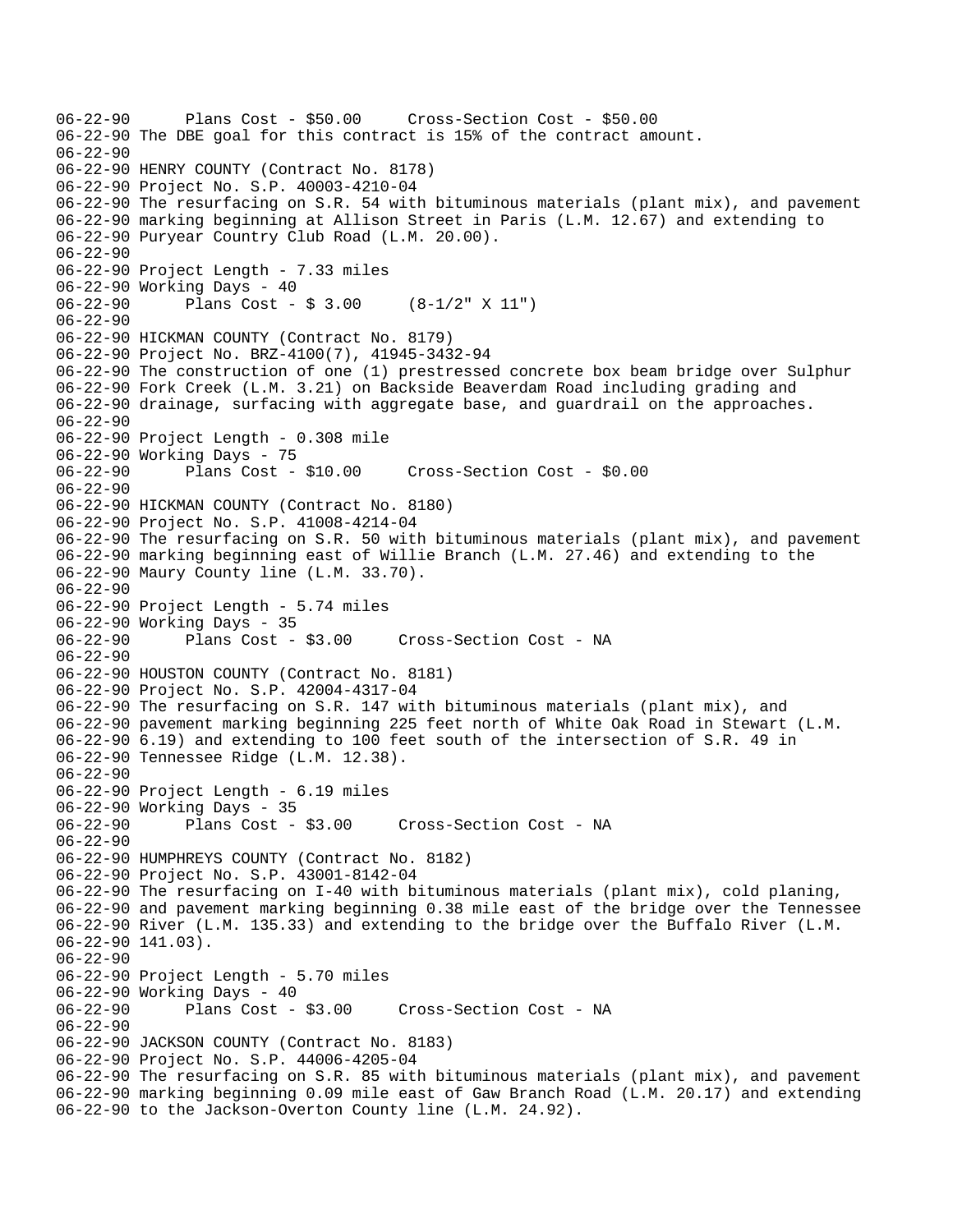06-22-90      Plans Cost - $50.00     Cross-Section Cost - $50.00
06-22-90 The DBE goal for this contract is 15% of the contract amount.
06-22-90
06-22-90 HENRY COUNTY (Contract No. 8178)
06-22-90 Project No. S.P. 40003-4210-04
06-22-90 The resurfacing on S.R. 54 with bituminous materials (plant mix), and pavement
06-22-90 marking beginning at Allison Street in Paris (L.M. 12.67) and extending to
06-22-90 Puryear Country Club Road (L.M. 20.00).
06-22-90
06-22-90 Project Length - 7.33 miles
06-22-90 Working Days - 40
06-22-90      Plans Cost - $ 3.00     (8-1/2" X 11")
06-22-90
06-22-90 HICKMAN COUNTY (Contract No. 8179)
06-22-90 Project No. BRZ-4100(7), 41945-3432-94
06-22-90 The construction of one (1) prestressed concrete box beam bridge over Sulphur
06-22-90 Fork Creek (L.M. 3.21) on Backside Beaverdam Road including grading and
06-22-90 drainage, surfacing with aggregate base, and guardrail on the approaches.
06-22-90
06-22-90 Project Length - 0.308 mile
06-22-90 Working Days - 75
06-22-90      Plans Cost - $10.00     Cross-Section Cost - $0.00
06-22-90
06-22-90 HICKMAN COUNTY (Contract No. 8180)
06-22-90 Project No. S.P. 41008-4214-04
06-22-90 The resurfacing on S.R. 50 with bituminous materials (plant mix), and pavement
06-22-90 marking beginning east of Willie Branch (L.M. 27.46) and extending to the
06-22-90 Maury County line (L.M. 33.70).
06-22-90
06-22-90 Project Length - 5.74 miles
06-22-90 Working Days - 35
06-22-90      Plans Cost - $3.00     Cross-Section Cost - NA
06-22-90
06-22-90 HOUSTON COUNTY (Contract No. 8181)
06-22-90 Project No. S.P. 42004-4317-04
06-22-90 The resurfacing on S.R. 147 with bituminous materials (plant mix), and
06-22-90 pavement marking beginning 225 feet north of White Oak Road in Stewart (L.M.
06-22-90 6.19) and extending to 100 feet south of the intersection of S.R. 49 in
06-22-90 Tennessee Ridge (L.M. 12.38).
06-22-90
06-22-90 Project Length - 6.19 miles
06-22-90 Working Days - 35
06-22-90      Plans Cost - $3.00     Cross-Section Cost - NA
06-22-90
06-22-90 HUMPHREYS COUNTY (Contract No. 8182)
06-22-90 Project No. S.P. 43001-8142-04
06-22-90 The resurfacing on I-40 with bituminous materials (plant mix), cold planing,
06-22-90 and pavement marking beginning 0.38 mile east of the bridge over the Tennessee
06-22-90 River (L.M. 135.33) and extending to the bridge over the Buffalo River (L.M.
06-22-90 141.03).
06-22-90
06-22-90 Project Length - 5.70 miles
06-22-90 Working Days - 40
06-22-90      Plans Cost - $3.00     Cross-Section Cost - NA
06-22-90
06-22-90 JACKSON COUNTY (Contract No. 8183)
06-22-90 Project No. S.P. 44006-4205-04
06-22-90 The resurfacing on S.R. 85 with bituminous materials (plant mix), and pavement
06-22-90 marking beginning 0.09 mile east of Gaw Branch Road (L.M. 20.17) and extending
06-22-90 to the Jackson-Overton County line (L.M. 24.92).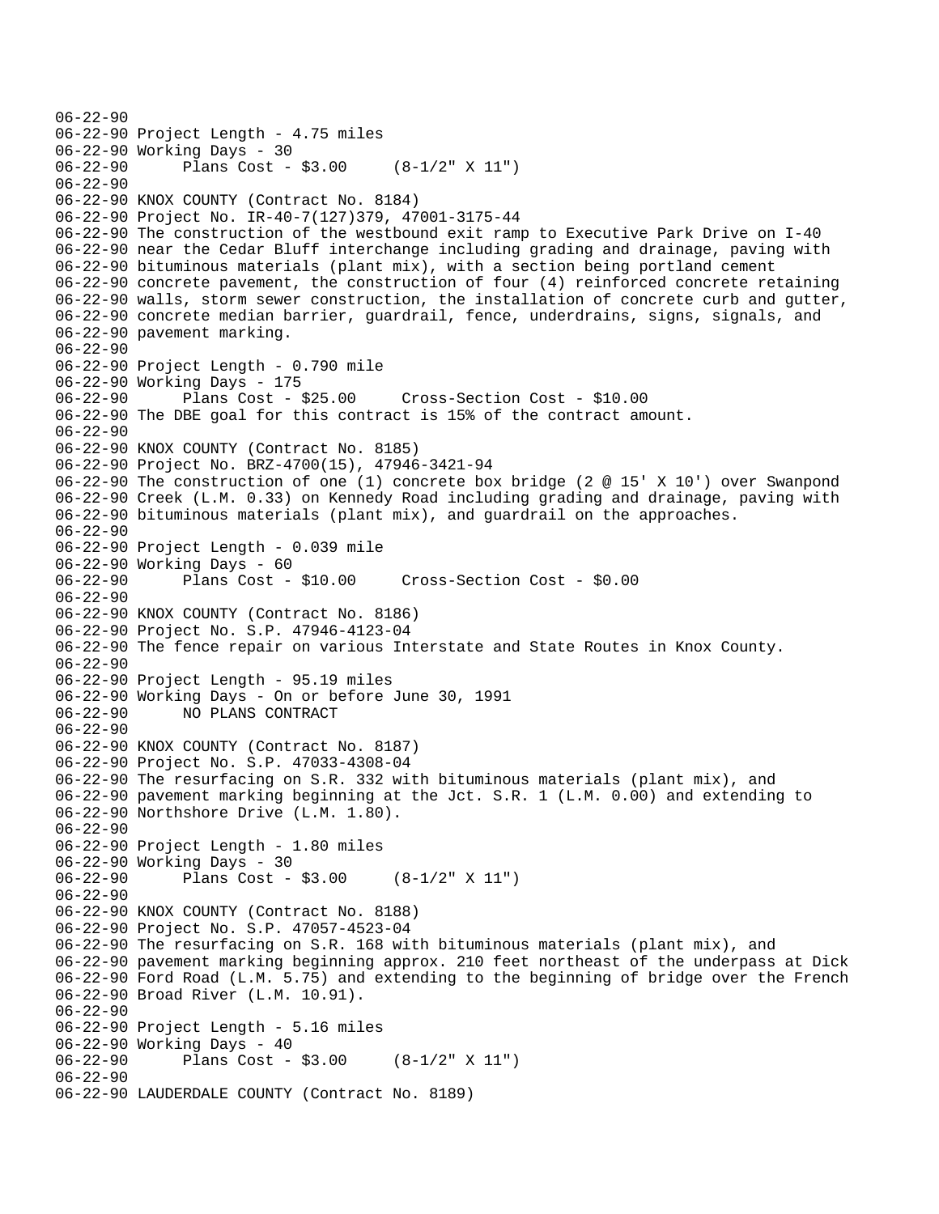```
06-22-90
06-22-90 Project Length - 4.75 miles
06-22-90 Working Days - 30
06-22-90      Plans Cost - $3.00     (8-1/2" X 11")
06-22-90
06-22-90 KNOX COUNTY (Contract No. 8184)
06-22-90 Project No. IR-40-7(127)379, 47001-3175-44
06-22-90 The construction of the westbound exit ramp to Executive Park Drive on I-40
06-22-90 near the Cedar Bluff interchange including grading and drainage, paving with
06-22-90 bituminous materials (plant mix), with a section being portland cement
06-22-90 concrete pavement, the construction of four (4) reinforced concrete retaining
06-22-90 walls, storm sewer construction, the installation of concrete curb and gutter,
06-22-90 concrete median barrier, guardrail, fence, underdrains, signs, signals, and
06-22-90 pavement marking.
06-22-90
06-22-90 Project Length - 0.790 mile
06-22-90 Working Days - 175
06-22-90      Plans Cost - $25.00     Cross-Section Cost - $10.00
06-22-90 The DBE goal for this contract is 15% of the contract amount.
06-22-90
06-22-90 KNOX COUNTY (Contract No. 8185)
06-22-90 Project No. BRZ-4700(15), 47946-3421-94
06-22-90 The construction of one (1) concrete box bridge (2 @ 15' X 10') over Swanpond
06-22-90 Creek (L.M. 0.33) on Kennedy Road including grading and drainage, paving with
06-22-90 bituminous materials (plant mix), and guardrail on the approaches.
06-22-90
06-22-90 Project Length - 0.039 mile
06-22-90 Working Days - 60
06-22-90      Plans Cost - $10.00     Cross-Section Cost - $0.00
06-22-90
06-22-90 KNOX COUNTY (Contract No. 8186)
06-22-90 Project No. S.P. 47946-4123-04
06-22-90 The fence repair on various Interstate and State Routes in Knox County.
06-22-90
06-22-90 Project Length - 95.19 miles
06-22-90 Working Days - On or before June 30, 1991
06-22-90      NO PLANS CONTRACT
06-22-90
06-22-90 KNOX COUNTY (Contract No. 8187)
06-22-90 Project No. S.P. 47033-4308-04
06-22-90 The resurfacing on S.R. 332 with bituminous materials (plant mix), and
06-22-90 pavement marking beginning at the Jct. S.R. 1 (L.M. 0.00) and extending to
06-22-90 Northshore Drive (L.M. 1.80).
06-22-90
06-22-90 Project Length - 1.80 miles
06-22-90 Working Days - 30
06-22-90      Plans Cost - $3.00     (8-1/2" X 11")
06-22-90
06-22-90 KNOX COUNTY (Contract No. 8188)
06-22-90 Project No. S.P. 47057-4523-04
06-22-90 The resurfacing on S.R. 168 with bituminous materials (plant mix), and
06-22-90 pavement marking beginning approx. 210 feet northeast of the underpass at Dick
06-22-90 Ford Road (L.M. 5.75) and extending to the beginning of bridge over the French
06-22-90 Broad River (L.M. 10.91).
06-22-90
06-22-90 Project Length - 5.16 miles
06-22-90 Working Days - 40
06-22-90      Plans Cost - $3.00     (8-1/2" X 11")
06-22-90
06-22-90 LAUDERDALE COUNTY (Contract No. 8189)
```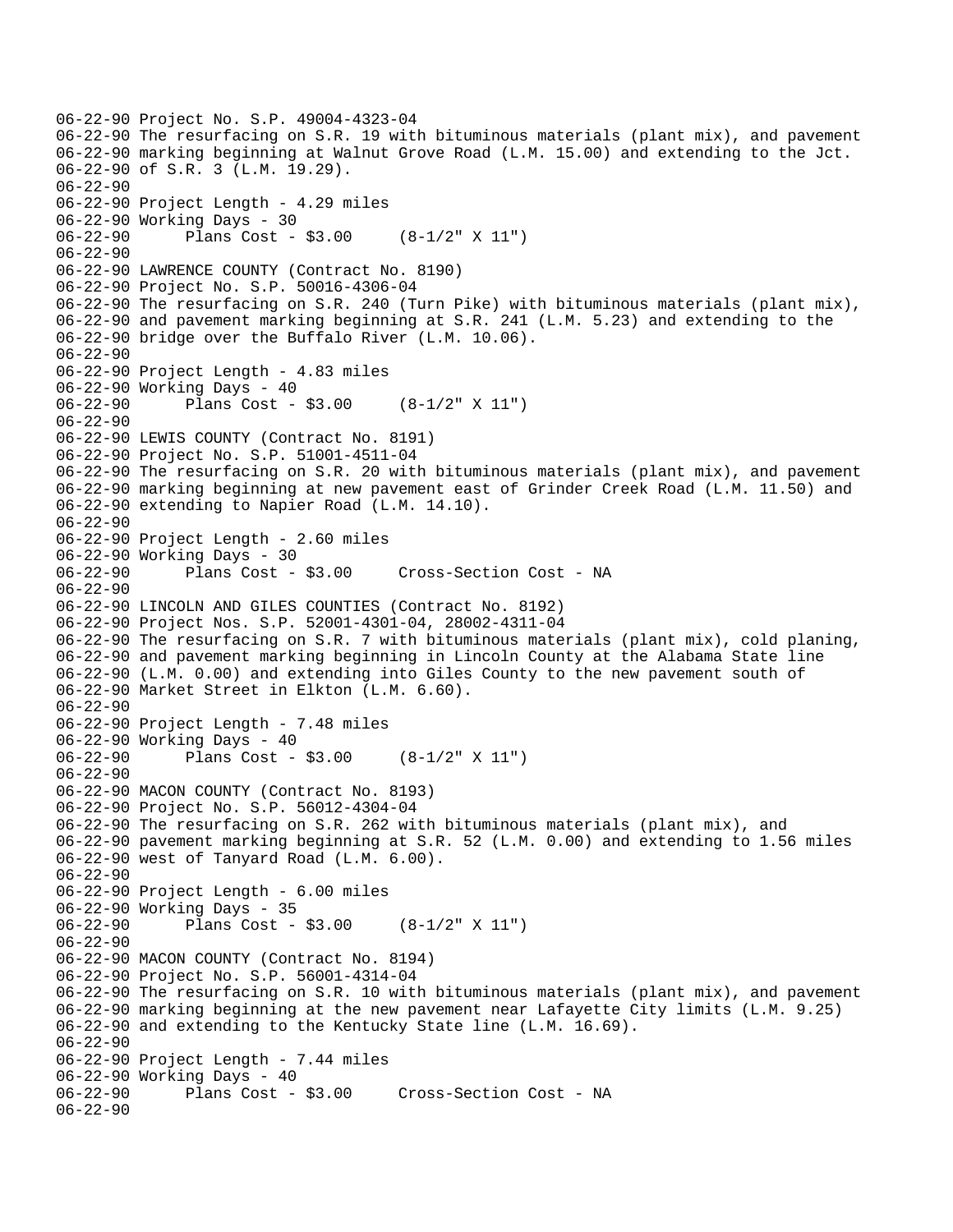```
06-22-90 Project No. S.P. 49004-4323-04
06-22-90 The resurfacing on S.R. 19 with bituminous materials (plant mix), and pavement
06-22-90 marking beginning at Walnut Grove Road (L.M. 15.00) and extending to the Jct.
06-22-90 of S.R. 3 (L.M. 19.29).
06-22-90
06-22-90 Project Length - 4.29 miles
06-22-90 Working Days - 30
06-22-90      Plans Cost - $3.00     (8-1/2" X 11")
06-22-90
06-22-90 LAWRENCE COUNTY (Contract No. 8190)
06-22-90 Project No. S.P. 50016-4306-04
06-22-90 The resurfacing on S.R. 240 (Turn Pike) with bituminous materials (plant mix),
06-22-90 and pavement marking beginning at S.R. 241 (L.M. 5.23) and extending to the
06-22-90 bridge over the Buffalo River (L.M. 10.06).
06-22-90
06-22-90 Project Length - 4.83 miles
06-22-90 Working Days - 40
06-22-90      Plans Cost - $3.00     (8-1/2" X 11")
06-22-90
06-22-90 LEWIS COUNTY (Contract No. 8191)
06-22-90 Project No. S.P. 51001-4511-04
06-22-90 The resurfacing on S.R. 20 with bituminous materials (plant mix), and pavement
06-22-90 marking beginning at new pavement east of Grinder Creek Road (L.M. 11.50) and
06-22-90 extending to Napier Road (L.M. 14.10).
06-22-90
06-22-90 Project Length - 2.60 miles
06-22-90 Working Days - 30
06-22-90      Plans Cost - $3.00     Cross-Section Cost - NA
06-22-90
06-22-90 LINCOLN AND GILES COUNTIES (Contract No. 8192)
06-22-90 Project Nos. S.P. 52001-4301-04, 28002-4311-04
06-22-90 The resurfacing on S.R. 7 with bituminous materials (plant mix), cold planing,
06-22-90 and pavement marking beginning in Lincoln County at the Alabama State line
06-22-90 (L.M. 0.00) and extending into Giles County to the new pavement south of
06-22-90 Market Street in Elkton (L.M. 6.60).
06-22-90
06-22-90 Project Length - 7.48 miles
06-22-90 Working Days - 40
06-22-90      Plans Cost - $3.00     (8-1/2" X 11")
06-22-90
06-22-90 MACON COUNTY (Contract No. 8193)
06-22-90 Project No. S.P. 56012-4304-04
06-22-90 The resurfacing on S.R. 262 with bituminous materials (plant mix), and
06-22-90 pavement marking beginning at S.R. 52 (L.M. 0.00) and extending to 1.56 miles
06-22-90 west of Tanyard Road (L.M. 6.00).
06-22-90
06-22-90 Project Length - 6.00 miles
06-22-90 Working Days - 35
06-22-90      Plans Cost - $3.00     (8-1/2" X 11")
06-22-90
06-22-90 MACON COUNTY (Contract No. 8194)
06-22-90 Project No. S.P. 56001-4314-04
06-22-90 The resurfacing on S.R. 10 with bituminous materials (plant mix), and pavement
06-22-90 marking beginning at the new pavement near Lafayette City limits (L.M. 9.25)
06-22-90 and extending to the Kentucky State line (L.M. 16.69).
06-22-90
06-22-90 Project Length - 7.44 miles
06-22-90 Working Days - 40
06-22-90      Plans Cost - $3.00     Cross-Section Cost - NA
06-22-90
```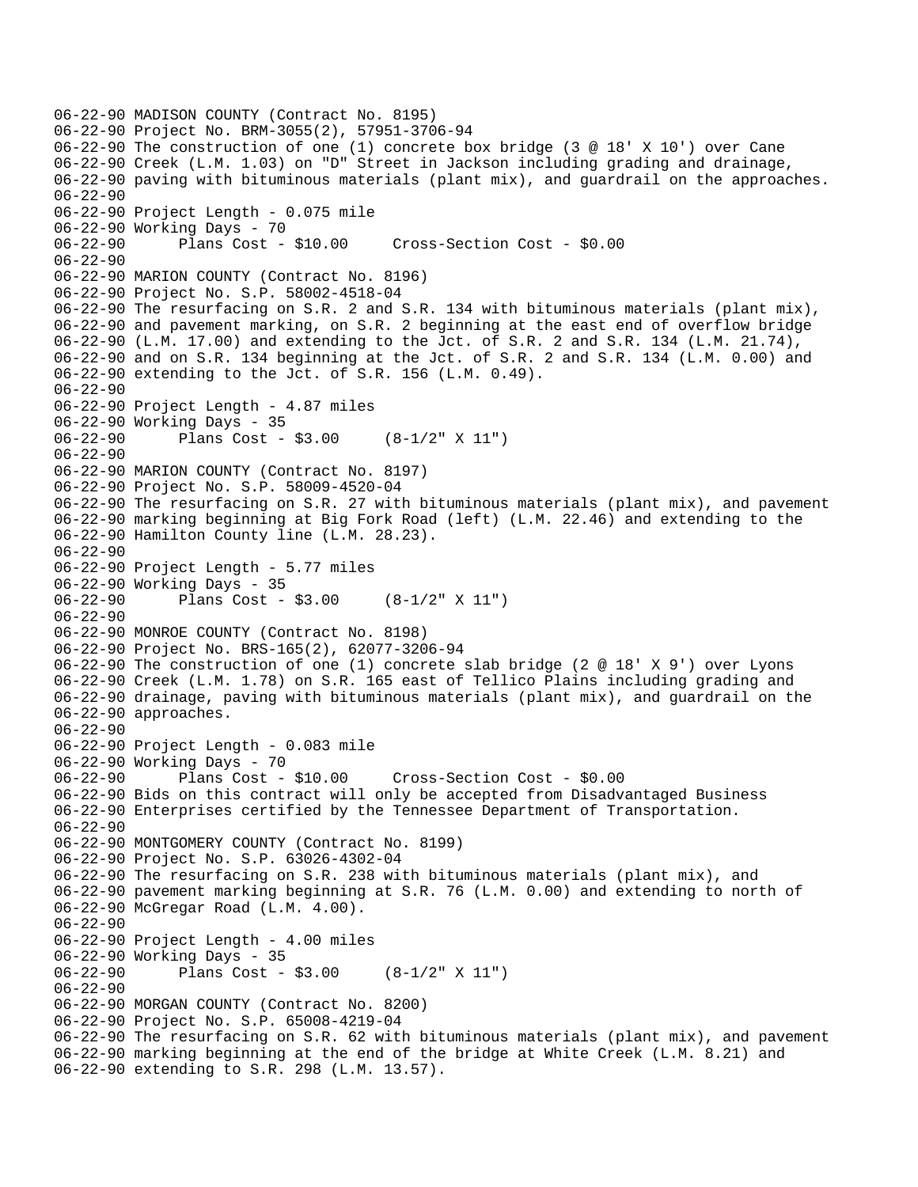```
06-22-90 MADISON COUNTY (Contract No. 8195)
06-22-90 Project No. BRM-3055(2), 57951-3706-94
06-22-90 The construction of one (1) concrete box bridge (3 @ 18' X 10') over Cane
06-22-90 Creek (L.M. 1.03) on "D" Street in Jackson including grading and drainage,
06-22-90 paving with bituminous materials (plant mix), and guardrail on the approaches.
06-22-90
06-22-90 Project Length - 0.075 mile
06-22-90 Working Days - 70
06-22-90      Plans Cost - $10.00     Cross-Section Cost - $0.00
06-22-90
06-22-90 MARION COUNTY (Contract No. 8196)
06-22-90 Project No. S.P. 58002-4518-04
06-22-90 The resurfacing on S.R. 2 and S.R. 134 with bituminous materials (plant mix),
06-22-90 and pavement marking, on S.R. 2 beginning at the east end of overflow bridge
06-22-90 (L.M. 17.00) and extending to the Jct. of S.R. 2 and S.R. 134 (L.M. 21.74),
06-22-90 and on S.R. 134 beginning at the Jct. of S.R. 2 and S.R. 134 (L.M. 0.00) and
06-22-90 extending to the Jct. of S.R. 156 (L.M. 0.49).
06-22-90
06-22-90 Project Length - 4.87 miles
06-22-90 Working Days - 35
06-22-90      Plans Cost - $3.00     (8-1/2" X 11")
06-22-90
06-22-90 MARION COUNTY (Contract No. 8197)
06-22-90 Project No. S.P. 58009-4520-04
06-22-90 The resurfacing on S.R. 27 with bituminous materials (plant mix), and pavement
06-22-90 marking beginning at Big Fork Road (left) (L.M. 22.46) and extending to the
06-22-90 Hamilton County line (L.M. 28.23).
06-22-90
06-22-90 Project Length - 5.77 miles
06-22-90 Working Days - 35
06-22-90      Plans Cost - $3.00     (8-1/2" X 11")
06-22-90
06-22-90 MONROE COUNTY (Contract No. 8198)
06-22-90 Project No. BRS-165(2), 62077-3206-94
06-22-90 The construction of one (1) concrete slab bridge (2 @ 18' X 9') over Lyons
06-22-90 Creek (L.M. 1.78) on S.R. 165 east of Tellico Plains including grading and
06-22-90 drainage, paving with bituminous materials (plant mix), and guardrail on the
06-22-90 approaches.
06-22-90
06-22-90 Project Length - 0.083 mile
06-22-90 Working Days - 70
06-22-90      Plans Cost - $10.00     Cross-Section Cost - $0.00
06-22-90 Bids on this contract will only be accepted from Disadvantaged Business
06-22-90 Enterprises certified by the Tennessee Department of Transportation.
06-22-90
06-22-90 MONTGOMERY COUNTY (Contract No. 8199)
06-22-90 Project No. S.P. 63026-4302-04
06-22-90 The resurfacing on S.R. 238 with bituminous materials (plant mix), and
06-22-90 pavement marking beginning at S.R. 76 (L.M. 0.00) and extending to north of
06-22-90 McGregar Road (L.M. 4.00).
06-22-90
06-22-90 Project Length - 4.00 miles
06-22-90 Working Days - 35
06-22-90      Plans Cost - $3.00     (8-1/2" X 11")
06-22-90
06-22-90 MORGAN COUNTY (Contract No. 8200)
06-22-90 Project No. S.P. 65008-4219-04
06-22-90 The resurfacing on S.R. 62 with bituminous materials (plant mix), and pavement
06-22-90 marking beginning at the end of the bridge at White Creek (L.M. 8.21) and
06-22-90 extending to S.R. 298 (L.M. 13.57).
```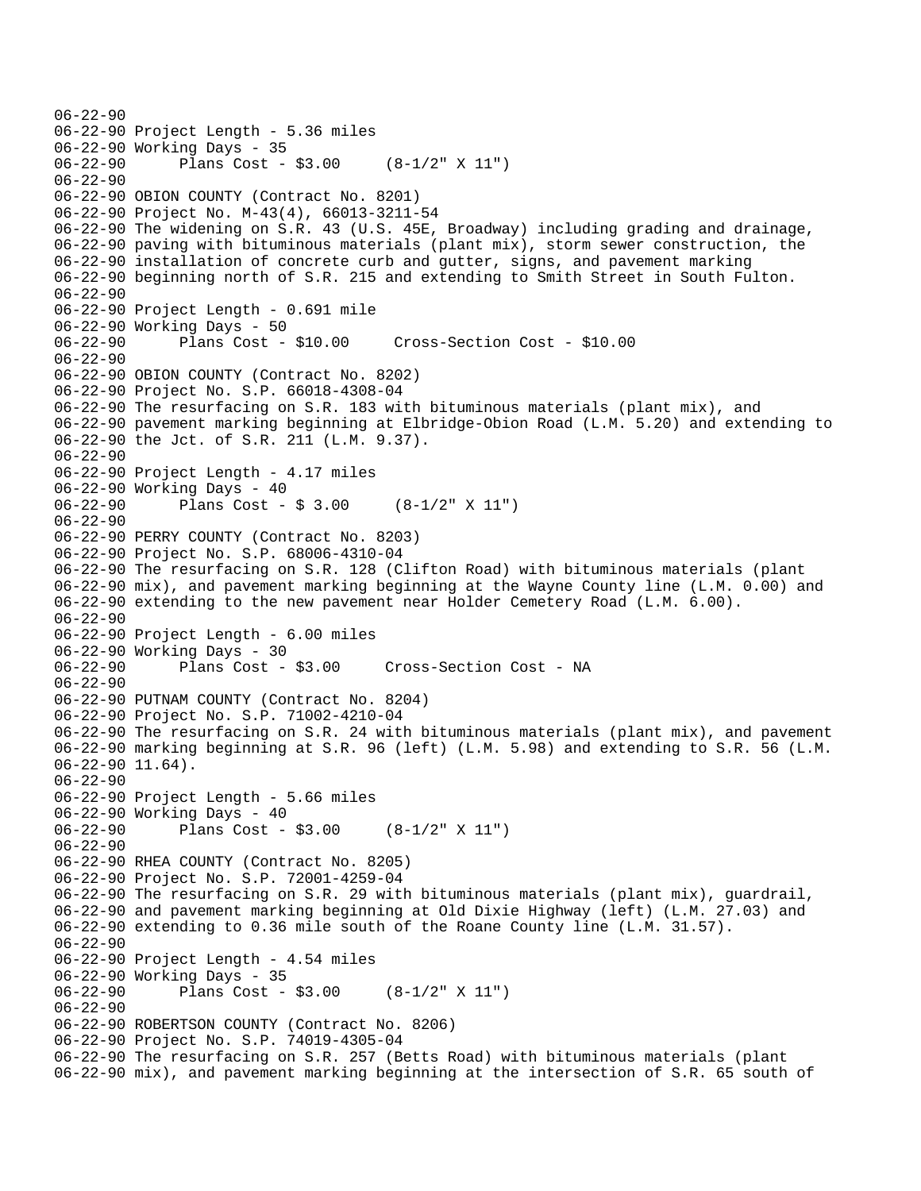```
06-22-90
06-22-90 Project Length - 5.36 miles
06-22-90 Working Days - 35
06-22-90      Plans Cost - $3.00     (8-1/2" X 11")
06-22-90
06-22-90 OBION COUNTY (Contract No. 8201)
06-22-90 Project No. M-43(4), 66013-3211-54
06-22-90 The widening on S.R. 43 (U.S. 45E, Broadway) including grading and drainage,
06-22-90 paving with bituminous materials (plant mix), storm sewer construction, the
06-22-90 installation of concrete curb and gutter, signs, and pavement marking
06-22-90 beginning north of S.R. 215 and extending to Smith Street in South Fulton.
06-22-90
06-22-90 Project Length - 0.691 mile
06-22-90 Working Days - 50
06-22-90      Plans Cost - $10.00     Cross-Section Cost - $10.00
06-22-90
06-22-90 OBION COUNTY (Contract No. 8202)
06-22-90 Project No. S.P. 66018-4308-04
06-22-90 The resurfacing on S.R. 183 with bituminous materials (plant mix), and
06-22-90 pavement marking beginning at Elbridge-Obion Road (L.M. 5.20) and extending to
06-22-90 the Jct. of S.R. 211 (L.M. 9.37).
06-22-90
06-22-90 Project Length - 4.17 miles
06-22-90 Working Days - 40
06-22-90      Plans Cost - $ 3.00     (8-1/2" X 11")
06-22-90
06-22-90 PERRY COUNTY (Contract No. 8203)
06-22-90 Project No. S.P. 68006-4310-04
06-22-90 The resurfacing on S.R. 128 (Clifton Road) with bituminous materials (plant
06-22-90 mix), and pavement marking beginning at the Wayne County line (L.M. 0.00) and
06-22-90 extending to the new pavement near Holder Cemetery Road (L.M. 6.00).
06-22-90
06-22-90 Project Length - 6.00 miles
06-22-90 Working Days - 30
06-22-90      Plans Cost - $3.00     Cross-Section Cost - NA
06-22-90
06-22-90 PUTNAM COUNTY (Contract No. 8204)
06-22-90 Project No. S.P. 71002-4210-04
06-22-90 The resurfacing on S.R. 24 with bituminous materials (plant mix), and pavement
06-22-90 marking beginning at S.R. 96 (left) (L.M. 5.98) and extending to S.R. 56 (L.M.
06-22-90 11.64).
06-22-90
06-22-90 Project Length - 5.66 miles
06-22-90 Working Days - 40
06-22-90      Plans Cost - $3.00     (8-1/2" X 11")
06-22-90
06-22-90 RHEA COUNTY (Contract No. 8205)
06-22-90 Project No. S.P. 72001-4259-04
06-22-90 The resurfacing on S.R. 29 with bituminous materials (plant mix), guardrail,
06-22-90 and pavement marking beginning at Old Dixie Highway (left) (L.M. 27.03) and
06-22-90 extending to 0.36 mile south of the Roane County line (L.M. 31.57).
06-22-90
06-22-90 Project Length - 4.54 miles
06-22-90 Working Days - 35
06-22-90      Plans Cost - $3.00     (8-1/2" X 11")
06-22-90
06-22-90 ROBERTSON COUNTY (Contract No. 8206)
06-22-90 Project No. S.P. 74019-4305-04
06-22-90 The resurfacing on S.R. 257 (Betts Road) with bituminous materials (plant
06-22-90 mix), and pavement marking beginning at the intersection of S.R. 65 south of
```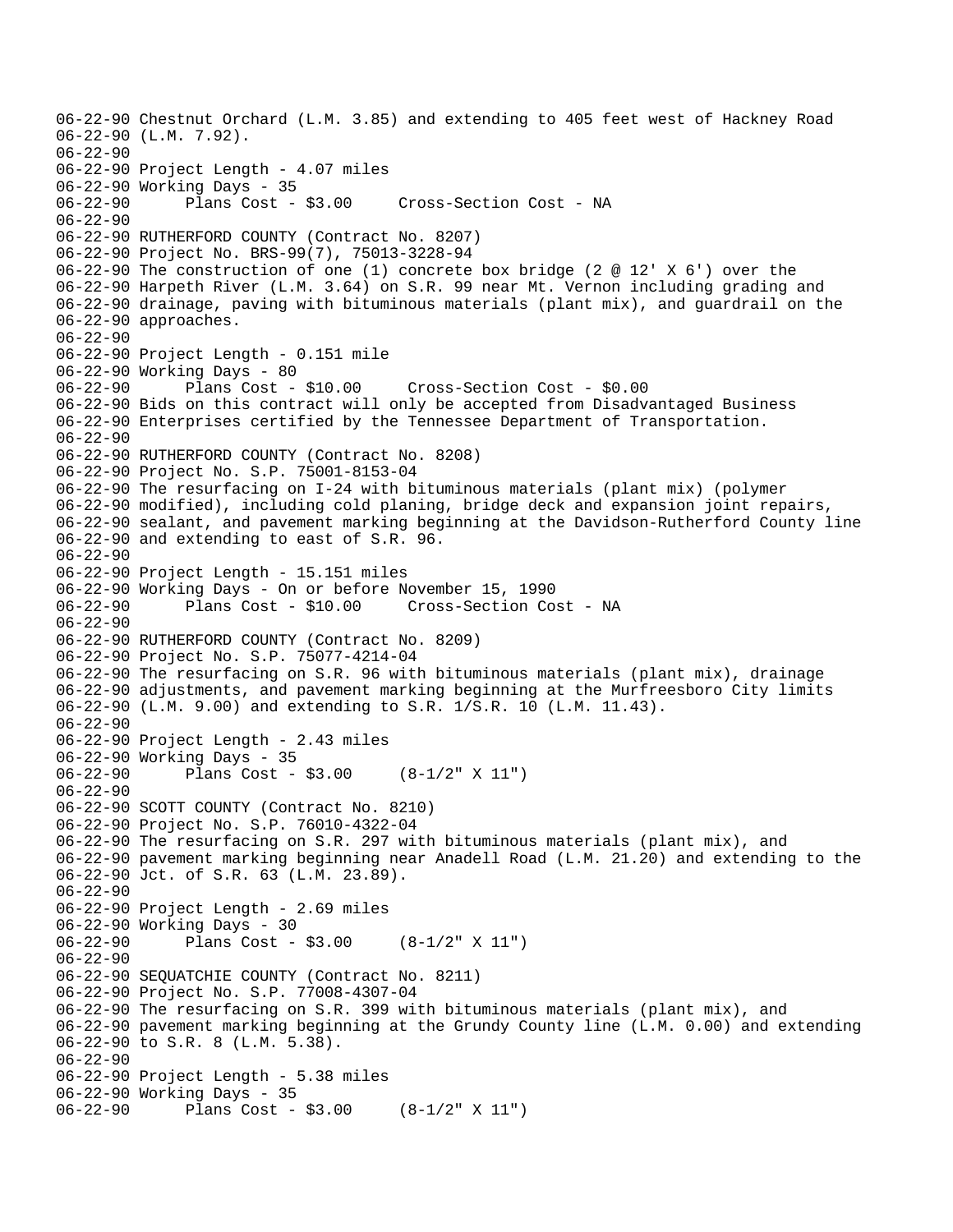```
06-22-90 Chestnut Orchard (L.M. 3.85) and extending to 405 feet west of Hackney Road
06-22-90 (L.M. 7.92).
06-22-90
06-22-90 Project Length - 4.07 miles
06-22-90 Working Days - 35
06-22-90       Plans Cost - $3.00     Cross-Section Cost - NA
06-22-90
06-22-90 RUTHERFORD COUNTY (Contract No. 8207)
06-22-90 Project No. BRS-99(7), 75013-3228-94
06-22-90 The construction of one (1) concrete box bridge (2 @ 12' X 6') over the
06-22-90 Harpeth River (L.M. 3.64) on S.R. 99 near Mt. Vernon including grading and
06-22-90 drainage, paving with bituminous materials (plant mix), and guardrail on the
06-22-90 approaches.
06-22-90
06-22-90 Project Length - 0.151 mile
06-22-90 Working Days - 80
06-22-90       Plans Cost - $10.00     Cross-Section Cost - $0.00
06-22-90 Bids on this contract will only be accepted from Disadvantaged Business
06-22-90 Enterprises certified by the Tennessee Department of Transportation.
06-22-90
06-22-90 RUTHERFORD COUNTY (Contract No. 8208)
06-22-90 Project No. S.P. 75001-8153-04
06-22-90 The resurfacing on I-24 with bituminous materials (plant mix) (polymer
06-22-90 modified), including cold planing, bridge deck and expansion joint repairs,
06-22-90 sealant, and pavement marking beginning at the Davidson-Rutherford County line
06-22-90 and extending to east of S.R. 96.
06-22-90
06-22-90 Project Length - 15.151 miles
06-22-90 Working Days - On or before November 15, 1990
06-22-90       Plans Cost - $10.00     Cross-Section Cost - NA
06-22-90
06-22-90 RUTHERFORD COUNTY (Contract No. 8209)
06-22-90 Project No. S.P. 75077-4214-04
06-22-90 The resurfacing on S.R. 96 with bituminous materials (plant mix), drainage
06-22-90 adjustments, and pavement marking beginning at the Murfreesboro City limits
06-22-90 (L.M. 9.00) and extending to S.R. 1/S.R. 10 (L.M. 11.43).
06-22-90
06-22-90 Project Length - 2.43 miles
06-22-90 Working Days - 35
06-22-90       Plans Cost - $3.00     (8-1/2" X 11")
06-22-90
06-22-90 SCOTT COUNTY (Contract No. 8210)
06-22-90 Project No. S.P. 76010-4322-04
06-22-90 The resurfacing on S.R. 297 with bituminous materials (plant mix), and
06-22-90 pavement marking beginning near Anadell Road (L.M. 21.20) and extending to the
06-22-90 Jct. of S.R. 63 (L.M. 23.89).
06-22-90
06-22-90 Project Length - 2.69 miles
06-22-90 Working Days - 30
06-22-90       Plans Cost - $3.00     (8-1/2" X 11")
06-22-90
06-22-90 SEQUATCHIE COUNTY (Contract No. 8211)
06-22-90 Project No. S.P. 77008-4307-04
06-22-90 The resurfacing on S.R. 399 with bituminous materials (plant mix), and
06-22-90 pavement marking beginning at the Grundy County line (L.M. 0.00) and extending
06-22-90 to S.R. 8 (L.M. 5.38).
06-22-90
06-22-90 Project Length - 5.38 miles
06-22-90 Working Days - 35
06-22-90       Plans Cost - $3.00     (8-1/2" X 11")
```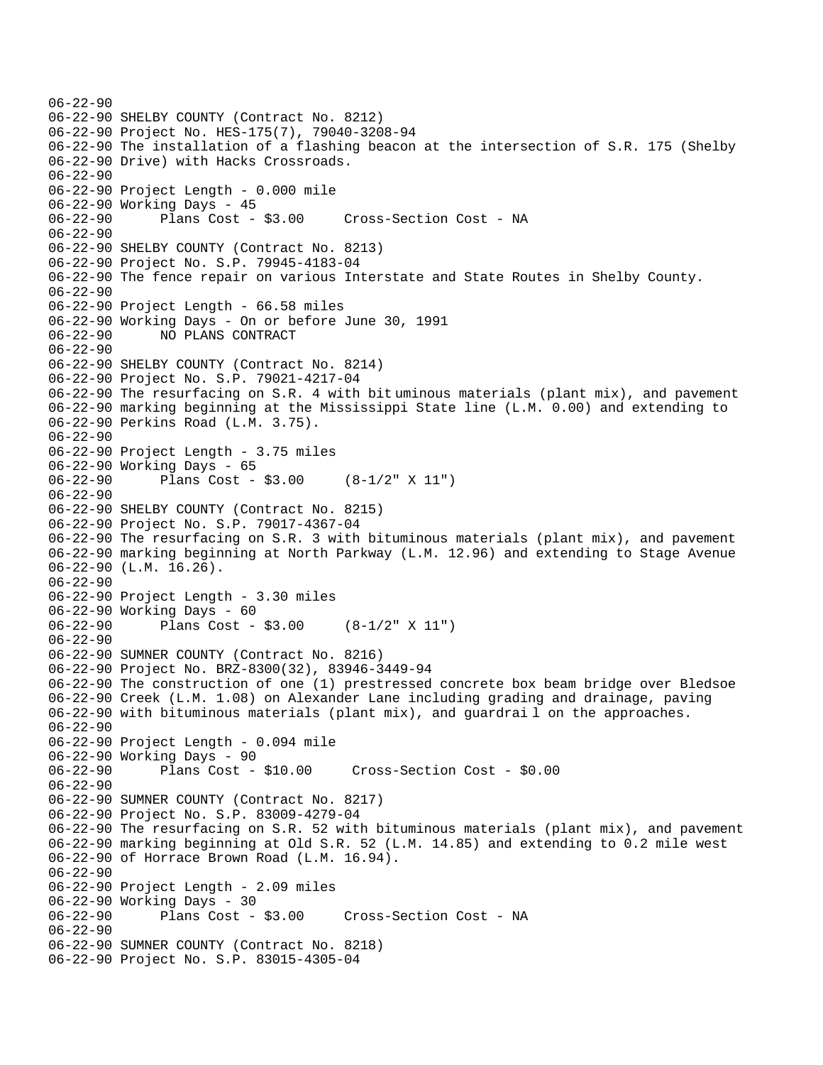```
06-22-90
06-22-90 SHELBY COUNTY (Contract No. 8212)
06-22-90 Project No. HES-175(7), 79040-3208-94
06-22-90 The installation of a flashing beacon at the intersection of S.R. 175 (Shelby
06-22-90 Drive) with Hacks Crossroads.
06-22-90
06-22-90 Project Length - 0.000 mile
06-22-90 Working Days - 45
06-22-90       Plans Cost - $3.00     Cross-Section Cost - NA
06-22-90
06-22-90 SHELBY COUNTY (Contract No. 8213)
06-22-90 Project No. S.P. 79945-4183-04
06-22-90 The fence repair on various Interstate and State Routes in Shelby County.
06-22-90
06-22-90 Project Length - 66.58 miles
06-22-90 Working Days - On or before June 30, 1991
06-22-90       NO PLANS CONTRACT
06-22-90
06-22-90 SHELBY COUNTY (Contract No. 8214)
06-22-90 Project No. S.P. 79021-4217-04
06-22-90 The resurfacing on S.R. 4 with bit uminous materials (plant mix), and pavement
06-22-90 marking beginning at the Mississippi State line (L.M. 0.00) and extending to
06-22-90 Perkins Road (L.M. 3.75).
06-22-90
06-22-90 Project Length - 3.75 miles
06-22-90 Working Days - 65
06-22-90       Plans Cost - $3.00     (8-1/2" X 11")
06-22-90
06-22-90 SHELBY COUNTY (Contract No. 8215)
06-22-90 Project No. S.P. 79017-4367-04
06-22-90 The resurfacing on S.R. 3 with bituminous materials (plant mix), and pavement
06-22-90 marking beginning at North Parkway (L.M. 12.96) and extending to Stage Avenue
06-22-90 (L.M. 16.26).
06-22-90
06-22-90 Project Length - 3.30 miles
06-22-90 Working Days - 60
06-22-90       Plans Cost - $3.00     (8-1/2" X 11")
06-22-90
06-22-90 SUMNER COUNTY (Contract No. 8216)
06-22-90 Project No. BRZ-8300(32), 83946-3449-94
06-22-90 The construction of one (1) prestressed concrete box beam bridge over Bledsoe
06-22-90 Creek (L.M. 1.08) on Alexander Lane including grading and drainage, paving
06-22-90 with bituminous materials (plant mix), and guardrai l on the approaches.
06-22-90
06-22-90 Project Length - 0.094 mile
06-22-90 Working Days - 90
06-22-90       Plans Cost - $10.00     Cross-Section Cost - $0.00
06-22-90
06-22-90 SUMNER COUNTY (Contract No. 8217)
06-22-90 Project No. S.P. 83009-4279-04
06-22-90 The resurfacing on S.R. 52 with bituminous materials (plant mix), and pavement
06-22-90 marking beginning at Old S.R. 52 (L.M. 14.85) and extending to 0.2 mile west
06-22-90 of Horrace Brown Road (L.M. 16.94).
06-22-90
06-22-90 Project Length - 2.09 miles
06-22-90 Working Days - 30
06-22-90       Plans Cost - $3.00     Cross-Section Cost - NA
06-22-90
06-22-90 SUMNER COUNTY (Contract No. 8218)
06-22-90 Project No. S.P. 83015-4305-04
```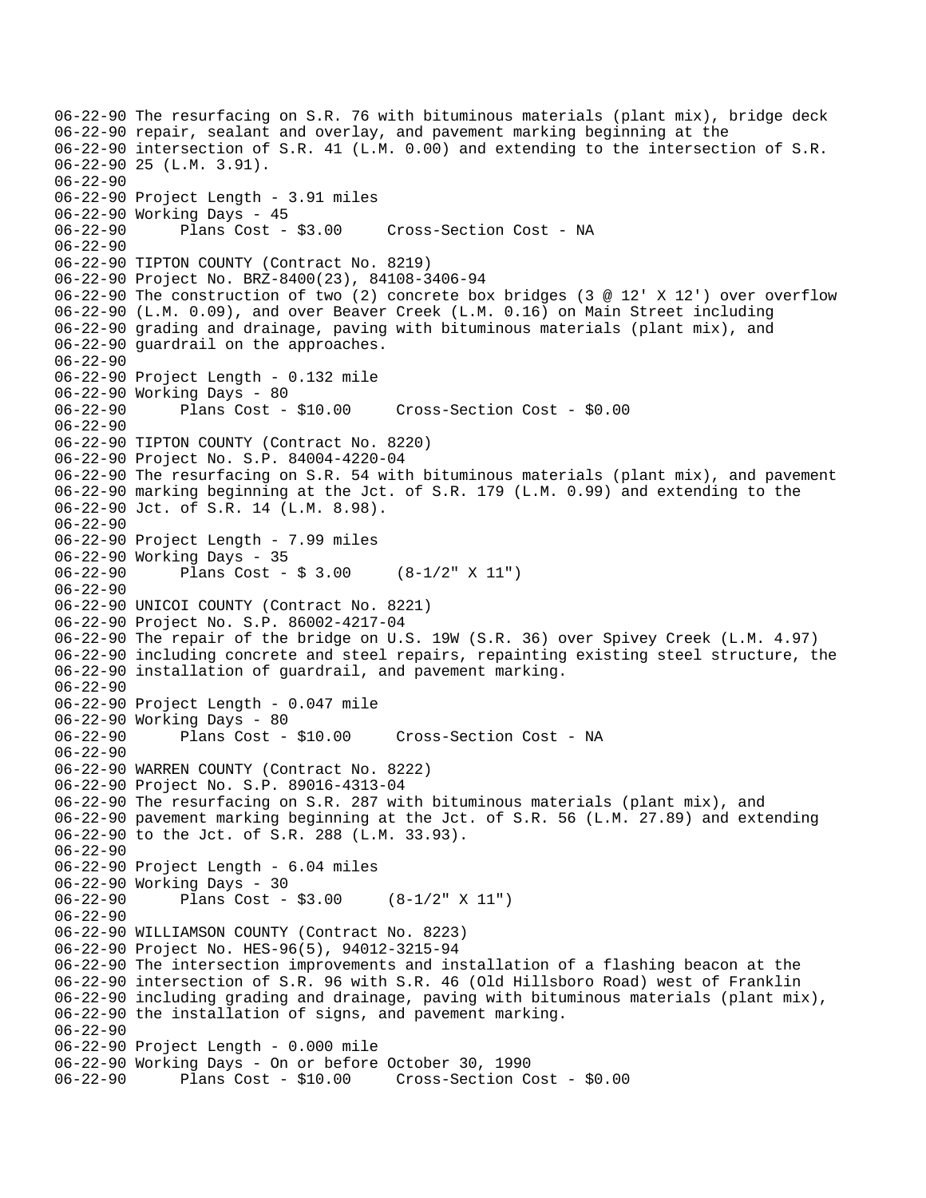```
06-22-90 The resurfacing on S.R. 76 with bituminous materials (plant mix), bridge deck
06-22-90 repair, sealant and overlay, and pavement marking beginning at the
06-22-90 intersection of S.R. 41 (L.M. 0.00) and extending to the intersection of S.R.
06-22-90 25 (L.M. 3.91).
06-22-90
06-22-90 Project Length - 3.91 miles
06-22-90 Working Days - 45
06-22-90       Plans Cost - $3.00     Cross-Section Cost - NA
06-22-90
06-22-90 TIPTON COUNTY (Contract No. 8219)
06-22-90 Project No. BRZ-8400(23), 84108-3406-94
06-22-90 The construction of two (2) concrete box bridges (3 @ 12' X 12') over overflow
06-22-90 (L.M. 0.09), and over Beaver Creek (L.M. 0.16) on Main Street including
06-22-90 grading and drainage, paving with bituminous materials (plant mix), and
06-22-90 guardrail on the approaches.
06-22-90
06-22-90 Project Length - 0.132 mile
06-22-90 Working Days - 80
06-22-90       Plans Cost - $10.00     Cross-Section Cost - $0.00
06-22-90
06-22-90 TIPTON COUNTY (Contract No. 8220)
06-22-90 Project No. S.P. 84004-4220-04
06-22-90 The resurfacing on S.R. 54 with bituminous materials (plant mix), and pavement
06-22-90 marking beginning at the Jct. of S.R. 179 (L.M. 0.99) and extending to the
06-22-90 Jct. of S.R. 14 (L.M. 8.98).
06-22-90
06-22-90 Project Length - 7.99 miles
06-22-90 Working Days - 35
06-22-90       Plans Cost - $ 3.00     (8-1/2" X 11")
06-22-90
06-22-90 UNICOI COUNTY (Contract No. 8221)
06-22-90 Project No. S.P. 86002-4217-04
06-22-90 The repair of the bridge on U.S. 19W (S.R. 36) over Spivey Creek (L.M. 4.97)
06-22-90 including concrete and steel repairs, repainting existing steel structure, the
06-22-90 installation of guardrail, and pavement marking.
06-22-90
06-22-90 Project Length - 0.047 mile
06-22-90 Working Days - 80
06-22-90       Plans Cost - $10.00     Cross-Section Cost - NA
06-22-90
06-22-90 WARREN COUNTY (Contract No. 8222)
06-22-90 Project No. S.P. 89016-4313-04
06-22-90 The resurfacing on S.R. 287 with bituminous materials (plant mix), and
06-22-90 pavement marking beginning at the Jct. of S.R. 56 (L.M. 27.89) and extending
06-22-90 to the Jct. of S.R. 288 (L.M. 33.93).
06-22-90
06-22-90 Project Length - 6.04 miles
06-22-90 Working Days - 30
06-22-90       Plans Cost - $3.00     (8-1/2" X 11")
06-22-90
06-22-90 WILLIAMSON COUNTY (Contract No. 8223)
06-22-90 Project No. HES-96(5), 94012-3215-94
06-22-90 The intersection improvements and installation of a flashing beacon at the
06-22-90 intersection of S.R. 96 with S.R. 46 (Old Hillsboro Road) west of Franklin
06-22-90 including grading and drainage, paving with bituminous materials (plant mix),
06-22-90 the installation of signs, and pavement marking.
06-22-90
06-22-90 Project Length - 0.000 mile
06-22-90 Working Days - On or before October 30, 1990
06-22-90       Plans Cost - $10.00     Cross-Section Cost - $0.00
```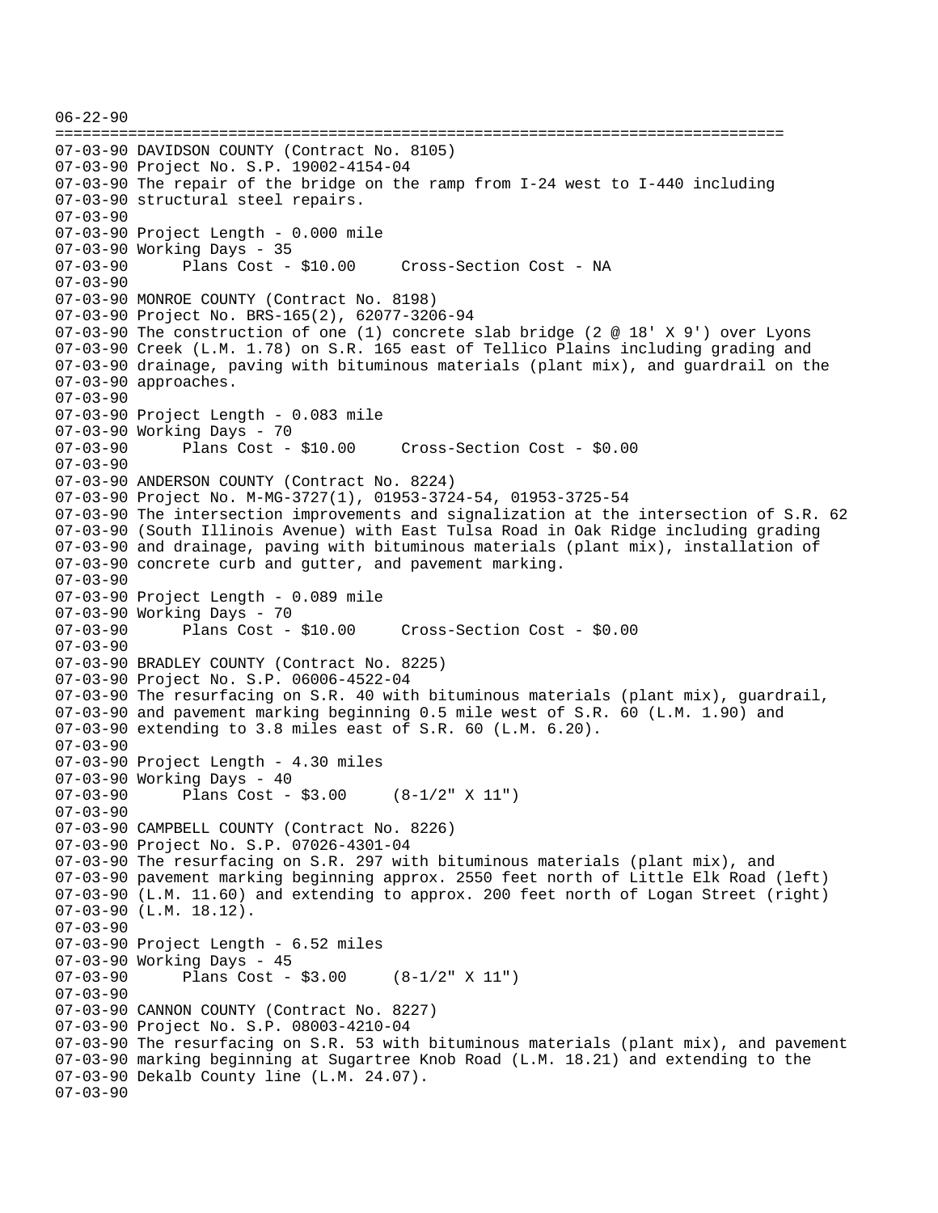```
06-22-90
================================================================================
07-03-90 DAVIDSON COUNTY (Contract No. 8105)
07-03-90 Project No. S.P. 19002-4154-04
07-03-90 The repair of the bridge on the ramp from I-24 west to I-440 including
07-03-90 structural steel repairs.
07-03-90
07-03-90 Project Length - 0.000 mile
07-03-90 Working Days - 35
07-03-90       Plans Cost - $10.00     Cross-Section Cost - NA
07-03-90
07-03-90 MONROE COUNTY (Contract No. 8198)
07-03-90 Project No. BRS-165(2), 62077-3206-94
07-03-90 The construction of one (1) concrete slab bridge (2 @ 18' X 9') over Lyons
07-03-90 Creek (L.M. 1.78) on S.R. 165 east of Tellico Plains including grading and
07-03-90 drainage, paving with bituminous materials (plant mix), and guardrail on the
07-03-90 approaches.
07-03-90
07-03-90 Project Length - 0.083 mile
07-03-90 Working Days - 70
07-03-90       Plans Cost - $10.00     Cross-Section Cost - $0.00
07-03-90
07-03-90 ANDERSON COUNTY (Contract No. 8224)
07-03-90 Project No. M-MG-3727(1), 01953-3724-54, 01953-3725-54
07-03-90 The intersection improvements and signalization at the intersection of S.R. 62
07-03-90 (South Illinois Avenue) with East Tulsa Road in Oak Ridge including grading
07-03-90 and drainage, paving with bituminous materials (plant mix), installation of
07-03-90 concrete curb and gutter, and pavement marking.
07-03-90
07-03-90 Project Length - 0.089 mile
07-03-90 Working Days - 70
07-03-90       Plans Cost - $10.00     Cross-Section Cost - $0.00
07-03-90
07-03-90 BRADLEY COUNTY (Contract No. 8225)
07-03-90 Project No. S.P. 06006-4522-04
07-03-90 The resurfacing on S.R. 40 with bituminous materials (plant mix), guardrail,
07-03-90 and pavement marking beginning 0.5 mile west of S.R. 60 (L.M. 1.90) and
07-03-90 extending to 3.8 miles east of S.R. 60 (L.M. 6.20).
07-03-90
07-03-90 Project Length - 4.30 miles
07-03-90 Working Days - 40
07-03-90       Plans Cost - $3.00     (8-1/2" X 11")
07-03-90
07-03-90 CAMPBELL COUNTY (Contract No. 8226)
07-03-90 Project No. S.P. 07026-4301-04
07-03-90 The resurfacing on S.R. 297 with bituminous materials (plant mix), and
07-03-90 pavement marking beginning approx. 2550 feet north of Little Elk Road (left)
07-03-90 (L.M. 11.60) and extending to approx. 200 feet north of Logan Street (right)
07-03-90 (L.M. 18.12).
07-03-90
07-03-90 Project Length - 6.52 miles
07-03-90 Working Days - 45
07-03-90       Plans Cost - $3.00     (8-1/2" X 11")
07-03-90
07-03-90 CANNON COUNTY (Contract No. 8227)
07-03-90 Project No. S.P. 08003-4210-04
07-03-90 The resurfacing on S.R. 53 with bituminous materials (plant mix), and pavement
07-03-90 marking beginning at Sugartree Knob Road (L.M. 18.21) and extending to the
07-03-90 Dekalb County line (L.M. 24.07).
07-03-90
```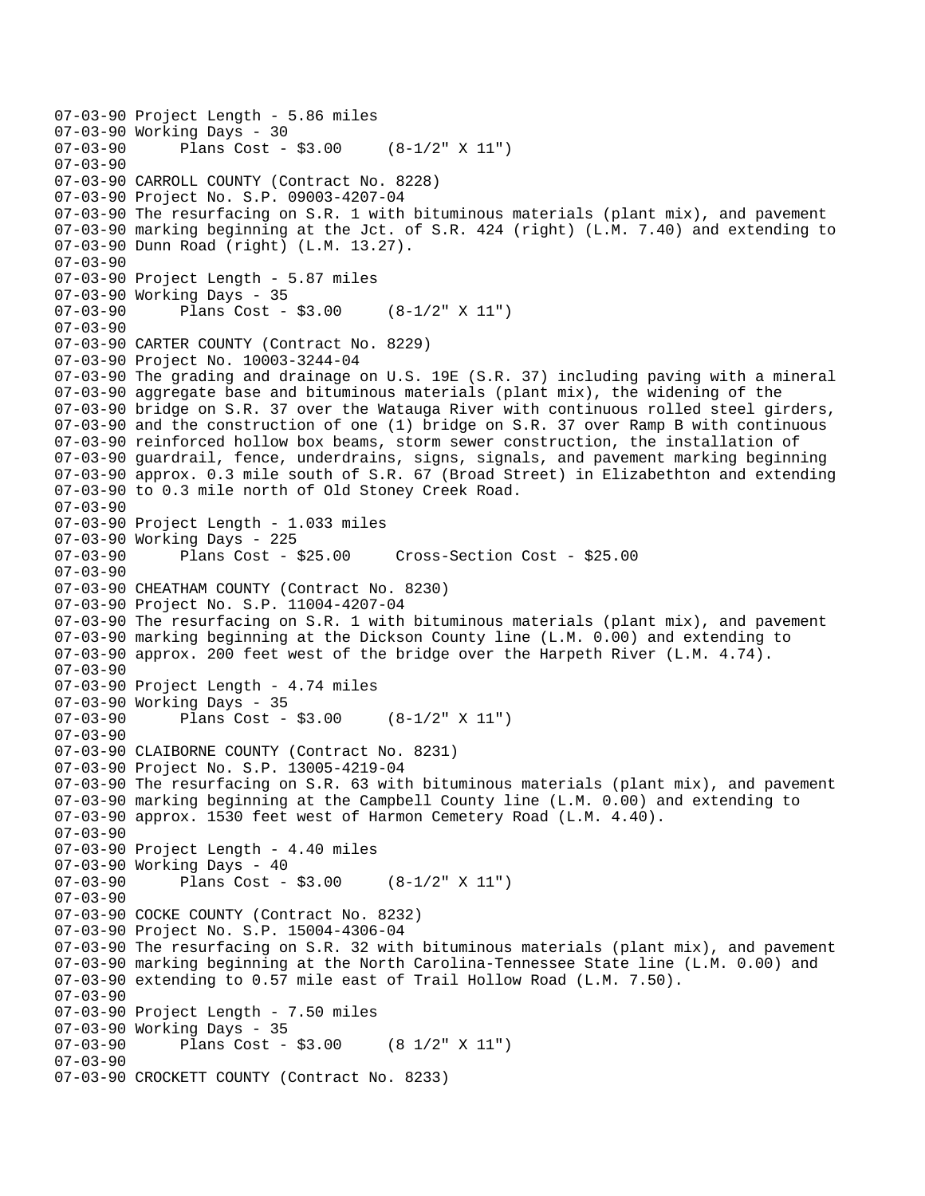```
07-03-90 Project Length - 5.86 miles
07-03-90 Working Days - 30
07-03-90       Plans Cost - $3.00     (8-1/2" X 11")
07-03-90
07-03-90 CARROLL COUNTY (Contract No. 8228)
07-03-90 Project No. S.P. 09003-4207-04
07-03-90 The resurfacing on S.R. 1 with bituminous materials (plant mix), and pavement
07-03-90 marking beginning at the Jct. of S.R. 424 (right) (L.M. 7.40) and extending to
07-03-90 Dunn Road (right) (L.M. 13.27).
07-03-90
07-03-90 Project Length - 5.87 miles
07-03-90 Working Days - 35
07-03-90       Plans Cost - $3.00     (8-1/2" X 11")
07-03-90
07-03-90 CARTER COUNTY (Contract No. 8229)
07-03-90 Project No. 10003-3244-04
07-03-90 The grading and drainage on U.S. 19E (S.R. 37) including paving with a mineral
07-03-90 aggregate base and bituminous materials (plant mix), the widening of the
07-03-90 bridge on S.R. 37 over the Watauga River with continuous rolled steel girders,
07-03-90 and the construction of one (1) bridge on S.R. 37 over Ramp B with continuous
07-03-90 reinforced hollow box beams, storm sewer construction, the installation of
07-03-90 guardrail, fence, underdrains, signs, signals, and pavement marking beginning
07-03-90 approx. 0.3 mile south of S.R. 67 (Broad Street) in Elizabethton and extending
07-03-90 to 0.3 mile north of Old Stoney Creek Road.
07-03-90
07-03-90 Project Length - 1.033 miles
07-03-90 Working Days - 225
07-03-90       Plans Cost - $25.00     Cross-Section Cost - $25.00
07-03-90
07-03-90 CHEATHAM COUNTY (Contract No. 8230)
07-03-90 Project No. S.P. 11004-4207-04
07-03-90 The resurfacing on S.R. 1 with bituminous materials (plant mix), and pavement
07-03-90 marking beginning at the Dickson County line (L.M. 0.00) and extending to
07-03-90 approx. 200 feet west of the bridge over the Harpeth River (L.M. 4.74).
07-03-90
07-03-90 Project Length - 4.74 miles
07-03-90 Working Days - 35
07-03-90       Plans Cost - $3.00     (8-1/2" X 11")
07-03-90
07-03-90 CLAIBORNE COUNTY (Contract No. 8231)
07-03-90 Project No. S.P. 13005-4219-04
07-03-90 The resurfacing on S.R. 63 with bituminous materials (plant mix), and pavement
07-03-90 marking beginning at the Campbell County line (L.M. 0.00) and extending to
07-03-90 approx. 1530 feet west of Harmon Cemetery Road (L.M. 4.40).
07-03-90
07-03-90 Project Length - 4.40 miles
07-03-90 Working Days - 40
07-03-90       Plans Cost - $3.00     (8-1/2" X 11")
07-03-90
07-03-90 COCKE COUNTY (Contract No. 8232)
07-03-90 Project No. S.P. 15004-4306-04
07-03-90 The resurfacing on S.R. 32 with bituminous materials (plant mix), and pavement
07-03-90 marking beginning at the North Carolina-Tennessee State line (L.M. 0.00) and
07-03-90 extending to 0.57 mile east of Trail Hollow Road (L.M. 7.50).
07-03-90
07-03-90 Project Length - 7.50 miles
07-03-90 Working Days - 35
07-03-90       Plans Cost - $3.00     (8 1/2" X 11")
07-03-90
07-03-90 CROCKETT COUNTY (Contract No. 8233)
```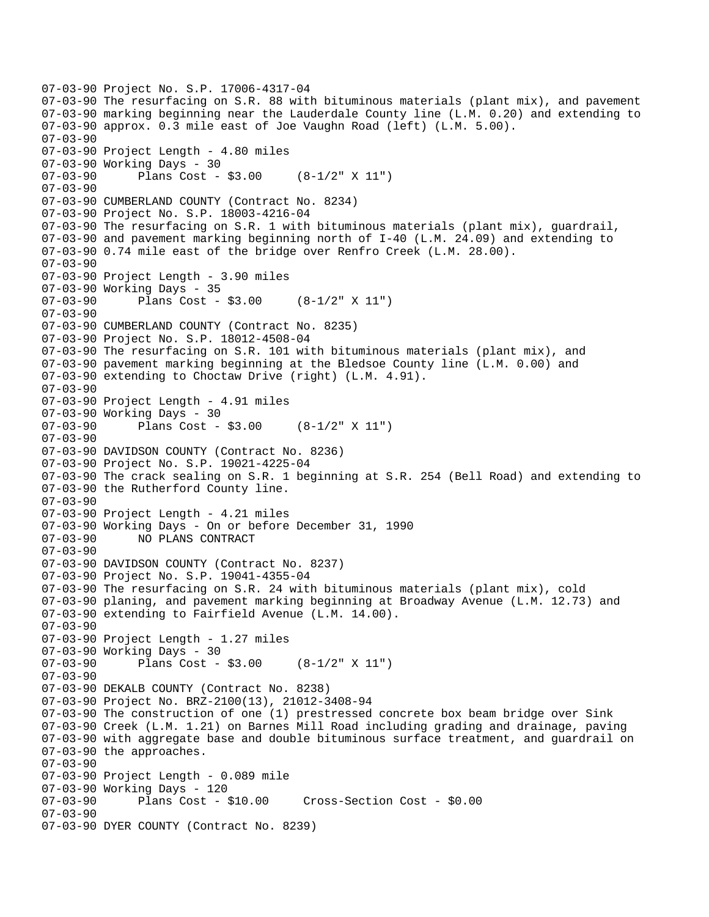```
07-03-90 Project No. S.P. 17006-4317-04
07-03-90 The resurfacing on S.R. 88 with bituminous materials (plant mix), and pavement
07-03-90 marking beginning near the Lauderdale County line (L.M. 0.20) and extending to
07-03-90 approx. 0.3 mile east of Joe Vaughn Road (left) (L.M. 5.00).
07-03-90
07-03-90 Project Length - 4.80 miles
07-03-90 Working Days - 30
07-03-90      Plans Cost - $3.00     (8-1/2" X 11")
07-03-90
07-03-90 CUMBERLAND COUNTY (Contract No. 8234)
07-03-90 Project No. S.P. 18003-4216-04
07-03-90 The resurfacing on S.R. 1 with bituminous materials (plant mix), guardrail,
07-03-90 and pavement marking beginning north of I-40 (L.M. 24.09) and extending to
07-03-90 0.74 mile east of the bridge over Renfro Creek (L.M. 28.00).
07-03-90
07-03-90 Project Length - 3.90 miles
07-03-90 Working Days - 35
07-03-90      Plans Cost - $3.00     (8-1/2" X 11")
07-03-90
07-03-90 CUMBERLAND COUNTY (Contract No. 8235)
07-03-90 Project No. S.P. 18012-4508-04
07-03-90 The resurfacing on S.R. 101 with bituminous materials (plant mix), and
07-03-90 pavement marking beginning at the Bledsoe County line (L.M. 0.00) and
07-03-90 extending to Choctaw Drive (right) (L.M. 4.91).
07-03-90
07-03-90 Project Length - 4.91 miles
07-03-90 Working Days - 30
07-03-90      Plans Cost - $3.00     (8-1/2" X 11")
07-03-90
07-03-90 DAVIDSON COUNTY (Contract No. 8236)
07-03-90 Project No. S.P. 19021-4225-04
07-03-90 The crack sealing on S.R. 1 beginning at S.R. 254 (Bell Road) and extending to
07-03-90 the Rutherford County line.
07-03-90
07-03-90 Project Length - 4.21 miles
07-03-90 Working Days - On or before December 31, 1990
07-03-90      NO PLANS CONTRACT
07-03-90
07-03-90 DAVIDSON COUNTY (Contract No. 8237)
07-03-90 Project No. S.P. 19041-4355-04
07-03-90 The resurfacing on S.R. 24 with bituminous materials (plant mix), cold
07-03-90 planing, and pavement marking beginning at Broadway Avenue (L.M. 12.73) and
07-03-90 extending to Fairfield Avenue (L.M. 14.00).
07-03-90
07-03-90 Project Length - 1.27 miles
07-03-90 Working Days - 30
07-03-90      Plans Cost - $3.00     (8-1/2" X 11")
07-03-90
07-03-90 DEKALB COUNTY (Contract No. 8238)
07-03-90 Project No. BRZ-2100(13), 21012-3408-94
07-03-90 The construction of one (1) prestressed concrete box beam bridge over Sink
07-03-90 Creek (L.M. 1.21) on Barnes Mill Road including grading and drainage, paving
07-03-90 with aggregate base and double bituminous surface treatment, and guardrail on
07-03-90 the approaches.
07-03-90
07-03-90 Project Length - 0.089 mile
07-03-90 Working Days - 120
07-03-90      Plans Cost - $10.00     Cross-Section Cost - $0.00
07-03-90
07-03-90 DYER COUNTY (Contract No. 8239)
```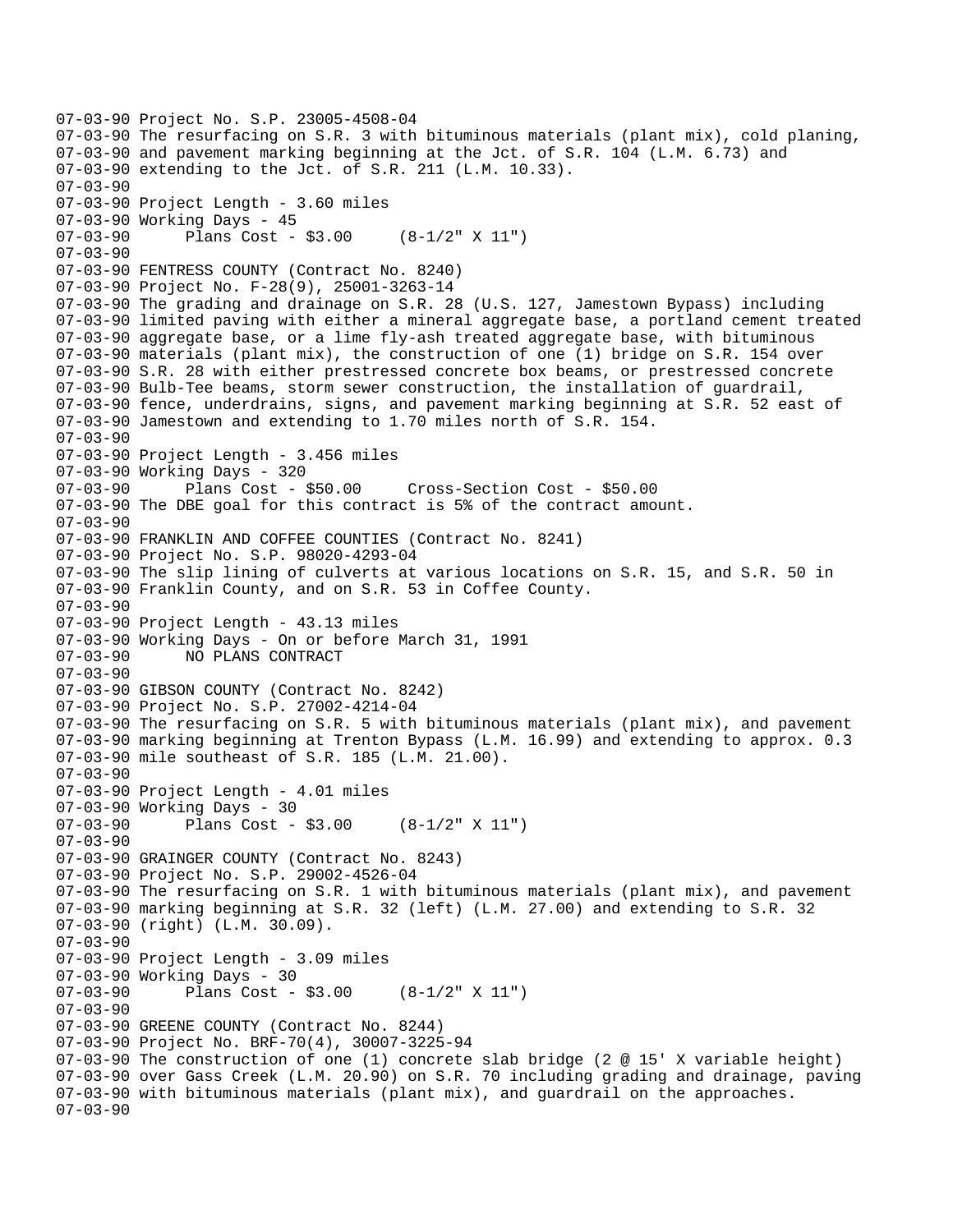```
07-03-90 Project No. S.P. 23005-4508-04
07-03-90 The resurfacing on S.R. 3 with bituminous materials (plant mix), cold planing,
07-03-90 and pavement marking beginning at the Jct. of S.R. 104 (L.M. 6.73) and
07-03-90 extending to the Jct. of S.R. 211 (L.M. 10.33).
07-03-90
07-03-90 Project Length - 3.60 miles
07-03-90 Working Days - 45
07-03-90      Plans Cost - $3.00     (8-1/2" X 11")
07-03-90
07-03-90 FENTRESS COUNTY (Contract No. 8240)
07-03-90 Project No. F-28(9), 25001-3263-14
07-03-90 The grading and drainage on S.R. 28 (U.S. 127, Jamestown Bypass) including
07-03-90 limited paving with either a mineral aggregate base, a portland cement treated
07-03-90 aggregate base, or a lime fly-ash treated aggregate base, with bituminous
07-03-90 materials (plant mix), the construction of one (1) bridge on S.R. 154 over
07-03-90 S.R. 28 with either prestressed concrete box beams, or prestressed concrete
07-03-90 Bulb-Tee beams, storm sewer construction, the installation of guardrail,
07-03-90 fence, underdrains, signs, and pavement marking beginning at S.R. 52 east of
07-03-90 Jamestown and extending to 1.70 miles north of S.R. 154.
07-03-90
07-03-90 Project Length - 3.456 miles
07-03-90 Working Days - 320
07-03-90      Plans Cost - $50.00     Cross-Section Cost - $50.00
07-03-90 The DBE goal for this contract is 5% of the contract amount.
07-03-90
07-03-90 FRANKLIN AND COFFEE COUNTIES (Contract No. 8241)
07-03-90 Project No. S.P. 98020-4293-04
07-03-90 The slip lining of culverts at various locations on S.R. 15, and S.R. 50 in
07-03-90 Franklin County, and on S.R. 53 in Coffee County.
07-03-90
07-03-90 Project Length - 43.13 miles
07-03-90 Working Days - On or before March 31, 1991
07-03-90      NO PLANS CONTRACT
07-03-90
07-03-90 GIBSON COUNTY (Contract No. 8242)
07-03-90 Project No. S.P. 27002-4214-04
07-03-90 The resurfacing on S.R. 5 with bituminous materials (plant mix), and pavement
07-03-90 marking beginning at Trenton Bypass (L.M. 16.99) and extending to approx. 0.3
07-03-90 mile southeast of S.R. 185 (L.M. 21.00).
07-03-90
07-03-90 Project Length - 4.01 miles
07-03-90 Working Days - 30
07-03-90      Plans Cost - $3.00     (8-1/2" X 11")
07-03-90
07-03-90 GRAINGER COUNTY (Contract No. 8243)
07-03-90 Project No. S.P. 29002-4526-04
07-03-90 The resurfacing on S.R. 1 with bituminous materials (plant mix), and pavement
07-03-90 marking beginning at S.R. 32 (left) (L.M. 27.00) and extending to S.R. 32
07-03-90 (right) (L.M. 30.09).
07-03-90
07-03-90 Project Length - 3.09 miles
07-03-90 Working Days - 30
07-03-90      Plans Cost - $3.00     (8-1/2" X 11")
07-03-90
07-03-90 GREENE COUNTY (Contract No. 8244)
07-03-90 Project No. BRF-70(4), 30007-3225-94
07-03-90 The construction of one (1) concrete slab bridge (2 @ 15' X variable height)
07-03-90 over Gass Creek (L.M. 20.90) on S.R. 70 including grading and drainage, paving
07-03-90 with bituminous materials (plant mix), and guardrail on the approaches.
07-03-90
```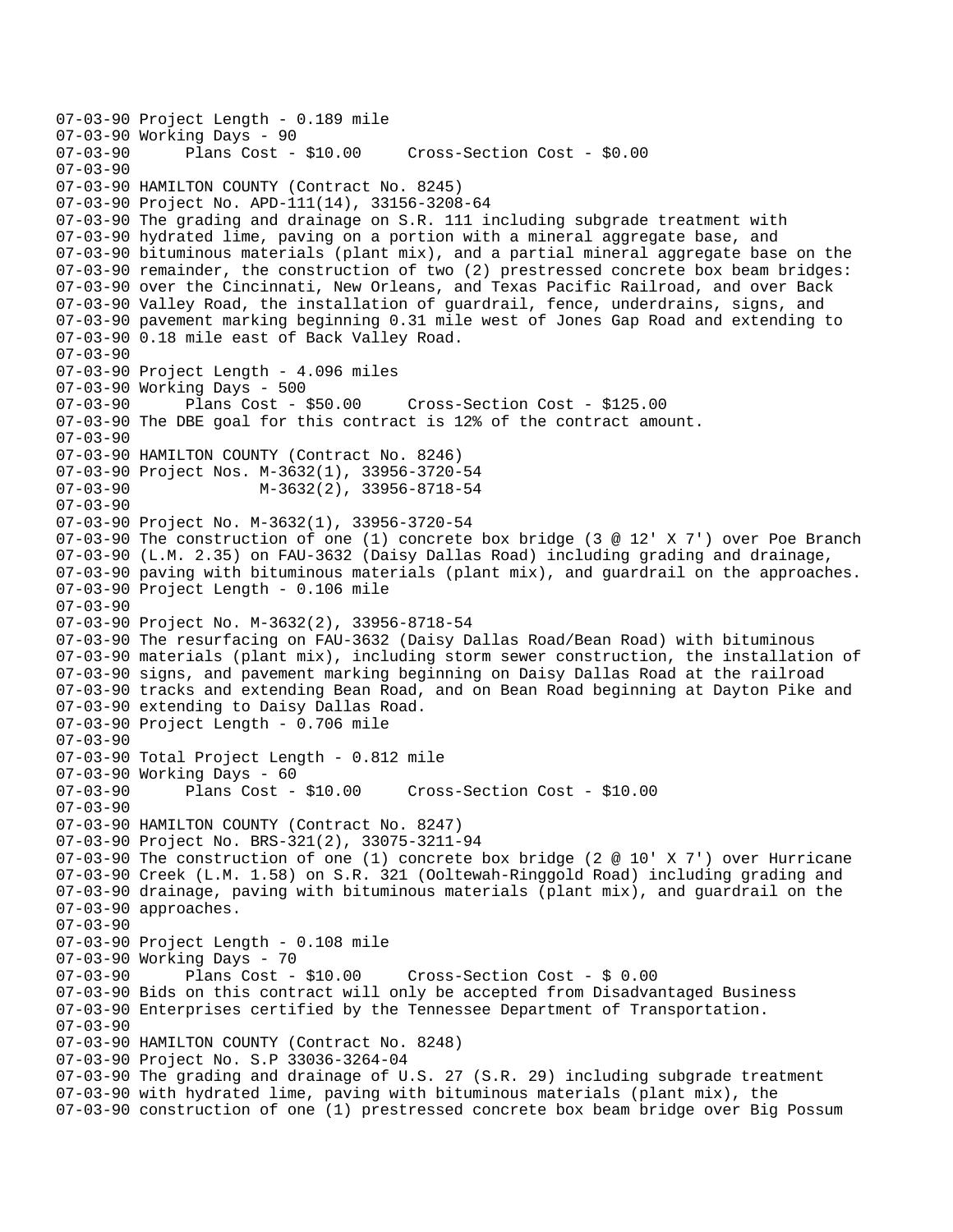```
07-03-90 Project Length - 0.189 mile
07-03-90 Working Days - 90
07-03-90       Plans Cost - $10.00     Cross-Section Cost - $0.00
07-03-90
07-03-90 HAMILTON COUNTY (Contract No. 8245)
07-03-90 Project No. APD-111(14), 33156-3208-64
07-03-90 The grading and drainage on S.R. 111 including subgrade treatment with
07-03-90 hydrated lime, paving on a portion with a mineral aggregate base, and
07-03-90 bituminous materials (plant mix), and a partial mineral aggregate base on the
07-03-90 remainder, the construction of two (2) prestressed concrete box beam bridges:
07-03-90 over the Cincinnati, New Orleans, and Texas Pacific Railroad, and over Back
07-03-90 Valley Road, the installation of guardrail, fence, underdrains, signs, and
07-03-90 pavement marking beginning 0.31 mile west of Jones Gap Road and extending to
07-03-90 0.18 mile east of Back Valley Road.
07-03-90
07-03-90 Project Length - 4.096 miles
07-03-90 Working Days - 500
07-03-90       Plans Cost - $50.00     Cross-Section Cost - $125.00
07-03-90 The DBE goal for this contract is 12% of the contract amount.
07-03-90
07-03-90 HAMILTON COUNTY (Contract No. 8246)
07-03-90 Project Nos. M-3632(1), 33956-3720-54
07-03-90              M-3632(2), 33956-8718-54
07-03-90
07-03-90 Project No. M-3632(1), 33956-3720-54
07-03-90 The construction of one (1) concrete box bridge (3 @ 12' X 7') over Poe Branch
07-03-90 (L.M. 2.35) on FAU-3632 (Daisy Dallas Road) including grading and drainage,
07-03-90 paving with bituminous materials (plant mix), and guardrail on the approaches.
07-03-90 Project Length - 0.106 mile
07-03-90
07-03-90 Project No. M-3632(2), 33956-8718-54
07-03-90 The resurfacing on FAU-3632 (Daisy Dallas Road/Bean Road) with bituminous
07-03-90 materials (plant mix), including storm sewer construction, the installation of
07-03-90 signs, and pavement marking beginning on Daisy Dallas Road at the railroad
07-03-90 tracks and extending Bean Road, and on Bean Road beginning at Dayton Pike and
07-03-90 extending to Daisy Dallas Road.
07-03-90 Project Length - 0.706 mile
07-03-90
07-03-90 Total Project Length - 0.812 mile
07-03-90 Working Days - 60
07-03-90       Plans Cost - $10.00     Cross-Section Cost - $10.00
07-03-90
07-03-90 HAMILTON COUNTY (Contract No. 8247)
07-03-90 Project No. BRS-321(2), 33075-3211-94
07-03-90 The construction of one (1) concrete box bridge (2 @ 10' X 7') over Hurricane
07-03-90 Creek (L.M. 1.58) on S.R. 321 (Ooltewah-Ringgold Road) including grading and
07-03-90 drainage, paving with bituminous materials (plant mix), and guardrail on the
07-03-90 approaches.
07-03-90
07-03-90 Project Length - 0.108 mile
07-03-90 Working Days - 70
07-03-90       Plans Cost - $10.00     Cross-Section Cost - $ 0.00
07-03-90 Bids on this contract will only be accepted from Disadvantaged Business
07-03-90 Enterprises certified by the Tennessee Department of Transportation.
07-03-90
07-03-90 HAMILTON COUNTY (Contract No. 8248)
07-03-90 Project No. S.P 33036-3264-04
07-03-90 The grading and drainage of U.S. 27 (S.R. 29) including subgrade treatment
07-03-90 with hydrated lime, paving with bituminous materials (plant mix), the
07-03-90 construction of one (1) prestressed concrete box beam bridge over Big Possum
```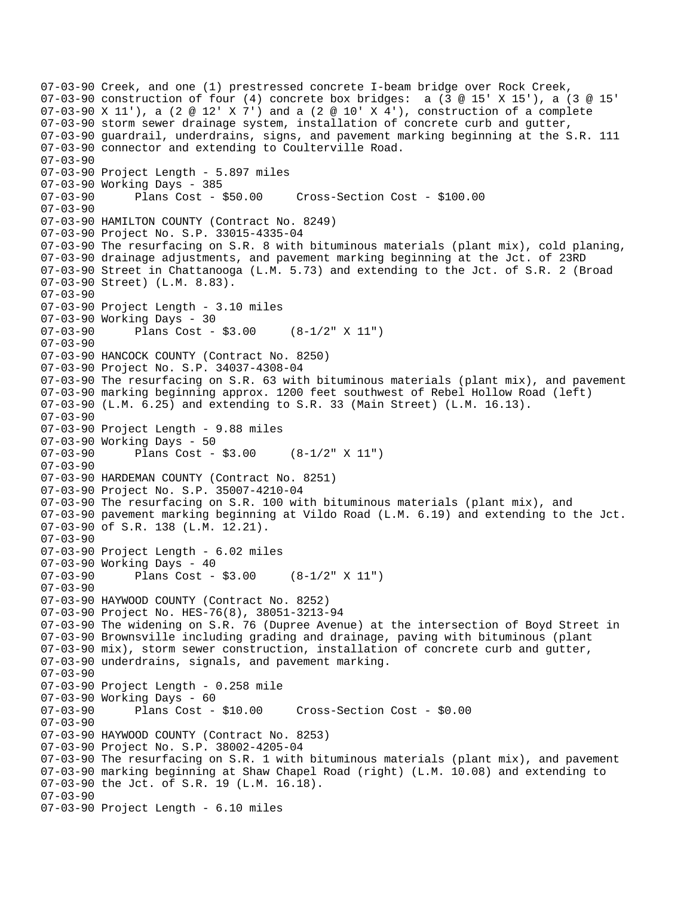```
07-03-90 Creek, and one (1) prestressed concrete I-beam bridge over Rock Creek,
07-03-90 construction of four (4) concrete box bridges:  a (3 @ 15' X 15'), a (3 @ 15'
07-03-90 X 11'), a (2 @ 12' X 7') and a (2 @ 10' X 4'), construction of a complete
07-03-90 storm sewer drainage system, installation of concrete curb and gutter,
07-03-90 guardrail, underdrains, signs, and pavement marking beginning at the S.R. 111
07-03-90 connector and extending to Coulterville Road.
07-03-90
07-03-90 Project Length - 5.897 miles
07-03-90 Working Days - 385
07-03-90       Plans Cost - $50.00     Cross-Section Cost - $100.00
07-03-90
07-03-90 HAMILTON COUNTY (Contract No. 8249)
07-03-90 Project No. S.P. 33015-4335-04
07-03-90 The resurfacing on S.R. 8 with bituminous materials (plant mix), cold planing,
07-03-90 drainage adjustments, and pavement marking beginning at the Jct. of 23RD
07-03-90 Street in Chattanooga (L.M. 5.73) and extending to the Jct. of S.R. 2 (Broad
07-03-90 Street) (L.M. 8.83).
07-03-90
07-03-90 Project Length - 3.10 miles
07-03-90 Working Days - 30
07-03-90       Plans Cost - $3.00     (8-1/2" X 11")
07-03-90
07-03-90 HANCOCK COUNTY (Contract No. 8250)
07-03-90 Project No. S.P. 34037-4308-04
07-03-90 The resurfacing on S.R. 63 with bituminous materials (plant mix), and pavement
07-03-90 marking beginning approx. 1200 feet southwest of Rebel Hollow Road (left)
07-03-90 (L.M. 6.25) and extending to S.R. 33 (Main Street) (L.M. 16.13).
07-03-90
07-03-90 Project Length - 9.88 miles
07-03-90 Working Days - 50
07-03-90       Plans Cost - $3.00     (8-1/2" X 11")
07-03-90
07-03-90 HARDEMAN COUNTY (Contract No. 8251)
07-03-90 Project No. S.P. 35007-4210-04
07-03-90 The resurfacing on S.R. 100 with bituminous materials (plant mix), and
07-03-90 pavement marking beginning at Vildo Road (L.M. 6.19) and extending to the Jct.
07-03-90 of S.R. 138 (L.M. 12.21).
07-03-90
07-03-90 Project Length - 6.02 miles
07-03-90 Working Days - 40
07-03-90       Plans Cost - $3.00     (8-1/2" X 11")
07-03-90
07-03-90 HAYWOOD COUNTY (Contract No. 8252)
07-03-90 Project No. HES-76(8), 38051-3213-94
07-03-90 The widening on S.R. 76 (Dupree Avenue) at the intersection of Boyd Street in
07-03-90 Brownsville including grading and drainage, paving with bituminous (plant
07-03-90 mix), storm sewer construction, installation of concrete curb and gutter,
07-03-90 underdrains, signals, and pavement marking.
07-03-90
07-03-90 Project Length - 0.258 mile
07-03-90 Working Days - 60
07-03-90       Plans Cost - $10.00     Cross-Section Cost - $0.00
07-03-90
07-03-90 HAYWOOD COUNTY (Contract No. 8253)
07-03-90 Project No. S.P. 38002-4205-04
07-03-90 The resurfacing on S.R. 1 with bituminous materials (plant mix), and pavement
07-03-90 marking beginning at Shaw Chapel Road (right) (L.M. 10.08) and extending to
07-03-90 the Jct. of S.R. 19 (L.M. 16.18).
07-03-90
07-03-90 Project Length - 6.10 miles
```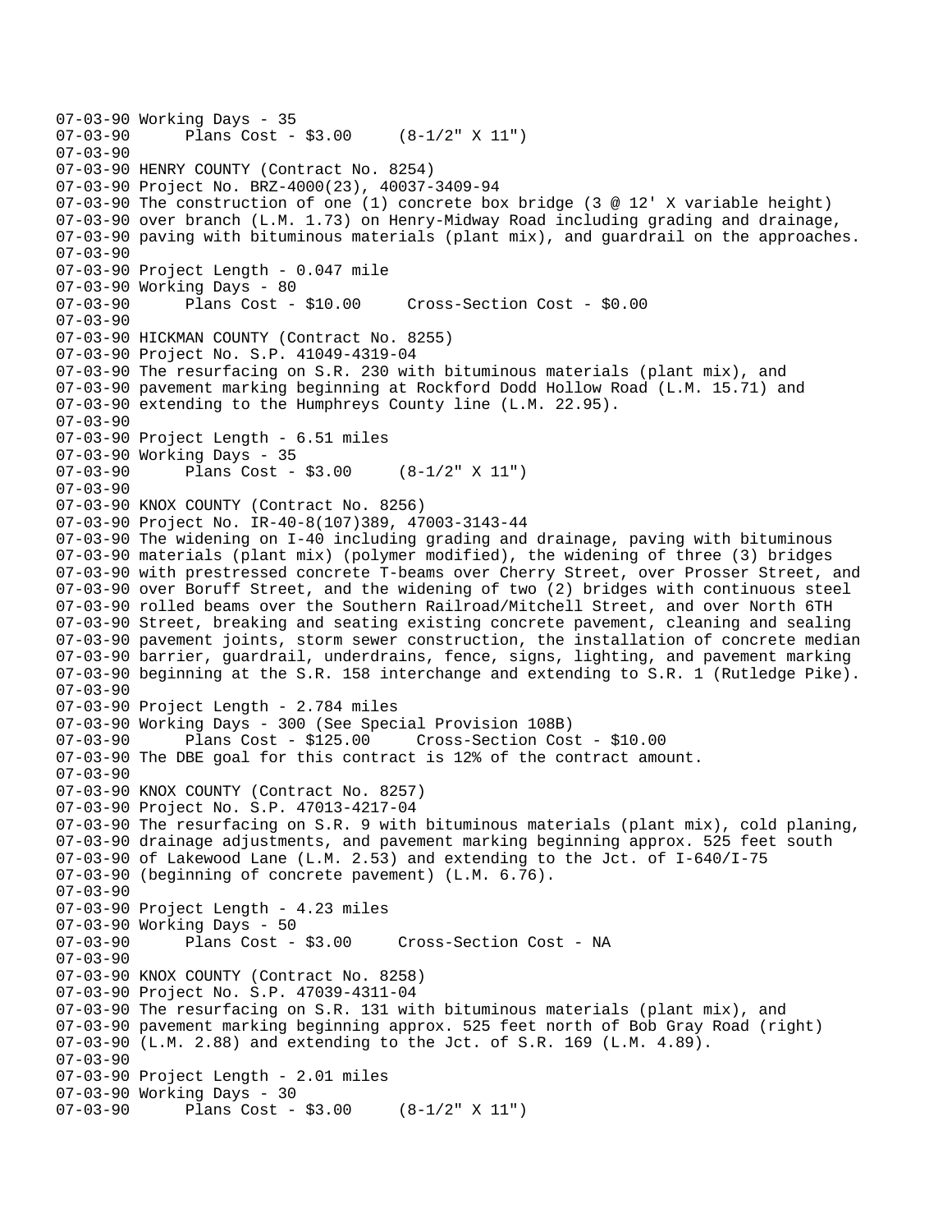```
07-03-90 Working Days - 35
07-03-90       Plans Cost - $3.00     (8-1/2" X 11")
07-03-90
07-03-90 HENRY COUNTY (Contract No. 8254)
07-03-90 Project No. BRZ-4000(23), 40037-3409-94
07-03-90 The construction of one (1) concrete box bridge (3 @ 12' X variable height)
07-03-90 over branch (L.M. 1.73) on Henry-Midway Road including grading and drainage,
07-03-90 paving with bituminous materials (plant mix), and guardrail on the approaches.
07-03-90
07-03-90 Project Length - 0.047 mile
07-03-90 Working Days - 80
07-03-90       Plans Cost - $10.00     Cross-Section Cost - $0.00
07-03-90
07-03-90 HICKMAN COUNTY (Contract No. 8255)
07-03-90 Project No. S.P. 41049-4319-04
07-03-90 The resurfacing on S.R. 230 with bituminous materials (plant mix), and
07-03-90 pavement marking beginning at Rockford Dodd Hollow Road (L.M. 15.71) and
07-03-90 extending to the Humphreys County line (L.M. 22.95).
07-03-90
07-03-90 Project Length - 6.51 miles
07-03-90 Working Days - 35
07-03-90       Plans Cost - $3.00     (8-1/2" X 11")
07-03-90
07-03-90 KNOX COUNTY (Contract No. 8256)
07-03-90 Project No. IR-40-8(107)389, 47003-3143-44
07-03-90 The widening on I-40 including grading and drainage, paving with bituminous
07-03-90 materials (plant mix) (polymer modified), the widening of three (3) bridges
07-03-90 with prestressed concrete T-beams over Cherry Street, over Prosser Street, and
07-03-90 over Boruff Street, and the widening of two (2) bridges with continuous steel
07-03-90 rolled beams over the Southern Railroad/Mitchell Street, and over North 6TH
07-03-90 Street, breaking and seating existing concrete pavement, cleaning and sealing
07-03-90 pavement joints, storm sewer construction, the installation of concrete median
07-03-90 barrier, guardrail, underdrains, fence, signs, lighting, and pavement marking
07-03-90 beginning at the S.R. 158 interchange and extending to S.R. 1 (Rutledge Pike).
07-03-90
07-03-90 Project Length - 2.784 miles
07-03-90 Working Days - 300 (See Special Provision 108B)
07-03-90       Plans Cost - $125.00     Cross-Section Cost - $10.00
07-03-90 The DBE goal for this contract is 12% of the contract amount.
07-03-90
07-03-90 KNOX COUNTY (Contract No. 8257)
07-03-90 Project No. S.P. 47013-4217-04
07-03-90 The resurfacing on S.R. 9 with bituminous materials (plant mix), cold planing,
07-03-90 drainage adjustments, and pavement marking beginning approx. 525 feet south
07-03-90 of Lakewood Lane (L.M. 2.53) and extending to the Jct. of I-640/I-75
07-03-90 (beginning of concrete pavement) (L.M. 6.76).
07-03-90
07-03-90 Project Length - 4.23 miles
07-03-90 Working Days - 50
07-03-90       Plans Cost - $3.00     Cross-Section Cost - NA
07-03-90
07-03-90 KNOX COUNTY (Contract No. 8258)
07-03-90 Project No. S.P. 47039-4311-04
07-03-90 The resurfacing on S.R. 131 with bituminous materials (plant mix), and
07-03-90 pavement marking beginning approx. 525 feet north of Bob Gray Road (right)
07-03-90 (L.M. 2.88) and extending to the Jct. of S.R. 169 (L.M. 4.89).
07-03-90
07-03-90 Project Length - 2.01 miles
07-03-90 Working Days - 30
07-03-90       Plans Cost - $3.00     (8-1/2" X 11")
```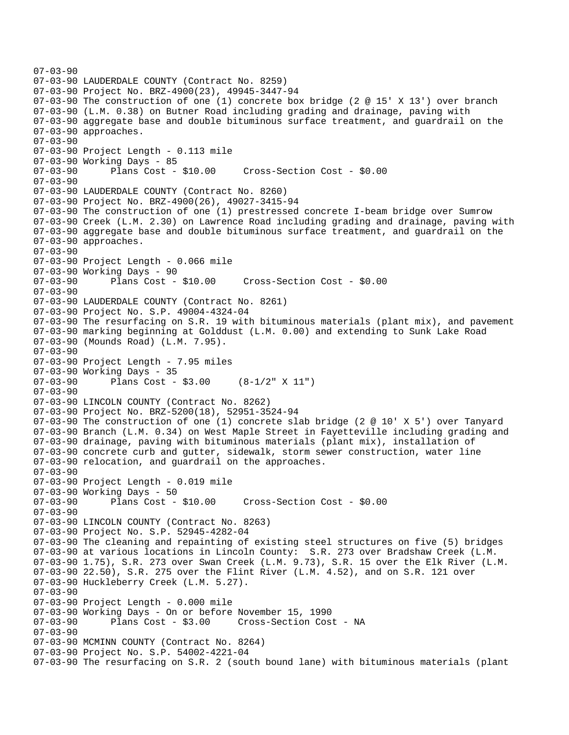```
07-03-90
07-03-90 LAUDERDALE COUNTY (Contract No. 8259)
07-03-90 Project No. BRZ-4900(23), 49945-3447-94
07-03-90 The construction of one (1) concrete box bridge (2 @ 15' X 13') over branch
07-03-90 (L.M. 0.38) on Butner Road including grading and drainage, paving with
07-03-90 aggregate base and double bituminous surface treatment, and guardrail on the
07-03-90 approaches.
07-03-90
07-03-90 Project Length - 0.113 mile
07-03-90 Working Days - 85
07-03-90      Plans Cost - $10.00     Cross-Section Cost - $0.00
07-03-90
07-03-90 LAUDERDALE COUNTY (Contract No. 8260)
07-03-90 Project No. BRZ-4900(26), 49027-3415-94
07-03-90 The construction of one (1) prestressed concrete I-beam bridge over Sumrow
07-03-90 Creek (L.M. 2.30) on Lawrence Road including grading and drainage, paving with
07-03-90 aggregate base and double bituminous surface treatment, and guardrail on the
07-03-90 approaches.
07-03-90
07-03-90 Project Length - 0.066 mile
07-03-90 Working Days - 90
07-03-90      Plans Cost - $10.00     Cross-Section Cost - $0.00
07-03-90
07-03-90 LAUDERDALE COUNTY (Contract No. 8261)
07-03-90 Project No. S.P. 49004-4324-04
07-03-90 The resurfacing on S.R. 19 with bituminous materials (plant mix), and pavement
07-03-90 marking beginning at Golddust (L.M. 0.00) and extending to Sunk Lake Road
07-03-90 (Mounds Road) (L.M. 7.95).
07-03-90
07-03-90 Project Length - 7.95 miles
07-03-90 Working Days - 35
07-03-90      Plans Cost - $3.00     (8-1/2" X 11")
07-03-90
07-03-90 LINCOLN COUNTY (Contract No. 8262)
07-03-90 Project No. BRZ-5200(18), 52951-3524-94
07-03-90 The construction of one (1) concrete slab bridge (2 @ 10' X 5') over Tanyard
07-03-90 Branch (L.M. 0.34) on West Maple Street in Fayetteville including grading and
07-03-90 drainage, paving with bituminous materials (plant mix), installation of
07-03-90 concrete curb and gutter, sidewalk, storm sewer construction, water line
07-03-90 relocation, and guardrail on the approaches.
07-03-90
07-03-90 Project Length - 0.019 mile
07-03-90 Working Days - 50
07-03-90      Plans Cost - $10.00     Cross-Section Cost - $0.00
07-03-90
07-03-90 LINCOLN COUNTY (Contract No. 8263)
07-03-90 Project No. S.P. 52945-4282-04
07-03-90 The cleaning and repainting of existing steel structures on five (5) bridges
07-03-90 at various locations in Lincoln County:  S.R. 273 over Bradshaw Creek (L.M.
07-03-90 1.75), S.R. 273 over Swan Creek (L.M. 9.73), S.R. 15 over the Elk River (L.M.
07-03-90 22.50), S.R. 275 over the Flint River (L.M. 4.52), and on S.R. 121 over
07-03-90 Huckleberry Creek (L.M. 5.27).
07-03-90
07-03-90 Project Length - 0.000 mile
07-03-90 Working Days - On or before November 15, 1990
07-03-90      Plans Cost - $3.00     Cross-Section Cost - NA
07-03-90
07-03-90 MCMINN COUNTY (Contract No. 8264)
07-03-90 Project No. S.P. 54002-4221-04
07-03-90 The resurfacing on S.R. 2 (south bound lane) with bituminous materials (plant
```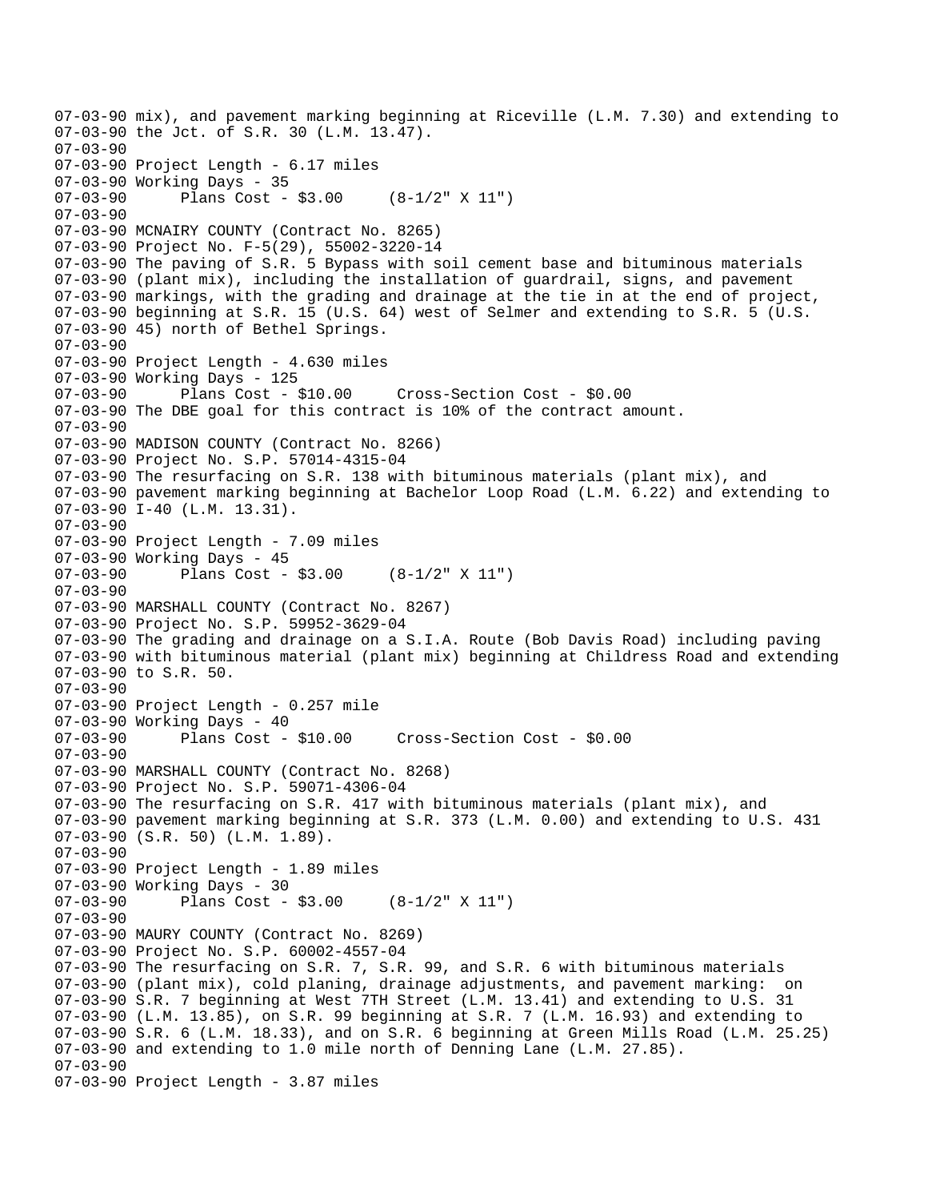```
07-03-90 mix), and pavement marking beginning at Riceville (L.M. 7.30) and extending to
07-03-90 the Jct. of S.R. 30 (L.M. 13.47).
07-03-90
07-03-90 Project Length - 6.17 miles
07-03-90 Working Days - 35
07-03-90      Plans Cost - $3.00     (8-1/2" X 11")
07-03-90
07-03-90 MCNAIRY COUNTY (Contract No. 8265)
07-03-90 Project No. F-5(29), 55002-3220-14
07-03-90 The paving of S.R. 5 Bypass with soil cement base and bituminous materials
07-03-90 (plant mix), including the installation of guardrail, signs, and pavement
07-03-90 markings, with the grading and drainage at the tie in at the end of project,
07-03-90 beginning at S.R. 15 (U.S. 64) west of Selmer and extending to S.R. 5 (U.S.
07-03-90 45) north of Bethel Springs.
07-03-90
07-03-90 Project Length - 4.630 miles
07-03-90 Working Days - 125
07-03-90      Plans Cost - $10.00     Cross-Section Cost - $0.00
07-03-90 The DBE goal for this contract is 10% of the contract amount.
07-03-90
07-03-90 MADISON COUNTY (Contract No. 8266)
07-03-90 Project No. S.P. 57014-4315-04
07-03-90 The resurfacing on S.R. 138 with bituminous materials (plant mix), and
07-03-90 pavement marking beginning at Bachelor Loop Road (L.M. 6.22) and extending to
07-03-90 I-40 (L.M. 13.31).
07-03-90
07-03-90 Project Length - 7.09 miles
07-03-90 Working Days - 45
07-03-90      Plans Cost - $3.00     (8-1/2" X 11")
07-03-90
07-03-90 MARSHALL COUNTY (Contract No. 8267)
07-03-90 Project No. S.P. 59952-3629-04
07-03-90 The grading and drainage on a S.I.A. Route (Bob Davis Road) including paving
07-03-90 with bituminous material (plant mix) beginning at Childress Road and extending
07-03-90 to S.R. 50.
07-03-90
07-03-90 Project Length - 0.257 mile
07-03-90 Working Days - 40
07-03-90      Plans Cost - $10.00     Cross-Section Cost - $0.00
07-03-90
07-03-90 MARSHALL COUNTY (Contract No. 8268)
07-03-90 Project No. S.P. 59071-4306-04
07-03-90 The resurfacing on S.R. 417 with bituminous materials (plant mix), and
07-03-90 pavement marking beginning at S.R. 373 (L.M. 0.00) and extending to U.S. 431
07-03-90 (S.R. 50) (L.M. 1.89).
07-03-90
07-03-90 Project Length - 1.89 miles
07-03-90 Working Days - 30
07-03-90      Plans Cost - $3.00     (8-1/2" X 11")
07-03-90
07-03-90 MAURY COUNTY (Contract No. 8269)
07-03-90 Project No. S.P. 60002-4557-04
07-03-90 The resurfacing on S.R. 7, S.R. 99, and S.R. 6 with bituminous materials
07-03-90 (plant mix), cold planing, drainage adjustments, and pavement marking:  on
07-03-90 S.R. 7 beginning at West 7TH Street (L.M. 13.41) and extending to U.S. 31
07-03-90 (L.M. 13.85), on S.R. 99 beginning at S.R. 7 (L.M. 16.93) and extending to
07-03-90 S.R. 6 (L.M. 18.33), and on S.R. 6 beginning at Green Mills Road (L.M. 25.25)
07-03-90 and extending to 1.0 mile north of Denning Lane (L.M. 27.85).
07-03-90
07-03-90 Project Length - 3.87 miles
```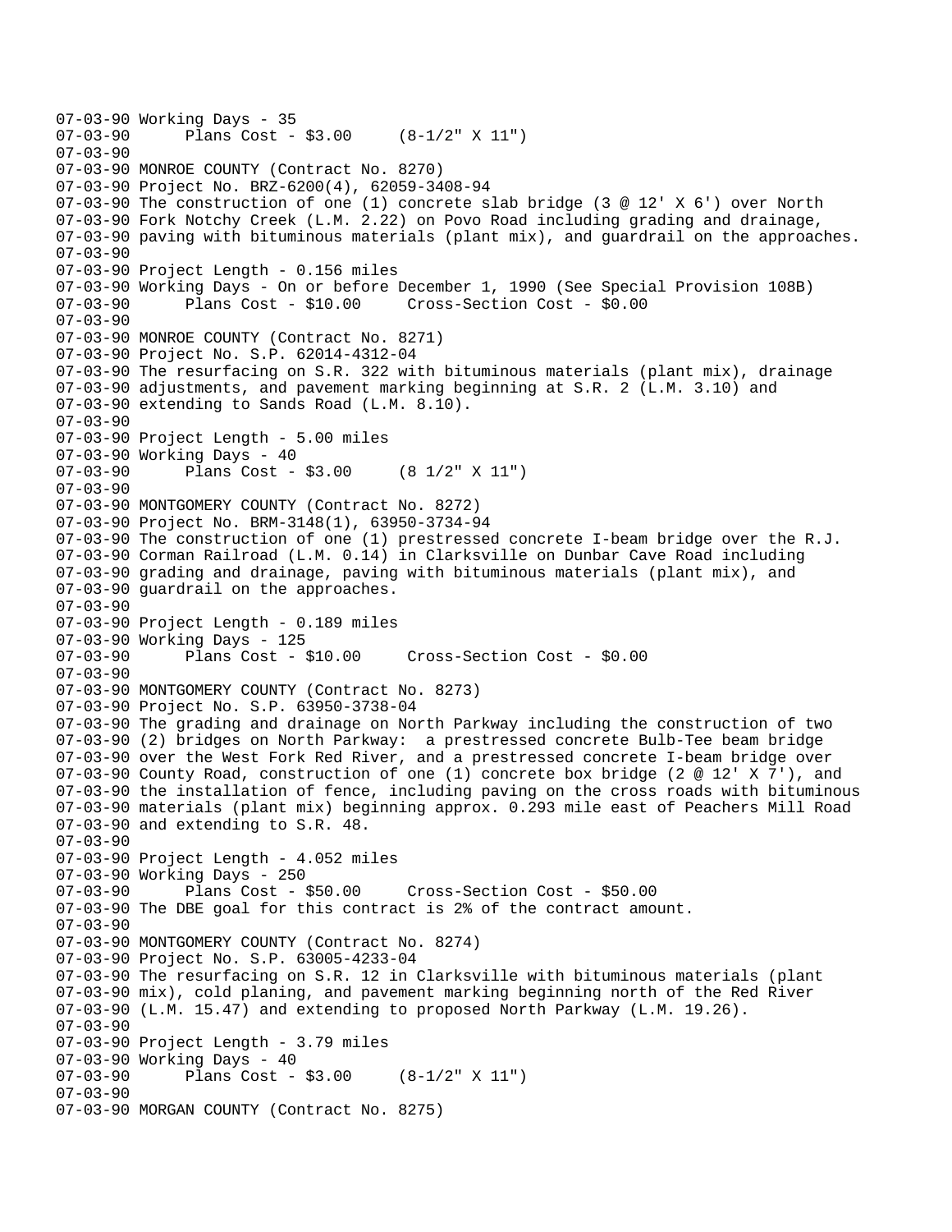```
07-03-90 Working Days - 35
07-03-90       Plans Cost - $3.00     (8-1/2" X 11")
07-03-90
07-03-90 MONROE COUNTY (Contract No. 8270)
07-03-90 Project No. BRZ-6200(4), 62059-3408-94
07-03-90 The construction of one (1) concrete slab bridge (3 @ 12' X 6') over North
07-03-90 Fork Notchy Creek (L.M. 2.22) on Povo Road including grading and drainage,
07-03-90 paving with bituminous materials (plant mix), and guardrail on the approaches.
07-03-90
07-03-90 Project Length - 0.156 miles
07-03-90 Working Days - On or before December 1, 1990 (See Special Provision 108B)
07-03-90       Plans Cost - $10.00     Cross-Section Cost - $0.00
07-03-90
07-03-90 MONROE COUNTY (Contract No. 8271)
07-03-90 Project No. S.P. 62014-4312-04
07-03-90 The resurfacing on S.R. 322 with bituminous materials (plant mix), drainage
07-03-90 adjustments, and pavement marking beginning at S.R. 2 (L.M. 3.10) and
07-03-90 extending to Sands Road (L.M. 8.10).
07-03-90
07-03-90 Project Length - 5.00 miles
07-03-90 Working Days - 40
07-03-90       Plans Cost - $3.00     (8 1/2" X 11")
07-03-90
07-03-90 MONTGOMERY COUNTY (Contract No. 8272)
07-03-90 Project No. BRM-3148(1), 63950-3734-94
07-03-90 The construction of one (1) prestressed concrete I-beam bridge over the R.J.
07-03-90 Corman Railroad (L.M. 0.14) in Clarksville on Dunbar Cave Road including
07-03-90 grading and drainage, paving with bituminous materials (plant mix), and
07-03-90 guardrail on the approaches.
07-03-90
07-03-90 Project Length - 0.189 miles
07-03-90 Working Days - 125
07-03-90       Plans Cost - $10.00     Cross-Section Cost - $0.00
07-03-90
07-03-90 MONTGOMERY COUNTY (Contract No. 8273)
07-03-90 Project No. S.P. 63950-3738-04
07-03-90 The grading and drainage on North Parkway including the construction of two
07-03-90 (2) bridges on North Parkway:  a prestressed concrete Bulb-Tee beam bridge
07-03-90 over the West Fork Red River, and a prestressed concrete I-beam bridge over
07-03-90 County Road, construction of one (1) concrete box bridge (2 @ 12' X 7'), and
07-03-90 the installation of fence, including paving on the cross roads with bituminous
07-03-90 materials (plant mix) beginning approx. 0.293 mile east of Peachers Mill Road
07-03-90 and extending to S.R. 48.
07-03-90
07-03-90 Project Length - 4.052 miles
07-03-90 Working Days - 250
07-03-90       Plans Cost - $50.00     Cross-Section Cost - $50.00
07-03-90 The DBE goal for this contract is 2% of the contract amount.
07-03-90
07-03-90 MONTGOMERY COUNTY (Contract No. 8274)
07-03-90 Project No. S.P. 63005-4233-04
07-03-90 The resurfacing on S.R. 12 in Clarksville with bituminous materials (plant
07-03-90 mix), cold planing, and pavement marking beginning north of the Red River
07-03-90 (L.M. 15.47) and extending to proposed North Parkway (L.M. 19.26).
07-03-90
07-03-90 Project Length - 3.79 miles
07-03-90 Working Days - 40
07-03-90       Plans Cost - $3.00     (8-1/2" X 11")
07-03-90
07-03-90 MORGAN COUNTY (Contract No. 8275)
```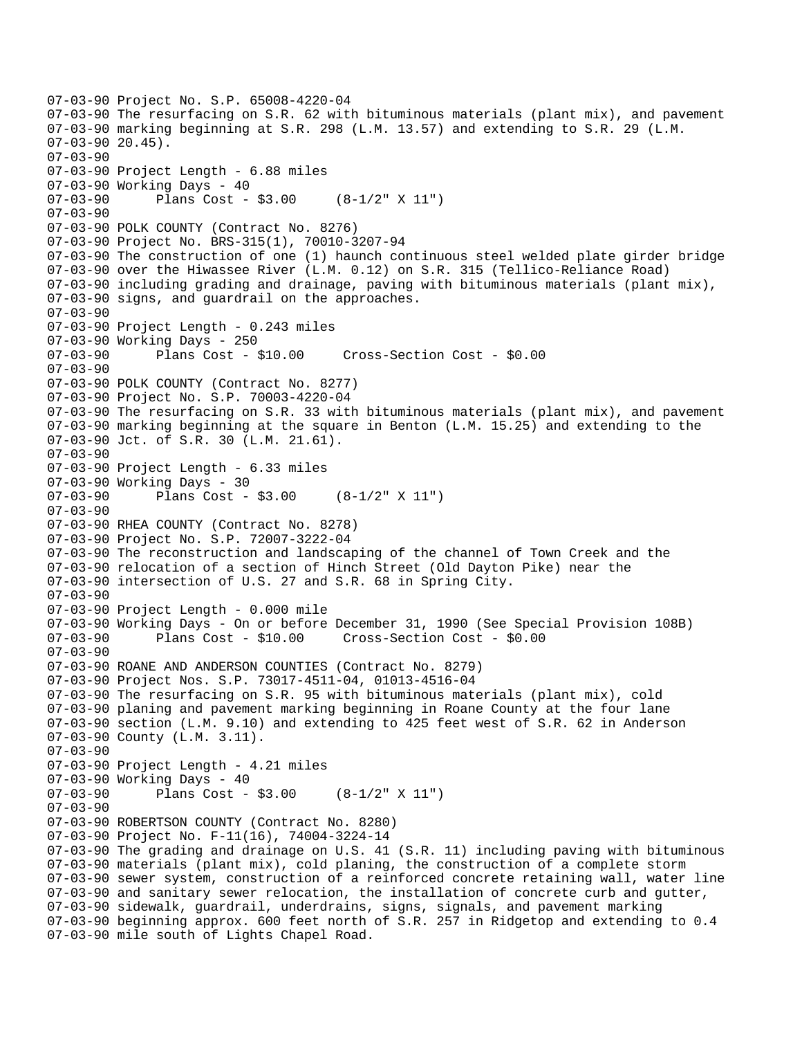```
07-03-90 Project No. S.P. 65008-4220-04
07-03-90 The resurfacing on S.R. 62 with bituminous materials (plant mix), and pavement
07-03-90 marking beginning at S.R. 298 (L.M. 13.57) and extending to S.R. 29 (L.M.
07-03-90 20.45).
07-03-90
07-03-90 Project Length - 6.88 miles
07-03-90 Working Days - 40
07-03-90       Plans Cost - $3.00     (8-1/2" X 11")
07-03-90
07-03-90 POLK COUNTY (Contract No. 8276)
07-03-90 Project No. BRS-315(1), 70010-3207-94
07-03-90 The construction of one (1) haunch continuous steel welded plate girder bridge
07-03-90 over the Hiwassee River (L.M. 0.12) on S.R. 315 (Tellico-Reliance Road)
07-03-90 including grading and drainage, paving with bituminous materials (plant mix),
07-03-90 signs, and guardrail on the approaches.
07-03-90
07-03-90 Project Length - 0.243 miles
07-03-90 Working Days - 250
07-03-90       Plans Cost - $10.00     Cross-Section Cost - $0.00
07-03-90
07-03-90 POLK COUNTY (Contract No. 8277)
07-03-90 Project No. S.P. 70003-4220-04
07-03-90 The resurfacing on S.R. 33 with bituminous materials (plant mix), and pavement
07-03-90 marking beginning at the square in Benton (L.M. 15.25) and extending to the
07-03-90 Jct. of S.R. 30 (L.M. 21.61).
07-03-90
07-03-90 Project Length - 6.33 miles
07-03-90 Working Days - 30
07-03-90       Plans Cost - $3.00     (8-1/2" X 11")
07-03-90
07-03-90 RHEA COUNTY (Contract No. 8278)
07-03-90 Project No. S.P. 72007-3222-04
07-03-90 The reconstruction and landscaping of the channel of Town Creek and the
07-03-90 relocation of a section of Hinch Street (Old Dayton Pike) near the
07-03-90 intersection of U.S. 27 and S.R. 68 in Spring City.
07-03-90
07-03-90 Project Length - 0.000 mile
07-03-90 Working Days - On or before December 31, 1990 (See Special Provision 108B)
07-03-90       Plans Cost - $10.00     Cross-Section Cost - $0.00
07-03-90
07-03-90 ROANE AND ANDERSON COUNTIES (Contract No. 8279)
07-03-90 Project Nos. S.P. 73017-4511-04, 01013-4516-04
07-03-90 The resurfacing on S.R. 95 with bituminous materials (plant mix), cold
07-03-90 planing and pavement marking beginning in Roane County at the four lane
07-03-90 section (L.M. 9.10) and extending to 425 feet west of S.R. 62 in Anderson
07-03-90 County (L.M. 3.11).
07-03-90
07-03-90 Project Length - 4.21 miles
07-03-90 Working Days - 40
07-03-90       Plans Cost - $3.00     (8-1/2" X 11")
07-03-90
07-03-90 ROBERTSON COUNTY (Contract No. 8280)
07-03-90 Project No. F-11(16), 74004-3224-14
07-03-90 The grading and drainage on U.S. 41 (S.R. 11) including paving with bituminous
07-03-90 materials (plant mix), cold planing, the construction of a complete storm
07-03-90 sewer system, construction of a reinforced concrete retaining wall, water line
07-03-90 and sanitary sewer relocation, the installation of concrete curb and gutter,
07-03-90 sidewalk, guardrail, underdrains, signs, signals, and pavement marking
07-03-90 beginning approx. 600 feet north of S.R. 257 in Ridgetop and extending to 0.4
07-03-90 mile south of Lights Chapel Road.
```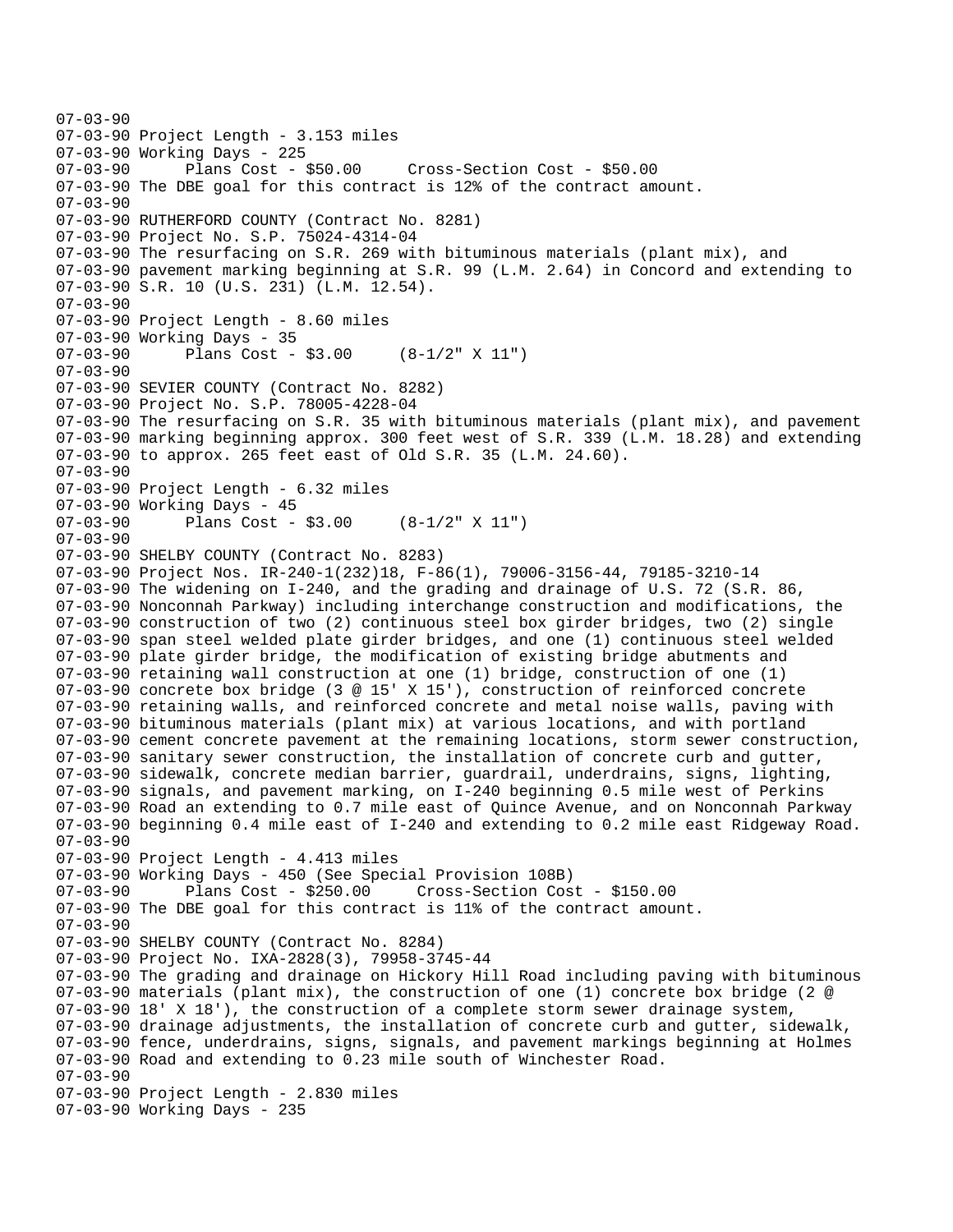07-03-90
07-03-90 Project Length - 3.153 miles
07-03-90 Working Days - 225
07-03-90 Plans Cost - $50.00 Cross-Section Cost - $50.00
07-03-90 The DBE goal for this contract is 12% of the contract amount.
07-03-90
07-03-90 RUTHERFORD COUNTY (Contract No. 8281)
07-03-90 Project No. S.P. 75024-4314-04
07-03-90 The resurfacing on S.R. 269 with bituminous materials (plant mix), and
07-03-90 pavement marking beginning at S.R. 99 (L.M. 2.64) in Concord and extending to
07-03-90 S.R. 10 (U.S. 231) (L.M. 12.54).
07-03-90
07-03-90 Project Length - 8.60 miles
07-03-90 Working Days - 35
07-03-90 Plans Cost - $3.00 (8-1/2" X 11")
07-03-90
07-03-90 SEVIER COUNTY (Contract No. 8282)
07-03-90 Project No. S.P. 78005-4228-04
07-03-90 The resurfacing on S.R. 35 with bituminous materials (plant mix), and pavement
07-03-90 marking beginning approx. 300 feet west of S.R. 339 (L.M. 18.28) and extending
07-03-90 to approx. 265 feet east of Old S.R. 35 (L.M. 24.60).
07-03-90
07-03-90 Project Length - 6.32 miles
07-03-90 Working Days - 45
07-03-90 Plans Cost - $3.00 (8-1/2" X 11")
07-03-90
07-03-90 SHELBY COUNTY (Contract No. 8283)
07-03-90 Project Nos. IR-240-1(232)18, F-86(1), 79006-3156-44, 79185-3210-14
07-03-90 The widening on I-240, and the grading and drainage of U.S. 72 (S.R. 86,
07-03-90 Nonconnah Parkway) including interchange construction and modifications, the
07-03-90 construction of two (2) continuous steel box girder bridges, two (2) single
07-03-90 span steel welded plate girder bridges, and one (1) continuous steel welded
07-03-90 plate girder bridge, the modification of existing bridge abutments and
07-03-90 retaining wall construction at one (1) bridge, construction of one (1)
07-03-90 concrete box bridge (3 @ 15' X 15'), construction of reinforced concrete
07-03-90 retaining walls, and reinforced concrete and metal noise walls, paving with
07-03-90 bituminous materials (plant mix) at various locations, and with portland
07-03-90 cement concrete pavement at the remaining locations, storm sewer construction,
07-03-90 sanitary sewer construction, the installation of concrete curb and gutter,
07-03-90 sidewalk, concrete median barrier, guardrail, underdrains, signs, lighting,
07-03-90 signals, and pavement marking, on I-240 beginning 0.5 mile west of Perkins
07-03-90 Road an extending to 0.7 mile east of Quince Avenue, and on Nonconnah Parkway
07-03-90 beginning 0.4 mile east of I-240 and extending to 0.2 mile east Ridgeway Road.
07-03-90
07-03-90 Project Length - 4.413 miles
07-03-90 Working Days - 450 (See Special Provision 108B)
07-03-90 Plans Cost - $250.00 Cross-Section Cost - $150.00
07-03-90 The DBE goal for this contract is 11% of the contract amount.
07-03-90
07-03-90 SHELBY COUNTY (Contract No. 8284)
07-03-90 Project No. IXA-2828(3), 79958-3745-44
07-03-90 The grading and drainage on Hickory Hill Road including paving with bituminous
07-03-90 materials (plant mix), the construction of one (1) concrete box bridge (2 @
07-03-90 18' X 18'), the construction of a complete storm sewer drainage system,
07-03-90 drainage adjustments, the installation of concrete curb and gutter, sidewalk,
07-03-90 fence, underdrains, signs, signals, and pavement markings beginning at Holmes
07-03-90 Road and extending to 0.23 mile south of Winchester Road.
07-03-90
07-03-90 Project Length - 2.830 miles
07-03-90 Working Days - 235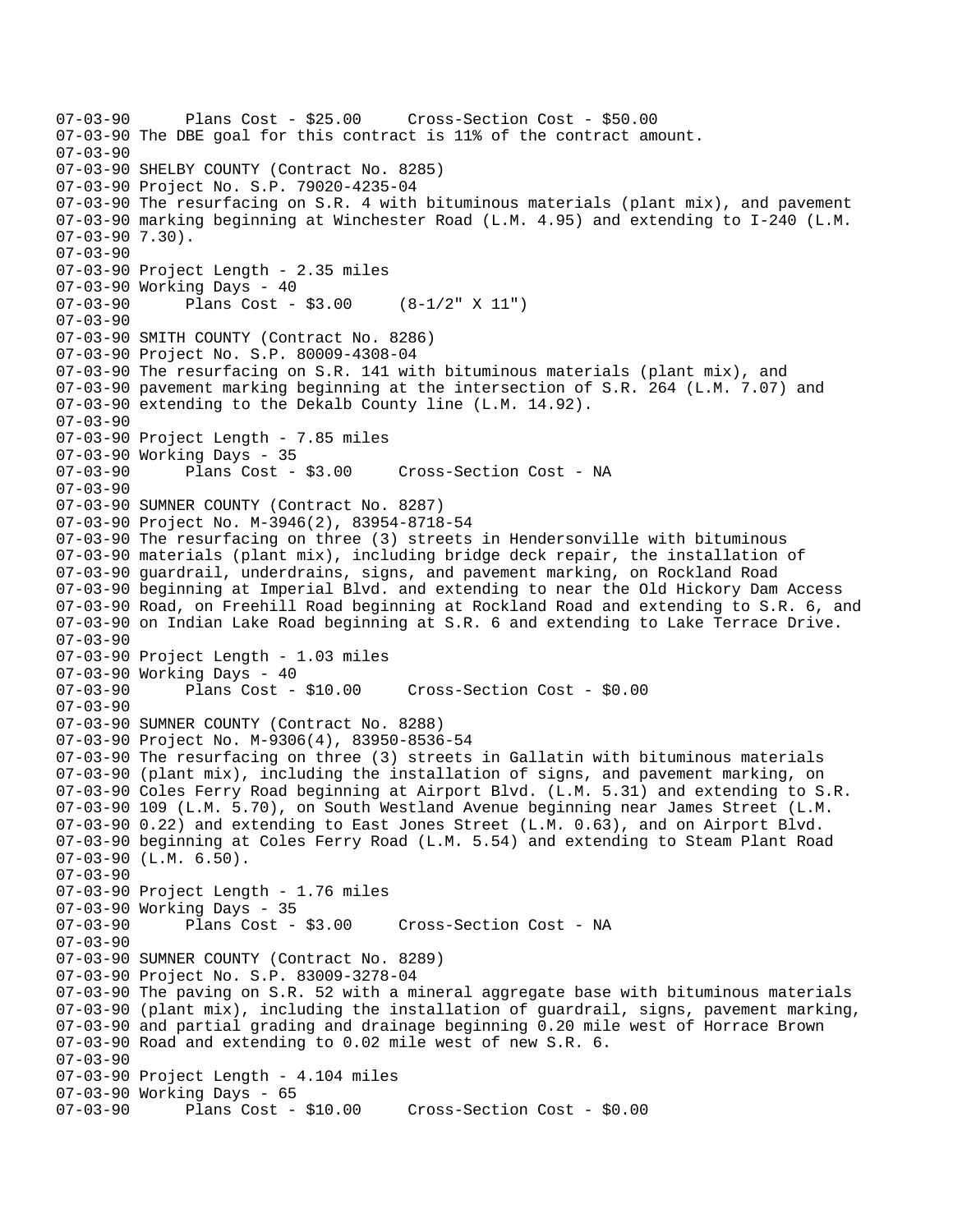```
07-03-90      Plans Cost - $25.00     Cross-Section Cost - $50.00
07-03-90 The DBE goal for this contract is 11% of the contract amount.
07-03-90
07-03-90 SHELBY COUNTY (Contract No. 8285)
07-03-90 Project No. S.P. 79020-4235-04
07-03-90 The resurfacing on S.R. 4 with bituminous materials (plant mix), and pavement
07-03-90 marking beginning at Winchester Road (L.M. 4.95) and extending to I-240 (L.M.
07-03-90 7.30).
07-03-90
07-03-90 Project Length - 2.35 miles
07-03-90 Working Days - 40
07-03-90      Plans Cost - $3.00     (8-1/2" X 11")
07-03-90
07-03-90 SMITH COUNTY (Contract No. 8286)
07-03-90 Project No. S.P. 80009-4308-04
07-03-90 The resurfacing on S.R. 141 with bituminous materials (plant mix), and
07-03-90 pavement marking beginning at the intersection of S.R. 264 (L.M. 7.07) and
07-03-90 extending to the Dekalb County line (L.M. 14.92).
07-03-90
07-03-90 Project Length - 7.85 miles
07-03-90 Working Days - 35
07-03-90      Plans Cost - $3.00     Cross-Section Cost - NA
07-03-90
07-03-90 SUMNER COUNTY (Contract No. 8287)
07-03-90 Project No. M-3946(2), 83954-8718-54
07-03-90 The resurfacing on three (3) streets in Hendersonville with bituminous
07-03-90 materials (plant mix), including bridge deck repair, the installation of
07-03-90 guardrail, underdrains, signs, and pavement marking, on Rockland Road
07-03-90 beginning at Imperial Blvd. and extending to near the Old Hickory Dam Access
07-03-90 Road, on Freehill Road beginning at Rockland Road and extending to S.R. 6, and
07-03-90 on Indian Lake Road beginning at S.R. 6 and extending to Lake Terrace Drive.
07-03-90
07-03-90 Project Length - 1.03 miles
07-03-90 Working Days - 40
07-03-90      Plans Cost - $10.00     Cross-Section Cost - $0.00
07-03-90
07-03-90 SUMNER COUNTY (Contract No. 8288)
07-03-90 Project No. M-9306(4), 83950-8536-54
07-03-90 The resurfacing on three (3) streets in Gallatin with bituminous materials
07-03-90 (plant mix), including the installation of signs, and pavement marking, on
07-03-90 Coles Ferry Road beginning at Airport Blvd. (L.M. 5.31) and extending to S.R.
07-03-90 109 (L.M. 5.70), on South Westland Avenue beginning near James Street (L.M.
07-03-90 0.22) and extending to East Jones Street (L.M. 0.63), and on Airport Blvd.
07-03-90 beginning at Coles Ferry Road (L.M. 5.54) and extending to Steam Plant Road
07-03-90 (L.M. 6.50).
07-03-90
07-03-90 Project Length - 1.76 miles
07-03-90 Working Days - 35
07-03-90      Plans Cost - $3.00     Cross-Section Cost - NA
07-03-90
07-03-90 SUMNER COUNTY (Contract No. 8289)
07-03-90 Project No. S.P. 83009-3278-04
07-03-90 The paving on S.R. 52 with a mineral aggregate base with bituminous materials
07-03-90 (plant mix), including the installation of guardrail, signs, pavement marking,
07-03-90 and partial grading and drainage beginning 0.20 mile west of Horrace Brown
07-03-90 Road and extending to 0.02 mile west of new S.R. 6.
07-03-90
07-03-90 Project Length - 4.104 miles
07-03-90 Working Days - 65
07-03-90      Plans Cost - $10.00     Cross-Section Cost - $0.00
```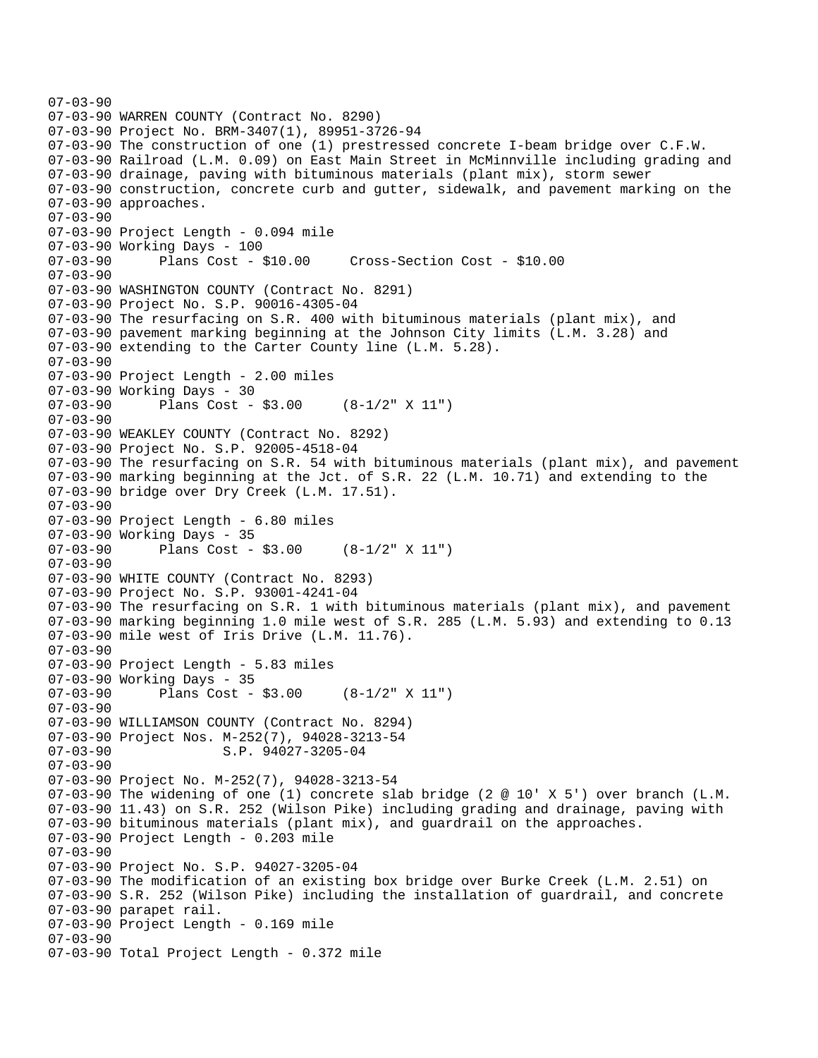07-03-90
07-03-90 WARREN COUNTY (Contract No. 8290)
07-03-90 Project No. BRM-3407(1), 89951-3726-94
07-03-90 The construction of one (1) prestressed concrete I-beam bridge over C.F.W.
07-03-90 Railroad (L.M. 0.09) on East Main Street in McMinnville including grading and
07-03-90 drainage, paving with bituminous materials (plant mix), storm sewer
07-03-90 construction, concrete curb and gutter, sidewalk, and pavement marking on the
07-03-90 approaches.
07-03-90
07-03-90 Project Length - 0.094 mile
07-03-90 Working Days - 100
07-03-90 Plans Cost - $10.00 Cross-Section Cost - $10.00
07-03-90
07-03-90 WASHINGTON COUNTY (Contract No. 8291)
07-03-90 Project No. S.P. 90016-4305-04
07-03-90 The resurfacing on S.R. 400 with bituminous materials (plant mix), and
07-03-90 pavement marking beginning at the Johnson City limits (L.M. 3.28) and
07-03-90 extending to the Carter County line (L.M. 5.28).
07-03-90
07-03-90 Project Length - 2.00 miles
07-03-90 Working Days - 30
07-03-90 Plans Cost - $3.00 (8-1/2" X 11")
07-03-90
07-03-90 WEAKLEY COUNTY (Contract No. 8292)
07-03-90 Project No. S.P. 92005-4518-04
07-03-90 The resurfacing on S.R. 54 with bituminous materials (plant mix), and pavement
07-03-90 marking beginning at the Jct. of S.R. 22 (L.M. 10.71) and extending to the
07-03-90 bridge over Dry Creek (L.M. 17.51).
07-03-90
07-03-90 Project Length - 6.80 miles
07-03-90 Working Days - 35
07-03-90 Plans Cost - $3.00 (8-1/2" X 11")
07-03-90
07-03-90 WHITE COUNTY (Contract No. 8293)
07-03-90 Project No. S.P. 93001-4241-04
07-03-90 The resurfacing on S.R. 1 with bituminous materials (plant mix), and pavement
07-03-90 marking beginning 1.0 mile west of S.R. 285 (L.M. 5.93) and extending to 0.13
07-03-90 mile west of Iris Drive (L.M. 11.76).
07-03-90
07-03-90 Project Length - 5.83 miles
07-03-90 Working Days - 35
07-03-90 Plans Cost - $3.00 (8-1/2" X 11")
07-03-90
07-03-90 WILLIAMSON COUNTY (Contract No. 8294)
07-03-90 Project Nos. M-252(7), 94028-3213-54
07-03-90 S.P. 94027-3205-04
07-03-90
07-03-90 Project No. M-252(7), 94028-3213-54
07-03-90 The widening of one (1) concrete slab bridge (2 @ 10' X 5') over branch (L.M.
07-03-90 11.43) on S.R. 252 (Wilson Pike) including grading and drainage, paving with
07-03-90 bituminous materials (plant mix), and guardrail on the approaches.
07-03-90 Project Length - 0.203 mile
07-03-90
07-03-90 Project No. S.P. 94027-3205-04
07-03-90 The modification of an existing box bridge over Burke Creek (L.M. 2.51) on
07-03-90 S.R. 252 (Wilson Pike) including the installation of guardrail, and concrete
07-03-90 parapet rail.
07-03-90 Project Length - 0.169 mile
07-03-90
07-03-90 Total Project Length - 0.372 mile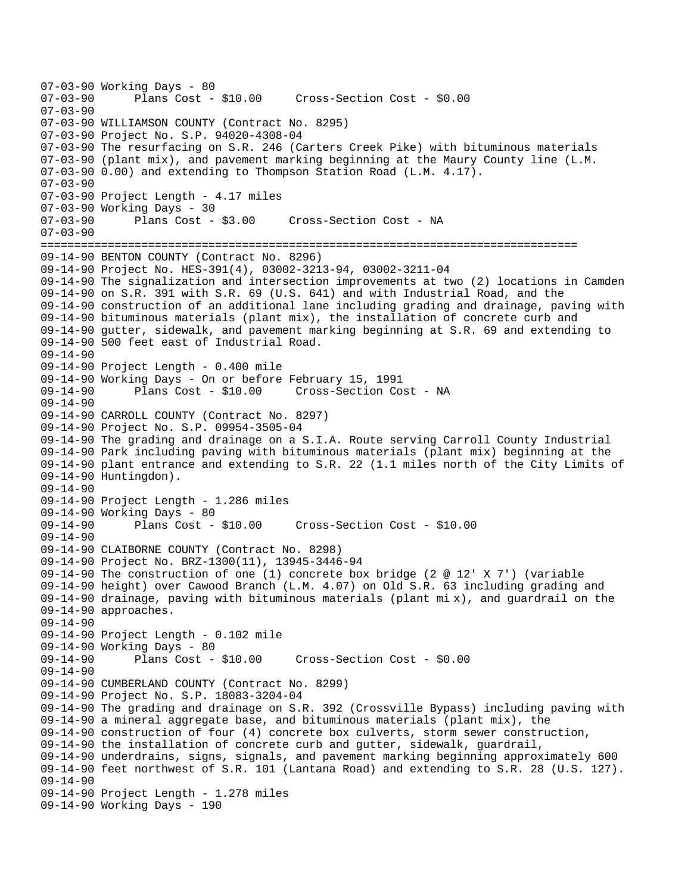```
07-03-90 Working Days - 80
07-03-90       Plans Cost - $10.00     Cross-Section Cost - $0.00
07-03-90
07-03-90 WILLIAMSON COUNTY (Contract No. 8295)
07-03-90 Project No. S.P. 94020-4308-04
07-03-90 The resurfacing on S.R. 246 (Carters Creek Pike) with bituminous materials
07-03-90 (plant mix), and pavement marking beginning at the Maury County line (L.M.
07-03-90 0.00) and extending to Thompson Station Road (L.M. 4.17).
07-03-90
07-03-90 Project Length - 4.17 miles
07-03-90 Working Days - 30
07-03-90       Plans Cost - $3.00     Cross-Section Cost - NA
07-03-90
================================================================================
09-14-90 BENTON COUNTY (Contract No. 8296)
09-14-90 Project No. HES-391(4), 03002-3213-94, 03002-3211-04
09-14-90 The signalization and intersection improvements at two (2) locations in Camden
09-14-90 on S.R. 391 with S.R. 69 (U.S. 641) and with Industrial Road, and the
09-14-90 construction of an additional lane including grading and drainage, paving with
09-14-90 bituminous materials (plant mix), the installation of concrete curb and
09-14-90 gutter, sidewalk, and pavement marking beginning at S.R. 69 and extending to
09-14-90 500 feet east of Industrial Road.
09-14-90
09-14-90 Project Length - 0.400 mile
09-14-90 Working Days - On or before February 15, 1991
09-14-90       Plans Cost - $10.00     Cross-Section Cost - NA
09-14-90
09-14-90 CARROLL COUNTY (Contract No. 8297)
09-14-90 Project No. S.P. 09954-3505-04
09-14-90 The grading and drainage on a S.I.A. Route serving Carroll County Industrial
09-14-90 Park including paving with bituminous materials (plant mix) beginning at the
09-14-90 plant entrance and extending to S.R. 22 (1.1 miles north of the City Limits of
09-14-90 Huntingdon).
09-14-90
09-14-90 Project Length - 1.286 miles
09-14-90 Working Days - 80
09-14-90       Plans Cost - $10.00     Cross-Section Cost - $10.00
09-14-90
09-14-90 CLAIBORNE COUNTY (Contract No. 8298)
09-14-90 Project No. BRZ-1300(11), 13945-3446-94
09-14-90 The construction of one (1) concrete box bridge (2 @ 12' X 7') (variable
09-14-90 height) over Cawood Branch (L.M. 4.07) on Old S.R. 63 including grading and
09-14-90 drainage, paving with bituminous materials (plant mi x), and guardrail on the
09-14-90 approaches.
09-14-90
09-14-90 Project Length - 0.102 mile
09-14-90 Working Days - 80
09-14-90       Plans Cost - $10.00     Cross-Section Cost - $0.00
09-14-90
09-14-90 CUMBERLAND COUNTY (Contract No. 8299)
09-14-90 Project No. S.P. 18083-3204-04
09-14-90 The grading and drainage on S.R. 392 (Crossville Bypass) including paving with
09-14-90 a mineral aggregate base, and bituminous materials (plant mix), the
09-14-90 construction of four (4) concrete box culverts, storm sewer construction,
09-14-90 the installation of concrete curb and gutter, sidewalk, guardrail,
09-14-90 underdrains, signs, signals, and pavement marking beginning approximately 600
09-14-90 feet northwest of S.R. 101 (Lantana Road) and extending to S.R. 28 (U.S. 127).
09-14-90
09-14-90 Project Length - 1.278 miles
09-14-90 Working Days - 190
```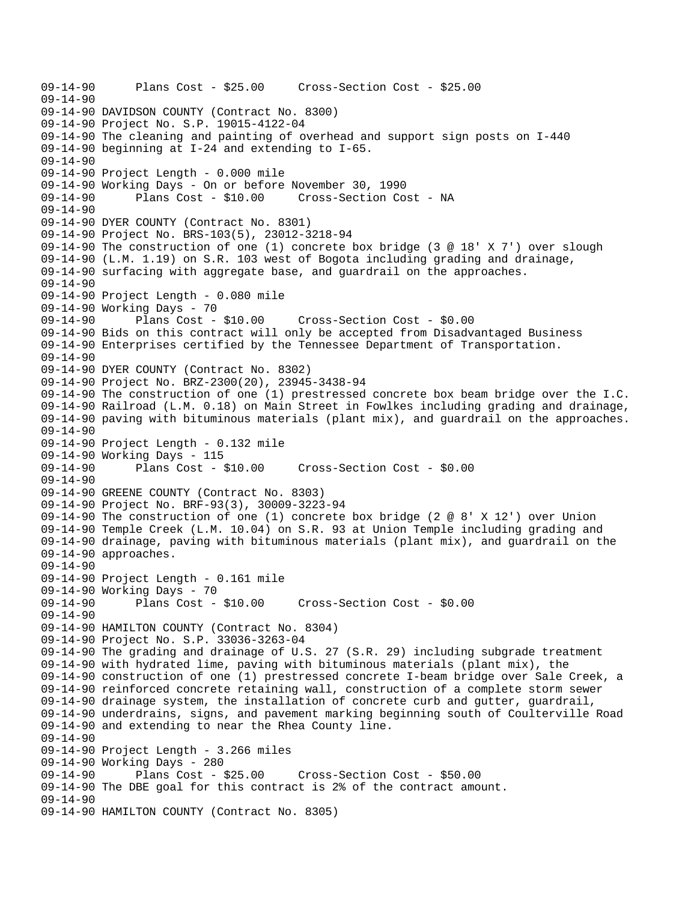```
09-14-90      Plans Cost - $25.00     Cross-Section Cost - $25.00
09-14-90
09-14-90 DAVIDSON COUNTY (Contract No. 8300)
09-14-90 Project No. S.P. 19015-4122-04
09-14-90 The cleaning and painting of overhead and support sign posts on I-440
09-14-90 beginning at I-24 and extending to I-65.
09-14-90
09-14-90 Project Length - 0.000 mile
09-14-90 Working Days - On or before November 30, 1990
09-14-90      Plans Cost - $10.00     Cross-Section Cost - NA
09-14-90
09-14-90 DYER COUNTY (Contract No. 8301)
09-14-90 Project No. BRS-103(5), 23012-3218-94
09-14-90 The construction of one (1) concrete box bridge (3 @ 18' X 7') over slough
09-14-90 (L.M. 1.19) on S.R. 103 west of Bogota including grading and drainage,
09-14-90 surfacing with aggregate base, and guardrail on the approaches.
09-14-90
09-14-90 Project Length - 0.080 mile
09-14-90 Working Days - 70
09-14-90      Plans Cost - $10.00     Cross-Section Cost - $0.00
09-14-90 Bids on this contract will only be accepted from Disadvantaged Business
09-14-90 Enterprises certified by the Tennessee Department of Transportation.
09-14-90
09-14-90 DYER COUNTY (Contract No. 8302)
09-14-90 Project No. BRZ-2300(20), 23945-3438-94
09-14-90 The construction of one (1) prestressed concrete box beam bridge over the I.C.
09-14-90 Railroad (L.M. 0.18) on Main Street in Fowlkes including grading and drainage,
09-14-90 paving with bituminous materials (plant mix), and guardrail on the approaches.
09-14-90
09-14-90 Project Length - 0.132 mile
09-14-90 Working Days - 115
09-14-90      Plans Cost - $10.00     Cross-Section Cost - $0.00
09-14-90
09-14-90 GREENE COUNTY (Contract No. 8303)
09-14-90 Project No. BRF-93(3), 30009-3223-94
09-14-90 The construction of one (1) concrete box bridge (2 @ 8' X 12') over Union
09-14-90 Temple Creek (L.M. 10.04) on S.R. 93 at Union Temple including grading and
09-14-90 drainage, paving with bituminous materials (plant mix), and guardrail on the
09-14-90 approaches.
09-14-90
09-14-90 Project Length - 0.161 mile
09-14-90 Working Days - 70
09-14-90      Plans Cost - $10.00     Cross-Section Cost - $0.00
09-14-90
09-14-90 HAMILTON COUNTY (Contract No. 8304)
09-14-90 Project No. S.P. 33036-3263-04
09-14-90 The grading and drainage of U.S. 27 (S.R. 29) including subgrade treatment
09-14-90 with hydrated lime, paving with bituminous materials (plant mix), the
09-14-90 construction of one (1) prestressed concrete I-beam bridge over Sale Creek, a
09-14-90 reinforced concrete retaining wall, construction of a complete storm sewer
09-14-90 drainage system, the installation of concrete curb and gutter, guardrail,
09-14-90 underdrains, signs, and pavement marking beginning south of Coulterville Road
09-14-90 and extending to near the Rhea County line.
09-14-90
09-14-90 Project Length - 3.266 miles
09-14-90 Working Days - 280
09-14-90      Plans Cost - $25.00     Cross-Section Cost - $50.00
09-14-90 The DBE goal for this contract is 2% of the contract amount.
09-14-90
09-14-90 HAMILTON COUNTY (Contract No. 8305)
```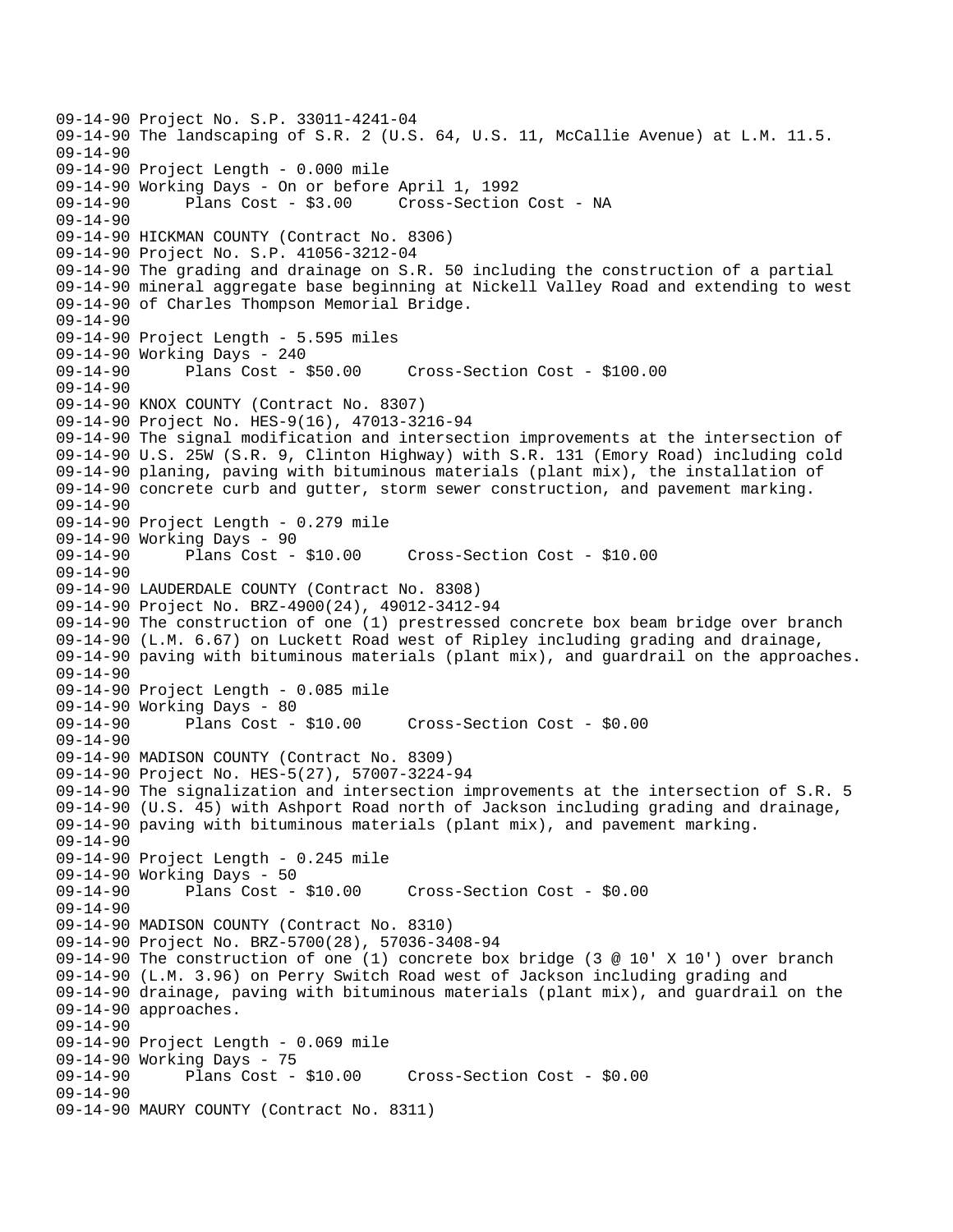```
09-14-90 Project No. S.P. 33011-4241-04
09-14-90 The landscaping of S.R. 2 (U.S. 64, U.S. 11, McCallie Avenue) at L.M. 11.5.
09-14-90
09-14-90 Project Length - 0.000 mile
09-14-90 Working Days - On or before April 1, 1992
09-14-90       Plans Cost - $3.00     Cross-Section Cost - NA
09-14-90
09-14-90 HICKMAN COUNTY (Contract No. 8306)
09-14-90 Project No. S.P. 41056-3212-04
09-14-90 The grading and drainage on S.R. 50 including the construction of a partial
09-14-90 mineral aggregate base beginning at Nickell Valley Road and extending to west
09-14-90 of Charles Thompson Memorial Bridge.
09-14-90
09-14-90 Project Length - 5.595 miles
09-14-90 Working Days - 240
09-14-90       Plans Cost - $50.00     Cross-Section Cost - $100.00
09-14-90
09-14-90 KNOX COUNTY (Contract No. 8307)
09-14-90 Project No. HES-9(16), 47013-3216-94
09-14-90 The signal modification and intersection improvements at the intersection of
09-14-90 U.S. 25W (S.R. 9, Clinton Highway) with S.R. 131 (Emory Road) including cold
09-14-90 planing, paving with bituminous materials (plant mix), the installation of
09-14-90 concrete curb and gutter, storm sewer construction, and pavement marking.
09-14-90
09-14-90 Project Length - 0.279 mile
09-14-90 Working Days - 90
09-14-90       Plans Cost - $10.00     Cross-Section Cost - $10.00
09-14-90
09-14-90 LAUDERDALE COUNTY (Contract No. 8308)
09-14-90 Project No. BRZ-4900(24), 49012-3412-94
09-14-90 The construction of one (1) prestressed concrete box beam bridge over branch
09-14-90 (L.M. 6.67) on Luckett Road west of Ripley including grading and drainage,
09-14-90 paving with bituminous materials (plant mix), and guardrail on the approaches.
09-14-90
09-14-90 Project Length - 0.085 mile
09-14-90 Working Days - 80
09-14-90       Plans Cost - $10.00     Cross-Section Cost - $0.00
09-14-90
09-14-90 MADISON COUNTY (Contract No. 8309)
09-14-90 Project No. HES-5(27), 57007-3224-94
09-14-90 The signalization and intersection improvements at the intersection of S.R. 5
09-14-90 (U.S. 45) with Ashport Road north of Jackson including grading and drainage,
09-14-90 paving with bituminous materials (plant mix), and pavement marking.
09-14-90
09-14-90 Project Length - 0.245 mile
09-14-90 Working Days - 50
09-14-90       Plans Cost - $10.00     Cross-Section Cost - $0.00
09-14-90
09-14-90 MADISON COUNTY (Contract No. 8310)
09-14-90 Project No. BRZ-5700(28), 57036-3408-94
09-14-90 The construction of one (1) concrete box bridge (3 @ 10' X 10') over branch
09-14-90 (L.M. 3.96) on Perry Switch Road west of Jackson including grading and
09-14-90 drainage, paving with bituminous materials (plant mix), and guardrail on the
09-14-90 approaches.
09-14-90
09-14-90 Project Length - 0.069 mile
09-14-90 Working Days - 75
09-14-90       Plans Cost - $10.00     Cross-Section Cost - $0.00
09-14-90
09-14-90 MAURY COUNTY (Contract No. 8311)
```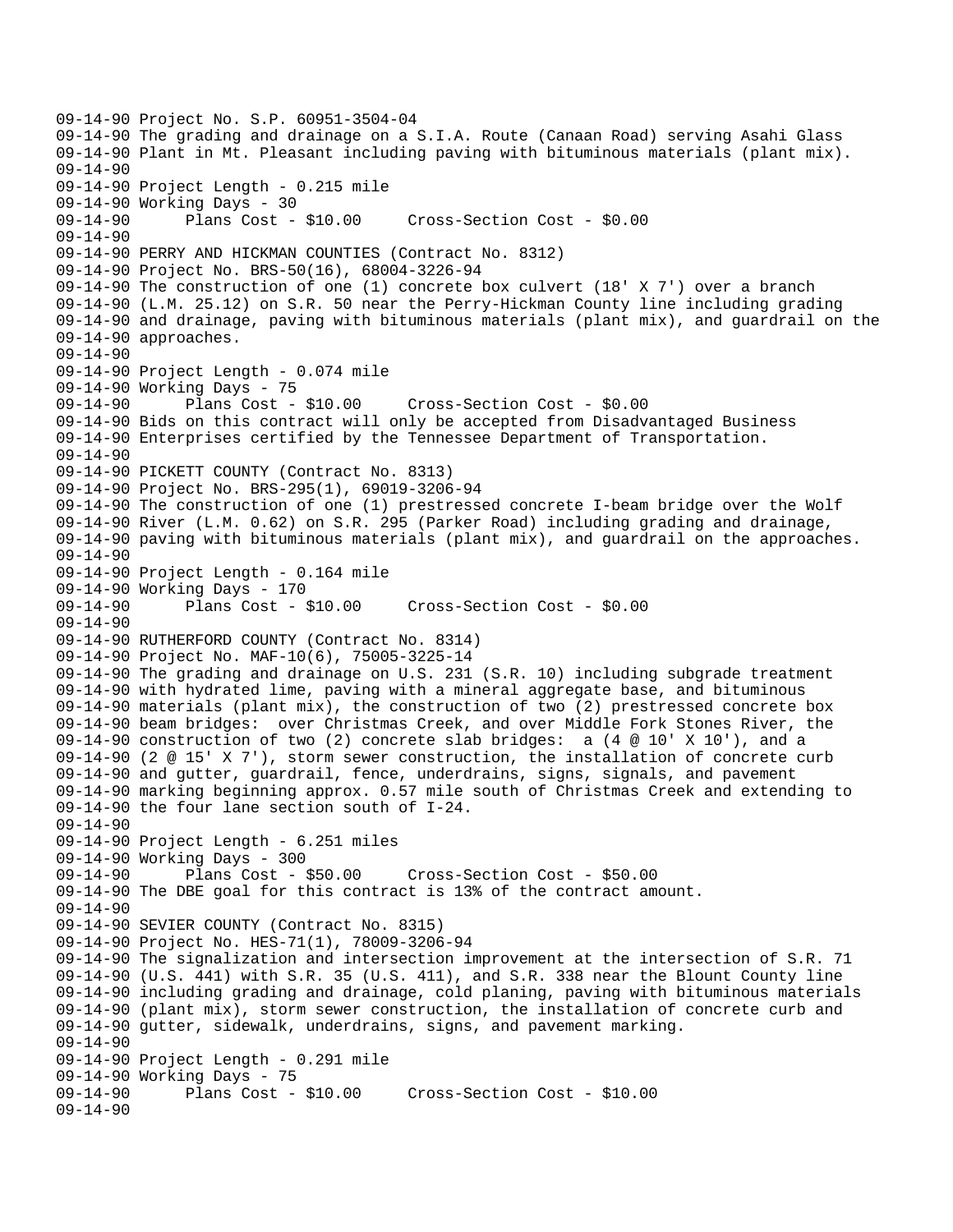09-14-90 Project No. S.P. 60951-3504-04
09-14-90 The grading and drainage on a S.I.A. Route (Canaan Road) serving Asahi Glass
09-14-90 Plant in Mt. Pleasant including paving with bituminous materials (plant mix).
09-14-90
09-14-90 Project Length - 0.215 mile
09-14-90 Working Days - 30
09-14-90 Plans Cost - $10.00 Cross-Section Cost - $0.00
09-14-90
09-14-90 PERRY AND HICKMAN COUNTIES (Contract No. 8312)
09-14-90 Project No. BRS-50(16), 68004-3226-94
09-14-90 The construction of one (1) concrete box culvert (18' X 7') over a branch
09-14-90 (L.M. 25.12) on S.R. 50 near the Perry-Hickman County line including grading
09-14-90 and drainage, paving with bituminous materials (plant mix), and guardrail on the
09-14-90 approaches.
09-14-90
09-14-90 Project Length - 0.074 mile
09-14-90 Working Days - 75
09-14-90 Plans Cost - $10.00 Cross-Section Cost - $0.00
09-14-90 Bids on this contract will only be accepted from Disadvantaged Business
09-14-90 Enterprises certified by the Tennessee Department of Transportation.
09-14-90
09-14-90 PICKETT COUNTY (Contract No. 8313)
09-14-90 Project No. BRS-295(1), 69019-3206-94
09-14-90 The construction of one (1) prestressed concrete I-beam bridge over the Wolf
09-14-90 River (L.M. 0.62) on S.R. 295 (Parker Road) including grading and drainage,
09-14-90 paving with bituminous materials (plant mix), and guardrail on the approaches.
09-14-90
09-14-90 Project Length - 0.164 mile
09-14-90 Working Days - 170
09-14-90 Plans Cost - $10.00 Cross-Section Cost - $0.00
09-14-90
09-14-90 RUTHERFORD COUNTY (Contract No. 8314)
09-14-90 Project No. MAF-10(6), 75005-3225-14
09-14-90 The grading and drainage on U.S. 231 (S.R. 10) including subgrade treatment
09-14-90 with hydrated lime, paving with a mineral aggregate base, and bituminous
09-14-90 materials (plant mix), the construction of two (2) prestressed concrete box
09-14-90 beam bridges: over Christmas Creek, and over Middle Fork Stones River, the
09-14-90 construction of two (2) concrete slab bridges: a (4 @ 10' X 10'), and a
09-14-90 (2 @ 15' X 7'), storm sewer construction, the installation of concrete curb
09-14-90 and gutter, guardrail, fence, underdrains, signs, signals, and pavement
09-14-90 marking beginning approx. 0.57 mile south of Christmas Creek and extending to
09-14-90 the four lane section south of I-24.
09-14-90
09-14-90 Project Length - 6.251 miles
09-14-90 Working Days - 300
09-14-90 Plans Cost - $50.00 Cross-Section Cost - $50.00
09-14-90 The DBE goal for this contract is 13% of the contract amount.
09-14-90
09-14-90 SEVIER COUNTY (Contract No. 8315)
09-14-90 Project No. HES-71(1), 78009-3206-94
09-14-90 The signalization and intersection improvement at the intersection of S.R. 71
09-14-90 (U.S. 441) with S.R. 35 (U.S. 411), and S.R. 338 near the Blount County line
09-14-90 including grading and drainage, cold planing, paving with bituminous materials
09-14-90 (plant mix), storm sewer construction, the installation of concrete curb and
09-14-90 gutter, sidewalk, underdrains, signs, and pavement marking.
09-14-90
09-14-90 Project Length - 0.291 mile
09-14-90 Working Days - 75
09-14-90 Plans Cost - $10.00 Cross-Section Cost - $10.00
09-14-90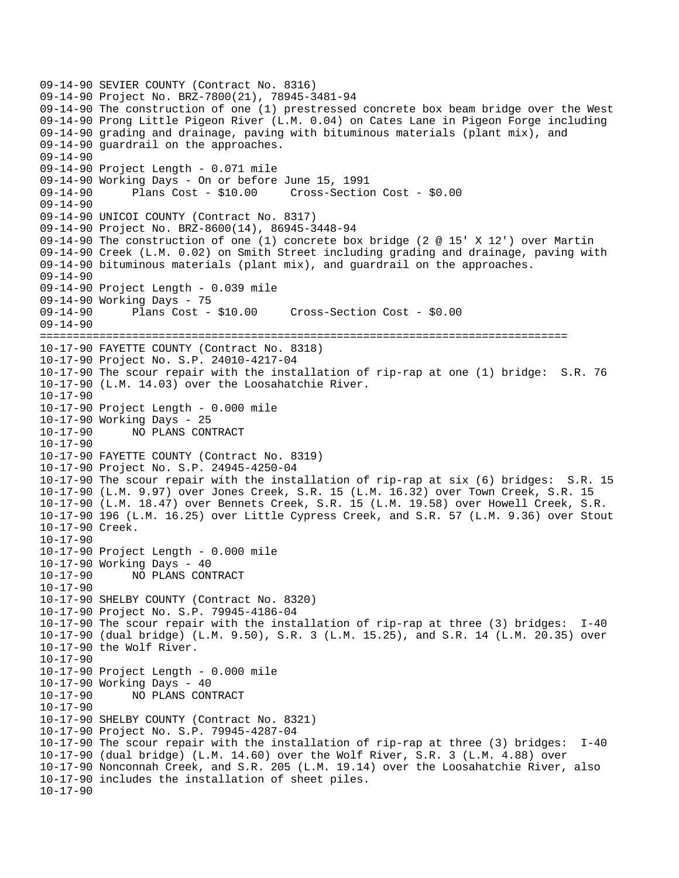```
09-14-90 SEVIER COUNTY (Contract No. 8316)
09-14-90 Project No. BRZ-7800(21), 78945-3481-94
09-14-90 The construction of one (1) prestressed concrete box beam bridge over the West
09-14-90 Prong Little Pigeon River (L.M. 0.04) on Cates Lane in Pigeon Forge including
09-14-90 grading and drainage, paving with bituminous materials (plant mix), and
09-14-90 guardrail on the approaches.
09-14-90
09-14-90 Project Length - 0.071 mile
09-14-90 Working Days - On or before June 15, 1991
09-14-90      Plans Cost - $10.00     Cross-Section Cost - $0.00
09-14-90
09-14-90 UNICOI COUNTY (Contract No. 8317)
09-14-90 Project No. BRZ-8600(14), 86945-3448-94
09-14-90 The construction of one (1) concrete box bridge (2 @ 15' X 12') over Martin
09-14-90 Creek (L.M. 0.02) on Smith Street including grading and drainage, paving with
09-14-90 bituminous materials (plant mix), and guardrail on the approaches.
09-14-90
09-14-90 Project Length - 0.039 mile
09-14-90 Working Days - 75
09-14-90      Plans Cost - $10.00     Cross-Section Cost - $0.00
09-14-90
================================================================================
10-17-90 FAYETTE COUNTY (Contract No. 8318)
10-17-90 Project No. S.P. 24010-4217-04
10-17-90 The scour repair with the installation of rip-rap at one (1) bridge:  S.R. 76
10-17-90 (L.M. 14.03) over the Loosahatchie River.
10-17-90
10-17-90 Project Length - 0.000 mile
10-17-90 Working Days - 25
10-17-90      NO PLANS CONTRACT
10-17-90
10-17-90 FAYETTE COUNTY (Contract No. 8319)
10-17-90 Project No. S.P. 24945-4250-04
10-17-90 The scour repair with the installation of rip-rap at six (6) bridges:  S.R. 15
10-17-90 (L.M. 9.97) over Jones Creek, S.R. 15 (L.M. 16.32) over Town Creek, S.R. 15
10-17-90 (L.M. 18.47) over Bennets Creek, S.R. 15 (L.M. 19.58) over Howell Creek, S.R.
10-17-90 196 (L.M. 16.25) over Little Cypress Creek, and S.R. 57 (L.M. 9.36) over Stout
10-17-90 Creek.
10-17-90
10-17-90 Project Length - 0.000 mile
10-17-90 Working Days - 40
10-17-90      NO PLANS CONTRACT
10-17-90
10-17-90 SHELBY COUNTY (Contract No. 8320)
10-17-90 Project No. S.P. 79945-4186-04
10-17-90 The scour repair with the installation of rip-rap at three (3) bridges:  I-40
10-17-90 (dual bridge) (L.M. 9.50), S.R. 3 (L.M. 15.25), and S.R. 14 (L.M. 20.35) over
10-17-90 the Wolf River.
10-17-90
10-17-90 Project Length - 0.000 mile
10-17-90 Working Days - 40
10-17-90      NO PLANS CONTRACT
10-17-90
10-17-90 SHELBY COUNTY (Contract No. 8321)
10-17-90 Project No. S.P. 79945-4287-04
10-17-90 The scour repair with the installation of rip-rap at three (3) bridges:  I-40
10-17-90 (dual bridge) (L.M. 14.60) over the Wolf River, S.R. 3 (L.M. 4.88) over
10-17-90 Nonconnah Creek, and S.R. 205 (L.M. 19.14) over the Loosahatchie River, also
10-17-90 includes the installation of sheet piles.
10-17-90
```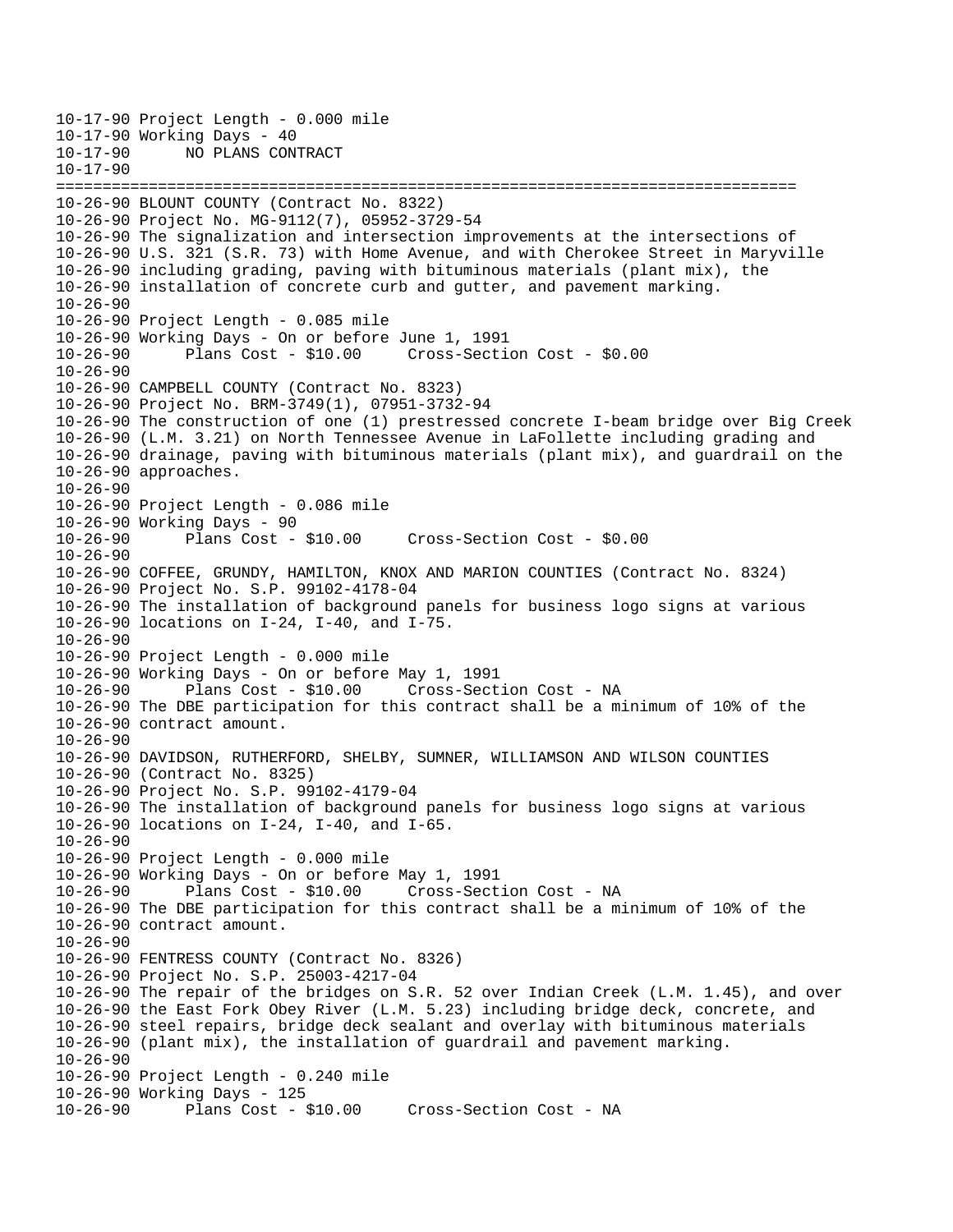```
10-17-90 Project Length - 0.000 mile
10-17-90 Working Days - 40
10-17-90      NO PLANS CONTRACT
10-17-90
================================================================================
10-26-90 BLOUNT COUNTY (Contract No. 8322)
10-26-90 Project No. MG-9112(7), 05952-3729-54
10-26-90 The signalization and intersection improvements at the intersections of
10-26-90 U.S. 321 (S.R. 73) with Home Avenue, and with Cherokee Street in Maryville
10-26-90 including grading, paving with bituminous materials (plant mix), the
10-26-90 installation of concrete curb and gutter, and pavement marking.
10-26-90
10-26-90 Project Length - 0.085 mile
10-26-90 Working Days - On or before June 1, 1991
10-26-90      Plans Cost - $10.00     Cross-Section Cost - $0.00
10-26-90
10-26-90 CAMPBELL COUNTY (Contract No. 8323)
10-26-90 Project No. BRM-3749(1), 07951-3732-94
10-26-90 The construction of one (1) prestressed concrete I-beam bridge over Big Creek
10-26-90 (L.M. 3.21) on North Tennessee Avenue in LaFollette including grading and
10-26-90 drainage, paving with bituminous materials (plant mix), and guardrail on the
10-26-90 approaches.
10-26-90
10-26-90 Project Length - 0.086 mile
10-26-90 Working Days - 90
10-26-90      Plans Cost - $10.00     Cross-Section Cost - $0.00
10-26-90
10-26-90 COFFEE, GRUNDY, HAMILTON, KNOX AND MARION COUNTIES (Contract No. 8324)
10-26-90 Project No. S.P. 99102-4178-04
10-26-90 The installation of background panels for business logo signs at various
10-26-90 locations on I-24, I-40, and I-75.
10-26-90
10-26-90 Project Length - 0.000 mile
10-26-90 Working Days - On or before May 1, 1991
10-26-90      Plans Cost - $10.00     Cross-Section Cost - NA
10-26-90 The DBE participation for this contract shall be a minimum of 10% of the
10-26-90 contract amount.
10-26-90
10-26-90 DAVIDSON, RUTHERFORD, SHELBY, SUMNER, WILLIAMSON AND WILSON COUNTIES
10-26-90 (Contract No. 8325)
10-26-90 Project No. S.P. 99102-4179-04
10-26-90 The installation of background panels for business logo signs at various
10-26-90 locations on I-24, I-40, and I-65.
10-26-90
10-26-90 Project Length - 0.000 mile
10-26-90 Working Days - On or before May 1, 1991
10-26-90      Plans Cost - $10.00     Cross-Section Cost - NA
10-26-90 The DBE participation for this contract shall be a minimum of 10% of the
10-26-90 contract amount.
10-26-90
10-26-90 FENTRESS COUNTY (Contract No. 8326)
10-26-90 Project No. S.P. 25003-4217-04
10-26-90 The repair of the bridges on S.R. 52 over Indian Creek (L.M. 1.45), and over
10-26-90 the East Fork Obey River (L.M. 5.23) including bridge deck, concrete, and
10-26-90 steel repairs, bridge deck sealant and overlay with bituminous materials
10-26-90 (plant mix), the installation of guardrail and pavement marking.
10-26-90
10-26-90 Project Length - 0.240 mile
10-26-90 Working Days - 125
10-26-90      Plans Cost - $10.00     Cross-Section Cost - NA
```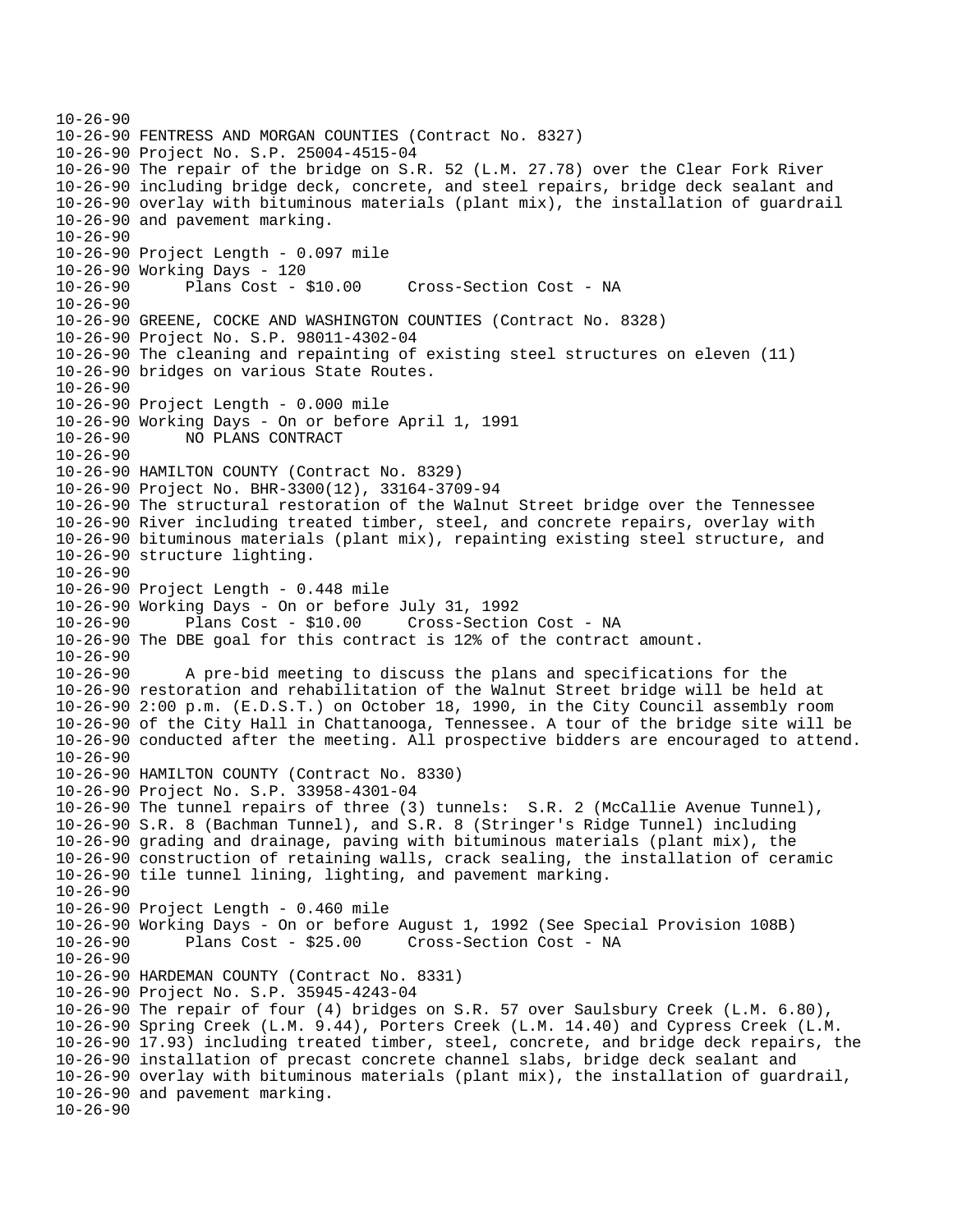```
10-26-90
10-26-90 FENTRESS AND MORGAN COUNTIES (Contract No. 8327)
10-26-90 Project No. S.P. 25004-4515-04
10-26-90 The repair of the bridge on S.R. 52 (L.M. 27.78) over the Clear Fork River
10-26-90 including bridge deck, concrete, and steel repairs, bridge deck sealant and
10-26-90 overlay with bituminous materials (plant mix), the installation of guardrail
10-26-90 and pavement marking.
10-26-90
10-26-90 Project Length - 0.097 mile
10-26-90 Working Days - 120
10-26-90      Plans Cost - $10.00     Cross-Section Cost - NA
10-26-90
10-26-90 GREENE, COCKE AND WASHINGTON COUNTIES (Contract No. 8328)
10-26-90 Project No. S.P. 98011-4302-04
10-26-90 The cleaning and repainting of existing steel structures on eleven (11)
10-26-90 bridges on various State Routes.
10-26-90
10-26-90 Project Length - 0.000 mile
10-26-90 Working Days - On or before April 1, 1991
10-26-90      NO PLANS CONTRACT
10-26-90
10-26-90 HAMILTON COUNTY (Contract No. 8329)
10-26-90 Project No. BHR-3300(12), 33164-3709-94
10-26-90 The structural restoration of the Walnut Street bridge over the Tennessee
10-26-90 River including treated timber, steel, and concrete repairs, overlay with
10-26-90 bituminous materials (plant mix), repainting existing steel structure, and
10-26-90 structure lighting.
10-26-90
10-26-90 Project Length - 0.448 mile
10-26-90 Working Days - On or before July 31, 1992
10-26-90      Plans Cost - $10.00     Cross-Section Cost - NA
10-26-90 The DBE goal for this contract is 12% of the contract amount.
10-26-90
10-26-90      A pre-bid meeting to discuss the plans and specifications for the
10-26-90 restoration and rehabilitation of the Walnut Street bridge will be held at
10-26-90 2:00 p.m. (E.D.S.T.) on October 18, 1990, in the City Council assembly room
10-26-90 of the City Hall in Chattanooga, Tennessee. A tour of the bridge site will be
10-26-90 conducted after the meeting. All prospective bidders are encouraged to attend.
10-26-90
10-26-90 HAMILTON COUNTY (Contract No. 8330)
10-26-90 Project No. S.P. 33958-4301-04
10-26-90 The tunnel repairs of three (3) tunnels:  S.R. 2 (McCallie Avenue Tunnel),
10-26-90 S.R. 8 (Bachman Tunnel), and S.R. 8 (Stringer's Ridge Tunnel) including
10-26-90 grading and drainage, paving with bituminous materials (plant mix), the
10-26-90 construction of retaining walls, crack sealing, the installation of ceramic
10-26-90 tile tunnel lining, lighting, and pavement marking.
10-26-90
10-26-90 Project Length - 0.460 mile
10-26-90 Working Days - On or before August 1, 1992 (See Special Provision 108B)
10-26-90      Plans Cost - $25.00     Cross-Section Cost - NA
10-26-90
10-26-90 HARDEMAN COUNTY (Contract No. 8331)
10-26-90 Project No. S.P. 35945-4243-04
10-26-90 The repair of four (4) bridges on S.R. 57 over Saulsbury Creek (L.M. 6.80),
10-26-90 Spring Creek (L.M. 9.44), Porters Creek (L.M. 14.40) and Cypress Creek (L.M.
10-26-90 17.93) including treated timber, steel, concrete, and bridge deck repairs, the
10-26-90 installation of precast concrete channel slabs, bridge deck sealant and
10-26-90 overlay with bituminous materials (plant mix), the installation of guardrail,
10-26-90 and pavement marking.
10-26-90
```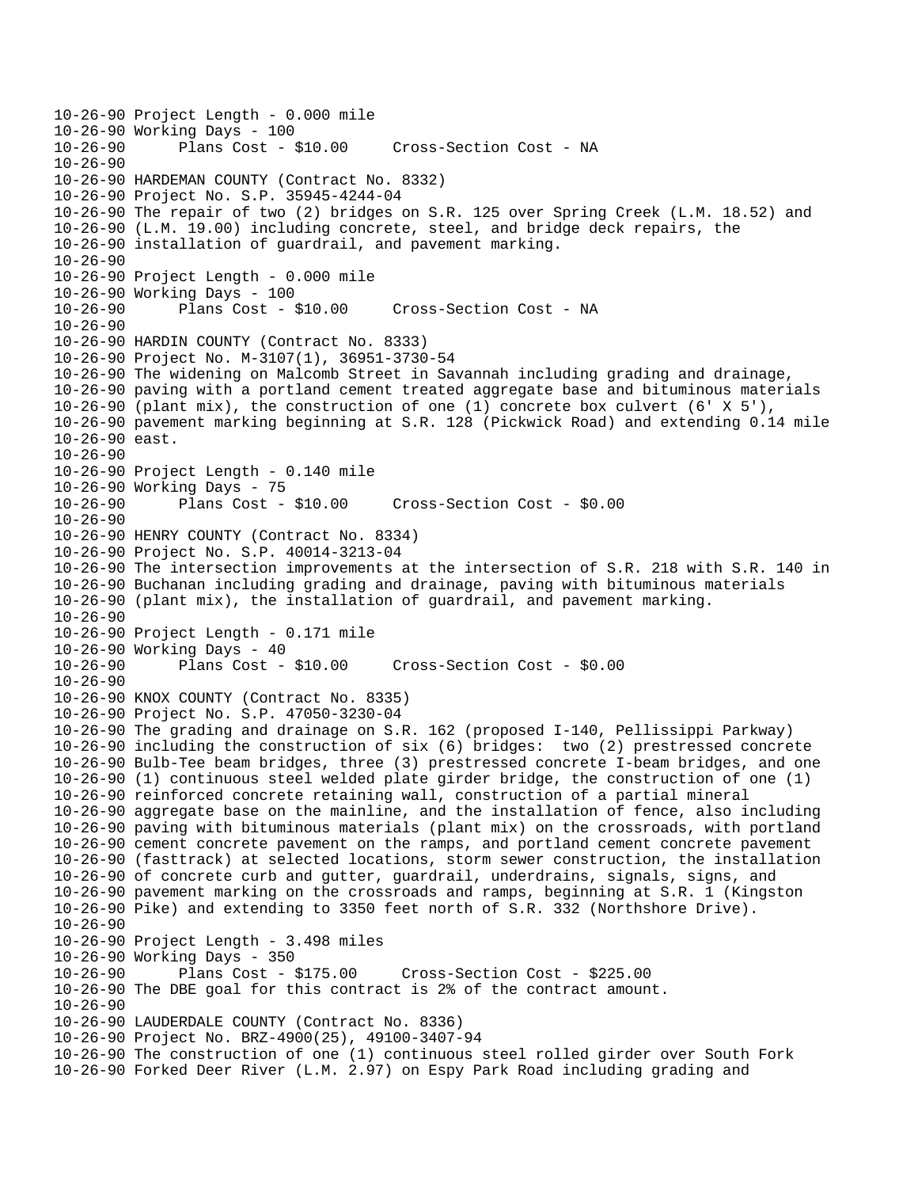```
10-26-90 Project Length - 0.000 mile
10-26-90 Working Days - 100
10-26-90      Plans Cost - $10.00     Cross-Section Cost - NA
10-26-90
10-26-90 HARDEMAN COUNTY (Contract No. 8332)
10-26-90 Project No. S.P. 35945-4244-04
10-26-90 The repair of two (2) bridges on S.R. 125 over Spring Creek (L.M. 18.52) and
10-26-90 (L.M. 19.00) including concrete, steel, and bridge deck repairs, the
10-26-90 installation of guardrail, and pavement marking.
10-26-90
10-26-90 Project Length - 0.000 mile
10-26-90 Working Days - 100
10-26-90      Plans Cost - $10.00     Cross-Section Cost - NA
10-26-90
10-26-90 HARDIN COUNTY (Contract No. 8333)
10-26-90 Project No. M-3107(1), 36951-3730-54
10-26-90 The widening on Malcomb Street in Savannah including grading and drainage,
10-26-90 paving with a portland cement treated aggregate base and bituminous materials
10-26-90 (plant mix), the construction of one (1) concrete box culvert (6' X 5'),
10-26-90 pavement marking beginning at S.R. 128 (Pickwick Road) and extending 0.14 mile
10-26-90 east.
10-26-90
10-26-90 Project Length - 0.140 mile
10-26-90 Working Days - 75
10-26-90      Plans Cost - $10.00     Cross-Section Cost - $0.00
10-26-90
10-26-90 HENRY COUNTY (Contract No. 8334)
10-26-90 Project No. S.P. 40014-3213-04
10-26-90 The intersection improvements at the intersection of S.R. 218 with S.R. 140 in
10-26-90 Buchanan including grading and drainage, paving with bituminous materials
10-26-90 (plant mix), the installation of guardrail, and pavement marking.
10-26-90
10-26-90 Project Length - 0.171 mile
10-26-90 Working Days - 40
10-26-90      Plans Cost - $10.00     Cross-Section Cost - $0.00
10-26-90
10-26-90 KNOX COUNTY (Contract No. 8335)
10-26-90 Project No. S.P. 47050-3230-04
10-26-90 The grading and drainage on S.R. 162 (proposed I-140, Pellissippi Parkway)
10-26-90 including the construction of six (6) bridges:  two (2) prestressed concrete
10-26-90 Bulb-Tee beam bridges, three (3) prestressed concrete I-beam bridges, and one
10-26-90 (1) continuous steel welded plate girder bridge, the construction of one (1)
10-26-90 reinforced concrete retaining wall, construction of a partial mineral
10-26-90 aggregate base on the mainline, and the installation of fence, also including
10-26-90 paving with bituminous materials (plant mix) on the crossroads, with portland
10-26-90 cement concrete pavement on the ramps, and portland cement concrete pavement
10-26-90 (fasttrack) at selected locations, storm sewer construction, the installation
10-26-90 of concrete curb and gutter, guardrail, underdrains, signals, signs, and
10-26-90 pavement marking on the crossroads and ramps, beginning at S.R. 1 (Kingston
10-26-90 Pike) and extending to 3350 feet north of S.R. 332 (Northshore Drive).
10-26-90
10-26-90 Project Length - 3.498 miles
10-26-90 Working Days - 350
10-26-90      Plans Cost - $175.00     Cross-Section Cost - $225.00
10-26-90 The DBE goal for this contract is 2% of the contract amount.
10-26-90
10-26-90 LAUDERDALE COUNTY (Contract No. 8336)
10-26-90 Project No. BRZ-4900(25), 49100-3407-94
10-26-90 The construction of one (1) continuous steel rolled girder over South Fork
10-26-90 Forked Deer River (L.M. 2.97) on Espy Park Road including grading and
```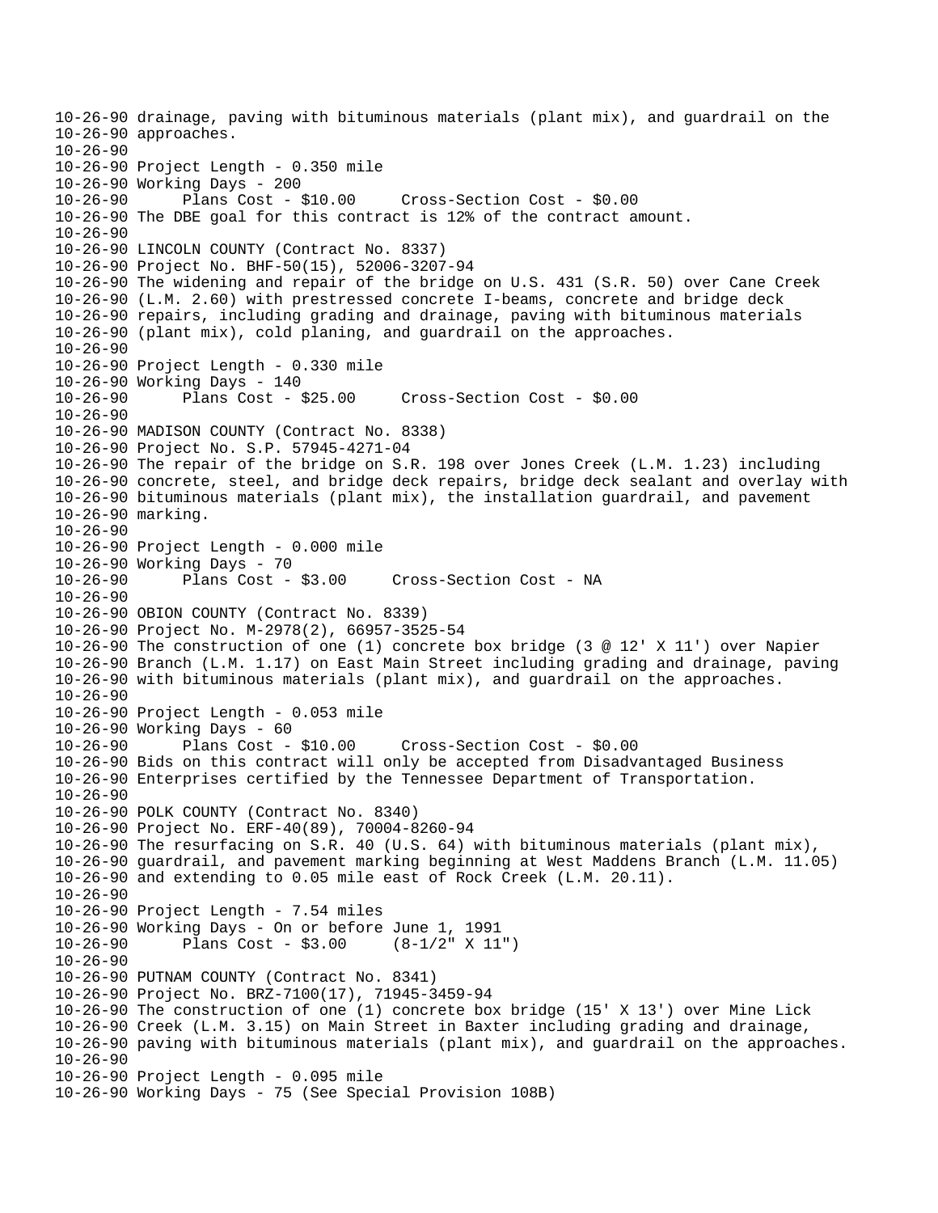```
10-26-90 drainage, paving with bituminous materials (plant mix), and guardrail on the
10-26-90 approaches.
10-26-90
10-26-90 Project Length - 0.350 mile
10-26-90 Working Days - 200
10-26-90      Plans Cost - $10.00     Cross-Section Cost - $0.00
10-26-90 The DBE goal for this contract is 12% of the contract amount.
10-26-90
10-26-90 LINCOLN COUNTY (Contract No. 8337)
10-26-90 Project No. BHF-50(15), 52006-3207-94
10-26-90 The widening and repair of the bridge on U.S. 431 (S.R. 50) over Cane Creek
10-26-90 (L.M. 2.60) with prestressed concrete I-beams, concrete and bridge deck
10-26-90 repairs, including grading and drainage, paving with bituminous materials
10-26-90 (plant mix), cold planing, and guardrail on the approaches.
10-26-90
10-26-90 Project Length - 0.330 mile
10-26-90 Working Days - 140
10-26-90      Plans Cost - $25.00     Cross-Section Cost - $0.00
10-26-90
10-26-90 MADISON COUNTY (Contract No. 8338)
10-26-90 Project No. S.P. 57945-4271-04
10-26-90 The repair of the bridge on S.R. 198 over Jones Creek (L.M. 1.23) including
10-26-90 concrete, steel, and bridge deck repairs, bridge deck sealant and overlay with
10-26-90 bituminous materials (plant mix), the installation guardrail, and pavement
10-26-90 marking.
10-26-90
10-26-90 Project Length - 0.000 mile
10-26-90 Working Days - 70
10-26-90      Plans Cost - $3.00     Cross-Section Cost - NA
10-26-90
10-26-90 OBION COUNTY (Contract No. 8339)
10-26-90 Project No. M-2978(2), 66957-3525-54
10-26-90 The construction of one (1) concrete box bridge (3 @ 12' X 11') over Napier
10-26-90 Branch (L.M. 1.17) on East Main Street including grading and drainage, paving
10-26-90 with bituminous materials (plant mix), and guardrail on the approaches.
10-26-90
10-26-90 Project Length - 0.053 mile
10-26-90 Working Days - 60
10-26-90      Plans Cost - $10.00     Cross-Section Cost - $0.00
10-26-90 Bids on this contract will only be accepted from Disadvantaged Business
10-26-90 Enterprises certified by the Tennessee Department of Transportation.
10-26-90
10-26-90 POLK COUNTY (Contract No. 8340)
10-26-90 Project No. ERF-40(89), 70004-8260-94
10-26-90 The resurfacing on S.R. 40 (U.S. 64) with bituminous materials (plant mix),
10-26-90 guardrail, and pavement marking beginning at West Maddens Branch (L.M. 11.05)
10-26-90 and extending to 0.05 mile east of Rock Creek (L.M. 20.11).
10-26-90
10-26-90 Project Length - 7.54 miles
10-26-90 Working Days - On or before June 1, 1991
10-26-90      Plans Cost - $3.00     (8-1/2" X 11")
10-26-90
10-26-90 PUTNAM COUNTY (Contract No. 8341)
10-26-90 Project No. BRZ-7100(17), 71945-3459-94
10-26-90 The construction of one (1) concrete box bridge (15' X 13') over Mine Lick
10-26-90 Creek (L.M. 3.15) on Main Street in Baxter including grading and drainage,
10-26-90 paving with bituminous materials (plant mix), and guardrail on the approaches.
10-26-90
10-26-90 Project Length - 0.095 mile
10-26-90 Working Days - 75 (See Special Provision 108B)
```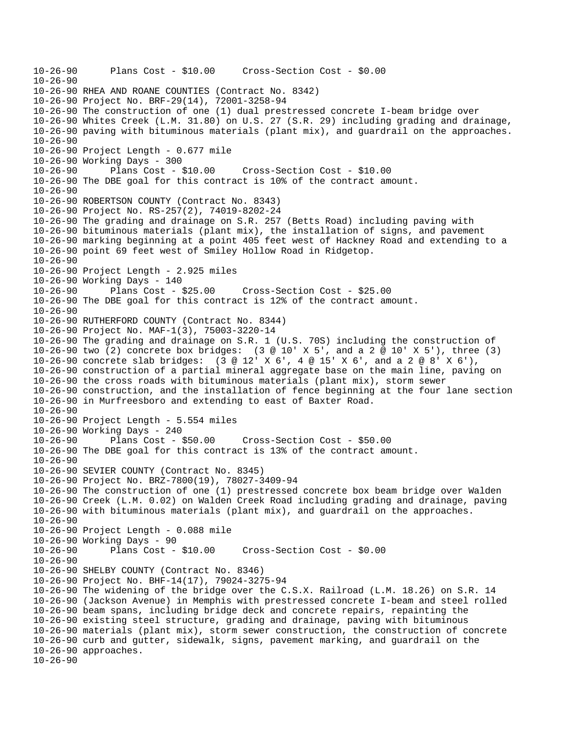```
10-26-90      Plans Cost - $10.00     Cross-Section Cost - $0.00
10-26-90
10-26-90 RHEA AND ROANE COUNTIES (Contract No. 8342)
10-26-90 Project No. BRF-29(14), 72001-3258-94
10-26-90 The construction of one (1) dual prestressed concrete I-beam bridge over
10-26-90 Whites Creek (L.M. 31.80) on U.S. 27 (S.R. 29) including grading and drainage,
10-26-90 paving with bituminous materials (plant mix), and guardrail on the approaches.
10-26-90
10-26-90 Project Length - 0.677 mile
10-26-90 Working Days - 300
10-26-90      Plans Cost - $10.00     Cross-Section Cost - $10.00
10-26-90 The DBE goal for this contract is 10% of the contract amount.
10-26-90
10-26-90 ROBERTSON COUNTY (Contract No. 8343)
10-26-90 Project No. RS-257(2), 74019-8202-24
10-26-90 The grading and drainage on S.R. 257 (Betts Road) including paving with
10-26-90 bituminous materials (plant mix), the installation of signs, and pavement
10-26-90 marking beginning at a point 405 feet west of Hackney Road and extending to a
10-26-90 point 69 feet west of Smiley Hollow Road in Ridgetop.
10-26-90
10-26-90 Project Length - 2.925 miles
10-26-90 Working Days - 140
10-26-90      Plans Cost - $25.00     Cross-Section Cost - $25.00
10-26-90 The DBE goal for this contract is 12% of the contract amount.
10-26-90
10-26-90 RUTHERFORD COUNTY (Contract No. 8344)
10-26-90 Project No. MAF-1(3), 75003-3220-14
10-26-90 The grading and drainage on S.R. 1 (U.S. 70S) including the construction of
10-26-90 two (2) concrete box bridges:  (3 @ 10' X 5', and a 2 @ 10' X 5'), three (3)
10-26-90 concrete slab bridges:  (3 @ 12' X 6', 4 @ 15' X 6', and a 2 @ 8' X 6'),
10-26-90 construction of a partial mineral aggregate base on the main line, paving on
10-26-90 the cross roads with bituminous materials (plant mix), storm sewer
10-26-90 construction, and the installation of fence beginning at the four lane section
10-26-90 in Murfreesboro and extending to east of Baxter Road.
10-26-90
10-26-90 Project Length - 5.554 miles
10-26-90 Working Days - 240
10-26-90      Plans Cost - $50.00     Cross-Section Cost - $50.00
10-26-90 The DBE goal for this contract is 13% of the contract amount.
10-26-90
10-26-90 SEVIER COUNTY (Contract No. 8345)
10-26-90 Project No. BRZ-7800(19), 78027-3409-94
10-26-90 The construction of one (1) prestressed concrete box beam bridge over Walden
10-26-90 Creek (L.M. 0.02) on Walden Creek Road including grading and drainage, paving
10-26-90 with bituminous materials (plant mix), and guardrail on the approaches.
10-26-90
10-26-90 Project Length - 0.088 mile
10-26-90 Working Days - 90
10-26-90      Plans Cost - $10.00     Cross-Section Cost - $0.00
10-26-90
10-26-90 SHELBY COUNTY (Contract No. 8346)
10-26-90 Project No. BHF-14(17), 79024-3275-94
10-26-90 The widening of the bridge over the C.S.X. Railroad (L.M. 18.26) on S.R. 14
10-26-90 (Jackson Avenue) in Memphis with prestressed concrete I-beam and steel rolled
10-26-90 beam spans, including bridge deck and concrete repairs, repainting the
10-26-90 existing steel structure, grading and drainage, paving with bituminous
10-26-90 materials (plant mix), storm sewer construction, the construction of concrete
10-26-90 curb and gutter, sidewalk, signs, pavement marking, and guardrail on the
10-26-90 approaches.
10-26-90
```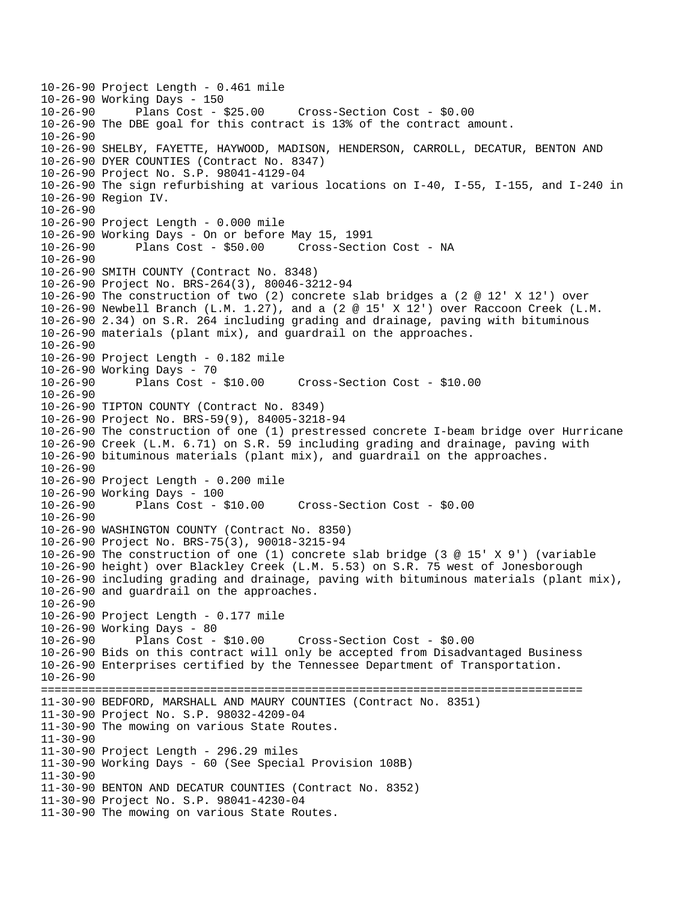```
10-26-90 Project Length - 0.461 mile
10-26-90 Working Days - 150
10-26-90      Plans Cost - $25.00     Cross-Section Cost - $0.00
10-26-90 The DBE goal for this contract is 13% of the contract amount.
10-26-90
10-26-90 SHELBY, FAYETTE, HAYWOOD, MADISON, HENDERSON, CARROLL, DECATUR, BENTON AND
10-26-90 DYER COUNTIES (Contract No. 8347)
10-26-90 Project No. S.P. 98041-4129-04
10-26-90 The sign refurbishing at various locations on I-40, I-55, I-155, and I-240 in
10-26-90 Region IV.
10-26-90
10-26-90 Project Length - 0.000 mile
10-26-90 Working Days - On or before May 15, 1991
10-26-90      Plans Cost - $50.00     Cross-Section Cost - NA
10-26-90
10-26-90 SMITH COUNTY (Contract No. 8348)
10-26-90 Project No. BRS-264(3), 80046-3212-94
10-26-90 The construction of two (2) concrete slab bridges a (2 @ 12' X 12') over
10-26-90 Newbell Branch (L.M. 1.27), and a (2 @ 15' X 12') over Raccoon Creek (L.M.
10-26-90 2.34) on S.R. 264 including grading and drainage, paving with bituminous
10-26-90 materials (plant mix), and guardrail on the approaches.
10-26-90
10-26-90 Project Length - 0.182 mile
10-26-90 Working Days - 70
10-26-90      Plans Cost - $10.00     Cross-Section Cost - $10.00
10-26-90
10-26-90 TIPTON COUNTY (Contract No. 8349)
10-26-90 Project No. BRS-59(9), 84005-3218-94
10-26-90 The construction of one (1) prestressed concrete I-beam bridge over Hurricane
10-26-90 Creek (L.M. 6.71) on S.R. 59 including grading and drainage, paving with
10-26-90 bituminous materials (plant mix), and guardrail on the approaches.
10-26-90
10-26-90 Project Length - 0.200 mile
10-26-90 Working Days - 100
10-26-90      Plans Cost - $10.00     Cross-Section Cost - $0.00
10-26-90
10-26-90 WASHINGTON COUNTY (Contract No. 8350)
10-26-90 Project No. BRS-75(3), 90018-3215-94
10-26-90 The construction of one (1) concrete slab bridge (3 @ 15' X 9') (variable
10-26-90 height) over Blackley Creek (L.M. 5.53) on S.R. 75 west of Jonesborough
10-26-90 including grading and drainage, paving with bituminous materials (plant mix),
10-26-90 and guardrail on the approaches.
10-26-90
10-26-90 Project Length - 0.177 mile
10-26-90 Working Days - 80
10-26-90      Plans Cost - $10.00     Cross-Section Cost - $0.00
10-26-90 Bids on this contract will only be accepted from Disadvantaged Business
10-26-90 Enterprises certified by the Tennessee Department of Transportation.
10-26-90
================================================================================
11-30-90 BEDFORD, MARSHALL AND MAURY COUNTIES (Contract No. 8351)
11-30-90 Project No. S.P. 98032-4209-04
11-30-90 The mowing on various State Routes.
11-30-90
11-30-90 Project Length - 296.29 miles
11-30-90 Working Days - 60 (See Special Provision 108B)
11-30-90
11-30-90 BENTON AND DECATUR COUNTIES (Contract No. 8352)
11-30-90 Project No. S.P. 98041-4230-04
11-30-90 The mowing on various State Routes.
```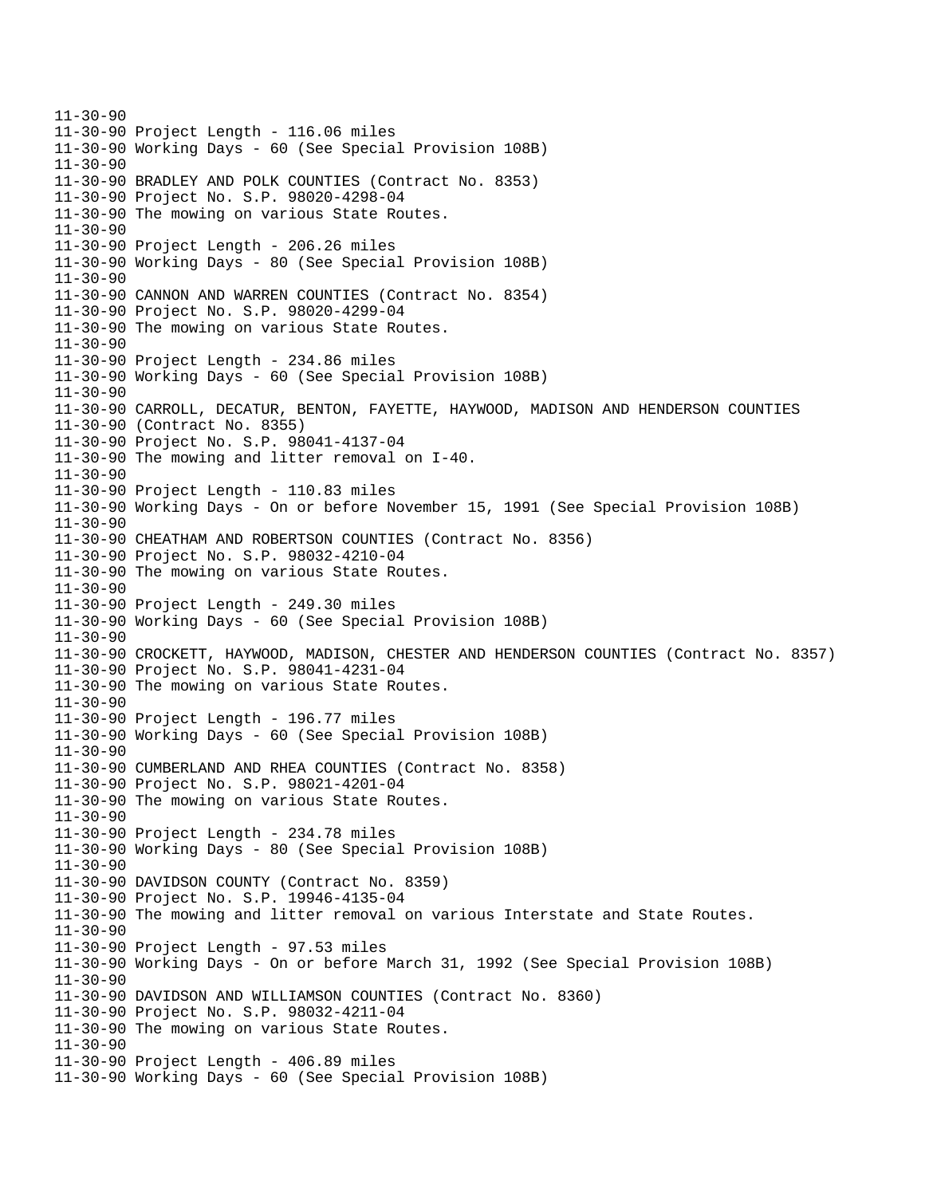```
11-30-90
11-30-90 Project Length - 116.06 miles
11-30-90 Working Days - 60 (See Special Provision 108B)
11-30-90
11-30-90 BRADLEY AND POLK COUNTIES (Contract No. 8353)
11-30-90 Project No. S.P. 98020-4298-04
11-30-90 The mowing on various State Routes.
11-30-90
11-30-90 Project Length - 206.26 miles
11-30-90 Working Days - 80 (See Special Provision 108B)
11-30-90
11-30-90 CANNON AND WARREN COUNTIES (Contract No. 8354)
11-30-90 Project No. S.P. 98020-4299-04
11-30-90 The mowing on various State Routes.
11-30-90
11-30-90 Project Length - 234.86 miles
11-30-90 Working Days - 60 (See Special Provision 108B)
11-30-90
11-30-90 CARROLL, DECATUR, BENTON, FAYETTE, HAYWOOD, MADISON AND HENDERSON COUNTIES
11-30-90 (Contract No. 8355)
11-30-90 Project No. S.P. 98041-4137-04
11-30-90 The mowing and litter removal on I-40.
11-30-90
11-30-90 Project Length - 110.83 miles
11-30-90 Working Days - On or before November 15, 1991 (See Special Provision 108B)
11-30-90
11-30-90 CHEATHAM AND ROBERTSON COUNTIES (Contract No. 8356)
11-30-90 Project No. S.P. 98032-4210-04
11-30-90 The mowing on various State Routes.
11-30-90
11-30-90 Project Length - 249.30 miles
11-30-90 Working Days - 60 (See Special Provision 108B)
11-30-90
11-30-90 CROCKETT, HAYWOOD, MADISON, CHESTER AND HENDERSON COUNTIES (Contract No. 8357)
11-30-90 Project No. S.P. 98041-4231-04
11-30-90 The mowing on various State Routes.
11-30-90
11-30-90 Project Length - 196.77 miles
11-30-90 Working Days - 60 (See Special Provision 108B)
11-30-90
11-30-90 CUMBERLAND AND RHEA COUNTIES (Contract No. 8358)
11-30-90 Project No. S.P. 98021-4201-04
11-30-90 The mowing on various State Routes.
11-30-90
11-30-90 Project Length - 234.78 miles
11-30-90 Working Days - 80 (See Special Provision 108B)
11-30-90
11-30-90 DAVIDSON COUNTY (Contract No. 8359)
11-30-90 Project No. S.P. 19946-4135-04
11-30-90 The mowing and litter removal on various Interstate and State Routes.
11-30-90
11-30-90 Project Length - 97.53 miles
11-30-90 Working Days - On or before March 31, 1992 (See Special Provision 108B)
11-30-90
11-30-90 DAVIDSON AND WILLIAMSON COUNTIES (Contract No. 8360)
11-30-90 Project No. S.P. 98032-4211-04
11-30-90 The mowing on various State Routes.
11-30-90
11-30-90 Project Length - 406.89 miles
11-30-90 Working Days - 60 (See Special Provision 108B)
```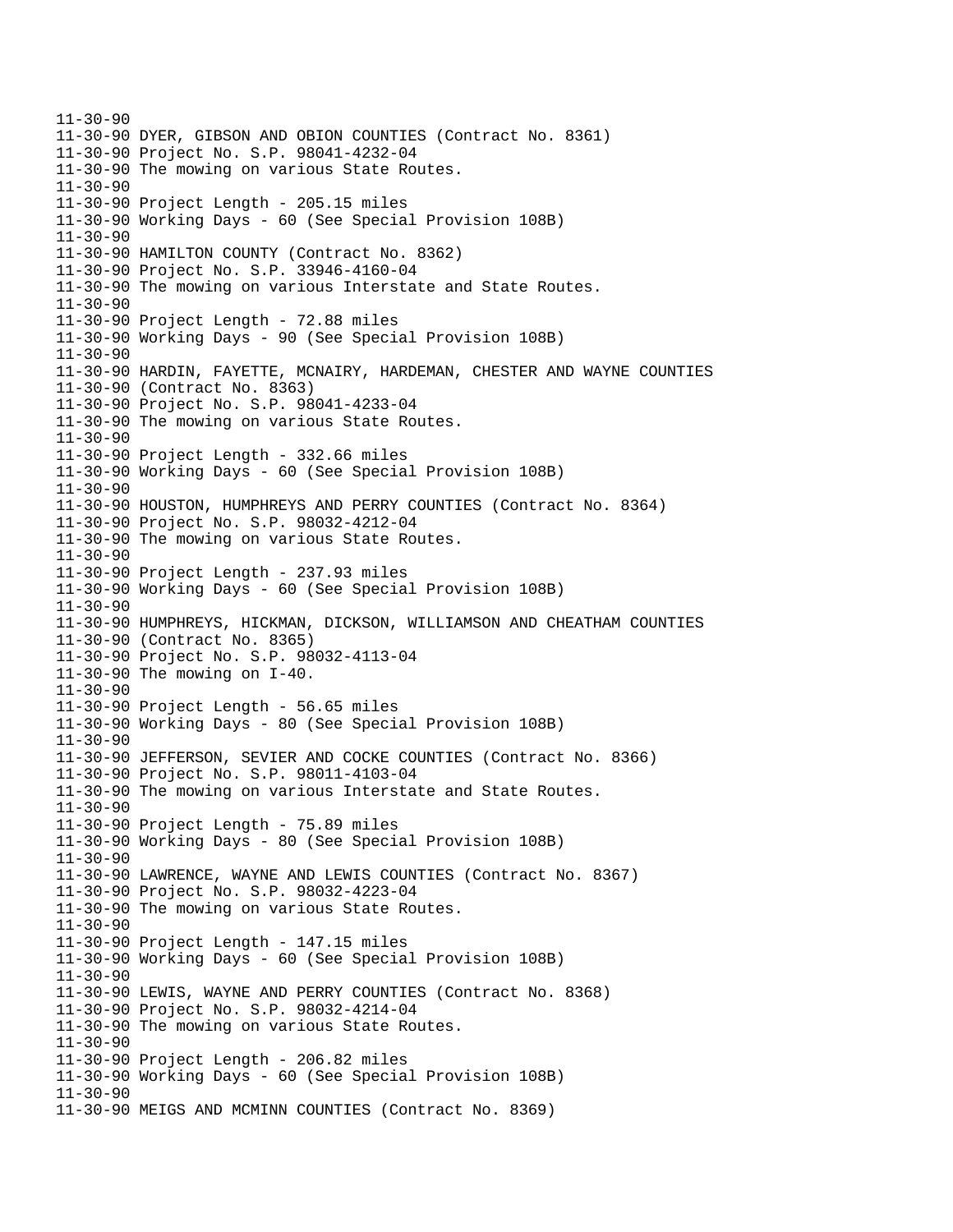```
11-30-90
11-30-90 DYER, GIBSON AND OBION COUNTIES (Contract No. 8361)
11-30-90 Project No. S.P. 98041-4232-04
11-30-90 The mowing on various State Routes.
11-30-90
11-30-90 Project Length - 205.15 miles
11-30-90 Working Days - 60 (See Special Provision 108B)
11-30-90
11-30-90 HAMILTON COUNTY (Contract No. 8362)
11-30-90 Project No. S.P. 33946-4160-04
11-30-90 The mowing on various Interstate and State Routes.
11-30-90
11-30-90 Project Length - 72.88 miles
11-30-90 Working Days - 90 (See Special Provision 108B)
11-30-90
11-30-90 HARDIN, FAYETTE, MCNAIRY, HARDEMAN, CHESTER AND WAYNE COUNTIES
11-30-90 (Contract No. 8363)
11-30-90 Project No. S.P. 98041-4233-04
11-30-90 The mowing on various State Routes.
11-30-90
11-30-90 Project Length - 332.66 miles
11-30-90 Working Days - 60 (See Special Provision 108B)
11-30-90
11-30-90 HOUSTON, HUMPHREYS AND PERRY COUNTIES (Contract No. 8364)
11-30-90 Project No. S.P. 98032-4212-04
11-30-90 The mowing on various State Routes.
11-30-90
11-30-90 Project Length - 237.93 miles
11-30-90 Working Days - 60 (See Special Provision 108B)
11-30-90
11-30-90 HUMPHREYS, HICKMAN, DICKSON, WILLIAMSON AND CHEATHAM COUNTIES
11-30-90 (Contract No. 8365)
11-30-90 Project No. S.P. 98032-4113-04
11-30-90 The mowing on I-40.
11-30-90
11-30-90 Project Length - 56.65 miles
11-30-90 Working Days - 80 (See Special Provision 108B)
11-30-90
11-30-90 JEFFERSON, SEVIER AND COCKE COUNTIES (Contract No. 8366)
11-30-90 Project No. S.P. 98011-4103-04
11-30-90 The mowing on various Interstate and State Routes.
11-30-90
11-30-90 Project Length - 75.89 miles
11-30-90 Working Days - 80 (See Special Provision 108B)
11-30-90
11-30-90 LAWRENCE, WAYNE AND LEWIS COUNTIES (Contract No. 8367)
11-30-90 Project No. S.P. 98032-4223-04
11-30-90 The mowing on various State Routes.
11-30-90
11-30-90 Project Length - 147.15 miles
11-30-90 Working Days - 60 (See Special Provision 108B)
11-30-90
11-30-90 LEWIS, WAYNE AND PERRY COUNTIES (Contract No. 8368)
11-30-90 Project No. S.P. 98032-4214-04
11-30-90 The mowing on various State Routes.
11-30-90
11-30-90 Project Length - 206.82 miles
11-30-90 Working Days - 60 (See Special Provision 108B)
11-30-90
11-30-90 MEIGS AND MCMINN COUNTIES (Contract No. 8369)
```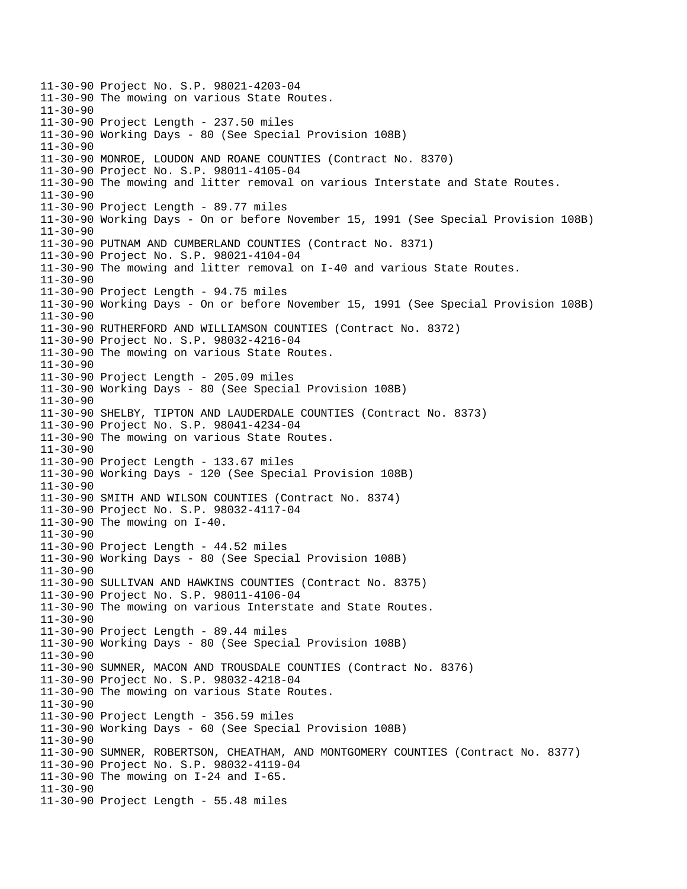```
11-30-90 Project No. S.P. 98021-4203-04
11-30-90 The mowing on various State Routes.
11-30-90
11-30-90 Project Length - 237.50 miles
11-30-90 Working Days - 80 (See Special Provision 108B)
11-30-90
11-30-90 MONROE, LOUDON AND ROANE COUNTIES (Contract No. 8370)
11-30-90 Project No. S.P. 98011-4105-04
11-30-90 The mowing and litter removal on various Interstate and State Routes.
11-30-90
11-30-90 Project Length - 89.77 miles
11-30-90 Working Days - On or before November 15, 1991 (See Special Provision 108B)
11-30-90
11-30-90 PUTNAM AND CUMBERLAND COUNTIES (Contract No. 8371)
11-30-90 Project No. S.P. 98021-4104-04
11-30-90 The mowing and litter removal on I-40 and various State Routes.
11-30-90
11-30-90 Project Length - 94.75 miles
11-30-90 Working Days - On or before November 15, 1991 (See Special Provision 108B)
11-30-90
11-30-90 RUTHERFORD AND WILLIAMSON COUNTIES (Contract No. 8372)
11-30-90 Project No. S.P. 98032-4216-04
11-30-90 The mowing on various State Routes.
11-30-90
11-30-90 Project Length - 205.09 miles
11-30-90 Working Days - 80 (See Special Provision 108B)
11-30-90
11-30-90 SHELBY, TIPTON AND LAUDERDALE COUNTIES (Contract No. 8373)
11-30-90 Project No. S.P. 98041-4234-04
11-30-90 The mowing on various State Routes.
11-30-90
11-30-90 Project Length - 133.67 miles
11-30-90 Working Days - 120 (See Special Provision 108B)
11-30-90
11-30-90 SMITH AND WILSON COUNTIES (Contract No. 8374)
11-30-90 Project No. S.P. 98032-4117-04
11-30-90 The mowing on I-40.
11-30-90
11-30-90 Project Length - 44.52 miles
11-30-90 Working Days - 80 (See Special Provision 108B)
11-30-90
11-30-90 SULLIVAN AND HAWKINS COUNTIES (Contract No. 8375)
11-30-90 Project No. S.P. 98011-4106-04
11-30-90 The mowing on various Interstate and State Routes.
11-30-90
11-30-90 Project Length - 89.44 miles
11-30-90 Working Days - 80 (See Special Provision 108B)
11-30-90
11-30-90 SUMNER, MACON AND TROUSDALE COUNTIES (Contract No. 8376)
11-30-90 Project No. S.P. 98032-4218-04
11-30-90 The mowing on various State Routes.
11-30-90
11-30-90 Project Length - 356.59 miles
11-30-90 Working Days - 60 (See Special Provision 108B)
11-30-90
11-30-90 SUMNER, ROBERTSON, CHEATHAM, AND MONTGOMERY COUNTIES (Contract No. 8377)
11-30-90 Project No. S.P. 98032-4119-04
11-30-90 The mowing on I-24 and I-65.
11-30-90
11-30-90 Project Length - 55.48 miles
```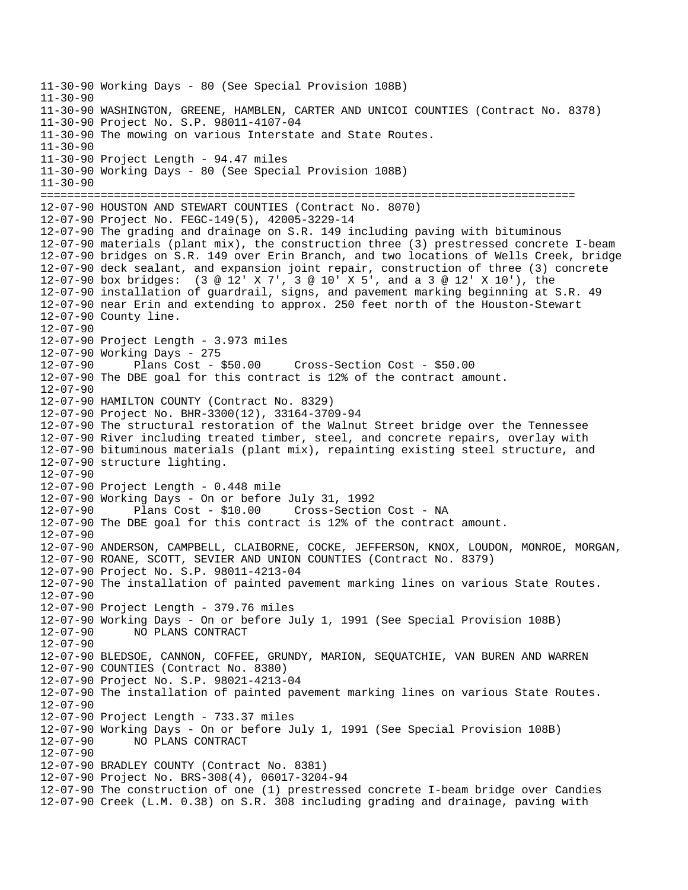```
11-30-90 Working Days - 80 (See Special Provision 108B)
11-30-90
11-30-90 WASHINGTON, GREENE, HAMBLEN, CARTER AND UNICOI COUNTIES (Contract No. 8378)
11-30-90 Project No. S.P. 98011-4107-04
11-30-90 The mowing on various Interstate and State Routes.
11-30-90
11-30-90 Project Length - 94.47 miles
11-30-90 Working Days - 80 (See Special Provision 108B)
11-30-90
================================================================================
12-07-90 HOUSTON AND STEWART COUNTIES (Contract No. 8070)
12-07-90 Project No. FEGC-149(5), 42005-3229-14
12-07-90 The grading and drainage on S.R. 149 including paving with bituminous
12-07-90 materials (plant mix), the construction three (3) prestressed concrete I-beam
12-07-90 bridges on S.R. 149 over Erin Branch, and two locations of Wells Creek, bridge
12-07-90 deck sealant, and expansion joint repair, construction of three (3) concrete
12-07-90 box bridges:  (3 @ 12' X 7', 3 @ 10' X 5', and a 3 @ 12' X 10'), the
12-07-90 installation of guardrail, signs, and pavement marking beginning at S.R. 49
12-07-90 near Erin and extending to approx. 250 feet north of the Houston-Stewart
12-07-90 County line.
12-07-90
12-07-90 Project Length - 3.973 miles
12-07-90 Working Days - 275
12-07-90      Plans Cost - $50.00     Cross-Section Cost - $50.00
12-07-90 The DBE goal for this contract is 12% of the contract amount.
12-07-90
12-07-90 HAMILTON COUNTY (Contract No. 8329)
12-07-90 Project No. BHR-3300(12), 33164-3709-94
12-07-90 The structural restoration of the Walnut Street bridge over the Tennessee
12-07-90 River including treated timber, steel, and concrete repairs, overlay with
12-07-90 bituminous materials (plant mix), repainting existing steel structure, and
12-07-90 structure lighting.
12-07-90
12-07-90 Project Length - 0.448 mile
12-07-90 Working Days - On or before July 31, 1992
12-07-90      Plans Cost - $10.00     Cross-Section Cost - NA
12-07-90 The DBE goal for this contract is 12% of the contract amount.
12-07-90
12-07-90 ANDERSON, CAMPBELL, CLAIBORNE, COCKE, JEFFERSON, KNOX, LOUDON, MONROE, MORGAN,
12-07-90 ROANE, SCOTT, SEVIER AND UNION COUNTIES (Contract No. 8379)
12-07-90 Project No. S.P. 98011-4213-04
12-07-90 The installation of painted pavement marking lines on various State Routes.
12-07-90
12-07-90 Project Length - 379.76 miles
12-07-90 Working Days - On or before July 1, 1991 (See Special Provision 108B)
12-07-90      NO PLANS CONTRACT
12-07-90
12-07-90 BLEDSOE, CANNON, COFFEE, GRUNDY, MARION, SEQUATCHIE, VAN BUREN AND WARREN
12-07-90 COUNTIES (Contract No. 8380)
12-07-90 Project No. S.P. 98021-4213-04
12-07-90 The installation of painted pavement marking lines on various State Routes.
12-07-90
12-07-90 Project Length - 733.37 miles
12-07-90 Working Days - On or before July 1, 1991 (See Special Provision 108B)
12-07-90      NO PLANS CONTRACT
12-07-90
12-07-90 BRADLEY COUNTY (Contract No. 8381)
12-07-90 Project No. BRS-308(4), 06017-3204-94
12-07-90 The construction of one (1) prestressed concrete I-beam bridge over Candies
12-07-90 Creek (L.M. 0.38) on S.R. 308 including grading and drainage, paving with
```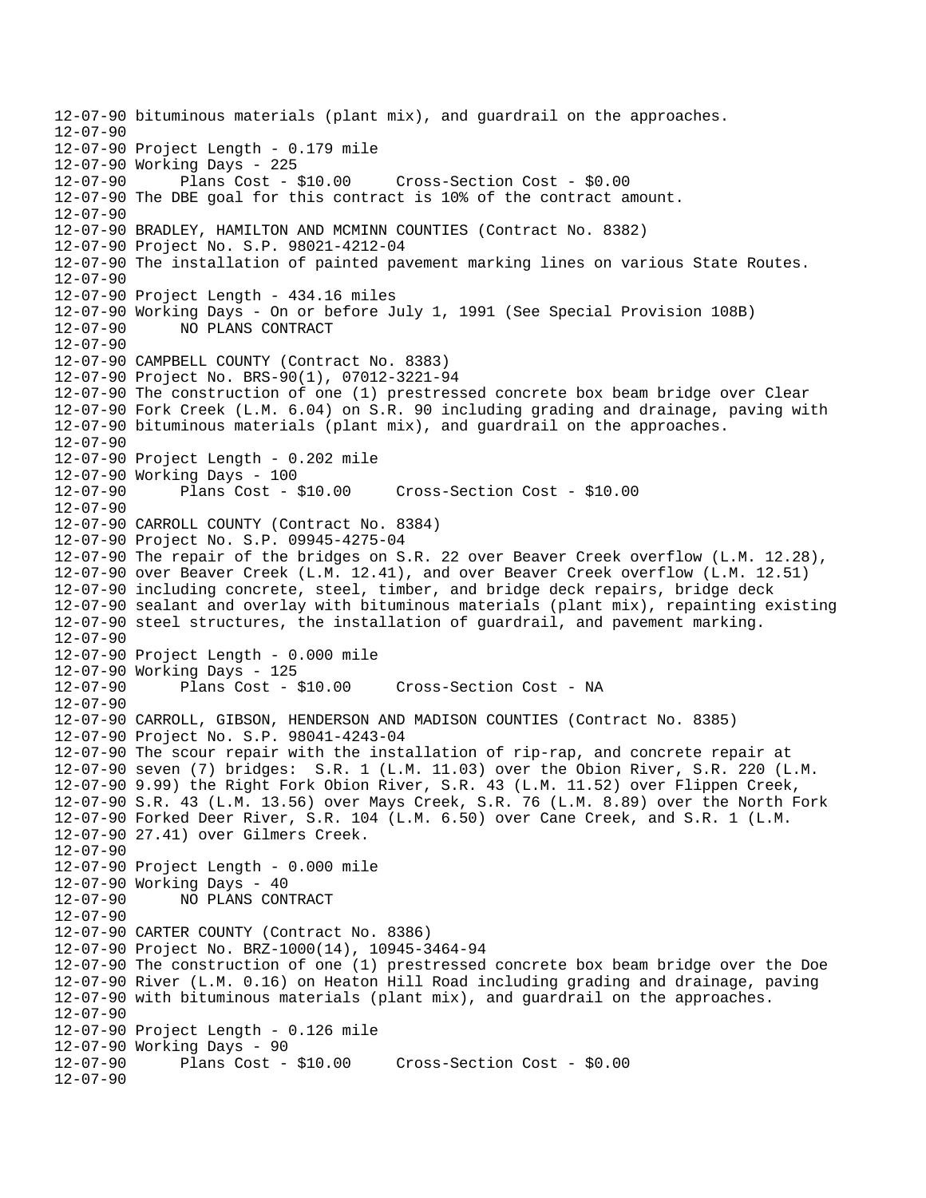```
12-07-90 bituminous materials (plant mix), and guardrail on the approaches.
12-07-90
12-07-90 Project Length - 0.179 mile
12-07-90 Working Days - 225
12-07-90      Plans Cost - $10.00     Cross-Section Cost - $0.00
12-07-90 The DBE goal for this contract is 10% of the contract amount.
12-07-90
12-07-90 BRADLEY, HAMILTON AND MCMINN COUNTIES (Contract No. 8382)
12-07-90 Project No. S.P. 98021-4212-04
12-07-90 The installation of painted pavement marking lines on various State Routes.
12-07-90
12-07-90 Project Length - 434.16 miles
12-07-90 Working Days - On or before July 1, 1991 (See Special Provision 108B)
12-07-90      NO PLANS CONTRACT
12-07-90
12-07-90 CAMPBELL COUNTY (Contract No. 8383)
12-07-90 Project No. BRS-90(1), 07012-3221-94
12-07-90 The construction of one (1) prestressed concrete box beam bridge over Clear
12-07-90 Fork Creek (L.M. 6.04) on S.R. 90 including grading and drainage, paving with
12-07-90 bituminous materials (plant mix), and guardrail on the approaches.
12-07-90
12-07-90 Project Length - 0.202 mile
12-07-90 Working Days - 100
12-07-90      Plans Cost - $10.00     Cross-Section Cost - $10.00
12-07-90
12-07-90 CARROLL COUNTY (Contract No. 8384)
12-07-90 Project No. S.P. 09945-4275-04
12-07-90 The repair of the bridges on S.R. 22 over Beaver Creek overflow (L.M. 12.28),
12-07-90 over Beaver Creek (L.M. 12.41), and over Beaver Creek overflow (L.M. 12.51)
12-07-90 including concrete, steel, timber, and bridge deck repairs, bridge deck
12-07-90 sealant and overlay with bituminous materials (plant mix), repainting existing
12-07-90 steel structures, the installation of guardrail, and pavement marking.
12-07-90
12-07-90 Project Length - 0.000 mile
12-07-90 Working Days - 125
12-07-90      Plans Cost - $10.00     Cross-Section Cost - NA
12-07-90
12-07-90 CARROLL, GIBSON, HENDERSON AND MADISON COUNTIES (Contract No. 8385)
12-07-90 Project No. S.P. 98041-4243-04
12-07-90 The scour repair with the installation of rip-rap, and concrete repair at
12-07-90 seven (7) bridges:  S.R. 1 (L.M. 11.03) over the Obion River, S.R. 220 (L.M.
12-07-90 9.99) the Right Fork Obion River, S.R. 43 (L.M. 11.52) over Flippen Creek,
12-07-90 S.R. 43 (L.M. 13.56) over Mays Creek, S.R. 76 (L.M. 8.89) over the North Fork
12-07-90 Forked Deer River, S.R. 104 (L.M. 6.50) over Cane Creek, and S.R. 1 (L.M.
12-07-90 27.41) over Gilmers Creek.
12-07-90
12-07-90 Project Length - 0.000 mile
12-07-90 Working Days - 40
12-07-90      NO PLANS CONTRACT
12-07-90
12-07-90 CARTER COUNTY (Contract No. 8386)
12-07-90 Project No. BRZ-1000(14), 10945-3464-94
12-07-90 The construction of one (1) prestressed concrete box beam bridge over the Doe
12-07-90 River (L.M. 0.16) on Heaton Hill Road including grading and drainage, paving
12-07-90 with bituminous materials (plant mix), and guardrail on the approaches.
12-07-90
12-07-90 Project Length - 0.126 mile
12-07-90 Working Days - 90
12-07-90      Plans Cost - $10.00     Cross-Section Cost - $0.00
12-07-90
```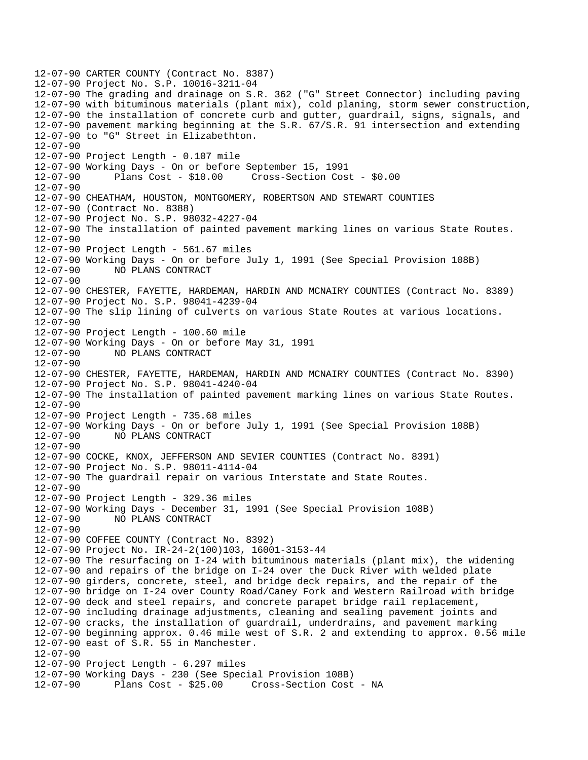12-07-90 CARTER COUNTY (Contract No. 8387)
12-07-90 Project No. S.P. 10016-3211-04
12-07-90 The grading and drainage on S.R. 362 ("G" Street Connector) including paving
12-07-90 with bituminous materials (plant mix), cold planing, storm sewer construction,
12-07-90 the installation of concrete curb and gutter, guardrail, signs, signals, and
12-07-90 pavement marking beginning at the S.R. 67/S.R. 91 intersection and extending
12-07-90 to "G" Street in Elizabethton.
12-07-90
12-07-90 Project Length - 0.107 mile
12-07-90 Working Days - On or before September 15, 1991
12-07-90 Plans Cost - $10.00 Cross-Section Cost - $0.00
12-07-90
12-07-90 CHEATHAM, HOUSTON, MONTGOMERY, ROBERTSON AND STEWART COUNTIES
12-07-90 (Contract No. 8388)
12-07-90 Project No. S.P. 98032-4227-04
12-07-90 The installation of painted pavement marking lines on various State Routes.
12-07-90
12-07-90 Project Length - 561.67 miles
12-07-90 Working Days - On or before July 1, 1991 (See Special Provision 108B)
12-07-90 NO PLANS CONTRACT
12-07-90
12-07-90 CHESTER, FAYETTE, HARDEMAN, HARDIN AND MCNAIRY COUNTIES (Contract No. 8389)
12-07-90 Project No. S.P. 98041-4239-04
12-07-90 The slip lining of culverts on various State Routes at various locations.
12-07-90
12-07-90 Project Length - 100.60 mile
12-07-90 Working Days - On or before May 31, 1991
12-07-90 NO PLANS CONTRACT
12-07-90
12-07-90 CHESTER, FAYETTE, HARDEMAN, HARDIN AND MCNAIRY COUNTIES (Contract No. 8390)
12-07-90 Project No. S.P. 98041-4240-04
12-07-90 The installation of painted pavement marking lines on various State Routes.
12-07-90
12-07-90 Project Length - 735.68 miles
12-07-90 Working Days - On or before July 1, 1991 (See Special Provision 108B)
12-07-90 NO PLANS CONTRACT
12-07-90
12-07-90 COCKE, KNOX, JEFFERSON AND SEVIER COUNTIES (Contract No. 8391)
12-07-90 Project No. S.P. 98011-4114-04
12-07-90 The guardrail repair on various Interstate and State Routes.
12-07-90
12-07-90 Project Length - 329.36 miles
12-07-90 Working Days - December 31, 1991 (See Special Provision 108B)
12-07-90 NO PLANS CONTRACT
12-07-90
12-07-90 COFFEE COUNTY (Contract No. 8392)
12-07-90 Project No. IR-24-2(100)103, 16001-3153-44
12-07-90 The resurfacing on I-24 with bituminous materials (plant mix), the widening
12-07-90 and repairs of the bridge on I-24 over the Duck River with welded plate
12-07-90 girders, concrete, steel, and bridge deck repairs, and the repair of the
12-07-90 bridge on I-24 over County Road/Caney Fork and Western Railroad with bridge
12-07-90 deck and steel repairs, and concrete parapet bridge rail replacement,
12-07-90 including drainage adjustments, cleaning and sealing pavement joints and
12-07-90 cracks, the installation of guardrail, underdrains, and pavement marking
12-07-90 beginning approx. 0.46 mile west of S.R. 2 and extending to approx. 0.56 mile
12-07-90 east of S.R. 55 in Manchester.
12-07-90
12-07-90 Project Length - 6.297 miles
12-07-90 Working Days - 230 (See Special Provision 108B)
12-07-90 Plans Cost - $25.00 Cross-Section Cost - NA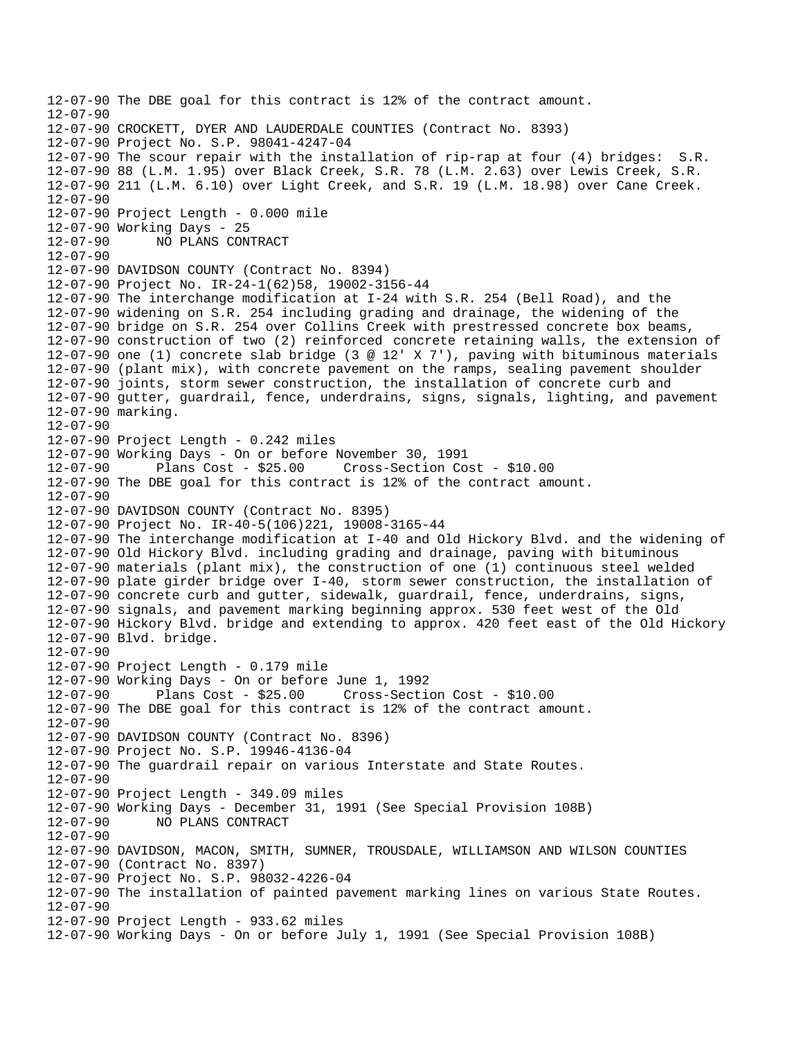12-07-90 The DBE goal for this contract is 12% of the contract amount.
12-07-90
12-07-90 CROCKETT, DYER AND LAUDERDALE COUNTIES (Contract No. 8393)
12-07-90 Project No. S.P. 98041-4247-04
12-07-90 The scour repair with the installation of rip-rap at four (4) bridges: S.R.
12-07-90 88 (L.M. 1.95) over Black Creek, S.R. 78 (L.M. 2.63) over Lewis Creek, S.R.
12-07-90 211 (L.M. 6.10) over Light Creek, and S.R. 19 (L.M. 18.98) over Cane Creek.
12-07-90
12-07-90 Project Length - 0.000 mile
12-07-90 Working Days - 25
12-07-90 NO PLANS CONTRACT
12-07-90
12-07-90 DAVIDSON COUNTY (Contract No. 8394)
12-07-90 Project No. IR-24-1(62)58, 19002-3156-44
12-07-90 The interchange modification at I-24 with S.R. 254 (Bell Road), and the
12-07-90 widening on S.R. 254 including grading and drainage, the widening of the
12-07-90 bridge on S.R. 254 over Collins Creek with prestressed concrete box beams,
12-07-90 construction of two (2) reinforced concrete retaining walls, the extension of
12-07-90 one (1) concrete slab bridge (3 @ 12' X 7'), paving with bituminous materials
12-07-90 (plant mix), with concrete pavement on the ramps, sealing pavement shoulder
12-07-90 joints, storm sewer construction, the installation of concrete curb and
12-07-90 gutter, guardrail, fence, underdrains, signs, signals, lighting, and pavement
12-07-90 marking.
12-07-90
12-07-90 Project Length - 0.242 miles
12-07-90 Working Days - On or before November 30, 1991
12-07-90 Plans Cost - $25.00 Cross-Section Cost - $10.00
12-07-90 The DBE goal for this contract is 12% of the contract amount.
12-07-90
12-07-90 DAVIDSON COUNTY (Contract No. 8395)
12-07-90 Project No. IR-40-5(106)221, 19008-3165-44
12-07-90 The interchange modification at I-40 and Old Hickory Blvd. and the widening of
12-07-90 Old Hickory Blvd. including grading and drainage, paving with bituminous
12-07-90 materials (plant mix), the construction of one (1) continuous steel welded
12-07-90 plate girder bridge over I-40, storm sewer construction, the installation of
12-07-90 concrete curb and gutter, sidewalk, guardrail, fence, underdrains, signs,
12-07-90 signals, and pavement marking beginning approx. 530 feet west of the Old
12-07-90 Hickory Blvd. bridge and extending to approx. 420 feet east of the Old Hickory
12-07-90 Blvd. bridge.
12-07-90
12-07-90 Project Length - 0.179 mile
12-07-90 Working Days - On or before June 1, 1992
12-07-90 Plans Cost - $25.00 Cross-Section Cost - $10.00
12-07-90 The DBE goal for this contract is 12% of the contract amount.
12-07-90
12-07-90 DAVIDSON COUNTY (Contract No. 8396)
12-07-90 Project No. S.P. 19946-4136-04
12-07-90 The guardrail repair on various Interstate and State Routes.
12-07-90
12-07-90 Project Length - 349.09 miles
12-07-90 Working Days - December 31, 1991 (See Special Provision 108B)
12-07-90 NO PLANS CONTRACT
12-07-90
12-07-90 DAVIDSON, MACON, SMITH, SUMNER, TROUSDALE, WILLIAMSON AND WILSON COUNTIES
12-07-90 (Contract No. 8397)
12-07-90 Project No. S.P. 98032-4226-04
12-07-90 The installation of painted pavement marking lines on various State Routes.
12-07-90
12-07-90 Project Length - 933.62 miles
12-07-90 Working Days - On or before July 1, 1991 (See Special Provision 108B)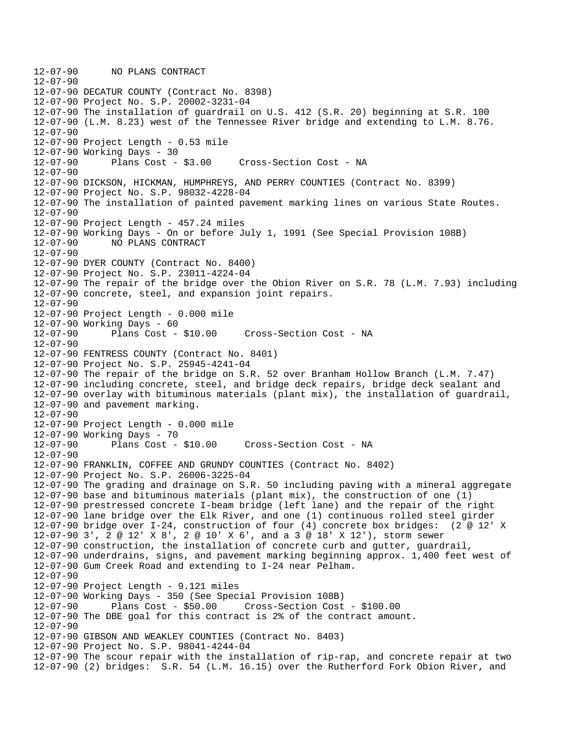```
12-07-90      NO PLANS CONTRACT
12-07-90
12-07-90 DECATUR COUNTY (Contract No. 8398)
12-07-90 Project No. S.P. 20002-3231-04
12-07-90 The installation of guardrail on U.S. 412 (S.R. 20) beginning at S.R. 100
12-07-90 (L.M. 8.23) west of the Tennessee River bridge and extending to L.M. 8.76.
12-07-90
12-07-90 Project Length - 0.53 mile
12-07-90 Working Days - 30
12-07-90      Plans Cost - $3.00     Cross-Section Cost - NA
12-07-90
12-07-90 DICKSON, HICKMAN, HUMPHREYS, AND PERRY COUNTIES (Contract No. 8399)
12-07-90 Project No. S.P. 98032-4228-04
12-07-90 The installation of painted pavement marking lines on various State Routes.
12-07-90
12-07-90 Project Length - 457.24 miles
12-07-90 Working Days - On or before July 1, 1991 (See Special Provision 108B)
12-07-90      NO PLANS CONTRACT
12-07-90
12-07-90 DYER COUNTY (Contract No. 8400)
12-07-90 Project No. S.P. 23011-4224-04
12-07-90 The repair of the bridge over the Obion River on S.R. 78 (L.M. 7.93) including
12-07-90 concrete, steel, and expansion joint repairs.
12-07-90
12-07-90 Project Length - 0.000 mile
12-07-90 Working Days - 60
12-07-90      Plans Cost - $10.00     Cross-Section Cost - NA
12-07-90
12-07-90 FENTRESS COUNTY (Contract No. 8401)
12-07-90 Project No. S.P. 25945-4241-04
12-07-90 The repair of the bridge on S.R. 52 over Branham Hollow Branch (L.M. 7.47)
12-07-90 including concrete, steel, and bridge deck repairs, bridge deck sealant and
12-07-90 overlay with bituminous materials (plant mix), the installation of guardrail,
12-07-90 and pavement marking.
12-07-90
12-07-90 Project Length - 0.000 mile
12-07-90 Working Days - 70
12-07-90      Plans Cost - $10.00     Cross-Section Cost - NA
12-07-90
12-07-90 FRANKLIN, COFFEE AND GRUNDY COUNTIES (Contract No. 8402)
12-07-90 Project No. S.P. 26006-3225-04
12-07-90 The grading and drainage on S.R. 50 including paving with a mineral aggregate
12-07-90 base and bituminous materials (plant mix), the construction of one (1)
12-07-90 prestressed concrete I-beam bridge (left lane) and the repair of the right
12-07-90 lane bridge over the Elk River, and one (1) continuous rolled steel girder
12-07-90 bridge over I-24, construction of four (4) concrete box bridges:  (2 @ 12' X
12-07-90 3', 2 @ 12' X 8', 2 @ 10' X 6', and a 3 @ 18' X 12'), storm sewer
12-07-90 construction, the installation of concrete curb and gutter, guardrail,
12-07-90 underdrains, signs, and pavement marking beginning approx. 1,400 feet west of
12-07-90 Gum Creek Road and extending to I-24 near Pelham.
12-07-90
12-07-90 Project Length - 9.121 miles
12-07-90 Working Days - 350 (See Special Provision 108B)
12-07-90      Plans Cost - $50.00     Cross-Section Cost - $100.00
12-07-90 The DBE goal for this contract is 2% of the contract amount.
12-07-90
12-07-90 GIBSON AND WEAKLEY COUNTIES (Contract No. 8403)
12-07-90 Project No. S.P. 98041-4244-04
12-07-90 The scour repair with the installation of rip-rap, and concrete repair at two
12-07-90 (2) bridges:  S.R. 54 (L.M. 16.15) over the Rutherford Fork Obion River, and
```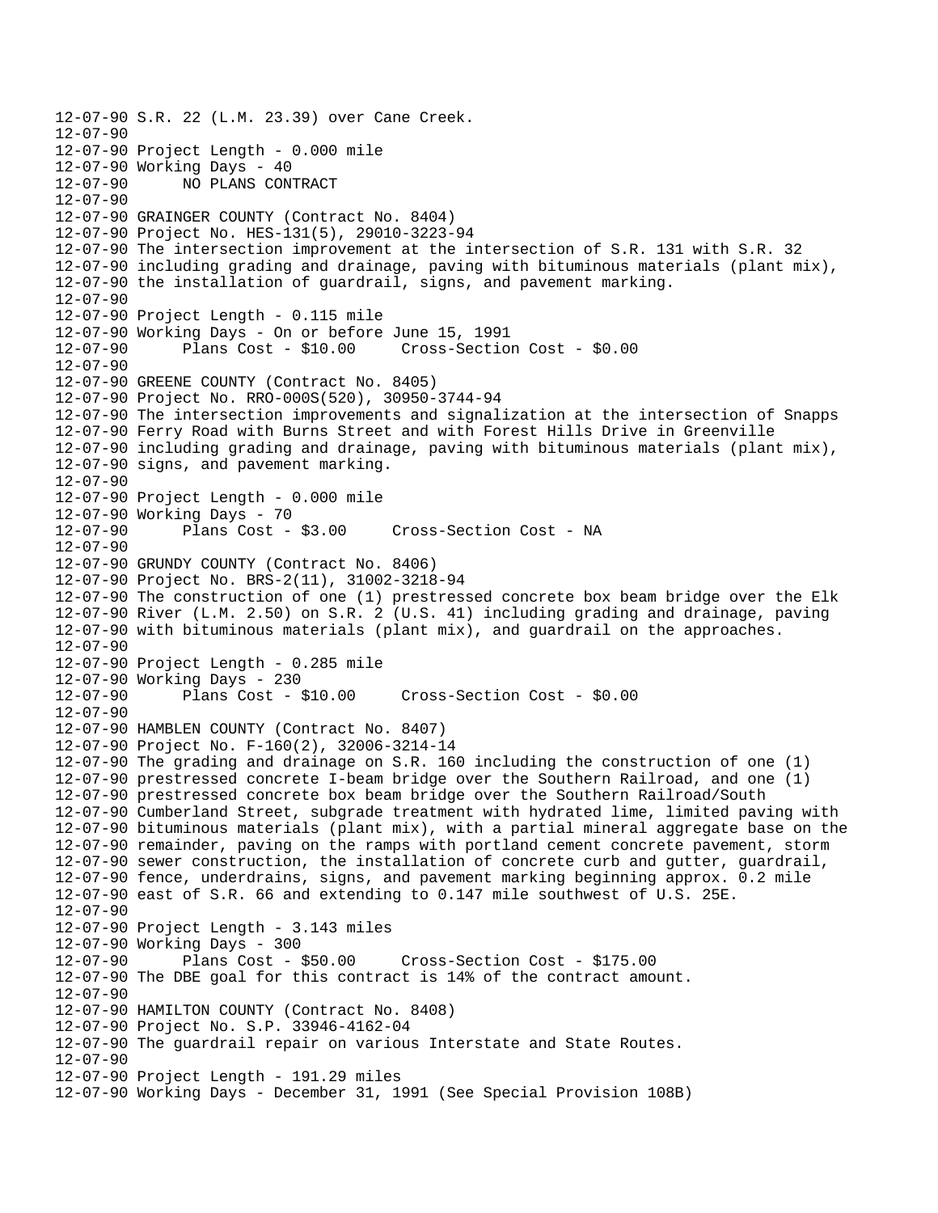```
12-07-90 S.R. 22 (L.M. 23.39) over Cane Creek.
12-07-90
12-07-90 Project Length - 0.000 mile
12-07-90 Working Days - 40
12-07-90      NO PLANS CONTRACT
12-07-90
12-07-90 GRAINGER COUNTY (Contract No. 8404)
12-07-90 Project No. HES-131(5), 29010-3223-94
12-07-90 The intersection improvement at the intersection of S.R. 131 with S.R. 32
12-07-90 including grading and drainage, paving with bituminous materials (plant mix),
12-07-90 the installation of guardrail, signs, and pavement marking.
12-07-90
12-07-90 Project Length - 0.115 mile
12-07-90 Working Days - On or before June 15, 1991
12-07-90      Plans Cost - $10.00     Cross-Section Cost - $0.00
12-07-90
12-07-90 GREENE COUNTY (Contract No. 8405)
12-07-90 Project No. RRO-000S(520), 30950-3744-94
12-07-90 The intersection improvements and signalization at the intersection of Snapps
12-07-90 Ferry Road with Burns Street and with Forest Hills Drive in Greenville
12-07-90 including grading and drainage, paving with bituminous materials (plant mix),
12-07-90 signs, and pavement marking.
12-07-90
12-07-90 Project Length - 0.000 mile
12-07-90 Working Days - 70
12-07-90      Plans Cost - $3.00     Cross-Section Cost - NA
12-07-90
12-07-90 GRUNDY COUNTY (Contract No. 8406)
12-07-90 Project No. BRS-2(11), 31002-3218-94
12-07-90 The construction of one (1) prestressed concrete box beam bridge over the Elk
12-07-90 River (L.M. 2.50) on S.R. 2 (U.S. 41) including grading and drainage, paving
12-07-90 with bituminous materials (plant mix), and guardrail on the approaches.
12-07-90
12-07-90 Project Length - 0.285 mile
12-07-90 Working Days - 230
12-07-90      Plans Cost - $10.00     Cross-Section Cost - $0.00
12-07-90
12-07-90 HAMBLEN COUNTY (Contract No. 8407)
12-07-90 Project No. F-160(2), 32006-3214-14
12-07-90 The grading and drainage on S.R. 160 including the construction of one (1)
12-07-90 prestressed concrete I-beam bridge over the Southern Railroad, and one (1)
12-07-90 prestressed concrete box beam bridge over the Southern Railroad/South
12-07-90 Cumberland Street, subgrade treatment with hydrated lime, limited paving with
12-07-90 bituminous materials (plant mix), with a partial mineral aggregate base on the
12-07-90 remainder, paving on the ramps with portland cement concrete pavement, storm
12-07-90 sewer construction, the installation of concrete curb and gutter, guardrail,
12-07-90 fence, underdrains, signs, and pavement marking beginning approx. 0.2 mile
12-07-90 east of S.R. 66 and extending to 0.147 mile southwest of U.S. 25E.
12-07-90
12-07-90 Project Length - 3.143 miles
12-07-90 Working Days - 300
12-07-90      Plans Cost - $50.00     Cross-Section Cost - $175.00
12-07-90 The DBE goal for this contract is 14% of the contract amount.
12-07-90
12-07-90 HAMILTON COUNTY (Contract No. 8408)
12-07-90 Project No. S.P. 33946-4162-04
12-07-90 The guardrail repair on various Interstate and State Routes.
12-07-90
12-07-90 Project Length - 191.29 miles
12-07-90 Working Days - December 31, 1991 (See Special Provision 108B)
```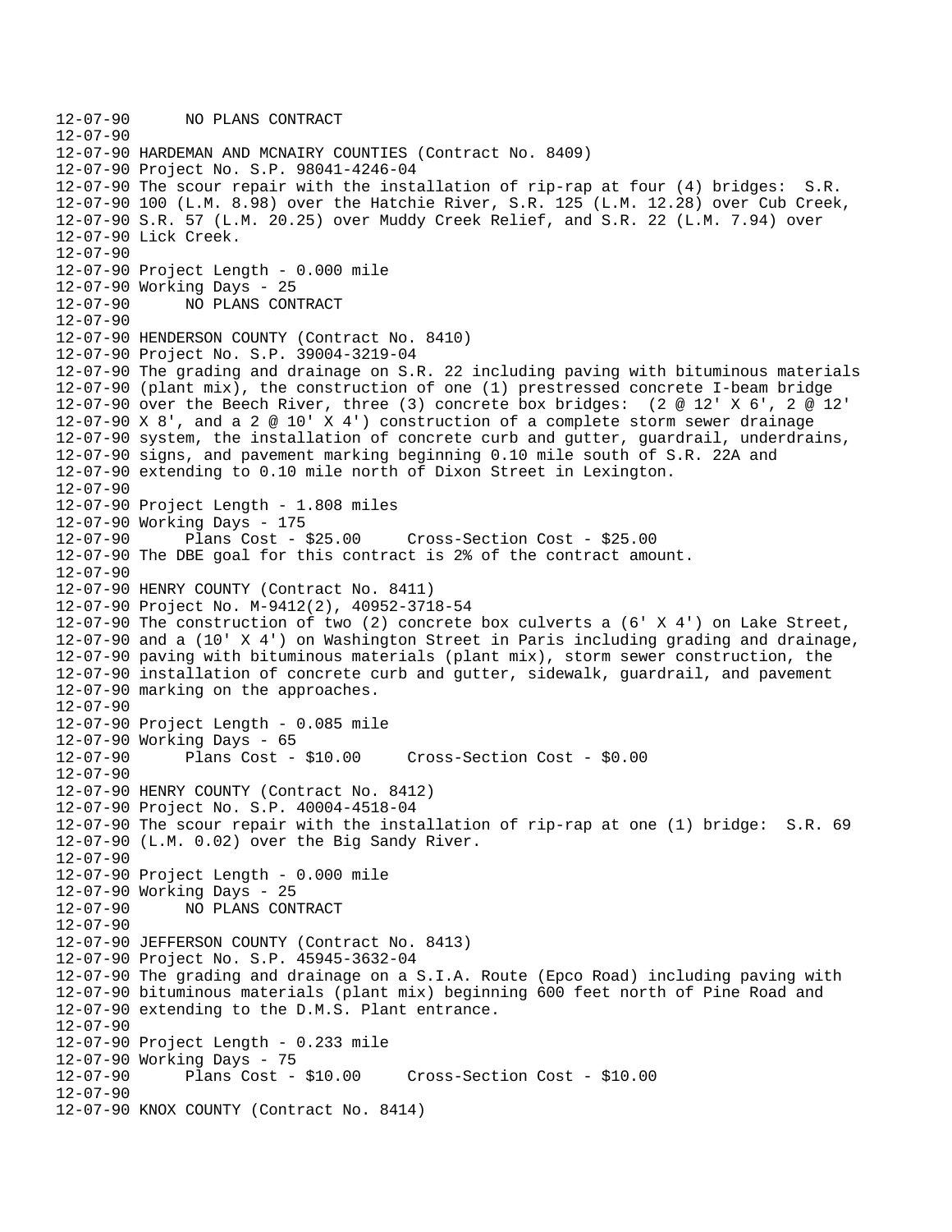```
12-07-90      NO PLANS CONTRACT
12-07-90
12-07-90 HARDEMAN AND MCNAIRY COUNTIES (Contract No. 8409)
12-07-90 Project No. S.P. 98041-4246-04
12-07-90 The scour repair with the installation of rip-rap at four (4) bridges:  S.R.
12-07-90 100 (L.M. 8.98) over the Hatchie River, S.R. 125 (L.M. 12.28) over Cub Creek,
12-07-90 S.R. 57 (L.M. 20.25) over Muddy Creek Relief, and S.R. 22 (L.M. 7.94) over
12-07-90 Lick Creek.
12-07-90
12-07-90 Project Length - 0.000 mile
12-07-90 Working Days - 25
12-07-90      NO PLANS CONTRACT
12-07-90
12-07-90 HENDERSON COUNTY (Contract No. 8410)
12-07-90 Project No. S.P. 39004-3219-04
12-07-90 The grading and drainage on S.R. 22 including paving with bituminous materials
12-07-90 (plant mix), the construction of one (1) prestressed concrete I-beam bridge
12-07-90 over the Beech River, three (3) concrete box bridges:  (2 @ 12' X 6', 2 @ 12'
12-07-90 X 8', and a 2 @ 10' X 4') construction of a complete storm sewer drainage
12-07-90 system, the installation of concrete curb and gutter, guardrail, underdrains,
12-07-90 signs, and pavement marking beginning 0.10 mile south of S.R. 22A and
12-07-90 extending to 0.10 mile north of Dixon Street in Lexington.
12-07-90
12-07-90 Project Length - 1.808 miles
12-07-90 Working Days - 175
12-07-90      Plans Cost - $25.00     Cross-Section Cost - $25.00
12-07-90 The DBE goal for this contract is 2% of the contract amount.
12-07-90
12-07-90 HENRY COUNTY (Contract No. 8411)
12-07-90 Project No. M-9412(2), 40952-3718-54
12-07-90 The construction of two (2) concrete box culverts a (6' X 4') on Lake Street,
12-07-90 and a (10' X 4') on Washington Street in Paris including grading and drainage,
12-07-90 paving with bituminous materials (plant mix), storm sewer construction, the
12-07-90 installation of concrete curb and gutter, sidewalk, guardrail, and pavement
12-07-90 marking on the approaches.
12-07-90
12-07-90 Project Length - 0.085 mile
12-07-90 Working Days - 65
12-07-90      Plans Cost - $10.00     Cross-Section Cost - $0.00
12-07-90
12-07-90 HENRY COUNTY (Contract No. 8412)
12-07-90 Project No. S.P. 40004-4518-04
12-07-90 The scour repair with the installation of rip-rap at one (1) bridge:  S.R. 69
12-07-90 (L.M. 0.02) over the Big Sandy River.
12-07-90
12-07-90 Project Length - 0.000 mile
12-07-90 Working Days - 25
12-07-90      NO PLANS CONTRACT
12-07-90
12-07-90 JEFFERSON COUNTY (Contract No. 8413)
12-07-90 Project No. S.P. 45945-3632-04
12-07-90 The grading and drainage on a S.I.A. Route (Epco Road) including paving with
12-07-90 bituminous materials (plant mix) beginning 600 feet north of Pine Road and
12-07-90 extending to the D.M.S. Plant entrance.
12-07-90
12-07-90 Project Length - 0.233 mile
12-07-90 Working Days - 75
12-07-90      Plans Cost - $10.00     Cross-Section Cost - $10.00
12-07-90
12-07-90 KNOX COUNTY (Contract No. 8414)
```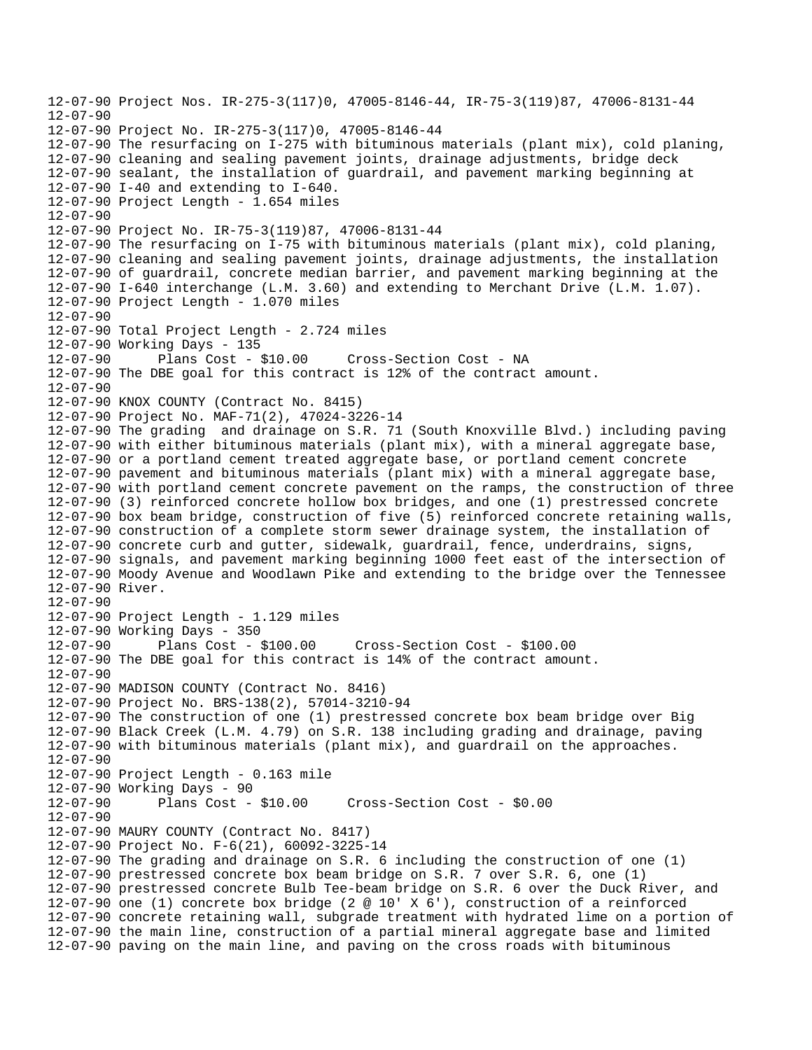12-07-90 Project Nos. IR-275-3(117)0, 47005-8146-44, IR-75-3(119)87, 47006-8131-44
12-07-90
12-07-90 Project No. IR-275-3(117)0, 47005-8146-44
12-07-90 The resurfacing on I-275 with bituminous materials (plant mix), cold planing,
12-07-90 cleaning and sealing pavement joints, drainage adjustments, bridge deck
12-07-90 sealant, the installation of guardrail, and pavement marking beginning at
12-07-90 I-40 and extending to I-640.
12-07-90 Project Length - 1.654 miles
12-07-90
12-07-90 Project No. IR-75-3(119)87, 47006-8131-44
12-07-90 The resurfacing on I-75 with bituminous materials (plant mix), cold planing,
12-07-90 cleaning and sealing pavement joints, drainage adjustments, the installation
12-07-90 of guardrail, concrete median barrier, and pavement marking beginning at the
12-07-90 I-640 interchange (L.M. 3.60) and extending to Merchant Drive (L.M. 1.07).
12-07-90 Project Length - 1.070 miles
12-07-90
12-07-90 Total Project Length - 2.724 miles
12-07-90 Working Days - 135
12-07-90 Plans Cost - $10.00 Cross-Section Cost - NA
12-07-90 The DBE goal for this contract is 12% of the contract amount.
12-07-90
12-07-90 KNOX COUNTY (Contract No. 8415)
12-07-90 Project No. MAF-71(2), 47024-3226-14
12-07-90 The grading and drainage on S.R. 71 (South Knoxville Blvd.) including paving
12-07-90 with either bituminous materials (plant mix), with a mineral aggregate base,
12-07-90 or a portland cement treated aggregate base, or portland cement concrete
12-07-90 pavement and bituminous materials (plant mix) with a mineral aggregate base,
12-07-90 with portland cement concrete pavement on the ramps, the construction of three
12-07-90 (3) reinforced concrete hollow box bridges, and one (1) prestressed concrete
12-07-90 box beam bridge, construction of five (5) reinforced concrete retaining walls,
12-07-90 construction of a complete storm sewer drainage system, the installation of
12-07-90 concrete curb and gutter, sidewalk, guardrail, fence, underdrains, signs,
12-07-90 signals, and pavement marking beginning 1000 feet east of the intersection of
12-07-90 Moody Avenue and Woodlawn Pike and extending to the bridge over the Tennessee
12-07-90 River.
12-07-90
12-07-90 Project Length - 1.129 miles
12-07-90 Working Days - 350
12-07-90 Plans Cost - $100.00 Cross-Section Cost - $100.00
12-07-90 The DBE goal for this contract is 14% of the contract amount.
12-07-90
12-07-90 MADISON COUNTY (Contract No. 8416)
12-07-90 Project No. BRS-138(2), 57014-3210-94
12-07-90 The construction of one (1) prestressed concrete box beam bridge over Big
12-07-90 Black Creek (L.M. 4.79) on S.R. 138 including grading and drainage, paving
12-07-90 with bituminous materials (plant mix), and guardrail on the approaches.
12-07-90
12-07-90 Project Length - 0.163 mile
12-07-90 Working Days - 90
12-07-90 Plans Cost - $10.00 Cross-Section Cost - $0.00
12-07-90
12-07-90 MAURY COUNTY (Contract No. 8417)
12-07-90 Project No. F-6(21), 60092-3225-14
12-07-90 The grading and drainage on S.R. 6 including the construction of one (1)
12-07-90 prestressed concrete box beam bridge on S.R. 7 over S.R. 6, one (1)
12-07-90 prestressed concrete Bulb Tee-beam bridge on S.R. 6 over the Duck River, and
12-07-90 one (1) concrete box bridge (2 @ 10' X 6'), construction of a reinforced
12-07-90 concrete retaining wall, subgrade treatment with hydrated lime on a portion of
12-07-90 the main line, construction of a partial mineral aggregate base and limited
12-07-90 paving on the main line, and paving on the cross roads with bituminous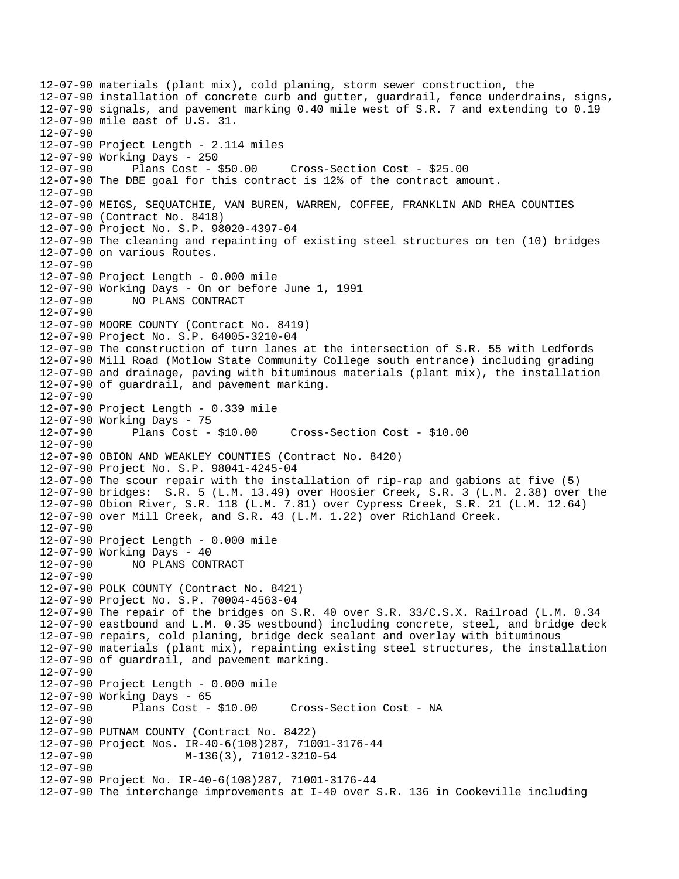```
12-07-90 materials (plant mix), cold planing, storm sewer construction, the
12-07-90 installation of concrete curb and gutter, guardrail, fence underdrains, signs,
12-07-90 signals, and pavement marking 0.40 mile west of S.R. 7 and extending to 0.19
12-07-90 mile east of U.S. 31.
12-07-90
12-07-90 Project Length - 2.114 miles
12-07-90 Working Days - 250
12-07-90      Plans Cost - $50.00     Cross-Section Cost - $25.00
12-07-90 The DBE goal for this contract is 12% of the contract amount.
12-07-90
12-07-90 MEIGS, SEQUATCHIE, VAN BUREN, WARREN, COFFEE, FRANKLIN AND RHEA COUNTIES
12-07-90 (Contract No. 8418)
12-07-90 Project No. S.P. 98020-4397-04
12-07-90 The cleaning and repainting of existing steel structures on ten (10) bridges
12-07-90 on various Routes.
12-07-90
12-07-90 Project Length - 0.000 mile
12-07-90 Working Days - On or before June 1, 1991
12-07-90      NO PLANS CONTRACT
12-07-90
12-07-90 MOORE COUNTY (Contract No. 8419)
12-07-90 Project No. S.P. 64005-3210-04
12-07-90 The construction of turn lanes at the intersection of S.R. 55 with Ledfords
12-07-90 Mill Road (Motlow State Community College south entrance) including grading
12-07-90 and drainage, paving with bituminous materials (plant mix), the installation
12-07-90 of guardrail, and pavement marking.
12-07-90
12-07-90 Project Length - 0.339 mile
12-07-90 Working Days - 75
12-07-90      Plans Cost - $10.00     Cross-Section Cost - $10.00
12-07-90
12-07-90 OBION AND WEAKLEY COUNTIES (Contract No. 8420)
12-07-90 Project No. S.P. 98041-4245-04
12-07-90 The scour repair with the installation of rip-rap and gabions at five (5)
12-07-90 bridges:  S.R. 5 (L.M. 13.49) over Hoosier Creek, S.R. 3 (L.M. 2.38) over the
12-07-90 Obion River, S.R. 118 (L.M. 7.81) over Cypress Creek, S.R. 21 (L.M. 12.64)
12-07-90 over Mill Creek, and S.R. 43 (L.M. 1.22) over Richland Creek.
12-07-90
12-07-90 Project Length - 0.000 mile
12-07-90 Working Days - 40
12-07-90      NO PLANS CONTRACT
12-07-90
12-07-90 POLK COUNTY (Contract No. 8421)
12-07-90 Project No. S.P. 70004-4563-04
12-07-90 The repair of the bridges on S.R. 40 over S.R. 33/C.S.X. Railroad (L.M. 0.34
12-07-90 eastbound and L.M. 0.35 westbound) including concrete, steel, and bridge deck
12-07-90 repairs, cold planing, bridge deck sealant and overlay with bituminous
12-07-90 materials (plant mix), repainting existing steel structures, the installation
12-07-90 of guardrail, and pavement marking.
12-07-90
12-07-90 Project Length - 0.000 mile
12-07-90 Working Days - 65
12-07-90      Plans Cost - $10.00     Cross-Section Cost - NA
12-07-90
12-07-90 PUTNAM COUNTY (Contract No. 8422)
12-07-90 Project Nos. IR-40-6(108)287, 71001-3176-44
12-07-90              M-136(3), 71012-3210-54
12-07-90
12-07-90 Project No. IR-40-6(108)287, 71001-3176-44
12-07-90 The interchange improvements at I-40 over S.R. 136 in Cookeville including
```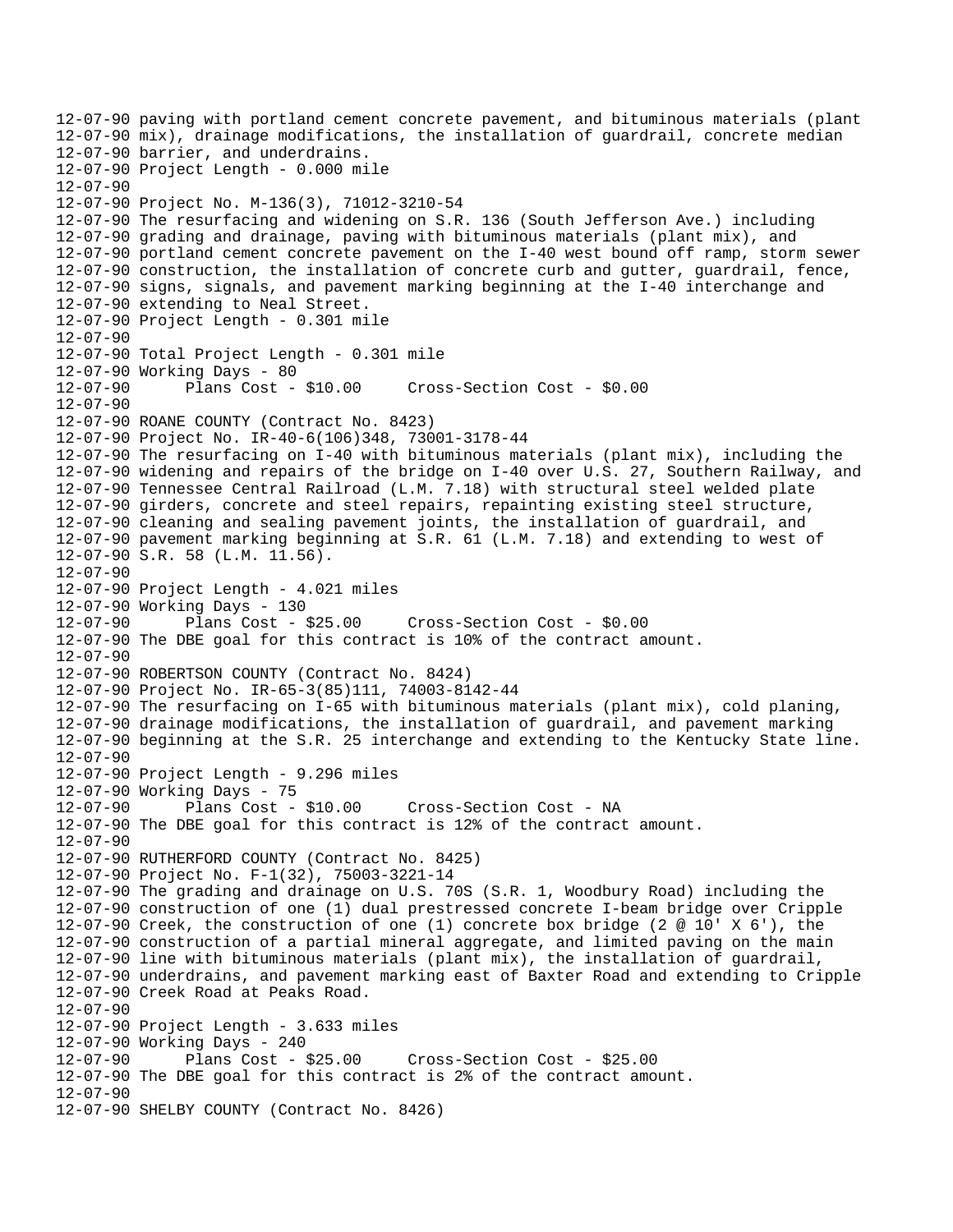```
12-07-90 paving with portland cement concrete pavement, and bituminous materials (plant
12-07-90 mix), drainage modifications, the installation of guardrail, concrete median
12-07-90 barrier, and underdrains.
12-07-90 Project Length - 0.000 mile
12-07-90
12-07-90 Project No. M-136(3), 71012-3210-54
12-07-90 The resurfacing and widening on S.R. 136 (South Jefferson Ave.) including
12-07-90 grading and drainage, paving with bituminous materials (plant mix), and
12-07-90 portland cement concrete pavement on the I-40 west bound off ramp, storm sewer
12-07-90 construction, the installation of concrete curb and gutter, guardrail, fence,
12-07-90 signs, signals, and pavement marking beginning at the I-40 interchange and
12-07-90 extending to Neal Street.
12-07-90 Project Length - 0.301 mile
12-07-90
12-07-90 Total Project Length - 0.301 mile
12-07-90 Working Days - 80
12-07-90      Plans Cost - $10.00     Cross-Section Cost - $0.00
12-07-90
12-07-90 ROANE COUNTY (Contract No. 8423)
12-07-90 Project No. IR-40-6(106)348, 73001-3178-44
12-07-90 The resurfacing on I-40 with bituminous materials (plant mix), including the
12-07-90 widening and repairs of the bridge on I-40 over U.S. 27, Southern Railway, and
12-07-90 Tennessee Central Railroad (L.M. 7.18) with structural steel welded plate
12-07-90 girders, concrete and steel repairs, repainting existing steel structure,
12-07-90 cleaning and sealing pavement joints, the installation of guardrail, and
12-07-90 pavement marking beginning at S.R. 61 (L.M. 7.18) and extending to west of
12-07-90 S.R. 58 (L.M. 11.56).
12-07-90
12-07-90 Project Length - 4.021 miles
12-07-90 Working Days - 130
12-07-90      Plans Cost - $25.00     Cross-Section Cost - $0.00
12-07-90 The DBE goal for this contract is 10% of the contract amount.
12-07-90
12-07-90 ROBERTSON COUNTY (Contract No. 8424)
12-07-90 Project No. IR-65-3(85)111, 74003-8142-44
12-07-90 The resurfacing on I-65 with bituminous materials (plant mix), cold planing,
12-07-90 drainage modifications, the installation of guardrail, and pavement marking
12-07-90 beginning at the S.R. 25 interchange and extending to the Kentucky State line.
12-07-90
12-07-90 Project Length - 9.296 miles
12-07-90 Working Days - 75
12-07-90      Plans Cost - $10.00     Cross-Section Cost - NA
12-07-90 The DBE goal for this contract is 12% of the contract amount.
12-07-90
12-07-90 RUTHERFORD COUNTY (Contract No. 8425)
12-07-90 Project No. F-1(32), 75003-3221-14
12-07-90 The grading and drainage on U.S. 70S (S.R. 1, Woodbury Road) including the
12-07-90 construction of one (1) dual prestressed concrete I-beam bridge over Cripple
12-07-90 Creek, the construction of one (1) concrete box bridge (2 @ 10' X 6'), the
12-07-90 construction of a partial mineral aggregate, and limited paving on the main
12-07-90 line with bituminous materials (plant mix), the installation of guardrail,
12-07-90 underdrains, and pavement marking east of Baxter Road and extending to Cripple
12-07-90 Creek Road at Peaks Road.
12-07-90
12-07-90 Project Length - 3.633 miles
12-07-90 Working Days - 240
12-07-90      Plans Cost - $25.00     Cross-Section Cost - $25.00
12-07-90 The DBE goal for this contract is 2% of the contract amount.
12-07-90
12-07-90 SHELBY COUNTY (Contract No. 8426)
```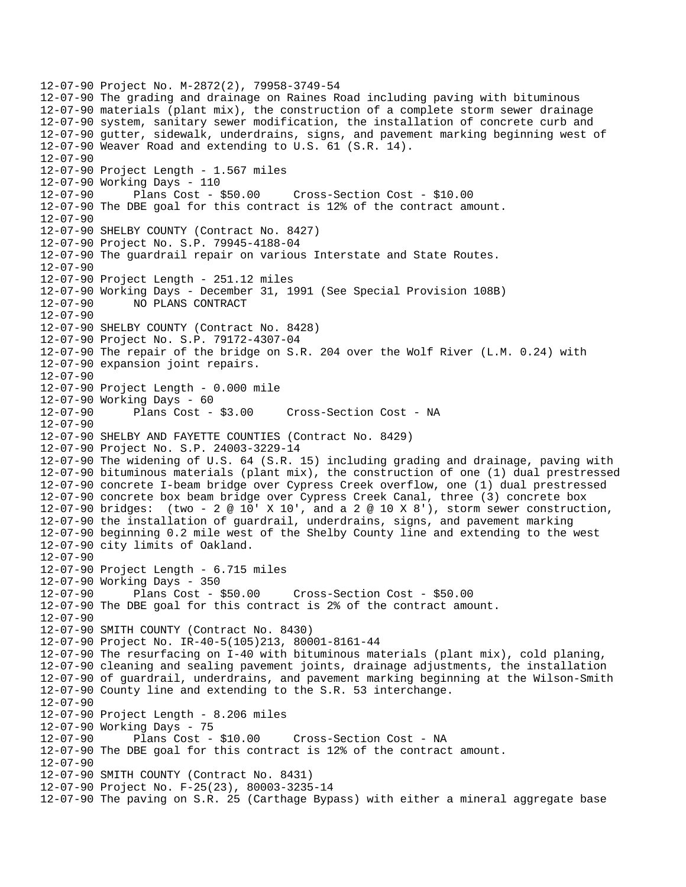```
12-07-90 Project No. M-2872(2), 79958-3749-54
12-07-90 The grading and drainage on Raines Road including paving with bituminous
12-07-90 materials (plant mix), the construction of a complete storm sewer drainage
12-07-90 system, sanitary sewer modification, the installation of concrete curb and
12-07-90 gutter, sidewalk, underdrains, signs, and pavement marking beginning west of
12-07-90 Weaver Road and extending to U.S. 61 (S.R. 14).
12-07-90
12-07-90 Project Length - 1.567 miles
12-07-90 Working Days - 110
12-07-90      Plans Cost - $50.00     Cross-Section Cost - $10.00
12-07-90 The DBE goal for this contract is 12% of the contract amount.
12-07-90
12-07-90 SHELBY COUNTY (Contract No. 8427)
12-07-90 Project No. S.P. 79945-4188-04
12-07-90 The guardrail repair on various Interstate and State Routes.
12-07-90
12-07-90 Project Length - 251.12 miles
12-07-90 Working Days - December 31, 1991 (See Special Provision 108B)
12-07-90      NO PLANS CONTRACT
12-07-90
12-07-90 SHELBY COUNTY (Contract No. 8428)
12-07-90 Project No. S.P. 79172-4307-04
12-07-90 The repair of the bridge on S.R. 204 over the Wolf River (L.M. 0.24) with
12-07-90 expansion joint repairs.
12-07-90
12-07-90 Project Length - 0.000 mile
12-07-90 Working Days - 60
12-07-90      Plans Cost - $3.00     Cross-Section Cost - NA
12-07-90
12-07-90 SHELBY AND FAYETTE COUNTIES (Contract No. 8429)
12-07-90 Project No. S.P. 24003-3229-14
12-07-90 The widening of U.S. 64 (S.R. 15) including grading and drainage, paving with
12-07-90 bituminous materials (plant mix), the construction of one (1) dual prestressed
12-07-90 concrete I-beam bridge over Cypress Creek overflow, one (1) dual prestressed
12-07-90 concrete box beam bridge over Cypress Creek Canal, three (3) concrete box
12-07-90 bridges:  (two - 2 @ 10' X 10', and a 2 @ 10 X 8'), storm sewer construction,
12-07-90 the installation of guardrail, underdrains, signs, and pavement marking
12-07-90 beginning 0.2 mile west of the Shelby County line and extending to the west
12-07-90 city limits of Oakland.
12-07-90
12-07-90 Project Length - 6.715 miles
12-07-90 Working Days - 350
12-07-90      Plans Cost - $50.00     Cross-Section Cost - $50.00
12-07-90 The DBE goal for this contract is 2% of the contract amount.
12-07-90
12-07-90 SMITH COUNTY (Contract No. 8430)
12-07-90 Project No. IR-40-5(105)213, 80001-8161-44
12-07-90 The resurfacing on I-40 with bituminous materials (plant mix), cold planing,
12-07-90 cleaning and sealing pavement joints, drainage adjustments, the installation
12-07-90 of guardrail, underdrains, and pavement marking beginning at the Wilson-Smith
12-07-90 County line and extending to the S.R. 53 interchange.
12-07-90
12-07-90 Project Length - 8.206 miles
12-07-90 Working Days - 75
12-07-90      Plans Cost - $10.00     Cross-Section Cost - NA
12-07-90 The DBE goal for this contract is 12% of the contract amount.
12-07-90
12-07-90 SMITH COUNTY (Contract No. 8431)
12-07-90 Project No. F-25(23), 80003-3235-14
12-07-90 The paving on S.R. 25 (Carthage Bypass) with either a mineral aggregate base
```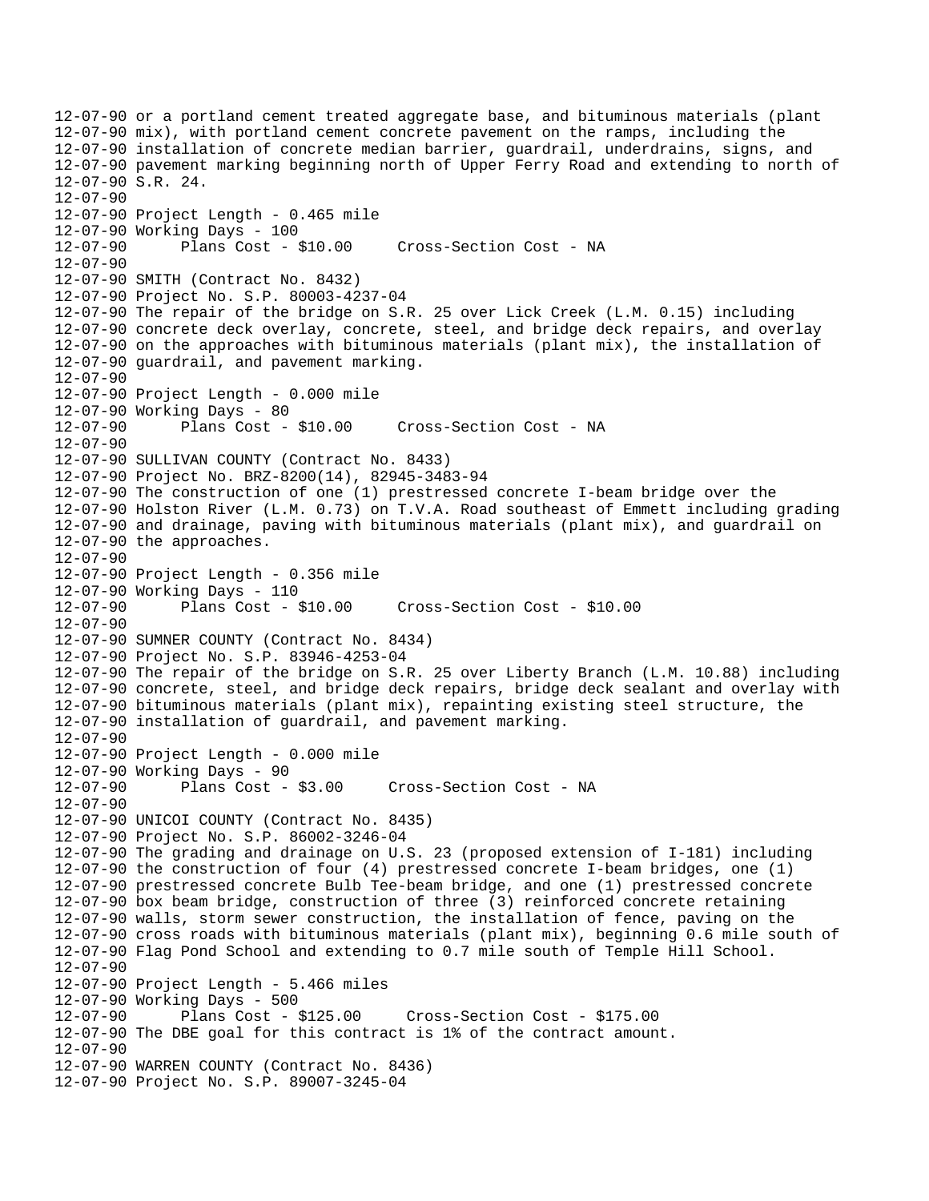```
12-07-90 or a portland cement treated aggregate base, and bituminous materials (plant
12-07-90 mix), with portland cement concrete pavement on the ramps, including the
12-07-90 installation of concrete median barrier, guardrail, underdrains, signs, and
12-07-90 pavement marking beginning north of Upper Ferry Road and extending to north of
12-07-90 S.R. 24.
12-07-90
12-07-90 Project Length - 0.465 mile
12-07-90 Working Days - 100
12-07-90      Plans Cost - $10.00     Cross-Section Cost - NA
12-07-90
12-07-90 SMITH (Contract No. 8432)
12-07-90 Project No. S.P. 80003-4237-04
12-07-90 The repair of the bridge on S.R. 25 over Lick Creek (L.M. 0.15) including
12-07-90 concrete deck overlay, concrete, steel, and bridge deck repairs, and overlay
12-07-90 on the approaches with bituminous materials (plant mix), the installation of
12-07-90 guardrail, and pavement marking.
12-07-90
12-07-90 Project Length - 0.000 mile
12-07-90 Working Days - 80
12-07-90      Plans Cost - $10.00     Cross-Section Cost - NA
12-07-90
12-07-90 SULLIVAN COUNTY (Contract No. 8433)
12-07-90 Project No. BRZ-8200(14), 82945-3483-94
12-07-90 The construction of one (1) prestressed concrete I-beam bridge over the
12-07-90 Holston River (L.M. 0.73) on T.V.A. Road southeast of Emmett including grading
12-07-90 and drainage, paving with bituminous materials (plant mix), and guardrail on
12-07-90 the approaches.
12-07-90
12-07-90 Project Length - 0.356 mile
12-07-90 Working Days - 110
12-07-90      Plans Cost - $10.00     Cross-Section Cost - $10.00
12-07-90
12-07-90 SUMNER COUNTY (Contract No. 8434)
12-07-90 Project No. S.P. 83946-4253-04
12-07-90 The repair of the bridge on S.R. 25 over Liberty Branch (L.M. 10.88) including
12-07-90 concrete, steel, and bridge deck repairs, bridge deck sealant and overlay with
12-07-90 bituminous materials (plant mix), repainting existing steel structure, the
12-07-90 installation of guardrail, and pavement marking.
12-07-90
12-07-90 Project Length - 0.000 mile
12-07-90 Working Days - 90
12-07-90      Plans Cost - $3.00     Cross-Section Cost - NA
12-07-90
12-07-90 UNICOI COUNTY (Contract No. 8435)
12-07-90 Project No. S.P. 86002-3246-04
12-07-90 The grading and drainage on U.S. 23 (proposed extension of I-181) including
12-07-90 the construction of four (4) prestressed concrete I-beam bridges, one (1)
12-07-90 prestressed concrete Bulb Tee-beam bridge, and one (1) prestressed concrete
12-07-90 box beam bridge, construction of three (3) reinforced concrete retaining
12-07-90 walls, storm sewer construction, the installation of fence, paving on the
12-07-90 cross roads with bituminous materials (plant mix), beginning 0.6 mile south of
12-07-90 Flag Pond School and extending to 0.7 mile south of Temple Hill School.
12-07-90
12-07-90 Project Length - 5.466 miles
12-07-90 Working Days - 500
12-07-90      Plans Cost - $125.00     Cross-Section Cost - $175.00
12-07-90 The DBE goal for this contract is 1% of the contract amount.
12-07-90
12-07-90 WARREN COUNTY (Contract No. 8436)
12-07-90 Project No. S.P. 89007-3245-04
```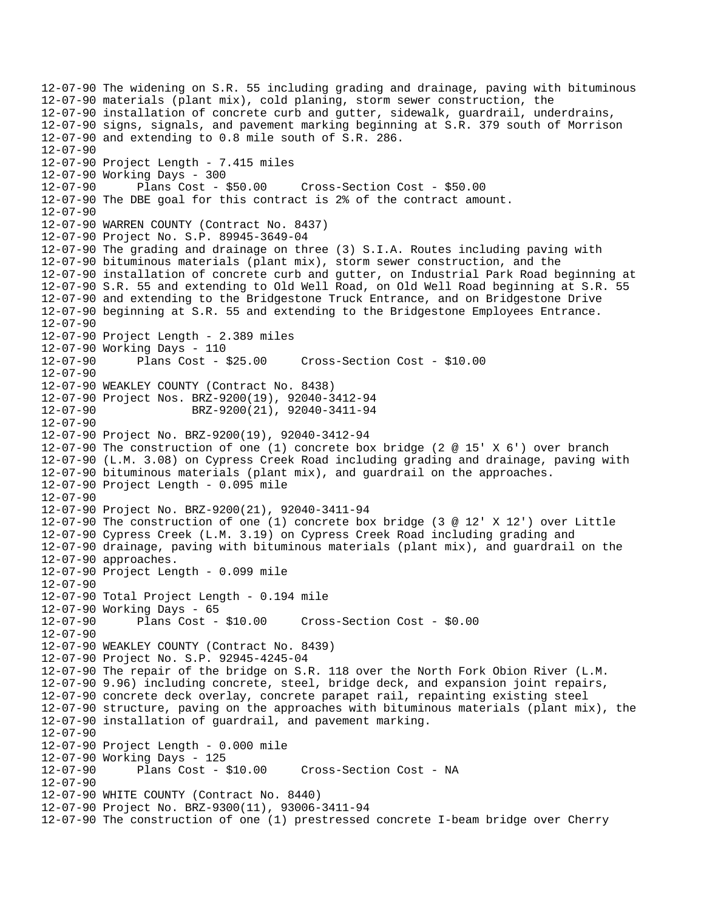```
12-07-90 The widening on S.R. 55 including grading and drainage, paving with bituminous
12-07-90 materials (plant mix), cold planing, storm sewer construction, the
12-07-90 installation of concrete curb and gutter, sidewalk, guardrail, underdrains,
12-07-90 signs, signals, and pavement marking beginning at S.R. 379 south of Morrison
12-07-90 and extending to 0.8 mile south of S.R. 286.
12-07-90
12-07-90 Project Length - 7.415 miles
12-07-90 Working Days - 300
12-07-90      Plans Cost - $50.00     Cross-Section Cost - $50.00
12-07-90 The DBE goal for this contract is 2% of the contract amount.
12-07-90
12-07-90 WARREN COUNTY (Contract No. 8437)
12-07-90 Project No. S.P. 89945-3649-04
12-07-90 The grading and drainage on three (3) S.I.A. Routes including paving with
12-07-90 bituminous materials (plant mix), storm sewer construction, and the
12-07-90 installation of concrete curb and gutter, on Industrial Park Road beginning at
12-07-90 S.R. 55 and extending to Old Well Road, on Old Well Road beginning at S.R. 55
12-07-90 and extending to the Bridgestone Truck Entrance, and on Bridgestone Drive
12-07-90 beginning at S.R. 55 and extending to the Bridgestone Employees Entrance.
12-07-90
12-07-90 Project Length - 2.389 miles
12-07-90 Working Days - 110
12-07-90      Plans Cost - $25.00     Cross-Section Cost - $10.00
12-07-90
12-07-90 WEAKLEY COUNTY (Contract No. 8438)
12-07-90 Project Nos. BRZ-9200(19), 92040-3412-94
12-07-90              BRZ-9200(21), 92040-3411-94
12-07-90
12-07-90 Project No. BRZ-9200(19), 92040-3412-94
12-07-90 The construction of one (1) concrete box bridge (2 @ 15' X 6') over branch
12-07-90 (L.M. 3.08) on Cypress Creek Road including grading and drainage, paving with
12-07-90 bituminous materials (plant mix), and guardrail on the approaches.
12-07-90 Project Length - 0.095 mile
12-07-90
12-07-90 Project No. BRZ-9200(21), 92040-3411-94
12-07-90 The construction of one (1) concrete box bridge (3 @ 12' X 12') over Little
12-07-90 Cypress Creek (L.M. 3.19) on Cypress Creek Road including grading and
12-07-90 drainage, paving with bituminous materials (plant mix), and guardrail on the
12-07-90 approaches.
12-07-90 Project Length - 0.099 mile
12-07-90
12-07-90 Total Project Length - 0.194 mile
12-07-90 Working Days - 65
12-07-90      Plans Cost - $10.00     Cross-Section Cost - $0.00
12-07-90
12-07-90 WEAKLEY COUNTY (Contract No. 8439)
12-07-90 Project No. S.P. 92945-4245-04
12-07-90 The repair of the bridge on S.R. 118 over the North Fork Obion River (L.M.
12-07-90 9.96) including concrete, steel, bridge deck, and expansion joint repairs,
12-07-90 concrete deck overlay, concrete parapet rail, repainting existing steel
12-07-90 structure, paving on the approaches with bituminous materials (plant mix), the
12-07-90 installation of guardrail, and pavement marking.
12-07-90
12-07-90 Project Length - 0.000 mile
12-07-90 Working Days - 125
12-07-90      Plans Cost - $10.00     Cross-Section Cost - NA
12-07-90
12-07-90 WHITE COUNTY (Contract No. 8440)
12-07-90 Project No. BRZ-9300(11), 93006-3411-94
12-07-90 The construction of one (1) prestressed concrete I-beam bridge over Cherry
```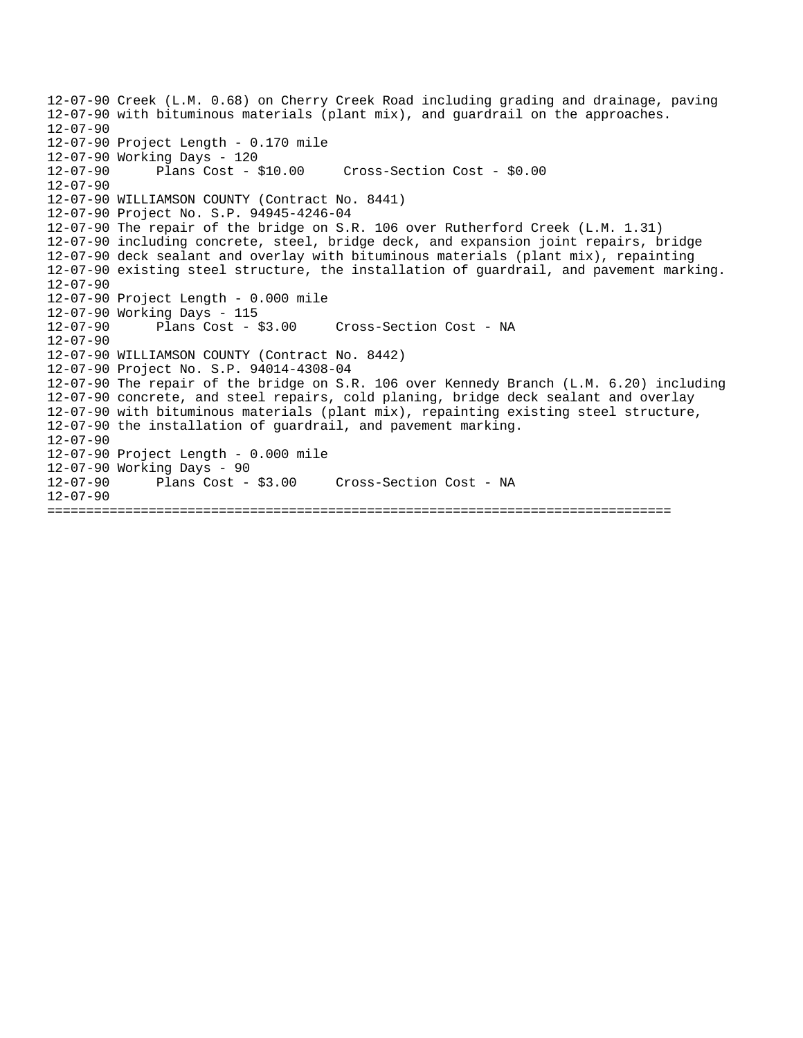```
12-07-90 Creek (L.M. 0.68) on Cherry Creek Road including grading and drainage, paving
12-07-90 with bituminous materials (plant mix), and guardrail on the approaches.
12-07-90
12-07-90 Project Length - 0.170 mile
12-07-90 Working Days - 120
12-07-90      Plans Cost - $10.00     Cross-Section Cost - $0.00
12-07-90
12-07-90 WILLIAMSON COUNTY (Contract No. 8441)
12-07-90 Project No. S.P. 94945-4246-04
12-07-90 The repair of the bridge on S.R. 106 over Rutherford Creek (L.M. 1.31)
12-07-90 including concrete, steel, bridge deck, and expansion joint repairs, bridge
12-07-90 deck sealant and overlay with bituminous materials (plant mix), repainting
12-07-90 existing steel structure, the installation of guardrail, and pavement marking.
12-07-90
12-07-90 Project Length - 0.000 mile
12-07-90 Working Days - 115
12-07-90      Plans Cost - $3.00     Cross-Section Cost - NA
12-07-90
12-07-90 WILLIAMSON COUNTY (Contract No. 8442)
12-07-90 Project No. S.P. 94014-4308-04
12-07-90 The repair of the bridge on S.R. 106 over Kennedy Branch (L.M. 6.20) including
12-07-90 concrete, and steel repairs, cold planing, bridge deck sealant and overlay
12-07-90 with bituminous materials (plant mix), repainting existing steel structure,
12-07-90 the installation of guardrail, and pavement marking.
12-07-90
12-07-90 Project Length - 0.000 mile
12-07-90 Working Days - 90
12-07-90      Plans Cost - $3.00     Cross-Section Cost - NA
12-07-90
================================================================================
```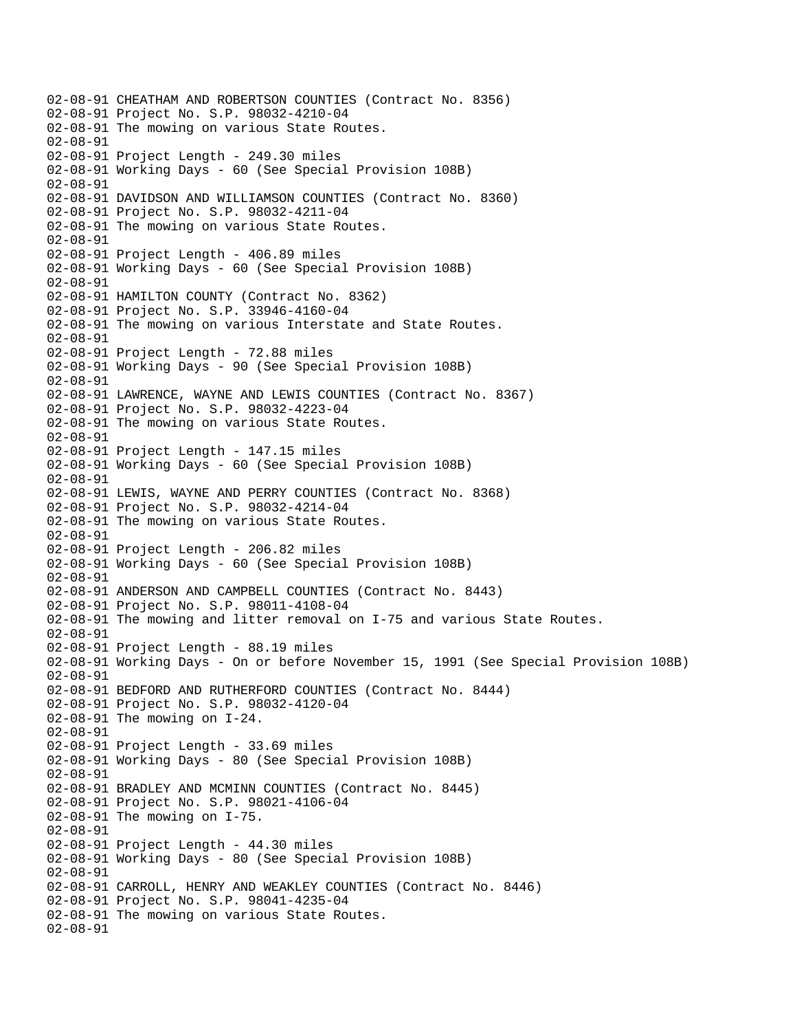```
02-08-91 CHEATHAM AND ROBERTSON COUNTIES (Contract No. 8356)
02-08-91 Project No. S.P. 98032-4210-04
02-08-91 The mowing on various State Routes.
02-08-91
02-08-91 Project Length - 249.30 miles
02-08-91 Working Days - 60 (See Special Provision 108B)
02-08-91
02-08-91 DAVIDSON AND WILLIAMSON COUNTIES (Contract No. 8360)
02-08-91 Project No. S.P. 98032-4211-04
02-08-91 The mowing on various State Routes.
02-08-91
02-08-91 Project Length - 406.89 miles
02-08-91 Working Days - 60 (See Special Provision 108B)
02-08-91
02-08-91 HAMILTON COUNTY (Contract No. 8362)
02-08-91 Project No. S.P. 33946-4160-04
02-08-91 The mowing on various Interstate and State Routes.
02-08-91
02-08-91 Project Length - 72.88 miles
02-08-91 Working Days - 90 (See Special Provision 108B)
02-08-91
02-08-91 LAWRENCE, WAYNE AND LEWIS COUNTIES (Contract No. 8367)
02-08-91 Project No. S.P. 98032-4223-04
02-08-91 The mowing on various State Routes.
02-08-91
02-08-91 Project Length - 147.15 miles
02-08-91 Working Days - 60 (See Special Provision 108B)
02-08-91
02-08-91 LEWIS, WAYNE AND PERRY COUNTIES (Contract No. 8368)
02-08-91 Project No. S.P. 98032-4214-04
02-08-91 The mowing on various State Routes.
02-08-91
02-08-91 Project Length - 206.82 miles
02-08-91 Working Days - 60 (See Special Provision 108B)
02-08-91
02-08-91 ANDERSON AND CAMPBELL COUNTIES (Contract No. 8443)
02-08-91 Project No. S.P. 98011-4108-04
02-08-91 The mowing and litter removal on I-75 and various State Routes.
02-08-91
02-08-91 Project Length - 88.19 miles
02-08-91 Working Days - On or before November 15, 1991 (See Special Provision 108B)
02-08-91
02-08-91 BEDFORD AND RUTHERFORD COUNTIES (Contract No. 8444)
02-08-91 Project No. S.P. 98032-4120-04
02-08-91 The mowing on I-24.
02-08-91
02-08-91 Project Length - 33.69 miles
02-08-91 Working Days - 80 (See Special Provision 108B)
02-08-91
02-08-91 BRADLEY AND MCMINN COUNTIES (Contract No. 8445)
02-08-91 Project No. S.P. 98021-4106-04
02-08-91 The mowing on I-75.
02-08-91
02-08-91 Project Length - 44.30 miles
02-08-91 Working Days - 80 (See Special Provision 108B)
02-08-91
02-08-91 CARROLL, HENRY AND WEAKLEY COUNTIES (Contract No. 8446)
02-08-91 Project No. S.P. 98041-4235-04
02-08-91 The mowing on various State Routes.
02-08-91
```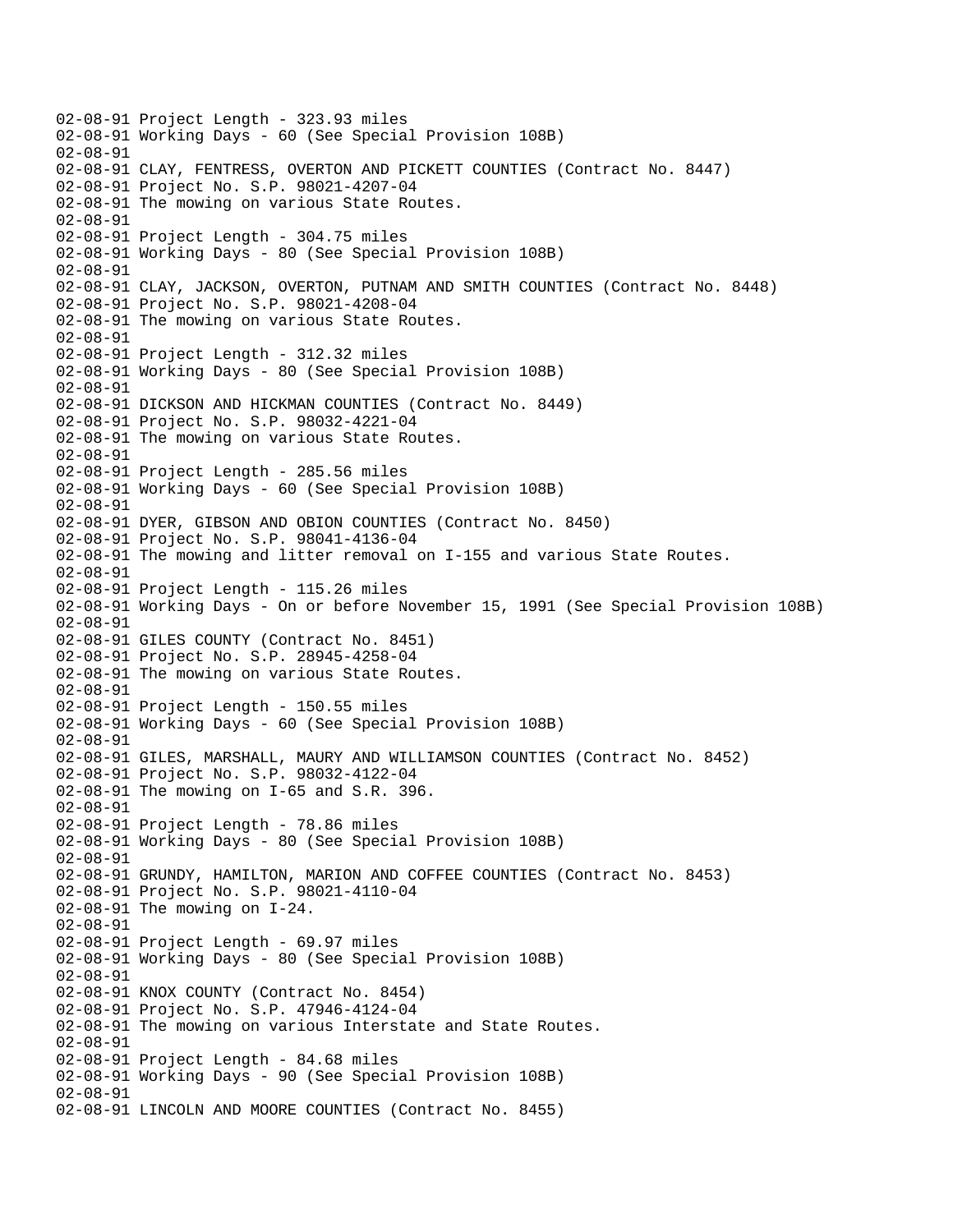02-08-91 Project Length - 323.93 miles
02-08-91 Working Days - 60 (See Special Provision 108B)
02-08-91
02-08-91 CLAY, FENTRESS, OVERTON AND PICKETT COUNTIES (Contract No. 8447)
02-08-91 Project No. S.P. 98021-4207-04
02-08-91 The mowing on various State Routes.
02-08-91
02-08-91 Project Length - 304.75 miles
02-08-91 Working Days - 80 (See Special Provision 108B)
02-08-91
02-08-91 CLAY, JACKSON, OVERTON, PUTNAM AND SMITH COUNTIES (Contract No. 8448)
02-08-91 Project No. S.P. 98021-4208-04
02-08-91 The mowing on various State Routes.
02-08-91
02-08-91 Project Length - 312.32 miles
02-08-91 Working Days - 80 (See Special Provision 108B)
02-08-91
02-08-91 DICKSON AND HICKMAN COUNTIES (Contract No. 8449)
02-08-91 Project No. S.P. 98032-4221-04
02-08-91 The mowing on various State Routes.
02-08-91
02-08-91 Project Length - 285.56 miles
02-08-91 Working Days - 60 (See Special Provision 108B)
02-08-91
02-08-91 DYER, GIBSON AND OBION COUNTIES (Contract No. 8450)
02-08-91 Project No. S.P. 98041-4136-04
02-08-91 The mowing and litter removal on I-155 and various State Routes.
02-08-91
02-08-91 Project Length - 115.26 miles
02-08-91 Working Days - On or before November 15, 1991 (See Special Provision 108B)
02-08-91
02-08-91 GILES COUNTY (Contract No. 8451)
02-08-91 Project No. S.P. 28945-4258-04
02-08-91 The mowing on various State Routes.
02-08-91
02-08-91 Project Length - 150.55 miles
02-08-91 Working Days - 60 (See Special Provision 108B)
02-08-91
02-08-91 GILES, MARSHALL, MAURY AND WILLIAMSON COUNTIES (Contract No. 8452)
02-08-91 Project No. S.P. 98032-4122-04
02-08-91 The mowing on I-65 and S.R. 396.
02-08-91
02-08-91 Project Length - 78.86 miles
02-08-91 Working Days - 80 (See Special Provision 108B)
02-08-91
02-08-91 GRUNDY, HAMILTON, MARION AND COFFEE COUNTIES (Contract No. 8453)
02-08-91 Project No. S.P. 98021-4110-04
02-08-91 The mowing on I-24.
02-08-91
02-08-91 Project Length - 69.97 miles
02-08-91 Working Days - 80 (See Special Provision 108B)
02-08-91
02-08-91 KNOX COUNTY (Contract No. 8454)
02-08-91 Project No. S.P. 47946-4124-04
02-08-91 The mowing on various Interstate and State Routes.
02-08-91
02-08-91 Project Length - 84.68 miles
02-08-91 Working Days - 90 (See Special Provision 108B)
02-08-91
02-08-91 LINCOLN AND MOORE COUNTIES (Contract No. 8455)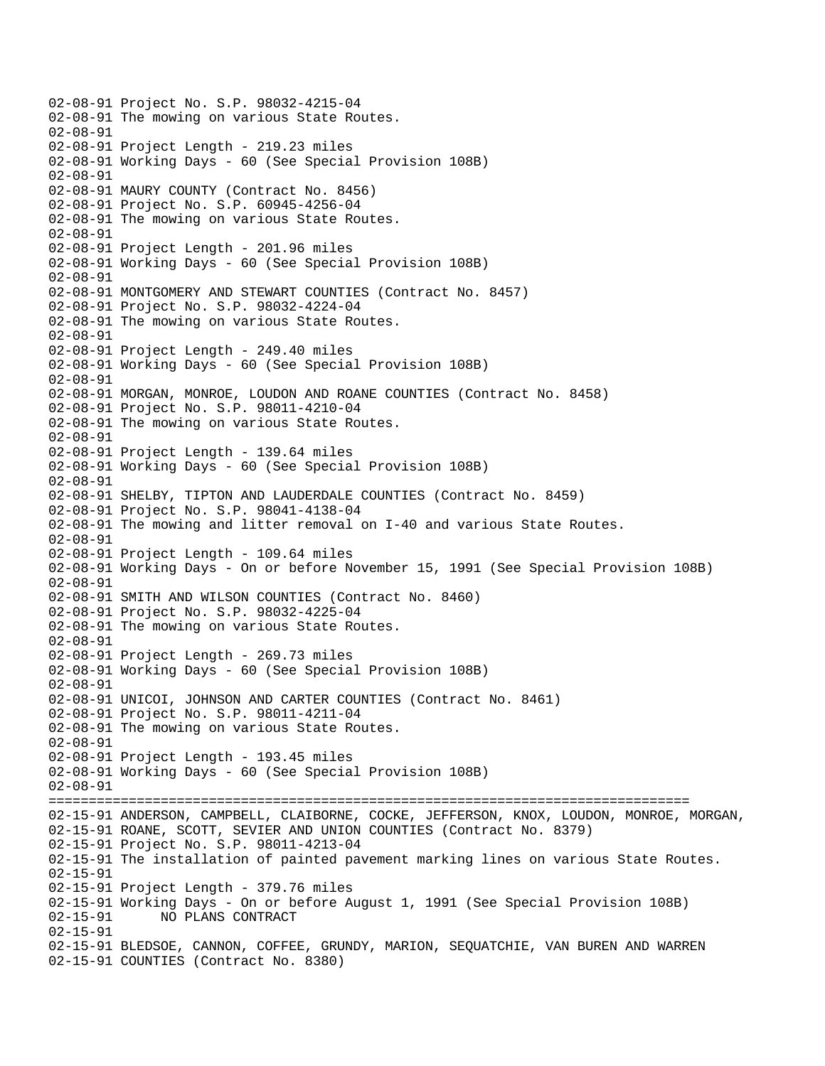```
02-08-91 Project No. S.P. 98032-4215-04
02-08-91 The mowing on various State Routes.
02-08-91
02-08-91 Project Length - 219.23 miles
02-08-91 Working Days - 60 (See Special Provision 108B)
02-08-91
02-08-91 MAURY COUNTY (Contract No. 8456)
02-08-91 Project No. S.P. 60945-4256-04
02-08-91 The mowing on various State Routes.
02-08-91
02-08-91 Project Length - 201.96 miles
02-08-91 Working Days - 60 (See Special Provision 108B)
02-08-91
02-08-91 MONTGOMERY AND STEWART COUNTIES (Contract No. 8457)
02-08-91 Project No. S.P. 98032-4224-04
02-08-91 The mowing on various State Routes.
02-08-91
02-08-91 Project Length - 249.40 miles
02-08-91 Working Days - 60 (See Special Provision 108B)
02-08-91
02-08-91 MORGAN, MONROE, LOUDON AND ROANE COUNTIES (Contract No. 8458)
02-08-91 Project No. S.P. 98011-4210-04
02-08-91 The mowing on various State Routes.
02-08-91
02-08-91 Project Length - 139.64 miles
02-08-91 Working Days - 60 (See Special Provision 108B)
02-08-91
02-08-91 SHELBY, TIPTON AND LAUDERDALE COUNTIES (Contract No. 8459)
02-08-91 Project No. S.P. 98041-4138-04
02-08-91 The mowing and litter removal on I-40 and various State Routes.
02-08-91
02-08-91 Project Length - 109.64 miles
02-08-91 Working Days - On or before November 15, 1991 (See Special Provision 108B)
02-08-91
02-08-91 SMITH AND WILSON COUNTIES (Contract No. 8460)
02-08-91 Project No. S.P. 98032-4225-04
02-08-91 The mowing on various State Routes.
02-08-91
02-08-91 Project Length - 269.73 miles
02-08-91 Working Days - 60 (See Special Provision 108B)
02-08-91
02-08-91 UNICOI, JOHNSON AND CARTER COUNTIES (Contract No. 8461)
02-08-91 Project No. S.P. 98011-4211-04
02-08-91 The mowing on various State Routes.
02-08-91
02-08-91 Project Length - 193.45 miles
02-08-91 Working Days - 60 (See Special Provision 108B)
02-08-91
================================================================================
02-15-91 ANDERSON, CAMPBELL, CLAIBORNE, COCKE, JEFFERSON, KNOX, LOUDON, MONROE, MORGAN,
02-15-91 ROANE, SCOTT, SEVIER AND UNION COUNTIES (Contract No. 8379)
02-15-91 Project No. S.P. 98011-4213-04
02-15-91 The installation of painted pavement marking lines on various State Routes.
02-15-91
02-15-91 Project Length - 379.76 miles
02-15-91 Working Days - On or before August 1, 1991 (See Special Provision 108B)
02-15-91       NO PLANS CONTRACT
02-15-91
02-15-91 BLEDSOE, CANNON, COFFEE, GRUNDY, MARION, SEQUATCHIE, VAN BUREN AND WARREN
02-15-91 COUNTIES (Contract No. 8380)
```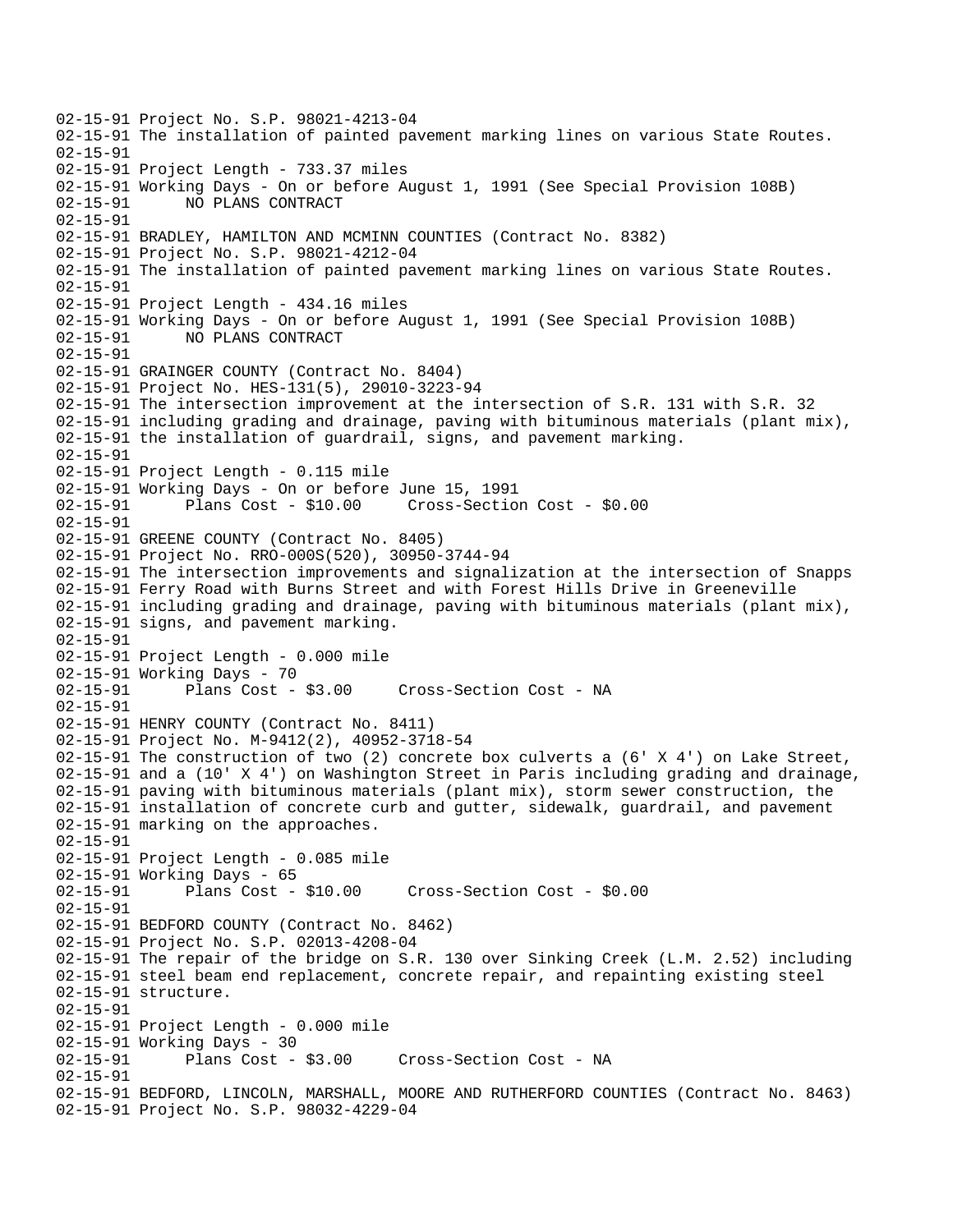```
02-15-91 Project No. S.P. 98021-4213-04
02-15-91 The installation of painted pavement marking lines on various State Routes.
02-15-91
02-15-91 Project Length - 733.37 miles
02-15-91 Working Days - On or before August 1, 1991 (See Special Provision 108B)
02-15-91       NO PLANS CONTRACT
02-15-91
02-15-91 BRADLEY, HAMILTON AND MCMINN COUNTIES (Contract No. 8382)
02-15-91 Project No. S.P. 98021-4212-04
02-15-91 The installation of painted pavement marking lines on various State Routes.
02-15-91
02-15-91 Project Length - 434.16 miles
02-15-91 Working Days - On or before August 1, 1991 (See Special Provision 108B)
02-15-91       NO PLANS CONTRACT
02-15-91
02-15-91 GRAINGER COUNTY (Contract No. 8404)
02-15-91 Project No. HES-131(5), 29010-3223-94
02-15-91 The intersection improvement at the intersection of S.R. 131 with S.R. 32
02-15-91 including grading and drainage, paving with bituminous materials (plant mix),
02-15-91 the installation of guardrail, signs, and pavement marking.
02-15-91
02-15-91 Project Length - 0.115 mile
02-15-91 Working Days - On or before June 15, 1991
02-15-91       Plans Cost - $10.00     Cross-Section Cost - $0.00
02-15-91
02-15-91 GREENE COUNTY (Contract No. 8405)
02-15-91 Project No. RRO-000S(520), 30950-3744-94
02-15-91 The intersection improvements and signalization at the intersection of Snapps
02-15-91 Ferry Road with Burns Street and with Forest Hills Drive in Greeneville
02-15-91 including grading and drainage, paving with bituminous materials (plant mix),
02-15-91 signs, and pavement marking.
02-15-91
02-15-91 Project Length - 0.000 mile
02-15-91 Working Days - 70
02-15-91       Plans Cost - $3.00     Cross-Section Cost - NA
02-15-91
02-15-91 HENRY COUNTY (Contract No. 8411)
02-15-91 Project No. M-9412(2), 40952-3718-54
02-15-91 The construction of two (2) concrete box culverts a (6' X 4') on Lake Street,
02-15-91 and a (10' X 4') on Washington Street in Paris including grading and drainage,
02-15-91 paving with bituminous materials (plant mix), storm sewer construction, the
02-15-91 installation of concrete curb and gutter, sidewalk, guardrail, and pavement
02-15-91 marking on the approaches.
02-15-91
02-15-91 Project Length - 0.085 mile
02-15-91 Working Days - 65
02-15-91       Plans Cost - $10.00     Cross-Section Cost - $0.00
02-15-91
02-15-91 BEDFORD COUNTY (Contract No. 8462)
02-15-91 Project No. S.P. 02013-4208-04
02-15-91 The repair of the bridge on S.R. 130 over Sinking Creek (L.M. 2.52) including
02-15-91 steel beam end replacement, concrete repair, and repainting existing steel
02-15-91 structure.
02-15-91
02-15-91 Project Length - 0.000 mile
02-15-91 Working Days - 30
02-15-91       Plans Cost - $3.00     Cross-Section Cost - NA
02-15-91
02-15-91 BEDFORD, LINCOLN, MARSHALL, MOORE AND RUTHERFORD COUNTIES (Contract No. 8463)
02-15-91 Project No. S.P. 98032-4229-04
```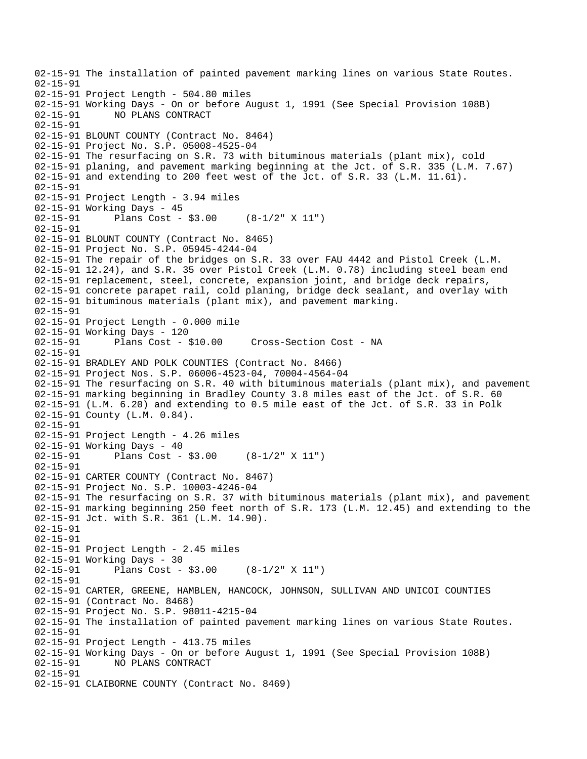```
02-15-91 The installation of painted pavement marking lines on various State Routes.
02-15-91
02-15-91 Project Length - 504.80 miles
02-15-91 Working Days - On or before August 1, 1991 (See Special Provision 108B)
02-15-91       NO PLANS CONTRACT
02-15-91
02-15-91 BLOUNT COUNTY (Contract No. 8464)
02-15-91 Project No. S.P. 05008-4525-04
02-15-91 The resurfacing on S.R. 73 with bituminous materials (plant mix), cold
02-15-91 planing, and pavement marking beginning at the Jct. of S.R. 335 (L.M. 7.67)
02-15-91 and extending to 200 feet west of the Jct. of S.R. 33 (L.M. 11.61).
02-15-91
02-15-91 Project Length - 3.94 miles
02-15-91 Working Days - 45
02-15-91       Plans Cost - $3.00     (8-1/2" X 11")
02-15-91
02-15-91 BLOUNT COUNTY (Contract No. 8465)
02-15-91 Project No. S.P. 05945-4244-04
02-15-91 The repair of the bridges on S.R. 33 over FAU 4442 and Pistol Creek (L.M.
02-15-91 12.24), and S.R. 35 over Pistol Creek (L.M. 0.78) including steel beam end
02-15-91 replacement, steel, concrete, expansion joint, and bridge deck repairs,
02-15-91 concrete parapet rail, cold planing, bridge deck sealant, and overlay with
02-15-91 bituminous materials (plant mix), and pavement marking.
02-15-91
02-15-91 Project Length - 0.000 mile
02-15-91 Working Days - 120
02-15-91       Plans Cost - $10.00     Cross-Section Cost - NA
02-15-91
02-15-91 BRADLEY AND POLK COUNTIES (Contract No. 8466)
02-15-91 Project Nos. S.P. 06006-4523-04, 70004-4564-04
02-15-91 The resurfacing on S.R. 40 with bituminous materials (plant mix), and pavement
02-15-91 marking beginning in Bradley County 3.8 miles east of the Jct. of S.R. 60
02-15-91 (L.M. 6.20) and extending to 0.5 mile east of the Jct. of S.R. 33 in Polk
02-15-91 County (L.M. 0.84).
02-15-91
02-15-91 Project Length - 4.26 miles
02-15-91 Working Days - 40
02-15-91       Plans Cost - $3.00     (8-1/2" X 11")
02-15-91
02-15-91 CARTER COUNTY (Contract No. 8467)
02-15-91 Project No. S.P. 10003-4246-04
02-15-91 The resurfacing on S.R. 37 with bituminous materials (plant mix), and pavement
02-15-91 marking beginning 250 feet north of S.R. 173 (L.M. 12.45) and extending to the
02-15-91 Jct. with S.R. 361 (L.M. 14.90).
02-15-91
02-15-91
02-15-91 Project Length - 2.45 miles
02-15-91 Working Days - 30
02-15-91       Plans Cost - $3.00     (8-1/2" X 11")
02-15-91
02-15-91 CARTER, GREENE, HAMBLEN, HANCOCK, JOHNSON, SULLIVAN AND UNICOI COUNTIES
02-15-91 (Contract No. 8468)
02-15-91 Project No. S.P. 98011-4215-04
02-15-91 The installation of painted pavement marking lines on various State Routes.
02-15-91
02-15-91 Project Length - 413.75 miles
02-15-91 Working Days - On or before August 1, 1991 (See Special Provision 108B)
02-15-91       NO PLANS CONTRACT
02-15-91
02-15-91 CLAIBORNE COUNTY (Contract No. 8469)
```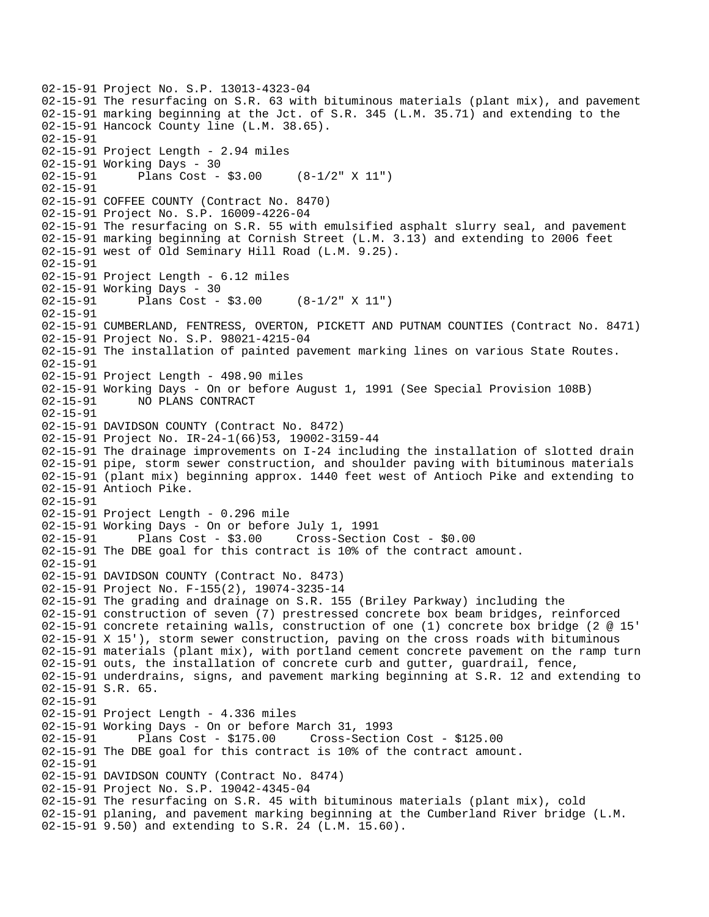```
02-15-91 Project No. S.P. 13013-4323-04
02-15-91 The resurfacing on S.R. 63 with bituminous materials (plant mix), and pavement
02-15-91 marking beginning at the Jct. of S.R. 345 (L.M. 35.71) and extending to the
02-15-91 Hancock County line (L.M. 38.65).
02-15-91
02-15-91 Project Length - 2.94 miles
02-15-91 Working Days - 30
02-15-91       Plans Cost - $3.00     (8-1/2" X 11")
02-15-91
02-15-91 COFFEE COUNTY (Contract No. 8470)
02-15-91 Project No. S.P. 16009-4226-04
02-15-91 The resurfacing on S.R. 55 with emulsified asphalt slurry seal, and pavement
02-15-91 marking beginning at Cornish Street (L.M. 3.13) and extending to 2006 feet
02-15-91 west of Old Seminary Hill Road (L.M. 9.25).
02-15-91
02-15-91 Project Length - 6.12 miles
02-15-91 Working Days - 30
02-15-91       Plans Cost - $3.00     (8-1/2" X 11")
02-15-91
02-15-91 CUMBERLAND, FENTRESS, OVERTON, PICKETT AND PUTNAM COUNTIES (Contract No. 8471)
02-15-91 Project No. S.P. 98021-4215-04
02-15-91 The installation of painted pavement marking lines on various State Routes.
02-15-91
02-15-91 Project Length - 498.90 miles
02-15-91 Working Days - On or before August 1, 1991 (See Special Provision 108B)
02-15-91       NO PLANS CONTRACT
02-15-91
02-15-91 DAVIDSON COUNTY (Contract No. 8472)
02-15-91 Project No. IR-24-1(66)53, 19002-3159-44
02-15-91 The drainage improvements on I-24 including the installation of slotted drain
02-15-91 pipe, storm sewer construction, and shoulder paving with bituminous materials
02-15-91 (plant mix) beginning approx. 1440 feet west of Antioch Pike and extending to
02-15-91 Antioch Pike.
02-15-91
02-15-91 Project Length - 0.296 mile
02-15-91 Working Days - On or before July 1, 1991
02-15-91       Plans Cost - $3.00     Cross-Section Cost - $0.00
02-15-91 The DBE goal for this contract is 10% of the contract amount.
02-15-91
02-15-91 DAVIDSON COUNTY (Contract No. 8473)
02-15-91 Project No. F-155(2), 19074-3235-14
02-15-91 The grading and drainage on S.R. 155 (Briley Parkway) including the
02-15-91 construction of seven (7) prestressed concrete box beam bridges, reinforced
02-15-91 concrete retaining walls, construction of one (1) concrete box bridge (2 @ 15'
02-15-91 X 15'), storm sewer construction, paving on the cross roads with bituminous
02-15-91 materials (plant mix), with portland cement concrete pavement on the ramp turn
02-15-91 outs, the installation of concrete curb and gutter, guardrail, fence,
02-15-91 underdrains, signs, and pavement marking beginning at S.R. 12 and extending to
02-15-91 S.R. 65.
02-15-91
02-15-91 Project Length - 4.336 miles
02-15-91 Working Days - On or before March 31, 1993
02-15-91       Plans Cost - $175.00     Cross-Section Cost - $125.00
02-15-91 The DBE goal for this contract is 10% of the contract amount.
02-15-91
02-15-91 DAVIDSON COUNTY (Contract No. 8474)
02-15-91 Project No. S.P. 19042-4345-04
02-15-91 The resurfacing on S.R. 45 with bituminous materials (plant mix), cold
02-15-91 planing, and pavement marking beginning at the Cumberland River bridge (L.M.
02-15-91 9.50) and extending to S.R. 24 (L.M. 15.60).
```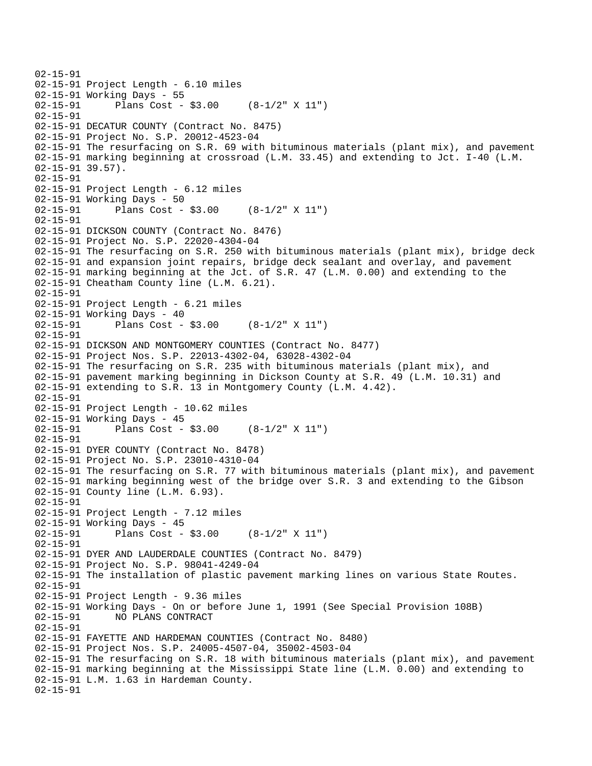```
02-15-91
02-15-91 Project Length - 6.10 miles
02-15-91 Working Days - 55
02-15-91      Plans Cost - $3.00     (8-1/2" X 11")
02-15-91
02-15-91 DECATUR COUNTY (Contract No. 8475)
02-15-91 Project No. S.P. 20012-4523-04
02-15-91 The resurfacing on S.R. 69 with bituminous materials (plant mix), and pavement
02-15-91 marking beginning at crossroad (L.M. 33.45) and extending to Jct. I-40 (L.M.
02-15-91 39.57).
02-15-91
02-15-91 Project Length - 6.12 miles
02-15-91 Working Days - 50
02-15-91      Plans Cost - $3.00     (8-1/2" X 11")
02-15-91
02-15-91 DICKSON COUNTY (Contract No. 8476)
02-15-91 Project No. S.P. 22020-4304-04
02-15-91 The resurfacing on S.R. 250 with bituminous materials (plant mix), bridge deck
02-15-91 and expansion joint repairs, bridge deck sealant and overlay, and pavement
02-15-91 marking beginning at the Jct. of S.R. 47 (L.M. 0.00) and extending to the
02-15-91 Cheatham County line (L.M. 6.21).
02-15-91
02-15-91 Project Length - 6.21 miles
02-15-91 Working Days - 40
02-15-91      Plans Cost - $3.00     (8-1/2" X 11")
02-15-91
02-15-91 DICKSON AND MONTGOMERY COUNTIES (Contract No. 8477)
02-15-91 Project Nos. S.P. 22013-4302-04, 63028-4302-04
02-15-91 The resurfacing on S.R. 235 with bituminous materials (plant mix), and
02-15-91 pavement marking beginning in Dickson County at S.R. 49 (L.M. 10.31) and
02-15-91 extending to S.R. 13 in Montgomery County (L.M. 4.42).
02-15-91
02-15-91 Project Length - 10.62 miles
02-15-91 Working Days - 45
02-15-91      Plans Cost - $3.00     (8-1/2" X 11")
02-15-91
02-15-91 DYER COUNTY (Contract No. 8478)
02-15-91 Project No. S.P. 23010-4310-04
02-15-91 The resurfacing on S.R. 77 with bituminous materials (plant mix), and pavement
02-15-91 marking beginning west of the bridge over S.R. 3 and extending to the Gibson
02-15-91 County line (L.M. 6.93).
02-15-91
02-15-91 Project Length - 7.12 miles
02-15-91 Working Days - 45
02-15-91      Plans Cost - $3.00     (8-1/2" X 11")
02-15-91
02-15-91 DYER AND LAUDERDALE COUNTIES (Contract No. 8479)
02-15-91 Project No. S.P. 98041-4249-04
02-15-91 The installation of plastic pavement marking lines on various State Routes.
02-15-91
02-15-91 Project Length - 9.36 miles
02-15-91 Working Days - On or before June 1, 1991 (See Special Provision 108B)
02-15-91      NO PLANS CONTRACT
02-15-91
02-15-91 FAYETTE AND HARDEMAN COUNTIES (Contract No. 8480)
02-15-91 Project Nos. S.P. 24005-4507-04, 35002-4503-04
02-15-91 The resurfacing on S.R. 18 with bituminous materials (plant mix), and pavement
02-15-91 marking beginning at the Mississippi State line (L.M. 0.00) and extending to
02-15-91 L.M. 1.63 in Hardeman County.
02-15-91
```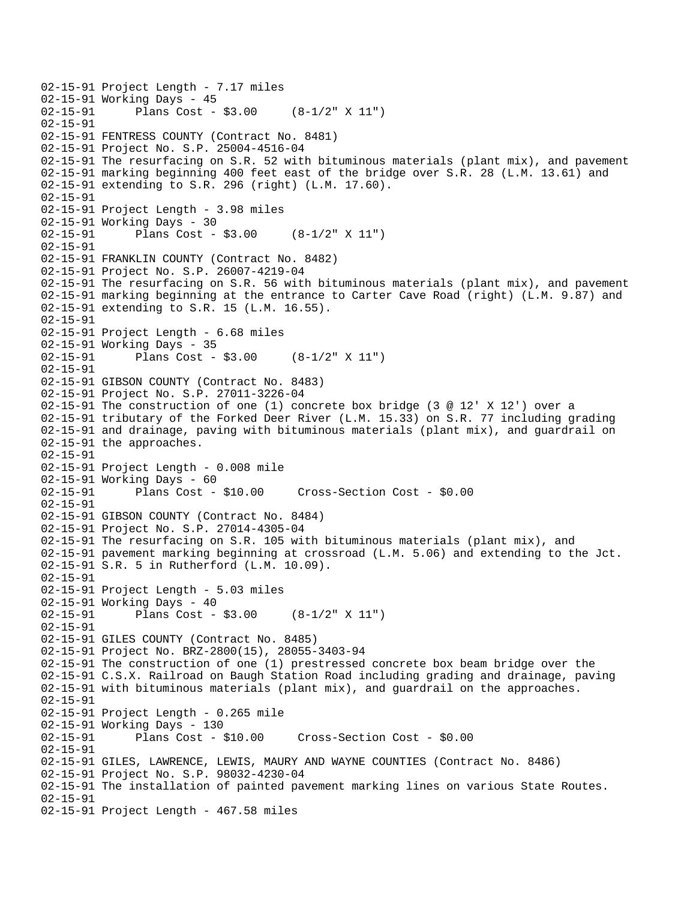```
02-15-91 Project Length - 7.17 miles
02-15-91 Working Days - 45
02-15-91       Plans Cost - $3.00     (8-1/2" X 11")
02-15-91
02-15-91 FENTRESS COUNTY (Contract No. 8481)
02-15-91 Project No. S.P. 25004-4516-04
02-15-91 The resurfacing on S.R. 52 with bituminous materials (plant mix), and pavement
02-15-91 marking beginning 400 feet east of the bridge over S.R. 28 (L.M. 13.61) and
02-15-91 extending to S.R. 296 (right) (L.M. 17.60).
02-15-91
02-15-91 Project Length - 3.98 miles
02-15-91 Working Days - 30
02-15-91       Plans Cost - $3.00     (8-1/2" X 11")
02-15-91
02-15-91 FRANKLIN COUNTY (Contract No. 8482)
02-15-91 Project No. S.P. 26007-4219-04
02-15-91 The resurfacing on S.R. 56 with bituminous materials (plant mix), and pavement
02-15-91 marking beginning at the entrance to Carter Cave Road (right) (L.M. 9.87) and
02-15-91 extending to S.R. 15 (L.M. 16.55).
02-15-91
02-15-91 Project Length - 6.68 miles
02-15-91 Working Days - 35
02-15-91       Plans Cost - $3.00     (8-1/2" X 11")
02-15-91
02-15-91 GIBSON COUNTY (Contract No. 8483)
02-15-91 Project No. S.P. 27011-3226-04
02-15-91 The construction of one (1) concrete box bridge (3 @ 12' X 12') over a
02-15-91 tributary of the Forked Deer River (L.M. 15.33) on S.R. 77 including grading
02-15-91 and drainage, paving with bituminous materials (plant mix), and guardrail on
02-15-91 the approaches.
02-15-91
02-15-91 Project Length - 0.008 mile
02-15-91 Working Days - 60
02-15-91       Plans Cost - $10.00     Cross-Section Cost - $0.00
02-15-91
02-15-91 GIBSON COUNTY (Contract No. 8484)
02-15-91 Project No. S.P. 27014-4305-04
02-15-91 The resurfacing on S.R. 105 with bituminous materials (plant mix), and
02-15-91 pavement marking beginning at crossroad (L.M. 5.06) and extending to the Jct.
02-15-91 S.R. 5 in Rutherford (L.M. 10.09).
02-15-91
02-15-91 Project Length - 5.03 miles
02-15-91 Working Days - 40
02-15-91       Plans Cost - $3.00     (8-1/2" X 11")
02-15-91
02-15-91 GILES COUNTY (Contract No. 8485)
02-15-91 Project No. BRZ-2800(15), 28055-3403-94
02-15-91 The construction of one (1) prestressed concrete box beam bridge over the
02-15-91 C.S.X. Railroad on Baugh Station Road including grading and drainage, paving
02-15-91 with bituminous materials (plant mix), and guardrail on the approaches.
02-15-91
02-15-91 Project Length - 0.265 mile
02-15-91 Working Days - 130
02-15-91       Plans Cost - $10.00     Cross-Section Cost - $0.00
02-15-91
02-15-91 GILES, LAWRENCE, LEWIS, MAURY AND WAYNE COUNTIES (Contract No. 8486)
02-15-91 Project No. S.P. 98032-4230-04
02-15-91 The installation of painted pavement marking lines on various State Routes.
02-15-91
02-15-91 Project Length - 467.58 miles
```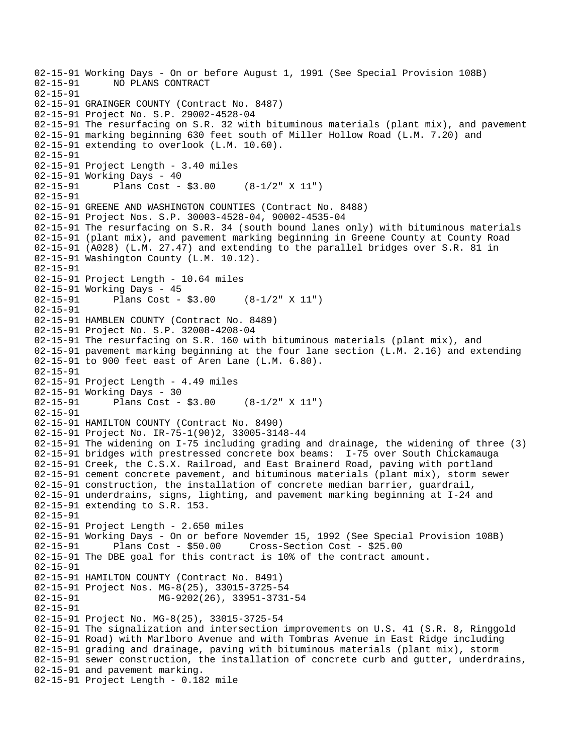```
02-15-91 Working Days - On or before August 1, 1991 (See Special Provision 108B)
02-15-91       NO PLANS CONTRACT
02-15-91
02-15-91 GRAINGER COUNTY (Contract No. 8487)
02-15-91 Project No. S.P. 29002-4528-04
02-15-91 The resurfacing on S.R. 32 with bituminous materials (plant mix), and pavement
02-15-91 marking beginning 630 feet south of Miller Hollow Road (L.M. 7.20) and
02-15-91 extending to overlook (L.M. 10.60).
02-15-91
02-15-91 Project Length - 3.40 miles
02-15-91 Working Days - 40
02-15-91       Plans Cost - $3.00     (8-1/2" X 11")
02-15-91
02-15-91 GREENE AND WASHINGTON COUNTIES (Contract No. 8488)
02-15-91 Project Nos. S.P. 30003-4528-04, 90002-4535-04
02-15-91 The resurfacing on S.R. 34 (south bound lanes only) with bituminous materials
02-15-91 (plant mix), and pavement marking beginning in Greene County at County Road
02-15-91 (A028) (L.M. 27.47) and extending to the parallel bridges over S.R. 81 in
02-15-91 Washington County (L.M. 10.12).
02-15-91
02-15-91 Project Length - 10.64 miles
02-15-91 Working Days - 45
02-15-91       Plans Cost - $3.00     (8-1/2" X 11")
02-15-91
02-15-91 HAMBLEN COUNTY (Contract No. 8489)
02-15-91 Project No. S.P. 32008-4208-04
02-15-91 The resurfacing on S.R. 160 with bituminous materials (plant mix), and
02-15-91 pavement marking beginning at the four lane section (L.M. 2.16) and extending
02-15-91 to 900 feet east of Aren Lane (L.M. 6.80).
02-15-91
02-15-91 Project Length - 4.49 miles
02-15-91 Working Days - 30
02-15-91       Plans Cost - $3.00     (8-1/2" X 11")
02-15-91
02-15-91 HAMILTON COUNTY (Contract No. 8490)
02-15-91 Project No. IR-75-1(90)2, 33005-3148-44
02-15-91 The widening on I-75 including grading and drainage, the widening of three (3)
02-15-91 bridges with prestressed concrete box beams:  I-75 over South Chickamauga
02-15-91 Creek, the C.S.X. Railroad, and East Brainerd Road, paving with portland
02-15-91 cement concrete pavement, and bituminous materials (plant mix), storm sewer
02-15-91 construction, the installation of concrete median barrier, guardrail,
02-15-91 underdrains, signs, lighting, and pavement marking beginning at I-24 and
02-15-91 extending to S.R. 153.
02-15-91
02-15-91 Project Length - 2.650 miles
02-15-91 Working Days - On or before Novemder 15, 1992 (See Special Provision 108B)
02-15-91       Plans Cost - $50.00     Cross-Section Cost - $25.00
02-15-91 The DBE goal for this contract is 10% of the contract amount.
02-15-91
02-15-91 HAMILTON COUNTY (Contract No. 8491)
02-15-91 Project Nos. MG-8(25), 33015-3725-54
02-15-91              MG-9202(26), 33951-3731-54
02-15-91
02-15-91 Project No. MG-8(25), 33015-3725-54
02-15-91 The signalization and intersection improvements on U.S. 41 (S.R. 8, Ringgold
02-15-91 Road) with Marlboro Avenue and with Tombras Avenue in East Ridge including
02-15-91 grading and drainage, paving with bituminous materials (plant mix), storm
02-15-91 sewer construction, the installation of concrete curb and gutter, underdrains,
02-15-91 and pavement marking.
02-15-91 Project Length - 0.182 mile
```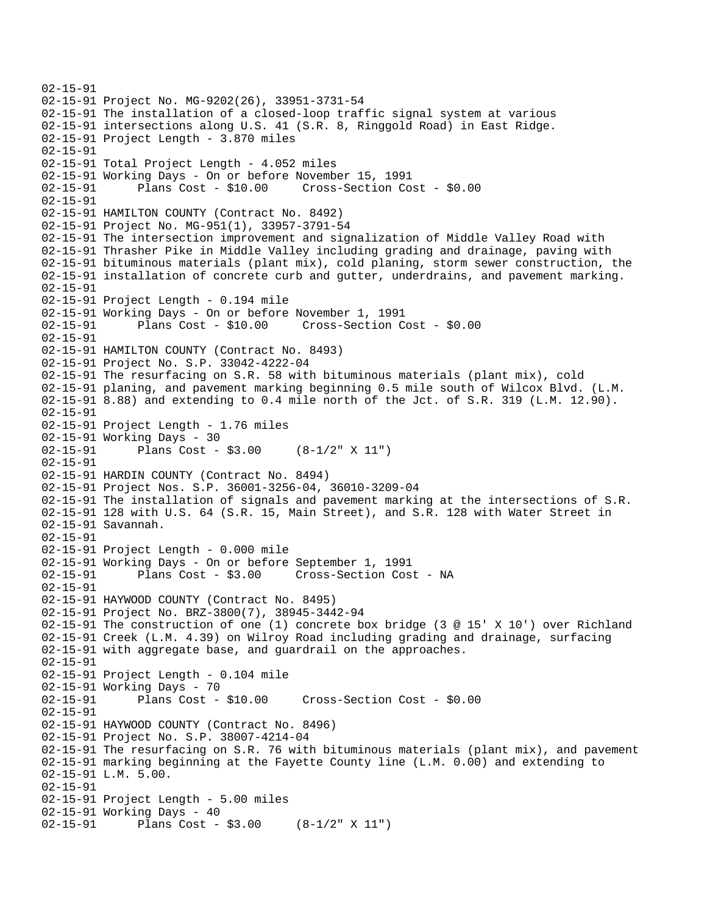```
02-15-91
02-15-91 Project No. MG-9202(26), 33951-3731-54
02-15-91 The installation of a closed-loop traffic signal system at various
02-15-91 intersections along U.S. 41 (S.R. 8, Ringgold Road) in East Ridge.
02-15-91 Project Length - 3.870 miles
02-15-91
02-15-91 Total Project Length - 4.052 miles
02-15-91 Working Days - On or before November 15, 1991
02-15-91       Plans Cost - $10.00     Cross-Section Cost - $0.00
02-15-91
02-15-91 HAMILTON COUNTY (Contract No. 8492)
02-15-91 Project No. MG-951(1), 33957-3791-54
02-15-91 The intersection improvement and signalization of Middle Valley Road with
02-15-91 Thrasher Pike in Middle Valley including grading and drainage, paving with
02-15-91 bituminous materials (plant mix), cold planing, storm sewer construction, the
02-15-91 installation of concrete curb and gutter, underdrains, and pavement marking.
02-15-91
02-15-91 Project Length - 0.194 mile
02-15-91 Working Days - On or before November 1, 1991
02-15-91       Plans Cost - $10.00     Cross-Section Cost - $0.00
02-15-91
02-15-91 HAMILTON COUNTY (Contract No. 8493)
02-15-91 Project No. S.P. 33042-4222-04
02-15-91 The resurfacing on S.R. 58 with bituminous materials (plant mix), cold
02-15-91 planing, and pavement marking beginning 0.5 mile south of Wilcox Blvd. (L.M.
02-15-91 8.88) and extending to 0.4 mile north of the Jct. of S.R. 319 (L.M. 12.90).
02-15-91
02-15-91 Project Length - 1.76 miles
02-15-91 Working Days - 30
02-15-91       Plans Cost - $3.00     (8-1/2" X 11")
02-15-91
02-15-91 HARDIN COUNTY (Contract No. 8494)
02-15-91 Project Nos. S.P. 36001-3256-04, 36010-3209-04
02-15-91 The installation of signals and pavement marking at the intersections of S.R.
02-15-91 128 with U.S. 64 (S.R. 15, Main Street), and S.R. 128 with Water Street in
02-15-91 Savannah.
02-15-91
02-15-91 Project Length - 0.000 mile
02-15-91 Working Days - On or before September 1, 1991
02-15-91       Plans Cost - $3.00     Cross-Section Cost - NA
02-15-91
02-15-91 HAYWOOD COUNTY (Contract No. 8495)
02-15-91 Project No. BRZ-3800(7), 38945-3442-94
02-15-91 The construction of one (1) concrete box bridge (3 @ 15' X 10') over Richland
02-15-91 Creek (L.M. 4.39) on Wilroy Road including grading and drainage, surfacing
02-15-91 with aggregate base, and guardrail on the approaches.
02-15-91
02-15-91 Project Length - 0.104 mile
02-15-91 Working Days - 70
02-15-91       Plans Cost - $10.00     Cross-Section Cost - $0.00
02-15-91
02-15-91 HAYWOOD COUNTY (Contract No. 8496)
02-15-91 Project No. S.P. 38007-4214-04
02-15-91 The resurfacing on S.R. 76 with bituminous materials (plant mix), and pavement
02-15-91 marking beginning at the Fayette County line (L.M. 0.00) and extending to
02-15-91 L.M. 5.00.
02-15-91
02-15-91 Project Length - 5.00 miles
02-15-91 Working Days - 40
02-15-91       Plans Cost - $3.00     (8-1/2" X 11")
```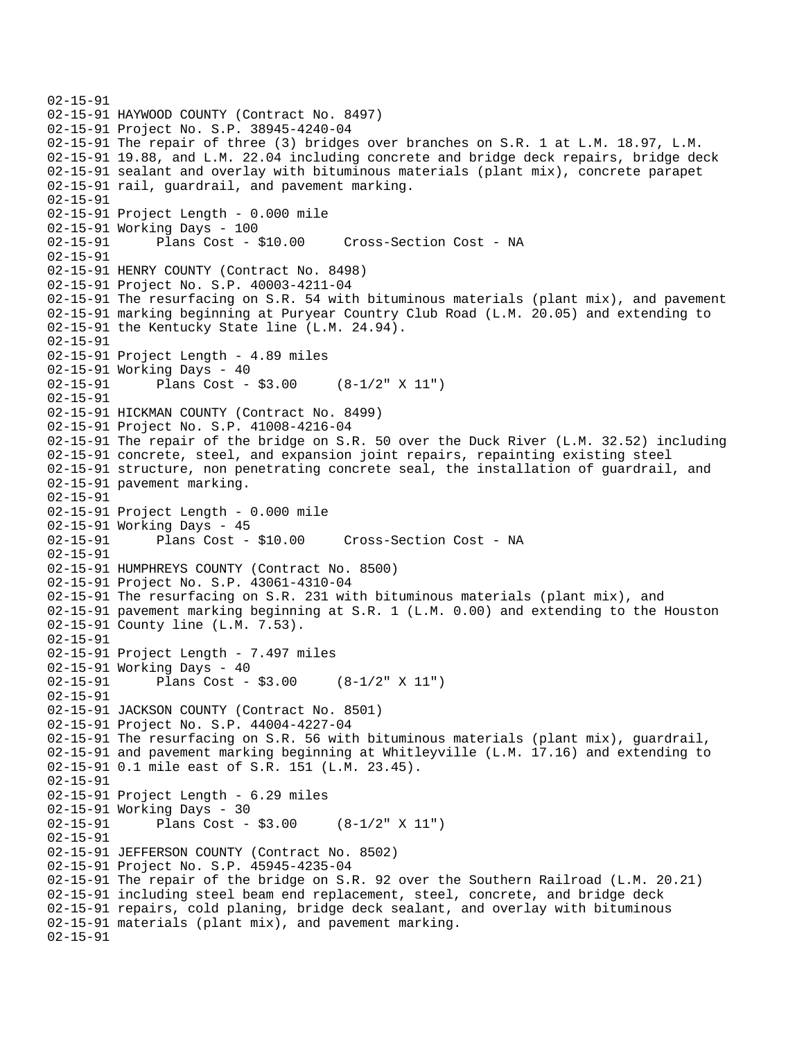```
02-15-91
02-15-91 HAYWOOD COUNTY (Contract No. 8497)
02-15-91 Project No. S.P. 38945-4240-04
02-15-91 The repair of three (3) bridges over branches on S.R. 1 at L.M. 18.97, L.M.
02-15-91 19.88, and L.M. 22.04 including concrete and bridge deck repairs, bridge deck
02-15-91 sealant and overlay with bituminous materials (plant mix), concrete parapet
02-15-91 rail, guardrail, and pavement marking.
02-15-91
02-15-91 Project Length - 0.000 mile
02-15-91 Working Days - 100
02-15-91       Plans Cost - $10.00     Cross-Section Cost - NA
02-15-91
02-15-91 HENRY COUNTY (Contract No. 8498)
02-15-91 Project No. S.P. 40003-4211-04
02-15-91 The resurfacing on S.R. 54 with bituminous materials (plant mix), and pavement
02-15-91 marking beginning at Puryear Country Club Road (L.M. 20.05) and extending to
02-15-91 the Kentucky State line (L.M. 24.94).
02-15-91
02-15-91 Project Length - 4.89 miles
02-15-91 Working Days - 40
02-15-91       Plans Cost - $3.00     (8-1/2" X 11")
02-15-91
02-15-91 HICKMAN COUNTY (Contract No. 8499)
02-15-91 Project No. S.P. 41008-4216-04
02-15-91 The repair of the bridge on S.R. 50 over the Duck River (L.M. 32.52) including
02-15-91 concrete, steel, and expansion joint repairs, repainting existing steel
02-15-91 structure, non penetrating concrete seal, the installation of guardrail, and
02-15-91 pavement marking.
02-15-91
02-15-91 Project Length - 0.000 mile
02-15-91 Working Days - 45
02-15-91       Plans Cost - $10.00     Cross-Section Cost - NA
02-15-91
02-15-91 HUMPHREYS COUNTY (Contract No. 8500)
02-15-91 Project No. S.P. 43061-4310-04
02-15-91 The resurfacing on S.R. 231 with bituminous materials (plant mix), and
02-15-91 pavement marking beginning at S.R. 1 (L.M. 0.00) and extending to the Houston
02-15-91 County line (L.M. 7.53).
02-15-91
02-15-91 Project Length - 7.497 miles
02-15-91 Working Days - 40
02-15-91       Plans Cost - $3.00     (8-1/2" X 11")
02-15-91
02-15-91 JACKSON COUNTY (Contract No. 8501)
02-15-91 Project No. S.P. 44004-4227-04
02-15-91 The resurfacing on S.R. 56 with bituminous materials (plant mix), guardrail,
02-15-91 and pavement marking beginning at Whitleyville (L.M. 17.16) and extending to
02-15-91 0.1 mile east of S.R. 151 (L.M. 23.45).
02-15-91
02-15-91 Project Length - 6.29 miles
02-15-91 Working Days - 30
02-15-91       Plans Cost - $3.00     (8-1/2" X 11")
02-15-91
02-15-91 JEFFERSON COUNTY (Contract No. 8502)
02-15-91 Project No. S.P. 45945-4235-04
02-15-91 The repair of the bridge on S.R. 92 over the Southern Railroad (L.M. 20.21)
02-15-91 including steel beam end replacement, steel, concrete, and bridge deck
02-15-91 repairs, cold planing, bridge deck sealant, and overlay with bituminous
02-15-91 materials (plant mix), and pavement marking.
02-15-91
```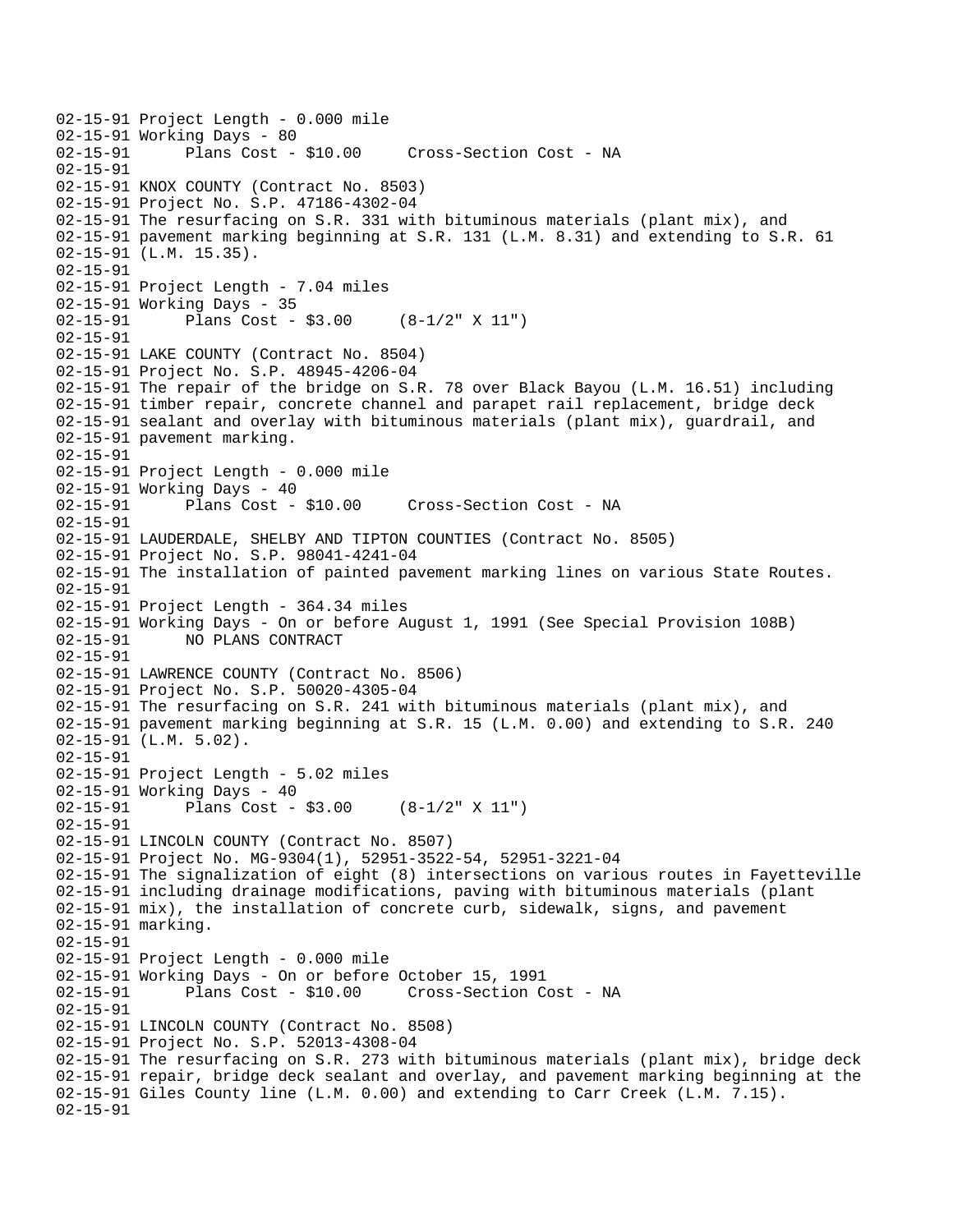```
02-15-91 Project Length - 0.000 mile
02-15-91 Working Days - 80
02-15-91       Plans Cost - $10.00     Cross-Section Cost - NA
02-15-91
02-15-91 KNOX COUNTY (Contract No. 8503)
02-15-91 Project No. S.P. 47186-4302-04
02-15-91 The resurfacing on S.R. 331 with bituminous materials (plant mix), and
02-15-91 pavement marking beginning at S.R. 131 (L.M. 8.31) and extending to S.R. 61
02-15-91 (L.M. 15.35).
02-15-91
02-15-91 Project Length - 7.04 miles
02-15-91 Working Days - 35
02-15-91       Plans Cost - $3.00     (8-1/2" X 11")
02-15-91
02-15-91 LAKE COUNTY (Contract No. 8504)
02-15-91 Project No. S.P. 48945-4206-04
02-15-91 The repair of the bridge on S.R. 78 over Black Bayou (L.M. 16.51) including
02-15-91 timber repair, concrete channel and parapet rail replacement, bridge deck
02-15-91 sealant and overlay with bituminous materials (plant mix), guardrail, and
02-15-91 pavement marking.
02-15-91
02-15-91 Project Length - 0.000 mile
02-15-91 Working Days - 40
02-15-91       Plans Cost - $10.00     Cross-Section Cost - NA
02-15-91
02-15-91 LAUDERDALE, SHELBY AND TIPTON COUNTIES (Contract No. 8505)
02-15-91 Project No. S.P. 98041-4241-04
02-15-91 The installation of painted pavement marking lines on various State Routes.
02-15-91
02-15-91 Project Length - 364.34 miles
02-15-91 Working Days - On or before August 1, 1991 (See Special Provision 108B)
02-15-91       NO PLANS CONTRACT
02-15-91
02-15-91 LAWRENCE COUNTY (Contract No. 8506)
02-15-91 Project No. S.P. 50020-4305-04
02-15-91 The resurfacing on S.R. 241 with bituminous materials (plant mix), and
02-15-91 pavement marking beginning at S.R. 15 (L.M. 0.00) and extending to S.R. 240
02-15-91 (L.M. 5.02).
02-15-91
02-15-91 Project Length - 5.02 miles
02-15-91 Working Days - 40
02-15-91       Plans Cost - $3.00     (8-1/2" X 11")
02-15-91
02-15-91 LINCOLN COUNTY (Contract No. 8507)
02-15-91 Project No. MG-9304(1), 52951-3522-54, 52951-3221-04
02-15-91 The signalization of eight (8) intersections on various routes in Fayetteville
02-15-91 including drainage modifications, paving with bituminous materials (plant
02-15-91 mix), the installation of concrete curb, sidewalk, signs, and pavement
02-15-91 marking.
02-15-91
02-15-91 Project Length - 0.000 mile
02-15-91 Working Days - On or before October 15, 1991
02-15-91       Plans Cost - $10.00     Cross-Section Cost - NA
02-15-91
02-15-91 LINCOLN COUNTY (Contract No. 8508)
02-15-91 Project No. S.P. 52013-4308-04
02-15-91 The resurfacing on S.R. 273 with bituminous materials (plant mix), bridge deck
02-15-91 repair, bridge deck sealant and overlay, and pavement marking beginning at the
02-15-91 Giles County line (L.M. 0.00) and extending to Carr Creek (L.M. 7.15).
02-15-91
```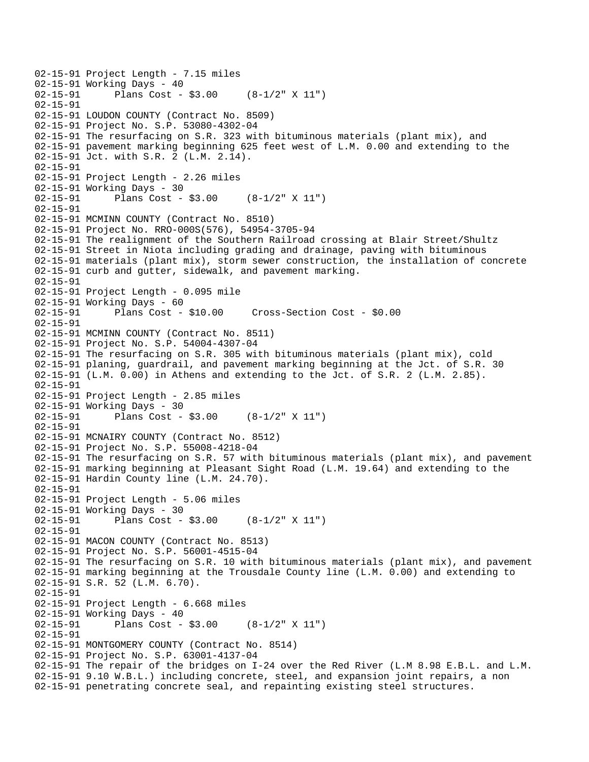```
02-15-91 Project Length - 7.15 miles
02-15-91 Working Days - 40
02-15-91       Plans Cost - $3.00     (8-1/2" X 11")
02-15-91
02-15-91 LOUDON COUNTY (Contract No. 8509)
02-15-91 Project No. S.P. 53080-4302-04
02-15-91 The resurfacing on S.R. 323 with bituminous materials (plant mix), and
02-15-91 pavement marking beginning 625 feet west of L.M. 0.00 and extending to the
02-15-91 Jct. with S.R. 2 (L.M. 2.14).
02-15-91
02-15-91 Project Length - 2.26 miles
02-15-91 Working Days - 30
02-15-91       Plans Cost - $3.00     (8-1/2" X 11")
02-15-91
02-15-91 MCMINN COUNTY (Contract No. 8510)
02-15-91 Project No. RRO-000S(576), 54954-3705-94
02-15-91 The realignment of the Southern Railroad crossing at Blair Street/Shultz
02-15-91 Street in Niota including grading and drainage, paving with bituminous
02-15-91 materials (plant mix), storm sewer construction, the installation of concrete
02-15-91 curb and gutter, sidewalk, and pavement marking.
02-15-91
02-15-91 Project Length - 0.095 mile
02-15-91 Working Days - 60
02-15-91       Plans Cost - $10.00     Cross-Section Cost - $0.00
02-15-91
02-15-91 MCMINN COUNTY (Contract No. 8511)
02-15-91 Project No. S.P. 54004-4307-04
02-15-91 The resurfacing on S.R. 305 with bituminous materials (plant mix), cold
02-15-91 planing, guardrail, and pavement marking beginning at the Jct. of S.R. 30
02-15-91 (L.M. 0.00) in Athens and extending to the Jct. of S.R. 2 (L.M. 2.85).
02-15-91
02-15-91 Project Length - 2.85 miles
02-15-91 Working Days - 30
02-15-91       Plans Cost - $3.00     (8-1/2" X 11")
02-15-91
02-15-91 MCNAIRY COUNTY (Contract No. 8512)
02-15-91 Project No. S.P. 55008-4218-04
02-15-91 The resurfacing on S.R. 57 with bituminous materials (plant mix), and pavement
02-15-91 marking beginning at Pleasant Sight Road (L.M. 19.64) and extending to the
02-15-91 Hardin County line (L.M. 24.70).
02-15-91
02-15-91 Project Length - 5.06 miles
02-15-91 Working Days - 30
02-15-91       Plans Cost - $3.00     (8-1/2" X 11")
02-15-91
02-15-91 MACON COUNTY (Contract No. 8513)
02-15-91 Project No. S.P. 56001-4515-04
02-15-91 The resurfacing on S.R. 10 with bituminous materials (plant mix), and pavement
02-15-91 marking beginning at the Trousdale County line (L.M. 0.00) and extending to
02-15-91 S.R. 52 (L.M. 6.70).
02-15-91
02-15-91 Project Length - 6.668 miles
02-15-91 Working Days - 40
02-15-91       Plans Cost - $3.00     (8-1/2" X 11")
02-15-91
02-15-91 MONTGOMERY COUNTY (Contract No. 8514)
02-15-91 Project No. S.P. 63001-4137-04
02-15-91 The repair of the bridges on I-24 over the Red River (L.M 8.98 E.B.L. and L.M.
02-15-91 9.10 W.B.L.) including concrete, steel, and expansion joint repairs, a non
02-15-91 penetrating concrete seal, and repainting existing steel structures.
```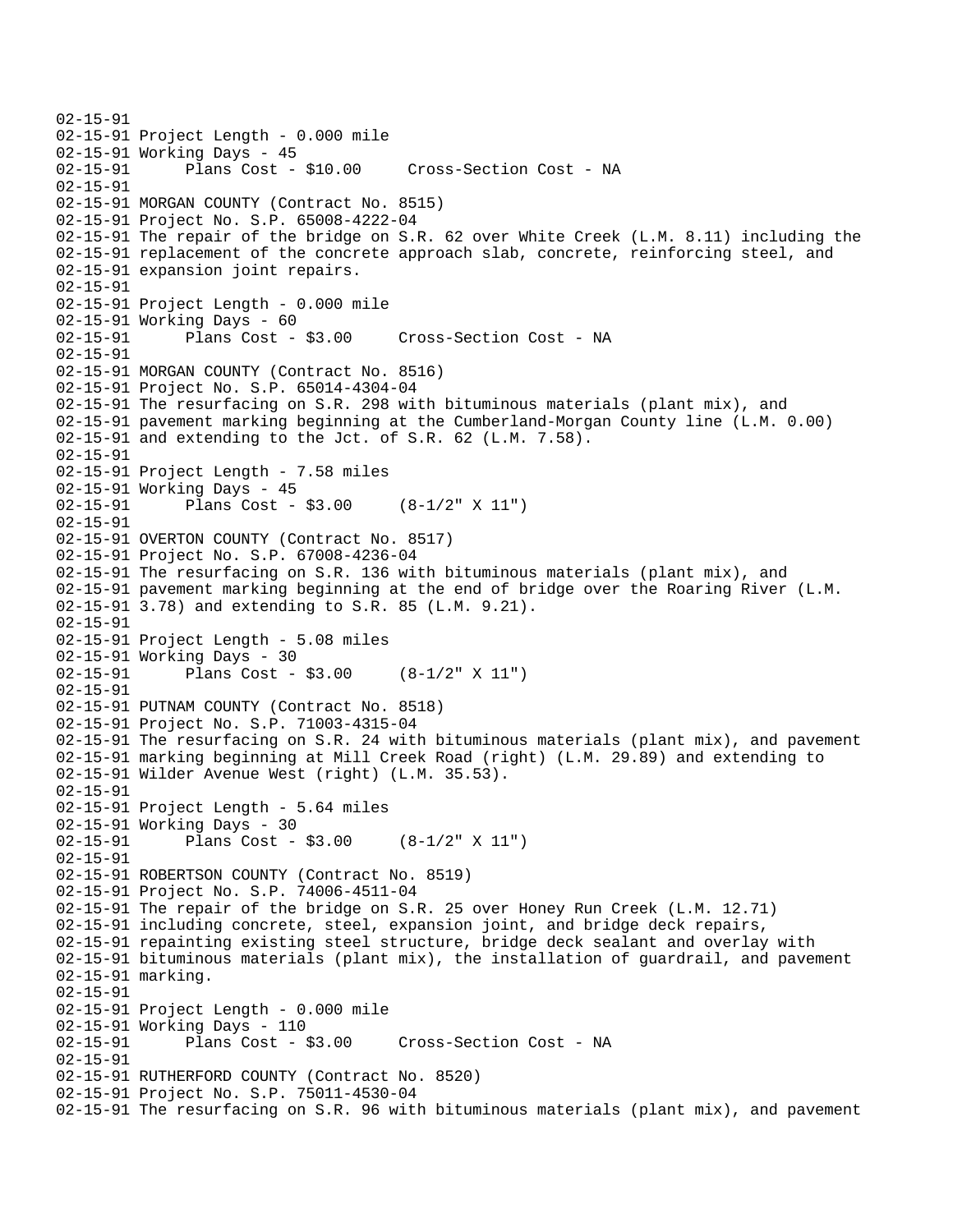```
02-15-91
02-15-91 Project Length - 0.000 mile
02-15-91 Working Days - 45
02-15-91      Plans Cost - $10.00     Cross-Section Cost - NA
02-15-91
02-15-91 MORGAN COUNTY (Contract No. 8515)
02-15-91 Project No. S.P. 65008-4222-04
02-15-91 The repair of the bridge on S.R. 62 over White Creek (L.M. 8.11) including the
02-15-91 replacement of the concrete approach slab, concrete, reinforcing steel, and
02-15-91 expansion joint repairs.
02-15-91
02-15-91 Project Length - 0.000 mile
02-15-91 Working Days - 60
02-15-91      Plans Cost - $3.00     Cross-Section Cost - NA
02-15-91
02-15-91 MORGAN COUNTY (Contract No. 8516)
02-15-91 Project No. S.P. 65014-4304-04
02-15-91 The resurfacing on S.R. 298 with bituminous materials (plant mix), and
02-15-91 pavement marking beginning at the Cumberland-Morgan County line (L.M. 0.00)
02-15-91 and extending to the Jct. of S.R. 62 (L.M. 7.58).
02-15-91
02-15-91 Project Length - 7.58 miles
02-15-91 Working Days - 45
02-15-91      Plans Cost - $3.00     (8-1/2" X 11")
02-15-91
02-15-91 OVERTON COUNTY (Contract No. 8517)
02-15-91 Project No. S.P. 67008-4236-04
02-15-91 The resurfacing on S.R. 136 with bituminous materials (plant mix), and
02-15-91 pavement marking beginning at the end of bridge over the Roaring River (L.M.
02-15-91 3.78) and extending to S.R. 85 (L.M. 9.21).
02-15-91
02-15-91 Project Length - 5.08 miles
02-15-91 Working Days - 30
02-15-91      Plans Cost - $3.00     (8-1/2" X 11")
02-15-91
02-15-91 PUTNAM COUNTY (Contract No. 8518)
02-15-91 Project No. S.P. 71003-4315-04
02-15-91 The resurfacing on S.R. 24 with bituminous materials (plant mix), and pavement
02-15-91 marking beginning at Mill Creek Road (right) (L.M. 29.89) and extending to
02-15-91 Wilder Avenue West (right) (L.M. 35.53).
02-15-91
02-15-91 Project Length - 5.64 miles
02-15-91 Working Days - 30
02-15-91      Plans Cost - $3.00     (8-1/2" X 11")
02-15-91
02-15-91 ROBERTSON COUNTY (Contract No. 8519)
02-15-91 Project No. S.P. 74006-4511-04
02-15-91 The repair of the bridge on S.R. 25 over Honey Run Creek (L.M. 12.71)
02-15-91 including concrete, steel, expansion joint, and bridge deck repairs,
02-15-91 repainting existing steel structure, bridge deck sealant and overlay with
02-15-91 bituminous materials (plant mix), the installation of guardrail, and pavement
02-15-91 marking.
02-15-91
02-15-91 Project Length - 0.000 mile
02-15-91 Working Days - 110
02-15-91      Plans Cost - $3.00     Cross-Section Cost - NA
02-15-91
02-15-91 RUTHERFORD COUNTY (Contract No. 8520)
02-15-91 Project No. S.P. 75011-4530-04
02-15-91 The resurfacing on S.R. 96 with bituminous materials (plant mix), and pavement
```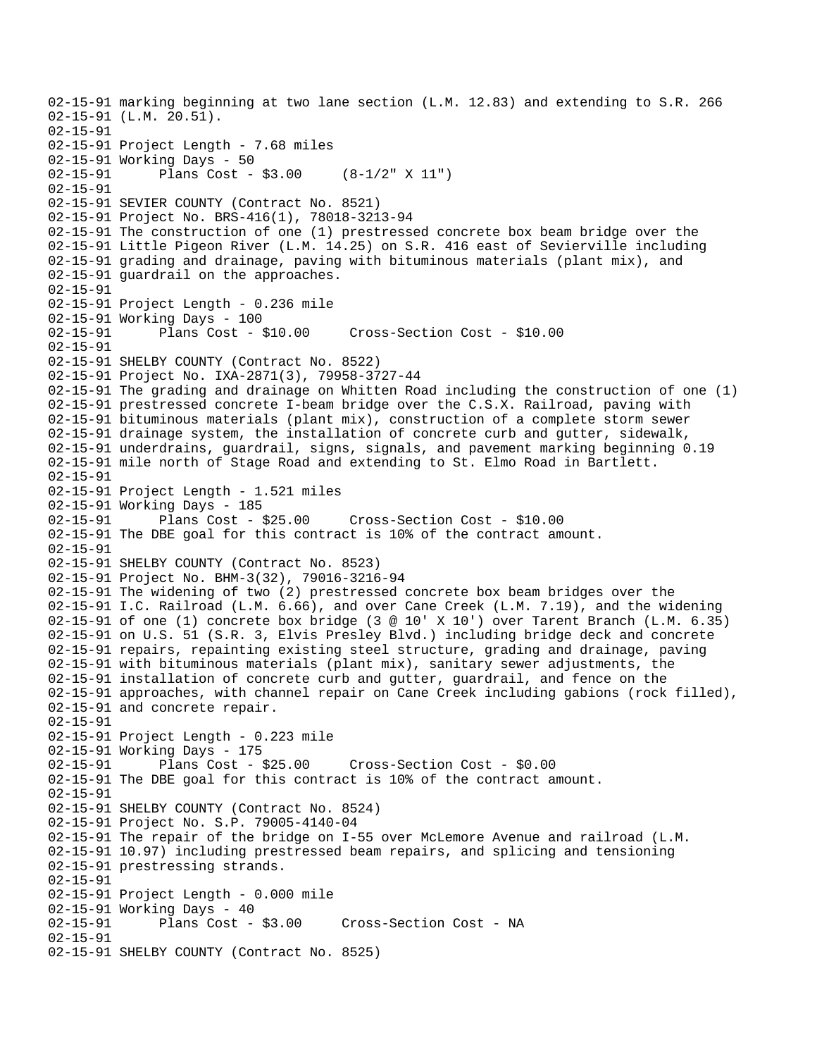```
02-15-91 marking beginning at two lane section (L.M. 12.83) and extending to S.R. 266
02-15-91 (L.M. 20.51).
02-15-91
02-15-91 Project Length - 7.68 miles
02-15-91 Working Days - 50
02-15-91       Plans Cost - $3.00     (8-1/2" X 11")
02-15-91
02-15-91 SEVIER COUNTY (Contract No. 8521)
02-15-91 Project No. BRS-416(1), 78018-3213-94
02-15-91 The construction of one (1) prestressed concrete box beam bridge over the
02-15-91 Little Pigeon River (L.M. 14.25) on S.R. 416 east of Sevierville including
02-15-91 grading and drainage, paving with bituminous materials (plant mix), and
02-15-91 guardrail on the approaches.
02-15-91
02-15-91 Project Length - 0.236 mile
02-15-91 Working Days - 100
02-15-91       Plans Cost - $10.00     Cross-Section Cost - $10.00
02-15-91
02-15-91 SHELBY COUNTY (Contract No. 8522)
02-15-91 Project No. IXA-2871(3), 79958-3727-44
02-15-91 The grading and drainage on Whitten Road including the construction of one (1)
02-15-91 prestressed concrete I-beam bridge over the C.S.X. Railroad, paving with
02-15-91 bituminous materials (plant mix), construction of a complete storm sewer
02-15-91 drainage system, the installation of concrete curb and gutter, sidewalk,
02-15-91 underdrains, guardrail, signs, signals, and pavement marking beginning 0.19
02-15-91 mile north of Stage Road and extending to St. Elmo Road in Bartlett.
02-15-91
02-15-91 Project Length - 1.521 miles
02-15-91 Working Days - 185
02-15-91       Plans Cost - $25.00     Cross-Section Cost - $10.00
02-15-91 The DBE goal for this contract is 10% of the contract amount.
02-15-91
02-15-91 SHELBY COUNTY (Contract No. 8523)
02-15-91 Project No. BHM-3(32), 79016-3216-94
02-15-91 The widening of two (2) prestressed concrete box beam bridges over the
02-15-91 I.C. Railroad (L.M. 6.66), and over Cane Creek (L.M. 7.19), and the widening
02-15-91 of one (1) concrete box bridge (3 @ 10' X 10') over Tarent Branch (L.M. 6.35)
02-15-91 on U.S. 51 (S.R. 3, Elvis Presley Blvd.) including bridge deck and concrete
02-15-91 repairs, repainting existing steel structure, grading and drainage, paving
02-15-91 with bituminous materials (plant mix), sanitary sewer adjustments, the
02-15-91 installation of concrete curb and gutter, guardrail, and fence on the
02-15-91 approaches, with channel repair on Cane Creek including gabions (rock filled),
02-15-91 and concrete repair.
02-15-91
02-15-91 Project Length - 0.223 mile
02-15-91 Working Days - 175
02-15-91       Plans Cost - $25.00     Cross-Section Cost - $0.00
02-15-91 The DBE goal for this contract is 10% of the contract amount.
02-15-91
02-15-91 SHELBY COUNTY (Contract No. 8524)
02-15-91 Project No. S.P. 79005-4140-04
02-15-91 The repair of the bridge on I-55 over McLemore Avenue and railroad (L.M.
02-15-91 10.97) including prestressed beam repairs, and splicing and tensioning
02-15-91 prestressing strands.
02-15-91
02-15-91 Project Length - 0.000 mile
02-15-91 Working Days - 40
02-15-91       Plans Cost - $3.00     Cross-Section Cost - NA
02-15-91
02-15-91 SHELBY COUNTY (Contract No. 8525)
```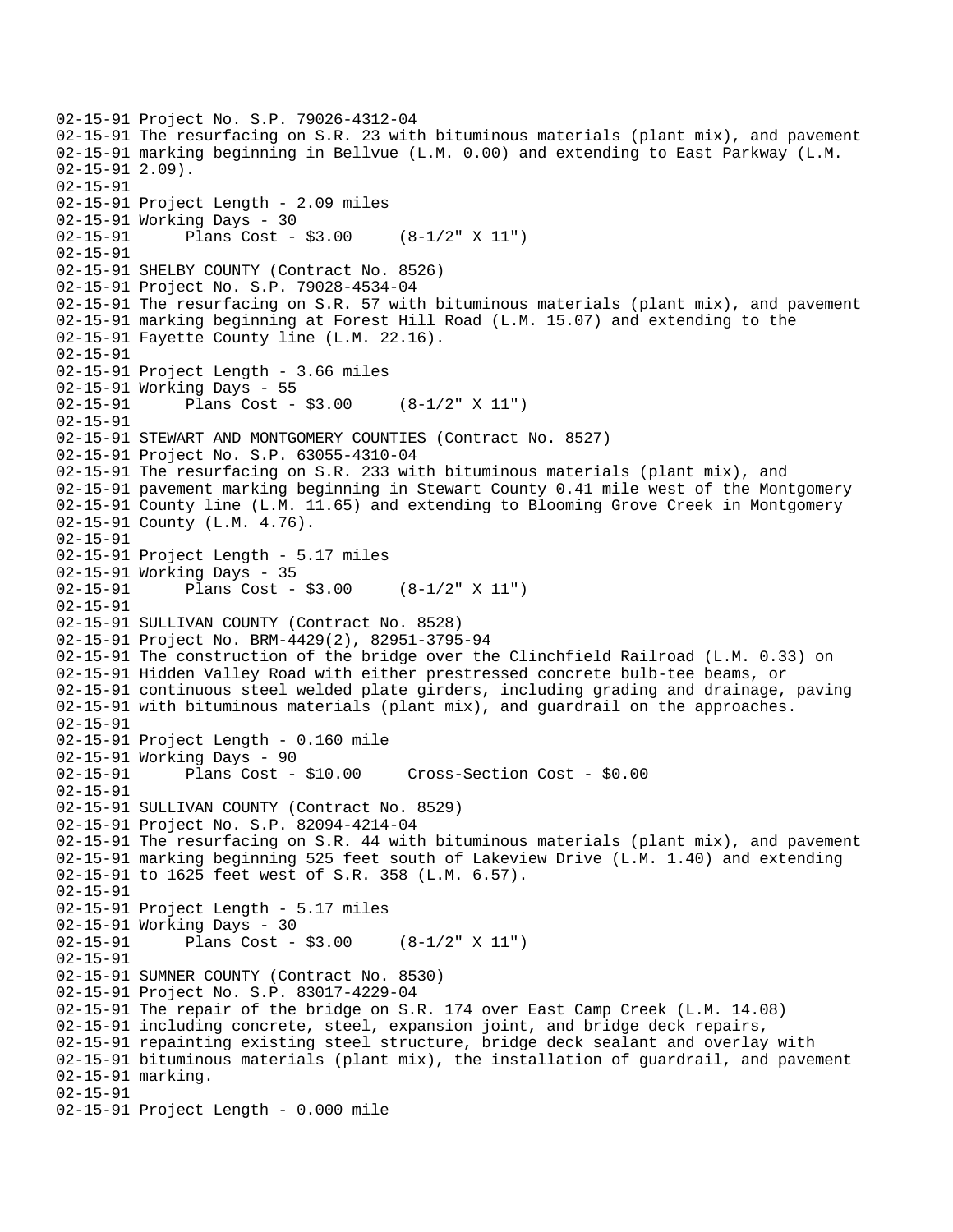```
02-15-91 Project No. S.P. 79026-4312-04
02-15-91 The resurfacing on S.R. 23 with bituminous materials (plant mix), and pavement
02-15-91 marking beginning in Bellvue (L.M. 0.00) and extending to East Parkway (L.M.
02-15-91 2.09).
02-15-91
02-15-91 Project Length - 2.09 miles
02-15-91 Working Days - 30
02-15-91      Plans Cost - $3.00     (8-1/2" X 11")
02-15-91
02-15-91 SHELBY COUNTY (Contract No. 8526)
02-15-91 Project No. S.P. 79028-4534-04
02-15-91 The resurfacing on S.R. 57 with bituminous materials (plant mix), and pavement
02-15-91 marking beginning at Forest Hill Road (L.M. 15.07) and extending to the
02-15-91 Fayette County line (L.M. 22.16).
02-15-91
02-15-91 Project Length - 3.66 miles
02-15-91 Working Days - 55
02-15-91      Plans Cost - $3.00     (8-1/2" X 11")
02-15-91
02-15-91 STEWART AND MONTGOMERY COUNTIES (Contract No. 8527)
02-15-91 Project No. S.P. 63055-4310-04
02-15-91 The resurfacing on S.R. 233 with bituminous materials (plant mix), and
02-15-91 pavement marking beginning in Stewart County 0.41 mile west of the Montgomery
02-15-91 County line (L.M. 11.65) and extending to Blooming Grove Creek in Montgomery
02-15-91 County (L.M. 4.76).
02-15-91
02-15-91 Project Length - 5.17 miles
02-15-91 Working Days - 35
02-15-91      Plans Cost - $3.00     (8-1/2" X 11")
02-15-91
02-15-91 SULLIVAN COUNTY (Contract No. 8528)
02-15-91 Project No. BRM-4429(2), 82951-3795-94
02-15-91 The construction of the bridge over the Clinchfield Railroad (L.M. 0.33) on
02-15-91 Hidden Valley Road with either prestressed concrete bulb-tee beams, or
02-15-91 continuous steel welded plate girders, including grading and drainage, paving
02-15-91 with bituminous materials (plant mix), and guardrail on the approaches.
02-15-91
02-15-91 Project Length - 0.160 mile
02-15-91 Working Days - 90
02-15-91      Plans Cost - $10.00     Cross-Section Cost - $0.00
02-15-91
02-15-91 SULLIVAN COUNTY (Contract No. 8529)
02-15-91 Project No. S.P. 82094-4214-04
02-15-91 The resurfacing on S.R. 44 with bituminous materials (plant mix), and pavement
02-15-91 marking beginning 525 feet south of Lakeview Drive (L.M. 1.40) and extending
02-15-91 to 1625 feet west of S.R. 358 (L.M. 6.57).
02-15-91
02-15-91 Project Length - 5.17 miles
02-15-91 Working Days - 30
02-15-91      Plans Cost - $3.00     (8-1/2" X 11")
02-15-91
02-15-91 SUMNER COUNTY (Contract No. 8530)
02-15-91 Project No. S.P. 83017-4229-04
02-15-91 The repair of the bridge on S.R. 174 over East Camp Creek (L.M. 14.08)
02-15-91 including concrete, steel, expansion joint, and bridge deck repairs,
02-15-91 repainting existing steel structure, bridge deck sealant and overlay with
02-15-91 bituminous materials (plant mix), the installation of guardrail, and pavement
02-15-91 marking.
02-15-91
02-15-91 Project Length - 0.000 mile
```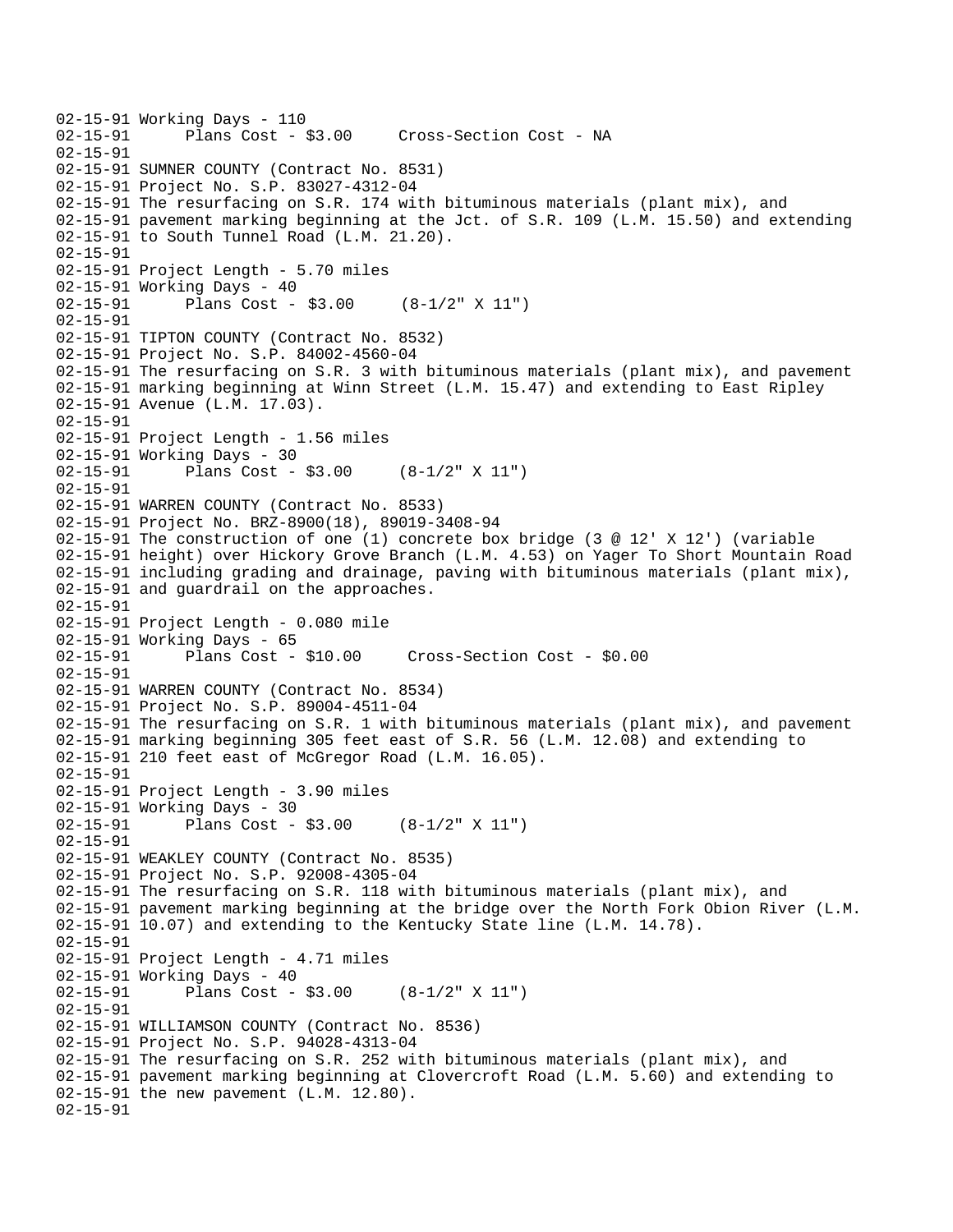```
02-15-91 Working Days - 110
02-15-91       Plans Cost - $3.00     Cross-Section Cost - NA
02-15-91
02-15-91 SUMNER COUNTY (Contract No. 8531)
02-15-91 Project No. S.P. 83027-4312-04
02-15-91 The resurfacing on S.R. 174 with bituminous materials (plant mix), and
02-15-91 pavement marking beginning at the Jct. of S.R. 109 (L.M. 15.50) and extending
02-15-91 to South Tunnel Road (L.M. 21.20).
02-15-91
02-15-91 Project Length - 5.70 miles
02-15-91 Working Days - 40
02-15-91       Plans Cost - $3.00     (8-1/2" X 11")
02-15-91
02-15-91 TIPTON COUNTY (Contract No. 8532)
02-15-91 Project No. S.P. 84002-4560-04
02-15-91 The resurfacing on S.R. 3 with bituminous materials (plant mix), and pavement
02-15-91 marking beginning at Winn Street (L.M. 15.47) and extending to East Ripley
02-15-91 Avenue (L.M. 17.03).
02-15-91
02-15-91 Project Length - 1.56 miles
02-15-91 Working Days - 30
02-15-91       Plans Cost - $3.00     (8-1/2" X 11")
02-15-91
02-15-91 WARREN COUNTY (Contract No. 8533)
02-15-91 Project No. BRZ-8900(18), 89019-3408-94
02-15-91 The construction of one (1) concrete box bridge (3 @ 12' X 12') (variable
02-15-91 height) over Hickory Grove Branch (L.M. 4.53) on Yager To Short Mountain Road
02-15-91 including grading and drainage, paving with bituminous materials (plant mix),
02-15-91 and guardrail on the approaches.
02-15-91
02-15-91 Project Length - 0.080 mile
02-15-91 Working Days - 65
02-15-91       Plans Cost - $10.00     Cross-Section Cost - $0.00
02-15-91
02-15-91 WARREN COUNTY (Contract No. 8534)
02-15-91 Project No. S.P. 89004-4511-04
02-15-91 The resurfacing on S.R. 1 with bituminous materials (plant mix), and pavement
02-15-91 marking beginning 305 feet east of S.R. 56 (L.M. 12.08) and extending to
02-15-91 210 feet east of McGregor Road (L.M. 16.05).
02-15-91
02-15-91 Project Length - 3.90 miles
02-15-91 Working Days - 30
02-15-91       Plans Cost - $3.00     (8-1/2" X 11")
02-15-91
02-15-91 WEAKLEY COUNTY (Contract No. 8535)
02-15-91 Project No. S.P. 92008-4305-04
02-15-91 The resurfacing on S.R. 118 with bituminous materials (plant mix), and
02-15-91 pavement marking beginning at the bridge over the North Fork Obion River (L.M.
02-15-91 10.07) and extending to the Kentucky State line (L.M. 14.78).
02-15-91
02-15-91 Project Length - 4.71 miles
02-15-91 Working Days - 40
02-15-91       Plans Cost - $3.00     (8-1/2" X 11")
02-15-91
02-15-91 WILLIAMSON COUNTY (Contract No. 8536)
02-15-91 Project No. S.P. 94028-4313-04
02-15-91 The resurfacing on S.R. 252 with bituminous materials (plant mix), and
02-15-91 pavement marking beginning at Clovercroft Road (L.M. 5.60) and extending to
02-15-91 the new pavement (L.M. 12.80).
02-15-91
```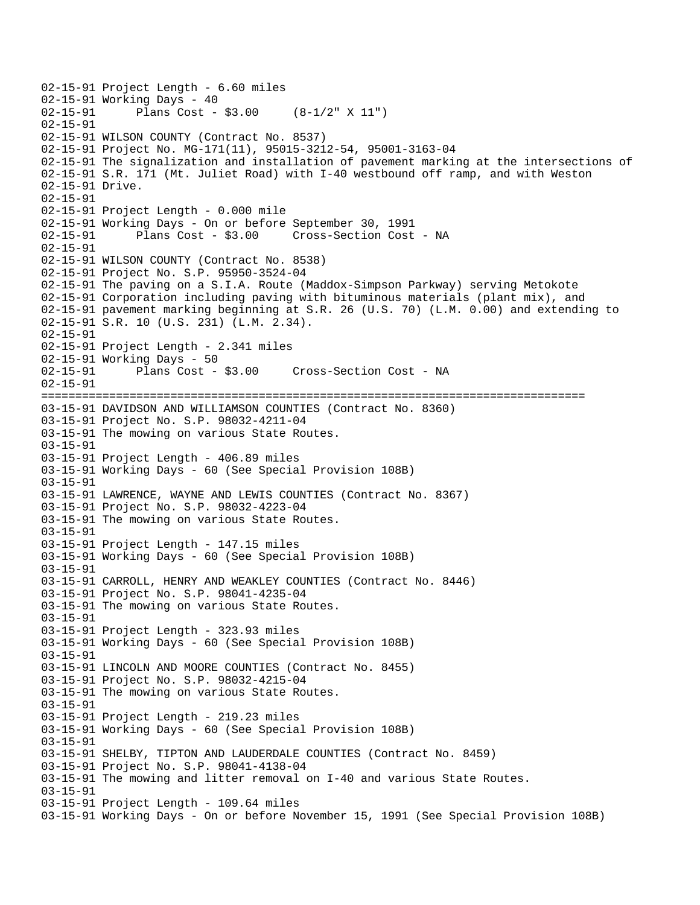```
02-15-91 Project Length - 6.60 miles
02-15-91 Working Days - 40
02-15-91      Plans Cost - $3.00     (8-1/2" X 11")
02-15-91
02-15-91 WILSON COUNTY (Contract No. 8537)
02-15-91 Project No. MG-171(11), 95015-3212-54, 95001-3163-04
02-15-91 The signalization and installation of pavement marking at the intersections of
02-15-91 S.R. 171 (Mt. Juliet Road) with I-40 westbound off ramp, and with Weston
02-15-91 Drive.
02-15-91
02-15-91 Project Length - 0.000 mile
02-15-91 Working Days - On or before September 30, 1991
02-15-91      Plans Cost - $3.00     Cross-Section Cost - NA
02-15-91
02-15-91 WILSON COUNTY (Contract No. 8538)
02-15-91 Project No. S.P. 95950-3524-04
02-15-91 The paving on a S.I.A. Route (Maddox-Simpson Parkway) serving Metokote
02-15-91 Corporation including paving with bituminous materials (plant mix), and
02-15-91 pavement marking beginning at S.R. 26 (U.S. 70) (L.M. 0.00) and extending to
02-15-91 S.R. 10 (U.S. 231) (L.M. 2.34).
02-15-91
02-15-91 Project Length - 2.341 miles
02-15-91 Working Days - 50
02-15-91      Plans Cost - $3.00     Cross-Section Cost - NA
02-15-91
================================================================================
03-15-91 DAVIDSON AND WILLIAMSON COUNTIES (Contract No. 8360)
03-15-91 Project No. S.P. 98032-4211-04
03-15-91 The mowing on various State Routes.
03-15-91
03-15-91 Project Length - 406.89 miles
03-15-91 Working Days - 60 (See Special Provision 108B)
03-15-91
03-15-91 LAWRENCE, WAYNE AND LEWIS COUNTIES (Contract No. 8367)
03-15-91 Project No. S.P. 98032-4223-04
03-15-91 The mowing on various State Routes.
03-15-91
03-15-91 Project Length - 147.15 miles
03-15-91 Working Days - 60 (See Special Provision 108B)
03-15-91
03-15-91 CARROLL, HENRY AND WEAKLEY COUNTIES (Contract No. 8446)
03-15-91 Project No. S.P. 98041-4235-04
03-15-91 The mowing on various State Routes.
03-15-91
03-15-91 Project Length - 323.93 miles
03-15-91 Working Days - 60 (See Special Provision 108B)
03-15-91
03-15-91 LINCOLN AND MOORE COUNTIES (Contract No. 8455)
03-15-91 Project No. S.P. 98032-4215-04
03-15-91 The mowing on various State Routes.
03-15-91
03-15-91 Project Length - 219.23 miles
03-15-91 Working Days - 60 (See Special Provision 108B)
03-15-91
03-15-91 SHELBY, TIPTON AND LAUDERDALE COUNTIES (Contract No. 8459)
03-15-91 Project No. S.P. 98041-4138-04
03-15-91 The mowing and litter removal on I-40 and various State Routes.
03-15-91
03-15-91 Project Length - 109.64 miles
03-15-91 Working Days - On or before November 15, 1991 (See Special Provision 108B)
```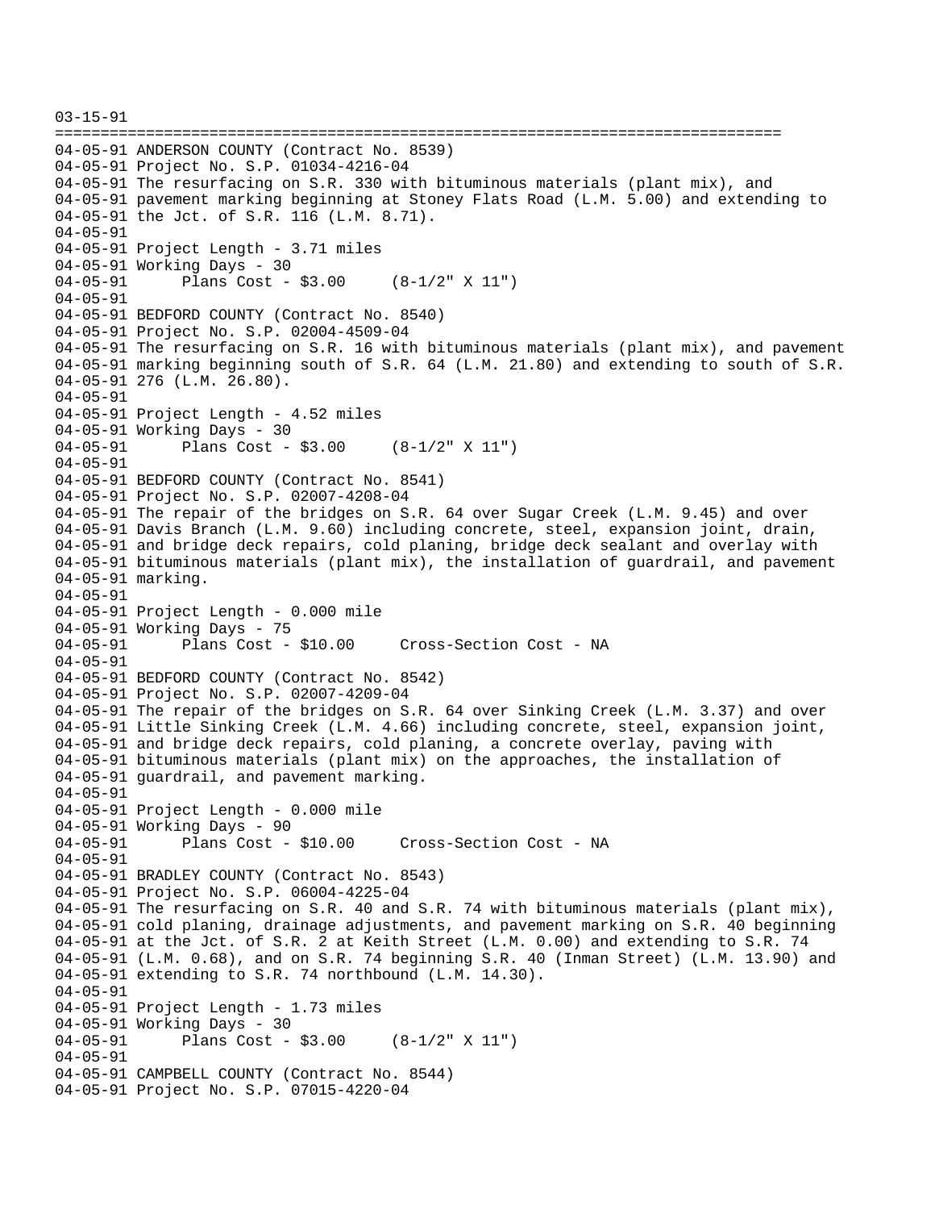```
03-15-91
================================================================================
04-05-91 ANDERSON COUNTY (Contract No. 8539)
04-05-91 Project No. S.P. 01034-4216-04
04-05-91 The resurfacing on S.R. 330 with bituminous materials (plant mix), and
04-05-91 pavement marking beginning at Stoney Flats Road (L.M. 5.00) and extending to
04-05-91 the Jct. of S.R. 116 (L.M. 8.71).
04-05-91
04-05-91 Project Length - 3.71 miles
04-05-91 Working Days - 30
04-05-91       Plans Cost - $3.00     (8-1/2" X 11")
04-05-91
04-05-91 BEDFORD COUNTY (Contract No. 8540)
04-05-91 Project No. S.P. 02004-4509-04
04-05-91 The resurfacing on S.R. 16 with bituminous materials (plant mix), and pavement
04-05-91 marking beginning south of S.R. 64 (L.M. 21.80) and extending to south of S.R.
04-05-91 276 (L.M. 26.80).
04-05-91
04-05-91 Project Length - 4.52 miles
04-05-91 Working Days - 30
04-05-91       Plans Cost - $3.00     (8-1/2" X 11")
04-05-91
04-05-91 BEDFORD COUNTY (Contract No. 8541)
04-05-91 Project No. S.P. 02007-4208-04
04-05-91 The repair of the bridges on S.R. 64 over Sugar Creek (L.M. 9.45) and over
04-05-91 Davis Branch (L.M. 9.60) including concrete, steel, expansion joint, drain,
04-05-91 and bridge deck repairs, cold planing, bridge deck sealant and overlay with
04-05-91 bituminous materials (plant mix), the installation of guardrail, and pavement
04-05-91 marking.
04-05-91
04-05-91 Project Length - 0.000 mile
04-05-91 Working Days - 75
04-05-91       Plans Cost - $10.00     Cross-Section Cost - NA
04-05-91
04-05-91 BEDFORD COUNTY (Contract No. 8542)
04-05-91 Project No. S.P. 02007-4209-04
04-05-91 The repair of the bridges on S.R. 64 over Sinking Creek (L.M. 3.37) and over
04-05-91 Little Sinking Creek (L.M. 4.66) including concrete, steel, expansion joint,
04-05-91 and bridge deck repairs, cold planing, a concrete overlay, paving with
04-05-91 bituminous materials (plant mix) on the approaches, the installation of
04-05-91 guardrail, and pavement marking.
04-05-91
04-05-91 Project Length - 0.000 mile
04-05-91 Working Days - 90
04-05-91       Plans Cost - $10.00     Cross-Section Cost - NA
04-05-91
04-05-91 BRADLEY COUNTY (Contract No. 8543)
04-05-91 Project No. S.P. 06004-4225-04
04-05-91 The resurfacing on S.R. 40 and S.R. 74 with bituminous materials (plant mix),
04-05-91 cold planing, drainage adjustments, and pavement marking on S.R. 40 beginning
04-05-91 at the Jct. of S.R. 2 at Keith Street (L.M. 0.00) and extending to S.R. 74
04-05-91 (L.M. 0.68), and on S.R. 74 beginning S.R. 40 (Inman Street) (L.M. 13.90) and
04-05-91 extending to S.R. 74 northbound (L.M. 14.30).
04-05-91
04-05-91 Project Length - 1.73 miles
04-05-91 Working Days - 30
04-05-91       Plans Cost - $3.00     (8-1/2" X 11")
04-05-91
04-05-91 CAMPBELL COUNTY (Contract No. 8544)
04-05-91 Project No. S.P. 07015-4220-04
```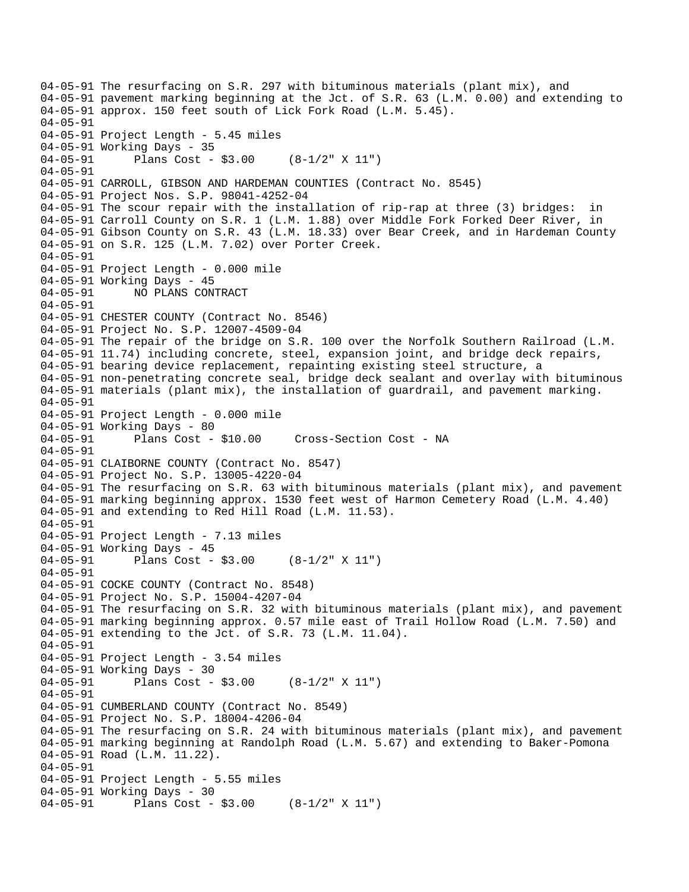```
04-05-91 The resurfacing on S.R. 297 with bituminous materials (plant mix), and
04-05-91 pavement marking beginning at the Jct. of S.R. 63 (L.M. 0.00) and extending to
04-05-91 approx. 150 feet south of Lick Fork Road (L.M. 5.45).
04-05-91
04-05-91 Project Length - 5.45 miles
04-05-91 Working Days - 35
04-05-91       Plans Cost - $3.00     (8-1/2" X 11")
04-05-91
04-05-91 CARROLL, GIBSON AND HARDEMAN COUNTIES (Contract No. 8545)
04-05-91 Project Nos. S.P. 98041-4252-04
04-05-91 The scour repair with the installation of rip-rap at three (3) bridges:  in
04-05-91 Carroll County on S.R. 1 (L.M. 1.88) over Middle Fork Forked Deer River, in
04-05-91 Gibson County on S.R. 43 (L.M. 18.33) over Bear Creek, and in Hardeman County
04-05-91 on S.R. 125 (L.M. 7.02) over Porter Creek.
04-05-91
04-05-91 Project Length - 0.000 mile
04-05-91 Working Days - 45
04-05-91       NO PLANS CONTRACT
04-05-91
04-05-91 CHESTER COUNTY (Contract No. 8546)
04-05-91 Project No. S.P. 12007-4509-04
04-05-91 The repair of the bridge on S.R. 100 over the Norfolk Southern Railroad (L.M.
04-05-91 11.74) including concrete, steel, expansion joint, and bridge deck repairs,
04-05-91 bearing device replacement, repainting existing steel structure, a
04-05-91 non-penetrating concrete seal, bridge deck sealant and overlay with bituminous
04-05-91 materials (plant mix), the installation of guardrail, and pavement marking.
04-05-91
04-05-91 Project Length - 0.000 mile
04-05-91 Working Days - 80
04-05-91       Plans Cost - $10.00     Cross-Section Cost - NA
04-05-91
04-05-91 CLAIBORNE COUNTY (Contract No. 8547)
04-05-91 Project No. S.P. 13005-4220-04
04-05-91 The resurfacing on S.R. 63 with bituminous materials (plant mix), and pavement
04-05-91 marking beginning approx. 1530 feet west of Harmon Cemetery Road (L.M. 4.40)
04-05-91 and extending to Red Hill Road (L.M. 11.53).
04-05-91
04-05-91 Project Length - 7.13 miles
04-05-91 Working Days - 45
04-05-91       Plans Cost - $3.00     (8-1/2" X 11")
04-05-91
04-05-91 COCKE COUNTY (Contract No. 8548)
04-05-91 Project No. S.P. 15004-4207-04
04-05-91 The resurfacing on S.R. 32 with bituminous materials (plant mix), and pavement
04-05-91 marking beginning approx. 0.57 mile east of Trail Hollow Road (L.M. 7.50) and
04-05-91 extending to the Jct. of S.R. 73 (L.M. 11.04).
04-05-91
04-05-91 Project Length - 3.54 miles
04-05-91 Working Days - 30
04-05-91       Plans Cost - $3.00     (8-1/2" X 11")
04-05-91
04-05-91 CUMBERLAND COUNTY (Contract No. 8549)
04-05-91 Project No. S.P. 18004-4206-04
04-05-91 The resurfacing on S.R. 24 with bituminous materials (plant mix), and pavement
04-05-91 marking beginning at Randolph Road (L.M. 5.67) and extending to Baker-Pomona
04-05-91 Road (L.M. 11.22).
04-05-91
04-05-91 Project Length - 5.55 miles
04-05-91 Working Days - 30
04-05-91       Plans Cost - $3.00     (8-1/2" X 11")
```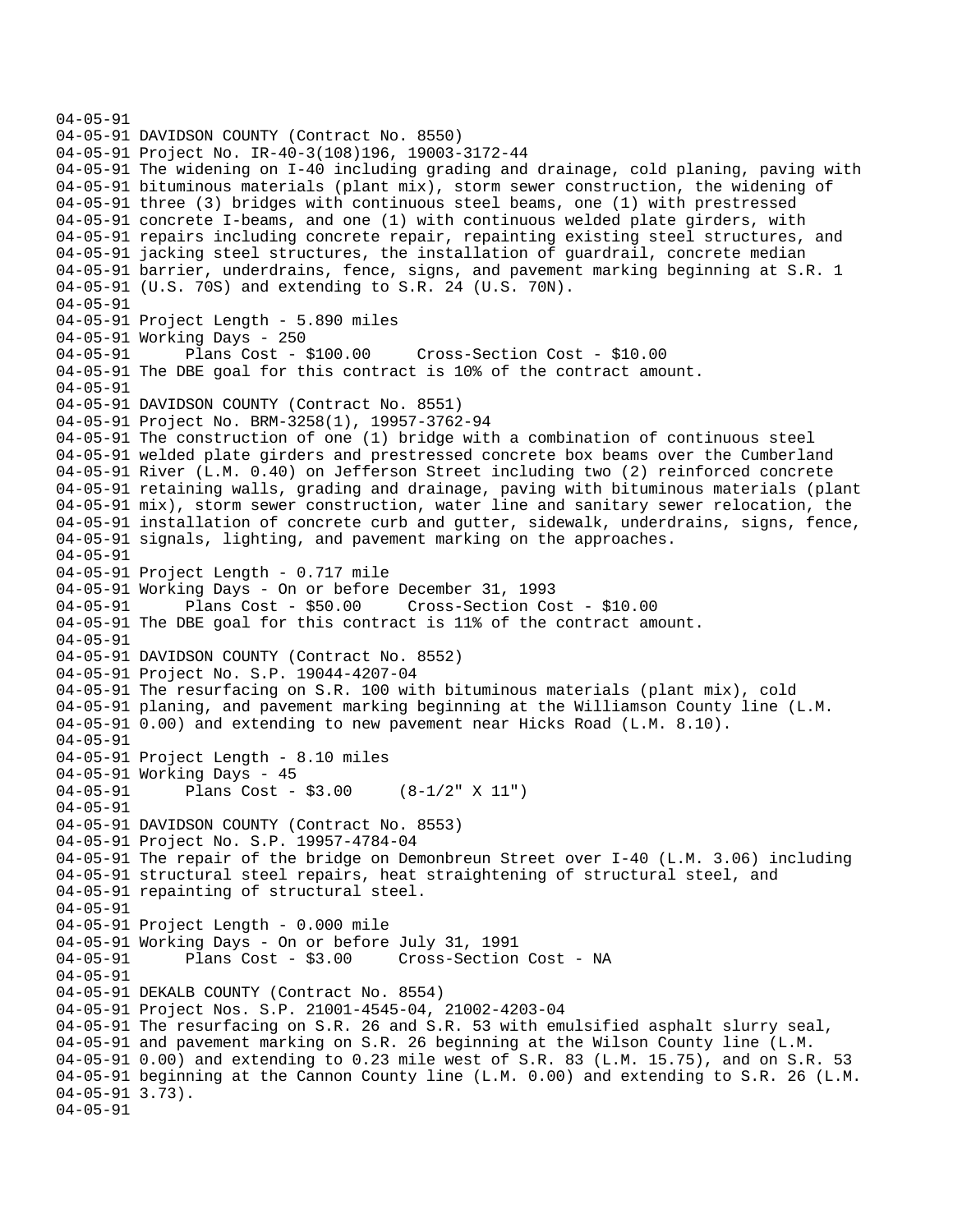```
04-05-91
04-05-91 DAVIDSON COUNTY (Contract No. 8550)
04-05-91 Project No. IR-40-3(108)196, 19003-3172-44
04-05-91 The widening on I-40 including grading and drainage, cold planing, paving with
04-05-91 bituminous materials (plant mix), storm sewer construction, the widening of
04-05-91 three (3) bridges with continuous steel beams, one (1) with prestressed
04-05-91 concrete I-beams, and one (1) with continuous welded plate girders, with
04-05-91 repairs including concrete repair, repainting existing steel structures, and
04-05-91 jacking steel structures, the installation of guardrail, concrete median
04-05-91 barrier, underdrains, fence, signs, and pavement marking beginning at S.R. 1
04-05-91 (U.S. 70S) and extending to S.R. 24 (U.S. 70N).
04-05-91
04-05-91 Project Length - 5.890 miles
04-05-91 Working Days - 250
04-05-91       Plans Cost - $100.00     Cross-Section Cost - $10.00
04-05-91 The DBE goal for this contract is 10% of the contract amount.
04-05-91
04-05-91 DAVIDSON COUNTY (Contract No. 8551)
04-05-91 Project No. BRM-3258(1), 19957-3762-94
04-05-91 The construction of one (1) bridge with a combination of continuous steel
04-05-91 welded plate girders and prestressed concrete box beams over the Cumberland
04-05-91 River (L.M. 0.40) on Jefferson Street including two (2) reinforced concrete
04-05-91 retaining walls, grading and drainage, paving with bituminous materials (plant
04-05-91 mix), storm sewer construction, water line and sanitary sewer relocation, the
04-05-91 installation of concrete curb and gutter, sidewalk, underdrains, signs, fence,
04-05-91 signals, lighting, and pavement marking on the approaches.
04-05-91
04-05-91 Project Length - 0.717 mile
04-05-91 Working Days - On or before December 31, 1993
04-05-91       Plans Cost - $50.00     Cross-Section Cost - $10.00
04-05-91 The DBE goal for this contract is 11% of the contract amount.
04-05-91
04-05-91 DAVIDSON COUNTY (Contract No. 8552)
04-05-91 Project No. S.P. 19044-4207-04
04-05-91 The resurfacing on S.R. 100 with bituminous materials (plant mix), cold
04-05-91 planing, and pavement marking beginning at the Williamson County line (L.M.
04-05-91 0.00) and extending to new pavement near Hicks Road (L.M. 8.10).
04-05-91
04-05-91 Project Length - 8.10 miles
04-05-91 Working Days - 45
04-05-91       Plans Cost - $3.00     (8-1/2" X 11")
04-05-91
04-05-91 DAVIDSON COUNTY (Contract No. 8553)
04-05-91 Project No. S.P. 19957-4784-04
04-05-91 The repair of the bridge on Demonbreun Street over I-40 (L.M. 3.06) including
04-05-91 structural steel repairs, heat straightening of structural steel, and
04-05-91 repainting of structural steel.
04-05-91
04-05-91 Project Length - 0.000 mile
04-05-91 Working Days - On or before July 31, 1991
04-05-91       Plans Cost - $3.00     Cross-Section Cost - NA
04-05-91
04-05-91 DEKALB COUNTY (Contract No. 8554)
04-05-91 Project Nos. S.P. 21001-4545-04, 21002-4203-04
04-05-91 The resurfacing on S.R. 26 and S.R. 53 with emulsified asphalt slurry seal,
04-05-91 and pavement marking on S.R. 26 beginning at the Wilson County line (L.M.
04-05-91 0.00) and extending to 0.23 mile west of S.R. 83 (L.M. 15.75), and on S.R. 53
04-05-91 beginning at the Cannon County line (L.M. 0.00) and extending to S.R. 26 (L.M.
04-05-91 3.73).
04-05-91
```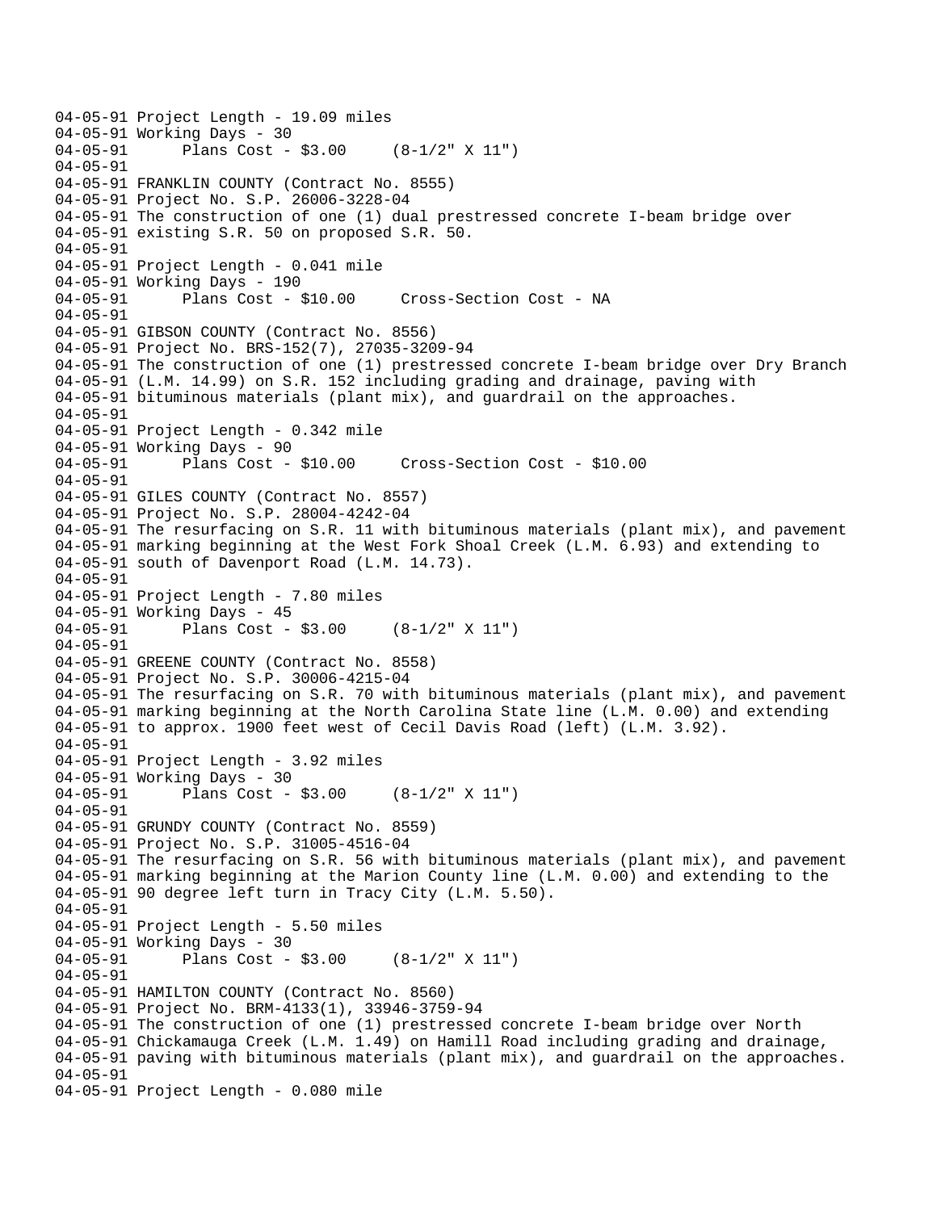```
04-05-91 Project Length - 19.09 miles
04-05-91 Working Days - 30
04-05-91      Plans Cost - $3.00     (8-1/2" X 11")
04-05-91
04-05-91 FRANKLIN COUNTY (Contract No. 8555)
04-05-91 Project No. S.P. 26006-3228-04
04-05-91 The construction of one (1) dual prestressed concrete I-beam bridge over
04-05-91 existing S.R. 50 on proposed S.R. 50.
04-05-91
04-05-91 Project Length - 0.041 mile
04-05-91 Working Days - 190
04-05-91      Plans Cost - $10.00     Cross-Section Cost - NA
04-05-91
04-05-91 GIBSON COUNTY (Contract No. 8556)
04-05-91 Project No. BRS-152(7), 27035-3209-94
04-05-91 The construction of one (1) prestressed concrete I-beam bridge over Dry Branch
04-05-91 (L.M. 14.99) on S.R. 152 including grading and drainage, paving with
04-05-91 bituminous materials (plant mix), and guardrail on the approaches.
04-05-91
04-05-91 Project Length - 0.342 mile
04-05-91 Working Days - 90
04-05-91      Plans Cost - $10.00     Cross-Section Cost - $10.00
04-05-91
04-05-91 GILES COUNTY (Contract No. 8557)
04-05-91 Project No. S.P. 28004-4242-04
04-05-91 The resurfacing on S.R. 11 with bituminous materials (plant mix), and pavement
04-05-91 marking beginning at the West Fork Shoal Creek (L.M. 6.93) and extending to
04-05-91 south of Davenport Road (L.M. 14.73).
04-05-91
04-05-91 Project Length - 7.80 miles
04-05-91 Working Days - 45
04-05-91      Plans Cost - $3.00     (8-1/2" X 11")
04-05-91
04-05-91 GREENE COUNTY (Contract No. 8558)
04-05-91 Project No. S.P. 30006-4215-04
04-05-91 The resurfacing on S.R. 70 with bituminous materials (plant mix), and pavement
04-05-91 marking beginning at the North Carolina State line (L.M. 0.00) and extending
04-05-91 to approx. 1900 feet west of Cecil Davis Road (left) (L.M. 3.92).
04-05-91
04-05-91 Project Length - 3.92 miles
04-05-91 Working Days - 30
04-05-91      Plans Cost - $3.00     (8-1/2" X 11")
04-05-91
04-05-91 GRUNDY COUNTY (Contract No. 8559)
04-05-91 Project No. S.P. 31005-4516-04
04-05-91 The resurfacing on S.R. 56 with bituminous materials (plant mix), and pavement
04-05-91 marking beginning at the Marion County line (L.M. 0.00) and extending to the
04-05-91 90 degree left turn in Tracy City (L.M. 5.50).
04-05-91
04-05-91 Project Length - 5.50 miles
04-05-91 Working Days - 30
04-05-91      Plans Cost - $3.00     (8-1/2" X 11")
04-05-91
04-05-91 HAMILTON COUNTY (Contract No. 8560)
04-05-91 Project No. BRM-4133(1), 33946-3759-94
04-05-91 The construction of one (1) prestressed concrete I-beam bridge over North
04-05-91 Chickamauga Creek (L.M. 1.49) on Hamill Road including grading and drainage,
04-05-91 paving with bituminous materials (plant mix), and guardrail on the approaches.
04-05-91
04-05-91 Project Length - 0.080 mile
```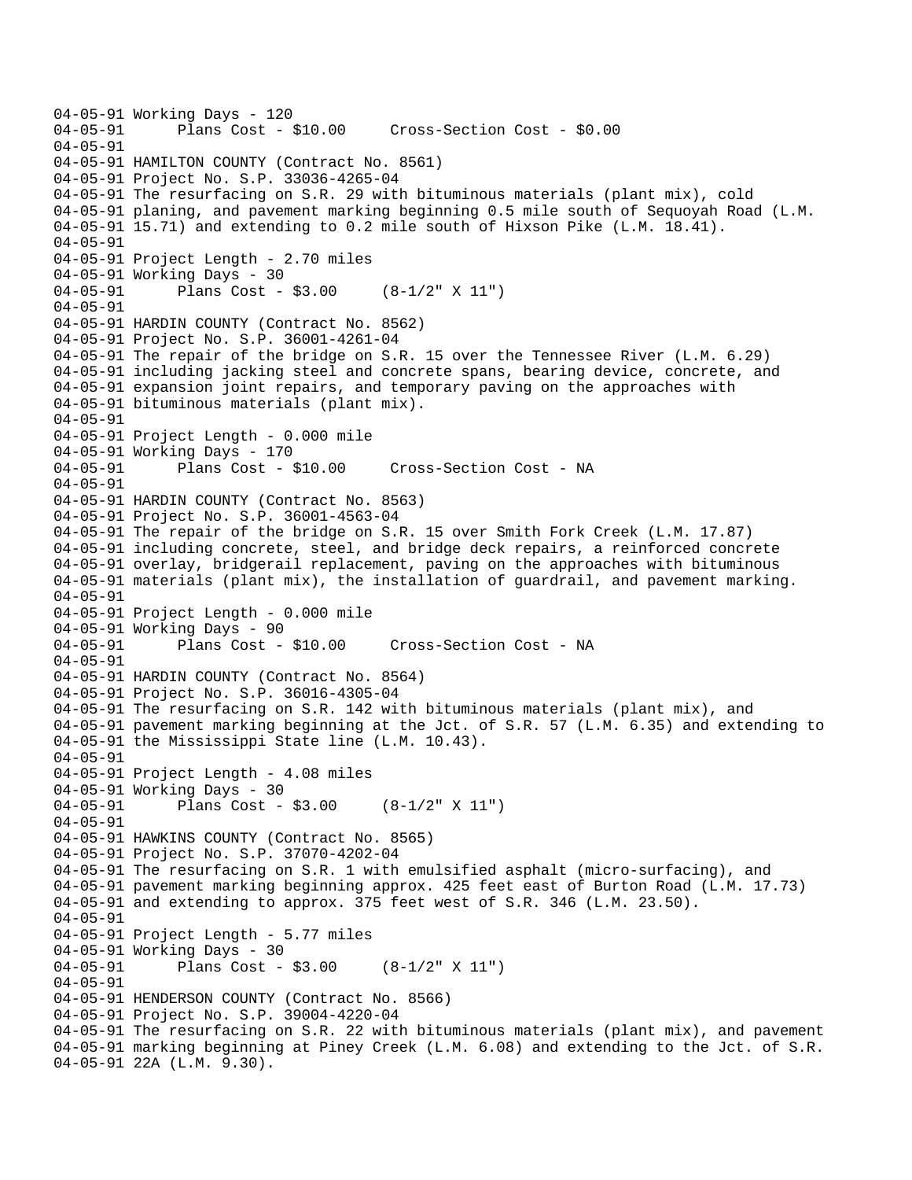```
04-05-91 Working Days - 120
04-05-91       Plans Cost - $10.00     Cross-Section Cost - $0.00
04-05-91
04-05-91 HAMILTON COUNTY (Contract No. 8561)
04-05-91 Project No. S.P. 33036-4265-04
04-05-91 The resurfacing on S.R. 29 with bituminous materials (plant mix), cold
04-05-91 planing, and pavement marking beginning 0.5 mile south of Sequoyah Road (L.M.
04-05-91 15.71) and extending to 0.2 mile south of Hixson Pike (L.M. 18.41).
04-05-91
04-05-91 Project Length - 2.70 miles
04-05-91 Working Days - 30
04-05-91       Plans Cost - $3.00     (8-1/2" X 11")
04-05-91
04-05-91 HARDIN COUNTY (Contract No. 8562)
04-05-91 Project No. S.P. 36001-4261-04
04-05-91 The repair of the bridge on S.R. 15 over the Tennessee River (L.M. 6.29)
04-05-91 including jacking steel and concrete spans, bearing device, concrete, and
04-05-91 expansion joint repairs, and temporary paving on the approaches with
04-05-91 bituminous materials (plant mix).
04-05-91
04-05-91 Project Length - 0.000 mile
04-05-91 Working Days - 170
04-05-91       Plans Cost - $10.00     Cross-Section Cost - NA
04-05-91
04-05-91 HARDIN COUNTY (Contract No. 8563)
04-05-91 Project No. S.P. 36001-4563-04
04-05-91 The repair of the bridge on S.R. 15 over Smith Fork Creek (L.M. 17.87)
04-05-91 including concrete, steel, and bridge deck repairs, a reinforced concrete
04-05-91 overlay, bridgerail replacement, paving on the approaches with bituminous
04-05-91 materials (plant mix), the installation of guardrail, and pavement marking.
04-05-91
04-05-91 Project Length - 0.000 mile
04-05-91 Working Days - 90
04-05-91       Plans Cost - $10.00     Cross-Section Cost - NA
04-05-91
04-05-91 HARDIN COUNTY (Contract No. 8564)
04-05-91 Project No. S.P. 36016-4305-04
04-05-91 The resurfacing on S.R. 142 with bituminous materials (plant mix), and
04-05-91 pavement marking beginning at the Jct. of S.R. 57 (L.M. 6.35) and extending to
04-05-91 the Mississippi State line (L.M. 10.43).
04-05-91
04-05-91 Project Length - 4.08 miles
04-05-91 Working Days - 30
04-05-91       Plans Cost - $3.00     (8-1/2" X 11")
04-05-91
04-05-91 HAWKINS COUNTY (Contract No. 8565)
04-05-91 Project No. S.P. 37070-4202-04
04-05-91 The resurfacing on S.R. 1 with emulsified asphalt (micro-surfacing), and
04-05-91 pavement marking beginning approx. 425 feet east of Burton Road (L.M. 17.73)
04-05-91 and extending to approx. 375 feet west of S.R. 346 (L.M. 23.50).
04-05-91
04-05-91 Project Length - 5.77 miles
04-05-91 Working Days - 30
04-05-91       Plans Cost - $3.00     (8-1/2" X 11")
04-05-91
04-05-91 HENDERSON COUNTY (Contract No. 8566)
04-05-91 Project No. S.P. 39004-4220-04
04-05-91 The resurfacing on S.R. 22 with bituminous materials (plant mix), and pavement
04-05-91 marking beginning at Piney Creek (L.M. 6.08) and extending to the Jct. of S.R.
04-05-91 22A (L.M. 9.30).
```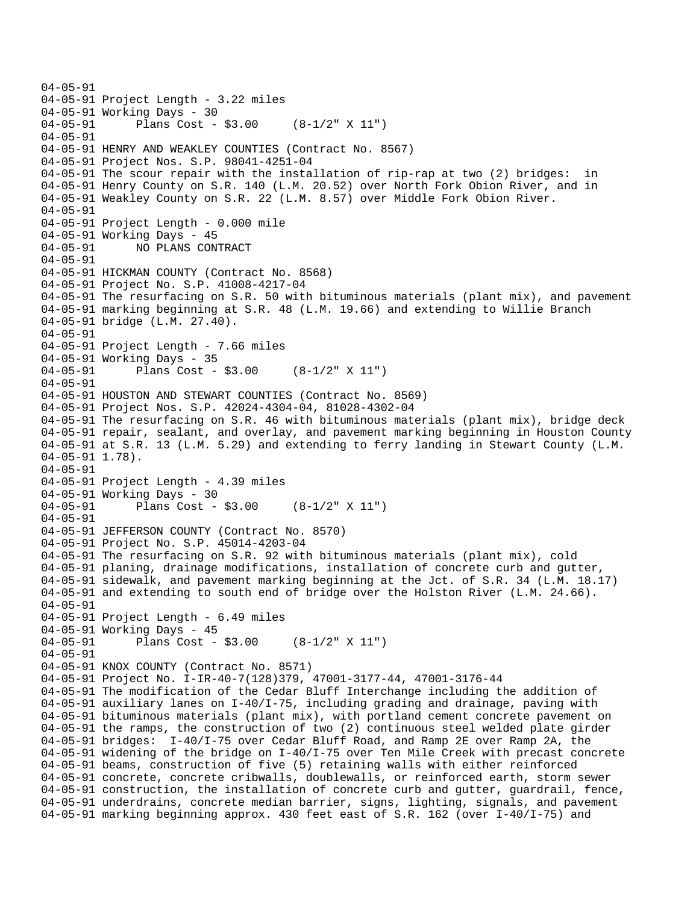```
04-05-91
04-05-91 Project Length - 3.22 miles
04-05-91 Working Days - 30
04-05-91       Plans Cost - $3.00     (8-1/2" X 11")
04-05-91
04-05-91 HENRY AND WEAKLEY COUNTIES (Contract No. 8567)
04-05-91 Project Nos. S.P. 98041-4251-04
04-05-91 The scour repair with the installation of rip-rap at two (2) bridges:  in
04-05-91 Henry County on S.R. 140 (L.M. 20.52) over North Fork Obion River, and in
04-05-91 Weakley County on S.R. 22 (L.M. 8.57) over Middle Fork Obion River.
04-05-91
04-05-91 Project Length - 0.000 mile
04-05-91 Working Days - 45
04-05-91       NO PLANS CONTRACT
04-05-91
04-05-91 HICKMAN COUNTY (Contract No. 8568)
04-05-91 Project No. S.P. 41008-4217-04
04-05-91 The resurfacing on S.R. 50 with bituminous materials (plant mix), and pavement
04-05-91 marking beginning at S.R. 48 (L.M. 19.66) and extending to Willie Branch
04-05-91 bridge (L.M. 27.40).
04-05-91
04-05-91 Project Length - 7.66 miles
04-05-91 Working Days - 35
04-05-91       Plans Cost - $3.00     (8-1/2" X 11")
04-05-91
04-05-91 HOUSTON AND STEWART COUNTIES (Contract No. 8569)
04-05-91 Project Nos. S.P. 42024-4304-04, 81028-4302-04
04-05-91 The resurfacing on S.R. 46 with bituminous materials (plant mix), bridge deck
04-05-91 repair, sealant, and overlay, and pavement marking beginning in Houston County
04-05-91 at S.R. 13 (L.M. 5.29) and extending to ferry landing in Stewart County (L.M.
04-05-91 1.78).
04-05-91
04-05-91 Project Length - 4.39 miles
04-05-91 Working Days - 30
04-05-91       Plans Cost - $3.00     (8-1/2" X 11")
04-05-91
04-05-91 JEFFERSON COUNTY (Contract No. 8570)
04-05-91 Project No. S.P. 45014-4203-04
04-05-91 The resurfacing on S.R. 92 with bituminous materials (plant mix), cold
04-05-91 planing, drainage modifications, installation of concrete curb and gutter,
04-05-91 sidewalk, and pavement marking beginning at the Jct. of S.R. 34 (L.M. 18.17)
04-05-91 and extending to south end of bridge over the Holston River (L.M. 24.66).
04-05-91
04-05-91 Project Length - 6.49 miles
04-05-91 Working Days - 45
04-05-91       Plans Cost - $3.00     (8-1/2" X 11")
04-05-91
04-05-91 KNOX COUNTY (Contract No. 8571)
04-05-91 Project No. I-IR-40-7(128)379, 47001-3177-44, 47001-3176-44
04-05-91 The modification of the Cedar Bluff Interchange including the addition of
04-05-91 auxiliary lanes on I-40/I-75, including grading and drainage, paving with
04-05-91 bituminous materials (plant mix), with portland cement concrete pavement on
04-05-91 the ramps, the construction of two (2) continuous steel welded plate girder
04-05-91 bridges:  I-40/I-75 over Cedar Bluff Road, and Ramp 2E over Ramp 2A, the
04-05-91 widening of the bridge on I-40/I-75 over Ten Mile Creek with precast concrete
04-05-91 beams, construction of five (5) retaining walls with either reinforced
04-05-91 concrete, concrete cribwalls, doublewalls, or reinforced earth, storm sewer
04-05-91 construction, the installation of concrete curb and gutter, guardrail, fence,
04-05-91 underdrains, concrete median barrier, signs, lighting, signals, and pavement
04-05-91 marking beginning approx. 430 feet east of S.R. 162 (over I-40/I-75) and
```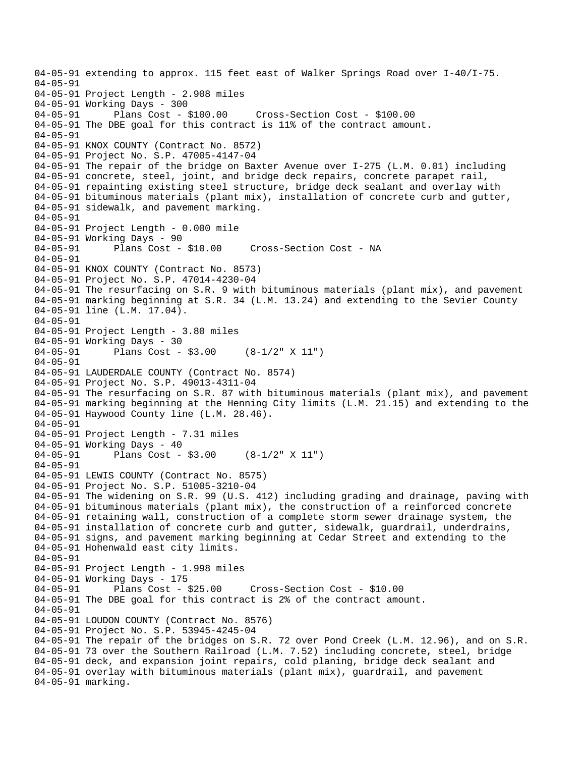```
04-05-91 extending to approx. 115 feet east of Walker Springs Road over I-40/I-75.
04-05-91
04-05-91 Project Length - 2.908 miles
04-05-91 Working Days - 300
04-05-91      Plans Cost - $100.00     Cross-Section Cost - $100.00
04-05-91 The DBE goal for this contract is 11% of the contract amount.
04-05-91
04-05-91 KNOX COUNTY (Contract No. 8572)
04-05-91 Project No. S.P. 47005-4147-04
04-05-91 The repair of the bridge on Baxter Avenue over I-275 (L.M. 0.01) including
04-05-91 concrete, steel, joint, and bridge deck repairs, concrete parapet rail,
04-05-91 repainting existing steel structure, bridge deck sealant and overlay with
04-05-91 bituminous materials (plant mix), installation of concrete curb and gutter,
04-05-91 sidewalk, and pavement marking.
04-05-91
04-05-91 Project Length - 0.000 mile
04-05-91 Working Days - 90
04-05-91      Plans Cost - $10.00     Cross-Section Cost - NA
04-05-91
04-05-91 KNOX COUNTY (Contract No. 8573)
04-05-91 Project No. S.P. 47014-4230-04
04-05-91 The resurfacing on S.R. 9 with bituminous materials (plant mix), and pavement
04-05-91 marking beginning at S.R. 34 (L.M. 13.24) and extending to the Sevier County
04-05-91 line (L.M. 17.04).
04-05-91
04-05-91 Project Length - 3.80 miles
04-05-91 Working Days - 30
04-05-91      Plans Cost - $3.00     (8-1/2" X 11")
04-05-91
04-05-91 LAUDERDALE COUNTY (Contract No. 8574)
04-05-91 Project No. S.P. 49013-4311-04
04-05-91 The resurfacing on S.R. 87 with bituminous materials (plant mix), and pavement
04-05-91 marking beginning at the Henning City limits (L.M. 21.15) and extending to the
04-05-91 Haywood County line (L.M. 28.46).
04-05-91
04-05-91 Project Length - 7.31 miles
04-05-91 Working Days - 40
04-05-91      Plans Cost - $3.00     (8-1/2" X 11")
04-05-91
04-05-91 LEWIS COUNTY (Contract No. 8575)
04-05-91 Project No. S.P. 51005-3210-04
04-05-91 The widening on S.R. 99 (U.S. 412) including grading and drainage, paving with
04-05-91 bituminous materials (plant mix), the construction of a reinforced concrete
04-05-91 retaining wall, construction of a complete storm sewer drainage system, the
04-05-91 installation of concrete curb and gutter, sidewalk, guardrail, underdrains,
04-05-91 signs, and pavement marking beginning at Cedar Street and extending to the
04-05-91 Hohenwald east city limits.
04-05-91
04-05-91 Project Length - 1.998 miles
04-05-91 Working Days - 175
04-05-91      Plans Cost - $25.00     Cross-Section Cost - $10.00
04-05-91 The DBE goal for this contract is 2% of the contract amount.
04-05-91
04-05-91 LOUDON COUNTY (Contract No. 8576)
04-05-91 Project No. S.P. 53945-4245-04
04-05-91 The repair of the bridges on S.R. 72 over Pond Creek (L.M. 12.96), and on S.R.
04-05-91 73 over the Southern Railroad (L.M. 7.52) including concrete, steel, bridge
04-05-91 deck, and expansion joint repairs, cold planing, bridge deck sealant and
04-05-91 overlay with bituminous materials (plant mix), guardrail, and pavement
04-05-91 marking.
```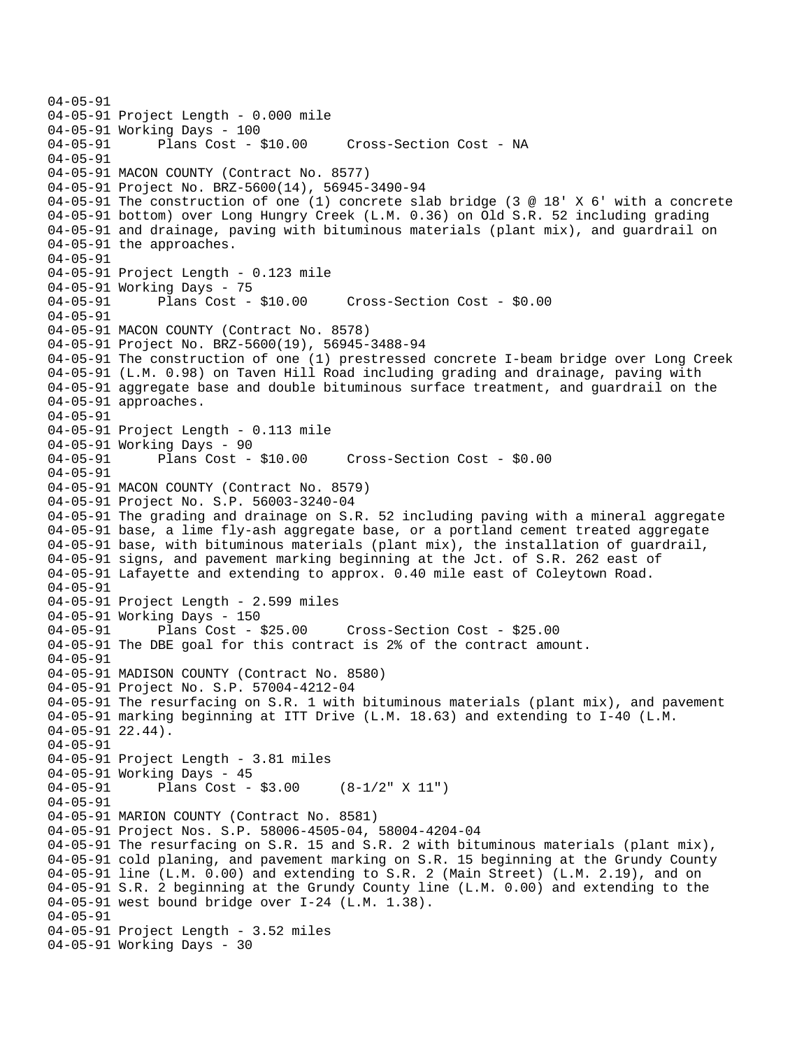```
04-05-91
04-05-91 Project Length - 0.000 mile
04-05-91 Working Days - 100
04-05-91       Plans Cost - $10.00     Cross-Section Cost - NA
04-05-91
04-05-91 MACON COUNTY (Contract No. 8577)
04-05-91 Project No. BRZ-5600(14), 56945-3490-94
04-05-91 The construction of one (1) concrete slab bridge (3 @ 18' X 6' with a concrete
04-05-91 bottom) over Long Hungry Creek (L.M. 0.36) on Old S.R. 52 including grading
04-05-91 and drainage, paving with bituminous materials (plant mix), and guardrail on
04-05-91 the approaches.
04-05-91
04-05-91 Project Length - 0.123 mile
04-05-91 Working Days - 75
04-05-91       Plans Cost - $10.00     Cross-Section Cost - $0.00
04-05-91
04-05-91 MACON COUNTY (Contract No. 8578)
04-05-91 Project No. BRZ-5600(19), 56945-3488-94
04-05-91 The construction of one (1) prestressed concrete I-beam bridge over Long Creek
04-05-91 (L.M. 0.98) on Taven Hill Road including grading and drainage, paving with
04-05-91 aggregate base and double bituminous surface treatment, and guardrail on the
04-05-91 approaches.
04-05-91
04-05-91 Project Length - 0.113 mile
04-05-91 Working Days - 90
04-05-91       Plans Cost - $10.00     Cross-Section Cost - $0.00
04-05-91
04-05-91 MACON COUNTY (Contract No. 8579)
04-05-91 Project No. S.P. 56003-3240-04
04-05-91 The grading and drainage on S.R. 52 including paving with a mineral aggregate
04-05-91 base, a lime fly-ash aggregate base, or a portland cement treated aggregate
04-05-91 base, with bituminous materials (plant mix), the installation of guardrail,
04-05-91 signs, and pavement marking beginning at the Jct. of S.R. 262 east of
04-05-91 Lafayette and extending to approx. 0.40 mile east of Coleytown Road.
04-05-91
04-05-91 Project Length - 2.599 miles
04-05-91 Working Days - 150
04-05-91       Plans Cost - $25.00     Cross-Section Cost - $25.00
04-05-91 The DBE goal for this contract is 2% of the contract amount.
04-05-91
04-05-91 MADISON COUNTY (Contract No. 8580)
04-05-91 Project No. S.P. 57004-4212-04
04-05-91 The resurfacing on S.R. 1 with bituminous materials (plant mix), and pavement
04-05-91 marking beginning at ITT Drive (L.M. 18.63) and extending to I-40 (L.M.
04-05-91 22.44).
04-05-91
04-05-91 Project Length - 3.81 miles
04-05-91 Working Days - 45
04-05-91       Plans Cost - $3.00     (8-1/2" X 11")
04-05-91
04-05-91 MARION COUNTY (Contract No. 8581)
04-05-91 Project Nos. S.P. 58006-4505-04, 58004-4204-04
04-05-91 The resurfacing on S.R. 15 and S.R. 2 with bituminous materials (plant mix),
04-05-91 cold planing, and pavement marking on S.R. 15 beginning at the Grundy County
04-05-91 line (L.M. 0.00) and extending to S.R. 2 (Main Street) (L.M. 2.19), and on
04-05-91 S.R. 2 beginning at the Grundy County line (L.M. 0.00) and extending to the
04-05-91 west bound bridge over I-24 (L.M. 1.38).
04-05-91
04-05-91 Project Length - 3.52 miles
04-05-91 Working Days - 30
```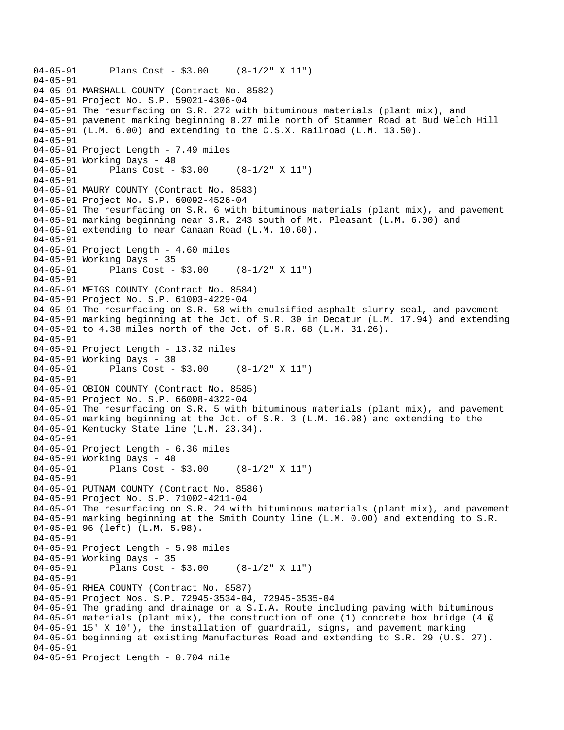```
04-05-91      Plans Cost - $3.00     (8-1/2" X 11")
04-05-91
04-05-91 MARSHALL COUNTY (Contract No. 8582)
04-05-91 Project No. S.P. 59021-4306-04
04-05-91 The resurfacing on S.R. 272 with bituminous materials (plant mix), and
04-05-91 pavement marking beginning 0.27 mile north of Stammer Road at Bud Welch Hill
04-05-91 (L.M. 6.00) and extending to the C.S.X. Railroad (L.M. 13.50).
04-05-91
04-05-91 Project Length - 7.49 miles
04-05-91 Working Days - 40
04-05-91      Plans Cost - $3.00     (8-1/2" X 11")
04-05-91
04-05-91 MAURY COUNTY (Contract No. 8583)
04-05-91 Project No. S.P. 60092-4526-04
04-05-91 The resurfacing on S.R. 6 with bituminous materials (plant mix), and pavement
04-05-91 marking beginning near S.R. 243 south of Mt. Pleasant (L.M. 6.00) and
04-05-91 extending to near Canaan Road (L.M. 10.60).
04-05-91
04-05-91 Project Length - 4.60 miles
04-05-91 Working Days - 35
04-05-91      Plans Cost - $3.00     (8-1/2" X 11")
04-05-91
04-05-91 MEIGS COUNTY (Contract No. 8584)
04-05-91 Project No. S.P. 61003-4229-04
04-05-91 The resurfacing on S.R. 58 with emulsified asphalt slurry seal, and pavement
04-05-91 marking beginning at the Jct. of S.R. 30 in Decatur (L.M. 17.94) and extending
04-05-91 to 4.38 miles north of the Jct. of S.R. 68 (L.M. 31.26).
04-05-91
04-05-91 Project Length - 13.32 miles
04-05-91 Working Days - 30
04-05-91      Plans Cost - $3.00     (8-1/2" X 11")
04-05-91
04-05-91 OBION COUNTY (Contract No. 8585)
04-05-91 Project No. S.P. 66008-4322-04
04-05-91 The resurfacing on S.R. 5 with bituminous materials (plant mix), and pavement
04-05-91 marking beginning at the Jct. of S.R. 3 (L.M. 16.98) and extending to the
04-05-91 Kentucky State line (L.M. 23.34).
04-05-91
04-05-91 Project Length - 6.36 miles
04-05-91 Working Days - 40
04-05-91      Plans Cost - $3.00     (8-1/2" X 11")
04-05-91
04-05-91 PUTNAM COUNTY (Contract No. 8586)
04-05-91 Project No. S.P. 71002-4211-04
04-05-91 The resurfacing on S.R. 24 with bituminous materials (plant mix), and pavement
04-05-91 marking beginning at the Smith County line (L.M. 0.00) and extending to S.R.
04-05-91 96 (left) (L.M. 5.98).
04-05-91
04-05-91 Project Length - 5.98 miles
04-05-91 Working Days - 35
04-05-91      Plans Cost - $3.00     (8-1/2" X 11")
04-05-91
04-05-91 RHEA COUNTY (Contract No. 8587)
04-05-91 Project Nos. S.P. 72945-3534-04, 72945-3535-04
04-05-91 The grading and drainage on a S.I.A. Route including paving with bituminous
04-05-91 materials (plant mix), the construction of one (1) concrete box bridge (4 @
04-05-91 15' X 10'), the installation of guardrail, signs, and pavement marking
04-05-91 beginning at existing Manufactures Road and extending to S.R. 29 (U.S. 27).
04-05-91
04-05-91 Project Length - 0.704 mile
```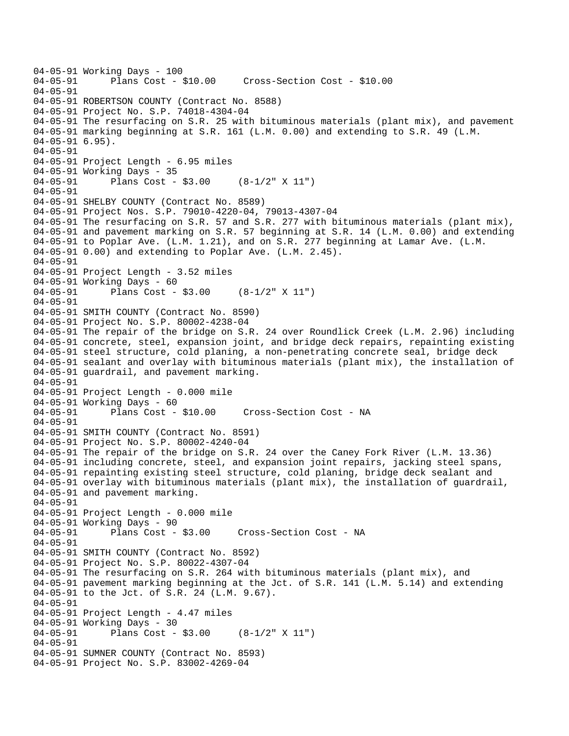```
04-05-91 Working Days - 100
04-05-91       Plans Cost - $10.00     Cross-Section Cost - $10.00
04-05-91
04-05-91 ROBERTSON COUNTY (Contract No. 8588)
04-05-91 Project No. S.P. 74018-4304-04
04-05-91 The resurfacing on S.R. 25 with bituminous materials (plant mix), and pavement
04-05-91 marking beginning at S.R. 161 (L.M. 0.00) and extending to S.R. 49 (L.M.
04-05-91 6.95).
04-05-91
04-05-91 Project Length - 6.95 miles
04-05-91 Working Days - 35
04-05-91       Plans Cost - $3.00     (8-1/2" X 11")
04-05-91
04-05-91 SHELBY COUNTY (Contract No. 8589)
04-05-91 Project Nos. S.P. 79010-4220-04, 79013-4307-04
04-05-91 The resurfacing on S.R. 57 and S.R. 277 with bituminous materials (plant mix),
04-05-91 and pavement marking on S.R. 57 beginning at S.R. 14 (L.M. 0.00) and extending
04-05-91 to Poplar Ave. (L.M. 1.21), and on S.R. 277 beginning at Lamar Ave. (L.M.
04-05-91 0.00) and extending to Poplar Ave. (L.M. 2.45).
04-05-91
04-05-91 Project Length - 3.52 miles
04-05-91 Working Days - 60
04-05-91       Plans Cost - $3.00     (8-1/2" X 11")
04-05-91
04-05-91 SMITH COUNTY (Contract No. 8590)
04-05-91 Project No. S.P. 80002-4238-04
04-05-91 The repair of the bridge on S.R. 24 over Roundlick Creek (L.M. 2.96) including
04-05-91 concrete, steel, expansion joint, and bridge deck repairs, repainting existing
04-05-91 steel structure, cold planing, a non-penetrating concrete seal, bridge deck
04-05-91 sealant and overlay with bituminous materials (plant mix), the installation of
04-05-91 guardrail, and pavement marking.
04-05-91
04-05-91 Project Length - 0.000 mile
04-05-91 Working Days - 60
04-05-91       Plans Cost - $10.00     Cross-Section Cost - NA
04-05-91
04-05-91 SMITH COUNTY (Contract No. 8591)
04-05-91 Project No. S.P. 80002-4240-04
04-05-91 The repair of the bridge on S.R. 24 over the Caney Fork River (L.M. 13.36)
04-05-91 including concrete, steel, and expansion joint repairs, jacking steel spans,
04-05-91 repainting existing steel structure, cold planing, bridge deck sealant and
04-05-91 overlay with bituminous materials (plant mix), the installation of guardrail,
04-05-91 and pavement marking.
04-05-91
04-05-91 Project Length - 0.000 mile
04-05-91 Working Days - 90
04-05-91       Plans Cost - $3.00     Cross-Section Cost - NA
04-05-91
04-05-91 SMITH COUNTY (Contract No. 8592)
04-05-91 Project No. S.P. 80022-4307-04
04-05-91 The resurfacing on S.R. 264 with bituminous materials (plant mix), and
04-05-91 pavement marking beginning at the Jct. of S.R. 141 (L.M. 5.14) and extending
04-05-91 to the Jct. of S.R. 24 (L.M. 9.67).
04-05-91
04-05-91 Project Length - 4.47 miles
04-05-91 Working Days - 30
04-05-91       Plans Cost - $3.00     (8-1/2" X 11")
04-05-91
04-05-91 SUMNER COUNTY (Contract No. 8593)
04-05-91 Project No. S.P. 83002-4269-04
```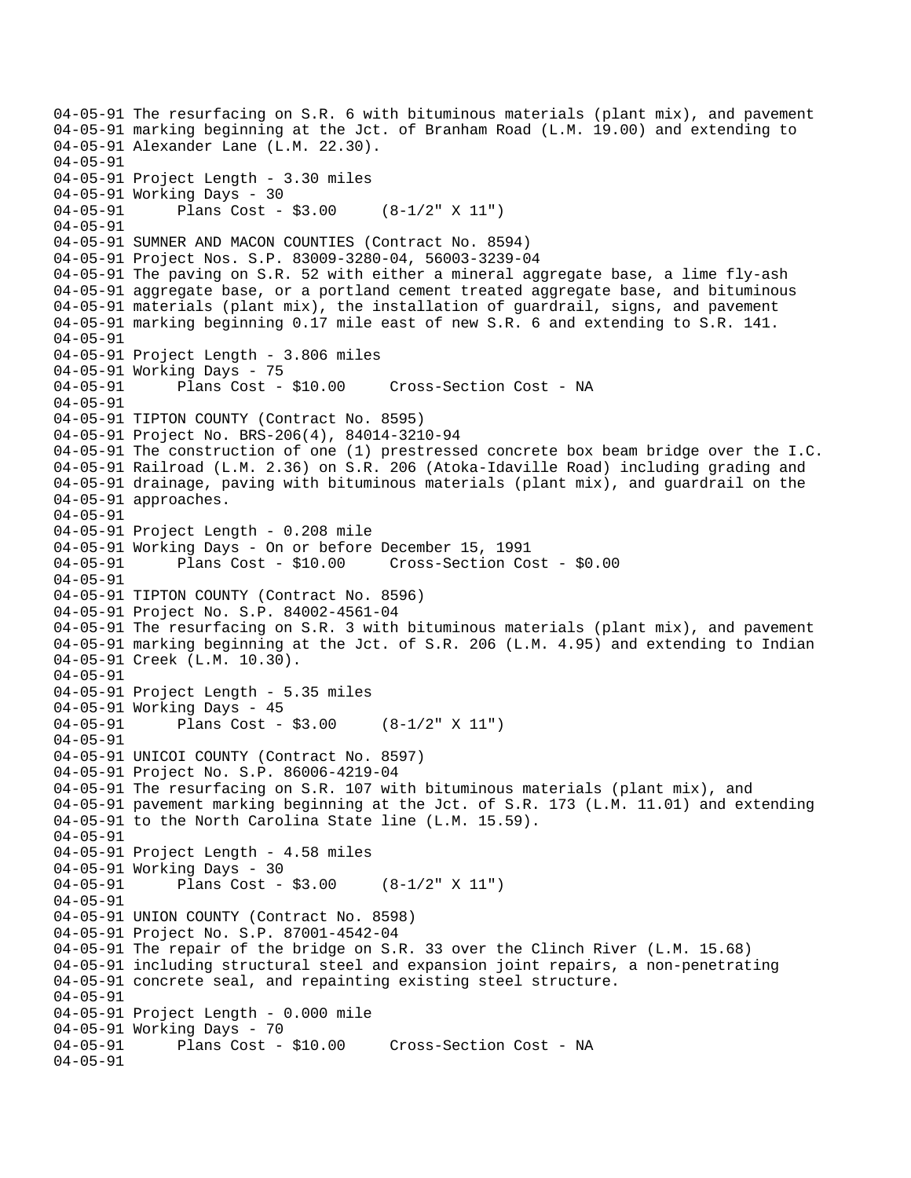```
04-05-91 The resurfacing on S.R. 6 with bituminous materials (plant mix), and pavement
04-05-91 marking beginning at the Jct. of Branham Road (L.M. 19.00) and extending to
04-05-91 Alexander Lane (L.M. 22.30).
04-05-91
04-05-91 Project Length - 3.30 miles
04-05-91 Working Days - 30
04-05-91       Plans Cost - $3.00     (8-1/2" X 11")
04-05-91
04-05-91 SUMNER AND MACON COUNTIES (Contract No. 8594)
04-05-91 Project Nos. S.P. 83009-3280-04, 56003-3239-04
04-05-91 The paving on S.R. 52 with either a mineral aggregate base, a lime fly-ash
04-05-91 aggregate base, or a portland cement treated aggregate base, and bituminous
04-05-91 materials (plant mix), the installation of guardrail, signs, and pavement
04-05-91 marking beginning 0.17 mile east of new S.R. 6 and extending to S.R. 141.
04-05-91
04-05-91 Project Length - 3.806 miles
04-05-91 Working Days - 75
04-05-91       Plans Cost - $10.00     Cross-Section Cost - NA
04-05-91
04-05-91 TIPTON COUNTY (Contract No. 8595)
04-05-91 Project No. BRS-206(4), 84014-3210-94
04-05-91 The construction of one (1) prestressed concrete box beam bridge over the I.C.
04-05-91 Railroad (L.M. 2.36) on S.R. 206 (Atoka-Idaville Road) including grading and
04-05-91 drainage, paving with bituminous materials (plant mix), and guardrail on the
04-05-91 approaches.
04-05-91
04-05-91 Project Length - 0.208 mile
04-05-91 Working Days - On or before December 15, 1991
04-05-91       Plans Cost - $10.00     Cross-Section Cost - $0.00
04-05-91
04-05-91 TIPTON COUNTY (Contract No. 8596)
04-05-91 Project No. S.P. 84002-4561-04
04-05-91 The resurfacing on S.R. 3 with bituminous materials (plant mix), and pavement
04-05-91 marking beginning at the Jct. of S.R. 206 (L.M. 4.95) and extending to Indian
04-05-91 Creek (L.M. 10.30).
04-05-91
04-05-91 Project Length - 5.35 miles
04-05-91 Working Days - 45
04-05-91       Plans Cost - $3.00     (8-1/2" X 11")
04-05-91
04-05-91 UNICOI COUNTY (Contract No. 8597)
04-05-91 Project No. S.P. 86006-4219-04
04-05-91 The resurfacing on S.R. 107 with bituminous materials (plant mix), and
04-05-91 pavement marking beginning at the Jct. of S.R. 173 (L.M. 11.01) and extending
04-05-91 to the North Carolina State line (L.M. 15.59).
04-05-91
04-05-91 Project Length - 4.58 miles
04-05-91 Working Days - 30
04-05-91       Plans Cost - $3.00     (8-1/2" X 11")
04-05-91
04-05-91 UNION COUNTY (Contract No. 8598)
04-05-91 Project No. S.P. 87001-4542-04
04-05-91 The repair of the bridge on S.R. 33 over the Clinch River (L.M. 15.68)
04-05-91 including structural steel and expansion joint repairs, a non-penetrating
04-05-91 concrete seal, and repainting existing steel structure.
04-05-91
04-05-91 Project Length - 0.000 mile
04-05-91 Working Days - 70
04-05-91       Plans Cost - $10.00     Cross-Section Cost - NA
04-05-91
```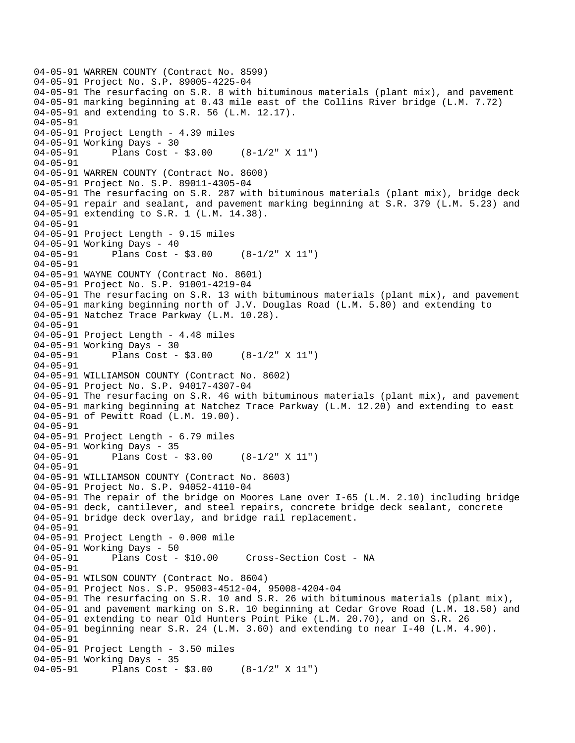```
04-05-91 WARREN COUNTY (Contract No. 8599)
04-05-91 Project No. S.P. 89005-4225-04
04-05-91 The resurfacing on S.R. 8 with bituminous materials (plant mix), and pavement
04-05-91 marking beginning at 0.43 mile east of the Collins River bridge (L.M. 7.72)
04-05-91 and extending to S.R. 56 (L.M. 12.17).
04-05-91
04-05-91 Project Length - 4.39 miles
04-05-91 Working Days - 30
04-05-91       Plans Cost - $3.00     (8-1/2" X 11")
04-05-91
04-05-91 WARREN COUNTY (Contract No. 8600)
04-05-91 Project No. S.P. 89011-4305-04
04-05-91 The resurfacing on S.R. 287 with bituminous materials (plant mix), bridge deck
04-05-91 repair and sealant, and pavement marking beginning at S.R. 379 (L.M. 5.23) and
04-05-91 extending to S.R. 1 (L.M. 14.38).
04-05-91
04-05-91 Project Length - 9.15 miles
04-05-91 Working Days - 40
04-05-91       Plans Cost - $3.00     (8-1/2" X 11")
04-05-91
04-05-91 WAYNE COUNTY (Contract No. 8601)
04-05-91 Project No. S.P. 91001-4219-04
04-05-91 The resurfacing on S.R. 13 with bituminous materials (plant mix), and pavement
04-05-91 marking beginning north of J.V. Douglas Road (L.M. 5.80) and extending to
04-05-91 Natchez Trace Parkway (L.M. 10.28).
04-05-91
04-05-91 Project Length - 4.48 miles
04-05-91 Working Days - 30
04-05-91       Plans Cost - $3.00     (8-1/2" X 11")
04-05-91
04-05-91 WILLIAMSON COUNTY (Contract No. 8602)
04-05-91 Project No. S.P. 94017-4307-04
04-05-91 The resurfacing on S.R. 46 with bituminous materials (plant mix), and pavement
04-05-91 marking beginning at Natchez Trace Parkway (L.M. 12.20) and extending to east
04-05-91 of Pewitt Road (L.M. 19.00).
04-05-91
04-05-91 Project Length - 6.79 miles
04-05-91 Working Days - 35
04-05-91       Plans Cost - $3.00     (8-1/2" X 11")
04-05-91
04-05-91 WILLIAMSON COUNTY (Contract No. 8603)
04-05-91 Project No. S.P. 94052-4110-04
04-05-91 The repair of the bridge on Moores Lane over I-65 (L.M. 2.10) including bridge
04-05-91 deck, cantilever, and steel repairs, concrete bridge deck sealant, concrete
04-05-91 bridge deck overlay, and bridge rail replacement.
04-05-91
04-05-91 Project Length - 0.000 mile
04-05-91 Working Days - 50
04-05-91       Plans Cost - $10.00     Cross-Section Cost - NA
04-05-91
04-05-91 WILSON COUNTY (Contract No. 8604)
04-05-91 Project Nos. S.P. 95003-4512-04, 95008-4204-04
04-05-91 The resurfacing on S.R. 10 and S.R. 26 with bituminous materials (plant mix),
04-05-91 and pavement marking on S.R. 10 beginning at Cedar Grove Road (L.M. 18.50) and
04-05-91 extending to near Old Hunters Point Pike (L.M. 20.70), and on S.R. 26
04-05-91 beginning near S.R. 24 (L.M. 3.60) and extending to near I-40 (L.M. 4.90).
04-05-91
04-05-91 Project Length - 3.50 miles
04-05-91 Working Days - 35
04-05-91       Plans Cost - $3.00     (8-1/2" X 11")
```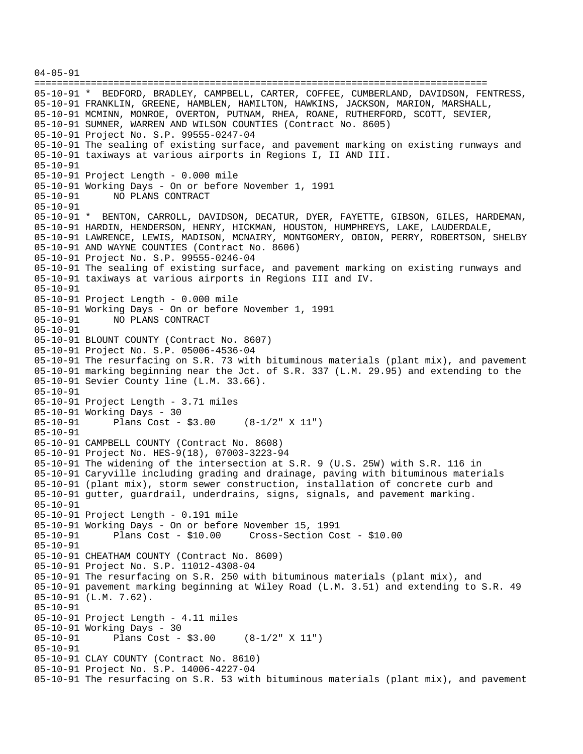```
04-05-91
================================================================================
05-10-91 *  BEDFORD, BRADLEY, CAMPBELL, CARTER, COFFEE, CUMBERLAND, DAVIDSON, FENTRESS,
05-10-91 FRANKLIN, GREENE, HAMBLEN, HAMILTON, HAWKINS, JACKSON, MARION, MARSHALL,
05-10-91 MCMINN, MONROE, OVERTON, PUTNAM, RHEA, ROANE, RUTHERFORD, SCOTT, SEVIER,
05-10-91 SUMNER, WARREN AND WILSON COUNTIES (Contract No. 8605)
05-10-91 Project No. S.P. 99555-0247-04
05-10-91 The sealing of existing surface, and pavement marking on existing runways and
05-10-91 taxiways at various airports in Regions I, II AND III.
05-10-91
05-10-91 Project Length - 0.000 mile
05-10-91 Working Days - On or before November 1, 1991
05-10-91       NO PLANS CONTRACT
05-10-91
05-10-91 *  BENTON, CARROLL, DAVIDSON, DECATUR, DYER, FAYETTE, GIBSON, GILES, HARDEMAN,
05-10-91 HARDIN, HENDERSON, HENRY, HICKMAN, HOUSTON, HUMPHREYS, LAKE, LAUDERDALE,
05-10-91 LAWRENCE, LEWIS, MADISON, MCNAIRY, MONTGOMERY, OBION, PERRY, ROBERTSON, SHELBY
05-10-91 AND WAYNE COUNTIES (Contract No. 8606)
05-10-91 Project No. S.P. 99555-0246-04
05-10-91 The sealing of existing surface, and pavement marking on existing runways and
05-10-91 taxiways at various airports in Regions III and IV.
05-10-91
05-10-91 Project Length - 0.000 mile
05-10-91 Working Days - On or before November 1, 1991
05-10-91       NO PLANS CONTRACT
05-10-91
05-10-91 BLOUNT COUNTY (Contract No. 8607)
05-10-91 Project No. S.P. 05006-4536-04
05-10-91 The resurfacing on S.R. 73 with bituminous materials (plant mix), and pavement
05-10-91 marking beginning near the Jct. of S.R. 337 (L.M. 29.95) and extending to the
05-10-91 Sevier County line (L.M. 33.66).
05-10-91
05-10-91 Project Length - 3.71 miles
05-10-91 Working Days - 30
05-10-91       Plans Cost - $3.00     (8-1/2" X 11")
05-10-91
05-10-91 CAMPBELL COUNTY (Contract No. 8608)
05-10-91 Project No. HES-9(18), 07003-3223-94
05-10-91 The widening of the intersection at S.R. 9 (U.S. 25W) with S.R. 116 in
05-10-91 Caryville including grading and drainage, paving with bituminous materials
05-10-91 (plant mix), storm sewer construction, installation of concrete curb and
05-10-91 gutter, guardrail, underdrains, signs, signals, and pavement marking.
05-10-91
05-10-91 Project Length - 0.191 mile
05-10-91 Working Days - On or before November 15, 1991
05-10-91       Plans Cost - $10.00     Cross-Section Cost - $10.00
05-10-91
05-10-91 CHEATHAM COUNTY (Contract No. 8609)
05-10-91 Project No. S.P. 11012-4308-04
05-10-91 The resurfacing on S.R. 250 with bituminous materials (plant mix), and
05-10-91 pavement marking beginning at Wiley Road (L.M. 3.51) and extending to S.R. 49
05-10-91 (L.M. 7.62).
05-10-91
05-10-91 Project Length - 4.11 miles
05-10-91 Working Days - 30
05-10-91       Plans Cost - $3.00     (8-1/2" X 11")
05-10-91
05-10-91 CLAY COUNTY (Contract No. 8610)
05-10-91 Project No. S.P. 14006-4227-04
05-10-91 The resurfacing on S.R. 53 with bituminous materials (plant mix), and pavement
```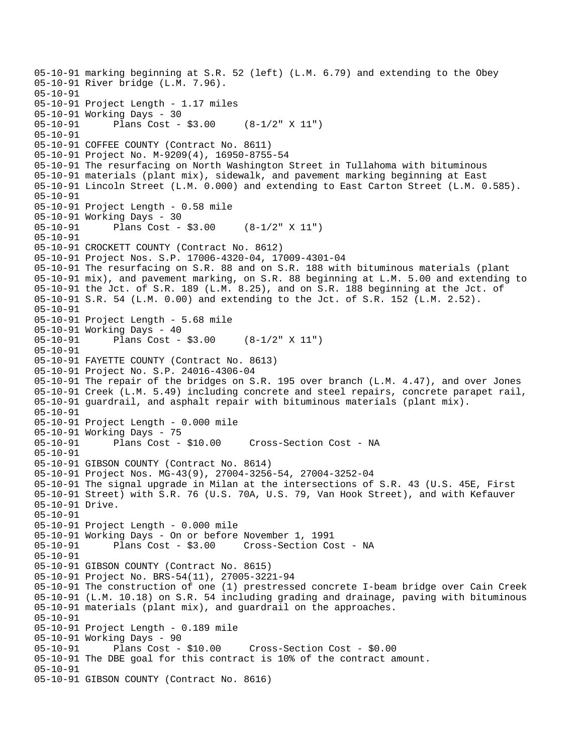05-10-91 marking beginning at S.R. 52 (left) (L.M. 6.79) and extending to the Obey
05-10-91 River bridge (L.M. 7.96).
05-10-91
05-10-91 Project Length - 1.17 miles
05-10-91 Working Days - 30
05-10-91 Plans Cost - $3.00 (8-1/2" X 11")
05-10-91
05-10-91 COFFEE COUNTY (Contract No. 8611)
05-10-91 Project No. M-9209(4), 16950-8755-54
05-10-91 The resurfacing on North Washington Street in Tullahoma with bituminous
05-10-91 materials (plant mix), sidewalk, and pavement marking beginning at East
05-10-91 Lincoln Street (L.M. 0.000) and extending to East Carton Street (L.M. 0.585).
05-10-91
05-10-91 Project Length - 0.58 mile
05-10-91 Working Days - 30
05-10-91 Plans Cost - $3.00 (8-1/2" X 11")
05-10-91
05-10-91 CROCKETT COUNTY (Contract No. 8612)
05-10-91 Project Nos. S.P. 17006-4320-04, 17009-4301-04
05-10-91 The resurfacing on S.R. 88 and on S.R. 188 with bituminous materials (plant
05-10-91 mix), and pavement marking, on S.R. 88 beginning at L.M. 5.00 and extending to
05-10-91 the Jct. of S.R. 189 (L.M. 8.25), and on S.R. 188 beginning at the Jct. of
05-10-91 S.R. 54 (L.M. 0.00) and extending to the Jct. of S.R. 152 (L.M. 2.52).
05-10-91
05-10-91 Project Length - 5.68 mile
05-10-91 Working Days - 40
05-10-91 Plans Cost - $3.00 (8-1/2" X 11")
05-10-91
05-10-91 FAYETTE COUNTY (Contract No. 8613)
05-10-91 Project No. S.P. 24016-4306-04
05-10-91 The repair of the bridges on S.R. 195 over branch (L.M. 4.47), and over Jones
05-10-91 Creek (L.M. 5.49) including concrete and steel repairs, concrete parapet rail,
05-10-91 guardrail, and asphalt repair with bituminous materials (plant mix).
05-10-91
05-10-91 Project Length - 0.000 mile
05-10-91 Working Days - 75
05-10-91 Plans Cost - $10.00 Cross-Section Cost - NA
05-10-91
05-10-91 GIBSON COUNTY (Contract No. 8614)
05-10-91 Project Nos. MG-43(9), 27004-3256-54, 27004-3252-04
05-10-91 The signal upgrade in Milan at the intersections of S.R. 43 (U.S. 45E, First
05-10-91 Street) with S.R. 76 (U.S. 70A, U.S. 79, Van Hook Street), and with Kefauver
05-10-91 Drive.
05-10-91
05-10-91 Project Length - 0.000 mile
05-10-91 Working Days - On or before November 1, 1991
05-10-91 Plans Cost - $3.00 Cross-Section Cost - NA
05-10-91
05-10-91 GIBSON COUNTY (Contract No. 8615)
05-10-91 Project No. BRS-54(11), 27005-3221-94
05-10-91 The construction of one (1) prestressed concrete I-beam bridge over Cain Creek
05-10-91 (L.M. 10.18) on S.R. 54 including grading and drainage, paving with bituminous
05-10-91 materials (plant mix), and guardrail on the approaches.
05-10-91
05-10-91 Project Length - 0.189 mile
05-10-91 Working Days - 90
05-10-91 Plans Cost - $10.00 Cross-Section Cost - $0.00
05-10-91 The DBE goal for this contract is 10% of the contract amount.
05-10-91
05-10-91 GIBSON COUNTY (Contract No. 8616)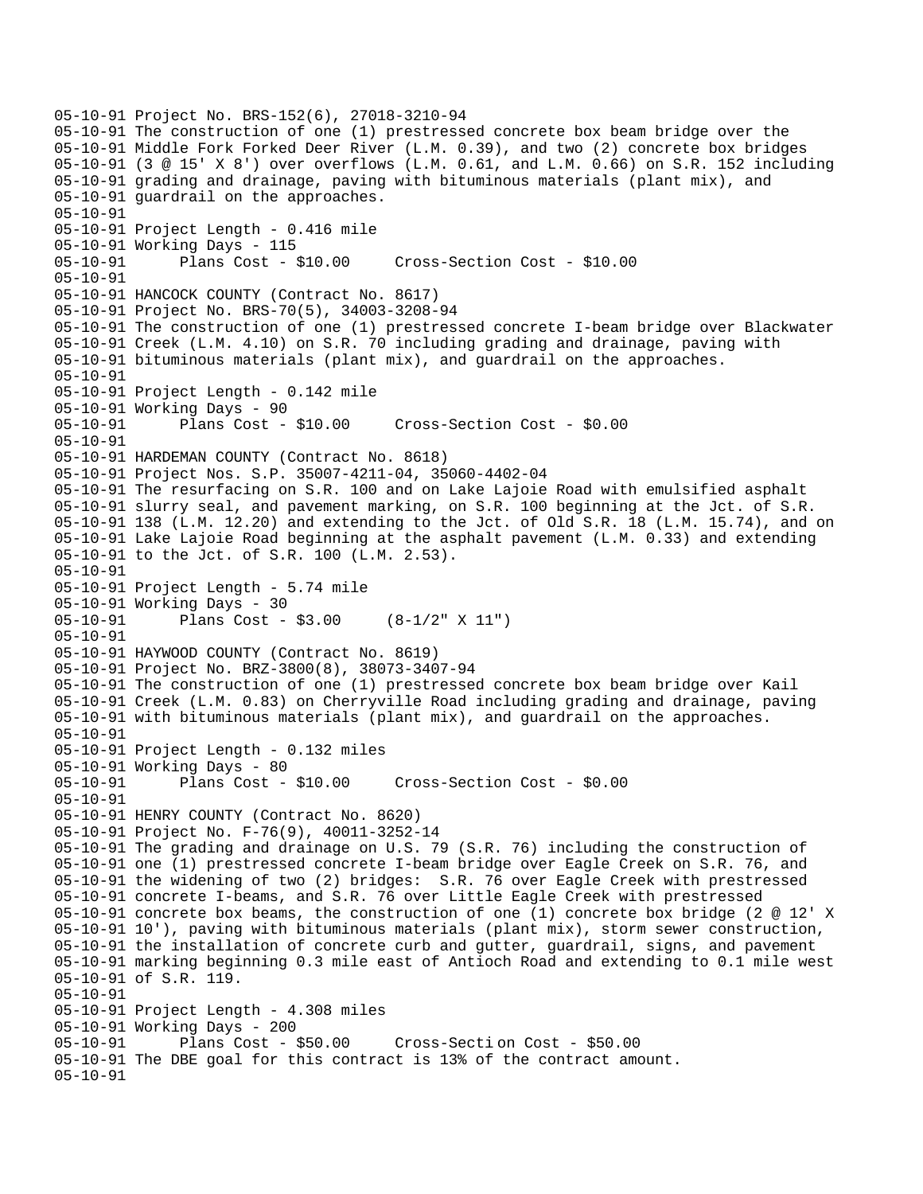05-10-91 Project No. BRS-152(6), 27018-3210-94
05-10-91 The construction of one (1) prestressed concrete box beam bridge over the
05-10-91 Middle Fork Forked Deer River (L.M. 0.39), and two (2) concrete box bridges
05-10-91 (3 @ 15' X 8') over overflows (L.M. 0.61, and L.M. 0.66) on S.R. 152 including
05-10-91 grading and drainage, paving with bituminous materials (plant mix), and
05-10-91 guardrail on the approaches.
05-10-91
05-10-91 Project Length - 0.416 mile
05-10-91 Working Days - 115
05-10-91 Plans Cost - $10.00 Cross-Section Cost - $10.00
05-10-91
05-10-91 HANCOCK COUNTY (Contract No. 8617)
05-10-91 Project No. BRS-70(5), 34003-3208-94
05-10-91 The construction of one (1) prestressed concrete I-beam bridge over Blackwater
05-10-91 Creek (L.M. 4.10) on S.R. 70 including grading and drainage, paving with
05-10-91 bituminous materials (plant mix), and guardrail on the approaches.
05-10-91
05-10-91 Project Length - 0.142 mile
05-10-91 Working Days - 90
05-10-91 Plans Cost - $10.00 Cross-Section Cost - $0.00
05-10-91
05-10-91 HARDEMAN COUNTY (Contract No. 8618)
05-10-91 Project Nos. S.P. 35007-4211-04, 35060-4402-04
05-10-91 The resurfacing on S.R. 100 and on Lake Lajoie Road with emulsified asphalt
05-10-91 slurry seal, and pavement marking, on S.R. 100 beginning at the Jct. of S.R.
05-10-91 138 (L.M. 12.20) and extending to the Jct. of Old S.R. 18 (L.M. 15.74), and on
05-10-91 Lake Lajoie Road beginning at the asphalt pavement (L.M. 0.33) and extending
05-10-91 to the Jct. of S.R. 100 (L.M. 2.53).
05-10-91
05-10-91 Project Length - 5.74 mile
05-10-91 Working Days - 30
05-10-91 Plans Cost - $3.00 (8-1/2" X 11")
05-10-91
05-10-91 HAYWOOD COUNTY (Contract No. 8619)
05-10-91 Project No. BRZ-3800(8), 38073-3407-94
05-10-91 The construction of one (1) prestressed concrete box beam bridge over Kail
05-10-91 Creek (L.M. 0.83) on Cherryville Road including grading and drainage, paving
05-10-91 with bituminous materials (plant mix), and guardrail on the approaches.
05-10-91
05-10-91 Project Length - 0.132 miles
05-10-91 Working Days - 80
05-10-91 Plans Cost - $10.00 Cross-Section Cost - $0.00
05-10-91
05-10-91 HENRY COUNTY (Contract No. 8620)
05-10-91 Project No. F-76(9), 40011-3252-14
05-10-91 The grading and drainage on U.S. 79 (S.R. 76) including the construction of
05-10-91 one (1) prestressed concrete I-beam bridge over Eagle Creek on S.R. 76, and
05-10-91 the widening of two (2) bridges: S.R. 76 over Eagle Creek with prestressed
05-10-91 concrete I-beams, and S.R. 76 over Little Eagle Creek with prestressed
05-10-91 concrete box beams, the construction of one (1) concrete box bridge (2 @ 12' X
05-10-91 10'), paving with bituminous materials (plant mix), storm sewer construction,
05-10-91 the installation of concrete curb and gutter, guardrail, signs, and pavement
05-10-91 marking beginning 0.3 mile east of Antioch Road and extending to 0.1 mile west
05-10-91 of S.R. 119.
05-10-91
05-10-91 Project Length - 4.308 miles
05-10-91 Working Days - 200
05-10-91 Plans Cost - $50.00 Cross-Secti on Cost - $50.00
05-10-91 The DBE goal for this contract is 13% of the contract amount.
05-10-91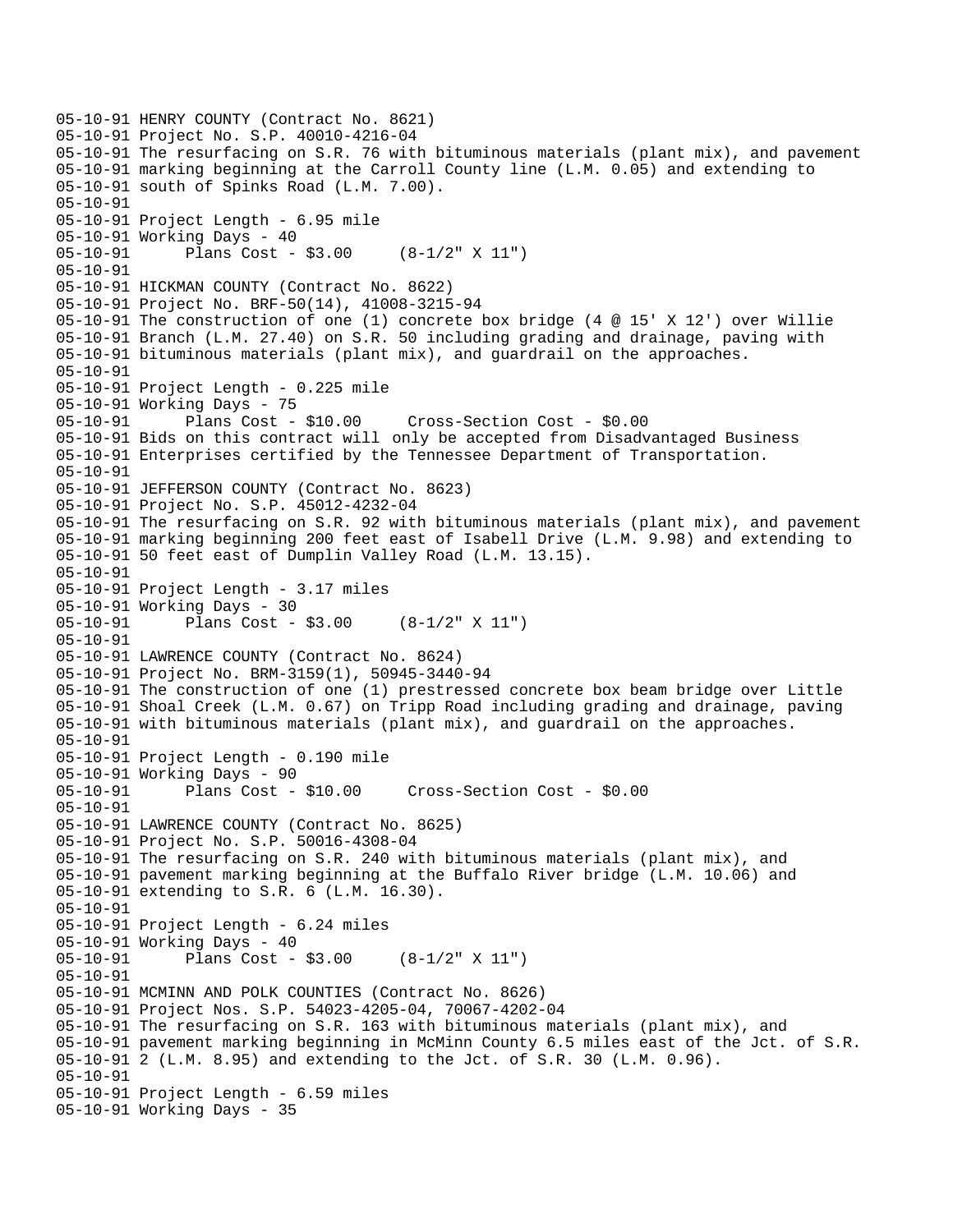05-10-91 HENRY COUNTY (Contract No. 8621)
05-10-91 Project No. S.P. 40010-4216-04
05-10-91 The resurfacing on S.R. 76 with bituminous materials (plant mix), and pavement
05-10-91 marking beginning at the Carroll County line (L.M. 0.05) and extending to
05-10-91 south of Spinks Road (L.M. 7.00).
05-10-91
05-10-91 Project Length - 6.95 mile
05-10-91 Working Days - 40
05-10-91 Plans Cost - $3.00 (8-1/2" X 11")
05-10-91
05-10-91 HICKMAN COUNTY (Contract No. 8622)
05-10-91 Project No. BRF-50(14), 41008-3215-94
05-10-91 The construction of one (1) concrete box bridge (4 @ 15' X 12') over Willie
05-10-91 Branch (L.M. 27.40) on S.R. 50 including grading and drainage, paving with
05-10-91 bituminous materials (plant mix), and guardrail on the approaches.
05-10-91
05-10-91 Project Length - 0.225 mile
05-10-91 Working Days - 75
05-10-91 Plans Cost - $10.00 Cross-Section Cost - $0.00
05-10-91 Bids on this contract will only be accepted from Disadvantaged Business
05-10-91 Enterprises certified by the Tennessee Department of Transportation.
05-10-91
05-10-91 JEFFERSON COUNTY (Contract No. 8623)
05-10-91 Project No. S.P. 45012-4232-04
05-10-91 The resurfacing on S.R. 92 with bituminous materials (plant mix), and pavement
05-10-91 marking beginning 200 feet east of Isabell Drive (L.M. 9.98) and extending to
05-10-91 50 feet east of Dumplin Valley Road (L.M. 13.15).
05-10-91
05-10-91 Project Length - 3.17 miles
05-10-91 Working Days - 30
05-10-91 Plans Cost - $3.00 (8-1/2" X 11")
05-10-91
05-10-91 LAWRENCE COUNTY (Contract No. 8624)
05-10-91 Project No. BRM-3159(1), 50945-3440-94
05-10-91 The construction of one (1) prestressed concrete box beam bridge over Little
05-10-91 Shoal Creek (L.M. 0.67) on Tripp Road including grading and drainage, paving
05-10-91 with bituminous materials (plant mix), and guardrail on the approaches.
05-10-91
05-10-91 Project Length - 0.190 mile
05-10-91 Working Days - 90
05-10-91 Plans Cost - $10.00 Cross-Section Cost - $0.00
05-10-91
05-10-91 LAWRENCE COUNTY (Contract No. 8625)
05-10-91 Project No. S.P. 50016-4308-04
05-10-91 The resurfacing on S.R. 240 with bituminous materials (plant mix), and
05-10-91 pavement marking beginning at the Buffalo River bridge (L.M. 10.06) and
05-10-91 extending to S.R. 6 (L.M. 16.30).
05-10-91
05-10-91 Project Length - 6.24 miles
05-10-91 Working Days - 40
05-10-91 Plans Cost - $3.00 (8-1/2" X 11")
05-10-91
05-10-91 MCMINN AND POLK COUNTIES (Contract No. 8626)
05-10-91 Project Nos. S.P. 54023-4205-04, 70067-4202-04
05-10-91 The resurfacing on S.R. 163 with bituminous materials (plant mix), and
05-10-91 pavement marking beginning in McMinn County 6.5 miles east of the Jct. of S.R.
05-10-91 2 (L.M. 8.95) and extending to the Jct. of S.R. 30 (L.M. 0.96).
05-10-91
05-10-91 Project Length - 6.59 miles
05-10-91 Working Days - 35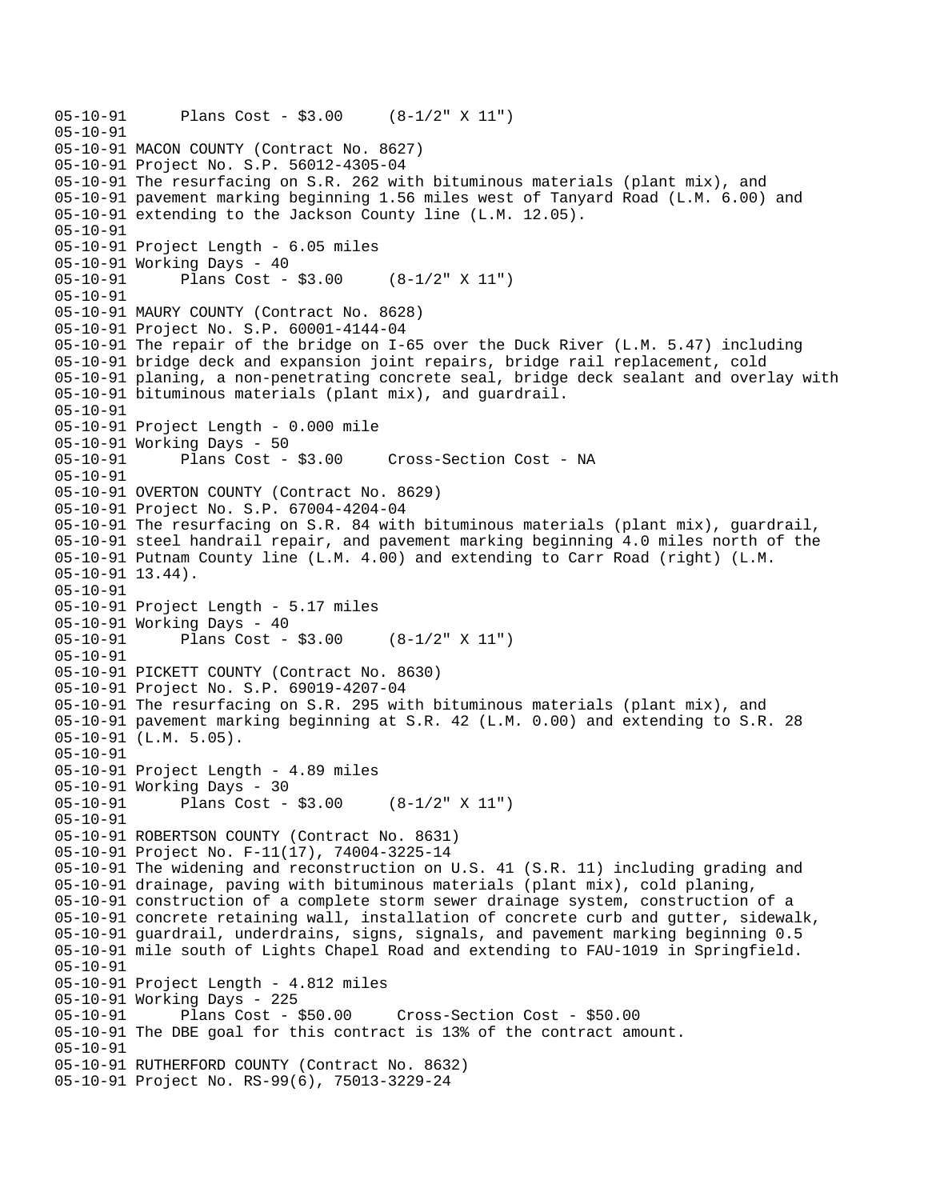```
05-10-91      Plans Cost - $3.00     (8-1/2" X 11")
05-10-91
05-10-91 MACON COUNTY (Contract No. 8627)
05-10-91 Project No. S.P. 56012-4305-04
05-10-91 The resurfacing on S.R. 262 with bituminous materials (plant mix), and
05-10-91 pavement marking beginning 1.56 miles west of Tanyard Road (L.M. 6.00) and
05-10-91 extending to the Jackson County line (L.M. 12.05).
05-10-91
05-10-91 Project Length - 6.05 miles
05-10-91 Working Days - 40
05-10-91      Plans Cost - $3.00     (8-1/2" X 11")
05-10-91
05-10-91 MAURY COUNTY (Contract No. 8628)
05-10-91 Project No. S.P. 60001-4144-04
05-10-91 The repair of the bridge on I-65 over the Duck River (L.M. 5.47) including
05-10-91 bridge deck and expansion joint repairs, bridge rail replacement, cold
05-10-91 planing, a non-penetrating concrete seal, bridge deck sealant and overlay with
05-10-91 bituminous materials (plant mix), and guardrail.
05-10-91
05-10-91 Project Length - 0.000 mile
05-10-91 Working Days - 50
05-10-91      Plans Cost - $3.00     Cross-Section Cost - NA
05-10-91
05-10-91 OVERTON COUNTY (Contract No. 8629)
05-10-91 Project No. S.P. 67004-4204-04
05-10-91 The resurfacing on S.R. 84 with bituminous materials (plant mix), guardrail,
05-10-91 steel handrail repair, and pavement marking beginning 4.0 miles north of the
05-10-91 Putnam County line (L.M. 4.00) and extending to Carr Road (right) (L.M.
05-10-91 13.44).
05-10-91
05-10-91 Project Length - 5.17 miles
05-10-91 Working Days - 40
05-10-91      Plans Cost - $3.00     (8-1/2" X 11")
05-10-91
05-10-91 PICKETT COUNTY (Contract No. 8630)
05-10-91 Project No. S.P. 69019-4207-04
05-10-91 The resurfacing on S.R. 295 with bituminous materials (plant mix), and
05-10-91 pavement marking beginning at S.R. 42 (L.M. 0.00) and extending to S.R. 28
05-10-91 (L.M. 5.05).
05-10-91
05-10-91 Project Length - 4.89 miles
05-10-91 Working Days - 30
05-10-91      Plans Cost - $3.00     (8-1/2" X 11")
05-10-91
05-10-91 ROBERTSON COUNTY (Contract No. 8631)
05-10-91 Project No. F-11(17), 74004-3225-14
05-10-91 The widening and reconstruction on U.S. 41 (S.R. 11) including grading and
05-10-91 drainage, paving with bituminous materials (plant mix), cold planing,
05-10-91 construction of a complete storm sewer drainage system, construction of a
05-10-91 concrete retaining wall, installation of concrete curb and gutter, sidewalk,
05-10-91 guardrail, underdrains, signs, signals, and pavement marking beginning 0.5
05-10-91 mile south of Lights Chapel Road and extending to FAU-1019 in Springfield.
05-10-91
05-10-91 Project Length - 4.812 miles
05-10-91 Working Days - 225
05-10-91      Plans Cost - $50.00     Cross-Section Cost - $50.00
05-10-91 The DBE goal for this contract is 13% of the contract amount.
05-10-91
05-10-91 RUTHERFORD COUNTY (Contract No. 8632)
05-10-91 Project No. RS-99(6), 75013-3229-24
```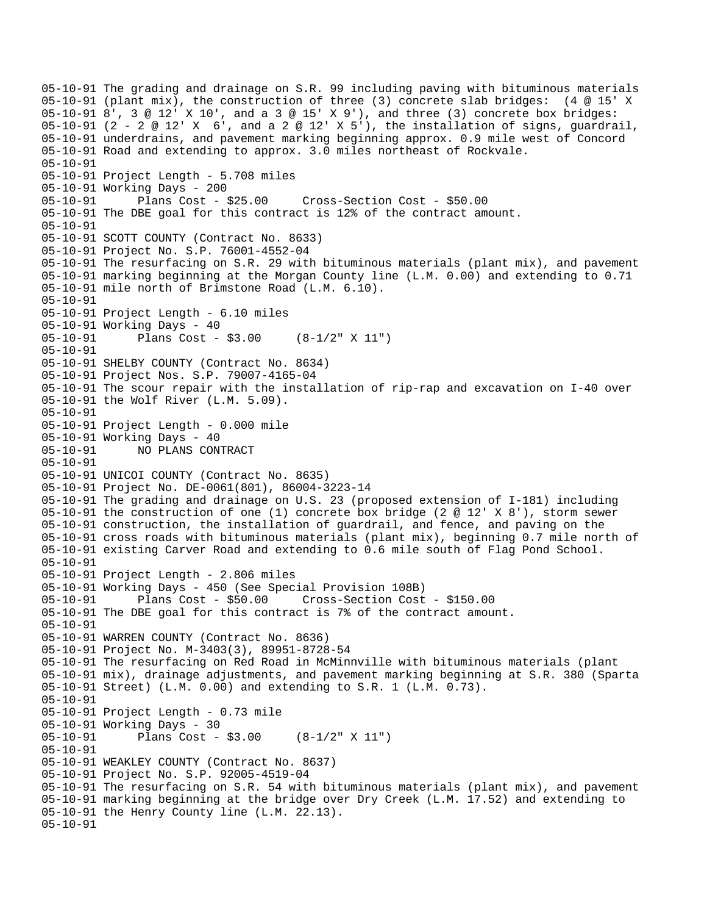05-10-91 The grading and drainage on S.R. 99 including paving with bituminous materials
05-10-91 (plant mix), the construction of three (3) concrete slab bridges:  (4 @ 15' X
05-10-91 8', 3 @ 12' X 10', and a 3 @ 15' X 9'), and three (3) concrete box bridges:
05-10-91 (2 - 2 @ 12' X  6', and a 2 @ 12' X 5'), the installation of signs, guardrail,
05-10-91 underdrains, and pavement marking beginning approx. 0.9 mile west of Concord
05-10-91 Road and extending to approx. 3.0 miles northeast of Rockvale.
05-10-91
05-10-91 Project Length - 5.708 miles
05-10-91 Working Days - 200
05-10-91       Plans Cost - $25.00     Cross-Section Cost - $50.00
05-10-91 The DBE goal for this contract is 12% of the contract amount.
05-10-91
05-10-91 SCOTT COUNTY (Contract No. 8633)
05-10-91 Project No. S.P. 76001-4552-04
05-10-91 The resurfacing on S.R. 29 with bituminous materials (plant mix), and pavement
05-10-91 marking beginning at the Morgan County line (L.M. 0.00) and extending to 0.71
05-10-91 mile north of Brimstone Road (L.M. 6.10).
05-10-91
05-10-91 Project Length - 6.10 miles
05-10-91 Working Days - 40
05-10-91       Plans Cost - $3.00     (8-1/2" X 11")
05-10-91
05-10-91 SHELBY COUNTY (Contract No. 8634)
05-10-91 Project Nos. S.P. 79007-4165-04
05-10-91 The scour repair with the installation of rip-rap and excavation on I-40 over
05-10-91 the Wolf River (L.M. 5.09).
05-10-91
05-10-91 Project Length - 0.000 mile
05-10-91 Working Days - 40
05-10-91       NO PLANS CONTRACT
05-10-91
05-10-91 UNICOI COUNTY (Contract No. 8635)
05-10-91 Project No. DE-0061(801), 86004-3223-14
05-10-91 The grading and drainage on U.S. 23 (proposed extension of I-181) including
05-10-91 the construction of one (1) concrete box bridge (2 @ 12' X 8'), storm sewer
05-10-91 construction, the installation of guardrail, and fence, and paving on the
05-10-91 cross roads with bituminous materials (plant mix), beginning 0.7 mile north of
05-10-91 existing Carver Road and extending to 0.6 mile south of Flag Pond School.
05-10-91
05-10-91 Project Length - 2.806 miles
05-10-91 Working Days - 450 (See Special Provision 108B)
05-10-91       Plans Cost - $50.00     Cross-Section Cost - $150.00
05-10-91 The DBE goal for this contract is 7% of the contract amount.
05-10-91
05-10-91 WARREN COUNTY (Contract No. 8636)
05-10-91 Project No. M-3403(3), 89951-8728-54
05-10-91 The resurfacing on Red Road in McMinnville with bituminous materials (plant
05-10-91 mix), drainage adjustments, and pavement marking beginning at S.R. 380 (Sparta
05-10-91 Street) (L.M. 0.00) and extending to S.R. 1 (L.M. 0.73).
05-10-91
05-10-91 Project Length - 0.73 mile
05-10-91 Working Days - 30
05-10-91       Plans Cost - $3.00     (8-1/2" X 11")
05-10-91
05-10-91 WEAKLEY COUNTY (Contract No. 8637)
05-10-91 Project No. S.P. 92005-4519-04
05-10-91 The resurfacing on S.R. 54 with bituminous materials (plant mix), and pavement
05-10-91 marking beginning at the bridge over Dry Creek (L.M. 17.52) and extending to
05-10-91 the Henry County line (L.M. 22.13).
05-10-91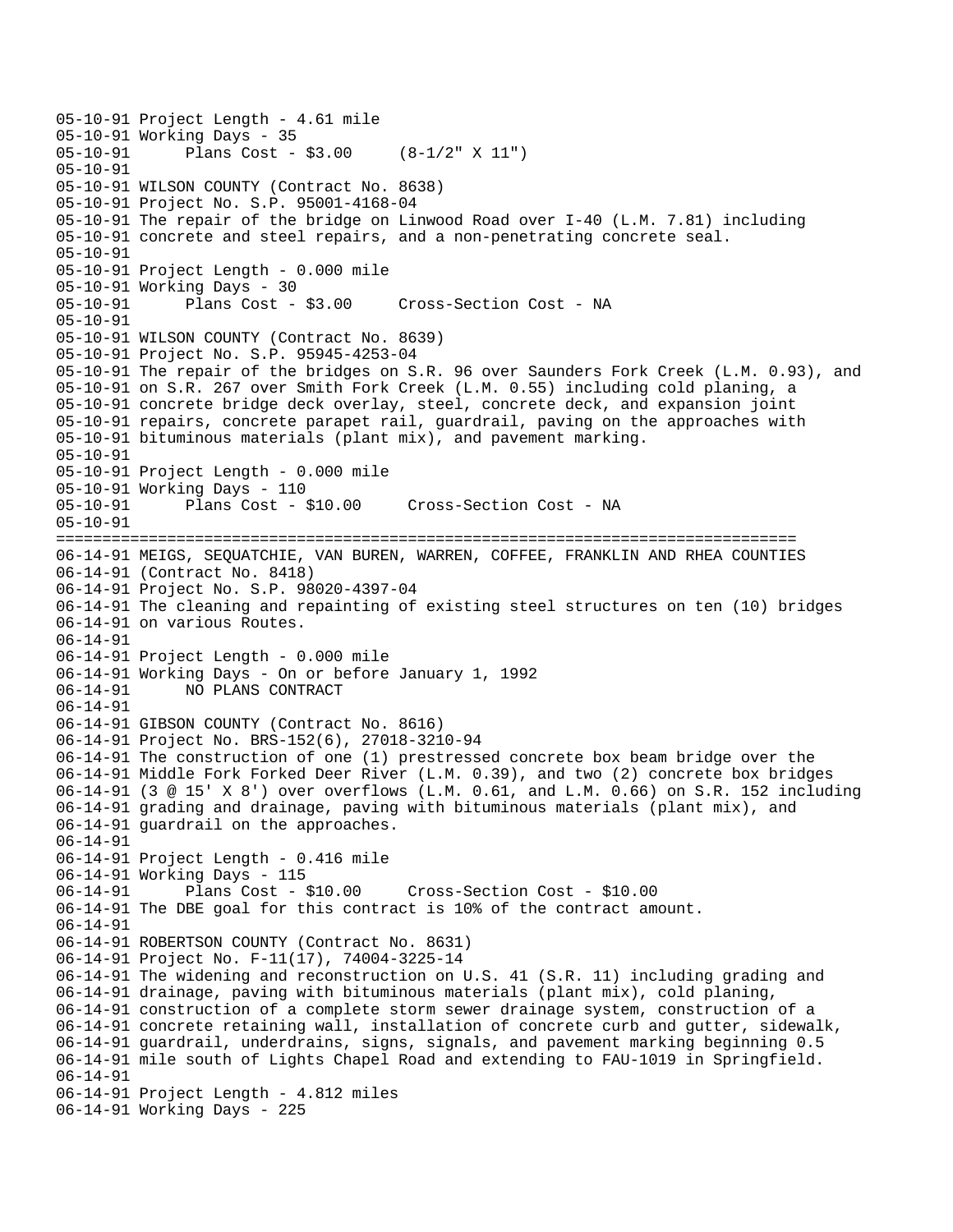```
05-10-91 Project Length - 4.61 mile
05-10-91 Working Days - 35
05-10-91       Plans Cost - $3.00     (8-1/2" X 11")
05-10-91
05-10-91 WILSON COUNTY (Contract No. 8638)
05-10-91 Project No. S.P. 95001-4168-04
05-10-91 The repair of the bridge on Linwood Road over I-40 (L.M. 7.81) including
05-10-91 concrete and steel repairs, and a non-penetrating concrete seal.
05-10-91
05-10-91 Project Length - 0.000 mile
05-10-91 Working Days - 30
05-10-91       Plans Cost - $3.00     Cross-Section Cost - NA
05-10-91
05-10-91 WILSON COUNTY (Contract No. 8639)
05-10-91 Project No. S.P. 95945-4253-04
05-10-91 The repair of the bridges on S.R. 96 over Saunders Fork Creek (L.M. 0.93), and
05-10-91 on S.R. 267 over Smith Fork Creek (L.M. 0.55) including cold planing, a
05-10-91 concrete bridge deck overlay, steel, concrete deck, and expansion joint
05-10-91 repairs, concrete parapet rail, guardrail, paving on the approaches with
05-10-91 bituminous materials (plant mix), and pavement marking.
05-10-91
05-10-91 Project Length - 0.000 mile
05-10-91 Working Days - 110
05-10-91       Plans Cost - $10.00     Cross-Section Cost - NA
05-10-91
================================================================================
06-14-91 MEIGS, SEQUATCHIE, VAN BUREN, WARREN, COFFEE, FRANKLIN AND RHEA COUNTIES
06-14-91 (Contract No. 8418)
06-14-91 Project No. S.P. 98020-4397-04
06-14-91 The cleaning and repainting of existing steel structures on ten (10) bridges
06-14-91 on various Routes.
06-14-91
06-14-91 Project Length - 0.000 mile
06-14-91 Working Days - On or before January 1, 1992
06-14-91       NO PLANS CONTRACT
06-14-91
06-14-91 GIBSON COUNTY (Contract No. 8616)
06-14-91 Project No. BRS-152(6), 27018-3210-94
06-14-91 The construction of one (1) prestressed concrete box beam bridge over the
06-14-91 Middle Fork Forked Deer River (L.M. 0.39), and two (2) concrete box bridges
06-14-91 (3 @ 15' X 8') over overflows (L.M. 0.61, and L.M. 0.66) on S.R. 152 including
06-14-91 grading and drainage, paving with bituminous materials (plant mix), and
06-14-91 guardrail on the approaches.
06-14-91
06-14-91 Project Length - 0.416 mile
06-14-91 Working Days - 115
06-14-91       Plans Cost - $10.00     Cross-Section Cost - $10.00
06-14-91 The DBE goal for this contract is 10% of the contract amount.
06-14-91
06-14-91 ROBERTSON COUNTY (Contract No. 8631)
06-14-91 Project No. F-11(17), 74004-3225-14
06-14-91 The widening and reconstruction on U.S. 41 (S.R. 11) including grading and
06-14-91 drainage, paving with bituminous materials (plant mix), cold planing,
06-14-91 construction of a complete storm sewer drainage system, construction of a
06-14-91 concrete retaining wall, installation of concrete curb and gutter, sidewalk,
06-14-91 guardrail, underdrains, signs, signals, and pavement marking beginning 0.5
06-14-91 mile south of Lights Chapel Road and extending to FAU-1019 in Springfield.
06-14-91
06-14-91 Project Length - 4.812 miles
06-14-91 Working Days - 225
```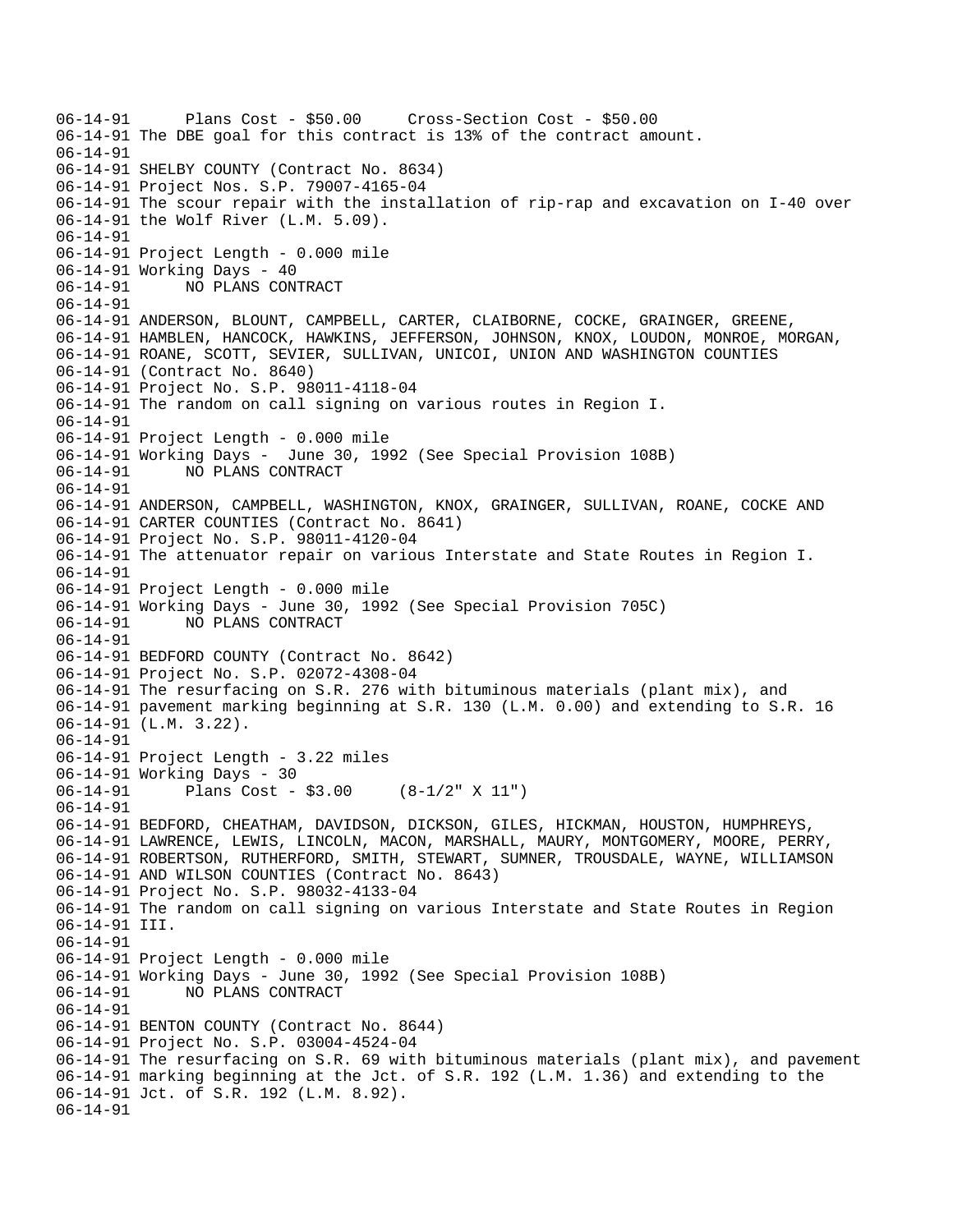```
06-14-91      Plans Cost - $50.00     Cross-Section Cost - $50.00
06-14-91 The DBE goal for this contract is 13% of the contract amount.
06-14-91
06-14-91 SHELBY COUNTY (Contract No. 8634)
06-14-91 Project Nos. S.P. 79007-4165-04
06-14-91 The scour repair with the installation of rip-rap and excavation on I-40 over
06-14-91 the Wolf River (L.M. 5.09).
06-14-91
06-14-91 Project Length - 0.000 mile
06-14-91 Working Days - 40
06-14-91      NO PLANS CONTRACT
06-14-91
06-14-91 ANDERSON, BLOUNT, CAMPBELL, CARTER, CLAIBORNE, COCKE, GRAINGER, GREENE,
06-14-91 HAMBLEN, HANCOCK, HAWKINS, JEFFERSON, JOHNSON, KNOX, LOUDON, MONROE, MORGAN,
06-14-91 ROANE, SCOTT, SEVIER, SULLIVAN, UNICOI, UNION AND WASHINGTON COUNTIES
06-14-91 (Contract No. 8640)
06-14-91 Project No. S.P. 98011-4118-04
06-14-91 The random on call signing on various routes in Region I.
06-14-91
06-14-91 Project Length - 0.000 mile
06-14-91 Working Days -  June 30, 1992 (See Special Provision 108B)
06-14-91      NO PLANS CONTRACT
06-14-91
06-14-91 ANDERSON, CAMPBELL, WASHINGTON, KNOX, GRAINGER, SULLIVAN, ROANE, COCKE AND
06-14-91 CARTER COUNTIES (Contract No. 8641)
06-14-91 Project No. S.P. 98011-4120-04
06-14-91 The attenuator repair on various Interstate and State Routes in Region I.
06-14-91
06-14-91 Project Length - 0.000 mile
06-14-91 Working Days - June 30, 1992 (See Special Provision 705C)
06-14-91      NO PLANS CONTRACT
06-14-91
06-14-91 BEDFORD COUNTY (Contract No. 8642)
06-14-91 Project No. S.P. 02072-4308-04
06-14-91 The resurfacing on S.R. 276 with bituminous materials (plant mix), and
06-14-91 pavement marking beginning at S.R. 130 (L.M. 0.00) and extending to S.R. 16
06-14-91 (L.M. 3.22).
06-14-91
06-14-91 Project Length - 3.22 miles
06-14-91 Working Days - 30
06-14-91      Plans Cost - $3.00     (8-1/2" X 11")
06-14-91
06-14-91 BEDFORD, CHEATHAM, DAVIDSON, DICKSON, GILES, HICKMAN, HOUSTON, HUMPHREYS,
06-14-91 LAWRENCE, LEWIS, LINCOLN, MACON, MARSHALL, MAURY, MONTGOMERY, MOORE, PERRY,
06-14-91 ROBERTSON, RUTHERFORD, SMITH, STEWART, SUMNER, TROUSDALE, WAYNE, WILLIAMSON
06-14-91 AND WILSON COUNTIES (Contract No. 8643)
06-14-91 Project No. S.P. 98032-4133-04
06-14-91 The random on call signing on various Interstate and State Routes in Region
06-14-91 III.
06-14-91
06-14-91 Project Length - 0.000 mile
06-14-91 Working Days - June 30, 1992 (See Special Provision 108B)
06-14-91      NO PLANS CONTRACT
06-14-91
06-14-91 BENTON COUNTY (Contract No. 8644)
06-14-91 Project No. S.P. 03004-4524-04
06-14-91 The resurfacing on S.R. 69 with bituminous materials (plant mix), and pavement
06-14-91 marking beginning at the Jct. of S.R. 192 (L.M. 1.36) and extending to the
06-14-91 Jct. of S.R. 192 (L.M. 8.92).
06-14-91
```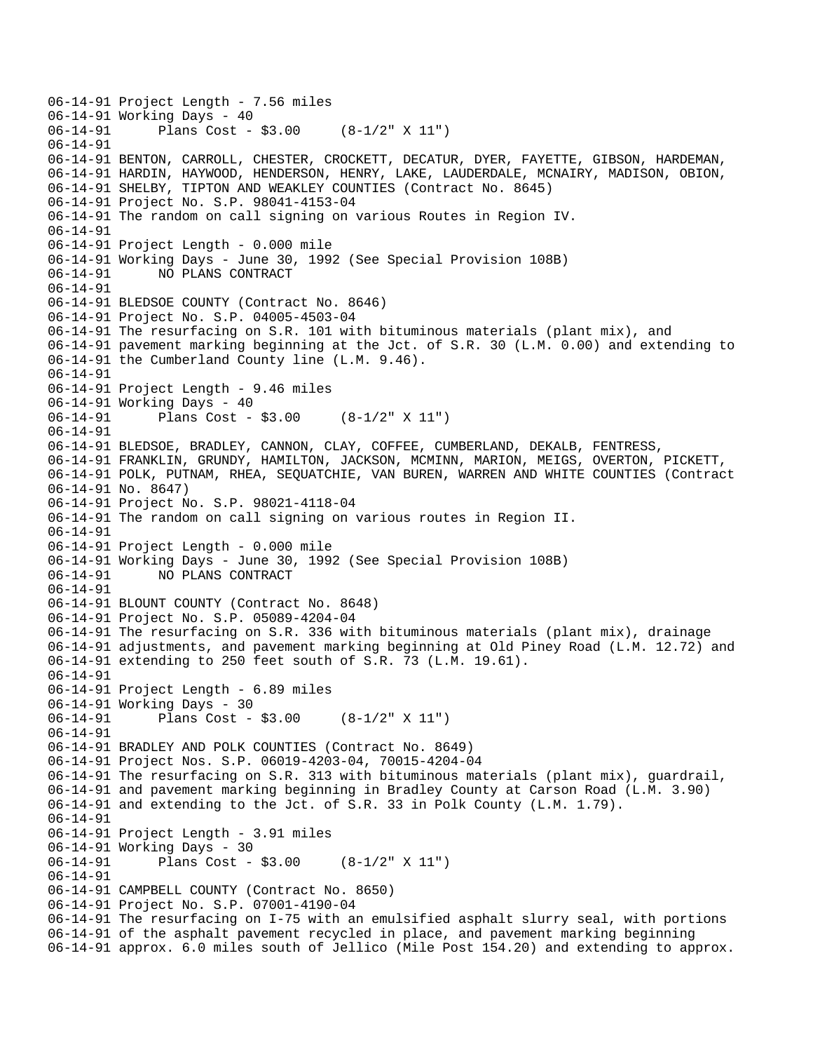```
06-14-91 Project Length - 7.56 miles
06-14-91 Working Days - 40
06-14-91       Plans Cost - $3.00     (8-1/2" X 11")
06-14-91
06-14-91 BENTON, CARROLL, CHESTER, CROCKETT, DECATUR, DYER, FAYETTE, GIBSON, HARDEMAN,
06-14-91 HARDIN, HAYWOOD, HENDERSON, HENRY, LAKE, LAUDERDALE, MCNAIRY, MADISON, OBION,
06-14-91 SHELBY, TIPTON AND WEAKLEY COUNTIES (Contract No. 8645)
06-14-91 Project No. S.P. 98041-4153-04
06-14-91 The random on call signing on various Routes in Region IV.
06-14-91
06-14-91 Project Length - 0.000 mile
06-14-91 Working Days - June 30, 1992 (See Special Provision 108B)
06-14-91       NO PLANS CONTRACT
06-14-91
06-14-91 BLEDSOE COUNTY (Contract No. 8646)
06-14-91 Project No. S.P. 04005-4503-04
06-14-91 The resurfacing on S.R. 101 with bituminous materials (plant mix), and
06-14-91 pavement marking beginning at the Jct. of S.R. 30 (L.M. 0.00) and extending to
06-14-91 the Cumberland County line (L.M. 9.46).
06-14-91
06-14-91 Project Length - 9.46 miles
06-14-91 Working Days - 40
06-14-91       Plans Cost - $3.00     (8-1/2" X 11")
06-14-91
06-14-91 BLEDSOE, BRADLEY, CANNON, CLAY, COFFEE, CUMBERLAND, DEKALB, FENTRESS,
06-14-91 FRANKLIN, GRUNDY, HAMILTON, JACKSON, MCMINN, MARION, MEIGS, OVERTON, PICKETT,
06-14-91 POLK, PUTNAM, RHEA, SEQUATCHIE, VAN BUREN, WARREN AND WHITE COUNTIES (Contract
06-14-91 No. 8647)
06-14-91 Project No. S.P. 98021-4118-04
06-14-91 The random on call signing on various routes in Region II.
06-14-91
06-14-91 Project Length - 0.000 mile
06-14-91 Working Days - June 30, 1992 (See Special Provision 108B)
06-14-91       NO PLANS CONTRACT
06-14-91
06-14-91 BLOUNT COUNTY (Contract No. 8648)
06-14-91 Project No. S.P. 05089-4204-04
06-14-91 The resurfacing on S.R. 336 with bituminous materials (plant mix), drainage
06-14-91 adjustments, and pavement marking beginning at Old Piney Road (L.M. 12.72) and
06-14-91 extending to 250 feet south of S.R. 73 (L.M. 19.61).
06-14-91
06-14-91 Project Length - 6.89 miles
06-14-91 Working Days - 30
06-14-91       Plans Cost - $3.00     (8-1/2" X 11")
06-14-91
06-14-91 BRADLEY AND POLK COUNTIES (Contract No. 8649)
06-14-91 Project Nos. S.P. 06019-4203-04, 70015-4204-04
06-14-91 The resurfacing on S.R. 313 with bituminous materials (plant mix), guardrail,
06-14-91 and pavement marking beginning in Bradley County at Carson Road (L.M. 3.90)
06-14-91 and extending to the Jct. of S.R. 33 in Polk County (L.M. 1.79).
06-14-91
06-14-91 Project Length - 3.91 miles
06-14-91 Working Days - 30
06-14-91       Plans Cost - $3.00     (8-1/2" X 11")
06-14-91
06-14-91 CAMPBELL COUNTY (Contract No. 8650)
06-14-91 Project No. S.P. 07001-4190-04
06-14-91 The resurfacing on I-75 with an emulsified asphalt slurry seal, with portions
06-14-91 of the asphalt pavement recycled in place, and pavement marking beginning
06-14-91 approx. 6.0 miles south of Jellico (Mile Post 154.20) and extending to approx.
```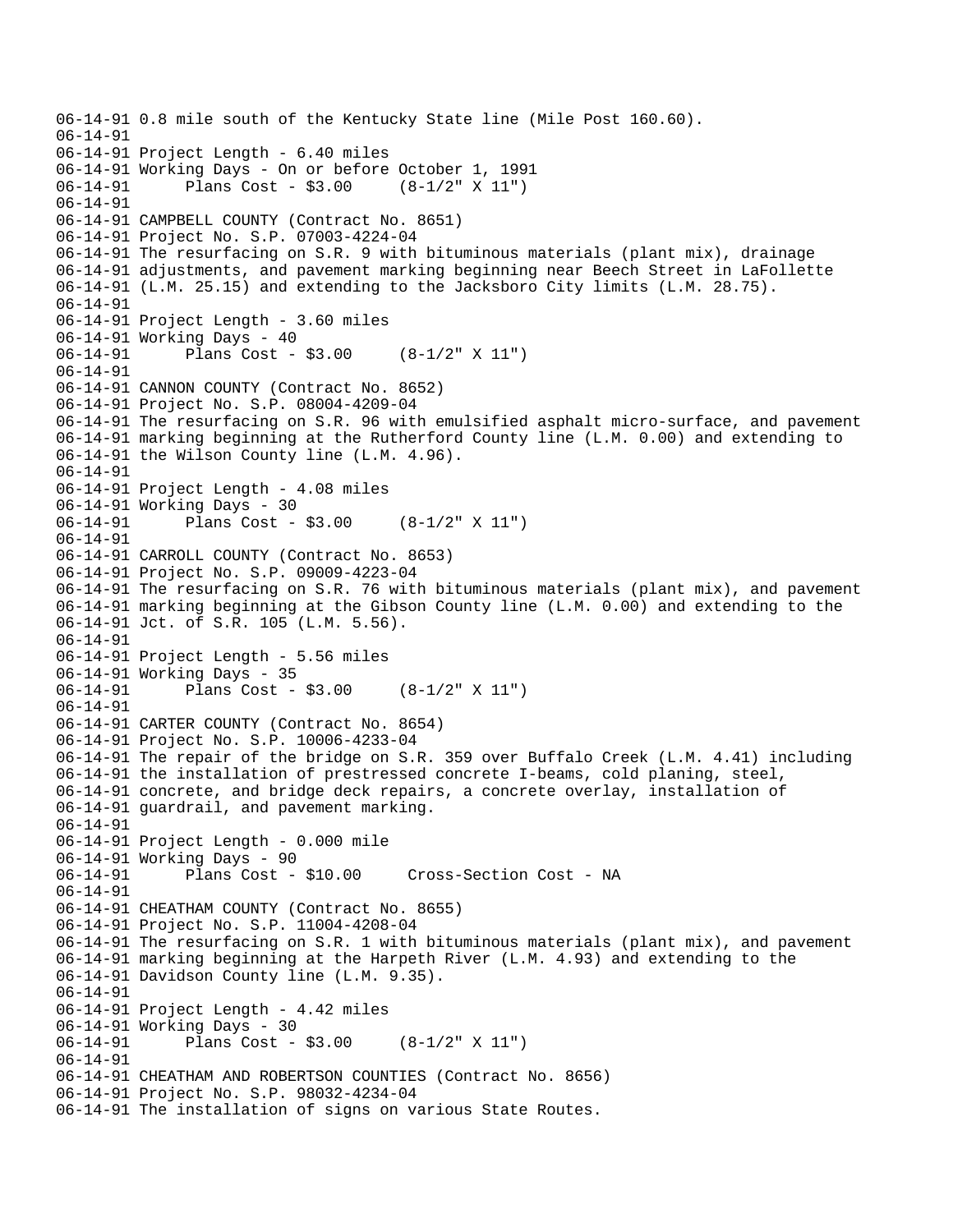06-14-91 0.8 mile south of the Kentucky State line (Mile Post 160.60).
06-14-91
06-14-91 Project Length - 6.40 miles
06-14-91 Working Days - On or before October 1, 1991
06-14-91 Plans Cost - $3.00 (8-1/2" X 11")
06-14-91
06-14-91 CAMPBELL COUNTY (Contract No. 8651)
06-14-91 Project No. S.P. 07003-4224-04
06-14-91 The resurfacing on S.R. 9 with bituminous materials (plant mix), drainage
06-14-91 adjustments, and pavement marking beginning near Beech Street in LaFollette
06-14-91 (L.M. 25.15) and extending to the Jacksboro City limits (L.M. 28.75).
06-14-91
06-14-91 Project Length - 3.60 miles
06-14-91 Working Days - 40
06-14-91 Plans Cost - $3.00 (8-1/2" X 11")
06-14-91
06-14-91 CANNON COUNTY (Contract No. 8652)
06-14-91 Project No. S.P. 08004-4209-04
06-14-91 The resurfacing on S.R. 96 with emulsified asphalt micro-surface, and pavement
06-14-91 marking beginning at the Rutherford County line (L.M. 0.00) and extending to
06-14-91 the Wilson County line (L.M. 4.96).
06-14-91
06-14-91 Project Length - 4.08 miles
06-14-91 Working Days - 30
06-14-91 Plans Cost - $3.00 (8-1/2" X 11")
06-14-91
06-14-91 CARROLL COUNTY (Contract No. 8653)
06-14-91 Project No. S.P. 09009-4223-04
06-14-91 The resurfacing on S.R. 76 with bituminous materials (plant mix), and pavement
06-14-91 marking beginning at the Gibson County line (L.M. 0.00) and extending to the
06-14-91 Jct. of S.R. 105 (L.M. 5.56).
06-14-91
06-14-91 Project Length - 5.56 miles
06-14-91 Working Days - 35
06-14-91 Plans Cost - $3.00 (8-1/2" X 11")
06-14-91
06-14-91 CARTER COUNTY (Contract No. 8654)
06-14-91 Project No. S.P. 10006-4233-04
06-14-91 The repair of the bridge on S.R. 359 over Buffalo Creek (L.M. 4.41) including
06-14-91 the installation of prestressed concrete I-beams, cold planing, steel,
06-14-91 concrete, and bridge deck repairs, a concrete overlay, installation of
06-14-91 guardrail, and pavement marking.
06-14-91
06-14-91 Project Length - 0.000 mile
06-14-91 Working Days - 90
06-14-91 Plans Cost - $10.00 Cross-Section Cost - NA
06-14-91
06-14-91 CHEATHAM COUNTY (Contract No. 8655)
06-14-91 Project No. S.P. 11004-4208-04
06-14-91 The resurfacing on S.R. 1 with bituminous materials (plant mix), and pavement
06-14-91 marking beginning at the Harpeth River (L.M. 4.93) and extending to the
06-14-91 Davidson County line (L.M. 9.35).
06-14-91
06-14-91 Project Length - 4.42 miles
06-14-91 Working Days - 30
06-14-91 Plans Cost - $3.00 (8-1/2" X 11")
06-14-91
06-14-91 CHEATHAM AND ROBERTSON COUNTIES (Contract No. 8656)
06-14-91 Project No. S.P. 98032-4234-04
06-14-91 The installation of signs on various State Routes.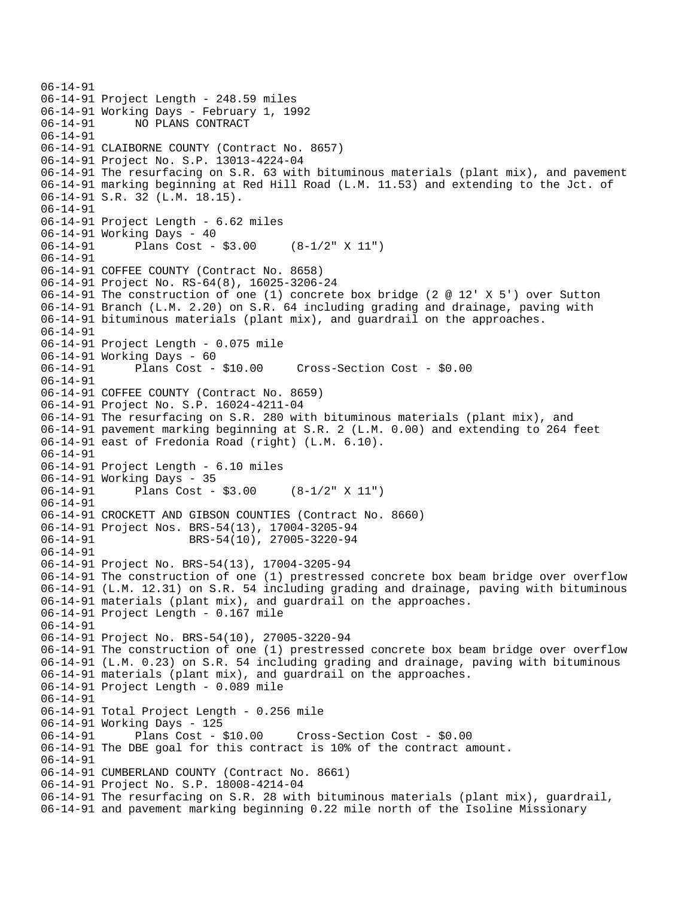```
06-14-91
06-14-91 Project Length - 248.59 miles
06-14-91 Working Days - February 1, 1992
06-14-91      NO PLANS CONTRACT
06-14-91
06-14-91 CLAIBORNE COUNTY (Contract No. 8657)
06-14-91 Project No. S.P. 13013-4224-04
06-14-91 The resurfacing on S.R. 63 with bituminous materials (plant mix), and pavement
06-14-91 marking beginning at Red Hill Road (L.M. 11.53) and extending to the Jct. of
06-14-91 S.R. 32 (L.M. 18.15).
06-14-91
06-14-91 Project Length - 6.62 miles
06-14-91 Working Days - 40
06-14-91      Plans Cost - $3.00     (8-1/2" X 11")
06-14-91
06-14-91 COFFEE COUNTY (Contract No. 8658)
06-14-91 Project No. RS-64(8), 16025-3206-24
06-14-91 The construction of one (1) concrete box bridge (2 @ 12' X 5') over Sutton
06-14-91 Branch (L.M. 2.20) on S.R. 64 including grading and drainage, paving with
06-14-91 bituminous materials (plant mix), and guardrail on the approaches.
06-14-91
06-14-91 Project Length - 0.075 mile
06-14-91 Working Days - 60
06-14-91      Plans Cost - $10.00     Cross-Section Cost - $0.00
06-14-91
06-14-91 COFFEE COUNTY (Contract No. 8659)
06-14-91 Project No. S.P. 16024-4211-04
06-14-91 The resurfacing on S.R. 280 with bituminous materials (plant mix), and
06-14-91 pavement marking beginning at S.R. 2 (L.M. 0.00) and extending to 264 feet
06-14-91 east of Fredonia Road (right) (L.M. 6.10).
06-14-91
06-14-91 Project Length - 6.10 miles
06-14-91 Working Days - 35
06-14-91      Plans Cost - $3.00     (8-1/2" X 11")
06-14-91
06-14-91 CROCKETT AND GIBSON COUNTIES (Contract No. 8660)
06-14-91 Project Nos. BRS-54(13), 17004-3205-94
06-14-91              BRS-54(10), 27005-3220-94
06-14-91
06-14-91 Project No. BRS-54(13), 17004-3205-94
06-14-91 The construction of one (1) prestressed concrete box beam bridge over overflow
06-14-91 (L.M. 12.31) on S.R. 54 including grading and drainage, paving with bituminous
06-14-91 materials (plant mix), and guardrail on the approaches.
06-14-91 Project Length - 0.167 mile
06-14-91
06-14-91 Project No. BRS-54(10), 27005-3220-94
06-14-91 The construction of one (1) prestressed concrete box beam bridge over overflow
06-14-91 (L.M. 0.23) on S.R. 54 including grading and drainage, paving with bituminous
06-14-91 materials (plant mix), and guardrail on the approaches.
06-14-91 Project Length - 0.089 mile
06-14-91
06-14-91 Total Project Length - 0.256 mile
06-14-91 Working Days - 125
06-14-91      Plans Cost - $10.00     Cross-Section Cost - $0.00
06-14-91 The DBE goal for this contract is 10% of the contract amount.
06-14-91
06-14-91 CUMBERLAND COUNTY (Contract No. 8661)
06-14-91 Project No. S.P. 18008-4214-04
06-14-91 The resurfacing on S.R. 28 with bituminous materials (plant mix), guardrail,
06-14-91 and pavement marking beginning 0.22 mile north of the Isoline Missionary
```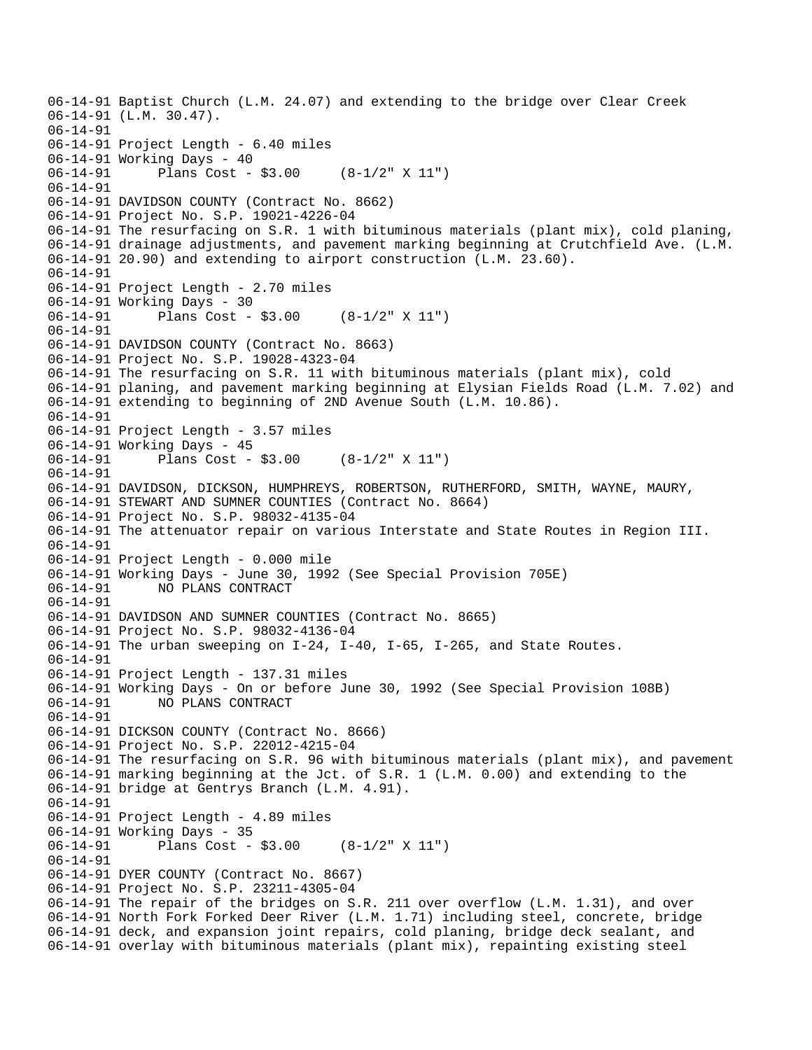```
06-14-91 Baptist Church (L.M. 24.07) and extending to the bridge over Clear Creek
06-14-91 (L.M. 30.47).
06-14-91
06-14-91 Project Length - 6.40 miles
06-14-91 Working Days - 40
06-14-91       Plans Cost - $3.00     (8-1/2" X 11")
06-14-91
06-14-91 DAVIDSON COUNTY (Contract No. 8662)
06-14-91 Project No. S.P. 19021-4226-04
06-14-91 The resurfacing on S.R. 1 with bituminous materials (plant mix), cold planing,
06-14-91 drainage adjustments, and pavement marking beginning at Crutchfield Ave. (L.M.
06-14-91 20.90) and extending to airport construction (L.M. 23.60).
06-14-91
06-14-91 Project Length - 2.70 miles
06-14-91 Working Days - 30
06-14-91       Plans Cost - $3.00     (8-1/2" X 11")
06-14-91
06-14-91 DAVIDSON COUNTY (Contract No. 8663)
06-14-91 Project No. S.P. 19028-4323-04
06-14-91 The resurfacing on S.R. 11 with bituminous materials (plant mix), cold
06-14-91 planing, and pavement marking beginning at Elysian Fields Road (L.M. 7.02) and
06-14-91 extending to beginning of 2ND Avenue South (L.M. 10.86).
06-14-91
06-14-91 Project Length - 3.57 miles
06-14-91 Working Days - 45
06-14-91       Plans Cost - $3.00     (8-1/2" X 11")
06-14-91
06-14-91 DAVIDSON, DICKSON, HUMPHREYS, ROBERTSON, RUTHERFORD, SMITH, WAYNE, MAURY,
06-14-91 STEWART AND SUMNER COUNTIES (Contract No. 8664)
06-14-91 Project No. S.P. 98032-4135-04
06-14-91 The attenuator repair on various Interstate and State Routes in Region III.
06-14-91
06-14-91 Project Length - 0.000 mile
06-14-91 Working Days - June 30, 1992 (See Special Provision 705E)
06-14-91       NO PLANS CONTRACT
06-14-91
06-14-91 DAVIDSON AND SUMNER COUNTIES (Contract No. 8665)
06-14-91 Project No. S.P. 98032-4136-04
06-14-91 The urban sweeping on I-24, I-40, I-65, I-265, and State Routes.
06-14-91
06-14-91 Project Length - 137.31 miles
06-14-91 Working Days - On or before June 30, 1992 (See Special Provision 108B)
06-14-91       NO PLANS CONTRACT
06-14-91
06-14-91 DICKSON COUNTY (Contract No. 8666)
06-14-91 Project No. S.P. 22012-4215-04
06-14-91 The resurfacing on S.R. 96 with bituminous materials (plant mix), and pavement
06-14-91 marking beginning at the Jct. of S.R. 1 (L.M. 0.00) and extending to the
06-14-91 bridge at Gentrys Branch (L.M. 4.91).
06-14-91
06-14-91 Project Length - 4.89 miles
06-14-91 Working Days - 35
06-14-91       Plans Cost - $3.00     (8-1/2" X 11")
06-14-91
06-14-91 DYER COUNTY (Contract No. 8667)
06-14-91 Project No. S.P. 23211-4305-04
06-14-91 The repair of the bridges on S.R. 211 over overflow (L.M. 1.31), and over
06-14-91 North Fork Forked Deer River (L.M. 1.71) including steel, concrete, bridge
06-14-91 deck, and expansion joint repairs, cold planing, bridge deck sealant, and
06-14-91 overlay with bituminous materials (plant mix), repainting existing steel
```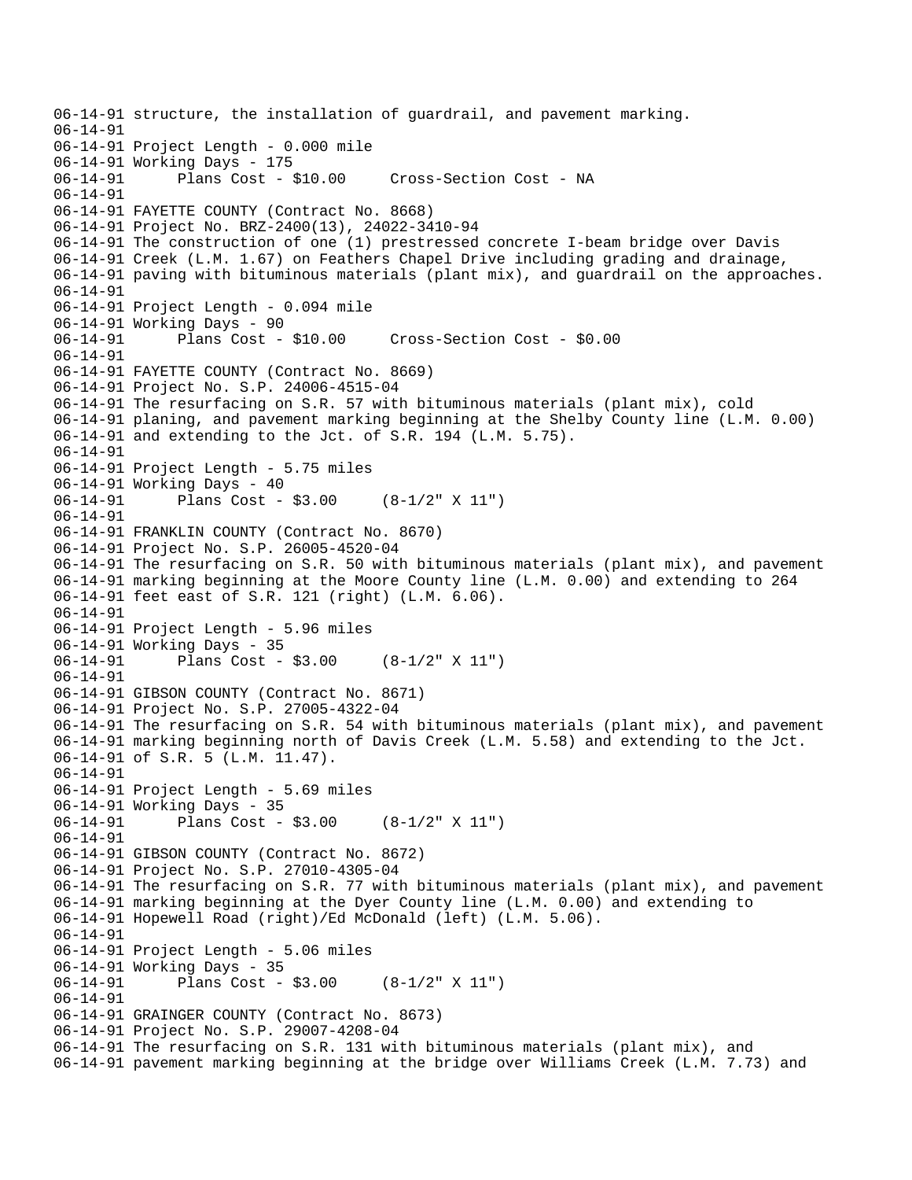```
06-14-91 structure, the installation of guardrail, and pavement marking.
06-14-91
06-14-91 Project Length - 0.000 mile
06-14-91 Working Days - 175
06-14-91      Plans Cost - $10.00     Cross-Section Cost - NA
06-14-91
06-14-91 FAYETTE COUNTY (Contract No. 8668)
06-14-91 Project No. BRZ-2400(13), 24022-3410-94
06-14-91 The construction of one (1) prestressed concrete I-beam bridge over Davis
06-14-91 Creek (L.M. 1.67) on Feathers Chapel Drive including grading and drainage,
06-14-91 paving with bituminous materials (plant mix), and guardrail on the approaches.
06-14-91
06-14-91 Project Length - 0.094 mile
06-14-91 Working Days - 90
06-14-91      Plans Cost - $10.00     Cross-Section Cost - $0.00
06-14-91
06-14-91 FAYETTE COUNTY (Contract No. 8669)
06-14-91 Project No. S.P. 24006-4515-04
06-14-91 The resurfacing on S.R. 57 with bituminous materials (plant mix), cold
06-14-91 planing, and pavement marking beginning at the Shelby County line (L.M. 0.00)
06-14-91 and extending to the Jct. of S.R. 194 (L.M. 5.75).
06-14-91
06-14-91 Project Length - 5.75 miles
06-14-91 Working Days - 40
06-14-91      Plans Cost - $3.00     (8-1/2" X 11")
06-14-91
06-14-91 FRANKLIN COUNTY (Contract No. 8670)
06-14-91 Project No. S.P. 26005-4520-04
06-14-91 The resurfacing on S.R. 50 with bituminous materials (plant mix), and pavement
06-14-91 marking beginning at the Moore County line (L.M. 0.00) and extending to 264
06-14-91 feet east of S.R. 121 (right) (L.M. 6.06).
06-14-91
06-14-91 Project Length - 5.96 miles
06-14-91 Working Days - 35
06-14-91      Plans Cost - $3.00     (8-1/2" X 11")
06-14-91
06-14-91 GIBSON COUNTY (Contract No. 8671)
06-14-91 Project No. S.P. 27005-4322-04
06-14-91 The resurfacing on S.R. 54 with bituminous materials (plant mix), and pavement
06-14-91 marking beginning north of Davis Creek (L.M. 5.58) and extending to the Jct.
06-14-91 of S.R. 5 (L.M. 11.47).
06-14-91
06-14-91 Project Length - 5.69 miles
06-14-91 Working Days - 35
06-14-91      Plans Cost - $3.00     (8-1/2" X 11")
06-14-91
06-14-91 GIBSON COUNTY (Contract No. 8672)
06-14-91 Project No. S.P. 27010-4305-04
06-14-91 The resurfacing on S.R. 77 with bituminous materials (plant mix), and pavement
06-14-91 marking beginning at the Dyer County line (L.M. 0.00) and extending to
06-14-91 Hopewell Road (right)/Ed McDonald (left) (L.M. 5.06).
06-14-91
06-14-91 Project Length - 5.06 miles
06-14-91 Working Days - 35
06-14-91      Plans Cost - $3.00     (8-1/2" X 11")
06-14-91
06-14-91 GRAINGER COUNTY (Contract No. 8673)
06-14-91 Project No. S.P. 29007-4208-04
06-14-91 The resurfacing on S.R. 131 with bituminous materials (plant mix), and
06-14-91 pavement marking beginning at the bridge over Williams Creek (L.M. 7.73) and
```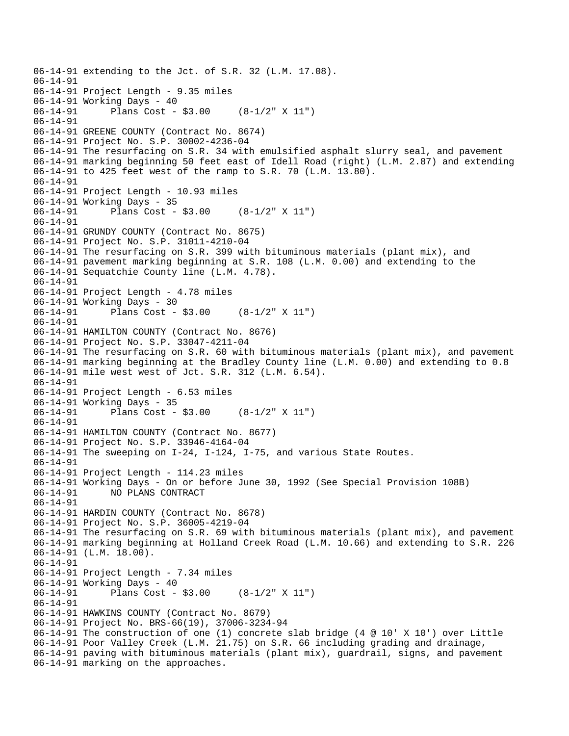06-14-91 extending to the Jct. of S.R. 32 (L.M. 17.08).
06-14-91
06-14-91 Project Length - 9.35 miles
06-14-91 Working Days - 40
06-14-91 Plans Cost - $3.00 (8-1/2" X 11")
06-14-91
06-14-91 GREENE COUNTY (Contract No. 8674)
06-14-91 Project No. S.P. 30002-4236-04
06-14-91 The resurfacing on S.R. 34 with emulsified asphalt slurry seal, and pavement
06-14-91 marking beginning 50 feet east of Idell Road (right) (L.M. 2.87) and extending
06-14-91 to 425 feet west of the ramp to S.R. 70 (L.M. 13.80).
06-14-91
06-14-91 Project Length - 10.93 miles
06-14-91 Working Days - 35
06-14-91 Plans Cost - $3.00 (8-1/2" X 11")
06-14-91
06-14-91 GRUNDY COUNTY (Contract No. 8675)
06-14-91 Project No. S.P. 31011-4210-04
06-14-91 The resurfacing on S.R. 399 with bituminous materials (plant mix), and
06-14-91 pavement marking beginning at S.R. 108 (L.M. 0.00) and extending to the
06-14-91 Sequatchie County line (L.M. 4.78).
06-14-91
06-14-91 Project Length - 4.78 miles
06-14-91 Working Days - 30
06-14-91 Plans Cost - $3.00 (8-1/2" X 11")
06-14-91
06-14-91 HAMILTON COUNTY (Contract No. 8676)
06-14-91 Project No. S.P. 33047-4211-04
06-14-91 The resurfacing on S.R. 60 with bituminous materials (plant mix), and pavement
06-14-91 marking beginning at the Bradley County line (L.M. 0.00) and extending to 0.8
06-14-91 mile west west of Jct. S.R. 312 (L.M. 6.54).
06-14-91
06-14-91 Project Length - 6.53 miles
06-14-91 Working Days - 35
06-14-91 Plans Cost - $3.00 (8-1/2" X 11")
06-14-91
06-14-91 HAMILTON COUNTY (Contract No. 8677)
06-14-91 Project No. S.P. 33946-4164-04
06-14-91 The sweeping on I-24, I-124, I-75, and various State Routes.
06-14-91
06-14-91 Project Length - 114.23 miles
06-14-91 Working Days - On or before June 30, 1992 (See Special Provision 108B)
06-14-91 NO PLANS CONTRACT
06-14-91
06-14-91 HARDIN COUNTY (Contract No. 8678)
06-14-91 Project No. S.P. 36005-4219-04
06-14-91 The resurfacing on S.R. 69 with bituminous materials (plant mix), and pavement
06-14-91 marking beginning at Holland Creek Road (L.M. 10.66) and extending to S.R. 226
06-14-91 (L.M. 18.00).
06-14-91
06-14-91 Project Length - 7.34 miles
06-14-91 Working Days - 40
06-14-91 Plans Cost - $3.00 (8-1/2" X 11")
06-14-91
06-14-91 HAWKINS COUNTY (Contract No. 8679)
06-14-91 Project No. BRS-66(19), 37006-3234-94
06-14-91 The construction of one (1) concrete slab bridge (4 @ 10' X 10') over Little
06-14-91 Poor Valley Creek (L.M. 21.75) on S.R. 66 including grading and drainage,
06-14-91 paving with bituminous materials (plant mix), guardrail, signs, and pavement
06-14-91 marking on the approaches.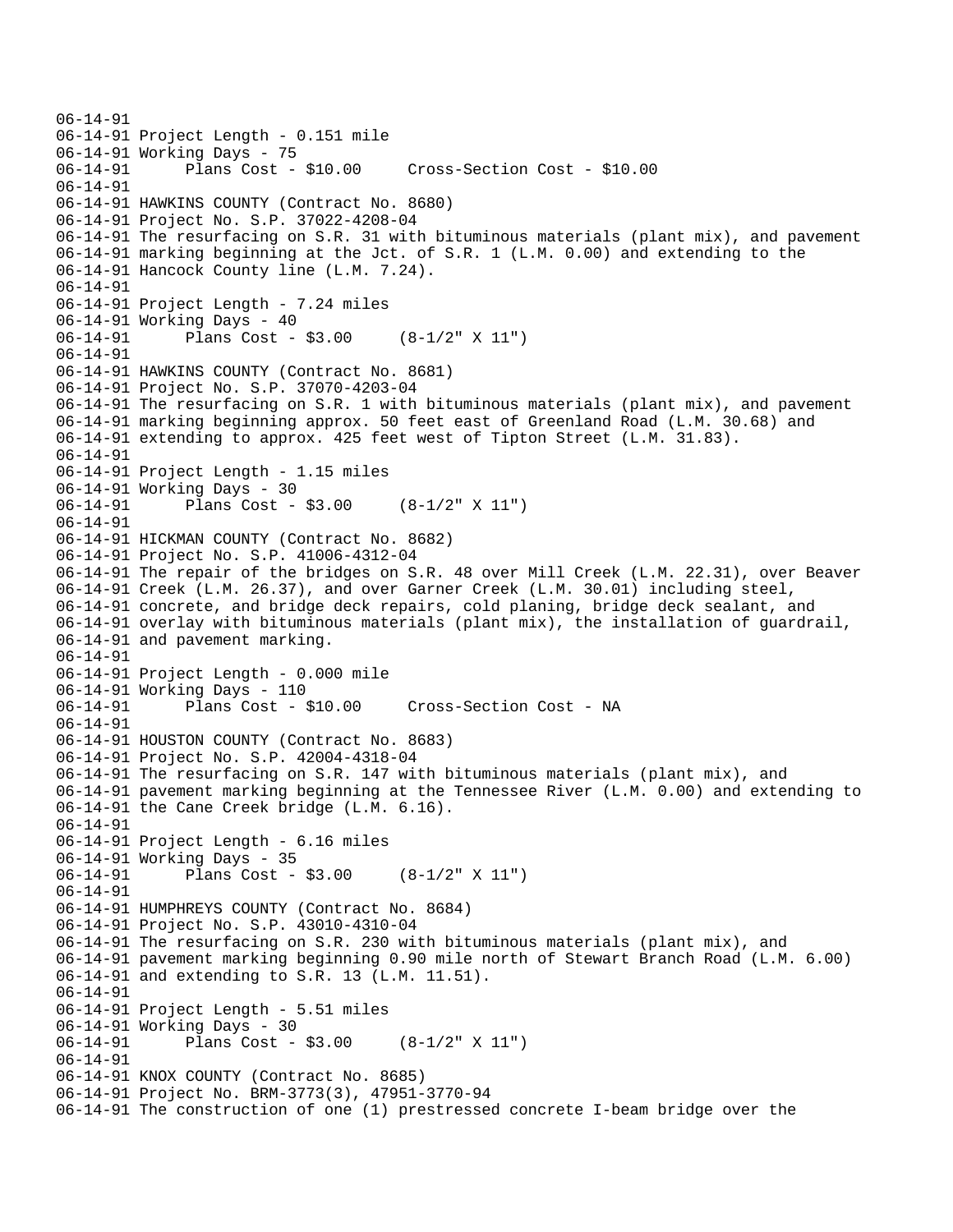```
06-14-91
06-14-91 Project Length - 0.151 mile
06-14-91 Working Days - 75
06-14-91      Plans Cost - $10.00     Cross-Section Cost - $10.00
06-14-91
06-14-91 HAWKINS COUNTY (Contract No. 8680)
06-14-91 Project No. S.P. 37022-4208-04
06-14-91 The resurfacing on S.R. 31 with bituminous materials (plant mix), and pavement
06-14-91 marking beginning at the Jct. of S.R. 1 (L.M. 0.00) and extending to the
06-14-91 Hancock County line (L.M. 7.24).
06-14-91
06-14-91 Project Length - 7.24 miles
06-14-91 Working Days - 40
06-14-91      Plans Cost - $3.00     (8-1/2" X 11")
06-14-91
06-14-91 HAWKINS COUNTY (Contract No. 8681)
06-14-91 Project No. S.P. 37070-4203-04
06-14-91 The resurfacing on S.R. 1 with bituminous materials (plant mix), and pavement
06-14-91 marking beginning approx. 50 feet east of Greenland Road (L.M. 30.68) and
06-14-91 extending to approx. 425 feet west of Tipton Street (L.M. 31.83).
06-14-91
06-14-91 Project Length - 1.15 miles
06-14-91 Working Days - 30
06-14-91      Plans Cost - $3.00     (8-1/2" X 11")
06-14-91
06-14-91 HICKMAN COUNTY (Contract No. 8682)
06-14-91 Project No. S.P. 41006-4312-04
06-14-91 The repair of the bridges on S.R. 48 over Mill Creek (L.M. 22.31), over Beaver
06-14-91 Creek (L.M. 26.37), and over Garner Creek (L.M. 30.01) including steel,
06-14-91 concrete, and bridge deck repairs, cold planing, bridge deck sealant, and
06-14-91 overlay with bituminous materials (plant mix), the installation of guardrail,
06-14-91 and pavement marking.
06-14-91
06-14-91 Project Length - 0.000 mile
06-14-91 Working Days - 110
06-14-91      Plans Cost - $10.00     Cross-Section Cost - NA
06-14-91
06-14-91 HOUSTON COUNTY (Contract No. 8683)
06-14-91 Project No. S.P. 42004-4318-04
06-14-91 The resurfacing on S.R. 147 with bituminous materials (plant mix), and
06-14-91 pavement marking beginning at the Tennessee River (L.M. 0.00) and extending to
06-14-91 the Cane Creek bridge (L.M. 6.16).
06-14-91
06-14-91 Project Length - 6.16 miles
06-14-91 Working Days - 35
06-14-91      Plans Cost - $3.00     (8-1/2" X 11")
06-14-91
06-14-91 HUMPHREYS COUNTY (Contract No. 8684)
06-14-91 Project No. S.P. 43010-4310-04
06-14-91 The resurfacing on S.R. 230 with bituminous materials (plant mix), and
06-14-91 pavement marking beginning 0.90 mile north of Stewart Branch Road (L.M. 6.00)
06-14-91 and extending to S.R. 13 (L.M. 11.51).
06-14-91
06-14-91 Project Length - 5.51 miles
06-14-91 Working Days - 30
06-14-91      Plans Cost - $3.00     (8-1/2" X 11")
06-14-91
06-14-91 KNOX COUNTY (Contract No. 8685)
06-14-91 Project No. BRM-3773(3), 47951-3770-94
06-14-91 The construction of one (1) prestressed concrete I-beam bridge over the
```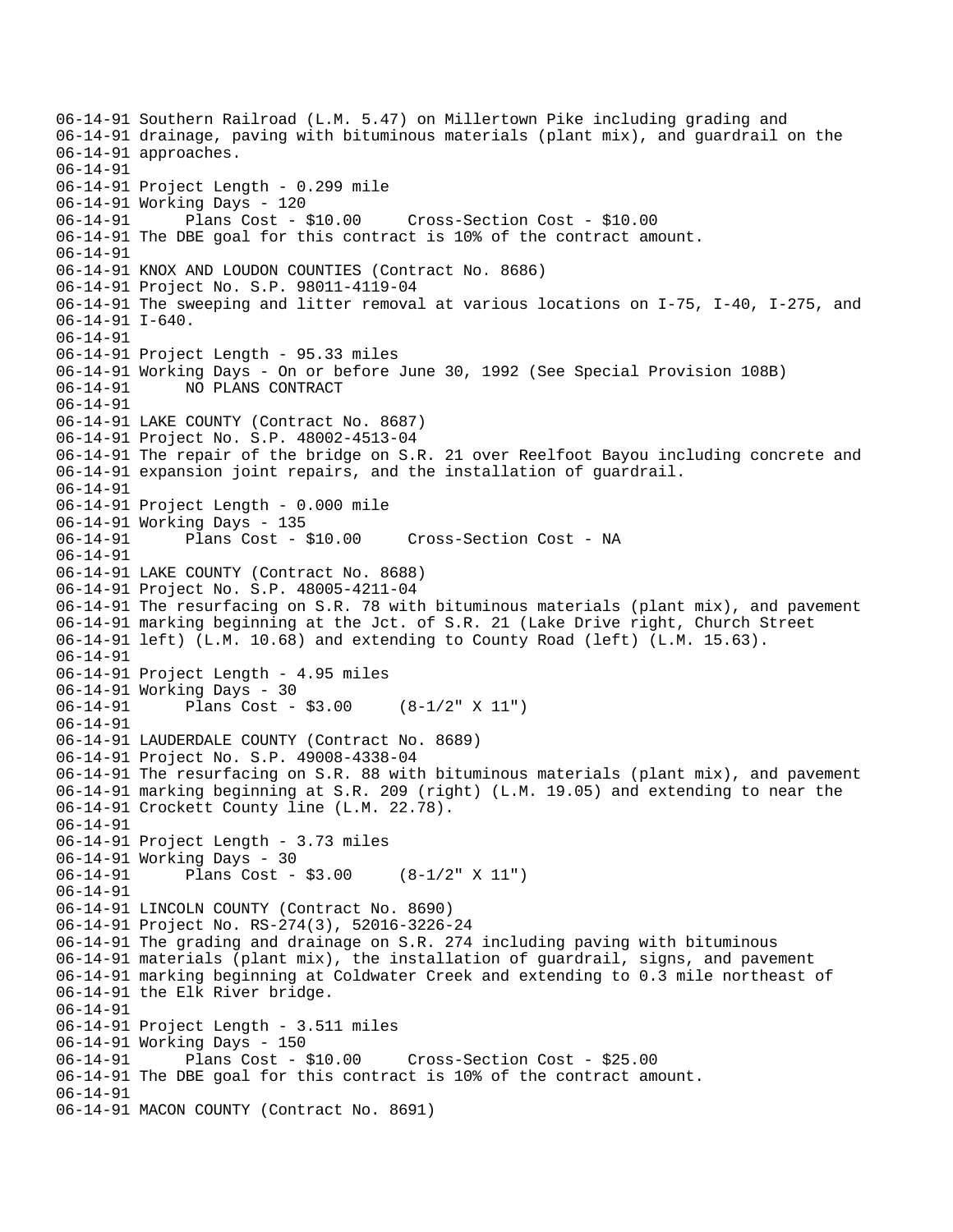```
06-14-91 Southern Railroad (L.M. 5.47) on Millertown Pike including grading and
06-14-91 drainage, paving with bituminous materials (plant mix), and guardrail on the
06-14-91 approaches.
06-14-91
06-14-91 Project Length - 0.299 mile
06-14-91 Working Days - 120
06-14-91       Plans Cost - $10.00     Cross-Section Cost - $10.00
06-14-91 The DBE goal for this contract is 10% of the contract amount.
06-14-91
06-14-91 KNOX AND LOUDON COUNTIES (Contract No. 8686)
06-14-91 Project No. S.P. 98011-4119-04
06-14-91 The sweeping and litter removal at various locations on I-75, I-40, I-275, and
06-14-91 I-640.
06-14-91
06-14-91 Project Length - 95.33 miles
06-14-91 Working Days - On or before June 30, 1992 (See Special Provision 108B)
06-14-91       NO PLANS CONTRACT
06-14-91
06-14-91 LAKE COUNTY (Contract No. 8687)
06-14-91 Project No. S.P. 48002-4513-04
06-14-91 The repair of the bridge on S.R. 21 over Reelfoot Bayou including concrete and
06-14-91 expansion joint repairs, and the installation of guardrail.
06-14-91
06-14-91 Project Length - 0.000 mile
06-14-91 Working Days - 135
06-14-91       Plans Cost - $10.00     Cross-Section Cost - NA
06-14-91
06-14-91 LAKE COUNTY (Contract No. 8688)
06-14-91 Project No. S.P. 48005-4211-04
06-14-91 The resurfacing on S.R. 78 with bituminous materials (plant mix), and pavement
06-14-91 marking beginning at the Jct. of S.R. 21 (Lake Drive right, Church Street
06-14-91 left) (L.M. 10.68) and extending to County Road (left) (L.M. 15.63).
06-14-91
06-14-91 Project Length - 4.95 miles
06-14-91 Working Days - 30
06-14-91       Plans Cost - $3.00     (8-1/2" X 11")
06-14-91
06-14-91 LAUDERDALE COUNTY (Contract No. 8689)
06-14-91 Project No. S.P. 49008-4338-04
06-14-91 The resurfacing on S.R. 88 with bituminous materials (plant mix), and pavement
06-14-91 marking beginning at S.R. 209 (right) (L.M. 19.05) and extending to near the
06-14-91 Crockett County line (L.M. 22.78).
06-14-91
06-14-91 Project Length - 3.73 miles
06-14-91 Working Days - 30
06-14-91       Plans Cost - $3.00     (8-1/2" X 11")
06-14-91
06-14-91 LINCOLN COUNTY (Contract No. 8690)
06-14-91 Project No. RS-274(3), 52016-3226-24
06-14-91 The grading and drainage on S.R. 274 including paving with bituminous
06-14-91 materials (plant mix), the installation of guardrail, signs, and pavement
06-14-91 marking beginning at Coldwater Creek and extending to 0.3 mile northeast of
06-14-91 the Elk River bridge.
06-14-91
06-14-91 Project Length - 3.511 miles
06-14-91 Working Days - 150
06-14-91       Plans Cost - $10.00     Cross-Section Cost - $25.00
06-14-91 The DBE goal for this contract is 10% of the contract amount.
06-14-91
06-14-91 MACON COUNTY (Contract No. 8691)
```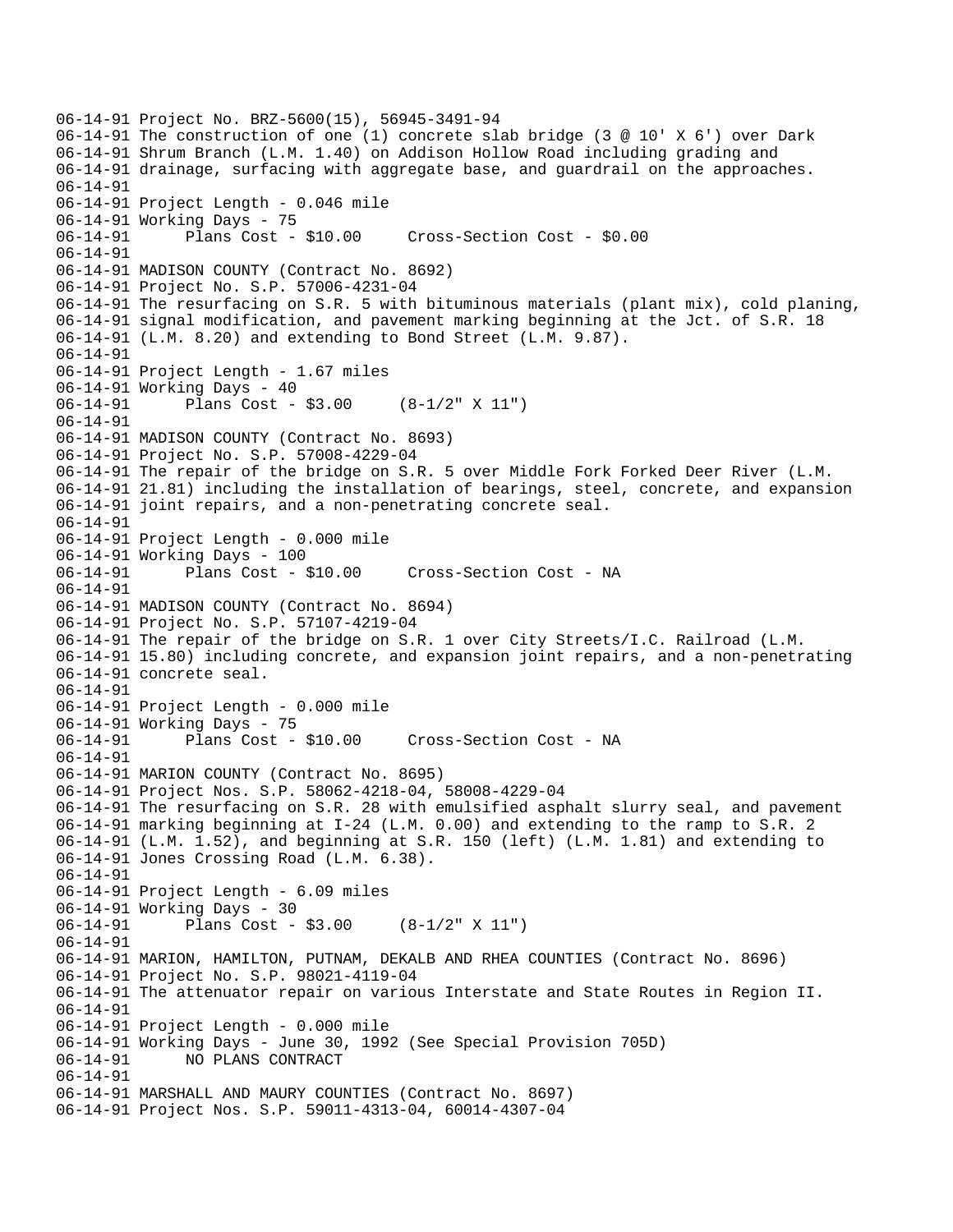06-14-91 Project No. BRZ-5600(15), 56945-3491-94
06-14-91 The construction of one (1) concrete slab bridge (3 @ 10' X 6') over Dark
06-14-91 Shrum Branch (L.M. 1.40) on Addison Hollow Road including grading and
06-14-91 drainage, surfacing with aggregate base, and guardrail on the approaches.
06-14-91
06-14-91 Project Length - 0.046 mile
06-14-91 Working Days - 75
06-14-91 Plans Cost - $10.00 Cross-Section Cost - $0.00
06-14-91
06-14-91 MADISON COUNTY (Contract No. 8692)
06-14-91 Project No. S.P. 57006-4231-04
06-14-91 The resurfacing on S.R. 5 with bituminous materials (plant mix), cold planing,
06-14-91 signal modification, and pavement marking beginning at the Jct. of S.R. 18
06-14-91 (L.M. 8.20) and extending to Bond Street (L.M. 9.87).
06-14-91
06-14-91 Project Length - 1.67 miles
06-14-91 Working Days - 40
06-14-91 Plans Cost - $3.00 (8-1/2" X 11")
06-14-91
06-14-91 MADISON COUNTY (Contract No. 8693)
06-14-91 Project No. S.P. 57008-4229-04
06-14-91 The repair of the bridge on S.R. 5 over Middle Fork Forked Deer River (L.M.
06-14-91 21.81) including the installation of bearings, steel, concrete, and expansion
06-14-91 joint repairs, and a non-penetrating concrete seal.
06-14-91
06-14-91 Project Length - 0.000 mile
06-14-91 Working Days - 100
06-14-91 Plans Cost - $10.00 Cross-Section Cost - NA
06-14-91
06-14-91 MADISON COUNTY (Contract No. 8694)
06-14-91 Project No. S.P. 57107-4219-04
06-14-91 The repair of the bridge on S.R. 1 over City Streets/I.C. Railroad (L.M.
06-14-91 15.80) including concrete, and expansion joint repairs, and a non-penetrating
06-14-91 concrete seal.
06-14-91
06-14-91 Project Length - 0.000 mile
06-14-91 Working Days - 75
06-14-91 Plans Cost - $10.00 Cross-Section Cost - NA
06-14-91
06-14-91 MARION COUNTY (Contract No. 8695)
06-14-91 Project Nos. S.P. 58062-4218-04, 58008-4229-04
06-14-91 The resurfacing on S.R. 28 with emulsified asphalt slurry seal, and pavement
06-14-91 marking beginning at I-24 (L.M. 0.00) and extending to the ramp to S.R. 2
06-14-91 (L.M. 1.52), and beginning at S.R. 150 (left) (L.M. 1.81) and extending to
06-14-91 Jones Crossing Road (L.M. 6.38).
06-14-91
06-14-91 Project Length - 6.09 miles
06-14-91 Working Days - 30
06-14-91 Plans Cost - $3.00 (8-1/2" X 11")
06-14-91
06-14-91 MARION, HAMILTON, PUTNAM, DEKALB AND RHEA COUNTIES (Contract No. 8696)
06-14-91 Project No. S.P. 98021-4119-04
06-14-91 The attenuator repair on various Interstate and State Routes in Region II.
06-14-91
06-14-91 Project Length - 0.000 mile
06-14-91 Working Days - June 30, 1992 (See Special Provision 705D)
06-14-91 NO PLANS CONTRACT
06-14-91
06-14-91 MARSHALL AND MAURY COUNTIES (Contract No. 8697)
06-14-91 Project Nos. S.P. 59011-4313-04, 60014-4307-04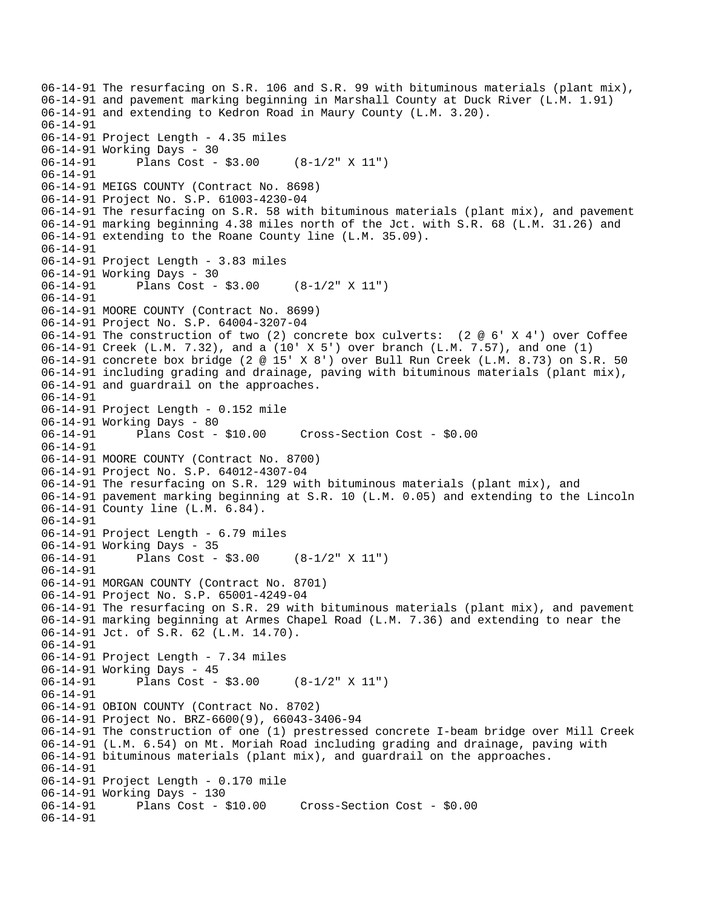06-14-91 The resurfacing on S.R. 106 and S.R. 99 with bituminous materials (plant mix),
06-14-91 and pavement marking beginning in Marshall County at Duck River (L.M. 1.91)
06-14-91 and extending to Kedron Road in Maury County (L.M. 3.20).
06-14-91
06-14-91 Project Length - 4.35 miles
06-14-91 Working Days - 30
06-14-91       Plans Cost - $3.00     (8-1/2" X 11")
06-14-91
06-14-91 MEIGS COUNTY (Contract No. 8698)
06-14-91 Project No. S.P. 61003-4230-04
06-14-91 The resurfacing on S.R. 58 with bituminous materials (plant mix), and pavement
06-14-91 marking beginning 4.38 miles north of the Jct. with S.R. 68 (L.M. 31.26) and
06-14-91 extending to the Roane County line (L.M. 35.09).
06-14-91
06-14-91 Project Length - 3.83 miles
06-14-91 Working Days - 30
06-14-91       Plans Cost - $3.00     (8-1/2" X 11")
06-14-91
06-14-91 MOORE COUNTY (Contract No. 8699)
06-14-91 Project No. S.P. 64004-3207-04
06-14-91 The construction of two (2) concrete box culverts:  (2 @ 6' X 4') over Coffee
06-14-91 Creek (L.M. 7.32), and a (10' X 5') over branch (L.M. 7.57), and one (1)
06-14-91 concrete box bridge (2 @ 15' X 8') over Bull Run Creek (L.M. 8.73) on S.R. 50
06-14-91 including grading and drainage, paving with bituminous materials (plant mix),
06-14-91 and guardrail on the approaches.
06-14-91
06-14-91 Project Length - 0.152 mile
06-14-91 Working Days - 80
06-14-91       Plans Cost - $10.00     Cross-Section Cost - $0.00
06-14-91
06-14-91 MOORE COUNTY (Contract No. 8700)
06-14-91 Project No. S.P. 64012-4307-04
06-14-91 The resurfacing on S.R. 129 with bituminous materials (plant mix), and
06-14-91 pavement marking beginning at S.R. 10 (L.M. 0.05) and extending to the Lincoln
06-14-91 County line (L.M. 6.84).
06-14-91
06-14-91 Project Length - 6.79 miles
06-14-91 Working Days - 35
06-14-91       Plans Cost - $3.00     (8-1/2" X 11")
06-14-91
06-14-91 MORGAN COUNTY (Contract No. 8701)
06-14-91 Project No. S.P. 65001-4249-04
06-14-91 The resurfacing on S.R. 29 with bituminous materials (plant mix), and pavement
06-14-91 marking beginning at Armes Chapel Road (L.M. 7.36) and extending to near the
06-14-91 Jct. of S.R. 62 (L.M. 14.70).
06-14-91
06-14-91 Project Length - 7.34 miles
06-14-91 Working Days - 45
06-14-91       Plans Cost - $3.00     (8-1/2" X 11")
06-14-91
06-14-91 OBION COUNTY (Contract No. 8702)
06-14-91 Project No. BRZ-6600(9), 66043-3406-94
06-14-91 The construction of one (1) prestressed concrete I-beam bridge over Mill Creek
06-14-91 (L.M. 6.54) on Mt. Moriah Road including grading and drainage, paving with
06-14-91 bituminous materials (plant mix), and guardrail on the approaches.
06-14-91
06-14-91 Project Length - 0.170 mile
06-14-91 Working Days - 130
06-14-91       Plans Cost - $10.00     Cross-Section Cost - $0.00
06-14-91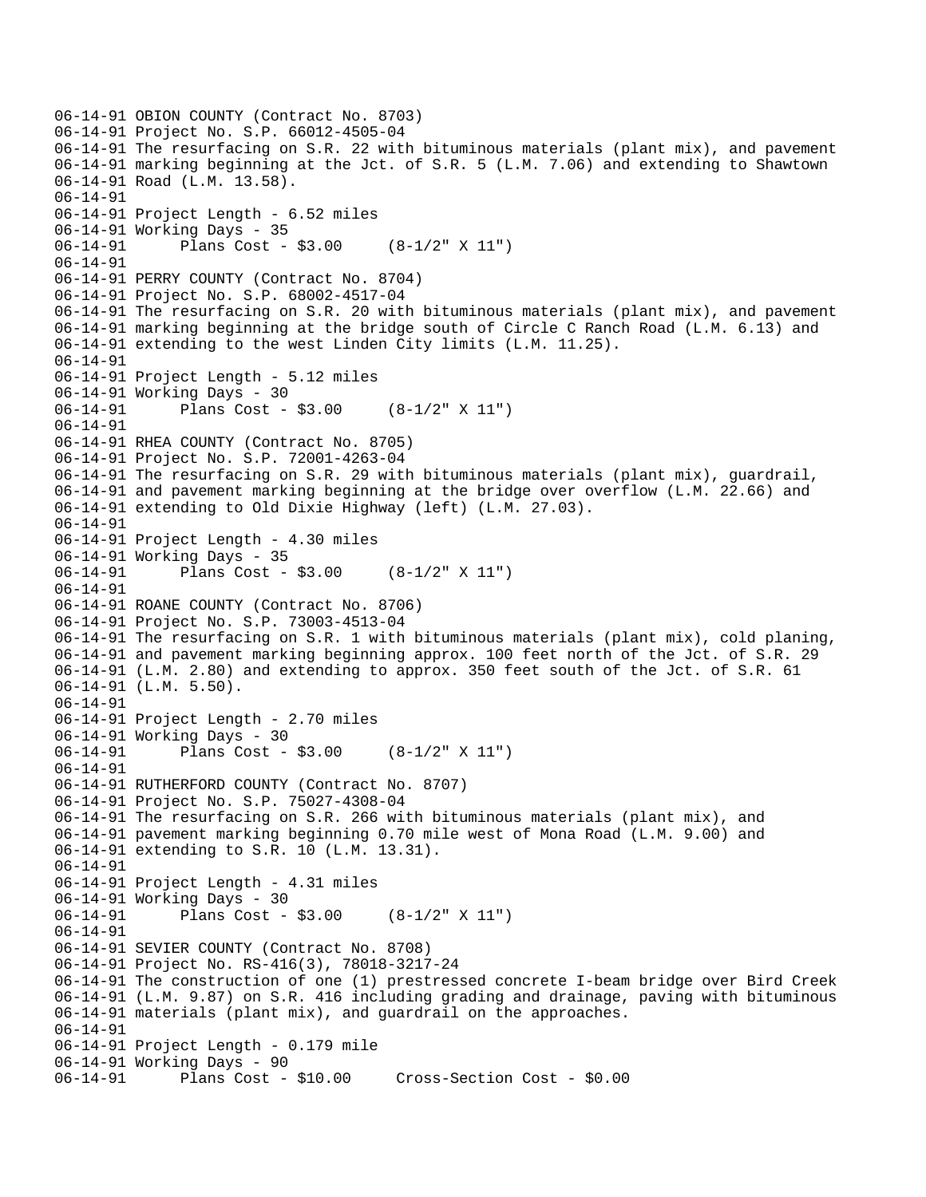```
06-14-91 OBION COUNTY (Contract No. 8703)
06-14-91 Project No. S.P. 66012-4505-04
06-14-91 The resurfacing on S.R. 22 with bituminous materials (plant mix), and pavement
06-14-91 marking beginning at the Jct. of S.R. 5 (L.M. 7.06) and extending to Shawtown
06-14-91 Road (L.M. 13.58).
06-14-91
06-14-91 Project Length - 6.52 miles
06-14-91 Working Days - 35
06-14-91       Plans Cost - $3.00     (8-1/2" X 11")
06-14-91
06-14-91 PERRY COUNTY (Contract No. 8704)
06-14-91 Project No. S.P. 68002-4517-04
06-14-91 The resurfacing on S.R. 20 with bituminous materials (plant mix), and pavement
06-14-91 marking beginning at the bridge south of Circle C Ranch Road (L.M. 6.13) and
06-14-91 extending to the west Linden City limits (L.M. 11.25).
06-14-91
06-14-91 Project Length - 5.12 miles
06-14-91 Working Days - 30
06-14-91       Plans Cost - $3.00     (8-1/2" X 11")
06-14-91
06-14-91 RHEA COUNTY (Contract No. 8705)
06-14-91 Project No. S.P. 72001-4263-04
06-14-91 The resurfacing on S.R. 29 with bituminous materials (plant mix), guardrail,
06-14-91 and pavement marking beginning at the bridge over overflow (L.M. 22.66) and
06-14-91 extending to Old Dixie Highway (left) (L.M. 27.03).
06-14-91
06-14-91 Project Length - 4.30 miles
06-14-91 Working Days - 35
06-14-91       Plans Cost - $3.00     (8-1/2" X 11")
06-14-91
06-14-91 ROANE COUNTY (Contract No. 8706)
06-14-91 Project No. S.P. 73003-4513-04
06-14-91 The resurfacing on S.R. 1 with bituminous materials (plant mix), cold planing,
06-14-91 and pavement marking beginning approx. 100 feet north of the Jct. of S.R. 29
06-14-91 (L.M. 2.80) and extending to approx. 350 feet south of the Jct. of S.R. 61
06-14-91 (L.M. 5.50).
06-14-91
06-14-91 Project Length - 2.70 miles
06-14-91 Working Days - 30
06-14-91       Plans Cost - $3.00     (8-1/2" X 11")
06-14-91
06-14-91 RUTHERFORD COUNTY (Contract No. 8707)
06-14-91 Project No. S.P. 75027-4308-04
06-14-91 The resurfacing on S.R. 266 with bituminous materials (plant mix), and
06-14-91 pavement marking beginning 0.70 mile west of Mona Road (L.M. 9.00) and
06-14-91 extending to S.R. 10 (L.M. 13.31).
06-14-91
06-14-91 Project Length - 4.31 miles
06-14-91 Working Days - 30
06-14-91       Plans Cost - $3.00     (8-1/2" X 11")
06-14-91
06-14-91 SEVIER COUNTY (Contract No. 8708)
06-14-91 Project No. RS-416(3), 78018-3217-24
06-14-91 The construction of one (1) prestressed concrete I-beam bridge over Bird Creek
06-14-91 (L.M. 9.87) on S.R. 416 including grading and drainage, paving with bituminous
06-14-91 materials (plant mix), and guardrail on the approaches.
06-14-91
06-14-91 Project Length - 0.179 mile
06-14-91 Working Days - 90
06-14-91       Plans Cost - $10.00     Cross-Section Cost - $0.00
```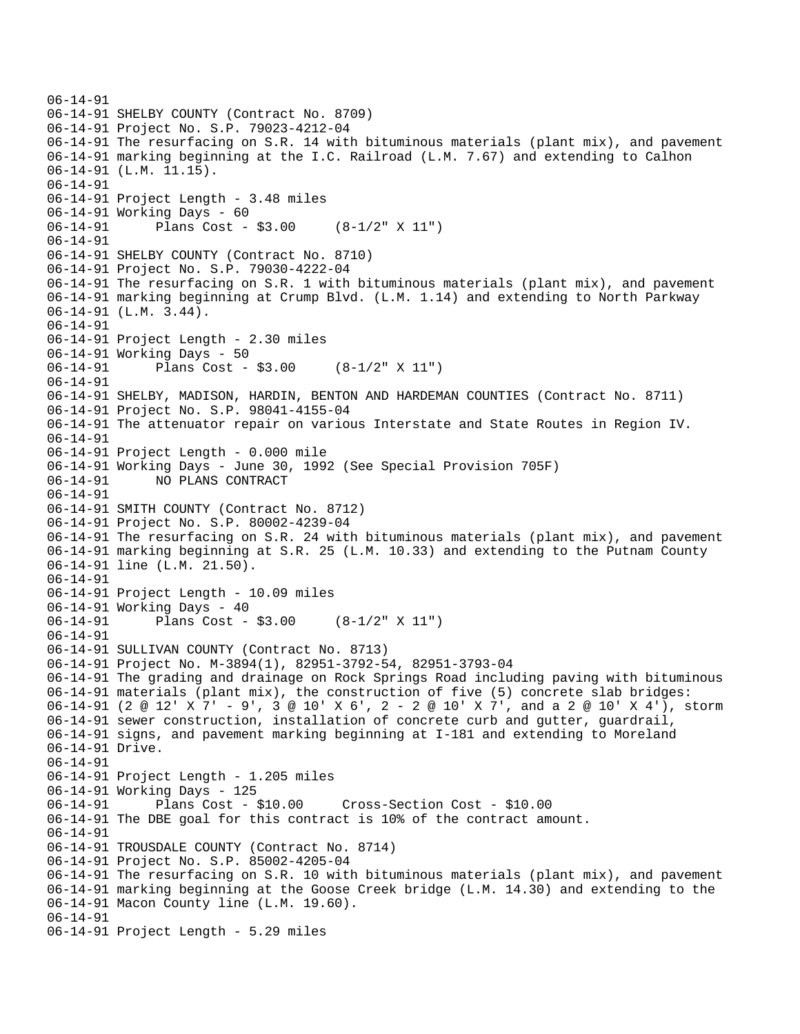```
06-14-91
06-14-91 SHELBY COUNTY (Contract No. 8709)
06-14-91 Project No. S.P. 79023-4212-04
06-14-91 The resurfacing on S.R. 14 with bituminous materials (plant mix), and pavement
06-14-91 marking beginning at the I.C. Railroad (L.M. 7.67) and extending to Calhon
06-14-91 (L.M. 11.15).
06-14-91
06-14-91 Project Length - 3.48 miles
06-14-91 Working Days - 60
06-14-91      Plans Cost - $3.00     (8-1/2" X 11")
06-14-91
06-14-91 SHELBY COUNTY (Contract No. 8710)
06-14-91 Project No. S.P. 79030-4222-04
06-14-91 The resurfacing on S.R. 1 with bituminous materials (plant mix), and pavement
06-14-91 marking beginning at Crump Blvd. (L.M. 1.14) and extending to North Parkway
06-14-91 (L.M. 3.44).
06-14-91
06-14-91 Project Length - 2.30 miles
06-14-91 Working Days - 50
06-14-91      Plans Cost - $3.00     (8-1/2" X 11")
06-14-91
06-14-91 SHELBY, MADISON, HARDIN, BENTON AND HARDEMAN COUNTIES (Contract No. 8711)
06-14-91 Project No. S.P. 98041-4155-04
06-14-91 The attenuator repair on various Interstate and State Routes in Region IV.
06-14-91
06-14-91 Project Length - 0.000 mile
06-14-91 Working Days - June 30, 1992 (See Special Provision 705F)
06-14-91      NO PLANS CONTRACT
06-14-91
06-14-91 SMITH COUNTY (Contract No. 8712)
06-14-91 Project No. S.P. 80002-4239-04
06-14-91 The resurfacing on S.R. 24 with bituminous materials (plant mix), and pavement
06-14-91 marking beginning at S.R. 25 (L.M. 10.33) and extending to the Putnam County
06-14-91 line (L.M. 21.50).
06-14-91
06-14-91 Project Length - 10.09 miles
06-14-91 Working Days - 40
06-14-91      Plans Cost - $3.00     (8-1/2" X 11")
06-14-91
06-14-91 SULLIVAN COUNTY (Contract No. 8713)
06-14-91 Project No. M-3894(1), 82951-3792-54, 82951-3793-04
06-14-91 The grading and drainage on Rock Springs Road including paving with bituminous
06-14-91 materials (plant mix), the construction of five (5) concrete slab bridges:
06-14-91 (2 @ 12' X 7' - 9', 3 @ 10' X 6', 2 - 2 @ 10' X 7', and a 2 @ 10' X 4'), storm
06-14-91 sewer construction, installation of concrete curb and gutter, guardrail,
06-14-91 signs, and pavement marking beginning at I-181 and extending to Moreland
06-14-91 Drive.
06-14-91
06-14-91 Project Length - 1.205 miles
06-14-91 Working Days - 125
06-14-91      Plans Cost - $10.00     Cross-Section Cost - $10.00
06-14-91 The DBE goal for this contract is 10% of the contract amount.
06-14-91
06-14-91 TROUSDALE COUNTY (Contract No. 8714)
06-14-91 Project No. S.P. 85002-4205-04
06-14-91 The resurfacing on S.R. 10 with bituminous materials (plant mix), and pavement
06-14-91 marking beginning at the Goose Creek bridge (L.M. 14.30) and extending to the
06-14-91 Macon County line (L.M. 19.60).
06-14-91
06-14-91 Project Length - 5.29 miles
```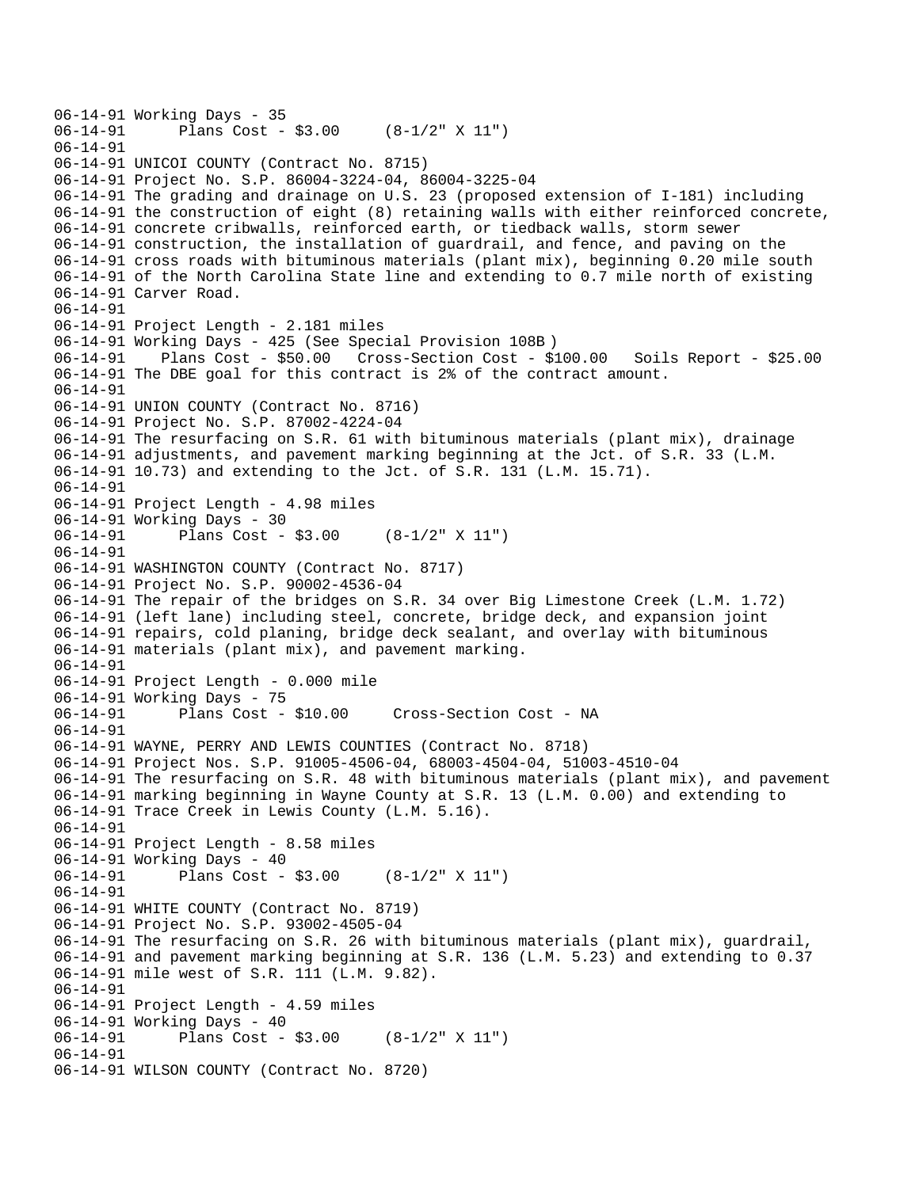```
06-14-91 Working Days - 35
06-14-91       Plans Cost - $3.00     (8-1/2" X 11")
06-14-91
06-14-91 UNICOI COUNTY (Contract No. 8715)
06-14-91 Project No. S.P. 86004-3224-04, 86004-3225-04
06-14-91 The grading and drainage on U.S. 23 (proposed extension of I-181) including
06-14-91 the construction of eight (8) retaining walls with either reinforced concrete,
06-14-91 concrete cribwalls, reinforced earth, or tiedback walls, storm sewer
06-14-91 construction, the installation of guardrail, and fence, and paving on the
06-14-91 cross roads with bituminous materials (plant mix), beginning 0.20 mile south
06-14-91 of the North Carolina State line and extending to 0.7 mile north of existing
06-14-91 Carver Road.
06-14-91
06-14-91 Project Length - 2.181 miles
06-14-91 Working Days - 425 (See Special Provision 108B )
06-14-91    Plans Cost - $50.00   Cross-Section Cost - $100.00   Soils Report - $25.00
06-14-91 The DBE goal for this contract is 2% of the contract amount.
06-14-91
06-14-91 UNION COUNTY (Contract No. 8716)
06-14-91 Project No. S.P. 87002-4224-04
06-14-91 The resurfacing on S.R. 61 with bituminous materials (plant mix), drainage
06-14-91 adjustments, and pavement marking beginning at the Jct. of S.R. 33 (L.M.
06-14-91 10.73) and extending to the Jct. of S.R. 131 (L.M. 15.71).
06-14-91
06-14-91 Project Length - 4.98 miles
06-14-91 Working Days - 30
06-14-91       Plans Cost - $3.00     (8-1/2" X 11")
06-14-91
06-14-91 WASHINGTON COUNTY (Contract No. 8717)
06-14-91 Project No. S.P. 90002-4536-04
06-14-91 The repair of the bridges on S.R. 34 over Big Limestone Creek (L.M. 1.72)
06-14-91 (left lane) including steel, concrete, bridge deck, and expansion joint
06-14-91 repairs, cold planing, bridge deck sealant, and overlay with bituminous
06-14-91 materials (plant mix), and pavement marking.
06-14-91
06-14-91 Project Length - 0.000 mile
06-14-91 Working Days - 75
06-14-91       Plans Cost - $10.00     Cross-Section Cost - NA
06-14-91
06-14-91 WAYNE, PERRY AND LEWIS COUNTIES (Contract No. 8718)
06-14-91 Project Nos. S.P. 91005-4506-04, 68003-4504-04, 51003-4510-04
06-14-91 The resurfacing on S.R. 48 with bituminous materials (plant mix), and pavement
06-14-91 marking beginning in Wayne County at S.R. 13 (L.M. 0.00) and extending to
06-14-91 Trace Creek in Lewis County (L.M. 5.16).
06-14-91
06-14-91 Project Length - 8.58 miles
06-14-91 Working Days - 40
06-14-91       Plans Cost - $3.00     (8-1/2" X 11")
06-14-91
06-14-91 WHITE COUNTY (Contract No. 8719)
06-14-91 Project No. S.P. 93002-4505-04
06-14-91 The resurfacing on S.R. 26 with bituminous materials (plant mix), guardrail,
06-14-91 and pavement marking beginning at S.R. 136 (L.M. 5.23) and extending to 0.37
06-14-91 mile west of S.R. 111 (L.M. 9.82).
06-14-91
06-14-91 Project Length - 4.59 miles
06-14-91 Working Days - 40
06-14-91       Plans Cost - $3.00     (8-1/2" X 11")
06-14-91
06-14-91 WILSON COUNTY (Contract No. 8720)
```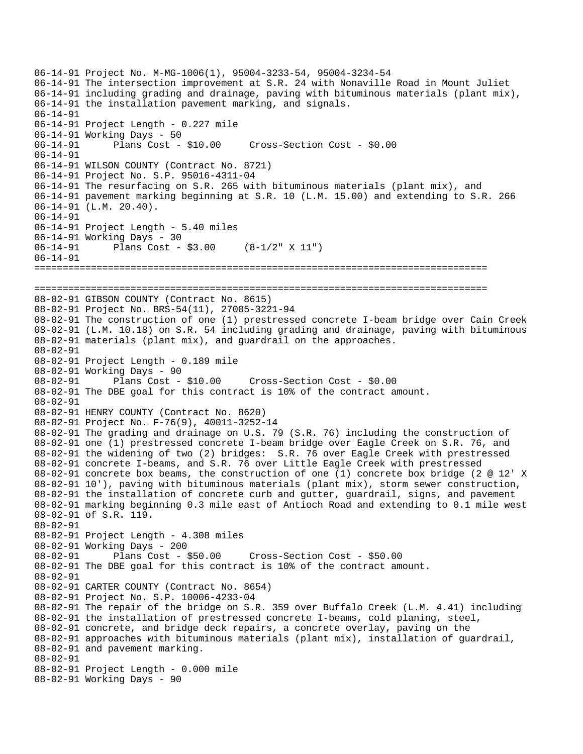```
06-14-91 Project No. M-MG-1006(1), 95004-3233-54, 95004-3234-54
06-14-91 The intersection improvement at S.R. 24 with Nonaville Road in Mount Juliet
06-14-91 including grading and drainage, paving with bituminous materials (plant mix),
06-14-91 the installation pavement marking, and signals.
06-14-91
06-14-91 Project Length - 0.227 mile
06-14-91 Working Days - 50
06-14-91      Plans Cost - $10.00     Cross-Section Cost - $0.00
06-14-91
06-14-91 WILSON COUNTY (Contract No. 8721)
06-14-91 Project No. S.P. 95016-4311-04
06-14-91 The resurfacing on S.R. 265 with bituminous materials (plant mix), and
06-14-91 pavement marking beginning at S.R. 10 (L.M. 15.00) and extending to S.R. 266
06-14-91 (L.M. 20.40).
06-14-91
06-14-91 Project Length - 5.40 miles
06-14-91 Working Days - 30
06-14-91      Plans Cost - $3.00     (8-1/2" X 11")
06-14-91
================================================================================

================================================================================
08-02-91 GIBSON COUNTY (Contract No. 8615)
08-02-91 Project No. BRS-54(11), 27005-3221-94
08-02-91 The construction of one (1) prestressed concrete I-beam bridge over Cain Creek
08-02-91 (L.M. 10.18) on S.R. 54 including grading and drainage, paving with bituminous
08-02-91 materials (plant mix), and guardrail on the approaches.
08-02-91
08-02-91 Project Length - 0.189 mile
08-02-91 Working Days - 90
08-02-91      Plans Cost - $10.00     Cross-Section Cost - $0.00
08-02-91 The DBE goal for this contract is 10% of the contract amount.
08-02-91
08-02-91 HENRY COUNTY (Contract No. 8620)
08-02-91 Project No. F-76(9), 40011-3252-14
08-02-91 The grading and drainage on U.S. 79 (S.R. 76) including the construction of
08-02-91 one (1) prestressed concrete I-beam bridge over Eagle Creek on S.R. 76, and
08-02-91 the widening of two (2) bridges:  S.R. 76 over Eagle Creek with prestressed
08-02-91 concrete I-beams, and S.R. 76 over Little Eagle Creek with prestressed
08-02-91 concrete box beams, the construction of one (1) concrete box bridge (2 @ 12' X
08-02-91 10'), paving with bituminous materials (plant mix), storm sewer construction,
08-02-91 the installation of concrete curb and gutter, guardrail, signs, and pavement
08-02-91 marking beginning 0.3 mile east of Antioch Road and extending to 0.1 mile west
08-02-91 of S.R. 119.
08-02-91
08-02-91 Project Length - 4.308 miles
08-02-91 Working Days - 200
08-02-91      Plans Cost - $50.00     Cross-Section Cost - $50.00
08-02-91 The DBE goal for this contract is 10% of the contract amount.
08-02-91
08-02-91 CARTER COUNTY (Contract No. 8654)
08-02-91 Project No. S.P. 10006-4233-04
08-02-91 The repair of the bridge on S.R. 359 over Buffalo Creek (L.M. 4.41) including
08-02-91 the installation of prestressed concrete I-beams, cold planing, steel,
08-02-91 concrete, and bridge deck repairs, a concrete overlay, paving on the
08-02-91 approaches with bituminous materials (plant mix), installation of guardrail,
08-02-91 and pavement marking.
08-02-91
08-02-91 Project Length - 0.000 mile
08-02-91 Working Days - 90
```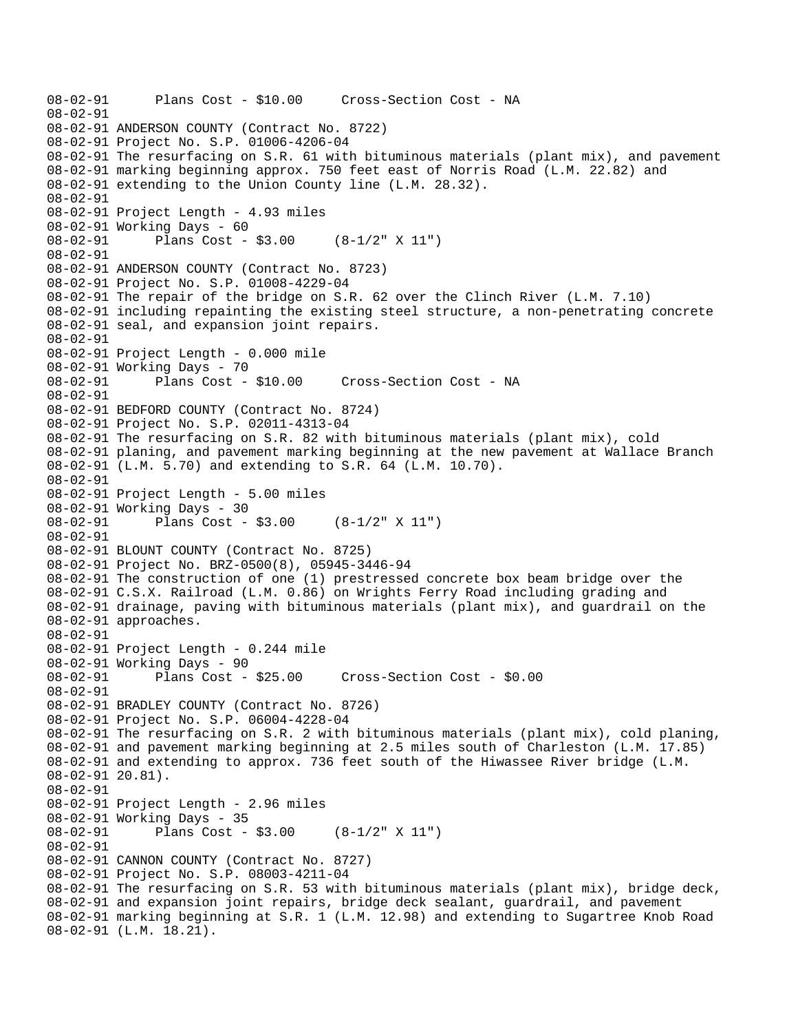```
08-02-91      Plans Cost - $10.00     Cross-Section Cost - NA
08-02-91
08-02-91 ANDERSON COUNTY (Contract No. 8722)
08-02-91 Project No. S.P. 01006-4206-04
08-02-91 The resurfacing on S.R. 61 with bituminous materials (plant mix), and pavement
08-02-91 marking beginning approx. 750 feet east of Norris Road (L.M. 22.82) and
08-02-91 extending to the Union County line (L.M. 28.32).
08-02-91
08-02-91 Project Length - 4.93 miles
08-02-91 Working Days - 60
08-02-91      Plans Cost - $3.00     (8-1/2" X 11")
08-02-91
08-02-91 ANDERSON COUNTY (Contract No. 8723)
08-02-91 Project No. S.P. 01008-4229-04
08-02-91 The repair of the bridge on S.R. 62 over the Clinch River (L.M. 7.10)
08-02-91 including repainting the existing steel structure, a non-penetrating concrete
08-02-91 seal, and expansion joint repairs.
08-02-91
08-02-91 Project Length - 0.000 mile
08-02-91 Working Days - 70
08-02-91      Plans Cost - $10.00     Cross-Section Cost - NA
08-02-91
08-02-91 BEDFORD COUNTY (Contract No. 8724)
08-02-91 Project No. S.P. 02011-4313-04
08-02-91 The resurfacing on S.R. 82 with bituminous materials (plant mix), cold
08-02-91 planing, and pavement marking beginning at the new pavement at Wallace Branch
08-02-91 (L.M. 5.70) and extending to S.R. 64 (L.M. 10.70).
08-02-91
08-02-91 Project Length - 5.00 miles
08-02-91 Working Days - 30
08-02-91      Plans Cost - $3.00     (8-1/2" X 11")
08-02-91
08-02-91 BLOUNT COUNTY (Contract No. 8725)
08-02-91 Project No. BRZ-0500(8), 05945-3446-94
08-02-91 The construction of one (1) prestressed concrete box beam bridge over the
08-02-91 C.S.X. Railroad (L.M. 0.86) on Wrights Ferry Road including grading and
08-02-91 drainage, paving with bituminous materials (plant mix), and guardrail on the
08-02-91 approaches.
08-02-91
08-02-91 Project Length - 0.244 mile
08-02-91 Working Days - 90
08-02-91      Plans Cost - $25.00     Cross-Section Cost - $0.00
08-02-91
08-02-91 BRADLEY COUNTY (Contract No. 8726)
08-02-91 Project No. S.P. 06004-4228-04
08-02-91 The resurfacing on S.R. 2 with bituminous materials (plant mix), cold planing,
08-02-91 and pavement marking beginning at 2.5 miles south of Charleston (L.M. 17.85)
08-02-91 and extending to approx. 736 feet south of the Hiwassee River bridge (L.M.
08-02-91 20.81).
08-02-91
08-02-91 Project Length - 2.96 miles
08-02-91 Working Days - 35
08-02-91      Plans Cost - $3.00     (8-1/2" X 11")
08-02-91
08-02-91 CANNON COUNTY (Contract No. 8727)
08-02-91 Project No. S.P. 08003-4211-04
08-02-91 The resurfacing on S.R. 53 with bituminous materials (plant mix), bridge deck,
08-02-91 and expansion joint repairs, bridge deck sealant, guardrail, and pavement
08-02-91 marking beginning at S.R. 1 (L.M. 12.98) and extending to Sugartree Knob Road
08-02-91 (L.M. 18.21).
```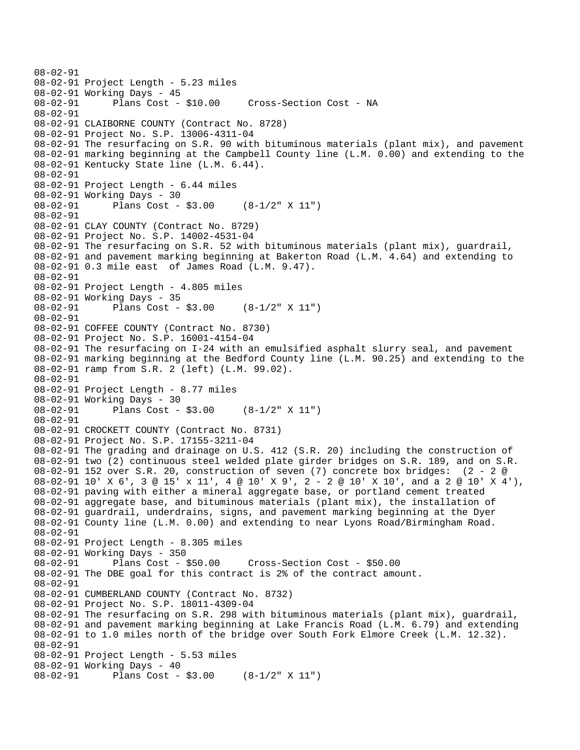```
08-02-91
08-02-91 Project Length - 5.23 miles
08-02-91 Working Days - 45
08-02-91      Plans Cost - $10.00     Cross-Section Cost - NA
08-02-91
08-02-91 CLAIBORNE COUNTY (Contract No. 8728)
08-02-91 Project No. S.P. 13006-4311-04
08-02-91 The resurfacing on S.R. 90 with bituminous materials (plant mix), and pavement
08-02-91 marking beginning at the Campbell County line (L.M. 0.00) and extending to the
08-02-91 Kentucky State line (L.M. 6.44).
08-02-91
08-02-91 Project Length - 6.44 miles
08-02-91 Working Days - 30
08-02-91      Plans Cost - $3.00     (8-1/2" X 11")
08-02-91
08-02-91 CLAY COUNTY (Contract No. 8729)
08-02-91 Project No. S.P. 14002-4531-04
08-02-91 The resurfacing on S.R. 52 with bituminous materials (plant mix), guardrail,
08-02-91 and pavement marking beginning at Bakerton Road (L.M. 4.64) and extending to
08-02-91 0.3 mile east  of James Road (L.M. 9.47).
08-02-91
08-02-91 Project Length - 4.805 miles
08-02-91 Working Days - 35
08-02-91      Plans Cost - $3.00     (8-1/2" X 11")
08-02-91
08-02-91 COFFEE COUNTY (Contract No. 8730)
08-02-91 Project No. S.P. 16001-4154-04
08-02-91 The resurfacing on I-24 with an emulsified asphalt slurry seal, and pavement
08-02-91 marking beginning at the Bedford County line (L.M. 90.25) and extending to the
08-02-91 ramp from S.R. 2 (left) (L.M. 99.02).
08-02-91
08-02-91 Project Length - 8.77 miles
08-02-91 Working Days - 30
08-02-91      Plans Cost - $3.00     (8-1/2" X 11")
08-02-91
08-02-91 CROCKETT COUNTY (Contract No. 8731)
08-02-91 Project No. S.P. 17155-3211-04
08-02-91 The grading and drainage on U.S. 412 (S.R. 20) including the construction of
08-02-91 two (2) continuous steel welded plate girder bridges on S.R. 189, and on S.R.
08-02-91 152 over S.R. 20, construction of seven (7) concrete box bridges:  (2 - 2 @
08-02-91 10' X 6', 3 @ 15' x 11', 4 @ 10' X 9', 2 - 2 @ 10' X 10', and a 2 @ 10' X 4'),
08-02-91 paving with either a mineral aggregate base, or portland cement treated
08-02-91 aggregate base, and bituminous materials (plant mix), the installation of
08-02-91 guardrail, underdrains, signs, and pavement marking beginning at the Dyer
08-02-91 County line (L.M. 0.00) and extending to near Lyons Road/Birmingham Road.
08-02-91
08-02-91 Project Length - 8.305 miles
08-02-91 Working Days - 350
08-02-91      Plans Cost - $50.00     Cross-Section Cost - $50.00
08-02-91 The DBE goal for this contract is 2% of the contract amount.
08-02-91
08-02-91 CUMBERLAND COUNTY (Contract No. 8732)
08-02-91 Project No. S.P. 18011-4309-04
08-02-91 The resurfacing on S.R. 298 with bituminous materials (plant mix), guardrail,
08-02-91 and pavement marking beginning at Lake Francis Road (L.M. 6.79) and extending
08-02-91 to 1.0 miles north of the bridge over South Fork Elmore Creek (L.M. 12.32).
08-02-91
08-02-91 Project Length - 5.53 miles
08-02-91 Working Days - 40
08-02-91      Plans Cost - $3.00     (8-1/2" X 11")
```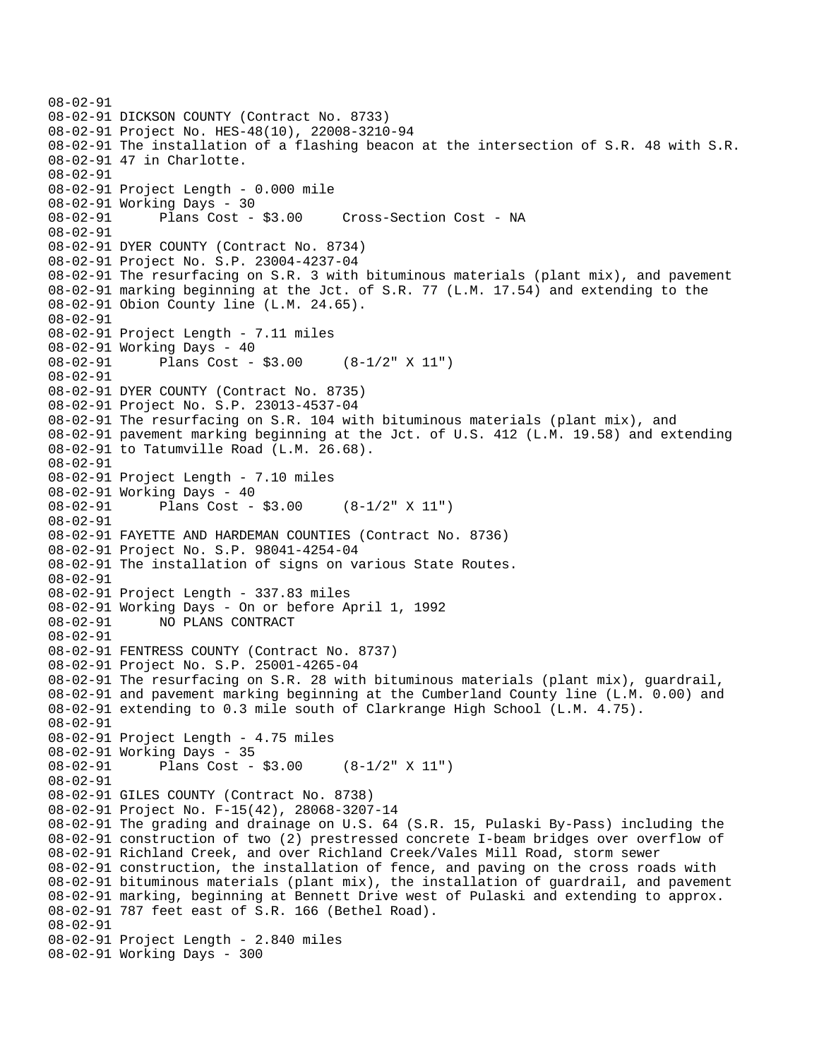```
08-02-91
08-02-91 DICKSON COUNTY (Contract No. 8733)
08-02-91 Project No. HES-48(10), 22008-3210-94
08-02-91 The installation of a flashing beacon at the intersection of S.R. 48 with S.R.
08-02-91 47 in Charlotte.
08-02-91
08-02-91 Project Length - 0.000 mile
08-02-91 Working Days - 30
08-02-91       Plans Cost - $3.00     Cross-Section Cost - NA
08-02-91
08-02-91 DYER COUNTY (Contract No. 8734)
08-02-91 Project No. S.P. 23004-4237-04
08-02-91 The resurfacing on S.R. 3 with bituminous materials (plant mix), and pavement
08-02-91 marking beginning at the Jct. of S.R. 77 (L.M. 17.54) and extending to the
08-02-91 Obion County line (L.M. 24.65).
08-02-91
08-02-91 Project Length - 7.11 miles
08-02-91 Working Days - 40
08-02-91       Plans Cost - $3.00     (8-1/2" X 11")
08-02-91
08-02-91 DYER COUNTY (Contract No. 8735)
08-02-91 Project No. S.P. 23013-4537-04
08-02-91 The resurfacing on S.R. 104 with bituminous materials (plant mix), and
08-02-91 pavement marking beginning at the Jct. of U.S. 412 (L.M. 19.58) and extending
08-02-91 to Tatumville Road (L.M. 26.68).
08-02-91
08-02-91 Project Length - 7.10 miles
08-02-91 Working Days - 40
08-02-91       Plans Cost - $3.00     (8-1/2" X 11")
08-02-91
08-02-91 FAYETTE AND HARDEMAN COUNTIES (Contract No. 8736)
08-02-91 Project No. S.P. 98041-4254-04
08-02-91 The installation of signs on various State Routes.
08-02-91
08-02-91 Project Length - 337.83 miles
08-02-91 Working Days - On or before April 1, 1992
08-02-91       NO PLANS CONTRACT
08-02-91
08-02-91 FENTRESS COUNTY (Contract No. 8737)
08-02-91 Project No. S.P. 25001-4265-04
08-02-91 The resurfacing on S.R. 28 with bituminous materials (plant mix), guardrail,
08-02-91 and pavement marking beginning at the Cumberland County line (L.M. 0.00) and
08-02-91 extending to 0.3 mile south of Clarkrange High School (L.M. 4.75).
08-02-91
08-02-91 Project Length - 4.75 miles
08-02-91 Working Days - 35
08-02-91       Plans Cost - $3.00     (8-1/2" X 11")
08-02-91
08-02-91 GILES COUNTY (Contract No. 8738)
08-02-91 Project No. F-15(42), 28068-3207-14
08-02-91 The grading and drainage on U.S. 64 (S.R. 15, Pulaski By-Pass) including the
08-02-91 construction of two (2) prestressed concrete I-beam bridges over overflow of
08-02-91 Richland Creek, and over Richland Creek/Vales Mill Road, storm sewer
08-02-91 construction, the installation of fence, and paving on the cross roads with
08-02-91 bituminous materials (plant mix), the installation of guardrail, and pavement
08-02-91 marking, beginning at Bennett Drive west of Pulaski and extending to approx.
08-02-91 787 feet east of S.R. 166 (Bethel Road).
08-02-91
08-02-91 Project Length - 2.840 miles
08-02-91 Working Days - 300
```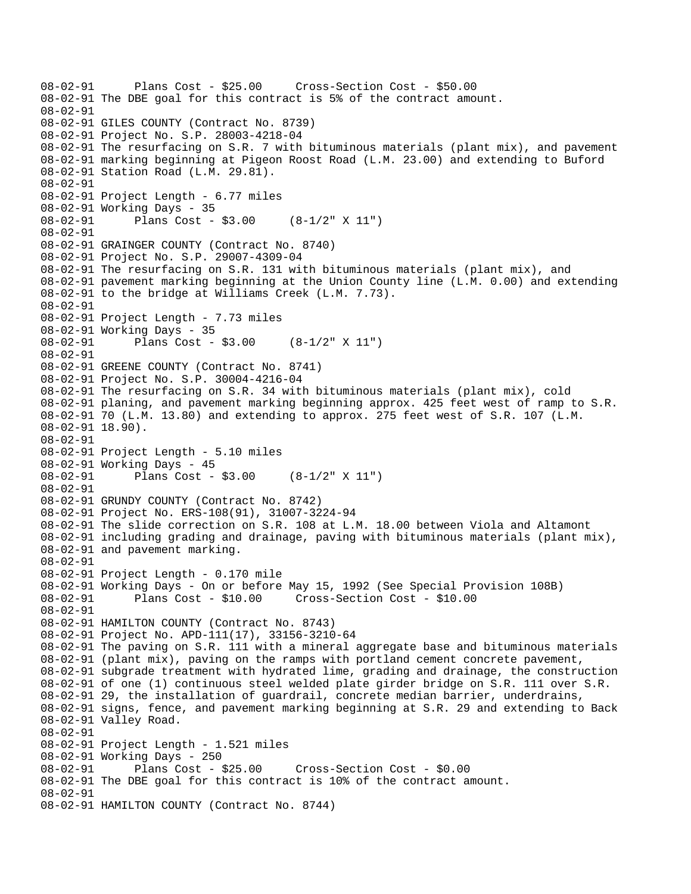```
08-02-91      Plans Cost - $25.00     Cross-Section Cost - $50.00
08-02-91 The DBE goal for this contract is 5% of the contract amount.
08-02-91
08-02-91 GILES COUNTY (Contract No. 8739)
08-02-91 Project No. S.P. 28003-4218-04
08-02-91 The resurfacing on S.R. 7 with bituminous materials (plant mix), and pavement
08-02-91 marking beginning at Pigeon Roost Road (L.M. 23.00) and extending to Buford
08-02-91 Station Road (L.M. 29.81).
08-02-91
08-02-91 Project Length - 6.77 miles
08-02-91 Working Days - 35
08-02-91      Plans Cost - $3.00     (8-1/2" X 11")
08-02-91
08-02-91 GRAINGER COUNTY (Contract No. 8740)
08-02-91 Project No. S.P. 29007-4309-04
08-02-91 The resurfacing on S.R. 131 with bituminous materials (plant mix), and
08-02-91 pavement marking beginning at the Union County line (L.M. 0.00) and extending
08-02-91 to the bridge at Williams Creek (L.M. 7.73).
08-02-91
08-02-91 Project Length - 7.73 miles
08-02-91 Working Days - 35
08-02-91      Plans Cost - $3.00     (8-1/2" X 11")
08-02-91
08-02-91 GREENE COUNTY (Contract No. 8741)
08-02-91 Project No. S.P. 30004-4216-04
08-02-91 The resurfacing on S.R. 34 with bituminous materials (plant mix), cold
08-02-91 planing, and pavement marking beginning approx. 425 feet west of ramp to S.R.
08-02-91 70 (L.M. 13.80) and extending to approx. 275 feet west of S.R. 107 (L.M.
08-02-91 18.90).
08-02-91
08-02-91 Project Length - 5.10 miles
08-02-91 Working Days - 45
08-02-91      Plans Cost - $3.00     (8-1/2" X 11")
08-02-91
08-02-91 GRUNDY COUNTY (Contract No. 8742)
08-02-91 Project No. ERS-108(91), 31007-3224-94
08-02-91 The slide correction on S.R. 108 at L.M. 18.00 between Viola and Altamont
08-02-91 including grading and drainage, paving with bituminous materials (plant mix),
08-02-91 and pavement marking.
08-02-91
08-02-91 Project Length - 0.170 mile
08-02-91 Working Days - On or before May 15, 1992 (See Special Provision 108B)
08-02-91      Plans Cost - $10.00     Cross-Section Cost - $10.00
08-02-91
08-02-91 HAMILTON COUNTY (Contract No. 8743)
08-02-91 Project No. APD-111(17), 33156-3210-64
08-02-91 The paving on S.R. 111 with a mineral aggregate base and bituminous materials
08-02-91 (plant mix), paving on the ramps with portland cement concrete pavement,
08-02-91 subgrade treatment with hydrated lime, grading and drainage, the construction
08-02-91 of one (1) continuous steel welded plate girder bridge on S.R. 111 over S.R.
08-02-91 29, the installation of guardrail, concrete median barrier, underdrains,
08-02-91 signs, fence, and pavement marking beginning at S.R. 29 and extending to Back
08-02-91 Valley Road.
08-02-91
08-02-91 Project Length - 1.521 miles
08-02-91 Working Days - 250
08-02-91      Plans Cost - $25.00     Cross-Section Cost - $0.00
08-02-91 The DBE goal for this contract is 10% of the contract amount.
08-02-91
08-02-91 HAMILTON COUNTY (Contract No. 8744)
```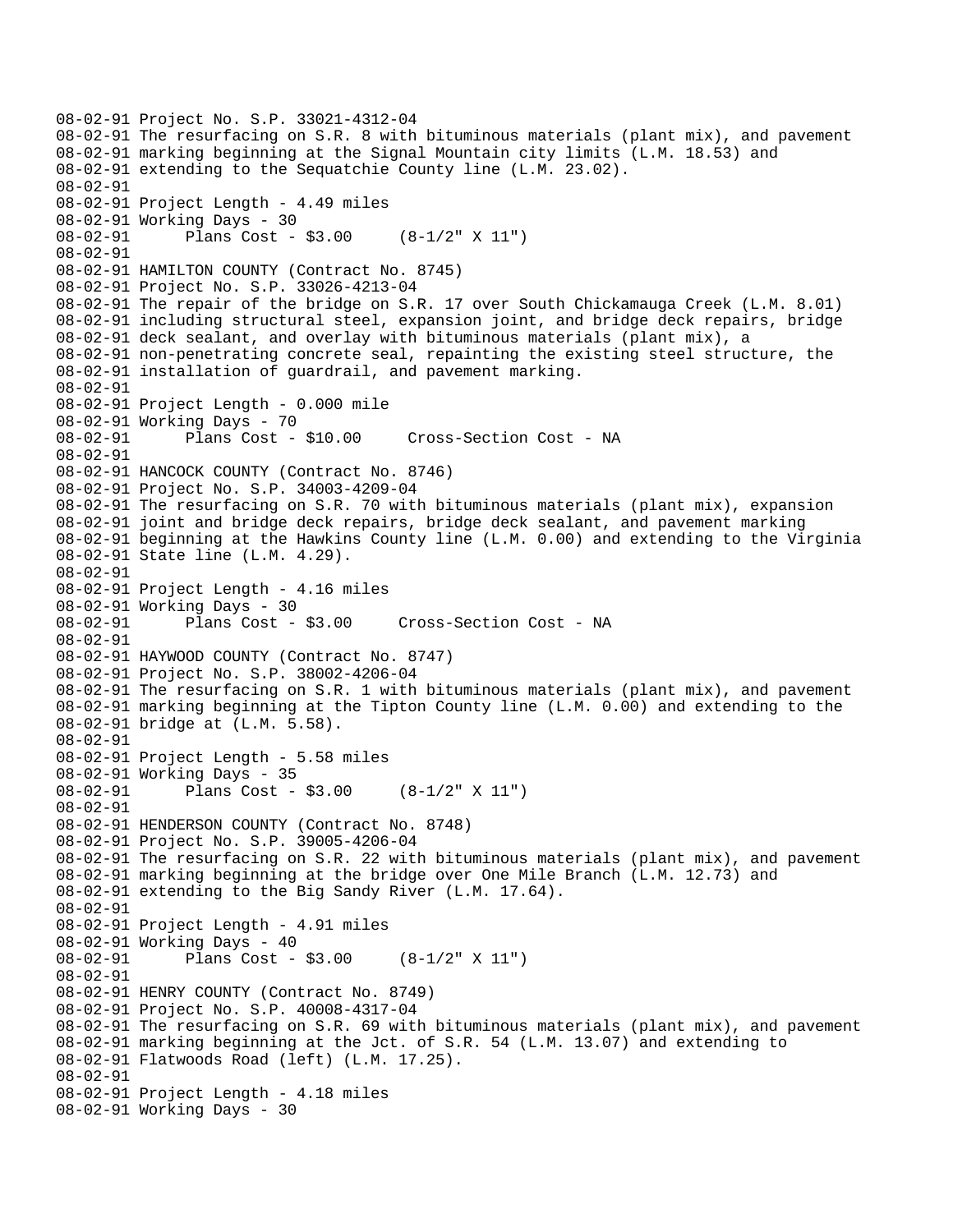```
08-02-91 Project No. S.P. 33021-4312-04
08-02-91 The resurfacing on S.R. 8 with bituminous materials (plant mix), and pavement
08-02-91 marking beginning at the Signal Mountain city limits (L.M. 18.53) and
08-02-91 extending to the Sequatchie County line (L.M. 23.02).
08-02-91
08-02-91 Project Length - 4.49 miles
08-02-91 Working Days - 30
08-02-91       Plans Cost - $3.00     (8-1/2" X 11")
08-02-91
08-02-91 HAMILTON COUNTY (Contract No. 8745)
08-02-91 Project No. S.P. 33026-4213-04
08-02-91 The repair of the bridge on S.R. 17 over South Chickamauga Creek (L.M. 8.01)
08-02-91 including structural steel, expansion joint, and bridge deck repairs, bridge
08-02-91 deck sealant, and overlay with bituminous materials (plant mix), a
08-02-91 non-penetrating concrete seal, repainting the existing steel structure, the
08-02-91 installation of guardrail, and pavement marking.
08-02-91
08-02-91 Project Length - 0.000 mile
08-02-91 Working Days - 70
08-02-91       Plans Cost - $10.00     Cross-Section Cost - NA
08-02-91
08-02-91 HANCOCK COUNTY (Contract No. 8746)
08-02-91 Project No. S.P. 34003-4209-04
08-02-91 The resurfacing on S.R. 70 with bituminous materials (plant mix), expansion
08-02-91 joint and bridge deck repairs, bridge deck sealant, and pavement marking
08-02-91 beginning at the Hawkins County line (L.M. 0.00) and extending to the Virginia
08-02-91 State line (L.M. 4.29).
08-02-91
08-02-91 Project Length - 4.16 miles
08-02-91 Working Days - 30
08-02-91       Plans Cost - $3.00     Cross-Section Cost - NA
08-02-91
08-02-91 HAYWOOD COUNTY (Contract No. 8747)
08-02-91 Project No. S.P. 38002-4206-04
08-02-91 The resurfacing on S.R. 1 with bituminous materials (plant mix), and pavement
08-02-91 marking beginning at the Tipton County line (L.M. 0.00) and extending to the
08-02-91 bridge at (L.M. 5.58).
08-02-91
08-02-91 Project Length - 5.58 miles
08-02-91 Working Days - 35
08-02-91       Plans Cost - $3.00     (8-1/2" X 11")
08-02-91
08-02-91 HENDERSON COUNTY (Contract No. 8748)
08-02-91 Project No. S.P. 39005-4206-04
08-02-91 The resurfacing on S.R. 22 with bituminous materials (plant mix), and pavement
08-02-91 marking beginning at the bridge over One Mile Branch (L.M. 12.73) and
08-02-91 extending to the Big Sandy River (L.M. 17.64).
08-02-91
08-02-91 Project Length - 4.91 miles
08-02-91 Working Days - 40
08-02-91       Plans Cost - $3.00     (8-1/2" X 11")
08-02-91
08-02-91 HENRY COUNTY (Contract No. 8749)
08-02-91 Project No. S.P. 40008-4317-04
08-02-91 The resurfacing on S.R. 69 with bituminous materials (plant mix), and pavement
08-02-91 marking beginning at the Jct. of S.R. 54 (L.M. 13.07) and extending to
08-02-91 Flatwoods Road (left) (L.M. 17.25).
08-02-91
08-02-91 Project Length - 4.18 miles
08-02-91 Working Days - 30
```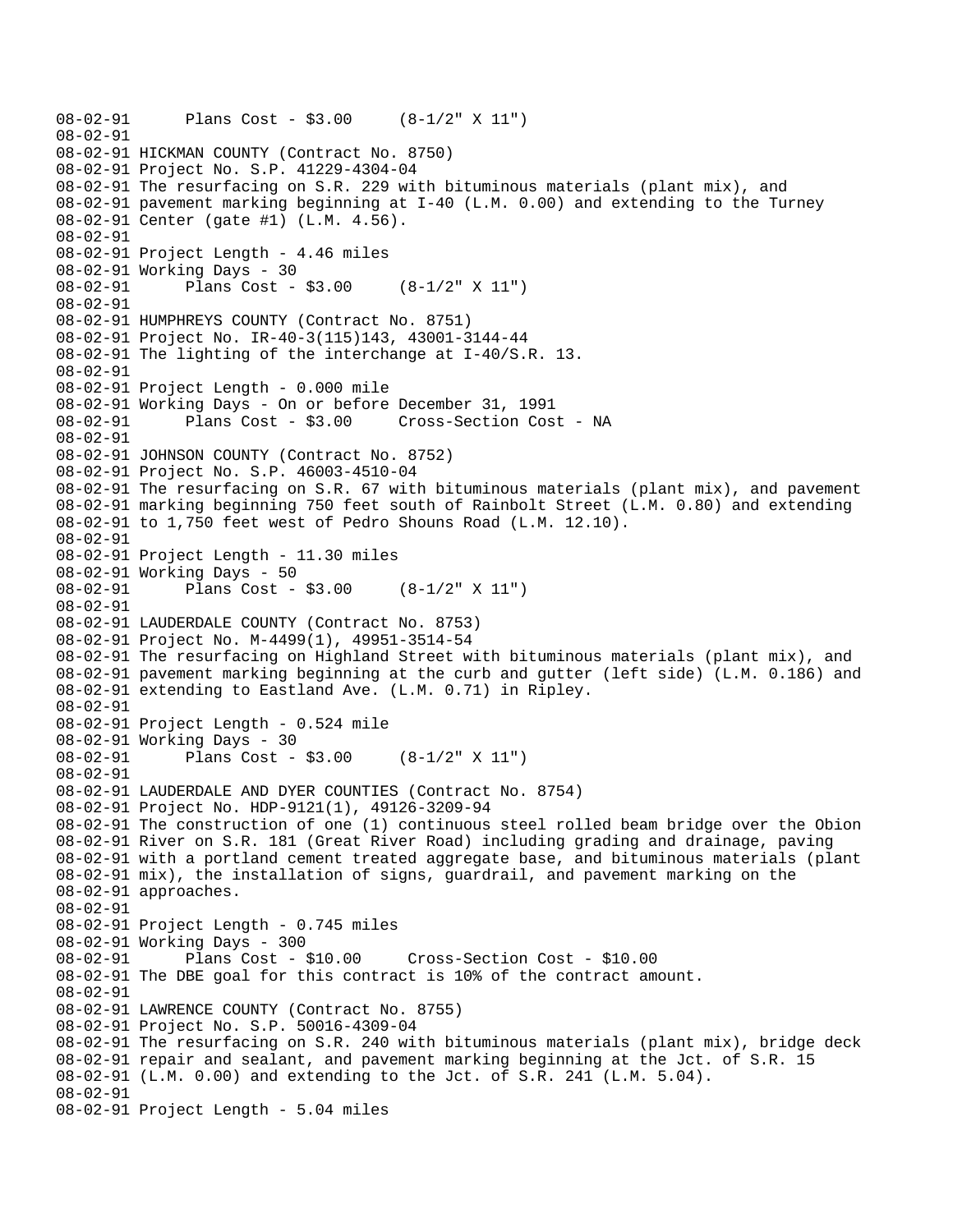```
08-02-91      Plans Cost - $3.00     (8-1/2" X 11")
08-02-91
08-02-91 HICKMAN COUNTY (Contract No. 8750)
08-02-91 Project No. S.P. 41229-4304-04
08-02-91 The resurfacing on S.R. 229 with bituminous materials (plant mix), and
08-02-91 pavement marking beginning at I-40 (L.M. 0.00) and extending to the Turney
08-02-91 Center (gate #1) (L.M. 4.56).
08-02-91
08-02-91 Project Length - 4.46 miles
08-02-91 Working Days - 30
08-02-91      Plans Cost - $3.00     (8-1/2" X 11")
08-02-91
08-02-91 HUMPHREYS COUNTY (Contract No. 8751)
08-02-91 Project No. IR-40-3(115)143, 43001-3144-44
08-02-91 The lighting of the interchange at I-40/S.R. 13.
08-02-91
08-02-91 Project Length - 0.000 mile
08-02-91 Working Days - On or before December 31, 1991
08-02-91      Plans Cost - $3.00     Cross-Section Cost - NA
08-02-91
08-02-91 JOHNSON COUNTY (Contract No. 8752)
08-02-91 Project No. S.P. 46003-4510-04
08-02-91 The resurfacing on S.R. 67 with bituminous materials (plant mix), and pavement
08-02-91 marking beginning 750 feet south of Rainbolt Street (L.M. 0.80) and extending
08-02-91 to 1,750 feet west of Pedro Shouns Road (L.M. 12.10).
08-02-91
08-02-91 Project Length - 11.30 miles
08-02-91 Working Days - 50
08-02-91      Plans Cost - $3.00     (8-1/2" X 11")
08-02-91
08-02-91 LAUDERDALE COUNTY (Contract No. 8753)
08-02-91 Project No. M-4499(1), 49951-3514-54
08-02-91 The resurfacing on Highland Street with bituminous materials (plant mix), and
08-02-91 pavement marking beginning at the curb and gutter (left side) (L.M. 0.186) and
08-02-91 extending to Eastland Ave. (L.M. 0.71) in Ripley.
08-02-91
08-02-91 Project Length - 0.524 mile
08-02-91 Working Days - 30
08-02-91      Plans Cost - $3.00     (8-1/2" X 11")
08-02-91
08-02-91 LAUDERDALE AND DYER COUNTIES (Contract No. 8754)
08-02-91 Project No. HDP-9121(1), 49126-3209-94
08-02-91 The construction of one (1) continuous steel rolled beam bridge over the Obion
08-02-91 River on S.R. 181 (Great River Road) including grading and drainage, paving
08-02-91 with a portland cement treated aggregate base, and bituminous materials (plant
08-02-91 mix), the installation of signs, guardrail, and pavement marking on the
08-02-91 approaches.
08-02-91
08-02-91 Project Length - 0.745 miles
08-02-91 Working Days - 300
08-02-91      Plans Cost - $10.00     Cross-Section Cost - $10.00
08-02-91 The DBE goal for this contract is 10% of the contract amount.
08-02-91
08-02-91 LAWRENCE COUNTY (Contract No. 8755)
08-02-91 Project No. S.P. 50016-4309-04
08-02-91 The resurfacing on S.R. 240 with bituminous materials (plant mix), bridge deck
08-02-91 repair and sealant, and pavement marking beginning at the Jct. of S.R. 15
08-02-91 (L.M. 0.00) and extending to the Jct. of S.R. 241 (L.M. 5.04).
08-02-91
08-02-91 Project Length - 5.04 miles
```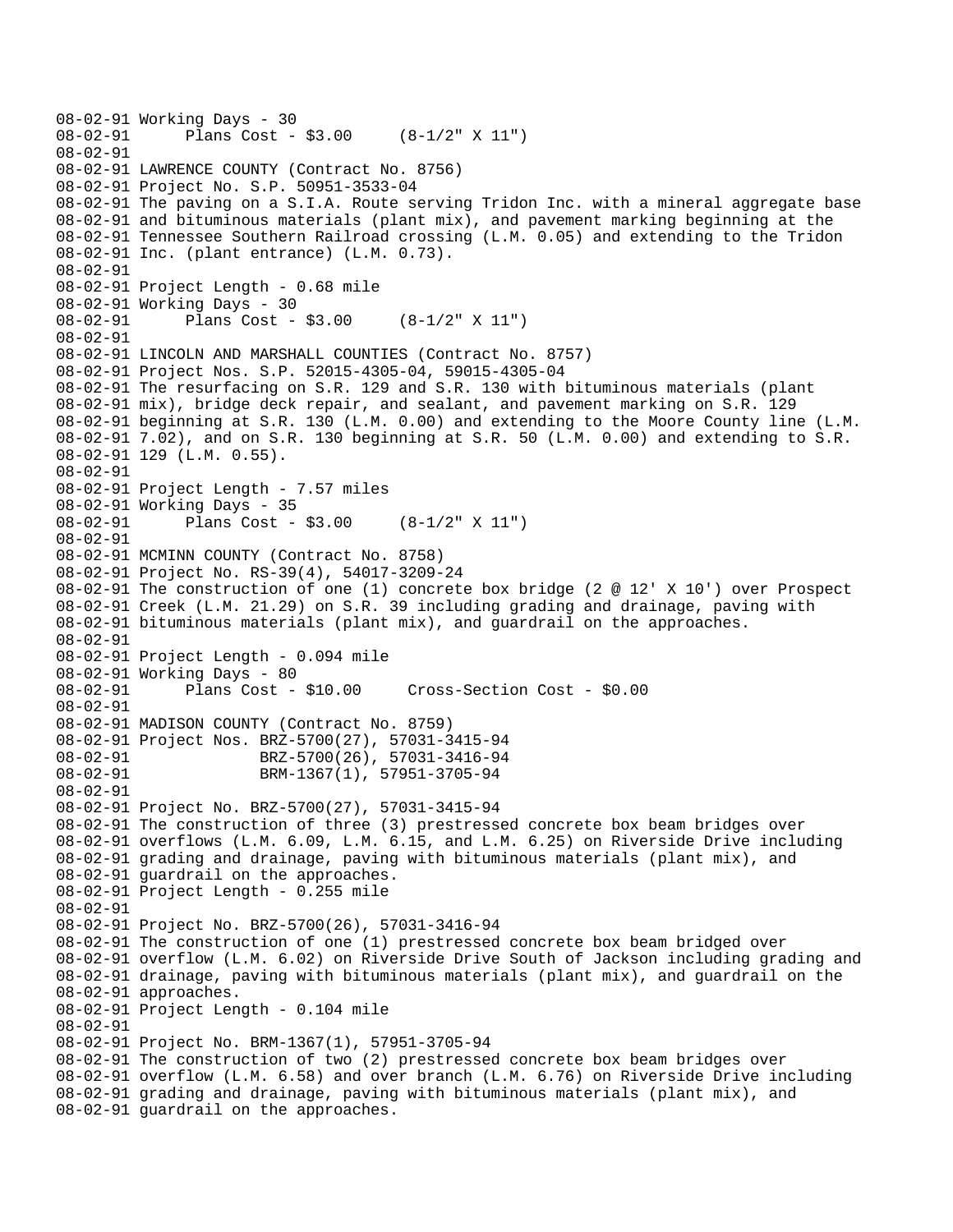```
08-02-91 Working Days - 30
08-02-91      Plans Cost - $3.00     (8-1/2" X 11")
08-02-91
08-02-91 LAWRENCE COUNTY (Contract No. 8756)
08-02-91 Project No. S.P. 50951-3533-04
08-02-91 The paving on a S.I.A. Route serving Tridon Inc. with a mineral aggregate base
08-02-91 and bituminous materials (plant mix), and pavement marking beginning at the
08-02-91 Tennessee Southern Railroad crossing (L.M. 0.05) and extending to the Tridon
08-02-91 Inc. (plant entrance) (L.M. 0.73).
08-02-91
08-02-91 Project Length - 0.68 mile
08-02-91 Working Days - 30
08-02-91      Plans Cost - $3.00     (8-1/2" X 11")
08-02-91
08-02-91 LINCOLN AND MARSHALL COUNTIES (Contract No. 8757)
08-02-91 Project Nos. S.P. 52015-4305-04, 59015-4305-04
08-02-91 The resurfacing on S.R. 129 and S.R. 130 with bituminous materials (plant
08-02-91 mix), bridge deck repair, and sealant, and pavement marking on S.R. 129
08-02-91 beginning at S.R. 130 (L.M. 0.00) and extending to the Moore County line (L.M.
08-02-91 7.02), and on S.R. 130 beginning at S.R. 50 (L.M. 0.00) and extending to S.R.
08-02-91 129 (L.M. 0.55).
08-02-91
08-02-91 Project Length - 7.57 miles
08-02-91 Working Days - 35
08-02-91      Plans Cost - $3.00     (8-1/2" X 11")
08-02-91
08-02-91 MCMINN COUNTY (Contract No. 8758)
08-02-91 Project No. RS-39(4), 54017-3209-24
08-02-91 The construction of one (1) concrete box bridge (2 @ 12' X 10') over Prospect
08-02-91 Creek (L.M. 21.29) on S.R. 39 including grading and drainage, paving with
08-02-91 bituminous materials (plant mix), and guardrail on the approaches.
08-02-91
08-02-91 Project Length - 0.094 mile
08-02-91 Working Days - 80
08-02-91      Plans Cost - $10.00     Cross-Section Cost - $0.00
08-02-91
08-02-91 MADISON COUNTY (Contract No. 8759)
08-02-91 Project Nos. BRZ-5700(27), 57031-3415-94
08-02-91              BRZ-5700(26), 57031-3416-94
08-02-91              BRM-1367(1), 57951-3705-94
08-02-91
08-02-91 Project No. BRZ-5700(27), 57031-3415-94
08-02-91 The construction of three (3) prestressed concrete box beam bridges over
08-02-91 overflows (L.M. 6.09, L.M. 6.15, and L.M. 6.25) on Riverside Drive including
08-02-91 grading and drainage, paving with bituminous materials (plant mix), and
08-02-91 guardrail on the approaches.
08-02-91 Project Length - 0.255 mile
08-02-91
08-02-91 Project No. BRZ-5700(26), 57031-3416-94
08-02-91 The construction of one (1) prestressed concrete box beam bridged over
08-02-91 overflow (L.M. 6.02) on Riverside Drive South of Jackson including grading and
08-02-91 drainage, paving with bituminous materials (plant mix), and guardrail on the
08-02-91 approaches.
08-02-91 Project Length - 0.104 mile
08-02-91
08-02-91 Project No. BRM-1367(1), 57951-3705-94
08-02-91 The construction of two (2) prestressed concrete box beam bridges over
08-02-91 overflow (L.M. 6.58) and over branch (L.M. 6.76) on Riverside Drive including
08-02-91 grading and drainage, paving with bituminous materials (plant mix), and
08-02-91 guardrail on the approaches.
```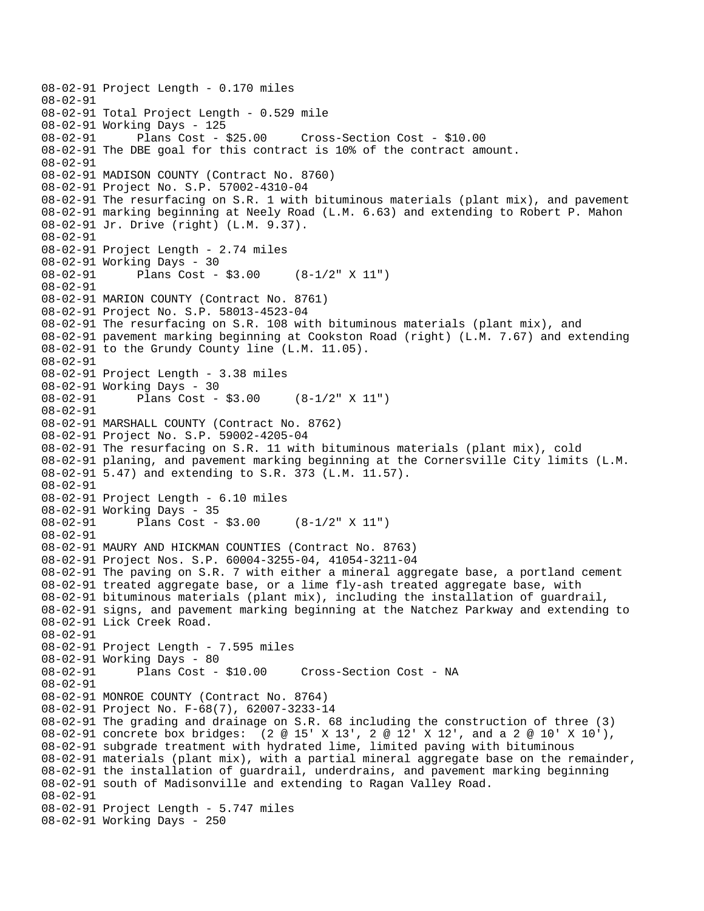```
08-02-91 Project Length - 0.170 miles
08-02-91
08-02-91 Total Project Length - 0.529 mile
08-02-91 Working Days - 125
08-02-91       Plans Cost - $25.00     Cross-Section Cost - $10.00
08-02-91 The DBE goal for this contract is 10% of the contract amount.
08-02-91
08-02-91 MADISON COUNTY (Contract No. 8760)
08-02-91 Project No. S.P. 57002-4310-04
08-02-91 The resurfacing on S.R. 1 with bituminous materials (plant mix), and pavement
08-02-91 marking beginning at Neely Road (L.M. 6.63) and extending to Robert P. Mahon
08-02-91 Jr. Drive (right) (L.M. 9.37).
08-02-91
08-02-91 Project Length - 2.74 miles
08-02-91 Working Days - 30
08-02-91       Plans Cost - $3.00     (8-1/2" X 11")
08-02-91
08-02-91 MARION COUNTY (Contract No. 8761)
08-02-91 Project No. S.P. 58013-4523-04
08-02-91 The resurfacing on S.R. 108 with bituminous materials (plant mix), and
08-02-91 pavement marking beginning at Cookston Road (right) (L.M. 7.67) and extending
08-02-91 to the Grundy County line (L.M. 11.05).
08-02-91
08-02-91 Project Length - 3.38 miles
08-02-91 Working Days - 30
08-02-91       Plans Cost - $3.00     (8-1/2" X 11")
08-02-91
08-02-91 MARSHALL COUNTY (Contract No. 8762)
08-02-91 Project No. S.P. 59002-4205-04
08-02-91 The resurfacing on S.R. 11 with bituminous materials (plant mix), cold
08-02-91 planing, and pavement marking beginning at the Cornersville City limits (L.M.
08-02-91 5.47) and extending to S.R. 373 (L.M. 11.57).
08-02-91
08-02-91 Project Length - 6.10 miles
08-02-91 Working Days - 35
08-02-91       Plans Cost - $3.00     (8-1/2" X 11")
08-02-91
08-02-91 MAURY AND HICKMAN COUNTIES (Contract No. 8763)
08-02-91 Project Nos. S.P. 60004-3255-04, 41054-3211-04
08-02-91 The paving on S.R. 7 with either a mineral aggregate base, a portland cement
08-02-91 treated aggregate base, or a lime fly-ash treated aggregate base, with
08-02-91 bituminous materials (plant mix), including the installation of guardrail,
08-02-91 signs, and pavement marking beginning at the Natchez Parkway and extending to
08-02-91 Lick Creek Road.
08-02-91
08-02-91 Project Length - 7.595 miles
08-02-91 Working Days - 80
08-02-91       Plans Cost - $10.00     Cross-Section Cost - NA
08-02-91
08-02-91 MONROE COUNTY (Contract No. 8764)
08-02-91 Project No. F-68(7), 62007-3233-14
08-02-91 The grading and drainage on S.R. 68 including the construction of three (3)
08-02-91 concrete box bridges:  (2 @ 15' X 13', 2 @ 12' X 12', and a 2 @ 10' X 10'),
08-02-91 subgrade treatment with hydrated lime, limited paving with bituminous
08-02-91 materials (plant mix), with a partial mineral aggregate base on the remainder,
08-02-91 the installation of guardrail, underdrains, and pavement marking beginning
08-02-91 south of Madisonville and extending to Ragan Valley Road.
08-02-91
08-02-91 Project Length - 5.747 miles
08-02-91 Working Days - 250
```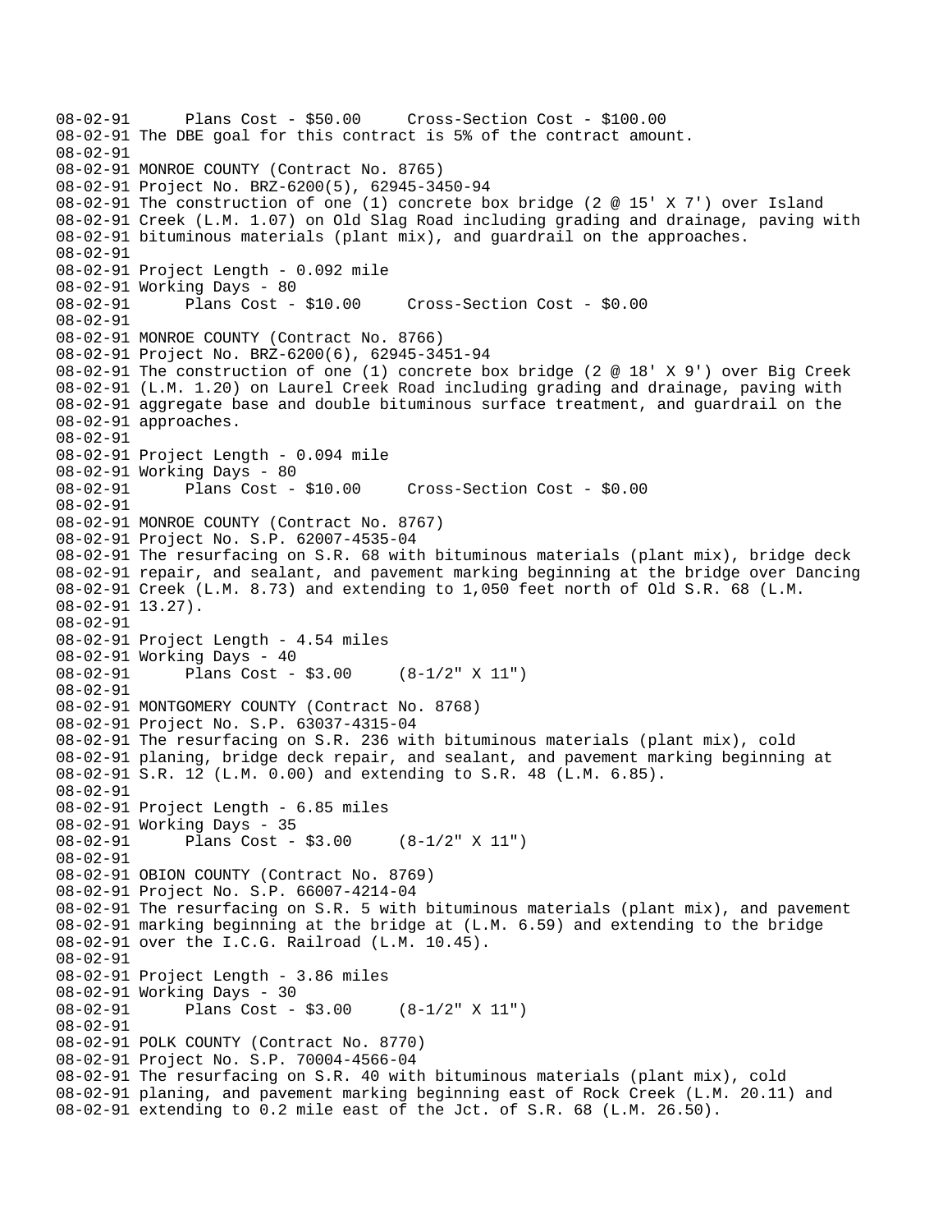```
08-02-91      Plans Cost - $50.00     Cross-Section Cost - $100.00
08-02-91 The DBE goal for this contract is 5% of the contract amount.
08-02-91
08-02-91 MONROE COUNTY (Contract No. 8765)
08-02-91 Project No. BRZ-6200(5), 62945-3450-94
08-02-91 The construction of one (1) concrete box bridge (2 @ 15' X 7') over Island
08-02-91 Creek (L.M. 1.07) on Old Slag Road including grading and drainage, paving with
08-02-91 bituminous materials (plant mix), and guardrail on the approaches.
08-02-91
08-02-91 Project Length - 0.092 mile
08-02-91 Working Days - 80
08-02-91      Plans Cost - $10.00     Cross-Section Cost - $0.00
08-02-91
08-02-91 MONROE COUNTY (Contract No. 8766)
08-02-91 Project No. BRZ-6200(6), 62945-3451-94
08-02-91 The construction of one (1) concrete box bridge (2 @ 18' X 9') over Big Creek
08-02-91 (L.M. 1.20) on Laurel Creek Road including grading and drainage, paving with
08-02-91 aggregate base and double bituminous surface treatment, and guardrail on the
08-02-91 approaches.
08-02-91
08-02-91 Project Length - 0.094 mile
08-02-91 Working Days - 80
08-02-91      Plans Cost - $10.00     Cross-Section Cost - $0.00
08-02-91
08-02-91 MONROE COUNTY (Contract No. 8767)
08-02-91 Project No. S.P. 62007-4535-04
08-02-91 The resurfacing on S.R. 68 with bituminous materials (plant mix), bridge deck
08-02-91 repair, and sealant, and pavement marking beginning at the bridge over Dancing
08-02-91 Creek (L.M. 8.73) and extending to 1,050 feet north of Old S.R. 68 (L.M.
08-02-91 13.27).
08-02-91
08-02-91 Project Length - 4.54 miles
08-02-91 Working Days - 40
08-02-91      Plans Cost - $3.00     (8-1/2" X 11")
08-02-91
08-02-91 MONTGOMERY COUNTY (Contract No. 8768)
08-02-91 Project No. S.P. 63037-4315-04
08-02-91 The resurfacing on S.R. 236 with bituminous materials (plant mix), cold
08-02-91 planing, bridge deck repair, and sealant, and pavement marking beginning at
08-02-91 S.R. 12 (L.M. 0.00) and extending to S.R. 48 (L.M. 6.85).
08-02-91
08-02-91 Project Length - 6.85 miles
08-02-91 Working Days - 35
08-02-91      Plans Cost - $3.00     (8-1/2" X 11")
08-02-91
08-02-91 OBION COUNTY (Contract No. 8769)
08-02-91 Project No. S.P. 66007-4214-04
08-02-91 The resurfacing on S.R. 5 with bituminous materials (plant mix), and pavement
08-02-91 marking beginning at the bridge at (L.M. 6.59) and extending to the bridge
08-02-91 over the I.C.G. Railroad (L.M. 10.45).
08-02-91
08-02-91 Project Length - 3.86 miles
08-02-91 Working Days - 30
08-02-91      Plans Cost - $3.00     (8-1/2" X 11")
08-02-91
08-02-91 POLK COUNTY (Contract No. 8770)
08-02-91 Project No. S.P. 70004-4566-04
08-02-91 The resurfacing on S.R. 40 with bituminous materials (plant mix), cold
08-02-91 planing, and pavement marking beginning east of Rock Creek (L.M. 20.11) and
08-02-91 extending to 0.2 mile east of the Jct. of S.R. 68 (L.M. 26.50).
```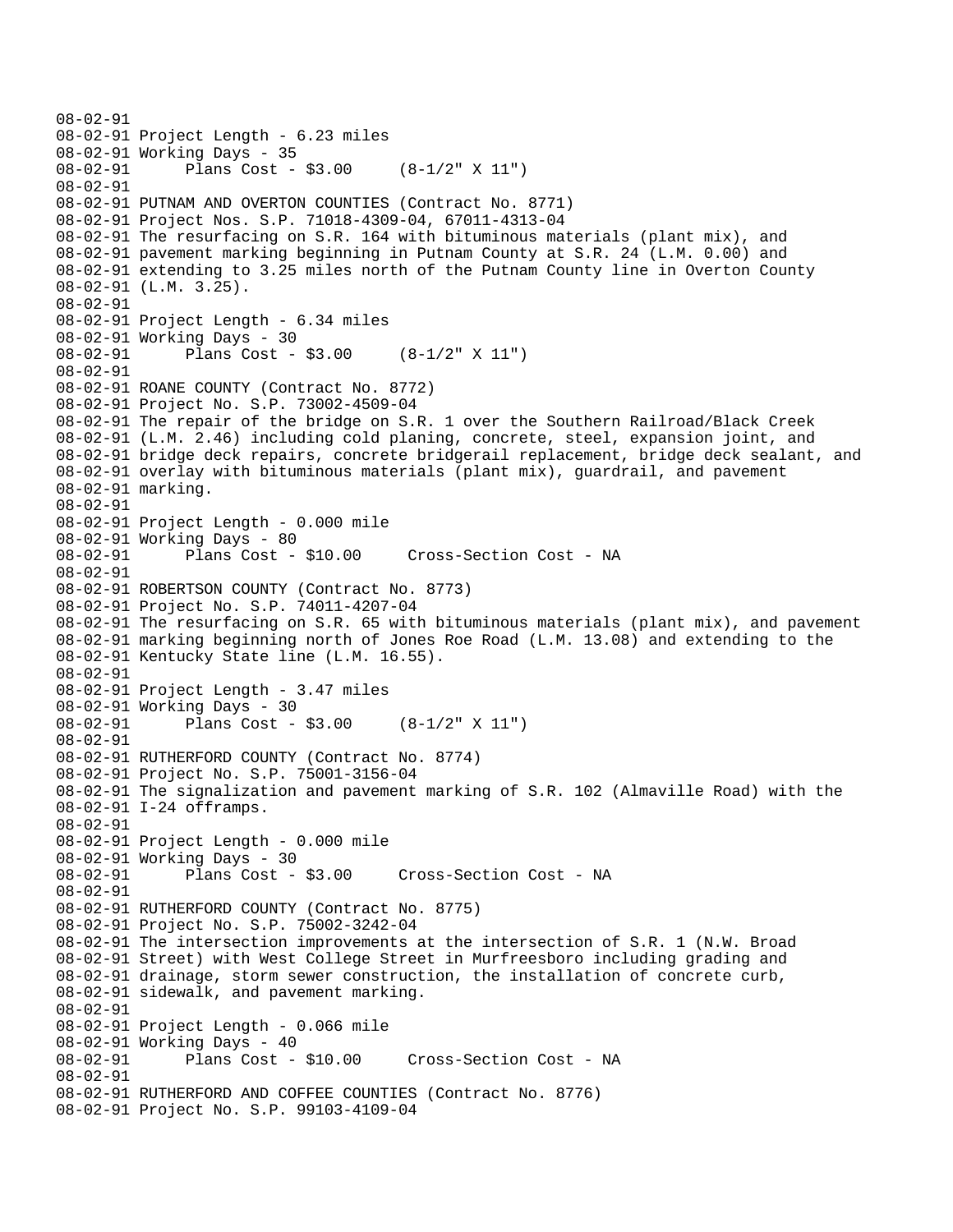```
08-02-91
08-02-91 Project Length - 6.23 miles
08-02-91 Working Days - 35
08-02-91       Plans Cost - $3.00     (8-1/2" X 11")
08-02-91
08-02-91 PUTNAM AND OVERTON COUNTIES (Contract No. 8771)
08-02-91 Project Nos. S.P. 71018-4309-04, 67011-4313-04
08-02-91 The resurfacing on S.R. 164 with bituminous materials (plant mix), and
08-02-91 pavement marking beginning in Putnam County at S.R. 24 (L.M. 0.00) and
08-02-91 extending to 3.25 miles north of the Putnam County line in Overton County
08-02-91 (L.M. 3.25).
08-02-91
08-02-91 Project Length - 6.34 miles
08-02-91 Working Days - 30
08-02-91       Plans Cost - $3.00     (8-1/2" X 11")
08-02-91
08-02-91 ROANE COUNTY (Contract No. 8772)
08-02-91 Project No. S.P. 73002-4509-04
08-02-91 The repair of the bridge on S.R. 1 over the Southern Railroad/Black Creek
08-02-91 (L.M. 2.46) including cold planing, concrete, steel, expansion joint, and
08-02-91 bridge deck repairs, concrete bridgerail replacement, bridge deck sealant, and
08-02-91 overlay with bituminous materials (plant mix), guardrail, and pavement
08-02-91 marking.
08-02-91
08-02-91 Project Length - 0.000 mile
08-02-91 Working Days - 80
08-02-91       Plans Cost - $10.00     Cross-Section Cost - NA
08-02-91
08-02-91 ROBERTSON COUNTY (Contract No. 8773)
08-02-91 Project No. S.P. 74011-4207-04
08-02-91 The resurfacing on S.R. 65 with bituminous materials (plant mix), and pavement
08-02-91 marking beginning north of Jones Roe Road (L.M. 13.08) and extending to the
08-02-91 Kentucky State line (L.M. 16.55).
08-02-91
08-02-91 Project Length - 3.47 miles
08-02-91 Working Days - 30
08-02-91       Plans Cost - $3.00     (8-1/2" X 11")
08-02-91
08-02-91 RUTHERFORD COUNTY (Contract No. 8774)
08-02-91 Project No. S.P. 75001-3156-04
08-02-91 The signalization and pavement marking of S.R. 102 (Almaville Road) with the
08-02-91 I-24 offramps.
08-02-91
08-02-91 Project Length - 0.000 mile
08-02-91 Working Days - 30
08-02-91       Plans Cost - $3.00     Cross-Section Cost - NA
08-02-91
08-02-91 RUTHERFORD COUNTY (Contract No. 8775)
08-02-91 Project No. S.P. 75002-3242-04
08-02-91 The intersection improvements at the intersection of S.R. 1 (N.W. Broad
08-02-91 Street) with West College Street in Murfreesboro including grading and
08-02-91 drainage, storm sewer construction, the installation of concrete curb,
08-02-91 sidewalk, and pavement marking.
08-02-91
08-02-91 Project Length - 0.066 mile
08-02-91 Working Days - 40
08-02-91       Plans Cost - $10.00     Cross-Section Cost - NA
08-02-91
08-02-91 RUTHERFORD AND COFFEE COUNTIES (Contract No. 8776)
08-02-91 Project No. S.P. 99103-4109-04
```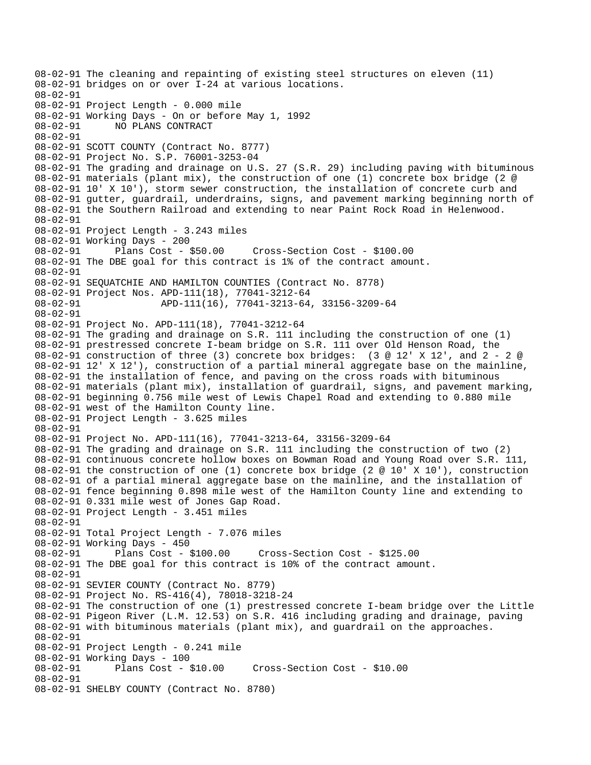```
08-02-91 The cleaning and repainting of existing steel structures on eleven (11)
08-02-91 bridges on or over I-24 at various locations.
08-02-91
08-02-91 Project Length - 0.000 mile
08-02-91 Working Days - On or before May 1, 1992
08-02-91       NO PLANS CONTRACT
08-02-91
08-02-91 SCOTT COUNTY (Contract No. 8777)
08-02-91 Project No. S.P. 76001-3253-04
08-02-91 The grading and drainage on U.S. 27 (S.R. 29) including paving with bituminous
08-02-91 materials (plant mix), the construction of one (1) concrete box bridge (2 @
08-02-91 10' X 10'), storm sewer construction, the installation of concrete curb and
08-02-91 gutter, guardrail, underdrains, signs, and pavement marking beginning north of
08-02-91 the Southern Railroad and extending to near Paint Rock Road in Helenwood.
08-02-91
08-02-91 Project Length - 3.243 miles
08-02-91 Working Days - 200
08-02-91       Plans Cost - $50.00     Cross-Section Cost - $100.00
08-02-91 The DBE goal for this contract is 1% of the contract amount.
08-02-91
08-02-91 SEQUATCHIE AND HAMILTON COUNTIES (Contract No. 8778)
08-02-91 Project Nos. APD-111(18), 77041-3212-64
08-02-91              APD-111(16), 77041-3213-64, 33156-3209-64
08-02-91
08-02-91 Project No. APD-111(18), 77041-3212-64
08-02-91 The grading and drainage on S.R. 111 including the construction of one (1)
08-02-91 prestressed concrete I-beam bridge on S.R. 111 over Old Henson Road, the
08-02-91 construction of three (3) concrete box bridges:  (3 @ 12' X 12', and 2 - 2 @
08-02-91 12' X 12'), construction of a partial mineral aggregate base on the mainline,
08-02-91 the installation of fence, and paving on the cross roads with bituminous
08-02-91 materials (plant mix), installation of guardrail, signs, and pavement marking,
08-02-91 beginning 0.756 mile west of Lewis Chapel Road and extending to 0.880 mile
08-02-91 west of the Hamilton County line.
08-02-91 Project Length - 3.625 miles
08-02-91
08-02-91 Project No. APD-111(16), 77041-3213-64, 33156-3209-64
08-02-91 The grading and drainage on S.R. 111 including the construction of two (2)
08-02-91 continuous concrete hollow boxes on Bowman Road and Young Road over S.R. 111,
08-02-91 the construction of one (1) concrete box bridge (2 @ 10' X 10'), construction
08-02-91 of a partial mineral aggregate base on the mainline, and the installation of
08-02-91 fence beginning 0.898 mile west of the Hamilton County line and extending to
08-02-91 0.331 mile west of Jones Gap Road.
08-02-91 Project Length - 3.451 miles
08-02-91
08-02-91 Total Project Length - 7.076 miles
08-02-91 Working Days - 450
08-02-91       Plans Cost - $100.00     Cross-Section Cost - $125.00
08-02-91 The DBE goal for this contract is 10% of the contract amount.
08-02-91
08-02-91 SEVIER COUNTY (Contract No. 8779)
08-02-91 Project No. RS-416(4), 78018-3218-24
08-02-91 The construction of one (1) prestressed concrete I-beam bridge over the Little
08-02-91 Pigeon River (L.M. 12.53) on S.R. 416 including grading and drainage, paving
08-02-91 with bituminous materials (plant mix), and guardrail on the approaches.
08-02-91
08-02-91 Project Length - 0.241 mile
08-02-91 Working Days - 100
08-02-91       Plans Cost - $10.00     Cross-Section Cost - $10.00
08-02-91
08-02-91 SHELBY COUNTY (Contract No. 8780)
```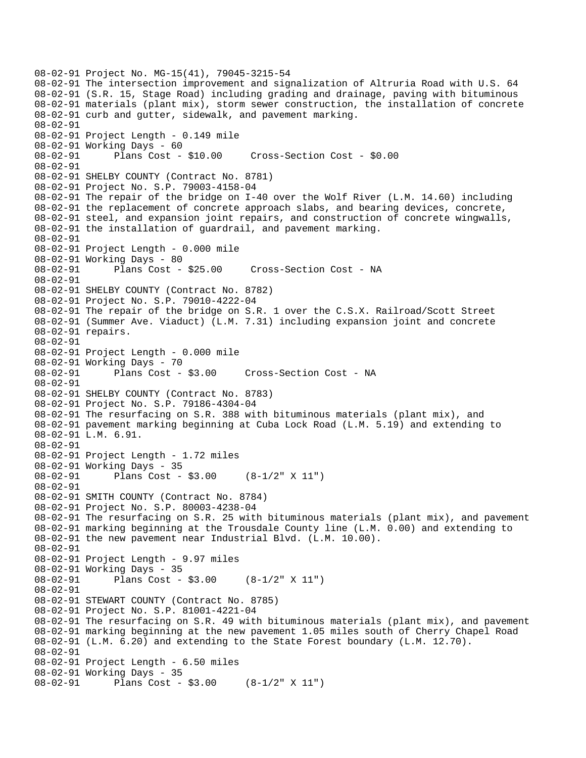08-02-91 Project No. MG-15(41), 79045-3215-54
08-02-91 The intersection improvement and signalization of Altruria Road with U.S. 64
08-02-91 (S.R. 15, Stage Road) including grading and drainage, paving with bituminous
08-02-91 materials (plant mix), storm sewer construction, the installation of concrete
08-02-91 curb and gutter, sidewalk, and pavement marking.
08-02-91
08-02-91 Project Length - 0.149 mile
08-02-91 Working Days - 60
08-02-91 Plans Cost - $10.00 Cross-Section Cost - $0.00
08-02-91
08-02-91 SHELBY COUNTY (Contract No. 8781)
08-02-91 Project No. S.P. 79003-4158-04
08-02-91 The repair of the bridge on I-40 over the Wolf River (L.M. 14.60) including
08-02-91 the replacement of concrete approach slabs, and bearing devices, concrete,
08-02-91 steel, and expansion joint repairs, and construction of concrete wingwalls,
08-02-91 the installation of guardrail, and pavement marking.
08-02-91
08-02-91 Project Length - 0.000 mile
08-02-91 Working Days - 80
08-02-91 Plans Cost - $25.00 Cross-Section Cost - NA
08-02-91
08-02-91 SHELBY COUNTY (Contract No. 8782)
08-02-91 Project No. S.P. 79010-4222-04
08-02-91 The repair of the bridge on S.R. 1 over the C.S.X. Railroad/Scott Street
08-02-91 (Summer Ave. Viaduct) (L.M. 7.31) including expansion joint and concrete
08-02-91 repairs.
08-02-91
08-02-91 Project Length - 0.000 mile
08-02-91 Working Days - 70
08-02-91 Plans Cost - $3.00 Cross-Section Cost - NA
08-02-91
08-02-91 SHELBY COUNTY (Contract No. 8783)
08-02-91 Project No. S.P. 79186-4304-04
08-02-91 The resurfacing on S.R. 388 with bituminous materials (plant mix), and
08-02-91 pavement marking beginning at Cuba Lock Road (L.M. 5.19) and extending to
08-02-91 L.M. 6.91.
08-02-91
08-02-91 Project Length - 1.72 miles
08-02-91 Working Days - 35
08-02-91 Plans Cost - $3.00 (8-1/2" X 11")
08-02-91
08-02-91 SMITH COUNTY (Contract No. 8784)
08-02-91 Project No. S.P. 80003-4238-04
08-02-91 The resurfacing on S.R. 25 with bituminous materials (plant mix), and pavement
08-02-91 marking beginning at the Trousdale County line (L.M. 0.00) and extending to
08-02-91 the new pavement near Industrial Blvd. (L.M. 10.00).
08-02-91
08-02-91 Project Length - 9.97 miles
08-02-91 Working Days - 35
08-02-91 Plans Cost - $3.00 (8-1/2" X 11")
08-02-91
08-02-91 STEWART COUNTY (Contract No. 8785)
08-02-91 Project No. S.P. 81001-4221-04
08-02-91 The resurfacing on S.R. 49 with bituminous materials (plant mix), and pavement
08-02-91 marking beginning at the new pavement 1.05 miles south of Cherry Chapel Road
08-02-91 (L.M. 6.20) and extending to the State Forest boundary (L.M. 12.70).
08-02-91
08-02-91 Project Length - 6.50 miles
08-02-91 Working Days - 35
08-02-91 Plans Cost - $3.00 (8-1/2" X 11")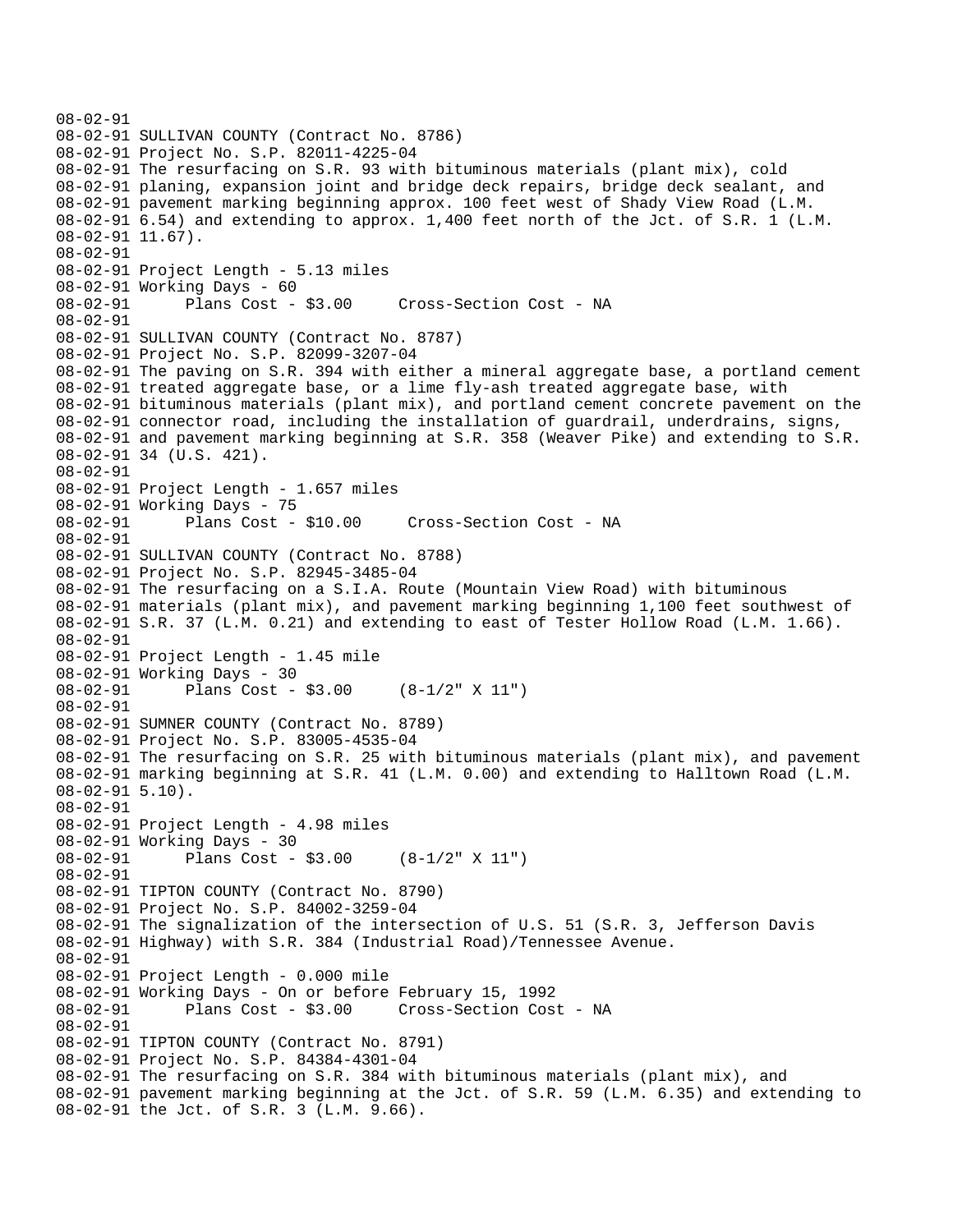08-02-91
08-02-91 SULLIVAN COUNTY (Contract No. 8786)
08-02-91 Project No. S.P. 82011-4225-04
08-02-91 The resurfacing on S.R. 93 with bituminous materials (plant mix), cold
08-02-91 planing, expansion joint and bridge deck repairs, bridge deck sealant, and
08-02-91 pavement marking beginning approx. 100 feet west of Shady View Road (L.M.
08-02-91 6.54) and extending to approx. 1,400 feet north of the Jct. of S.R. 1 (L.M.
08-02-91 11.67).
08-02-91
08-02-91 Project Length - 5.13 miles
08-02-91 Working Days - 60
08-02-91 Plans Cost - $3.00 Cross-Section Cost - NA
08-02-91
08-02-91 SULLIVAN COUNTY (Contract No. 8787)
08-02-91 Project No. S.P. 82099-3207-04
08-02-91 The paving on S.R. 394 with either a mineral aggregate base, a portland cement
08-02-91 treated aggregate base, or a lime fly-ash treated aggregate base, with
08-02-91 bituminous materials (plant mix), and portland cement concrete pavement on the
08-02-91 connector road, including the installation of guardrail, underdrains, signs,
08-02-91 and pavement marking beginning at S.R. 358 (Weaver Pike) and extending to S.R.
08-02-91 34 (U.S. 421).
08-02-91
08-02-91 Project Length - 1.657 miles
08-02-91 Working Days - 75
08-02-91 Plans Cost - $10.00 Cross-Section Cost - NA
08-02-91
08-02-91 SULLIVAN COUNTY (Contract No. 8788)
08-02-91 Project No. S.P. 82945-3485-04
08-02-91 The resurfacing on a S.I.A. Route (Mountain View Road) with bituminous
08-02-91 materials (plant mix), and pavement marking beginning 1,100 feet southwest of
08-02-91 S.R. 37 (L.M. 0.21) and extending to east of Tester Hollow Road (L.M. 1.66).
08-02-91
08-02-91 Project Length - 1.45 mile
08-02-91 Working Days - 30
08-02-91 Plans Cost - $3.00 (8-1/2" X 11")
08-02-91
08-02-91 SUMNER COUNTY (Contract No. 8789)
08-02-91 Project No. S.P. 83005-4535-04
08-02-91 The resurfacing on S.R. 25 with bituminous materials (plant mix), and pavement
08-02-91 marking beginning at S.R. 41 (L.M. 0.00) and extending to Halltown Road (L.M.
08-02-91 5.10).
08-02-91
08-02-91 Project Length - 4.98 miles
08-02-91 Working Days - 30
08-02-91 Plans Cost - $3.00 (8-1/2" X 11")
08-02-91
08-02-91 TIPTON COUNTY (Contract No. 8790)
08-02-91 Project No. S.P. 84002-3259-04
08-02-91 The signalization of the intersection of U.S. 51 (S.R. 3, Jefferson Davis
08-02-91 Highway) with S.R. 384 (Industrial Road)/Tennessee Avenue.
08-02-91
08-02-91 Project Length - 0.000 mile
08-02-91 Working Days - On or before February 15, 1992
08-02-91 Plans Cost - $3.00 Cross-Section Cost - NA
08-02-91
08-02-91 TIPTON COUNTY (Contract No. 8791)
08-02-91 Project No. S.P. 84384-4301-04
08-02-91 The resurfacing on S.R. 384 with bituminous materials (plant mix), and
08-02-91 pavement marking beginning at the Jct. of S.R. 59 (L.M. 6.35) and extending to
08-02-91 the Jct. of S.R. 3 (L.M. 9.66).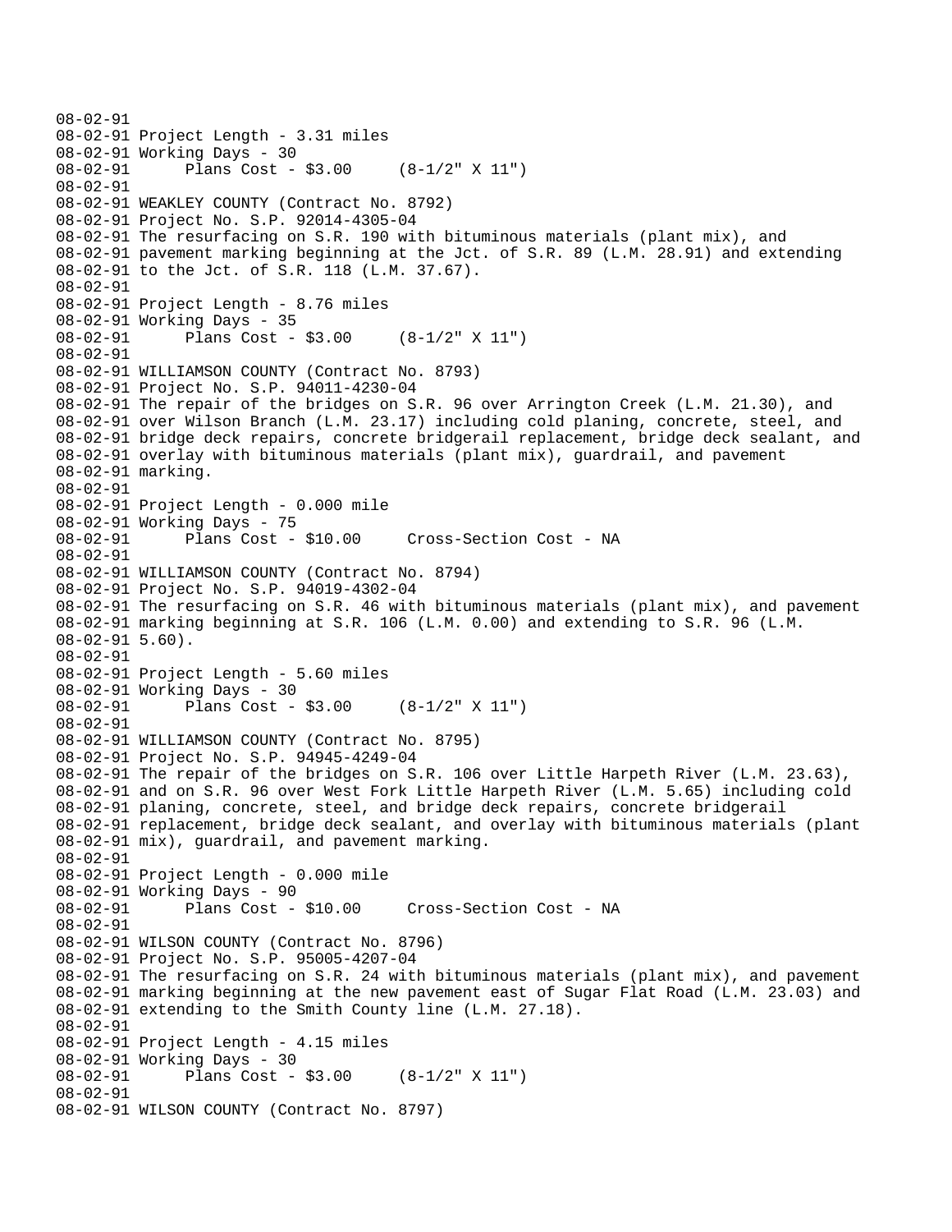```
08-02-91
08-02-91 Project Length - 3.31 miles
08-02-91 Working Days - 30
08-02-91      Plans Cost - $3.00     (8-1/2" X 11")
08-02-91
08-02-91 WEAKLEY COUNTY (Contract No. 8792)
08-02-91 Project No. S.P. 92014-4305-04
08-02-91 The resurfacing on S.R. 190 with bituminous materials (plant mix), and
08-02-91 pavement marking beginning at the Jct. of S.R. 89 (L.M. 28.91) and extending
08-02-91 to the Jct. of S.R. 118 (L.M. 37.67).
08-02-91
08-02-91 Project Length - 8.76 miles
08-02-91 Working Days - 35
08-02-91      Plans Cost - $3.00     (8-1/2" X 11")
08-02-91
08-02-91 WILLIAMSON COUNTY (Contract No. 8793)
08-02-91 Project No. S.P. 94011-4230-04
08-02-91 The repair of the bridges on S.R. 96 over Arrington Creek (L.M. 21.30), and
08-02-91 over Wilson Branch (L.M. 23.17) including cold planing, concrete, steel, and
08-02-91 bridge deck repairs, concrete bridgerail replacement, bridge deck sealant, and
08-02-91 overlay with bituminous materials (plant mix), guardrail, and pavement
08-02-91 marking.
08-02-91
08-02-91 Project Length - 0.000 mile
08-02-91 Working Days - 75
08-02-91      Plans Cost - $10.00     Cross-Section Cost - NA
08-02-91
08-02-91 WILLIAMSON COUNTY (Contract No. 8794)
08-02-91 Project No. S.P. 94019-4302-04
08-02-91 The resurfacing on S.R. 46 with bituminous materials (plant mix), and pavement
08-02-91 marking beginning at S.R. 106 (L.M. 0.00) and extending to S.R. 96 (L.M.
08-02-91 5.60).
08-02-91
08-02-91 Project Length - 5.60 miles
08-02-91 Working Days - 30
08-02-91      Plans Cost - $3.00     (8-1/2" X 11")
08-02-91
08-02-91 WILLIAMSON COUNTY (Contract No. 8795)
08-02-91 Project No. S.P. 94945-4249-04
08-02-91 The repair of the bridges on S.R. 106 over Little Harpeth River (L.M. 23.63),
08-02-91 and on S.R. 96 over West Fork Little Harpeth River (L.M. 5.65) including cold
08-02-91 planing, concrete, steel, and bridge deck repairs, concrete bridgerail
08-02-91 replacement, bridge deck sealant, and overlay with bituminous materials (plant
08-02-91 mix), guardrail, and pavement marking.
08-02-91
08-02-91 Project Length - 0.000 mile
08-02-91 Working Days - 90
08-02-91      Plans Cost - $10.00     Cross-Section Cost - NA
08-02-91
08-02-91 WILSON COUNTY (Contract No. 8796)
08-02-91 Project No. S.P. 95005-4207-04
08-02-91 The resurfacing on S.R. 24 with bituminous materials (plant mix), and pavement
08-02-91 marking beginning at the new pavement east of Sugar Flat Road (L.M. 23.03) and
08-02-91 extending to the Smith County line (L.M. 27.18).
08-02-91
08-02-91 Project Length - 4.15 miles
08-02-91 Working Days - 30
08-02-91      Plans Cost - $3.00     (8-1/2" X 11")
08-02-91
08-02-91 WILSON COUNTY (Contract No. 8797)
```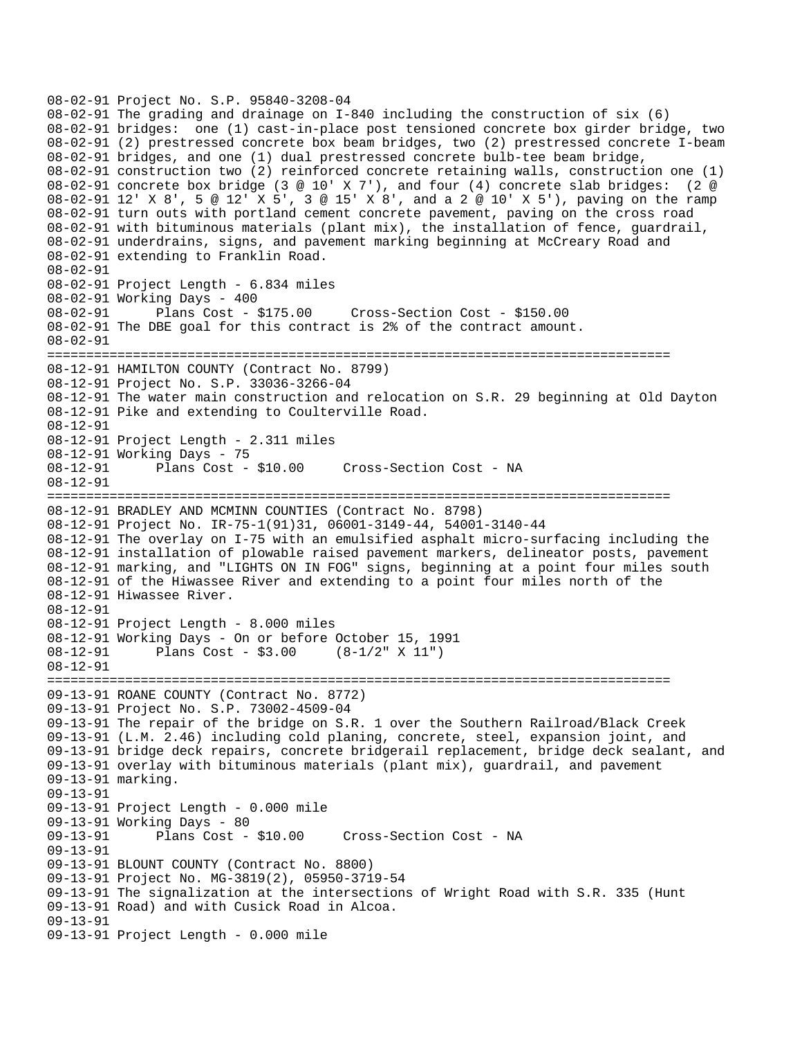```
08-02-91 Project No. S.P. 95840-3208-04
08-02-91 The grading and drainage on I-840 including the construction of six (6)
08-02-91 bridges:  one (1) cast-in-place post tensioned concrete box girder bridge, two
08-02-91 (2) prestressed concrete box beam bridges, two (2) prestressed concrete I-beam
08-02-91 bridges, and one (1) dual prestressed concrete bulb-tee beam bridge,
08-02-91 construction two (2) reinforced concrete retaining walls, construction one (1)
08-02-91 concrete box bridge (3 @ 10' X 7'), and four (4) concrete slab bridges:  (2 @
08-02-91 12' X 8', 5 @ 12' X 5', 3 @ 15' X 8', and a 2 @ 10' X 5'), paving on the ramp
08-02-91 turn outs with portland cement concrete pavement, paving on the cross road
08-02-91 with bituminous materials (plant mix), the installation of fence, guardrail,
08-02-91 underdrains, signs, and pavement marking beginning at McCreary Road and
08-02-91 extending to Franklin Road.
08-02-91
08-02-91 Project Length - 6.834 miles
08-02-91 Working Days - 400
08-02-91      Plans Cost - $175.00     Cross-Section Cost - $150.00
08-02-91 The DBE goal for this contract is 2% of the contract amount.
08-02-91
================================================================================
08-12-91 HAMILTON COUNTY (Contract No. 8799)
08-12-91 Project No. S.P. 33036-3266-04
08-12-91 The water main construction and relocation on S.R. 29 beginning at Old Dayton
08-12-91 Pike and extending to Coulterville Road.
08-12-91
08-12-91 Project Length - 2.311 miles
08-12-91 Working Days - 75
08-12-91      Plans Cost - $10.00     Cross-Section Cost - NA
08-12-91
================================================================================
08-12-91 BRADLEY AND MCMINN COUNTIES (Contract No. 8798)
08-12-91 Project No. IR-75-1(91)31, 06001-3149-44, 54001-3140-44
08-12-91 The overlay on I-75 with an emulsified asphalt micro-surfacing including the
08-12-91 installation of plowable raised pavement markers, delineator posts, pavement
08-12-91 marking, and "LIGHTS ON IN FOG" signs, beginning at a point four miles south
08-12-91 of the Hiwassee River and extending to a point four miles north of the
08-12-91 Hiwassee River.
08-12-91
08-12-91 Project Length - 8.000 miles
08-12-91 Working Days - On or before October 15, 1991
08-12-91      Plans Cost - $3.00     (8-1/2" X 11")
08-12-91
================================================================================
09-13-91 ROANE COUNTY (Contract No. 8772)
09-13-91 Project No. S.P. 73002-4509-04
09-13-91 The repair of the bridge on S.R. 1 over the Southern Railroad/Black Creek
09-13-91 (L.M. 2.46) including cold planing, concrete, steel, expansion joint, and
09-13-91 bridge deck repairs, concrete bridgerail replacement, bridge deck sealant, and
09-13-91 overlay with bituminous materials (plant mix), guardrail, and pavement
09-13-91 marking.
09-13-91
09-13-91 Project Length - 0.000 mile
09-13-91 Working Days - 80
09-13-91      Plans Cost - $10.00     Cross-Section Cost - NA
09-13-91
09-13-91 BLOUNT COUNTY (Contract No. 8800)
09-13-91 Project No. MG-3819(2), 05950-3719-54
09-13-91 The signalization at the intersections of Wright Road with S.R. 335 (Hunt
09-13-91 Road) and with Cusick Road in Alcoa.
09-13-91
09-13-91 Project Length - 0.000 mile
```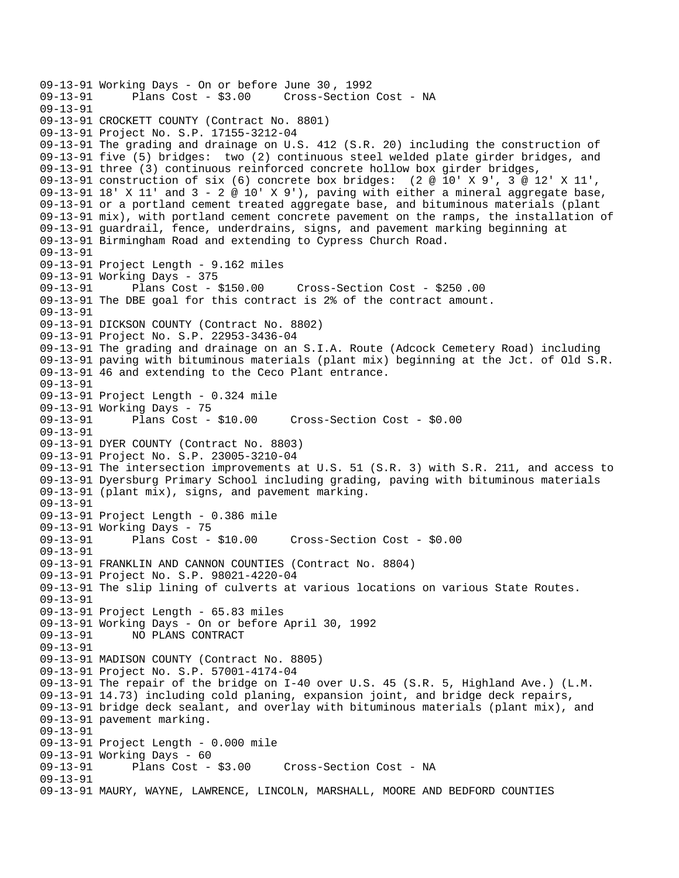09-13-91 Working Days - On or before June 30 , 1992
09-13-91       Plans Cost - $3.00     Cross-Section Cost - NA
09-13-91
09-13-91 CROCKETT COUNTY (Contract No. 8801)
09-13-91 Project No. S.P. 17155-3212-04
09-13-91 The grading and drainage on U.S. 412 (S.R. 20) including the construction of
09-13-91 five (5) bridges:  two (2) continuous steel welded plate girder bridges, and
09-13-91 three (3) continuous reinforced concrete hollow box girder bridges,
09-13-91 construction of six (6) concrete box bridges:  (2 @ 10' X 9', 3 @ 12' X 11',
09-13-91 18' X 11' and 3 - 2 @ 10' X 9'), paving with either a mineral aggregate base,
09-13-91 or a portland cement treated aggregate base, and bituminous materials (plant
09-13-91 mix), with portland cement concrete pavement on the ramps, the installation of
09-13-91 guardrail, fence, underdrains, signs, and pavement marking beginning at
09-13-91 Birmingham Road and extending to Cypress Church Road.
09-13-91
09-13-91 Project Length - 9.162 miles
09-13-91 Working Days - 375
09-13-91       Plans Cost - $150.00     Cross-Section Cost - $250 .00
09-13-91 The DBE goal for this contract is 2% of the contract amount.
09-13-91
09-13-91 DICKSON COUNTY (Contract No. 8802)
09-13-91 Project No. S.P. 22953-3436-04
09-13-91 The grading and drainage on an S.I.A. Route (Adcock Cemetery Road) including
09-13-91 paving with bituminous materials (plant mix) beginning at the Jct. of Old S.R.
09-13-91 46 and extending to the Ceco Plant entrance.
09-13-91
09-13-91 Project Length - 0.324 mile
09-13-91 Working Days - 75
09-13-91       Plans Cost - $10.00     Cross-Section Cost - $0.00
09-13-91
09-13-91 DYER COUNTY (Contract No. 8803)
09-13-91 Project No. S.P. 23005-3210-04
09-13-91 The intersection improvements at U.S. 51 (S.R. 3) with S.R. 211, and access to
09-13-91 Dyersburg Primary School including grading, paving with bituminous materials
09-13-91 (plant mix), signs, and pavement marking.
09-13-91
09-13-91 Project Length - 0.386 mile
09-13-91 Working Days - 75
09-13-91       Plans Cost - $10.00     Cross-Section Cost - $0.00
09-13-91
09-13-91 FRANKLIN AND CANNON COUNTIES (Contract No. 8804)
09-13-91 Project No. S.P. 98021-4220-04
09-13-91 The slip lining of culverts at various locations on various State Routes.
09-13-91
09-13-91 Project Length - 65.83 miles
09-13-91 Working Days - On or before April 30, 1992
09-13-91       NO PLANS CONTRACT
09-13-91
09-13-91 MADISON COUNTY (Contract No. 8805)
09-13-91 Project No. S.P. 57001-4174-04
09-13-91 The repair of the bridge on I-40 over U.S. 45 (S.R. 5, Highland Ave.) (L.M.
09-13-91 14.73) including cold planing, expansion joint, and bridge deck repairs,
09-13-91 bridge deck sealant, and overlay with bituminous materials (plant mix), and
09-13-91 pavement marking.
09-13-91
09-13-91 Project Length - 0.000 mile
09-13-91 Working Days - 60
09-13-91       Plans Cost - $3.00     Cross-Section Cost - NA
09-13-91
09-13-91 MAURY, WAYNE, LAWRENCE, LINCOLN, MARSHALL, MOORE AND BEDFORD COUNTIES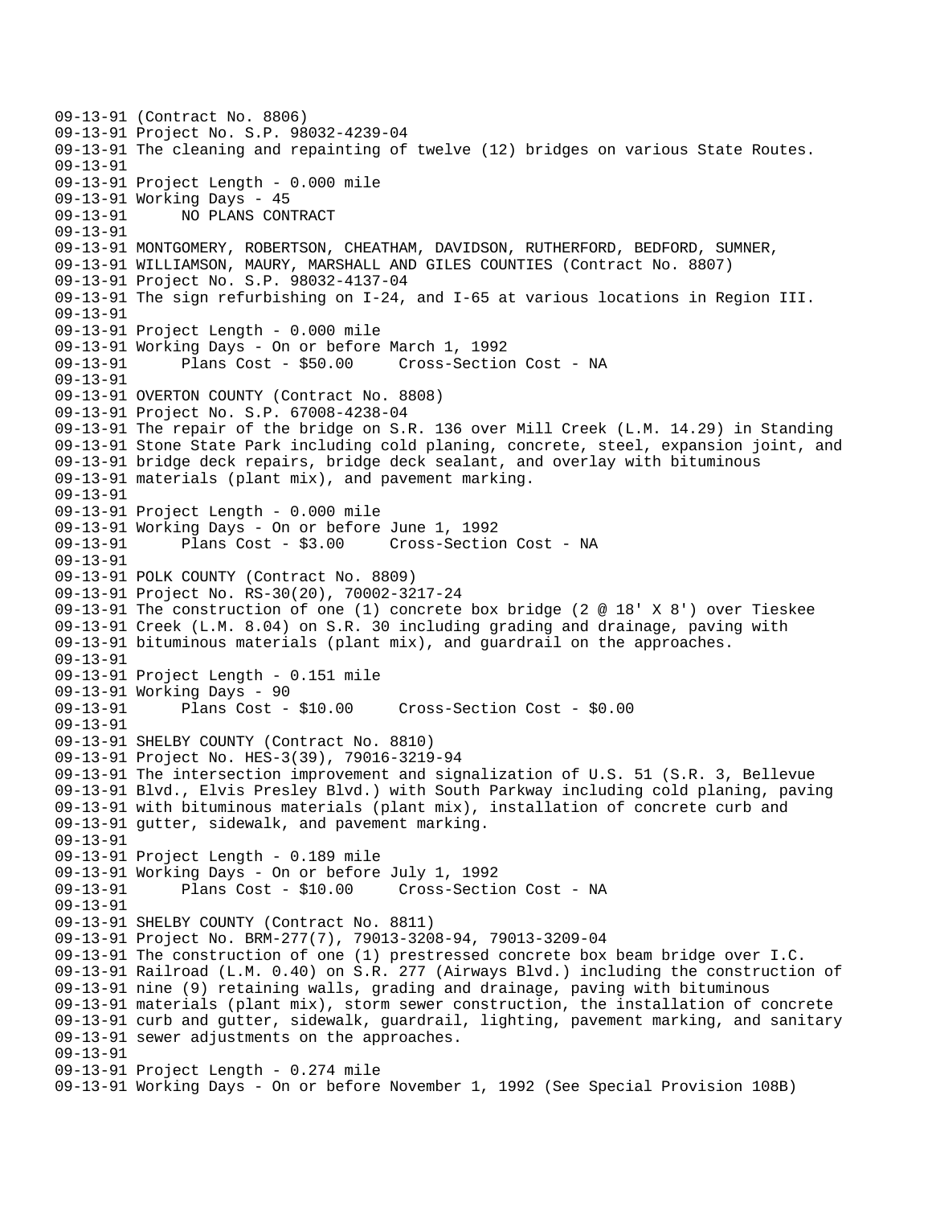```
09-13-91 (Contract No. 8806)
09-13-91 Project No. S.P. 98032-4239-04
09-13-91 The cleaning and repainting of twelve (12) bridges on various State Routes.
09-13-91
09-13-91 Project Length - 0.000 mile
09-13-91 Working Days - 45
09-13-91      NO PLANS CONTRACT
09-13-91
09-13-91 MONTGOMERY, ROBERTSON, CHEATHAM, DAVIDSON, RUTHERFORD, BEDFORD, SUMNER,
09-13-91 WILLIAMSON, MAURY, MARSHALL AND GILES COUNTIES (Contract No. 8807)
09-13-91 Project No. S.P. 98032-4137-04
09-13-91 The sign refurbishing on I-24, and I-65 at various locations in Region III.
09-13-91
09-13-91 Project Length - 0.000 mile
09-13-91 Working Days - On or before March 1, 1992
09-13-91      Plans Cost - $50.00     Cross-Section Cost - NA
09-13-91
09-13-91 OVERTON COUNTY (Contract No. 8808)
09-13-91 Project No. S.P. 67008-4238-04
09-13-91 The repair of the bridge on S.R. 136 over Mill Creek (L.M. 14.29) in Standing
09-13-91 Stone State Park including cold planing, concrete, steel, expansion joint, and
09-13-91 bridge deck repairs, bridge deck sealant, and overlay with bituminous
09-13-91 materials (plant mix), and pavement marking.
09-13-91
09-13-91 Project Length - 0.000 mile
09-13-91 Working Days - On or before June 1, 1992
09-13-91      Plans Cost - $3.00     Cross-Section Cost - NA
09-13-91
09-13-91 POLK COUNTY (Contract No. 8809)
09-13-91 Project No. RS-30(20), 70002-3217-24
09-13-91 The construction of one (1) concrete box bridge (2 @ 18' X 8') over Tieskee
09-13-91 Creek (L.M. 8.04) on S.R. 30 including grading and drainage, paving with
09-13-91 bituminous materials (plant mix), and guardrail on the approaches.
09-13-91
09-13-91 Project Length - 0.151 mile
09-13-91 Working Days - 90
09-13-91      Plans Cost - $10.00     Cross-Section Cost - $0.00
09-13-91
09-13-91 SHELBY COUNTY (Contract No. 8810)
09-13-91 Project No. HES-3(39), 79016-3219-94
09-13-91 The intersection improvement and signalization of U.S. 51 (S.R. 3, Bellevue
09-13-91 Blvd., Elvis Presley Blvd.) with South Parkway including cold planing, paving
09-13-91 with bituminous materials (plant mix), installation of concrete curb and
09-13-91 gutter, sidewalk, and pavement marking.
09-13-91
09-13-91 Project Length - 0.189 mile
09-13-91 Working Days - On or before July 1, 1992
09-13-91      Plans Cost - $10.00     Cross-Section Cost - NA
09-13-91
09-13-91 SHELBY COUNTY (Contract No. 8811)
09-13-91 Project No. BRM-277(7), 79013-3208-94, 79013-3209-04
09-13-91 The construction of one (1) prestressed concrete box beam bridge over I.C.
09-13-91 Railroad (L.M. 0.40) on S.R. 277 (Airways Blvd.) including the construction of
09-13-91 nine (9) retaining walls, grading and drainage, paving with bituminous
09-13-91 materials (plant mix), storm sewer construction, the installation of concrete
09-13-91 curb and gutter, sidewalk, guardrail, lighting, pavement marking, and sanitary
09-13-91 sewer adjustments on the approaches.
09-13-91
09-13-91 Project Length - 0.274 mile
09-13-91 Working Days - On or before November 1, 1992 (See Special Provision 108B)
```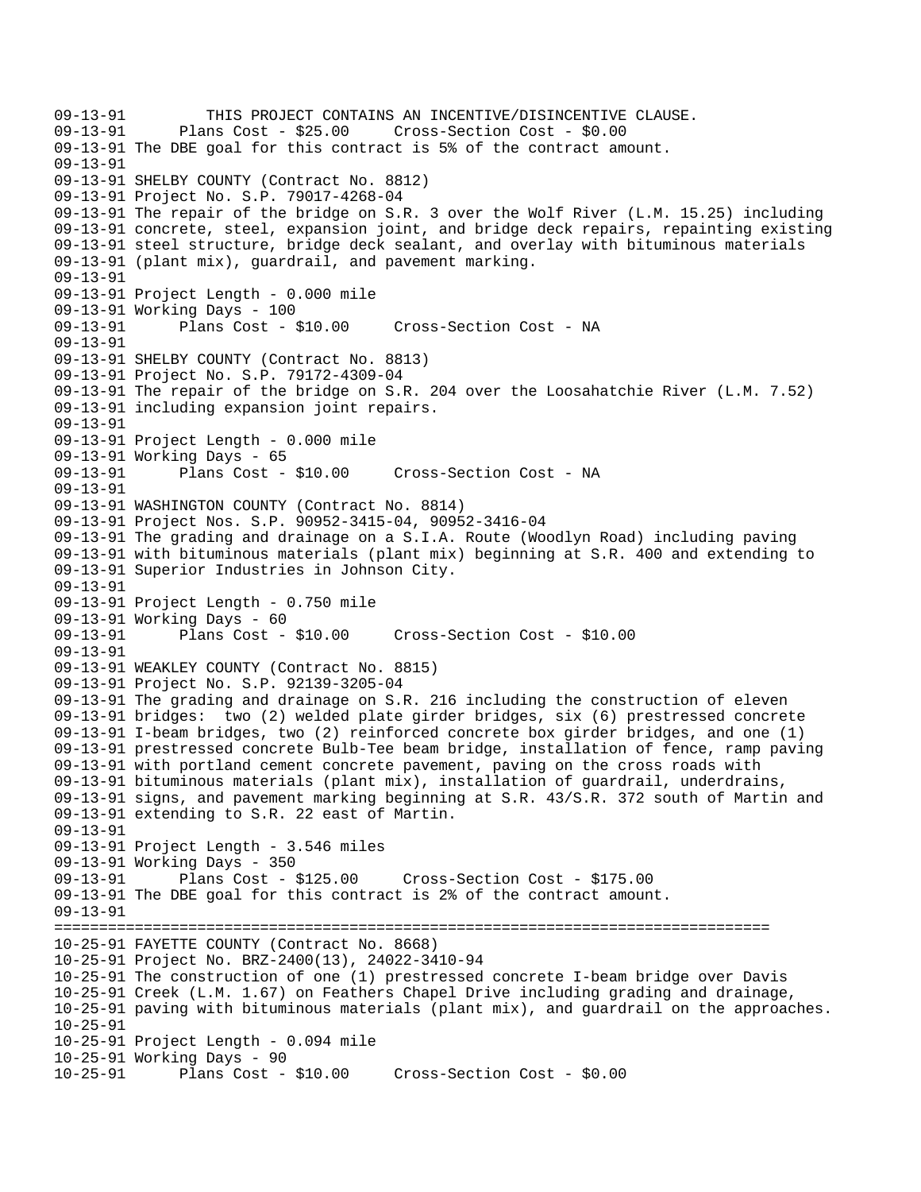```
09-13-91         THIS PROJECT CONTAINS AN INCENTIVE/DISINCENTIVE CLAUSE.
09-13-91      Plans Cost - $25.00     Cross-Section Cost - $0.00
09-13-91 The DBE goal for this contract is 5% of the contract amount.
09-13-91
09-13-91 SHELBY COUNTY (Contract No. 8812)
09-13-91 Project No. S.P. 79017-4268-04
09-13-91 The repair of the bridge on S.R. 3 over the Wolf River (L.M. 15.25) including
09-13-91 concrete, steel, expansion joint, and bridge deck repairs, repainting existing
09-13-91 steel structure, bridge deck sealant, and overlay with bituminous materials
09-13-91 (plant mix), guardrail, and pavement marking.
09-13-91
09-13-91 Project Length - 0.000 mile
09-13-91 Working Days - 100
09-13-91      Plans Cost - $10.00     Cross-Section Cost - NA
09-13-91
09-13-91 SHELBY COUNTY (Contract No. 8813)
09-13-91 Project No. S.P. 79172-4309-04
09-13-91 The repair of the bridge on S.R. 204 over the Loosahatchie River (L.M. 7.52)
09-13-91 including expansion joint repairs.
09-13-91
09-13-91 Project Length - 0.000 mile
09-13-91 Working Days - 65
09-13-91      Plans Cost - $10.00     Cross-Section Cost - NA
09-13-91
09-13-91 WASHINGTON COUNTY (Contract No. 8814)
09-13-91 Project Nos. S.P. 90952-3415-04, 90952-3416-04
09-13-91 The grading and drainage on a S.I.A. Route (Woodlyn Road) including paving
09-13-91 with bituminous materials (plant mix) beginning at S.R. 400 and extending to
09-13-91 Superior Industries in Johnson City.
09-13-91
09-13-91 Project Length - 0.750 mile
09-13-91 Working Days - 60
09-13-91      Plans Cost - $10.00     Cross-Section Cost - $10.00
09-13-91
09-13-91 WEAKLEY COUNTY (Contract No. 8815)
09-13-91 Project No. S.P. 92139-3205-04
09-13-91 The grading and drainage on S.R. 216 including the construction of eleven
09-13-91 bridges:  two (2) welded plate girder bridges, six (6) prestressed concrete
09-13-91 I-beam bridges, two (2) reinforced concrete box girder bridges, and one (1)
09-13-91 prestressed concrete Bulb-Tee beam bridge, installation of fence, ramp paving
09-13-91 with portland cement concrete pavement, paving on the cross roads with
09-13-91 bituminous materials (plant mix), installation of guardrail, underdrains,
09-13-91 signs, and pavement marking beginning at S.R. 43/S.R. 372 south of Martin and
09-13-91 extending to S.R. 22 east of Martin.
09-13-91
09-13-91 Project Length - 3.546 miles
09-13-91 Working Days - 350
09-13-91      Plans Cost - $125.00     Cross-Section Cost - $175.00
09-13-91 The DBE goal for this contract is 2% of the contract amount.
09-13-91
================================================================================
10-25-91 FAYETTE COUNTY (Contract No. 8668)
10-25-91 Project No. BRZ-2400(13), 24022-3410-94
10-25-91 The construction of one (1) prestressed concrete I-beam bridge over Davis
10-25-91 Creek (L.M. 1.67) on Feathers Chapel Drive including grading and drainage,
10-25-91 paving with bituminous materials (plant mix), and guardrail on the approaches.
10-25-91
10-25-91 Project Length - 0.094 mile
10-25-91 Working Days - 90
10-25-91      Plans Cost - $10.00     Cross-Section Cost - $0.00
```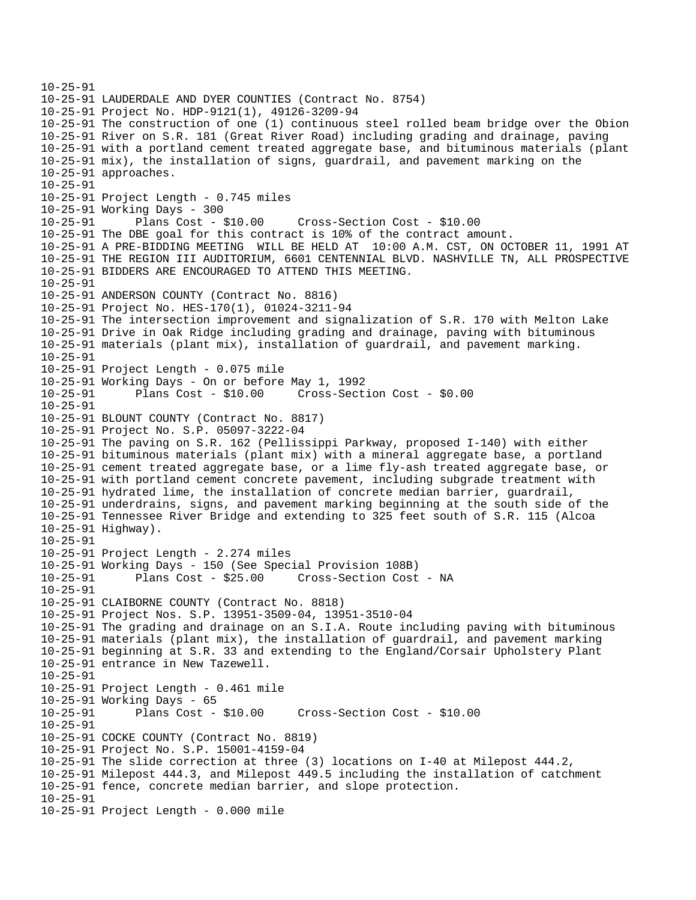```
10-25-91
10-25-91 LAUDERDALE AND DYER COUNTIES (Contract No. 8754)
10-25-91 Project No. HDP-9121(1), 49126-3209-94
10-25-91 The construction of one (1) continuous steel rolled beam bridge over the Obion
10-25-91 River on S.R. 181 (Great River Road) including grading and drainage, paving
10-25-91 with a portland cement treated aggregate base, and bituminous materials (plant
10-25-91 mix), the installation of signs, guardrail, and pavement marking on the
10-25-91 approaches.
10-25-91
10-25-91 Project Length - 0.745 miles
10-25-91 Working Days - 300
10-25-91       Plans Cost - $10.00     Cross-Section Cost - $10.00
10-25-91 The DBE goal for this contract is 10% of the contract amount.
10-25-91 A PRE-BIDDING MEETING  WILL BE HELD AT  10:00 A.M. CST, ON OCTOBER 11, 1991 AT
10-25-91 THE REGION III AUDITORIUM, 6601 CENTENNIAL BLVD. NASHVILLE TN, ALL PROSPECTIVE
10-25-91 BIDDERS ARE ENCOURAGED TO ATTEND THIS MEETING.
10-25-91
10-25-91 ANDERSON COUNTY (Contract No. 8816)
10-25-91 Project No. HES-170(1), 01024-3211-94
10-25-91 The intersection improvement and signalization of S.R. 170 with Melton Lake
10-25-91 Drive in Oak Ridge including grading and drainage, paving with bituminous
10-25-91 materials (plant mix), installation of guardrail, and pavement marking.
10-25-91
10-25-91 Project Length - 0.075 mile
10-25-91 Working Days - On or before May 1, 1992
10-25-91       Plans Cost - $10.00     Cross-Section Cost - $0.00
10-25-91
10-25-91 BLOUNT COUNTY (Contract No. 8817)
10-25-91 Project No. S.P. 05097-3222-04
10-25-91 The paving on S.R. 162 (Pellissippi Parkway, proposed I-140) with either
10-25-91 bituminous materials (plant mix) with a mineral aggregate base, a portland
10-25-91 cement treated aggregate base, or a lime fly-ash treated aggregate base, or
10-25-91 with portland cement concrete pavement, including subgrade treatment with
10-25-91 hydrated lime, the installation of concrete median barrier, guardrail,
10-25-91 underdrains, signs, and pavement marking beginning at the south side of the
10-25-91 Tennessee River Bridge and extending to 325 feet south of S.R. 115 (Alcoa
10-25-91 Highway).
10-25-91
10-25-91 Project Length - 2.274 miles
10-25-91 Working Days - 150 (See Special Provision 108B)
10-25-91       Plans Cost - $25.00     Cross-Section Cost - NA
10-25-91
10-25-91 CLAIBORNE COUNTY (Contract No. 8818)
10-25-91 Project Nos. S.P. 13951-3509-04, 13951-3510-04
10-25-91 The grading and drainage on an S.I.A. Route including paving with bituminous
10-25-91 materials (plant mix), the installation of guardrail, and pavement marking
10-25-91 beginning at S.R. 33 and extending to the England/Corsair Upholstery Plant
10-25-91 entrance in New Tazewell.
10-25-91
10-25-91 Project Length - 0.461 mile
10-25-91 Working Days - 65
10-25-91       Plans Cost - $10.00     Cross-Section Cost - $10.00
10-25-91
10-25-91 COCKE COUNTY (Contract No. 8819)
10-25-91 Project No. S.P. 15001-4159-04
10-25-91 The slide correction at three (3) locations on I-40 at Milepost 444.2,
10-25-91 Milepost 444.3, and Milepost 449.5 including the installation of catchment
10-25-91 fence, concrete median barrier, and slope protection.
10-25-91
10-25-91 Project Length - 0.000 mile
```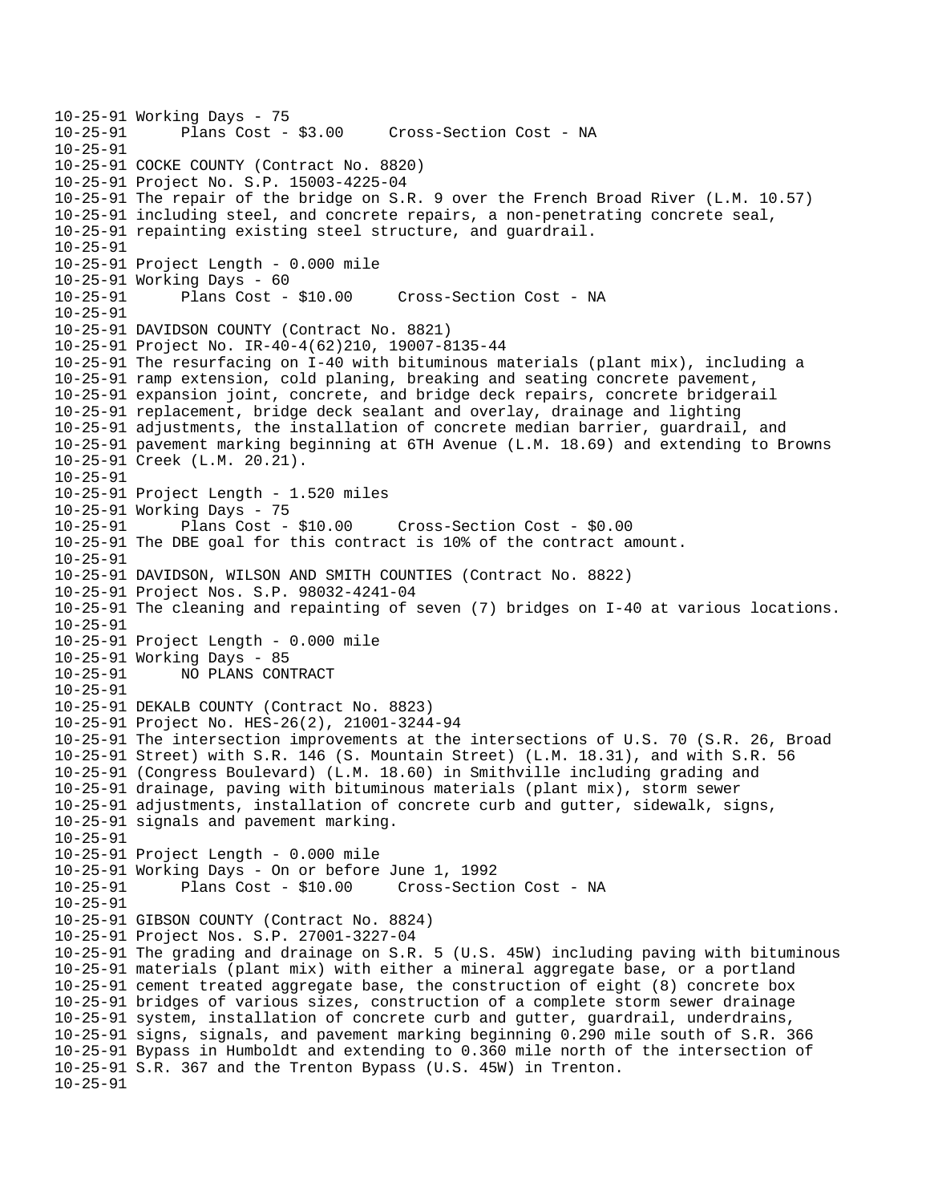```
10-25-91 Working Days - 75
10-25-91       Plans Cost - $3.00     Cross-Section Cost - NA
10-25-91
10-25-91 COCKE COUNTY (Contract No. 8820)
10-25-91 Project No. S.P. 15003-4225-04
10-25-91 The repair of the bridge on S.R. 9 over the French Broad River (L.M. 10.57)
10-25-91 including steel, and concrete repairs, a non-penetrating concrete seal,
10-25-91 repainting existing steel structure, and guardrail.
10-25-91
10-25-91 Project Length - 0.000 mile
10-25-91 Working Days - 60
10-25-91       Plans Cost - $10.00     Cross-Section Cost - NA
10-25-91
10-25-91 DAVIDSON COUNTY (Contract No. 8821)
10-25-91 Project No. IR-40-4(62)210, 19007-8135-44
10-25-91 The resurfacing on I-40 with bituminous materials (plant mix), including a
10-25-91 ramp extension, cold planing, breaking and seating concrete pavement,
10-25-91 expansion joint, concrete, and bridge deck repairs, concrete bridgerail
10-25-91 replacement, bridge deck sealant and overlay, drainage and lighting
10-25-91 adjustments, the installation of concrete median barrier, guardrail, and
10-25-91 pavement marking beginning at 6TH Avenue (L.M. 18.69) and extending to Browns
10-25-91 Creek (L.M. 20.21).
10-25-91
10-25-91 Project Length - 1.520 miles
10-25-91 Working Days - 75
10-25-91       Plans Cost - $10.00     Cross-Section Cost - $0.00
10-25-91 The DBE goal for this contract is 10% of the contract amount.
10-25-91
10-25-91 DAVIDSON, WILSON AND SMITH COUNTIES (Contract No. 8822)
10-25-91 Project Nos. S.P. 98032-4241-04
10-25-91 The cleaning and repainting of seven (7) bridges on I-40 at various locations.
10-25-91
10-25-91 Project Length - 0.000 mile
10-25-91 Working Days - 85
10-25-91       NO PLANS CONTRACT
10-25-91
10-25-91 DEKALB COUNTY (Contract No. 8823)
10-25-91 Project No. HES-26(2), 21001-3244-94
10-25-91 The intersection improvements at the intersections of U.S. 70 (S.R. 26, Broad
10-25-91 Street) with S.R. 146 (S. Mountain Street) (L.M. 18.31), and with S.R. 56
10-25-91 (Congress Boulevard) (L.M. 18.60) in Smithville including grading and
10-25-91 drainage, paving with bituminous materials (plant mix), storm sewer
10-25-91 adjustments, installation of concrete curb and gutter, sidewalk, signs,
10-25-91 signals and pavement marking.
10-25-91
10-25-91 Project Length - 0.000 mile
10-25-91 Working Days - On or before June 1, 1992
10-25-91       Plans Cost - $10.00     Cross-Section Cost - NA
10-25-91
10-25-91 GIBSON COUNTY (Contract No. 8824)
10-25-91 Project Nos. S.P. 27001-3227-04
10-25-91 The grading and drainage on S.R. 5 (U.S. 45W) including paving with bituminous
10-25-91 materials (plant mix) with either a mineral aggregate base, or a portland
10-25-91 cement treated aggregate base, the construction of eight (8) concrete box
10-25-91 bridges of various sizes, construction of a complete storm sewer drainage
10-25-91 system, installation of concrete curb and gutter, guardrail, underdrains,
10-25-91 signs, signals, and pavement marking beginning 0.290 mile south of S.R. 366
10-25-91 Bypass in Humboldt and extending to 0.360 mile north of the intersection of
10-25-91 S.R. 367 and the Trenton Bypass (U.S. 45W) in Trenton.
10-25-91
```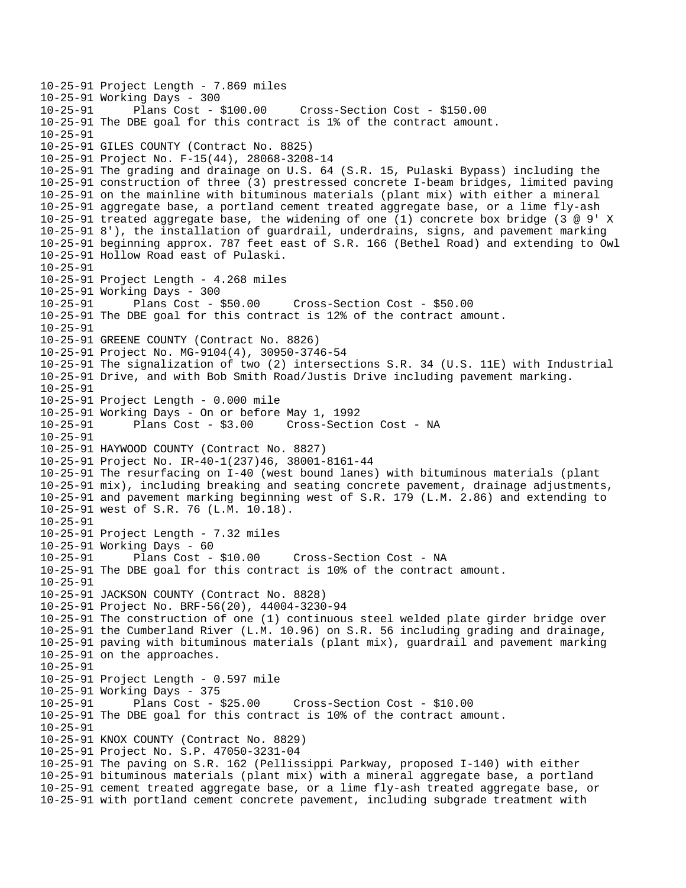```
10-25-91 Project Length - 7.869 miles
10-25-91 Working Days - 300
10-25-91       Plans Cost - $100.00     Cross-Section Cost - $150.00
10-25-91 The DBE goal for this contract is 1% of the contract amount.
10-25-91
10-25-91 GILES COUNTY (Contract No. 8825)
10-25-91 Project No. F-15(44), 28068-3208-14
10-25-91 The grading and drainage on U.S. 64 (S.R. 15, Pulaski Bypass) including the
10-25-91 construction of three (3) prestressed concrete I-beam bridges, limited paving
10-25-91 on the mainline with bituminous materials (plant mix) with either a mineral
10-25-91 aggregate base, a portland cement treated aggregate base, or a lime fly-ash
10-25-91 treated aggregate base, the widening of one (1) concrete box bridge (3 @ 9' X
10-25-91 8'), the installation of guardrail, underdrains, signs, and pavement marking
10-25-91 beginning approx. 787 feet east of S.R. 166 (Bethel Road) and extending to Owl
10-25-91 Hollow Road east of Pulaski.
10-25-91
10-25-91 Project Length - 4.268 miles
10-25-91 Working Days - 300
10-25-91       Plans Cost - $50.00     Cross-Section Cost - $50.00
10-25-91 The DBE goal for this contract is 12% of the contract amount.
10-25-91
10-25-91 GREENE COUNTY (Contract No. 8826)
10-25-91 Project No. MG-9104(4), 30950-3746-54
10-25-91 The signalization of two (2) intersections S.R. 34 (U.S. 11E) with Industrial
10-25-91 Drive, and with Bob Smith Road/Justis Drive including pavement marking.
10-25-91
10-25-91 Project Length - 0.000 mile
10-25-91 Working Days - On or before May 1, 1992
10-25-91       Plans Cost - $3.00     Cross-Section Cost - NA
10-25-91
10-25-91 HAYWOOD COUNTY (Contract No. 8827)
10-25-91 Project No. IR-40-1(237)46, 38001-8161-44
10-25-91 The resurfacing on I-40 (west bound lanes) with bituminous materials (plant
10-25-91 mix), including breaking and seating concrete pavement, drainage adjustments,
10-25-91 and pavement marking beginning west of S.R. 179 (L.M. 2.86) and extending to
10-25-91 west of S.R. 76 (L.M. 10.18).
10-25-91
10-25-91 Project Length - 7.32 miles
10-25-91 Working Days - 60
10-25-91       Plans Cost - $10.00     Cross-Section Cost - NA
10-25-91 The DBE goal for this contract is 10% of the contract amount.
10-25-91
10-25-91 JACKSON COUNTY (Contract No. 8828)
10-25-91 Project No. BRF-56(20), 44004-3230-94
10-25-91 The construction of one (1) continuous steel welded plate girder bridge over
10-25-91 the Cumberland River (L.M. 10.96) on S.R. 56 including grading and drainage,
10-25-91 paving with bituminous materials (plant mix), guardrail and pavement marking
10-25-91 on the approaches.
10-25-91
10-25-91 Project Length - 0.597 mile
10-25-91 Working Days - 375
10-25-91       Plans Cost - $25.00     Cross-Section Cost - $10.00
10-25-91 The DBE goal for this contract is 10% of the contract amount.
10-25-91
10-25-91 KNOX COUNTY (Contract No. 8829)
10-25-91 Project No. S.P. 47050-3231-04
10-25-91 The paving on S.R. 162 (Pellissippi Parkway, proposed I-140) with either
10-25-91 bituminous materials (plant mix) with a mineral aggregate base, a portland
10-25-91 cement treated aggregate base, or a lime fly-ash treated aggregate base, or
10-25-91 with portland cement concrete pavement, including subgrade treatment with
```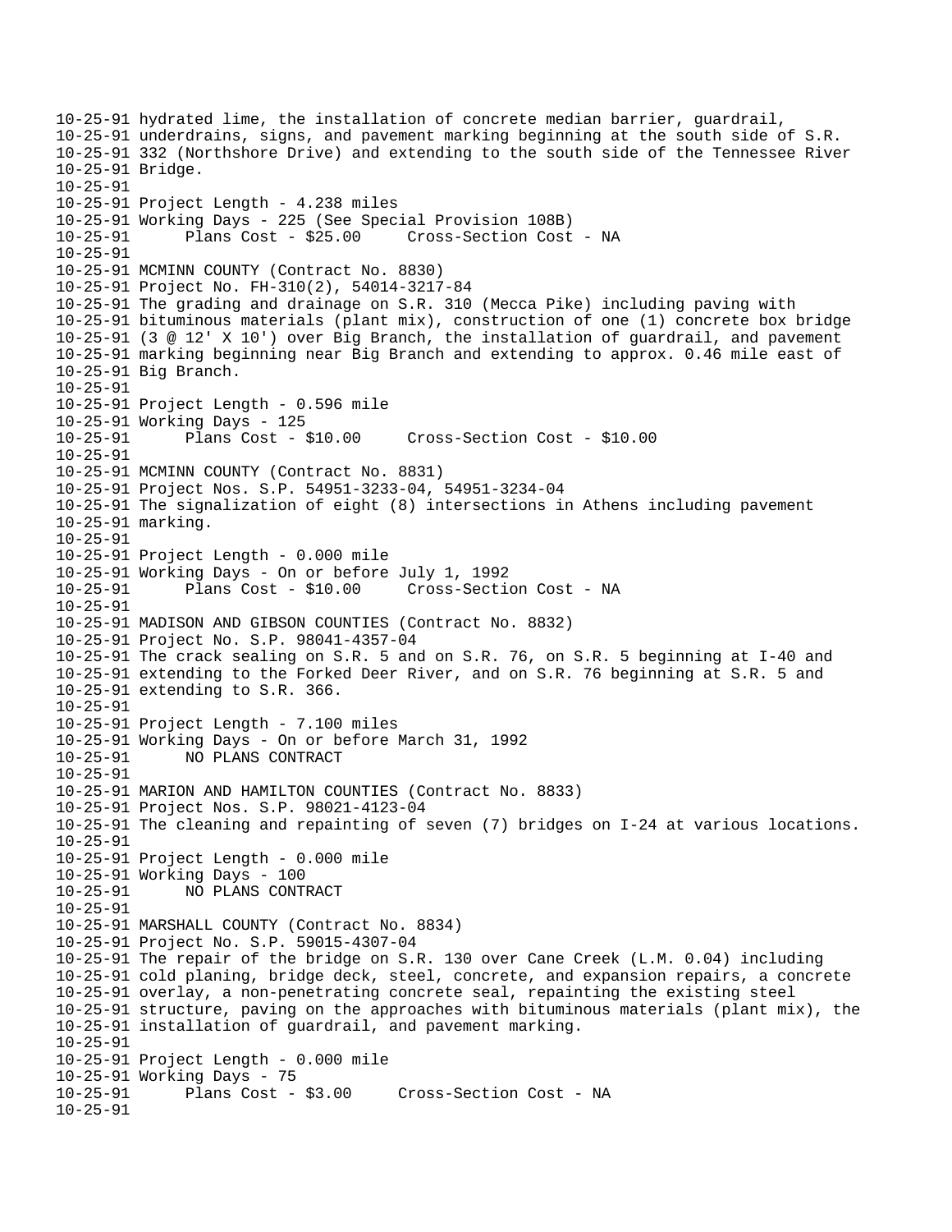```
10-25-91 hydrated lime, the installation of concrete median barrier, guardrail,
10-25-91 underdrains, signs, and pavement marking beginning at the south side of S.R.
10-25-91 332 (Northshore Drive) and extending to the south side of the Tennessee River
10-25-91 Bridge.
10-25-91
10-25-91 Project Length - 4.238 miles
10-25-91 Working Days - 225 (See Special Provision 108B)
10-25-91       Plans Cost - $25.00     Cross-Section Cost - NA
10-25-91
10-25-91 MCMINN COUNTY (Contract No. 8830)
10-25-91 Project No. FH-310(2), 54014-3217-84
10-25-91 The grading and drainage on S.R. 310 (Mecca Pike) including paving with
10-25-91 bituminous materials (plant mix), construction of one (1) concrete box bridge
10-25-91 (3 @ 12' X 10') over Big Branch, the installation of guardrail, and pavement
10-25-91 marking beginning near Big Branch and extending to approx. 0.46 mile east of
10-25-91 Big Branch.
10-25-91
10-25-91 Project Length - 0.596 mile
10-25-91 Working Days - 125
10-25-91       Plans Cost - $10.00     Cross-Section Cost - $10.00
10-25-91
10-25-91 MCMINN COUNTY (Contract No. 8831)
10-25-91 Project Nos. S.P. 54951-3233-04, 54951-3234-04
10-25-91 The signalization of eight (8) intersections in Athens including pavement
10-25-91 marking.
10-25-91
10-25-91 Project Length - 0.000 mile
10-25-91 Working Days - On or before July 1, 1992
10-25-91       Plans Cost - $10.00     Cross-Section Cost - NA
10-25-91
10-25-91 MADISON AND GIBSON COUNTIES (Contract No. 8832)
10-25-91 Project No. S.P. 98041-4357-04
10-25-91 The crack sealing on S.R. 5 and on S.R. 76, on S.R. 5 beginning at I-40 and
10-25-91 extending to the Forked Deer River, and on S.R. 76 beginning at S.R. 5 and
10-25-91 extending to S.R. 366.
10-25-91
10-25-91 Project Length - 7.100 miles
10-25-91 Working Days - On or before March 31, 1992
10-25-91       NO PLANS CONTRACT
10-25-91
10-25-91 MARION AND HAMILTON COUNTIES (Contract No. 8833)
10-25-91 Project Nos. S.P. 98021-4123-04
10-25-91 The cleaning and repainting of seven (7) bridges on I-24 at various locations.
10-25-91
10-25-91 Project Length - 0.000 mile
10-25-91 Working Days - 100
10-25-91       NO PLANS CONTRACT
10-25-91
10-25-91 MARSHALL COUNTY (Contract No. 8834)
10-25-91 Project No. S.P. 59015-4307-04
10-25-91 The repair of the bridge on S.R. 130 over Cane Creek (L.M. 0.04) including
10-25-91 cold planing, bridge deck, steel, concrete, and expansion repairs, a concrete
10-25-91 overlay, a non-penetrating concrete seal, repainting the existing steel
10-25-91 structure, paving on the approaches with bituminous materials (plant mix), the
10-25-91 installation of guardrail, and pavement marking.
10-25-91
10-25-91 Project Length - 0.000 mile
10-25-91 Working Days - 75
10-25-91       Plans Cost - $3.00     Cross-Section Cost - NA
10-25-91
```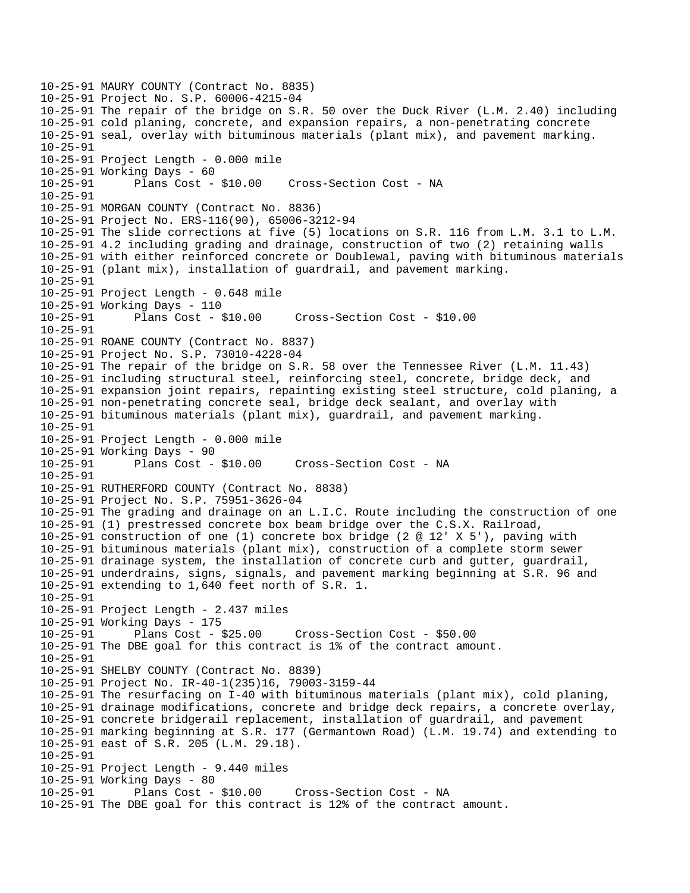10-25-91 MAURY COUNTY (Contract No. 8835)
10-25-91 Project No. S.P. 60006-4215-04
10-25-91 The repair of the bridge on S.R. 50 over the Duck River (L.M. 2.40) including
10-25-91 cold planing, concrete, and expansion repairs, a non-penetrating concrete
10-25-91 seal, overlay with bituminous materials (plant mix), and pavement marking.
10-25-91
10-25-91 Project Length - 0.000 mile
10-25-91 Working Days - 60
10-25-91 Plans Cost - $10.00 Cross-Section Cost - NA
10-25-91
10-25-91 MORGAN COUNTY (Contract No. 8836)
10-25-91 Project No. ERS-116(90), 65006-3212-94
10-25-91 The slide corrections at five (5) locations on S.R. 116 from L.M. 3.1 to L.M.
10-25-91 4.2 including grading and drainage, construction of two (2) retaining walls
10-25-91 with either reinforced concrete or Doublewal, paving with bituminous materials
10-25-91 (plant mix), installation of guardrail, and pavement marking.
10-25-91
10-25-91 Project Length - 0.648 mile
10-25-91 Working Days - 110
10-25-91 Plans Cost - $10.00 Cross-Section Cost - $10.00
10-25-91
10-25-91 ROANE COUNTY (Contract No. 8837)
10-25-91 Project No. S.P. 73010-4228-04
10-25-91 The repair of the bridge on S.R. 58 over the Tennessee River (L.M. 11.43)
10-25-91 including structural steel, reinforcing steel, concrete, bridge deck, and
10-25-91 expansion joint repairs, repainting existing steel structure, cold planing, a
10-25-91 non-penetrating concrete seal, bridge deck sealant, and overlay with
10-25-91 bituminous materials (plant mix), guardrail, and pavement marking.
10-25-91
10-25-91 Project Length - 0.000 mile
10-25-91 Working Days - 90
10-25-91 Plans Cost - $10.00 Cross-Section Cost - NA
10-25-91
10-25-91 RUTHERFORD COUNTY (Contract No. 8838)
10-25-91 Project No. S.P. 75951-3626-04
10-25-91 The grading and drainage on an L.I.C. Route including the construction of one
10-25-91 (1) prestressed concrete box beam bridge over the C.S.X. Railroad,
10-25-91 construction of one (1) concrete box bridge (2 @ 12' X 5'), paving with
10-25-91 bituminous materials (plant mix), construction of a complete storm sewer
10-25-91 drainage system, the installation of concrete curb and gutter, guardrail,
10-25-91 underdrains, signs, signals, and pavement marking beginning at S.R. 96 and
10-25-91 extending to 1,640 feet north of S.R. 1.
10-25-91
10-25-91 Project Length - 2.437 miles
10-25-91 Working Days - 175
10-25-91 Plans Cost - $25.00 Cross-Section Cost - $50.00
10-25-91 The DBE goal for this contract is 1% of the contract amount.
10-25-91
10-25-91 SHELBY COUNTY (Contract No. 8839)
10-25-91 Project No. IR-40-1(235)16, 79003-3159-44
10-25-91 The resurfacing on I-40 with bituminous materials (plant mix), cold planing,
10-25-91 drainage modifications, concrete and bridge deck repairs, a concrete overlay,
10-25-91 concrete bridgerail replacement, installation of guardrail, and pavement
10-25-91 marking beginning at S.R. 177 (Germantown Road) (L.M. 19.74) and extending to
10-25-91 east of S.R. 205 (L.M. 29.18).
10-25-91
10-25-91 Project Length - 9.440 miles
10-25-91 Working Days - 80
10-25-91 Plans Cost - $10.00 Cross-Section Cost - NA
10-25-91 The DBE goal for this contract is 12% of the contract amount.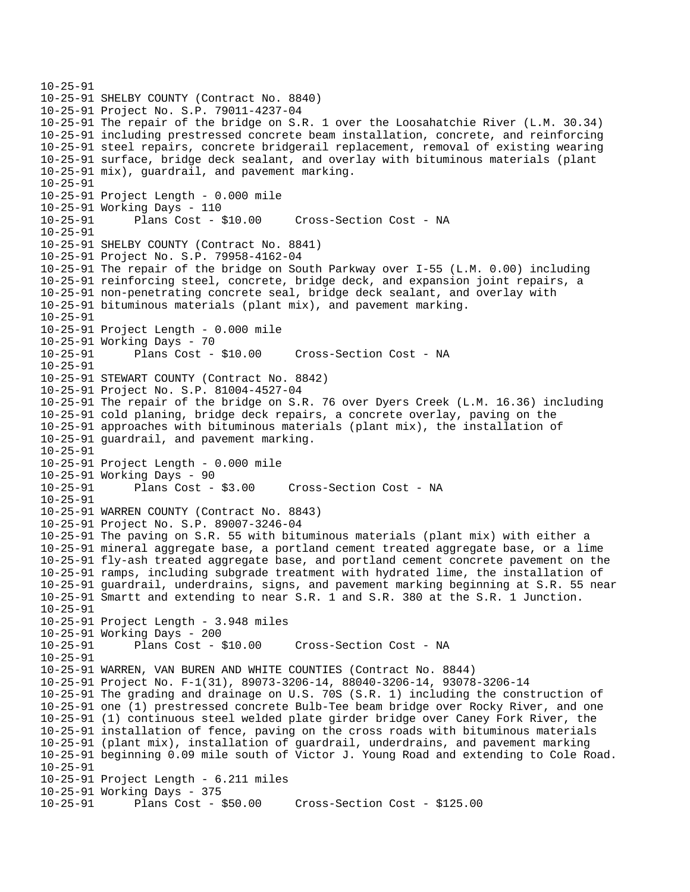10-25-91
10-25-91 SHELBY COUNTY (Contract No. 8840)
10-25-91 Project No. S.P. 79011-4237-04
10-25-91 The repair of the bridge on S.R. 1 over the Loosahatchie River (L.M. 30.34)
10-25-91 including prestressed concrete beam installation, concrete, and reinforcing
10-25-91 steel repairs, concrete bridgerail replacement, removal of existing wearing
10-25-91 surface, bridge deck sealant, and overlay with bituminous materials (plant
10-25-91 mix), guardrail, and pavement marking.
10-25-91
10-25-91 Project Length - 0.000 mile
10-25-91 Working Days - 110
10-25-91 Plans Cost - $10.00 Cross-Section Cost - NA
10-25-91
10-25-91 SHELBY COUNTY (Contract No. 8841)
10-25-91 Project No. S.P. 79958-4162-04
10-25-91 The repair of the bridge on South Parkway over I-55 (L.M. 0.00) including
10-25-91 reinforcing steel, concrete, bridge deck, and expansion joint repairs, a
10-25-91 non-penetrating concrete seal, bridge deck sealant, and overlay with
10-25-91 bituminous materials (plant mix), and pavement marking.
10-25-91
10-25-91 Project Length - 0.000 mile
10-25-91 Working Days - 70
10-25-91 Plans Cost - $10.00 Cross-Section Cost - NA
10-25-91
10-25-91 STEWART COUNTY (Contract No. 8842)
10-25-91 Project No. S.P. 81004-4527-04
10-25-91 The repair of the bridge on S.R. 76 over Dyers Creek (L.M. 16.36) including
10-25-91 cold planing, bridge deck repairs, a concrete overlay, paving on the
10-25-91 approaches with bituminous materials (plant mix), the installation of
10-25-91 guardrail, and pavement marking.
10-25-91
10-25-91 Project Length - 0.000 mile
10-25-91 Working Days - 90
10-25-91 Plans Cost - $3.00 Cross-Section Cost - NA
10-25-91
10-25-91 WARREN COUNTY (Contract No. 8843)
10-25-91 Project No. S.P. 89007-3246-04
10-25-91 The paving on S.R. 55 with bituminous materials (plant mix) with either a
10-25-91 mineral aggregate base, a portland cement treated aggregate base, or a lime
10-25-91 fly-ash treated aggregate base, and portland cement concrete pavement on the
10-25-91 ramps, including subgrade treatment with hydrated lime, the installation of
10-25-91 guardrail, underdrains, signs, and pavement marking beginning at S.R. 55 near
10-25-91 Smartt and extending to near S.R. 1 and S.R. 380 at the S.R. 1 Junction.
10-25-91
10-25-91 Project Length - 3.948 miles
10-25-91 Working Days - 200
10-25-91 Plans Cost - $10.00 Cross-Section Cost - NA
10-25-91
10-25-91 WARREN, VAN BUREN AND WHITE COUNTIES (Contract No. 8844)
10-25-91 Project No. F-1(31), 89073-3206-14, 88040-3206-14, 93078-3206-14
10-25-91 The grading and drainage on U.S. 70S (S.R. 1) including the construction of
10-25-91 one (1) prestressed concrete Bulb-Tee beam bridge over Rocky River, and one
10-25-91 (1) continuous steel welded plate girder bridge over Caney Fork River, the
10-25-91 installation of fence, paving on the cross roads with bituminous materials
10-25-91 (plant mix), installation of guardrail, underdrains, and pavement marking
10-25-91 beginning 0.09 mile south of Victor J. Young Road and extending to Cole Road.
10-25-91
10-25-91 Project Length - 6.211 miles
10-25-91 Working Days - 375
10-25-91 Plans Cost - $50.00 Cross-Section Cost - $125.00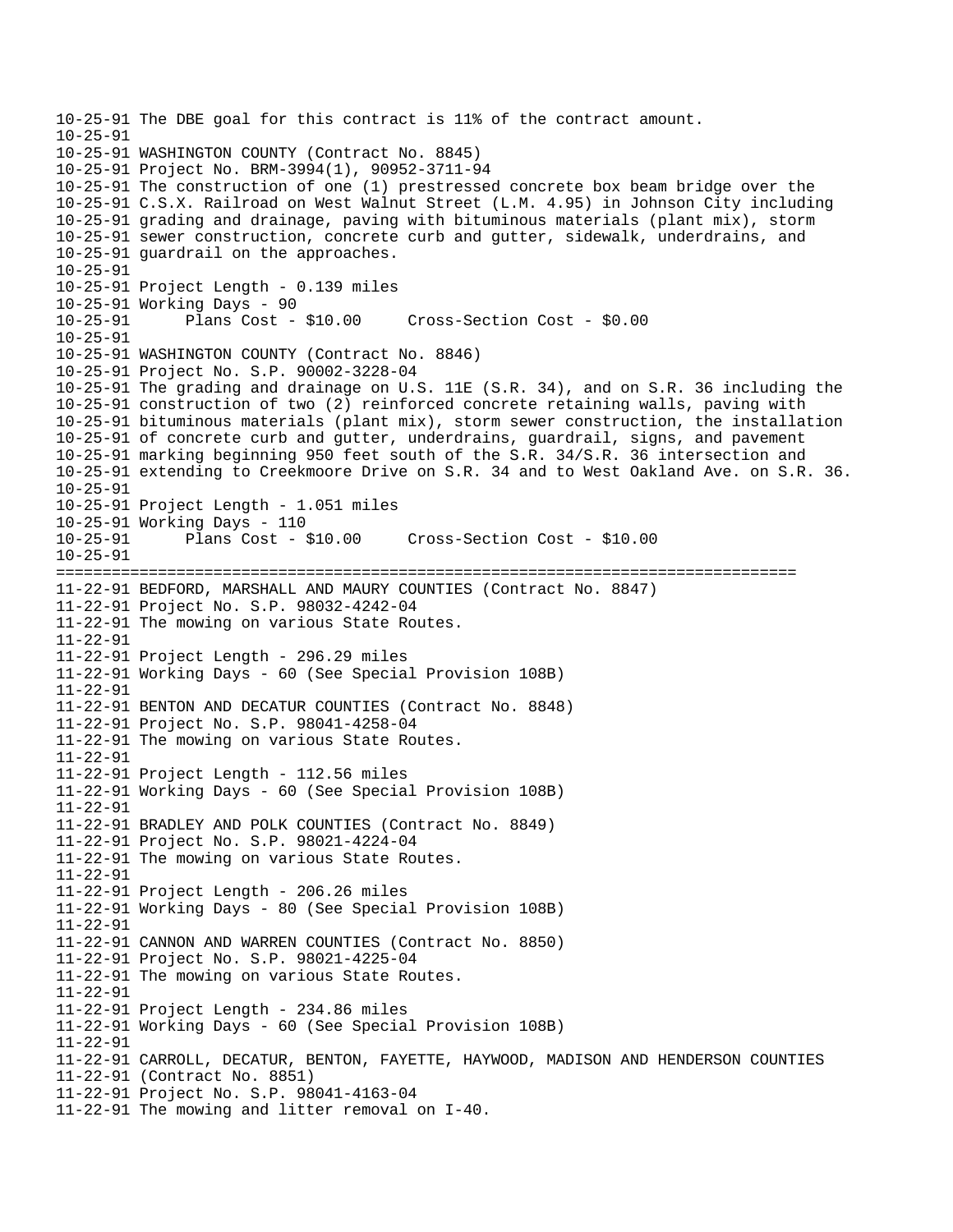```
10-25-91 The DBE goal for this contract is 11% of the contract amount.
10-25-91
10-25-91 WASHINGTON COUNTY (Contract No. 8845)
10-25-91 Project No. BRM-3994(1), 90952-3711-94
10-25-91 The construction of one (1) prestressed concrete box beam bridge over the
10-25-91 C.S.X. Railroad on West Walnut Street (L.M. 4.95) in Johnson City including
10-25-91 grading and drainage, paving with bituminous materials (plant mix), storm
10-25-91 sewer construction, concrete curb and gutter, sidewalk, underdrains, and
10-25-91 guardrail on the approaches.
10-25-91
10-25-91 Project Length - 0.139 miles
10-25-91 Working Days - 90
10-25-91      Plans Cost - $10.00     Cross-Section Cost - $0.00
10-25-91
10-25-91 WASHINGTON COUNTY (Contract No. 8846)
10-25-91 Project No. S.P. 90002-3228-04
10-25-91 The grading and drainage on U.S. 11E (S.R. 34), and on S.R. 36 including the
10-25-91 construction of two (2) reinforced concrete retaining walls, paving with
10-25-91 bituminous materials (plant mix), storm sewer construction, the installation
10-25-91 of concrete curb and gutter, underdrains, guardrail, signs, and pavement
10-25-91 marking beginning 950 feet south of the S.R. 34/S.R. 36 intersection and
10-25-91 extending to Creekmoore Drive on S.R. 34 and to West Oakland Ave. on S.R. 36.
10-25-91
10-25-91 Project Length - 1.051 miles
10-25-91 Working Days - 110
10-25-91      Plans Cost - $10.00     Cross-Section Cost - $10.00
10-25-91
================================================================================
11-22-91 BEDFORD, MARSHALL AND MAURY COUNTIES (Contract No. 8847)
11-22-91 Project No. S.P. 98032-4242-04
11-22-91 The mowing on various State Routes.
11-22-91
11-22-91 Project Length - 296.29 miles
11-22-91 Working Days - 60 (See Special Provision 108B)
11-22-91
11-22-91 BENTON AND DECATUR COUNTIES (Contract No. 8848)
11-22-91 Project No. S.P. 98041-4258-04
11-22-91 The mowing on various State Routes.
11-22-91
11-22-91 Project Length - 112.56 miles
11-22-91 Working Days - 60 (See Special Provision 108B)
11-22-91
11-22-91 BRADLEY AND POLK COUNTIES (Contract No. 8849)
11-22-91 Project No. S.P. 98021-4224-04
11-22-91 The mowing on various State Routes.
11-22-91
11-22-91 Project Length - 206.26 miles
11-22-91 Working Days - 80 (See Special Provision 108B)
11-22-91
11-22-91 CANNON AND WARREN COUNTIES (Contract No. 8850)
11-22-91 Project No. S.P. 98021-4225-04
11-22-91 The mowing on various State Routes.
11-22-91
11-22-91 Project Length - 234.86 miles
11-22-91 Working Days - 60 (See Special Provision 108B)
11-22-91
11-22-91 CARROLL, DECATUR, BENTON, FAYETTE, HAYWOOD, MADISON AND HENDERSON COUNTIES
11-22-91 (Contract No. 8851)
11-22-91 Project No. S.P. 98041-4163-04
11-22-91 The mowing and litter removal on I-40.
```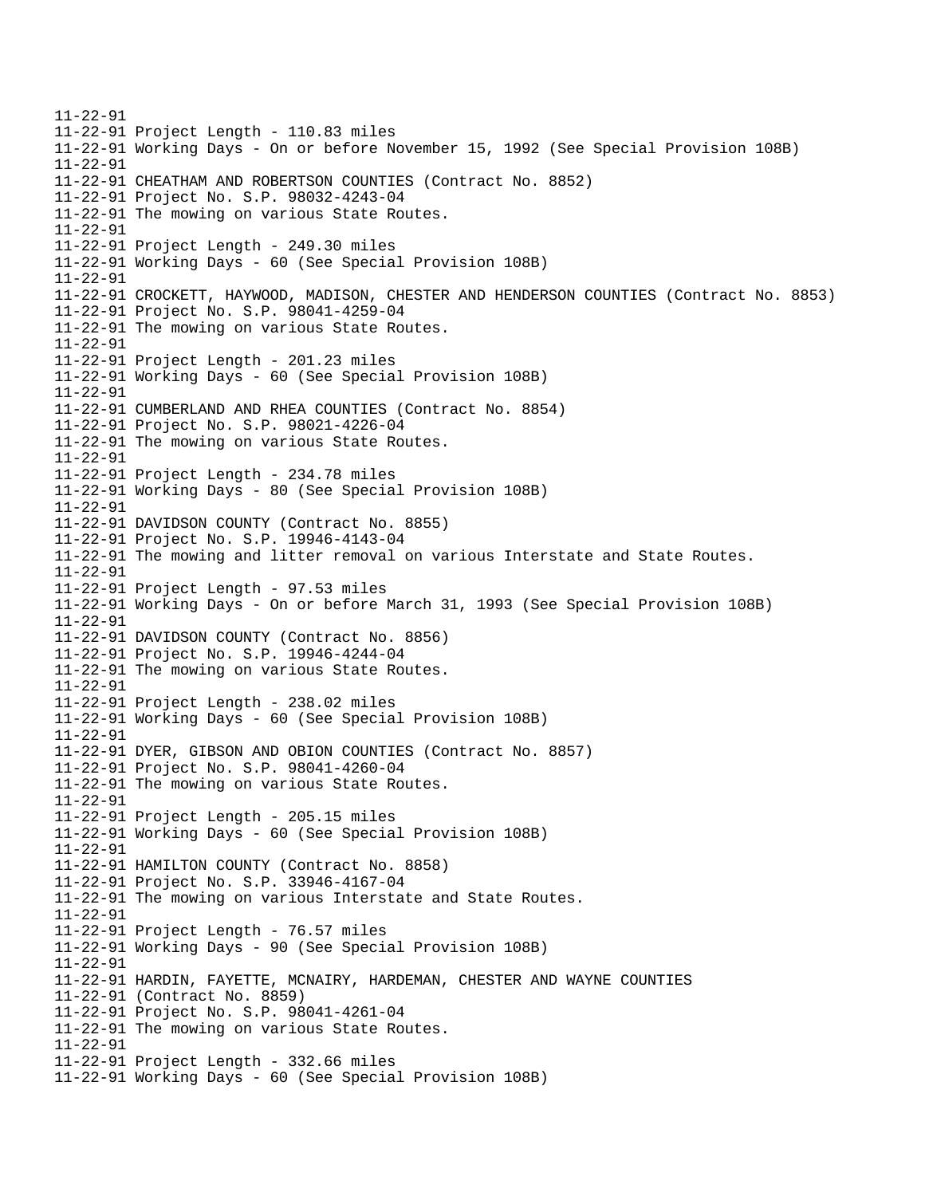```
11-22-91
11-22-91 Project Length - 110.83 miles
11-22-91 Working Days - On or before November 15, 1992 (See Special Provision 108B)
11-22-91
11-22-91 CHEATHAM AND ROBERTSON COUNTIES (Contract No. 8852)
11-22-91 Project No. S.P. 98032-4243-04
11-22-91 The mowing on various State Routes.
11-22-91
11-22-91 Project Length - 249.30 miles
11-22-91 Working Days - 60 (See Special Provision 108B)
11-22-91
11-22-91 CROCKETT, HAYWOOD, MADISON, CHESTER AND HENDERSON COUNTIES (Contract No. 8853)
11-22-91 Project No. S.P. 98041-4259-04
11-22-91 The mowing on various State Routes.
11-22-91
11-22-91 Project Length - 201.23 miles
11-22-91 Working Days - 60 (See Special Provision 108B)
11-22-91
11-22-91 CUMBERLAND AND RHEA COUNTIES (Contract No. 8854)
11-22-91 Project No. S.P. 98021-4226-04
11-22-91 The mowing on various State Routes.
11-22-91
11-22-91 Project Length - 234.78 miles
11-22-91 Working Days - 80 (See Special Provision 108B)
11-22-91
11-22-91 DAVIDSON COUNTY (Contract No. 8855)
11-22-91 Project No. S.P. 19946-4143-04
11-22-91 The mowing and litter removal on various Interstate and State Routes.
11-22-91
11-22-91 Project Length - 97.53 miles
11-22-91 Working Days - On or before March 31, 1993 (See Special Provision 108B)
11-22-91
11-22-91 DAVIDSON COUNTY (Contract No. 8856)
11-22-91 Project No. S.P. 19946-4244-04
11-22-91 The mowing on various State Routes.
11-22-91
11-22-91 Project Length - 238.02 miles
11-22-91 Working Days - 60 (See Special Provision 108B)
11-22-91
11-22-91 DYER, GIBSON AND OBION COUNTIES (Contract No. 8857)
11-22-91 Project No. S.P. 98041-4260-04
11-22-91 The mowing on various State Routes.
11-22-91
11-22-91 Project Length - 205.15 miles
11-22-91 Working Days - 60 (See Special Provision 108B)
11-22-91
11-22-91 HAMILTON COUNTY (Contract No. 8858)
11-22-91 Project No. S.P. 33946-4167-04
11-22-91 The mowing on various Interstate and State Routes.
11-22-91
11-22-91 Project Length - 76.57 miles
11-22-91 Working Days - 90 (See Special Provision 108B)
11-22-91
11-22-91 HARDIN, FAYETTE, MCNAIRY, HARDEMAN, CHESTER AND WAYNE COUNTIES
11-22-91 (Contract No. 8859)
11-22-91 Project No. S.P. 98041-4261-04
11-22-91 The mowing on various State Routes.
11-22-91
11-22-91 Project Length - 332.66 miles
11-22-91 Working Days - 60 (See Special Provision 108B)
```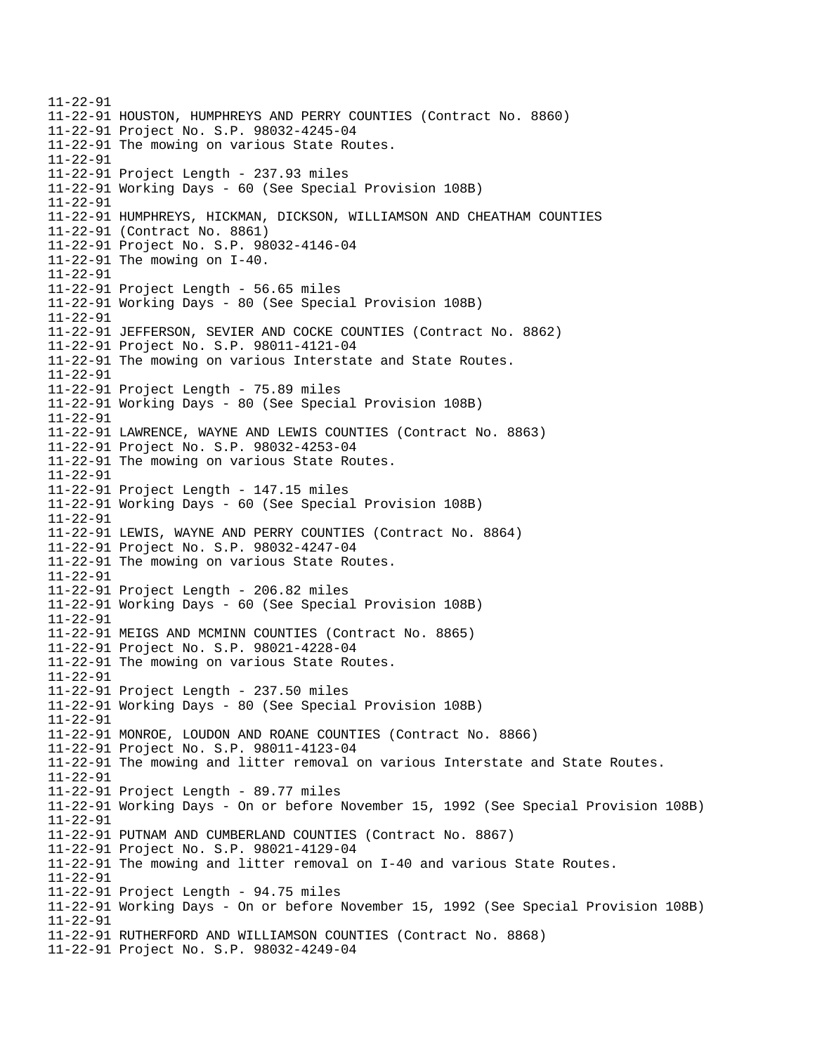```
11-22-91
11-22-91 HOUSTON, HUMPHREYS AND PERRY COUNTIES (Contract No. 8860)
11-22-91 Project No. S.P. 98032-4245-04
11-22-91 The mowing on various State Routes.
11-22-91
11-22-91 Project Length - 237.93 miles
11-22-91 Working Days - 60 (See Special Provision 108B)
11-22-91
11-22-91 HUMPHREYS, HICKMAN, DICKSON, WILLIAMSON AND CHEATHAM COUNTIES
11-22-91 (Contract No. 8861)
11-22-91 Project No. S.P. 98032-4146-04
11-22-91 The mowing on I-40.
11-22-91
11-22-91 Project Length - 56.65 miles
11-22-91 Working Days - 80 (See Special Provision 108B)
11-22-91
11-22-91 JEFFERSON, SEVIER AND COCKE COUNTIES (Contract No. 8862)
11-22-91 Project No. S.P. 98011-4121-04
11-22-91 The mowing on various Interstate and State Routes.
11-22-91
11-22-91 Project Length - 75.89 miles
11-22-91 Working Days - 80 (See Special Provision 108B)
11-22-91
11-22-91 LAWRENCE, WAYNE AND LEWIS COUNTIES (Contract No. 8863)
11-22-91 Project No. S.P. 98032-4253-04
11-22-91 The mowing on various State Routes.
11-22-91
11-22-91 Project Length - 147.15 miles
11-22-91 Working Days - 60 (See Special Provision 108B)
11-22-91
11-22-91 LEWIS, WAYNE AND PERRY COUNTIES (Contract No. 8864)
11-22-91 Project No. S.P. 98032-4247-04
11-22-91 The mowing on various State Routes.
11-22-91
11-22-91 Project Length - 206.82 miles
11-22-91 Working Days - 60 (See Special Provision 108B)
11-22-91
11-22-91 MEIGS AND MCMINN COUNTIES (Contract No. 8865)
11-22-91 Project No. S.P. 98021-4228-04
11-22-91 The mowing on various State Routes.
11-22-91
11-22-91 Project Length - 237.50 miles
11-22-91 Working Days - 80 (See Special Provision 108B)
11-22-91
11-22-91 MONROE, LOUDON AND ROANE COUNTIES (Contract No. 8866)
11-22-91 Project No. S.P. 98011-4123-04
11-22-91 The mowing and litter removal on various Interstate and State Routes.
11-22-91
11-22-91 Project Length - 89.77 miles
11-22-91 Working Days - On or before November 15, 1992 (See Special Provision 108B)
11-22-91
11-22-91 PUTNAM AND CUMBERLAND COUNTIES (Contract No. 8867)
11-22-91 Project No. S.P. 98021-4129-04
11-22-91 The mowing and litter removal on I-40 and various State Routes.
11-22-91
11-22-91 Project Length - 94.75 miles
11-22-91 Working Days - On or before November 15, 1992 (See Special Provision 108B)
11-22-91
11-22-91 RUTHERFORD AND WILLIAMSON COUNTIES (Contract No. 8868)
11-22-91 Project No. S.P. 98032-4249-04
```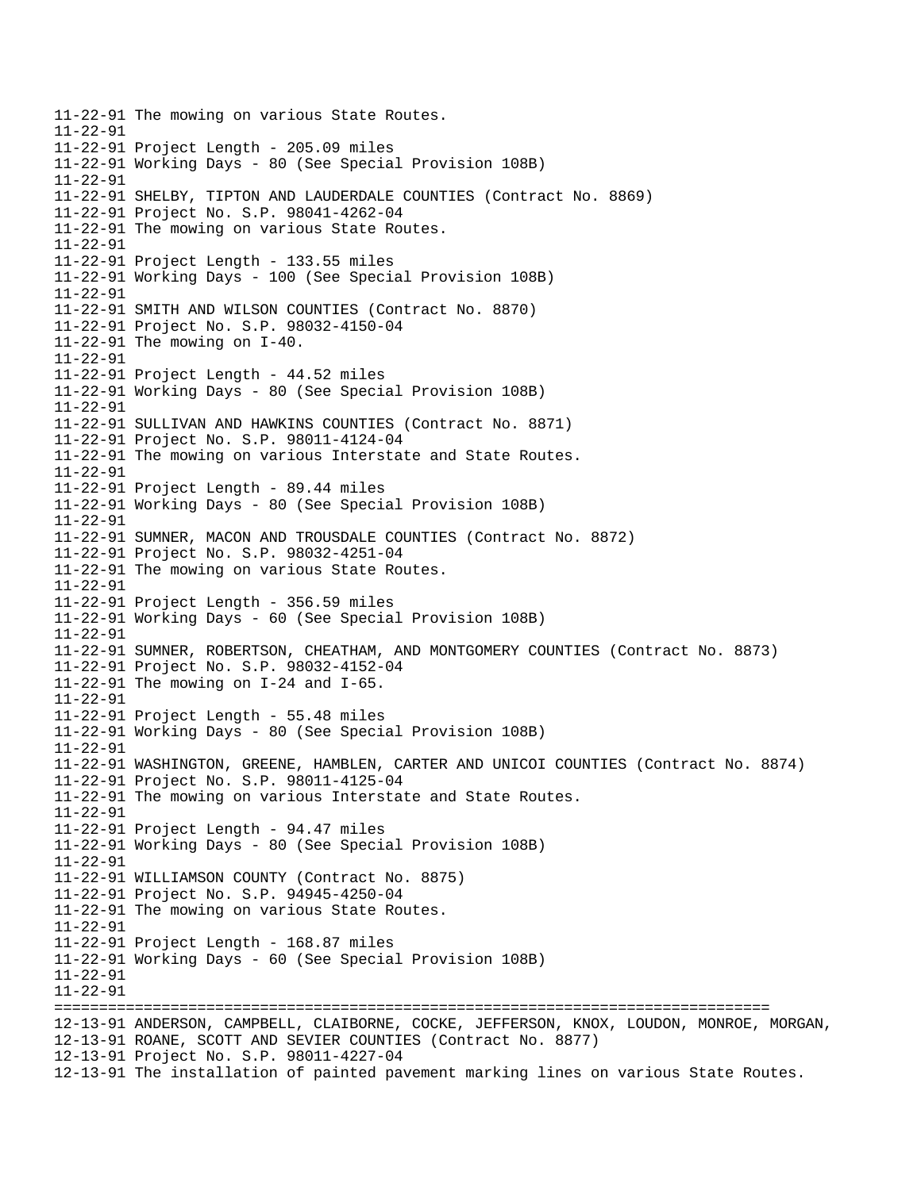```
11-22-91 The mowing on various State Routes.
11-22-91
11-22-91 Project Length - 205.09 miles
11-22-91 Working Days - 80 (See Special Provision 108B)
11-22-91
11-22-91 SHELBY, TIPTON AND LAUDERDALE COUNTIES (Contract No. 8869)
11-22-91 Project No. S.P. 98041-4262-04
11-22-91 The mowing on various State Routes.
11-22-91
11-22-91 Project Length - 133.55 miles
11-22-91 Working Days - 100 (See Special Provision 108B)
11-22-91
11-22-91 SMITH AND WILSON COUNTIES (Contract No. 8870)
11-22-91 Project No. S.P. 98032-4150-04
11-22-91 The mowing on I-40.
11-22-91
11-22-91 Project Length - 44.52 miles
11-22-91 Working Days - 80 (See Special Provision 108B)
11-22-91
11-22-91 SULLIVAN AND HAWKINS COUNTIES (Contract No. 8871)
11-22-91 Project No. S.P. 98011-4124-04
11-22-91 The mowing on various Interstate and State Routes.
11-22-91
11-22-91 Project Length - 89.44 miles
11-22-91 Working Days - 80 (See Special Provision 108B)
11-22-91
11-22-91 SUMNER, MACON AND TROUSDALE COUNTIES (Contract No. 8872)
11-22-91 Project No. S.P. 98032-4251-04
11-22-91 The mowing on various State Routes.
11-22-91
11-22-91 Project Length - 356.59 miles
11-22-91 Working Days - 60 (See Special Provision 108B)
11-22-91
11-22-91 SUMNER, ROBERTSON, CHEATHAM, AND MONTGOMERY COUNTIES (Contract No. 8873)
11-22-91 Project No. S.P. 98032-4152-04
11-22-91 The mowing on I-24 and I-65.
11-22-91
11-22-91 Project Length - 55.48 miles
11-22-91 Working Days - 80 (See Special Provision 108B)
11-22-91
11-22-91 WASHINGTON, GREENE, HAMBLEN, CARTER AND UNICOI COUNTIES (Contract No. 8874)
11-22-91 Project No. S.P. 98011-4125-04
11-22-91 The mowing on various Interstate and State Routes.
11-22-91
11-22-91 Project Length - 94.47 miles
11-22-91 Working Days - 80 (See Special Provision 108B)
11-22-91
11-22-91 WILLIAMSON COUNTY (Contract No. 8875)
11-22-91 Project No. S.P. 94945-4250-04
11-22-91 The mowing on various State Routes.
11-22-91
11-22-91 Project Length - 168.87 miles
11-22-91 Working Days - 60 (See Special Provision 108B)
11-22-91
11-22-91
================================================================================
12-13-91 ANDERSON, CAMPBELL, CLAIBORNE, COCKE, JEFFERSON, KNOX, LOUDON, MONROE, MORGAN,
12-13-91 ROANE, SCOTT AND SEVIER COUNTIES (Contract No. 8877)
12-13-91 Project No. S.P. 98011-4227-04
12-13-91 The installation of painted pavement marking lines on various State Routes.
```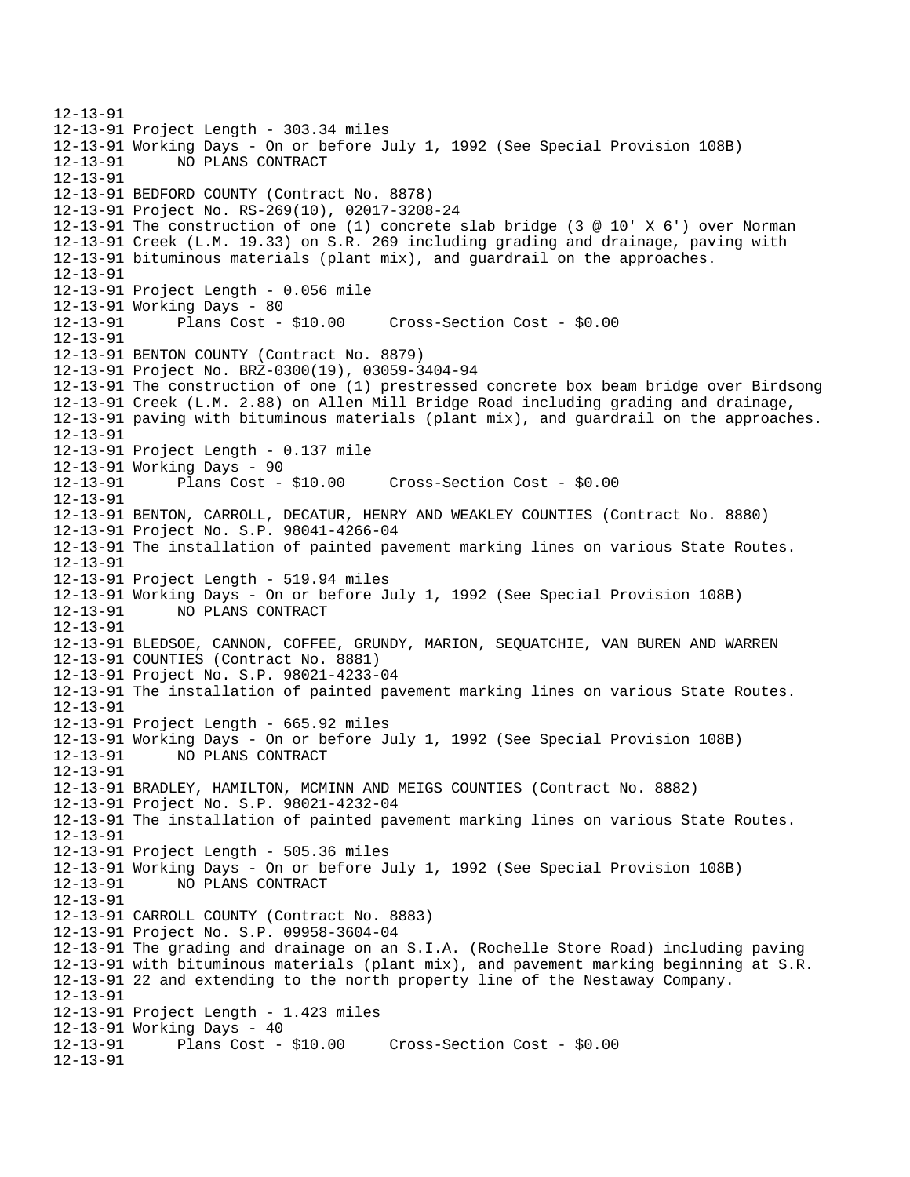```
12-13-91
12-13-91 Project Length - 303.34 miles
12-13-91 Working Days - On or before July 1, 1992 (See Special Provision 108B)
12-13-91      NO PLANS CONTRACT
12-13-91
12-13-91 BEDFORD COUNTY (Contract No. 8878)
12-13-91 Project No. RS-269(10), 02017-3208-24
12-13-91 The construction of one (1) concrete slab bridge (3 @ 10' X 6') over Norman
12-13-91 Creek (L.M. 19.33) on S.R. 269 including grading and drainage, paving with
12-13-91 bituminous materials (plant mix), and guardrail on the approaches.
12-13-91
12-13-91 Project Length - 0.056 mile
12-13-91 Working Days - 80
12-13-91      Plans Cost - $10.00     Cross-Section Cost - $0.00
12-13-91
12-13-91 BENTON COUNTY (Contract No. 8879)
12-13-91 Project No. BRZ-0300(19), 03059-3404-94
12-13-91 The construction of one (1) prestressed concrete box beam bridge over Birdsong
12-13-91 Creek (L.M. 2.88) on Allen Mill Bridge Road including grading and drainage,
12-13-91 paving with bituminous materials (plant mix), and guardrail on the approaches.
12-13-91
12-13-91 Project Length - 0.137 mile
12-13-91 Working Days - 90
12-13-91      Plans Cost - $10.00     Cross-Section Cost - $0.00
12-13-91
12-13-91 BENTON, CARROLL, DECATUR, HENRY AND WEAKLEY COUNTIES (Contract No. 8880)
12-13-91 Project No. S.P. 98041-4266-04
12-13-91 The installation of painted pavement marking lines on various State Routes.
12-13-91
12-13-91 Project Length - 519.94 miles
12-13-91 Working Days - On or before July 1, 1992 (See Special Provision 108B)
12-13-91      NO PLANS CONTRACT
12-13-91
12-13-91 BLEDSOE, CANNON, COFFEE, GRUNDY, MARION, SEQUATCHIE, VAN BUREN AND WARREN
12-13-91 COUNTIES (Contract No. 8881)
12-13-91 Project No. S.P. 98021-4233-04
12-13-91 The installation of painted pavement marking lines on various State Routes.
12-13-91
12-13-91 Project Length - 665.92 miles
12-13-91 Working Days - On or before July 1, 1992 (See Special Provision 108B)
12-13-91      NO PLANS CONTRACT
12-13-91
12-13-91 BRADLEY, HAMILTON, MCMINN AND MEIGS COUNTIES (Contract No. 8882)
12-13-91 Project No. S.P. 98021-4232-04
12-13-91 The installation of painted pavement marking lines on various State Routes.
12-13-91
12-13-91 Project Length - 505.36 miles
12-13-91 Working Days - On or before July 1, 1992 (See Special Provision 108B)
12-13-91      NO PLANS CONTRACT
12-13-91
12-13-91 CARROLL COUNTY (Contract No. 8883)
12-13-91 Project No. S.P. 09958-3604-04
12-13-91 The grading and drainage on an S.I.A. (Rochelle Store Road) including paving
12-13-91 with bituminous materials (plant mix), and pavement marking beginning at S.R.
12-13-91 22 and extending to the north property line of the Nestaway Company.
12-13-91
12-13-91 Project Length - 1.423 miles
12-13-91 Working Days - 40
12-13-91      Plans Cost - $10.00     Cross-Section Cost - $0.00
12-13-91
```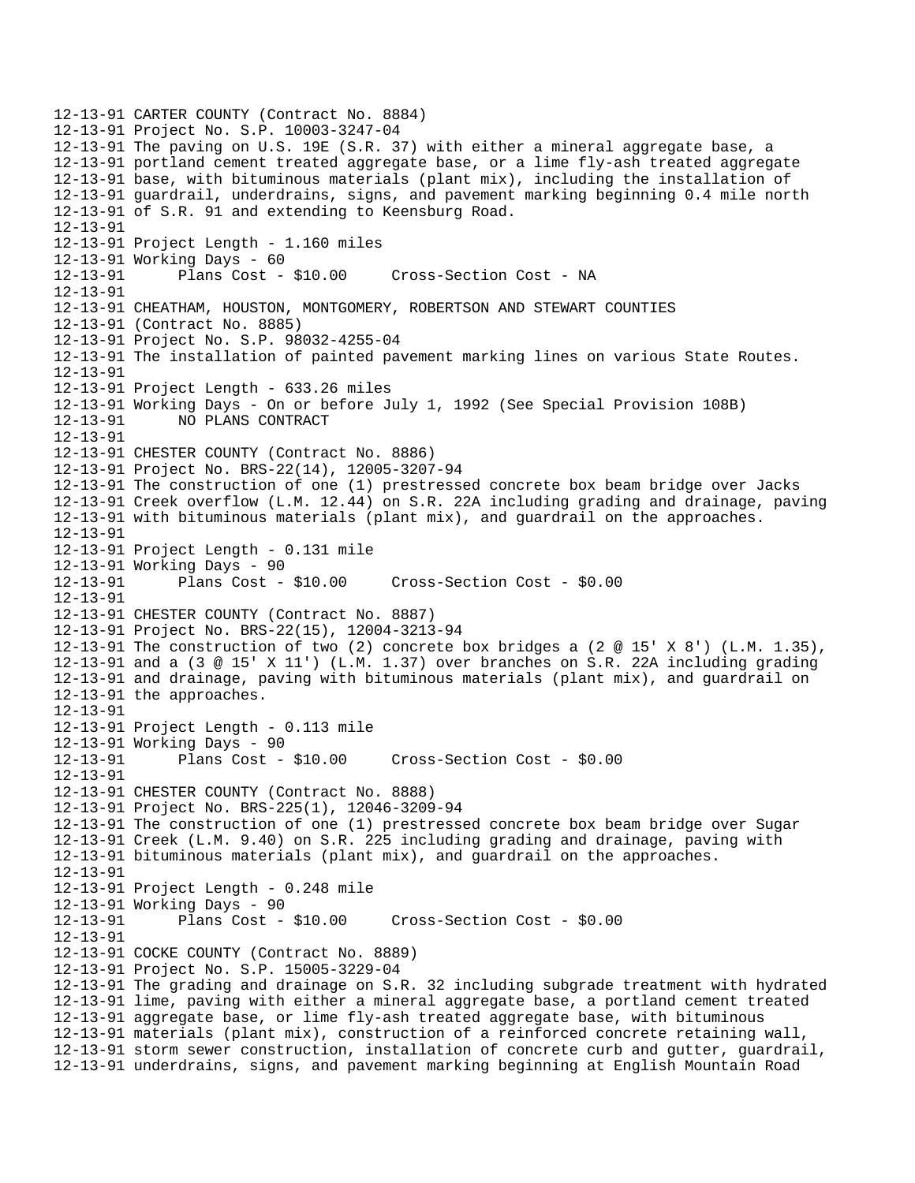12-13-91 CARTER COUNTY (Contract No. 8884)
12-13-91 Project No. S.P. 10003-3247-04
12-13-91 The paving on U.S. 19E (S.R. 37) with either a mineral aggregate base, a
12-13-91 portland cement treated aggregate base, or a lime fly-ash treated aggregate
12-13-91 base, with bituminous materials (plant mix), including the installation of
12-13-91 guardrail, underdrains, signs, and pavement marking beginning 0.4 mile north
12-13-91 of S.R. 91 and extending to Keensburg Road.
12-13-91
12-13-91 Project Length - 1.160 miles
12-13-91 Working Days - 60
12-13-91 Plans Cost - $10.00 Cross-Section Cost - NA
12-13-91
12-13-91 CHEATHAM, HOUSTON, MONTGOMERY, ROBERTSON AND STEWART COUNTIES
12-13-91 (Contract No. 8885)
12-13-91 Project No. S.P. 98032-4255-04
12-13-91 The installation of painted pavement marking lines on various State Routes.
12-13-91
12-13-91 Project Length - 633.26 miles
12-13-91 Working Days - On or before July 1, 1992 (See Special Provision 108B)
12-13-91 NO PLANS CONTRACT
12-13-91
12-13-91 CHESTER COUNTY (Contract No. 8886)
12-13-91 Project No. BRS-22(14), 12005-3207-94
12-13-91 The construction of one (1) prestressed concrete box beam bridge over Jacks
12-13-91 Creek overflow (L.M. 12.44) on S.R. 22A including grading and drainage, paving
12-13-91 with bituminous materials (plant mix), and guardrail on the approaches.
12-13-91
12-13-91 Project Length - 0.131 mile
12-13-91 Working Days - 90
12-13-91 Plans Cost - $10.00 Cross-Section Cost - $0.00
12-13-91
12-13-91 CHESTER COUNTY (Contract No. 8887)
12-13-91 Project No. BRS-22(15), 12004-3213-94
12-13-91 The construction of two (2) concrete box bridges a (2 @ 15' X 8') (L.M. 1.35),
12-13-91 and a (3 @ 15' X 11') (L.M. 1.37) over branches on S.R. 22A including grading
12-13-91 and drainage, paving with bituminous materials (plant mix), and guardrail on
12-13-91 the approaches.
12-13-91
12-13-91 Project Length - 0.113 mile
12-13-91 Working Days - 90
12-13-91 Plans Cost - $10.00 Cross-Section Cost - $0.00
12-13-91
12-13-91 CHESTER COUNTY (Contract No. 8888)
12-13-91 Project No. BRS-225(1), 12046-3209-94
12-13-91 The construction of one (1) prestressed concrete box beam bridge over Sugar
12-13-91 Creek (L.M. 9.40) on S.R. 225 including grading and drainage, paving with
12-13-91 bituminous materials (plant mix), and guardrail on the approaches.
12-13-91
12-13-91 Project Length - 0.248 mile
12-13-91 Working Days - 90
12-13-91 Plans Cost - $10.00 Cross-Section Cost - $0.00
12-13-91
12-13-91 COCKE COUNTY (Contract No. 8889)
12-13-91 Project No. S.P. 15005-3229-04
12-13-91 The grading and drainage on S.R. 32 including subgrade treatment with hydrated
12-13-91 lime, paving with either a mineral aggregate base, a portland cement treated
12-13-91 aggregate base, or lime fly-ash treated aggregate base, with bituminous
12-13-91 materials (plant mix), construction of a reinforced concrete retaining wall,
12-13-91 storm sewer construction, installation of concrete curb and gutter, guardrail,
12-13-91 underdrains, signs, and pavement marking beginning at English Mountain Road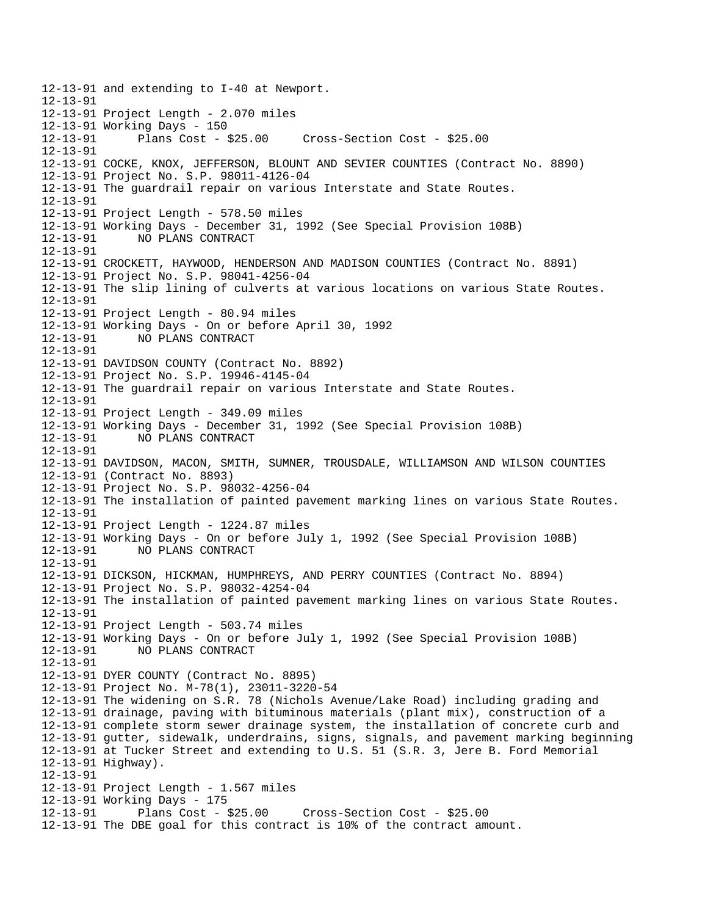```
12-13-91 and extending to I-40 at Newport.
12-13-91
12-13-91 Project Length - 2.070 miles
12-13-91 Working Days - 150
12-13-91       Plans Cost - $25.00     Cross-Section Cost - $25.00
12-13-91
12-13-91 COCKE, KNOX, JEFFERSON, BLOUNT AND SEVIER COUNTIES (Contract No. 8890)
12-13-91 Project No. S.P. 98011-4126-04
12-13-91 The guardrail repair on various Interstate and State Routes.
12-13-91
12-13-91 Project Length - 578.50 miles
12-13-91 Working Days - December 31, 1992 (See Special Provision 108B)
12-13-91       NO PLANS CONTRACT
12-13-91
12-13-91 CROCKETT, HAYWOOD, HENDERSON AND MADISON COUNTIES (Contract No. 8891)
12-13-91 Project No. S.P. 98041-4256-04
12-13-91 The slip lining of culverts at various locations on various State Routes.
12-13-91
12-13-91 Project Length - 80.94 miles
12-13-91 Working Days - On or before April 30, 1992
12-13-91       NO PLANS CONTRACT
12-13-91
12-13-91 DAVIDSON COUNTY (Contract No. 8892)
12-13-91 Project No. S.P. 19946-4145-04
12-13-91 The guardrail repair on various Interstate and State Routes.
12-13-91
12-13-91 Project Length - 349.09 miles
12-13-91 Working Days - December 31, 1992 (See Special Provision 108B)
12-13-91       NO PLANS CONTRACT
12-13-91
12-13-91 DAVIDSON, MACON, SMITH, SUMNER, TROUSDALE, WILLIAMSON AND WILSON COUNTIES
12-13-91 (Contract No. 8893)
12-13-91 Project No. S.P. 98032-4256-04
12-13-91 The installation of painted pavement marking lines on various State Routes.
12-13-91
12-13-91 Project Length - 1224.87 miles
12-13-91 Working Days - On or before July 1, 1992 (See Special Provision 108B)
12-13-91       NO PLANS CONTRACT
12-13-91
12-13-91 DICKSON, HICKMAN, HUMPHREYS, AND PERRY COUNTIES (Contract No. 8894)
12-13-91 Project No. S.P. 98032-4254-04
12-13-91 The installation of painted pavement marking lines on various State Routes.
12-13-91
12-13-91 Project Length - 503.74 miles
12-13-91 Working Days - On or before July 1, 1992 (See Special Provision 108B)
12-13-91       NO PLANS CONTRACT
12-13-91
12-13-91 DYER COUNTY (Contract No. 8895)
12-13-91 Project No. M-78(1), 23011-3220-54
12-13-91 The widening on S.R. 78 (Nichols Avenue/Lake Road) including grading and
12-13-91 drainage, paving with bituminous materials (plant mix), construction of a
12-13-91 complete storm sewer drainage system, the installation of concrete curb and
12-13-91 gutter, sidewalk, underdrains, signs, signals, and pavement marking beginning
12-13-91 at Tucker Street and extending to U.S. 51 (S.R. 3, Jere B. Ford Memorial
12-13-91 Highway).
12-13-91
12-13-91 Project Length - 1.567 miles
12-13-91 Working Days - 175
12-13-91       Plans Cost - $25.00     Cross-Section Cost - $25.00
12-13-91 The DBE goal for this contract is 10% of the contract amount.
```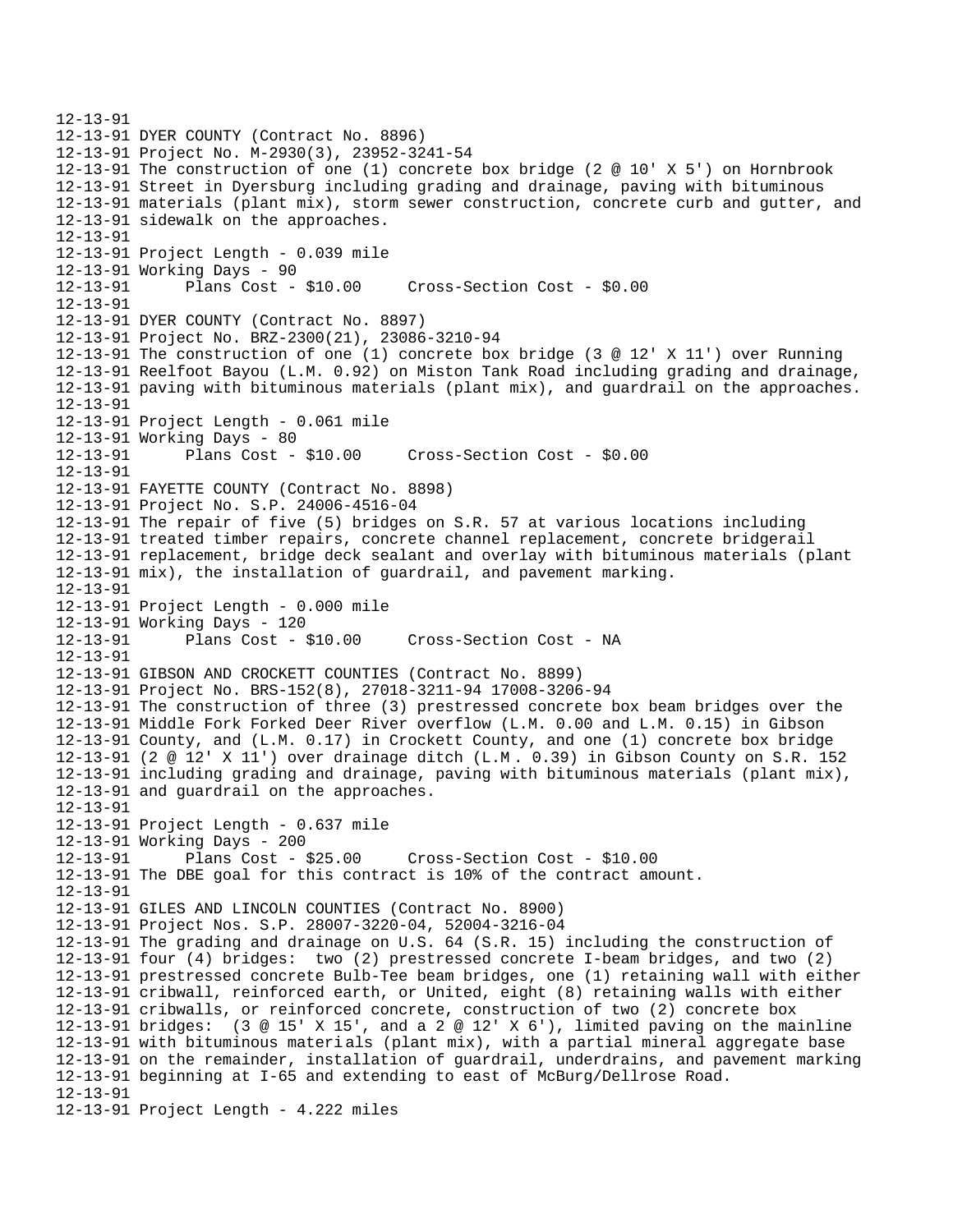12-13-91
12-13-91 DYER COUNTY (Contract No. 8896)
12-13-91 Project No. M-2930(3), 23952-3241-54
12-13-91 The construction of one (1) concrete box bridge (2 @ 10' X 5') on Hornbrook
12-13-91 Street in Dyersburg including grading and drainage, paving with bituminous
12-13-91 materials (plant mix), storm sewer construction, concrete curb and gutter, and
12-13-91 sidewalk on the approaches.
12-13-91
12-13-91 Project Length - 0.039 mile
12-13-91 Working Days - 90
12-13-91 Plans Cost - $10.00 Cross-Section Cost - $0.00
12-13-91
12-13-91 DYER COUNTY (Contract No. 8897)
12-13-91 Project No. BRZ-2300(21), 23086-3210-94
12-13-91 The construction of one (1) concrete box bridge (3 @ 12' X 11') over Running
12-13-91 Reelfoot Bayou (L.M. 0.92) on Miston Tank Road including grading and drainage,
12-13-91 paving with bituminous materials (plant mix), and guardrail on the approaches.
12-13-91
12-13-91 Project Length - 0.061 mile
12-13-91 Working Days - 80
12-13-91 Plans Cost - $10.00 Cross-Section Cost - $0.00
12-13-91
12-13-91 FAYETTE COUNTY (Contract No. 8898)
12-13-91 Project No. S.P. 24006-4516-04
12-13-91 The repair of five (5) bridges on S.R. 57 at various locations including
12-13-91 treated timber repairs, concrete channel replacement, concrete bridgerail
12-13-91 replacement, bridge deck sealant and overlay with bituminous materials (plant
12-13-91 mix), the installation of guardrail, and pavement marking.
12-13-91
12-13-91 Project Length - 0.000 mile
12-13-91 Working Days - 120
12-13-91 Plans Cost - $10.00 Cross-Section Cost - NA
12-13-91
12-13-91 GIBSON AND CROCKETT COUNTIES (Contract No. 8899)
12-13-91 Project No. BRS-152(8), 27018-3211-94 17008-3206-94
12-13-91 The construction of three (3) prestressed concrete box beam bridges over the
12-13-91 Middle Fork Forked Deer River overflow (L.M. 0.00 and L.M. 0.15) in Gibson
12-13-91 County, and (L.M. 0.17) in Crockett County, and one (1) concrete box bridge
12-13-91 (2 @ 12' X 11') over drainage ditch (L.M . 0.39) in Gibson County on S.R. 152
12-13-91 including grading and drainage, paving with bituminous materials (plant mix),
12-13-91 and guardrail on the approaches.
12-13-91
12-13-91 Project Length - 0.637 mile
12-13-91 Working Days - 200
12-13-91 Plans Cost - $25.00 Cross-Section Cost - $10.00
12-13-91 The DBE goal for this contract is 10% of the contract amount.
12-13-91
12-13-91 GILES AND LINCOLN COUNTIES (Contract No. 8900)
12-13-91 Project Nos. S.P. 28007-3220-04, 52004-3216-04
12-13-91 The grading and drainage on U.S. 64 (S.R. 15) including the construction of
12-13-91 four (4) bridges: two (2) prestressed concrete I-beam bridges, and two (2)
12-13-91 prestressed concrete Bulb-Tee beam bridges, one (1) retaining wall with either
12-13-91 cribwall, reinforced earth, or United, eight (8) retaining walls with either
12-13-91 cribwalls, or reinforced concrete, construction of two (2) concrete box
12-13-91 bridges: (3 @ 15' X 15', and a 2 @ 12' X 6'), limited paving on the mainline
12-13-91 with bituminous materials (plant mix), with a partial mineral aggregate base
12-13-91 on the remainder, installation of guardrail, underdrains, and pavement marking
12-13-91 beginning at I-65 and extending to east of McBurg/Dellrose Road.
12-13-91
12-13-91 Project Length - 4.222 miles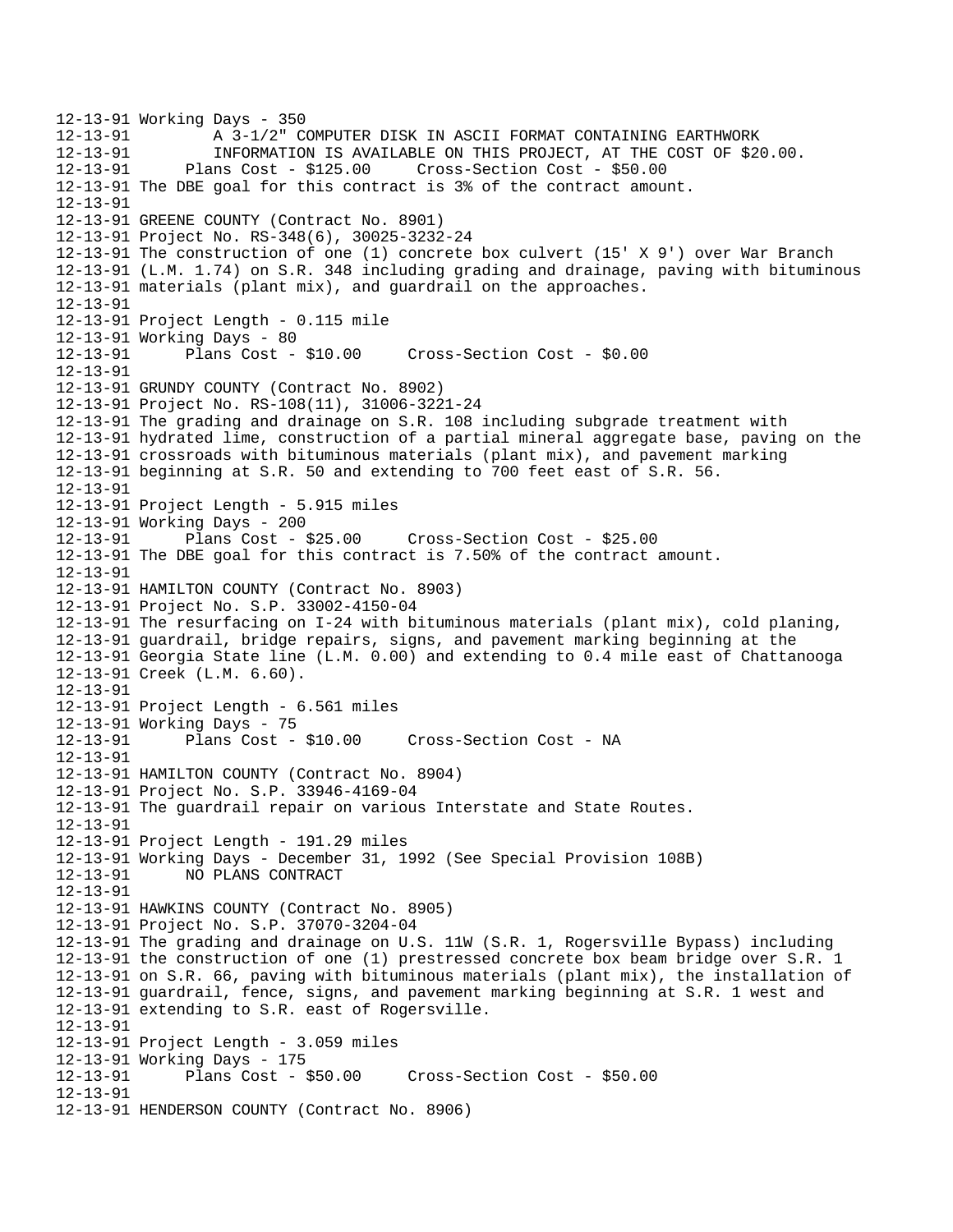```
12-13-91 Working Days - 350
12-13-91         A 3-1/2" COMPUTER DISK IN ASCII FORMAT CONTAINING EARTHWORK
12-13-91         INFORMATION IS AVAILABLE ON THIS PROJECT, AT THE COST OF $20.00.
12-13-91      Plans Cost - $125.00     Cross-Section Cost - $50.00
12-13-91 The DBE goal for this contract is 3% of the contract amount.
12-13-91
12-13-91 GREENE COUNTY (Contract No. 8901)
12-13-91 Project No. RS-348(6), 30025-3232-24
12-13-91 The construction of one (1) concrete box culvert (15' X 9') over War Branch
12-13-91 (L.M. 1.74) on S.R. 348 including grading and drainage, paving with bituminous
12-13-91 materials (plant mix), and guardrail on the approaches.
12-13-91
12-13-91 Project Length - 0.115 mile
12-13-91 Working Days - 80
12-13-91      Plans Cost - $10.00     Cross-Section Cost - $0.00
12-13-91
12-13-91 GRUNDY COUNTY (Contract No. 8902)
12-13-91 Project No. RS-108(11), 31006-3221-24
12-13-91 The grading and drainage on S.R. 108 including subgrade treatment with
12-13-91 hydrated lime, construction of a partial mineral aggregate base, paving on the
12-13-91 crossroads with bituminous materials (plant mix), and pavement marking
12-13-91 beginning at S.R. 50 and extending to 700 feet east of S.R. 56.
12-13-91
12-13-91 Project Length - 5.915 miles
12-13-91 Working Days - 200
12-13-91      Plans Cost - $25.00     Cross-Section Cost - $25.00
12-13-91 The DBE goal for this contract is 7.50% of the contract amount.
12-13-91
12-13-91 HAMILTON COUNTY (Contract No. 8903)
12-13-91 Project No. S.P. 33002-4150-04
12-13-91 The resurfacing on I-24 with bituminous materials (plant mix), cold planing,
12-13-91 guardrail, bridge repairs, signs, and pavement marking beginning at the
12-13-91 Georgia State line (L.M. 0.00) and extending to 0.4 mile east of Chattanooga
12-13-91 Creek (L.M. 6.60).
12-13-91
12-13-91 Project Length - 6.561 miles
12-13-91 Working Days - 75
12-13-91      Plans Cost - $10.00     Cross-Section Cost - NA
12-13-91
12-13-91 HAMILTON COUNTY (Contract No. 8904)
12-13-91 Project No. S.P. 33946-4169-04
12-13-91 The guardrail repair on various Interstate and State Routes.
12-13-91
12-13-91 Project Length - 191.29 miles
12-13-91 Working Days - December 31, 1992 (See Special Provision 108B)
12-13-91      NO PLANS CONTRACT
12-13-91
12-13-91 HAWKINS COUNTY (Contract No. 8905)
12-13-91 Project No. S.P. 37070-3204-04
12-13-91 The grading and drainage on U.S. 11W (S.R. 1, Rogersville Bypass) including
12-13-91 the construction of one (1) prestressed concrete box beam bridge over S.R. 1
12-13-91 on S.R. 66, paving with bituminous materials (plant mix), the installation of
12-13-91 guardrail, fence, signs, and pavement marking beginning at S.R. 1 west and
12-13-91 extending to S.R. east of Rogersville.
12-13-91
12-13-91 Project Length - 3.059 miles
12-13-91 Working Days - 175
12-13-91      Plans Cost - $50.00     Cross-Section Cost - $50.00
12-13-91
12-13-91 HENDERSON COUNTY (Contract No. 8906)
```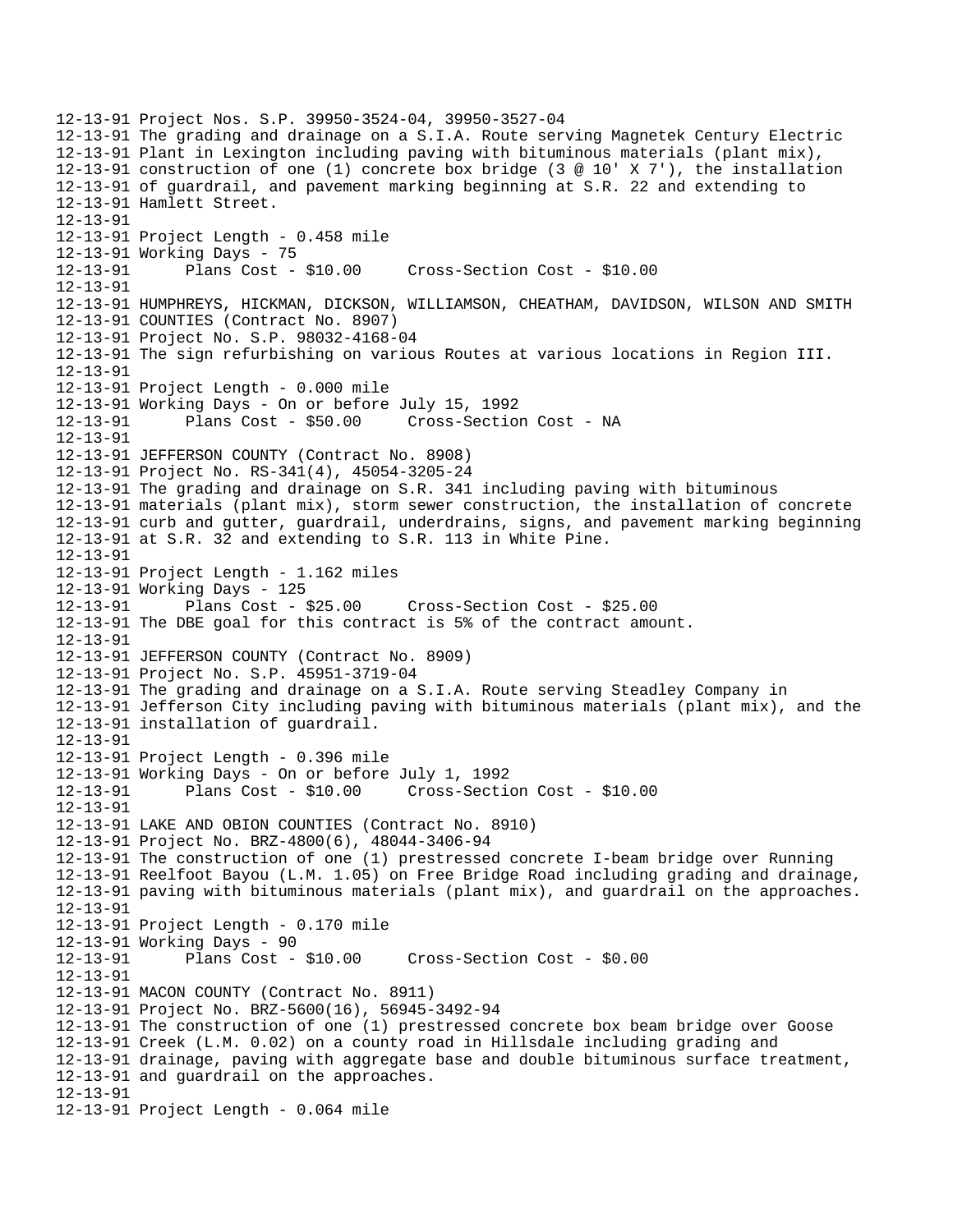```
12-13-91 Project Nos. S.P. 39950-3524-04, 39950-3527-04
12-13-91 The grading and drainage on a S.I.A. Route serving Magnetek Century Electric
12-13-91 Plant in Lexington including paving with bituminous materials (plant mix),
12-13-91 construction of one (1) concrete box bridge (3 @ 10' X 7'), the installation
12-13-91 of guardrail, and pavement marking beginning at S.R. 22 and extending to
12-13-91 Hamlett Street.
12-13-91
12-13-91 Project Length - 0.458 mile
12-13-91 Working Days - 75
12-13-91      Plans Cost - $10.00     Cross-Section Cost - $10.00
12-13-91
12-13-91 HUMPHREYS, HICKMAN, DICKSON, WILLIAMSON, CHEATHAM, DAVIDSON, WILSON AND SMITH
12-13-91 COUNTIES (Contract No. 8907)
12-13-91 Project No. S.P. 98032-4168-04
12-13-91 The sign refurbishing on various Routes at various locations in Region III.
12-13-91
12-13-91 Project Length - 0.000 mile
12-13-91 Working Days - On or before July 15, 1992
12-13-91      Plans Cost - $50.00     Cross-Section Cost - NA
12-13-91
12-13-91 JEFFERSON COUNTY (Contract No. 8908)
12-13-91 Project No. RS-341(4), 45054-3205-24
12-13-91 The grading and drainage on S.R. 341 including paving with bituminous
12-13-91 materials (plant mix), storm sewer construction, the installation of concrete
12-13-91 curb and gutter, guardrail, underdrains, signs, and pavement marking beginning
12-13-91 at S.R. 32 and extending to S.R. 113 in White Pine.
12-13-91
12-13-91 Project Length - 1.162 miles
12-13-91 Working Days - 125
12-13-91      Plans Cost - $25.00     Cross-Section Cost - $25.00
12-13-91 The DBE goal for this contract is 5% of the contract amount.
12-13-91
12-13-91 JEFFERSON COUNTY (Contract No. 8909)
12-13-91 Project No. S.P. 45951-3719-04
12-13-91 The grading and drainage on a S.I.A. Route serving Steadley Company in
12-13-91 Jefferson City including paving with bituminous materials (plant mix), and the
12-13-91 installation of guardrail.
12-13-91
12-13-91 Project Length - 0.396 mile
12-13-91 Working Days - On or before July 1, 1992
12-13-91      Plans Cost - $10.00     Cross-Section Cost - $10.00
12-13-91
12-13-91 LAKE AND OBION COUNTIES (Contract No. 8910)
12-13-91 Project No. BRZ-4800(6), 48044-3406-94
12-13-91 The construction of one (1) prestressed concrete I-beam bridge over Running
12-13-91 Reelfoot Bayou (L.M. 1.05) on Free Bridge Road including grading and drainage,
12-13-91 paving with bituminous materials (plant mix), and guardrail on the approaches.
12-13-91
12-13-91 Project Length - 0.170 mile
12-13-91 Working Days - 90
12-13-91      Plans Cost - $10.00     Cross-Section Cost - $0.00
12-13-91
12-13-91 MACON COUNTY (Contract No. 8911)
12-13-91 Project No. BRZ-5600(16), 56945-3492-94
12-13-91 The construction of one (1) prestressed concrete box beam bridge over Goose
12-13-91 Creek (L.M. 0.02) on a county road in Hillsdale including grading and
12-13-91 drainage, paving with aggregate base and double bituminous surface treatment,
12-13-91 and guardrail on the approaches.
12-13-91
12-13-91 Project Length - 0.064 mile
```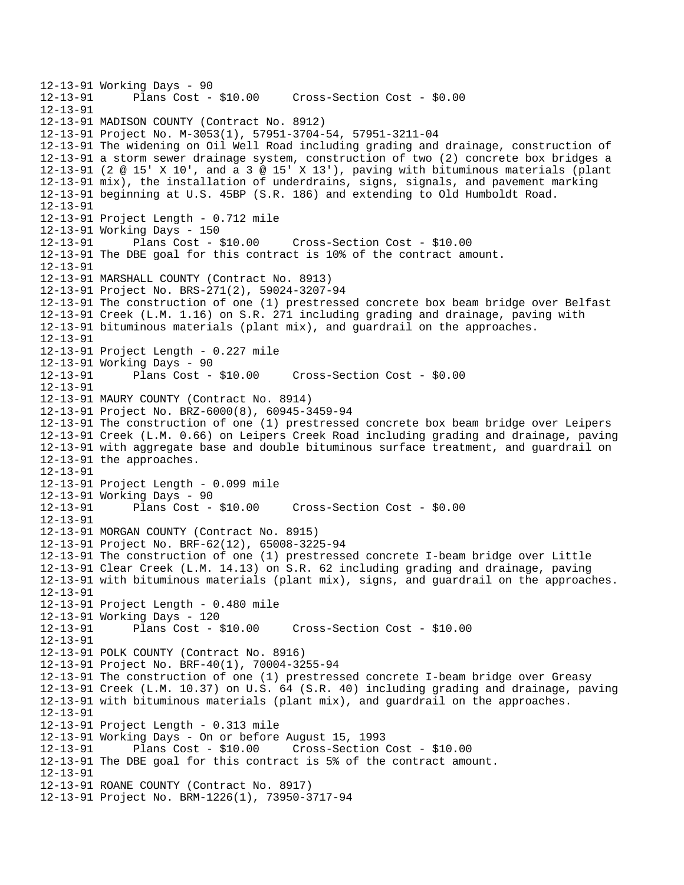```
12-13-91 Working Days - 90
12-13-91      Plans Cost - $10.00     Cross-Section Cost - $0.00
12-13-91
12-13-91 MADISON COUNTY (Contract No. 8912)
12-13-91 Project No. M-3053(1), 57951-3704-54, 57951-3211-04
12-13-91 The widening on Oil Well Road including grading and drainage, construction of
12-13-91 a storm sewer drainage system, construction of two (2) concrete box bridges a
12-13-91 (2 @ 15' X 10', and a 3 @ 15' X 13'), paving with bituminous materials (plant
12-13-91 mix), the installation of underdrains, signs, signals, and pavement marking
12-13-91 beginning at U.S. 45BP (S.R. 186) and extending to Old Humboldt Road.
12-13-91
12-13-91 Project Length - 0.712 mile
12-13-91 Working Days - 150
12-13-91      Plans Cost - $10.00     Cross-Section Cost - $10.00
12-13-91 The DBE goal for this contract is 10% of the contract amount.
12-13-91
12-13-91 MARSHALL COUNTY (Contract No. 8913)
12-13-91 Project No. BRS-271(2), 59024-3207-94
12-13-91 The construction of one (1) prestressed concrete box beam bridge over Belfast
12-13-91 Creek (L.M. 1.16) on S.R. 271 including grading and drainage, paving with
12-13-91 bituminous materials (plant mix), and guardrail on the approaches.
12-13-91
12-13-91 Project Length - 0.227 mile
12-13-91 Working Days - 90
12-13-91      Plans Cost - $10.00     Cross-Section Cost - $0.00
12-13-91
12-13-91 MAURY COUNTY (Contract No. 8914)
12-13-91 Project No. BRZ-6000(8), 60945-3459-94
12-13-91 The construction of one (1) prestressed concrete box beam bridge over Leipers
12-13-91 Creek (L.M. 0.66) on Leipers Creek Road including grading and drainage, paving
12-13-91 with aggregate base and double bituminous surface treatment, and guardrail on
12-13-91 the approaches.
12-13-91
12-13-91 Project Length - 0.099 mile
12-13-91 Working Days - 90
12-13-91      Plans Cost - $10.00     Cross-Section Cost - $0.00
12-13-91
12-13-91 MORGAN COUNTY (Contract No. 8915)
12-13-91 Project No. BRF-62(12), 65008-3225-94
12-13-91 The construction of one (1) prestressed concrete I-beam bridge over Little
12-13-91 Clear Creek (L.M. 14.13) on S.R. 62 including grading and drainage, paving
12-13-91 with bituminous materials (plant mix), signs, and guardrail on the approaches.
12-13-91
12-13-91 Project Length - 0.480 mile
12-13-91 Working Days - 120
12-13-91      Plans Cost - $10.00     Cross-Section Cost - $10.00
12-13-91
12-13-91 POLK COUNTY (Contract No. 8916)
12-13-91 Project No. BRF-40(1), 70004-3255-94
12-13-91 The construction of one (1) prestressed concrete I-beam bridge over Greasy
12-13-91 Creek (L.M. 10.37) on U.S. 64 (S.R. 40) including grading and drainage, paving
12-13-91 with bituminous materials (plant mix), and guardrail on the approaches.
12-13-91
12-13-91 Project Length - 0.313 mile
12-13-91 Working Days - On or before August 15, 1993
12-13-91      Plans Cost - $10.00     Cross-Section Cost - $10.00
12-13-91 The DBE goal for this contract is 5% of the contract amount.
12-13-91
12-13-91 ROANE COUNTY (Contract No. 8917)
12-13-91 Project No. BRM-1226(1), 73950-3717-94
```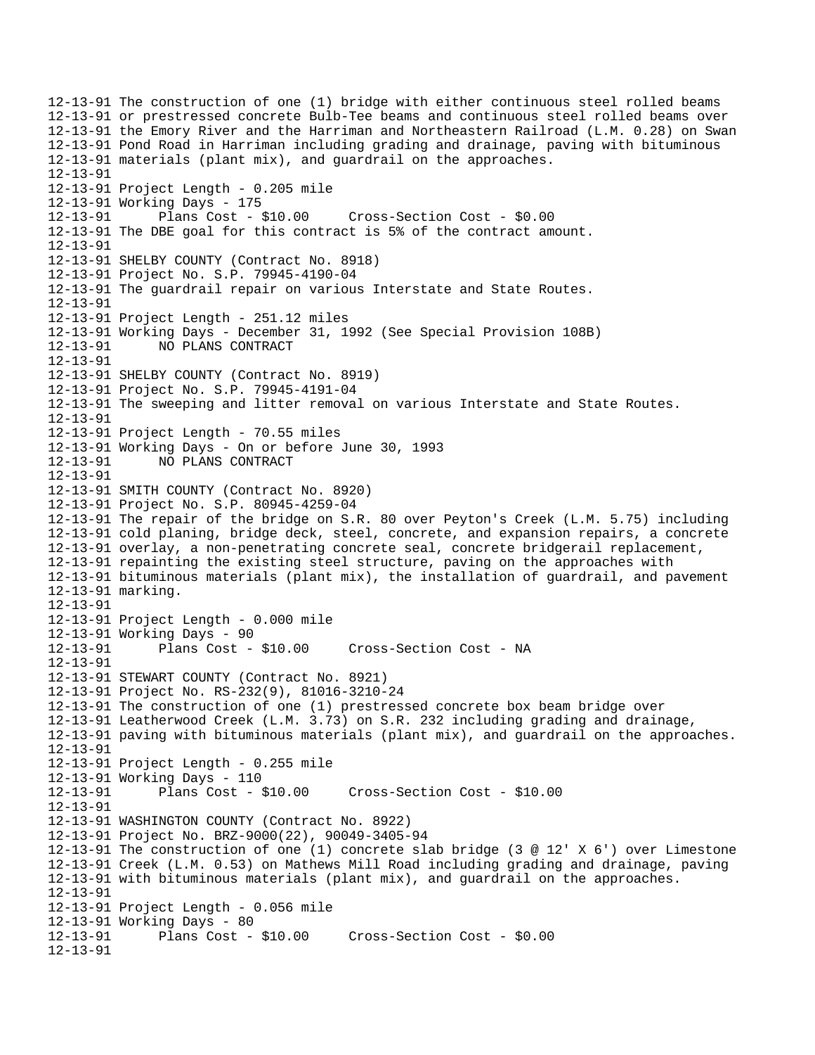12-13-91 The construction of one (1) bridge with either continuous steel rolled beams
12-13-91 or prestressed concrete Bulb-Tee beams and continuous steel rolled beams over
12-13-91 the Emory River and the Harriman and Northeastern Railroad (L.M. 0.28) on Swan
12-13-91 Pond Road in Harriman including grading and drainage, paving with bituminous
12-13-91 materials (plant mix), and guardrail on the approaches.
12-13-91
12-13-91 Project Length - 0.205 mile
12-13-91 Working Days - 175
12-13-91 Plans Cost - $10.00 Cross-Section Cost - $0.00
12-13-91 The DBE goal for this contract is 5% of the contract amount.
12-13-91
12-13-91 SHELBY COUNTY (Contract No. 8918)
12-13-91 Project No. S.P. 79945-4190-04
12-13-91 The guardrail repair on various Interstate and State Routes.
12-13-91
12-13-91 Project Length - 251.12 miles
12-13-91 Working Days - December 31, 1992 (See Special Provision 108B)
12-13-91 NO PLANS CONTRACT
12-13-91
12-13-91 SHELBY COUNTY (Contract No. 8919)
12-13-91 Project No. S.P. 79945-4191-04
12-13-91 The sweeping and litter removal on various Interstate and State Routes.
12-13-91
12-13-91 Project Length - 70.55 miles
12-13-91 Working Days - On or before June 30, 1993
12-13-91 NO PLANS CONTRACT
12-13-91
12-13-91 SMITH COUNTY (Contract No. 8920)
12-13-91 Project No. S.P. 80945-4259-04
12-13-91 The repair of the bridge on S.R. 80 over Peyton's Creek (L.M. 5.75) including
12-13-91 cold planing, bridge deck, steel, concrete, and expansion repairs, a concrete
12-13-91 overlay, a non-penetrating concrete seal, concrete bridgerail replacement,
12-13-91 repainting the existing steel structure, paving on the approaches with
12-13-91 bituminous materials (plant mix), the installation of guardrail, and pavement
12-13-91 marking.
12-13-91
12-13-91 Project Length - 0.000 mile
12-13-91 Working Days - 90
12-13-91 Plans Cost - $10.00 Cross-Section Cost - NA
12-13-91
12-13-91 STEWART COUNTY (Contract No. 8921)
12-13-91 Project No. RS-232(9), 81016-3210-24
12-13-91 The construction of one (1) prestressed concrete box beam bridge over
12-13-91 Leatherwood Creek (L.M. 3.73) on S.R. 232 including grading and drainage,
12-13-91 paving with bituminous materials (plant mix), and guardrail on the approaches.
12-13-91
12-13-91 Project Length - 0.255 mile
12-13-91 Working Days - 110
12-13-91 Plans Cost - $10.00 Cross-Section Cost - $10.00
12-13-91
12-13-91 WASHINGTON COUNTY (Contract No. 8922)
12-13-91 Project No. BRZ-9000(22), 90049-3405-94
12-13-91 The construction of one (1) concrete slab bridge (3 @ 12' X 6') over Limestone
12-13-91 Creek (L.M. 0.53) on Mathews Mill Road including grading and drainage, paving
12-13-91 with bituminous materials (plant mix), and guardrail on the approaches.
12-13-91
12-13-91 Project Length - 0.056 mile
12-13-91 Working Days - 80
12-13-91 Plans Cost - $10.00 Cross-Section Cost - $0.00
12-13-91